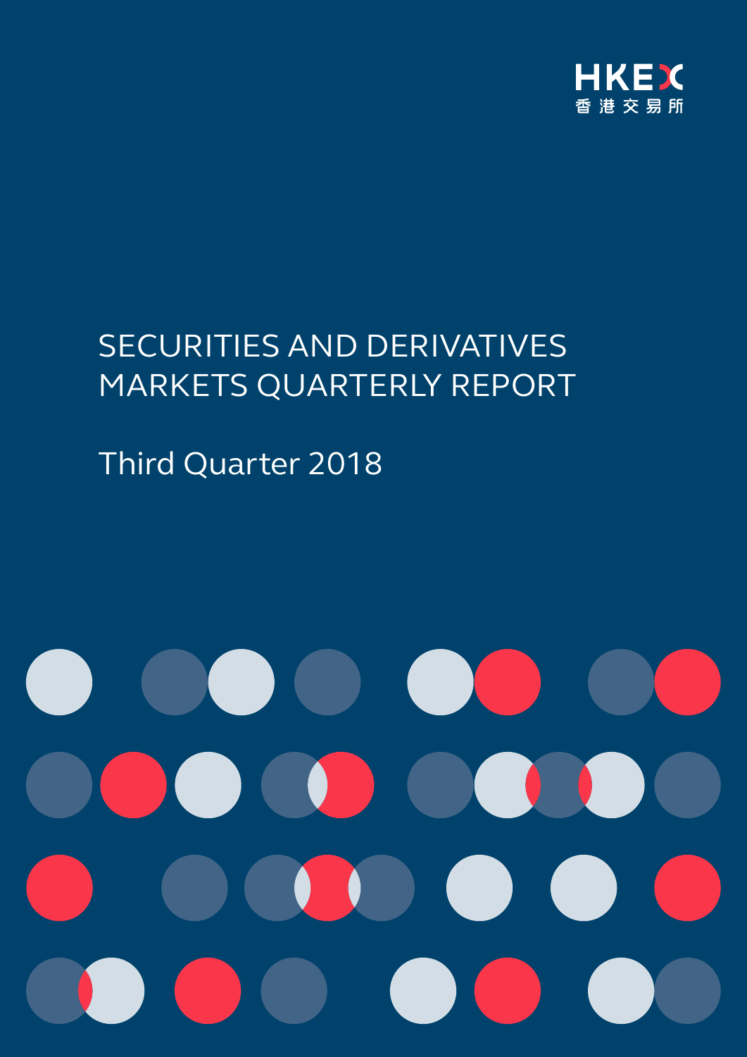HKEX

香港交易所

# SECURITIES AND DERIVATIVES MARKETS QUARTERLY REPORT

## Third Quarter 2018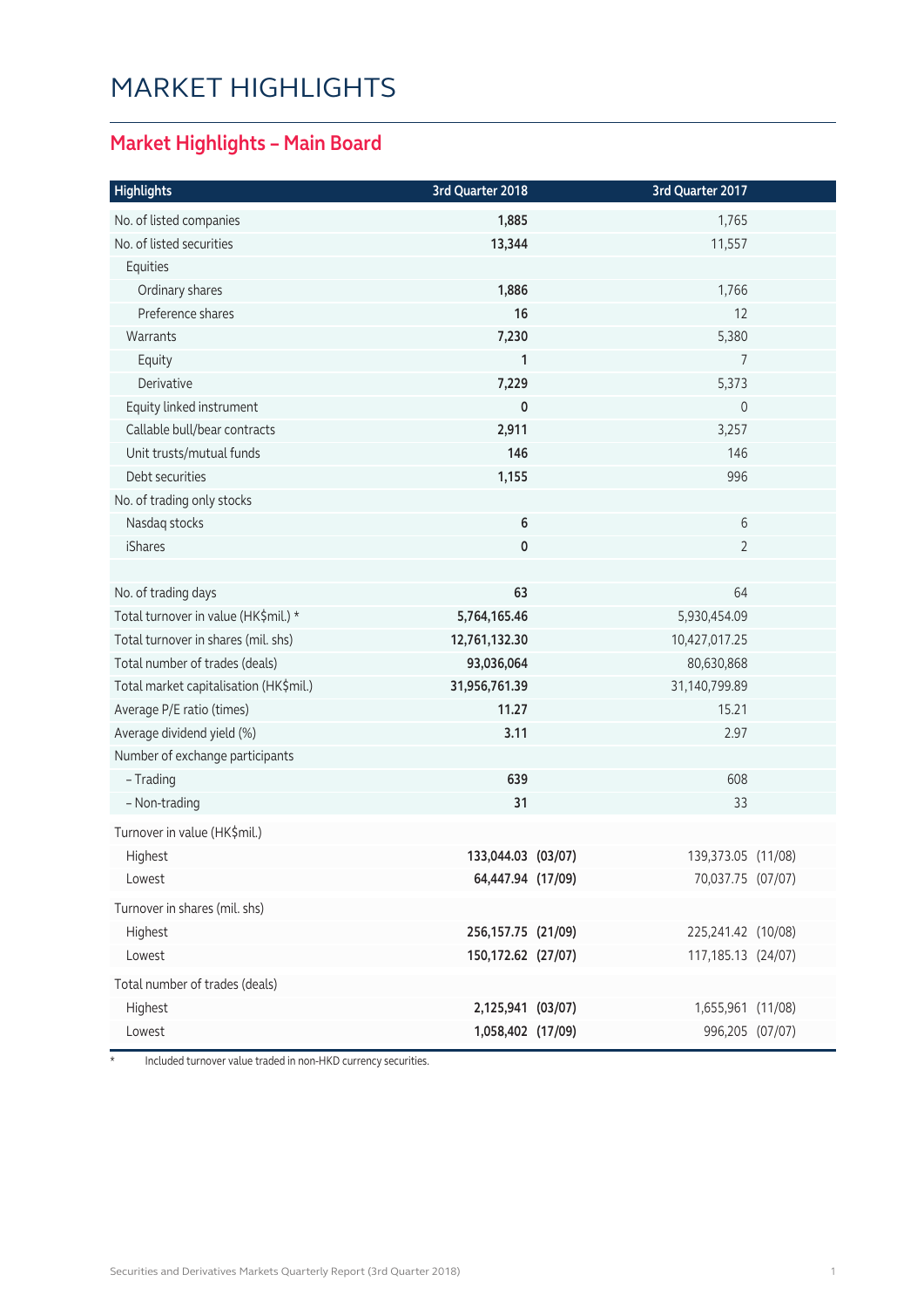# MARKET HIGHLIGHTS

## Market Highlights – Main Board

| Highlights | 3rd Quarter 2018 | | 3rd Quarter 2017 | |
|---|---|---|---|---|
| No. of listed companies | **1,885** | | 1,765 | |
| No. of listed securities | **13,344** | | 11,557 | |
| Equities | | | | |
| Ordinary shares | **1,886** | | 1,766 | |
| Preference shares | **16** | | 12 | |
| Warrants | **7,230** | | 5,380 | |
| Equity | **1** | | 7 | |
| Derivative | **7,229** | | 5,373 | |
| Equity linked instrument | **0** | | 0 | |
| Callable bull/bear contracts | **2,911** | | 3,257 | |
| Unit trusts/mutual funds | **146** | | 146 | |
| Debt securities | **1,155** | | 996 | |
| No. of trading only stocks | | | | |
| Nasdaq stocks | **6** | | 6 | |
| iShares | **0** | | 2 | |
| | | | | |
| No. of trading days | **63** | | 64 | |
| Total turnover in value (HK$mil.) * | **5,764,165.46** | | 5,930,454.09 | |
| Total turnover in shares (mil. shs) | **12,761,132.30** | | 10,427,017.25 | |
| Total number of trades (deals) | **93,036,064** | | 80,630,868 | |
| Total market capitalisation (HK$mil.) | **31,956,761.39** | | 31,140,799.89 | |
| Average P/E ratio (times) | **11.27** | | 15.21 | |
| Average dividend yield (%) | **3.11** | | 2.97 | |
| Number of exchange participants | | | | |
| – Trading | **639** | | 608 | |
| – Non-trading | **31** | | 33 | |
| Turnover in value (HK$mil.) | | | | |
| Highest | **133,044.03** | **(03/07)** | 139,373.05 | (11/08) |
| Lowest | **64,447.94** | **(17/09)** | 70,037.75 | (07/07) |
| Turnover in shares (mil. shs) | | | | |
| Highest | **256,157.75** | **(21/09)** | 225,241.42 | (10/08) |
| Lowest | **150,172.62** | **(27/07)** | 117,185.13 | (24/07) |
| Total number of trades (deals) | | | | |
| Highest | **2,125,941** | **(03/07)** | 1,655,961 | (11/08) |
| Lowest | **1,058,402** | **(17/09)** | 996,205 | (07/07) |

* Included turnover value traded in non-HKD currency securities.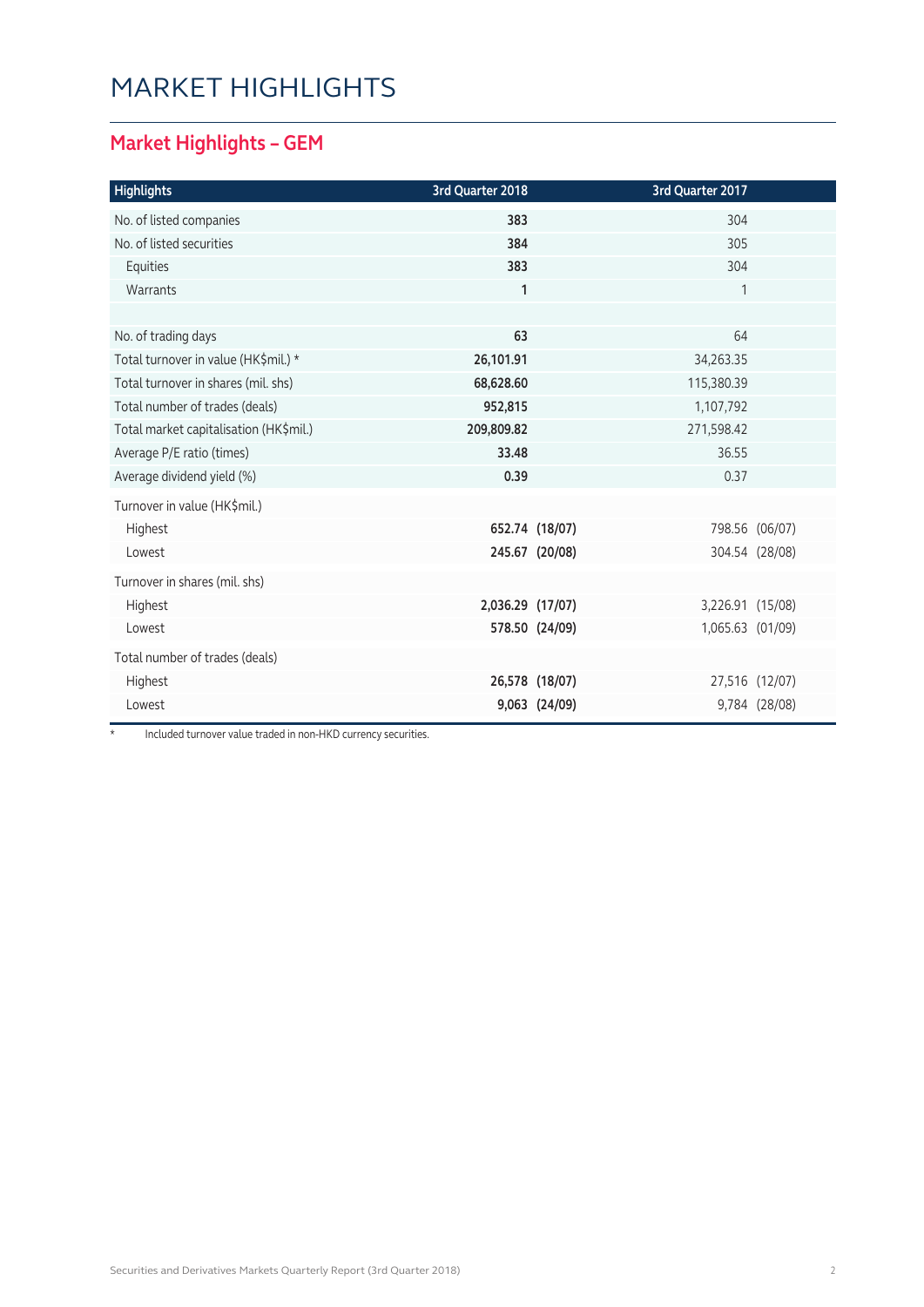# MARKET HIGHLIGHTS

## Market Highlights – GEM

| Highlights | 3rd Quarter 2018 | | 3rd Quarter 2017 | |
|---|---|---|---|---|
| No. of listed companies | **383** | | 304 | |
| No. of listed securities | **384** | | 305 | |
| Equities | **383** | | 304 | |
| Warrants | **1** | | 1 | |
| | | | | |
| No. of trading days | **63** | | 64 | |
| Total turnover in value (HK$mil.) * | **26,101.91** | | 34,263.35 | |
| Total turnover in shares (mil. shs) | **68,628.60** | | 115,380.39 | |
| Total number of trades (deals) | **952,815** | | 1,107,792 | |
| Total market capitalisation (HK$mil.) | **209,809.82** | | 271,598.42 | |
| Average P/E ratio (times) | **33.48** | | 36.55 | |
| Average dividend yield (%) | **0.39** | | 0.37 | |
| Turnover in value (HK$mil.) | | | | |
| Highest | **652.74** | **(18/07)** | 798.56 | (06/07) |
| Lowest | **245.67** | **(20/08)** | 304.54 | (28/08) |
| Turnover in shares (mil. shs) | | | | |
| Highest | **2,036.29** | **(17/07)** | 3,226.91 | (15/08) |
| Lowest | **578.50** | **(24/09)** | 1,065.63 | (01/09) |
| Total number of trades (deals) | | | | |
| Highest | **26,578** | **(18/07)** | 27,516 | (12/07) |
| Lowest | **9,063** | **(24/09)** | 9,784 | (28/08) |

\* Included turnover value traded in non-HKD currency securities.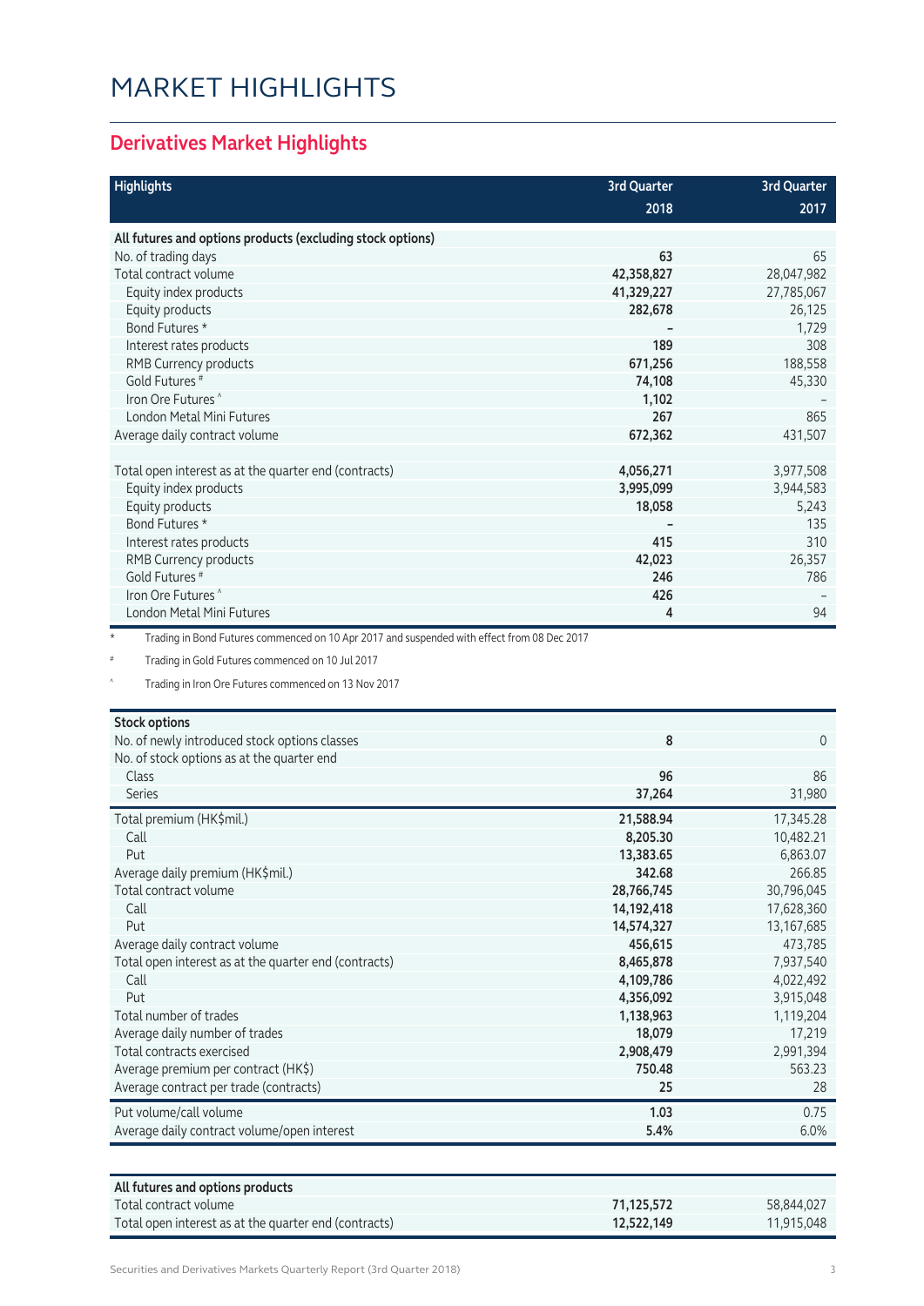# MARKET HIGHLIGHTS

## Derivatives Market Highlights

| Highlights | 3rd Quarter 2018 | 3rd Quarter 2017 |
|---|---|---|
| **All futures and options products (excluding stock options)** | | |
| No. of trading days | **63** | 65 |
| Total contract volume | **42,358,827** | 28,047,982 |
| Equity index products | **41,329,227** | 27,785,067 |
| Equity products | **282,678** | 26,125 |
| Bond Futures * | **–** | 1,729 |
| Interest rates products | **189** | 308 |
| RMB Currency products | **671,256** | 188,558 |
| Gold Futures # | **74,108** | 45,330 |
| Iron Ore Futures ^ | **1,102** | – |
| London Metal Mini Futures | **267** | 865 |
| Average daily contract volume | **672,362** | 431,507 |
| | | |
| Total open interest as at the quarter end (contracts) | **4,056,271** | 3,977,508 |
| Equity index products | **3,995,099** | 3,944,583 |
| Equity products | **18,058** | 5,243 |
| Bond Futures * | **–** | 135 |
| Interest rates products | **415** | 310 |
| RMB Currency products | **42,023** | 26,357 |
| Gold Futures # | **246** | 786 |
| Iron Ore Futures ^ | **426** | – |
| London Metal Mini Futures | **4** | 94 |

\* Trading in Bond Futures commenced on 10 Apr 2017 and suspended with effect from 08 Dec 2017

\# Trading in Gold Futures commenced on 10 Jul 2017

^ Trading in Iron Ore Futures commenced on 13 Nov 2017

| **Stock options** | | |
|---|---|---|
| No. of newly introduced stock options classes | **8** | 0 |
| No. of stock options as at the quarter end | | |
| Class | **96** | 86 |
| Series | **37,264** | 31,980 |
| Total premium (HK$mil.) | **21,588.94** | 17,345.28 |
| Call | **8,205.30** | 10,482.21 |
| Put | **13,383.65** | 6,863.07 |
| Average daily premium (HK$mil.) | **342.68** | 266.85 |
| Total contract volume | **28,766,745** | 30,796,045 |
| Call | **14,192,418** | 17,628,360 |
| Put | **14,574,327** | 13,167,685 |
| Average daily contract volume | **456,615** | 473,785 |
| Total open interest as at the quarter end (contracts) | **8,465,878** | 7,937,540 |
| Call | **4,109,786** | 4,022,492 |
| Put | **4,356,092** | 3,915,048 |
| Total number of trades | **1,138,963** | 1,119,204 |
| Average daily number of trades | **18,079** | 17,219 |
| Total contracts exercised | **2,908,479** | 2,991,394 |
| Average premium per contract (HK$) | **750.48** | 563.23 |
| Average contract per trade (contracts) | **25** | 28 |
| Put volume/call volume | **1.03** | 0.75 |
| Average daily contract volume/open interest | **5.4%** | 6.0% |

| **All futures and options products** | | |
|---|---|---|
| Total contract volume | **71,125,572** | 58,844,027 |
| Total open interest as at the quarter end (contracts) | **12,522,149** | 11,915,048 |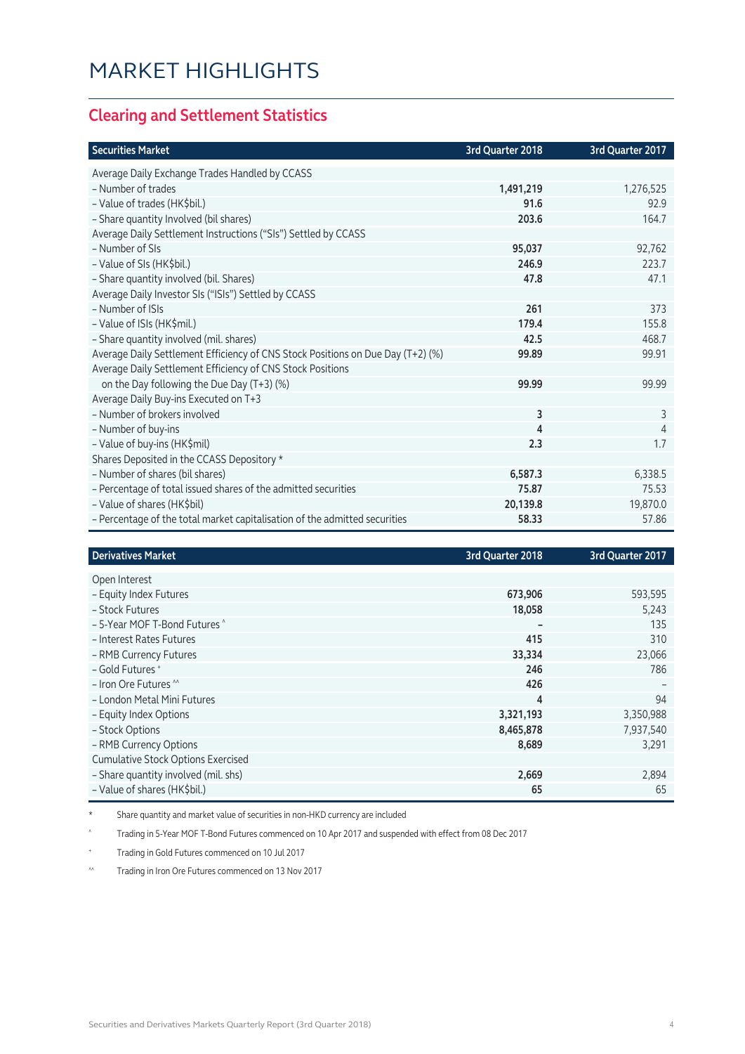# MARKET HIGHLIGHTS

## Clearing and Settlement Statistics

| Securities Market | 3rd Quarter 2018 | 3rd Quarter 2017 |
|---|---|---|
| Average Daily Exchange Trades Handled by CCASS | | |
| – Number of trades | **1,491,219** | 1,276,525 |
| – Value of trades (HK$bil.) | **91.6** | 92.9 |
| – Share quantity Involved (bil shares) | **203.6** | 164.7 |
| Average Daily Settlement Instructions ("SIs") Settled by CCASS | | |
| – Number of SIs | **95,037** | 92,762 |
| – Value of SIs (HK$bil.) | **246.9** | 223.7 |
| – Share quantity involved (bil. Shares) | **47.8** | 47.1 |
| Average Daily Investor SIs ("ISIs") Settled by CCASS | | |
| – Number of ISIs | **261** | 373 |
| – Value of ISIs (HK$mil.) | **179.4** | 155.8 |
| – Share quantity involved (mil. shares) | **42.5** | 468.7 |
| Average Daily Settlement Efficiency of CNS Stock Positions on Due Day (T+2) (%) | **99.89** | 99.91 |
| Average Daily Settlement Efficiency of CNS Stock Positions on the Day following the Due Day (T+3) (%) | **99.99** | 99.99 |
| Average Daily Buy-ins Executed on T+3 | | |
| – Number of brokers involved | **3** | 3 |
| – Number of buy-ins | **4** | 4 |
| – Value of buy-ins (HK$mil) | **2.3** | 1.7 |
| Shares Deposited in the CCASS Depository * | | |
| – Number of shares (bil shares) | **6,587.3** | 6,338.5 |
| – Percentage of total issued shares of the admitted securities | **75.87** | 75.53 |
| – Value of shares (HK$bil) | **20,139.8** | 19,870.0 |
| – Percentage of the total market capitalisation of the admitted securities | **58.33** | 57.86 |

| Derivatives Market | 3rd Quarter 2018 | 3rd Quarter 2017 |
|---|---|---|
| Open Interest | | |
| – Equity Index Futures | **673,906** | 593,595 |
| – Stock Futures | **18,058** | 5,243 |
| – 5-Year MOF T-Bond Futures ^ | **–** | 135 |
| – Interest Rates Futures | **415** | 310 |
| – RMB Currency Futures | **33,334** | 23,066 |
| – Gold Futures + | **246** | 786 |
| – Iron Ore Futures ^^ | **426** | – |
| – London Metal Mini Futures | **4** | 94 |
| – Equity Index Options | **3,321,193** | 3,350,988 |
| – Stock Options | **8,465,878** | 7,937,540 |
| – RMB Currency Options | **8,689** | 3,291 |
| Cumulative Stock Options Exercised | | |
| – Share quantity involved (mil. shs) | **2,669** | 2,894 |
| – Value of shares (HK$bil.) | **65** | 65 |

\* Share quantity and market value of securities in non-HKD currency are included

^ Trading in 5-Year MOF T-Bond Futures commenced on 10 Apr 2017 and suspended with effect from 08 Dec 2017

\+ Trading in Gold Futures commenced on 10 Jul 2017

^^ Trading in Iron Ore Futures commenced on 13 Nov 2017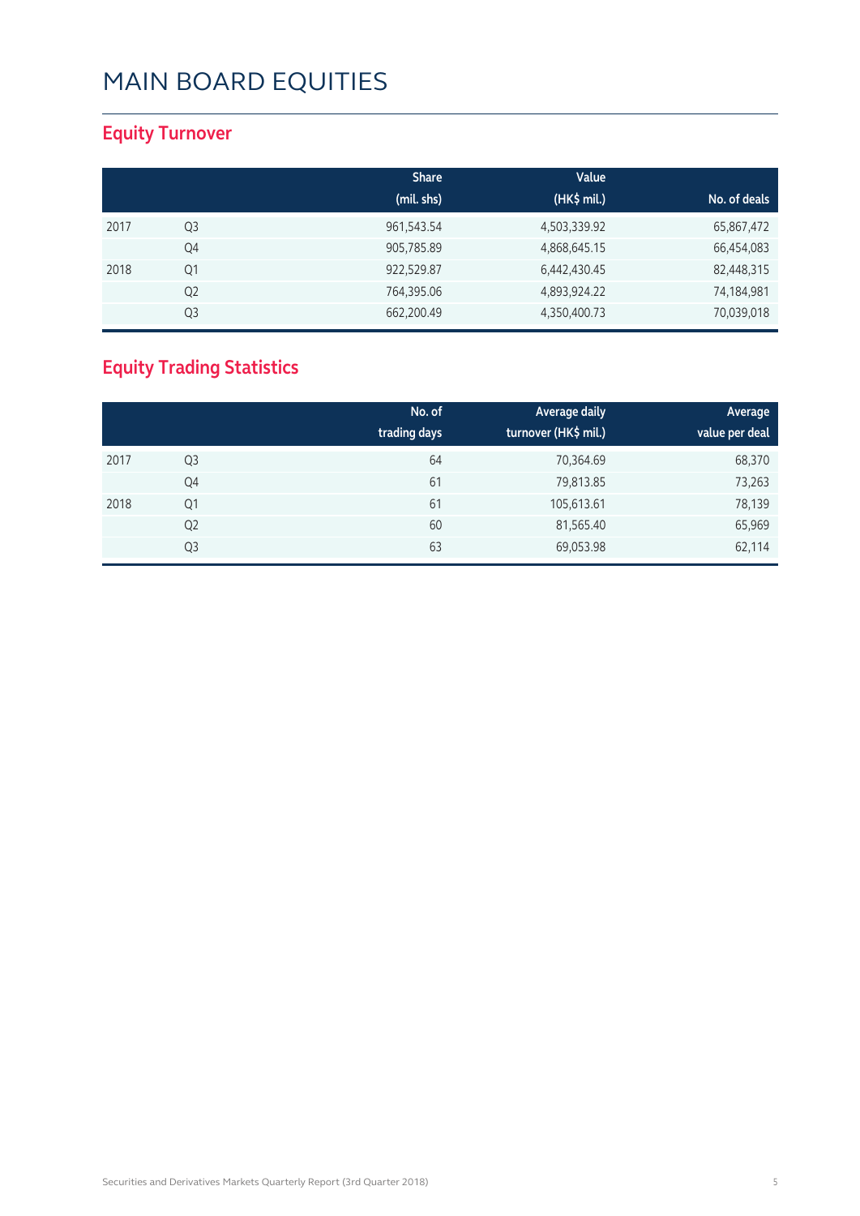# MAIN BOARD EQUITIES

## Equity Turnover

| | | Share (mil. shs) | Value (HK$ mil.) | No. of deals |
|---|---|---|---|---|
| 2017 | Q3 | 961,543.54 | 4,503,339.92 | 65,867,472 |
| | Q4 | 905,785.89 | 4,868,645.15 | 66,454,083 |
| 2018 | Q1 | 922,529.87 | 6,442,430.45 | 82,448,315 |
| | Q2 | 764,395.06 | 4,893,924.22 | 74,184,981 |
| | Q3 | 662,200.49 | 4,350,400.73 | 70,039,018 |

## Equity Trading Statistics

| | | No. of trading days | Average daily turnover (HK$ mil.) | Average value per deal |
|---|---|---|---|---|
| 2017 | Q3 | 64 | 70,364.69 | 68,370 |
| | Q4 | 61 | 79,813.85 | 73,263 |
| 2018 | Q1 | 61 | 105,613.61 | 78,139 |
| | Q2 | 60 | 81,565.40 | 65,969 |
| | Q3 | 63 | 69,053.98 | 62,114 |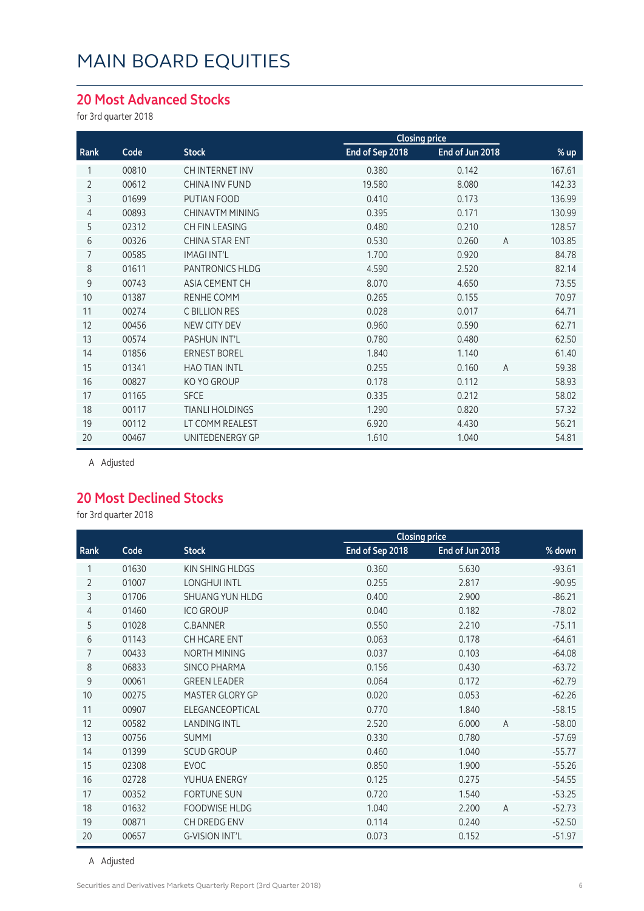# MAIN BOARD EQUITIES

## 20 Most Advanced Stocks

for 3rd quarter 2018

| | | | Closing price | | | |
|---|---|---|---|---|---|---|
| Rank | Code | Stock | End of Sep 2018 | End of Jun 2018 | | % up |
| 1 | 00810 | CH INTERNET INV | 0.380 | 0.142 | | 167.61 |
| 2 | 00612 | CHINA INV FUND | 19.580 | 8.080 | | 142.33 |
| 3 | 01699 | PUTIAN FOOD | 0.410 | 0.173 | | 136.99 |
| 4 | 00893 | CHINAVTM MINING | 0.395 | 0.171 | | 130.99 |
| 5 | 02312 | CH FIN LEASING | 0.480 | 0.210 | | 128.57 |
| 6 | 00326 | CHINA STAR ENT | 0.530 | 0.260 | A | 103.85 |
| 7 | 00585 | IMAGI INT'L | 1.700 | 0.920 | | 84.78 |
| 8 | 01611 | PANTRONICS HLDG | 4.590 | 2.520 | | 82.14 |
| 9 | 00743 | ASIA CEMENT CH | 8.070 | 4.650 | | 73.55 |
| 10 | 01387 | RENHE COMM | 0.265 | 0.155 | | 70.97 |
| 11 | 00274 | C BILLION RES | 0.028 | 0.017 | | 64.71 |
| 12 | 00456 | NEW CITY DEV | 0.960 | 0.590 | | 62.71 |
| 13 | 00574 | PASHUN INT'L | 0.780 | 0.480 | | 62.50 |
| 14 | 01856 | ERNEST BOREL | 1.840 | 1.140 | | 61.40 |
| 15 | 01341 | HAO TIAN INTL | 0.255 | 0.160 | A | 59.38 |
| 16 | 00827 | KO YO GROUP | 0.178 | 0.112 | | 58.93 |
| 17 | 01165 | SFCE | 0.335 | 0.212 | | 58.02 |
| 18 | 00117 | TIANLI HOLDINGS | 1.290 | 0.820 | | 57.32 |
| 19 | 00112 | LT COMM REALEST | 6.920 | 4.430 | | 56.21 |
| 20 | 00467 | UNITEDENERGY GP | 1.610 | 1.040 | | 54.81 |

A Adjusted

## 20 Most Declined Stocks

for 3rd quarter 2018

| | | | Closing price | | | |
|---|---|---|---|---|---|---|
| Rank | Code | Stock | End of Sep 2018 | End of Jun 2018 | | % down |
| 1 | 01630 | KIN SHING HLDGS | 0.360 | 5.630 | | -93.61 |
| 2 | 01007 | LONGHUI INTL | 0.255 | 2.817 | | -90.95 |
| 3 | 01706 | SHUANG YUN HLDG | 0.400 | 2.900 | | -86.21 |
| 4 | 01460 | ICO GROUP | 0.040 | 0.182 | | -78.02 |
| 5 | 01028 | C.BANNER | 0.550 | 2.210 | | -75.11 |
| 6 | 01143 | CH HCARE ENT | 0.063 | 0.178 | | -64.61 |
| 7 | 00433 | NORTH MINING | 0.037 | 0.103 | | -64.08 |
| 8 | 06833 | SINCO PHARMA | 0.156 | 0.430 | | -63.72 |
| 9 | 00061 | GREEN LEADER | 0.064 | 0.172 | | -62.79 |
| 10 | 00275 | MASTER GLORY GP | 0.020 | 0.053 | | -62.26 |
| 11 | 00907 | ELEGANCEOPTICAL | 0.770 | 1.840 | | -58.15 |
| 12 | 00582 | LANDING INTL | 2.520 | 6.000 | A | -58.00 |
| 13 | 00756 | SUMMI | 0.330 | 0.780 | | -57.69 |
| 14 | 01399 | SCUD GROUP | 0.460 | 1.040 | | -55.77 |
| 15 | 02308 | EVOC | 0.850 | 1.900 | | -55.26 |
| 16 | 02728 | YUHUA ENERGY | 0.125 | 0.275 | | -54.55 |
| 17 | 00352 | FORTUNE SUN | 0.720 | 1.540 | | -53.25 |
| 18 | 01632 | FOODWISE HLDG | 1.040 | 2.200 | A | -52.73 |
| 19 | 00871 | CH DREDG ENV | 0.114 | 0.240 | | -52.50 |
| 20 | 00657 | G-VISION INT'L | 0.073 | 0.152 | | -51.97 |

A Adjusted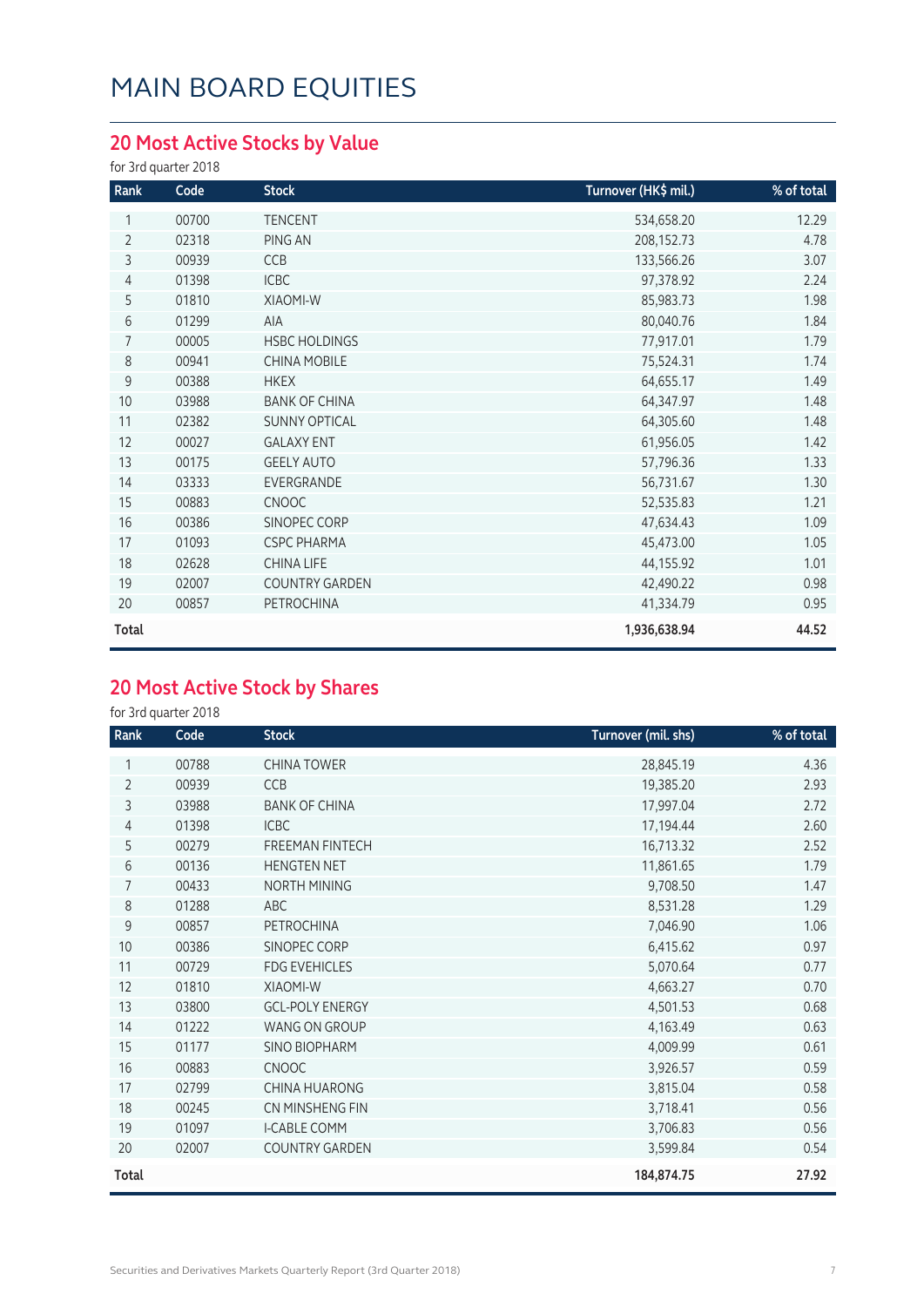# MAIN BOARD EQUITIES

## 20 Most Active Stocks by Value

for 3rd quarter 2018

| Rank | Code | Stock | Turnover (HK$ mil.) | % of total |
|---|---|---|---|---|
| 1 | 00700 | TENCENT | 534,658.20 | 12.29 |
| 2 | 02318 | PING AN | 208,152.73 | 4.78 |
| 3 | 00939 | CCB | 133,566.26 | 3.07 |
| 4 | 01398 | ICBC | 97,378.92 | 2.24 |
| 5 | 01810 | XIAOMI-W | 85,983.73 | 1.98 |
| 6 | 01299 | AIA | 80,040.76 | 1.84 |
| 7 | 00005 | HSBC HOLDINGS | 77,917.01 | 1.79 |
| 8 | 00941 | CHINA MOBILE | 75,524.31 | 1.74 |
| 9 | 00388 | HKEX | 64,655.17 | 1.49 |
| 10 | 03988 | BANK OF CHINA | 64,347.97 | 1.48 |
| 11 | 02382 | SUNNY OPTICAL | 64,305.60 | 1.48 |
| 12 | 00027 | GALAXY ENT | 61,956.05 | 1.42 |
| 13 | 00175 | GEELY AUTO | 57,796.36 | 1.33 |
| 14 | 03333 | EVERGRANDE | 56,731.67 | 1.30 |
| 15 | 00883 | CNOOC | 52,535.83 | 1.21 |
| 16 | 00386 | SINOPEC CORP | 47,634.43 | 1.09 |
| 17 | 01093 | CSPC PHARMA | 45,473.00 | 1.05 |
| 18 | 02628 | CHINA LIFE | 44,155.92 | 1.01 |
| 19 | 02007 | COUNTRY GARDEN | 42,490.22 | 0.98 |
| 20 | 00857 | PETROCHINA | 41,334.79 | 0.95 |
| **Total** | | | **1,936,638.94** | **44.52** |

## 20 Most Active Stock by Shares

for 3rd quarter 2018

| Rank | Code | Stock | Turnover (mil. shs) | % of total |
|---|---|---|---|---|
| 1 | 00788 | CHINA TOWER | 28,845.19 | 4.36 |
| 2 | 00939 | CCB | 19,385.20 | 2.93 |
| 3 | 03988 | BANK OF CHINA | 17,997.04 | 2.72 |
| 4 | 01398 | ICBC | 17,194.44 | 2.60 |
| 5 | 00279 | FREEMAN FINTECH | 16,713.32 | 2.52 |
| 6 | 00136 | HENGTEN NET | 11,861.65 | 1.79 |
| 7 | 00433 | NORTH MINING | 9,708.50 | 1.47 |
| 8 | 01288 | ABC | 8,531.28 | 1.29 |
| 9 | 00857 | PETROCHINA | 7,046.90 | 1.06 |
| 10 | 00386 | SINOPEC CORP | 6,415.62 | 0.97 |
| 11 | 00729 | FDG EVEHICLES | 5,070.64 | 0.77 |
| 12 | 01810 | XIAOMI-W | 4,663.27 | 0.70 |
| 13 | 03800 | GCL-POLY ENERGY | 4,501.53 | 0.68 |
| 14 | 01222 | WANG ON GROUP | 4,163.49 | 0.63 |
| 15 | 01177 | SINO BIOPHARM | 4,009.99 | 0.61 |
| 16 | 00883 | CNOOC | 3,926.57 | 0.59 |
| 17 | 02799 | CHINA HUARONG | 3,815.04 | 0.58 |
| 18 | 00245 | CN MINSHENG FIN | 3,718.41 | 0.56 |
| 19 | 01097 | I-CABLE COMM | 3,706.83 | 0.56 |
| 20 | 02007 | COUNTRY GARDEN | 3,599.84 | 0.54 |
| **Total** | | | **184,874.75** | **27.92** |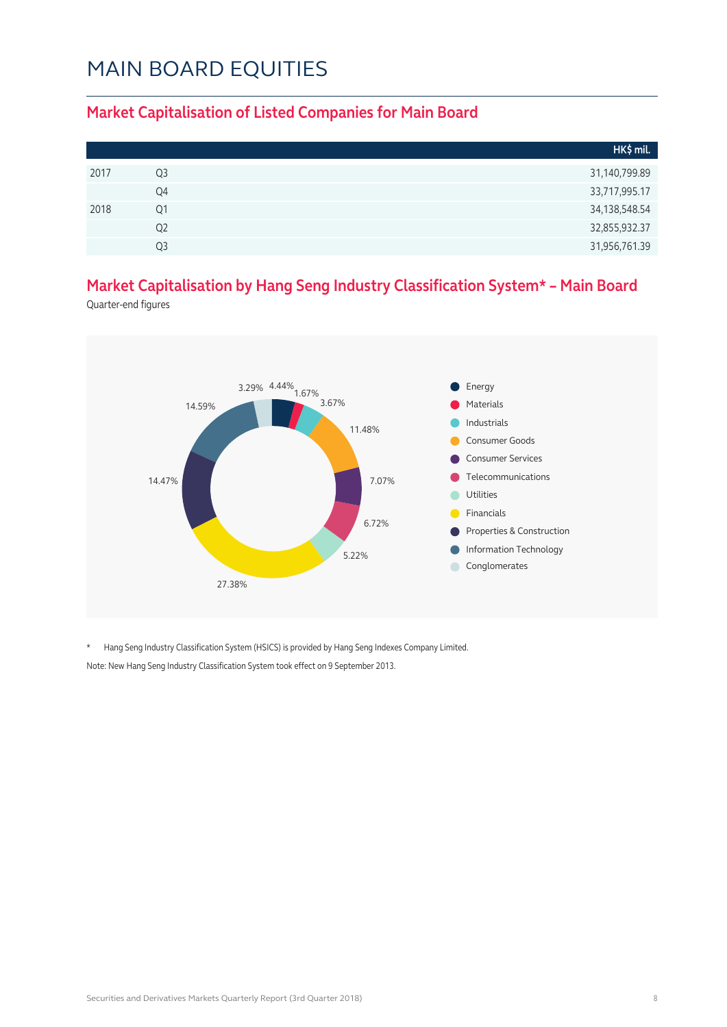# MAIN BOARD EQUITIES

## Market Capitalisation of Listed Companies for Main Board

| | | HK$ mil. |
|---|---|---|
| 2017 | Q3 | 31,140,799.89 |
| | Q4 | 33,717,995.17 |
| 2018 | Q1 | 34,138,548.54 |
| | Q2 | 32,855,932.37 |
| | Q3 | 31,956,761.39 |

## Market Capitalisation by Hang Seng Industry Classification System* – Main Board

Quarter-end figures

| Industry | % |
|---|---|
| Energy | 4.44% |
| Materials | 1.67% |
| Industrials | 3.67% |
| Consumer Goods | 11.48% |
| Consumer Services | 7.07% |
| Telecommunications | 6.72% |
| Utilities | 5.22% |
| Financials | 27.38% |
| Properties & Construction | 14.47% |
| Information Technology | 14.59% |
| Conglomerates | 3.29% |

\* Hang Seng Industry Classification System (HSICS) is provided by Hang Seng Indexes Company Limited.

Note: New Hang Seng Industry Classification System took effect on 9 September 2013.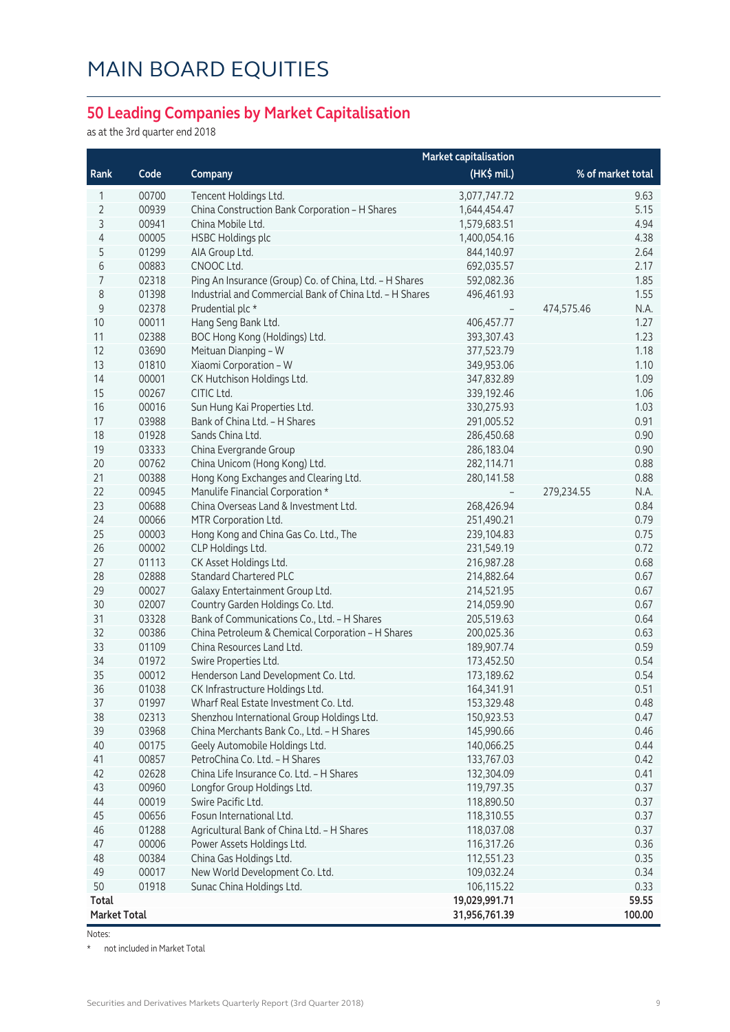# MAIN BOARD EQUITIES

## 50 Leading Companies by Market Capitalisation

as at the 3rd quarter end 2018

| Rank | Code | Company | Market capitalisation (HK$ mil.) | | % of market total |
|---|---|---|---|---|---|
| 1 | 00700 | Tencent Holdings Ltd. | 3,077,747.72 | | 9.63 |
| 2 | 00939 | China Construction Bank Corporation - H Shares | 1,644,454.47 | | 5.15 |
| 3 | 00941 | China Mobile Ltd. | 1,579,683.51 | | 4.94 |
| 4 | 00005 | HSBC Holdings plc | 1,400,054.16 | | 4.38 |
| 5 | 01299 | AIA Group Ltd. | 844,140.97 | | 2.64 |
| 6 | 00883 | CNOOC Ltd. | 692,035.57 | | 2.17 |
| 7 | 02318 | Ping An Insurance (Group) Co. of China, Ltd. - H Shares | 592,082.36 | | 1.85 |
| 8 | 01398 | Industrial and Commercial Bank of China Ltd. - H Shares | 496,461.93 | | 1.55 |
| 9 | 02378 | Prudential plc * | - | 474,575.46 | N.A. |
| 10 | 00011 | Hang Seng Bank Ltd. | 406,457.77 | | 1.27 |
| 11 | 02388 | BOC Hong Kong (Holdings) Ltd. | 393,307.43 | | 1.23 |
| 12 | 03690 | Meituan Dianping - W | 377,523.79 | | 1.18 |
| 13 | 01810 | Xiaomi Corporation - W | 349,953.06 | | 1.10 |
| 14 | 00001 | CK Hutchison Holdings Ltd. | 347,832.89 | | 1.09 |
| 15 | 00267 | CITIC Ltd. | 339,192.46 | | 1.06 |
| 16 | 00016 | Sun Hung Kai Properties Ltd. | 330,275.93 | | 1.03 |
| 17 | 03988 | Bank of China Ltd. - H Shares | 291,005.52 | | 0.91 |
| 18 | 01928 | Sands China Ltd. | 286,450.68 | | 0.90 |
| 19 | 03333 | China Evergrande Group | 286,183.04 | | 0.90 |
| 20 | 00762 | China Unicom (Hong Kong) Ltd. | 282,114.71 | | 0.88 |
| 21 | 00388 | Hong Kong Exchanges and Clearing Ltd. | 280,141.58 | | 0.88 |
| 22 | 00945 | Manulife Financial Corporation * | - | 279,234.55 | N.A. |
| 23 | 00688 | China Overseas Land & Investment Ltd. | 268,426.94 | | 0.84 |
| 24 | 00066 | MTR Corporation Ltd. | 251,490.21 | | 0.79 |
| 25 | 00003 | Hong Kong and China Gas Co. Ltd., The | 239,104.83 | | 0.75 |
| 26 | 00002 | CLP Holdings Ltd. | 231,549.19 | | 0.72 |
| 27 | 01113 | CK Asset Holdings Ltd. | 216,987.28 | | 0.68 |
| 28 | 02888 | Standard Chartered PLC | 214,882.64 | | 0.67 |
| 29 | 00027 | Galaxy Entertainment Group Ltd. | 214,521.95 | | 0.67 |
| 30 | 02007 | Country Garden Holdings Co. Ltd. | 214,059.90 | | 0.67 |
| 31 | 03328 | Bank of Communications Co., Ltd. - H Shares | 205,519.63 | | 0.64 |
| 32 | 00386 | China Petroleum & Chemical Corporation - H Shares | 200,025.36 | | 0.63 |
| 33 | 01109 | China Resources Land Ltd. | 189,907.74 | | 0.59 |
| 34 | 01972 | Swire Properties Ltd. | 173,452.50 | | 0.54 |
| 35 | 00012 | Henderson Land Development Co. Ltd. | 173,189.62 | | 0.54 |
| 36 | 01038 | CK Infrastructure Holdings Ltd. | 164,341.91 | | 0.51 |
| 37 | 01997 | Wharf Real Estate Investment Co. Ltd. | 153,329.48 | | 0.48 |
| 38 | 02313 | Shenzhou International Group Holdings Ltd. | 150,923.53 | | 0.47 |
| 39 | 03968 | China Merchants Bank Co., Ltd. - H Shares | 145,990.66 | | 0.46 |
| 40 | 00175 | Geely Automobile Holdings Ltd. | 140,066.25 | | 0.44 |
| 41 | 00857 | PetroChina Co. Ltd. - H Shares | 133,767.03 | | 0.42 |
| 42 | 02628 | China Life Insurance Co. Ltd. - H Shares | 132,304.09 | | 0.41 |
| 43 | 00960 | Longfor Group Holdings Ltd. | 119,797.35 | | 0.37 |
| 44 | 00019 | Swire Pacific Ltd. | 118,890.50 | | 0.37 |
| 45 | 00656 | Fosun International Ltd. | 118,310.55 | | 0.37 |
| 46 | 01288 | Agricultural Bank of China Ltd. - H Shares | 118,037.08 | | 0.37 |
| 47 | 00006 | Power Assets Holdings Ltd. | 116,317.26 | | 0.36 |
| 48 | 00384 | China Gas Holdings Ltd. | 112,551.23 | | 0.35 |
| 49 | 00017 | New World Development Co. Ltd. | 109,032.24 | | 0.34 |
| 50 | 01918 | Sunac China Holdings Ltd. | 106,115.22 | | 0.33 |
| **Total** | | | **19,029,991.71** | | **59.55** |
| **Market Total** | | | **31,956,761.39** | | **100.00** |

Notes:

\* not included in Market Total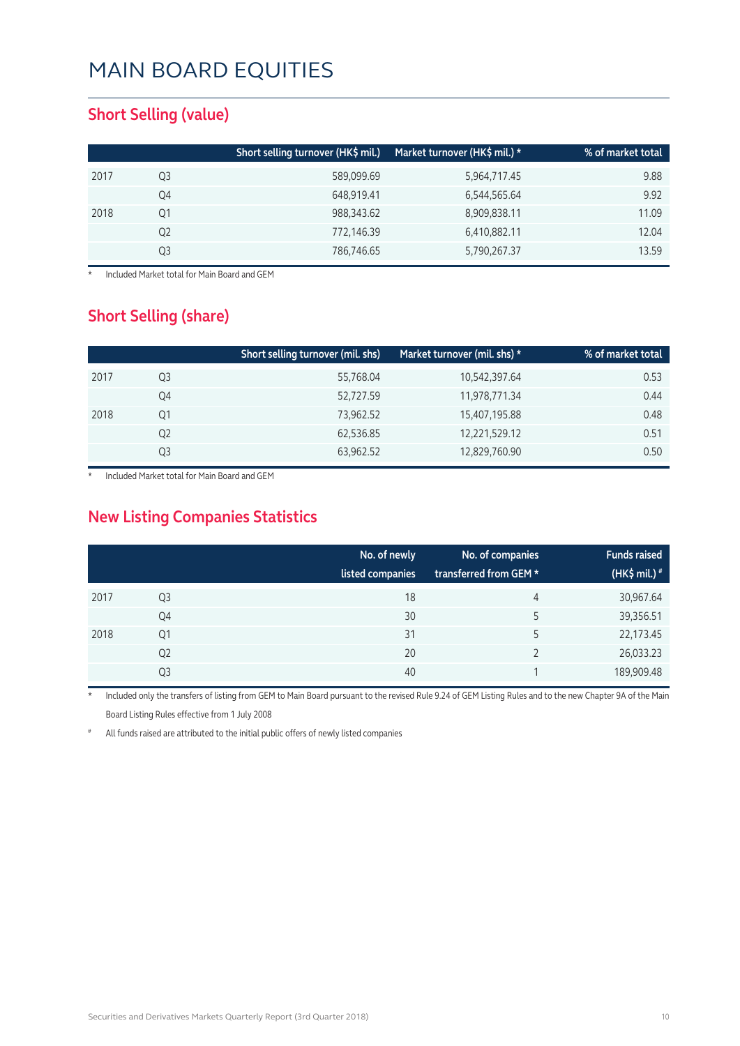# MAIN BOARD EQUITIES

## Short Selling (value)

| | | Short selling turnover (HK$ mil.) | Market turnover (HK$ mil.) * | % of market total |
|---|---|---|---|---|
| 2017 | Q3 | 589,099.69 | 5,964,717.45 | 9.88 |
| | Q4 | 648,919.41 | 6,544,565.64 | 9.92 |
| 2018 | Q1 | 988,343.62 | 8,909,838.11 | 11.09 |
| | Q2 | 772,146.39 | 6,410,882.11 | 12.04 |
| | Q3 | 786,746.65 | 5,790,267.37 | 13.59 |

\* Included Market total for Main Board and GEM

## Short Selling (share)

| | | Short selling turnover (mil. shs) | Market turnover (mil. shs) * | % of market total |
|---|---|---|---|---|
| 2017 | Q3 | 55,768.04 | 10,542,397.64 | 0.53 |
| | Q4 | 52,727.59 | 11,978,771.34 | 0.44 |
| 2018 | Q1 | 73,962.52 | 15,407,195.88 | 0.48 |
| | Q2 | 62,536.85 | 12,221,529.12 | 0.51 |
| | Q3 | 63,962.52 | 12,829,760.90 | 0.50 |

\* Included Market total for Main Board and GEM

## New Listing Companies Statistics

| | | No. of newly listed companies | No. of companies transferred from GEM * | Funds raised (HK$ mil.) # |
|---|---|---|---|---|
| 2017 | Q3 | 18 | 4 | 30,967.64 |
| | Q4 | 30 | 5 | 39,356.51 |
| 2018 | Q1 | 31 | 5 | 22,173.45 |
| | Q2 | 20 | 2 | 26,033.23 |
| | Q3 | 40 | 1 | 189,909.48 |

\* Included only the transfers of listing from GEM to Main Board pursuant to the revised Rule 9.24 of GEM Listing Rules and to the new Chapter 9A of the Main Board Listing Rules effective from 1 July 2008

\# All funds raised are attributed to the initial public offers of newly listed companies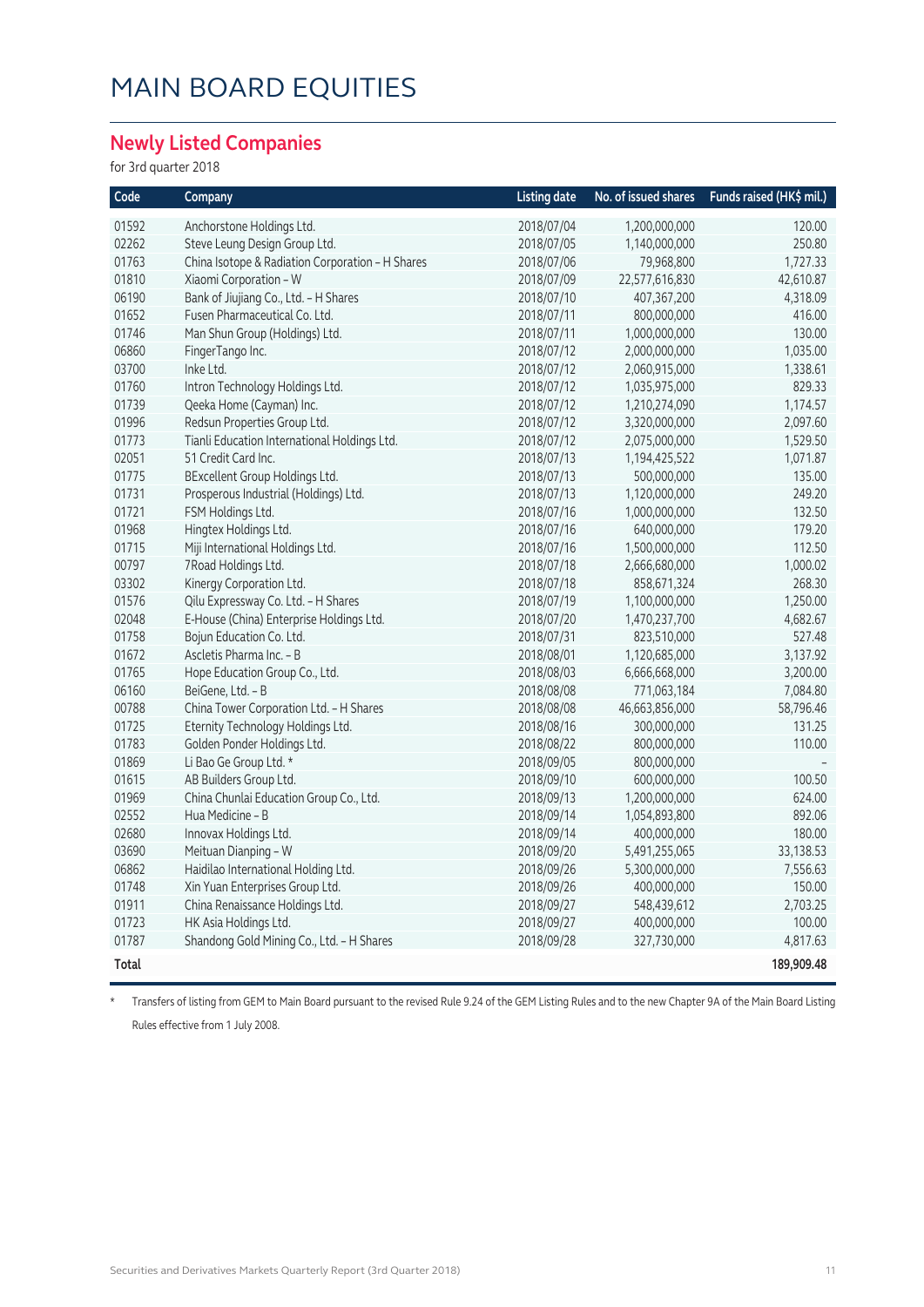# MAIN BOARD EQUITIES

## Newly Listed Companies

for 3rd quarter 2018

| Code | Company | Listing date | No. of issued shares | Funds raised (HK$ mil.) |
|---|---|---|---|---|
| 01592 | Anchorstone Holdings Ltd. | 2018/07/04 | 1,200,000,000 | 120.00 |
| 02262 | Steve Leung Design Group Ltd. | 2018/07/05 | 1,140,000,000 | 250.80 |
| 01763 | China Isotope & Radiation Corporation – H Shares | 2018/07/06 | 79,968,800 | 1,727.33 |
| 01810 | Xiaomi Corporation – W | 2018/07/09 | 22,577,616,830 | 42,610.87 |
| 06190 | Bank of Jiujiang Co., Ltd. – H Shares | 2018/07/10 | 407,367,200 | 4,318.09 |
| 01652 | Fusen Pharmaceutical Co. Ltd. | 2018/07/11 | 800,000,000 | 416.00 |
| 01746 | Man Shun Group (Holdings) Ltd. | 2018/07/11 | 1,000,000,000 | 130.00 |
| 06860 | FingerTango Inc. | 2018/07/12 | 2,000,000,000 | 1,035.00 |
| 03700 | Inke Ltd. | 2018/07/12 | 2,060,915,000 | 1,338.61 |
| 01760 | Intron Technology Holdings Ltd. | 2018/07/12 | 1,035,975,000 | 829.33 |
| 01739 | Qeeka Home (Cayman) Inc. | 2018/07/12 | 1,210,274,090 | 1,174.57 |
| 01996 | Redsun Properties Group Ltd. | 2018/07/12 | 3,320,000,000 | 2,097.60 |
| 01773 | Tianli Education International Holdings Ltd. | 2018/07/12 | 2,075,000,000 | 1,529.50 |
| 02051 | 51 Credit Card Inc. | 2018/07/13 | 1,194,425,522 | 1,071.87 |
| 01775 | BExcellent Group Holdings Ltd. | 2018/07/13 | 500,000,000 | 135.00 |
| 01731 | Prosperous Industrial (Holdings) Ltd. | 2018/07/13 | 1,120,000,000 | 249.20 |
| 01721 | FSM Holdings Ltd. | 2018/07/16 | 1,000,000,000 | 132.50 |
| 01968 | Hingtex Holdings Ltd. | 2018/07/16 | 640,000,000 | 179.20 |
| 01715 | Miji International Holdings Ltd. | 2018/07/16 | 1,500,000,000 | 112.50 |
| 00797 | 7Road Holdings Ltd. | 2018/07/18 | 2,666,680,000 | 1,000.02 |
| 03302 | Kinergy Corporation Ltd. | 2018/07/18 | 858,671,324 | 268.30 |
| 01576 | Qilu Expressway Co. Ltd. – H Shares | 2018/07/19 | 1,100,000,000 | 1,250.00 |
| 02048 | E-House (China) Enterprise Holdings Ltd. | 2018/07/20 | 1,470,237,700 | 4,682.67 |
| 01758 | Bojun Education Co. Ltd. | 2018/07/31 | 823,510,000 | 527.48 |
| 01672 | Ascletis Pharma Inc. – B | 2018/08/01 | 1,120,685,000 | 3,137.92 |
| 01765 | Hope Education Group Co., Ltd. | 2018/08/03 | 6,666,668,000 | 3,200.00 |
| 06160 | BeiGene, Ltd. – B | 2018/08/08 | 771,063,184 | 7,084.80 |
| 00788 | China Tower Corporation Ltd. – H Shares | 2018/08/08 | 46,663,856,000 | 58,796.46 |
| 01725 | Eternity Technology Holdings Ltd. | 2018/08/16 | 300,000,000 | 131.25 |
| 01783 | Golden Ponder Holdings Ltd. | 2018/08/22 | 800,000,000 | 110.00 |
| 01869 | Li Bao Ge Group Ltd. * | 2018/09/05 | 800,000,000 | – |
| 01615 | AB Builders Group Ltd. | 2018/09/10 | 600,000,000 | 100.50 |
| 01969 | China Chunlai Education Group Co., Ltd. | 2018/09/13 | 1,200,000,000 | 624.00 |
| 02552 | Hua Medicine – B | 2018/09/14 | 1,054,893,800 | 892.06 |
| 02680 | Innovax Holdings Ltd. | 2018/09/14 | 400,000,000 | 180.00 |
| 03690 | Meituan Dianping – W | 2018/09/20 | 5,491,255,065 | 33,138.53 |
| 06862 | Haidilao International Holding Ltd. | 2018/09/26 | 5,300,000,000 | 7,556.63 |
| 01748 | Xin Yuan Enterprises Group Ltd. | 2018/09/26 | 400,000,000 | 150.00 |
| 01911 | China Renaissance Holdings Ltd. | 2018/09/27 | 548,439,612 | 2,703.25 |
| 01723 | HK Asia Holdings Ltd. | 2018/09/27 | 400,000,000 | 100.00 |
| 01787 | Shandong Gold Mining Co., Ltd. – H Shares | 2018/09/28 | 327,730,000 | 4,817.63 |
| **Total** | | | | **189,909.48** |

\* Transfers of listing from GEM to Main Board pursuant to the revised Rule 9.24 of the GEM Listing Rules and to the new Chapter 9A of the Main Board Listing Rules effective from 1 July 2008.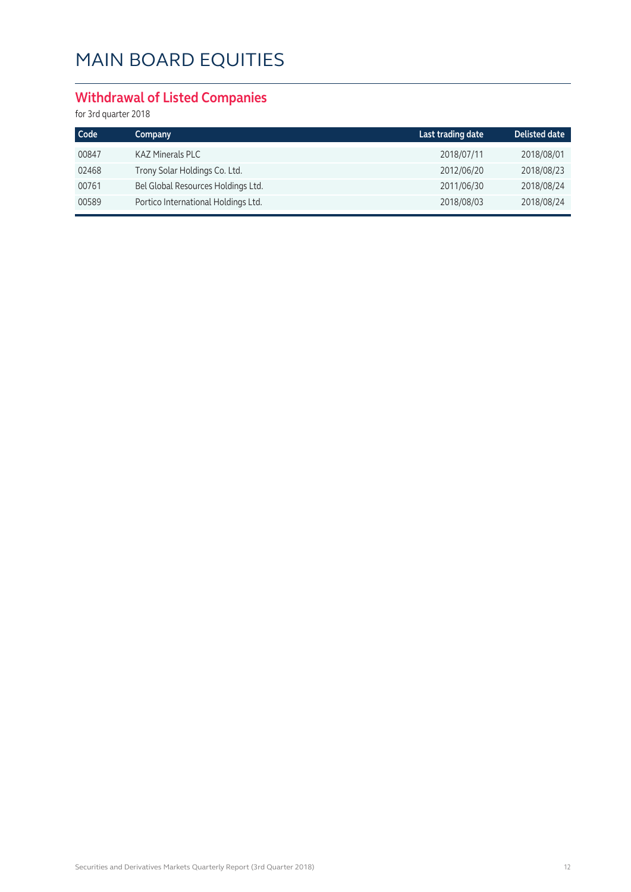# MAIN BOARD EQUITIES

## Withdrawal of Listed Companies

for 3rd quarter 2018

| Code | Company | Last trading date | Delisted date |
|---|---|---|---|
| 00847 | KAZ Minerals PLC | 2018/07/11 | 2018/08/01 |
| 02468 | Trony Solar Holdings Co. Ltd. | 2012/06/20 | 2018/08/23 |
| 00761 | Bel Global Resources Holdings Ltd. | 2011/06/30 | 2018/08/24 |
| 00589 | Portico International Holdings Ltd. | 2018/08/03 | 2018/08/24 |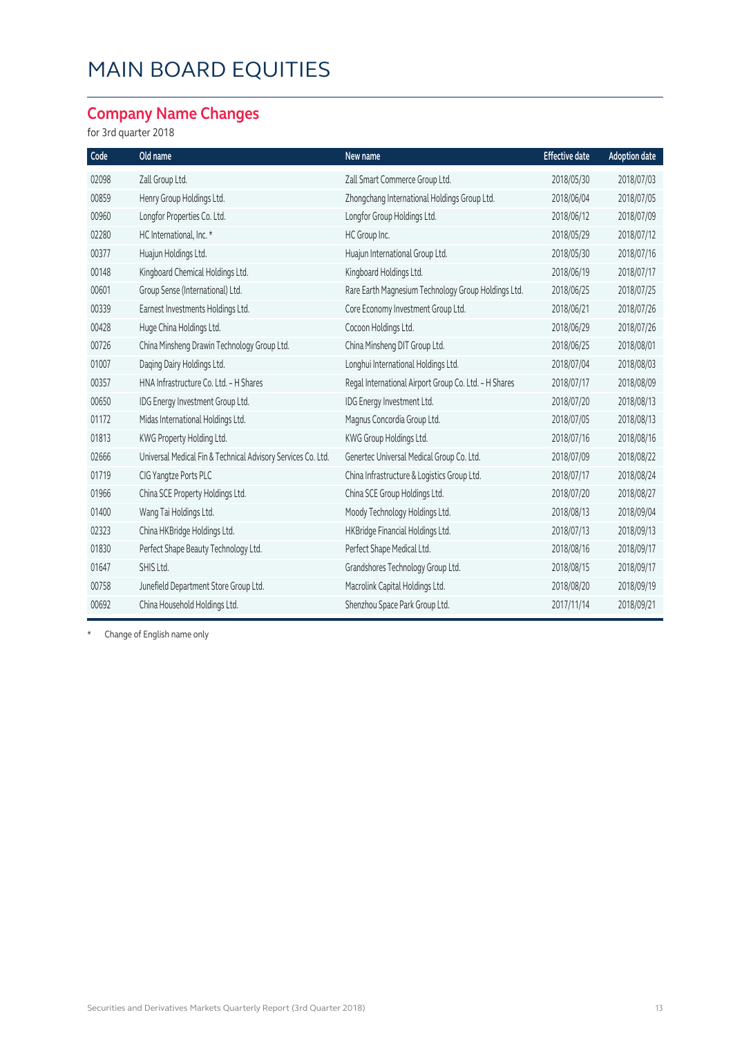# MAIN BOARD EQUITIES

## Company Name Changes

for 3rd quarter 2018

| Code | Old name | New name | Effective date | Adoption date |
|---|---|---|---|---|
| 02098 | Zall Group Ltd. | Zall Smart Commerce Group Ltd. | 2018/05/30 | 2018/07/03 |
| 00859 | Henry Group Holdings Ltd. | Zhongchang International Holdings Group Ltd. | 2018/06/04 | 2018/07/05 |
| 00960 | Longfor Properties Co. Ltd. | Longfor Group Holdings Ltd. | 2018/06/12 | 2018/07/09 |
| 02280 | HC International, Inc. * | HC Group Inc. | 2018/05/29 | 2018/07/12 |
| 00377 | Huajun Holdings Ltd. | Huajun International Group Ltd. | 2018/05/30 | 2018/07/16 |
| 00148 | Kingboard Chemical Holdings Ltd. | Kingboard Holdings Ltd. | 2018/06/19 | 2018/07/17 |
| 00601 | Group Sense (International) Ltd. | Rare Earth Magnesium Technology Group Holdings Ltd. | 2018/06/25 | 2018/07/25 |
| 00339 | Earnest Investments Holdings Ltd. | Core Economy Investment Group Ltd. | 2018/06/21 | 2018/07/26 |
| 00428 | Huge China Holdings Ltd. | Cocoon Holdings Ltd. | 2018/06/29 | 2018/07/26 |
| 00726 | China Minsheng Drawin Technology Group Ltd. | China Minsheng DIT Group Ltd. | 2018/06/25 | 2018/08/01 |
| 01007 | Daqing Dairy Holdings Ltd. | Longhui International Holdings Ltd. | 2018/07/04 | 2018/08/03 |
| 00357 | HNA Infrastructure Co. Ltd. - H Shares | Regal International Airport Group Co. Ltd. - H Shares | 2018/07/17 | 2018/08/09 |
| 00650 | IDG Energy Investment Group Ltd. | IDG Energy Investment Ltd. | 2018/07/20 | 2018/08/13 |
| 01172 | Midas International Holdings Ltd. | Magnus Concordia Group Ltd. | 2018/07/05 | 2018/08/13 |
| 01813 | KWG Property Holding Ltd. | KWG Group Holdings Ltd. | 2018/07/16 | 2018/08/16 |
| 02666 | Universal Medical Fin & Technical Advisory Services Co. Ltd. | Genertec Universal Medical Group Co. Ltd. | 2018/07/09 | 2018/08/22 |
| 01719 | CIG Yangtze Ports PLC | China Infrastructure & Logistics Group Ltd. | 2018/07/17 | 2018/08/24 |
| 01966 | China SCE Property Holdings Ltd. | China SCE Group Holdings Ltd. | 2018/07/20 | 2018/08/27 |
| 01400 | Wang Tai Holdings Ltd. | Moody Technology Holdings Ltd. | 2018/08/13 | 2018/09/04 |
| 02323 | China HKBridge Holdings Ltd. | HKBridge Financial Holdings Ltd. | 2018/07/13 | 2018/09/13 |
| 01830 | Perfect Shape Beauty Technology Ltd. | Perfect Shape Medical Ltd. | 2018/08/16 | 2018/09/17 |
| 01647 | SHIS Ltd. | Grandshores Technology Group Ltd. | 2018/08/15 | 2018/09/17 |
| 00758 | Junefield Department Store Group Ltd. | Macrolink Capital Holdings Ltd. | 2018/08/20 | 2018/09/19 |
| 00692 | China Household Holdings Ltd. | Shenzhou Space Park Group Ltd. | 2017/11/14 | 2018/09/21 |

\* Change of English name only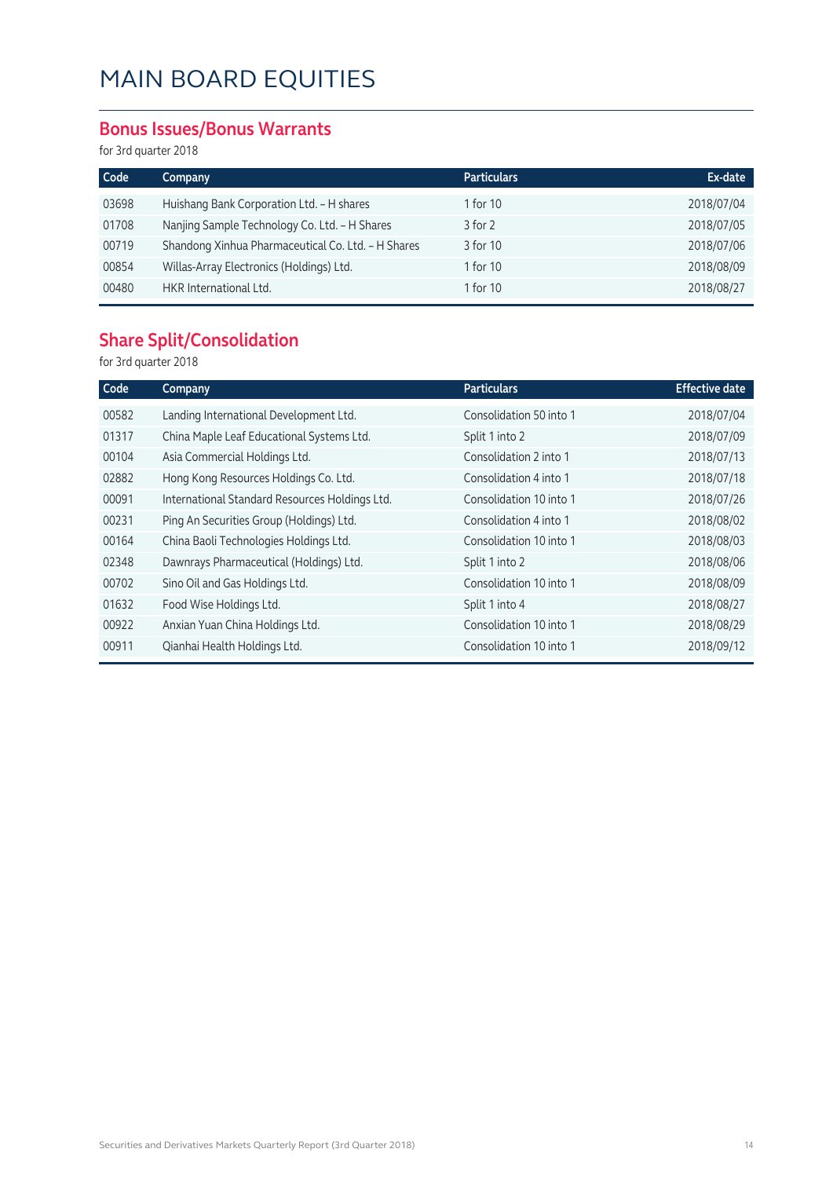# MAIN BOARD EQUITIES

## Bonus Issues/Bonus Warrants

for 3rd quarter 2018

| Code | Company | Particulars | Ex-date |
|---|---|---|---|
| 03698 | Huishang Bank Corporation Ltd. – H shares | 1 for 10 | 2018/07/04 |
| 01708 | Nanjing Sample Technology Co. Ltd. – H Shares | 3 for 2 | 2018/07/05 |
| 00719 | Shandong Xinhua Pharmaceutical Co. Ltd. – H Shares | 3 for 10 | 2018/07/06 |
| 00854 | Willas-Array Electronics (Holdings) Ltd. | 1 for 10 | 2018/08/09 |
| 00480 | HKR International Ltd. | 1 for 10 | 2018/08/27 |

## Share Split/Consolidation

for 3rd quarter 2018

| Code | Company | Particulars | Effective date |
|---|---|---|---|
| 00582 | Landing International Development Ltd. | Consolidation 50 into 1 | 2018/07/04 |
| 01317 | China Maple Leaf Educational Systems Ltd. | Split 1 into 2 | 2018/07/09 |
| 00104 | Asia Commercial Holdings Ltd. | Consolidation 2 into 1 | 2018/07/13 |
| 02882 | Hong Kong Resources Holdings Co. Ltd. | Consolidation 4 into 1 | 2018/07/18 |
| 00091 | International Standard Resources Holdings Ltd. | Consolidation 10 into 1 | 2018/07/26 |
| 00231 | Ping An Securities Group (Holdings) Ltd. | Consolidation 4 into 1 | 2018/08/02 |
| 00164 | China Baoli Technologies Holdings Ltd. | Consolidation 10 into 1 | 2018/08/03 |
| 02348 | Dawnrays Pharmaceutical (Holdings) Ltd. | Split 1 into 2 | 2018/08/06 |
| 00702 | Sino Oil and Gas Holdings Ltd. | Consolidation 10 into 1 | 2018/08/09 |
| 01632 | Food Wise Holdings Ltd. | Split 1 into 4 | 2018/08/27 |
| 00922 | Anxian Yuan China Holdings Ltd. | Consolidation 10 into 1 | 2018/08/29 |
| 00911 | Qianhai Health Holdings Ltd. | Consolidation 10 into 1 | 2018/09/12 |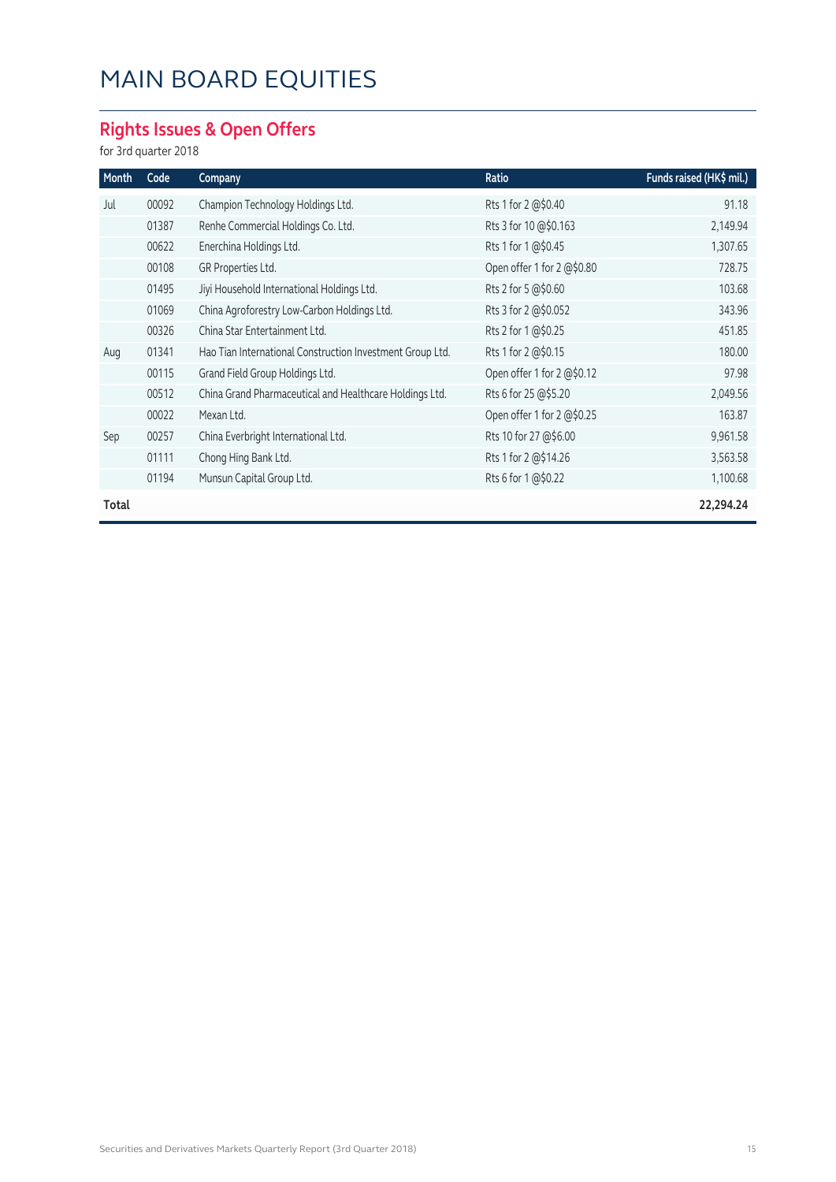# MAIN BOARD EQUITIES

## Rights Issues & Open Offers

for 3rd quarter 2018

| Month | Code | Company | Ratio | Funds raised (HK$ mil.) |
|---|---|---|---|---|
| Jul | 00092 | Champion Technology Holdings Ltd. | Rts 1 for 2 @$0.40 | 91.18 |
| | 01387 | Renhe Commercial Holdings Co. Ltd. | Rts 3 for 10 @$0.163 | 2,149.94 |
| | 00622 | Enerchina Holdings Ltd. | Rts 1 for 1 @$0.45 | 1,307.65 |
| | 00108 | GR Properties Ltd. | Open offer 1 for 2 @$0.80 | 728.75 |
| | 01495 | Jiyi Household International Holdings Ltd. | Rts 2 for 5 @$0.60 | 103.68 |
| | 01069 | China Agroforestry Low-Carbon Holdings Ltd. | Rts 3 for 2 @$0.052 | 343.96 |
| | 00326 | China Star Entertainment Ltd. | Rts 2 for 1 @$0.25 | 451.85 |
| Aug | 01341 | Hao Tian International Construction Investment Group Ltd. | Rts 1 for 2 @$0.15 | 180.00 |
| | 00115 | Grand Field Group Holdings Ltd. | Open offer 1 for 2 @$0.12 | 97.98 |
| | 00512 | China Grand Pharmaceutical and Healthcare Holdings Ltd. | Rts 6 for 25 @$5.20 | 2,049.56 |
| | 00022 | Mexan Ltd. | Open offer 1 for 2 @$0.25 | 163.87 |
| Sep | 00257 | China Everbright International Ltd. | Rts 10 for 27 @$6.00 | 9,961.58 |
| | 01111 | Chong Hing Bank Ltd. | Rts 1 for 2 @$14.26 | 3,563.58 |
| | 01194 | Munsun Capital Group Ltd. | Rts 6 for 1 @$0.22 | 1,100.68 |
| **Total** | | | | **22,294.24** |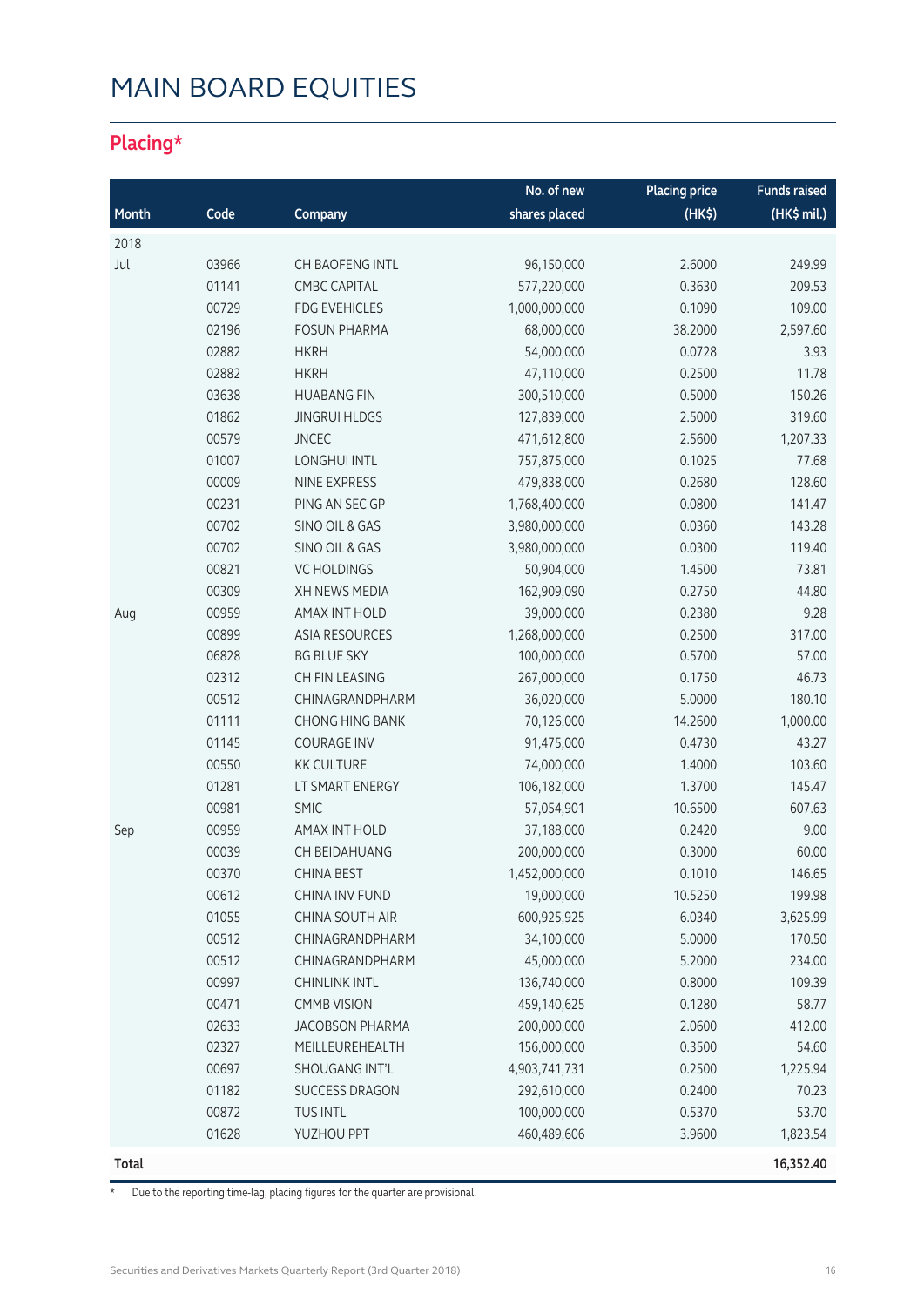# MAIN BOARD EQUITIES

## Placing*

| Month | Code | Company | No. of new shares placed | Placing price (HK$) | Funds raised (HK$ mil.) |
|---|---|---|---|---|---|
| 2018 | | | | | |
| Jul | 03966 | CH BAOFENG INTL | 96,150,000 | 2.6000 | 249.99 |
| | 01141 | CMBC CAPITAL | 577,220,000 | 0.3630 | 209.53 |
| | 00729 | FDG EVEHICLES | 1,000,000,000 | 0.1090 | 109.00 |
| | 02196 | FOSUN PHARMA | 68,000,000 | 38.2000 | 2,597.60 |
| | 02882 | HKRH | 54,000,000 | 0.0728 | 3.93 |
| | 02882 | HKRH | 47,110,000 | 0.2500 | 11.78 |
| | 03638 | HUABANG FIN | 300,510,000 | 0.5000 | 150.26 |
| | 01862 | JINGRUI HLDGS | 127,839,000 | 2.5000 | 319.60 |
| | 00579 | JNCEC | 471,612,800 | 2.5600 | 1,207.33 |
| | 01007 | LONGHUI INTL | 757,875,000 | 0.1025 | 77.68 |
| | 00009 | NINE EXPRESS | 479,838,000 | 0.2680 | 128.60 |
| | 00231 | PING AN SEC GP | 1,768,400,000 | 0.0800 | 141.47 |
| | 00702 | SINO OIL & GAS | 3,980,000,000 | 0.0360 | 143.28 |
| | 00702 | SINO OIL & GAS | 3,980,000,000 | 0.0300 | 119.40 |
| | 00821 | VC HOLDINGS | 50,904,000 | 1.4500 | 73.81 |
| | 00309 | XH NEWS MEDIA | 162,909,090 | 0.2750 | 44.80 |
| Aug | 00959 | AMAX INT HOLD | 39,000,000 | 0.2380 | 9.28 |
| | 00899 | ASIA RESOURCES | 1,268,000,000 | 0.2500 | 317.00 |
| | 06828 | BG BLUE SKY | 100,000,000 | 0.5700 | 57.00 |
| | 02312 | CH FIN LEASING | 267,000,000 | 0.1750 | 46.73 |
| | 00512 | CHINAGRANDPHARM | 36,020,000 | 5.0000 | 180.10 |
| | 01111 | CHONG HING BANK | 70,126,000 | 14.2600 | 1,000.00 |
| | 01145 | COURAGE INV | 91,475,000 | 0.4730 | 43.27 |
| | 00550 | KK CULTURE | 74,000,000 | 1.4000 | 103.60 |
| | 01281 | LT SMART ENERGY | 106,182,000 | 1.3700 | 145.47 |
| | 00981 | SMIC | 57,054,901 | 10.6500 | 607.63 |
| Sep | 00959 | AMAX INT HOLD | 37,188,000 | 0.2420 | 9.00 |
| | 00039 | CH BEIDAHUANG | 200,000,000 | 0.3000 | 60.00 |
| | 00370 | CHINA BEST | 1,452,000,000 | 0.1010 | 146.65 |
| | 00612 | CHINA INV FUND | 19,000,000 | 10.5250 | 199.98 |
| | 01055 | CHINA SOUTH AIR | 600,925,925 | 6.0340 | 3,625.99 |
| | 00512 | CHINAGRANDPHARM | 34,100,000 | 5.0000 | 170.50 |
| | 00512 | CHINAGRANDPHARM | 45,000,000 | 5.2000 | 234.00 |
| | 00997 | CHINLINK INTL | 136,740,000 | 0.8000 | 109.39 |
| | 00471 | CMMB VISION | 459,140,625 | 0.1280 | 58.77 |
| | 02633 | JACOBSON PHARMA | 200,000,000 | 2.0600 | 412.00 |
| | 02327 | MEILLEUREHEALTH | 156,000,000 | 0.3500 | 54.60 |
| | 00697 | SHOUGANG INT'L | 4,903,741,731 | 0.2500 | 1,225.94 |
| | 01182 | SUCCESS DRAGON | 292,610,000 | 0.2400 | 70.23 |
| | 00872 | TUS INTL | 100,000,000 | 0.5370 | 53.70 |
| | 01628 | YUZHOU PPT | 460,489,606 | 3.9600 | 1,823.54 |
| **Total** | | | | | **16,352.40** |

* Due to the reporting time-lag, placing figures for the quarter are provisional.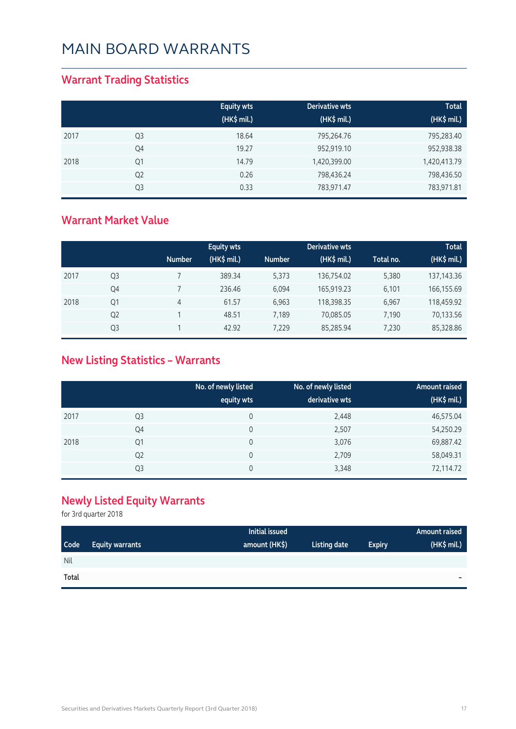# MAIN BOARD WARRANTS

## Warrant Trading Statistics

| | | Equity wts (HK$ mil.) | Derivative wts (HK$ mil.) | Total (HK$ mil.) |
|---|---|---|---|---|
| 2017 | Q3 | 18.64 | 795,264.76 | 795,283.40 |
| | Q4 | 19.27 | 952,919.10 | 952,938.38 |
| 2018 | Q1 | 14.79 | 1,420,399.00 | 1,420,413.79 |
| | Q2 | 0.26 | 798,436.24 | 798,436.50 |
| | Q3 | 0.33 | 783,971.47 | 783,971.81 |

## Warrant Market Value

| | | Equity wts | | Derivative wts | | Total | |
|---|---|---|---|---|---|---|---|
| | | Number | (HK$ mil.) | Number | (HK$ mil.) | Total no. | (HK$ mil.) |
| 2017 | Q3 | 7 | 389.34 | 5,373 | 136,754.02 | 5,380 | 137,143.36 |
| | Q4 | 7 | 236.46 | 6,094 | 165,919.23 | 6,101 | 166,155.69 |
| 2018 | Q1 | 4 | 61.57 | 6,963 | 118,398.35 | 6,967 | 118,459.92 |
| | Q2 | 1 | 48.51 | 7,189 | 70,085.05 | 7,190 | 70,133.56 |
| | Q3 | 1 | 42.92 | 7,229 | 85,285.94 | 7,230 | 85,328.86 |

## New Listing Statistics – Warrants

| | | No. of newly listed equity wts | No. of newly listed derivative wts | Amount raised (HK$ mil.) |
|---|---|---|---|---|
| 2017 | Q3 | 0 | 2,448 | 46,575.04 |
| | Q4 | 0 | 2,507 | 54,250.29 |
| 2018 | Q1 | 0 | 3,076 | 69,887.42 |
| | Q2 | 0 | 2,709 | 58,049.31 |
| | Q3 | 0 | 3,348 | 72,114.72 |

## Newly Listed Equity Warrants

for 3rd quarter 2018

| Code | Equity warrants | Initial issued amount (HK$) | Listing date | Expiry | Amount raised (HK$ mil.) |
|---|---|---|---|---|---|
| Nil | | | | | |
| **Total** | | | | | - |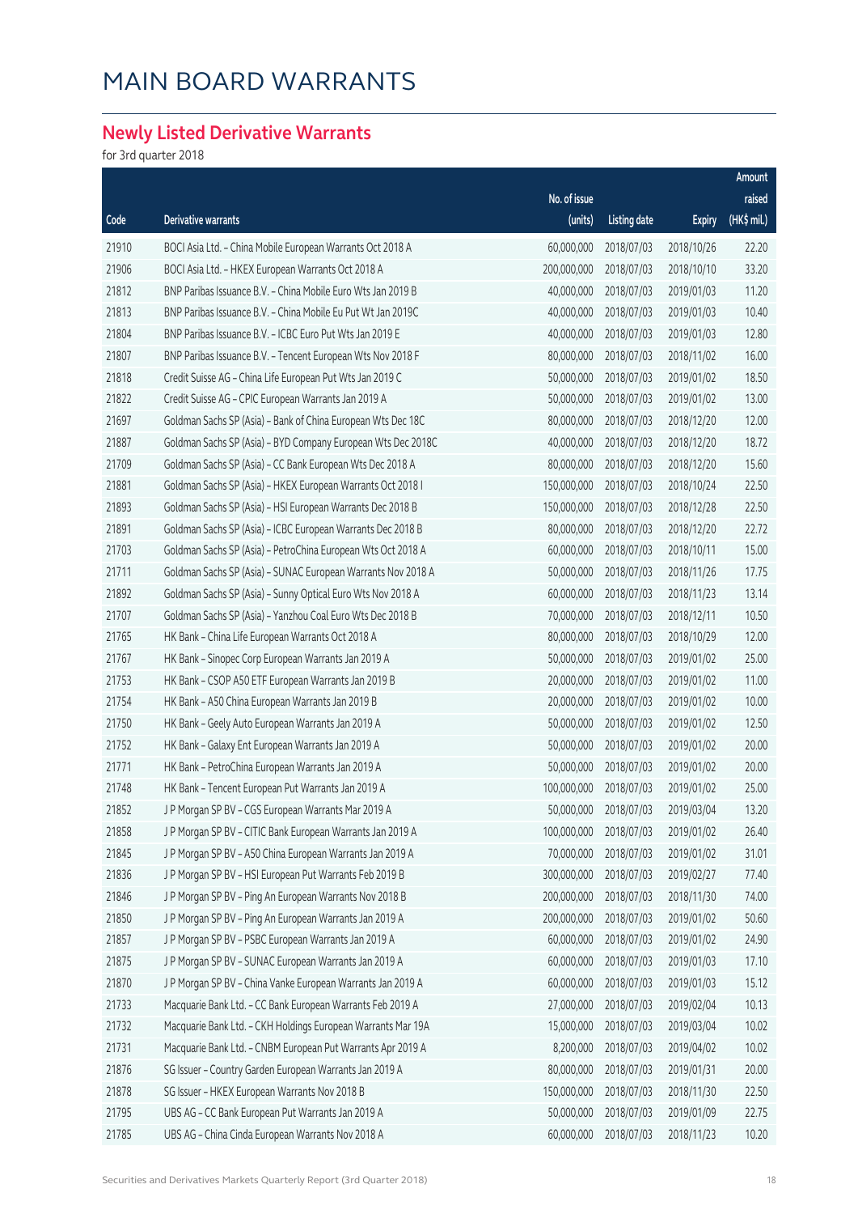# MAIN BOARD WARRANTS

## Newly Listed Derivative Warrants

for 3rd quarter 2018

| Code | Derivative warrants | No. of issue (units) | Listing date | Expiry | Amount raised (HK$ mil.) |
|---|---|---|---|---|---|
| 21910 | BOCI Asia Ltd. – China Mobile European Warrants Oct 2018 A | 60,000,000 | 2018/07/03 | 2018/10/26 | 22.20 |
| 21906 | BOCI Asia Ltd. – HKEX European Warrants Oct 2018 A | 200,000,000 | 2018/07/03 | 2018/10/10 | 33.20 |
| 21812 | BNP Paribas Issuance B.V. – China Mobile Euro Wts Jan 2019 B | 40,000,000 | 2018/07/03 | 2019/01/03 | 11.20 |
| 21813 | BNP Paribas Issuance B.V. – China Mobile Eu Put Wt Jan 2019C | 40,000,000 | 2018/07/03 | 2019/01/03 | 10.40 |
| 21804 | BNP Paribas Issuance B.V. – ICBC Euro Put Wts Jan 2019 E | 40,000,000 | 2018/07/03 | 2019/01/03 | 12.80 |
| 21807 | BNP Paribas Issuance B.V. – Tencent European Wts Nov 2018 F | 80,000,000 | 2018/07/03 | 2018/11/02 | 16.00 |
| 21818 | Credit Suisse AG – China Life European Put Wts Jan 2019 C | 50,000,000 | 2018/07/03 | 2019/01/02 | 18.50 |
| 21822 | Credit Suisse AG – CPIC European Warrants Jan 2019 A | 50,000,000 | 2018/07/03 | 2019/01/02 | 13.00 |
| 21697 | Goldman Sachs SP (Asia) – Bank of China European Wts Dec 18C | 80,000,000 | 2018/07/03 | 2018/12/20 | 12.00 |
| 21887 | Goldman Sachs SP (Asia) – BYD Company European Wts Dec 2018C | 40,000,000 | 2018/07/03 | 2018/12/20 | 18.72 |
| 21709 | Goldman Sachs SP (Asia) – CC Bank European Wts Dec 2018 A | 80,000,000 | 2018/07/03 | 2018/12/20 | 15.60 |
| 21881 | Goldman Sachs SP (Asia) – HKEX European Warrants Oct 2018 I | 150,000,000 | 2018/07/03 | 2018/10/24 | 22.50 |
| 21893 | Goldman Sachs SP (Asia) – HSI European Warrants Dec 2018 B | 150,000,000 | 2018/07/03 | 2018/12/28 | 22.50 |
| 21891 | Goldman Sachs SP (Asia) – ICBC European Warrants Dec 2018 B | 80,000,000 | 2018/07/03 | 2018/12/20 | 22.72 |
| 21703 | Goldman Sachs SP (Asia) – PetroChina European Wts Oct 2018 A | 60,000,000 | 2018/07/03 | 2018/10/11 | 15.00 |
| 21711 | Goldman Sachs SP (Asia) – SUNAC European Warrants Nov 2018 A | 50,000,000 | 2018/07/03 | 2018/11/26 | 17.75 |
| 21892 | Goldman Sachs SP (Asia) – Sunny Optical Euro Wts Nov 2018 A | 60,000,000 | 2018/07/03 | 2018/11/23 | 13.14 |
| 21707 | Goldman Sachs SP (Asia) – Yanzhou Coal Euro Wts Dec 2018 B | 70,000,000 | 2018/07/03 | 2018/12/11 | 10.50 |
| 21765 | HK Bank – China Life European Warrants Oct 2018 A | 80,000,000 | 2018/07/03 | 2018/10/29 | 12.00 |
| 21767 | HK Bank – Sinopec Corp European Warrants Jan 2019 A | 50,000,000 | 2018/07/03 | 2019/01/02 | 25.00 |
| 21753 | HK Bank – CSOP A50 ETF European Warrants Jan 2019 B | 20,000,000 | 2018/07/03 | 2019/01/02 | 11.00 |
| 21754 | HK Bank – A50 China European Warrants Jan 2019 B | 20,000,000 | 2018/07/03 | 2019/01/02 | 10.00 |
| 21750 | HK Bank – Geely Auto European Warrants Jan 2019 A | 50,000,000 | 2018/07/03 | 2019/01/02 | 12.50 |
| 21752 | HK Bank – Galaxy Ent European Warrants Jan 2019 A | 50,000,000 | 2018/07/03 | 2019/01/02 | 20.00 |
| 21771 | HK Bank – PetroChina European Warrants Jan 2019 A | 50,000,000 | 2018/07/03 | 2019/01/02 | 20.00 |
| 21748 | HK Bank – Tencent European Put Warrants Jan 2019 A | 100,000,000 | 2018/07/03 | 2019/01/02 | 25.00 |
| 21852 | J P Morgan SP BV – CGS European Warrants Mar 2019 A | 50,000,000 | 2018/07/03 | 2019/03/04 | 13.20 |
| 21858 | J P Morgan SP BV – CITIC Bank European Warrants Jan 2019 A | 100,000,000 | 2018/07/03 | 2019/01/02 | 26.40 |
| 21845 | J P Morgan SP BV – A50 China European Warrants Jan 2019 A | 70,000,000 | 2018/07/03 | 2019/01/02 | 31.01 |
| 21836 | J P Morgan SP BV – HSI European Put Warrants Feb 2019 B | 300,000,000 | 2018/07/03 | 2019/02/27 | 77.40 |
| 21846 | J P Morgan SP BV – Ping An European Warrants Nov 2018 B | 200,000,000 | 2018/07/03 | 2018/11/30 | 74.00 |
| 21850 | J P Morgan SP BV – Ping An European Warrants Jan 2019 A | 200,000,000 | 2018/07/03 | 2019/01/02 | 50.60 |
| 21857 | J P Morgan SP BV – PSBC European Warrants Jan 2019 A | 60,000,000 | 2018/07/03 | 2019/01/02 | 24.90 |
| 21875 | J P Morgan SP BV – SUNAC European Warrants Jan 2019 A | 60,000,000 | 2018/07/03 | 2019/01/03 | 17.10 |
| 21870 | J P Morgan SP BV – China Vanke European Warrants Jan 2019 A | 60,000,000 | 2018/07/03 | 2019/01/03 | 15.12 |
| 21733 | Macquarie Bank Ltd. – CC Bank European Warrants Feb 2019 A | 27,000,000 | 2018/07/03 | 2019/02/04 | 10.13 |
| 21732 | Macquarie Bank Ltd. – CKH Holdings European Warrants Mar 19A | 15,000,000 | 2018/07/03 | 2019/03/04 | 10.02 |
| 21731 | Macquarie Bank Ltd. – CNBM European Put Warrants Apr 2019 A | 8,200,000 | 2018/07/03 | 2019/04/02 | 10.02 |
| 21876 | SG Issuer – Country Garden European Warrants Jan 2019 A | 80,000,000 | 2018/07/03 | 2019/01/31 | 20.00 |
| 21878 | SG Issuer – HKEX European Warrants Nov 2018 B | 150,000,000 | 2018/07/03 | 2018/11/30 | 22.50 |
| 21795 | UBS AG – CC Bank European Put Warrants Jan 2019 A | 50,000,000 | 2018/07/03 | 2019/01/09 | 22.75 |
| 21785 | UBS AG – China Cinda European Warrants Nov 2018 A | 60,000,000 | 2018/07/03 | 2018/11/23 | 10.20 |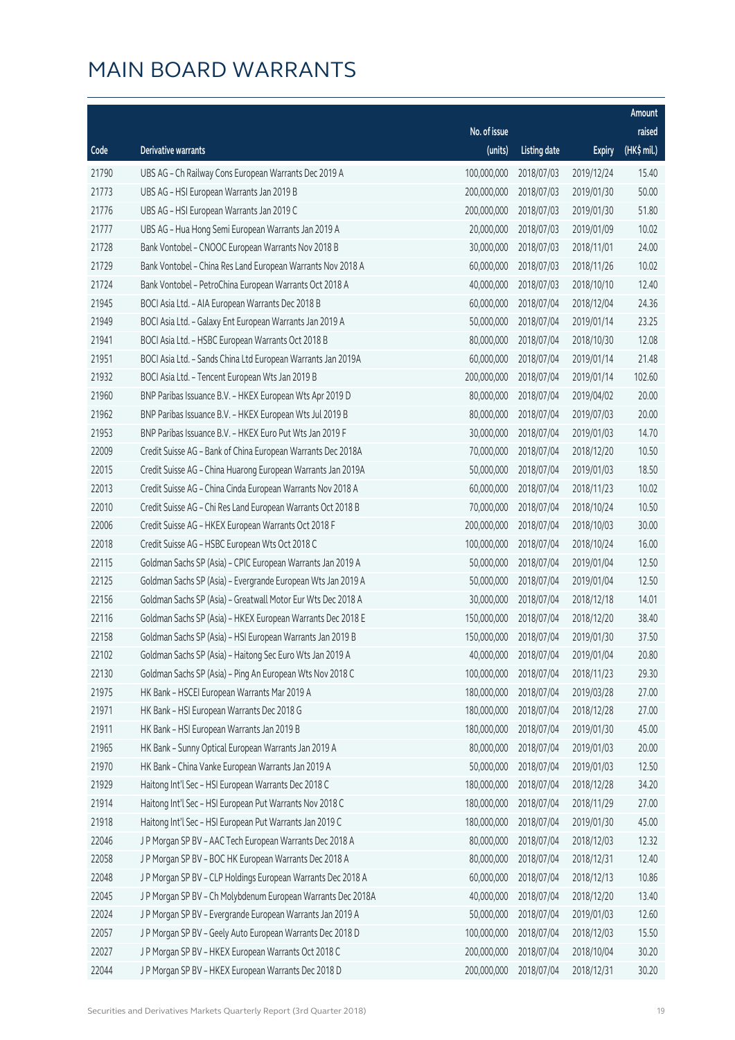# MAIN BOARD WARRANTS

| Code | Derivative warrants | No. of issue (units) | Listing date | Expiry | Amount raised (HK$ mil.) |
|---|---|---|---|---|---|
| 21790 | UBS AG - Ch Railway Cons European Warrants Dec 2019 A | 100,000,000 | 2018/07/03 | 2019/12/24 | 15.40 |
| 21773 | UBS AG - HSI European Warrants Jan 2019 B | 200,000,000 | 2018/07/03 | 2019/01/30 | 50.00 |
| 21776 | UBS AG - HSI European Warrants Jan 2019 C | 200,000,000 | 2018/07/03 | 2019/01/30 | 51.80 |
| 21777 | UBS AG - Hua Hong Semi European Warrants Jan 2019 A | 20,000,000 | 2018/07/03 | 2019/01/09 | 10.02 |
| 21728 | Bank Vontobel - CNOOC European Warrants Nov 2018 B | 30,000,000 | 2018/07/03 | 2018/11/01 | 24.00 |
| 21729 | Bank Vontobel - China Res Land European Warrants Nov 2018 A | 60,000,000 | 2018/07/03 | 2018/11/26 | 10.02 |
| 21724 | Bank Vontobel - PetroChina European Warrants Oct 2018 A | 40,000,000 | 2018/07/03 | 2018/10/10 | 12.40 |
| 21945 | BOCI Asia Ltd. - AIA European Warrants Dec 2018 B | 60,000,000 | 2018/07/04 | 2018/12/04 | 24.36 |
| 21949 | BOCI Asia Ltd. - Galaxy Ent European Warrants Jan 2019 A | 50,000,000 | 2018/07/04 | 2019/01/14 | 23.25 |
| 21941 | BOCI Asia Ltd. - HSBC European Warrants Oct 2018 B | 80,000,000 | 2018/07/04 | 2018/10/30 | 12.08 |
| 21951 | BOCI Asia Ltd. - Sands China Ltd European Warrants Jan 2019A | 60,000,000 | 2018/07/04 | 2019/01/14 | 21.48 |
| 21932 | BOCI Asia Ltd. - Tencent European Wts Jan 2019 B | 200,000,000 | 2018/07/04 | 2019/01/14 | 102.60 |
| 21960 | BNP Paribas Issuance B.V. - HKEX European Wts Apr 2019 D | 80,000,000 | 2018/07/04 | 2019/04/02 | 20.00 |
| 21962 | BNP Paribas Issuance B.V. - HKEX European Wts Jul 2019 B | 80,000,000 | 2018/07/04 | 2019/07/03 | 20.00 |
| 21953 | BNP Paribas Issuance B.V. - HKEX Euro Put Wts Jan 2019 F | 30,000,000 | 2018/07/04 | 2019/01/03 | 14.70 |
| 22009 | Credit Suisse AG - Bank of China European Warrants Dec 2018A | 70,000,000 | 2018/07/04 | 2018/12/20 | 10.50 |
| 22015 | Credit Suisse AG - China Huarong European Warrants Jan 2019A | 50,000,000 | 2018/07/04 | 2019/01/03 | 18.50 |
| 22013 | Credit Suisse AG - China Cinda European Warrants Nov 2018 A | 60,000,000 | 2018/07/04 | 2018/11/23 | 10.02 |
| 22010 | Credit Suisse AG - Chi Res Land European Warrants Oct 2018 B | 70,000,000 | 2018/07/04 | 2018/10/24 | 10.50 |
| 22006 | Credit Suisse AG - HKEX European Warrants Oct 2018 F | 200,000,000 | 2018/07/04 | 2018/10/03 | 30.00 |
| 22018 | Credit Suisse AG - HSBC European Wts Oct 2018 C | 100,000,000 | 2018/07/04 | 2018/10/24 | 16.00 |
| 22115 | Goldman Sachs SP (Asia) - CPIC European Warrants Jan 2019 A | 50,000,000 | 2018/07/04 | 2019/01/04 | 12.50 |
| 22125 | Goldman Sachs SP (Asia) - Evergrande European Wts Jan 2019 A | 50,000,000 | 2018/07/04 | 2019/01/04 | 12.50 |
| 22156 | Goldman Sachs SP (Asia) - Greatwall Motor Eur Wts Dec 2018 A | 30,000,000 | 2018/07/04 | 2018/12/18 | 14.01 |
| 22116 | Goldman Sachs SP (Asia) - HKEX European Warrants Dec 2018 E | 150,000,000 | 2018/07/04 | 2018/12/20 | 38.40 |
| 22158 | Goldman Sachs SP (Asia) - HSI European Warrants Jan 2019 B | 150,000,000 | 2018/07/04 | 2019/01/30 | 37.50 |
| 22102 | Goldman Sachs SP (Asia) - Haitong Sec Euro Wts Jan 2019 A | 40,000,000 | 2018/07/04 | 2019/01/04 | 20.80 |
| 22130 | Goldman Sachs SP (Asia) - Ping An European Wts Nov 2018 C | 100,000,000 | 2018/07/04 | 2018/11/23 | 29.30 |
| 21975 | HK Bank - HSCEI European Warrants Mar 2019 A | 180,000,000 | 2018/07/04 | 2019/03/28 | 27.00 |
| 21971 | HK Bank - HSI European Warrants Dec 2018 G | 180,000,000 | 2018/07/04 | 2018/12/28 | 27.00 |
| 21911 | HK Bank - HSI European Warrants Jan 2019 B | 180,000,000 | 2018/07/04 | 2019/01/30 | 45.00 |
| 21965 | HK Bank - Sunny Optical European Warrants Jan 2019 A | 80,000,000 | 2018/07/04 | 2019/01/03 | 20.00 |
| 21970 | HK Bank - China Vanke European Warrants Jan 2019 A | 50,000,000 | 2018/07/04 | 2019/01/03 | 12.50 |
| 21929 | Haitong Int'l Sec - HSI European Warrants Dec 2018 C | 180,000,000 | 2018/07/04 | 2018/12/28 | 34.20 |
| 21914 | Haitong Int'l Sec - HSI European Put Warrants Nov 2018 C | 180,000,000 | 2018/07/04 | 2018/11/29 | 27.00 |
| 21918 | Haitong Int'l Sec - HSI European Put Warrants Jan 2019 C | 180,000,000 | 2018/07/04 | 2019/01/30 | 45.00 |
| 22046 | J P Morgan SP BV - AAC Tech European Warrants Dec 2018 A | 80,000,000 | 2018/07/04 | 2018/12/03 | 12.32 |
| 22058 | J P Morgan SP BV - BOC HK European Warrants Dec 2018 A | 80,000,000 | 2018/07/04 | 2018/12/31 | 12.40 |
| 22048 | J P Morgan SP BV - CLP Holdings European Warrants Dec 2018 A | 60,000,000 | 2018/07/04 | 2018/12/13 | 10.86 |
| 22045 | J P Morgan SP BV - Ch Molybdenum European Warrants Dec 2018A | 40,000,000 | 2018/07/04 | 2018/12/20 | 13.40 |
| 22024 | J P Morgan SP BV - Evergrande European Warrants Jan 2019 A | 50,000,000 | 2018/07/04 | 2019/01/03 | 12.60 |
| 22057 | J P Morgan SP BV - Geely Auto European Warrants Dec 2018 D | 100,000,000 | 2018/07/04 | 2018/12/03 | 15.50 |
| 22027 | J P Morgan SP BV - HKEX European Warrants Oct 2018 C | 200,000,000 | 2018/07/04 | 2018/10/04 | 30.20 |
| 22044 | J P Morgan SP BV - HKEX European Warrants Dec 2018 D | 200,000,000 | 2018/07/04 | 2018/12/31 | 30.20 |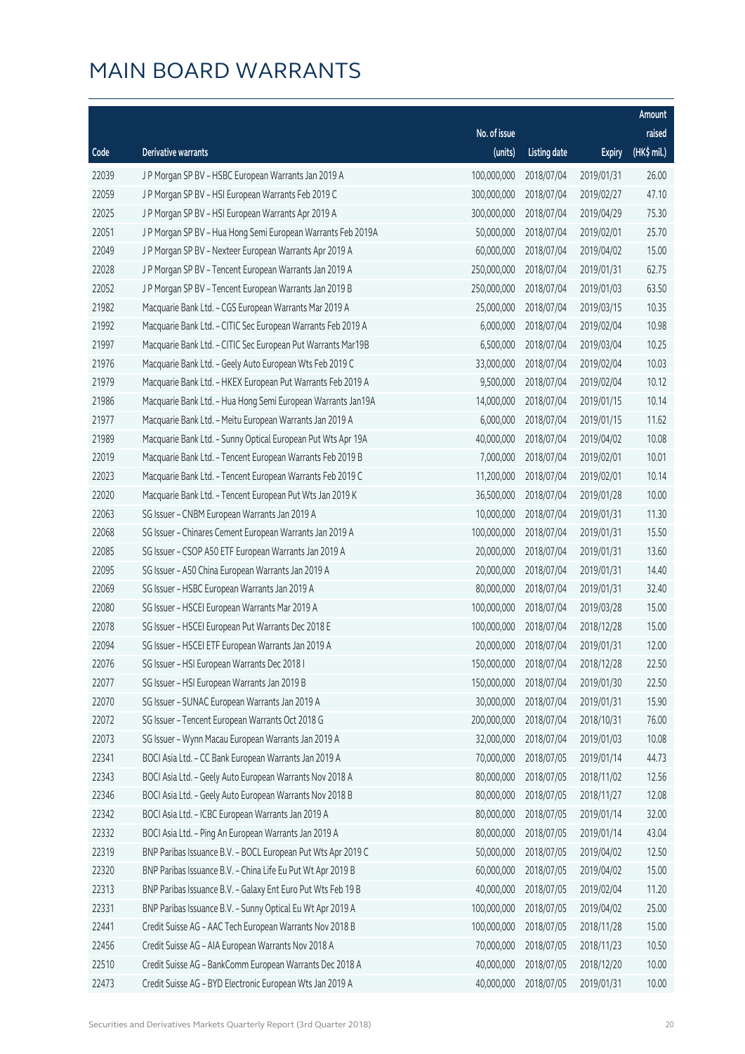# MAIN BOARD WARRANTS

| Code | Derivative warrants | No. of issue (units) | Listing date | Expiry | Amount raised (HK$ mil.) |
|---|---|---|---|---|---|
| 22039 | J P Morgan SP BV - HSBC European Warrants Jan 2019 A | 100,000,000 | 2018/07/04 | 2019/01/31 | 26.00 |
| 22059 | J P Morgan SP BV - HSI European Warrants Feb 2019 C | 300,000,000 | 2018/07/04 | 2019/02/27 | 47.10 |
| 22025 | J P Morgan SP BV - HSI European Warrants Apr 2019 A | 300,000,000 | 2018/07/04 | 2019/04/29 | 75.30 |
| 22051 | J P Morgan SP BV - Hua Hong Semi European Warrants Feb 2019A | 50,000,000 | 2018/07/04 | 2019/02/01 | 25.70 |
| 22049 | J P Morgan SP BV - Nexteer European Warrants Apr 2019 A | 60,000,000 | 2018/07/04 | 2019/04/02 | 15.00 |
| 22028 | J P Morgan SP BV - Tencent European Warrants Jan 2019 A | 250,000,000 | 2018/07/04 | 2019/01/31 | 62.75 |
| 22052 | J P Morgan SP BV - Tencent European Warrants Jan 2019 B | 250,000,000 | 2018/07/04 | 2019/01/03 | 63.50 |
| 21982 | Macquarie Bank Ltd. - CGS European Warrants Mar 2019 A | 25,000,000 | 2018/07/04 | 2019/03/15 | 10.35 |
| 21992 | Macquarie Bank Ltd. - CITIC Sec European Warrants Feb 2019 A | 6,000,000 | 2018/07/04 | 2019/02/04 | 10.98 |
| 21997 | Macquarie Bank Ltd. - CITIC Sec European Put Warrants Mar19B | 6,500,000 | 2018/07/04 | 2019/03/04 | 10.25 |
| 21976 | Macquarie Bank Ltd. - Geely Auto European Wts Feb 2019 C | 33,000,000 | 2018/07/04 | 2019/02/04 | 10.03 |
| 21979 | Macquarie Bank Ltd. - HKEX European Put Warrants Feb 2019 A | 9,500,000 | 2018/07/04 | 2019/02/04 | 10.12 |
| 21986 | Macquarie Bank Ltd. - Hua Hong Semi European Warrants Jan19A | 14,000,000 | 2018/07/04 | 2019/01/15 | 10.14 |
| 21977 | Macquarie Bank Ltd. - Meitu European Warrants Jan 2019 A | 6,000,000 | 2018/07/04 | 2019/01/15 | 11.62 |
| 21989 | Macquarie Bank Ltd. - Sunny Optical European Put Wts Apr 19A | 40,000,000 | 2018/07/04 | 2019/04/02 | 10.08 |
| 22019 | Macquarie Bank Ltd. - Tencent European Warrants Feb 2019 B | 7,000,000 | 2018/07/04 | 2019/02/01 | 10.01 |
| 22023 | Macquarie Bank Ltd. - Tencent European Warrants Feb 2019 C | 11,200,000 | 2018/07/04 | 2019/02/01 | 10.14 |
| 22020 | Macquarie Bank Ltd. - Tencent European Put Wts Jan 2019 K | 36,500,000 | 2018/07/04 | 2019/01/28 | 10.00 |
| 22063 | SG Issuer - CNBM European Warrants Jan 2019 A | 10,000,000 | 2018/07/04 | 2019/01/31 | 11.30 |
| 22068 | SG Issuer - Chinares Cement European Warrants Jan 2019 A | 100,000,000 | 2018/07/04 | 2019/01/31 | 15.50 |
| 22085 | SG Issuer - CSOP A50 ETF European Warrants Jan 2019 A | 20,000,000 | 2018/07/04 | 2019/01/31 | 13.60 |
| 22095 | SG Issuer - A50 China European Warrants Jan 2019 A | 20,000,000 | 2018/07/04 | 2019/01/31 | 14.40 |
| 22069 | SG Issuer - HSBC European Warrants Jan 2019 A | 80,000,000 | 2018/07/04 | 2019/01/31 | 32.40 |
| 22080 | SG Issuer - HSCEI European Warrants Mar 2019 A | 100,000,000 | 2018/07/04 | 2019/03/28 | 15.00 |
| 22078 | SG Issuer - HSCEI European Put Warrants Dec 2018 E | 100,000,000 | 2018/07/04 | 2018/12/28 | 15.00 |
| 22094 | SG Issuer - HSCEI ETF European Warrants Jan 2019 A | 20,000,000 | 2018/07/04 | 2019/01/31 | 12.00 |
| 22076 | SG Issuer - HSI European Warrants Dec 2018 I | 150,000,000 | 2018/07/04 | 2018/12/28 | 22.50 |
| 22077 | SG Issuer - HSI European Warrants Jan 2019 B | 150,000,000 | 2018/07/04 | 2019/01/30 | 22.50 |
| 22070 | SG Issuer - SUNAC European Warrants Jan 2019 A | 30,000,000 | 2018/07/04 | 2019/01/31 | 15.90 |
| 22072 | SG Issuer - Tencent European Warrants Oct 2018 G | 200,000,000 | 2018/07/04 | 2018/10/31 | 76.00 |
| 22073 | SG Issuer - Wynn Macau European Warrants Jan 2019 A | 32,000,000 | 2018/07/04 | 2019/01/03 | 10.08 |
| 22341 | BOCI Asia Ltd. - CC Bank European Warrants Jan 2019 A | 70,000,000 | 2018/07/05 | 2019/01/14 | 44.73 |
| 22343 | BOCI Asia Ltd. - Geely Auto European Warrants Nov 2018 A | 80,000,000 | 2018/07/05 | 2018/11/02 | 12.56 |
| 22346 | BOCI Asia Ltd. - Geely Auto European Warrants Nov 2018 B | 80,000,000 | 2018/07/05 | 2018/11/27 | 12.08 |
| 22342 | BOCI Asia Ltd. - ICBC European Warrants Jan 2019 A | 80,000,000 | 2018/07/05 | 2019/01/14 | 32.00 |
| 22332 | BOCI Asia Ltd. - Ping An European Warrants Jan 2019 A | 80,000,000 | 2018/07/05 | 2019/01/14 | 43.04 |
| 22319 | BNP Paribas Issuance B.V. - BOCL European Put Wts Apr 2019 C | 50,000,000 | 2018/07/05 | 2019/04/02 | 12.50 |
| 22320 | BNP Paribas Issuance B.V. - China Life Eu Put Wt Apr 2019 B | 60,000,000 | 2018/07/05 | 2019/04/02 | 15.00 |
| 22313 | BNP Paribas Issuance B.V. - Galaxy Ent Euro Put Wts Feb 19 B | 40,000,000 | 2018/07/05 | 2019/02/04 | 11.20 |
| 22331 | BNP Paribas Issuance B.V. - Sunny Optical Eu Wt Apr 2019 A | 100,000,000 | 2018/07/05 | 2019/04/02 | 25.00 |
| 22441 | Credit Suisse AG - AAC Tech European Warrants Nov 2018 B | 100,000,000 | 2018/07/05 | 2018/11/28 | 15.00 |
| 22456 | Credit Suisse AG - AIA European Warrants Nov 2018 A | 70,000,000 | 2018/07/05 | 2018/11/23 | 10.50 |
| 22510 | Credit Suisse AG - BankComm European Warrants Dec 2018 A | 40,000,000 | 2018/07/05 | 2018/12/20 | 10.00 |
| 22473 | Credit Suisse AG - BYD Electronic European Wts Jan 2019 A | 40,000,000 | 2018/07/05 | 2019/01/31 | 10.00 |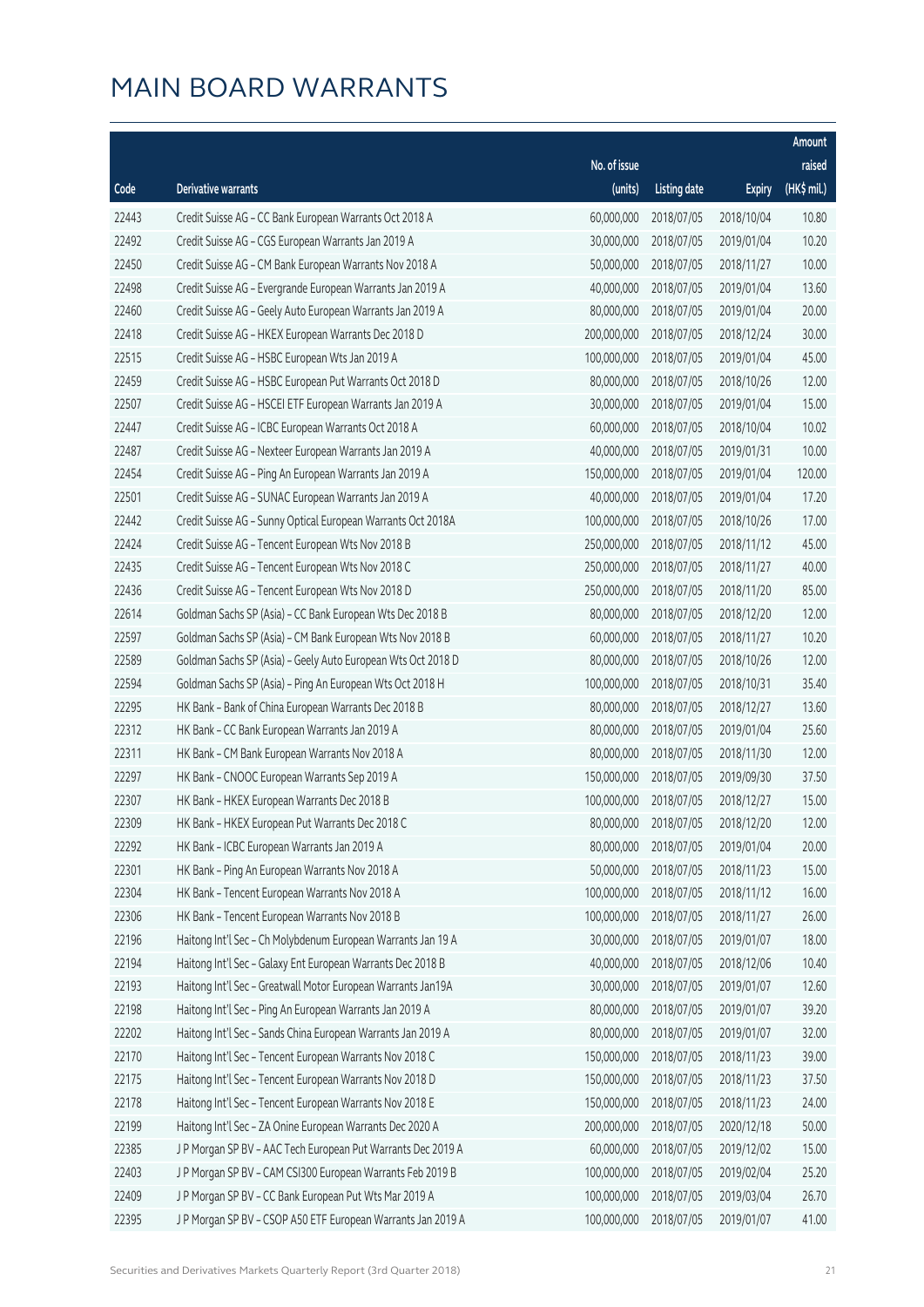# MAIN BOARD WARRANTS

| Code | Derivative warrants | No. of issue (units) | Listing date | Expiry | Amount raised (HK$ mil.) |
|---|---|---|---|---|---|
| 22443 | Credit Suisse AG - CC Bank European Warrants Oct 2018 A | 60,000,000 | 2018/07/05 | 2018/10/04 | 10.80 |
| 22492 | Credit Suisse AG - CGS European Warrants Jan 2019 A | 30,000,000 | 2018/07/05 | 2019/01/04 | 10.20 |
| 22450 | Credit Suisse AG - CM Bank European Warrants Nov 2018 A | 50,000,000 | 2018/07/05 | 2018/11/27 | 10.00 |
| 22498 | Credit Suisse AG - Evergrande European Warrants Jan 2019 A | 40,000,000 | 2018/07/05 | 2019/01/04 | 13.60 |
| 22460 | Credit Suisse AG - Geely Auto European Warrants Jan 2019 A | 80,000,000 | 2018/07/05 | 2019/01/04 | 20.00 |
| 22418 | Credit Suisse AG - HKEX European Warrants Dec 2018 D | 200,000,000 | 2018/07/05 | 2018/12/24 | 30.00 |
| 22515 | Credit Suisse AG - HSBC European Wts Jan 2019 A | 100,000,000 | 2018/07/05 | 2019/01/04 | 45.00 |
| 22459 | Credit Suisse AG - HSBC European Put Warrants Oct 2018 D | 80,000,000 | 2018/07/05 | 2018/10/26 | 12.00 |
| 22507 | Credit Suisse AG - HSCEI ETF European Warrants Jan 2019 A | 30,000,000 | 2018/07/05 | 2019/01/04 | 15.00 |
| 22447 | Credit Suisse AG - ICBC European Warrants Oct 2018 A | 60,000,000 | 2018/07/05 | 2018/10/04 | 10.02 |
| 22487 | Credit Suisse AG - Nexteer European Warrants Jan 2019 A | 40,000,000 | 2018/07/05 | 2019/01/31 | 10.00 |
| 22454 | Credit Suisse AG - Ping An European Warrants Jan 2019 A | 150,000,000 | 2018/07/05 | 2019/01/04 | 120.00 |
| 22501 | Credit Suisse AG - SUNAC European Warrants Jan 2019 A | 40,000,000 | 2018/07/05 | 2019/01/04 | 17.20 |
| 22442 | Credit Suisse AG - Sunny Optical European Warrants Oct 2018A | 100,000,000 | 2018/07/05 | 2018/10/26 | 17.00 |
| 22424 | Credit Suisse AG - Tencent European Wts Nov 2018 B | 250,000,000 | 2018/07/05 | 2018/11/12 | 45.00 |
| 22435 | Credit Suisse AG - Tencent European Wts Nov 2018 C | 250,000,000 | 2018/07/05 | 2018/11/27 | 40.00 |
| 22436 | Credit Suisse AG - Tencent European Wts Nov 2018 D | 250,000,000 | 2018/07/05 | 2018/11/20 | 85.00 |
| 22614 | Goldman Sachs SP (Asia) - CC Bank European Wts Dec 2018 B | 80,000,000 | 2018/07/05 | 2018/12/20 | 12.00 |
| 22597 | Goldman Sachs SP (Asia) - CM Bank European Wts Nov 2018 B | 60,000,000 | 2018/07/05 | 2018/11/27 | 10.20 |
| 22589 | Goldman Sachs SP (Asia) - Geely Auto European Wts Oct 2018 D | 80,000,000 | 2018/07/05 | 2018/10/26 | 12.00 |
| 22594 | Goldman Sachs SP (Asia) - Ping An European Wts Oct 2018 H | 100,000,000 | 2018/07/05 | 2018/10/31 | 35.40 |
| 22295 | HK Bank - Bank of China European Warrants Dec 2018 B | 80,000,000 | 2018/07/05 | 2018/12/27 | 13.60 |
| 22312 | HK Bank - CC Bank European Warrants Jan 2019 A | 80,000,000 | 2018/07/05 | 2019/01/04 | 25.60 |
| 22311 | HK Bank - CM Bank European Warrants Nov 2018 A | 80,000,000 | 2018/07/05 | 2018/11/30 | 12.00 |
| 22297 | HK Bank - CNOOC European Warrants Sep 2019 A | 150,000,000 | 2018/07/05 | 2019/09/30 | 37.50 |
| 22307 | HK Bank - HKEX European Warrants Dec 2018 B | 100,000,000 | 2018/07/05 | 2018/12/27 | 15.00 |
| 22309 | HK Bank - HKEX European Put Warrants Dec 2018 C | 80,000,000 | 2018/07/05 | 2018/12/20 | 12.00 |
| 22292 | HK Bank - ICBC European Warrants Jan 2019 A | 80,000,000 | 2018/07/05 | 2019/01/04 | 20.00 |
| 22301 | HK Bank - Ping An European Warrants Nov 2018 A | 50,000,000 | 2018/07/05 | 2018/11/23 | 15.00 |
| 22304 | HK Bank - Tencent European Warrants Nov 2018 A | 100,000,000 | 2018/07/05 | 2018/11/12 | 16.00 |
| 22306 | HK Bank - Tencent European Warrants Nov 2018 B | 100,000,000 | 2018/07/05 | 2018/11/27 | 26.00 |
| 22196 | Haitong Int'l Sec - Ch Molybdenum European Warrants Jan 19 A | 30,000,000 | 2018/07/05 | 2019/01/07 | 18.00 |
| 22194 | Haitong Int'l Sec - Galaxy Ent European Warrants Dec 2018 B | 40,000,000 | 2018/07/05 | 2018/12/06 | 10.40 |
| 22193 | Haitong Int'l Sec - Greatwall Motor European Warrants Jan19A | 30,000,000 | 2018/07/05 | 2019/01/07 | 12.60 |
| 22198 | Haitong Int'l Sec - Ping An European Warrants Jan 2019 A | 80,000,000 | 2018/07/05 | 2019/01/07 | 39.20 |
| 22202 | Haitong Int'l Sec - Sands China European Warrants Jan 2019 A | 80,000,000 | 2018/07/05 | 2019/01/07 | 32.00 |
| 22170 | Haitong Int'l Sec - Tencent European Warrants Nov 2018 C | 150,000,000 | 2018/07/05 | 2018/11/23 | 39.00 |
| 22175 | Haitong Int'l Sec - Tencent European Warrants Nov 2018 D | 150,000,000 | 2018/07/05 | 2018/11/23 | 37.50 |
| 22178 | Haitong Int'l Sec - Tencent European Warrants Nov 2018 E | 150,000,000 | 2018/07/05 | 2018/11/23 | 24.00 |
| 22199 | Haitong Int'l Sec - ZA Onine European Warrants Dec 2020 A | 200,000,000 | 2018/07/05 | 2020/12/18 | 50.00 |
| 22385 | J P Morgan SP BV - AAC Tech European Put Warrants Dec 2019 A | 60,000,000 | 2018/07/05 | 2019/12/02 | 15.00 |
| 22403 | J P Morgan SP BV - CAM CSI300 European Warrants Feb 2019 B | 100,000,000 | 2018/07/05 | 2019/02/04 | 25.20 |
| 22409 | J P Morgan SP BV - CC Bank European Put Wts Mar 2019 A | 100,000,000 | 2018/07/05 | 2019/03/04 | 26.70 |
| 22395 | J P Morgan SP BV - CSOP A50 ETF European Warrants Jan 2019 A | 100,000,000 | 2018/07/05 | 2019/01/07 | 41.00 |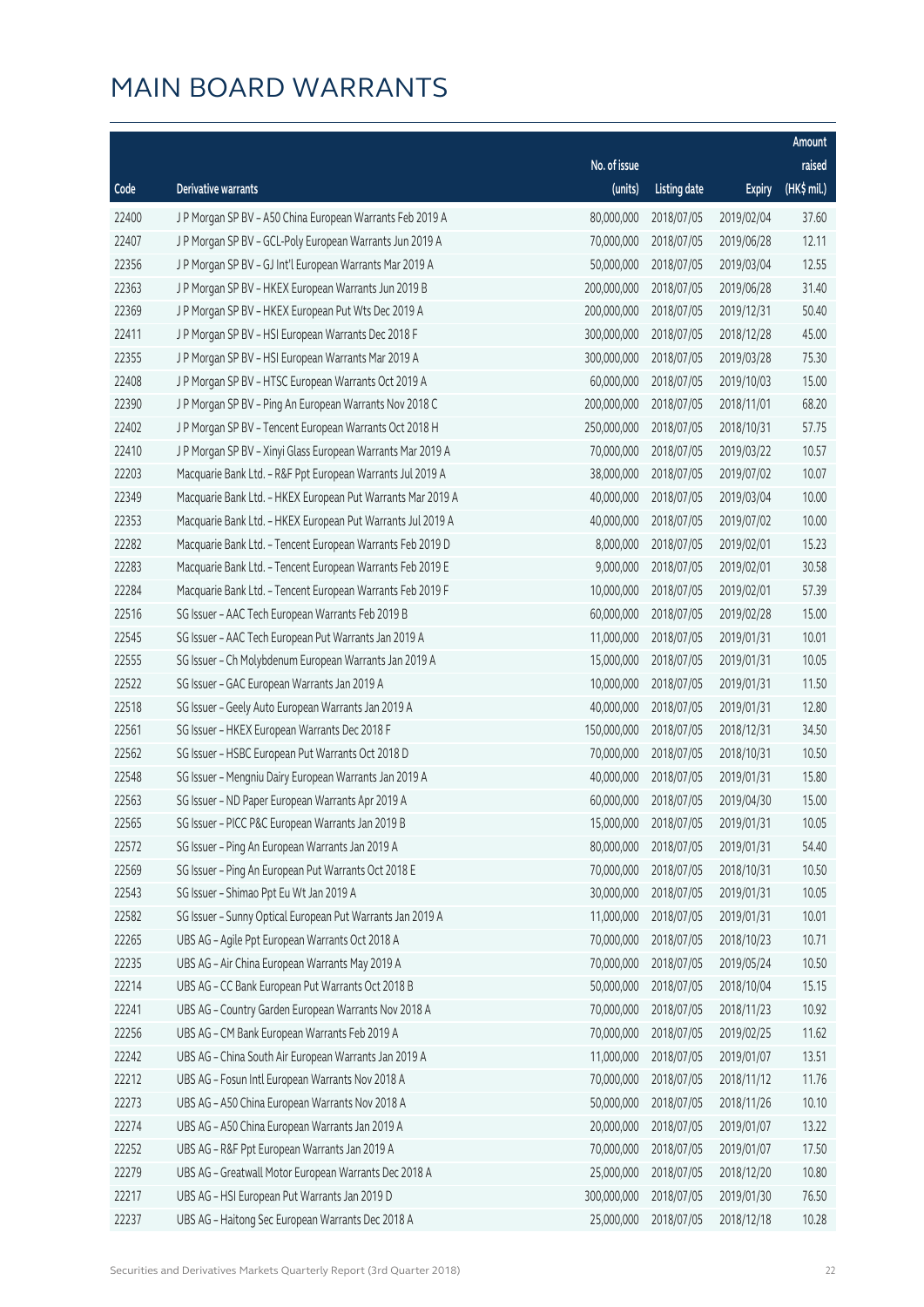# MAIN BOARD WARRANTS

| Code | Derivative warrants | No. of issue (units) | Listing date | Expiry | Amount raised (HK$ mil.) |
|---|---|---|---|---|---|
| 22400 | J P Morgan SP BV – A50 China European Warrants Feb 2019 A | 80,000,000 | 2018/07/05 | 2019/02/04 | 37.60 |
| 22407 | J P Morgan SP BV – GCL-Poly European Warrants Jun 2019 A | 70,000,000 | 2018/07/05 | 2019/06/28 | 12.11 |
| 22356 | J P Morgan SP BV – GJ Int'l European Warrants Mar 2019 A | 50,000,000 | 2018/07/05 | 2019/03/04 | 12.55 |
| 22363 | J P Morgan SP BV – HKEX European Warrants Jun 2019 B | 200,000,000 | 2018/07/05 | 2019/06/28 | 31.40 |
| 22369 | J P Morgan SP BV – HKEX European Put Wts Dec 2019 A | 200,000,000 | 2018/07/05 | 2019/12/31 | 50.40 |
| 22411 | J P Morgan SP BV – HSI European Warrants Dec 2018 F | 300,000,000 | 2018/07/05 | 2018/12/28 | 45.00 |
| 22355 | J P Morgan SP BV – HSI European Warrants Mar 2019 A | 300,000,000 | 2018/07/05 | 2019/03/28 | 75.30 |
| 22408 | J P Morgan SP BV – HTSC European Warrants Oct 2019 A | 60,000,000 | 2018/07/05 | 2019/10/03 | 15.00 |
| 22390 | J P Morgan SP BV – Ping An European Warrants Nov 2018 C | 200,000,000 | 2018/07/05 | 2018/11/01 | 68.20 |
| 22402 | J P Morgan SP BV – Tencent European Warrants Oct 2018 H | 250,000,000 | 2018/07/05 | 2018/10/31 | 57.75 |
| 22410 | J P Morgan SP BV – Xinyi Glass European Warrants Mar 2019 A | 70,000,000 | 2018/07/05 | 2019/03/22 | 10.57 |
| 22203 | Macquarie Bank Ltd. – R&F Ppt European Warrants Jul 2019 A | 38,000,000 | 2018/07/05 | 2019/07/02 | 10.07 |
| 22349 | Macquarie Bank Ltd. – HKEX European Put Warrants Mar 2019 A | 40,000,000 | 2018/07/05 | 2019/03/04 | 10.00 |
| 22353 | Macquarie Bank Ltd. – HKEX European Put Warrants Jul 2019 A | 40,000,000 | 2018/07/05 | 2019/07/02 | 10.00 |
| 22282 | Macquarie Bank Ltd. – Tencent European Warrants Feb 2019 D | 8,000,000 | 2018/07/05 | 2019/02/01 | 15.23 |
| 22283 | Macquarie Bank Ltd. – Tencent European Warrants Feb 2019 E | 9,000,000 | 2018/07/05 | 2019/02/01 | 30.58 |
| 22284 | Macquarie Bank Ltd. – Tencent European Warrants Feb 2019 F | 10,000,000 | 2018/07/05 | 2019/02/01 | 57.39 |
| 22516 | SG Issuer – AAC Tech European Warrants Feb 2019 B | 60,000,000 | 2018/07/05 | 2019/02/28 | 15.00 |
| 22545 | SG Issuer – AAC Tech European Put Warrants Jan 2019 A | 11,000,000 | 2018/07/05 | 2019/01/31 | 10.01 |
| 22555 | SG Issuer – Ch Molybdenum European Warrants Jan 2019 A | 15,000,000 | 2018/07/05 | 2019/01/31 | 10.05 |
| 22522 | SG Issuer – GAC European Warrants Jan 2019 A | 10,000,000 | 2018/07/05 | 2019/01/31 | 11.50 |
| 22518 | SG Issuer – Geely Auto European Warrants Jan 2019 A | 40,000,000 | 2018/07/05 | 2019/01/31 | 12.80 |
| 22561 | SG Issuer – HKEX European Warrants Dec 2018 F | 150,000,000 | 2018/07/05 | 2018/12/31 | 34.50 |
| 22562 | SG Issuer – HSBC European Put Warrants Oct 2018 D | 70,000,000 | 2018/07/05 | 2018/10/31 | 10.50 |
| 22548 | SG Issuer – Mengniu Dairy European Warrants Jan 2019 A | 40,000,000 | 2018/07/05 | 2019/01/31 | 15.80 |
| 22563 | SG Issuer – ND Paper European Warrants Apr 2019 A | 60,000,000 | 2018/07/05 | 2019/04/30 | 15.00 |
| 22565 | SG Issuer – PICC P&C European Warrants Jan 2019 B | 15,000,000 | 2018/07/05 | 2019/01/31 | 10.05 |
| 22572 | SG Issuer – Ping An European Warrants Jan 2019 A | 80,000,000 | 2018/07/05 | 2019/01/31 | 54.40 |
| 22569 | SG Issuer – Ping An European Put Warrants Oct 2018 E | 70,000,000 | 2018/07/05 | 2018/10/31 | 10.50 |
| 22543 | SG Issuer – Shimao Ppt Eu Wt Jan 2019 A | 30,000,000 | 2018/07/05 | 2019/01/31 | 10.05 |
| 22582 | SG Issuer – Sunny Optical European Put Warrants Jan 2019 A | 11,000,000 | 2018/07/05 | 2019/01/31 | 10.01 |
| 22265 | UBS AG – Agile Ppt European Warrants Oct 2018 A | 70,000,000 | 2018/07/05 | 2018/10/23 | 10.71 |
| 22235 | UBS AG – Air China European Warrants May 2019 A | 70,000,000 | 2018/07/05 | 2019/05/24 | 10.50 |
| 22214 | UBS AG – CC Bank European Put Warrants Oct 2018 B | 50,000,000 | 2018/07/05 | 2018/10/04 | 15.15 |
| 22241 | UBS AG – Country Garden European Warrants Nov 2018 A | 70,000,000 | 2018/07/05 | 2018/11/23 | 10.92 |
| 22256 | UBS AG – CM Bank European Warrants Feb 2019 A | 70,000,000 | 2018/07/05 | 2019/02/25 | 11.62 |
| 22242 | UBS AG – China South Air European Warrants Jan 2019 A | 11,000,000 | 2018/07/05 | 2019/01/07 | 13.51 |
| 22212 | UBS AG – Fosun Intl European Warrants Nov 2018 A | 70,000,000 | 2018/07/05 | 2018/11/12 | 11.76 |
| 22273 | UBS AG – A50 China European Warrants Nov 2018 A | 50,000,000 | 2018/07/05 | 2018/11/26 | 10.10 |
| 22274 | UBS AG – A50 China European Warrants Jan 2019 A | 20,000,000 | 2018/07/05 | 2019/01/07 | 13.22 |
| 22252 | UBS AG – R&F Ppt European Warrants Jan 2019 A | 70,000,000 | 2018/07/05 | 2019/01/07 | 17.50 |
| 22279 | UBS AG – Greatwall Motor European Warrants Dec 2018 A | 25,000,000 | 2018/07/05 | 2018/12/20 | 10.80 |
| 22217 | UBS AG – HSI European Put Warrants Jan 2019 D | 300,000,000 | 2018/07/05 | 2019/01/30 | 76.50 |
| 22237 | UBS AG – Haitong Sec European Warrants Dec 2018 A | 25,000,000 | 2018/07/05 | 2018/12/18 | 10.28 |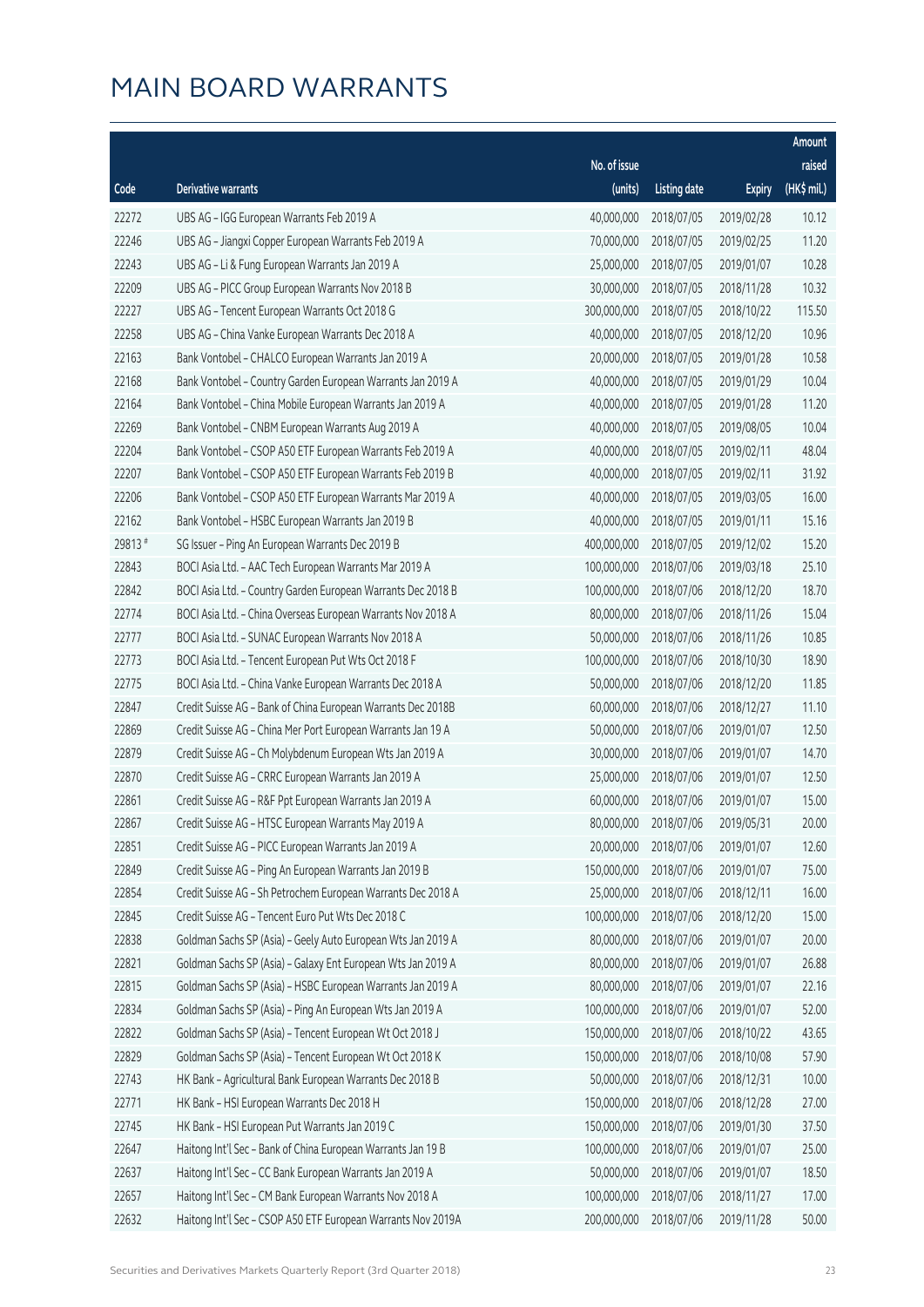# MAIN BOARD WARRANTS

| Code | Derivative warrants | No. of issue (units) | Listing date | Expiry | Amount raised (HK$ mil.) |
|---|---|---|---|---|---|
| 22272 | UBS AG - IGG European Warrants Feb 2019 A | 40,000,000 | 2018/07/05 | 2019/02/28 | 10.12 |
| 22246 | UBS AG - Jiangxi Copper European Warrants Feb 2019 A | 70,000,000 | 2018/07/05 | 2019/02/25 | 11.20 |
| 22243 | UBS AG - Li & Fung European Warrants Jan 2019 A | 25,000,000 | 2018/07/05 | 2019/01/07 | 10.28 |
| 22209 | UBS AG - PICC Group European Warrants Nov 2018 B | 30,000,000 | 2018/07/05 | 2018/11/28 | 10.32 |
| 22227 | UBS AG - Tencent European Warrants Oct 2018 G | 300,000,000 | 2018/07/05 | 2018/10/22 | 115.50 |
| 22258 | UBS AG - China Vanke European Warrants Dec 2018 A | 40,000,000 | 2018/07/05 | 2018/12/20 | 10.96 |
| 22163 | Bank Vontobel - CHALCO European Warrants Jan 2019 A | 20,000,000 | 2018/07/05 | 2019/01/28 | 10.58 |
| 22168 | Bank Vontobel - Country Garden European Warrants Jan 2019 A | 40,000,000 | 2018/07/05 | 2019/01/29 | 10.04 |
| 22164 | Bank Vontobel - China Mobile European Warrants Jan 2019 A | 40,000,000 | 2018/07/05 | 2019/01/28 | 11.20 |
| 22269 | Bank Vontobel - CNBM European Warrants Aug 2019 A | 40,000,000 | 2018/07/05 | 2019/08/05 | 10.04 |
| 22204 | Bank Vontobel - CSOP A50 ETF European Warrants Feb 2019 A | 40,000,000 | 2018/07/05 | 2019/02/11 | 48.04 |
| 22207 | Bank Vontobel - CSOP A50 ETF European Warrants Feb 2019 B | 40,000,000 | 2018/07/05 | 2019/02/11 | 31.92 |
| 22206 | Bank Vontobel - CSOP A50 ETF European Warrants Mar 2019 A | 40,000,000 | 2018/07/05 | 2019/03/05 | 16.00 |
| 22162 | Bank Vontobel - HSBC European Warrants Jan 2019 B | 40,000,000 | 2018/07/05 | 2019/01/11 | 15.16 |
| 29813 # | SG Issuer - Ping An European Warrants Dec 2019 B | 400,000,000 | 2018/07/05 | 2019/12/02 | 15.20 |
| 22843 | BOCI Asia Ltd. - AAC Tech European Warrants Mar 2019 A | 100,000,000 | 2018/07/06 | 2019/03/18 | 25.10 |
| 22842 | BOCI Asia Ltd. - Country Garden European Warrants Dec 2018 B | 100,000,000 | 2018/07/06 | 2018/12/20 | 18.70 |
| 22774 | BOCI Asia Ltd. - China Overseas European Warrants Nov 2018 A | 80,000,000 | 2018/07/06 | 2018/11/26 | 15.04 |
| 22777 | BOCI Asia Ltd. - SUNAC European Warrants Nov 2018 A | 50,000,000 | 2018/07/06 | 2018/11/26 | 10.85 |
| 22773 | BOCI Asia Ltd. - Tencent European Put Wts Oct 2018 F | 100,000,000 | 2018/07/06 | 2018/10/30 | 18.90 |
| 22775 | BOCI Asia Ltd. - China Vanke European Warrants Dec 2018 A | 50,000,000 | 2018/07/06 | 2018/12/20 | 11.85 |
| 22847 | Credit Suisse AG - Bank of China European Warrants Dec 2018B | 60,000,000 | 2018/07/06 | 2018/12/27 | 11.10 |
| 22869 | Credit Suisse AG - China Mer Port European Warrants Jan 19 A | 50,000,000 | 2018/07/06 | 2019/01/07 | 12.50 |
| 22879 | Credit Suisse AG - Ch Molybdenum European Wts Jan 2019 A | 30,000,000 | 2018/07/06 | 2019/01/07 | 14.70 |
| 22870 | Credit Suisse AG - CRRC European Warrants Jan 2019 A | 25,000,000 | 2018/07/06 | 2019/01/07 | 12.50 |
| 22861 | Credit Suisse AG - R&F Ppt European Warrants Jan 2019 A | 60,000,000 | 2018/07/06 | 2019/01/07 | 15.00 |
| 22867 | Credit Suisse AG - HTSC European Warrants May 2019 A | 80,000,000 | 2018/07/06 | 2019/05/31 | 20.00 |
| 22851 | Credit Suisse AG - PICC European Warrants Jan 2019 A | 20,000,000 | 2018/07/06 | 2019/01/07 | 12.60 |
| 22849 | Credit Suisse AG - Ping An European Warrants Jan 2019 B | 150,000,000 | 2018/07/06 | 2019/01/07 | 75.00 |
| 22854 | Credit Suisse AG - Sh Petrochem European Warrants Dec 2018 A | 25,000,000 | 2018/07/06 | 2018/12/11 | 16.00 |
| 22845 | Credit Suisse AG - Tencent Euro Put Wts Dec 2018 C | 100,000,000 | 2018/07/06 | 2018/12/20 | 15.00 |
| 22838 | Goldman Sachs SP (Asia) - Geely Auto European Wts Jan 2019 A | 80,000,000 | 2018/07/06 | 2019/01/07 | 20.00 |
| 22821 | Goldman Sachs SP (Asia) - Galaxy Ent European Wts Jan 2019 A | 80,000,000 | 2018/07/06 | 2019/01/07 | 26.88 |
| 22815 | Goldman Sachs SP (Asia) - HSBC European Warrants Jan 2019 A | 80,000,000 | 2018/07/06 | 2019/01/07 | 22.16 |
| 22834 | Goldman Sachs SP (Asia) - Ping An European Wts Jan 2019 A | 100,000,000 | 2018/07/06 | 2019/01/07 | 52.00 |
| 22822 | Goldman Sachs SP (Asia) - Tencent European Wt Oct 2018 J | 150,000,000 | 2018/07/06 | 2018/10/22 | 43.65 |
| 22829 | Goldman Sachs SP (Asia) - Tencent European Wt Oct 2018 K | 150,000,000 | 2018/07/06 | 2018/10/08 | 57.90 |
| 22743 | HK Bank - Agricultural Bank European Warrants Dec 2018 B | 50,000,000 | 2018/07/06 | 2018/12/31 | 10.00 |
| 22771 | HK Bank - HSI European Warrants Dec 2018 H | 150,000,000 | 2018/07/06 | 2018/12/28 | 27.00 |
| 22745 | HK Bank - HSI European Put Warrants Jan 2019 C | 150,000,000 | 2018/07/06 | 2019/01/30 | 37.50 |
| 22647 | Haitong Int'l Sec - Bank of China European Warrants Jan 19 B | 100,000,000 | 2018/07/06 | 2019/01/07 | 25.00 |
| 22637 | Haitong Int'l Sec - CC Bank European Warrants Jan 2019 A | 50,000,000 | 2018/07/06 | 2019/01/07 | 18.50 |
| 22657 | Haitong Int'l Sec - CM Bank European Warrants Nov 2018 A | 100,000,000 | 2018/07/06 | 2018/11/27 | 17.00 |
| 22632 | Haitong Int'l Sec - CSOP A50 ETF European Warrants Nov 2019A | 200,000,000 | 2018/07/06 | 2019/11/28 | 50.00 |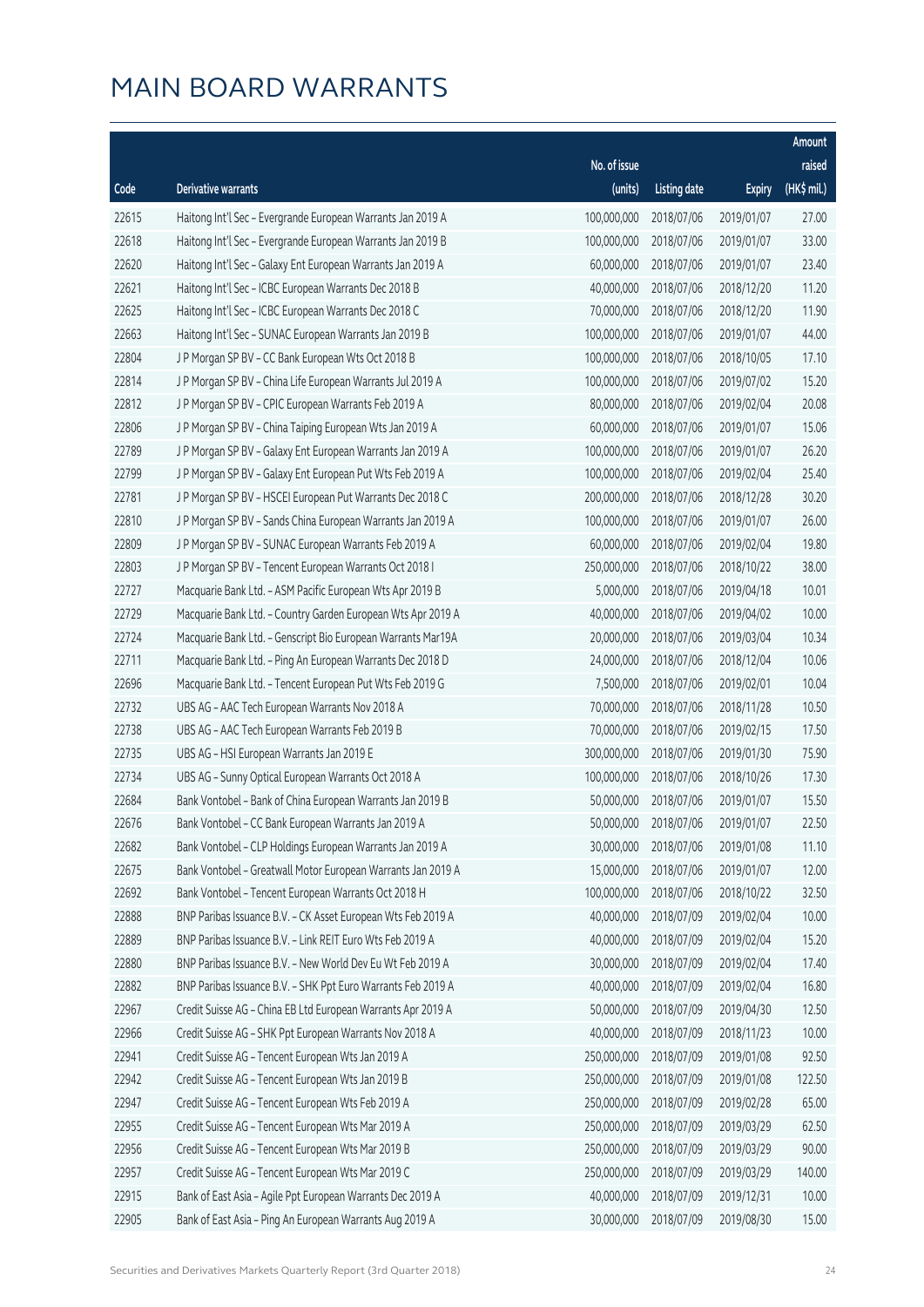# MAIN BOARD WARRANTS

| Code | Derivative warrants | No. of issue (units) | Listing date | Expiry | Amount raised (HK$ mil.) |
|---|---|---|---|---|---|
| 22615 | Haitong Int'l Sec - Evergrande European Warrants Jan 2019 A | 100,000,000 | 2018/07/06 | 2019/01/07 | 27.00 |
| 22618 | Haitong Int'l Sec - Evergrande European Warrants Jan 2019 B | 100,000,000 | 2018/07/06 | 2019/01/07 | 33.00 |
| 22620 | Haitong Int'l Sec - Galaxy Ent European Warrants Jan 2019 A | 60,000,000 | 2018/07/06 | 2019/01/07 | 23.40 |
| 22621 | Haitong Int'l Sec - ICBC European Warrants Dec 2018 B | 40,000,000 | 2018/07/06 | 2018/12/20 | 11.20 |
| 22625 | Haitong Int'l Sec - ICBC European Warrants Dec 2018 C | 70,000,000 | 2018/07/06 | 2018/12/20 | 11.90 |
| 22663 | Haitong Int'l Sec - SUNAC European Warrants Jan 2019 B | 100,000,000 | 2018/07/06 | 2019/01/07 | 44.00 |
| 22804 | J P Morgan SP BV - CC Bank European Wts Oct 2018 B | 100,000,000 | 2018/07/06 | 2018/10/05 | 17.10 |
| 22814 | J P Morgan SP BV - China Life European Warrants Jul 2019 A | 100,000,000 | 2018/07/06 | 2019/07/02 | 15.20 |
| 22812 | J P Morgan SP BV - CPIC European Warrants Feb 2019 A | 80,000,000 | 2018/07/06 | 2019/02/04 | 20.08 |
| 22806 | J P Morgan SP BV - China Taiping European Wts Jan 2019 A | 60,000,000 | 2018/07/06 | 2019/01/07 | 15.06 |
| 22789 | J P Morgan SP BV - Galaxy Ent European Warrants Jan 2019 A | 100,000,000 | 2018/07/06 | 2019/01/07 | 26.20 |
| 22799 | J P Morgan SP BV - Galaxy Ent European Put Wts Feb 2019 A | 100,000,000 | 2018/07/06 | 2019/02/04 | 25.40 |
| 22781 | J P Morgan SP BV - HSCEI European Put Warrants Dec 2018 C | 200,000,000 | 2018/07/06 | 2018/12/28 | 30.20 |
| 22810 | J P Morgan SP BV - Sands China European Warrants Jan 2019 A | 100,000,000 | 2018/07/06 | 2019/01/07 | 26.00 |
| 22809 | J P Morgan SP BV - SUNAC European Warrants Feb 2019 A | 60,000,000 | 2018/07/06 | 2019/02/04 | 19.80 |
| 22803 | J P Morgan SP BV - Tencent European Warrants Oct 2018 I | 250,000,000 | 2018/07/06 | 2018/10/22 | 38.00 |
| 22727 | Macquarie Bank Ltd. - ASM Pacific European Wts Apr 2019 B | 5,000,000 | 2018/07/06 | 2019/04/18 | 10.01 |
| 22729 | Macquarie Bank Ltd. - Country Garden European Wts Apr 2019 A | 40,000,000 | 2018/07/06 | 2019/04/02 | 10.00 |
| 22724 | Macquarie Bank Ltd. - Genscript Bio European Warrants Mar19A | 20,000,000 | 2018/07/06 | 2019/03/04 | 10.34 |
| 22711 | Macquarie Bank Ltd. - Ping An European Warrants Dec 2018 D | 24,000,000 | 2018/07/06 | 2018/12/04 | 10.06 |
| 22696 | Macquarie Bank Ltd. - Tencent European Put Wts Feb 2019 G | 7,500,000 | 2018/07/06 | 2019/02/01 | 10.04 |
| 22732 | UBS AG - AAC Tech European Warrants Nov 2018 A | 70,000,000 | 2018/07/06 | 2018/11/28 | 10.50 |
| 22738 | UBS AG - AAC Tech European Warrants Feb 2019 B | 70,000,000 | 2018/07/06 | 2019/02/15 | 17.50 |
| 22735 | UBS AG - HSI European Warrants Jan 2019 E | 300,000,000 | 2018/07/06 | 2019/01/30 | 75.90 |
| 22734 | UBS AG - Sunny Optical European Warrants Oct 2018 A | 100,000,000 | 2018/07/06 | 2018/10/26 | 17.30 |
| 22684 | Bank Vontobel - Bank of China European Warrants Jan 2019 B | 50,000,000 | 2018/07/06 | 2019/01/07 | 15.50 |
| 22676 | Bank Vontobel - CC Bank European Warrants Jan 2019 A | 50,000,000 | 2018/07/06 | 2019/01/07 | 22.50 |
| 22682 | Bank Vontobel - CLP Holdings European Warrants Jan 2019 A | 30,000,000 | 2018/07/06 | 2019/01/08 | 11.10 |
| 22675 | Bank Vontobel - Greatwall Motor European Warrants Jan 2019 A | 15,000,000 | 2018/07/06 | 2019/01/07 | 12.00 |
| 22692 | Bank Vontobel - Tencent European Warrants Oct 2018 H | 100,000,000 | 2018/07/06 | 2018/10/22 | 32.50 |
| 22888 | BNP Paribas Issuance B.V. - CK Asset European Wts Feb 2019 A | 40,000,000 | 2018/07/09 | 2019/02/04 | 10.00 |
| 22889 | BNP Paribas Issuance B.V. - Link REIT Euro Wts Feb 2019 A | 40,000,000 | 2018/07/09 | 2019/02/04 | 15.20 |
| 22880 | BNP Paribas Issuance B.V. - New World Dev Eu Wt Feb 2019 A | 30,000,000 | 2018/07/09 | 2019/02/04 | 17.40 |
| 22882 | BNP Paribas Issuance B.V. - SHK Ppt Euro Warrants Feb 2019 A | 40,000,000 | 2018/07/09 | 2019/02/04 | 16.80 |
| 22967 | Credit Suisse AG - China EB Ltd European Warrants Apr 2019 A | 50,000,000 | 2018/07/09 | 2019/04/30 | 12.50 |
| 22966 | Credit Suisse AG - SHK Ppt European Warrants Nov 2018 A | 40,000,000 | 2018/07/09 | 2018/11/23 | 10.00 |
| 22941 | Credit Suisse AG - Tencent European Wts Jan 2019 A | 250,000,000 | 2018/07/09 | 2019/01/08 | 92.50 |
| 22942 | Credit Suisse AG - Tencent European Wts Jan 2019 B | 250,000,000 | 2018/07/09 | 2019/01/08 | 122.50 |
| 22947 | Credit Suisse AG - Tencent European Wts Feb 2019 A | 250,000,000 | 2018/07/09 | 2019/02/28 | 65.00 |
| 22955 | Credit Suisse AG - Tencent European Wts Mar 2019 A | 250,000,000 | 2018/07/09 | 2019/03/29 | 62.50 |
| 22956 | Credit Suisse AG - Tencent European Wts Mar 2019 B | 250,000,000 | 2018/07/09 | 2019/03/29 | 90.00 |
| 22957 | Credit Suisse AG - Tencent European Wts Mar 2019 C | 250,000,000 | 2018/07/09 | 2019/03/29 | 140.00 |
| 22915 | Bank of East Asia - Agile Ppt European Warrants Dec 2019 A | 40,000,000 | 2018/07/09 | 2019/12/31 | 10.00 |
| 22905 | Bank of East Asia - Ping An European Warrants Aug 2019 A | 30,000,000 | 2018/07/09 | 2019/08/30 | 15.00 |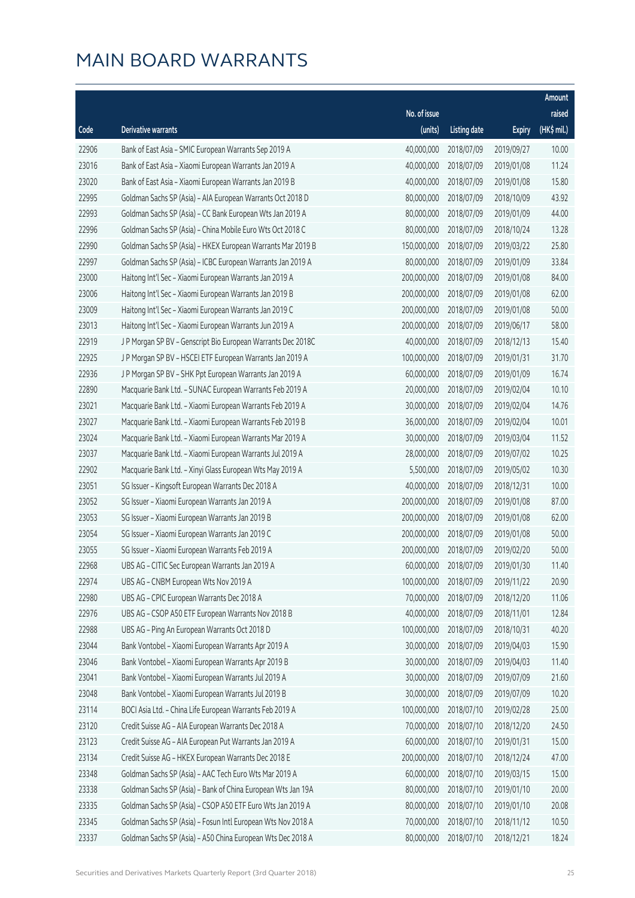# MAIN BOARD WARRANTS

| Code | Derivative warrants | No. of issue (units) | Listing date | Expiry | Amount raised (HK$ mil.) |
|---|---|---|---|---|---|
| 22906 | Bank of East Asia - SMIC European Warrants Sep 2019 A | 40,000,000 | 2018/07/09 | 2019/09/27 | 10.00 |
| 23016 | Bank of East Asia - Xiaomi European Warrants Jan 2019 A | 40,000,000 | 2018/07/09 | 2019/01/08 | 11.24 |
| 23020 | Bank of East Asia - Xiaomi European Warrants Jan 2019 B | 40,000,000 | 2018/07/09 | 2019/01/08 | 15.80 |
| 22995 | Goldman Sachs SP (Asia) - AIA European Warrants Oct 2018 D | 80,000,000 | 2018/07/09 | 2018/10/09 | 43.92 |
| 22993 | Goldman Sachs SP (Asia) - CC Bank European Wts Jan 2019 A | 80,000,000 | 2018/07/09 | 2019/01/09 | 44.00 |
| 22996 | Goldman Sachs SP (Asia) - China Mobile Euro Wts Oct 2018 C | 80,000,000 | 2018/07/09 | 2018/10/24 | 13.28 |
| 22990 | Goldman Sachs SP (Asia) - HKEX European Warrants Mar 2019 B | 150,000,000 | 2018/07/09 | 2019/03/22 | 25.80 |
| 22997 | Goldman Sachs SP (Asia) - ICBC European Warrants Jan 2019 A | 80,000,000 | 2018/07/09 | 2019/01/09 | 33.84 |
| 23000 | Haitong Int'l Sec - Xiaomi European Warrants Jan 2019 A | 200,000,000 | 2018/07/09 | 2019/01/08 | 84.00 |
| 23006 | Haitong Int'l Sec - Xiaomi European Warrants Jan 2019 B | 200,000,000 | 2018/07/09 | 2019/01/08 | 62.00 |
| 23009 | Haitong Int'l Sec - Xiaomi European Warrants Jan 2019 C | 200,000,000 | 2018/07/09 | 2019/01/08 | 50.00 |
| 23013 | Haitong Int'l Sec - Xiaomi European Warrants Jun 2019 A | 200,000,000 | 2018/07/09 | 2019/06/17 | 58.00 |
| 22919 | J P Morgan SP BV - Genscript Bio European Warrants Dec 2018C | 40,000,000 | 2018/07/09 | 2018/12/13 | 15.40 |
| 22925 | J P Morgan SP BV - HSCEI ETF European Warrants Jan 2019 A | 100,000,000 | 2018/07/09 | 2019/01/31 | 31.70 |
| 22936 | J P Morgan SP BV - SHK Ppt European Warrants Jan 2019 A | 60,000,000 | 2018/07/09 | 2019/01/09 | 16.74 |
| 22890 | Macquarie Bank Ltd. - SUNAC European Warrants Feb 2019 A | 20,000,000 | 2018/07/09 | 2019/02/04 | 10.10 |
| 23021 | Macquarie Bank Ltd. - Xiaomi European Warrants Feb 2019 A | 30,000,000 | 2018/07/09 | 2019/02/04 | 14.76 |
| 23027 | Macquarie Bank Ltd. - Xiaomi European Warrants Feb 2019 B | 36,000,000 | 2018/07/09 | 2019/02/04 | 10.01 |
| 23024 | Macquarie Bank Ltd. - Xiaomi European Warrants Mar 2019 A | 30,000,000 | 2018/07/09 | 2019/03/04 | 11.52 |
| 23037 | Macquarie Bank Ltd. - Xiaomi European Warrants Jul 2019 A | 28,000,000 | 2018/07/09 | 2019/07/02 | 10.25 |
| 22902 | Macquarie Bank Ltd. - Xinyi Glass European Wts May 2019 A | 5,500,000 | 2018/07/09 | 2019/05/02 | 10.30 |
| 23051 | SG Issuer - Kingsoft European Warrants Dec 2018 A | 40,000,000 | 2018/07/09 | 2018/12/31 | 10.00 |
| 23052 | SG Issuer - Xiaomi European Warrants Jan 2019 A | 200,000,000 | 2018/07/09 | 2019/01/08 | 87.00 |
| 23053 | SG Issuer - Xiaomi European Warrants Jan 2019 B | 200,000,000 | 2018/07/09 | 2019/01/08 | 62.00 |
| 23054 | SG Issuer - Xiaomi European Warrants Jan 2019 C | 200,000,000 | 2018/07/09 | 2019/01/08 | 50.00 |
| 23055 | SG Issuer - Xiaomi European Warrants Feb 2019 A | 200,000,000 | 2018/07/09 | 2019/02/20 | 50.00 |
| 22968 | UBS AG - CITIC Sec European Warrants Jan 2019 A | 60,000,000 | 2018/07/09 | 2019/01/30 | 11.40 |
| 22974 | UBS AG - CNBM European Wts Nov 2019 A | 100,000,000 | 2018/07/09 | 2019/11/22 | 20.90 |
| 22980 | UBS AG - CPIC European Warrants Dec 2018 A | 70,000,000 | 2018/07/09 | 2018/12/20 | 11.06 |
| 22976 | UBS AG - CSOP A50 ETF European Warrants Nov 2018 B | 40,000,000 | 2018/07/09 | 2018/11/01 | 12.84 |
| 22988 | UBS AG - Ping An European Warrants Oct 2018 D | 100,000,000 | 2018/07/09 | 2018/10/31 | 40.20 |
| 23044 | Bank Vontobel - Xiaomi European Warrants Apr 2019 A | 30,000,000 | 2018/07/09 | 2019/04/03 | 15.90 |
| 23046 | Bank Vontobel - Xiaomi European Warrants Apr 2019 B | 30,000,000 | 2018/07/09 | 2019/04/03 | 11.40 |
| 23041 | Bank Vontobel - Xiaomi European Warrants Jul 2019 A | 30,000,000 | 2018/07/09 | 2019/07/09 | 21.60 |
| 23048 | Bank Vontobel - Xiaomi European Warrants Jul 2019 B | 30,000,000 | 2018/07/09 | 2019/07/09 | 10.20 |
| 23114 | BOCI Asia Ltd. - China Life European Warrants Feb 2019 A | 100,000,000 | 2018/07/10 | 2019/02/28 | 25.00 |
| 23120 | Credit Suisse AG - AIA European Warrants Dec 2018 A | 70,000,000 | 2018/07/10 | 2018/12/20 | 24.50 |
| 23123 | Credit Suisse AG - AIA European Put Warrants Jan 2019 A | 60,000,000 | 2018/07/10 | 2019/01/31 | 15.00 |
| 23134 | Credit Suisse AG - HKEX European Warrants Dec 2018 E | 200,000,000 | 2018/07/10 | 2018/12/24 | 47.00 |
| 23348 | Goldman Sachs SP (Asia) - AAC Tech Euro Wts Mar 2019 A | 60,000,000 | 2018/07/10 | 2019/03/15 | 15.00 |
| 23338 | Goldman Sachs SP (Asia) - Bank of China European Wts Jan 19A | 80,000,000 | 2018/07/10 | 2019/01/10 | 20.00 |
| 23335 | Goldman Sachs SP (Asia) - CSOP A50 ETF Euro Wts Jan 2019 A | 80,000,000 | 2018/07/10 | 2019/01/10 | 20.08 |
| 23345 | Goldman Sachs SP (Asia) - Fosun Intl European Wts Nov 2018 A | 70,000,000 | 2018/07/10 | 2018/11/12 | 10.50 |
| 23337 | Goldman Sachs SP (Asia) - A50 China European Wts Dec 2018 A | 80,000,000 | 2018/07/10 | 2018/12/21 | 18.24 |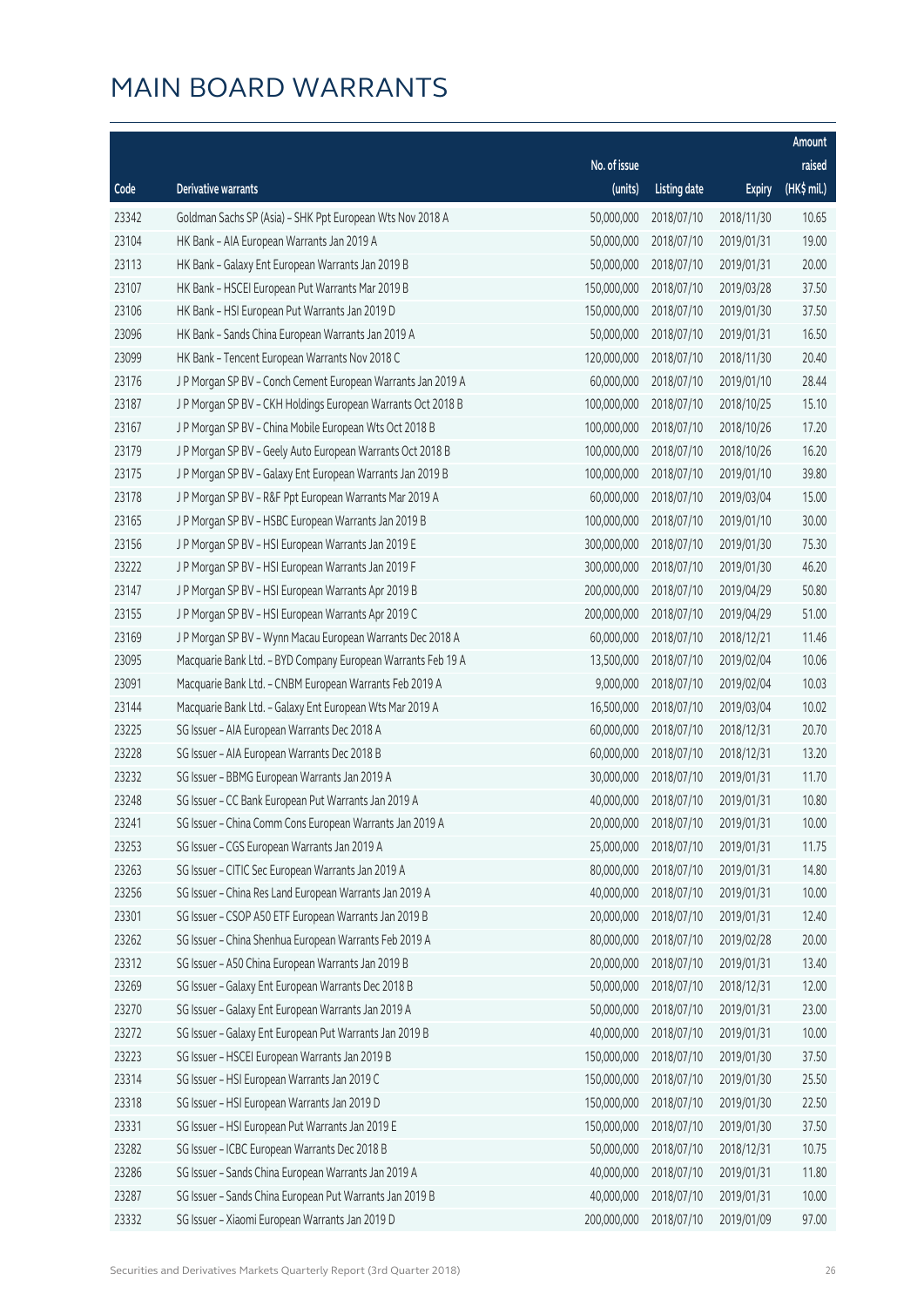# MAIN BOARD WARRANTS

| Code | Derivative warrants | No. of issue (units) | Listing date | Expiry | Amount raised (HK$ mil.) |
|---|---|---|---|---|---|
| 23342 | Goldman Sachs SP (Asia) - SHK Ppt European Wts Nov 2018 A | 50,000,000 | 2018/07/10 | 2018/11/30 | 10.65 |
| 23104 | HK Bank - AIA European Warrants Jan 2019 A | 50,000,000 | 2018/07/10 | 2019/01/31 | 19.00 |
| 23113 | HK Bank - Galaxy Ent European Warrants Jan 2019 B | 50,000,000 | 2018/07/10 | 2019/01/31 | 20.00 |
| 23107 | HK Bank - HSCEI European Put Warrants Mar 2019 B | 150,000,000 | 2018/07/10 | 2019/03/28 | 37.50 |
| 23106 | HK Bank - HSI European Put Warrants Jan 2019 D | 150,000,000 | 2018/07/10 | 2019/01/30 | 37.50 |
| 23096 | HK Bank - Sands China European Warrants Jan 2019 A | 50,000,000 | 2018/07/10 | 2019/01/31 | 16.50 |
| 23099 | HK Bank - Tencent European Warrants Nov 2018 C | 120,000,000 | 2018/07/10 | 2018/11/30 | 20.40 |
| 23176 | J P Morgan SP BV - Conch Cement European Warrants Jan 2019 A | 60,000,000 | 2018/07/10 | 2019/01/10 | 28.44 |
| 23187 | J P Morgan SP BV - CKH Holdings European Warrants Oct 2018 B | 100,000,000 | 2018/07/10 | 2018/10/25 | 15.10 |
| 23167 | J P Morgan SP BV - China Mobile European Wts Oct 2018 B | 100,000,000 | 2018/07/10 | 2018/10/26 | 17.20 |
| 23179 | J P Morgan SP BV - Geely Auto European Warrants Oct 2018 B | 100,000,000 | 2018/07/10 | 2018/10/26 | 16.20 |
| 23175 | J P Morgan SP BV - Galaxy Ent European Warrants Jan 2019 B | 100,000,000 | 2018/07/10 | 2019/01/10 | 39.80 |
| 23178 | J P Morgan SP BV - R&F Ppt European Warrants Mar 2019 A | 60,000,000 | 2018/07/10 | 2019/03/04 | 15.00 |
| 23165 | J P Morgan SP BV - HSBC European Warrants Jan 2019 B | 100,000,000 | 2018/07/10 | 2019/01/10 | 30.00 |
| 23156 | J P Morgan SP BV - HSI European Warrants Jan 2019 E | 300,000,000 | 2018/07/10 | 2019/01/30 | 75.30 |
| 23222 | J P Morgan SP BV - HSI European Warrants Jan 2019 F | 300,000,000 | 2018/07/10 | 2019/01/30 | 46.20 |
| 23147 | J P Morgan SP BV - HSI European Warrants Apr 2019 B | 200,000,000 | 2018/07/10 | 2019/04/29 | 50.80 |
| 23155 | J P Morgan SP BV - HSI European Warrants Apr 2019 C | 200,000,000 | 2018/07/10 | 2019/04/29 | 51.00 |
| 23169 | J P Morgan SP BV - Wynn Macau European Warrants Dec 2018 A | 60,000,000 | 2018/07/10 | 2018/12/21 | 11.46 |
| 23095 | Macquarie Bank Ltd. - BYD Company European Warrants Feb 19 A | 13,500,000 | 2018/07/10 | 2019/02/04 | 10.06 |
| 23091 | Macquarie Bank Ltd. - CNBM European Warrants Feb 2019 A | 9,000,000 | 2018/07/10 | 2019/02/04 | 10.03 |
| 23144 | Macquarie Bank Ltd. - Galaxy Ent European Wts Mar 2019 A | 16,500,000 | 2018/07/10 | 2019/03/04 | 10.02 |
| 23225 | SG Issuer - AIA European Warrants Dec 2018 A | 60,000,000 | 2018/07/10 | 2018/12/31 | 20.70 |
| 23228 | SG Issuer - AIA European Warrants Dec 2018 B | 60,000,000 | 2018/07/10 | 2018/12/31 | 13.20 |
| 23232 | SG Issuer - BBMG European Warrants Jan 2019 A | 30,000,000 | 2018/07/10 | 2019/01/31 | 11.70 |
| 23248 | SG Issuer - CC Bank European Put Warrants Jan 2019 A | 40,000,000 | 2018/07/10 | 2019/01/31 | 10.80 |
| 23241 | SG Issuer - China Comm Cons European Warrants Jan 2019 A | 20,000,000 | 2018/07/10 | 2019/01/31 | 10.00 |
| 23253 | SG Issuer - CGS European Warrants Jan 2019 A | 25,000,000 | 2018/07/10 | 2019/01/31 | 11.75 |
| 23263 | SG Issuer - CITIC Sec European Warrants Jan 2019 A | 80,000,000 | 2018/07/10 | 2019/01/31 | 14.80 |
| 23256 | SG Issuer - China Res Land European Warrants Jan 2019 A | 40,000,000 | 2018/07/10 | 2019/01/31 | 10.00 |
| 23301 | SG Issuer - CSOP A50 ETF European Warrants Jan 2019 B | 20,000,000 | 2018/07/10 | 2019/01/31 | 12.40 |
| 23262 | SG Issuer - China Shenhua European Warrants Feb 2019 A | 80,000,000 | 2018/07/10 | 2019/02/28 | 20.00 |
| 23312 | SG Issuer - A50 China European Warrants Jan 2019 B | 20,000,000 | 2018/07/10 | 2019/01/31 | 13.40 |
| 23269 | SG Issuer - Galaxy Ent European Warrants Dec 2018 B | 50,000,000 | 2018/07/10 | 2018/12/31 | 12.00 |
| 23270 | SG Issuer - Galaxy Ent European Warrants Jan 2019 A | 50,000,000 | 2018/07/10 | 2019/01/31 | 23.00 |
| 23272 | SG Issuer - Galaxy Ent European Put Warrants Jan 2019 B | 40,000,000 | 2018/07/10 | 2019/01/31 | 10.00 |
| 23223 | SG Issuer - HSCEI European Warrants Jan 2019 B | 150,000,000 | 2018/07/10 | 2019/01/30 | 37.50 |
| 23314 | SG Issuer - HSI European Warrants Jan 2019 C | 150,000,000 | 2018/07/10 | 2019/01/30 | 25.50 |
| 23318 | SG Issuer - HSI European Warrants Jan 2019 D | 150,000,000 | 2018/07/10 | 2019/01/30 | 22.50 |
| 23331 | SG Issuer - HSI European Put Warrants Jan 2019 E | 150,000,000 | 2018/07/10 | 2019/01/30 | 37.50 |
| 23282 | SG Issuer - ICBC European Warrants Dec 2018 B | 50,000,000 | 2018/07/10 | 2018/12/31 | 10.75 |
| 23286 | SG Issuer - Sands China European Warrants Jan 2019 A | 40,000,000 | 2018/07/10 | 2019/01/31 | 11.80 |
| 23287 | SG Issuer - Sands China European Put Warrants Jan 2019 B | 40,000,000 | 2018/07/10 | 2019/01/31 | 10.00 |
| 23332 | SG Issuer - Xiaomi European Warrants Jan 2019 D | 200,000,000 | 2018/07/10 | 2019/01/09 | 97.00 |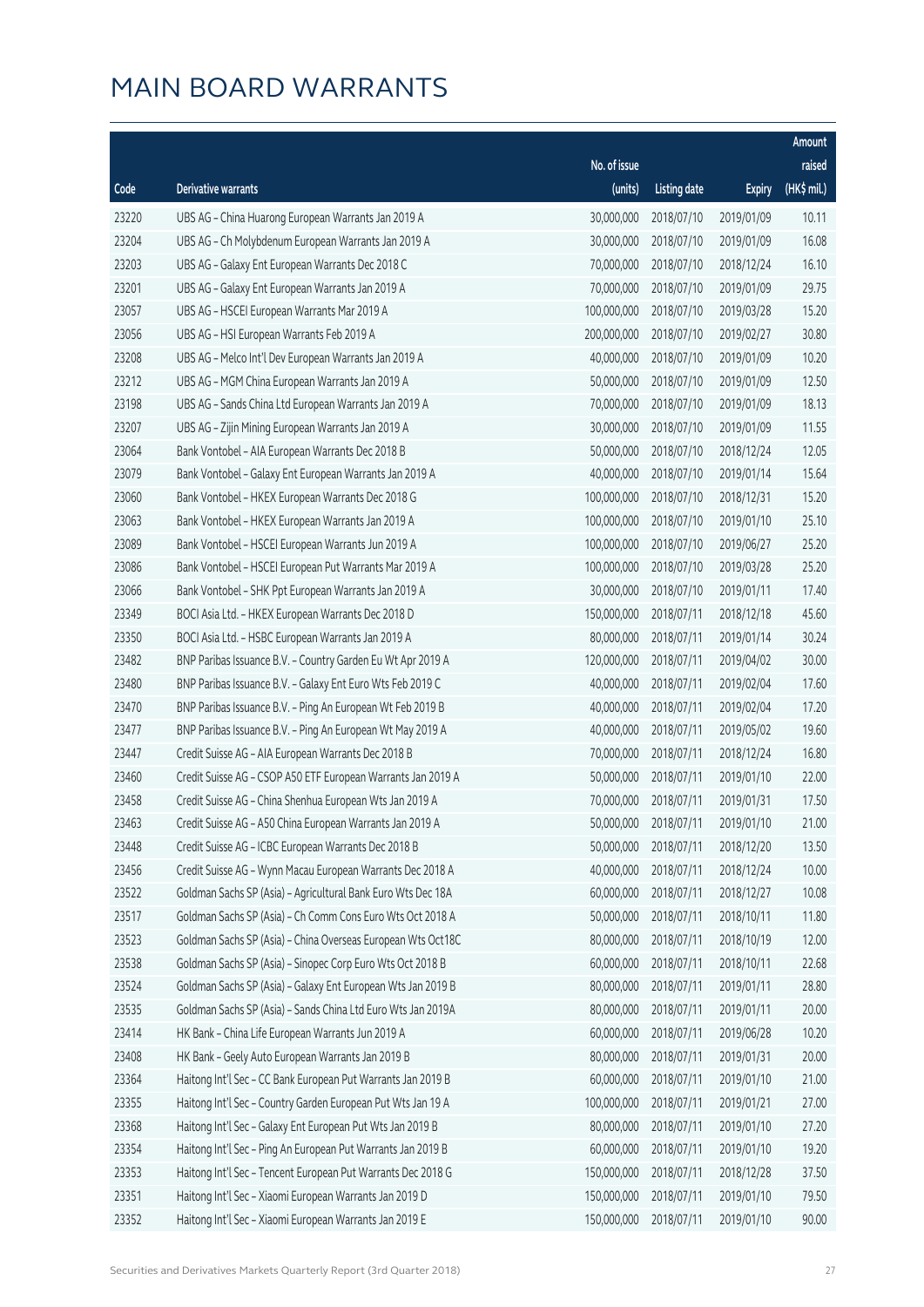# MAIN BOARD WARRANTS

| Code | Derivative warrants | No. of issue (units) | Listing date | Expiry | Amount raised (HK$ mil.) |
|---|---|---|---|---|---|
| 23220 | UBS AG - China Huarong European Warrants Jan 2019 A | 30,000,000 | 2018/07/10 | 2019/01/09 | 10.11 |
| 23204 | UBS AG - Ch Molybdenum European Warrants Jan 2019 A | 30,000,000 | 2018/07/10 | 2019/01/09 | 16.08 |
| 23203 | UBS AG - Galaxy Ent European Warrants Dec 2018 C | 70,000,000 | 2018/07/10 | 2018/12/24 | 16.10 |
| 23201 | UBS AG - Galaxy Ent European Warrants Jan 2019 A | 70,000,000 | 2018/07/10 | 2019/01/09 | 29.75 |
| 23057 | UBS AG - HSCEI European Warrants Mar 2019 A | 100,000,000 | 2018/07/10 | 2019/03/28 | 15.20 |
| 23056 | UBS AG - HSI European Warrants Feb 2019 A | 200,000,000 | 2018/07/10 | 2019/02/27 | 30.80 |
| 23208 | UBS AG - Melco Int'l Dev European Warrants Jan 2019 A | 40,000,000 | 2018/07/10 | 2019/01/09 | 10.20 |
| 23212 | UBS AG - MGM China European Warrants Jan 2019 A | 50,000,000 | 2018/07/10 | 2019/01/09 | 12.50 |
| 23198 | UBS AG - Sands China Ltd European Warrants Jan 2019 A | 70,000,000 | 2018/07/10 | 2019/01/09 | 18.13 |
| 23207 | UBS AG - Zijin Mining European Warrants Jan 2019 A | 30,000,000 | 2018/07/10 | 2019/01/09 | 11.55 |
| 23064 | Bank Vontobel - AIA European Warrants Dec 2018 B | 50,000,000 | 2018/07/10 | 2018/12/24 | 12.05 |
| 23079 | Bank Vontobel - Galaxy Ent European Warrants Jan 2019 A | 40,000,000 | 2018/07/10 | 2019/01/14 | 15.64 |
| 23060 | Bank Vontobel - HKEX European Warrants Dec 2018 G | 100,000,000 | 2018/07/10 | 2018/12/31 | 15.20 |
| 23063 | Bank Vontobel - HKEX European Warrants Jan 2019 A | 100,000,000 | 2018/07/10 | 2019/01/10 | 25.10 |
| 23089 | Bank Vontobel - HSCEI European Warrants Jun 2019 A | 100,000,000 | 2018/07/10 | 2019/06/27 | 25.20 |
| 23086 | Bank Vontobel - HSCEI European Put Warrants Mar 2019 A | 100,000,000 | 2018/07/10 | 2019/03/28 | 25.20 |
| 23066 | Bank Vontobel - SHK Ppt European Warrants Jan 2019 A | 30,000,000 | 2018/07/10 | 2019/01/11 | 17.40 |
| 23349 | BOCI Asia Ltd. - HKEX European Warrants Dec 2018 D | 150,000,000 | 2018/07/11 | 2018/12/18 | 45.60 |
| 23350 | BOCI Asia Ltd. - HSBC European Warrants Jan 2019 A | 80,000,000 | 2018/07/11 | 2019/01/14 | 30.24 |
| 23482 | BNP Paribas Issuance B.V. - Country Garden Eu Wt Apr 2019 A | 120,000,000 | 2018/07/11 | 2019/04/02 | 30.00 |
| 23480 | BNP Paribas Issuance B.V. - Galaxy Ent Euro Wts Feb 2019 C | 40,000,000 | 2018/07/11 | 2019/02/04 | 17.60 |
| 23470 | BNP Paribas Issuance B.V. - Ping An European Wt Feb 2019 B | 40,000,000 | 2018/07/11 | 2019/02/04 | 17.20 |
| 23477 | BNP Paribas Issuance B.V. - Ping An European Wt May 2019 A | 40,000,000 | 2018/07/11 | 2019/05/02 | 19.60 |
| 23447 | Credit Suisse AG - AIA European Warrants Dec 2018 B | 70,000,000 | 2018/07/11 | 2018/12/24 | 16.80 |
| 23460 | Credit Suisse AG - CSOP A50 ETF European Warrants Jan 2019 A | 50,000,000 | 2018/07/11 | 2019/01/10 | 22.00 |
| 23458 | Credit Suisse AG - China Shenhua European Wts Jan 2019 A | 70,000,000 | 2018/07/11 | 2019/01/31 | 17.50 |
| 23463 | Credit Suisse AG - A50 China European Warrants Jan 2019 A | 50,000,000 | 2018/07/11 | 2019/01/10 | 21.00 |
| 23448 | Credit Suisse AG - ICBC European Warrants Dec 2018 B | 50,000,000 | 2018/07/11 | 2018/12/20 | 13.50 |
| 23456 | Credit Suisse AG - Wynn Macau European Warrants Dec 2018 A | 40,000,000 | 2018/07/11 | 2018/12/24 | 10.00 |
| 23522 | Goldman Sachs SP (Asia) - Agricultural Bank Euro Wts Dec 18A | 60,000,000 | 2018/07/11 | 2018/12/27 | 10.08 |
| 23517 | Goldman Sachs SP (Asia) - Ch Comm Cons Euro Wts Oct 2018 A | 50,000,000 | 2018/07/11 | 2018/10/11 | 11.80 |
| 23523 | Goldman Sachs SP (Asia) - China Overseas European Wts Oct18C | 80,000,000 | 2018/07/11 | 2018/10/19 | 12.00 |
| 23538 | Goldman Sachs SP (Asia) - Sinopec Corp Euro Wts Oct 2018 B | 60,000,000 | 2018/07/11 | 2018/10/11 | 22.68 |
| 23524 | Goldman Sachs SP (Asia) - Galaxy Ent European Wts Jan 2019 B | 80,000,000 | 2018/07/11 | 2019/01/11 | 28.80 |
| 23535 | Goldman Sachs SP (Asia) - Sands China Ltd Euro Wts Jan 2019A | 80,000,000 | 2018/07/11 | 2019/01/11 | 20.00 |
| 23414 | HK Bank - China Life European Warrants Jun 2019 A | 60,000,000 | 2018/07/11 | 2019/06/28 | 10.20 |
| 23408 | HK Bank - Geely Auto European Warrants Jan 2019 B | 80,000,000 | 2018/07/11 | 2019/01/31 | 20.00 |
| 23364 | Haitong Int'l Sec - CC Bank European Put Warrants Jan 2019 B | 60,000,000 | 2018/07/11 | 2019/01/10 | 21.00 |
| 23355 | Haitong Int'l Sec - Country Garden European Put Wts Jan 19 A | 100,000,000 | 2018/07/11 | 2019/01/21 | 27.00 |
| 23368 | Haitong Int'l Sec - Galaxy Ent European Put Wts Jan 2019 B | 80,000,000 | 2018/07/11 | 2019/01/10 | 27.20 |
| 23354 | Haitong Int'l Sec - Ping An European Put Warrants Jan 2019 B | 60,000,000 | 2018/07/11 | 2019/01/10 | 19.20 |
| 23353 | Haitong Int'l Sec - Tencent European Put Warrants Dec 2018 G | 150,000,000 | 2018/07/11 | 2018/12/28 | 37.50 |
| 23351 | Haitong Int'l Sec - Xiaomi European Warrants Jan 2019 D | 150,000,000 | 2018/07/11 | 2019/01/10 | 79.50 |
| 23352 | Haitong Int'l Sec - Xiaomi European Warrants Jan 2019 E | 150,000,000 | 2018/07/11 | 2019/01/10 | 90.00 |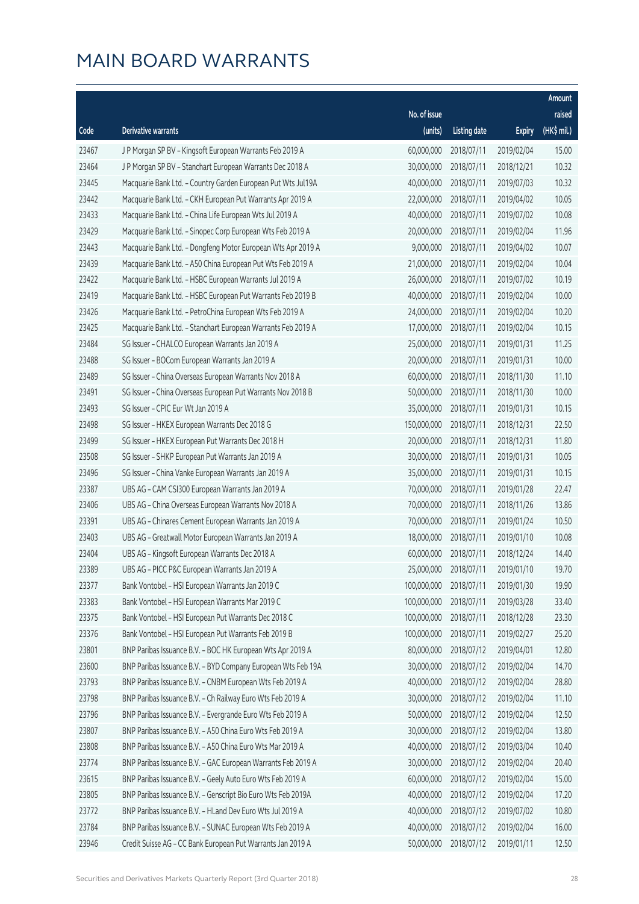# MAIN BOARD WARRANTS

| Code | Derivative warrants | No. of issue (units) | Listing date | Expiry | Amount raised (HK$ mil.) |
|---|---|---|---|---|---|
| 23467 | J P Morgan SP BV - Kingsoft European Warrants Feb 2019 A | 60,000,000 | 2018/07/11 | 2019/02/04 | 15.00 |
| 23464 | J P Morgan SP BV - Stanchart European Warrants Dec 2018 A | 30,000,000 | 2018/07/11 | 2018/12/21 | 10.32 |
| 23445 | Macquarie Bank Ltd. - Country Garden European Put Wts Jul19A | 40,000,000 | 2018/07/11 | 2019/07/03 | 10.32 |
| 23442 | Macquarie Bank Ltd. - CKH European Put Warrants Apr 2019 A | 22,000,000 | 2018/07/11 | 2019/04/02 | 10.05 |
| 23433 | Macquarie Bank Ltd. - China Life European Wts Jul 2019 A | 40,000,000 | 2018/07/11 | 2019/07/02 | 10.08 |
| 23429 | Macquarie Bank Ltd. - Sinopec Corp European Wts Feb 2019 A | 20,000,000 | 2018/07/11 | 2019/02/04 | 11.96 |
| 23443 | Macquarie Bank Ltd. - Dongfeng Motor European Wts Apr 2019 A | 9,000,000 | 2018/07/11 | 2019/04/02 | 10.07 |
| 23439 | Macquarie Bank Ltd. - A50 China European Put Wts Feb 2019 A | 21,000,000 | 2018/07/11 | 2019/02/04 | 10.04 |
| 23422 | Macquarie Bank Ltd. - HSBC European Warrants Jul 2019 A | 26,000,000 | 2018/07/11 | 2019/07/02 | 10.19 |
| 23419 | Macquarie Bank Ltd. - HSBC European Put Warrants Feb 2019 B | 40,000,000 | 2018/07/11 | 2019/02/04 | 10.00 |
| 23426 | Macquarie Bank Ltd. - PetroChina European Wts Feb 2019 A | 24,000,000 | 2018/07/11 | 2019/02/04 | 10.20 |
| 23425 | Macquarie Bank Ltd. - Stanchart European Warrants Feb 2019 A | 17,000,000 | 2018/07/11 | 2019/02/04 | 10.15 |
| 23484 | SG Issuer - CHALCO European Warrants Jan 2019 A | 25,000,000 | 2018/07/11 | 2019/01/31 | 11.25 |
| 23488 | SG Issuer - BOCom European Warrants Jan 2019 A | 20,000,000 | 2018/07/11 | 2019/01/31 | 10.00 |
| 23489 | SG Issuer - China Overseas European Warrants Nov 2018 A | 60,000,000 | 2018/07/11 | 2018/11/30 | 11.10 |
| 23491 | SG Issuer - China Overseas European Put Warrants Nov 2018 B | 50,000,000 | 2018/07/11 | 2018/11/30 | 10.00 |
| 23493 | SG Issuer - CPIC Eur Wt Jan 2019 A | 35,000,000 | 2018/07/11 | 2019/01/31 | 10.15 |
| 23498 | SG Issuer - HKEX European Warrants Dec 2018 G | 150,000,000 | 2018/07/11 | 2018/12/31 | 22.50 |
| 23499 | SG Issuer - HKEX European Put Warrants Dec 2018 H | 20,000,000 | 2018/07/11 | 2018/12/31 | 11.80 |
| 23508 | SG Issuer - SHKP European Put Warrants Jan 2019 A | 30,000,000 | 2018/07/11 | 2019/01/31 | 10.05 |
| 23496 | SG Issuer - China Vanke European Warrants Jan 2019 A | 35,000,000 | 2018/07/11 | 2019/01/31 | 10.15 |
| 23387 | UBS AG - CAM CSI300 European Warrants Jan 2019 A | 70,000,000 | 2018/07/11 | 2019/01/28 | 22.47 |
| 23406 | UBS AG - China Overseas European Warrants Nov 2018 A | 70,000,000 | 2018/07/11 | 2018/11/26 | 13.86 |
| 23391 | UBS AG - Chinares Cement European Warrants Jan 2019 A | 70,000,000 | 2018/07/11 | 2019/01/24 | 10.50 |
| 23403 | UBS AG - Greatwall Motor European Warrants Jan 2019 A | 18,000,000 | 2018/07/11 | 2019/01/10 | 10.08 |
| 23404 | UBS AG - Kingsoft European Warrants Dec 2018 A | 60,000,000 | 2018/07/11 | 2018/12/24 | 14.40 |
| 23389 | UBS AG - PICC P&C European Warrants Jan 2019 A | 25,000,000 | 2018/07/11 | 2019/01/10 | 19.70 |
| 23377 | Bank Vontobel - HSI European Warrants Jan 2019 C | 100,000,000 | 2018/07/11 | 2019/01/30 | 19.90 |
| 23383 | Bank Vontobel - HSI European Warrants Mar 2019 C | 100,000,000 | 2018/07/11 | 2019/03/28 | 33.40 |
| 23375 | Bank Vontobel - HSI European Put Warrants Dec 2018 C | 100,000,000 | 2018/07/11 | 2018/12/28 | 23.30 |
| 23376 | Bank Vontobel - HSI European Put Warrants Feb 2019 B | 100,000,000 | 2018/07/11 | 2019/02/27 | 25.20 |
| 23801 | BNP Paribas Issuance B.V. - BOC HK European Wts Apr 2019 A | 80,000,000 | 2018/07/12 | 2019/04/01 | 12.80 |
| 23600 | BNP Paribas Issuance B.V. - BYD Company European Wts Feb 19A | 30,000,000 | 2018/07/12 | 2019/02/04 | 14.70 |
| 23793 | BNP Paribas Issuance B.V. - CNBM European Wts Feb 2019 A | 40,000,000 | 2018/07/12 | 2019/02/04 | 28.80 |
| 23798 | BNP Paribas Issuance B.V. - Ch Railway Euro Wts Feb 2019 A | 30,000,000 | 2018/07/12 | 2019/02/04 | 11.10 |
| 23796 | BNP Paribas Issuance B.V. - Evergrande Euro Wts Feb 2019 A | 50,000,000 | 2018/07/12 | 2019/02/04 | 12.50 |
| 23807 | BNP Paribas Issuance B.V. - A50 China Euro Wts Feb 2019 A | 30,000,000 | 2018/07/12 | 2019/02/04 | 13.80 |
| 23808 | BNP Paribas Issuance B.V. - A50 China Euro Wts Mar 2019 A | 40,000,000 | 2018/07/12 | 2019/03/04 | 10.40 |
| 23774 | BNP Paribas Issuance B.V. - GAC European Warrants Feb 2019 A | 30,000,000 | 2018/07/12 | 2019/02/04 | 20.40 |
| 23615 | BNP Paribas Issuance B.V. - Geely Auto Euro Wts Feb 2019 A | 60,000,000 | 2018/07/12 | 2019/02/04 | 15.00 |
| 23805 | BNP Paribas Issuance B.V. - Genscript Bio Euro Wts Feb 2019A | 40,000,000 | 2018/07/12 | 2019/02/04 | 17.20 |
| 23772 | BNP Paribas Issuance B.V. - HLand Dev Euro Wts Jul 2019 A | 40,000,000 | 2018/07/12 | 2019/07/02 | 10.80 |
| 23784 | BNP Paribas Issuance B.V. - SUNAC European Wts Feb 2019 A | 40,000,000 | 2018/07/12 | 2019/02/04 | 16.00 |
| 23946 | Credit Suisse AG - CC Bank European Put Warrants Jan 2019 A | 50,000,000 | 2018/07/12 | 2019/01/11 | 12.50 |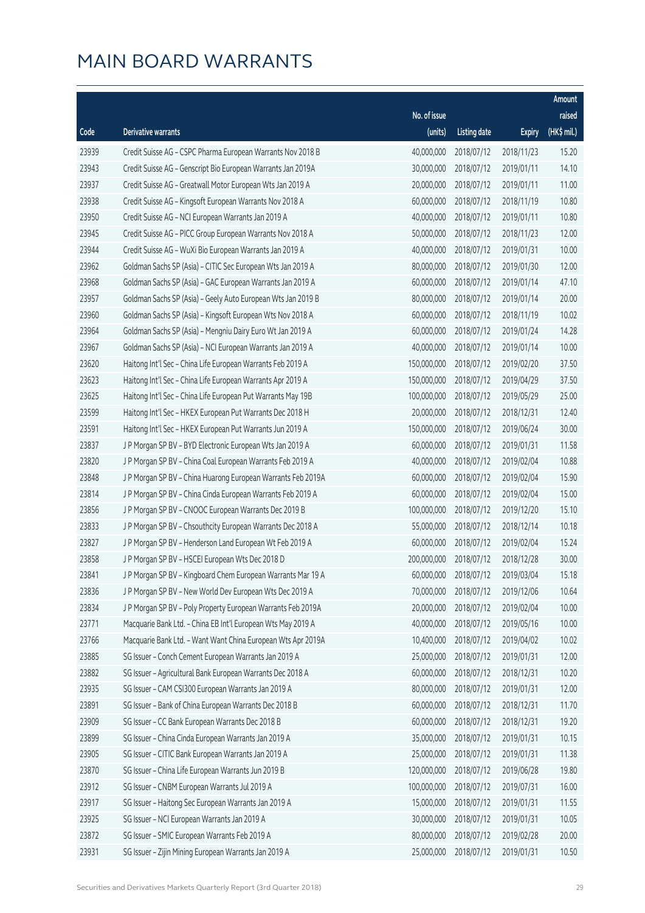# MAIN BOARD WARRANTS

| Code | Derivative warrants | No. of issue (units) | Listing date | Expiry | Amount raised (HK$ mil.) |
|---|---|---|---|---|---|
| 23939 | Credit Suisse AG – CSPC Pharma European Warrants Nov 2018 B | 40,000,000 | 2018/07/12 | 2018/11/23 | 15.20 |
| 23943 | Credit Suisse AG – Genscript Bio European Warrants Jan 2019A | 30,000,000 | 2018/07/12 | 2019/01/11 | 14.10 |
| 23937 | Credit Suisse AG – Greatwall Motor European Wts Jan 2019 A | 20,000,000 | 2018/07/12 | 2019/01/11 | 11.00 |
| 23938 | Credit Suisse AG – Kingsoft European Warrants Nov 2018 A | 60,000,000 | 2018/07/12 | 2018/11/19 | 10.80 |
| 23950 | Credit Suisse AG – NCI European Warrants Jan 2019 A | 40,000,000 | 2018/07/12 | 2019/01/11 | 10.80 |
| 23945 | Credit Suisse AG – PICC Group European Warrants Nov 2018 A | 50,000,000 | 2018/07/12 | 2018/11/23 | 12.00 |
| 23944 | Credit Suisse AG – WuXi Bio European Warrants Jan 2019 A | 40,000,000 | 2018/07/12 | 2019/01/31 | 10.00 |
| 23962 | Goldman Sachs SP (Asia) – CITIC Sec European Wts Jan 2019 A | 80,000,000 | 2018/07/12 | 2019/01/30 | 12.00 |
| 23968 | Goldman Sachs SP (Asia) – GAC European Warrants Jan 2019 A | 60,000,000 | 2018/07/12 | 2019/01/14 | 47.10 |
| 23957 | Goldman Sachs SP (Asia) – Geely Auto European Wts Jan 2019 B | 80,000,000 | 2018/07/12 | 2019/01/14 | 20.00 |
| 23960 | Goldman Sachs SP (Asia) – Kingsoft European Wts Nov 2018 A | 60,000,000 | 2018/07/12 | 2018/11/19 | 10.02 |
| 23964 | Goldman Sachs SP (Asia) – Mengniu Dairy Euro Wt Jan 2019 A | 60,000,000 | 2018/07/12 | 2019/01/24 | 14.28 |
| 23967 | Goldman Sachs SP (Asia) – NCI European Warrants Jan 2019 A | 40,000,000 | 2018/07/12 | 2019/01/14 | 10.00 |
| 23620 | Haitong Int'l Sec – China Life European Warrants Feb 2019 A | 150,000,000 | 2018/07/12 | 2019/02/20 | 37.50 |
| 23623 | Haitong Int'l Sec – China Life European Warrants Apr 2019 A | 150,000,000 | 2018/07/12 | 2019/04/29 | 37.50 |
| 23625 | Haitong Int'l Sec – China Life European Put Warrants May 19B | 100,000,000 | 2018/07/12 | 2019/05/29 | 25.00 |
| 23599 | Haitong Int'l Sec – HKEX European Put Warrants Dec 2018 H | 20,000,000 | 2018/07/12 | 2018/12/31 | 12.40 |
| 23591 | Haitong Int'l Sec – HKEX European Put Warrants Jun 2019 A | 150,000,000 | 2018/07/12 | 2019/06/24 | 30.00 |
| 23837 | J P Morgan SP BV – BYD Electronic European Wts Jan 2019 A | 60,000,000 | 2018/07/12 | 2019/01/31 | 11.58 |
| 23820 | J P Morgan SP BV – China Coal European Warrants Feb 2019 A | 40,000,000 | 2018/07/12 | 2019/02/04 | 10.88 |
| 23848 | J P Morgan SP BV – China Huarong European Warrants Feb 2019A | 60,000,000 | 2018/07/12 | 2019/02/04 | 15.90 |
| 23814 | J P Morgan SP BV – China Cinda European Warrants Feb 2019 A | 60,000,000 | 2018/07/12 | 2019/02/04 | 15.00 |
| 23856 | J P Morgan SP BV – CNOOC European Warrants Dec 2019 B | 100,000,000 | 2018/07/12 | 2019/12/20 | 15.10 |
| 23833 | J P Morgan SP BV – Chsouthcity European Warrants Dec 2018 A | 55,000,000 | 2018/07/12 | 2018/12/14 | 10.18 |
| 23827 | J P Morgan SP BV – Henderson Land European Wt Feb 2019 A | 60,000,000 | 2018/07/12 | 2019/02/04 | 15.24 |
| 23858 | J P Morgan SP BV – HSCEI European Wts Dec 2018 D | 200,000,000 | 2018/07/12 | 2018/12/28 | 30.00 |
| 23841 | J P Morgan SP BV – Kingboard Chem European Warrants Mar 19 A | 60,000,000 | 2018/07/12 | 2019/03/04 | 15.18 |
| 23836 | J P Morgan SP BV – New World Dev European Wts Dec 2019 A | 70,000,000 | 2018/07/12 | 2019/12/06 | 10.64 |
| 23834 | J P Morgan SP BV – Poly Property European Warrants Feb 2019A | 20,000,000 | 2018/07/12 | 2019/02/04 | 10.00 |
| 23771 | Macquarie Bank Ltd. – China EB Int'l European Wts May 2019 A | 40,000,000 | 2018/07/12 | 2019/05/16 | 10.00 |
| 23766 | Macquarie Bank Ltd. – Want Want China European Wts Apr 2019A | 10,400,000 | 2018/07/12 | 2019/04/02 | 10.02 |
| 23885 | SG Issuer – Conch Cement European Warrants Jan 2019 A | 25,000,000 | 2018/07/12 | 2019/01/31 | 12.00 |
| 23882 | SG Issuer – Agricultural Bank European Warrants Dec 2018 A | 60,000,000 | 2018/07/12 | 2018/12/31 | 10.20 |
| 23935 | SG Issuer – CAM CSI300 European Warrants Jan 2019 A | 80,000,000 | 2018/07/12 | 2019/01/31 | 12.00 |
| 23891 | SG Issuer – Bank of China European Warrants Dec 2018 B | 60,000,000 | 2018/07/12 | 2018/12/31 | 11.70 |
| 23909 | SG Issuer – CC Bank European Warrants Dec 2018 B | 60,000,000 | 2018/07/12 | 2018/12/31 | 19.20 |
| 23899 | SG Issuer – China Cinda European Warrants Jan 2019 A | 35,000,000 | 2018/07/12 | 2019/01/31 | 10.15 |
| 23905 | SG Issuer – CITIC Bank European Warrants Jan 2019 A | 25,000,000 | 2018/07/12 | 2019/01/31 | 11.38 |
| 23870 | SG Issuer – China Life European Warrants Jun 2019 B | 120,000,000 | 2018/07/12 | 2019/06/28 | 19.80 |
| 23912 | SG Issuer – CNBM European Warrants Jul 2019 A | 100,000,000 | 2018/07/12 | 2019/07/31 | 16.00 |
| 23917 | SG Issuer – Haitong Sec European Warrants Jan 2019 A | 15,000,000 | 2018/07/12 | 2019/01/31 | 11.55 |
| 23925 | SG Issuer – NCI European Warrants Jan 2019 A | 30,000,000 | 2018/07/12 | 2019/01/31 | 10.05 |
| 23872 | SG Issuer – SMIC European Warrants Feb 2019 A | 80,000,000 | 2018/07/12 | 2019/02/28 | 20.00 |
| 23931 | SG Issuer – Zijin Mining European Warrants Jan 2019 A | 25,000,000 | 2018/07/12 | 2019/01/31 | 10.50 |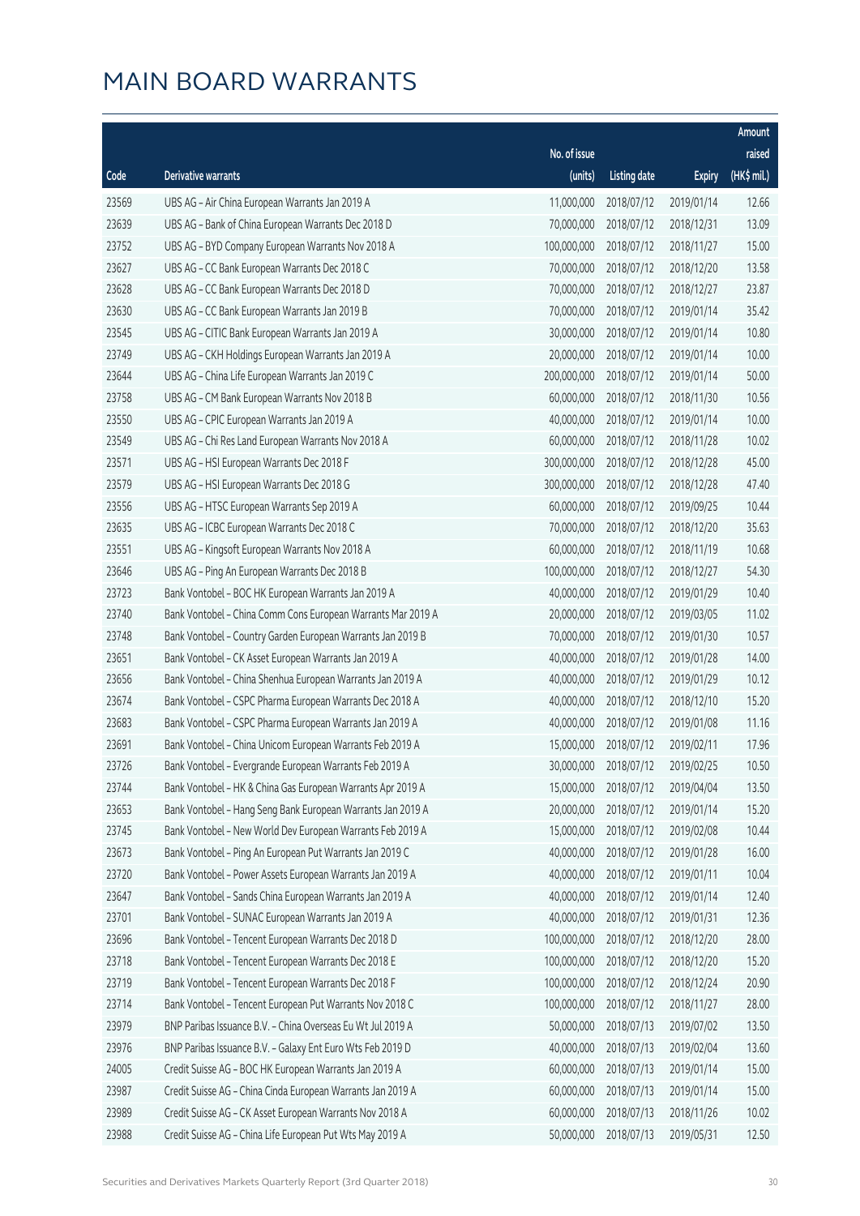# MAIN BOARD WARRANTS

| Code | Derivative warrants | No. of issue (units) | Listing date | Expiry | Amount raised (HK$ mil.) |
|---|---|---|---|---|---|
| 23569 | UBS AG - Air China European Warrants Jan 2019 A | 11,000,000 | 2018/07/12 | 2019/01/14 | 12.66 |
| 23639 | UBS AG - Bank of China European Warrants Dec 2018 D | 70,000,000 | 2018/07/12 | 2018/12/31 | 13.09 |
| 23752 | UBS AG - BYD Company European Warrants Nov 2018 A | 100,000,000 | 2018/07/12 | 2018/11/27 | 15.00 |
| 23627 | UBS AG - CC Bank European Warrants Dec 2018 C | 70,000,000 | 2018/07/12 | 2018/12/20 | 13.58 |
| 23628 | UBS AG - CC Bank European Warrants Dec 2018 D | 70,000,000 | 2018/07/12 | 2018/12/27 | 23.87 |
| 23630 | UBS AG - CC Bank European Warrants Jan 2019 B | 70,000,000 | 2018/07/12 | 2019/01/14 | 35.42 |
| 23545 | UBS AG - CITIC Bank European Warrants Jan 2019 A | 30,000,000 | 2018/07/12 | 2019/01/14 | 10.80 |
| 23749 | UBS AG - CKH Holdings European Warrants Jan 2019 A | 20,000,000 | 2018/07/12 | 2019/01/14 | 10.00 |
| 23644 | UBS AG - China Life European Warrants Jan 2019 C | 200,000,000 | 2018/07/12 | 2019/01/14 | 50.00 |
| 23758 | UBS AG - CM Bank European Warrants Nov 2018 B | 60,000,000 | 2018/07/12 | 2018/11/30 | 10.56 |
| 23550 | UBS AG - CPIC European Warrants Jan 2019 A | 40,000,000 | 2018/07/12 | 2019/01/14 | 10.00 |
| 23549 | UBS AG - Chi Res Land European Warrants Nov 2018 A | 60,000,000 | 2018/07/12 | 2018/11/28 | 10.02 |
| 23571 | UBS AG - HSI European Warrants Dec 2018 F | 300,000,000 | 2018/07/12 | 2018/12/28 | 45.00 |
| 23579 | UBS AG - HSI European Warrants Dec 2018 G | 300,000,000 | 2018/07/12 | 2018/12/28 | 47.40 |
| 23556 | UBS AG - HTSC European Warrants Sep 2019 A | 60,000,000 | 2018/07/12 | 2019/09/25 | 10.44 |
| 23635 | UBS AG - ICBC European Warrants Dec 2018 C | 70,000,000 | 2018/07/12 | 2018/12/20 | 35.63 |
| 23551 | UBS AG - Kingsoft European Warrants Nov 2018 A | 60,000,000 | 2018/07/12 | 2018/11/19 | 10.68 |
| 23646 | UBS AG - Ping An European Warrants Dec 2018 B | 100,000,000 | 2018/07/12 | 2018/12/27 | 54.30 |
| 23723 | Bank Vontobel - BOC HK European Warrants Jan 2019 A | 40,000,000 | 2018/07/12 | 2019/01/29 | 10.40 |
| 23740 | Bank Vontobel - China Comm Cons European Warrants Mar 2019 A | 20,000,000 | 2018/07/12 | 2019/03/05 | 11.02 |
| 23748 | Bank Vontobel - Country Garden European Warrants Jan 2019 B | 70,000,000 | 2018/07/12 | 2019/01/30 | 10.57 |
| 23651 | Bank Vontobel - CK Asset European Warrants Jan 2019 A | 40,000,000 | 2018/07/12 | 2019/01/28 | 14.00 |
| 23656 | Bank Vontobel - China Shenhua European Warrants Jan 2019 A | 40,000,000 | 2018/07/12 | 2019/01/29 | 10.12 |
| 23674 | Bank Vontobel - CSPC Pharma European Warrants Dec 2018 A | 40,000,000 | 2018/07/12 | 2018/12/10 | 15.20 |
| 23683 | Bank Vontobel - CSPC Pharma European Warrants Jan 2019 A | 40,000,000 | 2018/07/12 | 2019/01/08 | 11.16 |
| 23691 | Bank Vontobel - China Unicom European Warrants Feb 2019 A | 15,000,000 | 2018/07/12 | 2019/02/11 | 17.96 |
| 23726 | Bank Vontobel - Evergrande European Warrants Feb 2019 A | 30,000,000 | 2018/07/12 | 2019/02/25 | 10.50 |
| 23744 | Bank Vontobel - HK & China Gas European Warrants Apr 2019 A | 15,000,000 | 2018/07/12 | 2019/04/04 | 13.50 |
| 23653 | Bank Vontobel - Hang Seng Bank European Warrants Jan 2019 A | 20,000,000 | 2018/07/12 | 2019/01/14 | 15.20 |
| 23745 | Bank Vontobel - New World Dev European Warrants Feb 2019 A | 15,000,000 | 2018/07/12 | 2019/02/08 | 10.44 |
| 23673 | Bank Vontobel - Ping An European Put Warrants Jan 2019 C | 40,000,000 | 2018/07/12 | 2019/01/28 | 16.00 |
| 23720 | Bank Vontobel - Power Assets European Warrants Jan 2019 A | 40,000,000 | 2018/07/12 | 2019/01/11 | 10.04 |
| 23647 | Bank Vontobel - Sands China European Warrants Jan 2019 A | 40,000,000 | 2018/07/12 | 2019/01/14 | 12.40 |
| 23701 | Bank Vontobel - SUNAC European Warrants Jan 2019 A | 40,000,000 | 2018/07/12 | 2019/01/31 | 12.36 |
| 23696 | Bank Vontobel - Tencent European Warrants Dec 2018 D | 100,000,000 | 2018/07/12 | 2018/12/20 | 28.00 |
| 23718 | Bank Vontobel - Tencent European Warrants Dec 2018 E | 100,000,000 | 2018/07/12 | 2018/12/20 | 15.20 |
| 23719 | Bank Vontobel - Tencent European Warrants Dec 2018 F | 100,000,000 | 2018/07/12 | 2018/12/24 | 20.90 |
| 23714 | Bank Vontobel - Tencent European Put Warrants Nov 2018 C | 100,000,000 | 2018/07/12 | 2018/11/27 | 28.00 |
| 23979 | BNP Paribas Issuance B.V. - China Overseas Eu Wt Jul 2019 A | 50,000,000 | 2018/07/13 | 2019/07/02 | 13.50 |
| 23976 | BNP Paribas Issuance B.V. - Galaxy Ent Euro Wts Feb 2019 D | 40,000,000 | 2018/07/13 | 2019/02/04 | 13.60 |
| 24005 | Credit Suisse AG - BOC HK European Warrants Jan 2019 A | 60,000,000 | 2018/07/13 | 2019/01/14 | 15.00 |
| 23987 | Credit Suisse AG - China Cinda European Warrants Jan 2019 A | 60,000,000 | 2018/07/13 | 2019/01/14 | 15.00 |
| 23989 | Credit Suisse AG - CK Asset European Warrants Nov 2018 A | 60,000,000 | 2018/07/13 | 2018/11/26 | 10.02 |
| 23988 | Credit Suisse AG - China Life European Put Wts May 2019 A | 50,000,000 | 2018/07/13 | 2019/05/31 | 12.50 |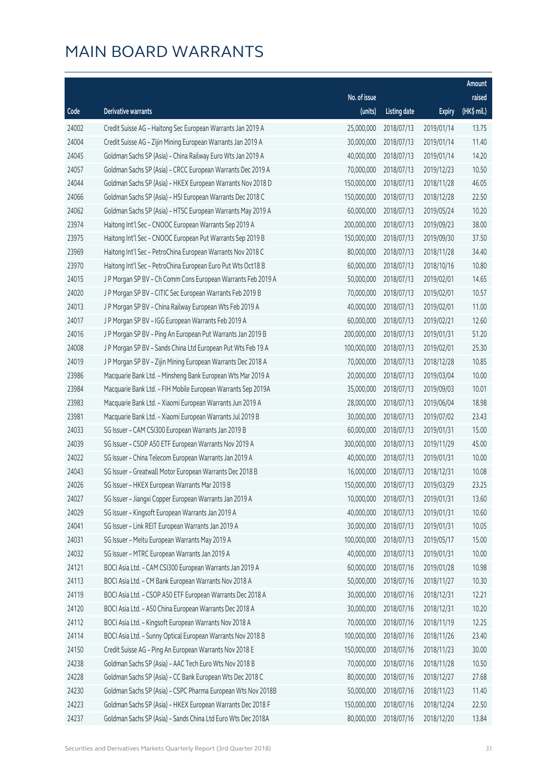# MAIN BOARD WARRANTS

| Code | Derivative warrants | No. of issue (units) | Listing date | Expiry | Amount raised (HK$ mil.) |
|---|---|---|---|---|---|
| 24002 | Credit Suisse AG - Haitong Sec European Warrants Jan 2019 A | 25,000,000 | 2018/07/13 | 2019/01/14 | 13.75 |
| 24004 | Credit Suisse AG - Zijin Mining European Warrants Jan 2019 A | 30,000,000 | 2018/07/13 | 2019/01/14 | 11.40 |
| 24045 | Goldman Sachs SP (Asia) - China Railway Euro Wts Jan 2019 A | 40,000,000 | 2018/07/13 | 2019/01/14 | 14.20 |
| 24057 | Goldman Sachs SP (Asia) - CRCC European Warrants Dec 2019 A | 70,000,000 | 2018/07/13 | 2019/12/23 | 10.50 |
| 24044 | Goldman Sachs SP (Asia) - HKEX European Warrants Nov 2018 D | 150,000,000 | 2018/07/13 | 2018/11/28 | 46.05 |
| 24066 | Goldman Sachs SP (Asia) - HSI European Warrants Dec 2018 C | 150,000,000 | 2018/07/13 | 2018/12/28 | 22.50 |
| 24062 | Goldman Sachs SP (Asia) - HTSC European Warrants May 2019 A | 60,000,000 | 2018/07/13 | 2019/05/24 | 10.20 |
| 23974 | Haitong Int'l Sec - CNOOC European Warrants Sep 2019 A | 200,000,000 | 2018/07/13 | 2019/09/23 | 38.00 |
| 23975 | Haitong Int'l Sec - CNOOC European Put Warrants Sep 2019 B | 150,000,000 | 2018/07/13 | 2019/09/30 | 37.50 |
| 23969 | Haitong Int'l Sec - PetroChina European Warrants Nov 2018 C | 80,000,000 | 2018/07/13 | 2018/11/28 | 34.40 |
| 23970 | Haitong Int'l Sec - PetroChina European Euro Put Wts Oct18 B | 60,000,000 | 2018/07/13 | 2018/10/16 | 10.80 |
| 24015 | J P Morgan SP BV - Ch Comm Cons European Warrants Feb 2019 A | 50,000,000 | 2018/07/13 | 2019/02/01 | 14.65 |
| 24020 | J P Morgan SP BV - CITIC Sec European Warrants Feb 2019 B | 70,000,000 | 2018/07/13 | 2019/02/01 | 10.57 |
| 24013 | J P Morgan SP BV - China Railway European Wts Feb 2019 A | 40,000,000 | 2018/07/13 | 2019/02/01 | 11.00 |
| 24017 | J P Morgan SP BV - IGG European Warrants Feb 2019 A | 60,000,000 | 2018/07/13 | 2019/02/21 | 12.60 |
| 24016 | J P Morgan SP BV - Ping An European Put Warrants Jan 2019 B | 200,000,000 | 2018/07/13 | 2019/01/31 | 51.20 |
| 24008 | J P Morgan SP BV - Sands China Ltd European Put Wts Feb 19 A | 100,000,000 | 2018/07/13 | 2019/02/01 | 25.30 |
| 24019 | J P Morgan SP BV - Zijin Mining European Warrants Dec 2018 A | 70,000,000 | 2018/07/13 | 2018/12/28 | 10.85 |
| 23986 | Macquarie Bank Ltd. - Minsheng Bank European Wts Mar 2019 A | 20,000,000 | 2018/07/13 | 2019/03/04 | 10.00 |
| 23984 | Macquarie Bank Ltd. - FIH Mobile European Warrants Sep 2019A | 35,000,000 | 2018/07/13 | 2019/09/03 | 10.01 |
| 23983 | Macquarie Bank Ltd. - Xiaomi European Warrants Jun 2019 A | 28,000,000 | 2018/07/13 | 2019/06/04 | 18.98 |
| 23981 | Macquarie Bank Ltd. - Xiaomi European Warrants Jul 2019 B | 30,000,000 | 2018/07/13 | 2019/07/02 | 23.43 |
| 24033 | SG Issuer - CAM CSI300 European Warrants Jan 2019 B | 60,000,000 | 2018/07/13 | 2019/01/31 | 15.00 |
| 24039 | SG Issuer - CSOP A50 ETF European Warrants Nov 2019 A | 300,000,000 | 2018/07/13 | 2019/11/29 | 45.00 |
| 24022 | SG Issuer - China Telecom European Warrants Jan 2019 A | 40,000,000 | 2018/07/13 | 2019/01/31 | 10.00 |
| 24043 | SG Issuer - Greatwall Motor European Warrants Dec 2018 B | 16,000,000 | 2018/07/13 | 2018/12/31 | 10.08 |
| 24026 | SG Issuer - HKEX European Warrants Mar 2019 B | 150,000,000 | 2018/07/13 | 2019/03/29 | 23.25 |
| 24027 | SG Issuer - Jiangxi Copper European Warrants Jan 2019 A | 10,000,000 | 2018/07/13 | 2019/01/31 | 13.60 |
| 24029 | SG Issuer - Kingsoft European Warrants Jan 2019 A | 40,000,000 | 2018/07/13 | 2019/01/31 | 10.60 |
| 24041 | SG Issuer - Link REIT European Warrants Jan 2019 A | 30,000,000 | 2018/07/13 | 2019/01/31 | 10.05 |
| 24031 | SG Issuer - Meitu European Warrants May 2019 A | 100,000,000 | 2018/07/13 | 2019/05/17 | 15.00 |
| 24032 | SG Issuer - MTRC European Warrants Jan 2019 A | 40,000,000 | 2018/07/13 | 2019/01/31 | 10.00 |
| 24121 | BOCI Asia Ltd. - CAM CSI300 European Warrants Jan 2019 A | 60,000,000 | 2018/07/16 | 2019/01/28 | 10.98 |
| 24113 | BOCI Asia Ltd. - CM Bank European Warrants Nov 2018 A | 50,000,000 | 2018/07/16 | 2018/11/27 | 10.30 |
| 24119 | BOCI Asia Ltd. - CSOP A50 ETF European Warrants Dec 2018 A | 30,000,000 | 2018/07/16 | 2018/12/31 | 12.21 |
| 24120 | BOCI Asia Ltd. - A50 China European Warrants Dec 2018 A | 30,000,000 | 2018/07/16 | 2018/12/31 | 10.20 |
| 24112 | BOCI Asia Ltd. - Kingsoft European Warrants Nov 2018 A | 70,000,000 | 2018/07/16 | 2018/11/19 | 12.25 |
| 24114 | BOCI Asia Ltd. - Sunny Optical European Warrants Nov 2018 B | 100,000,000 | 2018/07/16 | 2018/11/26 | 23.40 |
| 24150 | Credit Suisse AG - Ping An European Warrants Nov 2018 E | 150,000,000 | 2018/07/16 | 2018/11/23 | 30.00 |
| 24238 | Goldman Sachs SP (Asia) - AAC Tech Euro Wts Nov 2018 B | 70,000,000 | 2018/07/16 | 2018/11/28 | 10.50 |
| 24228 | Goldman Sachs SP (Asia) - CC Bank European Wts Dec 2018 C | 80,000,000 | 2018/07/16 | 2018/12/27 | 27.68 |
| 24230 | Goldman Sachs SP (Asia) - CSPC Pharma European Wts Nov 2018B | 50,000,000 | 2018/07/16 | 2018/11/23 | 11.40 |
| 24223 | Goldman Sachs SP (Asia) - HKEX European Warrants Dec 2018 F | 150,000,000 | 2018/07/16 | 2018/12/24 | 22.50 |
| 24237 | Goldman Sachs SP (Asia) - Sands China Ltd Euro Wts Dec 2018A | 80,000,000 | 2018/07/16 | 2018/12/20 | 13.84 |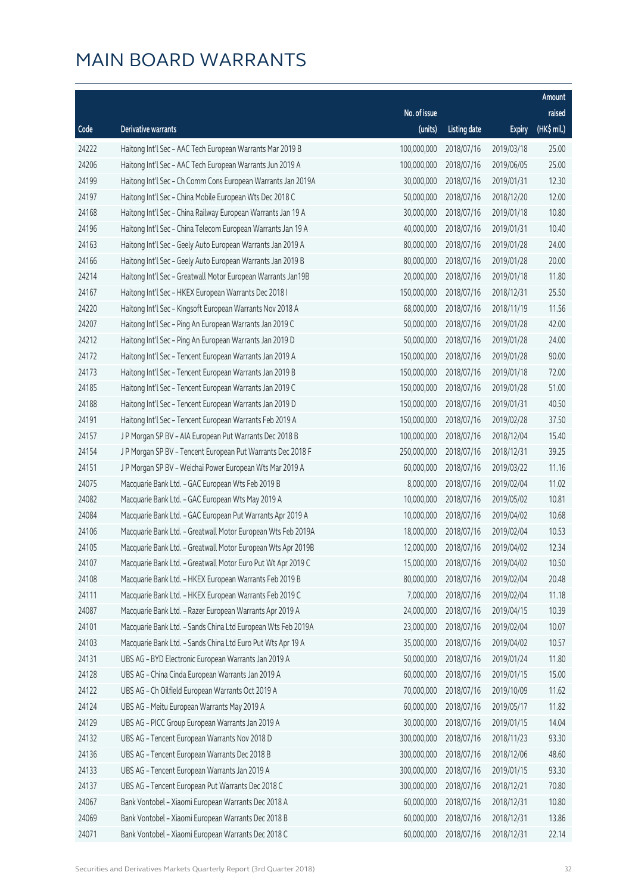# MAIN BOARD WARRANTS

| Code | Derivative warrants | No. of issue (units) | Listing date | Expiry | Amount raised (HK$ mil.) |
|---|---|---|---|---|---|
| 24222 | Haitong Int'l Sec - AAC Tech European Warrants Mar 2019 B | 100,000,000 | 2018/07/16 | 2019/03/18 | 25.00 |
| 24206 | Haitong Int'l Sec - AAC Tech European Warrants Jun 2019 A | 100,000,000 | 2018/07/16 | 2019/06/05 | 25.00 |
| 24199 | Haitong Int'l Sec - Ch Comm Cons European Warrants Jan 2019A | 30,000,000 | 2018/07/16 | 2019/01/31 | 12.30 |
| 24197 | Haitong Int'l Sec - China Mobile European Wts Dec 2018 C | 50,000,000 | 2018/07/16 | 2018/12/20 | 12.00 |
| 24168 | Haitong Int'l Sec - China Railway European Warrants Jan 19 A | 30,000,000 | 2018/07/16 | 2019/01/18 | 10.80 |
| 24196 | Haitong Int'l Sec - China Telecom European Warrants Jan 19 A | 40,000,000 | 2018/07/16 | 2019/01/31 | 10.40 |
| 24163 | Haitong Int'l Sec - Geely Auto European Warrants Jan 2019 A | 80,000,000 | 2018/07/16 | 2019/01/28 | 24.00 |
| 24166 | Haitong Int'l Sec - Geely Auto European Warrants Jan 2019 B | 80,000,000 | 2018/07/16 | 2019/01/28 | 20.00 |
| 24214 | Haitong Int'l Sec - Greatwall Motor European Warrants Jan19B | 20,000,000 | 2018/07/16 | 2019/01/18 | 11.80 |
| 24167 | Haitong Int'l Sec - HKEX European Warrants Dec 2018 I | 150,000,000 | 2018/07/16 | 2018/12/31 | 25.50 |
| 24220 | Haitong Int'l Sec - Kingsoft European Warrants Nov 2018 A | 68,000,000 | 2018/07/16 | 2018/11/19 | 11.56 |
| 24207 | Haitong Int'l Sec - Ping An European Warrants Jan 2019 C | 50,000,000 | 2018/07/16 | 2019/01/28 | 42.00 |
| 24212 | Haitong Int'l Sec - Ping An European Warrants Jan 2019 D | 50,000,000 | 2018/07/16 | 2019/01/28 | 24.00 |
| 24172 | Haitong Int'l Sec - Tencent European Warrants Jan 2019 A | 150,000,000 | 2018/07/16 | 2019/01/28 | 90.00 |
| 24173 | Haitong Int'l Sec - Tencent European Warrants Jan 2019 B | 150,000,000 | 2018/07/16 | 2019/01/18 | 72.00 |
| 24185 | Haitong Int'l Sec - Tencent European Warrants Jan 2019 C | 150,000,000 | 2018/07/16 | 2019/01/28 | 51.00 |
| 24188 | Haitong Int'l Sec - Tencent European Warrants Jan 2019 D | 150,000,000 | 2018/07/16 | 2019/01/31 | 40.50 |
| 24191 | Haitong Int'l Sec - Tencent European Warrants Feb 2019 A | 150,000,000 | 2018/07/16 | 2019/02/28 | 37.50 |
| 24157 | J P Morgan SP BV - AIA European Put Warrants Dec 2018 B | 100,000,000 | 2018/07/16 | 2018/12/04 | 15.40 |
| 24154 | J P Morgan SP BV - Tencent European Put Warrants Dec 2018 F | 250,000,000 | 2018/07/16 | 2018/12/31 | 39.25 |
| 24151 | J P Morgan SP BV - Weichai Power European Wts Mar 2019 A | 60,000,000 | 2018/07/16 | 2019/03/22 | 11.16 |
| 24075 | Macquarie Bank Ltd. - GAC European Wts Feb 2019 B | 8,000,000 | 2018/07/16 | 2019/02/04 | 11.02 |
| 24082 | Macquarie Bank Ltd. - GAC European Wts May 2019 A | 10,000,000 | 2018/07/16 | 2019/05/02 | 10.81 |
| 24084 | Macquarie Bank Ltd. - GAC European Put Warrants Apr 2019 A | 10,000,000 | 2018/07/16 | 2019/04/02 | 10.68 |
| 24106 | Macquarie Bank Ltd. - Greatwall Motor European Wts Feb 2019A | 18,000,000 | 2018/07/16 | 2019/02/04 | 10.53 |
| 24105 | Macquarie Bank Ltd. - Greatwall Motor European Wts Apr 2019B | 12,000,000 | 2018/07/16 | 2019/04/02 | 12.34 |
| 24107 | Macquarie Bank Ltd. - Greatwall Motor Euro Put Wt Apr 2019 C | 15,000,000 | 2018/07/16 | 2019/04/02 | 10.50 |
| 24108 | Macquarie Bank Ltd. - HKEX European Warrants Feb 2019 B | 80,000,000 | 2018/07/16 | 2019/02/04 | 20.48 |
| 24111 | Macquarie Bank Ltd. - HKEX European Warrants Feb 2019 C | 7,000,000 | 2018/07/16 | 2019/02/04 | 11.18 |
| 24087 | Macquarie Bank Ltd. - Razer European Warrants Apr 2019 A | 24,000,000 | 2018/07/16 | 2019/04/15 | 10.39 |
| 24101 | Macquarie Bank Ltd. - Sands China Ltd European Wts Feb 2019A | 23,000,000 | 2018/07/16 | 2019/02/04 | 10.07 |
| 24103 | Macquarie Bank Ltd. - Sands China Ltd Euro Put Wts Apr 19 A | 35,000,000 | 2018/07/16 | 2019/04/02 | 10.57 |
| 24131 | UBS AG - BYD Electronic European Warrants Jan 2019 A | 50,000,000 | 2018/07/16 | 2019/01/24 | 11.80 |
| 24128 | UBS AG - China Cinda European Warrants Jan 2019 A | 60,000,000 | 2018/07/16 | 2019/01/15 | 15.00 |
| 24122 | UBS AG - Ch Oilfield European Warrants Oct 2019 A | 70,000,000 | 2018/07/16 | 2019/10/09 | 11.62 |
| 24124 | UBS AG - Meitu European Warrants May 2019 A | 60,000,000 | 2018/07/16 | 2019/05/17 | 11.82 |
| 24129 | UBS AG - PICC Group European Warrants Jan 2019 A | 30,000,000 | 2018/07/16 | 2019/01/15 | 14.04 |
| 24132 | UBS AG - Tencent European Warrants Nov 2018 D | 300,000,000 | 2018/07/16 | 2018/11/23 | 93.30 |
| 24136 | UBS AG - Tencent European Warrants Dec 2018 B | 300,000,000 | 2018/07/16 | 2018/12/06 | 48.60 |
| 24133 | UBS AG - Tencent European Warrants Jan 2019 A | 300,000,000 | 2018/07/16 | 2019/01/15 | 93.30 |
| 24137 | UBS AG - Tencent European Put Warrants Dec 2018 C | 300,000,000 | 2018/07/16 | 2018/12/21 | 70.80 |
| 24067 | Bank Vontobel - Xiaomi European Warrants Dec 2018 A | 60,000,000 | 2018/07/16 | 2018/12/31 | 10.80 |
| 24069 | Bank Vontobel - Xiaomi European Warrants Dec 2018 B | 60,000,000 | 2018/07/16 | 2018/12/31 | 13.86 |
| 24071 | Bank Vontobel - Xiaomi European Warrants Dec 2018 C | 60,000,000 | 2018/07/16 | 2018/12/31 | 22.14 |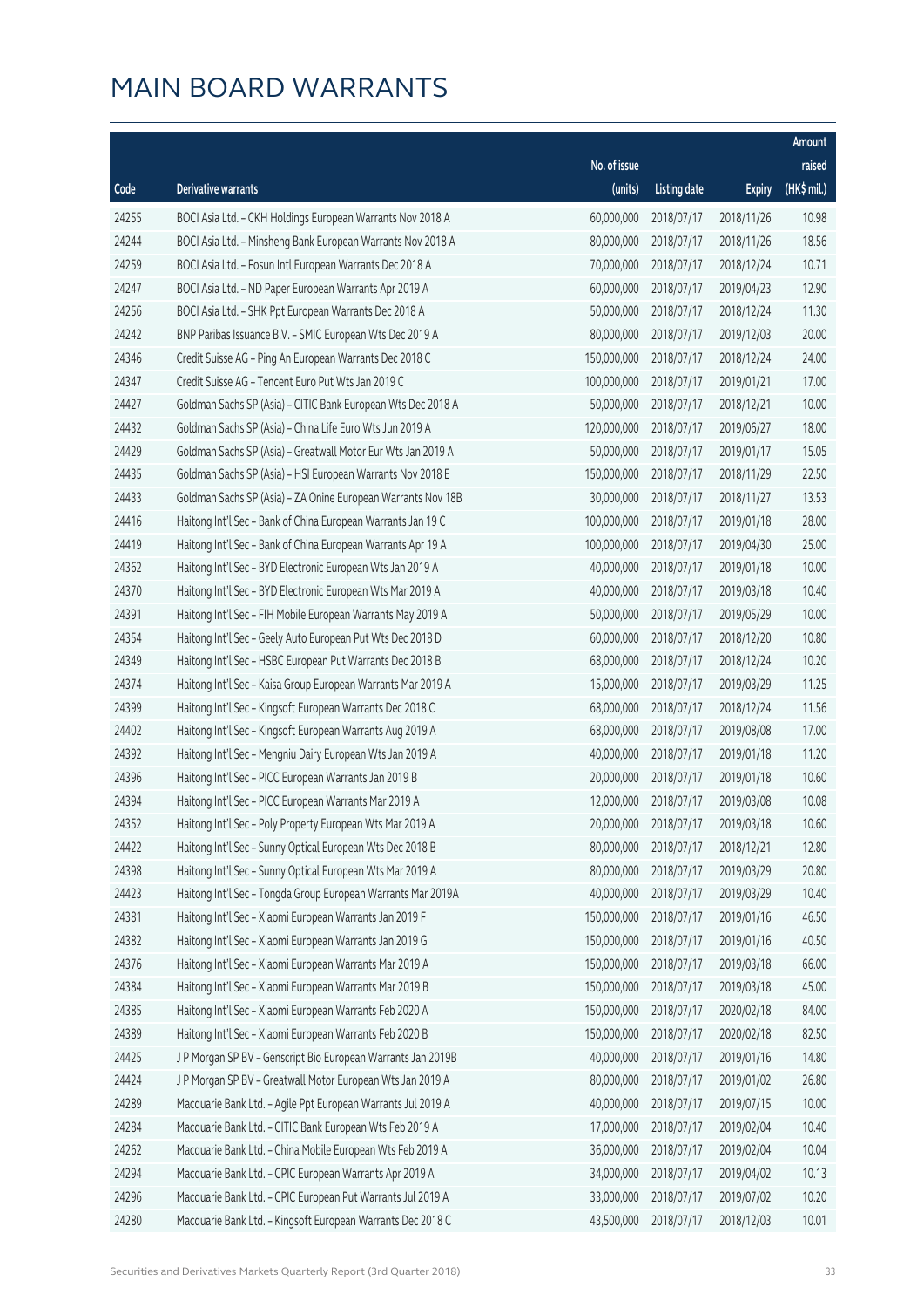# MAIN BOARD WARRANTS

| Code | Derivative warrants | No. of issue (units) | Listing date | Expiry | Amount raised (HK$ mil.) |
|---|---|---|---|---|---|
| 24255 | BOCI Asia Ltd. – CKH Holdings European Warrants Nov 2018 A | 60,000,000 | 2018/07/17 | 2018/11/26 | 10.98 |
| 24244 | BOCI Asia Ltd. – Minsheng Bank European Warrants Nov 2018 A | 80,000,000 | 2018/07/17 | 2018/11/26 | 18.56 |
| 24259 | BOCI Asia Ltd. – Fosun Intl European Warrants Dec 2018 A | 70,000,000 | 2018/07/17 | 2018/12/24 | 10.71 |
| 24247 | BOCI Asia Ltd. – ND Paper European Warrants Apr 2019 A | 60,000,000 | 2018/07/17 | 2019/04/23 | 12.90 |
| 24256 | BOCI Asia Ltd. – SHK Ppt European Warrants Dec 2018 A | 50,000,000 | 2018/07/17 | 2018/12/24 | 11.30 |
| 24242 | BNP Paribas Issuance B.V. – SMIC European Wts Dec 2019 A | 80,000,000 | 2018/07/17 | 2019/12/03 | 20.00 |
| 24346 | Credit Suisse AG – Ping An European Warrants Dec 2018 C | 150,000,000 | 2018/07/17 | 2018/12/24 | 24.00 |
| 24347 | Credit Suisse AG – Tencent Euro Put Wts Jan 2019 C | 100,000,000 | 2018/07/17 | 2019/01/21 | 17.00 |
| 24427 | Goldman Sachs SP (Asia) – CITIC Bank European Wts Dec 2018 A | 50,000,000 | 2018/07/17 | 2018/12/21 | 10.00 |
| 24432 | Goldman Sachs SP (Asia) – China Life Euro Wts Jun 2019 A | 120,000,000 | 2018/07/17 | 2019/06/27 | 18.00 |
| 24429 | Goldman Sachs SP (Asia) – Greatwall Motor Eur Wts Jan 2019 A | 50,000,000 | 2018/07/17 | 2019/01/17 | 15.05 |
| 24435 | Goldman Sachs SP (Asia) – HSI European Warrants Nov 2018 E | 150,000,000 | 2018/07/17 | 2018/11/29 | 22.50 |
| 24433 | Goldman Sachs SP (Asia) – ZA Onine European Warrants Nov 18B | 30,000,000 | 2018/07/17 | 2018/11/27 | 13.53 |
| 24416 | Haitong Int'l Sec – Bank of China European Warrants Jan 19 C | 100,000,000 | 2018/07/17 | 2019/01/18 | 28.00 |
| 24419 | Haitong Int'l Sec – Bank of China European Warrants Apr 19 A | 100,000,000 | 2018/07/17 | 2019/04/30 | 25.00 |
| 24362 | Haitong Int'l Sec – BYD Electronic European Wts Jan 2019 A | 40,000,000 | 2018/07/17 | 2019/01/18 | 10.00 |
| 24370 | Haitong Int'l Sec – BYD Electronic European Wts Mar 2019 A | 40,000,000 | 2018/07/17 | 2019/03/18 | 10.40 |
| 24391 | Haitong Int'l Sec – FIH Mobile European Warrants May 2019 A | 50,000,000 | 2018/07/17 | 2019/05/29 | 10.00 |
| 24354 | Haitong Int'l Sec – Geely Auto European Put Wts Dec 2018 D | 60,000,000 | 2018/07/17 | 2018/12/20 | 10.80 |
| 24349 | Haitong Int'l Sec – HSBC European Put Warrants Dec 2018 B | 68,000,000 | 2018/07/17 | 2018/12/24 | 10.20 |
| 24374 | Haitong Int'l Sec – Kaisa Group European Warrants Mar 2019 A | 15,000,000 | 2018/07/17 | 2019/03/29 | 11.25 |
| 24399 | Haitong Int'l Sec – Kingsoft European Warrants Dec 2018 C | 68,000,000 | 2018/07/17 | 2018/12/24 | 11.56 |
| 24402 | Haitong Int'l Sec – Kingsoft European Warrants Aug 2019 A | 68,000,000 | 2018/07/17 | 2019/08/08 | 17.00 |
| 24392 | Haitong Int'l Sec – Mengniu Dairy European Wts Jan 2019 A | 40,000,000 | 2018/07/17 | 2019/01/18 | 11.20 |
| 24396 | Haitong Int'l Sec – PICC European Warrants Jan 2019 B | 20,000,000 | 2018/07/17 | 2019/01/18 | 10.60 |
| 24394 | Haitong Int'l Sec – PICC European Warrants Mar 2019 A | 12,000,000 | 2018/07/17 | 2019/03/08 | 10.08 |
| 24352 | Haitong Int'l Sec – Poly Property European Wts Mar 2019 A | 20,000,000 | 2018/07/17 | 2019/03/18 | 10.60 |
| 24422 | Haitong Int'l Sec – Sunny Optical European Wts Dec 2018 B | 80,000,000 | 2018/07/17 | 2018/12/21 | 12.80 |
| 24398 | Haitong Int'l Sec – Sunny Optical European Wts Mar 2019 A | 80,000,000 | 2018/07/17 | 2019/03/29 | 20.80 |
| 24423 | Haitong Int'l Sec – Tongda Group European Warrants Mar 2019A | 40,000,000 | 2018/07/17 | 2019/03/29 | 10.40 |
| 24381 | Haitong Int'l Sec – Xiaomi European Warrants Jan 2019 F | 150,000,000 | 2018/07/17 | 2019/01/16 | 46.50 |
| 24382 | Haitong Int'l Sec – Xiaomi European Warrants Jan 2019 G | 150,000,000 | 2018/07/17 | 2019/01/16 | 40.50 |
| 24376 | Haitong Int'l Sec – Xiaomi European Warrants Mar 2019 A | 150,000,000 | 2018/07/17 | 2019/03/18 | 66.00 |
| 24384 | Haitong Int'l Sec – Xiaomi European Warrants Mar 2019 B | 150,000,000 | 2018/07/17 | 2019/03/18 | 45.00 |
| 24385 | Haitong Int'l Sec – Xiaomi European Warrants Feb 2020 A | 150,000,000 | 2018/07/17 | 2020/02/18 | 84.00 |
| 24389 | Haitong Int'l Sec – Xiaomi European Warrants Feb 2020 B | 150,000,000 | 2018/07/17 | 2020/02/18 | 82.50 |
| 24425 | J P Morgan SP BV – Genscript Bio European Warrants Jan 2019B | 40,000,000 | 2018/07/17 | 2019/01/16 | 14.80 |
| 24424 | J P Morgan SP BV – Greatwall Motor European Wts Jan 2019 A | 80,000,000 | 2018/07/17 | 2019/01/02 | 26.80 |
| 24289 | Macquarie Bank Ltd. – Agile Ppt European Warrants Jul 2019 A | 40,000,000 | 2018/07/17 | 2019/07/15 | 10.00 |
| 24284 | Macquarie Bank Ltd. – CITIC Bank European Wts Feb 2019 A | 17,000,000 | 2018/07/17 | 2019/02/04 | 10.40 |
| 24262 | Macquarie Bank Ltd. – China Mobile European Wts Feb 2019 A | 36,000,000 | 2018/07/17 | 2019/02/04 | 10.04 |
| 24294 | Macquarie Bank Ltd. – CPIC European Warrants Apr 2019 A | 34,000,000 | 2018/07/17 | 2019/04/02 | 10.13 |
| 24296 | Macquarie Bank Ltd. – CPIC European Put Warrants Jul 2019 A | 33,000,000 | 2018/07/17 | 2019/07/02 | 10.20 |
| 24280 | Macquarie Bank Ltd. – Kingsoft European Warrants Dec 2018 C | 43,500,000 | 2018/07/17 | 2018/12/03 | 10.01 |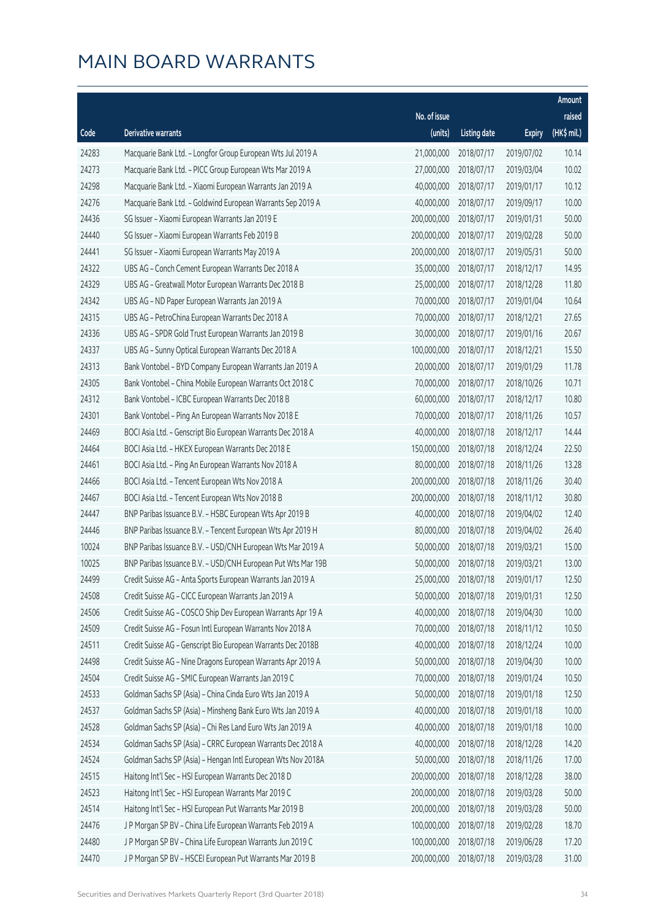# MAIN BOARD WARRANTS

| Code | Derivative warrants | No. of issue (units) | Listing date | Expiry | Amount raised (HK$ mil.) |
|---|---|---|---|---|---|
| 24283 | Macquarie Bank Ltd. - Longfor Group European Wts Jul 2019 A | 21,000,000 | 2018/07/17 | 2019/07/02 | 10.14 |
| 24273 | Macquarie Bank Ltd. - PICC Group European Wts Mar 2019 A | 27,000,000 | 2018/07/17 | 2019/03/04 | 10.02 |
| 24298 | Macquarie Bank Ltd. - Xiaomi European Warrants Jan 2019 A | 40,000,000 | 2018/07/17 | 2019/01/17 | 10.12 |
| 24276 | Macquarie Bank Ltd. - Goldwind European Warrants Sep 2019 A | 40,000,000 | 2018/07/17 | 2019/09/17 | 10.00 |
| 24436 | SG Issuer - Xiaomi European Warrants Jan 2019 E | 200,000,000 | 2018/07/17 | 2019/01/31 | 50.00 |
| 24440 | SG Issuer - Xiaomi European Warrants Feb 2019 B | 200,000,000 | 2018/07/17 | 2019/02/28 | 50.00 |
| 24441 | SG Issuer - Xiaomi European Warrants May 2019 A | 200,000,000 | 2018/07/17 | 2019/05/31 | 50.00 |
| 24322 | UBS AG - Conch Cement European Warrants Dec 2018 A | 35,000,000 | 2018/07/17 | 2018/12/17 | 14.95 |
| 24329 | UBS AG - Greatwall Motor European Warrants Dec 2018 B | 25,000,000 | 2018/07/17 | 2018/12/28 | 11.80 |
| 24342 | UBS AG - ND Paper European Warrants Jan 2019 A | 70,000,000 | 2018/07/17 | 2019/01/04 | 10.64 |
| 24315 | UBS AG - PetroChina European Warrants Dec 2018 A | 70,000,000 | 2018/07/17 | 2018/12/21 | 27.65 |
| 24336 | UBS AG - SPDR Gold Trust European Warrants Jan 2019 B | 30,000,000 | 2018/07/17 | 2019/01/16 | 20.67 |
| 24337 | UBS AG - Sunny Optical European Warrants Dec 2018 A | 100,000,000 | 2018/07/17 | 2018/12/21 | 15.50 |
| 24313 | Bank Vontobel - BYD Company European Warrants Jan 2019 A | 20,000,000 | 2018/07/17 | 2019/01/29 | 11.78 |
| 24305 | Bank Vontobel - China Mobile European Warrants Oct 2018 C | 70,000,000 | 2018/07/17 | 2018/10/26 | 10.71 |
| 24312 | Bank Vontobel - ICBC European Warrants Dec 2018 B | 60,000,000 | 2018/07/17 | 2018/12/17 | 10.80 |
| 24301 | Bank Vontobel - Ping An European Warrants Nov 2018 E | 70,000,000 | 2018/07/17 | 2018/11/26 | 10.57 |
| 24469 | BOCI Asia Ltd. - Genscript Bio European Warrants Dec 2018 A | 40,000,000 | 2018/07/18 | 2018/12/17 | 14.44 |
| 24464 | BOCI Asia Ltd. - HKEX European Warrants Dec 2018 E | 150,000,000 | 2018/07/18 | 2018/12/24 | 22.50 |
| 24461 | BOCI Asia Ltd. - Ping An European Warrants Nov 2018 A | 80,000,000 | 2018/07/18 | 2018/11/26 | 13.28 |
| 24466 | BOCI Asia Ltd. - Tencent European Wts Nov 2018 A | 200,000,000 | 2018/07/18 | 2018/11/26 | 30.40 |
| 24467 | BOCI Asia Ltd. - Tencent European Wts Nov 2018 B | 200,000,000 | 2018/07/18 | 2018/11/12 | 30.80 |
| 24447 | BNP Paribas Issuance B.V. - HSBC European Wts Apr 2019 B | 40,000,000 | 2018/07/18 | 2019/04/02 | 12.40 |
| 24446 | BNP Paribas Issuance B.V. - Tencent European Wts Apr 2019 H | 80,000,000 | 2018/07/18 | 2019/04/02 | 26.40 |
| 10024 | BNP Paribas Issuance B.V. - USD/CNH European Wts Mar 2019 A | 50,000,000 | 2018/07/18 | 2019/03/21 | 15.00 |
| 10025 | BNP Paribas Issuance B.V. - USD/CNH European Put Wts Mar 19B | 50,000,000 | 2018/07/18 | 2019/03/21 | 13.00 |
| 24499 | Credit Suisse AG - Anta Sports European Warrants Jan 2019 A | 25,000,000 | 2018/07/18 | 2019/01/17 | 12.50 |
| 24508 | Credit Suisse AG - CICC European Warrants Jan 2019 A | 50,000,000 | 2018/07/18 | 2019/01/31 | 12.50 |
| 24506 | Credit Suisse AG - COSCO Ship Dev European Warrants Apr 19 A | 40,000,000 | 2018/07/18 | 2019/04/30 | 10.00 |
| 24509 | Credit Suisse AG - Fosun Intl European Warrants Nov 2018 A | 70,000,000 | 2018/07/18 | 2018/11/12 | 10.50 |
| 24511 | Credit Suisse AG - Genscript Bio European Warrants Dec 2018B | 40,000,000 | 2018/07/18 | 2018/12/24 | 10.00 |
| 24498 | Credit Suisse AG - Nine Dragons European Warrants Apr 2019 A | 50,000,000 | 2018/07/18 | 2019/04/30 | 10.00 |
| 24504 | Credit Suisse AG - SMIC European Warrants Jan 2019 C | 70,000,000 | 2018/07/18 | 2019/01/24 | 10.50 |
| 24533 | Goldman Sachs SP (Asia) - China Cinda Euro Wts Jan 2019 A | 50,000,000 | 2018/07/18 | 2019/01/18 | 12.50 |
| 24537 | Goldman Sachs SP (Asia) - Minsheng Bank Euro Wts Jan 2019 A | 40,000,000 | 2018/07/18 | 2019/01/18 | 10.00 |
| 24528 | Goldman Sachs SP (Asia) - Chi Res Land Euro Wts Jan 2019 A | 40,000,000 | 2018/07/18 | 2019/01/18 | 10.00 |
| 24534 | Goldman Sachs SP (Asia) - CRRC European Warrants Dec 2018 A | 40,000,000 | 2018/07/18 | 2018/12/28 | 14.20 |
| 24524 | Goldman Sachs SP (Asia) - Hengan Intl European Wts Nov 2018A | 50,000,000 | 2018/07/18 | 2018/11/26 | 17.00 |
| 24515 | Haitong Int'l Sec - HSI European Warrants Dec 2018 D | 200,000,000 | 2018/07/18 | 2018/12/28 | 38.00 |
| 24523 | Haitong Int'l Sec - HSI European Warrants Mar 2019 C | 200,000,000 | 2018/07/18 | 2019/03/28 | 50.00 |
| 24514 | Haitong Int'l Sec - HSI European Put Warrants Mar 2019 B | 200,000,000 | 2018/07/18 | 2019/03/28 | 50.00 |
| 24476 | J P Morgan SP BV - China Life European Warrants Feb 2019 A | 100,000,000 | 2018/07/18 | 2019/02/28 | 18.70 |
| 24480 | J P Morgan SP BV - China Life European Warrants Jun 2019 C | 100,000,000 | 2018/07/18 | 2019/06/28 | 17.20 |
| 24470 | J P Morgan SP BV - HSCEI European Put Warrants Mar 2019 B | 200,000,000 | 2018/07/18 | 2019/03/28 | 31.00 |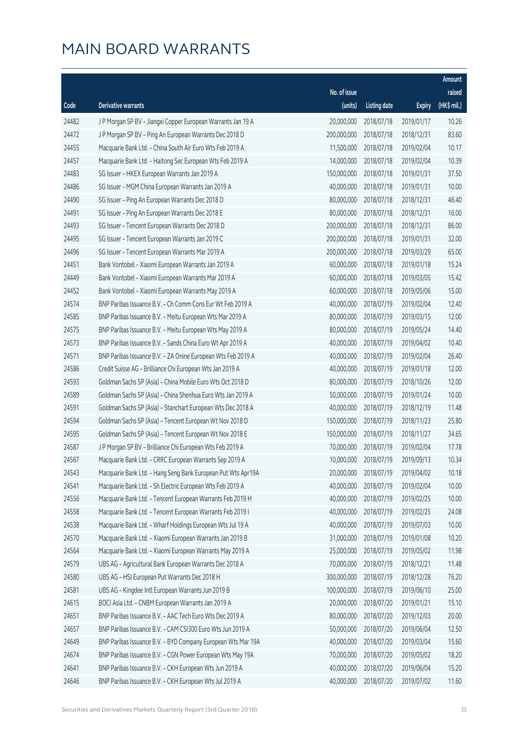# MAIN BOARD WARRANTS

| Code | Derivative warrants | No. of issue (units) | Listing date | Expiry | Amount raised (HK$ mil.) |
|---|---|---|---|---|---|
| 24482 | J P Morgan SP BV – Jiangxi Copper European Warrants Jan 19 A | 20,000,000 | 2018/07/18 | 2019/01/17 | 10.26 |
| 24472 | J P Morgan SP BV – Ping An European Warrants Dec 2018 D | 200,000,000 | 2018/07/18 | 2018/12/31 | 83.60 |
| 24455 | Macquarie Bank Ltd. – China South Air Euro Wts Feb 2019 A | 11,500,000 | 2018/07/18 | 2019/02/04 | 10.17 |
| 24457 | Macquarie Bank Ltd. – Haitong Sec European Wts Feb 2019 A | 14,000,000 | 2018/07/18 | 2019/02/04 | 10.39 |
| 24483 | SG Issuer – HKEX European Warrants Jan 2019 A | 150,000,000 | 2018/07/18 | 2019/01/31 | 37.50 |
| 24486 | SG Issuer – MGM China European Warrants Jan 2019 A | 40,000,000 | 2018/07/18 | 2019/01/31 | 10.00 |
| 24490 | SG Issuer – Ping An European Warrants Dec 2018 D | 80,000,000 | 2018/07/18 | 2018/12/31 | 46.40 |
| 24491 | SG Issuer – Ping An European Warrants Dec 2018 E | 80,000,000 | 2018/07/18 | 2018/12/31 | 16.00 |
| 24493 | SG Issuer – Tencent European Warrants Dec 2018 D | 200,000,000 | 2018/07/18 | 2018/12/31 | 86.00 |
| 24495 | SG Issuer – Tencent European Warrants Jan 2019 C | 200,000,000 | 2018/07/18 | 2019/01/31 | 32.00 |
| 24496 | SG Issuer – Tencent European Warrants Mar 2019 A | 200,000,000 | 2018/07/18 | 2019/03/29 | 65.00 |
| 24451 | Bank Vontobel – Xiaomi European Warrants Jan 2019 A | 60,000,000 | 2018/07/18 | 2019/01/18 | 15.24 |
| 24449 | Bank Vontobel – Xiaomi European Warrants Mar 2019 A | 60,000,000 | 2018/07/18 | 2019/03/05 | 15.42 |
| 24452 | Bank Vontobel – Xiaomi European Warrants May 2019 A | 60,000,000 | 2018/07/18 | 2019/05/06 | 15.00 |
| 24574 | BNP Paribas Issuance B.V. – Ch Comm Cons Eur Wt Feb 2019 A | 40,000,000 | 2018/07/19 | 2019/02/04 | 12.40 |
| 24585 | BNP Paribas Issuance B.V. – Meitu European Wts Mar 2019 A | 80,000,000 | 2018/07/19 | 2019/03/15 | 12.00 |
| 24575 | BNP Paribas Issuance B.V. – Meitu European Wts May 2019 A | 80,000,000 | 2018/07/19 | 2019/05/24 | 14.40 |
| 24573 | BNP Paribas Issuance B.V. – Sands China Euro Wt Apr 2019 A | 40,000,000 | 2018/07/19 | 2019/04/02 | 10.40 |
| 24571 | BNP Paribas Issuance B.V. – ZA Onine European Wts Feb 2019 A | 40,000,000 | 2018/07/19 | 2019/02/04 | 26.40 |
| 24586 | Credit Suisse AG – Brilliance Chi European Wts Jan 2019 A | 40,000,000 | 2018/07/19 | 2019/01/18 | 12.00 |
| 24593 | Goldman Sachs SP (Asia) – China Mobile Euro Wts Oct 2018 D | 80,000,000 | 2018/07/19 | 2018/10/26 | 12.00 |
| 24589 | Goldman Sachs SP (Asia) – China Shenhua Euro Wts Jan 2019 A | 50,000,000 | 2018/07/19 | 2019/01/24 | 10.00 |
| 24591 | Goldman Sachs SP (Asia) – Stanchart European Wts Dec 2018 A | 40,000,000 | 2018/07/19 | 2018/12/19 | 11.48 |
| 24594 | Goldman Sachs SP (Asia) – Tencent European Wt Nov 2018 D | 150,000,000 | 2018/07/19 | 2018/11/23 | 25.80 |
| 24595 | Goldman Sachs SP (Asia) – Tencent European Wt Nov 2018 E | 150,000,000 | 2018/07/19 | 2018/11/27 | 34.65 |
| 24587 | J P Morgan SP BV – Brilliance Chi European Wts Feb 2019 A | 70,000,000 | 2018/07/19 | 2019/02/04 | 17.78 |
| 24567 | Macquarie Bank Ltd. – CRRC European Warrants Sep 2019 A | 10,000,000 | 2018/07/19 | 2019/09/13 | 10.34 |
| 24543 | Macquarie Bank Ltd. – Hang Seng Bank European Put Wts Apr19A | 20,000,000 | 2018/07/19 | 2019/04/02 | 10.18 |
| 24541 | Macquarie Bank Ltd. – Sh Electric European Wts Feb 2019 A | 40,000,000 | 2018/07/19 | 2019/02/04 | 10.00 |
| 24556 | Macquarie Bank Ltd. – Tencent European Warrants Feb 2019 H | 40,000,000 | 2018/07/19 | 2019/02/25 | 10.00 |
| 24558 | Macquarie Bank Ltd. – Tencent European Warrants Feb 2019 I | 40,000,000 | 2018/07/19 | 2019/02/25 | 24.08 |
| 24538 | Macquarie Bank Ltd. – Wharf Holdings European Wts Jul 19 A | 40,000,000 | 2018/07/19 | 2019/07/03 | 10.00 |
| 24570 | Macquarie Bank Ltd. – Xiaomi European Warrants Jan 2019 B | 31,000,000 | 2018/07/19 | 2019/01/08 | 10.20 |
| 24564 | Macquarie Bank Ltd. – Xiaomi European Warrants May 2019 A | 25,000,000 | 2018/07/19 | 2019/05/02 | 11.98 |
| 24579 | UBS AG – Agricultural Bank European Warrants Dec 2018 A | 70,000,000 | 2018/07/19 | 2018/12/21 | 11.48 |
| 24580 | UBS AG – HSI European Put Warrants Dec 2018 H | 300,000,000 | 2018/07/19 | 2018/12/28 | 76.20 |
| 24581 | UBS AG – Kingdee Intl European Warrants Jun 2019 B | 100,000,000 | 2018/07/19 | 2019/06/10 | 25.00 |
| 24615 | BOCI Asia Ltd. – CNBM European Warrants Jan 2019 A | 20,000,000 | 2018/07/20 | 2019/01/21 | 15.10 |
| 24651 | BNP Paribas Issuance B.V. – AAC Tech Euro Wts Dec 2019 A | 80,000,000 | 2018/07/20 | 2019/12/03 | 20.00 |
| 24657 | BNP Paribas Issuance B.V. – CAM CSI300 Euro Wts Jun 2019 A | 50,000,000 | 2018/07/20 | 2019/06/04 | 12.50 |
| 24649 | BNP Paribas Issuance B.V. – BYD Company European Wts Mar 19A | 40,000,000 | 2018/07/20 | 2019/03/04 | 15.60 |
| 24674 | BNP Paribas Issuance B.V. – CGN Power European Wts May 19A | 70,000,000 | 2018/07/20 | 2019/05/02 | 18.20 |
| 24641 | BNP Paribas Issuance B.V. – CKH European Wts Jun 2019 A | 40,000,000 | 2018/07/20 | 2019/06/04 | 15.20 |
| 24646 | BNP Paribas Issuance B.V. – CKH European Wts Jul 2019 A | 40,000,000 | 2018/07/20 | 2019/07/02 | 11.60 |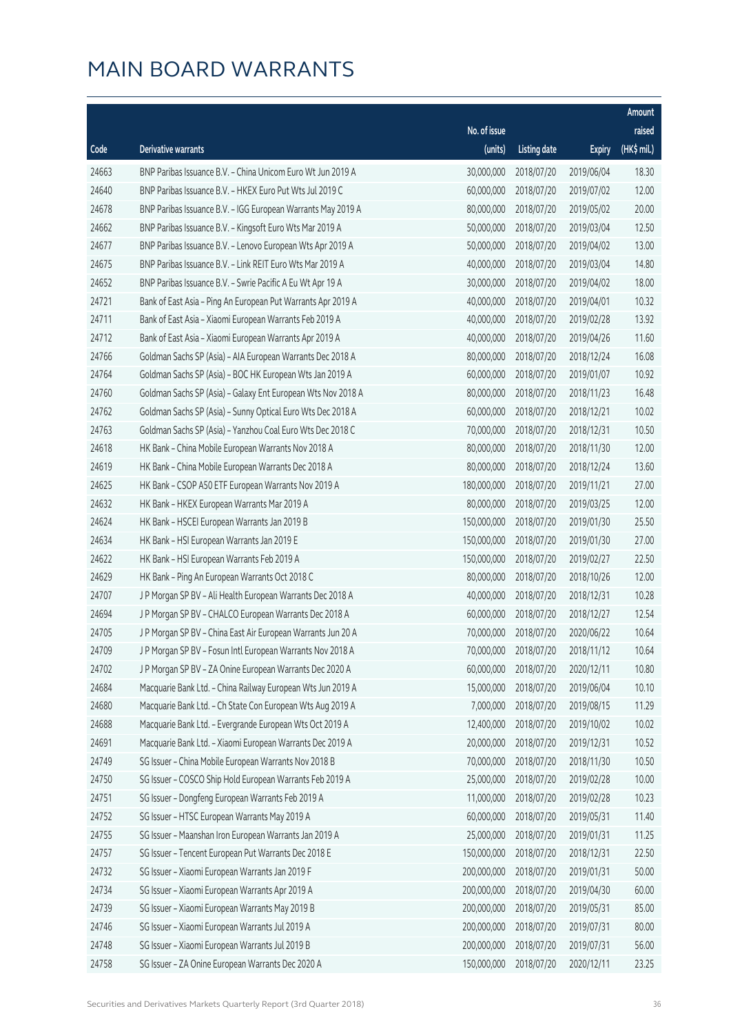# MAIN BOARD WARRANTS

| Code | Derivative warrants | No. of issue (units) | Listing date | Expiry | Amount raised (HK$ mil.) |
|---|---|---|---|---|---|
| 24663 | BNP Paribas Issuance B.V. - China Unicom Euro Wt Jun 2019 A | 30,000,000 | 2018/07/20 | 2019/06/04 | 18.30 |
| 24640 | BNP Paribas Issuance B.V. - HKEX Euro Put Wts Jul 2019 C | 60,000,000 | 2018/07/20 | 2019/07/02 | 12.00 |
| 24678 | BNP Paribas Issuance B.V. - IGG European Warrants May 2019 A | 80,000,000 | 2018/07/20 | 2019/05/02 | 20.00 |
| 24662 | BNP Paribas Issuance B.V. - Kingsoft Euro Wts Mar 2019 A | 50,000,000 | 2018/07/20 | 2019/03/04 | 12.50 |
| 24677 | BNP Paribas Issuance B.V. - Lenovo European Wts Apr 2019 A | 50,000,000 | 2018/07/20 | 2019/04/02 | 13.00 |
| 24675 | BNP Paribas Issuance B.V. - Link REIT Euro Wts Mar 2019 A | 40,000,000 | 2018/07/20 | 2019/03/04 | 14.80 |
| 24652 | BNP Paribas Issuance B.V. - Swrie Pacific A Eu Wt Apr 19 A | 30,000,000 | 2018/07/20 | 2019/04/02 | 18.00 |
| 24721 | Bank of East Asia - Ping An European Put Warrants Apr 2019 A | 40,000,000 | 2018/07/20 | 2019/04/01 | 10.32 |
| 24711 | Bank of East Asia - Xiaomi European Warrants Feb 2019 A | 40,000,000 | 2018/07/20 | 2019/02/28 | 13.92 |
| 24712 | Bank of East Asia - Xiaomi European Warrants Apr 2019 A | 40,000,000 | 2018/07/20 | 2019/04/26 | 11.60 |
| 24766 | Goldman Sachs SP (Asia) - AIA European Warrants Dec 2018 A | 80,000,000 | 2018/07/20 | 2018/12/24 | 16.08 |
| 24764 | Goldman Sachs SP (Asia) - BOC HK European Wts Jan 2019 A | 60,000,000 | 2018/07/20 | 2019/01/07 | 10.92 |
| 24760 | Goldman Sachs SP (Asia) - Galaxy Ent European Wts Nov 2018 A | 80,000,000 | 2018/07/20 | 2018/11/23 | 16.48 |
| 24762 | Goldman Sachs SP (Asia) - Sunny Optical Euro Wts Dec 2018 A | 60,000,000 | 2018/07/20 | 2018/12/21 | 10.02 |
| 24763 | Goldman Sachs SP (Asia) - Yanzhou Coal Euro Wts Dec 2018 C | 70,000,000 | 2018/07/20 | 2018/12/31 | 10.50 |
| 24618 | HK Bank - China Mobile European Warrants Nov 2018 A | 80,000,000 | 2018/07/20 | 2018/11/30 | 12.00 |
| 24619 | HK Bank - China Mobile European Warrants Dec 2018 A | 80,000,000 | 2018/07/20 | 2018/12/24 | 13.60 |
| 24625 | HK Bank - CSOP A50 ETF European Warrants Nov 2019 A | 180,000,000 | 2018/07/20 | 2019/11/21 | 27.00 |
| 24632 | HK Bank - HKEX European Warrants Mar 2019 A | 80,000,000 | 2018/07/20 | 2019/03/25 | 12.00 |
| 24624 | HK Bank - HSCEI European Warrants Jan 2019 B | 150,000,000 | 2018/07/20 | 2019/01/30 | 25.50 |
| 24634 | HK Bank - HSI European Warrants Jan 2019 E | 150,000,000 | 2018/07/20 | 2019/01/30 | 27.00 |
| 24622 | HK Bank - HSI European Warrants Feb 2019 A | 150,000,000 | 2018/07/20 | 2019/02/27 | 22.50 |
| 24629 | HK Bank - Ping An European Warrants Oct 2018 C | 80,000,000 | 2018/07/20 | 2018/10/26 | 12.00 |
| 24707 | J P Morgan SP BV - Ali Health European Warrants Dec 2018 A | 40,000,000 | 2018/07/20 | 2018/12/31 | 10.28 |
| 24694 | J P Morgan SP BV - CHALCO European Warrants Dec 2018 A | 60,000,000 | 2018/07/20 | 2018/12/27 | 12.54 |
| 24705 | J P Morgan SP BV - China East Air European Warrants Jun 20 A | 70,000,000 | 2018/07/20 | 2020/06/22 | 10.64 |
| 24709 | J P Morgan SP BV - Fosun Intl European Warrants Nov 2018 A | 70,000,000 | 2018/07/20 | 2018/11/12 | 10.64 |
| 24702 | J P Morgan SP BV - ZA Onine European Warrants Dec 2020 A | 60,000,000 | 2018/07/20 | 2020/12/11 | 10.80 |
| 24684 | Macquarie Bank Ltd. - China Railway European Wts Jun 2019 A | 15,000,000 | 2018/07/20 | 2019/06/04 | 10.10 |
| 24680 | Macquarie Bank Ltd. - Ch State Con European Wts Aug 2019 A | 7,000,000 | 2018/07/20 | 2019/08/15 | 11.29 |
| 24688 | Macquarie Bank Ltd. - Evergrande European Wts Oct 2019 A | 12,400,000 | 2018/07/20 | 2019/10/02 | 10.02 |
| 24691 | Macquarie Bank Ltd. - Xiaomi European Warrants Dec 2019 A | 20,000,000 | 2018/07/20 | 2019/12/31 | 10.52 |
| 24749 | SG Issuer - China Mobile European Warrants Nov 2018 B | 70,000,000 | 2018/07/20 | 2018/11/30 | 10.50 |
| 24750 | SG Issuer - COSCO Ship Hold European Warrants Feb 2019 A | 25,000,000 | 2018/07/20 | 2019/02/28 | 10.00 |
| 24751 | SG Issuer - Dongfeng European Warrants Feb 2019 A | 11,000,000 | 2018/07/20 | 2019/02/28 | 10.23 |
| 24752 | SG Issuer - HTSC European Warrants May 2019 A | 60,000,000 | 2018/07/20 | 2019/05/31 | 11.40 |
| 24755 | SG Issuer - Maanshan Iron European Warrants Jan 2019 A | 25,000,000 | 2018/07/20 | 2019/01/31 | 11.25 |
| 24757 | SG Issuer - Tencent European Put Warrants Dec 2018 E | 150,000,000 | 2018/07/20 | 2018/12/31 | 22.50 |
| 24732 | SG Issuer - Xiaomi European Warrants Jan 2019 F | 200,000,000 | 2018/07/20 | 2019/01/31 | 50.00 |
| 24734 | SG Issuer - Xiaomi European Warrants Apr 2019 A | 200,000,000 | 2018/07/20 | 2019/04/30 | 60.00 |
| 24739 | SG Issuer - Xiaomi European Warrants May 2019 B | 200,000,000 | 2018/07/20 | 2019/05/31 | 85.00 |
| 24746 | SG Issuer - Xiaomi European Warrants Jul 2019 A | 200,000,000 | 2018/07/20 | 2019/07/31 | 80.00 |
| 24748 | SG Issuer - Xiaomi European Warrants Jul 2019 B | 200,000,000 | 2018/07/20 | 2019/07/31 | 56.00 |
| 24758 | SG Issuer - ZA Onine European Warrants Dec 2020 A | 150,000,000 | 2018/07/20 | 2020/12/11 | 23.25 |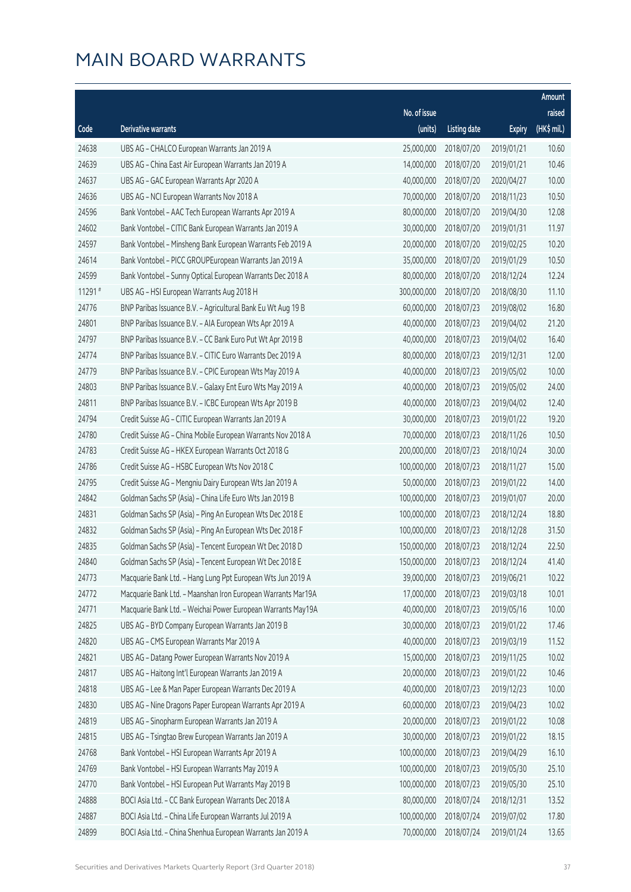# MAIN BOARD WARRANTS

| Code | Derivative warrants | No. of issue (units) | Listing date | Expiry | Amount raised (HK$ mil.) |
|---|---|---|---|---|---|
| 24638 | UBS AG - CHALCO European Warrants Jan 2019 A | 25,000,000 | 2018/07/20 | 2019/01/21 | 10.60 |
| 24639 | UBS AG - China East Air European Warrants Jan 2019 A | 14,000,000 | 2018/07/20 | 2019/01/21 | 10.46 |
| 24637 | UBS AG - GAC European Warrants Apr 2020 A | 40,000,000 | 2018/07/20 | 2020/04/27 | 10.00 |
| 24636 | UBS AG - NCI European Warrants Nov 2018 A | 70,000,000 | 2018/07/20 | 2018/11/23 | 10.50 |
| 24596 | Bank Vontobel - AAC Tech European Warrants Apr 2019 A | 80,000,000 | 2018/07/20 | 2019/04/30 | 12.08 |
| 24602 | Bank Vontobel - CITIC Bank European Warrants Jan 2019 A | 30,000,000 | 2018/07/20 | 2019/01/31 | 11.97 |
| 24597 | Bank Vontobel - Minsheng Bank European Warrants Feb 2019 A | 20,000,000 | 2018/07/20 | 2019/02/25 | 10.20 |
| 24614 | Bank Vontobel - PICC GROUPEuropean Warrants Jan 2019 A | 35,000,000 | 2018/07/20 | 2019/01/29 | 10.50 |
| 24599 | Bank Vontobel - Sunny Optical European Warrants Dec 2018 A | 80,000,000 | 2018/07/20 | 2018/12/24 | 12.24 |
| 11291 # | UBS AG - HSI European Warrants Aug 2018 H | 300,000,000 | 2018/07/20 | 2018/08/30 | 11.10 |
| 24776 | BNP Paribas Issuance B.V. - Agricultural Bank Eu Wt Aug 19 B | 60,000,000 | 2018/07/23 | 2019/08/02 | 16.80 |
| 24801 | BNP Paribas Issuance B.V. - AIA European Wts Apr 2019 A | 40,000,000 | 2018/07/23 | 2019/04/02 | 21.20 |
| 24797 | BNP Paribas Issuance B.V. - CC Bank Euro Put Wt Apr 2019 B | 40,000,000 | 2018/07/23 | 2019/04/02 | 16.40 |
| 24774 | BNP Paribas Issuance B.V. - CITIC Euro Warrants Dec 2019 A | 80,000,000 | 2018/07/23 | 2019/12/31 | 12.00 |
| 24779 | BNP Paribas Issuance B.V. - CPIC European Wts May 2019 A | 40,000,000 | 2018/07/23 | 2019/05/02 | 10.00 |
| 24803 | BNP Paribas Issuance B.V. - Galaxy Ent Euro Wts May 2019 A | 40,000,000 | 2018/07/23 | 2019/05/02 | 24.00 |
| 24811 | BNP Paribas Issuance B.V. - ICBC European Wts Apr 2019 B | 40,000,000 | 2018/07/23 | 2019/04/02 | 12.40 |
| 24794 | Credit Suisse AG - CITIC European Warrants Jan 2019 A | 30,000,000 | 2018/07/23 | 2019/01/22 | 19.20 |
| 24780 | Credit Suisse AG - China Mobile European Warrants Nov 2018 A | 70,000,000 | 2018/07/23 | 2018/11/26 | 10.50 |
| 24783 | Credit Suisse AG - HKEX European Warrants Oct 2018 G | 200,000,000 | 2018/07/23 | 2018/10/24 | 30.00 |
| 24786 | Credit Suisse AG - HSBC European Wts Nov 2018 C | 100,000,000 | 2018/07/23 | 2018/11/27 | 15.00 |
| 24795 | Credit Suisse AG - Mengniu Dairy European Wts Jan 2019 A | 50,000,000 | 2018/07/23 | 2019/01/22 | 14.00 |
| 24842 | Goldman Sachs SP (Asia) - China Life Euro Wts Jan 2019 B | 100,000,000 | 2018/07/23 | 2019/01/07 | 20.00 |
| 24831 | Goldman Sachs SP (Asia) - Ping An European Wts Dec 2018 E | 100,000,000 | 2018/07/23 | 2018/12/24 | 18.80 |
| 24832 | Goldman Sachs SP (Asia) - Ping An European Wts Dec 2018 F | 100,000,000 | 2018/07/23 | 2018/12/28 | 31.50 |
| 24835 | Goldman Sachs SP (Asia) - Tencent European Wt Dec 2018 D | 150,000,000 | 2018/07/23 | 2018/12/24 | 22.50 |
| 24840 | Goldman Sachs SP (Asia) - Tencent European Wt Dec 2018 E | 150,000,000 | 2018/07/23 | 2018/12/24 | 41.40 |
| 24773 | Macquarie Bank Ltd. - Hang Lung Ppt European Wts Jun 2019 A | 39,000,000 | 2018/07/23 | 2019/06/21 | 10.22 |
| 24772 | Macquarie Bank Ltd. - Maanshan Iron European Warrants Mar19A | 17,000,000 | 2018/07/23 | 2019/03/18 | 10.01 |
| 24771 | Macquarie Bank Ltd. - Weichai Power European Warrants May19A | 40,000,000 | 2018/07/23 | 2019/05/16 | 10.00 |
| 24825 | UBS AG - BYD Company European Warrants Jan 2019 B | 30,000,000 | 2018/07/23 | 2019/01/22 | 17.46 |
| 24820 | UBS AG - CMS European Warrants Mar 2019 A | 40,000,000 | 2018/07/23 | 2019/03/19 | 11.52 |
| 24821 | UBS AG - Datang Power European Warrants Nov 2019 A | 15,000,000 | 2018/07/23 | 2019/11/25 | 10.02 |
| 24817 | UBS AG - Haitong Int'l European Warrants Jan 2019 A | 20,000,000 | 2018/07/23 | 2019/01/22 | 10.46 |
| 24818 | UBS AG - Lee & Man Paper European Warrants Dec 2019 A | 40,000,000 | 2018/07/23 | 2019/12/23 | 10.00 |
| 24830 | UBS AG - Nine Dragons Paper European Warrants Apr 2019 A | 60,000,000 | 2018/07/23 | 2019/04/23 | 10.02 |
| 24819 | UBS AG - Sinopharm European Warrants Jan 2019 A | 20,000,000 | 2018/07/23 | 2019/01/22 | 10.08 |
| 24815 | UBS AG - Tsingtao Brew European Warrants Jan 2019 A | 30,000,000 | 2018/07/23 | 2019/01/22 | 18.15 |
| 24768 | Bank Vontobel - HSI European Warrants Apr 2019 A | 100,000,000 | 2018/07/23 | 2019/04/29 | 16.10 |
| 24769 | Bank Vontobel - HSI European Warrants May 2019 A | 100,000,000 | 2018/07/23 | 2019/05/30 | 25.10 |
| 24770 | Bank Vontobel - HSI European Put Warrants May 2019 B | 100,000,000 | 2018/07/23 | 2019/05/30 | 25.10 |
| 24888 | BOCI Asia Ltd. - CC Bank European Warrants Dec 2018 A | 80,000,000 | 2018/07/24 | 2018/12/31 | 13.52 |
| 24887 | BOCI Asia Ltd. - China Life European Warrants Jul 2019 A | 100,000,000 | 2018/07/24 | 2019/07/02 | 17.80 |
| 24899 | BOCI Asia Ltd. - China Shenhua European Warrants Jan 2019 A | 70,000,000 | 2018/07/24 | 2019/01/24 | 13.65 |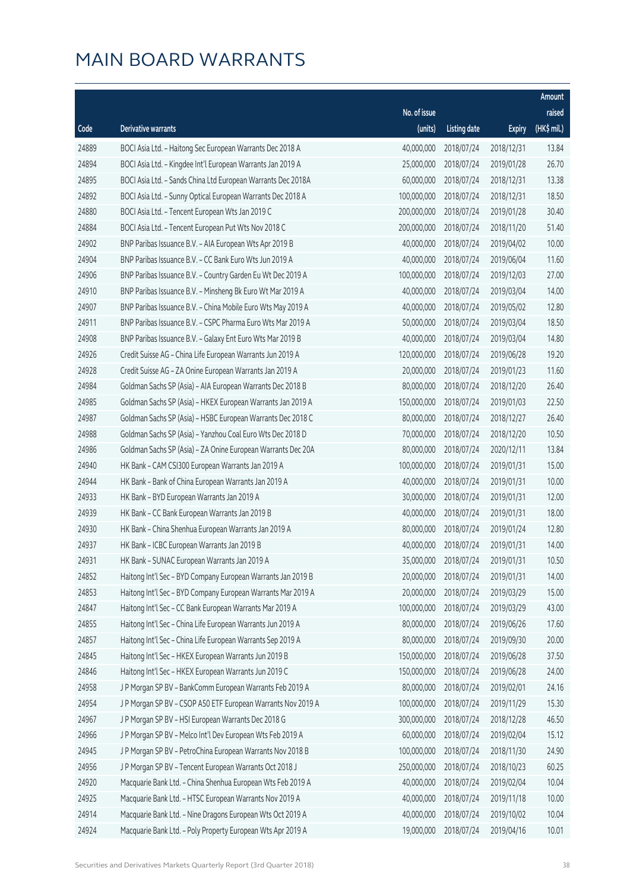# MAIN BOARD WARRANTS

| Code | Derivative warrants | No. of issue (units) | Listing date | Expiry | Amount raised (HK$ mil.) |
|---|---|---|---|---|---|
| 24889 | BOCI Asia Ltd. – Haitong Sec European Warrants Dec 2018 A | 40,000,000 | 2018/07/24 | 2018/12/31 | 13.84 |
| 24894 | BOCI Asia Ltd. – Kingdee Int'l European Warrants Jan 2019 A | 25,000,000 | 2018/07/24 | 2019/01/28 | 26.70 |
| 24895 | BOCI Asia Ltd. – Sands China Ltd European Warrants Dec 2018A | 60,000,000 | 2018/07/24 | 2018/12/31 | 13.38 |
| 24892 | BOCI Asia Ltd. – Sunny Optical European Warrants Dec 2018 A | 100,000,000 | 2018/07/24 | 2018/12/31 | 18.50 |
| 24880 | BOCI Asia Ltd. – Tencent European Wts Jan 2019 C | 200,000,000 | 2018/07/24 | 2019/01/28 | 30.40 |
| 24884 | BOCI Asia Ltd. – Tencent European Put Wts Nov 2018 C | 200,000,000 | 2018/07/24 | 2018/11/20 | 51.40 |
| 24902 | BNP Paribas Issuance B.V. – AIA European Wts Apr 2019 B | 40,000,000 | 2018/07/24 | 2019/04/02 | 10.00 |
| 24904 | BNP Paribas Issuance B.V. – CC Bank Euro Wts Jun 2019 A | 40,000,000 | 2018/07/24 | 2019/06/04 | 11.60 |
| 24906 | BNP Paribas Issuance B.V. – Country Garden Eu Wt Dec 2019 A | 100,000,000 | 2018/07/24 | 2019/12/03 | 27.00 |
| 24910 | BNP Paribas Issuance B.V. – Minsheng Bk Euro Wt Mar 2019 A | 40,000,000 | 2018/07/24 | 2019/03/04 | 14.00 |
| 24907 | BNP Paribas Issuance B.V. – China Mobile Euro Wts May 2019 A | 40,000,000 | 2018/07/24 | 2019/05/02 | 12.80 |
| 24911 | BNP Paribas Issuance B.V. – CSPC Pharma Euro Wts Mar 2019 A | 50,000,000 | 2018/07/24 | 2019/03/04 | 18.50 |
| 24908 | BNP Paribas Issuance B.V. – Galaxy Ent Euro Wts Mar 2019 B | 40,000,000 | 2018/07/24 | 2019/03/04 | 14.80 |
| 24926 | Credit Suisse AG – China Life European Warrants Jun 2019 A | 120,000,000 | 2018/07/24 | 2019/06/28 | 19.20 |
| 24928 | Credit Suisse AG – ZA Onine European Warrants Jan 2019 A | 20,000,000 | 2018/07/24 | 2019/01/23 | 11.60 |
| 24984 | Goldman Sachs SP (Asia) – AIA European Warrants Dec 2018 B | 80,000,000 | 2018/07/24 | 2018/12/20 | 26.40 |
| 24985 | Goldman Sachs SP (Asia) – HKEX European Warrants Jan 2019 A | 150,000,000 | 2018/07/24 | 2019/01/03 | 22.50 |
| 24987 | Goldman Sachs SP (Asia) – HSBC European Warrants Dec 2018 C | 80,000,000 | 2018/07/24 | 2018/12/27 | 26.40 |
| 24988 | Goldman Sachs SP (Asia) – Yanzhou Coal Euro Wts Dec 2018 D | 70,000,000 | 2018/07/24 | 2018/12/20 | 10.50 |
| 24986 | Goldman Sachs SP (Asia) – ZA Onine European Warrants Dec 20A | 80,000,000 | 2018/07/24 | 2020/12/11 | 13.84 |
| 24940 | HK Bank – CAM CSI300 European Warrants Jan 2019 A | 100,000,000 | 2018/07/24 | 2019/01/31 | 15.00 |
| 24944 | HK Bank – Bank of China European Warrants Jan 2019 A | 40,000,000 | 2018/07/24 | 2019/01/31 | 10.00 |
| 24933 | HK Bank – BYD European Warrants Jan 2019 A | 30,000,000 | 2018/07/24 | 2019/01/31 | 12.00 |
| 24939 | HK Bank – CC Bank European Warrants Jan 2019 B | 40,000,000 | 2018/07/24 | 2019/01/31 | 18.00 |
| 24930 | HK Bank – China Shenhua European Warrants Jan 2019 A | 80,000,000 | 2018/07/24 | 2019/01/24 | 12.80 |
| 24937 | HK Bank – ICBC European Warrants Jan 2019 B | 40,000,000 | 2018/07/24 | 2019/01/31 | 14.00 |
| 24931 | HK Bank – SUNAC European Warrants Jan 2019 A | 35,000,000 | 2018/07/24 | 2019/01/31 | 10.50 |
| 24852 | Haitong Int'l Sec – BYD Company European Warrants Jan 2019 B | 20,000,000 | 2018/07/24 | 2019/01/31 | 14.00 |
| 24853 | Haitong Int'l Sec – BYD Company European Warrants Mar 2019 A | 20,000,000 | 2018/07/24 | 2019/03/29 | 15.00 |
| 24847 | Haitong Int'l Sec – CC Bank European Warrants Mar 2019 A | 100,000,000 | 2018/07/24 | 2019/03/29 | 43.00 |
| 24855 | Haitong Int'l Sec – China Life European Warrants Jun 2019 A | 80,000,000 | 2018/07/24 | 2019/06/26 | 17.60 |
| 24857 | Haitong Int'l Sec – China Life European Warrants Sep 2019 A | 80,000,000 | 2018/07/24 | 2019/09/30 | 20.00 |
| 24845 | Haitong Int'l Sec – HKEX European Warrants Jun 2019 B | 150,000,000 | 2018/07/24 | 2019/06/28 | 37.50 |
| 24846 | Haitong Int'l Sec – HKEX European Warrants Jun 2019 C | 150,000,000 | 2018/07/24 | 2019/06/28 | 24.00 |
| 24958 | J P Morgan SP BV – BankComm European Warrants Feb 2019 A | 80,000,000 | 2018/07/24 | 2019/02/01 | 24.16 |
| 24954 | J P Morgan SP BV – CSOP A50 ETF European Warrants Nov 2019 A | 100,000,000 | 2018/07/24 | 2019/11/29 | 15.30 |
| 24967 | J P Morgan SP BV – HSI European Warrants Dec 2018 G | 300,000,000 | 2018/07/24 | 2018/12/28 | 46.50 |
| 24966 | J P Morgan SP BV – Melco Int'l Dev European Wts Feb 2019 A | 60,000,000 | 2018/07/24 | 2019/02/04 | 15.12 |
| 24945 | J P Morgan SP BV – PetroChina European Warrants Nov 2018 B | 100,000,000 | 2018/07/24 | 2018/11/30 | 24.90 |
| 24956 | J P Morgan SP BV – Tencent European Warrants Oct 2018 J | 250,000,000 | 2018/07/24 | 2018/10/23 | 60.25 |
| 24920 | Macquarie Bank Ltd. – China Shenhua European Wts Feb 2019 A | 40,000,000 | 2018/07/24 | 2019/02/04 | 10.04 |
| 24925 | Macquarie Bank Ltd. – HTSC European Warrants Nov 2019 A | 40,000,000 | 2018/07/24 | 2019/11/18 | 10.00 |
| 24914 | Macquarie Bank Ltd. – Nine Dragons European Wts Oct 2019 A | 40,000,000 | 2018/07/24 | 2019/10/02 | 10.04 |
| 24924 | Macquarie Bank Ltd. – Poly Property European Wts Apr 2019 A | 19,000,000 | 2018/07/24 | 2019/04/16 | 10.01 |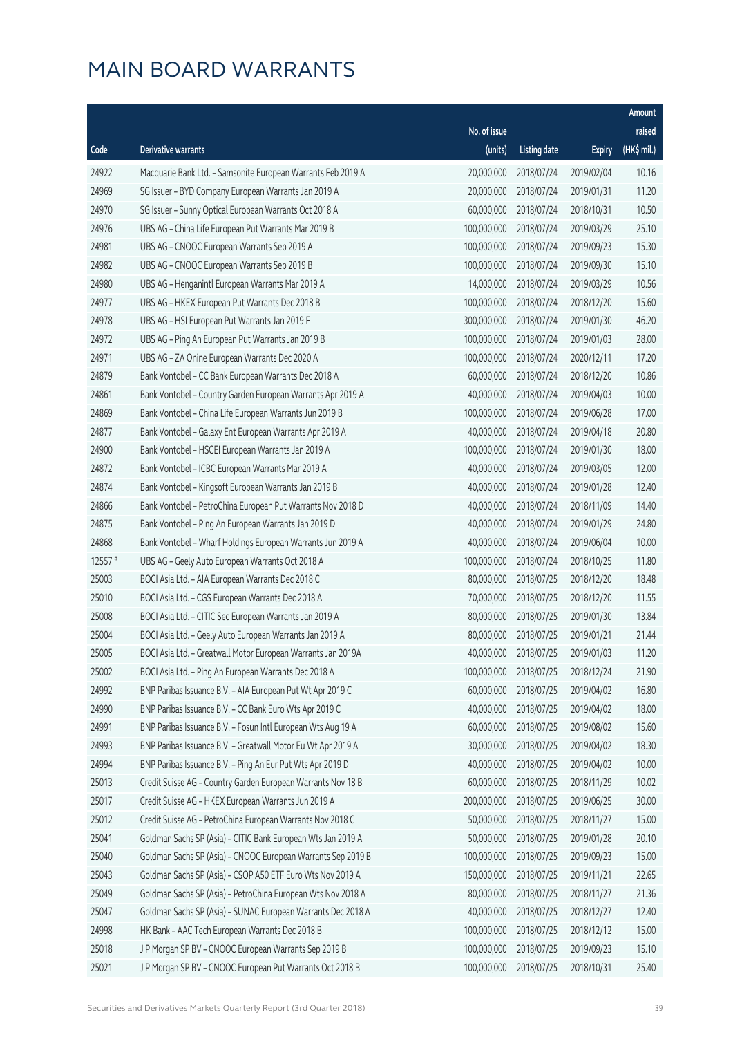# MAIN BOARD WARRANTS

| Code | Derivative warrants | No. of issue (units) | Listing date | Expiry | Amount raised (HK$ mil.) |
|---|---|---|---|---|---|
| 24922 | Macquarie Bank Ltd. - Samsonite European Warrants Feb 2019 A | 20,000,000 | 2018/07/24 | 2019/02/04 | 10.16 |
| 24969 | SG Issuer - BYD Company European Warrants Jan 2019 A | 20,000,000 | 2018/07/24 | 2019/01/31 | 11.20 |
| 24970 | SG Issuer - Sunny Optical European Warrants Oct 2018 A | 60,000,000 | 2018/07/24 | 2018/10/31 | 10.50 |
| 24976 | UBS AG - China Life European Put Warrants Mar 2019 B | 100,000,000 | 2018/07/24 | 2019/03/29 | 25.10 |
| 24981 | UBS AG - CNOOC European Warrants Sep 2019 A | 100,000,000 | 2018/07/24 | 2019/09/23 | 15.30 |
| 24982 | UBS AG - CNOOC European Warrants Sep 2019 B | 100,000,000 | 2018/07/24 | 2019/09/30 | 15.10 |
| 24980 | UBS AG - Henganintl European Warrants Mar 2019 A | 14,000,000 | 2018/07/24 | 2019/03/29 | 10.56 |
| 24977 | UBS AG - HKEX European Put Warrants Dec 2018 B | 100,000,000 | 2018/07/24 | 2018/12/20 | 15.60 |
| 24978 | UBS AG - HSI European Put Warrants Jan 2019 F | 300,000,000 | 2018/07/24 | 2019/01/30 | 46.20 |
| 24972 | UBS AG - Ping An European Put Warrants Jan 2019 B | 100,000,000 | 2018/07/24 | 2019/01/03 | 28.00 |
| 24971 | UBS AG - ZA Onine European Warrants Dec 2020 A | 100,000,000 | 2018/07/24 | 2020/12/11 | 17.20 |
| 24879 | Bank Vontobel - CC Bank European Warrants Dec 2018 A | 60,000,000 | 2018/07/24 | 2018/12/20 | 10.86 |
| 24861 | Bank Vontobel - Country Garden European Warrants Apr 2019 A | 40,000,000 | 2018/07/24 | 2019/04/03 | 10.00 |
| 24869 | Bank Vontobel - China Life European Warrants Jun 2019 B | 100,000,000 | 2018/07/24 | 2019/06/28 | 17.00 |
| 24877 | Bank Vontobel - Galaxy Ent European Warrants Apr 2019 A | 40,000,000 | 2018/07/24 | 2019/04/18 | 20.80 |
| 24900 | Bank Vontobel - HSCEI European Warrants Jan 2019 A | 100,000,000 | 2018/07/24 | 2019/01/30 | 18.00 |
| 24872 | Bank Vontobel - ICBC European Warrants Mar 2019 A | 40,000,000 | 2018/07/24 | 2019/03/05 | 12.00 |
| 24874 | Bank Vontobel - Kingsoft European Warrants Jan 2019 B | 40,000,000 | 2018/07/24 | 2019/01/28 | 12.40 |
| 24866 | Bank Vontobel - PetroChina European Put Warrants Nov 2018 D | 40,000,000 | 2018/07/24 | 2018/11/09 | 14.40 |
| 24875 | Bank Vontobel - Ping An European Warrants Jan 2019 D | 40,000,000 | 2018/07/24 | 2019/01/29 | 24.80 |
| 24868 | Bank Vontobel - Wharf Holdings European Warrants Jun 2019 A | 40,000,000 | 2018/07/24 | 2019/06/04 | 10.00 |
| 12557 # | UBS AG - Geely Auto European Warrants Oct 2018 A | 100,000,000 | 2018/07/24 | 2018/10/25 | 11.80 |
| 25003 | BOCI Asia Ltd. - AIA European Warrants Dec 2018 C | 80,000,000 | 2018/07/25 | 2018/12/20 | 18.48 |
| 25010 | BOCI Asia Ltd. - CGS European Warrants Dec 2018 A | 70,000,000 | 2018/07/25 | 2018/12/20 | 11.55 |
| 25008 | BOCI Asia Ltd. - CITIC Sec European Warrants Jan 2019 A | 80,000,000 | 2018/07/25 | 2019/01/30 | 13.84 |
| 25004 | BOCI Asia Ltd. - Geely Auto European Warrants Jan 2019 A | 80,000,000 | 2018/07/25 | 2019/01/21 | 21.44 |
| 25005 | BOCI Asia Ltd. - Greatwall Motor European Warrants Jan 2019A | 40,000,000 | 2018/07/25 | 2019/01/03 | 11.20 |
| 25002 | BOCI Asia Ltd. - Ping An European Warrants Dec 2018 A | 100,000,000 | 2018/07/25 | 2018/12/24 | 21.90 |
| 24992 | BNP Paribas Issuance B.V. - AIA European Put Wt Apr 2019 C | 60,000,000 | 2018/07/25 | 2019/04/02 | 16.80 |
| 24990 | BNP Paribas Issuance B.V. - CC Bank Euro Wts Apr 2019 C | 40,000,000 | 2018/07/25 | 2019/04/02 | 18.00 |
| 24991 | BNP Paribas Issuance B.V. - Fosun Intl European Wts Aug 19 A | 60,000,000 | 2018/07/25 | 2019/08/02 | 15.60 |
| 24993 | BNP Paribas Issuance B.V. - Greatwall Motor Eu Wt Apr 2019 A | 30,000,000 | 2018/07/25 | 2019/04/02 | 18.30 |
| 24994 | BNP Paribas Issuance B.V. - Ping An Eur Put Wts Apr 2019 D | 40,000,000 | 2018/07/25 | 2019/04/02 | 10.00 |
| 25013 | Credit Suisse AG - Country Garden European Warrants Nov 18 B | 60,000,000 | 2018/07/25 | 2018/11/29 | 10.02 |
| 25017 | Credit Suisse AG - HKEX European Warrants Jun 2019 A | 200,000,000 | 2018/07/25 | 2019/06/25 | 30.00 |
| 25012 | Credit Suisse AG - PetroChina European Warrants Nov 2018 C | 50,000,000 | 2018/07/25 | 2018/11/27 | 15.00 |
| 25041 | Goldman Sachs SP (Asia) - CITIC Bank European Wts Jan 2019 A | 50,000,000 | 2018/07/25 | 2019/01/28 | 20.10 |
| 25040 | Goldman Sachs SP (Asia) - CNOOC European Warrants Sep 2019 B | 100,000,000 | 2018/07/25 | 2019/09/23 | 15.00 |
| 25043 | Goldman Sachs SP (Asia) - CSOP A50 ETF Euro Wts Nov 2019 A | 150,000,000 | 2018/07/25 | 2019/11/21 | 22.65 |
| 25049 | Goldman Sachs SP (Asia) - PetroChina European Wts Nov 2018 A | 80,000,000 | 2018/07/25 | 2018/11/27 | 21.36 |
| 25047 | Goldman Sachs SP (Asia) - SUNAC European Warrants Dec 2018 A | 40,000,000 | 2018/07/25 | 2018/12/27 | 12.40 |
| 24998 | HK Bank - AAC Tech European Warrants Dec 2018 B | 100,000,000 | 2018/07/25 | 2018/12/12 | 15.00 |
| 25018 | J P Morgan SP BV - CNOOC European Warrants Sep 2019 B | 100,000,000 | 2018/07/25 | 2019/09/23 | 15.10 |
| 25021 | J P Morgan SP BV - CNOOC European Put Warrants Oct 2018 B | 100,000,000 | 2018/07/25 | 2018/10/31 | 25.40 |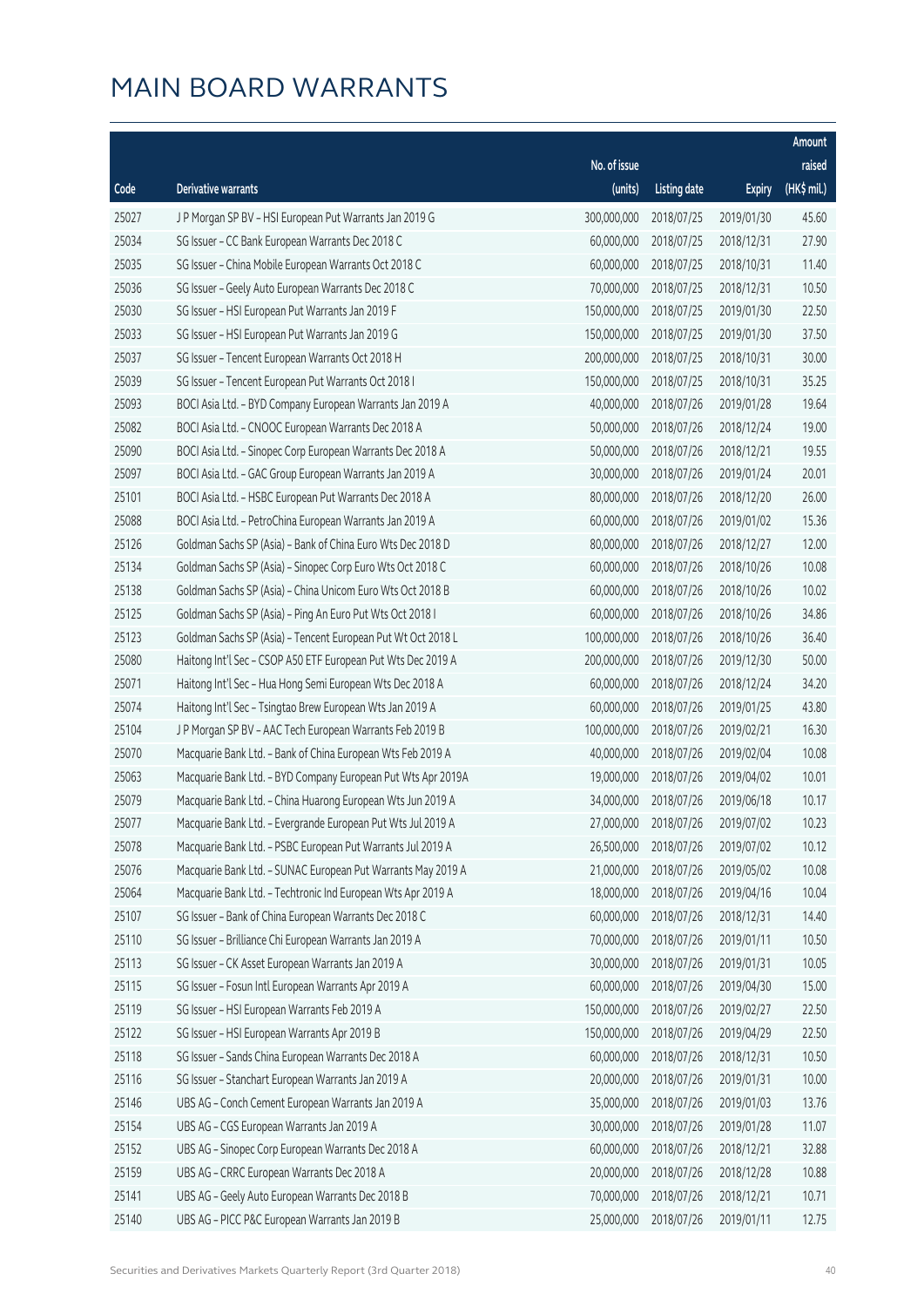# MAIN BOARD WARRANTS

| Code | Derivative warrants | No. of issue (units) | Listing date | Expiry | Amount raised (HK$ mil.) |
|---|---|---|---|---|---|
| 25027 | J P Morgan SP BV – HSI European Put Warrants Jan 2019 G | 300,000,000 | 2018/07/25 | 2019/01/30 | 45.60 |
| 25034 | SG Issuer – CC Bank European Warrants Dec 2018 C | 60,000,000 | 2018/07/25 | 2018/12/31 | 27.90 |
| 25035 | SG Issuer – China Mobile European Warrants Oct 2018 C | 60,000,000 | 2018/07/25 | 2018/10/31 | 11.40 |
| 25036 | SG Issuer – Geely Auto European Warrants Dec 2018 C | 70,000,000 | 2018/07/25 | 2018/12/31 | 10.50 |
| 25030 | SG Issuer – HSI European Put Warrants Jan 2019 F | 150,000,000 | 2018/07/25 | 2019/01/30 | 22.50 |
| 25033 | SG Issuer – HSI European Put Warrants Jan 2019 G | 150,000,000 | 2018/07/25 | 2019/01/30 | 37.50 |
| 25037 | SG Issuer – Tencent European Warrants Oct 2018 H | 200,000,000 | 2018/07/25 | 2018/10/31 | 30.00 |
| 25039 | SG Issuer – Tencent European Put Warrants Oct 2018 I | 150,000,000 | 2018/07/25 | 2018/10/31 | 35.25 |
| 25093 | BOCI Asia Ltd. – BYD Company European Warrants Jan 2019 A | 40,000,000 | 2018/07/26 | 2019/01/28 | 19.64 |
| 25082 | BOCI Asia Ltd. – CNOOC European Warrants Dec 2018 A | 50,000,000 | 2018/07/26 | 2018/12/24 | 19.00 |
| 25090 | BOCI Asia Ltd. – Sinopec Corp European Warrants Dec 2018 A | 50,000,000 | 2018/07/26 | 2018/12/21 | 19.55 |
| 25097 | BOCI Asia Ltd. – GAC Group European Warrants Jan 2019 A | 30,000,000 | 2018/07/26 | 2019/01/24 | 20.01 |
| 25101 | BOCI Asia Ltd. – HSBC European Put Warrants Dec 2018 A | 80,000,000 | 2018/07/26 | 2018/12/20 | 26.00 |
| 25088 | BOCI Asia Ltd. – PetroChina European Warrants Jan 2019 A | 60,000,000 | 2018/07/26 | 2019/01/02 | 15.36 |
| 25126 | Goldman Sachs SP (Asia) – Bank of China Euro Wts Dec 2018 D | 80,000,000 | 2018/07/26 | 2018/12/27 | 12.00 |
| 25134 | Goldman Sachs SP (Asia) – Sinopec Corp Euro Wts Oct 2018 C | 60,000,000 | 2018/07/26 | 2018/10/26 | 10.08 |
| 25138 | Goldman Sachs SP (Asia) – China Unicom Euro Wts Oct 2018 B | 60,000,000 | 2018/07/26 | 2018/10/26 | 10.02 |
| 25125 | Goldman Sachs SP (Asia) – Ping An Euro Put Wts Oct 2018 I | 60,000,000 | 2018/07/26 | 2018/10/26 | 34.86 |
| 25123 | Goldman Sachs SP (Asia) – Tencent European Put Wt Oct 2018 L | 100,000,000 | 2018/07/26 | 2018/10/26 | 36.40 |
| 25080 | Haitong Int'l Sec – CSOP A50 ETF European Put Wts Dec 2019 A | 200,000,000 | 2018/07/26 | 2019/12/30 | 50.00 |
| 25071 | Haitong Int'l Sec – Hua Hong Semi European Wts Dec 2018 A | 60,000,000 | 2018/07/26 | 2018/12/24 | 34.20 |
| 25074 | Haitong Int'l Sec – Tsingtao Brew European Wts Jan 2019 A | 60,000,000 | 2018/07/26 | 2019/01/25 | 43.80 |
| 25104 | J P Morgan SP BV – AAC Tech European Warrants Feb 2019 B | 100,000,000 | 2018/07/26 | 2019/02/21 | 16.30 |
| 25070 | Macquarie Bank Ltd. – Bank of China European Wts Feb 2019 A | 40,000,000 | 2018/07/26 | 2019/02/04 | 10.08 |
| 25063 | Macquarie Bank Ltd. – BYD Company European Put Wts Apr 2019A | 19,000,000 | 2018/07/26 | 2019/04/02 | 10.01 |
| 25079 | Macquarie Bank Ltd. – China Huarong European Wts Jun 2019 A | 34,000,000 | 2018/07/26 | 2019/06/18 | 10.17 |
| 25077 | Macquarie Bank Ltd. – Evergrande European Put Wts Jul 2019 A | 27,000,000 | 2018/07/26 | 2019/07/02 | 10.23 |
| 25078 | Macquarie Bank Ltd. – PSBC European Put Warrants Jul 2019 A | 26,500,000 | 2018/07/26 | 2019/07/02 | 10.12 |
| 25076 | Macquarie Bank Ltd. – SUNAC European Put Warrants May 2019 A | 21,000,000 | 2018/07/26 | 2019/05/02 | 10.08 |
| 25064 | Macquarie Bank Ltd. – Techtronic Ind European Wts Apr 2019 A | 18,000,000 | 2018/07/26 | 2019/04/16 | 10.04 |
| 25107 | SG Issuer – Bank of China European Warrants Dec 2018 C | 60,000,000 | 2018/07/26 | 2018/12/31 | 14.40 |
| 25110 | SG Issuer – Brilliance Chi European Warrants Jan 2019 A | 70,000,000 | 2018/07/26 | 2019/01/11 | 10.50 |
| 25113 | SG Issuer – CK Asset European Warrants Jan 2019 A | 30,000,000 | 2018/07/26 | 2019/01/31 | 10.05 |
| 25115 | SG Issuer – Fosun Intl European Warrants Apr 2019 A | 60,000,000 | 2018/07/26 | 2019/04/30 | 15.00 |
| 25119 | SG Issuer – HSI European Warrants Feb 2019 A | 150,000,000 | 2018/07/26 | 2019/02/27 | 22.50 |
| 25122 | SG Issuer – HSI European Warrants Apr 2019 B | 150,000,000 | 2018/07/26 | 2019/04/29 | 22.50 |
| 25118 | SG Issuer – Sands China European Warrants Dec 2018 A | 60,000,000 | 2018/07/26 | 2018/12/31 | 10.50 |
| 25116 | SG Issuer – Stanchart European Warrants Jan 2019 A | 20,000,000 | 2018/07/26 | 2019/01/31 | 10.00 |
| 25146 | UBS AG – Conch Cement European Warrants Jan 2019 A | 35,000,000 | 2018/07/26 | 2019/01/03 | 13.76 |
| 25154 | UBS AG – CGS European Warrants Jan 2019 A | 30,000,000 | 2018/07/26 | 2019/01/28 | 11.07 |
| 25152 | UBS AG – Sinopec Corp European Warrants Dec 2018 A | 60,000,000 | 2018/07/26 | 2018/12/21 | 32.88 |
| 25159 | UBS AG – CRRC European Warrants Dec 2018 A | 20,000,000 | 2018/07/26 | 2018/12/28 | 10.88 |
| 25141 | UBS AG – Geely Auto European Warrants Dec 2018 B | 70,000,000 | 2018/07/26 | 2018/12/21 | 10.71 |
| 25140 | UBS AG – PICC P&C European Warrants Jan 2019 B | 25,000,000 | 2018/07/26 | 2019/01/11 | 12.75 |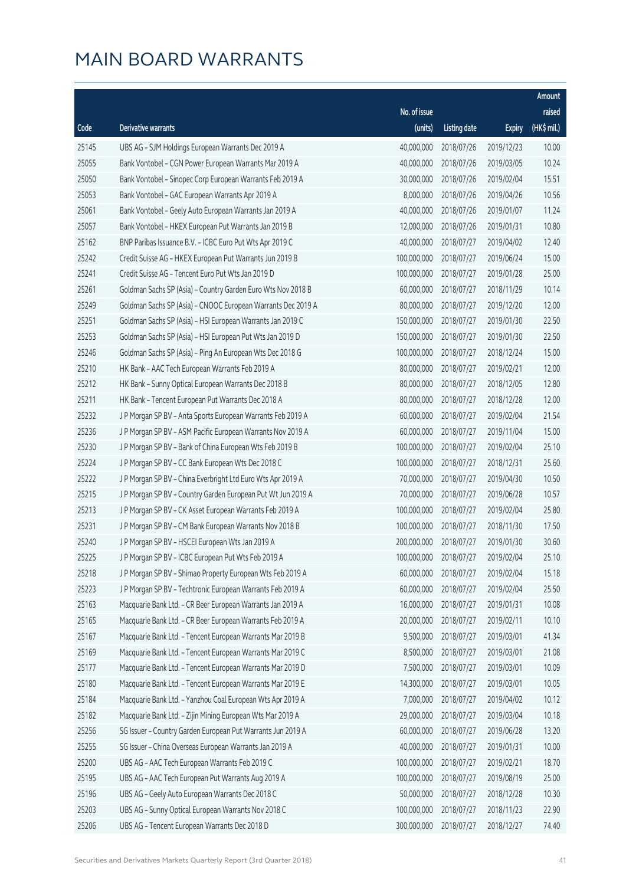# MAIN BOARD WARRANTS

| Code | Derivative warrants | No. of issue (units) | Listing date | Expiry | Amount raised (HK$ mil.) |
|---|---|---|---|---|---|
| 25145 | UBS AG - SJM Holdings European Warrants Dec 2019 A | 40,000,000 | 2018/07/26 | 2019/12/23 | 10.00 |
| 25055 | Bank Vontobel - CGN Power European Warrants Mar 2019 A | 40,000,000 | 2018/07/26 | 2019/03/05 | 10.24 |
| 25050 | Bank Vontobel - Sinopec Corp European Warrants Feb 2019 A | 30,000,000 | 2018/07/26 | 2019/02/04 | 15.51 |
| 25053 | Bank Vontobel - GAC European Warrants Apr 2019 A | 8,000,000 | 2018/07/26 | 2019/04/26 | 10.56 |
| 25061 | Bank Vontobel - Geely Auto European Warrants Jan 2019 A | 40,000,000 | 2018/07/26 | 2019/01/07 | 11.24 |
| 25057 | Bank Vontobel - HKEX European Put Warrants Jan 2019 B | 12,000,000 | 2018/07/26 | 2019/01/31 | 10.80 |
| 25162 | BNP Paribas Issuance B.V. - ICBC Euro Put Wts Apr 2019 C | 40,000,000 | 2018/07/27 | 2019/04/02 | 12.40 |
| 25242 | Credit Suisse AG - HKEX European Put Warrants Jun 2019 B | 100,000,000 | 2018/07/27 | 2019/06/24 | 15.00 |
| 25241 | Credit Suisse AG - Tencent Euro Put Wts Jan 2019 D | 100,000,000 | 2018/07/27 | 2019/01/28 | 25.00 |
| 25261 | Goldman Sachs SP (Asia) - Country Garden Euro Wts Nov 2018 B | 60,000,000 | 2018/07/27 | 2018/11/29 | 10.14 |
| 25249 | Goldman Sachs SP (Asia) - CNOOC European Warrants Dec 2019 A | 80,000,000 | 2018/07/27 | 2019/12/20 | 12.00 |
| 25251 | Goldman Sachs SP (Asia) - HSI European Warrants Jan 2019 C | 150,000,000 | 2018/07/27 | 2019/01/30 | 22.50 |
| 25253 | Goldman Sachs SP (Asia) - HSI European Put Wts Jan 2019 D | 150,000,000 | 2018/07/27 | 2019/01/30 | 22.50 |
| 25246 | Goldman Sachs SP (Asia) - Ping An European Wts Dec 2018 G | 100,000,000 | 2018/07/27 | 2018/12/24 | 15.00 |
| 25210 | HK Bank - AAC Tech European Warrants Feb 2019 A | 80,000,000 | 2018/07/27 | 2019/02/21 | 12.00 |
| 25212 | HK Bank - Sunny Optical European Warrants Dec 2018 B | 80,000,000 | 2018/07/27 | 2018/12/05 | 12.80 |
| 25211 | HK Bank - Tencent European Put Warrants Dec 2018 A | 80,000,000 | 2018/07/27 | 2018/12/28 | 12.00 |
| 25232 | J P Morgan SP BV - Anta Sports European Warrants Feb 2019 A | 60,000,000 | 2018/07/27 | 2019/02/04 | 21.54 |
| 25236 | J P Morgan SP BV - ASM Pacific European Warrants Nov 2019 A | 60,000,000 | 2018/07/27 | 2019/11/04 | 15.00 |
| 25230 | J P Morgan SP BV - Bank of China European Wts Feb 2019 B | 100,000,000 | 2018/07/27 | 2019/02/04 | 25.10 |
| 25224 | J P Morgan SP BV - CC Bank European Wts Dec 2018 C | 100,000,000 | 2018/07/27 | 2018/12/31 | 25.60 |
| 25222 | J P Morgan SP BV - China Everbright Ltd Euro Wts Apr 2019 A | 70,000,000 | 2018/07/27 | 2019/04/30 | 10.50 |
| 25215 | J P Morgan SP BV - Country Garden European Put Wt Jun 2019 A | 70,000,000 | 2018/07/27 | 2019/06/28 | 10.57 |
| 25213 | J P Morgan SP BV - CK Asset European Warrants Feb 2019 A | 100,000,000 | 2018/07/27 | 2019/02/04 | 25.80 |
| 25231 | J P Morgan SP BV - CM Bank European Warrants Nov 2018 B | 100,000,000 | 2018/07/27 | 2018/11/30 | 17.50 |
| 25240 | J P Morgan SP BV - HSCEI European Wts Jan 2019 A | 200,000,000 | 2018/07/27 | 2019/01/30 | 30.60 |
| 25225 | J P Morgan SP BV - ICBC European Put Wts Feb 2019 A | 100,000,000 | 2018/07/27 | 2019/02/04 | 25.10 |
| 25218 | J P Morgan SP BV - Shimao Property European Wts Feb 2019 A | 60,000,000 | 2018/07/27 | 2019/02/04 | 15.18 |
| 25223 | J P Morgan SP BV - Techtronic European Warrants Feb 2019 A | 60,000,000 | 2018/07/27 | 2019/02/04 | 25.50 |
| 25163 | Macquarie Bank Ltd. - CR Beer European Warrants Jan 2019 A | 16,000,000 | 2018/07/27 | 2019/01/31 | 10.08 |
| 25165 | Macquarie Bank Ltd. - CR Beer European Warrants Feb 2019 A | 20,000,000 | 2018/07/27 | 2019/02/11 | 10.10 |
| 25167 | Macquarie Bank Ltd. - Tencent European Warrants Mar 2019 B | 9,500,000 | 2018/07/27 | 2019/03/01 | 41.34 |
| 25169 | Macquarie Bank Ltd. - Tencent European Warrants Mar 2019 C | 8,500,000 | 2018/07/27 | 2019/03/01 | 21.08 |
| 25177 | Macquarie Bank Ltd. - Tencent European Warrants Mar 2019 D | 7,500,000 | 2018/07/27 | 2019/03/01 | 10.09 |
| 25180 | Macquarie Bank Ltd. - Tencent European Warrants Mar 2019 E | 14,300,000 | 2018/07/27 | 2019/03/01 | 10.05 |
| 25184 | Macquarie Bank Ltd. - Yanzhou Coal European Wts Apr 2019 A | 7,000,000 | 2018/07/27 | 2019/04/02 | 10.12 |
| 25182 | Macquarie Bank Ltd. - Zijin Mining European Wts Mar 2019 A | 29,000,000 | 2018/07/27 | 2019/03/04 | 10.18 |
| 25256 | SG Issuer - Country Garden European Put Warrants Jun 2019 A | 60,000,000 | 2018/07/27 | 2019/06/28 | 13.20 |
| 25255 | SG Issuer - China Overseas European Warrants Jan 2019 A | 40,000,000 | 2018/07/27 | 2019/01/31 | 10.00 |
| 25200 | UBS AG - AAC Tech European Warrants Feb 2019 C | 100,000,000 | 2018/07/27 | 2019/02/21 | 18.70 |
| 25195 | UBS AG - AAC Tech European Put Warrants Aug 2019 A | 100,000,000 | 2018/07/27 | 2019/08/19 | 25.00 |
| 25196 | UBS AG - Geely Auto European Warrants Dec 2018 C | 50,000,000 | 2018/07/27 | 2018/12/28 | 10.30 |
| 25203 | UBS AG - Sunny Optical European Warrants Nov 2018 C | 100,000,000 | 2018/07/27 | 2018/11/23 | 22.90 |
| 25206 | UBS AG - Tencent European Warrants Dec 2018 D | 300,000,000 | 2018/07/27 | 2018/12/27 | 74.40 |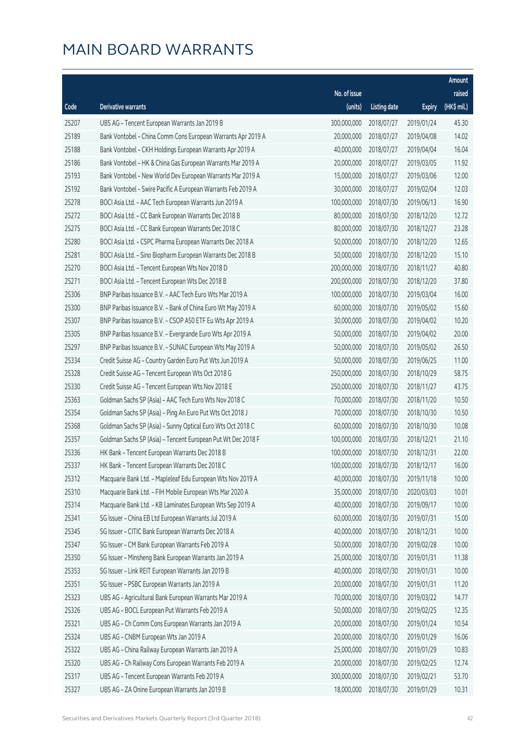# MAIN BOARD WARRANTS

| Code | Derivative warrants | No. of issue (units) | Listing date | Expiry | Amount raised (HK$ mil.) |
|---|---|---|---|---|---|
| 25207 | UBS AG – Tencent European Warrants Jan 2019 B | 300,000,000 | 2018/07/27 | 2019/01/24 | 45.30 |
| 25189 | Bank Vontobel – China Comm Cons European Warrants Apr 2019 A | 20,000,000 | 2018/07/27 | 2019/04/08 | 14.02 |
| 25188 | Bank Vontobel – CKH Holdings European Warrants Apr 2019 A | 40,000,000 | 2018/07/27 | 2019/04/04 | 16.04 |
| 25186 | Bank Vontobel – HK & China Gas European Warrants Mar 2019 A | 20,000,000 | 2018/07/27 | 2019/03/05 | 11.92 |
| 25193 | Bank Vontobel – New World Dev European Warrants Mar 2019 A | 15,000,000 | 2018/07/27 | 2019/03/06 | 12.00 |
| 25192 | Bank Vontobel – Swire Pacific A European Warrants Feb 2019 A | 30,000,000 | 2018/07/27 | 2019/02/04 | 12.03 |
| 25278 | BOCI Asia Ltd. – AAC Tech European Warrants Jun 2019 A | 100,000,000 | 2018/07/30 | 2019/06/13 | 16.90 |
| 25272 | BOCI Asia Ltd. – CC Bank European Warrants Dec 2018 B | 80,000,000 | 2018/07/30 | 2018/12/20 | 12.72 |
| 25275 | BOCI Asia Ltd. – CC Bank European Warrants Dec 2018 C | 80,000,000 | 2018/07/30 | 2018/12/27 | 23.28 |
| 25280 | BOCI Asia Ltd. – CSPC Pharma European Warrants Dec 2018 A | 50,000,000 | 2018/07/30 | 2018/12/20 | 12.65 |
| 25281 | BOCI Asia Ltd. – Sino Biopharm European Warrants Dec 2018 B | 50,000,000 | 2018/07/30 | 2018/12/20 | 15.10 |
| 25270 | BOCI Asia Ltd. – Tencent European Wts Nov 2018 D | 200,000,000 | 2018/07/30 | 2018/11/27 | 40.80 |
| 25271 | BOCI Asia Ltd. – Tencent European Wts Dec 2018 B | 200,000,000 | 2018/07/30 | 2018/12/20 | 37.80 |
| 25306 | BNP Paribas Issuance B.V. – AAC Tech Euro Wts Mar 2019 A | 100,000,000 | 2018/07/30 | 2019/03/04 | 16.00 |
| 25300 | BNP Paribas Issuance B.V. – Bank of China Euro Wt May 2019 A | 60,000,000 | 2018/07/30 | 2019/05/02 | 15.60 |
| 25307 | BNP Paribas Issuance B.V. – CSOP A50 ETF Eu Wts Apr 2019 A | 30,000,000 | 2018/07/30 | 2019/04/02 | 10.20 |
| 25305 | BNP Paribas Issuance B.V. – Evergrande Euro Wts Apr 2019 A | 50,000,000 | 2018/07/30 | 2019/04/02 | 20.00 |
| 25297 | BNP Paribas Issuance B.V. – SUNAC European Wts May 2019 A | 50,000,000 | 2018/07/30 | 2019/05/02 | 26.50 |
| 25334 | Credit Suisse AG – Country Garden Euro Put Wts Jun 2019 A | 50,000,000 | 2018/07/30 | 2019/06/25 | 11.00 |
| 25328 | Credit Suisse AG – Tencent European Wts Oct 2018 G | 250,000,000 | 2018/07/30 | 2018/10/29 | 58.75 |
| 25330 | Credit Suisse AG – Tencent European Wts Nov 2018 E | 250,000,000 | 2018/07/30 | 2018/11/27 | 43.75 |
| 25363 | Goldman Sachs SP (Asia) – AAC Tech Euro Wts Nov 2018 C | 70,000,000 | 2018/07/30 | 2018/11/20 | 10.50 |
| 25354 | Goldman Sachs SP (Asia) – Ping An Euro Put Wts Oct 2018 J | 70,000,000 | 2018/07/30 | 2018/10/30 | 10.50 |
| 25368 | Goldman Sachs SP (Asia) – Sunny Optical Euro Wts Oct 2018 C | 60,000,000 | 2018/07/30 | 2018/10/30 | 10.08 |
| 25357 | Goldman Sachs SP (Asia) – Tencent European Put Wt Dec 2018 F | 100,000,000 | 2018/07/30 | 2018/12/21 | 21.10 |
| 25336 | HK Bank – Tencent European Warrants Dec 2018 B | 100,000,000 | 2018/07/30 | 2018/12/31 | 22.00 |
| 25337 | HK Bank – Tencent European Warrants Dec 2018 C | 100,000,000 | 2018/07/30 | 2018/12/17 | 16.00 |
| 25312 | Macquarie Bank Ltd. – Mapleleaf Edu European Wts Nov 2019 A | 40,000,000 | 2018/07/30 | 2019/11/18 | 10.00 |
| 25310 | Macquarie Bank Ltd. – FIH Mobile European Wts Mar 2020 A | 35,000,000 | 2018/07/30 | 2020/03/03 | 10.01 |
| 25314 | Macquarie Bank Ltd. – KB Laminates European Wts Sep 2019 A | 40,000,000 | 2018/07/30 | 2019/09/17 | 10.00 |
| 25341 | SG Issuer – China EB Ltd European Warrants Jul 2019 A | 60,000,000 | 2018/07/30 | 2019/07/31 | 15.00 |
| 25345 | SG Issuer – CITIC Bank European Warrants Dec 2018 A | 40,000,000 | 2018/07/30 | 2018/12/31 | 10.00 |
| 25347 | SG Issuer – CM Bank European Warrants Feb 2019 A | 50,000,000 | 2018/07/30 | 2019/02/28 | 10.00 |
| 25350 | SG Issuer – Minsheng Bank European Warrants Jan 2019 A | 25,000,000 | 2018/07/30 | 2019/01/31 | 11.38 |
| 25353 | SG Issuer – Link REIT European Warrants Jan 2019 B | 40,000,000 | 2018/07/30 | 2019/01/31 | 10.00 |
| 25351 | SG Issuer – PSBC European Warrants Jan 2019 A | 20,000,000 | 2018/07/30 | 2019/01/31 | 11.20 |
| 25323 | UBS AG – Agricultural Bank European Warrants Mar 2019 A | 70,000,000 | 2018/07/30 | 2019/03/22 | 14.77 |
| 25326 | UBS AG – BOCL European Put Warrants Feb 2019 A | 50,000,000 | 2018/07/30 | 2019/02/25 | 12.35 |
| 25321 | UBS AG – Ch Comm Cons European Warrants Jan 2019 A | 20,000,000 | 2018/07/30 | 2019/01/24 | 10.54 |
| 25324 | UBS AG – CNBM European Wts Jan 2019 A | 20,000,000 | 2018/07/30 | 2019/01/29 | 16.06 |
| 25322 | UBS AG – China Railway European Warrants Jan 2019 A | 25,000,000 | 2018/07/30 | 2019/01/29 | 10.83 |
| 25320 | UBS AG – Ch Railway Cons European Warrants Feb 2019 A | 20,000,000 | 2018/07/30 | 2019/02/25 | 12.74 |
| 25317 | UBS AG – Tencent European Warrants Feb 2019 A | 300,000,000 | 2018/07/30 | 2019/02/21 | 53.70 |
| 25327 | UBS AG – ZA Onine European Warrants Jan 2019 B | 18,000,000 | 2018/07/30 | 2019/01/29 | 10.31 |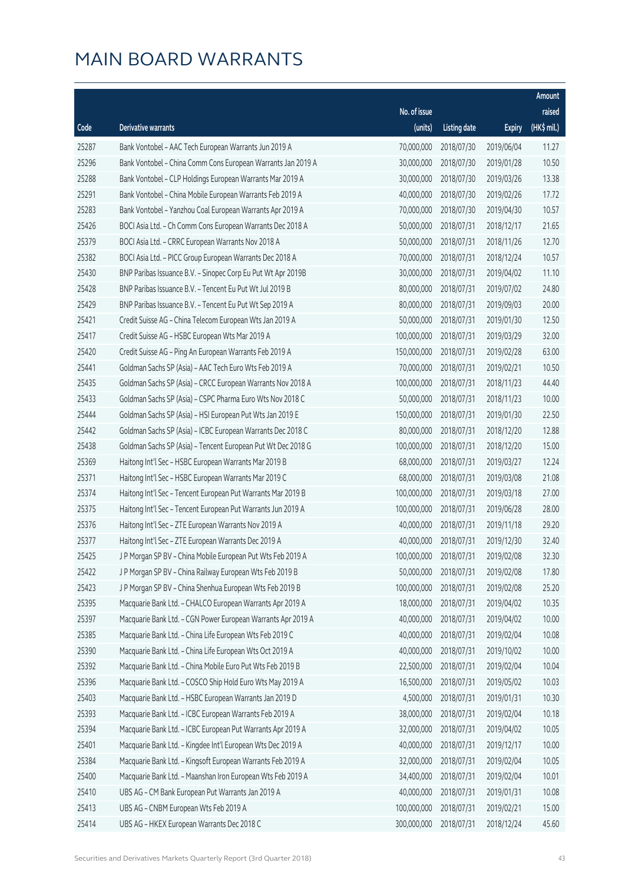# MAIN BOARD WARRANTS

| Code | Derivative warrants | No. of issue (units) | Listing date | Expiry | Amount raised (HK$ mil.) |
|---|---|---|---|---|---|
| 25287 | Bank Vontobel - AAC Tech European Warrants Jun 2019 A | 70,000,000 | 2018/07/30 | 2019/06/04 | 11.27 |
| 25296 | Bank Vontobel - China Comm Cons European Warrants Jan 2019 A | 30,000,000 | 2018/07/30 | 2019/01/28 | 10.50 |
| 25288 | Bank Vontobel - CLP Holdings European Warrants Mar 2019 A | 30,000,000 | 2018/07/30 | 2019/03/26 | 13.38 |
| 25291 | Bank Vontobel - China Mobile European Warrants Feb 2019 A | 40,000,000 | 2018/07/30 | 2019/02/26 | 17.72 |
| 25283 | Bank Vontobel - Yanzhou Coal European Warrants Apr 2019 A | 70,000,000 | 2018/07/30 | 2019/04/30 | 10.57 |
| 25426 | BOCI Asia Ltd. - Ch Comm Cons European Warrants Dec 2018 A | 50,000,000 | 2018/07/31 | 2018/12/17 | 21.65 |
| 25379 | BOCI Asia Ltd. - CRRC European Warrants Nov 2018 A | 50,000,000 | 2018/07/31 | 2018/11/26 | 12.70 |
| 25382 | BOCI Asia Ltd. - PICC Group European Warrants Dec 2018 A | 70,000,000 | 2018/07/31 | 2018/12/24 | 10.57 |
| 25430 | BNP Paribas Issuance B.V. - Sinopec Corp Eu Put Wt Apr 2019B | 30,000,000 | 2018/07/31 | 2019/04/02 | 11.10 |
| 25428 | BNP Paribas Issuance B.V. - Tencent Eu Put Wt Jul 2019 B | 80,000,000 | 2018/07/31 | 2019/07/02 | 24.80 |
| 25429 | BNP Paribas Issuance B.V. - Tencent Eu Put Wt Sep 2019 A | 80,000,000 | 2018/07/31 | 2019/09/03 | 20.00 |
| 25421 | Credit Suisse AG - China Telecom European Wts Jan 2019 A | 50,000,000 | 2018/07/31 | 2019/01/30 | 12.50 |
| 25417 | Credit Suisse AG - HSBC European Wts Mar 2019 A | 100,000,000 | 2018/07/31 | 2019/03/29 | 32.00 |
| 25420 | Credit Suisse AG - Ping An European Warrants Feb 2019 A | 150,000,000 | 2018/07/31 | 2019/02/28 | 63.00 |
| 25441 | Goldman Sachs SP (Asia) - AAC Tech Euro Wts Feb 2019 A | 70,000,000 | 2018/07/31 | 2019/02/21 | 10.50 |
| 25435 | Goldman Sachs SP (Asia) - CRCC European Warrants Nov 2018 A | 100,000,000 | 2018/07/31 | 2018/11/23 | 44.40 |
| 25433 | Goldman Sachs SP (Asia) - CSPC Pharma Euro Wts Nov 2018 C | 50,000,000 | 2018/07/31 | 2018/11/23 | 10.00 |
| 25444 | Goldman Sachs SP (Asia) - HSI European Put Wts Jan 2019 E | 150,000,000 | 2018/07/31 | 2019/01/30 | 22.50 |
| 25442 | Goldman Sachs SP (Asia) - ICBC European Warrants Dec 2018 C | 80,000,000 | 2018/07/31 | 2018/12/20 | 12.88 |
| 25438 | Goldman Sachs SP (Asia) - Tencent European Put Wt Dec 2018 G | 100,000,000 | 2018/07/31 | 2018/12/20 | 15.00 |
| 25369 | Haitong Int'l Sec - HSBC European Warrants Mar 2019 B | 68,000,000 | 2018/07/31 | 2019/03/27 | 12.24 |
| 25371 | Haitong Int'l Sec - HSBC European Warrants Mar 2019 C | 68,000,000 | 2018/07/31 | 2019/03/08 | 21.08 |
| 25374 | Haitong Int'l Sec - Tencent European Put Warrants Mar 2019 B | 100,000,000 | 2018/07/31 | 2019/03/18 | 27.00 |
| 25375 | Haitong Int'l Sec - Tencent European Put Warrants Jun 2019 A | 100,000,000 | 2018/07/31 | 2019/06/28 | 28.00 |
| 25376 | Haitong Int'l Sec - ZTE European Warrants Nov 2019 A | 40,000,000 | 2018/07/31 | 2019/11/18 | 29.20 |
| 25377 | Haitong Int'l Sec - ZTE European Warrants Dec 2019 A | 40,000,000 | 2018/07/31 | 2019/12/30 | 32.40 |
| 25425 | J P Morgan SP BV - China Mobile European Put Wts Feb 2019 A | 100,000,000 | 2018/07/31 | 2019/02/08 | 32.30 |
| 25422 | J P Morgan SP BV - China Railway European Wts Feb 2019 B | 50,000,000 | 2018/07/31 | 2019/02/08 | 17.80 |
| 25423 | J P Morgan SP BV - China Shenhua European Wts Feb 2019 B | 100,000,000 | 2018/07/31 | 2019/02/08 | 25.20 |
| 25395 | Macquarie Bank Ltd. - CHALCO European Warrants Apr 2019 A | 18,000,000 | 2018/07/31 | 2019/04/02 | 10.35 |
| 25397 | Macquarie Bank Ltd. - CGN Power European Warrants Apr 2019 A | 40,000,000 | 2018/07/31 | 2019/04/02 | 10.00 |
| 25385 | Macquarie Bank Ltd. - China Life European Wts Feb 2019 C | 40,000,000 | 2018/07/31 | 2019/02/04 | 10.08 |
| 25390 | Macquarie Bank Ltd. - China Life European Wts Oct 2019 A | 40,000,000 | 2018/07/31 | 2019/10/02 | 10.00 |
| 25392 | Macquarie Bank Ltd. - China Mobile Euro Put Wts Feb 2019 B | 22,500,000 | 2018/07/31 | 2019/02/04 | 10.04 |
| 25396 | Macquarie Bank Ltd. - COSCO Ship Hold Euro Wts May 2019 A | 16,500,000 | 2018/07/31 | 2019/05/02 | 10.03 |
| 25403 | Macquarie Bank Ltd. - HSBC European Warrants Jan 2019 D | 4,500,000 | 2018/07/31 | 2019/01/31 | 10.30 |
| 25393 | Macquarie Bank Ltd. - ICBC European Warrants Feb 2019 A | 38,000,000 | 2018/07/31 | 2019/02/04 | 10.18 |
| 25394 | Macquarie Bank Ltd. - ICBC European Put Warrants Apr 2019 A | 32,000,000 | 2018/07/31 | 2019/04/02 | 10.05 |
| 25401 | Macquarie Bank Ltd. - Kingdee Int'l European Wts Dec 2019 A | 40,000,000 | 2018/07/31 | 2019/12/17 | 10.00 |
| 25384 | Macquarie Bank Ltd. - Kingsoft European Warrants Feb 2019 A | 32,000,000 | 2018/07/31 | 2019/02/04 | 10.05 |
| 25400 | Macquarie Bank Ltd. - Maanshan Iron European Wts Feb 2019 A | 34,400,000 | 2018/07/31 | 2019/02/04 | 10.01 |
| 25410 | UBS AG - CM Bank European Put Warrants Jan 2019 A | 40,000,000 | 2018/07/31 | 2019/01/31 | 10.08 |
| 25413 | UBS AG - CNBM European Wts Feb 2019 A | 100,000,000 | 2018/07/31 | 2019/02/21 | 15.00 |
| 25414 | UBS AG - HKEX European Warrants Dec 2018 C | 300,000,000 | 2018/07/31 | 2018/12/24 | 45.60 |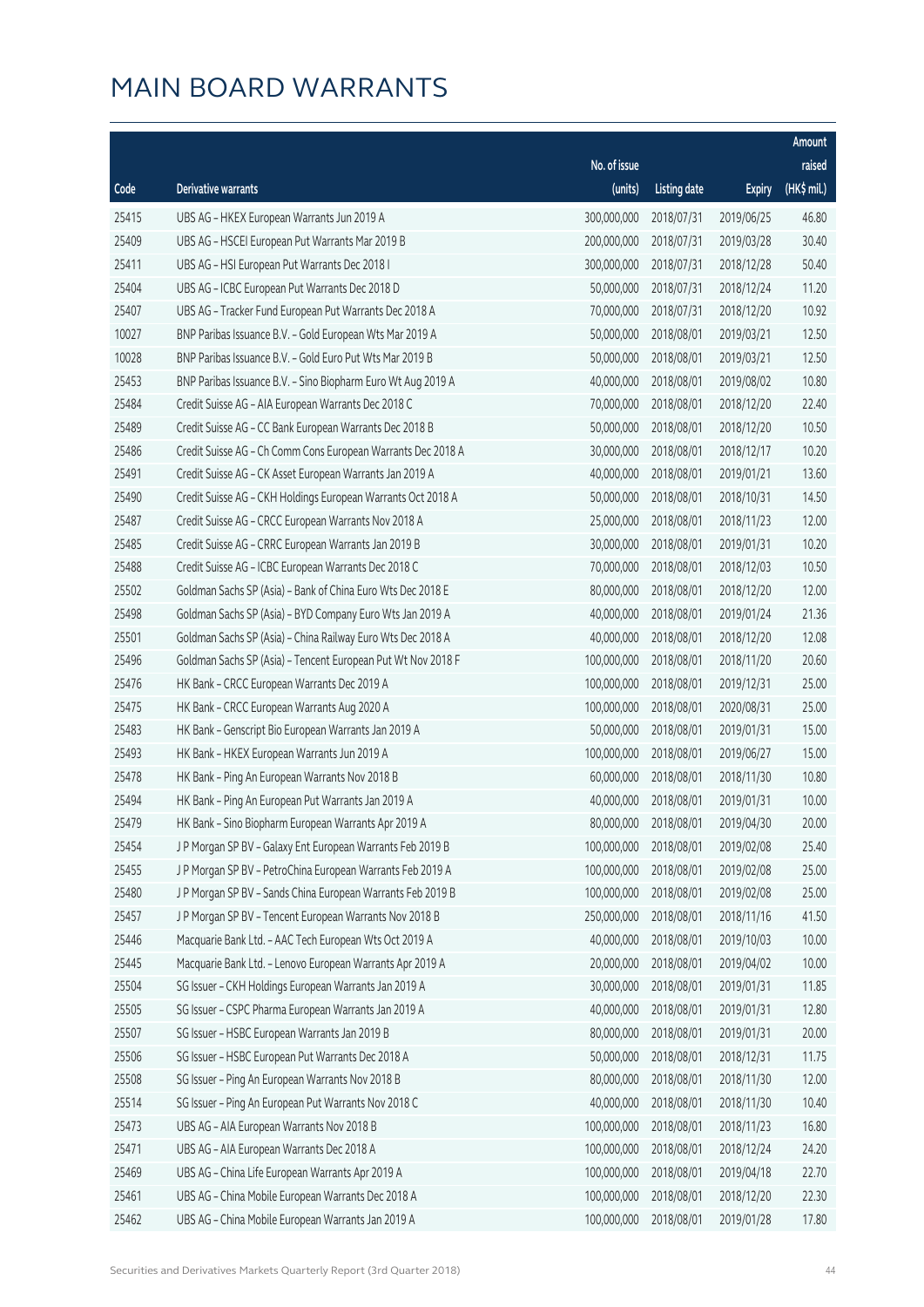# MAIN BOARD WARRANTS

| Code | Derivative warrants | No. of issue (units) | Listing date | Expiry | Amount raised (HK$ mil.) |
|---|---|---|---|---|---|
| 25415 | UBS AG - HKEX European Warrants Jun 2019 A | 300,000,000 | 2018/07/31 | 2019/06/25 | 46.80 |
| 25409 | UBS AG - HSCEI European Put Warrants Mar 2019 B | 200,000,000 | 2018/07/31 | 2019/03/28 | 30.40 |
| 25411 | UBS AG - HSI European Put Warrants Dec 2018 I | 300,000,000 | 2018/07/31 | 2018/12/28 | 50.40 |
| 25404 | UBS AG - ICBC European Put Warrants Dec 2018 D | 50,000,000 | 2018/07/31 | 2018/12/24 | 11.20 |
| 25407 | UBS AG - Tracker Fund European Put Warrants Dec 2018 A | 70,000,000 | 2018/07/31 | 2018/12/20 | 10.92 |
| 10027 | BNP Paribas Issuance B.V. - Gold European Wts Mar 2019 A | 50,000,000 | 2018/08/01 | 2019/03/21 | 12.50 |
| 10028 | BNP Paribas Issuance B.V. - Gold Euro Put Wts Mar 2019 B | 50,000,000 | 2018/08/01 | 2019/03/21 | 12.50 |
| 25453 | BNP Paribas Issuance B.V. - Sino Biopharm Euro Wt Aug 2019 A | 40,000,000 | 2018/08/01 | 2019/08/02 | 10.80 |
| 25484 | Credit Suisse AG - AIA European Warrants Dec 2018 C | 70,000,000 | 2018/08/01 | 2018/12/20 | 22.40 |
| 25489 | Credit Suisse AG - CC Bank European Warrants Dec 2018 B | 50,000,000 | 2018/08/01 | 2018/12/20 | 10.50 |
| 25486 | Credit Suisse AG - Ch Comm Cons European Warrants Dec 2018 A | 30,000,000 | 2018/08/01 | 2018/12/17 | 10.20 |
| 25491 | Credit Suisse AG - CK Asset European Warrants Jan 2019 A | 40,000,000 | 2018/08/01 | 2019/01/21 | 13.60 |
| 25490 | Credit Suisse AG - CKH Holdings European Warrants Oct 2018 A | 50,000,000 | 2018/08/01 | 2018/10/31 | 14.50 |
| 25487 | Credit Suisse AG - CRCC European Warrants Nov 2018 A | 25,000,000 | 2018/08/01 | 2018/11/23 | 12.00 |
| 25485 | Credit Suisse AG - CRRC European Warrants Jan 2019 B | 30,000,000 | 2018/08/01 | 2019/01/31 | 10.20 |
| 25488 | Credit Suisse AG - ICBC European Warrants Dec 2018 C | 70,000,000 | 2018/08/01 | 2018/12/03 | 10.50 |
| 25502 | Goldman Sachs SP (Asia) - Bank of China Euro Wts Dec 2018 E | 80,000,000 | 2018/08/01 | 2018/12/20 | 12.00 |
| 25498 | Goldman Sachs SP (Asia) - BYD Company Euro Wts Jan 2019 A | 40,000,000 | 2018/08/01 | 2019/01/24 | 21.36 |
| 25501 | Goldman Sachs SP (Asia) - China Railway Euro Wts Dec 2018 A | 40,000,000 | 2018/08/01 | 2018/12/20 | 12.08 |
| 25496 | Goldman Sachs SP (Asia) - Tencent European Put Wt Nov 2018 F | 100,000,000 | 2018/08/01 | 2018/11/20 | 20.60 |
| 25476 | HK Bank - CRCC European Warrants Dec 2019 A | 100,000,000 | 2018/08/01 | 2019/12/31 | 25.00 |
| 25475 | HK Bank - CRCC European Warrants Aug 2020 A | 100,000,000 | 2018/08/01 | 2020/08/31 | 25.00 |
| 25483 | HK Bank - Genscript Bio European Warrants Jan 2019 A | 50,000,000 | 2018/08/01 | 2019/01/31 | 15.00 |
| 25493 | HK Bank - HKEX European Warrants Jun 2019 A | 100,000,000 | 2018/08/01 | 2019/06/27 | 15.00 |
| 25478 | HK Bank - Ping An European Warrants Nov 2018 B | 60,000,000 | 2018/08/01 | 2018/11/30 | 10.80 |
| 25494 | HK Bank - Ping An European Put Warrants Jan 2019 A | 40,000,000 | 2018/08/01 | 2019/01/31 | 10.00 |
| 25479 | HK Bank - Sino Biopharm European Warrants Apr 2019 A | 80,000,000 | 2018/08/01 | 2019/04/30 | 20.00 |
| 25454 | J P Morgan SP BV - Galaxy Ent European Warrants Feb 2019 B | 100,000,000 | 2018/08/01 | 2019/02/08 | 25.40 |
| 25455 | J P Morgan SP BV - PetroChina European Warrants Feb 2019 A | 100,000,000 | 2018/08/01 | 2019/02/08 | 25.00 |
| 25480 | J P Morgan SP BV - Sands China European Warrants Feb 2019 B | 100,000,000 | 2018/08/01 | 2019/02/08 | 25.00 |
| 25457 | J P Morgan SP BV - Tencent European Warrants Nov 2018 B | 250,000,000 | 2018/08/01 | 2018/11/16 | 41.50 |
| 25446 | Macquarie Bank Ltd. - AAC Tech European Wts Oct 2019 A | 40,000,000 | 2018/08/01 | 2019/10/03 | 10.00 |
| 25445 | Macquarie Bank Ltd. - Lenovo European Warrants Apr 2019 A | 20,000,000 | 2018/08/01 | 2019/04/02 | 10.00 |
| 25504 | SG Issuer - CKH Holdings European Warrants Jan 2019 A | 30,000,000 | 2018/08/01 | 2019/01/31 | 11.85 |
| 25505 | SG Issuer - CSPC Pharma European Warrants Jan 2019 A | 40,000,000 | 2018/08/01 | 2019/01/31 | 12.80 |
| 25507 | SG Issuer - HSBC European Warrants Jan 2019 B | 80,000,000 | 2018/08/01 | 2019/01/31 | 20.00 |
| 25506 | SG Issuer - HSBC European Put Warrants Dec 2018 A | 50,000,000 | 2018/08/01 | 2018/12/31 | 11.75 |
| 25508 | SG Issuer - Ping An European Warrants Nov 2018 B | 80,000,000 | 2018/08/01 | 2018/11/30 | 12.00 |
| 25514 | SG Issuer - Ping An European Put Warrants Nov 2018 C | 40,000,000 | 2018/08/01 | 2018/11/30 | 10.40 |
| 25473 | UBS AG - AIA European Warrants Nov 2018 B | 100,000,000 | 2018/08/01 | 2018/11/23 | 16.80 |
| 25471 | UBS AG - AIA European Warrants Dec 2018 A | 100,000,000 | 2018/08/01 | 2018/12/24 | 24.20 |
| 25469 | UBS AG - China Life European Warrants Apr 2019 A | 100,000,000 | 2018/08/01 | 2019/04/18 | 22.70 |
| 25461 | UBS AG - China Mobile European Warrants Dec 2018 A | 100,000,000 | 2018/08/01 | 2018/12/20 | 22.30 |
| 25462 | UBS AG - China Mobile European Warrants Jan 2019 A | 100,000,000 | 2018/08/01 | 2019/01/28 | 17.80 |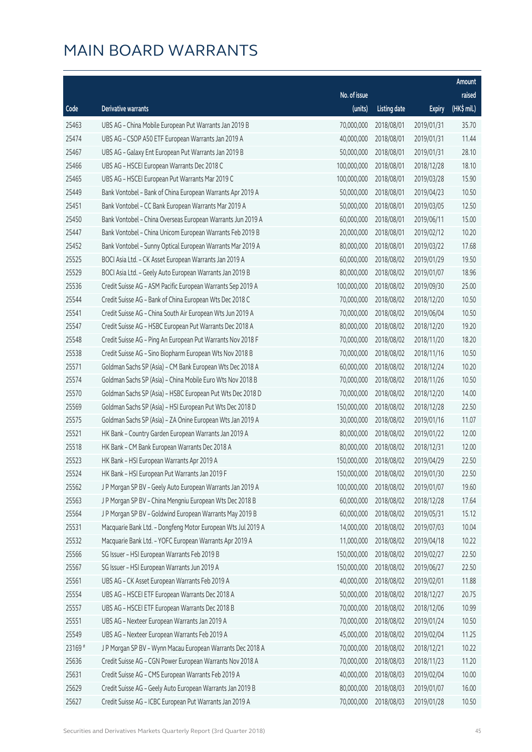# MAIN BOARD WARRANTS

| Code | Derivative warrants | No. of issue (units) | Listing date | Expiry | Amount raised (HK$ mil.) |
|---|---|---|---|---|---|
| 25463 | UBS AG - China Mobile European Put Warrants Jan 2019 B | 70,000,000 | 2018/08/01 | 2019/01/31 | 35.70 |
| 25474 | UBS AG - CSOP A50 ETF European Warrants Jan 2019 A | 40,000,000 | 2018/08/01 | 2019/01/31 | 11.44 |
| 25467 | UBS AG - Galaxy Ent European Put Warrants Jan 2019 B | 50,000,000 | 2018/08/01 | 2019/01/31 | 28.10 |
| 25466 | UBS AG - HSCEI European Warrants Dec 2018 C | 100,000,000 | 2018/08/01 | 2018/12/28 | 18.10 |
| 25465 | UBS AG - HSCEI European Put Warrants Mar 2019 C | 100,000,000 | 2018/08/01 | 2019/03/28 | 15.90 |
| 25449 | Bank Vontobel - Bank of China European Warrants Apr 2019 A | 50,000,000 | 2018/08/01 | 2019/04/23 | 10.50 |
| 25451 | Bank Vontobel - CC Bank European Warrants Mar 2019 A | 50,000,000 | 2018/08/01 | 2019/03/05 | 12.50 |
| 25450 | Bank Vontobel - China Overseas European Warrants Jun 2019 A | 60,000,000 | 2018/08/01 | 2019/06/11 | 15.00 |
| 25447 | Bank Vontobel - China Unicom European Warrants Feb 2019 B | 20,000,000 | 2018/08/01 | 2019/02/12 | 10.20 |
| 25452 | Bank Vontobel - Sunny Optical European Warrants Mar 2019 A | 80,000,000 | 2018/08/01 | 2019/03/22 | 17.68 |
| 25525 | BOCI Asia Ltd. - CK Asset European Warrants Jan 2019 A | 60,000,000 | 2018/08/02 | 2019/01/29 | 19.50 |
| 25529 | BOCI Asia Ltd. - Geely Auto European Warrants Jan 2019 B | 80,000,000 | 2018/08/02 | 2019/01/07 | 18.96 |
| 25536 | Credit Suisse AG - ASM Pacific European Warrants Sep 2019 A | 100,000,000 | 2018/08/02 | 2019/09/30 | 25.00 |
| 25544 | Credit Suisse AG - Bank of China European Wts Dec 2018 C | 70,000,000 | 2018/08/02 | 2018/12/20 | 10.50 |
| 25541 | Credit Suisse AG - China South Air European Wts Jun 2019 A | 70,000,000 | 2018/08/02 | 2019/06/04 | 10.50 |
| 25547 | Credit Suisse AG - HSBC European Put Warrants Dec 2018 A | 80,000,000 | 2018/08/02 | 2018/12/20 | 19.20 |
| 25548 | Credit Suisse AG - Ping An European Put Warrants Nov 2018 F | 70,000,000 | 2018/08/02 | 2018/11/20 | 18.20 |
| 25538 | Credit Suisse AG - Sino Biopharm European Wts Nov 2018 B | 70,000,000 | 2018/08/02 | 2018/11/16 | 10.50 |
| 25571 | Goldman Sachs SP (Asia) - CM Bank European Wts Dec 2018 A | 60,000,000 | 2018/08/02 | 2018/12/24 | 10.20 |
| 25574 | Goldman Sachs SP (Asia) - China Mobile Euro Wts Nov 2018 B | 70,000,000 | 2018/08/02 | 2018/11/26 | 10.50 |
| 25570 | Goldman Sachs SP (Asia) - HSBC European Put Wts Dec 2018 D | 70,000,000 | 2018/08/02 | 2018/12/20 | 14.00 |
| 25569 | Goldman Sachs SP (Asia) - HSI European Put Wts Dec 2018 D | 150,000,000 | 2018/08/02 | 2018/12/28 | 22.50 |
| 25575 | Goldman Sachs SP (Asia) - ZA Onine European Wts Jan 2019 A | 30,000,000 | 2018/08/02 | 2019/01/16 | 11.07 |
| 25521 | HK Bank - Country Garden European Warrants Jan 2019 A | 80,000,000 | 2018/08/02 | 2019/01/22 | 12.00 |
| 25518 | HK Bank - CM Bank European Warrants Dec 2018 A | 80,000,000 | 2018/08/02 | 2018/12/31 | 12.00 |
| 25523 | HK Bank - HSI European Warrants Apr 2019 A | 150,000,000 | 2018/08/02 | 2019/04/29 | 22.50 |
| 25524 | HK Bank - HSI European Put Warrants Jan 2019 F | 150,000,000 | 2018/08/02 | 2019/01/30 | 22.50 |
| 25562 | J P Morgan SP BV - Geely Auto European Warrants Jan 2019 A | 100,000,000 | 2018/08/02 | 2019/01/07 | 19.60 |
| 25563 | J P Morgan SP BV - China Mengniu European Wts Dec 2018 B | 60,000,000 | 2018/08/02 | 2018/12/28 | 17.64 |
| 25564 | J P Morgan SP BV - Goldwind European Warrants May 2019 B | 60,000,000 | 2018/08/02 | 2019/05/31 | 15.12 |
| 25531 | Macquarie Bank Ltd. - Dongfeng Motor European Wts Jul 2019 A | 14,000,000 | 2018/08/02 | 2019/07/03 | 10.04 |
| 25532 | Macquarie Bank Ltd. - YOFC European Warrants Apr 2019 A | 11,000,000 | 2018/08/02 | 2019/04/18 | 10.22 |
| 25566 | SG Issuer - HSI European Warrants Feb 2019 B | 150,000,000 | 2018/08/02 | 2019/02/27 | 22.50 |
| 25567 | SG Issuer - HSI European Warrants Jun 2019 A | 150,000,000 | 2018/08/02 | 2019/06/27 | 22.50 |
| 25561 | UBS AG - CK Asset European Warrants Feb 2019 A | 40,000,000 | 2018/08/02 | 2019/02/01 | 11.88 |
| 25554 | UBS AG - HSCEI ETF European Warrants Dec 2018 A | 50,000,000 | 2018/08/02 | 2018/12/27 | 20.75 |
| 25557 | UBS AG - HSCEI ETF European Warrants Dec 2018 B | 70,000,000 | 2018/08/02 | 2018/12/06 | 10.99 |
| 25551 | UBS AG - Nexteer European Warrants Jan 2019 A | 70,000,000 | 2018/08/02 | 2019/01/24 | 10.50 |
| 25549 | UBS AG - Nexteer European Warrants Feb 2019 A | 45,000,000 | 2018/08/02 | 2019/02/04 | 11.25 |
| 23169 # | J P Morgan SP BV - Wynn Macau European Warrants Dec 2018 A | 70,000,000 | 2018/08/02 | 2018/12/21 | 10.22 |
| 25636 | Credit Suisse AG - CGN Power European Warrants Nov 2018 A | 70,000,000 | 2018/08/03 | 2018/11/23 | 11.20 |
| 25631 | Credit Suisse AG - CMS European Warrants Feb 2019 A | 40,000,000 | 2018/08/03 | 2019/02/04 | 10.00 |
| 25629 | Credit Suisse AG - Geely Auto European Warrants Jan 2019 B | 80,000,000 | 2018/08/03 | 2019/01/07 | 16.00 |
| 25627 | Credit Suisse AG - ICBC European Put Warrants Jan 2019 A | 70,000,000 | 2018/08/03 | 2019/01/28 | 10.50 |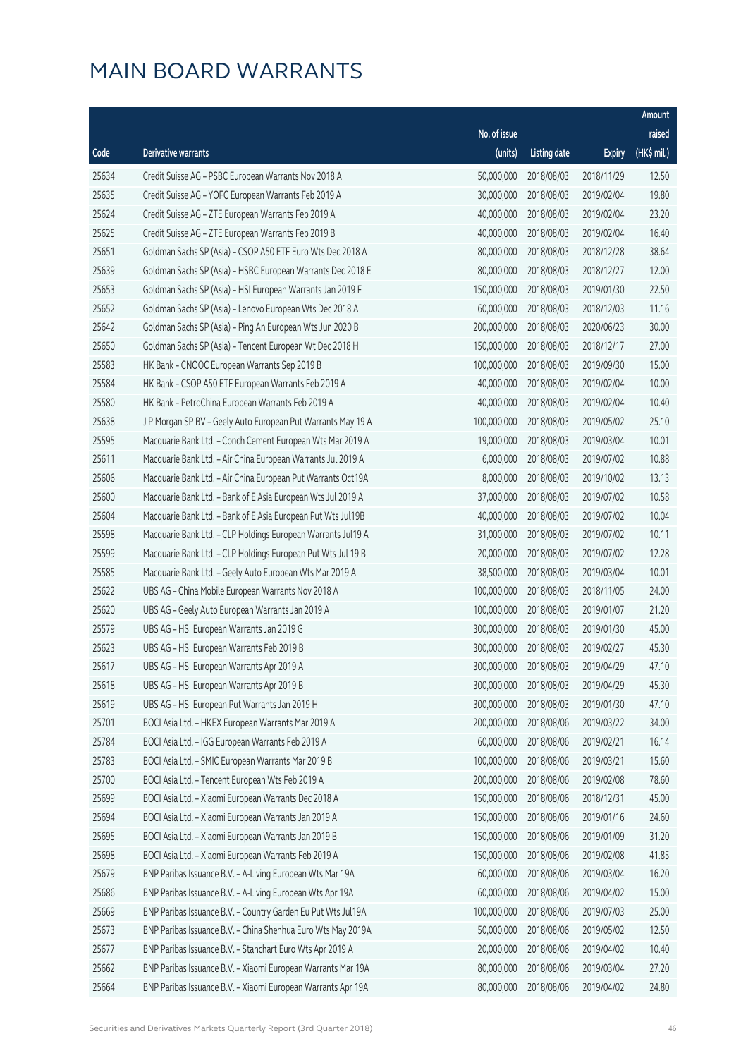# MAIN BOARD WARRANTS

| Code | Derivative warrants | No. of issue (units) | Listing date | Expiry | Amount raised (HK$ mil.) |
|---|---|---|---|---|---|
| 25634 | Credit Suisse AG - PSBC European Warrants Nov 2018 A | 50,000,000 | 2018/08/03 | 2018/11/29 | 12.50 |
| 25635 | Credit Suisse AG - YOFC European Warrants Feb 2019 A | 30,000,000 | 2018/08/03 | 2019/02/04 | 19.80 |
| 25624 | Credit Suisse AG - ZTE European Warrants Feb 2019 A | 40,000,000 | 2018/08/03 | 2019/02/04 | 23.20 |
| 25625 | Credit Suisse AG - ZTE European Warrants Feb 2019 B | 40,000,000 | 2018/08/03 | 2019/02/04 | 16.40 |
| 25651 | Goldman Sachs SP (Asia) - CSOP A50 ETF Euro Wts Dec 2018 A | 80,000,000 | 2018/08/03 | 2018/12/28 | 38.64 |
| 25639 | Goldman Sachs SP (Asia) - HSBC European Warrants Dec 2018 E | 80,000,000 | 2018/08/03 | 2018/12/27 | 12.00 |
| 25653 | Goldman Sachs SP (Asia) - HSI European Warrants Jan 2019 F | 150,000,000 | 2018/08/03 | 2019/01/30 | 22.50 |
| 25652 | Goldman Sachs SP (Asia) - Lenovo European Wts Dec 2018 A | 60,000,000 | 2018/08/03 | 2018/12/03 | 11.16 |
| 25642 | Goldman Sachs SP (Asia) - Ping An European Wts Jun 2020 B | 200,000,000 | 2018/08/03 | 2020/06/23 | 30.00 |
| 25650 | Goldman Sachs SP (Asia) - Tencent European Wt Dec 2018 H | 150,000,000 | 2018/08/03 | 2018/12/17 | 27.00 |
| 25583 | HK Bank - CNOOC European Warrants Sep 2019 B | 100,000,000 | 2018/08/03 | 2019/09/30 | 15.00 |
| 25584 | HK Bank - CSOP A50 ETF European Warrants Feb 2019 A | 40,000,000 | 2018/08/03 | 2019/02/04 | 10.00 |
| 25580 | HK Bank - PetroChina European Warrants Feb 2019 A | 40,000,000 | 2018/08/03 | 2019/02/04 | 10.40 |
| 25638 | J P Morgan SP BV - Geely Auto European Put Warrants May 19 A | 100,000,000 | 2018/08/03 | 2019/05/02 | 25.10 |
| 25595 | Macquarie Bank Ltd. - Conch Cement European Wts Mar 2019 A | 19,000,000 | 2018/08/03 | 2019/03/04 | 10.01 |
| 25611 | Macquarie Bank Ltd. - Air China European Warrants Jul 2019 A | 6,000,000 | 2018/08/03 | 2019/07/02 | 10.88 |
| 25606 | Macquarie Bank Ltd. - Air China European Put Warrants Oct19A | 8,000,000 | 2018/08/03 | 2019/10/02 | 13.13 |
| 25600 | Macquarie Bank Ltd. - Bank of E Asia European Wts Jul 2019 A | 37,000,000 | 2018/08/03 | 2019/07/02 | 10.58 |
| 25604 | Macquarie Bank Ltd. - Bank of E Asia European Put Wts Jul19B | 40,000,000 | 2018/08/03 | 2019/07/02 | 10.04 |
| 25598 | Macquarie Bank Ltd. - CLP Holdings European Warrants Jul19 A | 31,000,000 | 2018/08/03 | 2019/07/02 | 10.11 |
| 25599 | Macquarie Bank Ltd. - CLP Holdings European Put Wts Jul 19 B | 20,000,000 | 2018/08/03 | 2019/07/02 | 12.28 |
| 25585 | Macquarie Bank Ltd. - Geely Auto European Wts Mar 2019 A | 38,500,000 | 2018/08/03 | 2019/03/04 | 10.01 |
| 25622 | UBS AG - China Mobile European Warrants Nov 2018 A | 100,000,000 | 2018/08/03 | 2018/11/05 | 24.00 |
| 25620 | UBS AG - Geely Auto European Warrants Jan 2019 A | 100,000,000 | 2018/08/03 | 2019/01/07 | 21.20 |
| 25579 | UBS AG - HSI European Warrants Jan 2019 G | 300,000,000 | 2018/08/03 | 2019/01/30 | 45.00 |
| 25623 | UBS AG - HSI European Warrants Feb 2019 B | 300,000,000 | 2018/08/03 | 2019/02/27 | 45.30 |
| 25617 | UBS AG - HSI European Warrants Apr 2019 A | 300,000,000 | 2018/08/03 | 2019/04/29 | 47.10 |
| 25618 | UBS AG - HSI European Warrants Apr 2019 B | 300,000,000 | 2018/08/03 | 2019/04/29 | 45.30 |
| 25619 | UBS AG - HSI European Put Warrants Jan 2019 H | 300,000,000 | 2018/08/03 | 2019/01/30 | 47.10 |
| 25701 | BOCI Asia Ltd. - HKEX European Warrants Mar 2019 A | 200,000,000 | 2018/08/06 | 2019/03/22 | 34.00 |
| 25784 | BOCI Asia Ltd. - IGG European Warrants Feb 2019 A | 60,000,000 | 2018/08/06 | 2019/02/21 | 16.14 |
| 25783 | BOCI Asia Ltd. - SMIC European Warrants Mar 2019 B | 100,000,000 | 2018/08/06 | 2019/03/21 | 15.60 |
| 25700 | BOCI Asia Ltd. - Tencent European Wts Feb 2019 A | 200,000,000 | 2018/08/06 | 2019/02/08 | 78.60 |
| 25699 | BOCI Asia Ltd. - Xiaomi European Warrants Dec 2018 A | 150,000,000 | 2018/08/06 | 2018/12/31 | 45.00 |
| 25694 | BOCI Asia Ltd. - Xiaomi European Warrants Jan 2019 A | 150,000,000 | 2018/08/06 | 2019/01/16 | 24.60 |
| 25695 | BOCI Asia Ltd. - Xiaomi European Warrants Jan 2019 B | 150,000,000 | 2018/08/06 | 2019/01/09 | 31.20 |
| 25698 | BOCI Asia Ltd. - Xiaomi European Warrants Feb 2019 A | 150,000,000 | 2018/08/06 | 2019/02/08 | 41.85 |
| 25679 | BNP Paribas Issuance B.V. - A-Living European Wts Mar 19A | 60,000,000 | 2018/08/06 | 2019/03/04 | 16.20 |
| 25686 | BNP Paribas Issuance B.V. - A-Living European Wts Apr 19A | 60,000,000 | 2018/08/06 | 2019/04/02 | 15.00 |
| 25669 | BNP Paribas Issuance B.V. - Country Garden Eu Put Wts Jul19A | 100,000,000 | 2018/08/06 | 2019/07/03 | 25.00 |
| 25673 | BNP Paribas Issuance B.V. - China Shenhua Euro Wts May 2019A | 50,000,000 | 2018/08/06 | 2019/05/02 | 12.50 |
| 25677 | BNP Paribas Issuance B.V. - Stanchart Euro Wts Apr 2019 A | 20,000,000 | 2018/08/06 | 2019/04/02 | 10.40 |
| 25662 | BNP Paribas Issuance B.V. - Xiaomi European Warrants Mar 19A | 80,000,000 | 2018/08/06 | 2019/03/04 | 27.20 |
| 25664 | BNP Paribas Issuance B.V. - Xiaomi European Warrants Apr 19A | 80,000,000 | 2018/08/06 | 2019/04/02 | 24.80 |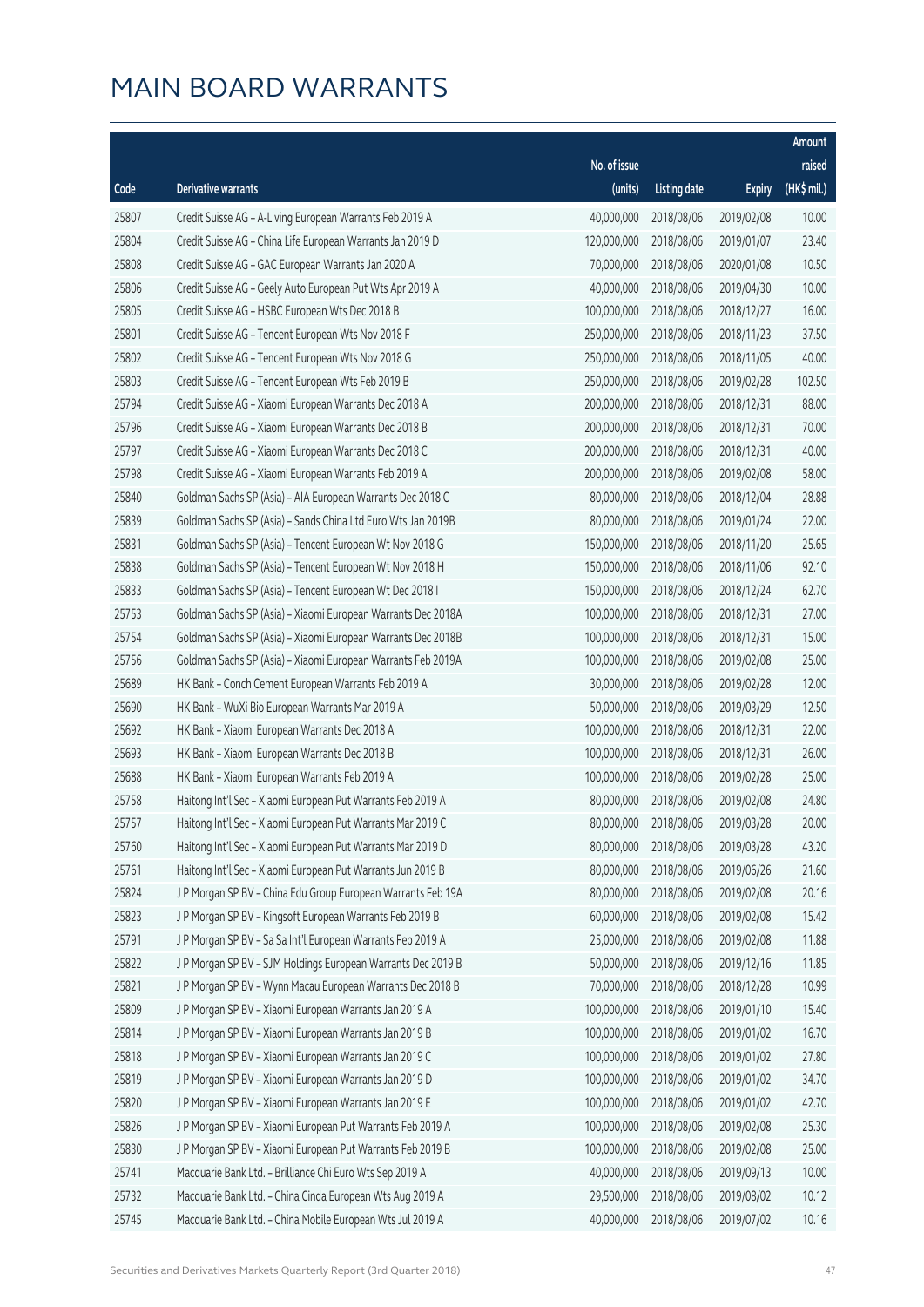# MAIN BOARD WARRANTS

| Code | Derivative warrants | No. of issue (units) | Listing date | Expiry | Amount raised (HK$ mil.) |
|---|---|---|---|---|---|
| 25807 | Credit Suisse AG - A-Living European Warrants Feb 2019 A | 40,000,000 | 2018/08/06 | 2019/02/08 | 10.00 |
| 25804 | Credit Suisse AG - China Life European Warrants Jan 2019 D | 120,000,000 | 2018/08/06 | 2019/01/07 | 23.40 |
| 25808 | Credit Suisse AG - GAC European Warrants Jan 2020 A | 70,000,000 | 2018/08/06 | 2020/01/08 | 10.50 |
| 25806 | Credit Suisse AG - Geely Auto European Put Wts Apr 2019 A | 40,000,000 | 2018/08/06 | 2019/04/30 | 10.00 |
| 25805 | Credit Suisse AG - HSBC European Wts Dec 2018 B | 100,000,000 | 2018/08/06 | 2018/12/27 | 16.00 |
| 25801 | Credit Suisse AG - Tencent European Wts Nov 2018 F | 250,000,000 | 2018/08/06 | 2018/11/23 | 37.50 |
| 25802 | Credit Suisse AG - Tencent European Wts Nov 2018 G | 250,000,000 | 2018/08/06 | 2018/11/05 | 40.00 |
| 25803 | Credit Suisse AG - Tencent European Wts Feb 2019 B | 250,000,000 | 2018/08/06 | 2019/02/28 | 102.50 |
| 25794 | Credit Suisse AG - Xiaomi European Warrants Dec 2018 A | 200,000,000 | 2018/08/06 | 2018/12/31 | 88.00 |
| 25796 | Credit Suisse AG - Xiaomi European Warrants Dec 2018 B | 200,000,000 | 2018/08/06 | 2018/12/31 | 70.00 |
| 25797 | Credit Suisse AG - Xiaomi European Warrants Dec 2018 C | 200,000,000 | 2018/08/06 | 2018/12/31 | 40.00 |
| 25798 | Credit Suisse AG - Xiaomi European Warrants Feb 2019 A | 200,000,000 | 2018/08/06 | 2019/02/08 | 58.00 |
| 25840 | Goldman Sachs SP (Asia) - AIA European Warrants Dec 2018 C | 80,000,000 | 2018/08/06 | 2018/12/04 | 28.88 |
| 25839 | Goldman Sachs SP (Asia) - Sands China Ltd Euro Wts Jan 2019B | 80,000,000 | 2018/08/06 | 2019/01/24 | 22.00 |
| 25831 | Goldman Sachs SP (Asia) - Tencent European Wt Nov 2018 G | 150,000,000 | 2018/08/06 | 2018/11/20 | 25.65 |
| 25838 | Goldman Sachs SP (Asia) - Tencent European Wt Nov 2018 H | 150,000,000 | 2018/08/06 | 2018/11/06 | 92.10 |
| 25833 | Goldman Sachs SP (Asia) - Tencent European Wt Dec 2018 I | 150,000,000 | 2018/08/06 | 2018/12/24 | 62.70 |
| 25753 | Goldman Sachs SP (Asia) - Xiaomi European Warrants Dec 2018A | 100,000,000 | 2018/08/06 | 2018/12/31 | 27.00 |
| 25754 | Goldman Sachs SP (Asia) - Xiaomi European Warrants Dec 2018B | 100,000,000 | 2018/08/06 | 2018/12/31 | 15.00 |
| 25756 | Goldman Sachs SP (Asia) - Xiaomi European Warrants Feb 2019A | 100,000,000 | 2018/08/06 | 2019/02/08 | 25.00 |
| 25689 | HK Bank - Conch Cement European Warrants Feb 2019 A | 30,000,000 | 2018/08/06 | 2019/02/28 | 12.00 |
| 25690 | HK Bank - WuXi Bio European Warrants Mar 2019 A | 50,000,000 | 2018/08/06 | 2019/03/29 | 12.50 |
| 25692 | HK Bank - Xiaomi European Warrants Dec 2018 A | 100,000,000 | 2018/08/06 | 2018/12/31 | 22.00 |
| 25693 | HK Bank - Xiaomi European Warrants Dec 2018 B | 100,000,000 | 2018/08/06 | 2018/12/31 | 26.00 |
| 25688 | HK Bank - Xiaomi European Warrants Feb 2019 A | 100,000,000 | 2018/08/06 | 2019/02/28 | 25.00 |
| 25758 | Haitong Int'l Sec - Xiaomi European Put Warrants Feb 2019 A | 80,000,000 | 2018/08/06 | 2019/02/08 | 24.80 |
| 25757 | Haitong Int'l Sec - Xiaomi European Put Warrants Mar 2019 C | 80,000,000 | 2018/08/06 | 2019/03/28 | 20.00 |
| 25760 | Haitong Int'l Sec - Xiaomi European Put Warrants Mar 2019 D | 80,000,000 | 2018/08/06 | 2019/03/28 | 43.20 |
| 25761 | Haitong Int'l Sec - Xiaomi European Put Warrants Jun 2019 B | 80,000,000 | 2018/08/06 | 2019/06/26 | 21.60 |
| 25824 | J P Morgan SP BV - China Edu Group European Warrants Feb 19A | 80,000,000 | 2018/08/06 | 2019/02/08 | 20.16 |
| 25823 | J P Morgan SP BV - Kingsoft European Warrants Feb 2019 B | 60,000,000 | 2018/08/06 | 2019/02/08 | 15.42 |
| 25791 | J P Morgan SP BV - Sa Sa Int'l European Warrants Feb 2019 A | 25,000,000 | 2018/08/06 | 2019/02/08 | 11.88 |
| 25822 | J P Morgan SP BV - SJM Holdings European Warrants Dec 2019 B | 50,000,000 | 2018/08/06 | 2019/12/16 | 11.85 |
| 25821 | J P Morgan SP BV - Wynn Macau European Warrants Dec 2018 B | 70,000,000 | 2018/08/06 | 2018/12/28 | 10.99 |
| 25809 | J P Morgan SP BV - Xiaomi European Warrants Jan 2019 A | 100,000,000 | 2018/08/06 | 2019/01/10 | 15.40 |
| 25814 | J P Morgan SP BV - Xiaomi European Warrants Jan 2019 B | 100,000,000 | 2018/08/06 | 2019/01/02 | 16.70 |
| 25818 | J P Morgan SP BV - Xiaomi European Warrants Jan 2019 C | 100,000,000 | 2018/08/06 | 2019/01/02 | 27.80 |
| 25819 | J P Morgan SP BV - Xiaomi European Warrants Jan 2019 D | 100,000,000 | 2018/08/06 | 2019/01/02 | 34.70 |
| 25820 | J P Morgan SP BV - Xiaomi European Warrants Jan 2019 E | 100,000,000 | 2018/08/06 | 2019/01/02 | 42.70 |
| 25826 | J P Morgan SP BV - Xiaomi European Put Warrants Feb 2019 A | 100,000,000 | 2018/08/06 | 2019/02/08 | 25.30 |
| 25830 | J P Morgan SP BV - Xiaomi European Put Warrants Feb 2019 B | 100,000,000 | 2018/08/06 | 2019/02/08 | 25.00 |
| 25741 | Macquarie Bank Ltd. - Brilliance Chi Euro Wts Sep 2019 A | 40,000,000 | 2018/08/06 | 2019/09/13 | 10.00 |
| 25732 | Macquarie Bank Ltd. - China Cinda European Wts Aug 2019 A | 29,500,000 | 2018/08/06 | 2019/08/02 | 10.12 |
| 25745 | Macquarie Bank Ltd. - China Mobile European Wts Jul 2019 A | 40,000,000 | 2018/08/06 | 2019/07/02 | 10.16 |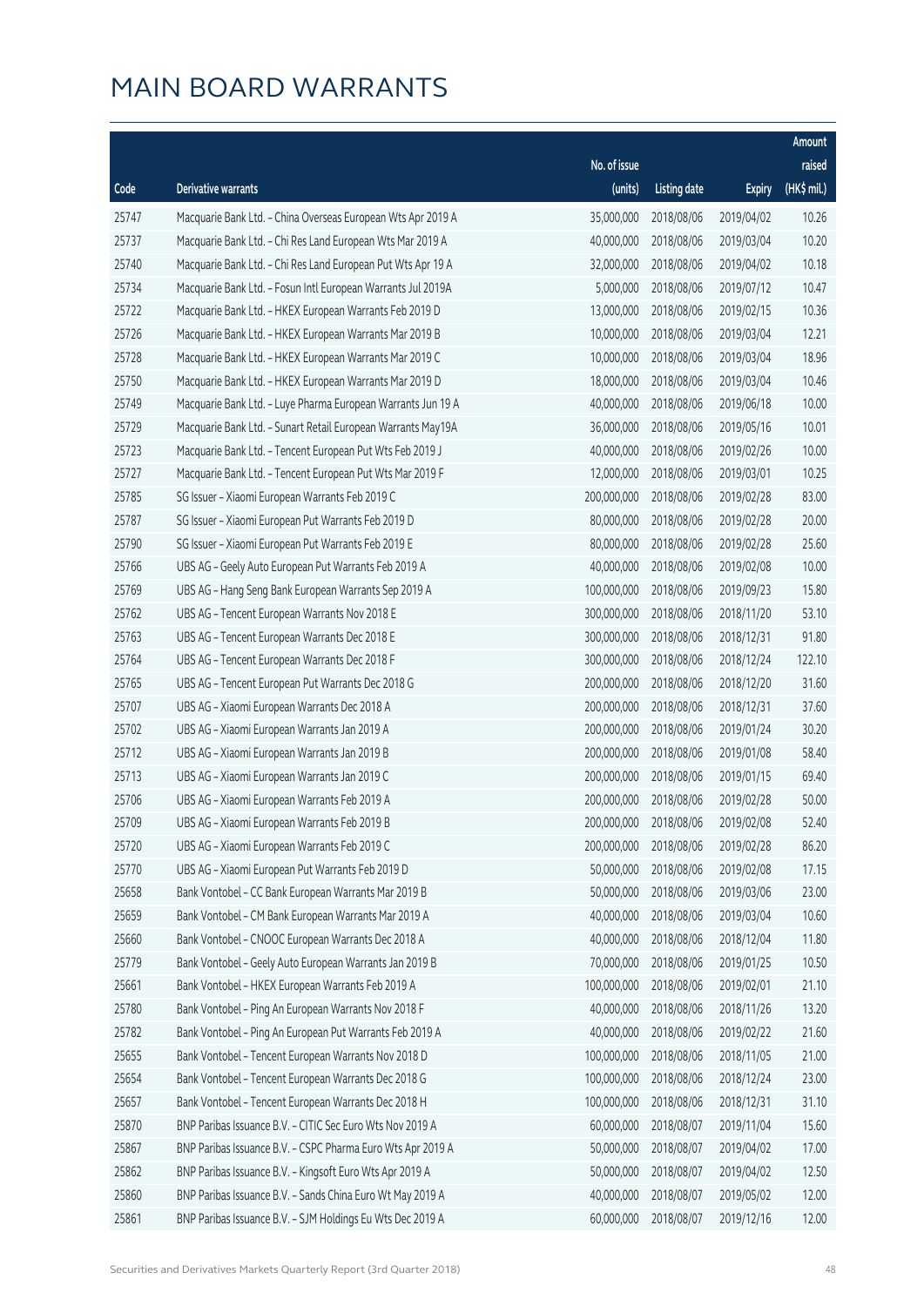# MAIN BOARD WARRANTS

| Code | Derivative warrants | No. of issue (units) | Listing date | Expiry | Amount raised (HK$ mil.) |
|---|---|---|---|---|---|
| 25747 | Macquarie Bank Ltd. – China Overseas European Wts Apr 2019 A | 35,000,000 | 2018/08/06 | 2019/04/02 | 10.26 |
| 25737 | Macquarie Bank Ltd. – Chi Res Land European Wts Mar 2019 A | 40,000,000 | 2018/08/06 | 2019/03/04 | 10.20 |
| 25740 | Macquarie Bank Ltd. – Chi Res Land European Put Wts Apr 19 A | 32,000,000 | 2018/08/06 | 2019/04/02 | 10.18 |
| 25734 | Macquarie Bank Ltd. – Fosun Intl European Warrants Jul 2019A | 5,000,000 | 2018/08/06 | 2019/07/12 | 10.47 |
| 25722 | Macquarie Bank Ltd. – HKEX European Warrants Feb 2019 D | 13,000,000 | 2018/08/06 | 2019/02/15 | 10.36 |
| 25726 | Macquarie Bank Ltd. – HKEX European Warrants Mar 2019 B | 10,000,000 | 2018/08/06 | 2019/03/04 | 12.21 |
| 25728 | Macquarie Bank Ltd. – HKEX European Warrants Mar 2019 C | 10,000,000 | 2018/08/06 | 2019/03/04 | 18.96 |
| 25750 | Macquarie Bank Ltd. – HKEX European Warrants Mar 2019 D | 18,000,000 | 2018/08/06 | 2019/03/04 | 10.46 |
| 25749 | Macquarie Bank Ltd. – Luye Pharma European Warrants Jun 19 A | 40,000,000 | 2018/08/06 | 2019/06/18 | 10.00 |
| 25729 | Macquarie Bank Ltd. – Sunart Retail European Warrants May19A | 36,000,000 | 2018/08/06 | 2019/05/16 | 10.01 |
| 25723 | Macquarie Bank Ltd. – Tencent European Put Wts Feb 2019 J | 40,000,000 | 2018/08/06 | 2019/02/26 | 10.00 |
| 25727 | Macquarie Bank Ltd. – Tencent European Put Wts Mar 2019 F | 12,000,000 | 2018/08/06 | 2019/03/01 | 10.25 |
| 25785 | SG Issuer – Xiaomi European Warrants Feb 2019 C | 200,000,000 | 2018/08/06 | 2019/02/28 | 83.00 |
| 25787 | SG Issuer – Xiaomi European Put Warrants Feb 2019 D | 80,000,000 | 2018/08/06 | 2019/02/28 | 20.00 |
| 25790 | SG Issuer – Xiaomi European Put Warrants Feb 2019 E | 80,000,000 | 2018/08/06 | 2019/02/28 | 25.60 |
| 25766 | UBS AG – Geely Auto European Put Warrants Feb 2019 A | 40,000,000 | 2018/08/06 | 2019/02/08 | 10.00 |
| 25769 | UBS AG – Hang Seng Bank European Warrants Sep 2019 A | 100,000,000 | 2018/08/06 | 2019/09/23 | 15.80 |
| 25762 | UBS AG – Tencent European Warrants Nov 2018 E | 300,000,000 | 2018/08/06 | 2018/11/20 | 53.10 |
| 25763 | UBS AG – Tencent European Warrants Dec 2018 E | 300,000,000 | 2018/08/06 | 2018/12/31 | 91.80 |
| 25764 | UBS AG – Tencent European Warrants Dec 2018 F | 300,000,000 | 2018/08/06 | 2018/12/24 | 122.10 |
| 25765 | UBS AG – Tencent European Put Warrants Dec 2018 G | 200,000,000 | 2018/08/06 | 2018/12/20 | 31.60 |
| 25707 | UBS AG – Xiaomi European Warrants Dec 2018 A | 200,000,000 | 2018/08/06 | 2018/12/31 | 37.60 |
| 25702 | UBS AG – Xiaomi European Warrants Jan 2019 A | 200,000,000 | 2018/08/06 | 2019/01/24 | 30.20 |
| 25712 | UBS AG – Xiaomi European Warrants Jan 2019 B | 200,000,000 | 2018/08/06 | 2019/01/08 | 58.40 |
| 25713 | UBS AG – Xiaomi European Warrants Jan 2019 C | 200,000,000 | 2018/08/06 | 2019/01/15 | 69.40 |
| 25706 | UBS AG – Xiaomi European Warrants Feb 2019 A | 200,000,000 | 2018/08/06 | 2019/02/28 | 50.00 |
| 25709 | UBS AG – Xiaomi European Warrants Feb 2019 B | 200,000,000 | 2018/08/06 | 2019/02/08 | 52.40 |
| 25720 | UBS AG – Xiaomi European Warrants Feb 2019 C | 200,000,000 | 2018/08/06 | 2019/02/28 | 86.20 |
| 25770 | UBS AG – Xiaomi European Put Warrants Feb 2019 D | 50,000,000 | 2018/08/06 | 2019/02/08 | 17.15 |
| 25658 | Bank Vontobel – CC Bank European Warrants Mar 2019 B | 50,000,000 | 2018/08/06 | 2019/03/06 | 23.00 |
| 25659 | Bank Vontobel – CM Bank European Warrants Mar 2019 A | 40,000,000 | 2018/08/06 | 2019/03/04 | 10.60 |
| 25660 | Bank Vontobel – CNOOC European Warrants Dec 2018 A | 40,000,000 | 2018/08/06 | 2018/12/04 | 11.80 |
| 25779 | Bank Vontobel – Geely Auto European Warrants Jan 2019 B | 70,000,000 | 2018/08/06 | 2019/01/25 | 10.50 |
| 25661 | Bank Vontobel – HKEX European Warrants Feb 2019 A | 100,000,000 | 2018/08/06 | 2019/02/01 | 21.10 |
| 25780 | Bank Vontobel – Ping An European Warrants Nov 2018 F | 40,000,000 | 2018/08/06 | 2018/11/26 | 13.20 |
| 25782 | Bank Vontobel – Ping An European Put Warrants Feb 2019 A | 40,000,000 | 2018/08/06 | 2019/02/22 | 21.60 |
| 25655 | Bank Vontobel – Tencent European Warrants Nov 2018 D | 100,000,000 | 2018/08/06 | 2018/11/05 | 21.00 |
| 25654 | Bank Vontobel – Tencent European Warrants Dec 2018 G | 100,000,000 | 2018/08/06 | 2018/12/24 | 23.00 |
| 25657 | Bank Vontobel – Tencent European Warrants Dec 2018 H | 100,000,000 | 2018/08/06 | 2018/12/31 | 31.10 |
| 25870 | BNP Paribas Issuance B.V. – CITIC Sec Euro Wts Nov 2019 A | 60,000,000 | 2018/08/07 | 2019/11/04 | 15.60 |
| 25867 | BNP Paribas Issuance B.V. – CSPC Pharma Euro Wts Apr 2019 A | 50,000,000 | 2018/08/07 | 2019/04/02 | 17.00 |
| 25862 | BNP Paribas Issuance B.V. – Kingsoft Euro Wts Apr 2019 A | 50,000,000 | 2018/08/07 | 2019/04/02 | 12.50 |
| 25860 | BNP Paribas Issuance B.V. – Sands China Euro Wt May 2019 A | 40,000,000 | 2018/08/07 | 2019/05/02 | 12.00 |
| 25861 | BNP Paribas Issuance B.V. – SJM Holdings Eu Wts Dec 2019 A | 60,000,000 | 2018/08/07 | 2019/12/16 | 12.00 |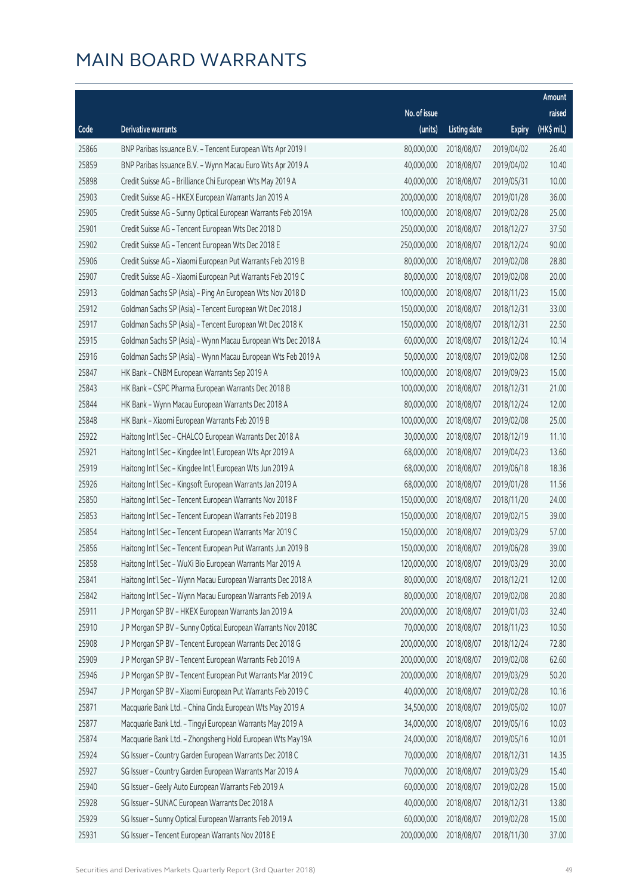# MAIN BOARD WARRANTS

| Code | Derivative warrants | No. of issue (units) | Listing date | Expiry | Amount raised (HK$ mil.) |
|---|---|---|---|---|---|
| 25866 | BNP Paribas Issuance B.V. - Tencent European Wts Apr 2019 I | 80,000,000 | 2018/08/07 | 2019/04/02 | 26.40 |
| 25859 | BNP Paribas Issuance B.V. - Wynn Macau Euro Wts Apr 2019 A | 40,000,000 | 2018/08/07 | 2019/04/02 | 10.40 |
| 25898 | Credit Suisse AG - Brilliance Chi European Wts May 2019 A | 40,000,000 | 2018/08/07 | 2019/05/31 | 10.00 |
| 25903 | Credit Suisse AG - HKEX European Warrants Jan 2019 A | 200,000,000 | 2018/08/07 | 2019/01/28 | 36.00 |
| 25905 | Credit Suisse AG - Sunny Optical European Warrants Feb 2019A | 100,000,000 | 2018/08/07 | 2019/02/28 | 25.00 |
| 25901 | Credit Suisse AG - Tencent European Wts Dec 2018 D | 250,000,000 | 2018/08/07 | 2018/12/27 | 37.50 |
| 25902 | Credit Suisse AG - Tencent European Wts Dec 2018 E | 250,000,000 | 2018/08/07 | 2018/12/24 | 90.00 |
| 25906 | Credit Suisse AG - Xiaomi European Put Warrants Feb 2019 B | 80,000,000 | 2018/08/07 | 2019/02/08 | 28.80 |
| 25907 | Credit Suisse AG - Xiaomi European Put Warrants Feb 2019 C | 80,000,000 | 2018/08/07 | 2019/02/08 | 20.00 |
| 25913 | Goldman Sachs SP (Asia) - Ping An European Wts Nov 2018 D | 100,000,000 | 2018/08/07 | 2018/11/23 | 15.00 |
| 25912 | Goldman Sachs SP (Asia) - Tencent European Wt Dec 2018 J | 150,000,000 | 2018/08/07 | 2018/12/31 | 33.00 |
| 25917 | Goldman Sachs SP (Asia) - Tencent European Wt Dec 2018 K | 150,000,000 | 2018/08/07 | 2018/12/31 | 22.50 |
| 25915 | Goldman Sachs SP (Asia) - Wynn Macau European Wts Dec 2018 A | 60,000,000 | 2018/08/07 | 2018/12/24 | 10.14 |
| 25916 | Goldman Sachs SP (Asia) - Wynn Macau European Wts Feb 2019 A | 50,000,000 | 2018/08/07 | 2019/02/08 | 12.50 |
| 25847 | HK Bank - CNBM European Warrants Sep 2019 A | 100,000,000 | 2018/08/07 | 2019/09/23 | 15.00 |
| 25843 | HK Bank - CSPC Pharma European Warrants Dec 2018 B | 100,000,000 | 2018/08/07 | 2018/12/31 | 21.00 |
| 25844 | HK Bank - Wynn Macau European Warrants Dec 2018 A | 80,000,000 | 2018/08/07 | 2018/12/24 | 12.00 |
| 25848 | HK Bank - Xiaomi European Warrants Feb 2019 B | 100,000,000 | 2018/08/07 | 2019/02/08 | 25.00 |
| 25922 | Haitong Int'l Sec - CHALCO European Warrants Dec 2018 A | 30,000,000 | 2018/08/07 | 2018/12/19 | 11.10 |
| 25921 | Haitong Int'l Sec - Kingdee Int'l European Wts Apr 2019 A | 68,000,000 | 2018/08/07 | 2019/04/23 | 13.60 |
| 25919 | Haitong Int'l Sec - Kingdee Int'l European Wts Jun 2019 A | 68,000,000 | 2018/08/07 | 2019/06/18 | 18.36 |
| 25926 | Haitong Int'l Sec - Kingsoft European Warrants Jan 2019 A | 68,000,000 | 2018/08/07 | 2019/01/28 | 11.56 |
| 25850 | Haitong Int'l Sec - Tencent European Warrants Nov 2018 F | 150,000,000 | 2018/08/07 | 2018/11/20 | 24.00 |
| 25853 | Haitong Int'l Sec - Tencent European Warrants Feb 2019 B | 150,000,000 | 2018/08/07 | 2019/02/15 | 39.00 |
| 25854 | Haitong Int'l Sec - Tencent European Warrants Mar 2019 C | 150,000,000 | 2018/08/07 | 2019/03/29 | 57.00 |
| 25856 | Haitong Int'l Sec - Tencent European Put Warrants Jun 2019 B | 150,000,000 | 2018/08/07 | 2019/06/28 | 39.00 |
| 25858 | Haitong Int'l Sec - WuXi Bio European Warrants Mar 2019 A | 120,000,000 | 2018/08/07 | 2019/03/29 | 30.00 |
| 25841 | Haitong Int'l Sec - Wynn Macau European Warrants Dec 2018 A | 80,000,000 | 2018/08/07 | 2018/12/21 | 12.00 |
| 25842 | Haitong Int'l Sec - Wynn Macau European Warrants Feb 2019 A | 80,000,000 | 2018/08/07 | 2019/02/08 | 20.80 |
| 25911 | J P Morgan SP BV - HKEX European Warrants Jan 2019 A | 200,000,000 | 2018/08/07 | 2019/01/03 | 32.40 |
| 25910 | J P Morgan SP BV - Sunny Optical European Warrants Nov 2018C | 70,000,000 | 2018/08/07 | 2018/11/23 | 10.50 |
| 25908 | J P Morgan SP BV - Tencent European Warrants Dec 2018 G | 200,000,000 | 2018/08/07 | 2018/12/24 | 72.80 |
| 25909 | J P Morgan SP BV - Tencent European Warrants Feb 2019 A | 200,000,000 | 2018/08/07 | 2019/02/08 | 62.60 |
| 25946 | J P Morgan SP BV - Tencent European Put Warrants Mar 2019 C | 200,000,000 | 2018/08/07 | 2019/03/29 | 50.20 |
| 25947 | J P Morgan SP BV - Xiaomi European Put Warrants Feb 2019 C | 40,000,000 | 2018/08/07 | 2019/02/28 | 10.16 |
| 25871 | Macquarie Bank Ltd. - China Cinda European Wts May 2019 A | 34,500,000 | 2018/08/07 | 2019/05/02 | 10.07 |
| 25877 | Macquarie Bank Ltd. - Tingyi European Warrants May 2019 A | 34,000,000 | 2018/08/07 | 2019/05/16 | 10.03 |
| 25874 | Macquarie Bank Ltd. - Zhongsheng Hold European Wts May19A | 24,000,000 | 2018/08/07 | 2019/05/16 | 10.01 |
| 25924 | SG Issuer - Country Garden European Warrants Dec 2018 C | 70,000,000 | 2018/08/07 | 2018/12/31 | 14.35 |
| 25927 | SG Issuer - Country Garden European Warrants Mar 2019 A | 70,000,000 | 2018/08/07 | 2019/03/29 | 15.40 |
| 25940 | SG Issuer - Geely Auto European Warrants Feb 2019 A | 60,000,000 | 2018/08/07 | 2019/02/28 | 15.00 |
| 25928 | SG Issuer - SUNAC European Warrants Dec 2018 A | 40,000,000 | 2018/08/07 | 2018/12/31 | 13.80 |
| 25929 | SG Issuer - Sunny Optical European Warrants Feb 2019 A | 60,000,000 | 2018/08/07 | 2019/02/28 | 15.00 |
| 25931 | SG Issuer - Tencent European Warrants Nov 2018 E | 200,000,000 | 2018/08/07 | 2018/11/30 | 37.00 |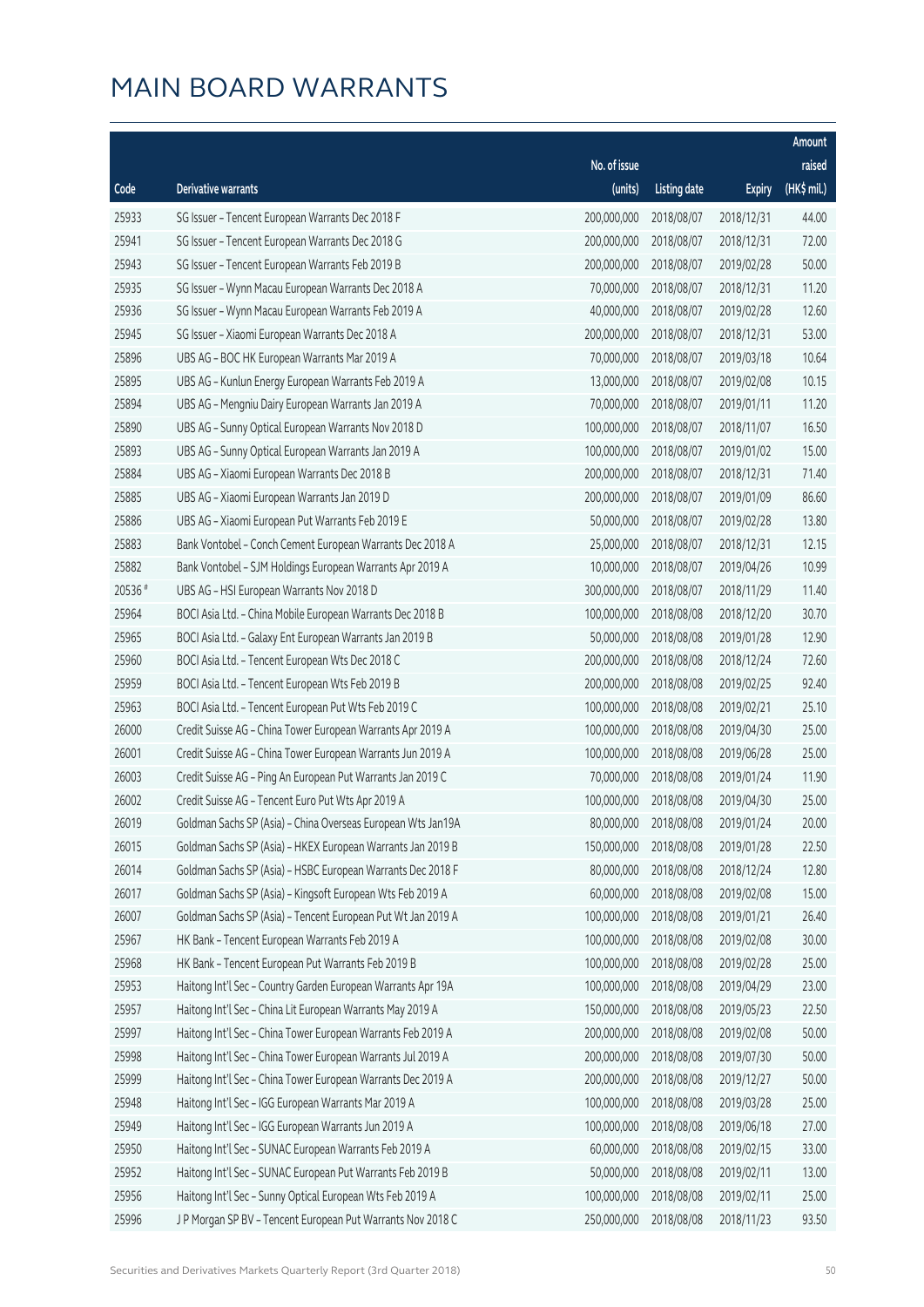# MAIN BOARD WARRANTS

| Code | Derivative warrants | No. of issue (units) | Listing date | Expiry | Amount raised (HK$ mil.) |
|---|---|---|---|---|---|
| 25933 | SG Issuer – Tencent European Warrants Dec 2018 F | 200,000,000 | 2018/08/07 | 2018/12/31 | 44.00 |
| 25941 | SG Issuer – Tencent European Warrants Dec 2018 G | 200,000,000 | 2018/08/07 | 2018/12/31 | 72.00 |
| 25943 | SG Issuer – Tencent European Warrants Feb 2019 B | 200,000,000 | 2018/08/07 | 2019/02/28 | 50.00 |
| 25935 | SG Issuer – Wynn Macau European Warrants Dec 2018 A | 70,000,000 | 2018/08/07 | 2018/12/31 | 11.20 |
| 25936 | SG Issuer – Wynn Macau European Warrants Feb 2019 A | 40,000,000 | 2018/08/07 | 2019/02/28 | 12.60 |
| 25945 | SG Issuer – Xiaomi European Warrants Dec 2018 A | 200,000,000 | 2018/08/07 | 2018/12/31 | 53.00 |
| 25896 | UBS AG – BOC HK European Warrants Mar 2019 A | 70,000,000 | 2018/08/07 | 2019/03/18 | 10.64 |
| 25895 | UBS AG – Kunlun Energy European Warrants Feb 2019 A | 13,000,000 | 2018/08/07 | 2019/02/08 | 10.15 |
| 25894 | UBS AG – Mengniu Dairy European Warrants Jan 2019 A | 70,000,000 | 2018/08/07 | 2019/01/11 | 11.20 |
| 25890 | UBS AG – Sunny Optical European Warrants Nov 2018 D | 100,000,000 | 2018/08/07 | 2018/11/07 | 16.50 |
| 25893 | UBS AG – Sunny Optical European Warrants Jan 2019 A | 100,000,000 | 2018/08/07 | 2019/01/02 | 15.00 |
| 25884 | UBS AG – Xiaomi European Warrants Dec 2018 B | 200,000,000 | 2018/08/07 | 2018/12/31 | 71.40 |
| 25885 | UBS AG – Xiaomi European Warrants Jan 2019 D | 200,000,000 | 2018/08/07 | 2019/01/09 | 86.60 |
| 25886 | UBS AG – Xiaomi European Put Warrants Feb 2019 E | 50,000,000 | 2018/08/07 | 2019/02/28 | 13.80 |
| 25883 | Bank Vontobel – Conch Cement European Warrants Dec 2018 A | 25,000,000 | 2018/08/07 | 2018/12/31 | 12.15 |
| 25882 | Bank Vontobel – SJM Holdings European Warrants Apr 2019 A | 10,000,000 | 2018/08/07 | 2019/04/26 | 10.99 |
| 20536 # | UBS AG – HSI European Warrants Nov 2018 D | 300,000,000 | 2018/08/07 | 2018/11/29 | 11.40 |
| 25964 | BOCI Asia Ltd. – China Mobile European Warrants Dec 2018 B | 100,000,000 | 2018/08/08 | 2018/12/20 | 30.70 |
| 25965 | BOCI Asia Ltd. – Galaxy Ent European Warrants Jan 2019 B | 50,000,000 | 2018/08/08 | 2019/01/28 | 12.90 |
| 25960 | BOCI Asia Ltd. – Tencent European Wts Dec 2018 C | 200,000,000 | 2018/08/08 | 2018/12/24 | 72.60 |
| 25959 | BOCI Asia Ltd. – Tencent European Wts Feb 2019 B | 200,000,000 | 2018/08/08 | 2019/02/25 | 92.40 |
| 25963 | BOCI Asia Ltd. – Tencent European Put Wts Feb 2019 C | 100,000,000 | 2018/08/08 | 2019/02/21 | 25.10 |
| 26000 | Credit Suisse AG – China Tower European Warrants Apr 2019 A | 100,000,000 | 2018/08/08 | 2019/04/30 | 25.00 |
| 26001 | Credit Suisse AG – China Tower European Warrants Jun 2019 A | 100,000,000 | 2018/08/08 | 2019/06/28 | 25.00 |
| 26003 | Credit Suisse AG – Ping An European Put Warrants Jan 2019 C | 70,000,000 | 2018/08/08 | 2019/01/24 | 11.90 |
| 26002 | Credit Suisse AG – Tencent Euro Put Wts Apr 2019 A | 100,000,000 | 2018/08/08 | 2019/04/30 | 25.00 |
| 26019 | Goldman Sachs SP (Asia) – China Overseas European Wts Jan19A | 80,000,000 | 2018/08/08 | 2019/01/24 | 20.00 |
| 26015 | Goldman Sachs SP (Asia) – HKEX European Warrants Jan 2019 B | 150,000,000 | 2018/08/08 | 2019/01/28 | 22.50 |
| 26014 | Goldman Sachs SP (Asia) – HSBC European Warrants Dec 2018 F | 80,000,000 | 2018/08/08 | 2018/12/24 | 12.80 |
| 26017 | Goldman Sachs SP (Asia) – Kingsoft European Wts Feb 2019 A | 60,000,000 | 2018/08/08 | 2019/02/08 | 15.00 |
| 26007 | Goldman Sachs SP (Asia) – Tencent European Put Wt Jan 2019 A | 100,000,000 | 2018/08/08 | 2019/01/21 | 26.40 |
| 25967 | HK Bank – Tencent European Warrants Feb 2019 A | 100,000,000 | 2018/08/08 | 2019/02/08 | 30.00 |
| 25968 | HK Bank – Tencent European Put Warrants Feb 2019 B | 100,000,000 | 2018/08/08 | 2019/02/28 | 25.00 |
| 25953 | Haitong Int'l Sec – Country Garden European Warrants Apr 19A | 100,000,000 | 2018/08/08 | 2019/04/29 | 23.00 |
| 25957 | Haitong Int'l Sec – China Lit European Warrants May 2019 A | 150,000,000 | 2018/08/08 | 2019/05/23 | 22.50 |
| 25997 | Haitong Int'l Sec – China Tower European Warrants Feb 2019 A | 200,000,000 | 2018/08/08 | 2019/02/08 | 50.00 |
| 25998 | Haitong Int'l Sec – China Tower European Warrants Jul 2019 A | 200,000,000 | 2018/08/08 | 2019/07/30 | 50.00 |
| 25999 | Haitong Int'l Sec – China Tower European Warrants Dec 2019 A | 200,000,000 | 2018/08/08 | 2019/12/27 | 50.00 |
| 25948 | Haitong Int'l Sec – IGG European Warrants Mar 2019 A | 100,000,000 | 2018/08/08 | 2019/03/28 | 25.00 |
| 25949 | Haitong Int'l Sec – IGG European Warrants Jun 2019 A | 100,000,000 | 2018/08/08 | 2019/06/18 | 27.00 |
| 25950 | Haitong Int'l Sec – SUNAC European Warrants Feb 2019 A | 60,000,000 | 2018/08/08 | 2019/02/15 | 33.00 |
| 25952 | Haitong Int'l Sec – SUNAC European Put Warrants Feb 2019 B | 50,000,000 | 2018/08/08 | 2019/02/11 | 13.00 |
| 25956 | Haitong Int'l Sec – Sunny Optical European Wts Feb 2019 A | 100,000,000 | 2018/08/08 | 2019/02/11 | 25.00 |
| 25996 | J P Morgan SP BV – Tencent European Put Warrants Nov 2018 C | 250,000,000 | 2018/08/08 | 2018/11/23 | 93.50 |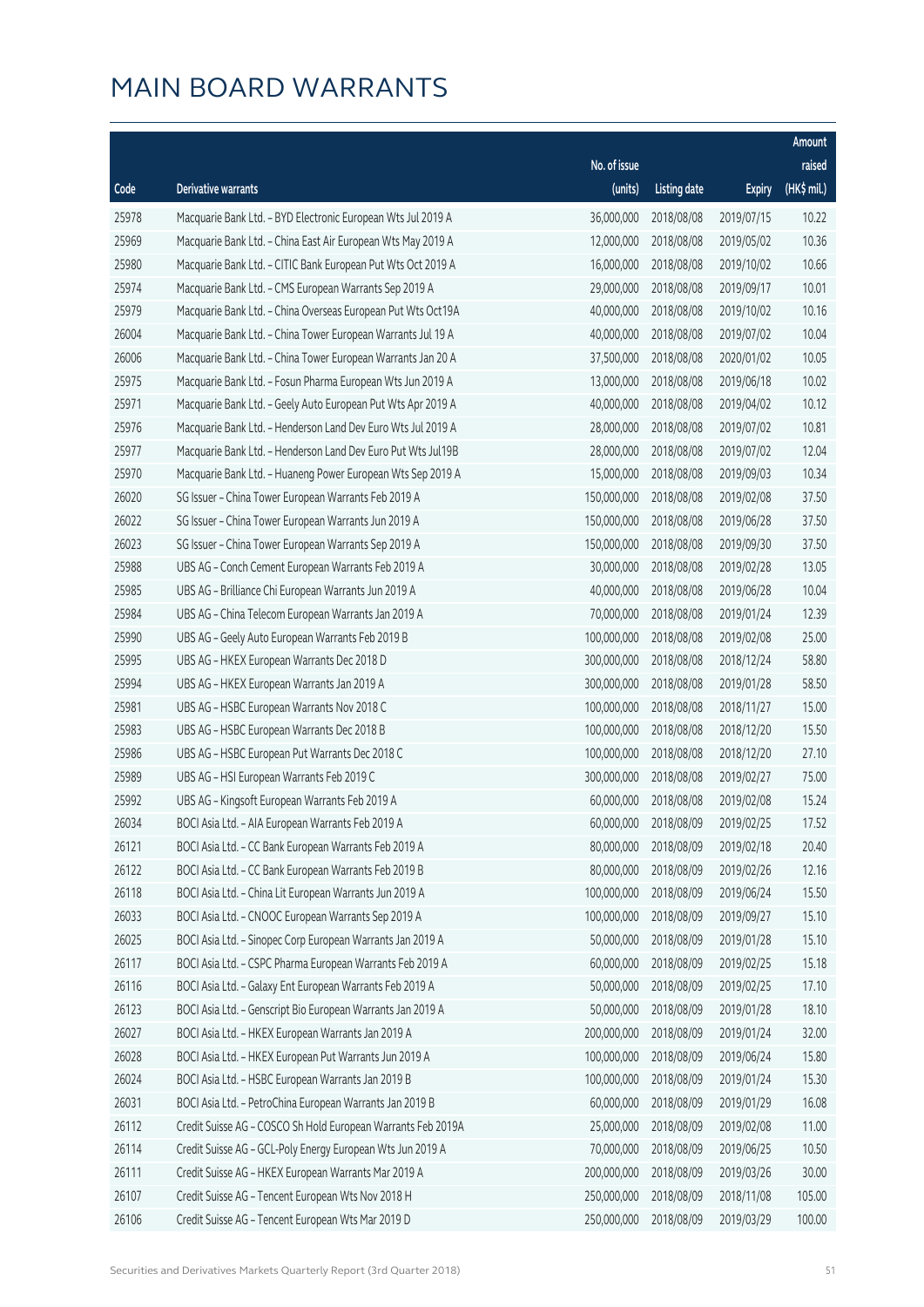# MAIN BOARD WARRANTS

| Code | Derivative warrants | No. of issue (units) | Listing date | Expiry | Amount raised (HK$ mil.) |
|---|---|---|---|---|---|
| 25978 | Macquarie Bank Ltd. – BYD Electronic European Wts Jul 2019 A | 36,000,000 | 2018/08/08 | 2019/07/15 | 10.22 |
| 25969 | Macquarie Bank Ltd. – China East Air European Wts May 2019 A | 12,000,000 | 2018/08/08 | 2019/05/02 | 10.36 |
| 25980 | Macquarie Bank Ltd. – CITIC Bank European Put Wts Oct 2019 A | 16,000,000 | 2018/08/08 | 2019/10/02 | 10.66 |
| 25974 | Macquarie Bank Ltd. – CMS European Warrants Sep 2019 A | 29,000,000 | 2018/08/08 | 2019/09/17 | 10.01 |
| 25979 | Macquarie Bank Ltd. – China Overseas European Put Wts Oct19A | 40,000,000 | 2018/08/08 | 2019/10/02 | 10.16 |
| 26004 | Macquarie Bank Ltd. – China Tower European Warrants Jul 19 A | 40,000,000 | 2018/08/08 | 2019/07/02 | 10.04 |
| 26006 | Macquarie Bank Ltd. – China Tower European Warrants Jan 20 A | 37,500,000 | 2018/08/08 | 2020/01/02 | 10.05 |
| 25975 | Macquarie Bank Ltd. – Fosun Pharma European Wts Jun 2019 A | 13,000,000 | 2018/08/08 | 2019/06/18 | 10.02 |
| 25971 | Macquarie Bank Ltd. – Geely Auto European Put Wts Apr 2019 A | 40,000,000 | 2018/08/08 | 2019/04/02 | 10.12 |
| 25976 | Macquarie Bank Ltd. – Henderson Land Dev Euro Wts Jul 2019 A | 28,000,000 | 2018/08/08 | 2019/07/02 | 10.81 |
| 25977 | Macquarie Bank Ltd. – Henderson Land Dev Euro Put Wts Jul19B | 28,000,000 | 2018/08/08 | 2019/07/02 | 12.04 |
| 25970 | Macquarie Bank Ltd. – Huaneng Power European Wts Sep 2019 A | 15,000,000 | 2018/08/08 | 2019/09/03 | 10.34 |
| 26020 | SG Issuer – China Tower European Warrants Feb 2019 A | 150,000,000 | 2018/08/08 | 2019/02/08 | 37.50 |
| 26022 | SG Issuer – China Tower European Warrants Jun 2019 A | 150,000,000 | 2018/08/08 | 2019/06/28 | 37.50 |
| 26023 | SG Issuer – China Tower European Warrants Sep 2019 A | 150,000,000 | 2018/08/08 | 2019/09/30 | 37.50 |
| 25988 | UBS AG – Conch Cement European Warrants Feb 2019 A | 30,000,000 | 2018/08/08 | 2019/02/28 | 13.05 |
| 25985 | UBS AG – Brilliance Chi European Warrants Jun 2019 A | 40,000,000 | 2018/08/08 | 2019/06/28 | 10.04 |
| 25984 | UBS AG – China Telecom European Warrants Jan 2019 A | 70,000,000 | 2018/08/08 | 2019/01/24 | 12.39 |
| 25990 | UBS AG – Geely Auto European Warrants Feb 2019 B | 100,000,000 | 2018/08/08 | 2019/02/08 | 25.00 |
| 25995 | UBS AG – HKEX European Warrants Dec 2018 D | 300,000,000 | 2018/08/08 | 2018/12/24 | 58.80 |
| 25994 | UBS AG – HKEX European Warrants Jan 2019 A | 300,000,000 | 2018/08/08 | 2019/01/28 | 58.50 |
| 25981 | UBS AG – HSBC European Warrants Nov 2018 C | 100,000,000 | 2018/08/08 | 2018/11/27 | 15.00 |
| 25983 | UBS AG – HSBC European Warrants Dec 2018 B | 100,000,000 | 2018/08/08 | 2018/12/20 | 15.50 |
| 25986 | UBS AG – HSBC European Put Warrants Dec 2018 C | 100,000,000 | 2018/08/08 | 2018/12/20 | 27.10 |
| 25989 | UBS AG – HSI European Warrants Feb 2019 C | 300,000,000 | 2018/08/08 | 2019/02/27 | 75.00 |
| 25992 | UBS AG – Kingsoft European Warrants Feb 2019 A | 60,000,000 | 2018/08/08 | 2019/02/08 | 15.24 |
| 26034 | BOCI Asia Ltd. – AIA European Warrants Feb 2019 A | 60,000,000 | 2018/08/09 | 2019/02/25 | 17.52 |
| 26121 | BOCI Asia Ltd. – CC Bank European Warrants Feb 2019 A | 80,000,000 | 2018/08/09 | 2019/02/18 | 20.40 |
| 26122 | BOCI Asia Ltd. – CC Bank European Warrants Feb 2019 B | 80,000,000 | 2018/08/09 | 2019/02/26 | 12.16 |
| 26118 | BOCI Asia Ltd. – China Lit European Warrants Jun 2019 A | 100,000,000 | 2018/08/09 | 2019/06/24 | 15.50 |
| 26033 | BOCI Asia Ltd. – CNOOC European Warrants Sep 2019 A | 100,000,000 | 2018/08/09 | 2019/09/27 | 15.10 |
| 26025 | BOCI Asia Ltd. – Sinopec Corp European Warrants Jan 2019 A | 50,000,000 | 2018/08/09 | 2019/01/28 | 15.10 |
| 26117 | BOCI Asia Ltd. – CSPC Pharma European Warrants Feb 2019 A | 60,000,000 | 2018/08/09 | 2019/02/25 | 15.18 |
| 26116 | BOCI Asia Ltd. – Galaxy Ent European Warrants Feb 2019 A | 50,000,000 | 2018/08/09 | 2019/02/25 | 17.10 |
| 26123 | BOCI Asia Ltd. – Genscript Bio European Warrants Jan 2019 A | 50,000,000 | 2018/08/09 | 2019/01/28 | 18.10 |
| 26027 | BOCI Asia Ltd. – HKEX European Warrants Jan 2019 A | 200,000,000 | 2018/08/09 | 2019/01/24 | 32.00 |
| 26028 | BOCI Asia Ltd. – HKEX European Put Warrants Jun 2019 A | 100,000,000 | 2018/08/09 | 2019/06/24 | 15.80 |
| 26024 | BOCI Asia Ltd. – HSBC European Warrants Jan 2019 B | 100,000,000 | 2018/08/09 | 2019/01/24 | 15.30 |
| 26031 | BOCI Asia Ltd. – PetroChina European Warrants Jan 2019 B | 60,000,000 | 2018/08/09 | 2019/01/29 | 16.08 |
| 26112 | Credit Suisse AG – COSCO Sh Hold European Warrants Feb 2019A | 25,000,000 | 2018/08/09 | 2019/02/08 | 11.00 |
| 26114 | Credit Suisse AG – GCL-Poly Energy European Wts Jun 2019 A | 70,000,000 | 2018/08/09 | 2019/06/25 | 10.50 |
| 26111 | Credit Suisse AG – HKEX European Warrants Mar 2019 A | 200,000,000 | 2018/08/09 | 2019/03/26 | 30.00 |
| 26107 | Credit Suisse AG – Tencent European Wts Nov 2018 H | 250,000,000 | 2018/08/09 | 2018/11/08 | 105.00 |
| 26106 | Credit Suisse AG – Tencent European Wts Mar 2019 D | 250,000,000 | 2018/08/09 | 2019/03/29 | 100.00 |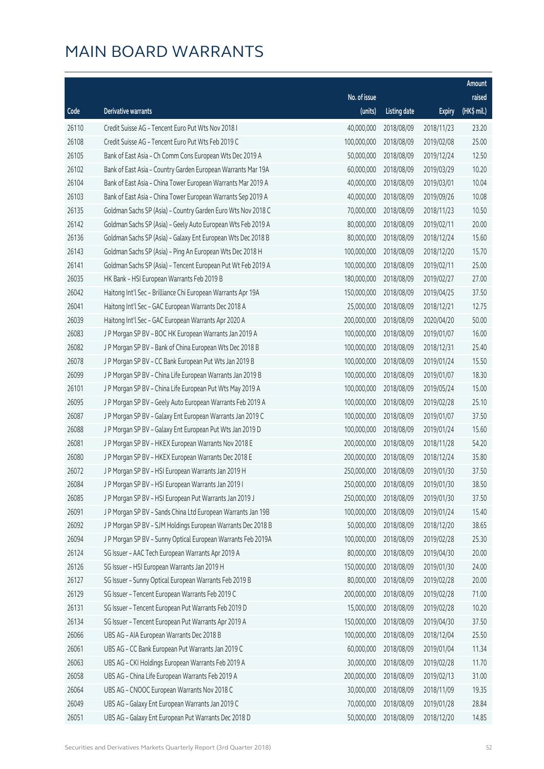# MAIN BOARD WARRANTS

| Code | Derivative warrants | No. of issue (units) | Listing date | Expiry | Amount raised (HK$ mil.) |
|---|---|---|---|---|---|
| 26110 | Credit Suisse AG – Tencent Euro Put Wts Nov 2018 I | 40,000,000 | 2018/08/09 | 2018/11/23 | 23.20 |
| 26108 | Credit Suisse AG – Tencent Euro Put Wts Feb 2019 C | 100,000,000 | 2018/08/09 | 2019/02/08 | 25.00 |
| 26105 | Bank of East Asia – Ch Comm Cons European Wts Dec 2019 A | 50,000,000 | 2018/08/09 | 2019/12/24 | 12.50 |
| 26102 | Bank of East Asia – Country Garden European Warrants Mar 19A | 60,000,000 | 2018/08/09 | 2019/03/29 | 10.20 |
| 26104 | Bank of East Asia – China Tower European Warrants Mar 2019 A | 40,000,000 | 2018/08/09 | 2019/03/01 | 10.04 |
| 26103 | Bank of East Asia – China Tower European Warrants Sep 2019 A | 40,000,000 | 2018/08/09 | 2019/09/26 | 10.08 |
| 26135 | Goldman Sachs SP (Asia) – Country Garden Euro Wts Nov 2018 C | 70,000,000 | 2018/08/09 | 2018/11/23 | 10.50 |
| 26142 | Goldman Sachs SP (Asia) – Geely Auto European Wts Feb 2019 A | 80,000,000 | 2018/08/09 | 2019/02/11 | 20.00 |
| 26136 | Goldman Sachs SP (Asia) – Galaxy Ent European Wts Dec 2018 B | 80,000,000 | 2018/08/09 | 2018/12/24 | 15.60 |
| 26143 | Goldman Sachs SP (Asia) – Ping An European Wts Dec 2018 H | 100,000,000 | 2018/08/09 | 2018/12/20 | 15.70 |
| 26141 | Goldman Sachs SP (Asia) – Tencent European Put Wt Feb 2019 A | 100,000,000 | 2018/08/09 | 2019/02/11 | 25.00 |
| 26035 | HK Bank – HSI European Warrants Feb 2019 B | 180,000,000 | 2018/08/09 | 2019/02/27 | 27.00 |
| 26042 | Haitong Int'l Sec – Brilliance Chi European Warrants Apr 19A | 150,000,000 | 2018/08/09 | 2019/04/25 | 37.50 |
| 26041 | Haitong Int'l Sec – GAC European Warrants Dec 2018 A | 25,000,000 | 2018/08/09 | 2018/12/21 | 12.75 |
| 26039 | Haitong Int'l Sec – GAC European Warrants Apr 2020 A | 200,000,000 | 2018/08/09 | 2020/04/20 | 50.00 |
| 26083 | J P Morgan SP BV – BOC HK European Warrants Jan 2019 A | 100,000,000 | 2018/08/09 | 2019/01/07 | 16.00 |
| 26082 | J P Morgan SP BV – Bank of China European Wts Dec 2018 B | 100,000,000 | 2018/08/09 | 2018/12/31 | 25.40 |
| 26078 | J P Morgan SP BV – CC Bank European Put Wts Jan 2019 B | 100,000,000 | 2018/08/09 | 2019/01/24 | 15.50 |
| 26099 | J P Morgan SP BV – China Life European Warrants Jan 2019 B | 100,000,000 | 2018/08/09 | 2019/01/07 | 18.30 |
| 26101 | J P Morgan SP BV – China Life European Put Wts May 2019 A | 100,000,000 | 2018/08/09 | 2019/05/24 | 15.00 |
| 26095 | J P Morgan SP BV – Geely Auto European Warrants Feb 2019 A | 100,000,000 | 2018/08/09 | 2019/02/28 | 25.10 |
| 26087 | J P Morgan SP BV – Galaxy Ent European Warrants Jan 2019 C | 100,000,000 | 2018/08/09 | 2019/01/07 | 37.50 |
| 26088 | J P Morgan SP BV – Galaxy Ent European Put Wts Jan 2019 D | 100,000,000 | 2018/08/09 | 2019/01/24 | 15.60 |
| 26081 | J P Morgan SP BV – HKEX European Warrants Nov 2018 E | 200,000,000 | 2018/08/09 | 2018/11/28 | 54.20 |
| 26080 | J P Morgan SP BV – HKEX European Warrants Dec 2018 E | 200,000,000 | 2018/08/09 | 2018/12/24 | 35.80 |
| 26072 | J P Morgan SP BV – HSI European Warrants Jan 2019 H | 250,000,000 | 2018/08/09 | 2019/01/30 | 37.50 |
| 26084 | J P Morgan SP BV – HSI European Warrants Jan 2019 I | 250,000,000 | 2018/08/09 | 2019/01/30 | 38.50 |
| 26085 | J P Morgan SP BV – HSI European Put Warrants Jan 2019 J | 250,000,000 | 2018/08/09 | 2019/01/30 | 37.50 |
| 26091 | J P Morgan SP BV – Sands China Ltd European Warrants Jan 19B | 100,000,000 | 2018/08/09 | 2019/01/24 | 15.40 |
| 26092 | J P Morgan SP BV – SJM Holdings European Warrants Dec 2018 B | 50,000,000 | 2018/08/09 | 2018/12/20 | 38.65 |
| 26094 | J P Morgan SP BV – Sunny Optical European Warrants Feb 2019A | 100,000,000 | 2018/08/09 | 2019/02/28 | 25.30 |
| 26124 | SG Issuer – AAC Tech European Warrants Apr 2019 A | 80,000,000 | 2018/08/09 | 2019/04/30 | 20.00 |
| 26126 | SG Issuer – HSI European Warrants Jan 2019 H | 150,000,000 | 2018/08/09 | 2019/01/30 | 24.00 |
| 26127 | SG Issuer – Sunny Optical European Warrants Feb 2019 B | 80,000,000 | 2018/08/09 | 2019/02/28 | 20.00 |
| 26129 | SG Issuer – Tencent European Warrants Feb 2019 C | 200,000,000 | 2018/08/09 | 2019/02/28 | 71.00 |
| 26131 | SG Issuer – Tencent European Put Warrants Feb 2019 D | 15,000,000 | 2018/08/09 | 2019/02/28 | 10.20 |
| 26134 | SG Issuer – Tencent European Put Warrants Apr 2019 A | 150,000,000 | 2018/08/09 | 2019/04/30 | 37.50 |
| 26066 | UBS AG – AIA European Warrants Dec 2018 B | 100,000,000 | 2018/08/09 | 2018/12/04 | 25.50 |
| 26061 | UBS AG – CC Bank European Put Warrants Jan 2019 C | 60,000,000 | 2018/08/09 | 2019/01/04 | 11.34 |
| 26063 | UBS AG – CKI Holdings European Warrants Feb 2019 A | 30,000,000 | 2018/08/09 | 2019/02/28 | 11.70 |
| 26058 | UBS AG – China Life European Warrants Feb 2019 A | 200,000,000 | 2018/08/09 | 2019/02/13 | 31.00 |
| 26064 | UBS AG – CNOOC European Warrants Nov 2018 C | 30,000,000 | 2018/08/09 | 2018/11/09 | 19.35 |
| 26049 | UBS AG – Galaxy Ent European Warrants Jan 2019 C | 70,000,000 | 2018/08/09 | 2019/01/28 | 28.84 |
| 26051 | UBS AG – Galaxy Ent European Put Warrants Dec 2018 D | 50,000,000 | 2018/08/09 | 2018/12/20 | 14.85 |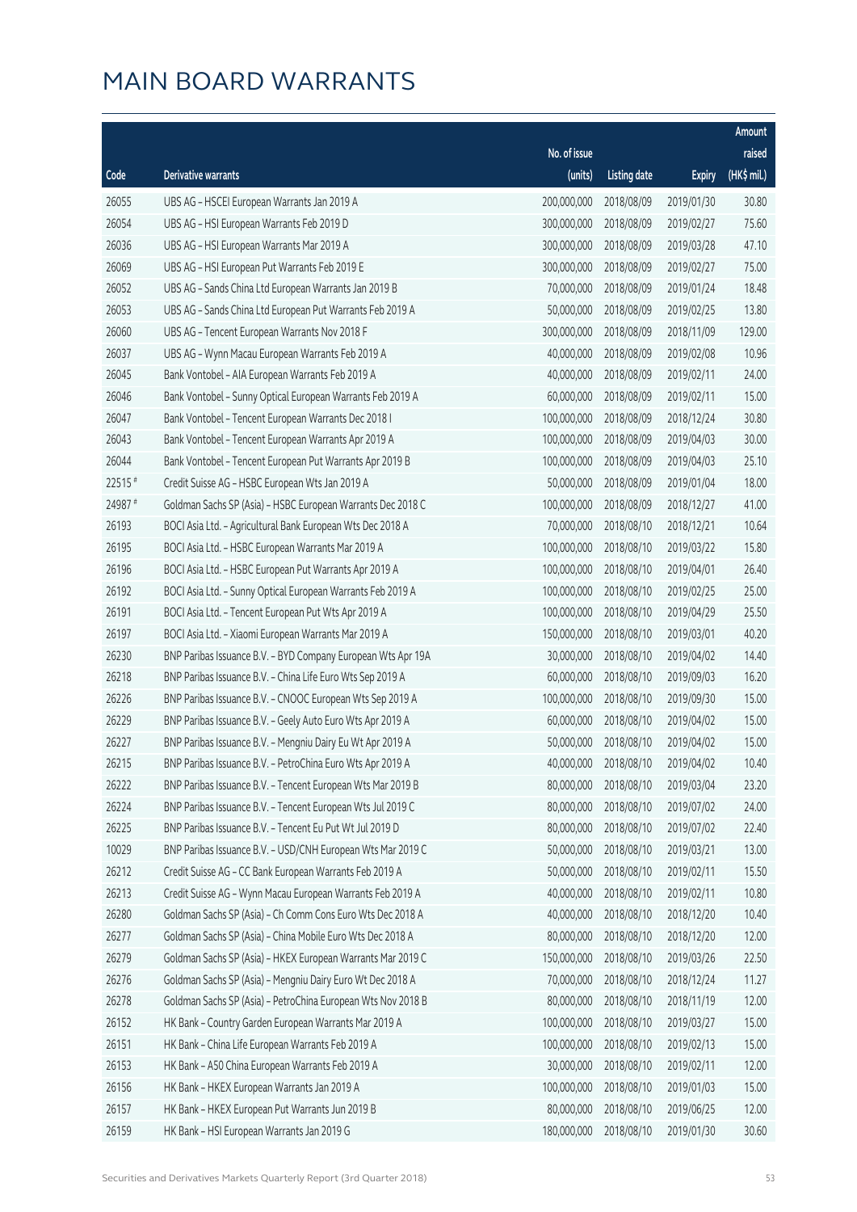# MAIN BOARD WARRANTS

| Code | Derivative warrants | No. of issue (units) | Listing date | Expiry | Amount raised (HK$ mil.) |
|---|---|---|---|---|---|
| 26055 | UBS AG – HSCEI European Warrants Jan 2019 A | 200,000,000 | 2018/08/09 | 2019/01/30 | 30.80 |
| 26054 | UBS AG – HSI European Warrants Feb 2019 D | 300,000,000 | 2018/08/09 | 2019/02/27 | 75.60 |
| 26036 | UBS AG – HSI European Warrants Mar 2019 A | 300,000,000 | 2018/08/09 | 2019/03/28 | 47.10 |
| 26069 | UBS AG – HSI European Put Warrants Feb 2019 E | 300,000,000 | 2018/08/09 | 2019/02/27 | 75.00 |
| 26052 | UBS AG – Sands China Ltd European Warrants Jan 2019 B | 70,000,000 | 2018/08/09 | 2019/01/24 | 18.48 |
| 26053 | UBS AG – Sands China Ltd European Put Warrants Feb 2019 A | 50,000,000 | 2018/08/09 | 2019/02/25 | 13.80 |
| 26060 | UBS AG – Tencent European Warrants Nov 2018 F | 300,000,000 | 2018/08/09 | 2018/11/09 | 129.00 |
| 26037 | UBS AG – Wynn Macau European Warrants Feb 2019 A | 40,000,000 | 2018/08/09 | 2019/02/08 | 10.96 |
| 26045 | Bank Vontobel – AIA European Warrants Feb 2019 A | 40,000,000 | 2018/08/09 | 2019/02/11 | 24.00 |
| 26046 | Bank Vontobel – Sunny Optical European Warrants Feb 2019 A | 60,000,000 | 2018/08/09 | 2019/02/11 | 15.00 |
| 26047 | Bank Vontobel – Tencent European Warrants Dec 2018 I | 100,000,000 | 2018/08/09 | 2018/12/24 | 30.80 |
| 26043 | Bank Vontobel – Tencent European Warrants Apr 2019 A | 100,000,000 | 2018/08/09 | 2019/04/03 | 30.00 |
| 26044 | Bank Vontobel – Tencent European Put Warrants Apr 2019 B | 100,000,000 | 2018/08/09 | 2019/04/03 | 25.10 |
| 22515 # | Credit Suisse AG – HSBC European Wts Jan 2019 A | 50,000,000 | 2018/08/09 | 2019/01/04 | 18.00 |
| 24987 # | Goldman Sachs SP (Asia) – HSBC European Warrants Dec 2018 C | 100,000,000 | 2018/08/09 | 2018/12/27 | 41.00 |
| 26193 | BOCI Asia Ltd. – Agricultural Bank European Wts Dec 2018 A | 70,000,000 | 2018/08/10 | 2018/12/21 | 10.64 |
| 26195 | BOCI Asia Ltd. – HSBC European Warrants Mar 2019 A | 100,000,000 | 2018/08/10 | 2019/03/22 | 15.80 |
| 26196 | BOCI Asia Ltd. – HSBC European Put Warrants Apr 2019 A | 100,000,000 | 2018/08/10 | 2019/04/01 | 26.40 |
| 26192 | BOCI Asia Ltd. – Sunny Optical European Warrants Feb 2019 A | 100,000,000 | 2018/08/10 | 2019/02/25 | 25.00 |
| 26191 | BOCI Asia Ltd. – Tencent European Put Wts Apr 2019 A | 100,000,000 | 2018/08/10 | 2019/04/29 | 25.50 |
| 26197 | BOCI Asia Ltd. – Xiaomi European Warrants Mar 2019 A | 150,000,000 | 2018/08/10 | 2019/03/01 | 40.20 |
| 26230 | BNP Paribas Issuance B.V. – BYD Company European Wts Apr 19A | 30,000,000 | 2018/08/10 | 2019/04/02 | 14.40 |
| 26218 | BNP Paribas Issuance B.V. – China Life Euro Wts Sep 2019 A | 60,000,000 | 2018/08/10 | 2019/09/03 | 16.20 |
| 26226 | BNP Paribas Issuance B.V. – CNOOC European Wts Sep 2019 A | 100,000,000 | 2018/08/10 | 2019/09/30 | 15.00 |
| 26229 | BNP Paribas Issuance B.V. – Geely Auto Euro Wts Apr 2019 A | 60,000,000 | 2018/08/10 | 2019/04/02 | 15.00 |
| 26227 | BNP Paribas Issuance B.V. – Mengniu Dairy Eu Wt Apr 2019 A | 50,000,000 | 2018/08/10 | 2019/04/02 | 15.00 |
| 26215 | BNP Paribas Issuance B.V. – PetroChina Euro Wts Apr 2019 A | 40,000,000 | 2018/08/10 | 2019/04/02 | 10.40 |
| 26222 | BNP Paribas Issuance B.V. – Tencent European Wts Mar 2019 B | 80,000,000 | 2018/08/10 | 2019/03/04 | 23.20 |
| 26224 | BNP Paribas Issuance B.V. – Tencent European Wts Jul 2019 C | 80,000,000 | 2018/08/10 | 2019/07/02 | 24.00 |
| 26225 | BNP Paribas Issuance B.V. – Tencent Eu Put Wt Jul 2019 D | 80,000,000 | 2018/08/10 | 2019/07/02 | 22.40 |
| 10029 | BNP Paribas Issuance B.V. – USD/CNH European Wts Mar 2019 C | 50,000,000 | 2018/08/10 | 2019/03/21 | 13.00 |
| 26212 | Credit Suisse AG – CC Bank European Warrants Feb 2019 A | 50,000,000 | 2018/08/10 | 2019/02/11 | 15.50 |
| 26213 | Credit Suisse AG – Wynn Macau European Warrants Feb 2019 A | 40,000,000 | 2018/08/10 | 2019/02/11 | 10.80 |
| 26280 | Goldman Sachs SP (Asia) – Ch Comm Cons Euro Wts Dec 2018 A | 40,000,000 | 2018/08/10 | 2018/12/20 | 10.40 |
| 26277 | Goldman Sachs SP (Asia) – China Mobile Euro Wts Dec 2018 A | 80,000,000 | 2018/08/10 | 2018/12/20 | 12.00 |
| 26279 | Goldman Sachs SP (Asia) – HKEX European Warrants Mar 2019 C | 150,000,000 | 2018/08/10 | 2019/03/26 | 22.50 |
| 26276 | Goldman Sachs SP (Asia) – Mengniu Dairy Euro Wt Dec 2018 A | 70,000,000 | 2018/08/10 | 2018/12/24 | 11.27 |
| 26278 | Goldman Sachs SP (Asia) – PetroChina European Wts Nov 2018 B | 80,000,000 | 2018/08/10 | 2018/11/19 | 12.00 |
| 26152 | HK Bank – Country Garden European Warrants Mar 2019 A | 100,000,000 | 2018/08/10 | 2019/03/27 | 15.00 |
| 26151 | HK Bank – China Life European Warrants Feb 2019 A | 100,000,000 | 2018/08/10 | 2019/02/13 | 15.00 |
| 26153 | HK Bank – A50 China European Warrants Feb 2019 A | 30,000,000 | 2018/08/10 | 2019/02/11 | 12.00 |
| 26156 | HK Bank – HKEX European Warrants Jan 2019 A | 100,000,000 | 2018/08/10 | 2019/01/03 | 15.00 |
| 26157 | HK Bank – HKEX European Put Warrants Jun 2019 B | 80,000,000 | 2018/08/10 | 2019/06/25 | 12.00 |
| 26159 | HK Bank – HSI European Warrants Jan 2019 G | 180,000,000 | 2018/08/10 | 2019/01/30 | 30.60 |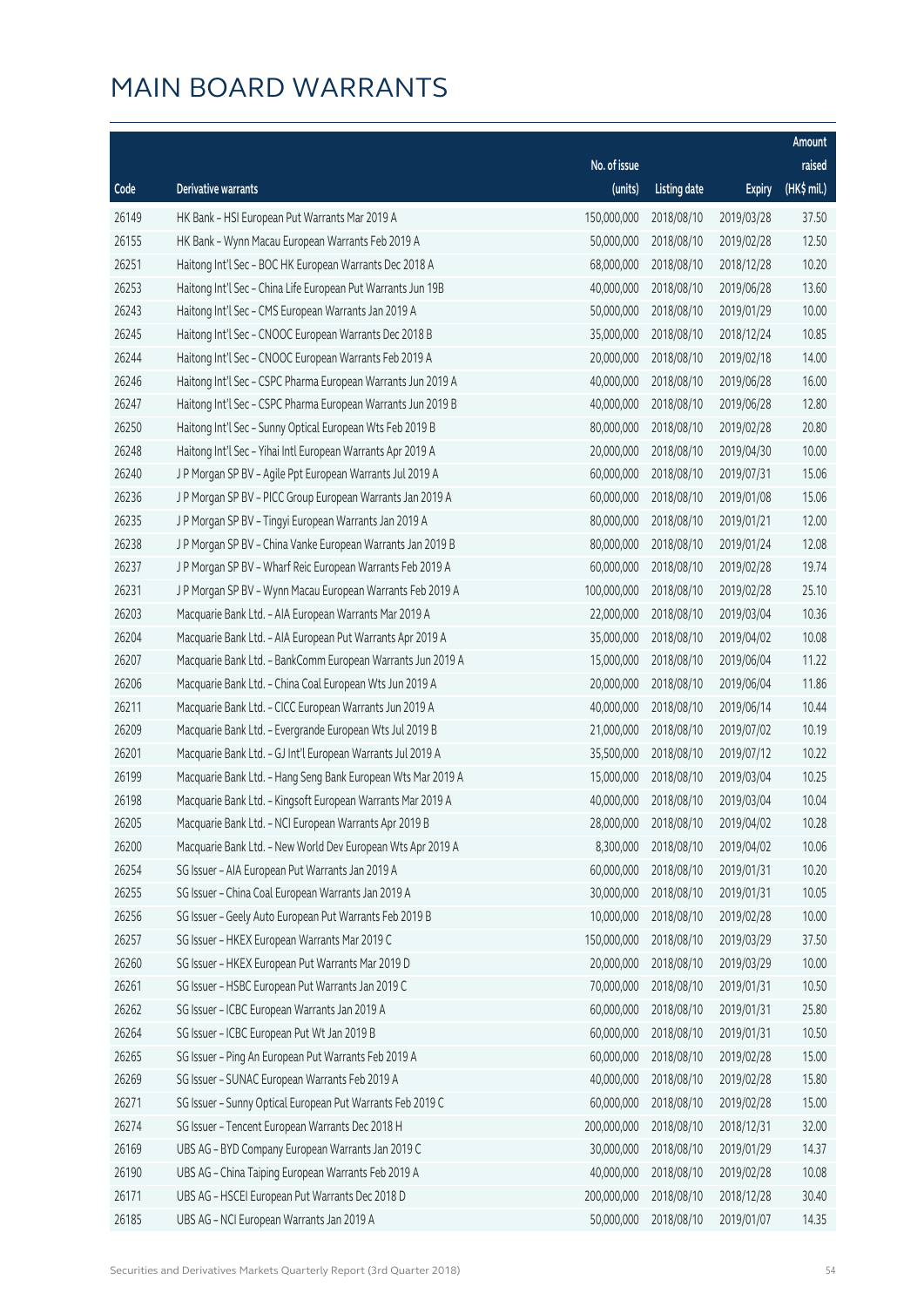# MAIN BOARD WARRANTS

| Code | Derivative warrants | No. of issue (units) | Listing date | Expiry | Amount raised (HK$ mil.) |
|---|---|---|---|---|---|
| 26149 | HK Bank – HSI European Put Warrants Mar 2019 A | 150,000,000 | 2018/08/10 | 2019/03/28 | 37.50 |
| 26155 | HK Bank – Wynn Macau European Warrants Feb 2019 A | 50,000,000 | 2018/08/10 | 2019/02/28 | 12.50 |
| 26251 | Haitong Int'l Sec – BOC HK European Warrants Dec 2018 A | 68,000,000 | 2018/08/10 | 2018/12/28 | 10.20 |
| 26253 | Haitong Int'l Sec – China Life European Put Warrants Jun 19B | 40,000,000 | 2018/08/10 | 2019/06/28 | 13.60 |
| 26243 | Haitong Int'l Sec – CMS European Warrants Jan 2019 A | 50,000,000 | 2018/08/10 | 2019/01/29 | 10.00 |
| 26245 | Haitong Int'l Sec – CNOOC European Warrants Dec 2018 B | 35,000,000 | 2018/08/10 | 2018/12/24 | 10.85 |
| 26244 | Haitong Int'l Sec – CNOOC European Warrants Feb 2019 A | 20,000,000 | 2018/08/10 | 2019/02/18 | 14.00 |
| 26246 | Haitong Int'l Sec – CSPC Pharma European Warrants Jun 2019 A | 40,000,000 | 2018/08/10 | 2019/06/28 | 16.00 |
| 26247 | Haitong Int'l Sec – CSPC Pharma European Warrants Jun 2019 B | 40,000,000 | 2018/08/10 | 2019/06/28 | 12.80 |
| 26250 | Haitong Int'l Sec – Sunny Optical European Wts Feb 2019 B | 80,000,000 | 2018/08/10 | 2019/02/28 | 20.80 |
| 26248 | Haitong Int'l Sec – Yihai Intl European Warrants Apr 2019 A | 20,000,000 | 2018/08/10 | 2019/04/30 | 10.00 |
| 26240 | J P Morgan SP BV – Agile Ppt European Warrants Jul 2019 A | 60,000,000 | 2018/08/10 | 2019/07/31 | 15.06 |
| 26236 | J P Morgan SP BV – PICC Group European Warrants Jan 2019 A | 60,000,000 | 2018/08/10 | 2019/01/08 | 15.06 |
| 26235 | J P Morgan SP BV – Tingyi European Warrants Jan 2019 A | 80,000,000 | 2018/08/10 | 2019/01/21 | 12.00 |
| 26238 | J P Morgan SP BV – China Vanke European Warrants Jan 2019 B | 80,000,000 | 2018/08/10 | 2019/01/24 | 12.08 |
| 26237 | J P Morgan SP BV – Wharf Reic European Warrants Feb 2019 A | 60,000,000 | 2018/08/10 | 2019/02/28 | 19.74 |
| 26231 | J P Morgan SP BV – Wynn Macau European Warrants Feb 2019 A | 100,000,000 | 2018/08/10 | 2019/02/28 | 25.10 |
| 26203 | Macquarie Bank Ltd. – AIA European Warrants Mar 2019 A | 22,000,000 | 2018/08/10 | 2019/03/04 | 10.36 |
| 26204 | Macquarie Bank Ltd. – AIA European Put Warrants Apr 2019 A | 35,000,000 | 2018/08/10 | 2019/04/02 | 10.08 |
| 26207 | Macquarie Bank Ltd. – BankComm European Warrants Jun 2019 A | 15,000,000 | 2018/08/10 | 2019/06/04 | 11.22 |
| 26206 | Macquarie Bank Ltd. – China Coal European Wts Jun 2019 A | 20,000,000 | 2018/08/10 | 2019/06/04 | 11.86 |
| 26211 | Macquarie Bank Ltd. – CICC European Warrants Jun 2019 A | 40,000,000 | 2018/08/10 | 2019/06/14 | 10.44 |
| 26209 | Macquarie Bank Ltd. – Evergrande European Wts Jul 2019 B | 21,000,000 | 2018/08/10 | 2019/07/02 | 10.19 |
| 26201 | Macquarie Bank Ltd. – GJ Int'l European Warrants Jul 2019 A | 35,500,000 | 2018/08/10 | 2019/07/12 | 10.22 |
| 26199 | Macquarie Bank Ltd. – Hang Seng Bank European Wts Mar 2019 A | 15,000,000 | 2018/08/10 | 2019/03/04 | 10.25 |
| 26198 | Macquarie Bank Ltd. – Kingsoft European Warrants Mar 2019 A | 40,000,000 | 2018/08/10 | 2019/03/04 | 10.04 |
| 26205 | Macquarie Bank Ltd. – NCI European Warrants Apr 2019 B | 28,000,000 | 2018/08/10 | 2019/04/02 | 10.28 |
| 26200 | Macquarie Bank Ltd. – New World Dev European Wts Apr 2019 A | 8,300,000 | 2018/08/10 | 2019/04/02 | 10.06 |
| 26254 | SG Issuer – AIA European Put Warrants Jan 2019 A | 60,000,000 | 2018/08/10 | 2019/01/31 | 10.20 |
| 26255 | SG Issuer – China Coal European Warrants Jan 2019 A | 30,000,000 | 2018/08/10 | 2019/01/31 | 10.05 |
| 26256 | SG Issuer – Geely Auto European Put Warrants Feb 2019 B | 10,000,000 | 2018/08/10 | 2019/02/28 | 10.00 |
| 26257 | SG Issuer – HKEX European Warrants Mar 2019 C | 150,000,000 | 2018/08/10 | 2019/03/29 | 37.50 |
| 26260 | SG Issuer – HKEX European Put Warrants Mar 2019 D | 20,000,000 | 2018/08/10 | 2019/03/29 | 10.00 |
| 26261 | SG Issuer – HSBC European Put Warrants Jan 2019 C | 70,000,000 | 2018/08/10 | 2019/01/31 | 10.50 |
| 26262 | SG Issuer – ICBC European Warrants Jan 2019 A | 60,000,000 | 2018/08/10 | 2019/01/31 | 25.80 |
| 26264 | SG Issuer – ICBC European Put Wt Jan 2019 B | 60,000,000 | 2018/08/10 | 2019/01/31 | 10.50 |
| 26265 | SG Issuer – Ping An European Put Warrants Feb 2019 A | 60,000,000 | 2018/08/10 | 2019/02/28 | 15.00 |
| 26269 | SG Issuer – SUNAC European Warrants Feb 2019 A | 40,000,000 | 2018/08/10 | 2019/02/28 | 15.80 |
| 26271 | SG Issuer – Sunny Optical European Put Warrants Feb 2019 C | 60,000,000 | 2018/08/10 | 2019/02/28 | 15.00 |
| 26274 | SG Issuer – Tencent European Warrants Dec 2018 H | 200,000,000 | 2018/08/10 | 2018/12/31 | 32.00 |
| 26169 | UBS AG – BYD Company European Warrants Jan 2019 C | 30,000,000 | 2018/08/10 | 2019/01/29 | 14.37 |
| 26190 | UBS AG – China Taiping European Warrants Feb 2019 A | 40,000,000 | 2018/08/10 | 2019/02/28 | 10.08 |
| 26171 | UBS AG – HSCEI European Put Warrants Dec 2018 D | 200,000,000 | 2018/08/10 | 2018/12/28 | 30.40 |
| 26185 | UBS AG – NCI European Warrants Jan 2019 A | 50,000,000 | 2018/08/10 | 2019/01/07 | 14.35 |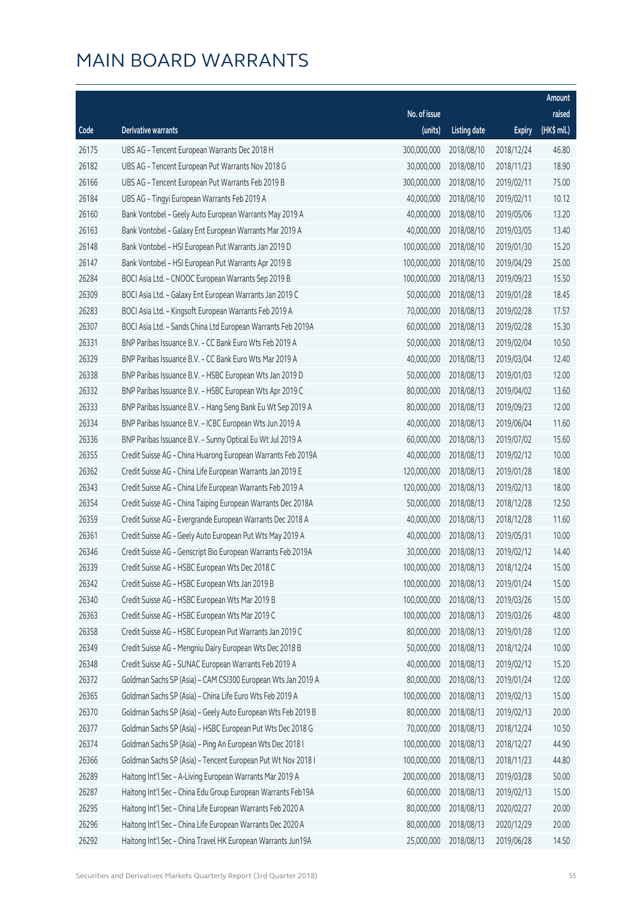# MAIN BOARD WARRANTS

| Code | Derivative warrants | No. of issue (units) | Listing date | Expiry | Amount raised (HK$ mil.) |
|---|---|---|---|---|---|
| 26175 | UBS AG - Tencent European Warrants Dec 2018 H | 300,000,000 | 2018/08/10 | 2018/12/24 | 46.80 |
| 26182 | UBS AG - Tencent European Put Warrants Nov 2018 G | 30,000,000 | 2018/08/10 | 2018/11/23 | 18.90 |
| 26166 | UBS AG - Tencent European Put Warrants Feb 2019 B | 300,000,000 | 2018/08/10 | 2019/02/11 | 75.00 |
| 26184 | UBS AG - Tingyi European Warrants Feb 2019 A | 40,000,000 | 2018/08/10 | 2019/02/11 | 10.12 |
| 26160 | Bank Vontobel - Geely Auto European Warrants May 2019 A | 40,000,000 | 2018/08/10 | 2019/05/06 | 13.20 |
| 26163 | Bank Vontobel - Galaxy Ent European Warrants Mar 2019 A | 40,000,000 | 2018/08/10 | 2019/03/05 | 13.40 |
| 26148 | Bank Vontobel - HSI European Put Warrants Jan 2019 D | 100,000,000 | 2018/08/10 | 2019/01/30 | 15.20 |
| 26147 | Bank Vontobel - HSI European Put Warrants Apr 2019 B | 100,000,000 | 2018/08/10 | 2019/04/29 | 25.00 |
| 26284 | BOCI Asia Ltd. - CNOOC European Warrants Sep 2019 B | 100,000,000 | 2018/08/13 | 2019/09/23 | 15.50 |
| 26309 | BOCI Asia Ltd. - Galaxy Ent European Warrants Jan 2019 C | 50,000,000 | 2018/08/13 | 2019/01/28 | 18.45 |
| 26283 | BOCI Asia Ltd. - Kingsoft European Warrants Feb 2019 A | 70,000,000 | 2018/08/13 | 2019/02/28 | 17.57 |
| 26307 | BOCI Asia Ltd. - Sands China Ltd European Warrants Feb 2019A | 60,000,000 | 2018/08/13 | 2019/02/28 | 15.30 |
| 26331 | BNP Paribas Issuance B.V. - CC Bank Euro Wts Feb 2019 A | 50,000,000 | 2018/08/13 | 2019/02/04 | 10.50 |
| 26329 | BNP Paribas Issuance B.V. - CC Bank Euro Wts Mar 2019 A | 40,000,000 | 2018/08/13 | 2019/03/04 | 12.40 |
| 26338 | BNP Paribas Issuance B.V. - HSBC European Wts Jan 2019 D | 50,000,000 | 2018/08/13 | 2019/01/03 | 12.00 |
| 26332 | BNP Paribas Issuance B.V. - HSBC European Wts Apr 2019 C | 80,000,000 | 2018/08/13 | 2019/04/02 | 13.60 |
| 26333 | BNP Paribas Issuance B.V. - Hang Seng Bank Eu Wt Sep 2019 A | 80,000,000 | 2018/08/13 | 2019/09/23 | 12.00 |
| 26334 | BNP Paribas Issuance B.V. - ICBC European Wts Jun 2019 A | 40,000,000 | 2018/08/13 | 2019/06/04 | 11.60 |
| 26336 | BNP Paribas Issuance B.V. - Sunny Optical Eu Wt Jul 2019 A | 60,000,000 | 2018/08/13 | 2019/07/02 | 15.60 |
| 26355 | Credit Suisse AG - China Huarong European Warrants Feb 2019A | 40,000,000 | 2018/08/13 | 2019/02/12 | 10.00 |
| 26362 | Credit Suisse AG - China Life European Warrants Jan 2019 E | 120,000,000 | 2018/08/13 | 2019/01/28 | 18.00 |
| 26343 | Credit Suisse AG - China Life European Warrants Feb 2019 A | 120,000,000 | 2018/08/13 | 2019/02/13 | 18.00 |
| 26354 | Credit Suisse AG - China Taiping European Warrants Dec 2018A | 50,000,000 | 2018/08/13 | 2018/12/28 | 12.50 |
| 26359 | Credit Suisse AG - Evergrande European Warrants Dec 2018 A | 40,000,000 | 2018/08/13 | 2018/12/28 | 11.60 |
| 26361 | Credit Suisse AG - Geely Auto European Put Wts May 2019 A | 40,000,000 | 2018/08/13 | 2019/05/31 | 10.00 |
| 26346 | Credit Suisse AG - Genscript Bio European Warrants Feb 2019A | 30,000,000 | 2018/08/13 | 2019/02/12 | 14.40 |
| 26339 | Credit Suisse AG - HSBC European Wts Dec 2018 C | 100,000,000 | 2018/08/13 | 2018/12/24 | 15.00 |
| 26342 | Credit Suisse AG - HSBC European Wts Jan 2019 B | 100,000,000 | 2018/08/13 | 2019/01/24 | 15.00 |
| 26340 | Credit Suisse AG - HSBC European Wts Mar 2019 B | 100,000,000 | 2018/08/13 | 2019/03/26 | 15.00 |
| 26363 | Credit Suisse AG - HSBC European Wts Mar 2019 C | 100,000,000 | 2018/08/13 | 2019/03/26 | 48.00 |
| 26358 | Credit Suisse AG - HSBC European Put Warrants Jan 2019 C | 80,000,000 | 2018/08/13 | 2019/01/28 | 12.00 |
| 26349 | Credit Suisse AG - Mengniu Dairy European Wts Dec 2018 B | 50,000,000 | 2018/08/13 | 2018/12/24 | 10.00 |
| 26348 | Credit Suisse AG - SUNAC European Warrants Feb 2019 A | 40,000,000 | 2018/08/13 | 2019/02/12 | 15.20 |
| 26372 | Goldman Sachs SP (Asia) - CAM CSI300 European Wts Jan 2019 A | 80,000,000 | 2018/08/13 | 2019/01/24 | 12.00 |
| 26365 | Goldman Sachs SP (Asia) - China Life Euro Wts Feb 2019 A | 100,000,000 | 2018/08/13 | 2019/02/13 | 15.00 |
| 26370 | Goldman Sachs SP (Asia) - Geely Auto European Wts Feb 2019 B | 80,000,000 | 2018/08/13 | 2019/02/13 | 20.00 |
| 26377 | Goldman Sachs SP (Asia) - HSBC European Put Wts Dec 2018 G | 70,000,000 | 2018/08/13 | 2018/12/24 | 10.50 |
| 26374 | Goldman Sachs SP (Asia) - Ping An European Wts Dec 2018 I | 100,000,000 | 2018/08/13 | 2018/12/27 | 44.90 |
| 26366 | Goldman Sachs SP (Asia) - Tencent European Put Wt Nov 2018 I | 100,000,000 | 2018/08/13 | 2018/11/23 | 44.80 |
| 26289 | Haitong Int'l Sec - A-Living European Warrants Mar 2019 A | 200,000,000 | 2018/08/13 | 2019/03/28 | 50.00 |
| 26287 | Haitong Int'l Sec - China Edu Group European Warrants Feb19A | 60,000,000 | 2018/08/13 | 2019/02/13 | 15.00 |
| 26295 | Haitong Int'l Sec - China Life European Warrants Feb 2020 A | 80,000,000 | 2018/08/13 | 2020/02/27 | 20.00 |
| 26296 | Haitong Int'l Sec - China Life European Warrants Dec 2020 A | 80,000,000 | 2018/08/13 | 2020/12/29 | 20.00 |
| 26292 | Haitong Int'l Sec - China Travel HK European Warrants Jun19A | 25,000,000 | 2018/08/13 | 2019/06/28 | 14.50 |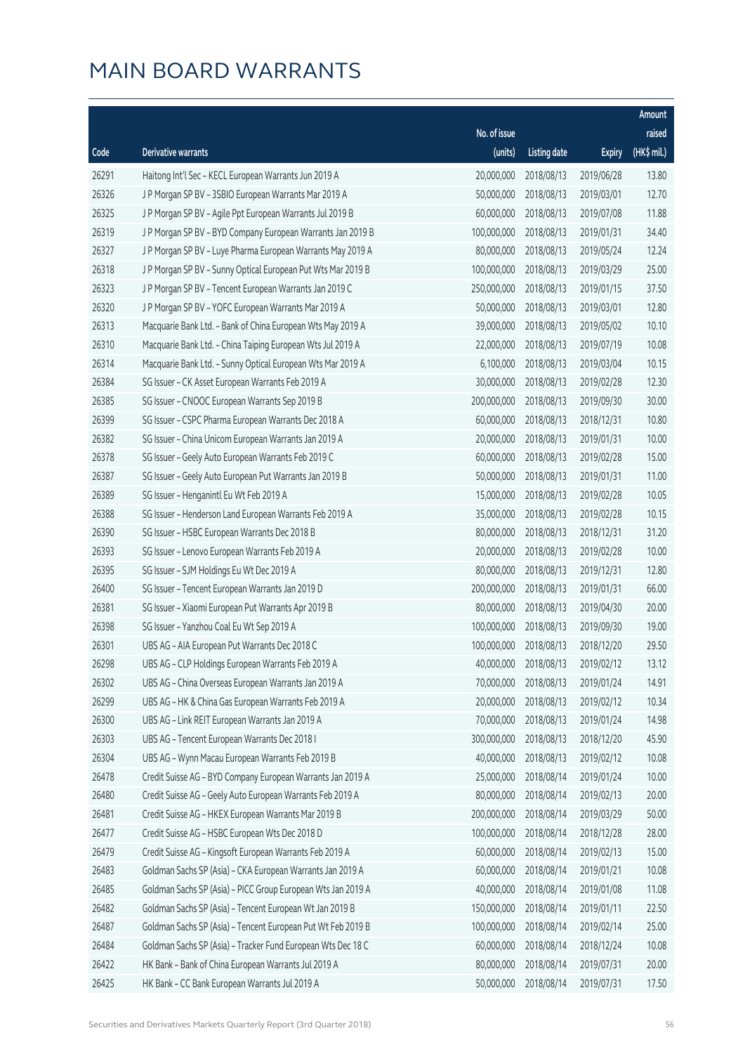# MAIN BOARD WARRANTS

| Code | Derivative warrants | No. of issue (units) | Listing date | Expiry | Amount raised (HK$ mil.) |
|---|---|---|---|---|---|
| 26291 | Haitong Int'l Sec - KECL European Warrants Jun 2019 A | 20,000,000 | 2018/08/13 | 2019/06/28 | 13.80 |
| 26326 | J P Morgan SP BV - 3SBIO European Warrants Mar 2019 A | 50,000,000 | 2018/08/13 | 2019/03/01 | 12.70 |
| 26325 | J P Morgan SP BV - Agile Ppt European Warrants Jul 2019 B | 60,000,000 | 2018/08/13 | 2019/07/08 | 11.88 |
| 26319 | J P Morgan SP BV - BYD Company European Warrants Jan 2019 B | 100,000,000 | 2018/08/13 | 2019/01/31 | 34.40 |
| 26327 | J P Morgan SP BV - Luye Pharma European Warrants May 2019 A | 80,000,000 | 2018/08/13 | 2019/05/24 | 12.24 |
| 26318 | J P Morgan SP BV - Sunny Optical European Put Wts Mar 2019 B | 100,000,000 | 2018/08/13 | 2019/03/29 | 25.00 |
| 26323 | J P Morgan SP BV - Tencent European Warrants Jan 2019 C | 250,000,000 | 2018/08/13 | 2019/01/15 | 37.50 |
| 26320 | J P Morgan SP BV - YOFC European Warrants Mar 2019 A | 50,000,000 | 2018/08/13 | 2019/03/01 | 12.80 |
| 26313 | Macquarie Bank Ltd. - Bank of China European Wts May 2019 A | 39,000,000 | 2018/08/13 | 2019/05/02 | 10.10 |
| 26310 | Macquarie Bank Ltd. - China Taiping European Wts Jul 2019 A | 22,000,000 | 2018/08/13 | 2019/07/19 | 10.08 |
| 26314 | Macquarie Bank Ltd. - Sunny Optical European Wts Mar 2019 A | 6,100,000 | 2018/08/13 | 2019/03/04 | 10.15 |
| 26384 | SG Issuer - CK Asset European Warrants Feb 2019 A | 30,000,000 | 2018/08/13 | 2019/02/28 | 12.30 |
| 26385 | SG Issuer - CNOOC European Warrants Sep 2019 B | 200,000,000 | 2018/08/13 | 2019/09/30 | 30.00 |
| 26399 | SG Issuer - CSPC Pharma European Warrants Dec 2018 A | 60,000,000 | 2018/08/13 | 2018/12/31 | 10.80 |
| 26382 | SG Issuer - China Unicom European Warrants Jan 2019 A | 20,000,000 | 2018/08/13 | 2019/01/31 | 10.00 |
| 26378 | SG Issuer - Geely Auto European Warrants Feb 2019 C | 60,000,000 | 2018/08/13 | 2019/02/28 | 15.00 |
| 26387 | SG Issuer - Geely Auto European Put Warrants Jan 2019 B | 50,000,000 | 2018/08/13 | 2019/01/31 | 11.00 |
| 26389 | SG Issuer - Henganintl Eu Wt Feb 2019 A | 15,000,000 | 2018/08/13 | 2019/02/28 | 10.05 |
| 26388 | SG Issuer - Henderson Land European Warrants Feb 2019 A | 35,000,000 | 2018/08/13 | 2019/02/28 | 10.15 |
| 26390 | SG Issuer - HSBC European Warrants Dec 2018 B | 80,000,000 | 2018/08/13 | 2018/12/31 | 31.20 |
| 26393 | SG Issuer - Lenovo European Warrants Feb 2019 A | 20,000,000 | 2018/08/13 | 2019/02/28 | 10.00 |
| 26395 | SG Issuer - SJM Holdings Eu Wt Dec 2019 A | 80,000,000 | 2018/08/13 | 2019/12/31 | 12.80 |
| 26400 | SG Issuer - Tencent European Warrants Jan 2019 D | 200,000,000 | 2018/08/13 | 2019/01/31 | 66.00 |
| 26381 | SG Issuer - Xiaomi European Put Warrants Apr 2019 B | 80,000,000 | 2018/08/13 | 2019/04/30 | 20.00 |
| 26398 | SG Issuer - Yanzhou Coal Eu Wt Sep 2019 A | 100,000,000 | 2018/08/13 | 2019/09/30 | 19.00 |
| 26301 | UBS AG - AIA European Put Warrants Dec 2018 C | 100,000,000 | 2018/08/13 | 2018/12/20 | 29.50 |
| 26298 | UBS AG - CLP Holdings European Warrants Feb 2019 A | 40,000,000 | 2018/08/13 | 2019/02/12 | 13.12 |
| 26302 | UBS AG - China Overseas European Warrants Jan 2019 A | 70,000,000 | 2018/08/13 | 2019/01/24 | 14.91 |
| 26299 | UBS AG - HK & China Gas European Warrants Feb 2019 A | 20,000,000 | 2018/08/13 | 2019/02/12 | 10.34 |
| 26300 | UBS AG - Link REIT European Warrants Jan 2019 A | 70,000,000 | 2018/08/13 | 2019/01/24 | 14.98 |
| 26303 | UBS AG - Tencent European Warrants Dec 2018 I | 300,000,000 | 2018/08/13 | 2018/12/20 | 45.90 |
| 26304 | UBS AG - Wynn Macau European Warrants Feb 2019 B | 40,000,000 | 2018/08/13 | 2019/02/12 | 10.08 |
| 26478 | Credit Suisse AG - BYD Company European Warrants Jan 2019 A | 25,000,000 | 2018/08/14 | 2019/01/24 | 10.00 |
| 26480 | Credit Suisse AG - Geely Auto European Warrants Feb 2019 A | 80,000,000 | 2018/08/14 | 2019/02/13 | 20.00 |
| 26481 | Credit Suisse AG - HKEX European Warrants Mar 2019 B | 200,000,000 | 2018/08/14 | 2019/03/29 | 50.00 |
| 26477 | Credit Suisse AG - HSBC European Wts Dec 2018 D | 100,000,000 | 2018/08/14 | 2018/12/28 | 28.00 |
| 26479 | Credit Suisse AG - Kingsoft European Warrants Feb 2019 A | 60,000,000 | 2018/08/14 | 2019/02/13 | 15.00 |
| 26483 | Goldman Sachs SP (Asia) - CKA European Warrants Jan 2019 A | 60,000,000 | 2018/08/14 | 2019/01/21 | 10.08 |
| 26485 | Goldman Sachs SP (Asia) - PICC Group European Wts Jan 2019 A | 40,000,000 | 2018/08/14 | 2019/01/08 | 11.08 |
| 26482 | Goldman Sachs SP (Asia) - Tencent European Wt Jan 2019 B | 150,000,000 | 2018/08/14 | 2019/01/11 | 22.50 |
| 26487 | Goldman Sachs SP (Asia) - Tencent European Put Wt Feb 2019 B | 100,000,000 | 2018/08/14 | 2019/02/14 | 25.00 |
| 26484 | Goldman Sachs SP (Asia) - Tracker Fund European Wts Dec 18 C | 60,000,000 | 2018/08/14 | 2018/12/24 | 10.08 |
| 26422 | HK Bank - Bank of China European Warrants Jul 2019 A | 80,000,000 | 2018/08/14 | 2019/07/31 | 20.00 |
| 26425 | HK Bank - CC Bank European Warrants Jul 2019 A | 50,000,000 | 2018/08/14 | 2019/07/31 | 17.50 |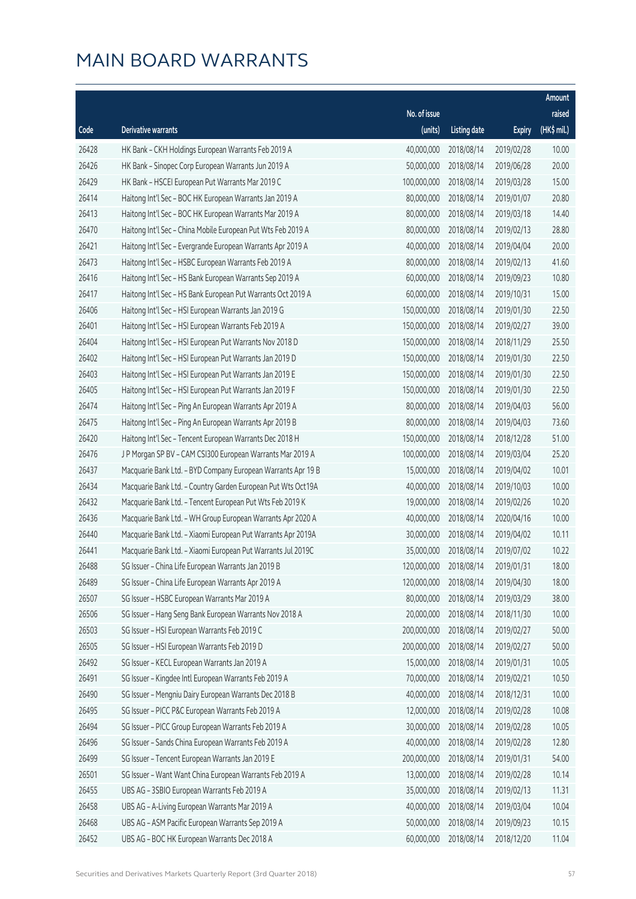# MAIN BOARD WARRANTS

| Code | Derivative warrants | No. of issue (units) | Listing date | Expiry | Amount raised (HK$ mil.) |
|---|---|---|---|---|---|
| 26428 | HK Bank – CKH Holdings European Warrants Feb 2019 A | 40,000,000 | 2018/08/14 | 2019/02/28 | 10.00 |
| 26426 | HK Bank – Sinopec Corp European Warrants Jun 2019 A | 50,000,000 | 2018/08/14 | 2019/06/28 | 20.00 |
| 26429 | HK Bank – HSCEI European Put Warrants Mar 2019 C | 100,000,000 | 2018/08/14 | 2019/03/28 | 15.00 |
| 26414 | Haitong Int'l Sec – BOC HK European Warrants Jan 2019 A | 80,000,000 | 2018/08/14 | 2019/01/07 | 20.80 |
| 26413 | Haitong Int'l Sec – BOC HK European Warrants Mar 2019 A | 80,000,000 | 2018/08/14 | 2019/03/18 | 14.40 |
| 26470 | Haitong Int'l Sec – China Mobile European Put Wts Feb 2019 A | 80,000,000 | 2018/08/14 | 2019/02/13 | 28.80 |
| 26421 | Haitong Int'l Sec – Evergrande European Warrants Apr 2019 A | 40,000,000 | 2018/08/14 | 2019/04/04 | 20.00 |
| 26473 | Haitong Int'l Sec – HSBC European Warrants Feb 2019 A | 80,000,000 | 2018/08/14 | 2019/02/13 | 41.60 |
| 26416 | Haitong Int'l Sec – HS Bank European Warrants Sep 2019 A | 60,000,000 | 2018/08/14 | 2019/09/23 | 10.80 |
| 26417 | Haitong Int'l Sec – HS Bank European Put Warrants Oct 2019 A | 60,000,000 | 2018/08/14 | 2019/10/31 | 15.00 |
| 26406 | Haitong Int'l Sec – HSI European Warrants Jan 2019 G | 150,000,000 | 2018/08/14 | 2019/01/30 | 22.50 |
| 26401 | Haitong Int'l Sec – HSI European Warrants Feb 2019 A | 150,000,000 | 2018/08/14 | 2019/02/27 | 39.00 |
| 26404 | Haitong Int'l Sec – HSI European Put Warrants Nov 2018 D | 150,000,000 | 2018/08/14 | 2018/11/29 | 25.50 |
| 26402 | Haitong Int'l Sec – HSI European Put Warrants Jan 2019 D | 150,000,000 | 2018/08/14 | 2019/01/30 | 22.50 |
| 26403 | Haitong Int'l Sec – HSI European Put Warrants Jan 2019 E | 150,000,000 | 2018/08/14 | 2019/01/30 | 22.50 |
| 26405 | Haitong Int'l Sec – HSI European Put Warrants Jan 2019 F | 150,000,000 | 2018/08/14 | 2019/01/30 | 22.50 |
| 26474 | Haitong Int'l Sec – Ping An European Warrants Apr 2019 A | 80,000,000 | 2018/08/14 | 2019/04/03 | 56.00 |
| 26475 | Haitong Int'l Sec – Ping An European Warrants Apr 2019 B | 80,000,000 | 2018/08/14 | 2019/04/03 | 73.60 |
| 26420 | Haitong Int'l Sec – Tencent European Warrants Dec 2018 H | 150,000,000 | 2018/08/14 | 2018/12/28 | 51.00 |
| 26476 | J P Morgan SP BV – CAM CSI300 European Warrants Mar 2019 A | 100,000,000 | 2018/08/14 | 2019/03/04 | 25.20 |
| 26437 | Macquarie Bank Ltd. – BYD Company European Warrants Apr 19 B | 15,000,000 | 2018/08/14 | 2019/04/02 | 10.01 |
| 26434 | Macquarie Bank Ltd. – Country Garden European Put Wts Oct19A | 40,000,000 | 2018/08/14 | 2019/10/03 | 10.00 |
| 26432 | Macquarie Bank Ltd. – Tencent European Put Wts Feb 2019 K | 19,000,000 | 2018/08/14 | 2019/02/26 | 10.20 |
| 26436 | Macquarie Bank Ltd. – WH Group European Warrants Apr 2020 A | 40,000,000 | 2018/08/14 | 2020/04/16 | 10.00 |
| 26440 | Macquarie Bank Ltd. – Xiaomi European Put Warrants Apr 2019A | 30,000,000 | 2018/08/14 | 2019/04/02 | 10.11 |
| 26441 | Macquarie Bank Ltd. – Xiaomi European Put Warrants Jul 2019C | 35,000,000 | 2018/08/14 | 2019/07/02 | 10.22 |
| 26488 | SG Issuer – China Life European Warrants Jan 2019 B | 120,000,000 | 2018/08/14 | 2019/01/31 | 18.00 |
| 26489 | SG Issuer – China Life European Warrants Apr 2019 A | 120,000,000 | 2018/08/14 | 2019/04/30 | 18.00 |
| 26507 | SG Issuer – HSBC European Warrants Mar 2019 A | 80,000,000 | 2018/08/14 | 2019/03/29 | 38.00 |
| 26506 | SG Issuer – Hang Seng Bank European Warrants Nov 2018 A | 20,000,000 | 2018/08/14 | 2018/11/30 | 10.00 |
| 26503 | SG Issuer – HSI European Warrants Feb 2019 C | 200,000,000 | 2018/08/14 | 2019/02/27 | 50.00 |
| 26505 | SG Issuer – HSI European Warrants Feb 2019 D | 200,000,000 | 2018/08/14 | 2019/02/27 | 50.00 |
| 26492 | SG Issuer – KECL European Warrants Jan 2019 A | 15,000,000 | 2018/08/14 | 2019/01/31 | 10.05 |
| 26491 | SG Issuer – Kingdee Intl European Warrants Feb 2019 A | 70,000,000 | 2018/08/14 | 2019/02/21 | 10.50 |
| 26490 | SG Issuer – Mengniu Dairy European Warrants Dec 2018 B | 40,000,000 | 2018/08/14 | 2018/12/31 | 10.00 |
| 26495 | SG Issuer – PICC P&C European Warrants Feb 2019 A | 12,000,000 | 2018/08/14 | 2019/02/28 | 10.08 |
| 26494 | SG Issuer – PICC Group European Warrants Feb 2019 A | 30,000,000 | 2018/08/14 | 2019/02/28 | 10.05 |
| 26496 | SG Issuer – Sands China European Warrants Feb 2019 A | 40,000,000 | 2018/08/14 | 2019/02/28 | 12.80 |
| 26499 | SG Issuer – Tencent European Warrants Jan 2019 E | 200,000,000 | 2018/08/14 | 2019/01/31 | 54.00 |
| 26501 | SG Issuer – Want Want China European Warrants Feb 2019 A | 13,000,000 | 2018/08/14 | 2019/02/28 | 10.14 |
| 26455 | UBS AG – 3SBIO European Warrants Feb 2019 A | 35,000,000 | 2018/08/14 | 2019/02/13 | 11.31 |
| 26458 | UBS AG – A-Living European Warrants Mar 2019 A | 40,000,000 | 2018/08/14 | 2019/03/04 | 10.04 |
| 26468 | UBS AG – ASM Pacific European Warrants Sep 2019 A | 50,000,000 | 2018/08/14 | 2019/09/23 | 10.15 |
| 26452 | UBS AG – BOC HK European Warrants Dec 2018 A | 60,000,000 | 2018/08/14 | 2018/12/20 | 11.04 |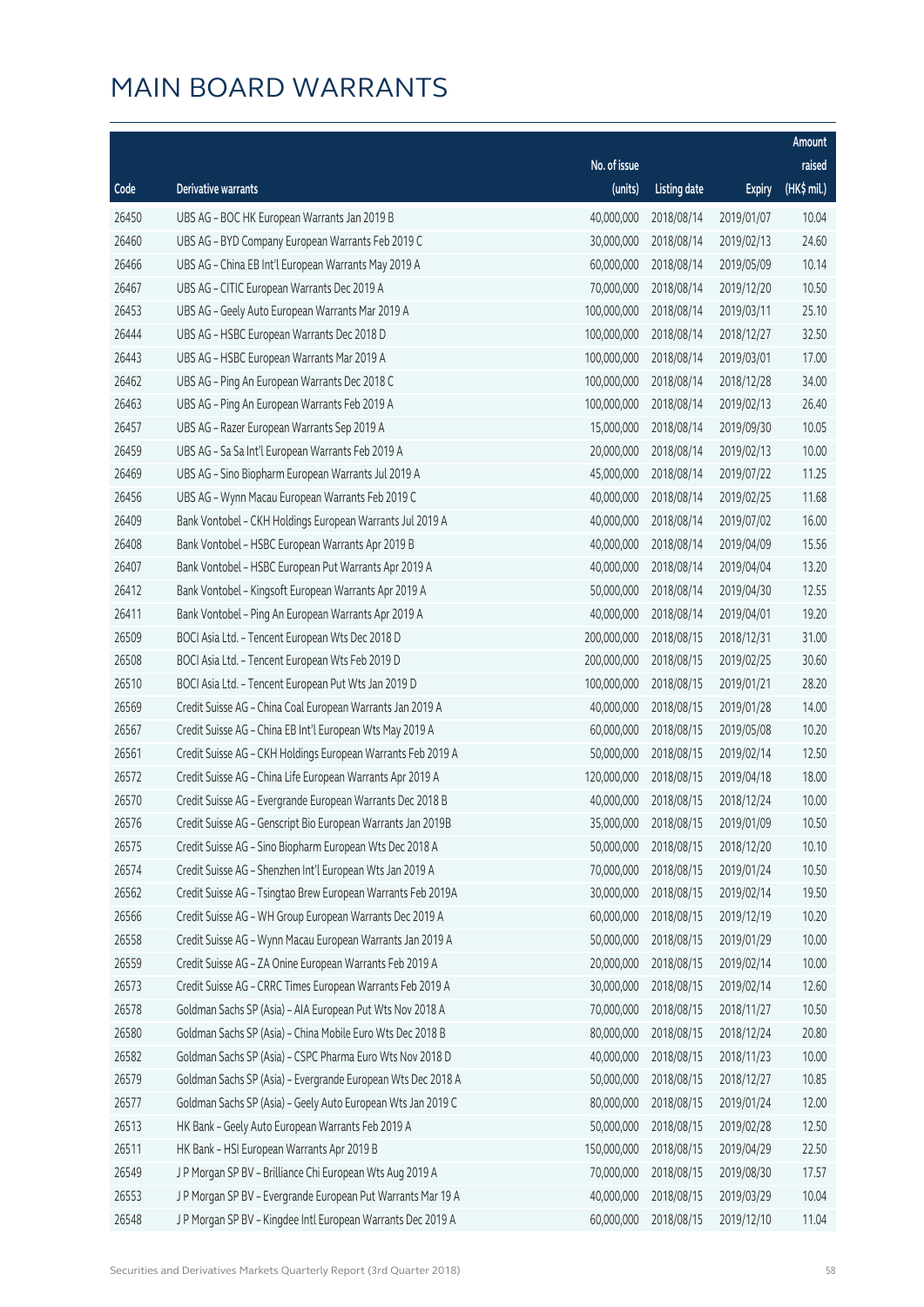# MAIN BOARD WARRANTS

| Code | Derivative warrants | No. of issue (units) | Listing date | Expiry | Amount raised (HK$ mil.) |
|---|---|---|---|---|---|
| 26450 | UBS AG - BOC HK European Warrants Jan 2019 B | 40,000,000 | 2018/08/14 | 2019/01/07 | 10.04 |
| 26460 | UBS AG - BYD Company European Warrants Feb 2019 C | 30,000,000 | 2018/08/14 | 2019/02/13 | 24.60 |
| 26466 | UBS AG - China EB Int'l European Warrants May 2019 A | 60,000,000 | 2018/08/14 | 2019/05/09 | 10.14 |
| 26467 | UBS AG - CITIC European Warrants Dec 2019 A | 70,000,000 | 2018/08/14 | 2019/12/20 | 10.50 |
| 26453 | UBS AG - Geely Auto European Warrants Mar 2019 A | 100,000,000 | 2018/08/14 | 2019/03/11 | 25.10 |
| 26444 | UBS AG - HSBC European Warrants Dec 2018 D | 100,000,000 | 2018/08/14 | 2018/12/27 | 32.50 |
| 26443 | UBS AG - HSBC European Warrants Mar 2019 A | 100,000,000 | 2018/08/14 | 2019/03/01 | 17.00 |
| 26462 | UBS AG - Ping An European Warrants Dec 2018 C | 100,000,000 | 2018/08/14 | 2018/12/28 | 34.00 |
| 26463 | UBS AG - Ping An European Warrants Feb 2019 A | 100,000,000 | 2018/08/14 | 2019/02/13 | 26.40 |
| 26457 | UBS AG - Razer European Warrants Sep 2019 A | 15,000,000 | 2018/08/14 | 2019/09/30 | 10.05 |
| 26459 | UBS AG - Sa Sa Int'l European Warrants Feb 2019 A | 20,000,000 | 2018/08/14 | 2019/02/13 | 10.00 |
| 26469 | UBS AG - Sino Biopharm European Warrants Jul 2019 A | 45,000,000 | 2018/08/14 | 2019/07/22 | 11.25 |
| 26456 | UBS AG - Wynn Macau European Warrants Feb 2019 C | 40,000,000 | 2018/08/14 | 2019/02/25 | 11.68 |
| 26409 | Bank Vontobel - CKH Holdings European Warrants Jul 2019 A | 40,000,000 | 2018/08/14 | 2019/07/02 | 16.00 |
| 26408 | Bank Vontobel - HSBC European Warrants Apr 2019 B | 40,000,000 | 2018/08/14 | 2019/04/09 | 15.56 |
| 26407 | Bank Vontobel - HSBC European Put Warrants Apr 2019 A | 40,000,000 | 2018/08/14 | 2019/04/04 | 13.20 |
| 26412 | Bank Vontobel - Kingsoft European Warrants Apr 2019 A | 50,000,000 | 2018/08/14 | 2019/04/30 | 12.55 |
| 26411 | Bank Vontobel - Ping An European Warrants Apr 2019 A | 40,000,000 | 2018/08/14 | 2019/04/01 | 19.20 |
| 26509 | BOCI Asia Ltd. - Tencent European Wts Dec 2018 D | 200,000,000 | 2018/08/15 | 2018/12/31 | 31.00 |
| 26508 | BOCI Asia Ltd. - Tencent European Wts Feb 2019 D | 200,000,000 | 2018/08/15 | 2019/02/25 | 30.60 |
| 26510 | BOCI Asia Ltd. - Tencent European Put Wts Jan 2019 D | 100,000,000 | 2018/08/15 | 2019/01/21 | 28.20 |
| 26569 | Credit Suisse AG - China Coal European Warrants Jan 2019 A | 40,000,000 | 2018/08/15 | 2019/01/28 | 14.00 |
| 26567 | Credit Suisse AG - China EB Int'l European Wts May 2019 A | 60,000,000 | 2018/08/15 | 2019/05/08 | 10.20 |
| 26561 | Credit Suisse AG - CKH Holdings European Warrants Feb 2019 A | 50,000,000 | 2018/08/15 | 2019/02/14 | 12.50 |
| 26572 | Credit Suisse AG - China Life European Warrants Apr 2019 A | 120,000,000 | 2018/08/15 | 2019/04/18 | 18.00 |
| 26570 | Credit Suisse AG - Evergrande European Warrants Dec 2018 B | 40,000,000 | 2018/08/15 | 2018/12/24 | 10.00 |
| 26576 | Credit Suisse AG - Genscript Bio European Warrants Jan 2019B | 35,000,000 | 2018/08/15 | 2019/01/09 | 10.50 |
| 26575 | Credit Suisse AG - Sino Biopharm European Wts Dec 2018 A | 50,000,000 | 2018/08/15 | 2018/12/20 | 10.10 |
| 26574 | Credit Suisse AG - Shenzhen Int'l European Wts Jan 2019 A | 70,000,000 | 2018/08/15 | 2019/01/24 | 10.50 |
| 26562 | Credit Suisse AG - Tsingtao Brew European Warrants Feb 2019A | 30,000,000 | 2018/08/15 | 2019/02/14 | 19.50 |
| 26566 | Credit Suisse AG - WH Group European Warrants Dec 2019 A | 60,000,000 | 2018/08/15 | 2019/12/19 | 10.20 |
| 26558 | Credit Suisse AG - Wynn Macau European Warrants Jan 2019 A | 50,000,000 | 2018/08/15 | 2019/01/29 | 10.00 |
| 26559 | Credit Suisse AG - ZA Onine European Warrants Feb 2019 A | 20,000,000 | 2018/08/15 | 2019/02/14 | 10.00 |
| 26573 | Credit Suisse AG - CRRC Times European Warrants Feb 2019 A | 30,000,000 | 2018/08/15 | 2019/02/14 | 12.60 |
| 26578 | Goldman Sachs SP (Asia) - AIA European Put Wts Nov 2018 A | 70,000,000 | 2018/08/15 | 2018/11/27 | 10.50 |
| 26580 | Goldman Sachs SP (Asia) - China Mobile Euro Wts Dec 2018 B | 80,000,000 | 2018/08/15 | 2018/12/24 | 20.80 |
| 26582 | Goldman Sachs SP (Asia) - CSPC Pharma Euro Wts Nov 2018 D | 40,000,000 | 2018/08/15 | 2018/11/23 | 10.00 |
| 26579 | Goldman Sachs SP (Asia) - Evergrande European Wts Dec 2018 A | 50,000,000 | 2018/08/15 | 2018/12/27 | 10.85 |
| 26577 | Goldman Sachs SP (Asia) - Geely Auto European Wts Jan 2019 C | 80,000,000 | 2018/08/15 | 2019/01/24 | 12.00 |
| 26513 | HK Bank - Geely Auto European Warrants Feb 2019 A | 50,000,000 | 2018/08/15 | 2019/02/28 | 12.50 |
| 26511 | HK Bank - HSI European Warrants Apr 2019 B | 150,000,000 | 2018/08/15 | 2019/04/29 | 22.50 |
| 26549 | J P Morgan SP BV - Brilliance Chi European Wts Aug 2019 A | 70,000,000 | 2018/08/15 | 2019/08/30 | 17.57 |
| 26553 | J P Morgan SP BV - Evergrande European Put Warrants Mar 19 A | 40,000,000 | 2018/08/15 | 2019/03/29 | 10.04 |
| 26548 | J P Morgan SP BV - Kingdee Intl European Warrants Dec 2019 A | 60,000,000 | 2018/08/15 | 2019/12/10 | 11.04 |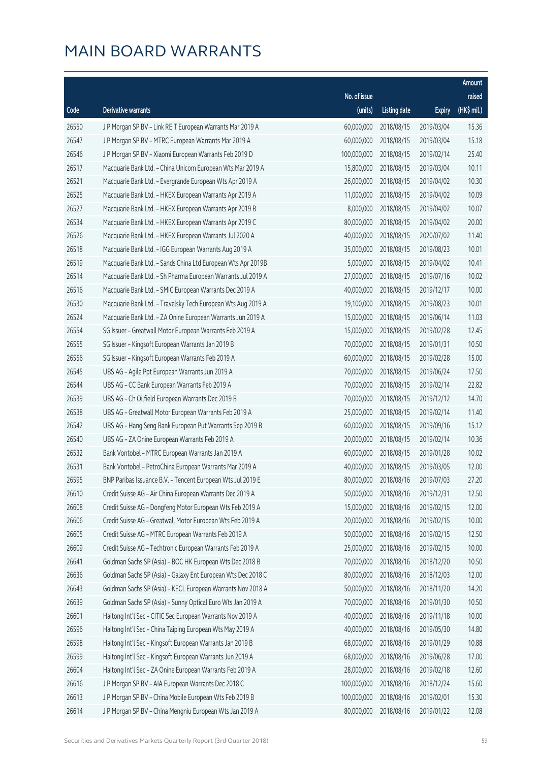# MAIN BOARD WARRANTS

| Code | Derivative warrants | No. of issue (units) | Listing date | Expiry | Amount raised (HK$ mil.) |
|---|---|---|---|---|---|
| 26550 | J P Morgan SP BV - Link REIT European Warrants Mar 2019 A | 60,000,000 | 2018/08/15 | 2019/03/04 | 15.36 |
| 26547 | J P Morgan SP BV - MTRC European Warrants Mar 2019 A | 60,000,000 | 2018/08/15 | 2019/03/04 | 15.18 |
| 26546 | J P Morgan SP BV - Xiaomi European Warrants Feb 2019 D | 100,000,000 | 2018/08/15 | 2019/02/14 | 25.40 |
| 26517 | Macquarie Bank Ltd. - China Unicom European Wts Mar 2019 A | 15,800,000 | 2018/08/15 | 2019/03/04 | 10.11 |
| 26521 | Macquarie Bank Ltd. - Evergrande European Wts Apr 2019 A | 26,000,000 | 2018/08/15 | 2019/04/02 | 10.30 |
| 26525 | Macquarie Bank Ltd. - HKEX European Warrants Apr 2019 A | 11,000,000 | 2018/08/15 | 2019/04/02 | 10.09 |
| 26527 | Macquarie Bank Ltd. - HKEX European Warrants Apr 2019 B | 8,000,000 | 2018/08/15 | 2019/04/02 | 10.07 |
| 26534 | Macquarie Bank Ltd. - HKEX European Warrants Apr 2019 C | 80,000,000 | 2018/08/15 | 2019/04/02 | 20.00 |
| 26526 | Macquarie Bank Ltd. - HKEX European Warrants Jul 2020 A | 40,000,000 | 2018/08/15 | 2020/07/02 | 11.40 |
| 26518 | Macquarie Bank Ltd. - IGG European Warrants Aug 2019 A | 35,000,000 | 2018/08/15 | 2019/08/23 | 10.01 |
| 26519 | Macquarie Bank Ltd. - Sands China Ltd European Wts Apr 2019B | 5,000,000 | 2018/08/15 | 2019/04/02 | 10.41 |
| 26514 | Macquarie Bank Ltd. - Sh Pharma European Warrants Jul 2019 A | 27,000,000 | 2018/08/15 | 2019/07/16 | 10.02 |
| 26516 | Macquarie Bank Ltd. - SMIC European Warrants Dec 2019 A | 40,000,000 | 2018/08/15 | 2019/12/17 | 10.00 |
| 26530 | Macquarie Bank Ltd. - Travelsky Tech European Wts Aug 2019 A | 19,100,000 | 2018/08/15 | 2019/08/23 | 10.01 |
| 26524 | Macquarie Bank Ltd. - ZA Onine European Warrants Jun 2019 A | 15,000,000 | 2018/08/15 | 2019/06/14 | 11.03 |
| 26554 | SG Issuer - Greatwall Motor European Warrants Feb 2019 A | 15,000,000 | 2018/08/15 | 2019/02/28 | 12.45 |
| 26555 | SG Issuer - Kingsoft European Warrants Jan 2019 B | 70,000,000 | 2018/08/15 | 2019/01/31 | 10.50 |
| 26556 | SG Issuer - Kingsoft European Warrants Feb 2019 A | 60,000,000 | 2018/08/15 | 2019/02/28 | 15.00 |
| 26545 | UBS AG - Agile Ppt European Warrants Jun 2019 A | 70,000,000 | 2018/08/15 | 2019/06/24 | 17.50 |
| 26544 | UBS AG - CC Bank European Warrants Feb 2019 A | 70,000,000 | 2018/08/15 | 2019/02/14 | 22.82 |
| 26539 | UBS AG - Ch Oilfield European Warrants Dec 2019 B | 70,000,000 | 2018/08/15 | 2019/12/12 | 14.70 |
| 26538 | UBS AG - Greatwall Motor European Warrants Feb 2019 A | 25,000,000 | 2018/08/15 | 2019/02/14 | 11.40 |
| 26542 | UBS AG - Hang Seng Bank European Put Warrants Sep 2019 B | 60,000,000 | 2018/08/15 | 2019/09/16 | 15.12 |
| 26540 | UBS AG - ZA Onine European Warrants Feb 2019 A | 20,000,000 | 2018/08/15 | 2019/02/14 | 10.36 |
| 26532 | Bank Vontobel - MTRC European Warrants Jan 2019 A | 60,000,000 | 2018/08/15 | 2019/01/28 | 10.02 |
| 26531 | Bank Vontobel - PetroChina European Warrants Mar 2019 A | 40,000,000 | 2018/08/15 | 2019/03/05 | 12.00 |
| 26595 | BNP Paribas Issuance B.V. - Tencent European Wts Jul 2019 E | 80,000,000 | 2018/08/16 | 2019/07/03 | 27.20 |
| 26610 | Credit Suisse AG - Air China European Warrants Dec 2019 A | 50,000,000 | 2018/08/16 | 2019/12/31 | 12.50 |
| 26608 | Credit Suisse AG - Dongfeng Motor European Wts Feb 2019 A | 15,000,000 | 2018/08/16 | 2019/02/15 | 12.00 |
| 26606 | Credit Suisse AG - Greatwall Motor European Wts Feb 2019 A | 20,000,000 | 2018/08/16 | 2019/02/15 | 10.00 |
| 26605 | Credit Suisse AG - MTRC European Warrants Feb 2019 A | 50,000,000 | 2018/08/16 | 2019/02/15 | 12.50 |
| 26609 | Credit Suisse AG - Techtronic European Warrants Feb 2019 A | 25,000,000 | 2018/08/16 | 2019/02/15 | 10.00 |
| 26641 | Goldman Sachs SP (Asia) - BOC HK European Wts Dec 2018 B | 70,000,000 | 2018/08/16 | 2018/12/20 | 10.50 |
| 26636 | Goldman Sachs SP (Asia) - Galaxy Ent European Wts Dec 2018 C | 80,000,000 | 2018/08/16 | 2018/12/03 | 12.00 |
| 26643 | Goldman Sachs SP (Asia) - KECL European Warrants Nov 2018 A | 50,000,000 | 2018/08/16 | 2018/11/20 | 14.20 |
| 26639 | Goldman Sachs SP (Asia) - Sunny Optical Euro Wts Jan 2019 A | 70,000,000 | 2018/08/16 | 2019/01/30 | 10.50 |
| 26601 | Haitong Int'l Sec - CITIC Sec European Warrants Nov 2019 A | 40,000,000 | 2018/08/16 | 2019/11/18 | 10.00 |
| 26596 | Haitong Int'l Sec - China Taiping European Wts May 2019 A | 40,000,000 | 2018/08/16 | 2019/05/30 | 14.80 |
| 26598 | Haitong Int'l Sec - Kingsoft European Warrants Jan 2019 B | 68,000,000 | 2018/08/16 | 2019/01/29 | 10.88 |
| 26599 | Haitong Int'l Sec - Kingsoft European Warrants Jun 2019 A | 68,000,000 | 2018/08/16 | 2019/06/28 | 17.00 |
| 26604 | Haitong Int'l Sec - ZA Onine European Warrants Feb 2019 A | 28,000,000 | 2018/08/16 | 2019/02/18 | 12.60 |
| 26616 | J P Morgan SP BV - AIA European Warrants Dec 2018 C | 100,000,000 | 2018/08/16 | 2018/12/24 | 15.60 |
| 26613 | J P Morgan SP BV - China Mobile European Wts Feb 2019 B | 100,000,000 | 2018/08/16 | 2019/02/01 | 15.30 |
| 26614 | J P Morgan SP BV - China Mengniu European Wts Jan 2019 A | 80,000,000 | 2018/08/16 | 2019/01/22 | 12.08 |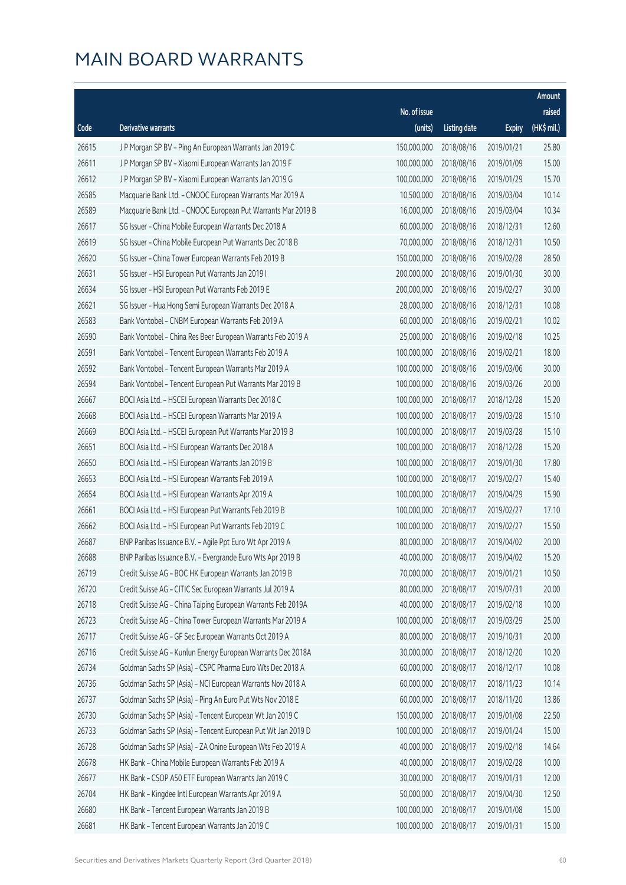# MAIN BOARD WARRANTS

| Code | Derivative warrants | No. of issue (units) | Listing date | Expiry | Amount raised (HK$ mil.) |
|---|---|---|---|---|---|
| 26615 | J P Morgan SP BV – Ping An European Warrants Jan 2019 C | 150,000,000 | 2018/08/16 | 2019/01/21 | 25.80 |
| 26611 | J P Morgan SP BV – Xiaomi European Warrants Jan 2019 F | 100,000,000 | 2018/08/16 | 2019/01/09 | 15.00 |
| 26612 | J P Morgan SP BV – Xiaomi European Warrants Jan 2019 G | 100,000,000 | 2018/08/16 | 2019/01/29 | 15.70 |
| 26585 | Macquarie Bank Ltd. – CNOOC European Warrants Mar 2019 A | 10,500,000 | 2018/08/16 | 2019/03/04 | 10.14 |
| 26589 | Macquarie Bank Ltd. – CNOOC European Put Warrants Mar 2019 B | 16,000,000 | 2018/08/16 | 2019/03/04 | 10.34 |
| 26617 | SG Issuer – China Mobile European Warrants Dec 2018 A | 60,000,000 | 2018/08/16 | 2018/12/31 | 12.60 |
| 26619 | SG Issuer – China Mobile European Put Warrants Dec 2018 B | 70,000,000 | 2018/08/16 | 2018/12/31 | 10.50 |
| 26620 | SG Issuer – China Tower European Warrants Feb 2019 B | 150,000,000 | 2018/08/16 | 2019/02/28 | 28.50 |
| 26631 | SG Issuer – HSI European Put Warrants Jan 2019 I | 200,000,000 | 2018/08/16 | 2019/01/30 | 30.00 |
| 26634 | SG Issuer – HSI European Put Warrants Feb 2019 E | 200,000,000 | 2018/08/16 | 2019/02/27 | 30.00 |
| 26621 | SG Issuer – Hua Hong Semi European Warrants Dec 2018 A | 28,000,000 | 2018/08/16 | 2018/12/31 | 10.08 |
| 26583 | Bank Vontobel – CNBM European Warrants Feb 2019 A | 60,000,000 | 2018/08/16 | 2019/02/21 | 10.02 |
| 26590 | Bank Vontobel – China Res Beer European Warrants Feb 2019 A | 25,000,000 | 2018/08/16 | 2019/02/18 | 10.25 |
| 26591 | Bank Vontobel – Tencent European Warrants Feb 2019 A | 100,000,000 | 2018/08/16 | 2019/02/21 | 18.00 |
| 26592 | Bank Vontobel – Tencent European Warrants Mar 2019 A | 100,000,000 | 2018/08/16 | 2019/03/06 | 30.00 |
| 26594 | Bank Vontobel – Tencent European Put Warrants Mar 2019 B | 100,000,000 | 2018/08/16 | 2019/03/26 | 20.00 |
| 26667 | BOCI Asia Ltd. – HSCEI European Warrants Dec 2018 C | 100,000,000 | 2018/08/17 | 2018/12/28 | 15.20 |
| 26668 | BOCI Asia Ltd. – HSCEI European Warrants Mar 2019 A | 100,000,000 | 2018/08/17 | 2019/03/28 | 15.10 |
| 26669 | BOCI Asia Ltd. – HSCEI European Put Warrants Mar 2019 B | 100,000,000 | 2018/08/17 | 2019/03/28 | 15.10 |
| 26651 | BOCI Asia Ltd. – HSI European Warrants Dec 2018 A | 100,000,000 | 2018/08/17 | 2018/12/28 | 15.20 |
| 26650 | BOCI Asia Ltd. – HSI European Warrants Jan 2019 B | 100,000,000 | 2018/08/17 | 2019/01/30 | 17.80 |
| 26653 | BOCI Asia Ltd. – HSI European Warrants Feb 2019 A | 100,000,000 | 2018/08/17 | 2019/02/27 | 15.40 |
| 26654 | BOCI Asia Ltd. – HSI European Warrants Apr 2019 A | 100,000,000 | 2018/08/17 | 2019/04/29 | 15.90 |
| 26661 | BOCI Asia Ltd. – HSI European Put Warrants Feb 2019 B | 100,000,000 | 2018/08/17 | 2019/02/27 | 17.10 |
| 26662 | BOCI Asia Ltd. – HSI European Put Warrants Feb 2019 C | 100,000,000 | 2018/08/17 | 2019/02/27 | 15.50 |
| 26687 | BNP Paribas Issuance B.V. – Agile Ppt Euro Wt Apr 2019 A | 80,000,000 | 2018/08/17 | 2019/04/02 | 20.00 |
| 26688 | BNP Paribas Issuance B.V. – Evergrande Euro Wts Apr 2019 B | 40,000,000 | 2018/08/17 | 2019/04/02 | 15.20 |
| 26719 | Credit Suisse AG – BOC HK European Warrants Jan 2019 B | 70,000,000 | 2018/08/17 | 2019/01/21 | 10.50 |
| 26720 | Credit Suisse AG – CITIC Sec European Warrants Jul 2019 A | 80,000,000 | 2018/08/17 | 2019/07/31 | 20.00 |
| 26718 | Credit Suisse AG – China Taiping European Warrants Feb 2019A | 40,000,000 | 2018/08/17 | 2019/02/18 | 10.00 |
| 26723 | Credit Suisse AG – China Tower European Warrants Mar 2019 A | 100,000,000 | 2018/08/17 | 2019/03/29 | 25.00 |
| 26717 | Credit Suisse AG – GF Sec European Warrants Oct 2019 A | 80,000,000 | 2018/08/17 | 2019/10/31 | 20.00 |
| 26716 | Credit Suisse AG – Kunlun Energy European Warrants Dec 2018A | 30,000,000 | 2018/08/17 | 2018/12/20 | 10.20 |
| 26734 | Goldman Sachs SP (Asia) – CSPC Pharma Euro Wts Dec 2018 A | 60,000,000 | 2018/08/17 | 2018/12/17 | 10.08 |
| 26736 | Goldman Sachs SP (Asia) – NCI European Warrants Nov 2018 A | 60,000,000 | 2018/08/17 | 2018/11/23 | 10.14 |
| 26737 | Goldman Sachs SP (Asia) – Ping An Euro Put Wts Nov 2018 E | 60,000,000 | 2018/08/17 | 2018/11/20 | 13.86 |
| 26730 | Goldman Sachs SP (Asia) – Tencent European Wt Jan 2019 C | 150,000,000 | 2018/08/17 | 2019/01/08 | 22.50 |
| 26733 | Goldman Sachs SP (Asia) – Tencent European Put Wt Jan 2019 D | 100,000,000 | 2018/08/17 | 2019/01/24 | 15.00 |
| 26728 | Goldman Sachs SP (Asia) – ZA Onine European Wts Feb 2019 A | 40,000,000 | 2018/08/17 | 2019/02/18 | 14.64 |
| 26678 | HK Bank – China Mobile European Warrants Feb 2019 A | 40,000,000 | 2018/08/17 | 2019/02/28 | 10.00 |
| 26677 | HK Bank – CSOP A50 ETF European Warrants Jan 2019 C | 30,000,000 | 2018/08/17 | 2019/01/31 | 12.00 |
| 26704 | HK Bank – Kingdee Intl European Warrants Apr 2019 A | 50,000,000 | 2018/08/17 | 2019/04/30 | 12.50 |
| 26680 | HK Bank – Tencent European Warrants Jan 2019 B | 100,000,000 | 2018/08/17 | 2019/01/08 | 15.00 |
| 26681 | HK Bank – Tencent European Warrants Jan 2019 C | 100,000,000 | 2018/08/17 | 2019/01/31 | 15.00 |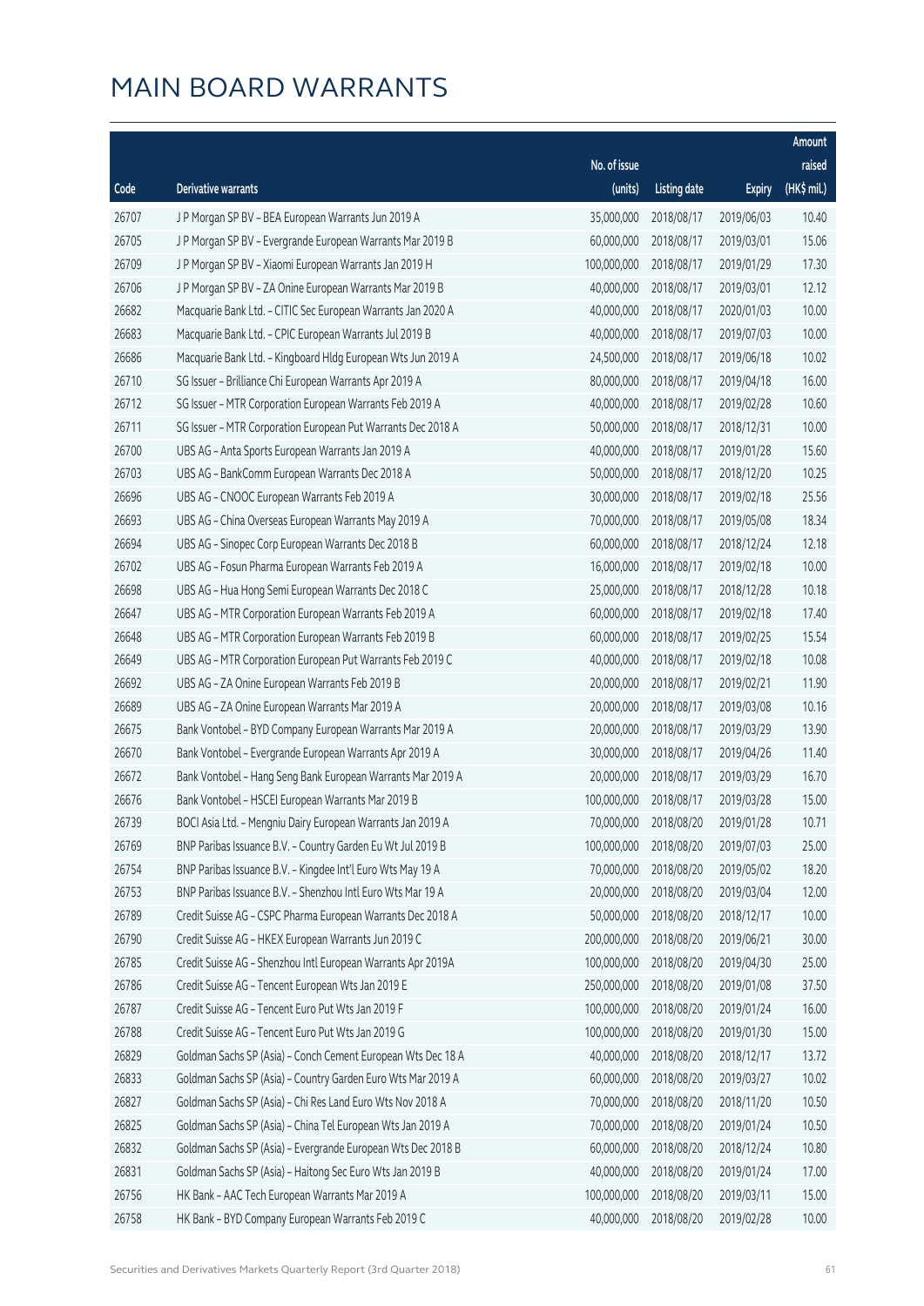# MAIN BOARD WARRANTS

| Code | Derivative warrants | No. of issue (units) | Listing date | Expiry | Amount raised (HK$ mil.) |
|---|---|---|---|---|---|
| 26707 | J P Morgan SP BV – BEA European Warrants Jun 2019 A | 35,000,000 | 2018/08/17 | 2019/06/03 | 10.40 |
| 26705 | J P Morgan SP BV – Evergrande European Warrants Mar 2019 B | 60,000,000 | 2018/08/17 | 2019/03/01 | 15.06 |
| 26709 | J P Morgan SP BV – Xiaomi European Warrants Jan 2019 H | 100,000,000 | 2018/08/17 | 2019/01/29 | 17.30 |
| 26706 | J P Morgan SP BV – ZA Onine European Warrants Mar 2019 B | 40,000,000 | 2018/08/17 | 2019/03/01 | 12.12 |
| 26682 | Macquarie Bank Ltd. – CITIC Sec European Warrants Jan 2020 A | 40,000,000 | 2018/08/17 | 2020/01/03 | 10.00 |
| 26683 | Macquarie Bank Ltd. – CPIC European Warrants Jul 2019 B | 40,000,000 | 2018/08/17 | 2019/07/03 | 10.00 |
| 26686 | Macquarie Bank Ltd. – Kingboard Hldg European Wts Jun 2019 A | 24,500,000 | 2018/08/17 | 2019/06/18 | 10.02 |
| 26710 | SG Issuer – Brilliance Chi European Warrants Apr 2019 A | 80,000,000 | 2018/08/17 | 2019/04/18 | 16.00 |
| 26712 | SG Issuer – MTR Corporation European Warrants Feb 2019 A | 40,000,000 | 2018/08/17 | 2019/02/28 | 10.60 |
| 26711 | SG Issuer – MTR Corporation European Put Warrants Dec 2018 A | 50,000,000 | 2018/08/17 | 2018/12/31 | 10.00 |
| 26700 | UBS AG – Anta Sports European Warrants Jan 2019 A | 40,000,000 | 2018/08/17 | 2019/01/28 | 15.60 |
| 26703 | UBS AG – BankComm European Warrants Dec 2018 A | 50,000,000 | 2018/08/17 | 2018/12/20 | 10.25 |
| 26696 | UBS AG – CNOOC European Warrants Feb 2019 A | 30,000,000 | 2018/08/17 | 2019/02/18 | 25.56 |
| 26693 | UBS AG – China Overseas European Warrants May 2019 A | 70,000,000 | 2018/08/17 | 2019/05/08 | 18.34 |
| 26694 | UBS AG – Sinopec Corp European Warrants Dec 2018 B | 60,000,000 | 2018/08/17 | 2018/12/24 | 12.18 |
| 26702 | UBS AG – Fosun Pharma European Warrants Feb 2019 A | 16,000,000 | 2018/08/17 | 2019/02/18 | 10.00 |
| 26698 | UBS AG – Hua Hong Semi European Warrants Dec 2018 C | 25,000,000 | 2018/08/17 | 2018/12/28 | 10.18 |
| 26647 | UBS AG – MTR Corporation European Warrants Feb 2019 A | 60,000,000 | 2018/08/17 | 2019/02/18 | 17.40 |
| 26648 | UBS AG – MTR Corporation European Warrants Feb 2019 B | 60,000,000 | 2018/08/17 | 2019/02/25 | 15.54 |
| 26649 | UBS AG – MTR Corporation European Put Warrants Feb 2019 C | 40,000,000 | 2018/08/17 | 2019/02/18 | 10.08 |
| 26692 | UBS AG – ZA Onine European Warrants Feb 2019 B | 20,000,000 | 2018/08/17 | 2019/02/21 | 11.90 |
| 26689 | UBS AG – ZA Onine European Warrants Mar 2019 A | 20,000,000 | 2018/08/17 | 2019/03/08 | 10.16 |
| 26675 | Bank Vontobel – BYD Company European Warrants Mar 2019 A | 20,000,000 | 2018/08/17 | 2019/03/29 | 13.90 |
| 26670 | Bank Vontobel – Evergrande European Warrants Apr 2019 A | 30,000,000 | 2018/08/17 | 2019/04/26 | 11.40 |
| 26672 | Bank Vontobel – Hang Seng Bank European Warrants Mar 2019 A | 20,000,000 | 2018/08/17 | 2019/03/29 | 16.70 |
| 26676 | Bank Vontobel – HSCEI European Warrants Mar 2019 B | 100,000,000 | 2018/08/17 | 2019/03/28 | 15.00 |
| 26739 | BOCI Asia Ltd. – Mengniu Dairy European Warrants Jan 2019 A | 70,000,000 | 2018/08/20 | 2019/01/28 | 10.71 |
| 26769 | BNP Paribas Issuance B.V. – Country Garden Eu Wt Jul 2019 B | 100,000,000 | 2018/08/20 | 2019/07/03 | 25.00 |
| 26754 | BNP Paribas Issuance B.V. – Kingdee Int'l Euro Wts May 19 A | 70,000,000 | 2018/08/20 | 2019/05/02 | 18.20 |
| 26753 | BNP Paribas Issuance B.V. – Shenzhou Intl Euro Wts Mar 19 A | 20,000,000 | 2018/08/20 | 2019/03/04 | 12.00 |
| 26789 | Credit Suisse AG – CSPC Pharma European Warrants Dec 2018 A | 50,000,000 | 2018/08/20 | 2018/12/17 | 10.00 |
| 26790 | Credit Suisse AG – HKEX European Warrants Jun 2019 C | 200,000,000 | 2018/08/20 | 2019/06/21 | 30.00 |
| 26785 | Credit Suisse AG – Shenzhou Intl European Warrants Apr 2019A | 100,000,000 | 2018/08/20 | 2019/04/30 | 25.00 |
| 26786 | Credit Suisse AG – Tencent European Wts Jan 2019 E | 250,000,000 | 2018/08/20 | 2019/01/08 | 37.50 |
| 26787 | Credit Suisse AG – Tencent Euro Put Wts Jan 2019 F | 100,000,000 | 2018/08/20 | 2019/01/24 | 16.00 |
| 26788 | Credit Suisse AG – Tencent Euro Put Wts Jan 2019 G | 100,000,000 | 2018/08/20 | 2019/01/30 | 15.00 |
| 26829 | Goldman Sachs SP (Asia) – Conch Cement European Wts Dec 18 A | 40,000,000 | 2018/08/20 | 2018/12/17 | 13.72 |
| 26833 | Goldman Sachs SP (Asia) – Country Garden Euro Wts Mar 2019 A | 60,000,000 | 2018/08/20 | 2019/03/27 | 10.02 |
| 26827 | Goldman Sachs SP (Asia) – Chi Res Land Euro Wts Nov 2018 A | 70,000,000 | 2018/08/20 | 2018/11/20 | 10.50 |
| 26825 | Goldman Sachs SP (Asia) – China Tel European Wts Jan 2019 A | 70,000,000 | 2018/08/20 | 2019/01/24 | 10.50 |
| 26832 | Goldman Sachs SP (Asia) – Evergrande European Wts Dec 2018 B | 60,000,000 | 2018/08/20 | 2018/12/24 | 10.80 |
| 26831 | Goldman Sachs SP (Asia) – Haitong Sec Euro Wts Jan 2019 B | 40,000,000 | 2018/08/20 | 2019/01/24 | 17.00 |
| 26756 | HK Bank – AAC Tech European Warrants Mar 2019 A | 100,000,000 | 2018/08/20 | 2019/03/11 | 15.00 |
| 26758 | HK Bank – BYD Company European Warrants Feb 2019 C | 40,000,000 | 2018/08/20 | 2019/02/28 | 10.00 |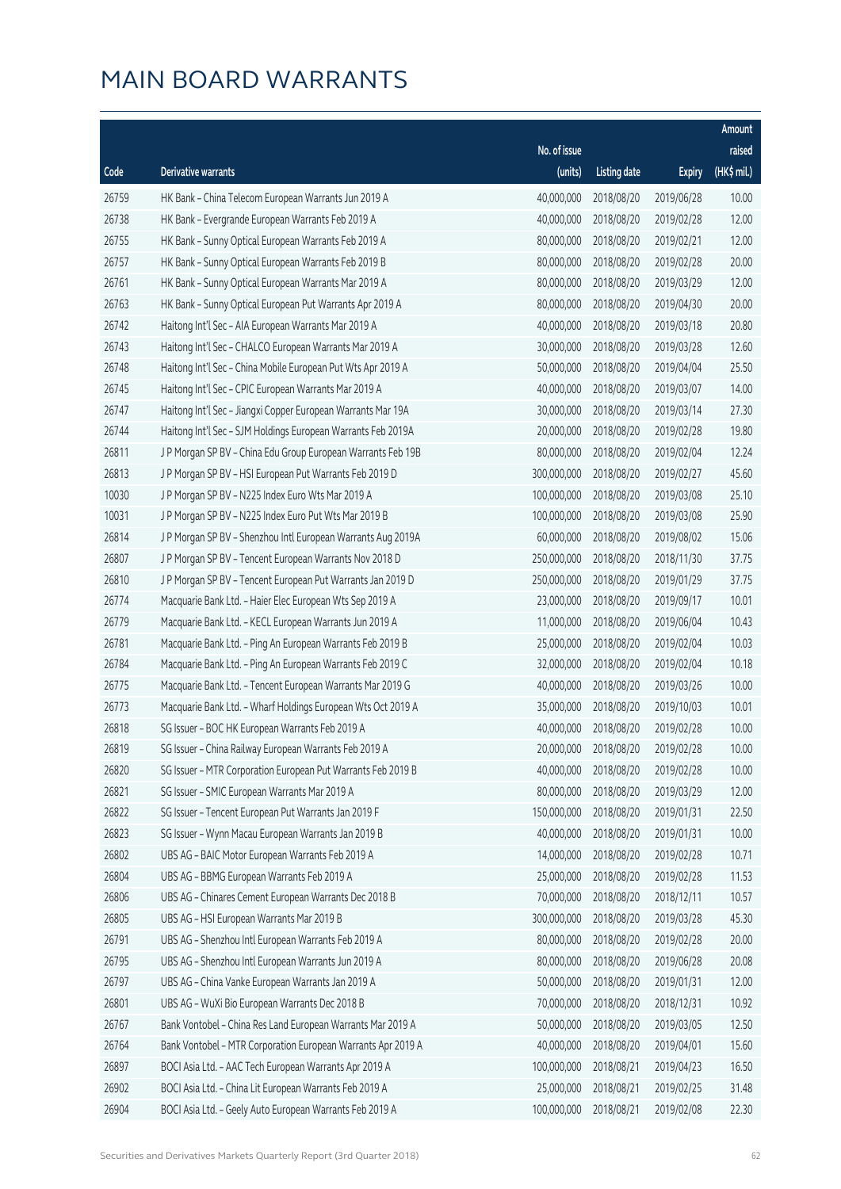# MAIN BOARD WARRANTS

| Code | Derivative warrants | No. of issue (units) | Listing date | Expiry | Amount raised (HK$ mil.) |
|---|---|---|---|---|---|
| 26759 | HK Bank – China Telecom European Warrants Jun 2019 A | 40,000,000 | 2018/08/20 | 2019/06/28 | 10.00 |
| 26738 | HK Bank – Evergrande European Warrants Feb 2019 A | 40,000,000 | 2018/08/20 | 2019/02/28 | 12.00 |
| 26755 | HK Bank – Sunny Optical European Warrants Feb 2019 A | 80,000,000 | 2018/08/20 | 2019/02/21 | 12.00 |
| 26757 | HK Bank – Sunny Optical European Warrants Feb 2019 B | 80,000,000 | 2018/08/20 | 2019/02/28 | 20.00 |
| 26761 | HK Bank – Sunny Optical European Warrants Mar 2019 A | 80,000,000 | 2018/08/20 | 2019/03/29 | 12.00 |
| 26763 | HK Bank – Sunny Optical European Put Warrants Apr 2019 A | 80,000,000 | 2018/08/20 | 2019/04/30 | 20.00 |
| 26742 | Haitong Int'l Sec – AIA European Warrants Mar 2019 A | 40,000,000 | 2018/08/20 | 2019/03/18 | 20.80 |
| 26743 | Haitong Int'l Sec – CHALCO European Warrants Mar 2019 A | 30,000,000 | 2018/08/20 | 2019/03/28 | 12.60 |
| 26748 | Haitong Int'l Sec – China Mobile European Put Wts Apr 2019 A | 50,000,000 | 2018/08/20 | 2019/04/04 | 25.50 |
| 26745 | Haitong Int'l Sec – CPIC European Warrants Mar 2019 A | 40,000,000 | 2018/08/20 | 2019/03/07 | 14.00 |
| 26747 | Haitong Int'l Sec – Jiangxi Copper European Warrants Mar 19A | 30,000,000 | 2018/08/20 | 2019/03/14 | 27.30 |
| 26744 | Haitong Int'l Sec – SJM Holdings European Warrants Feb 2019A | 20,000,000 | 2018/08/20 | 2019/02/28 | 19.80 |
| 26811 | J P Morgan SP BV – China Edu Group European Warrants Feb 19B | 80,000,000 | 2018/08/20 | 2019/02/04 | 12.24 |
| 26813 | J P Morgan SP BV – HSI European Put Warrants Feb 2019 D | 300,000,000 | 2018/08/20 | 2019/02/27 | 45.60 |
| 10030 | J P Morgan SP BV – N225 Index Euro Wts Mar 2019 A | 100,000,000 | 2018/08/20 | 2019/03/08 | 25.10 |
| 10031 | J P Morgan SP BV – N225 Index Euro Put Wts Mar 2019 B | 100,000,000 | 2018/08/20 | 2019/03/08 | 25.90 |
| 26814 | J P Morgan SP BV – Shenzhou Intl European Warrants Aug 2019A | 60,000,000 | 2018/08/20 | 2019/08/02 | 15.06 |
| 26807 | J P Morgan SP BV – Tencent European Warrants Nov 2018 D | 250,000,000 | 2018/08/20 | 2018/11/30 | 37.75 |
| 26810 | J P Morgan SP BV – Tencent European Put Warrants Jan 2019 D | 250,000,000 | 2018/08/20 | 2019/01/29 | 37.75 |
| 26774 | Macquarie Bank Ltd. – Haier Elec European Wts Sep 2019 A | 23,000,000 | 2018/08/20 | 2019/09/17 | 10.01 |
| 26779 | Macquarie Bank Ltd. – KECL European Warrants Jun 2019 A | 11,000,000 | 2018/08/20 | 2019/06/04 | 10.43 |
| 26781 | Macquarie Bank Ltd. – Ping An European Warrants Feb 2019 B | 25,000,000 | 2018/08/20 | 2019/02/04 | 10.03 |
| 26784 | Macquarie Bank Ltd. – Ping An European Warrants Feb 2019 C | 32,000,000 | 2018/08/20 | 2019/02/04 | 10.18 |
| 26775 | Macquarie Bank Ltd. – Tencent European Warrants Mar 2019 G | 40,000,000 | 2018/08/20 | 2019/03/26 | 10.00 |
| 26773 | Macquarie Bank Ltd. – Wharf Holdings European Wts Oct 2019 A | 35,000,000 | 2018/08/20 | 2019/10/03 | 10.01 |
| 26818 | SG Issuer – BOC HK European Warrants Feb 2019 A | 40,000,000 | 2018/08/20 | 2019/02/28 | 10.00 |
| 26819 | SG Issuer – China Railway European Warrants Feb 2019 A | 20,000,000 | 2018/08/20 | 2019/02/28 | 10.00 |
| 26820 | SG Issuer – MTR Corporation European Put Warrants Feb 2019 B | 40,000,000 | 2018/08/20 | 2019/02/28 | 10.00 |
| 26821 | SG Issuer – SMIC European Warrants Mar 2019 A | 80,000,000 | 2018/08/20 | 2019/03/29 | 12.00 |
| 26822 | SG Issuer – Tencent European Put Warrants Jan 2019 F | 150,000,000 | 2018/08/20 | 2019/01/31 | 22.50 |
| 26823 | SG Issuer – Wynn Macau European Warrants Jan 2019 B | 40,000,000 | 2018/08/20 | 2019/01/31 | 10.00 |
| 26802 | UBS AG – BAIC Motor European Warrants Feb 2019 A | 14,000,000 | 2018/08/20 | 2019/02/28 | 10.71 |
| 26804 | UBS AG – BBMG European Warrants Feb 2019 A | 25,000,000 | 2018/08/20 | 2019/02/28 | 11.53 |
| 26806 | UBS AG – Chinares Cement European Warrants Dec 2018 B | 70,000,000 | 2018/08/20 | 2018/12/11 | 10.57 |
| 26805 | UBS AG – HSI European Warrants Mar 2019 B | 300,000,000 | 2018/08/20 | 2019/03/28 | 45.30 |
| 26791 | UBS AG – Shenzhou Intl European Warrants Feb 2019 A | 80,000,000 | 2018/08/20 | 2019/02/28 | 20.00 |
| 26795 | UBS AG – Shenzhou Intl European Warrants Jun 2019 A | 80,000,000 | 2018/08/20 | 2019/06/28 | 20.08 |
| 26797 | UBS AG – China Vanke European Warrants Jan 2019 A | 50,000,000 | 2018/08/20 | 2019/01/31 | 12.00 |
| 26801 | UBS AG – WuXi Bio European Warrants Dec 2018 B | 70,000,000 | 2018/08/20 | 2018/12/31 | 10.92 |
| 26767 | Bank Vontobel – China Res Land European Warrants Mar 2019 A | 50,000,000 | 2018/08/20 | 2019/03/05 | 12.50 |
| 26764 | Bank Vontobel – MTR Corporation European Warrants Apr 2019 A | 40,000,000 | 2018/08/20 | 2019/04/01 | 15.60 |
| 26897 | BOCI Asia Ltd. – AAC Tech European Warrants Apr 2019 A | 100,000,000 | 2018/08/21 | 2019/04/23 | 16.50 |
| 26902 | BOCI Asia Ltd. – China Lit European Warrants Feb 2019 A | 25,000,000 | 2018/08/21 | 2019/02/25 | 31.48 |
| 26904 | BOCI Asia Ltd. – Geely Auto European Warrants Feb 2019 A | 100,000,000 | 2018/08/21 | 2019/02/08 | 22.30 |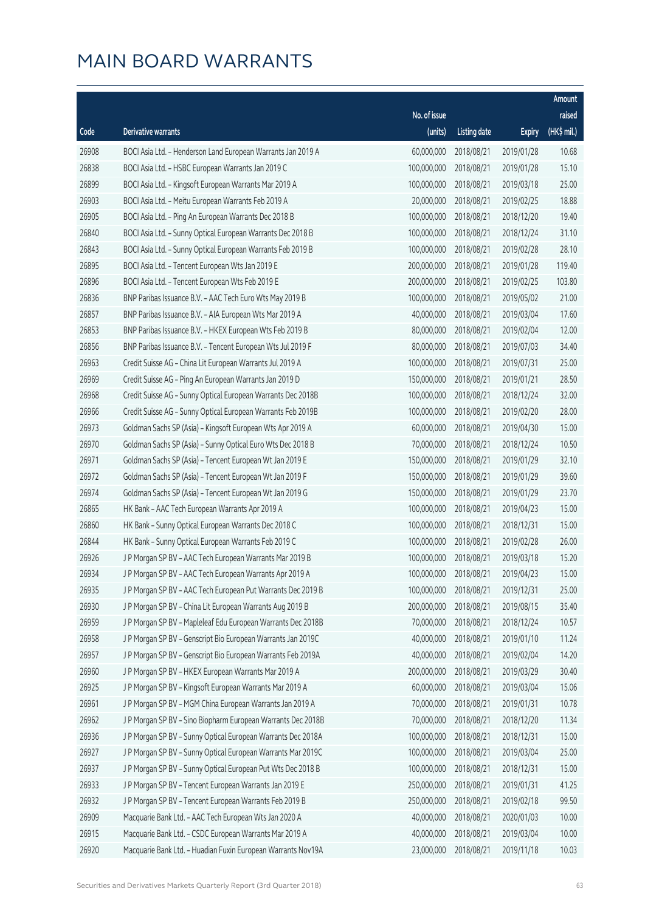# MAIN BOARD WARRANTS

| Code | Derivative warrants | No. of issue (units) | Listing date | Expiry | Amount raised (HK$ mil.) |
|---|---|---|---|---|---|
| 26908 | BOCI Asia Ltd. – Henderson Land European Warrants Jan 2019 A | 60,000,000 | 2018/08/21 | 2019/01/28 | 10.68 |
| 26838 | BOCI Asia Ltd. – HSBC European Warrants Jan 2019 C | 100,000,000 | 2018/08/21 | 2019/01/28 | 15.10 |
| 26899 | BOCI Asia Ltd. – Kingsoft European Warrants Mar 2019 A | 100,000,000 | 2018/08/21 | 2019/03/18 | 25.00 |
| 26903 | BOCI Asia Ltd. – Meitu European Warrants Feb 2019 A | 20,000,000 | 2018/08/21 | 2019/02/25 | 18.88 |
| 26905 | BOCI Asia Ltd. – Ping An European Warrants Dec 2018 B | 100,000,000 | 2018/08/21 | 2018/12/20 | 19.40 |
| 26840 | BOCI Asia Ltd. – Sunny Optical European Warrants Dec 2018 B | 100,000,000 | 2018/08/21 | 2018/12/24 | 31.10 |
| 26843 | BOCI Asia Ltd. – Sunny Optical European Warrants Feb 2019 B | 100,000,000 | 2018/08/21 | 2019/02/28 | 28.10 |
| 26895 | BOCI Asia Ltd. – Tencent European Wts Jan 2019 E | 200,000,000 | 2018/08/21 | 2019/01/28 | 119.40 |
| 26896 | BOCI Asia Ltd. – Tencent European Wts Feb 2019 E | 200,000,000 | 2018/08/21 | 2019/02/25 | 103.80 |
| 26836 | BNP Paribas Issuance B.V. – AAC Tech Euro Wts May 2019 B | 100,000,000 | 2018/08/21 | 2019/05/02 | 21.00 |
| 26857 | BNP Paribas Issuance B.V. – AIA European Wts Mar 2019 A | 40,000,000 | 2018/08/21 | 2019/03/04 | 17.60 |
| 26853 | BNP Paribas Issuance B.V. – HKEX European Wts Feb 2019 B | 80,000,000 | 2018/08/21 | 2019/02/04 | 12.00 |
| 26856 | BNP Paribas Issuance B.V. – Tencent European Wts Jul 2019 F | 80,000,000 | 2018/08/21 | 2019/07/03 | 34.40 |
| 26963 | Credit Suisse AG – China Lit European Warrants Jul 2019 A | 100,000,000 | 2018/08/21 | 2019/07/31 | 25.00 |
| 26969 | Credit Suisse AG – Ping An European Warrants Jan 2019 D | 150,000,000 | 2018/08/21 | 2019/01/21 | 28.50 |
| 26968 | Credit Suisse AG – Sunny Optical European Warrants Dec 2018B | 100,000,000 | 2018/08/21 | 2018/12/24 | 32.00 |
| 26966 | Credit Suisse AG – Sunny Optical European Warrants Feb 2019B | 100,000,000 | 2018/08/21 | 2019/02/20 | 28.00 |
| 26973 | Goldman Sachs SP (Asia) – Kingsoft European Wts Apr 2019 A | 60,000,000 | 2018/08/21 | 2019/04/30 | 15.00 |
| 26970 | Goldman Sachs SP (Asia) – Sunny Optical Euro Wts Dec 2018 B | 70,000,000 | 2018/08/21 | 2018/12/24 | 10.50 |
| 26971 | Goldman Sachs SP (Asia) – Tencent European Wt Jan 2019 E | 150,000,000 | 2018/08/21 | 2019/01/29 | 32.10 |
| 26972 | Goldman Sachs SP (Asia) – Tencent European Wt Jan 2019 F | 150,000,000 | 2018/08/21 | 2019/01/29 | 39.60 |
| 26974 | Goldman Sachs SP (Asia) – Tencent European Wt Jan 2019 G | 150,000,000 | 2018/08/21 | 2019/01/29 | 23.70 |
| 26865 | HK Bank – AAC Tech European Warrants Apr 2019 A | 100,000,000 | 2018/08/21 | 2019/04/23 | 15.00 |
| 26860 | HK Bank – Sunny Optical European Warrants Dec 2018 C | 100,000,000 | 2018/08/21 | 2018/12/31 | 15.00 |
| 26844 | HK Bank – Sunny Optical European Warrants Feb 2019 C | 100,000,000 | 2018/08/21 | 2019/02/28 | 26.00 |
| 26926 | J P Morgan SP BV – AAC Tech European Warrants Mar 2019 B | 100,000,000 | 2018/08/21 | 2019/03/18 | 15.20 |
| 26934 | J P Morgan SP BV – AAC Tech European Warrants Apr 2019 A | 100,000,000 | 2018/08/21 | 2019/04/23 | 15.00 |
| 26935 | J P Morgan SP BV – AAC Tech European Put Warrants Dec 2019 B | 100,000,000 | 2018/08/21 | 2019/12/31 | 25.00 |
| 26930 | J P Morgan SP BV – China Lit European Warrants Aug 2019 B | 200,000,000 | 2018/08/21 | 2019/08/15 | 35.40 |
| 26959 | J P Morgan SP BV – Mapleleaf Edu European Warrants Dec 2018B | 70,000,000 | 2018/08/21 | 2018/12/24 | 10.57 |
| 26958 | J P Morgan SP BV – Genscript Bio European Warrants Jan 2019C | 40,000,000 | 2018/08/21 | 2019/01/10 | 11.24 |
| 26957 | J P Morgan SP BV – Genscript Bio European Warrants Feb 2019A | 40,000,000 | 2018/08/21 | 2019/02/04 | 14.20 |
| 26960 | J P Morgan SP BV – HKEX European Warrants Mar 2019 A | 200,000,000 | 2018/08/21 | 2019/03/29 | 30.40 |
| 26925 | J P Morgan SP BV – Kingsoft European Warrants Mar 2019 A | 60,000,000 | 2018/08/21 | 2019/03/04 | 15.06 |
| 26961 | J P Morgan SP BV – MGM China European Warrants Jan 2019 A | 70,000,000 | 2018/08/21 | 2019/01/31 | 10.78 |
| 26962 | J P Morgan SP BV – Sino Biopharm European Warrants Dec 2018B | 70,000,000 | 2018/08/21 | 2018/12/20 | 11.34 |
| 26936 | J P Morgan SP BV – Sunny Optical European Warrants Dec 2018A | 100,000,000 | 2018/08/21 | 2018/12/31 | 15.00 |
| 26927 | J P Morgan SP BV – Sunny Optical European Warrants Mar 2019C | 100,000,000 | 2018/08/21 | 2019/03/04 | 25.00 |
| 26937 | J P Morgan SP BV – Sunny Optical European Put Wts Dec 2018 B | 100,000,000 | 2018/08/21 | 2018/12/31 | 15.00 |
| 26933 | J P Morgan SP BV – Tencent European Warrants Jan 2019 E | 250,000,000 | 2018/08/21 | 2019/01/31 | 41.25 |
| 26932 | J P Morgan SP BV – Tencent European Warrants Feb 2019 B | 250,000,000 | 2018/08/21 | 2019/02/18 | 99.50 |
| 26909 | Macquarie Bank Ltd. – AAC Tech European Wts Jan 2020 A | 40,000,000 | 2018/08/21 | 2020/01/03 | 10.00 |
| 26915 | Macquarie Bank Ltd. – CSDC European Warrants Mar 2019 A | 40,000,000 | 2018/08/21 | 2019/03/04 | 10.00 |
| 26920 | Macquarie Bank Ltd. – Huadian Fuxin European Warrants Nov19A | 23,000,000 | 2018/08/21 | 2019/11/18 | 10.03 |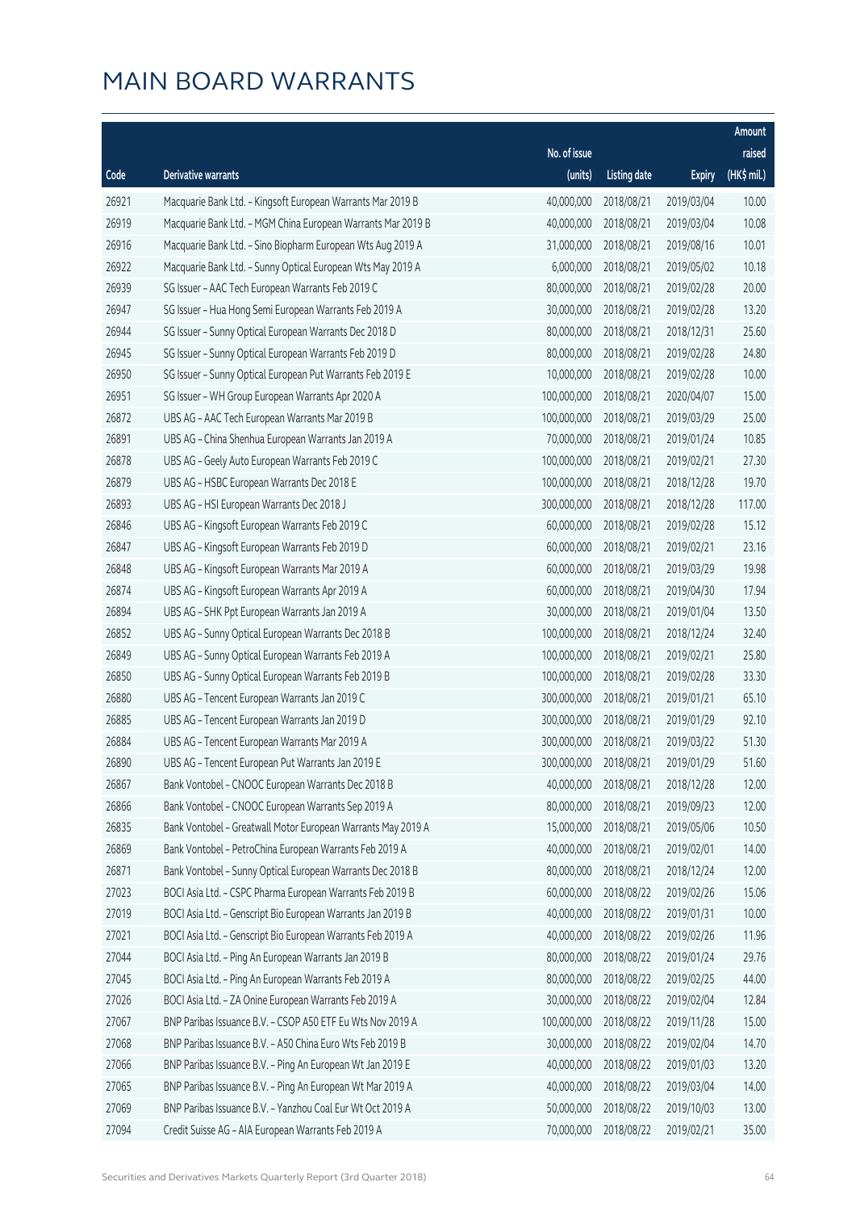# MAIN BOARD WARRANTS

| Code | Derivative warrants | No. of issue (units) | Listing date | Expiry | Amount raised (HK$ mil.) |
|---|---|---|---|---|---|
| 26921 | Macquarie Bank Ltd. - Kingsoft European Warrants Mar 2019 B | 40,000,000 | 2018/08/21 | 2019/03/04 | 10.00 |
| 26919 | Macquarie Bank Ltd. - MGM China European Warrants Mar 2019 B | 40,000,000 | 2018/08/21 | 2019/03/04 | 10.08 |
| 26916 | Macquarie Bank Ltd. - Sino Biopharm European Wts Aug 2019 A | 31,000,000 | 2018/08/21 | 2019/08/16 | 10.01 |
| 26922 | Macquarie Bank Ltd. - Sunny Optical European Wts May 2019 A | 6,000,000 | 2018/08/21 | 2019/05/02 | 10.18 |
| 26939 | SG Issuer - AAC Tech European Warrants Feb 2019 C | 80,000,000 | 2018/08/21 | 2019/02/28 | 20.00 |
| 26947 | SG Issuer - Hua Hong Semi European Warrants Feb 2019 A | 30,000,000 | 2018/08/21 | 2019/02/28 | 13.20 |
| 26944 | SG Issuer - Sunny Optical European Warrants Dec 2018 D | 80,000,000 | 2018/08/21 | 2018/12/31 | 25.60 |
| 26945 | SG Issuer - Sunny Optical European Warrants Feb 2019 D | 80,000,000 | 2018/08/21 | 2019/02/28 | 24.80 |
| 26950 | SG Issuer - Sunny Optical European Put Warrants Feb 2019 E | 10,000,000 | 2018/08/21 | 2019/02/28 | 10.00 |
| 26951 | SG Issuer - WH Group European Warrants Apr 2020 A | 100,000,000 | 2018/08/21 | 2020/04/07 | 15.00 |
| 26872 | UBS AG - AAC Tech European Warrants Mar 2019 B | 100,000,000 | 2018/08/21 | 2019/03/29 | 25.00 |
| 26891 | UBS AG - China Shenhua European Warrants Jan 2019 A | 70,000,000 | 2018/08/21 | 2019/01/24 | 10.85 |
| 26878 | UBS AG - Geely Auto European Warrants Feb 2019 C | 100,000,000 | 2018/08/21 | 2019/02/21 | 27.30 |
| 26879 | UBS AG - HSBC European Warrants Dec 2018 E | 100,000,000 | 2018/08/21 | 2018/12/28 | 19.70 |
| 26893 | UBS AG - HSI European Warrants Dec 2018 J | 300,000,000 | 2018/08/21 | 2018/12/28 | 117.00 |
| 26846 | UBS AG - Kingsoft European Warrants Feb 2019 C | 60,000,000 | 2018/08/21 | 2019/02/28 | 15.12 |
| 26847 | UBS AG - Kingsoft European Warrants Feb 2019 D | 60,000,000 | 2018/08/21 | 2019/02/21 | 23.16 |
| 26848 | UBS AG - Kingsoft European Warrants Mar 2019 A | 60,000,000 | 2018/08/21 | 2019/03/29 | 19.98 |
| 26874 | UBS AG - Kingsoft European Warrants Apr 2019 A | 60,000,000 | 2018/08/21 | 2019/04/30 | 17.94 |
| 26894 | UBS AG - SHK Ppt European Warrants Jan 2019 A | 30,000,000 | 2018/08/21 | 2019/01/04 | 13.50 |
| 26852 | UBS AG - Sunny Optical European Warrants Dec 2018 B | 100,000,000 | 2018/08/21 | 2018/12/24 | 32.40 |
| 26849 | UBS AG - Sunny Optical European Warrants Feb 2019 A | 100,000,000 | 2018/08/21 | 2019/02/21 | 25.80 |
| 26850 | UBS AG - Sunny Optical European Warrants Feb 2019 B | 100,000,000 | 2018/08/21 | 2019/02/28 | 33.30 |
| 26880 | UBS AG - Tencent European Warrants Jan 2019 C | 300,000,000 | 2018/08/21 | 2019/01/21 | 65.10 |
| 26885 | UBS AG - Tencent European Warrants Jan 2019 D | 300,000,000 | 2018/08/21 | 2019/01/29 | 92.10 |
| 26884 | UBS AG - Tencent European Warrants Mar 2019 A | 300,000,000 | 2018/08/21 | 2019/03/22 | 51.30 |
| 26890 | UBS AG - Tencent European Put Warrants Jan 2019 E | 300,000,000 | 2018/08/21 | 2019/01/29 | 51.60 |
| 26867 | Bank Vontobel - CNOOC European Warrants Dec 2018 B | 40,000,000 | 2018/08/21 | 2018/12/28 | 12.00 |
| 26866 | Bank Vontobel - CNOOC European Warrants Sep 2019 A | 80,000,000 | 2018/08/21 | 2019/09/23 | 12.00 |
| 26835 | Bank Vontobel - Greatwall Motor European Warrants May 2019 A | 15,000,000 | 2018/08/21 | 2019/05/06 | 10.50 |
| 26869 | Bank Vontobel - PetroChina European Warrants Feb 2019 A | 40,000,000 | 2018/08/21 | 2019/02/01 | 14.00 |
| 26871 | Bank Vontobel - Sunny Optical European Warrants Dec 2018 B | 80,000,000 | 2018/08/21 | 2018/12/24 | 12.00 |
| 27023 | BOCI Asia Ltd. - CSPC Pharma European Warrants Feb 2019 B | 60,000,000 | 2018/08/22 | 2019/02/26 | 15.06 |
| 27019 | BOCI Asia Ltd. - Genscript Bio European Warrants Jan 2019 B | 40,000,000 | 2018/08/22 | 2019/01/31 | 10.00 |
| 27021 | BOCI Asia Ltd. - Genscript Bio European Warrants Feb 2019 A | 40,000,000 | 2018/08/22 | 2019/02/26 | 11.96 |
| 27044 | BOCI Asia Ltd. - Ping An European Warrants Jan 2019 B | 80,000,000 | 2018/08/22 | 2019/01/24 | 29.76 |
| 27045 | BOCI Asia Ltd. - Ping An European Warrants Feb 2019 A | 80,000,000 | 2018/08/22 | 2019/02/25 | 44.00 |
| 27026 | BOCI Asia Ltd. - ZA Onine European Warrants Feb 2019 A | 30,000,000 | 2018/08/22 | 2019/02/04 | 12.84 |
| 27067 | BNP Paribas Issuance B.V. - CSOP A50 ETF Eu Wts Nov 2019 A | 100,000,000 | 2018/08/22 | 2019/11/28 | 15.00 |
| 27068 | BNP Paribas Issuance B.V. - A50 China Euro Wts Feb 2019 B | 30,000,000 | 2018/08/22 | 2019/02/04 | 14.70 |
| 27066 | BNP Paribas Issuance B.V. - Ping An European Wt Jan 2019 E | 40,000,000 | 2018/08/22 | 2019/01/03 | 13.20 |
| 27065 | BNP Paribas Issuance B.V. - Ping An European Wt Mar 2019 A | 40,000,000 | 2018/08/22 | 2019/03/04 | 14.00 |
| 27069 | BNP Paribas Issuance B.V. - Yanzhou Coal Eur Wt Oct 2019 A | 50,000,000 | 2018/08/22 | 2019/10/03 | 13.00 |
| 27094 | Credit Suisse AG - AIA European Warrants Feb 2019 A | 70,000,000 | 2018/08/22 | 2019/02/21 | 35.00 |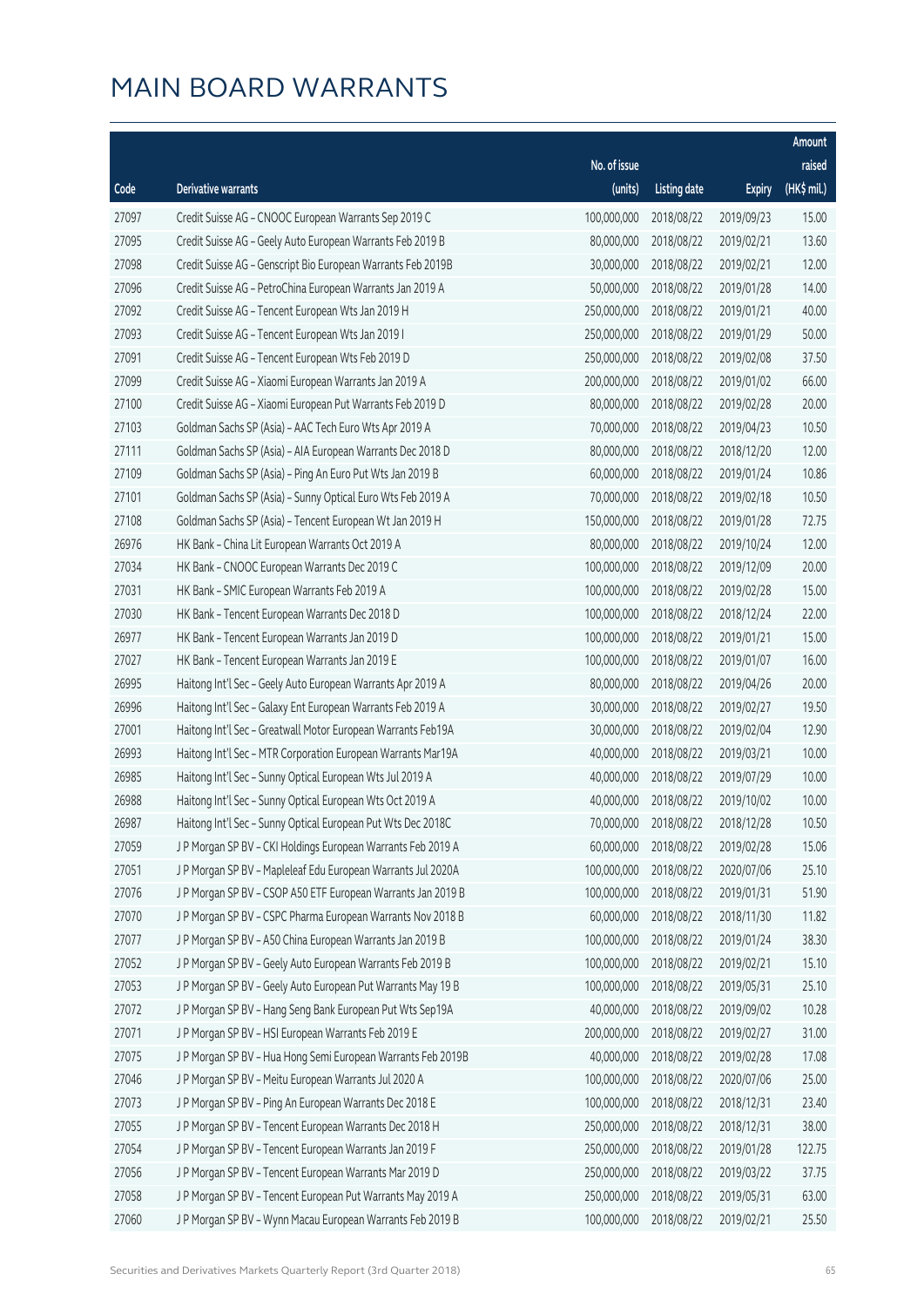# MAIN BOARD WARRANTS

| Code | Derivative warrants | No. of issue (units) | Listing date | Expiry | Amount raised (HK$ mil.) |
|---|---|---|---|---|---|
| 27097 | Credit Suisse AG - CNOOC European Warrants Sep 2019 C | 100,000,000 | 2018/08/22 | 2019/09/23 | 15.00 |
| 27095 | Credit Suisse AG - Geely Auto European Warrants Feb 2019 B | 80,000,000 | 2018/08/22 | 2019/02/21 | 13.60 |
| 27098 | Credit Suisse AG - Genscript Bio European Warrants Feb 2019B | 30,000,000 | 2018/08/22 | 2019/02/21 | 12.00 |
| 27096 | Credit Suisse AG - PetroChina European Warrants Jan 2019 A | 50,000,000 | 2018/08/22 | 2019/01/28 | 14.00 |
| 27092 | Credit Suisse AG - Tencent European Wts Jan 2019 H | 250,000,000 | 2018/08/22 | 2019/01/21 | 40.00 |
| 27093 | Credit Suisse AG - Tencent European Wts Jan 2019 I | 250,000,000 | 2018/08/22 | 2019/01/29 | 50.00 |
| 27091 | Credit Suisse AG - Tencent European Wts Feb 2019 D | 250,000,000 | 2018/08/22 | 2019/02/08 | 37.50 |
| 27099 | Credit Suisse AG - Xiaomi European Warrants Jan 2019 A | 200,000,000 | 2018/08/22 | 2019/01/02 | 66.00 |
| 27100 | Credit Suisse AG - Xiaomi European Put Warrants Feb 2019 D | 80,000,000 | 2018/08/22 | 2019/02/28 | 20.00 |
| 27103 | Goldman Sachs SP (Asia) - AAC Tech Euro Wts Apr 2019 A | 70,000,000 | 2018/08/22 | 2019/04/23 | 10.50 |
| 27111 | Goldman Sachs SP (Asia) - AIA European Warrants Dec 2018 D | 80,000,000 | 2018/08/22 | 2018/12/20 | 12.00 |
| 27109 | Goldman Sachs SP (Asia) - Ping An Euro Put Wts Jan 2019 B | 60,000,000 | 2018/08/22 | 2019/01/24 | 10.86 |
| 27101 | Goldman Sachs SP (Asia) - Sunny Optical Euro Wts Feb 2019 A | 70,000,000 | 2018/08/22 | 2019/02/18 | 10.50 |
| 27108 | Goldman Sachs SP (Asia) - Tencent European Wt Jan 2019 H | 150,000,000 | 2018/08/22 | 2019/01/28 | 72.75 |
| 26976 | HK Bank - China Lit European Warrants Oct 2019 A | 80,000,000 | 2018/08/22 | 2019/10/24 | 12.00 |
| 27034 | HK Bank - CNOOC European Warrants Dec 2019 C | 100,000,000 | 2018/08/22 | 2019/12/09 | 20.00 |
| 27031 | HK Bank - SMIC European Warrants Feb 2019 A | 100,000,000 | 2018/08/22 | 2019/02/28 | 15.00 |
| 27030 | HK Bank - Tencent European Warrants Dec 2018 D | 100,000,000 | 2018/08/22 | 2018/12/24 | 22.00 |
| 26977 | HK Bank - Tencent European Warrants Jan 2019 D | 100,000,000 | 2018/08/22 | 2019/01/21 | 15.00 |
| 27027 | HK Bank - Tencent European Warrants Jan 2019 E | 100,000,000 | 2018/08/22 | 2019/01/07 | 16.00 |
| 26995 | Haitong Int'l Sec - Geely Auto European Warrants Apr 2019 A | 80,000,000 | 2018/08/22 | 2019/04/26 | 20.00 |
| 26996 | Haitong Int'l Sec - Galaxy Ent European Warrants Feb 2019 A | 30,000,000 | 2018/08/22 | 2019/02/27 | 19.50 |
| 27001 | Haitong Int'l Sec - Greatwall Motor European Warrants Feb19A | 30,000,000 | 2018/08/22 | 2019/02/04 | 12.90 |
| 26993 | Haitong Int'l Sec - MTR Corporation European Warrants Mar19A | 40,000,000 | 2018/08/22 | 2019/03/21 | 10.00 |
| 26985 | Haitong Int'l Sec - Sunny Optical European Wts Jul 2019 A | 40,000,000 | 2018/08/22 | 2019/07/29 | 10.00 |
| 26988 | Haitong Int'l Sec - Sunny Optical European Wts Oct 2019 A | 40,000,000 | 2018/08/22 | 2019/10/02 | 10.00 |
| 26987 | Haitong Int'l Sec - Sunny Optical European Put Wts Dec 2018C | 70,000,000 | 2018/08/22 | 2018/12/28 | 10.50 |
| 27059 | J P Morgan SP BV - CKI Holdings European Warrants Feb 2019 A | 60,000,000 | 2018/08/22 | 2019/02/28 | 15.06 |
| 27051 | J P Morgan SP BV - Mapleleaf Edu European Warrants Jul 2020A | 100,000,000 | 2018/08/22 | 2020/07/06 | 25.10 |
| 27076 | J P Morgan SP BV - CSOP A50 ETF European Warrants Jan 2019 B | 100,000,000 | 2018/08/22 | 2019/01/31 | 51.90 |
| 27070 | J P Morgan SP BV - CSPC Pharma European Warrants Nov 2018 B | 60,000,000 | 2018/08/22 | 2018/11/30 | 11.82 |
| 27077 | J P Morgan SP BV - A50 China European Warrants Jan 2019 B | 100,000,000 | 2018/08/22 | 2019/01/24 | 38.30 |
| 27052 | J P Morgan SP BV - Geely Auto European Warrants Feb 2019 B | 100,000,000 | 2018/08/22 | 2019/02/21 | 15.10 |
| 27053 | J P Morgan SP BV - Geely Auto European Put Warrants May 19 B | 100,000,000 | 2018/08/22 | 2019/05/31 | 25.10 |
| 27072 | J P Morgan SP BV - Hang Seng Bank European Put Wts Sep19A | 40,000,000 | 2018/08/22 | 2019/09/02 | 10.28 |
| 27071 | J P Morgan SP BV - HSI European Warrants Feb 2019 E | 200,000,000 | 2018/08/22 | 2019/02/27 | 31.00 |
| 27075 | J P Morgan SP BV - Hua Hong Semi European Warrants Feb 2019B | 40,000,000 | 2018/08/22 | 2019/02/28 | 17.08 |
| 27046 | J P Morgan SP BV - Meitu European Warrants Jul 2020 A | 100,000,000 | 2018/08/22 | 2020/07/06 | 25.00 |
| 27073 | J P Morgan SP BV - Ping An European Warrants Dec 2018 E | 100,000,000 | 2018/08/22 | 2018/12/31 | 23.40 |
| 27055 | J P Morgan SP BV - Tencent European Warrants Dec 2018 H | 250,000,000 | 2018/08/22 | 2018/12/31 | 38.00 |
| 27054 | J P Morgan SP BV - Tencent European Warrants Jan 2019 F | 250,000,000 | 2018/08/22 | 2019/01/28 | 122.75 |
| 27056 | J P Morgan SP BV - Tencent European Warrants Mar 2019 D | 250,000,000 | 2018/08/22 | 2019/03/22 | 37.75 |
| 27058 | J P Morgan SP BV - Tencent European Put Warrants May 2019 A | 250,000,000 | 2018/08/22 | 2019/05/31 | 63.00 |
| 27060 | J P Morgan SP BV - Wynn Macau European Warrants Feb 2019 B | 100,000,000 | 2018/08/22 | 2019/02/21 | 25.50 |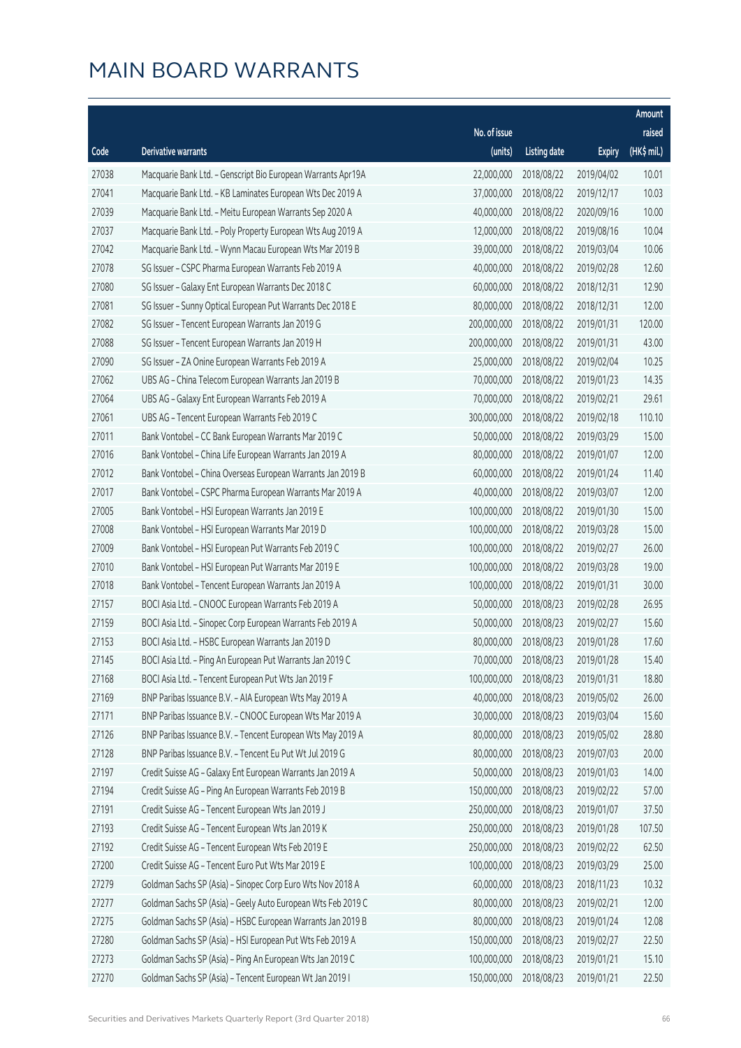# MAIN BOARD WARRANTS

| Code | Derivative warrants | No. of issue (units) | Listing date | Expiry | Amount raised (HK$ mil.) |
|---|---|---|---|---|---|
| 27038 | Macquarie Bank Ltd. - Genscript Bio European Warrants Apr19A | 22,000,000 | 2018/08/22 | 2019/04/02 | 10.01 |
| 27041 | Macquarie Bank Ltd. - KB Laminates European Wts Dec 2019 A | 37,000,000 | 2018/08/22 | 2019/12/17 | 10.03 |
| 27039 | Macquarie Bank Ltd. - Meitu European Warrants Sep 2020 A | 40,000,000 | 2018/08/22 | 2020/09/16 | 10.00 |
| 27037 | Macquarie Bank Ltd. - Poly Property European Wts Aug 2019 A | 12,000,000 | 2018/08/22 | 2019/08/16 | 10.04 |
| 27042 | Macquarie Bank Ltd. - Wynn Macau European Wts Mar 2019 B | 39,000,000 | 2018/08/22 | 2019/03/04 | 10.06 |
| 27078 | SG Issuer - CSPC Pharma European Warrants Feb 2019 A | 40,000,000 | 2018/08/22 | 2019/02/28 | 12.60 |
| 27080 | SG Issuer - Galaxy Ent European Warrants Dec 2018 C | 60,000,000 | 2018/08/22 | 2018/12/31 | 12.90 |
| 27081 | SG Issuer - Sunny Optical European Put Warrants Dec 2018 E | 80,000,000 | 2018/08/22 | 2018/12/31 | 12.00 |
| 27082 | SG Issuer - Tencent European Warrants Jan 2019 G | 200,000,000 | 2018/08/22 | 2019/01/31 | 120.00 |
| 27088 | SG Issuer - Tencent European Warrants Jan 2019 H | 200,000,000 | 2018/08/22 | 2019/01/31 | 43.00 |
| 27090 | SG Issuer - ZA Onine European Warrants Feb 2019 A | 25,000,000 | 2018/08/22 | 2019/02/04 | 10.25 |
| 27062 | UBS AG - China Telecom European Warrants Jan 2019 B | 70,000,000 | 2018/08/22 | 2019/01/23 | 14.35 |
| 27064 | UBS AG - Galaxy Ent European Warrants Feb 2019 A | 70,000,000 | 2018/08/22 | 2019/02/21 | 29.61 |
| 27061 | UBS AG - Tencent European Warrants Feb 2019 C | 300,000,000 | 2018/08/22 | 2019/02/18 | 110.10 |
| 27011 | Bank Vontobel - CC Bank European Warrants Mar 2019 C | 50,000,000 | 2018/08/22 | 2019/03/29 | 15.00 |
| 27016 | Bank Vontobel - China Life European Warrants Jan 2019 A | 80,000,000 | 2018/08/22 | 2019/01/07 | 12.00 |
| 27012 | Bank Vontobel - China Overseas European Warrants Jan 2019 B | 60,000,000 | 2018/08/22 | 2019/01/24 | 11.40 |
| 27017 | Bank Vontobel - CSPC Pharma European Warrants Mar 2019 A | 40,000,000 | 2018/08/22 | 2019/03/07 | 12.00 |
| 27005 | Bank Vontobel - HSI European Warrants Jan 2019 E | 100,000,000 | 2018/08/22 | 2019/01/30 | 15.00 |
| 27008 | Bank Vontobel - HSI European Warrants Mar 2019 D | 100,000,000 | 2018/08/22 | 2019/03/28 | 15.00 |
| 27009 | Bank Vontobel - HSI European Put Warrants Feb 2019 C | 100,000,000 | 2018/08/22 | 2019/02/27 | 26.00 |
| 27010 | Bank Vontobel - HSI European Put Warrants Mar 2019 E | 100,000,000 | 2018/08/22 | 2019/03/28 | 19.00 |
| 27018 | Bank Vontobel - Tencent European Warrants Jan 2019 A | 100,000,000 | 2018/08/22 | 2019/01/31 | 30.00 |
| 27157 | BOCI Asia Ltd. - CNOOC European Warrants Feb 2019 A | 50,000,000 | 2018/08/23 | 2019/02/28 | 26.95 |
| 27159 | BOCI Asia Ltd. - Sinopec Corp European Warrants Feb 2019 A | 50,000,000 | 2018/08/23 | 2019/02/27 | 15.60 |
| 27153 | BOCI Asia Ltd. - HSBC European Warrants Jan 2019 D | 80,000,000 | 2018/08/23 | 2019/01/28 | 17.60 |
| 27145 | BOCI Asia Ltd. - Ping An European Put Warrants Jan 2019 C | 70,000,000 | 2018/08/23 | 2019/01/28 | 15.40 |
| 27168 | BOCI Asia Ltd. - Tencent European Put Wts Jan 2019 F | 100,000,000 | 2018/08/23 | 2019/01/31 | 18.80 |
| 27169 | BNP Paribas Issuance B.V. - AIA European Wts May 2019 A | 40,000,000 | 2018/08/23 | 2019/05/02 | 26.00 |
| 27171 | BNP Paribas Issuance B.V. - CNOOC European Wts Mar 2019 A | 30,000,000 | 2018/08/23 | 2019/03/04 | 15.60 |
| 27126 | BNP Paribas Issuance B.V. - Tencent European Wts May 2019 A | 80,000,000 | 2018/08/23 | 2019/05/02 | 28.80 |
| 27128 | BNP Paribas Issuance B.V. - Tencent Eu Put Wt Jul 2019 G | 80,000,000 | 2018/08/23 | 2019/07/03 | 20.00 |
| 27197 | Credit Suisse AG - Galaxy Ent European Warrants Jan 2019 A | 50,000,000 | 2018/08/23 | 2019/01/03 | 14.00 |
| 27194 | Credit Suisse AG - Ping An European Warrants Feb 2019 B | 150,000,000 | 2018/08/23 | 2019/02/22 | 57.00 |
| 27191 | Credit Suisse AG - Tencent European Wts Jan 2019 J | 250,000,000 | 2018/08/23 | 2019/01/07 | 37.50 |
| 27193 | Credit Suisse AG - Tencent European Wts Jan 2019 K | 250,000,000 | 2018/08/23 | 2019/01/28 | 107.50 |
| 27192 | Credit Suisse AG - Tencent European Wts Feb 2019 E | 250,000,000 | 2018/08/23 | 2019/02/22 | 62.50 |
| 27200 | Credit Suisse AG - Tencent Euro Put Wts Mar 2019 E | 100,000,000 | 2018/08/23 | 2019/03/29 | 25.00 |
| 27279 | Goldman Sachs SP (Asia) - Sinopec Corp Euro Wts Nov 2018 A | 60,000,000 | 2018/08/23 | 2018/11/23 | 10.32 |
| 27277 | Goldman Sachs SP (Asia) - Geely Auto European Wts Feb 2019 C | 80,000,000 | 2018/08/23 | 2019/02/21 | 12.00 |
| 27275 | Goldman Sachs SP (Asia) - HSBC European Warrants Jan 2019 B | 80,000,000 | 2018/08/23 | 2019/01/24 | 12.08 |
| 27280 | Goldman Sachs SP (Asia) - HSI European Put Wts Feb 2019 A | 150,000,000 | 2018/08/23 | 2019/02/27 | 22.50 |
| 27273 | Goldman Sachs SP (Asia) - Ping An European Wts Jan 2019 C | 100,000,000 | 2018/08/23 | 2019/01/21 | 15.10 |
| 27270 | Goldman Sachs SP (Asia) - Tencent European Wt Jan 2019 I | 150,000,000 | 2018/08/23 | 2019/01/21 | 22.50 |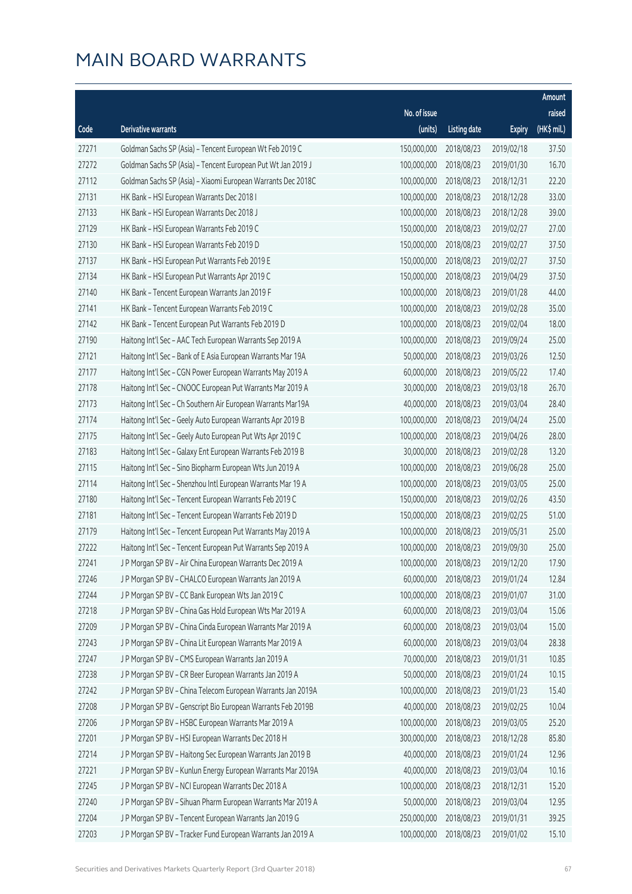# MAIN BOARD WARRANTS

| Code | Derivative warrants | No. of issue (units) | Listing date | Expiry | Amount raised (HK$ mil.) |
|---|---|---|---|---|---|
| 27271 | Goldman Sachs SP (Asia) – Tencent European Wt Feb 2019 C | 150,000,000 | 2018/08/23 | 2019/02/18 | 37.50 |
| 27272 | Goldman Sachs SP (Asia) – Tencent European Put Wt Jan 2019 J | 100,000,000 | 2018/08/23 | 2019/01/30 | 16.70 |
| 27112 | Goldman Sachs SP (Asia) – Xiaomi European Warrants Dec 2018C | 100,000,000 | 2018/08/23 | 2018/12/31 | 22.20 |
| 27131 | HK Bank – HSI European Warrants Dec 2018 I | 100,000,000 | 2018/08/23 | 2018/12/28 | 33.00 |
| 27133 | HK Bank – HSI European Warrants Dec 2018 J | 100,000,000 | 2018/08/23 | 2018/12/28 | 39.00 |
| 27129 | HK Bank – HSI European Warrants Feb 2019 C | 150,000,000 | 2018/08/23 | 2019/02/27 | 27.00 |
| 27130 | HK Bank – HSI European Warrants Feb 2019 D | 150,000,000 | 2018/08/23 | 2019/02/27 | 37.50 |
| 27137 | HK Bank – HSI European Put Warrants Feb 2019 E | 150,000,000 | 2018/08/23 | 2019/02/27 | 37.50 |
| 27134 | HK Bank – HSI European Put Warrants Apr 2019 C | 150,000,000 | 2018/08/23 | 2019/04/29 | 37.50 |
| 27140 | HK Bank – Tencent European Warrants Jan 2019 F | 100,000,000 | 2018/08/23 | 2019/01/28 | 44.00 |
| 27141 | HK Bank – Tencent European Warrants Feb 2019 C | 100,000,000 | 2018/08/23 | 2019/02/28 | 35.00 |
| 27142 | HK Bank – Tencent European Put Warrants Feb 2019 D | 100,000,000 | 2018/08/23 | 2019/02/04 | 18.00 |
| 27190 | Haitong Int'l Sec – AAC Tech European Warrants Sep 2019 A | 100,000,000 | 2018/08/23 | 2019/09/24 | 25.00 |
| 27121 | Haitong Int'l Sec – Bank of E Asia European Warrants Mar 19A | 50,000,000 | 2018/08/23 | 2019/03/26 | 12.50 |
| 27177 | Haitong Int'l Sec – CGN Power European Warrants May 2019 A | 60,000,000 | 2018/08/23 | 2019/05/22 | 17.40 |
| 27178 | Haitong Int'l Sec – CNOOC European Put Warrants Mar 2019 A | 30,000,000 | 2018/08/23 | 2019/03/18 | 26.70 |
| 27173 | Haitong Int'l Sec – Ch Southern Air European Warrants Mar19A | 40,000,000 | 2018/08/23 | 2019/03/04 | 28.40 |
| 27174 | Haitong Int'l Sec – Geely Auto European Warrants Apr 2019 B | 100,000,000 | 2018/08/23 | 2019/04/24 | 25.00 |
| 27175 | Haitong Int'l Sec – Geely Auto European Put Wts Apr 2019 C | 100,000,000 | 2018/08/23 | 2019/04/26 | 28.00 |
| 27183 | Haitong Int'l Sec – Galaxy Ent European Warrants Feb 2019 B | 30,000,000 | 2018/08/23 | 2019/02/28 | 13.20 |
| 27115 | Haitong Int'l Sec – Sino Biopharm European Wts Jun 2019 A | 100,000,000 | 2018/08/23 | 2019/06/28 | 25.00 |
| 27114 | Haitong Int'l Sec – Shenzhou Intl European Warrants Mar 19 A | 100,000,000 | 2018/08/23 | 2019/03/05 | 25.00 |
| 27180 | Haitong Int'l Sec – Tencent European Warrants Feb 2019 C | 150,000,000 | 2018/08/23 | 2019/02/26 | 43.50 |
| 27181 | Haitong Int'l Sec – Tencent European Warrants Feb 2019 D | 150,000,000 | 2018/08/23 | 2019/02/25 | 51.00 |
| 27179 | Haitong Int'l Sec – Tencent European Put Warrants May 2019 A | 100,000,000 | 2018/08/23 | 2019/05/31 | 25.00 |
| 27222 | Haitong Int'l Sec – Tencent European Put Warrants Sep 2019 A | 100,000,000 | 2018/08/23 | 2019/09/30 | 25.00 |
| 27241 | J P Morgan SP BV – Air China European Warrants Dec 2019 A | 100,000,000 | 2018/08/23 | 2019/12/20 | 17.90 |
| 27246 | J P Morgan SP BV – CHALCO European Warrants Jan 2019 A | 60,000,000 | 2018/08/23 | 2019/01/24 | 12.84 |
| 27244 | J P Morgan SP BV – CC Bank European Wts Jan 2019 C | 100,000,000 | 2018/08/23 | 2019/01/07 | 31.00 |
| 27218 | J P Morgan SP BV – China Gas Hold European Wts Mar 2019 A | 60,000,000 | 2018/08/23 | 2019/03/04 | 15.06 |
| 27209 | J P Morgan SP BV – China Cinda European Warrants Mar 2019 A | 60,000,000 | 2018/08/23 | 2019/03/04 | 15.00 |
| 27243 | J P Morgan SP BV – China Lit European Warrants Mar 2019 A | 60,000,000 | 2018/08/23 | 2019/03/04 | 28.38 |
| 27247 | J P Morgan SP BV – CMS European Warrants Jan 2019 A | 70,000,000 | 2018/08/23 | 2019/01/31 | 10.85 |
| 27238 | J P Morgan SP BV – CR Beer European Warrants Jan 2019 A | 50,000,000 | 2018/08/23 | 2019/01/24 | 10.15 |
| 27242 | J P Morgan SP BV – China Telecom European Warrants Jan 2019A | 100,000,000 | 2018/08/23 | 2019/01/23 | 15.40 |
| 27208 | J P Morgan SP BV – Genscript Bio European Warrants Feb 2019B | 40,000,000 | 2018/08/23 | 2019/02/25 | 10.04 |
| 27206 | J P Morgan SP BV – HSBC European Warrants Mar 2019 A | 100,000,000 | 2018/08/23 | 2019/03/05 | 25.20 |
| 27201 | J P Morgan SP BV – HSI European Warrants Dec 2018 H | 300,000,000 | 2018/08/23 | 2018/12/28 | 85.80 |
| 27214 | J P Morgan SP BV – Haitong Sec European Warrants Jan 2019 B | 40,000,000 | 2018/08/23 | 2019/01/24 | 12.96 |
| 27221 | J P Morgan SP BV – Kunlun Energy European Warrants Mar 2019A | 40,000,000 | 2018/08/23 | 2019/03/04 | 10.16 |
| 27245 | J P Morgan SP BV – NCI European Warrants Dec 2018 A | 100,000,000 | 2018/08/23 | 2018/12/31 | 15.20 |
| 27240 | J P Morgan SP BV – Sihuan Pharm European Warrants Mar 2019 A | 50,000,000 | 2018/08/23 | 2019/03/04 | 12.95 |
| 27204 | J P Morgan SP BV – Tencent European Warrants Jan 2019 G | 250,000,000 | 2018/08/23 | 2019/01/31 | 39.25 |
| 27203 | J P Morgan SP BV – Tracker Fund European Warrants Jan 2019 A | 100,000,000 | 2018/08/23 | 2019/01/02 | 15.10 |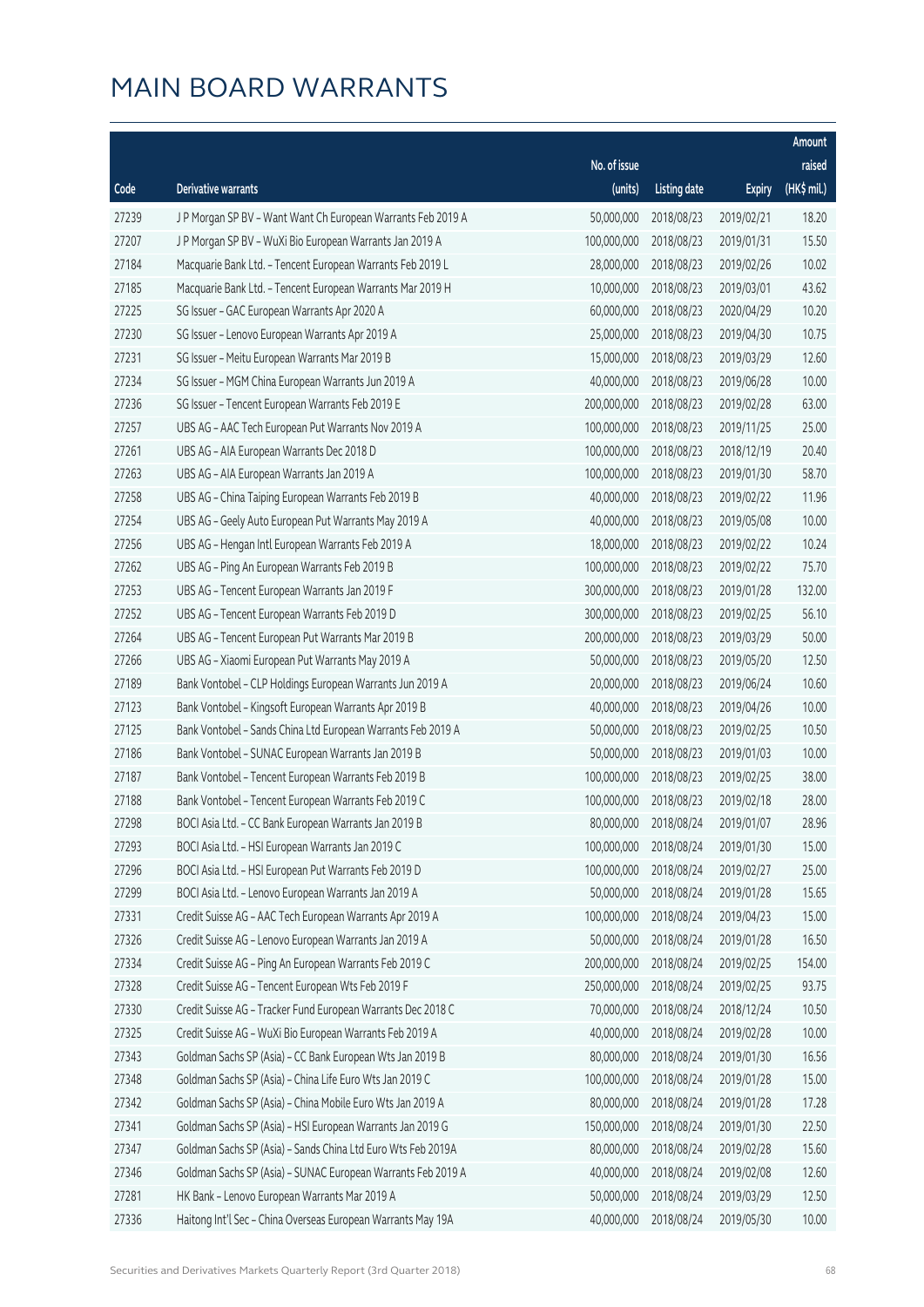# MAIN BOARD WARRANTS

| Code | Derivative warrants | No. of issue (units) | Listing date | Expiry | Amount raised (HK$ mil.) |
|---|---|---|---|---|---|
| 27239 | J P Morgan SP BV - Want Want Ch European Warrants Feb 2019 A | 50,000,000 | 2018/08/23 | 2019/02/21 | 18.20 |
| 27207 | J P Morgan SP BV - WuXi Bio European Warrants Jan 2019 A | 100,000,000 | 2018/08/23 | 2019/01/31 | 15.50 |
| 27184 | Macquarie Bank Ltd. - Tencent European Warrants Feb 2019 L | 28,000,000 | 2018/08/23 | 2019/02/26 | 10.02 |
| 27185 | Macquarie Bank Ltd. - Tencent European Warrants Mar 2019 H | 10,000,000 | 2018/08/23 | 2019/03/01 | 43.62 |
| 27225 | SG Issuer - GAC European Warrants Apr 2020 A | 60,000,000 | 2018/08/23 | 2020/04/29 | 10.20 |
| 27230 | SG Issuer - Lenovo European Warrants Apr 2019 A | 25,000,000 | 2018/08/23 | 2019/04/30 | 10.75 |
| 27231 | SG Issuer - Meitu European Warrants Mar 2019 B | 15,000,000 | 2018/08/23 | 2019/03/29 | 12.60 |
| 27234 | SG Issuer - MGM China European Warrants Jun 2019 A | 40,000,000 | 2018/08/23 | 2019/06/28 | 10.00 |
| 27236 | SG Issuer - Tencent European Warrants Feb 2019 E | 200,000,000 | 2018/08/23 | 2019/02/28 | 63.00 |
| 27257 | UBS AG - AAC Tech European Put Warrants Nov 2019 A | 100,000,000 | 2018/08/23 | 2019/11/25 | 25.00 |
| 27261 | UBS AG - AIA European Warrants Dec 2018 D | 100,000,000 | 2018/08/23 | 2018/12/19 | 20.40 |
| 27263 | UBS AG - AIA European Warrants Jan 2019 A | 100,000,000 | 2018/08/23 | 2019/01/30 | 58.70 |
| 27258 | UBS AG - China Taiping European Warrants Feb 2019 B | 40,000,000 | 2018/08/23 | 2019/02/22 | 11.96 |
| 27254 | UBS AG - Geely Auto European Put Warrants May 2019 A | 40,000,000 | 2018/08/23 | 2019/05/08 | 10.00 |
| 27256 | UBS AG - Hengan Intl European Warrants Feb 2019 A | 18,000,000 | 2018/08/23 | 2019/02/22 | 10.24 |
| 27262 | UBS AG - Ping An European Warrants Feb 2019 B | 100,000,000 | 2018/08/23 | 2019/02/22 | 75.70 |
| 27253 | UBS AG - Tencent European Warrants Jan 2019 F | 300,000,000 | 2018/08/23 | 2019/01/28 | 132.00 |
| 27252 | UBS AG - Tencent European Warrants Feb 2019 D | 300,000,000 | 2018/08/23 | 2019/02/25 | 56.10 |
| 27264 | UBS AG - Tencent European Put Warrants Mar 2019 B | 200,000,000 | 2018/08/23 | 2019/03/29 | 50.00 |
| 27266 | UBS AG - Xiaomi European Put Warrants May 2019 A | 50,000,000 | 2018/08/23 | 2019/05/20 | 12.50 |
| 27189 | Bank Vontobel - CLP Holdings European Warrants Jun 2019 A | 20,000,000 | 2018/08/23 | 2019/06/24 | 10.60 |
| 27123 | Bank Vontobel - Kingsoft European Warrants Apr 2019 B | 40,000,000 | 2018/08/23 | 2019/04/26 | 10.00 |
| 27125 | Bank Vontobel - Sands China Ltd European Warrants Feb 2019 A | 50,000,000 | 2018/08/23 | 2019/02/25 | 10.50 |
| 27186 | Bank Vontobel - SUNAC European Warrants Jan 2019 B | 50,000,000 | 2018/08/23 | 2019/01/03 | 10.00 |
| 27187 | Bank Vontobel - Tencent European Warrants Feb 2019 B | 100,000,000 | 2018/08/23 | 2019/02/25 | 38.00 |
| 27188 | Bank Vontobel - Tencent European Warrants Feb 2019 C | 100,000,000 | 2018/08/23 | 2019/02/18 | 28.00 |
| 27298 | BOCI Asia Ltd. - CC Bank European Warrants Jan 2019 B | 80,000,000 | 2018/08/24 | 2019/01/07 | 28.96 |
| 27293 | BOCI Asia Ltd. - HSI European Warrants Jan 2019 C | 100,000,000 | 2018/08/24 | 2019/01/30 | 15.00 |
| 27296 | BOCI Asia Ltd. - HSI European Put Warrants Feb 2019 D | 100,000,000 | 2018/08/24 | 2019/02/27 | 25.00 |
| 27299 | BOCI Asia Ltd. - Lenovo European Warrants Jan 2019 A | 50,000,000 | 2018/08/24 | 2019/01/28 | 15.65 |
| 27331 | Credit Suisse AG - AAC Tech European Warrants Apr 2019 A | 100,000,000 | 2018/08/24 | 2019/04/23 | 15.00 |
| 27326 | Credit Suisse AG - Lenovo European Warrants Jan 2019 A | 50,000,000 | 2018/08/24 | 2019/01/28 | 16.50 |
| 27334 | Credit Suisse AG - Ping An European Warrants Feb 2019 C | 200,000,000 | 2018/08/24 | 2019/02/25 | 154.00 |
| 27328 | Credit Suisse AG - Tencent European Wts Feb 2019 F | 250,000,000 | 2018/08/24 | 2019/02/25 | 93.75 |
| 27330 | Credit Suisse AG - Tracker Fund European Warrants Dec 2018 C | 70,000,000 | 2018/08/24 | 2018/12/24 | 10.50 |
| 27325 | Credit Suisse AG - WuXi Bio European Warrants Feb 2019 A | 40,000,000 | 2018/08/24 | 2019/02/28 | 10.00 |
| 27343 | Goldman Sachs SP (Asia) - CC Bank European Wts Jan 2019 B | 80,000,000 | 2018/08/24 | 2019/01/30 | 16.56 |
| 27348 | Goldman Sachs SP (Asia) - China Life Euro Wts Jan 2019 C | 100,000,000 | 2018/08/24 | 2019/01/28 | 15.00 |
| 27342 | Goldman Sachs SP (Asia) - China Mobile Euro Wts Jan 2019 A | 80,000,000 | 2018/08/24 | 2019/01/28 | 17.28 |
| 27341 | Goldman Sachs SP (Asia) - HSI European Warrants Jan 2019 G | 150,000,000 | 2018/08/24 | 2019/01/30 | 22.50 |
| 27347 | Goldman Sachs SP (Asia) - Sands China Ltd Euro Wts Feb 2019A | 80,000,000 | 2018/08/24 | 2019/02/28 | 15.60 |
| 27346 | Goldman Sachs SP (Asia) - SUNAC European Warrants Feb 2019 A | 40,000,000 | 2018/08/24 | 2019/02/08 | 12.60 |
| 27281 | HK Bank - Lenovo European Warrants Mar 2019 A | 50,000,000 | 2018/08/24 | 2019/03/29 | 12.50 |
| 27336 | Haitong Int'l Sec - China Overseas European Warrants May 19A | 40,000,000 | 2018/08/24 | 2019/05/30 | 10.00 |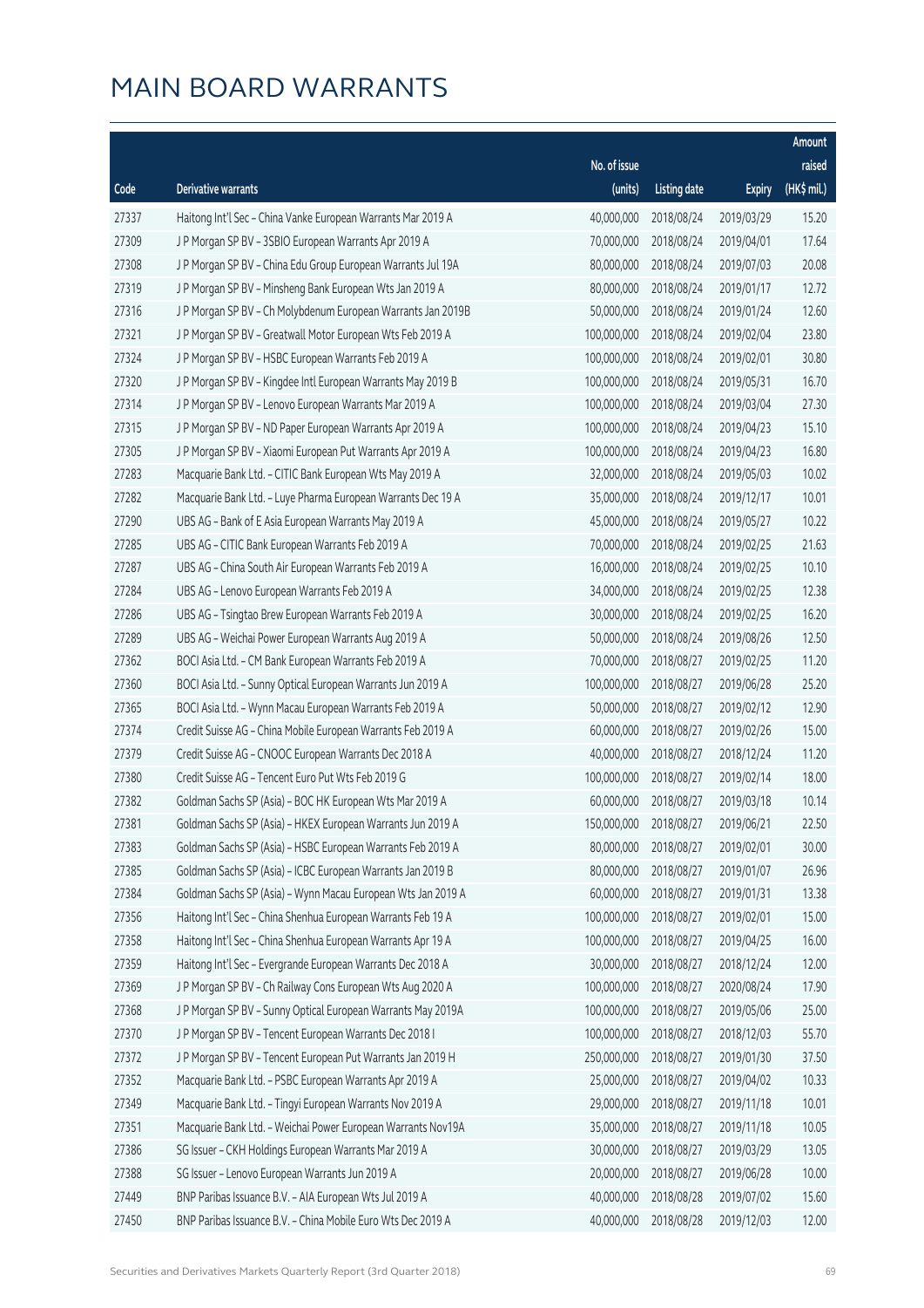# MAIN BOARD WARRANTS

| Code | Derivative warrants | No. of issue (units) | Listing date | Expiry | Amount raised (HK$ mil.) |
|---|---|---|---|---|---|
| 27337 | Haitong Int'l Sec - China Vanke European Warrants Mar 2019 A | 40,000,000 | 2018/08/24 | 2019/03/29 | 15.20 |
| 27309 | J P Morgan SP BV - 3SBIO European Warrants Apr 2019 A | 70,000,000 | 2018/08/24 | 2019/04/01 | 17.64 |
| 27308 | J P Morgan SP BV - China Edu Group European Warrants Jul 19A | 80,000,000 | 2018/08/24 | 2019/07/03 | 20.08 |
| 27319 | J P Morgan SP BV - Minsheng Bank European Wts Jan 2019 A | 80,000,000 | 2018/08/24 | 2019/01/17 | 12.72 |
| 27316 | J P Morgan SP BV - Ch Molybdenum European Warrants Jan 2019B | 50,000,000 | 2018/08/24 | 2019/01/24 | 12.60 |
| 27321 | J P Morgan SP BV - Greatwall Motor European Wts Feb 2019 A | 100,000,000 | 2018/08/24 | 2019/02/04 | 23.80 |
| 27324 | J P Morgan SP BV - HSBC European Warrants Feb 2019 A | 100,000,000 | 2018/08/24 | 2019/02/01 | 30.80 |
| 27320 | J P Morgan SP BV - Kingdee Intl European Warrants May 2019 B | 100,000,000 | 2018/08/24 | 2019/05/31 | 16.70 |
| 27314 | J P Morgan SP BV - Lenovo European Warrants Mar 2019 A | 100,000,000 | 2018/08/24 | 2019/03/04 | 27.30 |
| 27315 | J P Morgan SP BV - ND Paper European Warrants Apr 2019 A | 100,000,000 | 2018/08/24 | 2019/04/23 | 15.10 |
| 27305 | J P Morgan SP BV - Xiaomi European Put Warrants Apr 2019 A | 100,000,000 | 2018/08/24 | 2019/04/23 | 16.80 |
| 27283 | Macquarie Bank Ltd. - CITIC Bank European Wts May 2019 A | 32,000,000 | 2018/08/24 | 2019/05/03 | 10.02 |
| 27282 | Macquarie Bank Ltd. - Luye Pharma European Warrants Dec 19 A | 35,000,000 | 2018/08/24 | 2019/12/17 | 10.01 |
| 27290 | UBS AG - Bank of E Asia European Warrants May 2019 A | 45,000,000 | 2018/08/24 | 2019/05/27 | 10.22 |
| 27285 | UBS AG - CITIC Bank European Warrants Feb 2019 A | 70,000,000 | 2018/08/24 | 2019/02/25 | 21.63 |
| 27287 | UBS AG - China South Air European Warrants Feb 2019 A | 16,000,000 | 2018/08/24 | 2019/02/25 | 10.10 |
| 27284 | UBS AG - Lenovo European Warrants Feb 2019 A | 34,000,000 | 2018/08/24 | 2019/02/25 | 12.38 |
| 27286 | UBS AG - Tsingtao Brew European Warrants Feb 2019 A | 30,000,000 | 2018/08/24 | 2019/02/25 | 16.20 |
| 27289 | UBS AG - Weichai Power European Warrants Aug 2019 A | 50,000,000 | 2018/08/24 | 2019/08/26 | 12.50 |
| 27362 | BOCI Asia Ltd. - CM Bank European Warrants Feb 2019 A | 70,000,000 | 2018/08/27 | 2019/02/25 | 11.20 |
| 27360 | BOCI Asia Ltd. - Sunny Optical European Warrants Jun 2019 A | 100,000,000 | 2018/08/27 | 2019/06/28 | 25.20 |
| 27365 | BOCI Asia Ltd. - Wynn Macau European Warrants Feb 2019 A | 50,000,000 | 2018/08/27 | 2019/02/12 | 12.90 |
| 27374 | Credit Suisse AG - China Mobile European Warrants Feb 2019 A | 60,000,000 | 2018/08/27 | 2019/02/26 | 15.00 |
| 27379 | Credit Suisse AG - CNOOC European Warrants Dec 2018 A | 40,000,000 | 2018/08/27 | 2018/12/24 | 11.20 |
| 27380 | Credit Suisse AG - Tencent Euro Put Wts Feb 2019 G | 100,000,000 | 2018/08/27 | 2019/02/14 | 18.00 |
| 27382 | Goldman Sachs SP (Asia) - BOC HK European Wts Mar 2019 A | 60,000,000 | 2018/08/27 | 2019/03/18 | 10.14 |
| 27381 | Goldman Sachs SP (Asia) - HKEX European Warrants Jun 2019 A | 150,000,000 | 2018/08/27 | 2019/06/21 | 22.50 |
| 27383 | Goldman Sachs SP (Asia) - HSBC European Warrants Feb 2019 A | 80,000,000 | 2018/08/27 | 2019/02/01 | 30.00 |
| 27385 | Goldman Sachs SP (Asia) - ICBC European Warrants Jan 2019 B | 80,000,000 | 2018/08/27 | 2019/01/07 | 26.96 |
| 27384 | Goldman Sachs SP (Asia) - Wynn Macau European Wts Jan 2019 A | 60,000,000 | 2018/08/27 | 2019/01/31 | 13.38 |
| 27356 | Haitong Int'l Sec - China Shenhua European Warrants Feb 19 A | 100,000,000 | 2018/08/27 | 2019/02/01 | 15.00 |
| 27358 | Haitong Int'l Sec - China Shenhua European Warrants Apr 19 A | 100,000,000 | 2018/08/27 | 2019/04/25 | 16.00 |
| 27359 | Haitong Int'l Sec - Evergrande European Warrants Dec 2018 A | 30,000,000 | 2018/08/27 | 2018/12/24 | 12.00 |
| 27369 | J P Morgan SP BV - Ch Railway Cons European Wts Aug 2020 A | 100,000,000 | 2018/08/27 | 2020/08/24 | 17.90 |
| 27368 | J P Morgan SP BV - Sunny Optical European Warrants May 2019A | 100,000,000 | 2018/08/27 | 2019/05/06 | 25.00 |
| 27370 | J P Morgan SP BV - Tencent European Warrants Dec 2018 I | 100,000,000 | 2018/08/27 | 2018/12/03 | 55.70 |
| 27372 | J P Morgan SP BV - Tencent European Put Warrants Jan 2019 H | 250,000,000 | 2018/08/27 | 2019/01/30 | 37.50 |
| 27352 | Macquarie Bank Ltd. - PSBC European Warrants Apr 2019 A | 25,000,000 | 2018/08/27 | 2019/04/02 | 10.33 |
| 27349 | Macquarie Bank Ltd. - Tingyi European Warrants Nov 2019 A | 29,000,000 | 2018/08/27 | 2019/11/18 | 10.01 |
| 27351 | Macquarie Bank Ltd. - Weichai Power European Warrants Nov19A | 35,000,000 | 2018/08/27 | 2019/11/18 | 10.05 |
| 27386 | SG Issuer - CKH Holdings European Warrants Mar 2019 A | 30,000,000 | 2018/08/27 | 2019/03/29 | 13.05 |
| 27388 | SG Issuer - Lenovo European Warrants Jun 2019 A | 20,000,000 | 2018/08/27 | 2019/06/28 | 10.00 |
| 27449 | BNP Paribas Issuance B.V. - AIA European Wts Jul 2019 A | 40,000,000 | 2018/08/28 | 2019/07/02 | 15.60 |
| 27450 | BNP Paribas Issuance B.V. - China Mobile Euro Wts Dec 2019 A | 40,000,000 | 2018/08/28 | 2019/12/03 | 12.00 |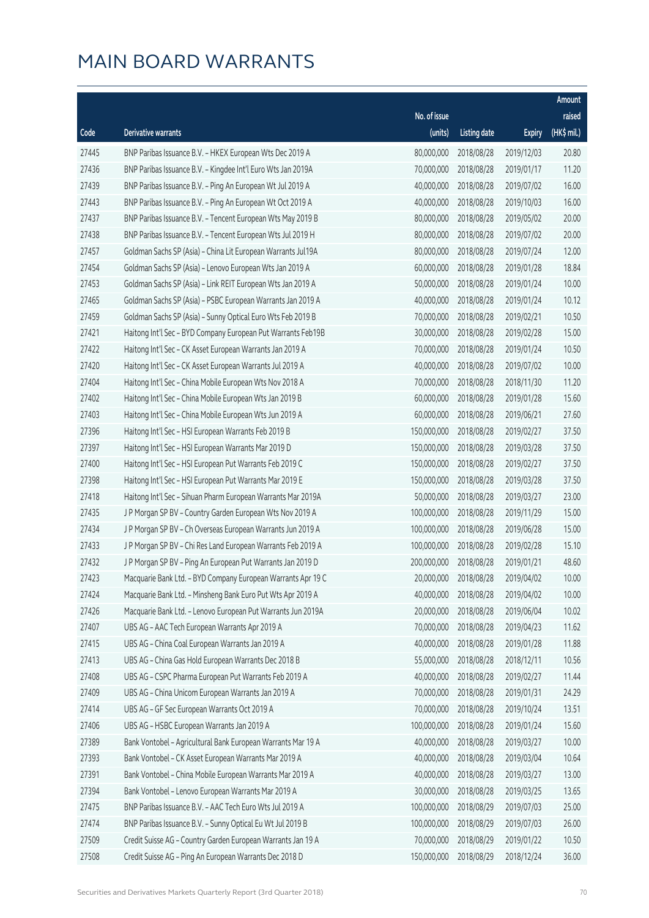# MAIN BOARD WARRANTS

| Code | Derivative warrants | No. of issue (units) | Listing date | Expiry | Amount raised (HK$ mil.) |
|---|---|---|---|---|---|
| 27445 | BNP Paribas Issuance B.V. - HKEX European Wts Dec 2019 A | 80,000,000 | 2018/08/28 | 2019/12/03 | 20.80 |
| 27436 | BNP Paribas Issuance B.V. - Kingdee Int'l Euro Wts Jan 2019A | 70,000,000 | 2018/08/28 | 2019/01/17 | 11.20 |
| 27439 | BNP Paribas Issuance B.V. - Ping An European Wt Jul 2019 A | 40,000,000 | 2018/08/28 | 2019/07/02 | 16.00 |
| 27443 | BNP Paribas Issuance B.V. - Ping An European Wt Oct 2019 A | 40,000,000 | 2018/08/28 | 2019/10/03 | 16.00 |
| 27437 | BNP Paribas Issuance B.V. - Tencent European Wts May 2019 B | 80,000,000 | 2018/08/28 | 2019/05/02 | 20.00 |
| 27438 | BNP Paribas Issuance B.V. - Tencent European Wts Jul 2019 H | 80,000,000 | 2018/08/28 | 2019/07/02 | 20.00 |
| 27457 | Goldman Sachs SP (Asia) - China Lit European Warrants Jul19A | 80,000,000 | 2018/08/28 | 2019/07/24 | 12.00 |
| 27454 | Goldman Sachs SP (Asia) - Lenovo European Wts Jan 2019 A | 60,000,000 | 2018/08/28 | 2019/01/28 | 18.84 |
| 27453 | Goldman Sachs SP (Asia) - Link REIT European Wts Jan 2019 A | 50,000,000 | 2018/08/28 | 2019/01/24 | 10.00 |
| 27465 | Goldman Sachs SP (Asia) - PSBC European Warrants Jan 2019 A | 40,000,000 | 2018/08/28 | 2019/01/24 | 10.12 |
| 27459 | Goldman Sachs SP (Asia) - Sunny Optical Euro Wts Feb 2019 B | 70,000,000 | 2018/08/28 | 2019/02/21 | 10.50 |
| 27421 | Haitong Int'l Sec - BYD Company European Put Warrants Feb19B | 30,000,000 | 2018/08/28 | 2019/02/28 | 15.00 |
| 27422 | Haitong Int'l Sec - CK Asset European Warrants Jan 2019 A | 70,000,000 | 2018/08/28 | 2019/01/24 | 10.50 |
| 27420 | Haitong Int'l Sec - CK Asset European Warrants Jul 2019 A | 40,000,000 | 2018/08/28 | 2019/07/02 | 10.00 |
| 27404 | Haitong Int'l Sec - China Mobile European Wts Nov 2018 A | 70,000,000 | 2018/08/28 | 2018/11/30 | 11.20 |
| 27402 | Haitong Int'l Sec - China Mobile European Wts Jan 2019 B | 60,000,000 | 2018/08/28 | 2019/01/28 | 15.60 |
| 27403 | Haitong Int'l Sec - China Mobile European Wts Jun 2019 A | 60,000,000 | 2018/08/28 | 2019/06/21 | 27.60 |
| 27396 | Haitong Int'l Sec - HSI European Warrants Feb 2019 B | 150,000,000 | 2018/08/28 | 2019/02/27 | 37.50 |
| 27397 | Haitong Int'l Sec - HSI European Warrants Mar 2019 D | 150,000,000 | 2018/08/28 | 2019/03/28 | 37.50 |
| 27400 | Haitong Int'l Sec - HSI European Put Warrants Feb 2019 C | 150,000,000 | 2018/08/28 | 2019/02/27 | 37.50 |
| 27398 | Haitong Int'l Sec - HSI European Put Warrants Mar 2019 E | 150,000,000 | 2018/08/28 | 2019/03/28 | 37.50 |
| 27418 | Haitong Int'l Sec - Sihuan Pharm European Warrants Mar 2019A | 50,000,000 | 2018/08/28 | 2019/03/27 | 23.00 |
| 27435 | J P Morgan SP BV - Country Garden European Wts Nov 2019 A | 100,000,000 | 2018/08/28 | 2019/11/29 | 15.00 |
| 27434 | J P Morgan SP BV - Ch Overseas European Warrants Jun 2019 A | 100,000,000 | 2018/08/28 | 2019/06/28 | 15.00 |
| 27433 | J P Morgan SP BV - Chi Res Land European Warrants Feb 2019 A | 100,000,000 | 2018/08/28 | 2019/02/28 | 15.10 |
| 27432 | J P Morgan SP BV - Ping An European Put Warrants Jan 2019 D | 200,000,000 | 2018/08/28 | 2019/01/21 | 48.60 |
| 27423 | Macquarie Bank Ltd. - BYD Company European Warrants Apr 19 C | 20,000,000 | 2018/08/28 | 2019/04/02 | 10.00 |
| 27424 | Macquarie Bank Ltd. - Minsheng Bank Euro Put Wts Apr 2019 A | 40,000,000 | 2018/08/28 | 2019/04/02 | 10.00 |
| 27426 | Macquarie Bank Ltd. - Lenovo European Put Warrants Jun 2019A | 20,000,000 | 2018/08/28 | 2019/06/04 | 10.02 |
| 27407 | UBS AG - AAC Tech European Warrants Apr 2019 A | 70,000,000 | 2018/08/28 | 2019/04/23 | 11.62 |
| 27415 | UBS AG - China Coal European Warrants Jan 2019 A | 40,000,000 | 2018/08/28 | 2019/01/28 | 11.88 |
| 27413 | UBS AG - China Gas Hold European Warrants Dec 2018 B | 55,000,000 | 2018/08/28 | 2018/12/11 | 10.56 |
| 27408 | UBS AG - CSPC Pharma European Put Warrants Feb 2019 A | 40,000,000 | 2018/08/28 | 2019/02/27 | 11.44 |
| 27409 | UBS AG - China Unicom European Warrants Jan 2019 A | 70,000,000 | 2018/08/28 | 2019/01/31 | 24.29 |
| 27414 | UBS AG - GF Sec European Warrants Oct 2019 A | 70,000,000 | 2018/08/28 | 2019/10/24 | 13.51 |
| 27406 | UBS AG - HSBC European Warrants Jan 2019 A | 100,000,000 | 2018/08/28 | 2019/01/24 | 15.60 |
| 27389 | Bank Vontobel - Agricultural Bank European Warrants Mar 19 A | 40,000,000 | 2018/08/28 | 2019/03/27 | 10.00 |
| 27393 | Bank Vontobel - CK Asset European Warrants Mar 2019 A | 40,000,000 | 2018/08/28 | 2019/03/04 | 10.64 |
| 27391 | Bank Vontobel - China Mobile European Warrants Mar 2019 A | 40,000,000 | 2018/08/28 | 2019/03/27 | 13.00 |
| 27394 | Bank Vontobel - Lenovo European Warrants Mar 2019 A | 30,000,000 | 2018/08/28 | 2019/03/25 | 13.65 |
| 27475 | BNP Paribas Issuance B.V. - AAC Tech Euro Wts Jul 2019 A | 100,000,000 | 2018/08/29 | 2019/07/03 | 25.00 |
| 27474 | BNP Paribas Issuance B.V. - Sunny Optical Eu Wt Jul 2019 B | 100,000,000 | 2018/08/29 | 2019/07/03 | 26.00 |
| 27509 | Credit Suisse AG - Country Garden European Warrants Jan 19 A | 70,000,000 | 2018/08/29 | 2019/01/22 | 10.50 |
| 27508 | Credit Suisse AG - Ping An European Warrants Dec 2018 D | 150,000,000 | 2018/08/29 | 2018/12/24 | 36.00 |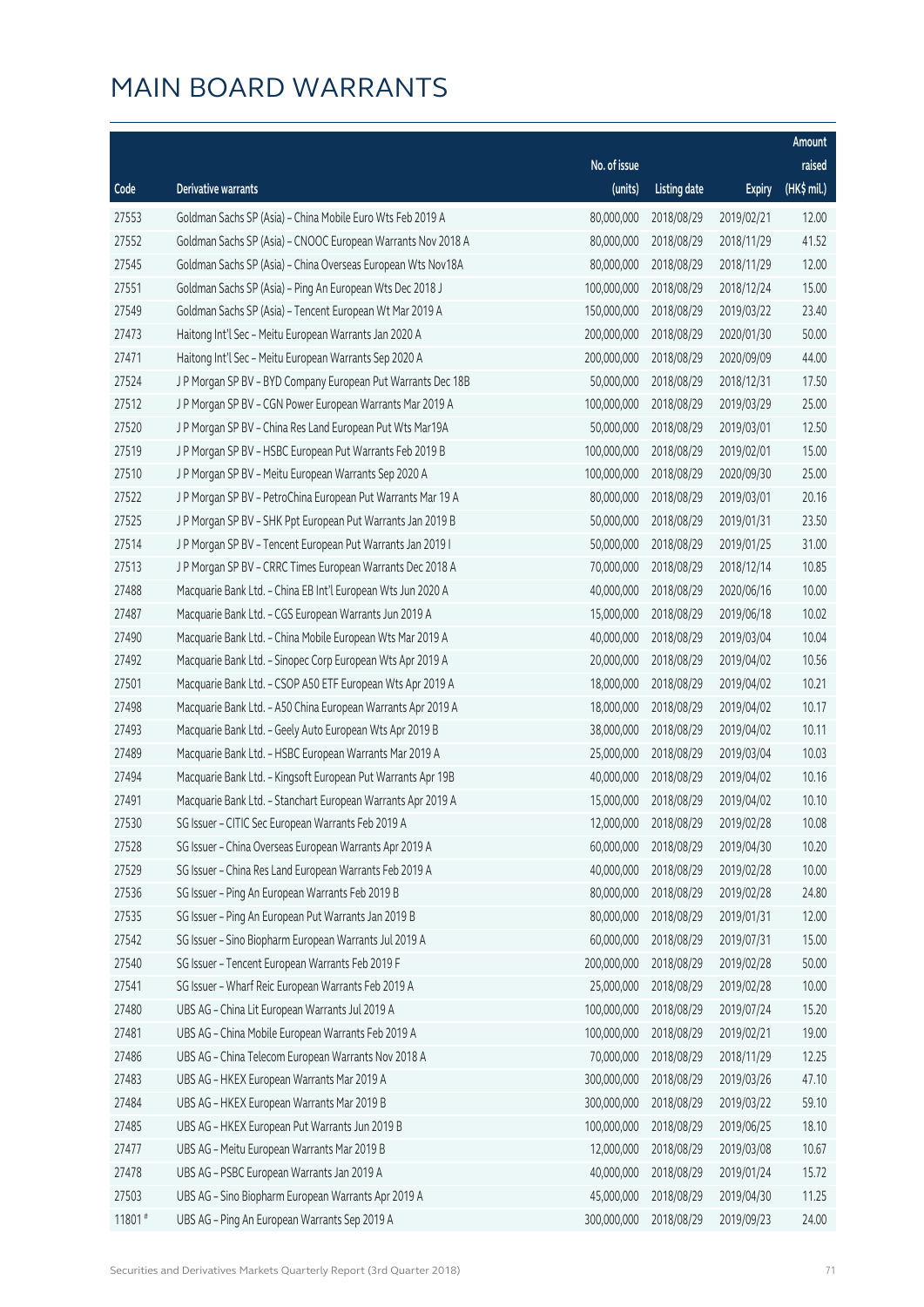# MAIN BOARD WARRANTS

| Code | Derivative warrants | No. of issue (units) | Listing date | Expiry | Amount raised (HK$ mil.) |
|---|---|---|---|---|---|
| 27553 | Goldman Sachs SP (Asia) - China Mobile Euro Wts Feb 2019 A | 80,000,000 | 2018/08/29 | 2019/02/21 | 12.00 |
| 27552 | Goldman Sachs SP (Asia) - CNOOC European Warrants Nov 2018 A | 80,000,000 | 2018/08/29 | 2018/11/29 | 41.52 |
| 27545 | Goldman Sachs SP (Asia) - China Overseas European Wts Nov18A | 80,000,000 | 2018/08/29 | 2018/11/29 | 12.00 |
| 27551 | Goldman Sachs SP (Asia) - Ping An European Wts Dec 2018 J | 100,000,000 | 2018/08/29 | 2018/12/24 | 15.00 |
| 27549 | Goldman Sachs SP (Asia) - Tencent European Wt Mar 2019 A | 150,000,000 | 2018/08/29 | 2019/03/22 | 23.40 |
| 27473 | Haitong Int'l Sec - Meitu European Warrants Jan 2020 A | 200,000,000 | 2018/08/29 | 2020/01/30 | 50.00 |
| 27471 | Haitong Int'l Sec - Meitu European Warrants Sep 2020 A | 200,000,000 | 2018/08/29 | 2020/09/09 | 44.00 |
| 27524 | J P Morgan SP BV - BYD Company European Put Warrants Dec 18B | 50,000,000 | 2018/08/29 | 2018/12/31 | 17.50 |
| 27512 | J P Morgan SP BV - CGN Power European Warrants Mar 2019 A | 100,000,000 | 2018/08/29 | 2019/03/29 | 25.00 |
| 27520 | J P Morgan SP BV - China Res Land European Put Wts Mar19A | 50,000,000 | 2018/08/29 | 2019/03/01 | 12.50 |
| 27519 | J P Morgan SP BV - HSBC European Put Warrants Feb 2019 B | 100,000,000 | 2018/08/29 | 2019/02/01 | 15.00 |
| 27510 | J P Morgan SP BV - Meitu European Warrants Sep 2020 A | 100,000,000 | 2018/08/29 | 2020/09/30 | 25.00 |
| 27522 | J P Morgan SP BV - PetroChina European Put Warrants Mar 19 A | 80,000,000 | 2018/08/29 | 2019/03/01 | 20.16 |
| 27525 | J P Morgan SP BV - SHK Ppt European Put Warrants Jan 2019 B | 50,000,000 | 2018/08/29 | 2019/01/31 | 23.50 |
| 27514 | J P Morgan SP BV - Tencent European Put Warrants Jan 2019 I | 50,000,000 | 2018/08/29 | 2019/01/25 | 31.00 |
| 27513 | J P Morgan SP BV - CRRC Times European Warrants Dec 2018 A | 70,000,000 | 2018/08/29 | 2018/12/14 | 10.85 |
| 27488 | Macquarie Bank Ltd. - China EB Int'l European Wts Jun 2020 A | 40,000,000 | 2018/08/29 | 2020/06/16 | 10.00 |
| 27487 | Macquarie Bank Ltd. - CGS European Warrants Jun 2019 A | 15,000,000 | 2018/08/29 | 2019/06/18 | 10.02 |
| 27490 | Macquarie Bank Ltd. - China Mobile European Wts Mar 2019 A | 40,000,000 | 2018/08/29 | 2019/03/04 | 10.04 |
| 27492 | Macquarie Bank Ltd. - Sinopec Corp European Wts Apr 2019 A | 20,000,000 | 2018/08/29 | 2019/04/02 | 10.56 |
| 27501 | Macquarie Bank Ltd. - CSOP A50 ETF European Wts Apr 2019 A | 18,000,000 | 2018/08/29 | 2019/04/02 | 10.21 |
| 27498 | Macquarie Bank Ltd. - A50 China European Warrants Apr 2019 A | 18,000,000 | 2018/08/29 | 2019/04/02 | 10.17 |
| 27493 | Macquarie Bank Ltd. - Geely Auto European Wts Apr 2019 B | 38,000,000 | 2018/08/29 | 2019/04/02 | 10.11 |
| 27489 | Macquarie Bank Ltd. - HSBC European Warrants Mar 2019 A | 25,000,000 | 2018/08/29 | 2019/03/04 | 10.03 |
| 27494 | Macquarie Bank Ltd. - Kingsoft European Put Warrants Apr 19B | 40,000,000 | 2018/08/29 | 2019/04/02 | 10.16 |
| 27491 | Macquarie Bank Ltd. - Stanchart European Warrants Apr 2019 A | 15,000,000 | 2018/08/29 | 2019/04/02 | 10.10 |
| 27530 | SG Issuer - CITIC Sec European Warrants Feb 2019 A | 12,000,000 | 2018/08/29 | 2019/02/28 | 10.08 |
| 27528 | SG Issuer - China Overseas European Warrants Apr 2019 A | 60,000,000 | 2018/08/29 | 2019/04/30 | 10.20 |
| 27529 | SG Issuer - China Res Land European Warrants Feb 2019 A | 40,000,000 | 2018/08/29 | 2019/02/28 | 10.00 |
| 27536 | SG Issuer - Ping An European Warrants Feb 2019 B | 80,000,000 | 2018/08/29 | 2019/02/28 | 24.80 |
| 27535 | SG Issuer - Ping An European Put Warrants Jan 2019 B | 80,000,000 | 2018/08/29 | 2019/01/31 | 12.00 |
| 27542 | SG Issuer - Sino Biopharm European Warrants Jul 2019 A | 60,000,000 | 2018/08/29 | 2019/07/31 | 15.00 |
| 27540 | SG Issuer - Tencent European Warrants Feb 2019 F | 200,000,000 | 2018/08/29 | 2019/02/28 | 50.00 |
| 27541 | SG Issuer - Wharf Reic European Warrants Feb 2019 A | 25,000,000 | 2018/08/29 | 2019/02/28 | 10.00 |
| 27480 | UBS AG - China Lit European Warrants Jul 2019 A | 100,000,000 | 2018/08/29 | 2019/07/24 | 15.20 |
| 27481 | UBS AG - China Mobile European Warrants Feb 2019 A | 100,000,000 | 2018/08/29 | 2019/02/21 | 19.00 |
| 27486 | UBS AG - China Telecom European Warrants Nov 2018 A | 70,000,000 | 2018/08/29 | 2018/11/29 | 12.25 |
| 27483 | UBS AG - HKEX European Warrants Mar 2019 A | 300,000,000 | 2018/08/29 | 2019/03/26 | 47.10 |
| 27484 | UBS AG - HKEX European Warrants Mar 2019 B | 300,000,000 | 2018/08/29 | 2019/03/22 | 59.10 |
| 27485 | UBS AG - HKEX European Put Warrants Jun 2019 B | 100,000,000 | 2018/08/29 | 2019/06/25 | 18.10 |
| 27477 | UBS AG - Meitu European Warrants Mar 2019 B | 12,000,000 | 2018/08/29 | 2019/03/08 | 10.67 |
| 27478 | UBS AG - PSBC European Warrants Jan 2019 A | 40,000,000 | 2018/08/29 | 2019/01/24 | 15.72 |
| 27503 | UBS AG - Sino Biopharm European Warrants Apr 2019 A | 45,000,000 | 2018/08/29 | 2019/04/30 | 11.25 |
| 11801 # | UBS AG - Ping An European Warrants Sep 2019 A | 300,000,000 | 2018/08/29 | 2019/09/23 | 24.00 |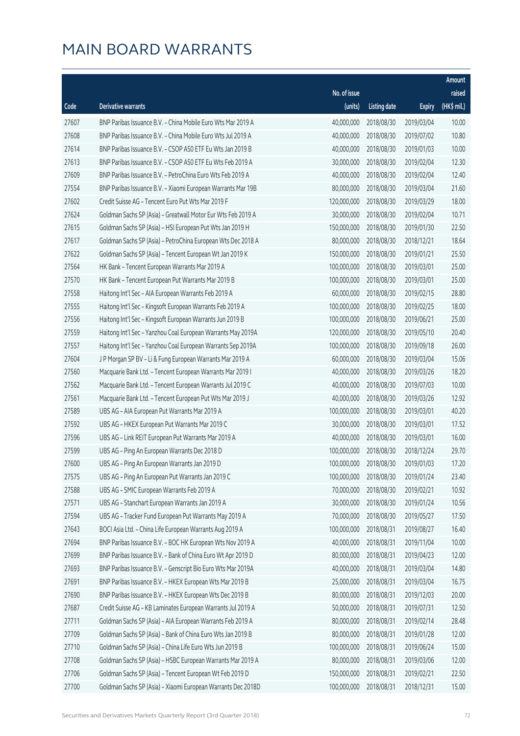# MAIN BOARD WARRANTS

| Code | Derivative warrants | No. of issue (units) | Listing date | Expiry | Amount raised (HK$ mil.) |
|---|---|---|---|---|---|
| 27607 | BNP Paribas Issuance B.V. – China Mobile Euro Wts Mar 2019 A | 40,000,000 | 2018/08/30 | 2019/03/04 | 10.00 |
| 27608 | BNP Paribas Issuance B.V. – China Mobile Euro Wts Jul 2019 A | 40,000,000 | 2018/08/30 | 2019/07/02 | 10.80 |
| 27614 | BNP Paribas Issuance B.V. – CSOP A50 ETF Eu Wts Jan 2019 B | 40,000,000 | 2018/08/30 | 2019/01/03 | 10.00 |
| 27613 | BNP Paribas Issuance B.V. – CSOP A50 ETF Eu Wts Feb 2019 A | 30,000,000 | 2018/08/30 | 2019/02/04 | 12.30 |
| 27609 | BNP Paribas Issuance B.V. – PetroChina Euro Wts Feb 2019 A | 40,000,000 | 2018/08/30 | 2019/02/04 | 12.40 |
| 27554 | BNP Paribas Issuance B.V. – Xiaomi European Warrants Mar 19B | 80,000,000 | 2018/08/30 | 2019/03/04 | 21.60 |
| 27602 | Credit Suisse AG – Tencent Euro Put Wts Mar 2019 F | 120,000,000 | 2018/08/30 | 2019/03/29 | 18.00 |
| 27624 | Goldman Sachs SP (Asia) – Greatwall Motor Eur Wts Feb 2019 A | 30,000,000 | 2018/08/30 | 2019/02/04 | 10.71 |
| 27615 | Goldman Sachs SP (Asia) – HSI European Put Wts Jan 2019 H | 150,000,000 | 2018/08/30 | 2019/01/30 | 22.50 |
| 27617 | Goldman Sachs SP (Asia) – PetroChina European Wts Dec 2018 A | 80,000,000 | 2018/08/30 | 2018/12/21 | 18.64 |
| 27622 | Goldman Sachs SP (Asia) – Tencent European Wt Jan 2019 K | 150,000,000 | 2018/08/30 | 2019/01/21 | 25.50 |
| 27564 | HK Bank – Tencent European Warrants Mar 2019 A | 100,000,000 | 2018/08/30 | 2019/03/01 | 25.00 |
| 27570 | HK Bank – Tencent European Put Warrants Mar 2019 B | 100,000,000 | 2018/08/30 | 2019/03/01 | 25.00 |
| 27558 | Haitong Int'l Sec – AIA European Warrants Feb 2019 A | 60,000,000 | 2018/08/30 | 2019/02/15 | 28.80 |
| 27555 | Haitong Int'l Sec – Kingsoft European Warrants Feb 2019 A | 100,000,000 | 2018/08/30 | 2019/02/25 | 18.00 |
| 27556 | Haitong Int'l Sec – Kingsoft European Warrants Jun 2019 B | 100,000,000 | 2018/08/30 | 2019/06/21 | 25.00 |
| 27559 | Haitong Int'l Sec – Yanzhou Coal European Warrants May 2019A | 120,000,000 | 2018/08/30 | 2019/05/10 | 20.40 |
| 27557 | Haitong Int'l Sec – Yanzhou Coal European Warrants Sep 2019A | 100,000,000 | 2018/08/30 | 2019/09/18 | 26.00 |
| 27604 | J P Morgan SP BV – Li & Fung European Warrants Mar 2019 A | 60,000,000 | 2018/08/30 | 2019/03/04 | 15.06 |
| 27560 | Macquarie Bank Ltd. – Tencent European Warrants Mar 2019 I | 40,000,000 | 2018/08/30 | 2019/03/26 | 18.20 |
| 27562 | Macquarie Bank Ltd. – Tencent European Warrants Jul 2019 C | 40,000,000 | 2018/08/30 | 2019/07/03 | 10.00 |
| 27561 | Macquarie Bank Ltd. – Tencent European Put Wts Mar 2019 J | 40,000,000 | 2018/08/30 | 2019/03/26 | 12.92 |
| 27589 | UBS AG – AIA European Put Warrants Mar 2019 A | 100,000,000 | 2018/08/30 | 2019/03/01 | 40.20 |
| 27592 | UBS AG – HKEX European Put Warrants Mar 2019 C | 30,000,000 | 2018/08/30 | 2019/03/01 | 17.52 |
| 27596 | UBS AG – Link REIT European Put Warrants Mar 2019 A | 40,000,000 | 2018/08/30 | 2019/03/01 | 16.00 |
| 27599 | UBS AG – Ping An European Warrants Dec 2018 D | 100,000,000 | 2018/08/30 | 2018/12/24 | 29.70 |
| 27600 | UBS AG – Ping An European Warrants Jan 2019 D | 100,000,000 | 2018/08/30 | 2019/01/03 | 17.20 |
| 27575 | UBS AG – Ping An European Put Warrants Jan 2019 C | 100,000,000 | 2018/08/30 | 2019/01/24 | 23.40 |
| 27588 | UBS AG – SMIC European Warrants Feb 2019 A | 70,000,000 | 2018/08/30 | 2019/02/21 | 10.92 |
| 27571 | UBS AG – Stanchart European Warrants Jan 2019 A | 30,000,000 | 2018/08/30 | 2019/01/24 | 10.56 |
| 27594 | UBS AG – Tracker Fund European Put Warrants May 2019 A | 70,000,000 | 2018/08/30 | 2019/05/27 | 17.50 |
| 27643 | BOCI Asia Ltd. – China Life European Warrants Aug 2019 A | 100,000,000 | 2018/08/31 | 2019/08/27 | 16.40 |
| 27694 | BNP Paribas Issuance B.V. – BOC HK European Wts Nov 2019 A | 40,000,000 | 2018/08/31 | 2019/11/04 | 10.00 |
| 27699 | BNP Paribas Issuance B.V. – Bank of China Euro Wt Apr 2019 D | 80,000,000 | 2018/08/31 | 2019/04/23 | 12.00 |
| 27693 | BNP Paribas Issuance B.V. – Genscript Bio Euro Wts Mar 2019A | 40,000,000 | 2018/08/31 | 2019/03/04 | 14.80 |
| 27691 | BNP Paribas Issuance B.V. – HKEX European Wts Mar 2019 B | 25,000,000 | 2018/08/31 | 2019/03/04 | 16.75 |
| 27690 | BNP Paribas Issuance B.V. – HKEX European Wts Dec 2019 B | 80,000,000 | 2018/08/31 | 2019/12/03 | 20.00 |
| 27687 | Credit Suisse AG – KB Laminates European Warrants Jul 2019 A | 50,000,000 | 2018/08/31 | 2019/07/31 | 12.50 |
| 27711 | Goldman Sachs SP (Asia) – AIA European Warrants Feb 2019 A | 80,000,000 | 2018/08/31 | 2019/02/14 | 28.48 |
| 27709 | Goldman Sachs SP (Asia) – Bank of China Euro Wts Jan 2019 B | 80,000,000 | 2018/08/31 | 2019/01/28 | 12.00 |
| 27710 | Goldman Sachs SP (Asia) – China Life Euro Wts Jun 2019 B | 100,000,000 | 2018/08/31 | 2019/06/24 | 15.00 |
| 27708 | Goldman Sachs SP (Asia) – HSBC European Warrants Mar 2019 A | 80,000,000 | 2018/08/31 | 2019/03/06 | 12.00 |
| 27706 | Goldman Sachs SP (Asia) – Tencent European Wt Feb 2019 D | 150,000,000 | 2018/08/31 | 2019/02/21 | 22.50 |
| 27700 | Goldman Sachs SP (Asia) – Xiaomi European Warrants Dec 2018D | 100,000,000 | 2018/08/31 | 2018/12/31 | 15.00 |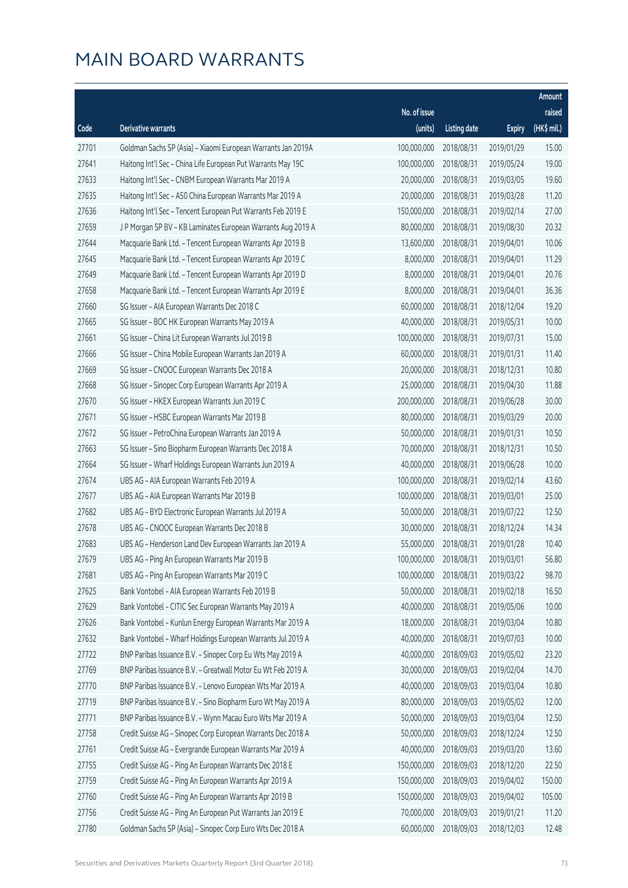# MAIN BOARD WARRANTS

| Code | Derivative warrants | No. of issue (units) | Listing date | Expiry | Amount raised (HK$ mil.) |
|---|---|---|---|---|---|
| 27701 | Goldman Sachs SP (Asia) - Xiaomi European Warrants Jan 2019A | 100,000,000 | 2018/08/31 | 2019/01/29 | 15.00 |
| 27641 | Haitong Int'l Sec - China Life European Put Warrants May 19C | 100,000,000 | 2018/08/31 | 2019/05/24 | 19.00 |
| 27633 | Haitong Int'l Sec - CNBM European Warrants Mar 2019 A | 20,000,000 | 2018/08/31 | 2019/03/05 | 19.60 |
| 27635 | Haitong Int'l Sec - A50 China European Warrants Mar 2019 A | 20,000,000 | 2018/08/31 | 2019/03/28 | 11.20 |
| 27636 | Haitong Int'l Sec - Tencent European Put Warrants Feb 2019 E | 150,000,000 | 2018/08/31 | 2019/02/14 | 27.00 |
| 27659 | J P Morgan SP BV - KB Laminates European Warrants Aug 2019 A | 80,000,000 | 2018/08/31 | 2019/08/30 | 20.32 |
| 27644 | Macquarie Bank Ltd. - Tencent European Warrants Apr 2019 B | 13,600,000 | 2018/08/31 | 2019/04/01 | 10.06 |
| 27645 | Macquarie Bank Ltd. - Tencent European Warrants Apr 2019 C | 8,000,000 | 2018/08/31 | 2019/04/01 | 11.29 |
| 27649 | Macquarie Bank Ltd. - Tencent European Warrants Apr 2019 D | 8,000,000 | 2018/08/31 | 2019/04/01 | 20.76 |
| 27658 | Macquarie Bank Ltd. - Tencent European Warrants Apr 2019 E | 8,000,000 | 2018/08/31 | 2019/04/01 | 36.36 |
| 27660 | SG Issuer - AIA European Warrants Dec 2018 C | 60,000,000 | 2018/08/31 | 2018/12/04 | 19.20 |
| 27665 | SG Issuer - BOC HK European Warrants May 2019 A | 40,000,000 | 2018/08/31 | 2019/05/31 | 10.00 |
| 27661 | SG Issuer - China Lit European Warrants Jul 2019 B | 100,000,000 | 2018/08/31 | 2019/07/31 | 15.00 |
| 27666 | SG Issuer - China Mobile European Warrants Jan 2019 A | 60,000,000 | 2018/08/31 | 2019/01/31 | 11.40 |
| 27669 | SG Issuer - CNOOC European Warrants Dec 2018 A | 20,000,000 | 2018/08/31 | 2018/12/31 | 10.80 |
| 27668 | SG Issuer - Sinopec Corp European Warrants Apr 2019 A | 25,000,000 | 2018/08/31 | 2019/04/30 | 11.88 |
| 27670 | SG Issuer - HKEX European Warrants Jun 2019 C | 200,000,000 | 2018/08/31 | 2019/06/28 | 30.00 |
| 27671 | SG Issuer - HSBC European Warrants Mar 2019 B | 80,000,000 | 2018/08/31 | 2019/03/29 | 20.00 |
| 27672 | SG Issuer - PetroChina European Warrants Jan 2019 A | 50,000,000 | 2018/08/31 | 2019/01/31 | 10.50 |
| 27663 | SG Issuer - Sino Biopharm European Warrants Dec 2018 A | 70,000,000 | 2018/08/31 | 2018/12/31 | 10.50 |
| 27664 | SG Issuer - Wharf Holdings European Warrants Jun 2019 A | 40,000,000 | 2018/08/31 | 2019/06/28 | 10.00 |
| 27674 | UBS AG - AIA European Warrants Feb 2019 A | 100,000,000 | 2018/08/31 | 2019/02/14 | 43.60 |
| 27677 | UBS AG - AIA European Warrants Mar 2019 B | 100,000,000 | 2018/08/31 | 2019/03/01 | 25.00 |
| 27682 | UBS AG - BYD Electronic European Warrants Jul 2019 A | 50,000,000 | 2018/08/31 | 2019/07/22 | 12.50 |
| 27678 | UBS AG - CNOOC European Warrants Dec 2018 B | 30,000,000 | 2018/08/31 | 2018/12/24 | 14.34 |
| 27683 | UBS AG - Henderson Land Dev European Warrants Jan 2019 A | 55,000,000 | 2018/08/31 | 2019/01/28 | 10.40 |
| 27679 | UBS AG - Ping An European Warrants Mar 2019 B | 100,000,000 | 2018/08/31 | 2019/03/01 | 56.80 |
| 27681 | UBS AG - Ping An European Warrants Mar 2019 C | 100,000,000 | 2018/08/31 | 2019/03/22 | 98.70 |
| 27625 | Bank Vontobel - AIA European Warrants Feb 2019 B | 50,000,000 | 2018/08/31 | 2019/02/18 | 16.50 |
| 27629 | Bank Vontobel - CITIC Sec European Warrants May 2019 A | 40,000,000 | 2018/08/31 | 2019/05/06 | 10.00 |
| 27626 | Bank Vontobel - Kunlun Energy European Warrants Mar 2019 A | 18,000,000 | 2018/08/31 | 2019/03/04 | 10.80 |
| 27632 | Bank Vontobel - Wharf Holdings European Warrants Jul 2019 A | 40,000,000 | 2018/08/31 | 2019/07/03 | 10.00 |
| 27722 | BNP Paribas Issuance B.V. - Sinopec Corp Eu Wts May 2019 A | 40,000,000 | 2018/09/03 | 2019/05/02 | 23.20 |
| 27769 | BNP Paribas Issuance B.V. - Greatwall Motor Eu Wt Feb 2019 A | 30,000,000 | 2018/09/03 | 2019/02/04 | 14.70 |
| 27770 | BNP Paribas Issuance B.V. - Lenovo European Wts Mar 2019 A | 40,000,000 | 2018/09/03 | 2019/03/04 | 10.80 |
| 27719 | BNP Paribas Issuance B.V. - Sino Biopharm Euro Wt May 2019 A | 80,000,000 | 2018/09/03 | 2019/05/02 | 12.00 |
| 27771 | BNP Paribas Issuance B.V. - Wynn Macau Euro Wts Mar 2019 A | 50,000,000 | 2018/09/03 | 2019/03/04 | 12.50 |
| 27758 | Credit Suisse AG - Sinopec Corp European Warrants Dec 2018 A | 50,000,000 | 2018/09/03 | 2018/12/24 | 12.50 |
| 27761 | Credit Suisse AG - Evergrande European Warrants Mar 2019 A | 40,000,000 | 2018/09/03 | 2019/03/20 | 13.60 |
| 27755 | Credit Suisse AG - Ping An European Warrants Dec 2018 E | 150,000,000 | 2018/09/03 | 2018/12/20 | 22.50 |
| 27759 | Credit Suisse AG - Ping An European Warrants Apr 2019 A | 150,000,000 | 2018/09/03 | 2019/04/02 | 150.00 |
| 27760 | Credit Suisse AG - Ping An European Warrants Apr 2019 B | 150,000,000 | 2018/09/03 | 2019/04/02 | 105.00 |
| 27756 | Credit Suisse AG - Ping An European Put Warrants Jan 2019 E | 70,000,000 | 2018/09/03 | 2019/01/21 | 11.20 |
| 27780 | Goldman Sachs SP (Asia) - Sinopec Corp Euro Wts Dec 2018 A | 60,000,000 | 2018/09/03 | 2018/12/03 | 12.48 |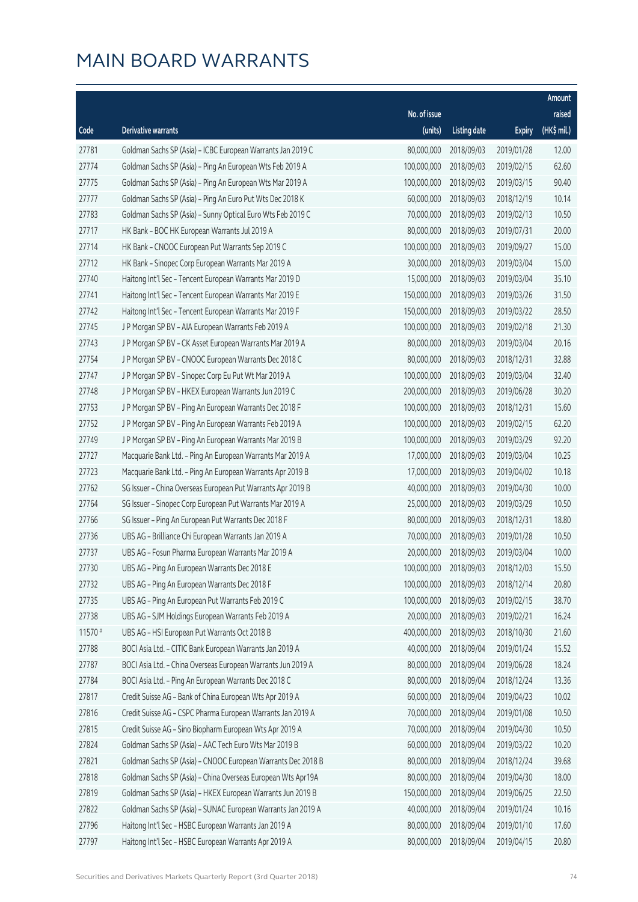# MAIN BOARD WARRANTS

| Code | Derivative warrants | No. of issue (units) | Listing date | Expiry | Amount raised (HK$ mil.) |
|---|---|---|---|---|---|
| 27781 | Goldman Sachs SP (Asia) - ICBC European Warrants Jan 2019 C | 80,000,000 | 2018/09/03 | 2019/01/28 | 12.00 |
| 27774 | Goldman Sachs SP (Asia) - Ping An European Wts Feb 2019 A | 100,000,000 | 2018/09/03 | 2019/02/15 | 62.60 |
| 27775 | Goldman Sachs SP (Asia) - Ping An European Wts Mar 2019 A | 100,000,000 | 2018/09/03 | 2019/03/15 | 90.40 |
| 27777 | Goldman Sachs SP (Asia) - Ping An Euro Put Wts Dec 2018 K | 60,000,000 | 2018/09/03 | 2018/12/19 | 10.14 |
| 27783 | Goldman Sachs SP (Asia) - Sunny Optical Euro Wts Feb 2019 C | 70,000,000 | 2018/09/03 | 2019/02/13 | 10.50 |
| 27717 | HK Bank - BOC HK European Warrants Jul 2019 A | 80,000,000 | 2018/09/03 | 2019/07/31 | 20.00 |
| 27714 | HK Bank - CNOOC European Put Warrants Sep 2019 C | 100,000,000 | 2018/09/03 | 2019/09/27 | 15.00 |
| 27712 | HK Bank - Sinopec Corp European Warrants Mar 2019 A | 30,000,000 | 2018/09/03 | 2019/03/04 | 15.00 |
| 27740 | Haitong Int'l Sec - Tencent European Warrants Mar 2019 D | 15,000,000 | 2018/09/03 | 2019/03/04 | 35.10 |
| 27741 | Haitong Int'l Sec - Tencent European Warrants Mar 2019 E | 150,000,000 | 2018/09/03 | 2019/03/26 | 31.50 |
| 27742 | Haitong Int'l Sec - Tencent European Warrants Mar 2019 F | 150,000,000 | 2018/09/03 | 2019/03/22 | 28.50 |
| 27745 | J P Morgan SP BV - AIA European Warrants Feb 2019 A | 100,000,000 | 2018/09/03 | 2019/02/18 | 21.30 |
| 27743 | J P Morgan SP BV - CK Asset European Warrants Mar 2019 A | 80,000,000 | 2018/09/03 | 2019/03/04 | 20.16 |
| 27754 | J P Morgan SP BV - CNOOC European Warrants Dec 2018 C | 80,000,000 | 2018/09/03 | 2018/12/31 | 32.88 |
| 27747 | J P Morgan SP BV - Sinopec Corp Eu Put Wt Mar 2019 A | 100,000,000 | 2018/09/03 | 2019/03/04 | 32.40 |
| 27748 | J P Morgan SP BV - HKEX European Warrants Jun 2019 C | 200,000,000 | 2018/09/03 | 2019/06/28 | 30.20 |
| 27753 | J P Morgan SP BV - Ping An European Warrants Dec 2018 F | 100,000,000 | 2018/09/03 | 2018/12/31 | 15.60 |
| 27752 | J P Morgan SP BV - Ping An European Warrants Feb 2019 A | 100,000,000 | 2018/09/03 | 2019/02/15 | 62.20 |
| 27749 | J P Morgan SP BV - Ping An European Warrants Mar 2019 B | 100,000,000 | 2018/09/03 | 2019/03/29 | 92.20 |
| 27727 | Macquarie Bank Ltd. - Ping An European Warrants Mar 2019 A | 17,000,000 | 2018/09/03 | 2019/03/04 | 10.25 |
| 27723 | Macquarie Bank Ltd. - Ping An European Warrants Apr 2019 B | 17,000,000 | 2018/09/03 | 2019/04/02 | 10.18 |
| 27762 | SG Issuer - China Overseas European Put Warrants Apr 2019 B | 40,000,000 | 2018/09/03 | 2019/04/30 | 10.00 |
| 27764 | SG Issuer - Sinopec Corp European Put Warrants Mar 2019 A | 25,000,000 | 2018/09/03 | 2019/03/29 | 10.50 |
| 27766 | SG Issuer - Ping An European Put Warrants Dec 2018 F | 80,000,000 | 2018/09/03 | 2018/12/31 | 18.80 |
| 27736 | UBS AG - Brilliance Chi European Warrants Jan 2019 A | 70,000,000 | 2018/09/03 | 2019/01/28 | 10.50 |
| 27737 | UBS AG - Fosun Pharma European Warrants Mar 2019 A | 20,000,000 | 2018/09/03 | 2019/03/04 | 10.00 |
| 27730 | UBS AG - Ping An European Warrants Dec 2018 E | 100,000,000 | 2018/09/03 | 2018/12/03 | 15.50 |
| 27732 | UBS AG - Ping An European Warrants Dec 2018 F | 100,000,000 | 2018/09/03 | 2018/12/14 | 20.80 |
| 27735 | UBS AG - Ping An European Put Warrants Feb 2019 C | 100,000,000 | 2018/09/03 | 2019/02/15 | 38.70 |
| 27738 | UBS AG - SJM Holdings European Warrants Feb 2019 A | 20,000,000 | 2018/09/03 | 2019/02/21 | 16.24 |
| 11570 # | UBS AG - HSI European Put Warrants Oct 2018 B | 400,000,000 | 2018/09/03 | 2018/10/30 | 21.60 |
| 27788 | BOCI Asia Ltd. - CITIC Bank European Warrants Jan 2019 A | 40,000,000 | 2018/09/04 | 2019/01/24 | 15.52 |
| 27787 | BOCI Asia Ltd. - China Overseas European Warrants Jun 2019 A | 80,000,000 | 2018/09/04 | 2019/06/28 | 18.24 |
| 27784 | BOCI Asia Ltd. - Ping An European Warrants Dec 2018 C | 80,000,000 | 2018/09/04 | 2018/12/24 | 13.36 |
| 27817 | Credit Suisse AG - Bank of China European Wts Apr 2019 A | 60,000,000 | 2018/09/04 | 2019/04/23 | 10.02 |
| 27816 | Credit Suisse AG - CSPC Pharma European Warrants Jan 2019 A | 70,000,000 | 2018/09/04 | 2019/01/08 | 10.50 |
| 27815 | Credit Suisse AG - Sino Biopharm European Wts Apr 2019 A | 70,000,000 | 2018/09/04 | 2019/04/30 | 10.50 |
| 27824 | Goldman Sachs SP (Asia) - AAC Tech Euro Wts Mar 2019 B | 60,000,000 | 2018/09/04 | 2019/03/22 | 10.20 |
| 27821 | Goldman Sachs SP (Asia) - CNOOC European Warrants Dec 2018 B | 80,000,000 | 2018/09/04 | 2018/12/24 | 39.68 |
| 27818 | Goldman Sachs SP (Asia) - China Overseas European Wts Apr19A | 80,000,000 | 2018/09/04 | 2019/04/30 | 18.00 |
| 27819 | Goldman Sachs SP (Asia) - HKEX European Warrants Jun 2019 B | 150,000,000 | 2018/09/04 | 2019/06/25 | 22.50 |
| 27822 | Goldman Sachs SP (Asia) - SUNAC European Warrants Jan 2019 A | 40,000,000 | 2018/09/04 | 2019/01/24 | 10.16 |
| 27796 | Haitong Int'l Sec - HSBC European Warrants Jan 2019 A | 80,000,000 | 2018/09/04 | 2019/01/10 | 17.60 |
| 27797 | Haitong Int'l Sec - HSBC European Warrants Apr 2019 A | 80,000,000 | 2018/09/04 | 2019/04/15 | 20.80 |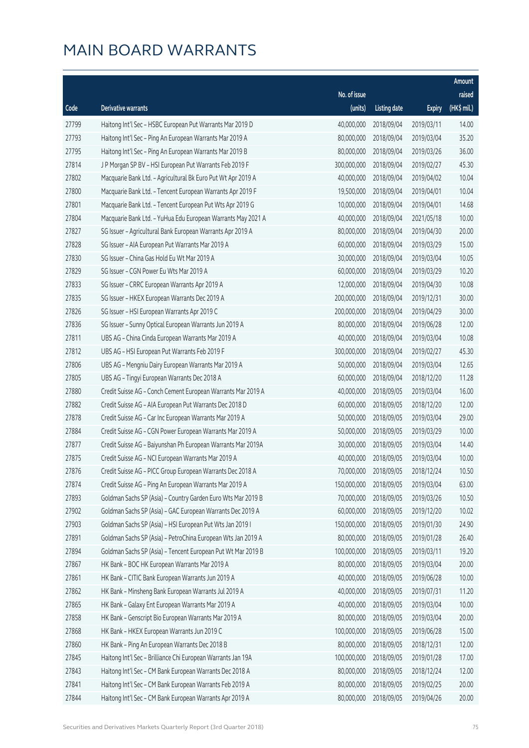# MAIN BOARD WARRANTS

| Code | Derivative warrants | No. of issue (units) | Listing date | Expiry | Amount raised (HK$ mil.) |
|---|---|---|---|---|---|
| 27799 | Haitong Int'l Sec - HSBC European Put Warrants Mar 2019 D | 40,000,000 | 2018/09/04 | 2019/03/11 | 14.00 |
| 27793 | Haitong Int'l Sec - Ping An European Warrants Mar 2019 A | 80,000,000 | 2018/09/04 | 2019/03/04 | 35.20 |
| 27795 | Haitong Int'l Sec - Ping An European Warrants Mar 2019 B | 80,000,000 | 2018/09/04 | 2019/03/26 | 36.00 |
| 27814 | J P Morgan SP BV - HSI European Put Warrants Feb 2019 F | 300,000,000 | 2018/09/04 | 2019/02/27 | 45.30 |
| 27802 | Macquarie Bank Ltd. - Agricultural Bk Euro Put Wt Apr 2019 A | 40,000,000 | 2018/09/04 | 2019/04/02 | 10.04 |
| 27800 | Macquarie Bank Ltd. - Tencent European Warrants Apr 2019 F | 19,500,000 | 2018/09/04 | 2019/04/01 | 10.04 |
| 27801 | Macquarie Bank Ltd. - Tencent European Put Wts Apr 2019 G | 10,000,000 | 2018/09/04 | 2019/04/01 | 14.68 |
| 27804 | Macquarie Bank Ltd. - YuHua Edu European Warrants May 2021 A | 40,000,000 | 2018/09/04 | 2021/05/18 | 10.00 |
| 27827 | SG Issuer - Agricultural Bank European Warrants Apr 2019 A | 80,000,000 | 2018/09/04 | 2019/04/30 | 20.00 |
| 27828 | SG Issuer - AIA European Put Warrants Mar 2019 A | 60,000,000 | 2018/09/04 | 2019/03/29 | 15.00 |
| 27830 | SG Issuer - China Gas Hold Eu Wt Mar 2019 A | 30,000,000 | 2018/09/04 | 2019/03/04 | 10.05 |
| 27829 | SG Issuer - CGN Power Eu Wts Mar 2019 A | 60,000,000 | 2018/09/04 | 2019/03/29 | 10.20 |
| 27833 | SG Issuer - CRRC European Warrants Apr 2019 A | 12,000,000 | 2018/09/04 | 2019/04/30 | 10.08 |
| 27835 | SG Issuer - HKEX European Warrants Dec 2019 A | 200,000,000 | 2018/09/04 | 2019/12/31 | 30.00 |
| 27826 | SG Issuer - HSI European Warrants Apr 2019 C | 200,000,000 | 2018/09/04 | 2019/04/29 | 30.00 |
| 27836 | SG Issuer - Sunny Optical European Warrants Jun 2019 A | 80,000,000 | 2018/09/04 | 2019/06/28 | 12.00 |
| 27811 | UBS AG - China Cinda European Warrants Mar 2019 A | 40,000,000 | 2018/09/04 | 2019/03/04 | 10.08 |
| 27812 | UBS AG - HSI European Put Warrants Feb 2019 F | 300,000,000 | 2018/09/04 | 2019/02/27 | 45.30 |
| 27806 | UBS AG - Mengniu Dairy European Warrants Mar 2019 A | 50,000,000 | 2018/09/04 | 2019/03/04 | 12.65 |
| 27805 | UBS AG - Tingyi European Warrants Dec 2018 A | 60,000,000 | 2018/09/04 | 2018/12/20 | 11.28 |
| 27880 | Credit Suisse AG - Conch Cement European Warrants Mar 2019 A | 40,000,000 | 2018/09/05 | 2019/03/04 | 16.00 |
| 27882 | Credit Suisse AG - AIA European Put Warrants Dec 2018 D | 60,000,000 | 2018/09/05 | 2018/12/20 | 12.00 |
| 27878 | Credit Suisse AG - Car Inc European Warrants Mar 2019 A | 50,000,000 | 2018/09/05 | 2019/03/04 | 29.00 |
| 27884 | Credit Suisse AG - CGN Power European Warrants Mar 2019 A | 50,000,000 | 2018/09/05 | 2019/03/29 | 10.00 |
| 27877 | Credit Suisse AG - Baiyunshan Ph European Warrants Mar 2019A | 30,000,000 | 2018/09/05 | 2019/03/04 | 14.40 |
| 27875 | Credit Suisse AG - NCI European Warrants Mar 2019 A | 40,000,000 | 2018/09/05 | 2019/03/04 | 10.00 |
| 27876 | Credit Suisse AG - PICC Group European Warrants Dec 2018 A | 70,000,000 | 2018/09/05 | 2018/12/24 | 10.50 |
| 27874 | Credit Suisse AG - Ping An European Warrants Mar 2019 A | 150,000,000 | 2018/09/05 | 2019/03/04 | 63.00 |
| 27893 | Goldman Sachs SP (Asia) - Country Garden Euro Wts Mar 2019 B | 70,000,000 | 2018/09/05 | 2019/03/26 | 10.50 |
| 27902 | Goldman Sachs SP (Asia) - GAC European Warrants Dec 2019 A | 60,000,000 | 2018/09/05 | 2019/12/20 | 10.02 |
| 27903 | Goldman Sachs SP (Asia) - HSI European Put Wts Jan 2019 I | 150,000,000 | 2018/09/05 | 2019/01/30 | 24.90 |
| 27891 | Goldman Sachs SP (Asia) - PetroChina European Wts Jan 2019 A | 80,000,000 | 2018/09/05 | 2019/01/28 | 26.40 |
| 27894 | Goldman Sachs SP (Asia) - Tencent European Put Wt Mar 2019 B | 100,000,000 | 2018/09/05 | 2019/03/11 | 19.20 |
| 27867 | HK Bank - BOC HK European Warrants Mar 2019 A | 80,000,000 | 2018/09/05 | 2019/03/04 | 20.00 |
| 27861 | HK Bank - CITIC Bank European Warrants Jun 2019 A | 40,000,000 | 2018/09/05 | 2019/06/28 | 10.00 |
| 27862 | HK Bank - Minsheng Bank European Warrants Jul 2019 A | 40,000,000 | 2018/09/05 | 2019/07/31 | 11.20 |
| 27865 | HK Bank - Galaxy Ent European Warrants Mar 2019 A | 40,000,000 | 2018/09/05 | 2019/03/04 | 10.00 |
| 27858 | HK Bank - Genscript Bio European Warrants Mar 2019 A | 80,000,000 | 2018/09/05 | 2019/03/04 | 20.00 |
| 27868 | HK Bank - HKEX European Warrants Jun 2019 C | 100,000,000 | 2018/09/05 | 2019/06/28 | 15.00 |
| 27860 | HK Bank - Ping An European Warrants Dec 2018 B | 80,000,000 | 2018/09/05 | 2018/12/31 | 12.00 |
| 27845 | Haitong Int'l Sec - Brilliance Chi European Warrants Jan 19A | 100,000,000 | 2018/09/05 | 2019/01/28 | 17.00 |
| 27843 | Haitong Int'l Sec - CM Bank European Warrants Dec 2018 A | 80,000,000 | 2018/09/05 | 2018/12/24 | 12.00 |
| 27841 | Haitong Int'l Sec - CM Bank European Warrants Feb 2019 A | 80,000,000 | 2018/09/05 | 2019/02/25 | 20.00 |
| 27844 | Haitong Int'l Sec - CM Bank European Warrants Apr 2019 A | 80,000,000 | 2018/09/05 | 2019/04/26 | 20.00 |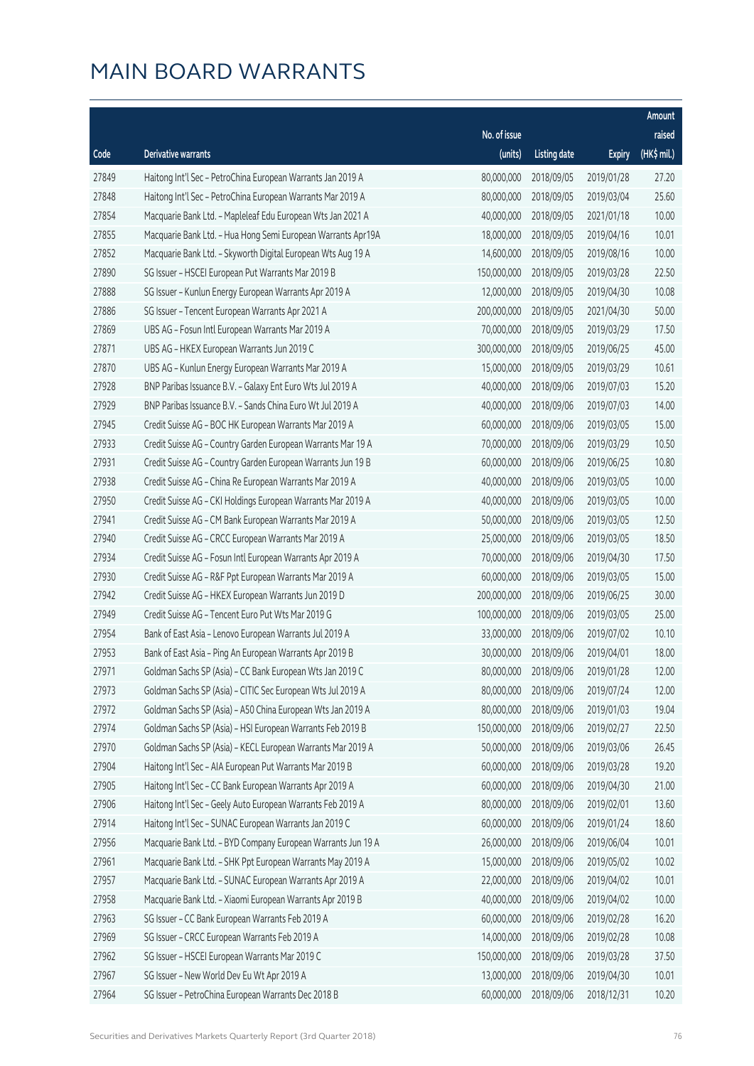# MAIN BOARD WARRANTS

| Code | Derivative warrants | No. of issue (units) | Listing date | Expiry | Amount raised (HK$ mil.) |
|---|---|---|---|---|---|
| 27849 | Haitong Int'l Sec - PetroChina European Warrants Jan 2019 A | 80,000,000 | 2018/09/05 | 2019/01/28 | 27.20 |
| 27848 | Haitong Int'l Sec - PetroChina European Warrants Mar 2019 A | 80,000,000 | 2018/09/05 | 2019/03/04 | 25.60 |
| 27854 | Macquarie Bank Ltd. - Mapleleaf Edu European Wts Jan 2021 A | 40,000,000 | 2018/09/05 | 2021/01/18 | 10.00 |
| 27855 | Macquarie Bank Ltd. - Hua Hong Semi European Warrants Apr19A | 18,000,000 | 2018/09/05 | 2019/04/16 | 10.01 |
| 27852 | Macquarie Bank Ltd. - Skyworth Digital European Wts Aug 19 A | 14,600,000 | 2018/09/05 | 2019/08/16 | 10.00 |
| 27890 | SG Issuer - HSCEI European Put Warrants Mar 2019 B | 150,000,000 | 2018/09/05 | 2019/03/28 | 22.50 |
| 27888 | SG Issuer - Kunlun Energy European Warrants Apr 2019 A | 12,000,000 | 2018/09/05 | 2019/04/30 | 10.08 |
| 27886 | SG Issuer - Tencent European Warrants Apr 2021 A | 200,000,000 | 2018/09/05 | 2021/04/30 | 50.00 |
| 27869 | UBS AG - Fosun Intl European Warrants Mar 2019 A | 70,000,000 | 2018/09/05 | 2019/03/29 | 17.50 |
| 27871 | UBS AG - HKEX European Warrants Jun 2019 C | 300,000,000 | 2018/09/05 | 2019/06/25 | 45.00 |
| 27870 | UBS AG - Kunlun Energy European Warrants Mar 2019 A | 15,000,000 | 2018/09/05 | 2019/03/29 | 10.61 |
| 27928 | BNP Paribas Issuance B.V. - Galaxy Ent Euro Wts Jul 2019 A | 40,000,000 | 2018/09/06 | 2019/07/03 | 15.20 |
| 27929 | BNP Paribas Issuance B.V. - Sands China Euro Wt Jul 2019 A | 40,000,000 | 2018/09/06 | 2019/07/03 | 14.00 |
| 27945 | Credit Suisse AG - BOC HK European Warrants Mar 2019 A | 60,000,000 | 2018/09/06 | 2019/03/05 | 15.00 |
| 27933 | Credit Suisse AG - Country Garden European Warrants Mar 19 A | 70,000,000 | 2018/09/06 | 2019/03/29 | 10.50 |
| 27931 | Credit Suisse AG - Country Garden European Warrants Jun 19 B | 60,000,000 | 2018/09/06 | 2019/06/25 | 10.80 |
| 27938 | Credit Suisse AG - China Re European Warrants Mar 2019 A | 40,000,000 | 2018/09/06 | 2019/03/05 | 10.00 |
| 27950 | Credit Suisse AG - CKI Holdings European Warrants Mar 2019 A | 40,000,000 | 2018/09/06 | 2019/03/05 | 10.00 |
| 27941 | Credit Suisse AG - CM Bank European Warrants Mar 2019 A | 50,000,000 | 2018/09/06 | 2019/03/05 | 12.50 |
| 27940 | Credit Suisse AG - CRCC European Warrants Mar 2019 A | 25,000,000 | 2018/09/06 | 2019/03/05 | 18.50 |
| 27934 | Credit Suisse AG - Fosun Intl European Warrants Apr 2019 A | 70,000,000 | 2018/09/06 | 2019/04/30 | 17.50 |
| 27930 | Credit Suisse AG - R&F Ppt European Warrants Mar 2019 A | 60,000,000 | 2018/09/06 | 2019/03/05 | 15.00 |
| 27942 | Credit Suisse AG - HKEX European Warrants Jun 2019 D | 200,000,000 | 2018/09/06 | 2019/06/25 | 30.00 |
| 27949 | Credit Suisse AG - Tencent Euro Put Wts Mar 2019 G | 100,000,000 | 2018/09/06 | 2019/03/05 | 25.00 |
| 27954 | Bank of East Asia - Lenovo European Warrants Jul 2019 A | 33,000,000 | 2018/09/06 | 2019/07/02 | 10.10 |
| 27953 | Bank of East Asia - Ping An European Warrants Apr 2019 B | 30,000,000 | 2018/09/06 | 2019/04/01 | 18.00 |
| 27971 | Goldman Sachs SP (Asia) - CC Bank European Wts Jan 2019 C | 80,000,000 | 2018/09/06 | 2019/01/28 | 12.00 |
| 27973 | Goldman Sachs SP (Asia) - CITIC Sec European Wts Jul 2019 A | 80,000,000 | 2018/09/06 | 2019/07/24 | 12.00 |
| 27972 | Goldman Sachs SP (Asia) - A50 China European Wts Jan 2019 A | 80,000,000 | 2018/09/06 | 2019/01/03 | 19.04 |
| 27974 | Goldman Sachs SP (Asia) - HSI European Warrants Feb 2019 B | 150,000,000 | 2018/09/06 | 2019/02/27 | 22.50 |
| 27970 | Goldman Sachs SP (Asia) - KECL European Warrants Mar 2019 A | 50,000,000 | 2018/09/06 | 2019/03/06 | 26.45 |
| 27904 | Haitong Int'l Sec - AIA European Put Warrants Mar 2019 B | 60,000,000 | 2018/09/06 | 2019/03/28 | 19.20 |
| 27905 | Haitong Int'l Sec - CC Bank European Warrants Apr 2019 A | 60,000,000 | 2018/09/06 | 2019/04/30 | 21.00 |
| 27906 | Haitong Int'l Sec - Geely Auto European Warrants Feb 2019 A | 80,000,000 | 2018/09/06 | 2019/02/01 | 13.60 |
| 27914 | Haitong Int'l Sec - SUNAC European Warrants Jan 2019 C | 60,000,000 | 2018/09/06 | 2019/01/24 | 18.60 |
| 27956 | Macquarie Bank Ltd. - BYD Company European Warrants Jun 19 A | 26,000,000 | 2018/09/06 | 2019/06/04 | 10.01 |
| 27961 | Macquarie Bank Ltd. - SHK Ppt European Warrants May 2019 A | 15,000,000 | 2018/09/06 | 2019/05/02 | 10.02 |
| 27957 | Macquarie Bank Ltd. - SUNAC European Warrants Apr 2019 A | 22,000,000 | 2018/09/06 | 2019/04/02 | 10.01 |
| 27958 | Macquarie Bank Ltd. - Xiaomi European Warrants Apr 2019 B | 40,000,000 | 2018/09/06 | 2019/04/02 | 10.00 |
| 27963 | SG Issuer - CC Bank European Warrants Feb 2019 A | 60,000,000 | 2018/09/06 | 2019/02/28 | 16.20 |
| 27969 | SG Issuer - CRCC European Warrants Feb 2019 A | 14,000,000 | 2018/09/06 | 2019/02/28 | 10.08 |
| 27962 | SG Issuer - HSCEI European Warrants Mar 2019 C | 150,000,000 | 2018/09/06 | 2019/03/28 | 37.50 |
| 27967 | SG Issuer - New World Dev Eu Wt Apr 2019 A | 13,000,000 | 2018/09/06 | 2019/04/30 | 10.01 |
| 27964 | SG Issuer - PetroChina European Warrants Dec 2018 B | 60,000,000 | 2018/09/06 | 2018/12/31 | 10.20 |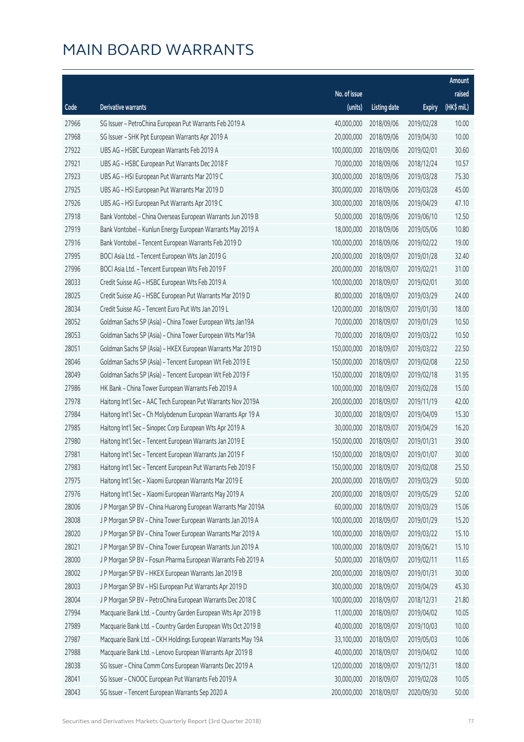# MAIN BOARD WARRANTS

| Code | Derivative warrants | No. of issue (units) | Listing date | Expiry | Amount raised (HK$ mil.) |
|---|---|---|---|---|---|
| 27966 | SG Issuer - PetroChina European Put Warrants Feb 2019 A | 40,000,000 | 2018/09/06 | 2019/02/28 | 10.00 |
| 27968 | SG Issuer - SHK Ppt European Warrants Apr 2019 A | 20,000,000 | 2018/09/06 | 2019/04/30 | 10.00 |
| 27922 | UBS AG - HSBC European Warrants Feb 2019 A | 100,000,000 | 2018/09/06 | 2019/02/01 | 30.60 |
| 27921 | UBS AG - HSBC European Put Warrants Dec 2018 F | 70,000,000 | 2018/09/06 | 2018/12/24 | 10.57 |
| 27923 | UBS AG - HSI European Put Warrants Mar 2019 C | 300,000,000 | 2018/09/06 | 2019/03/28 | 75.30 |
| 27925 | UBS AG - HSI European Put Warrants Mar 2019 D | 300,000,000 | 2018/09/06 | 2019/03/28 | 45.00 |
| 27926 | UBS AG - HSI European Put Warrants Apr 2019 C | 300,000,000 | 2018/09/06 | 2019/04/29 | 47.10 |
| 27918 | Bank Vontobel - China Overseas European Warrants Jun 2019 B | 50,000,000 | 2018/09/06 | 2019/06/10 | 12.50 |
| 27919 | Bank Vontobel - Kunlun Energy European Warrants May 2019 A | 18,000,000 | 2018/09/06 | 2019/05/06 | 10.80 |
| 27916 | Bank Vontobel - Tencent European Warrants Feb 2019 D | 100,000,000 | 2018/09/06 | 2019/02/22 | 19.00 |
| 27995 | BOCI Asia Ltd. - Tencent European Wts Jan 2019 G | 200,000,000 | 2018/09/07 | 2019/01/28 | 32.40 |
| 27996 | BOCI Asia Ltd. - Tencent European Wts Feb 2019 F | 200,000,000 | 2018/09/07 | 2019/02/21 | 31.00 |
| 28033 | Credit Suisse AG - HSBC European Wts Feb 2019 A | 100,000,000 | 2018/09/07 | 2019/02/01 | 30.00 |
| 28025 | Credit Suisse AG - HSBC European Put Warrants Mar 2019 D | 80,000,000 | 2018/09/07 | 2019/03/29 | 24.00 |
| 28034 | Credit Suisse AG - Tencent Euro Put Wts Jan 2019 L | 120,000,000 | 2018/09/07 | 2019/01/30 | 18.00 |
| 28052 | Goldman Sachs SP (Asia) - China Tower European Wts Jan19A | 70,000,000 | 2018/09/07 | 2019/01/29 | 10.50 |
| 28053 | Goldman Sachs SP (Asia) - China Tower European Wts Mar19A | 70,000,000 | 2018/09/07 | 2019/03/22 | 10.50 |
| 28051 | Goldman Sachs SP (Asia) - HKEX European Warrants Mar 2019 D | 150,000,000 | 2018/09/07 | 2019/03/22 | 22.50 |
| 28046 | Goldman Sachs SP (Asia) - Tencent European Wt Feb 2019 E | 150,000,000 | 2018/09/07 | 2019/02/08 | 22.50 |
| 28049 | Goldman Sachs SP (Asia) - Tencent European Wt Feb 2019 F | 150,000,000 | 2018/09/07 | 2019/02/18 | 31.95 |
| 27986 | HK Bank - China Tower European Warrants Feb 2019 A | 100,000,000 | 2018/09/07 | 2019/02/28 | 15.00 |
| 27978 | Haitong Int'l Sec - AAC Tech European Put Warrants Nov 2019A | 200,000,000 | 2018/09/07 | 2019/11/19 | 42.00 |
| 27984 | Haitong Int'l Sec - Ch Molybdenum European Warrants Apr 19 A | 30,000,000 | 2018/09/07 | 2019/04/09 | 15.30 |
| 27985 | Haitong Int'l Sec - Sinopec Corp European Wts Apr 2019 A | 30,000,000 | 2018/09/07 | 2019/04/29 | 16.20 |
| 27980 | Haitong Int'l Sec - Tencent European Warrants Jan 2019 E | 150,000,000 | 2018/09/07 | 2019/01/31 | 39.00 |
| 27981 | Haitong Int'l Sec - Tencent European Warrants Jan 2019 F | 150,000,000 | 2018/09/07 | 2019/01/07 | 30.00 |
| 27983 | Haitong Int'l Sec - Tencent European Put Warrants Feb 2019 F | 150,000,000 | 2018/09/07 | 2019/02/08 | 25.50 |
| 27975 | Haitong Int'l Sec - Xiaomi European Warrants Mar 2019 E | 200,000,000 | 2018/09/07 | 2019/03/29 | 50.00 |
| 27976 | Haitong Int'l Sec - Xiaomi European Warrants May 2019 A | 200,000,000 | 2018/09/07 | 2019/05/29 | 52.00 |
| 28006 | J P Morgan SP BV - China Huarong European Warrants Mar 2019A | 60,000,000 | 2018/09/07 | 2019/03/29 | 15.06 |
| 28008 | J P Morgan SP BV - China Tower European Warrants Jan 2019 A | 100,000,000 | 2018/09/07 | 2019/01/29 | 15.20 |
| 28020 | J P Morgan SP BV - China Tower European Warrants Mar 2019 A | 100,000,000 | 2018/09/07 | 2019/03/22 | 15.10 |
| 28021 | J P Morgan SP BV - China Tower European Warrants Jun 2019 A | 100,000,000 | 2018/09/07 | 2019/06/21 | 15.10 |
| 28000 | J P Morgan SP BV - Fosun Pharma European Warrants Feb 2019 A | 50,000,000 | 2018/09/07 | 2019/02/11 | 11.65 |
| 28002 | J P Morgan SP BV - HKEX European Warrants Jan 2019 B | 200,000,000 | 2018/09/07 | 2019/01/31 | 30.00 |
| 28003 | J P Morgan SP BV - HSI European Put Warrants Apr 2019 D | 300,000,000 | 2018/09/07 | 2019/04/29 | 45.30 |
| 28004 | J P Morgan SP BV - PetroChina European Warrants Dec 2018 C | 100,000,000 | 2018/09/07 | 2018/12/31 | 21.80 |
| 27994 | Macquarie Bank Ltd. - Country Garden European Wts Apr 2019 B | 11,000,000 | 2018/09/07 | 2019/04/02 | 10.05 |
| 27989 | Macquarie Bank Ltd. - Country Garden European Wts Oct 2019 B | 40,000,000 | 2018/09/07 | 2019/10/03 | 10.00 |
| 27987 | Macquarie Bank Ltd. - CKH Holdings European Warrants May 19A | 33,100,000 | 2018/09/07 | 2019/05/03 | 10.06 |
| 27988 | Macquarie Bank Ltd. - Lenovo European Warrants Apr 2019 B | 40,000,000 | 2018/09/07 | 2019/04/02 | 10.00 |
| 28038 | SG Issuer - China Comm Cons European Warrants Dec 2019 A | 120,000,000 | 2018/09/07 | 2019/12/31 | 18.00 |
| 28041 | SG Issuer - CNOOC European Put Warrants Feb 2019 A | 30,000,000 | 2018/09/07 | 2019/02/28 | 10.05 |
| 28043 | SG Issuer - Tencent European Warrants Sep 2020 A | 200,000,000 | 2018/09/07 | 2020/09/30 | 50.00 |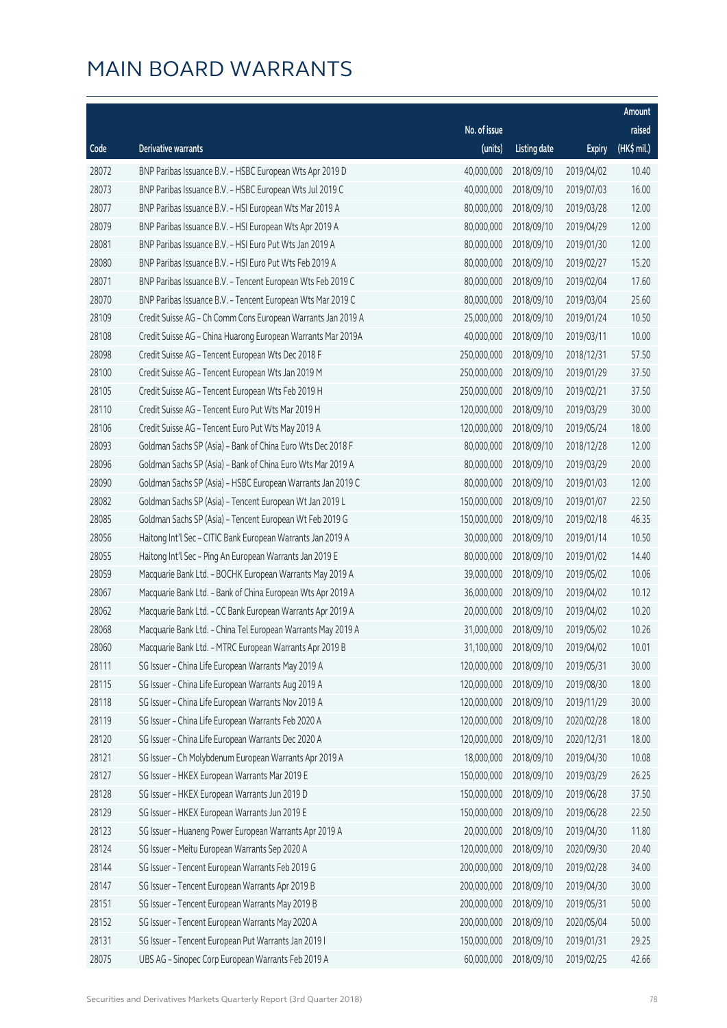# MAIN BOARD WARRANTS

| Code | Derivative warrants | No. of issue (units) | Listing date | Expiry | Amount raised (HK$ mil.) |
|---|---|---|---|---|---|
| 28072 | BNP Paribas Issuance B.V. - HSBC European Wts Apr 2019 D | 40,000,000 | 2018/09/10 | 2019/04/02 | 10.40 |
| 28073 | BNP Paribas Issuance B.V. - HSBC European Wts Jul 2019 C | 40,000,000 | 2018/09/10 | 2019/07/03 | 16.00 |
| 28077 | BNP Paribas Issuance B.V. - HSI European Wts Mar 2019 A | 80,000,000 | 2018/09/10 | 2019/03/28 | 12.00 |
| 28079 | BNP Paribas Issuance B.V. - HSI European Wts Apr 2019 A | 80,000,000 | 2018/09/10 | 2019/04/29 | 12.00 |
| 28081 | BNP Paribas Issuance B.V. - HSI Euro Put Wts Jan 2019 A | 80,000,000 | 2018/09/10 | 2019/01/30 | 12.00 |
| 28080 | BNP Paribas Issuance B.V. - HSI Euro Put Wts Feb 2019 A | 80,000,000 | 2018/09/10 | 2019/02/27 | 15.20 |
| 28071 | BNP Paribas Issuance B.V. - Tencent European Wts Feb 2019 C | 80,000,000 | 2018/09/10 | 2019/02/04 | 17.60 |
| 28070 | BNP Paribas Issuance B.V. - Tencent European Wts Mar 2019 C | 80,000,000 | 2018/09/10 | 2019/03/04 | 25.60 |
| 28109 | Credit Suisse AG - Ch Comm Cons European Warrants Jan 2019 A | 25,000,000 | 2018/09/10 | 2019/01/24 | 10.50 |
| 28108 | Credit Suisse AG - China Huarong European Warrants Mar 2019A | 40,000,000 | 2018/09/10 | 2019/03/11 | 10.00 |
| 28098 | Credit Suisse AG - Tencent European Wts Dec 2018 F | 250,000,000 | 2018/09/10 | 2018/12/31 | 57.50 |
| 28100 | Credit Suisse AG - Tencent European Wts Jan 2019 M | 250,000,000 | 2018/09/10 | 2019/01/29 | 37.50 |
| 28105 | Credit Suisse AG - Tencent European Wts Feb 2019 H | 250,000,000 | 2018/09/10 | 2019/02/21 | 37.50 |
| 28110 | Credit Suisse AG - Tencent Euro Put Wts Mar 2019 H | 120,000,000 | 2018/09/10 | 2019/03/29 | 30.00 |
| 28106 | Credit Suisse AG - Tencent Euro Put Wts May 2019 A | 120,000,000 | 2018/09/10 | 2019/05/24 | 18.00 |
| 28093 | Goldman Sachs SP (Asia) - Bank of China Euro Wts Dec 2018 F | 80,000,000 | 2018/09/10 | 2018/12/28 | 12.00 |
| 28096 | Goldman Sachs SP (Asia) - Bank of China Euro Wts Mar 2019 A | 80,000,000 | 2018/09/10 | 2019/03/29 | 20.00 |
| 28090 | Goldman Sachs SP (Asia) - HSBC European Warrants Jan 2019 C | 80,000,000 | 2018/09/10 | 2019/01/03 | 12.00 |
| 28082 | Goldman Sachs SP (Asia) - Tencent European Wt Jan 2019 L | 150,000,000 | 2018/09/10 | 2019/01/07 | 22.50 |
| 28085 | Goldman Sachs SP (Asia) - Tencent European Wt Feb 2019 G | 150,000,000 | 2018/09/10 | 2019/02/18 | 46.35 |
| 28056 | Haitong Int'l Sec - CITIC Bank European Warrants Jan 2019 A | 30,000,000 | 2018/09/10 | 2019/01/14 | 10.50 |
| 28055 | Haitong Int'l Sec - Ping An European Warrants Jan 2019 E | 80,000,000 | 2018/09/10 | 2019/01/02 | 14.40 |
| 28059 | Macquarie Bank Ltd. - BOCHK European Warrants May 2019 A | 39,000,000 | 2018/09/10 | 2019/05/02 | 10.06 |
| 28067 | Macquarie Bank Ltd. - Bank of China European Wts Apr 2019 A | 36,000,000 | 2018/09/10 | 2019/04/02 | 10.12 |
| 28062 | Macquarie Bank Ltd. - CC Bank European Warrants Apr 2019 A | 20,000,000 | 2018/09/10 | 2019/04/02 | 10.20 |
| 28068 | Macquarie Bank Ltd. - China Tel European Warrants May 2019 A | 31,000,000 | 2018/09/10 | 2019/05/02 | 10.26 |
| 28060 | Macquarie Bank Ltd. - MTRC European Warrants Apr 2019 B | 31,100,000 | 2018/09/10 | 2019/04/02 | 10.01 |
| 28111 | SG Issuer - China Life European Warrants May 2019 A | 120,000,000 | 2018/09/10 | 2019/05/31 | 30.00 |
| 28115 | SG Issuer - China Life European Warrants Aug 2019 A | 120,000,000 | 2018/09/10 | 2019/08/30 | 18.00 |
| 28118 | SG Issuer - China Life European Warrants Nov 2019 A | 120,000,000 | 2018/09/10 | 2019/11/29 | 30.00 |
| 28119 | SG Issuer - China Life European Warrants Feb 2020 A | 120,000,000 | 2018/09/10 | 2020/02/28 | 18.00 |
| 28120 | SG Issuer - China Life European Warrants Dec 2020 A | 120,000,000 | 2018/09/10 | 2020/12/31 | 18.00 |
| 28121 | SG Issuer - Ch Molybdenum European Warrants Apr 2019 A | 18,000,000 | 2018/09/10 | 2019/04/30 | 10.08 |
| 28127 | SG Issuer - HKEX European Warrants Mar 2019 E | 150,000,000 | 2018/09/10 | 2019/03/29 | 26.25 |
| 28128 | SG Issuer - HKEX European Warrants Jun 2019 D | 150,000,000 | 2018/09/10 | 2019/06/28 | 37.50 |
| 28129 | SG Issuer - HKEX European Warrants Jun 2019 E | 150,000,000 | 2018/09/10 | 2019/06/28 | 22.50 |
| 28123 | SG Issuer - Huaneng Power European Warrants Apr 2019 A | 20,000,000 | 2018/09/10 | 2019/04/30 | 11.80 |
| 28124 | SG Issuer - Meitu European Warrants Sep 2020 A | 120,000,000 | 2018/09/10 | 2020/09/30 | 20.40 |
| 28144 | SG Issuer - Tencent European Warrants Feb 2019 G | 200,000,000 | 2018/09/10 | 2019/02/28 | 34.00 |
| 28147 | SG Issuer - Tencent European Warrants Apr 2019 B | 200,000,000 | 2018/09/10 | 2019/04/30 | 30.00 |
| 28151 | SG Issuer - Tencent European Warrants May 2019 B | 200,000,000 | 2018/09/10 | 2019/05/31 | 50.00 |
| 28152 | SG Issuer - Tencent European Warrants May 2020 A | 200,000,000 | 2018/09/10 | 2020/05/04 | 50.00 |
| 28131 | SG Issuer - Tencent European Put Warrants Jan 2019 I | 150,000,000 | 2018/09/10 | 2019/01/31 | 29.25 |
| 28075 | UBS AG - Sinopec Corp European Warrants Feb 2019 A | 60,000,000 | 2018/09/10 | 2019/02/25 | 42.66 |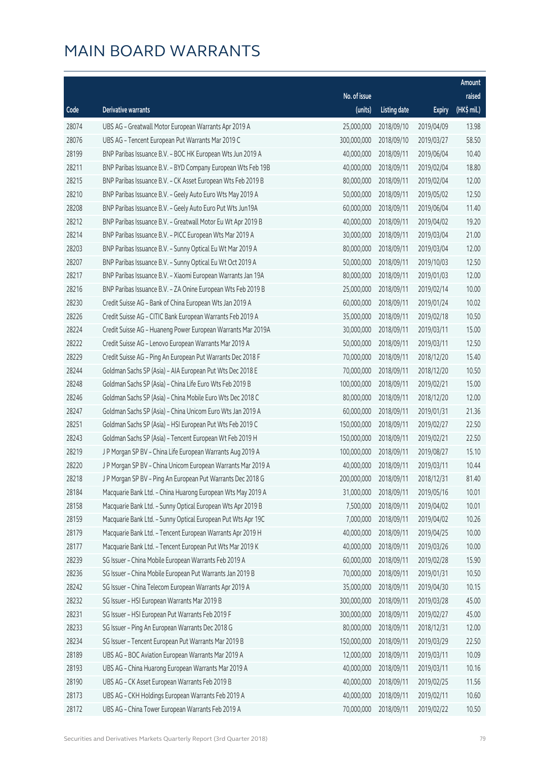# MAIN BOARD WARRANTS

| Code | Derivative warrants | No. of issue (units) | Listing date | Expiry | Amount raised (HK$ mil.) |
|---|---|---|---|---|---|
| 28074 | UBS AG - Greatwall Motor European Warrants Apr 2019 A | 25,000,000 | 2018/09/10 | 2019/04/09 | 13.98 |
| 28076 | UBS AG - Tencent European Put Warrants Mar 2019 C | 300,000,000 | 2018/09/10 | 2019/03/27 | 58.50 |
| 28199 | BNP Paribas Issuance B.V. - BOC HK European Wts Jun 2019 A | 40,000,000 | 2018/09/11 | 2019/06/04 | 10.40 |
| 28211 | BNP Paribas Issuance B.V. - BYD Company European Wts Feb 19B | 40,000,000 | 2018/09/11 | 2019/02/04 | 18.80 |
| 28215 | BNP Paribas Issuance B.V. - CK Asset European Wts Feb 2019 B | 80,000,000 | 2018/09/11 | 2019/02/04 | 12.00 |
| 28210 | BNP Paribas Issuance B.V. - Geely Auto Euro Wts May 2019 A | 50,000,000 | 2018/09/11 | 2019/05/02 | 12.50 |
| 28208 | BNP Paribas Issuance B.V. - Geely Auto Euro Put Wts Jun19A | 60,000,000 | 2018/09/11 | 2019/06/04 | 11.40 |
| 28212 | BNP Paribas Issuance B.V. - Greatwall Motor Eu Wt Apr 2019 B | 40,000,000 | 2018/09/11 | 2019/04/02 | 19.20 |
| 28214 | BNP Paribas Issuance B.V. - PICC European Wts Mar 2019 A | 30,000,000 | 2018/09/11 | 2019/03/04 | 21.00 |
| 28203 | BNP Paribas Issuance B.V. - Sunny Optical Eu Wt Mar 2019 A | 80,000,000 | 2018/09/11 | 2019/03/04 | 12.00 |
| 28207 | BNP Paribas Issuance B.V. - Sunny Optical Eu Wt Oct 2019 A | 50,000,000 | 2018/09/11 | 2019/10/03 | 12.50 |
| 28217 | BNP Paribas Issuance B.V. - Xiaomi European Warrants Jan 19A | 80,000,000 | 2018/09/11 | 2019/01/03 | 12.00 |
| 28216 | BNP Paribas Issuance B.V. - ZA Onine European Wts Feb 2019 B | 25,000,000 | 2018/09/11 | 2019/02/14 | 10.00 |
| 28230 | Credit Suisse AG - Bank of China European Wts Jan 2019 A | 60,000,000 | 2018/09/11 | 2019/01/24 | 10.02 |
| 28226 | Credit Suisse AG - CITIC Bank European Warrants Feb 2019 A | 35,000,000 | 2018/09/11 | 2019/02/18 | 10.50 |
| 28224 | Credit Suisse AG - Huaneng Power European Warrants Mar 2019A | 30,000,000 | 2018/09/11 | 2019/03/11 | 15.00 |
| 28222 | Credit Suisse AG - Lenovo European Warrants Mar 2019 A | 50,000,000 | 2018/09/11 | 2019/03/11 | 12.50 |
| 28229 | Credit Suisse AG - Ping An European Put Warrants Dec 2018 F | 70,000,000 | 2018/09/11 | 2018/12/20 | 15.40 |
| 28244 | Goldman Sachs SP (Asia) - AIA European Put Wts Dec 2018 E | 70,000,000 | 2018/09/11 | 2018/12/20 | 10.50 |
| 28248 | Goldman Sachs SP (Asia) - China Life Euro Wts Feb 2019 B | 100,000,000 | 2018/09/11 | 2019/02/21 | 15.00 |
| 28246 | Goldman Sachs SP (Asia) - China Mobile Euro Wts Dec 2018 C | 80,000,000 | 2018/09/11 | 2018/12/20 | 12.00 |
| 28247 | Goldman Sachs SP (Asia) - China Unicom Euro Wts Jan 2019 A | 60,000,000 | 2018/09/11 | 2019/01/31 | 21.36 |
| 28251 | Goldman Sachs SP (Asia) - HSI European Put Wts Feb 2019 C | 150,000,000 | 2018/09/11 | 2019/02/27 | 22.50 |
| 28243 | Goldman Sachs SP (Asia) - Tencent European Wt Feb 2019 H | 150,000,000 | 2018/09/11 | 2019/02/21 | 22.50 |
| 28219 | J P Morgan SP BV - China Life European Warrants Aug 2019 A | 100,000,000 | 2018/09/11 | 2019/08/27 | 15.10 |
| 28220 | J P Morgan SP BV - China Unicom European Warrants Mar 2019 A | 40,000,000 | 2018/09/11 | 2019/03/11 | 10.44 |
| 28218 | J P Morgan SP BV - Ping An European Put Warrants Dec 2018 G | 200,000,000 | 2018/09/11 | 2018/12/31 | 81.40 |
| 28184 | Macquarie Bank Ltd. - China Huarong European Wts May 2019 A | 31,000,000 | 2018/09/11 | 2019/05/16 | 10.01 |
| 28158 | Macquarie Bank Ltd. - Sunny Optical European Wts Apr 2019 B | 7,500,000 | 2018/09/11 | 2019/04/02 | 10.01 |
| 28159 | Macquarie Bank Ltd. - Sunny Optical European Put Wts Apr 19C | 7,000,000 | 2018/09/11 | 2019/04/02 | 10.26 |
| 28179 | Macquarie Bank Ltd. - Tencent European Warrants Apr 2019 H | 40,000,000 | 2018/09/11 | 2019/04/25 | 10.00 |
| 28177 | Macquarie Bank Ltd. - Tencent European Put Wts Mar 2019 K | 40,000,000 | 2018/09/11 | 2019/03/26 | 10.00 |
| 28239 | SG Issuer - China Mobile European Warrants Feb 2019 A | 60,000,000 | 2018/09/11 | 2019/02/28 | 15.90 |
| 28236 | SG Issuer - China Mobile European Put Warrants Jan 2019 B | 70,000,000 | 2018/09/11 | 2019/01/31 | 10.50 |
| 28242 | SG Issuer - China Telecom European Warrants Apr 2019 A | 35,000,000 | 2018/09/11 | 2019/04/30 | 10.15 |
| 28232 | SG Issuer - HSI European Warrants Mar 2019 B | 300,000,000 | 2018/09/11 | 2019/03/28 | 45.00 |
| 28231 | SG Issuer - HSI European Put Warrants Feb 2019 F | 300,000,000 | 2018/09/11 | 2019/02/27 | 45.00 |
| 28233 | SG Issuer - Ping An European Warrants Dec 2018 G | 80,000,000 | 2018/09/11 | 2018/12/31 | 12.00 |
| 28234 | SG Issuer - Tencent European Put Warrants Mar 2019 B | 150,000,000 | 2018/09/11 | 2019/03/29 | 22.50 |
| 28189 | UBS AG - BOC Aviation European Warrants Mar 2019 A | 12,000,000 | 2018/09/11 | 2019/03/11 | 10.09 |
| 28193 | UBS AG - China Huarong European Warrants Mar 2019 A | 40,000,000 | 2018/09/11 | 2019/03/11 | 10.16 |
| 28190 | UBS AG - CK Asset European Warrants Feb 2019 B | 40,000,000 | 2018/09/11 | 2019/02/25 | 11.56 |
| 28173 | UBS AG - CKH Holdings European Warrants Feb 2019 A | 40,000,000 | 2018/09/11 | 2019/02/11 | 10.60 |
| 28172 | UBS AG - China Tower European Warrants Feb 2019 A | 70,000,000 | 2018/09/11 | 2019/02/22 | 10.50 |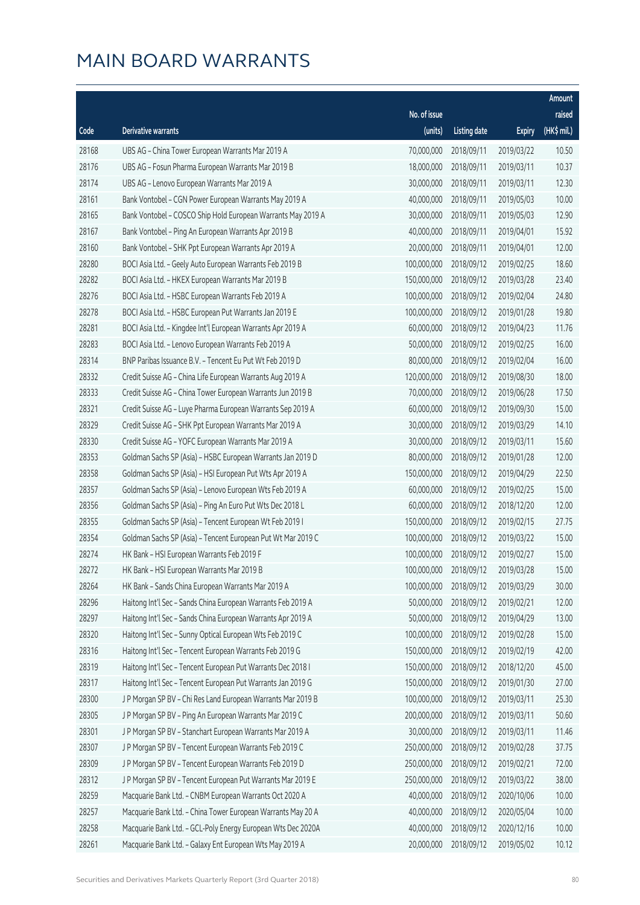# MAIN BOARD WARRANTS

| Code | Derivative warrants | No. of issue (units) | Listing date | Expiry | Amount raised (HK$ mil.) |
|---|---|---|---|---|---|
| 28168 | UBS AG - China Tower European Warrants Mar 2019 A | 70,000,000 | 2018/09/11 | 2019/03/22 | 10.50 |
| 28176 | UBS AG - Fosun Pharma European Warrants Mar 2019 B | 18,000,000 | 2018/09/11 | 2019/03/11 | 10.37 |
| 28174 | UBS AG - Lenovo European Warrants Mar 2019 A | 30,000,000 | 2018/09/11 | 2019/03/11 | 12.30 |
| 28161 | Bank Vontobel - CGN Power European Warrants May 2019 A | 40,000,000 | 2018/09/11 | 2019/05/03 | 10.00 |
| 28165 | Bank Vontobel - COSCO Ship Hold European Warrants May 2019 A | 30,000,000 | 2018/09/11 | 2019/05/03 | 12.90 |
| 28167 | Bank Vontobel - Ping An European Warrants Apr 2019 B | 40,000,000 | 2018/09/11 | 2019/04/01 | 15.92 |
| 28160 | Bank Vontobel - SHK Ppt European Warrants Apr 2019 A | 20,000,000 | 2018/09/11 | 2019/04/01 | 12.00 |
| 28280 | BOCI Asia Ltd. - Geely Auto European Warrants Feb 2019 B | 100,000,000 | 2018/09/12 | 2019/02/25 | 18.60 |
| 28282 | BOCI Asia Ltd. - HKEX European Warrants Mar 2019 B | 150,000,000 | 2018/09/12 | 2019/03/28 | 23.40 |
| 28276 | BOCI Asia Ltd. - HSBC European Warrants Feb 2019 A | 100,000,000 | 2018/09/12 | 2019/02/04 | 24.80 |
| 28278 | BOCI Asia Ltd. - HSBC European Put Warrants Jan 2019 E | 100,000,000 | 2018/09/12 | 2019/01/28 | 19.80 |
| 28281 | BOCI Asia Ltd. - Kingdee Int'l European Warrants Apr 2019 A | 60,000,000 | 2018/09/12 | 2019/04/23 | 11.76 |
| 28283 | BOCI Asia Ltd. - Lenovo European Warrants Feb 2019 A | 50,000,000 | 2018/09/12 | 2019/02/25 | 16.00 |
| 28314 | BNP Paribas Issuance B.V. - Tencent Eu Put Wt Feb 2019 D | 80,000,000 | 2018/09/12 | 2019/02/04 | 16.00 |
| 28332 | Credit Suisse AG - China Life European Warrants Aug 2019 A | 120,000,000 | 2018/09/12 | 2019/08/30 | 18.00 |
| 28333 | Credit Suisse AG - China Tower European Warrants Jun 2019 B | 70,000,000 | 2018/09/12 | 2019/06/28 | 17.50 |
| 28321 | Credit Suisse AG - Luye Pharma European Warrants Sep 2019 A | 60,000,000 | 2018/09/12 | 2019/09/30 | 15.00 |
| 28329 | Credit Suisse AG - SHK Ppt European Warrants Mar 2019 A | 30,000,000 | 2018/09/12 | 2019/03/29 | 14.10 |
| 28330 | Credit Suisse AG - YOFC European Warrants Mar 2019 A | 30,000,000 | 2018/09/12 | 2019/03/11 | 15.60 |
| 28353 | Goldman Sachs SP (Asia) - HSBC European Warrants Jan 2019 D | 80,000,000 | 2018/09/12 | 2019/01/28 | 12.00 |
| 28358 | Goldman Sachs SP (Asia) - HSI European Put Wts Apr 2019 A | 150,000,000 | 2018/09/12 | 2019/04/29 | 22.50 |
| 28357 | Goldman Sachs SP (Asia) - Lenovo European Wts Feb 2019 A | 60,000,000 | 2018/09/12 | 2019/02/25 | 15.00 |
| 28356 | Goldman Sachs SP (Asia) - Ping An Euro Put Wts Dec 2018 L | 60,000,000 | 2018/09/12 | 2018/12/20 | 12.00 |
| 28355 | Goldman Sachs SP (Asia) - Tencent European Wt Feb 2019 I | 150,000,000 | 2018/09/12 | 2019/02/15 | 27.75 |
| 28354 | Goldman Sachs SP (Asia) - Tencent European Put Wt Mar 2019 C | 100,000,000 | 2018/09/12 | 2019/03/22 | 15.00 |
| 28274 | HK Bank - HSI European Warrants Feb 2019 F | 100,000,000 | 2018/09/12 | 2019/02/27 | 15.00 |
| 28272 | HK Bank - HSI European Warrants Mar 2019 B | 100,000,000 | 2018/09/12 | 2019/03/28 | 15.00 |
| 28264 | HK Bank - Sands China European Warrants Mar 2019 A | 100,000,000 | 2018/09/12 | 2019/03/29 | 30.00 |
| 28296 | Haitong Int'l Sec - Sands China European Warrants Feb 2019 A | 50,000,000 | 2018/09/12 | 2019/02/21 | 12.00 |
| 28297 | Haitong Int'l Sec - Sands China European Warrants Apr 2019 A | 50,000,000 | 2018/09/12 | 2019/04/29 | 13.00 |
| 28320 | Haitong Int'l Sec - Sunny Optical European Wts Feb 2019 C | 100,000,000 | 2018/09/12 | 2019/02/28 | 15.00 |
| 28316 | Haitong Int'l Sec - Tencent European Warrants Feb 2019 G | 150,000,000 | 2018/09/12 | 2019/02/19 | 42.00 |
| 28319 | Haitong Int'l Sec - Tencent European Put Warrants Dec 2018 I | 150,000,000 | 2018/09/12 | 2018/12/20 | 45.00 |
| 28317 | Haitong Int'l Sec - Tencent European Put Warrants Jan 2019 G | 150,000,000 | 2018/09/12 | 2019/01/30 | 27.00 |
| 28300 | J P Morgan SP BV - Chi Res Land European Warrants Mar 2019 B | 100,000,000 | 2018/09/12 | 2019/03/11 | 25.30 |
| 28305 | J P Morgan SP BV - Ping An European Warrants Mar 2019 C | 200,000,000 | 2018/09/12 | 2019/03/11 | 50.60 |
| 28301 | J P Morgan SP BV - Stanchart European Warrants Mar 2019 A | 30,000,000 | 2018/09/12 | 2019/03/11 | 11.46 |
| 28307 | J P Morgan SP BV - Tencent European Warrants Feb 2019 C | 250,000,000 | 2018/09/12 | 2019/02/28 | 37.75 |
| 28309 | J P Morgan SP BV - Tencent European Warrants Feb 2019 D | 250,000,000 | 2018/09/12 | 2019/02/21 | 72.00 |
| 28312 | J P Morgan SP BV - Tencent European Put Warrants Mar 2019 E | 250,000,000 | 2018/09/12 | 2019/03/22 | 38.00 |
| 28259 | Macquarie Bank Ltd. - CNBM European Warrants Oct 2020 A | 40,000,000 | 2018/09/12 | 2020/10/06 | 10.00 |
| 28257 | Macquarie Bank Ltd. - China Tower European Warrants May 20 A | 40,000,000 | 2018/09/12 | 2020/05/04 | 10.00 |
| 28258 | Macquarie Bank Ltd. - GCL-Poly Energy European Wts Dec 2020A | 40,000,000 | 2018/09/12 | 2020/12/16 | 10.00 |
| 28261 | Macquarie Bank Ltd. - Galaxy Ent European Wts May 2019 A | 20,000,000 | 2018/09/12 | 2019/05/02 | 10.12 |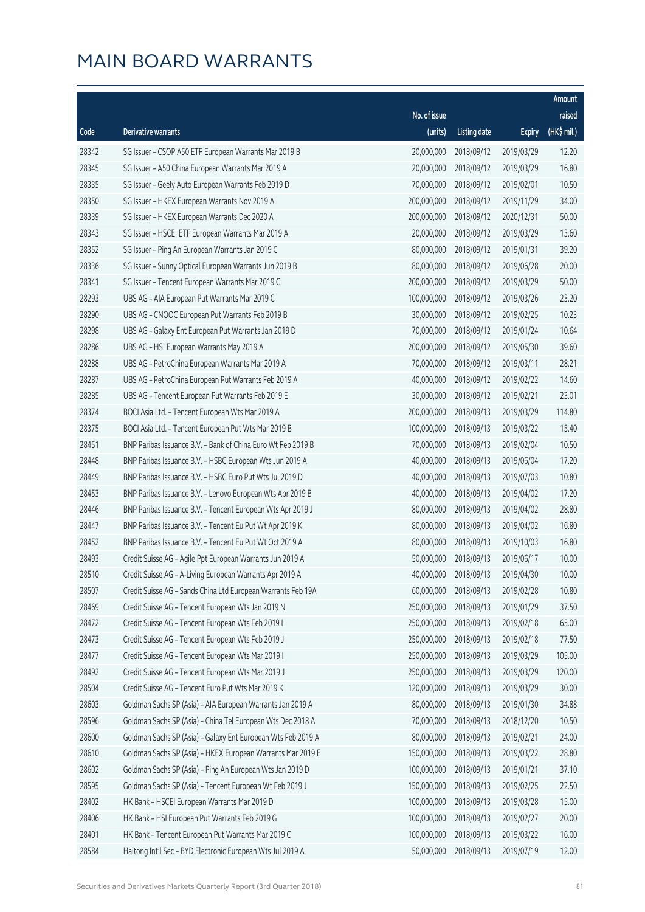# MAIN BOARD WARRANTS

| Code | Derivative warrants | No. of issue (units) | Listing date | Expiry | Amount raised (HK$ mil.) |
|---|---|---|---|---|---|
| 28342 | SG Issuer – CSOP A50 ETF European Warrants Mar 2019 B | 20,000,000 | 2018/09/12 | 2019/03/29 | 12.20 |
| 28345 | SG Issuer – A50 China European Warrants Mar 2019 A | 20,000,000 | 2018/09/12 | 2019/03/29 | 16.80 |
| 28335 | SG Issuer – Geely Auto European Warrants Feb 2019 D | 70,000,000 | 2018/09/12 | 2019/02/01 | 10.50 |
| 28350 | SG Issuer – HKEX European Warrants Nov 2019 A | 200,000,000 | 2018/09/12 | 2019/11/29 | 34.00 |
| 28339 | SG Issuer – HKEX European Warrants Dec 2020 A | 200,000,000 | 2018/09/12 | 2020/12/31 | 50.00 |
| 28343 | SG Issuer – HSCEI ETF European Warrants Mar 2019 A | 20,000,000 | 2018/09/12 | 2019/03/29 | 13.60 |
| 28352 | SG Issuer – Ping An European Warrants Jan 2019 C | 80,000,000 | 2018/09/12 | 2019/01/31 | 39.20 |
| 28336 | SG Issuer – Sunny Optical European Warrants Jun 2019 B | 80,000,000 | 2018/09/12 | 2019/06/28 | 20.00 |
| 28341 | SG Issuer – Tencent European Warrants Mar 2019 C | 200,000,000 | 2018/09/12 | 2019/03/29 | 50.00 |
| 28293 | UBS AG – AIA European Put Warrants Mar 2019 C | 100,000,000 | 2018/09/12 | 2019/03/26 | 23.20 |
| 28290 | UBS AG – CNOOC European Put Warrants Feb 2019 B | 30,000,000 | 2018/09/12 | 2019/02/25 | 10.23 |
| 28298 | UBS AG – Galaxy Ent European Put Warrants Jan 2019 D | 70,000,000 | 2018/09/12 | 2019/01/24 | 10.64 |
| 28286 | UBS AG – HSI European Warrants May 2019 A | 200,000,000 | 2018/09/12 | 2019/05/30 | 39.60 |
| 28288 | UBS AG – PetroChina European Warrants Mar 2019 A | 70,000,000 | 2018/09/12 | 2019/03/11 | 28.21 |
| 28287 | UBS AG – PetroChina European Put Warrants Feb 2019 A | 40,000,000 | 2018/09/12 | 2019/02/22 | 14.60 |
| 28285 | UBS AG – Tencent European Put Warrants Feb 2019 E | 30,000,000 | 2018/09/12 | 2019/02/21 | 23.01 |
| 28374 | BOCI Asia Ltd. – Tencent European Wts Mar 2019 A | 200,000,000 | 2018/09/13 | 2019/03/29 | 114.80 |
| 28375 | BOCI Asia Ltd. – Tencent European Put Wts Mar 2019 B | 100,000,000 | 2018/09/13 | 2019/03/22 | 15.40 |
| 28451 | BNP Paribas Issuance B.V. – Bank of China Euro Wt Feb 2019 B | 70,000,000 | 2018/09/13 | 2019/02/04 | 10.50 |
| 28448 | BNP Paribas Issuance B.V. – HSBC European Wts Jun 2019 A | 40,000,000 | 2018/09/13 | 2019/06/04 | 17.20 |
| 28449 | BNP Paribas Issuance B.V. – HSBC Euro Put Wts Jul 2019 D | 40,000,000 | 2018/09/13 | 2019/07/03 | 10.80 |
| 28453 | BNP Paribas Issuance B.V. – Lenovo European Wts Apr 2019 B | 40,000,000 | 2018/09/13 | 2019/04/02 | 17.20 |
| 28446 | BNP Paribas Issuance B.V. – Tencent European Wts Apr 2019 J | 80,000,000 | 2018/09/13 | 2019/04/02 | 28.80 |
| 28447 | BNP Paribas Issuance B.V. – Tencent Eu Put Wt Apr 2019 K | 80,000,000 | 2018/09/13 | 2019/04/02 | 16.80 |
| 28452 | BNP Paribas Issuance B.V. – Tencent Eu Put Wt Oct 2019 A | 80,000,000 | 2018/09/13 | 2019/10/03 | 16.80 |
| 28493 | Credit Suisse AG – Agile Ppt European Warrants Jun 2019 A | 50,000,000 | 2018/09/13 | 2019/06/17 | 10.00 |
| 28510 | Credit Suisse AG – A-Living European Warrants Apr 2019 A | 40,000,000 | 2018/09/13 | 2019/04/30 | 10.00 |
| 28507 | Credit Suisse AG – Sands China Ltd European Warrants Feb 19A | 60,000,000 | 2018/09/13 | 2019/02/28 | 10.80 |
| 28469 | Credit Suisse AG – Tencent European Wts Jan 2019 N | 250,000,000 | 2018/09/13 | 2019/01/29 | 37.50 |
| 28472 | Credit Suisse AG – Tencent European Wts Feb 2019 I | 250,000,000 | 2018/09/13 | 2019/02/18 | 65.00 |
| 28473 | Credit Suisse AG – Tencent European Wts Feb 2019 J | 250,000,000 | 2018/09/13 | 2019/02/18 | 77.50 |
| 28477 | Credit Suisse AG – Tencent European Wts Mar 2019 I | 250,000,000 | 2018/09/13 | 2019/03/29 | 105.00 |
| 28492 | Credit Suisse AG – Tencent European Wts Mar 2019 J | 250,000,000 | 2018/09/13 | 2019/03/29 | 120.00 |
| 28504 | Credit Suisse AG – Tencent Euro Put Wts Mar 2019 K | 120,000,000 | 2018/09/13 | 2019/03/29 | 30.00 |
| 28603 | Goldman Sachs SP (Asia) – AIA European Warrants Jan 2019 A | 80,000,000 | 2018/09/13 | 2019/01/30 | 34.88 |
| 28596 | Goldman Sachs SP (Asia) – China Tel European Wts Dec 2018 A | 70,000,000 | 2018/09/13 | 2018/12/20 | 10.50 |
| 28600 | Goldman Sachs SP (Asia) – Galaxy Ent European Wts Feb 2019 A | 80,000,000 | 2018/09/13 | 2019/02/21 | 24.00 |
| 28610 | Goldman Sachs SP (Asia) – HKEX European Warrants Mar 2019 E | 150,000,000 | 2018/09/13 | 2019/03/22 | 28.80 |
| 28602 | Goldman Sachs SP (Asia) – Ping An European Wts Jan 2019 D | 100,000,000 | 2018/09/13 | 2019/01/21 | 37.10 |
| 28595 | Goldman Sachs SP (Asia) – Tencent European Wt Feb 2019 J | 150,000,000 | 2018/09/13 | 2019/02/25 | 22.50 |
| 28402 | HK Bank – HSCEI European Warrants Mar 2019 D | 100,000,000 | 2018/09/13 | 2019/03/28 | 15.00 |
| 28406 | HK Bank – HSI European Put Warrants Feb 2019 G | 100,000,000 | 2018/09/13 | 2019/02/27 | 20.00 |
| 28401 | HK Bank – Tencent European Put Warrants Mar 2019 C | 100,000,000 | 2018/09/13 | 2019/03/22 | 16.00 |
| 28584 | Haitong Int'l Sec – BYD Electronic European Wts Jul 2019 A | 50,000,000 | 2018/09/13 | 2019/07/19 | 12.00 |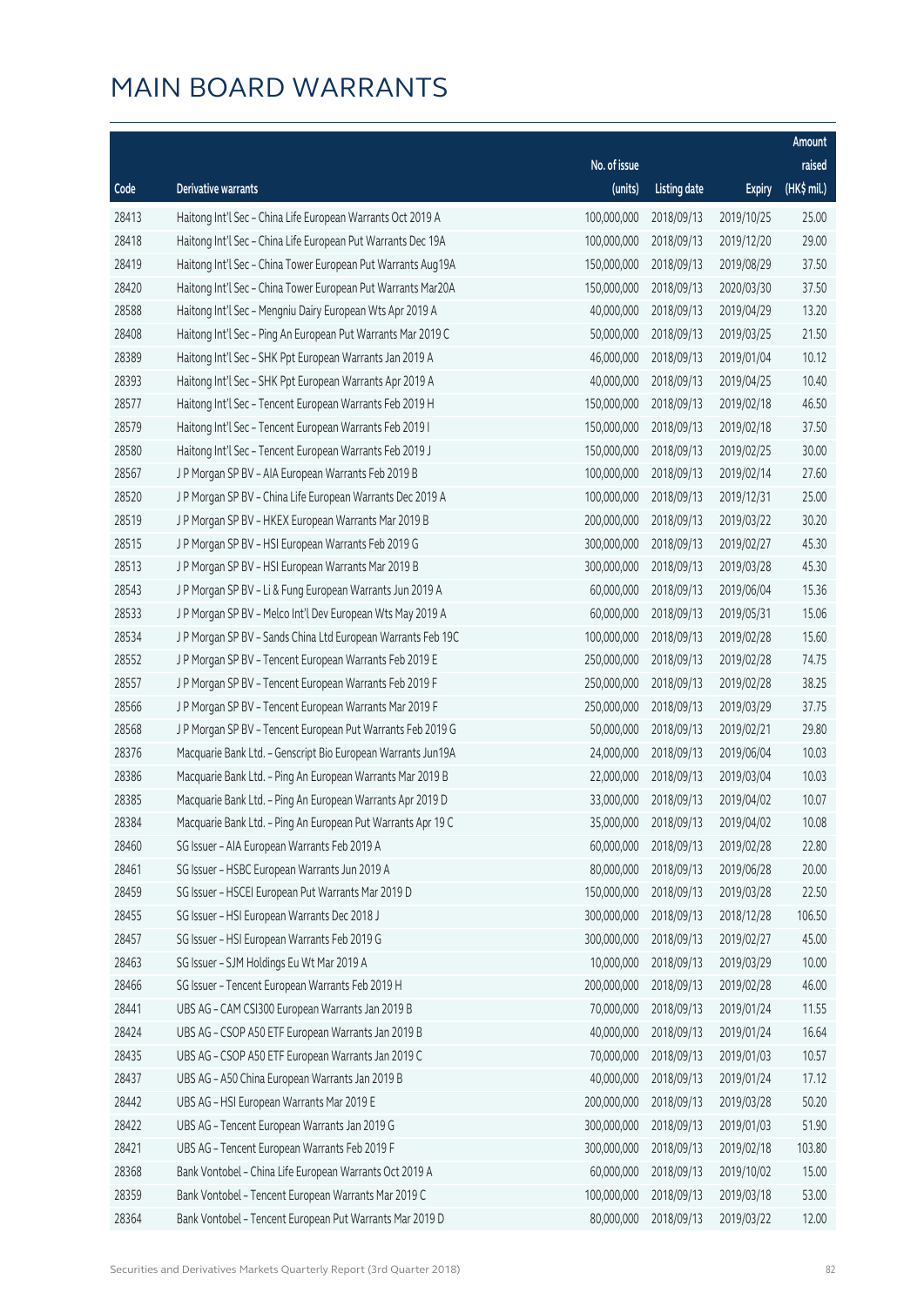# MAIN BOARD WARRANTS

| Code | Derivative warrants | No. of issue (units) | Listing date | Expiry | Amount raised (HK$ mil.) |
|---|---|---|---|---|---|
| 28413 | Haitong Int'l Sec - China Life European Warrants Oct 2019 A | 100,000,000 | 2018/09/13 | 2019/10/25 | 25.00 |
| 28418 | Haitong Int'l Sec - China Life European Put Warrants Dec 19A | 100,000,000 | 2018/09/13 | 2019/12/20 | 29.00 |
| 28419 | Haitong Int'l Sec - China Tower European Put Warrants Aug19A | 150,000,000 | 2018/09/13 | 2019/08/29 | 37.50 |
| 28420 | Haitong Int'l Sec - China Tower European Put Warrants Mar20A | 150,000,000 | 2018/09/13 | 2020/03/30 | 37.50 |
| 28588 | Haitong Int'l Sec - Mengniu Dairy European Wts Apr 2019 A | 40,000,000 | 2018/09/13 | 2019/04/29 | 13.20 |
| 28408 | Haitong Int'l Sec - Ping An European Put Warrants Mar 2019 C | 50,000,000 | 2018/09/13 | 2019/03/25 | 21.50 |
| 28389 | Haitong Int'l Sec - SHK Ppt European Warrants Jan 2019 A | 46,000,000 | 2018/09/13 | 2019/01/04 | 10.12 |
| 28393 | Haitong Int'l Sec - SHK Ppt European Warrants Apr 2019 A | 40,000,000 | 2018/09/13 | 2019/04/25 | 10.40 |
| 28577 | Haitong Int'l Sec - Tencent European Warrants Feb 2019 H | 150,000,000 | 2018/09/13 | 2019/02/18 | 46.50 |
| 28579 | Haitong Int'l Sec - Tencent European Warrants Feb 2019 I | 150,000,000 | 2018/09/13 | 2019/02/18 | 37.50 |
| 28580 | Haitong Int'l Sec - Tencent European Warrants Feb 2019 J | 150,000,000 | 2018/09/13 | 2019/02/25 | 30.00 |
| 28567 | J P Morgan SP BV - AIA European Warrants Feb 2019 B | 100,000,000 | 2018/09/13 | 2019/02/14 | 27.60 |
| 28520 | J P Morgan SP BV - China Life European Warrants Dec 2019 A | 100,000,000 | 2018/09/13 | 2019/12/31 | 25.00 |
| 28519 | J P Morgan SP BV - HKEX European Warrants Mar 2019 B | 200,000,000 | 2018/09/13 | 2019/03/22 | 30.20 |
| 28515 | J P Morgan SP BV - HSI European Warrants Feb 2019 G | 300,000,000 | 2018/09/13 | 2019/02/27 | 45.30 |
| 28513 | J P Morgan SP BV - HSI European Warrants Mar 2019 B | 300,000,000 | 2018/09/13 | 2019/03/28 | 45.30 |
| 28543 | J P Morgan SP BV - Li & Fung European Warrants Jun 2019 A | 60,000,000 | 2018/09/13 | 2019/06/04 | 15.36 |
| 28533 | J P Morgan SP BV - Melco Int'l Dev European Wts May 2019 A | 60,000,000 | 2018/09/13 | 2019/05/31 | 15.06 |
| 28534 | J P Morgan SP BV - Sands China Ltd European Warrants Feb 19C | 100,000,000 | 2018/09/13 | 2019/02/28 | 15.60 |
| 28552 | J P Morgan SP BV - Tencent European Warrants Feb 2019 E | 250,000,000 | 2018/09/13 | 2019/02/28 | 74.75 |
| 28557 | J P Morgan SP BV - Tencent European Warrants Feb 2019 F | 250,000,000 | 2018/09/13 | 2019/02/28 | 38.25 |
| 28566 | J P Morgan SP BV - Tencent European Warrants Mar 2019 F | 250,000,000 | 2018/09/13 | 2019/03/29 | 37.75 |
| 28568 | J P Morgan SP BV - Tencent European Put Warrants Feb 2019 G | 50,000,000 | 2018/09/13 | 2019/02/21 | 29.80 |
| 28376 | Macquarie Bank Ltd. - Genscript Bio European Warrants Jun19A | 24,000,000 | 2018/09/13 | 2019/06/04 | 10.03 |
| 28386 | Macquarie Bank Ltd. - Ping An European Warrants Mar 2019 B | 22,000,000 | 2018/09/13 | 2019/03/04 | 10.03 |
| 28385 | Macquarie Bank Ltd. - Ping An European Warrants Apr 2019 D | 33,000,000 | 2018/09/13 | 2019/04/02 | 10.07 |
| 28384 | Macquarie Bank Ltd. - Ping An European Put Warrants Apr 19 C | 35,000,000 | 2018/09/13 | 2019/04/02 | 10.08 |
| 28460 | SG Issuer - AIA European Warrants Feb 2019 A | 60,000,000 | 2018/09/13 | 2019/02/28 | 22.80 |
| 28461 | SG Issuer - HSBC European Warrants Jun 2019 A | 80,000,000 | 2018/09/13 | 2019/06/28 | 20.00 |
| 28459 | SG Issuer - HSCEI European Put Warrants Mar 2019 D | 150,000,000 | 2018/09/13 | 2019/03/28 | 22.50 |
| 28455 | SG Issuer - HSI European Warrants Dec 2018 J | 300,000,000 | 2018/09/13 | 2018/12/28 | 106.50 |
| 28457 | SG Issuer - HSI European Warrants Feb 2019 G | 300,000,000 | 2018/09/13 | 2019/02/27 | 45.00 |
| 28463 | SG Issuer - SJM Holdings Eu Wt Mar 2019 A | 10,000,000 | 2018/09/13 | 2019/03/29 | 10.00 |
| 28466 | SG Issuer - Tencent European Warrants Feb 2019 H | 200,000,000 | 2018/09/13 | 2019/02/28 | 46.00 |
| 28441 | UBS AG - CAM CSI300 European Warrants Jan 2019 B | 70,000,000 | 2018/09/13 | 2019/01/24 | 11.55 |
| 28424 | UBS AG - CSOP A50 ETF European Warrants Jan 2019 B | 40,000,000 | 2018/09/13 | 2019/01/24 | 16.64 |
| 28435 | UBS AG - CSOP A50 ETF European Warrants Jan 2019 C | 70,000,000 | 2018/09/13 | 2019/01/03 | 10.57 |
| 28437 | UBS AG - A50 China European Warrants Jan 2019 B | 40,000,000 | 2018/09/13 | 2019/01/24 | 17.12 |
| 28442 | UBS AG - HSI European Warrants Mar 2019 E | 200,000,000 | 2018/09/13 | 2019/03/28 | 50.20 |
| 28422 | UBS AG - Tencent European Warrants Jan 2019 G | 300,000,000 | 2018/09/13 | 2019/01/03 | 51.90 |
| 28421 | UBS AG - Tencent European Warrants Feb 2019 F | 300,000,000 | 2018/09/13 | 2019/02/18 | 103.80 |
| 28368 | Bank Vontobel - China Life European Warrants Oct 2019 A | 60,000,000 | 2018/09/13 | 2019/10/02 | 15.00 |
| 28359 | Bank Vontobel - Tencent European Warrants Mar 2019 C | 100,000,000 | 2018/09/13 | 2019/03/18 | 53.00 |
| 28364 | Bank Vontobel - Tencent European Put Warrants Mar 2019 D | 80,000,000 | 2018/09/13 | 2019/03/22 | 12.00 |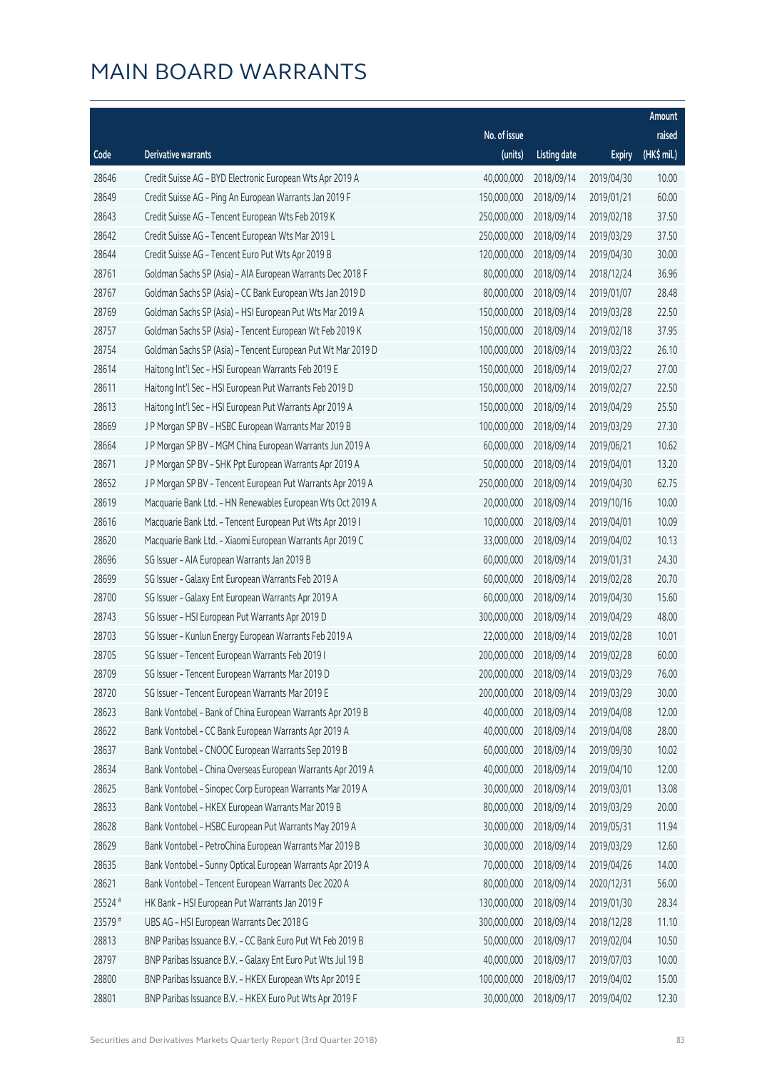# MAIN BOARD WARRANTS

| Code | Derivative warrants | No. of issue (units) | Listing date | Expiry | Amount raised (HK$ mil.) |
|---|---|---|---|---|---|
| 28646 | Credit Suisse AG - BYD Electronic European Wts Apr 2019 A | 40,000,000 | 2018/09/14 | 2019/04/30 | 10.00 |
| 28649 | Credit Suisse AG - Ping An European Warrants Jan 2019 F | 150,000,000 | 2018/09/14 | 2019/01/21 | 60.00 |
| 28643 | Credit Suisse AG - Tencent European Wts Feb 2019 K | 250,000,000 | 2018/09/14 | 2019/02/18 | 37.50 |
| 28642 | Credit Suisse AG - Tencent European Wts Mar 2019 L | 250,000,000 | 2018/09/14 | 2019/03/29 | 37.50 |
| 28644 | Credit Suisse AG - Tencent Euro Put Wts Apr 2019 B | 120,000,000 | 2018/09/14 | 2019/04/30 | 30.00 |
| 28761 | Goldman Sachs SP (Asia) - AIA European Warrants Dec 2018 F | 80,000,000 | 2018/09/14 | 2018/12/24 | 36.96 |
| 28767 | Goldman Sachs SP (Asia) - CC Bank European Wts Jan 2019 D | 80,000,000 | 2018/09/14 | 2019/01/07 | 28.48 |
| 28769 | Goldman Sachs SP (Asia) - HSI European Put Wts Mar 2019 A | 150,000,000 | 2018/09/14 | 2019/03/28 | 22.50 |
| 28757 | Goldman Sachs SP (Asia) - Tencent European Wt Feb 2019 K | 150,000,000 | 2018/09/14 | 2019/02/18 | 37.95 |
| 28754 | Goldman Sachs SP (Asia) - Tencent European Put Wt Mar 2019 D | 100,000,000 | 2018/09/14 | 2019/03/22 | 26.10 |
| 28614 | Haitong Int'l Sec - HSI European Warrants Feb 2019 E | 150,000,000 | 2018/09/14 | 2019/02/27 | 27.00 |
| 28611 | Haitong Int'l Sec - HSI European Put Warrants Feb 2019 D | 150,000,000 | 2018/09/14 | 2019/02/27 | 22.50 |
| 28613 | Haitong Int'l Sec - HSI European Put Warrants Apr 2019 A | 150,000,000 | 2018/09/14 | 2019/04/29 | 25.50 |
| 28669 | J P Morgan SP BV - HSBC European Warrants Mar 2019 B | 100,000,000 | 2018/09/14 | 2019/03/29 | 27.30 |
| 28664 | J P Morgan SP BV - MGM China European Warrants Jun 2019 A | 60,000,000 | 2018/09/14 | 2019/06/21 | 10.62 |
| 28671 | J P Morgan SP BV - SHK Ppt European Warrants Apr 2019 A | 50,000,000 | 2018/09/14 | 2019/04/01 | 13.20 |
| 28652 | J P Morgan SP BV - Tencent European Put Warrants Apr 2019 A | 250,000,000 | 2018/09/14 | 2019/04/30 | 62.75 |
| 28619 | Macquarie Bank Ltd. - HN Renewables European Wts Oct 2019 A | 20,000,000 | 2018/09/14 | 2019/10/16 | 10.00 |
| 28616 | Macquarie Bank Ltd. - Tencent European Put Wts Apr 2019 I | 10,000,000 | 2018/09/14 | 2019/04/01 | 10.09 |
| 28620 | Macquarie Bank Ltd. - Xiaomi European Warrants Apr 2019 C | 33,000,000 | 2018/09/14 | 2019/04/02 | 10.13 |
| 28696 | SG Issuer - AIA European Warrants Jan 2019 B | 60,000,000 | 2018/09/14 | 2019/01/31 | 24.30 |
| 28699 | SG Issuer - Galaxy Ent European Warrants Feb 2019 A | 60,000,000 | 2018/09/14 | 2019/02/28 | 20.70 |
| 28700 | SG Issuer - Galaxy Ent European Warrants Apr 2019 A | 60,000,000 | 2018/09/14 | 2019/04/30 | 15.60 |
| 28743 | SG Issuer - HSI European Put Warrants Apr 2019 D | 300,000,000 | 2018/09/14 | 2019/04/29 | 48.00 |
| 28703 | SG Issuer - Kunlun Energy European Warrants Feb 2019 A | 22,000,000 | 2018/09/14 | 2019/02/28 | 10.01 |
| 28705 | SG Issuer - Tencent European Warrants Feb 2019 I | 200,000,000 | 2018/09/14 | 2019/02/28 | 60.00 |
| 28709 | SG Issuer - Tencent European Warrants Mar 2019 D | 200,000,000 | 2018/09/14 | 2019/03/29 | 76.00 |
| 28720 | SG Issuer - Tencent European Warrants Mar 2019 E | 200,000,000 | 2018/09/14 | 2019/03/29 | 30.00 |
| 28623 | Bank Vontobel - Bank of China European Warrants Apr 2019 B | 40,000,000 | 2018/09/14 | 2019/04/08 | 12.00 |
| 28622 | Bank Vontobel - CC Bank European Warrants Apr 2019 A | 40,000,000 | 2018/09/14 | 2019/04/08 | 28.00 |
| 28637 | Bank Vontobel - CNOOC European Warrants Sep 2019 B | 60,000,000 | 2018/09/14 | 2019/09/30 | 10.02 |
| 28634 | Bank Vontobel - China Overseas European Warrants Apr 2019 A | 40,000,000 | 2018/09/14 | 2019/04/10 | 12.00 |
| 28625 | Bank Vontobel - Sinopec Corp European Warrants Mar 2019 A | 30,000,000 | 2018/09/14 | 2019/03/01 | 13.08 |
| 28633 | Bank Vontobel - HKEX European Warrants Mar 2019 B | 80,000,000 | 2018/09/14 | 2019/03/29 | 20.00 |
| 28628 | Bank Vontobel - HSBC European Put Warrants May 2019 A | 30,000,000 | 2018/09/14 | 2019/05/31 | 11.94 |
| 28629 | Bank Vontobel - PetroChina European Warrants Mar 2019 B | 30,000,000 | 2018/09/14 | 2019/03/29 | 12.60 |
| 28635 | Bank Vontobel - Sunny Optical European Warrants Apr 2019 A | 70,000,000 | 2018/09/14 | 2019/04/26 | 14.00 |
| 28621 | Bank Vontobel - Tencent European Warrants Dec 2020 A | 80,000,000 | 2018/09/14 | 2020/12/31 | 56.00 |
| 25524 # | HK Bank - HSI European Put Warrants Jan 2019 F | 130,000,000 | 2018/09/14 | 2019/01/30 | 28.34 |
| 23579 # | UBS AG - HSI European Warrants Dec 2018 G | 300,000,000 | 2018/09/14 | 2018/12/28 | 11.10 |
| 28813 | BNP Paribas Issuance B.V. - CC Bank Euro Put Wt Feb 2019 B | 50,000,000 | 2018/09/17 | 2019/02/04 | 10.50 |
| 28797 | BNP Paribas Issuance B.V. - Galaxy Ent Euro Put Wts Jul 19 B | 40,000,000 | 2018/09/17 | 2019/07/03 | 10.00 |
| 28800 | BNP Paribas Issuance B.V. - HKEX European Wts Apr 2019 E | 100,000,000 | 2018/09/17 | 2019/04/02 | 15.00 |
| 28801 | BNP Paribas Issuance B.V. - HKEX Euro Put Wts Apr 2019 F | 30,000,000 | 2018/09/17 | 2019/04/02 | 12.30 |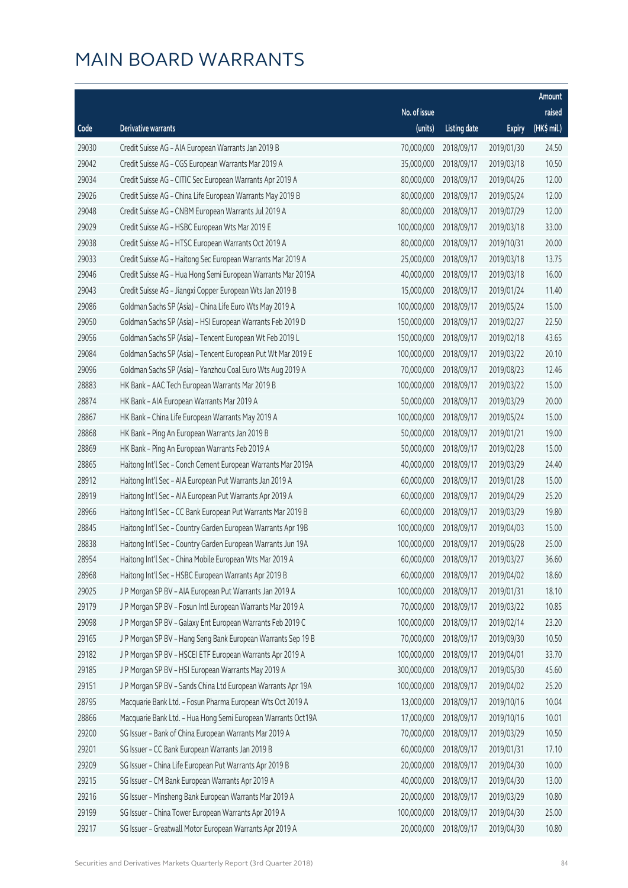# MAIN BOARD WARRANTS

| Code | Derivative warrants | No. of issue (units) | Listing date | Expiry | Amount raised (HK$ mil.) |
|---|---|---|---|---|---|
| 29030 | Credit Suisse AG - AIA European Warrants Jan 2019 B | 70,000,000 | 2018/09/17 | 2019/01/30 | 24.50 |
| 29042 | Credit Suisse AG - CGS European Warrants Mar 2019 A | 35,000,000 | 2018/09/17 | 2019/03/18 | 10.50 |
| 29034 | Credit Suisse AG - CITIC Sec European Warrants Apr 2019 A | 80,000,000 | 2018/09/17 | 2019/04/26 | 12.00 |
| 29026 | Credit Suisse AG - China Life European Warrants May 2019 B | 80,000,000 | 2018/09/17 | 2019/05/24 | 12.00 |
| 29048 | Credit Suisse AG - CNBM European Warrants Jul 2019 A | 80,000,000 | 2018/09/17 | 2019/07/29 | 12.00 |
| 29029 | Credit Suisse AG - HSBC European Wts Mar 2019 E | 100,000,000 | 2018/09/17 | 2019/03/18 | 33.00 |
| 29038 | Credit Suisse AG - HTSC European Warrants Oct 2019 A | 80,000,000 | 2018/09/17 | 2019/10/31 | 20.00 |
| 29033 | Credit Suisse AG - Haitong Sec European Warrants Mar 2019 A | 25,000,000 | 2018/09/17 | 2019/03/18 | 13.75 |
| 29046 | Credit Suisse AG - Hua Hong Semi European Warrants Mar 2019A | 40,000,000 | 2018/09/17 | 2019/03/18 | 16.00 |
| 29043 | Credit Suisse AG - Jiangxi Copper European Wts Jan 2019 B | 15,000,000 | 2018/09/17 | 2019/01/24 | 11.40 |
| 29086 | Goldman Sachs SP (Asia) - China Life Euro Wts May 2019 A | 100,000,000 | 2018/09/17 | 2019/05/24 | 15.00 |
| 29050 | Goldman Sachs SP (Asia) - HSI European Warrants Feb 2019 D | 150,000,000 | 2018/09/17 | 2019/02/27 | 22.50 |
| 29056 | Goldman Sachs SP (Asia) - Tencent European Wt Feb 2019 L | 150,000,000 | 2018/09/17 | 2019/02/18 | 43.65 |
| 29084 | Goldman Sachs SP (Asia) - Tencent European Put Wt Mar 2019 E | 100,000,000 | 2018/09/17 | 2019/03/22 | 20.10 |
| 29096 | Goldman Sachs SP (Asia) - Yanzhou Coal Euro Wts Aug 2019 A | 70,000,000 | 2018/09/17 | 2019/08/23 | 12.46 |
| 28883 | HK Bank - AAC Tech European Warrants Mar 2019 B | 100,000,000 | 2018/09/17 | 2019/03/22 | 15.00 |
| 28874 | HK Bank - AIA European Warrants Mar 2019 A | 50,000,000 | 2018/09/17 | 2019/03/29 | 20.00 |
| 28867 | HK Bank - China Life European Warrants May 2019 A | 100,000,000 | 2018/09/17 | 2019/05/24 | 15.00 |
| 28868 | HK Bank - Ping An European Warrants Jan 2019 B | 50,000,000 | 2018/09/17 | 2019/01/21 | 19.00 |
| 28869 | HK Bank - Ping An European Warrants Feb 2019 A | 50,000,000 | 2018/09/17 | 2019/02/28 | 15.00 |
| 28865 | Haitong Int'l Sec - Conch Cement European Warrants Mar 2019A | 40,000,000 | 2018/09/17 | 2019/03/29 | 24.40 |
| 28912 | Haitong Int'l Sec - AIA European Put Warrants Jan 2019 A | 60,000,000 | 2018/09/17 | 2019/01/28 | 15.00 |
| 28919 | Haitong Int'l Sec - AIA European Put Warrants Apr 2019 A | 60,000,000 | 2018/09/17 | 2019/04/29 | 25.20 |
| 28966 | Haitong Int'l Sec - CC Bank European Put Warrants Mar 2019 B | 60,000,000 | 2018/09/17 | 2019/03/29 | 19.80 |
| 28845 | Haitong Int'l Sec - Country Garden European Warrants Apr 19B | 100,000,000 | 2018/09/17 | 2019/04/03 | 15.00 |
| 28838 | Haitong Int'l Sec - Country Garden European Warrants Jun 19A | 100,000,000 | 2018/09/17 | 2019/06/28 | 25.00 |
| 28954 | Haitong Int'l Sec - China Mobile European Wts Mar 2019 A | 60,000,000 | 2018/09/17 | 2019/03/27 | 36.60 |
| 28968 | Haitong Int'l Sec - HSBC European Warrants Apr 2019 B | 60,000,000 | 2018/09/17 | 2019/04/02 | 18.60 |
| 29025 | J P Morgan SP BV - AIA European Put Warrants Jan 2019 A | 100,000,000 | 2018/09/17 | 2019/01/31 | 18.10 |
| 29179 | J P Morgan SP BV - Fosun Intl European Warrants Mar 2019 A | 70,000,000 | 2018/09/17 | 2019/03/22 | 10.85 |
| 29098 | J P Morgan SP BV - Galaxy Ent European Warrants Feb 2019 C | 100,000,000 | 2018/09/17 | 2019/02/14 | 23.20 |
| 29165 | J P Morgan SP BV - Hang Seng Bank European Warrants Sep 19 B | 70,000,000 | 2018/09/17 | 2019/09/30 | 10.50 |
| 29182 | J P Morgan SP BV - HSCEI ETF European Warrants Apr 2019 A | 100,000,000 | 2018/09/17 | 2019/04/01 | 33.70 |
| 29185 | J P Morgan SP BV - HSI European Warrants May 2019 A | 300,000,000 | 2018/09/17 | 2019/05/30 | 45.60 |
| 29151 | J P Morgan SP BV - Sands China Ltd European Warrants Apr 19A | 100,000,000 | 2018/09/17 | 2019/04/02 | 25.20 |
| 28795 | Macquarie Bank Ltd. - Fosun Pharma European Wts Oct 2019 A | 13,000,000 | 2018/09/17 | 2019/10/16 | 10.04 |
| 28866 | Macquarie Bank Ltd. - Hua Hong Semi European Warrants Oct19A | 17,000,000 | 2018/09/17 | 2019/10/16 | 10.01 |
| 29200 | SG Issuer - Bank of China European Warrants Mar 2019 A | 70,000,000 | 2018/09/17 | 2019/03/29 | 10.50 |
| 29201 | SG Issuer - CC Bank European Warrants Jan 2019 B | 60,000,000 | 2018/09/17 | 2019/01/31 | 17.10 |
| 29209 | SG Issuer - China Life European Put Warrants Apr 2019 B | 20,000,000 | 2018/09/17 | 2019/04/30 | 10.00 |
| 29215 | SG Issuer - CM Bank European Warrants Apr 2019 A | 40,000,000 | 2018/09/17 | 2019/04/30 | 13.00 |
| 29216 | SG Issuer - Minsheng Bank European Warrants Mar 2019 A | 20,000,000 | 2018/09/17 | 2019/03/29 | 10.80 |
| 29199 | SG Issuer - China Tower European Warrants Apr 2019 A | 100,000,000 | 2018/09/17 | 2019/04/30 | 25.00 |
| 29217 | SG Issuer - Greatwall Motor European Warrants Apr 2019 A | 20,000,000 | 2018/09/17 | 2019/04/30 | 10.80 |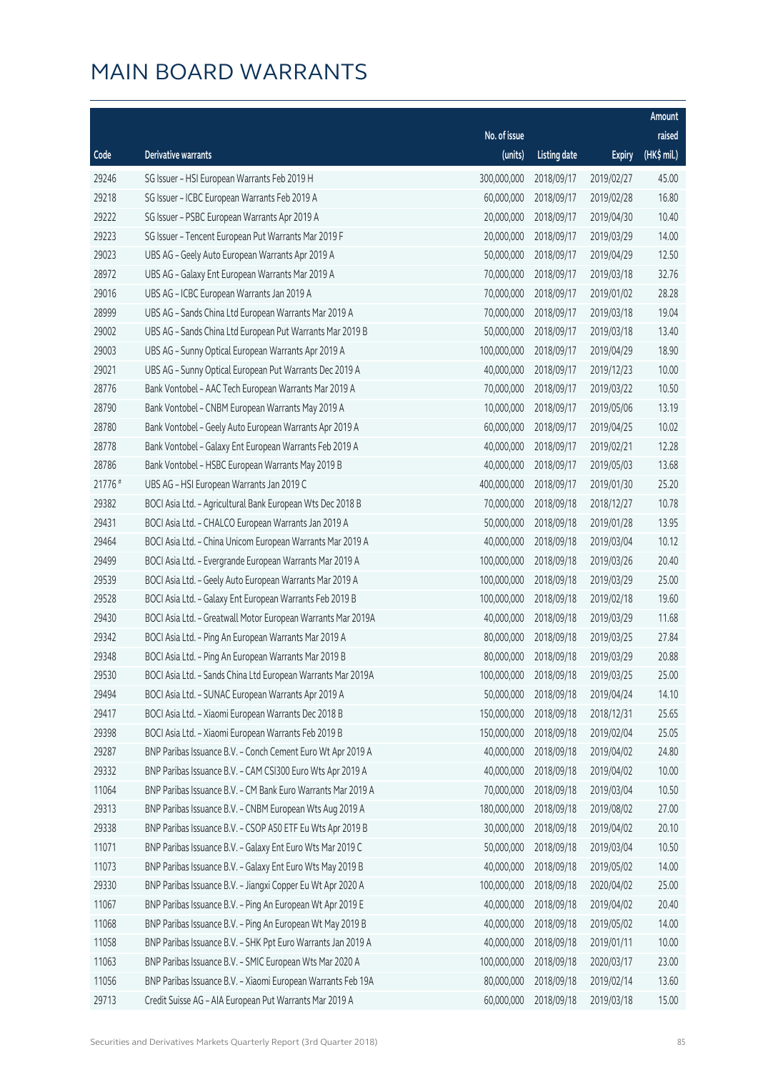# MAIN BOARD WARRANTS

| Code | Derivative warrants | No. of issue (units) | Listing date | Expiry | Amount raised (HK$ mil.) |
|---|---|---|---|---|---|
| 29246 | SG Issuer – HSI European Warrants Feb 2019 H | 300,000,000 | 2018/09/17 | 2019/02/27 | 45.00 |
| 29218 | SG Issuer – ICBC European Warrants Feb 2019 A | 60,000,000 | 2018/09/17 | 2019/02/28 | 16.80 |
| 29222 | SG Issuer – PSBC European Warrants Apr 2019 A | 20,000,000 | 2018/09/17 | 2019/04/30 | 10.40 |
| 29223 | SG Issuer – Tencent European Put Warrants Mar 2019 F | 20,000,000 | 2018/09/17 | 2019/03/29 | 14.00 |
| 29023 | UBS AG – Geely Auto European Warrants Apr 2019 A | 50,000,000 | 2018/09/17 | 2019/04/29 | 12.50 |
| 28972 | UBS AG – Galaxy Ent European Warrants Mar 2019 A | 70,000,000 | 2018/09/17 | 2019/03/18 | 32.76 |
| 29016 | UBS AG – ICBC European Warrants Jan 2019 A | 70,000,000 | 2018/09/17 | 2019/01/02 | 28.28 |
| 28999 | UBS AG – Sands China Ltd European Warrants Mar 2019 A | 70,000,000 | 2018/09/17 | 2019/03/18 | 19.04 |
| 29002 | UBS AG – Sands China Ltd European Put Warrants Mar 2019 B | 50,000,000 | 2018/09/17 | 2019/03/18 | 13.40 |
| 29003 | UBS AG – Sunny Optical European Warrants Apr 2019 A | 100,000,000 | 2018/09/17 | 2019/04/29 | 18.90 |
| 29021 | UBS AG – Sunny Optical European Put Warrants Dec 2019 A | 40,000,000 | 2018/09/17 | 2019/12/23 | 10.00 |
| 28776 | Bank Vontobel – AAC Tech European Warrants Mar 2019 A | 70,000,000 | 2018/09/17 | 2019/03/22 | 10.50 |
| 28790 | Bank Vontobel – CNBM European Warrants May 2019 A | 10,000,000 | 2018/09/17 | 2019/05/06 | 13.19 |
| 28780 | Bank Vontobel – Geely Auto European Warrants Apr 2019 A | 60,000,000 | 2018/09/17 | 2019/04/25 | 10.02 |
| 28778 | Bank Vontobel – Galaxy Ent European Warrants Feb 2019 A | 40,000,000 | 2018/09/17 | 2019/02/21 | 12.28 |
| 28786 | Bank Vontobel – HSBC European Warrants May 2019 B | 40,000,000 | 2018/09/17 | 2019/05/03 | 13.68 |
| 21776 # | UBS AG – HSI European Warrants Jan 2019 C | 400,000,000 | 2018/09/17 | 2019/01/30 | 25.20 |
| 29382 | BOCI Asia Ltd. – Agricultural Bank European Wts Dec 2018 B | 70,000,000 | 2018/09/18 | 2018/12/27 | 10.78 |
| 29431 | BOCI Asia Ltd. – CHALCO European Warrants Jan 2019 A | 50,000,000 | 2018/09/18 | 2019/01/28 | 13.95 |
| 29464 | BOCI Asia Ltd. – China Unicom European Warrants Mar 2019 A | 40,000,000 | 2018/09/18 | 2019/03/04 | 10.12 |
| 29499 | BOCI Asia Ltd. – Evergrande European Warrants Mar 2019 A | 100,000,000 | 2018/09/18 | 2019/03/26 | 20.40 |
| 29539 | BOCI Asia Ltd. – Geely Auto European Warrants Mar 2019 A | 100,000,000 | 2018/09/18 | 2019/03/29 | 25.00 |
| 29528 | BOCI Asia Ltd. – Galaxy Ent European Warrants Feb 2019 B | 100,000,000 | 2018/09/18 | 2019/02/18 | 19.60 |
| 29430 | BOCI Asia Ltd. – Greatwall Motor European Warrants Mar 2019A | 40,000,000 | 2018/09/18 | 2019/03/29 | 11.68 |
| 29342 | BOCI Asia Ltd. – Ping An European Warrants Mar 2019 A | 80,000,000 | 2018/09/18 | 2019/03/25 | 27.84 |
| 29348 | BOCI Asia Ltd. – Ping An European Warrants Mar 2019 B | 80,000,000 | 2018/09/18 | 2019/03/29 | 20.88 |
| 29530 | BOCI Asia Ltd. – Sands China Ltd European Warrants Mar 2019A | 100,000,000 | 2018/09/18 | 2019/03/25 | 25.00 |
| 29494 | BOCI Asia Ltd. – SUNAC European Warrants Apr 2019 A | 50,000,000 | 2018/09/18 | 2019/04/24 | 14.10 |
| 29417 | BOCI Asia Ltd. – Xiaomi European Warrants Dec 2018 B | 150,000,000 | 2018/09/18 | 2018/12/31 | 25.65 |
| 29398 | BOCI Asia Ltd. – Xiaomi European Warrants Feb 2019 B | 150,000,000 | 2018/09/18 | 2019/02/04 | 25.05 |
| 29287 | BNP Paribas Issuance B.V. – Conch Cement Euro Wt Apr 2019 A | 40,000,000 | 2018/09/18 | 2019/04/02 | 24.80 |
| 29332 | BNP Paribas Issuance B.V. – CAM CSI300 Euro Wts Apr 2019 A | 40,000,000 | 2018/09/18 | 2019/04/02 | 10.00 |
| 11064 | BNP Paribas Issuance B.V. – CM Bank Euro Warrants Mar 2019 A | 70,000,000 | 2018/09/18 | 2019/03/04 | 10.50 |
| 29313 | BNP Paribas Issuance B.V. – CNBM European Wts Aug 2019 A | 180,000,000 | 2018/09/18 | 2019/08/02 | 27.00 |
| 29338 | BNP Paribas Issuance B.V. – CSOP A50 ETF Eu Wts Apr 2019 B | 30,000,000 | 2018/09/18 | 2019/04/02 | 20.10 |
| 11071 | BNP Paribas Issuance B.V. – Galaxy Ent Euro Wts Mar 2019 C | 50,000,000 | 2018/09/18 | 2019/03/04 | 10.50 |
| 11073 | BNP Paribas Issuance B.V. – Galaxy Ent Euro Wts May 2019 B | 40,000,000 | 2018/09/18 | 2019/05/02 | 14.00 |
| 29330 | BNP Paribas Issuance B.V. – Jiangxi Copper Eu Wt Apr 2020 A | 100,000,000 | 2018/09/18 | 2020/04/02 | 25.00 |
| 11067 | BNP Paribas Issuance B.V. – Ping An European Wt Apr 2019 E | 40,000,000 | 2018/09/18 | 2019/04/02 | 20.40 |
| 11068 | BNP Paribas Issuance B.V. – Ping An European Wt May 2019 B | 40,000,000 | 2018/09/18 | 2019/05/02 | 14.00 |
| 11058 | BNP Paribas Issuance B.V. – SHK Ppt Euro Warrants Jan 2019 A | 40,000,000 | 2018/09/18 | 2019/01/11 | 10.00 |
| 11063 | BNP Paribas Issuance B.V. – SMIC European Wts Mar 2020 A | 100,000,000 | 2018/09/18 | 2020/03/17 | 23.00 |
| 11056 | BNP Paribas Issuance B.V. – Xiaomi European Warrants Feb 19A | 80,000,000 | 2018/09/18 | 2019/02/14 | 13.60 |
| 29713 | Credit Suisse AG – AIA European Put Warrants Mar 2019 A | 60,000,000 | 2018/09/18 | 2019/03/18 | 15.00 |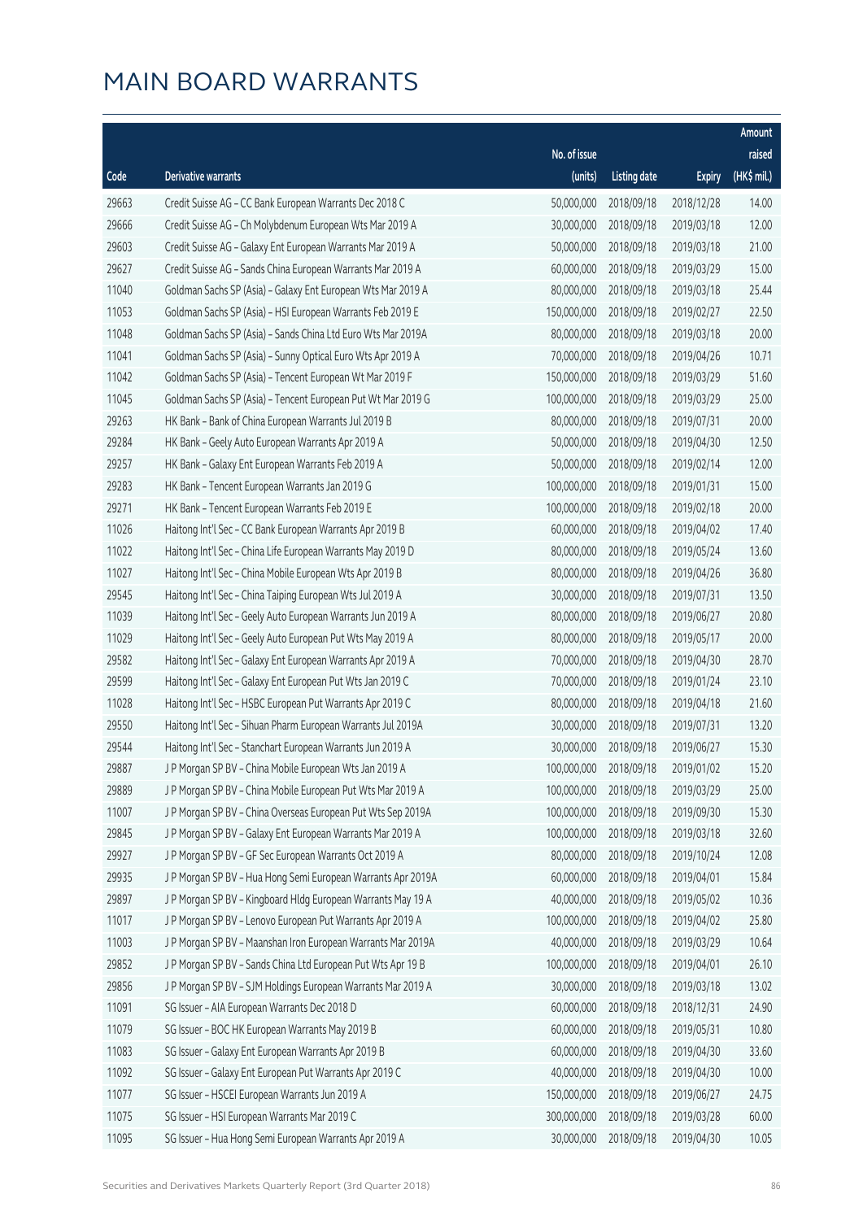# MAIN BOARD WARRANTS

| Code | Derivative warrants | No. of issue (units) | Listing date | Expiry | Amount raised (HK$ mil.) |
|---|---|---|---|---|---|
| 29663 | Credit Suisse AG – CC Bank European Warrants Dec 2018 C | 50,000,000 | 2018/09/18 | 2018/12/28 | 14.00 |
| 29666 | Credit Suisse AG – Ch Molybdenum European Wts Mar 2019 A | 30,000,000 | 2018/09/18 | 2019/03/18 | 12.00 |
| 29603 | Credit Suisse AG – Galaxy Ent European Warrants Mar 2019 A | 50,000,000 | 2018/09/18 | 2019/03/18 | 21.00 |
| 29627 | Credit Suisse AG – Sands China European Warrants Mar 2019 A | 60,000,000 | 2018/09/18 | 2019/03/29 | 15.00 |
| 11040 | Goldman Sachs SP (Asia) – Galaxy Ent European Wts Mar 2019 A | 80,000,000 | 2018/09/18 | 2019/03/18 | 25.44 |
| 11053 | Goldman Sachs SP (Asia) – HSI European Warrants Feb 2019 E | 150,000,000 | 2018/09/18 | 2019/02/27 | 22.50 |
| 11048 | Goldman Sachs SP (Asia) – Sands China Ltd Euro Wts Mar 2019A | 80,000,000 | 2018/09/18 | 2019/03/18 | 20.00 |
| 11041 | Goldman Sachs SP (Asia) – Sunny Optical Euro Wts Apr 2019 A | 70,000,000 | 2018/09/18 | 2019/04/26 | 10.71 |
| 11042 | Goldman Sachs SP (Asia) – Tencent European Wt Mar 2019 F | 150,000,000 | 2018/09/18 | 2019/03/29 | 51.60 |
| 11045 | Goldman Sachs SP (Asia) – Tencent European Put Wt Mar 2019 G | 100,000,000 | 2018/09/18 | 2019/03/29 | 25.00 |
| 29263 | HK Bank – Bank of China European Warrants Jul 2019 B | 80,000,000 | 2018/09/18 | 2019/07/31 | 20.00 |
| 29284 | HK Bank – Geely Auto European Warrants Apr 2019 A | 50,000,000 | 2018/09/18 | 2019/04/30 | 12.50 |
| 29257 | HK Bank – Galaxy Ent European Warrants Feb 2019 A | 50,000,000 | 2018/09/18 | 2019/02/14 | 12.00 |
| 29283 | HK Bank – Tencent European Warrants Jan 2019 G | 100,000,000 | 2018/09/18 | 2019/01/31 | 15.00 |
| 29271 | HK Bank – Tencent European Warrants Feb 2019 E | 100,000,000 | 2018/09/18 | 2019/02/18 | 20.00 |
| 11026 | Haitong Int'l Sec – CC Bank European Warrants Apr 2019 B | 60,000,000 | 2018/09/18 | 2019/04/02 | 17.40 |
| 11022 | Haitong Int'l Sec – China Life European Warrants May 2019 D | 80,000,000 | 2018/09/18 | 2019/05/24 | 13.60 |
| 11027 | Haitong Int'l Sec – China Mobile European Wts Apr 2019 B | 80,000,000 | 2018/09/18 | 2019/04/26 | 36.80 |
| 29545 | Haitong Int'l Sec – China Taiping European Wts Jul 2019 A | 30,000,000 | 2018/09/18 | 2019/07/31 | 13.50 |
| 11039 | Haitong Int'l Sec – Geely Auto European Warrants Jun 2019 A | 80,000,000 | 2018/09/18 | 2019/06/27 | 20.80 |
| 11029 | Haitong Int'l Sec – Geely Auto European Put Wts May 2019 A | 80,000,000 | 2018/09/18 | 2019/05/17 | 20.00 |
| 29582 | Haitong Int'l Sec – Galaxy Ent European Warrants Apr 2019 A | 70,000,000 | 2018/09/18 | 2019/04/30 | 28.70 |
| 29599 | Haitong Int'l Sec – Galaxy Ent European Put Wts Jan 2019 C | 70,000,000 | 2018/09/18 | 2019/01/24 | 23.10 |
| 11028 | Haitong Int'l Sec – HSBC European Put Warrants Apr 2019 C | 80,000,000 | 2018/09/18 | 2019/04/18 | 21.60 |
| 29550 | Haitong Int'l Sec – Sihuan Pharm European Warrants Jul 2019A | 30,000,000 | 2018/09/18 | 2019/07/31 | 13.20 |
| 29544 | Haitong Int'l Sec – Stanchart European Warrants Jun 2019 A | 30,000,000 | 2018/09/18 | 2019/06/27 | 15.30 |
| 29887 | J P Morgan SP BV – China Mobile European Wts Jan 2019 A | 100,000,000 | 2018/09/18 | 2019/01/02 | 15.20 |
| 29889 | J P Morgan SP BV – China Mobile European Put Wts Mar 2019 A | 100,000,000 | 2018/09/18 | 2019/03/29 | 25.00 |
| 11007 | J P Morgan SP BV – China Overseas European Put Wts Sep 2019A | 100,000,000 | 2018/09/18 | 2019/09/30 | 15.30 |
| 29845 | J P Morgan SP BV – Galaxy Ent European Warrants Mar 2019 A | 100,000,000 | 2018/09/18 | 2019/03/18 | 32.60 |
| 29927 | J P Morgan SP BV – GF Sec European Warrants Oct 2019 A | 80,000,000 | 2018/09/18 | 2019/10/24 | 12.08 |
| 29935 | J P Morgan SP BV – Hua Hong Semi European Warrants Apr 2019A | 60,000,000 | 2018/09/18 | 2019/04/01 | 15.84 |
| 29897 | J P Morgan SP BV – Kingboard Hldg European Warrants May 19 A | 40,000,000 | 2018/09/18 | 2019/05/02 | 10.36 |
| 11017 | J P Morgan SP BV – Lenovo European Put Warrants Apr 2019 A | 100,000,000 | 2018/09/18 | 2019/04/02 | 25.80 |
| 11003 | J P Morgan SP BV – Maanshan Iron European Warrants Mar 2019A | 40,000,000 | 2018/09/18 | 2019/03/29 | 10.64 |
| 29852 | J P Morgan SP BV – Sands China Ltd European Put Wts Apr 19 B | 100,000,000 | 2018/09/18 | 2019/04/01 | 26.10 |
| 29856 | J P Morgan SP BV – SJM Holdings European Warrants Mar 2019 A | 30,000,000 | 2018/09/18 | 2019/03/18 | 13.02 |
| 11091 | SG Issuer – AIA European Warrants Dec 2018 D | 60,000,000 | 2018/09/18 | 2018/12/31 | 24.90 |
| 11079 | SG Issuer – BOC HK European Warrants May 2019 B | 60,000,000 | 2018/09/18 | 2019/05/31 | 10.80 |
| 11083 | SG Issuer – Galaxy Ent European Warrants Apr 2019 B | 60,000,000 | 2018/09/18 | 2019/04/30 | 33.60 |
| 11092 | SG Issuer – Galaxy Ent European Put Warrants Apr 2019 C | 40,000,000 | 2018/09/18 | 2019/04/30 | 10.00 |
| 11077 | SG Issuer – HSCEI European Warrants Jun 2019 A | 150,000,000 | 2018/09/18 | 2019/06/27 | 24.75 |
| 11075 | SG Issuer – HSI European Warrants Mar 2019 C | 300,000,000 | 2018/09/18 | 2019/03/28 | 60.00 |
| 11095 | SG Issuer – Hua Hong Semi European Warrants Apr 2019 A | 30,000,000 | 2018/09/18 | 2019/04/30 | 10.05 |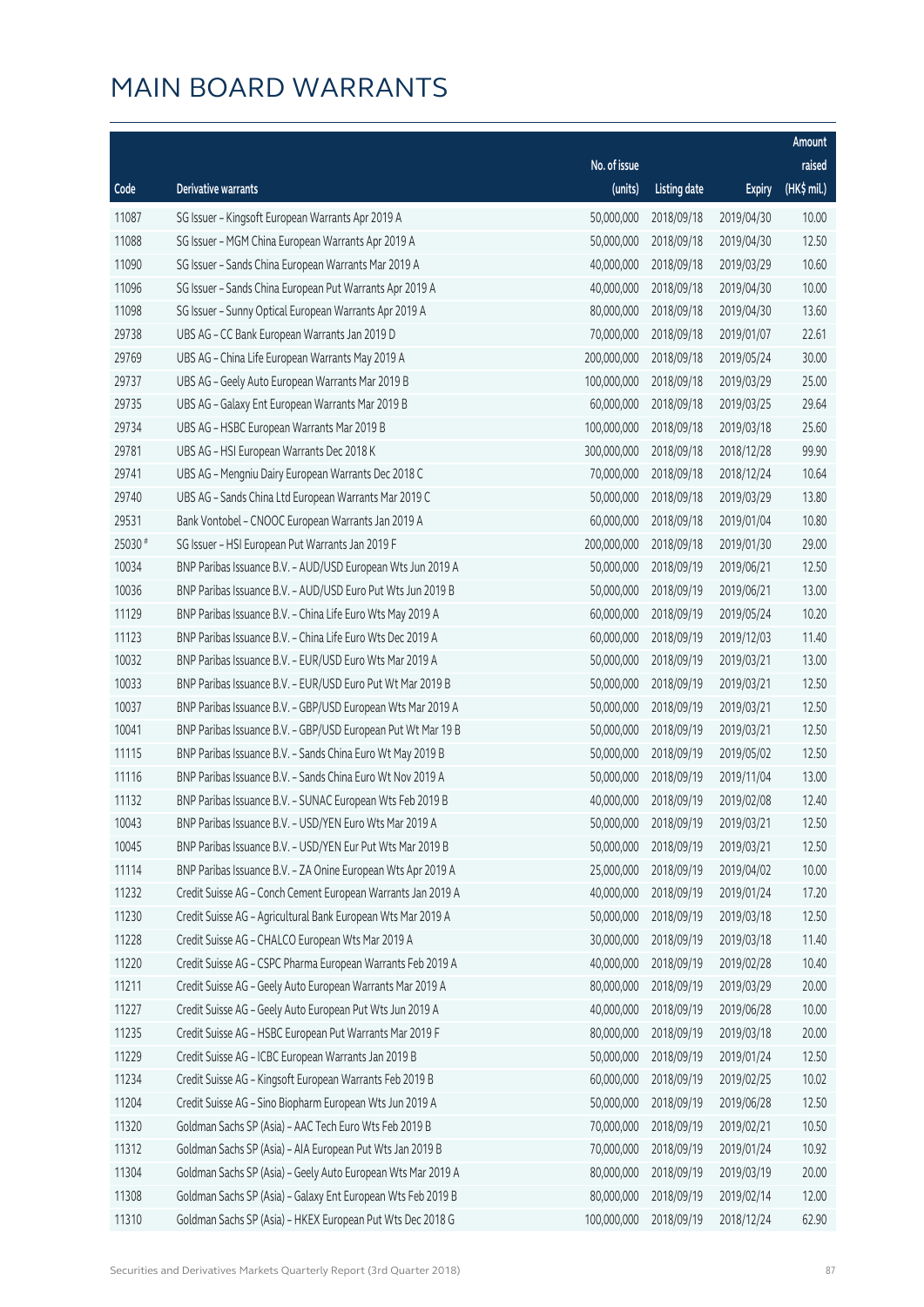# MAIN BOARD WARRANTS

| Code | Derivative warrants | No. of issue (units) | Listing date | Expiry | Amount raised (HK$ mil.) |
|---|---|---|---|---|---|
| 11087 | SG Issuer – Kingsoft European Warrants Apr 2019 A | 50,000,000 | 2018/09/18 | 2019/04/30 | 10.00 |
| 11088 | SG Issuer – MGM China European Warrants Apr 2019 A | 50,000,000 | 2018/09/18 | 2019/04/30 | 12.50 |
| 11090 | SG Issuer – Sands China European Warrants Mar 2019 A | 40,000,000 | 2018/09/18 | 2019/03/29 | 10.60 |
| 11096 | SG Issuer – Sands China European Put Warrants Apr 2019 A | 40,000,000 | 2018/09/18 | 2019/04/30 | 10.00 |
| 11098 | SG Issuer – Sunny Optical European Warrants Apr 2019 A | 80,000,000 | 2018/09/18 | 2019/04/30 | 13.60 |
| 29738 | UBS AG – CC Bank European Warrants Jan 2019 D | 70,000,000 | 2018/09/18 | 2019/01/07 | 22.61 |
| 29769 | UBS AG – China Life European Warrants May 2019 A | 200,000,000 | 2018/09/18 | 2019/05/24 | 30.00 |
| 29737 | UBS AG – Geely Auto European Warrants Mar 2019 B | 100,000,000 | 2018/09/18 | 2019/03/29 | 25.00 |
| 29735 | UBS AG – Galaxy Ent European Warrants Mar 2019 B | 60,000,000 | 2018/09/18 | 2019/03/25 | 29.64 |
| 29734 | UBS AG – HSBC European Warrants Mar 2019 B | 100,000,000 | 2018/09/18 | 2019/03/18 | 25.60 |
| 29781 | UBS AG – HSI European Warrants Dec 2018 K | 300,000,000 | 2018/09/18 | 2018/12/28 | 99.90 |
| 29741 | UBS AG – Mengniu Dairy European Warrants Dec 2018 C | 70,000,000 | 2018/09/18 | 2018/12/24 | 10.64 |
| 29740 | UBS AG – Sands China Ltd European Warrants Mar 2019 C | 50,000,000 | 2018/09/18 | 2019/03/29 | 13.80 |
| 29531 | Bank Vontobel – CNOOC European Warrants Jan 2019 A | 60,000,000 | 2018/09/18 | 2019/01/04 | 10.80 |
| 25030 # | SG Issuer – HSI European Put Warrants Jan 2019 F | 200,000,000 | 2018/09/18 | 2019/01/30 | 29.00 |
| 10034 | BNP Paribas Issuance B.V. – AUD/USD European Wts Jun 2019 A | 50,000,000 | 2018/09/19 | 2019/06/21 | 12.50 |
| 10036 | BNP Paribas Issuance B.V. – AUD/USD Euro Put Wts Jun 2019 B | 50,000,000 | 2018/09/19 | 2019/06/21 | 13.00 |
| 11129 | BNP Paribas Issuance B.V. – China Life Euro Wts May 2019 A | 60,000,000 | 2018/09/19 | 2019/05/24 | 10.20 |
| 11123 | BNP Paribas Issuance B.V. – China Life Euro Wts Dec 2019 A | 60,000,000 | 2018/09/19 | 2019/12/03 | 11.40 |
| 10032 | BNP Paribas Issuance B.V. – EUR/USD Euro Wts Mar 2019 A | 50,000,000 | 2018/09/19 | 2019/03/21 | 13.00 |
| 10033 | BNP Paribas Issuance B.V. – EUR/USD Euro Put Wt Mar 2019 B | 50,000,000 | 2018/09/19 | 2019/03/21 | 12.50 |
| 10037 | BNP Paribas Issuance B.V. – GBP/USD European Wts Mar 2019 A | 50,000,000 | 2018/09/19 | 2019/03/21 | 12.50 |
| 10041 | BNP Paribas Issuance B.V. – GBP/USD European Put Wt Mar 19 B | 50,000,000 | 2018/09/19 | 2019/03/21 | 12.50 |
| 11115 | BNP Paribas Issuance B.V. – Sands China Euro Wt May 2019 B | 50,000,000 | 2018/09/19 | 2019/05/02 | 12.50 |
| 11116 | BNP Paribas Issuance B.V. – Sands China Euro Wt Nov 2019 A | 50,000,000 | 2018/09/19 | 2019/11/04 | 13.00 |
| 11132 | BNP Paribas Issuance B.V. – SUNAC European Wts Feb 2019 B | 40,000,000 | 2018/09/19 | 2019/02/08 | 12.40 |
| 10043 | BNP Paribas Issuance B.V. – USD/YEN Euro Wts Mar 2019 A | 50,000,000 | 2018/09/19 | 2019/03/21 | 12.50 |
| 10045 | BNP Paribas Issuance B.V. – USD/YEN Eur Put Wts Mar 2019 B | 50,000,000 | 2018/09/19 | 2019/03/21 | 12.50 |
| 11114 | BNP Paribas Issuance B.V. – ZA Onine European Wts Apr 2019 A | 25,000,000 | 2018/09/19 | 2019/04/02 | 10.00 |
| 11232 | Credit Suisse AG – Conch Cement European Warrants Jan 2019 A | 40,000,000 | 2018/09/19 | 2019/01/24 | 17.20 |
| 11230 | Credit Suisse AG – Agricultural Bank European Wts Mar 2019 A | 50,000,000 | 2018/09/19 | 2019/03/18 | 12.50 |
| 11228 | Credit Suisse AG – CHALCO European Wts Mar 2019 A | 30,000,000 | 2018/09/19 | 2019/03/18 | 11.40 |
| 11220 | Credit Suisse AG – CSPC Pharma European Warrants Feb 2019 A | 40,000,000 | 2018/09/19 | 2019/02/28 | 10.40 |
| 11211 | Credit Suisse AG – Geely Auto European Warrants Mar 2019 A | 80,000,000 | 2018/09/19 | 2019/03/29 | 20.00 |
| 11227 | Credit Suisse AG – Geely Auto European Put Wts Jun 2019 A | 40,000,000 | 2018/09/19 | 2019/06/28 | 10.00 |
| 11235 | Credit Suisse AG – HSBC European Put Warrants Mar 2019 F | 80,000,000 | 2018/09/19 | 2019/03/18 | 20.00 |
| 11229 | Credit Suisse AG – ICBC European Warrants Jan 2019 B | 50,000,000 | 2018/09/19 | 2019/01/24 | 12.50 |
| 11234 | Credit Suisse AG – Kingsoft European Warrants Feb 2019 B | 60,000,000 | 2018/09/19 | 2019/02/25 | 10.02 |
| 11204 | Credit Suisse AG – Sino Biopharm European Wts Jun 2019 A | 50,000,000 | 2018/09/19 | 2019/06/28 | 12.50 |
| 11320 | Goldman Sachs SP (Asia) – AAC Tech Euro Wts Feb 2019 B | 70,000,000 | 2018/09/19 | 2019/02/21 | 10.50 |
| 11312 | Goldman Sachs SP (Asia) – AIA European Put Wts Jan 2019 B | 70,000,000 | 2018/09/19 | 2019/01/24 | 10.92 |
| 11304 | Goldman Sachs SP (Asia) – Geely Auto European Wts Mar 2019 A | 80,000,000 | 2018/09/19 | 2019/03/19 | 20.00 |
| 11308 | Goldman Sachs SP (Asia) – Galaxy Ent European Wts Feb 2019 B | 80,000,000 | 2018/09/19 | 2019/02/14 | 12.00 |
| 11310 | Goldman Sachs SP (Asia) – HKEX European Put Wts Dec 2018 G | 100,000,000 | 2018/09/19 | 2018/12/24 | 62.90 |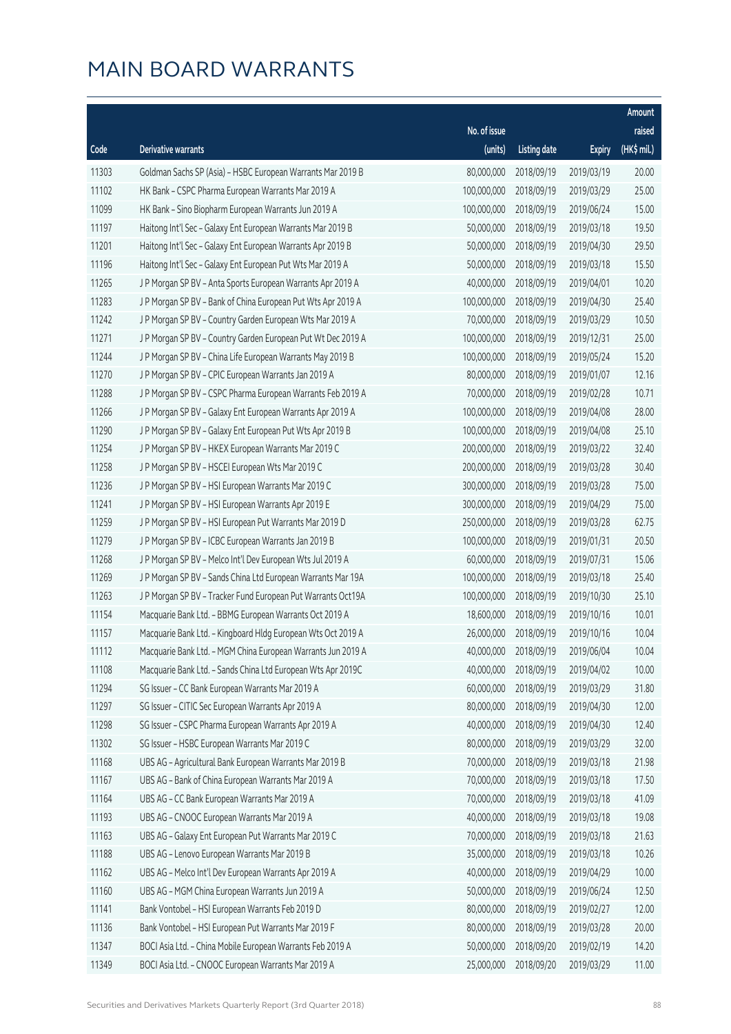# MAIN BOARD WARRANTS

| Code | Derivative warrants | No. of issue (units) | Listing date | Expiry | Amount raised (HK$ mil.) |
|---|---|---|---|---|---|
| 11303 | Goldman Sachs SP (Asia) – HSBC European Warrants Mar 2019 B | 80,000,000 | 2018/09/19 | 2019/03/19 | 20.00 |
| 11102 | HK Bank – CSPC Pharma European Warrants Mar 2019 A | 100,000,000 | 2018/09/19 | 2019/03/29 | 25.00 |
| 11099 | HK Bank – Sino Biopharm European Warrants Jun 2019 A | 100,000,000 | 2018/09/19 | 2019/06/24 | 15.00 |
| 11197 | Haitong Int'l Sec – Galaxy Ent European Warrants Mar 2019 B | 50,000,000 | 2018/09/19 | 2019/03/18 | 19.50 |
| 11201 | Haitong Int'l Sec – Galaxy Ent European Warrants Apr 2019 B | 50,000,000 | 2018/09/19 | 2019/04/30 | 29.50 |
| 11196 | Haitong Int'l Sec – Galaxy Ent European Put Wts Mar 2019 A | 50,000,000 | 2018/09/19 | 2019/03/18 | 15.50 |
| 11265 | J P Morgan SP BV – Anta Sports European Warrants Apr 2019 A | 40,000,000 | 2018/09/19 | 2019/04/01 | 10.20 |
| 11283 | J P Morgan SP BV – Bank of China European Put Wts Apr 2019 A | 100,000,000 | 2018/09/19 | 2019/04/30 | 25.40 |
| 11242 | J P Morgan SP BV – Country Garden European Wts Mar 2019 A | 70,000,000 | 2018/09/19 | 2019/03/29 | 10.50 |
| 11271 | J P Morgan SP BV – Country Garden European Put Wt Dec 2019 A | 100,000,000 | 2018/09/19 | 2019/12/31 | 25.00 |
| 11244 | J P Morgan SP BV – China Life European Warrants May 2019 B | 100,000,000 | 2018/09/19 | 2019/05/24 | 15.20 |
| 11270 | J P Morgan SP BV – CPIC European Warrants Jan 2019 A | 80,000,000 | 2018/09/19 | 2019/01/07 | 12.16 |
| 11288 | J P Morgan SP BV – CSPC Pharma European Warrants Feb 2019 A | 70,000,000 | 2018/09/19 | 2019/02/28 | 10.71 |
| 11266 | J P Morgan SP BV – Galaxy Ent European Warrants Apr 2019 A | 100,000,000 | 2018/09/19 | 2019/04/08 | 28.00 |
| 11290 | J P Morgan SP BV – Galaxy Ent European Put Wts Apr 2019 B | 100,000,000 | 2018/09/19 | 2019/04/08 | 25.10 |
| 11254 | J P Morgan SP BV – HKEX European Warrants Mar 2019 C | 200,000,000 | 2018/09/19 | 2019/03/22 | 32.40 |
| 11258 | J P Morgan SP BV – HSCEI European Wts Mar 2019 C | 200,000,000 | 2018/09/19 | 2019/03/28 | 30.40 |
| 11236 | J P Morgan SP BV – HSI European Warrants Mar 2019 C | 300,000,000 | 2018/09/19 | 2019/03/28 | 75.00 |
| 11241 | J P Morgan SP BV – HSI European Warrants Apr 2019 E | 300,000,000 | 2018/09/19 | 2019/04/29 | 75.00 |
| 11259 | J P Morgan SP BV – HSI European Put Warrants Mar 2019 D | 250,000,000 | 2018/09/19 | 2019/03/28 | 62.75 |
| 11279 | J P Morgan SP BV – ICBC European Warrants Jan 2019 B | 100,000,000 | 2018/09/19 | 2019/01/31 | 20.50 |
| 11268 | J P Morgan SP BV – Melco Int'l Dev European Wts Jul 2019 A | 60,000,000 | 2018/09/19 | 2019/07/31 | 15.06 |
| 11269 | J P Morgan SP BV – Sands China Ltd European Warrants Mar 19A | 100,000,000 | 2018/09/19 | 2019/03/18 | 25.40 |
| 11263 | J P Morgan SP BV – Tracker Fund European Put Warrants Oct19A | 100,000,000 | 2018/09/19 | 2019/10/30 | 25.10 |
| 11154 | Macquarie Bank Ltd. – BBMG European Warrants Oct 2019 A | 18,600,000 | 2018/09/19 | 2019/10/16 | 10.01 |
| 11157 | Macquarie Bank Ltd. – Kingboard Hldg European Wts Oct 2019 A | 26,000,000 | 2018/09/19 | 2019/10/16 | 10.04 |
| 11112 | Macquarie Bank Ltd. – MGM China European Warrants Jun 2019 A | 40,000,000 | 2018/09/19 | 2019/06/04 | 10.04 |
| 11108 | Macquarie Bank Ltd. – Sands China Ltd European Wts Apr 2019C | 40,000,000 | 2018/09/19 | 2019/04/02 | 10.00 |
| 11294 | SG Issuer – CC Bank European Warrants Mar 2019 A | 60,000,000 | 2018/09/19 | 2019/03/29 | 31.80 |
| 11297 | SG Issuer – CITIC Sec European Warrants Apr 2019 A | 80,000,000 | 2018/09/19 | 2019/04/30 | 12.00 |
| 11298 | SG Issuer – CSPC Pharma European Warrants Apr 2019 A | 40,000,000 | 2018/09/19 | 2019/04/30 | 12.40 |
| 11302 | SG Issuer – HSBC European Warrants Mar 2019 C | 80,000,000 | 2018/09/19 | 2019/03/29 | 32.00 |
| 11168 | UBS AG – Agricultural Bank European Warrants Mar 2019 B | 70,000,000 | 2018/09/19 | 2019/03/18 | 21.98 |
| 11167 | UBS AG – Bank of China European Warrants Mar 2019 A | 70,000,000 | 2018/09/19 | 2019/03/18 | 17.50 |
| 11164 | UBS AG – CC Bank European Warrants Mar 2019 A | 70,000,000 | 2018/09/19 | 2019/03/18 | 41.09 |
| 11193 | UBS AG – CNOOC European Warrants Mar 2019 A | 40,000,000 | 2018/09/19 | 2019/03/18 | 19.08 |
| 11163 | UBS AG – Galaxy Ent European Put Warrants Mar 2019 C | 70,000,000 | 2018/09/19 | 2019/03/18 | 21.63 |
| 11188 | UBS AG – Lenovo European Warrants Mar 2019 B | 35,000,000 | 2018/09/19 | 2019/03/18 | 10.26 |
| 11162 | UBS AG – Melco Int'l Dev European Warrants Apr 2019 A | 40,000,000 | 2018/09/19 | 2019/04/29 | 10.00 |
| 11160 | UBS AG – MGM China European Warrants Jun 2019 A | 50,000,000 | 2018/09/19 | 2019/06/24 | 12.50 |
| 11141 | Bank Vontobel – HSI European Warrants Feb 2019 D | 80,000,000 | 2018/09/19 | 2019/02/27 | 12.00 |
| 11136 | Bank Vontobel – HSI European Put Warrants Mar 2019 F | 80,000,000 | 2018/09/19 | 2019/03/28 | 20.00 |
| 11347 | BOCI Asia Ltd. – China Mobile European Warrants Feb 2019 A | 50,000,000 | 2018/09/20 | 2019/02/19 | 14.20 |
| 11349 | BOCI Asia Ltd. – CNOOC European Warrants Mar 2019 A | 25,000,000 | 2018/09/20 | 2019/03/29 | 11.00 |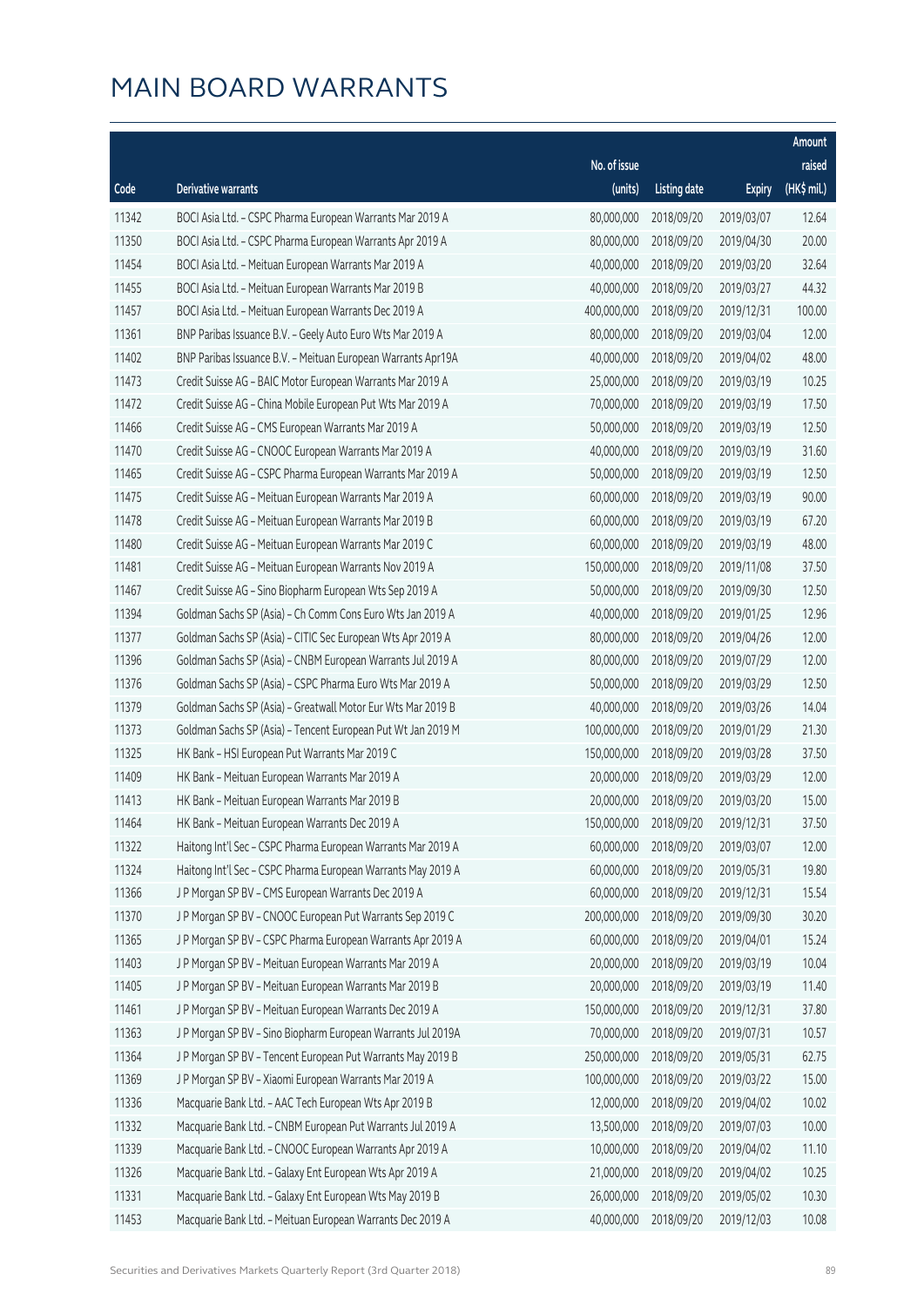# MAIN BOARD WARRANTS

| Code | Derivative warrants | No. of issue (units) | Listing date | Expiry | Amount raised (HK$ mil.) |
|---|---|---|---|---|---|
| 11342 | BOCI Asia Ltd. - CSPC Pharma European Warrants Mar 2019 A | 80,000,000 | 2018/09/20 | 2019/03/07 | 12.64 |
| 11350 | BOCI Asia Ltd. - CSPC Pharma European Warrants Apr 2019 A | 80,000,000 | 2018/09/20 | 2019/04/30 | 20.00 |
| 11454 | BOCI Asia Ltd. - Meituan European Warrants Mar 2019 A | 40,000,000 | 2018/09/20 | 2019/03/20 | 32.64 |
| 11455 | BOCI Asia Ltd. - Meituan European Warrants Mar 2019 B | 40,000,000 | 2018/09/20 | 2019/03/27 | 44.32 |
| 11457 | BOCI Asia Ltd. - Meituan European Warrants Dec 2019 A | 400,000,000 | 2018/09/20 | 2019/12/31 | 100.00 |
| 11361 | BNP Paribas Issuance B.V. - Geely Auto Euro Wts Mar 2019 A | 80,000,000 | 2018/09/20 | 2019/03/04 | 12.00 |
| 11402 | BNP Paribas Issuance B.V. - Meituan European Warrants Apr19A | 40,000,000 | 2018/09/20 | 2019/04/02 | 48.00 |
| 11473 | Credit Suisse AG - BAIC Motor European Warrants Mar 2019 A | 25,000,000 | 2018/09/20 | 2019/03/19 | 10.25 |
| 11472 | Credit Suisse AG - China Mobile European Put Wts Mar 2019 A | 70,000,000 | 2018/09/20 | 2019/03/19 | 17.50 |
| 11466 | Credit Suisse AG - CMS European Warrants Mar 2019 A | 50,000,000 | 2018/09/20 | 2019/03/19 | 12.50 |
| 11470 | Credit Suisse AG - CNOOC European Warrants Mar 2019 A | 40,000,000 | 2018/09/20 | 2019/03/19 | 31.60 |
| 11465 | Credit Suisse AG - CSPC Pharma European Warrants Mar 2019 A | 50,000,000 | 2018/09/20 | 2019/03/19 | 12.50 |
| 11475 | Credit Suisse AG - Meituan European Warrants Mar 2019 A | 60,000,000 | 2018/09/20 | 2019/03/19 | 90.00 |
| 11478 | Credit Suisse AG - Meituan European Warrants Mar 2019 B | 60,000,000 | 2018/09/20 | 2019/03/19 | 67.20 |
| 11480 | Credit Suisse AG - Meituan European Warrants Mar 2019 C | 60,000,000 | 2018/09/20 | 2019/03/19 | 48.00 |
| 11481 | Credit Suisse AG - Meituan European Warrants Nov 2019 A | 150,000,000 | 2018/09/20 | 2019/11/08 | 37.50 |
| 11467 | Credit Suisse AG - Sino Biopharm European Wts Sep 2019 A | 50,000,000 | 2018/09/20 | 2019/09/30 | 12.50 |
| 11394 | Goldman Sachs SP (Asia) - Ch Comm Cons Euro Wts Jan 2019 A | 40,000,000 | 2018/09/20 | 2019/01/25 | 12.96 |
| 11377 | Goldman Sachs SP (Asia) - CITIC Sec European Wts Apr 2019 A | 80,000,000 | 2018/09/20 | 2019/04/26 | 12.00 |
| 11396 | Goldman Sachs SP (Asia) - CNBM European Warrants Jul 2019 A | 80,000,000 | 2018/09/20 | 2019/07/29 | 12.00 |
| 11376 | Goldman Sachs SP (Asia) - CSPC Pharma Euro Wts Mar 2019 A | 50,000,000 | 2018/09/20 | 2019/03/29 | 12.50 |
| 11379 | Goldman Sachs SP (Asia) - Greatwall Motor Eur Wts Mar 2019 B | 40,000,000 | 2018/09/20 | 2019/03/26 | 14.04 |
| 11373 | Goldman Sachs SP (Asia) - Tencent European Put Wt Jan 2019 M | 100,000,000 | 2018/09/20 | 2019/01/29 | 21.30 |
| 11325 | HK Bank - HSI European Put Warrants Mar 2019 C | 150,000,000 | 2018/09/20 | 2019/03/28 | 37.50 |
| 11409 | HK Bank - Meituan European Warrants Mar 2019 A | 20,000,000 | 2018/09/20 | 2019/03/29 | 12.00 |
| 11413 | HK Bank - Meituan European Warrants Mar 2019 B | 20,000,000 | 2018/09/20 | 2019/03/20 | 15.00 |
| 11464 | HK Bank - Meituan European Warrants Dec 2019 A | 150,000,000 | 2018/09/20 | 2019/12/31 | 37.50 |
| 11322 | Haitong Int'l Sec - CSPC Pharma European Warrants Mar 2019 A | 60,000,000 | 2018/09/20 | 2019/03/07 | 12.00 |
| 11324 | Haitong Int'l Sec - CSPC Pharma European Warrants May 2019 A | 60,000,000 | 2018/09/20 | 2019/05/31 | 19.80 |
| 11366 | J P Morgan SP BV - CMS European Warrants Dec 2019 A | 60,000,000 | 2018/09/20 | 2019/12/31 | 15.54 |
| 11370 | J P Morgan SP BV - CNOOC European Put Warrants Sep 2019 C | 200,000,000 | 2018/09/20 | 2019/09/30 | 30.20 |
| 11365 | J P Morgan SP BV - CSPC Pharma European Warrants Apr 2019 A | 60,000,000 | 2018/09/20 | 2019/04/01 | 15.24 |
| 11403 | J P Morgan SP BV - Meituan European Warrants Mar 2019 A | 20,000,000 | 2018/09/20 | 2019/03/19 | 10.04 |
| 11405 | J P Morgan SP BV - Meituan European Warrants Mar 2019 B | 20,000,000 | 2018/09/20 | 2019/03/19 | 11.40 |
| 11461 | J P Morgan SP BV - Meituan European Warrants Dec 2019 A | 150,000,000 | 2018/09/20 | 2019/12/31 | 37.80 |
| 11363 | J P Morgan SP BV - Sino Biopharm European Warrants Jul 2019A | 70,000,000 | 2018/09/20 | 2019/07/31 | 10.57 |
| 11364 | J P Morgan SP BV - Tencent European Put Warrants May 2019 B | 250,000,000 | 2018/09/20 | 2019/05/31 | 62.75 |
| 11369 | J P Morgan SP BV - Xiaomi European Warrants Mar 2019 A | 100,000,000 | 2018/09/20 | 2019/03/22 | 15.00 |
| 11336 | Macquarie Bank Ltd. - AAC Tech European Wts Apr 2019 B | 12,000,000 | 2018/09/20 | 2019/04/02 | 10.02 |
| 11332 | Macquarie Bank Ltd. - CNBM European Put Warrants Jul 2019 A | 13,500,000 | 2018/09/20 | 2019/07/03 | 10.00 |
| 11339 | Macquarie Bank Ltd. - CNOOC European Warrants Apr 2019 A | 10,000,000 | 2018/09/20 | 2019/04/02 | 11.10 |
| 11326 | Macquarie Bank Ltd. - Galaxy Ent European Wts Apr 2019 A | 21,000,000 | 2018/09/20 | 2019/04/02 | 10.25 |
| 11331 | Macquarie Bank Ltd. - Galaxy Ent European Wts May 2019 B | 26,000,000 | 2018/09/20 | 2019/05/02 | 10.30 |
| 11453 | Macquarie Bank Ltd. - Meituan European Warrants Dec 2019 A | 40,000,000 | 2018/09/20 | 2019/12/03 | 10.08 |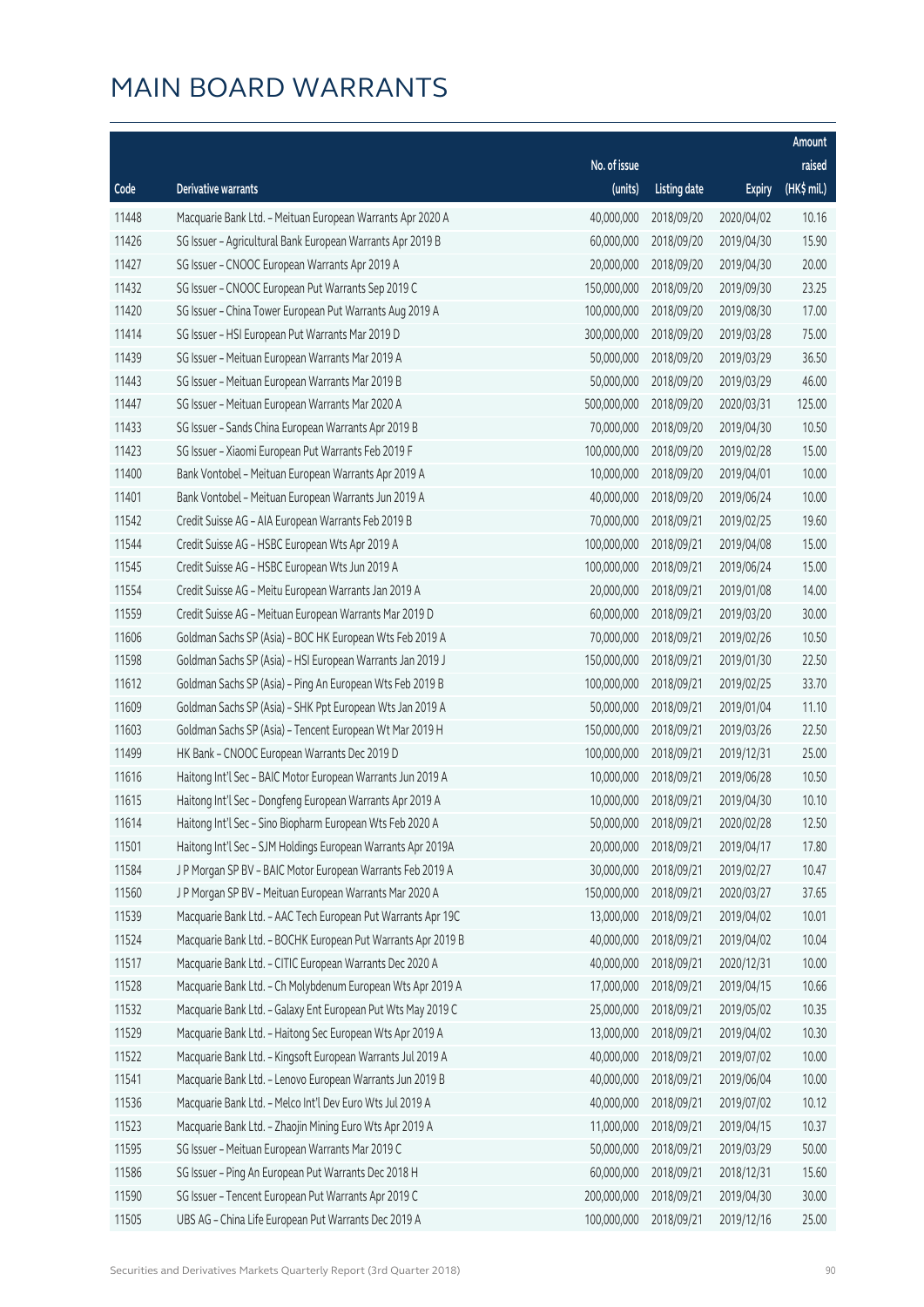# MAIN BOARD WARRANTS

| Code | Derivative warrants | No. of issue (units) | Listing date | Expiry | Amount raised (HK$ mil.) |
|---|---|---|---|---|---|
| 11448 | Macquarie Bank Ltd. – Meituan European Warrants Apr 2020 A | 40,000,000 | 2018/09/20 | 2020/04/02 | 10.16 |
| 11426 | SG Issuer – Agricultural Bank European Warrants Apr 2019 B | 60,000,000 | 2018/09/20 | 2019/04/30 | 15.90 |
| 11427 | SG Issuer – CNOOC European Warrants Apr 2019 A | 20,000,000 | 2018/09/20 | 2019/04/30 | 20.00 |
| 11432 | SG Issuer – CNOOC European Put Warrants Sep 2019 C | 150,000,000 | 2018/09/20 | 2019/09/30 | 23.25 |
| 11420 | SG Issuer – China Tower European Put Warrants Aug 2019 A | 100,000,000 | 2018/09/20 | 2019/08/30 | 17.00 |
| 11414 | SG Issuer – HSI European Put Warrants Mar 2019 D | 300,000,000 | 2018/09/20 | 2019/03/28 | 75.00 |
| 11439 | SG Issuer – Meituan European Warrants Mar 2019 A | 50,000,000 | 2018/09/20 | 2019/03/29 | 36.50 |
| 11443 | SG Issuer – Meituan European Warrants Mar 2019 B | 50,000,000 | 2018/09/20 | 2019/03/29 | 46.00 |
| 11447 | SG Issuer – Meituan European Warrants Mar 2020 A | 500,000,000 | 2018/09/20 | 2020/03/31 | 125.00 |
| 11433 | SG Issuer – Sands China European Warrants Apr 2019 B | 70,000,000 | 2018/09/20 | 2019/04/30 | 10.50 |
| 11423 | SG Issuer – Xiaomi European Put Warrants Feb 2019 F | 100,000,000 | 2018/09/20 | 2019/02/28 | 15.00 |
| 11400 | Bank Vontobel – Meituan European Warrants Apr 2019 A | 10,000,000 | 2018/09/20 | 2019/04/01 | 10.00 |
| 11401 | Bank Vontobel – Meituan European Warrants Jun 2019 A | 40,000,000 | 2018/09/20 | 2019/06/24 | 10.00 |
| 11542 | Credit Suisse AG – AIA European Warrants Feb 2019 B | 70,000,000 | 2018/09/21 | 2019/02/25 | 19.60 |
| 11544 | Credit Suisse AG – HSBC European Wts Apr 2019 A | 100,000,000 | 2018/09/21 | 2019/04/08 | 15.00 |
| 11545 | Credit Suisse AG – HSBC European Wts Jun 2019 A | 100,000,000 | 2018/09/21 | 2019/06/24 | 15.00 |
| 11554 | Credit Suisse AG – Meitu European Warrants Jan 2019 A | 20,000,000 | 2018/09/21 | 2019/01/08 | 14.00 |
| 11559 | Credit Suisse AG – Meituan European Warrants Mar 2019 D | 60,000,000 | 2018/09/21 | 2019/03/20 | 30.00 |
| 11606 | Goldman Sachs SP (Asia) – BOC HK European Wts Feb 2019 A | 70,000,000 | 2018/09/21 | 2019/02/26 | 10.50 |
| 11598 | Goldman Sachs SP (Asia) – HSI European Warrants Jan 2019 J | 150,000,000 | 2018/09/21 | 2019/01/30 | 22.50 |
| 11612 | Goldman Sachs SP (Asia) – Ping An European Wts Feb 2019 B | 100,000,000 | 2018/09/21 | 2019/02/25 | 33.70 |
| 11609 | Goldman Sachs SP (Asia) – SHK Ppt European Wts Jan 2019 A | 50,000,000 | 2018/09/21 | 2019/01/04 | 11.10 |
| 11603 | Goldman Sachs SP (Asia) – Tencent European Wt Mar 2019 H | 150,000,000 | 2018/09/21 | 2019/03/26 | 22.50 |
| 11499 | HK Bank – CNOOC European Warrants Dec 2019 D | 100,000,000 | 2018/09/21 | 2019/12/31 | 25.00 |
| 11616 | Haitong Int'l Sec – BAIC Motor European Warrants Jun 2019 A | 10,000,000 | 2018/09/21 | 2019/06/28 | 10.50 |
| 11615 | Haitong Int'l Sec – Dongfeng European Warrants Apr 2019 A | 10,000,000 | 2018/09/21 | 2019/04/30 | 10.10 |
| 11614 | Haitong Int'l Sec – Sino Biopharm European Wts Feb 2020 A | 50,000,000 | 2018/09/21 | 2020/02/28 | 12.50 |
| 11501 | Haitong Int'l Sec – SJM Holdings European Warrants Apr 2019A | 20,000,000 | 2018/09/21 | 2019/04/17 | 17.80 |
| 11584 | J P Morgan SP BV – BAIC Motor European Warrants Feb 2019 A | 30,000,000 | 2018/09/21 | 2019/02/27 | 10.47 |
| 11560 | J P Morgan SP BV – Meituan European Warrants Mar 2020 A | 150,000,000 | 2018/09/21 | 2020/03/27 | 37.65 |
| 11539 | Macquarie Bank Ltd. – AAC Tech European Put Warrants Apr 19C | 13,000,000 | 2018/09/21 | 2019/04/02 | 10.01 |
| 11524 | Macquarie Bank Ltd. – BOCHK European Put Warrants Apr 2019 B | 40,000,000 | 2018/09/21 | 2019/04/02 | 10.04 |
| 11517 | Macquarie Bank Ltd. – CITIC European Warrants Dec 2020 A | 40,000,000 | 2018/09/21 | 2020/12/31 | 10.00 |
| 11528 | Macquarie Bank Ltd. – Ch Molybdenum European Wts Apr 2019 A | 17,000,000 | 2018/09/21 | 2019/04/15 | 10.66 |
| 11532 | Macquarie Bank Ltd. – Galaxy Ent European Put Wts May 2019 C | 25,000,000 | 2018/09/21 | 2019/05/02 | 10.35 |
| 11529 | Macquarie Bank Ltd. – Haitong Sec European Wts Apr 2019 A | 13,000,000 | 2018/09/21 | 2019/04/02 | 10.30 |
| 11522 | Macquarie Bank Ltd. – Kingsoft European Warrants Jul 2019 A | 40,000,000 | 2018/09/21 | 2019/07/02 | 10.00 |
| 11541 | Macquarie Bank Ltd. – Lenovo European Warrants Jun 2019 B | 40,000,000 | 2018/09/21 | 2019/06/04 | 10.00 |
| 11536 | Macquarie Bank Ltd. – Melco Int'l Dev Euro Wts Jul 2019 A | 40,000,000 | 2018/09/21 | 2019/07/02 | 10.12 |
| 11523 | Macquarie Bank Ltd. – Zhaojin Mining Euro Wts Apr 2019 A | 11,000,000 | 2018/09/21 | 2019/04/15 | 10.37 |
| 11595 | SG Issuer – Meituan European Warrants Mar 2019 C | 50,000,000 | 2018/09/21 | 2019/03/29 | 50.00 |
| 11586 | SG Issuer – Ping An European Put Warrants Dec 2018 H | 60,000,000 | 2018/09/21 | 2018/12/31 | 15.60 |
| 11590 | SG Issuer – Tencent European Put Warrants Apr 2019 C | 200,000,000 | 2018/09/21 | 2019/04/30 | 30.00 |
| 11505 | UBS AG – China Life European Put Warrants Dec 2019 A | 100,000,000 | 2018/09/21 | 2019/12/16 | 25.00 |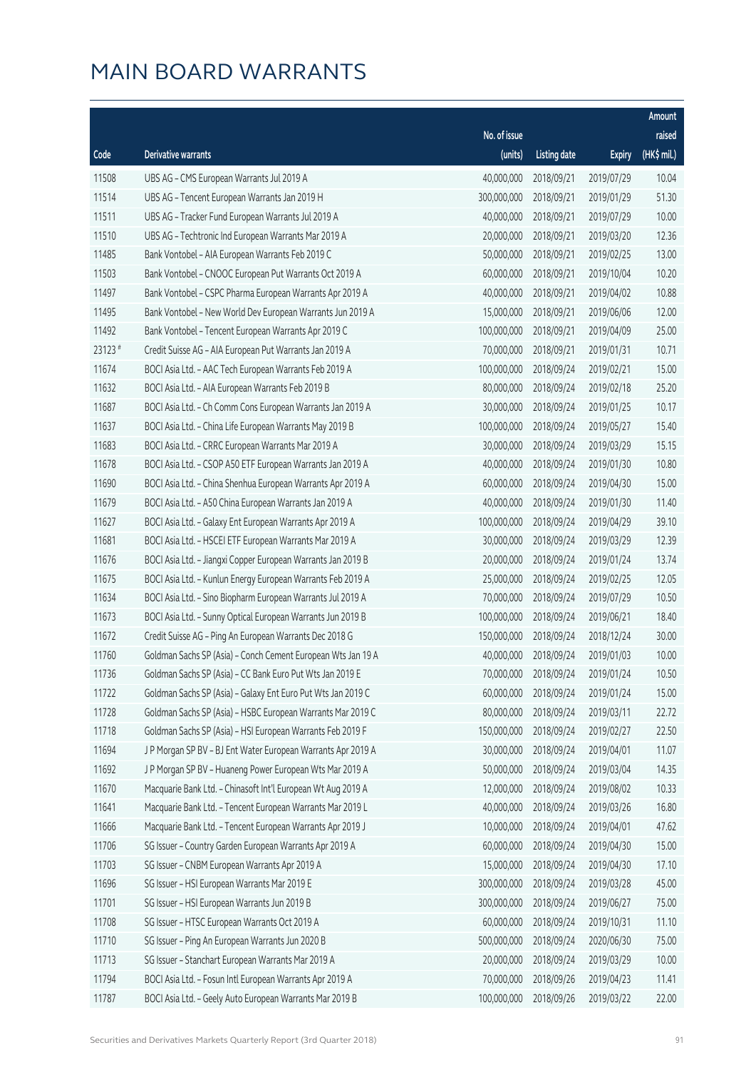# MAIN BOARD WARRANTS

| Code | Derivative warrants | No. of issue (units) | Listing date | Expiry | Amount raised (HK$ mil.) |
|---|---|---|---|---|---|
| 11508 | UBS AG - CMS European Warrants Jul 2019 A | 40,000,000 | 2018/09/21 | 2019/07/29 | 10.04 |
| 11514 | UBS AG - Tencent European Warrants Jan 2019 H | 300,000,000 | 2018/09/21 | 2019/01/29 | 51.30 |
| 11511 | UBS AG - Tracker Fund European Warrants Jul 2019 A | 40,000,000 | 2018/09/21 | 2019/07/29 | 10.00 |
| 11510 | UBS AG - Techtronic Ind European Warrants Mar 2019 A | 20,000,000 | 2018/09/21 | 2019/03/20 | 12.36 |
| 11485 | Bank Vontobel - AIA European Warrants Feb 2019 C | 50,000,000 | 2018/09/21 | 2019/02/25 | 13.00 |
| 11503 | Bank Vontobel - CNOOC European Put Warrants Oct 2019 A | 60,000,000 | 2018/09/21 | 2019/10/04 | 10.20 |
| 11497 | Bank Vontobel - CSPC Pharma European Warrants Apr 2019 A | 40,000,000 | 2018/09/21 | 2019/04/02 | 10.88 |
| 11495 | Bank Vontobel - New World Dev European Warrants Jun 2019 A | 15,000,000 | 2018/09/21 | 2019/06/06 | 12.00 |
| 11492 | Bank Vontobel - Tencent European Warrants Apr 2019 C | 100,000,000 | 2018/09/21 | 2019/04/09 | 25.00 |
| 23123 # | Credit Suisse AG - AIA European Put Warrants Jan 2019 A | 70,000,000 | 2018/09/21 | 2019/01/31 | 10.71 |
| 11674 | BOCI Asia Ltd. - AAC Tech European Warrants Feb 2019 A | 100,000,000 | 2018/09/24 | 2019/02/21 | 15.00 |
| 11632 | BOCI Asia Ltd. - AIA European Warrants Feb 2019 B | 80,000,000 | 2018/09/24 | 2019/02/18 | 25.20 |
| 11687 | BOCI Asia Ltd. - Ch Comm Cons European Warrants Jan 2019 A | 30,000,000 | 2018/09/24 | 2019/01/25 | 10.17 |
| 11637 | BOCI Asia Ltd. - China Life European Warrants May 2019 B | 100,000,000 | 2018/09/24 | 2019/05/27 | 15.40 |
| 11683 | BOCI Asia Ltd. - CRRC European Warrants Mar 2019 A | 30,000,000 | 2018/09/24 | 2019/03/29 | 15.15 |
| 11678 | BOCI Asia Ltd. - CSOP A50 ETF European Warrants Jan 2019 A | 40,000,000 | 2018/09/24 | 2019/01/30 | 10.80 |
| 11690 | BOCI Asia Ltd. - China Shenhua European Warrants Apr 2019 A | 60,000,000 | 2018/09/24 | 2019/04/30 | 15.00 |
| 11679 | BOCI Asia Ltd. - A50 China European Warrants Jan 2019 A | 40,000,000 | 2018/09/24 | 2019/01/30 | 11.40 |
| 11627 | BOCI Asia Ltd. - Galaxy Ent European Warrants Apr 2019 A | 100,000,000 | 2018/09/24 | 2019/04/29 | 39.10 |
| 11681 | BOCI Asia Ltd. - HSCEI ETF European Warrants Mar 2019 A | 30,000,000 | 2018/09/24 | 2019/03/29 | 12.39 |
| 11676 | BOCI Asia Ltd. - Jiangxi Copper European Warrants Jan 2019 B | 20,000,000 | 2018/09/24 | 2019/01/24 | 13.74 |
| 11675 | BOCI Asia Ltd. - Kunlun Energy European Warrants Feb 2019 A | 25,000,000 | 2018/09/24 | 2019/02/25 | 12.05 |
| 11634 | BOCI Asia Ltd. - Sino Biopharm European Warrants Jul 2019 A | 70,000,000 | 2018/09/24 | 2019/07/29 | 10.50 |
| 11673 | BOCI Asia Ltd. - Sunny Optical European Warrants Jun 2019 B | 100,000,000 | 2018/09/24 | 2019/06/21 | 18.40 |
| 11672 | Credit Suisse AG - Ping An European Warrants Dec 2018 G | 150,000,000 | 2018/09/24 | 2018/12/24 | 30.00 |
| 11760 | Goldman Sachs SP (Asia) - Conch Cement European Wts Jan 19 A | 40,000,000 | 2018/09/24 | 2019/01/03 | 10.00 |
| 11736 | Goldman Sachs SP (Asia) - CC Bank Euro Put Wts Jan 2019 E | 70,000,000 | 2018/09/24 | 2019/01/24 | 10.50 |
| 11722 | Goldman Sachs SP (Asia) - Galaxy Ent Euro Put Wts Jan 2019 C | 60,000,000 | 2018/09/24 | 2019/01/24 | 15.00 |
| 11728 | Goldman Sachs SP (Asia) - HSBC European Warrants Mar 2019 C | 80,000,000 | 2018/09/24 | 2019/03/11 | 22.72 |
| 11718 | Goldman Sachs SP (Asia) - HSI European Warrants Feb 2019 F | 150,000,000 | 2018/09/24 | 2019/02/27 | 22.50 |
| 11694 | J P Morgan SP BV - BJ Ent Water European Warrants Apr 2019 A | 30,000,000 | 2018/09/24 | 2019/04/01 | 11.07 |
| 11692 | J P Morgan SP BV - Huaneng Power European Wts Mar 2019 A | 50,000,000 | 2018/09/24 | 2019/03/04 | 14.35 |
| 11670 | Macquarie Bank Ltd. - Chinasoft Int'l European Wt Aug 2019 A | 12,000,000 | 2018/09/24 | 2019/08/02 | 10.33 |
| 11641 | Macquarie Bank Ltd. - Tencent European Warrants Mar 2019 L | 40,000,000 | 2018/09/24 | 2019/03/26 | 16.80 |
| 11666 | Macquarie Bank Ltd. - Tencent European Warrants Apr 2019 J | 10,000,000 | 2018/09/24 | 2019/04/01 | 47.62 |
| 11706 | SG Issuer - Country Garden European Warrants Apr 2019 A | 60,000,000 | 2018/09/24 | 2019/04/30 | 15.00 |
| 11703 | SG Issuer - CNBM European Warrants Apr 2019 A | 15,000,000 | 2018/09/24 | 2019/04/30 | 17.10 |
| 11696 | SG Issuer - HSI European Warrants Mar 2019 E | 300,000,000 | 2018/09/24 | 2019/03/28 | 45.00 |
| 11701 | SG Issuer - HSI European Warrants Jun 2019 B | 300,000,000 | 2018/09/24 | 2019/06/27 | 75.00 |
| 11708 | SG Issuer - HTSC European Warrants Oct 2019 A | 60,000,000 | 2018/09/24 | 2019/10/31 | 11.10 |
| 11710 | SG Issuer - Ping An European Warrants Jun 2020 B | 500,000,000 | 2018/09/24 | 2020/06/30 | 75.00 |
| 11713 | SG Issuer - Stanchart European Warrants Mar 2019 A | 20,000,000 | 2018/09/24 | 2019/03/29 | 10.00 |
| 11794 | BOCI Asia Ltd. - Fosun Intl European Warrants Apr 2019 A | 70,000,000 | 2018/09/26 | 2019/04/23 | 11.41 |
| 11787 | BOCI Asia Ltd. - Geely Auto European Warrants Mar 2019 B | 100,000,000 | 2018/09/26 | 2019/03/22 | 22.00 |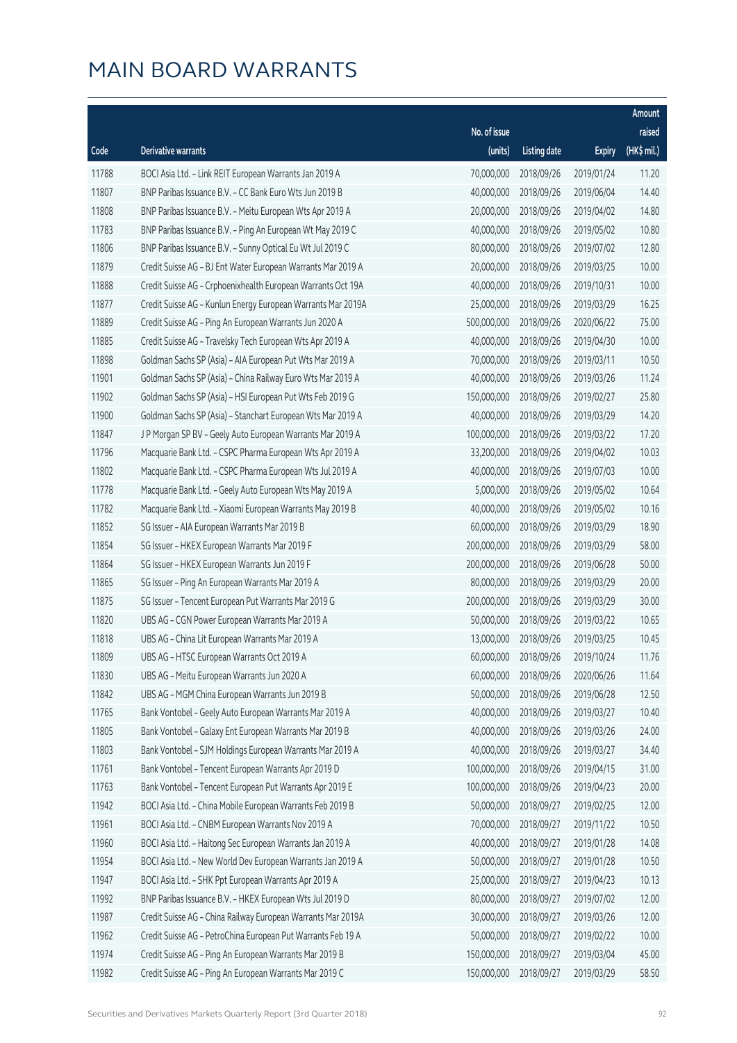# MAIN BOARD WARRANTS

| Code | Derivative warrants | No. of issue (units) | Listing date | Expiry | Amount raised (HK$ mil.) |
|---|---|---|---|---|---|
| 11788 | BOCI Asia Ltd. - Link REIT European Warrants Jan 2019 A | 70,000,000 | 2018/09/26 | 2019/01/24 | 11.20 |
| 11807 | BNP Paribas Issuance B.V. - CC Bank Euro Wts Jun 2019 B | 40,000,000 | 2018/09/26 | 2019/06/04 | 14.40 |
| 11808 | BNP Paribas Issuance B.V. - Meitu European Wts Apr 2019 A | 20,000,000 | 2018/09/26 | 2019/04/02 | 14.80 |
| 11783 | BNP Paribas Issuance B.V. - Ping An European Wt May 2019 C | 40,000,000 | 2018/09/26 | 2019/05/02 | 10.80 |
| 11806 | BNP Paribas Issuance B.V. - Sunny Optical Eu Wt Jul 2019 C | 80,000,000 | 2018/09/26 | 2019/07/02 | 12.80 |
| 11879 | Credit Suisse AG - BJ Ent Water European Warrants Mar 2019 A | 20,000,000 | 2018/09/26 | 2019/03/25 | 10.00 |
| 11888 | Credit Suisse AG - Crphoenixhealth European Warrants Oct 19A | 40,000,000 | 2018/09/26 | 2019/10/31 | 10.00 |
| 11877 | Credit Suisse AG - Kunlun Energy European Warrants Mar 2019A | 25,000,000 | 2018/09/26 | 2019/03/29 | 16.25 |
| 11889 | Credit Suisse AG - Ping An European Warrants Jun 2020 A | 500,000,000 | 2018/09/26 | 2020/06/22 | 75.00 |
| 11885 | Credit Suisse AG - Travelsky Tech European Wts Apr 2019 A | 40,000,000 | 2018/09/26 | 2019/04/30 | 10.00 |
| 11898 | Goldman Sachs SP (Asia) - AIA European Put Wts Mar 2019 A | 70,000,000 | 2018/09/26 | 2019/03/11 | 10.50 |
| 11901 | Goldman Sachs SP (Asia) - China Railway Euro Wts Mar 2019 A | 40,000,000 | 2018/09/26 | 2019/03/26 | 11.24 |
| 11902 | Goldman Sachs SP (Asia) - HSI European Put Wts Feb 2019 G | 150,000,000 | 2018/09/26 | 2019/02/27 | 25.80 |
| 11900 | Goldman Sachs SP (Asia) - Stanchart European Wts Mar 2019 A | 40,000,000 | 2018/09/26 | 2019/03/29 | 14.20 |
| 11847 | J P Morgan SP BV - Geely Auto European Warrants Mar 2019 A | 100,000,000 | 2018/09/26 | 2019/03/22 | 17.20 |
| 11796 | Macquarie Bank Ltd. - CSPC Pharma European Wts Apr 2019 A | 33,200,000 | 2018/09/26 | 2019/04/02 | 10.03 |
| 11802 | Macquarie Bank Ltd. - CSPC Pharma European Wts Jul 2019 A | 40,000,000 | 2018/09/26 | 2019/07/03 | 10.00 |
| 11778 | Macquarie Bank Ltd. - Geely Auto European Wts May 2019 A | 5,000,000 | 2018/09/26 | 2019/05/02 | 10.64 |
| 11782 | Macquarie Bank Ltd. - Xiaomi European Warrants May 2019 B | 40,000,000 | 2018/09/26 | 2019/05/02 | 10.16 |
| 11852 | SG Issuer - AIA European Warrants Mar 2019 B | 60,000,000 | 2018/09/26 | 2019/03/29 | 18.90 |
| 11854 | SG Issuer - HKEX European Warrants Mar 2019 F | 200,000,000 | 2018/09/26 | 2019/03/29 | 58.00 |
| 11864 | SG Issuer - HKEX European Warrants Jun 2019 F | 200,000,000 | 2018/09/26 | 2019/06/28 | 50.00 |
| 11865 | SG Issuer - Ping An European Warrants Mar 2019 A | 80,000,000 | 2018/09/26 | 2019/03/29 | 20.00 |
| 11875 | SG Issuer - Tencent European Put Warrants Mar 2019 G | 200,000,000 | 2018/09/26 | 2019/03/29 | 30.00 |
| 11820 | UBS AG - CGN Power European Warrants Mar 2019 A | 50,000,000 | 2018/09/26 | 2019/03/22 | 10.65 |
| 11818 | UBS AG - China Lit European Warrants Mar 2019 A | 13,000,000 | 2018/09/26 | 2019/03/25 | 10.45 |
| 11809 | UBS AG - HTSC European Warrants Oct 2019 A | 60,000,000 | 2018/09/26 | 2019/10/24 | 11.76 |
| 11830 | UBS AG - Meitu European Warrants Jun 2020 A | 60,000,000 | 2018/09/26 | 2020/06/26 | 11.64 |
| 11842 | UBS AG - MGM China European Warrants Jun 2019 B | 50,000,000 | 2018/09/26 | 2019/06/28 | 12.50 |
| 11765 | Bank Vontobel - Geely Auto European Warrants Mar 2019 A | 40,000,000 | 2018/09/26 | 2019/03/27 | 10.40 |
| 11805 | Bank Vontobel - Galaxy Ent European Warrants Mar 2019 B | 40,000,000 | 2018/09/26 | 2019/03/26 | 24.00 |
| 11803 | Bank Vontobel - SJM Holdings European Warrants Mar 2019 A | 40,000,000 | 2018/09/26 | 2019/03/27 | 34.40 |
| 11761 | Bank Vontobel - Tencent European Warrants Apr 2019 D | 100,000,000 | 2018/09/26 | 2019/04/15 | 31.00 |
| 11763 | Bank Vontobel - Tencent European Put Warrants Apr 2019 E | 100,000,000 | 2018/09/26 | 2019/04/23 | 20.00 |
| 11942 | BOCI Asia Ltd. - China Mobile European Warrants Feb 2019 B | 50,000,000 | 2018/09/27 | 2019/02/25 | 12.00 |
| 11961 | BOCI Asia Ltd. - CNBM European Warrants Nov 2019 A | 70,000,000 | 2018/09/27 | 2019/11/22 | 10.50 |
| 11960 | BOCI Asia Ltd. - Haitong Sec European Warrants Jan 2019 A | 40,000,000 | 2018/09/27 | 2019/01/28 | 14.08 |
| 11954 | BOCI Asia Ltd. - New World Dev European Warrants Jan 2019 A | 50,000,000 | 2018/09/27 | 2019/01/28 | 10.50 |
| 11947 | BOCI Asia Ltd. - SHK Ppt European Warrants Apr 2019 A | 25,000,000 | 2018/09/27 | 2019/04/23 | 10.13 |
| 11992 | BNP Paribas Issuance B.V. - HKEX European Wts Jul 2019 D | 80,000,000 | 2018/09/27 | 2019/07/02 | 12.00 |
| 11987 | Credit Suisse AG - China Railway European Warrants Mar 2019A | 30,000,000 | 2018/09/27 | 2019/03/26 | 12.00 |
| 11962 | Credit Suisse AG - PetroChina European Put Warrants Feb 19 A | 50,000,000 | 2018/09/27 | 2019/02/22 | 10.00 |
| 11974 | Credit Suisse AG - Ping An European Warrants Mar 2019 B | 150,000,000 | 2018/09/27 | 2019/03/04 | 45.00 |
| 11982 | Credit Suisse AG - Ping An European Warrants Mar 2019 C | 150,000,000 | 2018/09/27 | 2019/03/29 | 58.50 |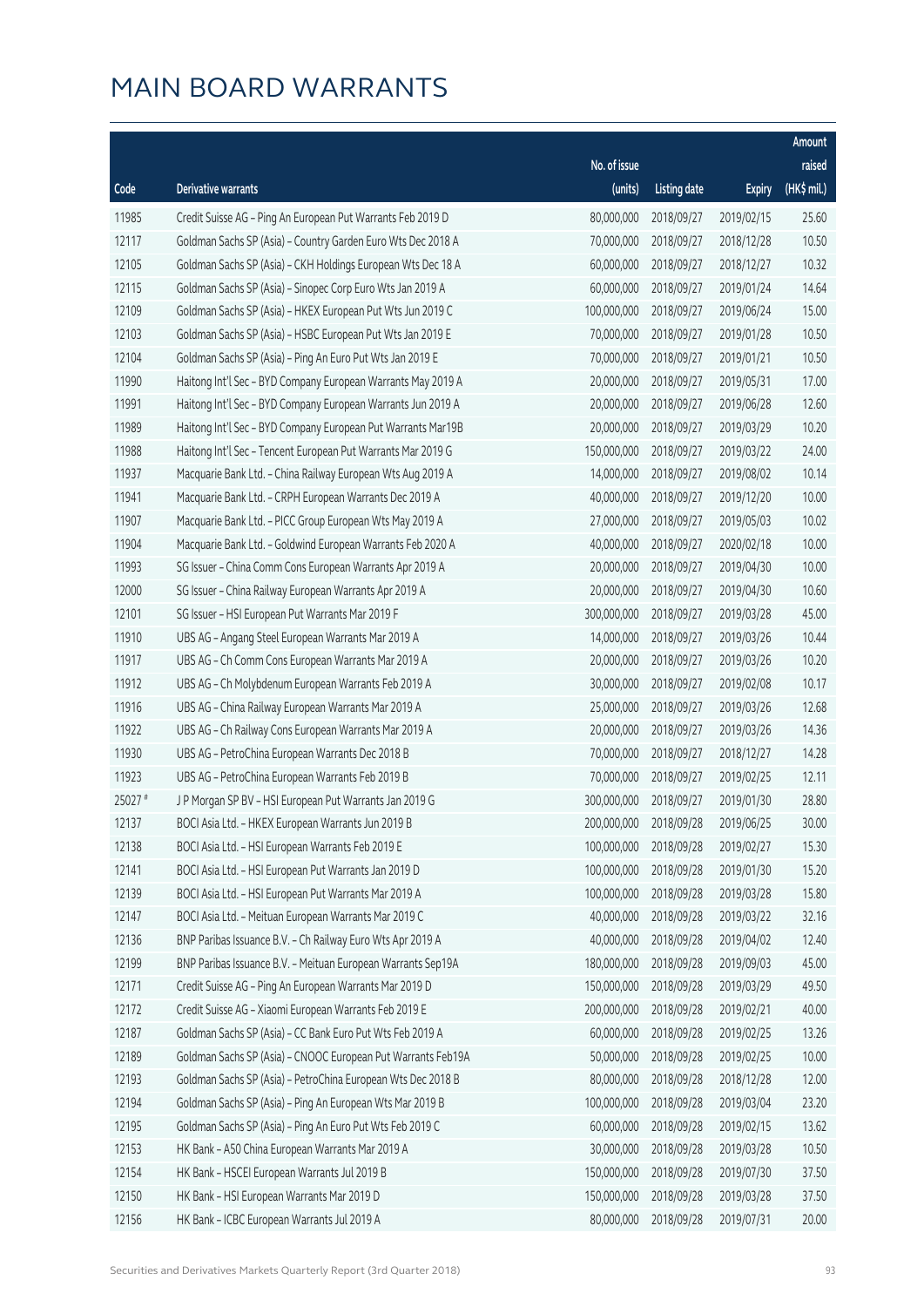# MAIN BOARD WARRANTS

| Code | Derivative warrants | No. of issue (units) | Listing date | Expiry | Amount raised (HK$ mil.) |
|---|---|---|---|---|---|
| 11985 | Credit Suisse AG - Ping An European Put Warrants Feb 2019 D | 80,000,000 | 2018/09/27 | 2019/02/15 | 25.60 |
| 12117 | Goldman Sachs SP (Asia) - Country Garden Euro Wts Dec 2018 A | 70,000,000 | 2018/09/27 | 2018/12/28 | 10.50 |
| 12105 | Goldman Sachs SP (Asia) - CKH Holdings European Wts Dec 18 A | 60,000,000 | 2018/09/27 | 2018/12/27 | 10.32 |
| 12115 | Goldman Sachs SP (Asia) - Sinopec Corp Euro Wts Jan 2019 A | 60,000,000 | 2018/09/27 | 2019/01/24 | 14.64 |
| 12109 | Goldman Sachs SP (Asia) - HKEX European Put Wts Jun 2019 C | 100,000,000 | 2018/09/27 | 2019/06/24 | 15.00 |
| 12103 | Goldman Sachs SP (Asia) - HSBC European Put Wts Jan 2019 E | 70,000,000 | 2018/09/27 | 2019/01/28 | 10.50 |
| 12104 | Goldman Sachs SP (Asia) - Ping An Euro Put Wts Jan 2019 E | 70,000,000 | 2018/09/27 | 2019/01/21 | 10.50 |
| 11990 | Haitong Int'l Sec - BYD Company European Warrants May 2019 A | 20,000,000 | 2018/09/27 | 2019/05/31 | 17.00 |
| 11991 | Haitong Int'l Sec - BYD Company European Warrants Jun 2019 A | 20,000,000 | 2018/09/27 | 2019/06/28 | 12.60 |
| 11989 | Haitong Int'l Sec - BYD Company European Put Warrants Mar19B | 20,000,000 | 2018/09/27 | 2019/03/29 | 10.20 |
| 11988 | Haitong Int'l Sec - Tencent European Put Warrants Mar 2019 G | 150,000,000 | 2018/09/27 | 2019/03/22 | 24.00 |
| 11937 | Macquarie Bank Ltd. - China Railway European Wts Aug 2019 A | 14,000,000 | 2018/09/27 | 2019/08/02 | 10.14 |
| 11941 | Macquarie Bank Ltd. - CRPH European Warrants Dec 2019 A | 40,000,000 | 2018/09/27 | 2019/12/20 | 10.00 |
| 11907 | Macquarie Bank Ltd. - PICC Group European Wts May 2019 A | 27,000,000 | 2018/09/27 | 2019/05/03 | 10.02 |
| 11904 | Macquarie Bank Ltd. - Goldwind European Warrants Feb 2020 A | 40,000,000 | 2018/09/27 | 2020/02/18 | 10.00 |
| 11993 | SG Issuer - China Comm Cons European Warrants Apr 2019 A | 20,000,000 | 2018/09/27 | 2019/04/30 | 10.00 |
| 12000 | SG Issuer - China Railway European Warrants Apr 2019 A | 20,000,000 | 2018/09/27 | 2019/04/30 | 10.60 |
| 12101 | SG Issuer - HSI European Put Warrants Mar 2019 F | 300,000,000 | 2018/09/27 | 2019/03/28 | 45.00 |
| 11910 | UBS AG - Angang Steel European Warrants Mar 2019 A | 14,000,000 | 2018/09/27 | 2019/03/26 | 10.44 |
| 11917 | UBS AG - Ch Comm Cons European Warrants Mar 2019 A | 20,000,000 | 2018/09/27 | 2019/03/26 | 10.20 |
| 11912 | UBS AG - Ch Molybdenum European Warrants Feb 2019 A | 30,000,000 | 2018/09/27 | 2019/02/08 | 10.17 |
| 11916 | UBS AG - China Railway European Warrants Mar 2019 A | 25,000,000 | 2018/09/27 | 2019/03/26 | 12.68 |
| 11922 | UBS AG - Ch Railway Cons European Warrants Mar 2019 A | 20,000,000 | 2018/09/27 | 2019/03/26 | 14.36 |
| 11930 | UBS AG - PetroChina European Warrants Dec 2018 B | 70,000,000 | 2018/09/27 | 2018/12/27 | 14.28 |
| 11923 | UBS AG - PetroChina European Warrants Feb 2019 B | 70,000,000 | 2018/09/27 | 2019/02/25 | 12.11 |
| 25027 # | J P Morgan SP BV - HSI European Put Warrants Jan 2019 G | 300,000,000 | 2018/09/27 | 2019/01/30 | 28.80 |
| 12137 | BOCI Asia Ltd. - HKEX European Warrants Jun 2019 B | 200,000,000 | 2018/09/28 | 2019/06/25 | 30.00 |
| 12138 | BOCI Asia Ltd. - HSI European Warrants Feb 2019 E | 100,000,000 | 2018/09/28 | 2019/02/27 | 15.30 |
| 12141 | BOCI Asia Ltd. - HSI European Put Warrants Jan 2019 D | 100,000,000 | 2018/09/28 | 2019/01/30 | 15.20 |
| 12139 | BOCI Asia Ltd. - HSI European Put Warrants Mar 2019 A | 100,000,000 | 2018/09/28 | 2019/03/28 | 15.80 |
| 12147 | BOCI Asia Ltd. - Meituan European Warrants Mar 2019 C | 40,000,000 | 2018/09/28 | 2019/03/22 | 32.16 |
| 12136 | BNP Paribas Issuance B.V. - Ch Railway Euro Wts Apr 2019 A | 40,000,000 | 2018/09/28 | 2019/04/02 | 12.40 |
| 12199 | BNP Paribas Issuance B.V. - Meituan European Warrants Sep19A | 180,000,000 | 2018/09/28 | 2019/09/03 | 45.00 |
| 12171 | Credit Suisse AG - Ping An European Warrants Mar 2019 D | 150,000,000 | 2018/09/28 | 2019/03/29 | 49.50 |
| 12172 | Credit Suisse AG - Xiaomi European Warrants Feb 2019 E | 200,000,000 | 2018/09/28 | 2019/02/21 | 40.00 |
| 12187 | Goldman Sachs SP (Asia) - CC Bank Euro Put Wts Feb 2019 A | 60,000,000 | 2018/09/28 | 2019/02/25 | 13.26 |
| 12189 | Goldman Sachs SP (Asia) - CNOOC European Put Warrants Feb19A | 50,000,000 | 2018/09/28 | 2019/02/25 | 10.00 |
| 12193 | Goldman Sachs SP (Asia) - PetroChina European Wts Dec 2018 B | 80,000,000 | 2018/09/28 | 2018/12/28 | 12.00 |
| 12194 | Goldman Sachs SP (Asia) - Ping An European Wts Mar 2019 B | 100,000,000 | 2018/09/28 | 2019/03/04 | 23.20 |
| 12195 | Goldman Sachs SP (Asia) - Ping An Euro Put Wts Feb 2019 C | 60,000,000 | 2018/09/28 | 2019/02/15 | 13.62 |
| 12153 | HK Bank - A50 China European Warrants Mar 2019 A | 30,000,000 | 2018/09/28 | 2019/03/28 | 10.50 |
| 12154 | HK Bank - HSCEI European Warrants Jul 2019 B | 150,000,000 | 2018/09/28 | 2019/07/30 | 37.50 |
| 12150 | HK Bank - HSI European Warrants Mar 2019 D | 150,000,000 | 2018/09/28 | 2019/03/28 | 37.50 |
| 12156 | HK Bank - ICBC European Warrants Jul 2019 A | 80,000,000 | 2018/09/28 | 2019/07/31 | 20.00 |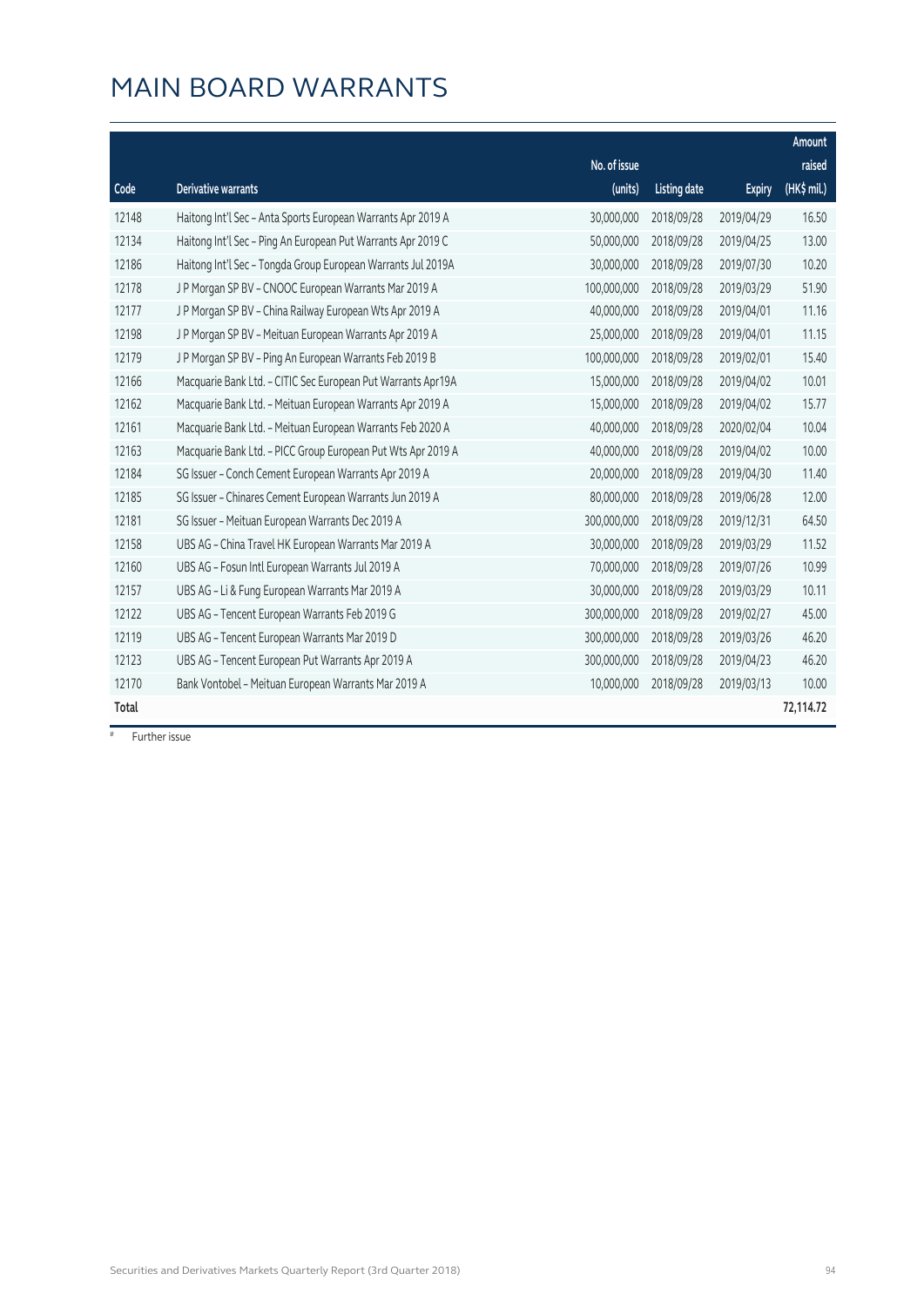# MAIN BOARD WARRANTS

| Code | Derivative warrants | No. of issue (units) | Listing date | Expiry | Amount raised (HK$ mil.) |
|---|---|---|---|---|---|
| 12148 | Haitong Int'l Sec - Anta Sports European Warrants Apr 2019 A | 30,000,000 | 2018/09/28 | 2019/04/29 | 16.50 |
| 12134 | Haitong Int'l Sec - Ping An European Put Warrants Apr 2019 C | 50,000,000 | 2018/09/28 | 2019/04/25 | 13.00 |
| 12186 | Haitong Int'l Sec - Tongda Group European Warrants Jul 2019A | 30,000,000 | 2018/09/28 | 2019/07/30 | 10.20 |
| 12178 | J P Morgan SP BV - CNOOC European Warrants Mar 2019 A | 100,000,000 | 2018/09/28 | 2019/03/29 | 51.90 |
| 12177 | J P Morgan SP BV - China Railway European Wts Apr 2019 A | 40,000,000 | 2018/09/28 | 2019/04/01 | 11.16 |
| 12198 | J P Morgan SP BV - Meituan European Warrants Apr 2019 A | 25,000,000 | 2018/09/28 | 2019/04/01 | 11.15 |
| 12179 | J P Morgan SP BV - Ping An European Warrants Feb 2019 B | 100,000,000 | 2018/09/28 | 2019/02/01 | 15.40 |
| 12166 | Macquarie Bank Ltd. - CITIC Sec European Put Warrants Apr19A | 15,000,000 | 2018/09/28 | 2019/04/02 | 10.01 |
| 12162 | Macquarie Bank Ltd. - Meituan European Warrants Apr 2019 A | 15,000,000 | 2018/09/28 | 2019/04/02 | 15.77 |
| 12161 | Macquarie Bank Ltd. - Meituan European Warrants Feb 2020 A | 40,000,000 | 2018/09/28 | 2020/02/04 | 10.04 |
| 12163 | Macquarie Bank Ltd. - PICC Group European Put Wts Apr 2019 A | 40,000,000 | 2018/09/28 | 2019/04/02 | 10.00 |
| 12184 | SG Issuer - Conch Cement European Warrants Apr 2019 A | 20,000,000 | 2018/09/28 | 2019/04/30 | 11.40 |
| 12185 | SG Issuer - Chinares Cement European Warrants Jun 2019 A | 80,000,000 | 2018/09/28 | 2019/06/28 | 12.00 |
| 12181 | SG Issuer - Meituan European Warrants Dec 2019 A | 300,000,000 | 2018/09/28 | 2019/12/31 | 64.50 |
| 12158 | UBS AG - China Travel HK European Warrants Mar 2019 A | 30,000,000 | 2018/09/28 | 2019/03/29 | 11.52 |
| 12160 | UBS AG - Fosun Intl European Warrants Jul 2019 A | 70,000,000 | 2018/09/28 | 2019/07/26 | 10.99 |
| 12157 | UBS AG - Li & Fung European Warrants Mar 2019 A | 30,000,000 | 2018/09/28 | 2019/03/29 | 10.11 |
| 12122 | UBS AG - Tencent European Warrants Feb 2019 G | 300,000,000 | 2018/09/28 | 2019/02/27 | 45.00 |
| 12119 | UBS AG - Tencent European Warrants Mar 2019 D | 300,000,000 | 2018/09/28 | 2019/03/26 | 46.20 |
| 12123 | UBS AG - Tencent European Put Warrants Apr 2019 A | 300,000,000 | 2018/09/28 | 2019/04/23 | 46.20 |
| 12170 | Bank Vontobel - Meituan European Warrants Mar 2019 A | 10,000,000 | 2018/09/28 | 2019/03/13 | 10.00 |
| **Total** | | | | | **72,114.72** |

# Further issue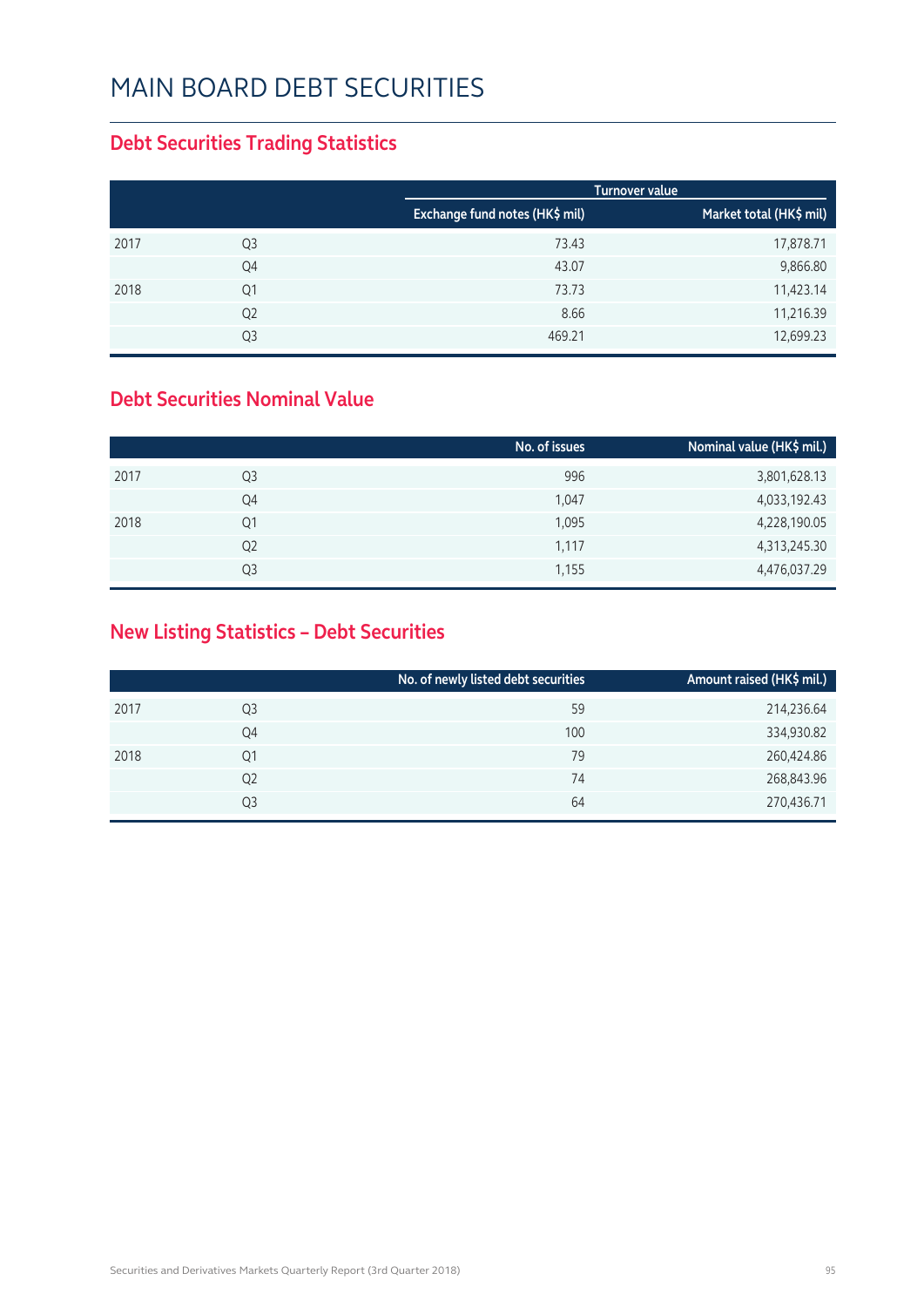# MAIN BOARD DEBT SECURITIES

## Debt Securities Trading Statistics

| | | Turnover value | |
|---|---|---|---|
| | | Exchange fund notes (HK$ mil) | Market total (HK$ mil) |
| 2017 | Q3 | 73.43 | 17,878.71 |
| | Q4 | 43.07 | 9,866.80 |
| 2018 | Q1 | 73.73 | 11,423.14 |
| | Q2 | 8.66 | 11,216.39 |
| | Q3 | 469.21 | 12,699.23 |

## Debt Securities Nominal Value

| | | No. of issues | Nominal value (HK$ mil.) |
|---|---|---|---|
| 2017 | Q3 | 996 | 3,801,628.13 |
| | Q4 | 1,047 | 4,033,192.43 |
| 2018 | Q1 | 1,095 | 4,228,190.05 |
| | Q2 | 1,117 | 4,313,245.30 |
| | Q3 | 1,155 | 4,476,037.29 |

## New Listing Statistics – Debt Securities

| | | No. of newly listed debt securities | Amount raised (HK$ mil.) |
|---|---|---|---|
| 2017 | Q3 | 59 | 214,236.64 |
| | Q4 | 100 | 334,930.82 |
| 2018 | Q1 | 79 | 260,424.86 |
| | Q2 | 74 | 268,843.96 |
| | Q3 | 64 | 270,436.71 |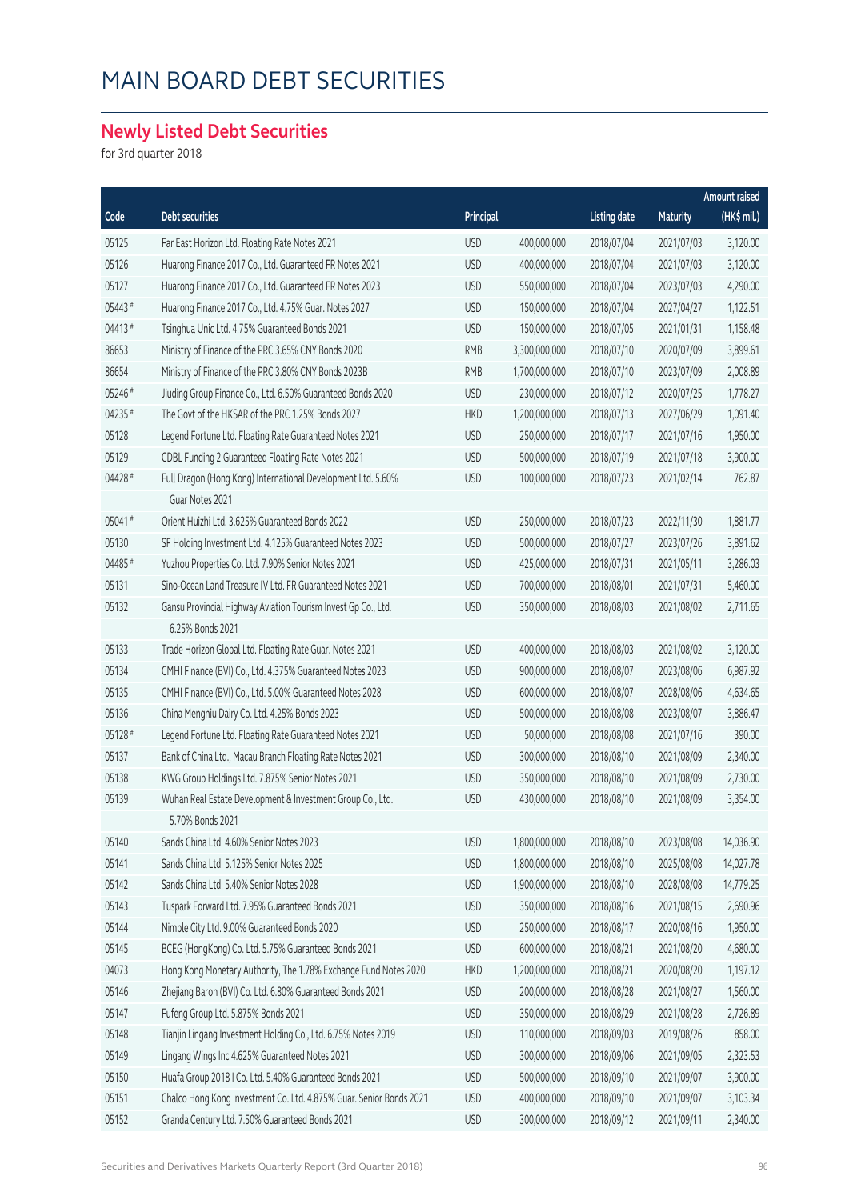# MAIN BOARD DEBT SECURITIES

## Newly Listed Debt Securities

for 3rd quarter 2018

| Code | Debt securities | Principal | | Listing date | Maturity | Amount raised (HK$ mil.) |
|---|---|---|---|---|---|---|
| 05125 | Far East Horizon Ltd. Floating Rate Notes 2021 | USD | 400,000,000 | 2018/07/04 | 2021/07/03 | 3,120.00 |
| 05126 | Huarong Finance 2017 Co., Ltd. Guaranteed FR Notes 2021 | USD | 400,000,000 | 2018/07/04 | 2021/07/03 | 3,120.00 |
| 05127 | Huarong Finance 2017 Co., Ltd. Guaranteed FR Notes 2023 | USD | 550,000,000 | 2018/07/04 | 2023/07/03 | 4,290.00 |
| 05443 # | Huarong Finance 2017 Co., Ltd. 4.75% Guar. Notes 2027 | USD | 150,000,000 | 2018/07/04 | 2027/04/27 | 1,122.51 |
| 04413 # | Tsinghua Unic Ltd. 4.75% Guaranteed Bonds 2021 | USD | 150,000,000 | 2018/07/05 | 2021/01/31 | 1,158.48 |
| 86653 | Ministry of Finance of the PRC 3.65% CNY Bonds 2020 | RMB | 3,300,000,000 | 2018/07/10 | 2020/07/09 | 3,899.61 |
| 86654 | Ministry of Finance of the PRC 3.80% CNY Bonds 2023B | RMB | 1,700,000,000 | 2018/07/10 | 2023/07/09 | 2,008.89 |
| 05246 # | Jiuding Group Finance Co., Ltd. 6.50% Guaranteed Bonds 2020 | USD | 230,000,000 | 2018/07/12 | 2020/07/25 | 1,778.27 |
| 04235 # | The Govt of the HKSAR of the PRC 1.25% Bonds 2027 | HKD | 1,200,000,000 | 2018/07/13 | 2027/06/29 | 1,091.40 |
| 05128 | Legend Fortune Ltd. Floating Rate Guaranteed Notes 2021 | USD | 250,000,000 | 2018/07/17 | 2021/07/16 | 1,950.00 |
| 05129 | CDBL Funding 2 Guaranteed Floating Rate Notes 2021 | USD | 500,000,000 | 2018/07/19 | 2021/07/18 | 3,900.00 |
| 04428 # | Full Dragon (Hong Kong) International Development Ltd. 5.60% Guar Notes 2021 | USD | 100,000,000 | 2018/07/23 | 2021/02/14 | 762.87 |
| 05041 # | Orient Huizhi Ltd. 3.625% Guaranteed Bonds 2022 | USD | 250,000,000 | 2018/07/23 | 2022/11/30 | 1,881.77 |
| 05130 | SF Holding Investment Ltd. 4.125% Guaranteed Notes 2023 | USD | 500,000,000 | 2018/07/27 | 2023/07/26 | 3,891.62 |
| 04485 # | Yuzhou Properties Co. Ltd. 7.90% Senior Notes 2021 | USD | 425,000,000 | 2018/07/31 | 2021/05/11 | 3,286.03 |
| 05131 | Sino-Ocean Land Treasure IV Ltd. FR Guaranteed Notes 2021 | USD | 700,000,000 | 2018/08/01 | 2021/07/31 | 5,460.00 |
| 05132 | Gansu Provincial Highway Aviation Tourism Invest Gp Co., Ltd. 6.25% Bonds 2021 | USD | 350,000,000 | 2018/08/03 | 2021/08/02 | 2,711.65 |
| 05133 | Trade Horizon Global Ltd. Floating Rate Guar. Notes 2021 | USD | 400,000,000 | 2018/08/03 | 2021/08/02 | 3,120.00 |
| 05134 | CMHI Finance (BVI) Co., Ltd. 4.375% Guaranteed Notes 2023 | USD | 900,000,000 | 2018/08/07 | 2023/08/06 | 6,987.92 |
| 05135 | CMHI Finance (BVI) Co., Ltd. 5.00% Guaranteed Notes 2028 | USD | 600,000,000 | 2018/08/07 | 2028/08/06 | 4,634.65 |
| 05136 | China Mengniu Dairy Co. Ltd. 4.25% Bonds 2023 | USD | 500,000,000 | 2018/08/08 | 2023/08/07 | 3,886.47 |
| 05128 # | Legend Fortune Ltd. Floating Rate Guaranteed Notes 2021 | USD | 50,000,000 | 2018/08/08 | 2021/07/16 | 390.00 |
| 05137 | Bank of China Ltd., Macau Branch Floating Rate Notes 2021 | USD | 300,000,000 | 2018/08/10 | 2021/08/09 | 2,340.00 |
| 05138 | KWG Group Holdings Ltd. 7.875% Senior Notes 2021 | USD | 350,000,000 | 2018/08/10 | 2021/08/09 | 2,730.00 |
| 05139 | Wuhan Real Estate Development & Investment Group Co., Ltd. 5.70% Bonds 2021 | USD | 430,000,000 | 2018/08/10 | 2021/08/09 | 3,354.00 |
| 05140 | Sands China Ltd. 4.60% Senior Notes 2023 | USD | 1,800,000,000 | 2018/08/10 | 2023/08/08 | 14,036.90 |
| 05141 | Sands China Ltd. 5.125% Senior Notes 2025 | USD | 1,800,000,000 | 2018/08/10 | 2025/08/08 | 14,027.78 |
| 05142 | Sands China Ltd. 5.40% Senior Notes 2028 | USD | 1,900,000,000 | 2018/08/10 | 2028/08/08 | 14,779.25 |
| 05143 | Tuspark Forward Ltd. 7.95% Guaranteed Bonds 2021 | USD | 350,000,000 | 2018/08/16 | 2021/08/15 | 2,690.96 |
| 05144 | Nimble City Ltd. 9.00% Guaranteed Bonds 2020 | USD | 250,000,000 | 2018/08/17 | 2020/08/16 | 1,950.00 |
| 05145 | BCEG (HongKong) Co. Ltd. 5.75% Guaranteed Bonds 2021 | USD | 600,000,000 | 2018/08/21 | 2021/08/20 | 4,680.00 |
| 04073 | Hong Kong Monetary Authority, The 1.78% Exchange Fund Notes 2020 | HKD | 1,200,000,000 | 2018/08/21 | 2020/08/20 | 1,197.12 |
| 05146 | Zhejiang Baron (BVI) Co. Ltd. 6.80% Guaranteed Bonds 2021 | USD | 200,000,000 | 2018/08/28 | 2021/08/27 | 1,560.00 |
| 05147 | Fufeng Group Ltd. 5.875% Bonds 2021 | USD | 350,000,000 | 2018/08/29 | 2021/08/28 | 2,726.89 |
| 05148 | Tianjin Lingang Investment Holding Co., Ltd. 6.75% Notes 2019 | USD | 110,000,000 | 2018/09/03 | 2019/08/26 | 858.00 |
| 05149 | Lingang Wings Inc 4.625% Guaranteed Notes 2021 | USD | 300,000,000 | 2018/09/06 | 2021/09/05 | 2,323.53 |
| 05150 | Huafa Group 2018 I Co. Ltd. 5.40% Guaranteed Bonds 2021 | USD | 500,000,000 | 2018/09/10 | 2021/09/07 | 3,900.00 |
| 05151 | Chalco Hong Kong Investment Co. Ltd. 4.875% Guar. Senior Bonds 2021 | USD | 400,000,000 | 2018/09/10 | 2021/09/07 | 3,103.34 |
| 05152 | Granda Century Ltd. 7.50% Guaranteed Bonds 2021 | USD | 300,000,000 | 2018/09/12 | 2021/09/11 | 2,340.00 |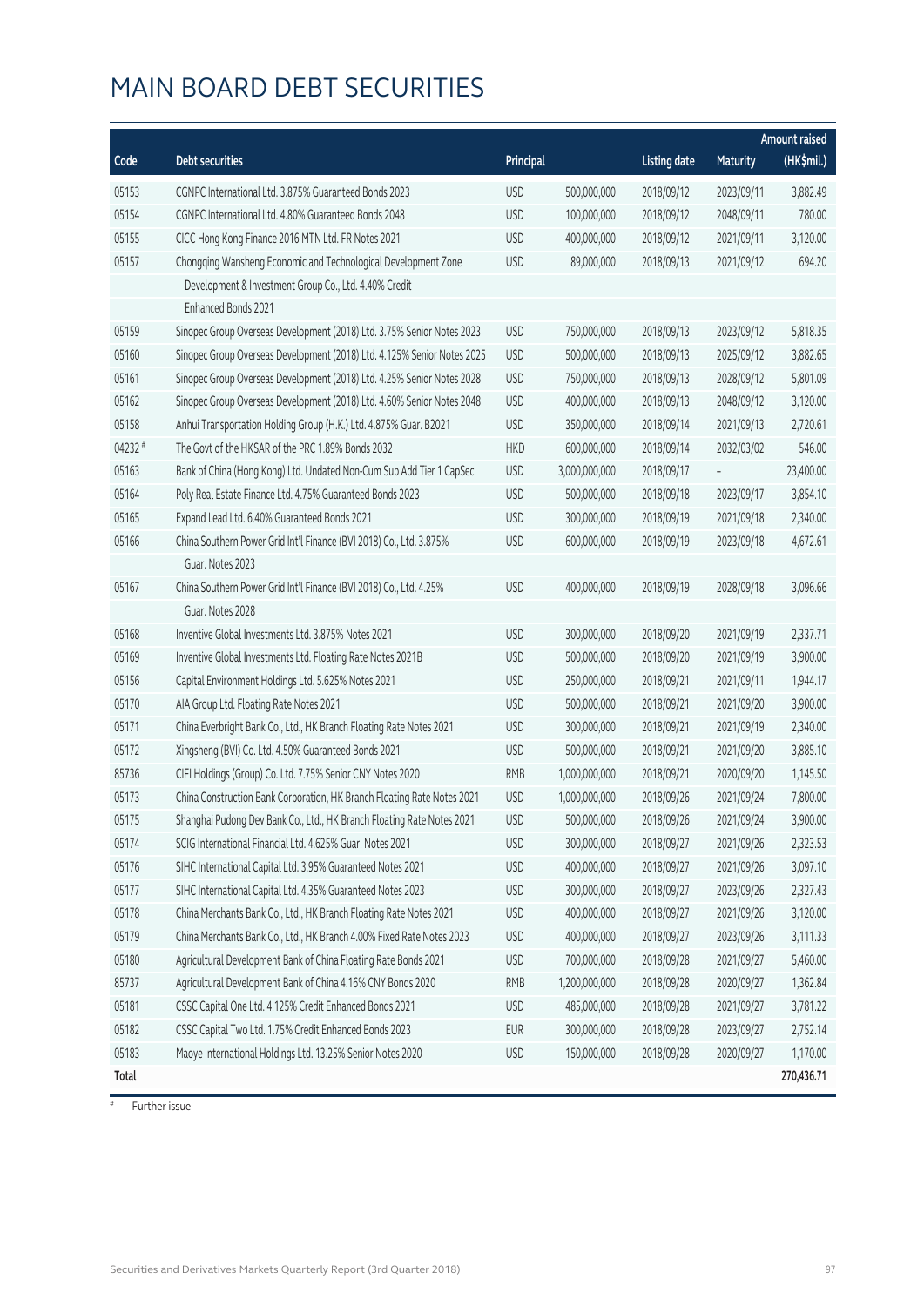# MAIN BOARD DEBT SECURITIES

| Code | Debt securities | Principal | | Listing date | Maturity | Amount raised (HK$mil.) |
|---|---|---|---|---|---|---|
| 05153 | CGNPC International Ltd. 3.875% Guaranteed Bonds 2023 | USD | 500,000,000 | 2018/09/12 | 2023/09/11 | 3,882.49 |
| 05154 | CGNPC International Ltd. 4.80% Guaranteed Bonds 2048 | USD | 100,000,000 | 2018/09/12 | 2048/09/11 | 780.00 |
| 05155 | CICC Hong Kong Finance 2016 MTN Ltd. FR Notes 2021 | USD | 400,000,000 | 2018/09/12 | 2021/09/11 | 3,120.00 |
| 05157 | Chongqing Wansheng Economic and Technological Development Zone Development & Investment Group Co., Ltd. 4.40% Credit Enhanced Bonds 2021 | USD | 89,000,000 | 2018/09/13 | 2021/09/12 | 694.20 |
| 05159 | Sinopec Group Overseas Development (2018) Ltd. 3.75% Senior Notes 2023 | USD | 750,000,000 | 2018/09/13 | 2023/09/12 | 5,818.35 |
| 05160 | Sinopec Group Overseas Development (2018) Ltd. 4.125% Senior Notes 2025 | USD | 500,000,000 | 2018/09/13 | 2025/09/12 | 3,882.65 |
| 05161 | Sinopec Group Overseas Development (2018) Ltd. 4.25% Senior Notes 2028 | USD | 750,000,000 | 2018/09/13 | 2028/09/12 | 5,801.09 |
| 05162 | Sinopec Group Overseas Development (2018) Ltd. 4.60% Senior Notes 2048 | USD | 400,000,000 | 2018/09/13 | 2048/09/12 | 3,120.00 |
| 05158 | Anhui Transportation Holding Group (H.K.) Ltd. 4.875% Guar. B2021 | USD | 350,000,000 | 2018/09/14 | 2021/09/13 | 2,720.61 |
| 04232 # | The Govt of the HKSAR of the PRC 1.89% Bonds 2032 | HKD | 600,000,000 | 2018/09/14 | 2032/03/02 | 546.00 |
| 05163 | Bank of China (Hong Kong) Ltd. Undated Non-Cum Sub Add Tier 1 CapSec | USD | 3,000,000,000 | 2018/09/17 | – | 23,400.00 |
| 05164 | Poly Real Estate Finance Ltd. 4.75% Guaranteed Bonds 2023 | USD | 500,000,000 | 2018/09/18 | 2023/09/17 | 3,854.10 |
| 05165 | Expand Lead Ltd. 6.40% Guaranteed Bonds 2021 | USD | 300,000,000 | 2018/09/19 | 2021/09/18 | 2,340.00 |
| 05166 | China Southern Power Grid Int'l Finance (BVI 2018) Co., Ltd. 3.875% Guar. Notes 2023 | USD | 600,000,000 | 2018/09/19 | 2023/09/18 | 4,672.61 |
| 05167 | China Southern Power Grid Int'l Finance (BVI 2018) Co., Ltd. 4.25% Guar. Notes 2028 | USD | 400,000,000 | 2018/09/19 | 2028/09/18 | 3,096.66 |
| 05168 | Inventive Global Investments Ltd. 3.875% Notes 2021 | USD | 300,000,000 | 2018/09/20 | 2021/09/19 | 2,337.71 |
| 05169 | Inventive Global Investments Ltd. Floating Rate Notes 2021B | USD | 500,000,000 | 2018/09/20 | 2021/09/19 | 3,900.00 |
| 05156 | Capital Environment Holdings Ltd. 5.625% Notes 2021 | USD | 250,000,000 | 2018/09/21 | 2021/09/11 | 1,944.17 |
| 05170 | AIA Group Ltd. Floating Rate Notes 2021 | USD | 500,000,000 | 2018/09/21 | 2021/09/20 | 3,900.00 |
| 05171 | China Everbright Bank Co., Ltd., HK Branch Floating Rate Notes 2021 | USD | 300,000,000 | 2018/09/21 | 2021/09/19 | 2,340.00 |
| 05172 | Xingsheng (BVI) Co. Ltd. 4.50% Guaranteed Bonds 2021 | USD | 500,000,000 | 2018/09/21 | 2021/09/20 | 3,885.10 |
| 85736 | CIFI Holdings (Group) Co. Ltd. 7.75% Senior CNY Notes 2020 | RMB | 1,000,000,000 | 2018/09/21 | 2020/09/20 | 1,145.50 |
| 05173 | China Construction Bank Corporation, HK Branch Floating Rate Notes 2021 | USD | 1,000,000,000 | 2018/09/26 | 2021/09/24 | 7,800.00 |
| 05175 | Shanghai Pudong Dev Bank Co., Ltd., HK Branch Floating Rate Notes 2021 | USD | 500,000,000 | 2018/09/26 | 2021/09/24 | 3,900.00 |
| 05174 | SCIG International Financial Ltd. 4.625% Guar. Notes 2021 | USD | 300,000,000 | 2018/09/27 | 2021/09/26 | 2,323.53 |
| 05176 | SIHC International Capital Ltd. 3.95% Guaranteed Notes 2021 | USD | 400,000,000 | 2018/09/27 | 2021/09/26 | 3,097.10 |
| 05177 | SIHC International Capital Ltd. 4.35% Guaranteed Notes 2023 | USD | 300,000,000 | 2018/09/27 | 2023/09/26 | 2,327.43 |
| 05178 | China Merchants Bank Co., Ltd., HK Branch Floating Rate Notes 2021 | USD | 400,000,000 | 2018/09/27 | 2021/09/26 | 3,120.00 |
| 05179 | China Merchants Bank Co., Ltd., HK Branch 4.00% Fixed Rate Notes 2023 | USD | 400,000,000 | 2018/09/27 | 2023/09/26 | 3,111.33 |
| 05180 | Agricultural Development Bank of China Floating Rate Bonds 2021 | USD | 700,000,000 | 2018/09/28 | 2021/09/27 | 5,460.00 |
| 85737 | Agricultural Development Bank of China 4.16% CNY Bonds 2020 | RMB | 1,200,000,000 | 2018/09/28 | 2020/09/27 | 1,362.84 |
| 05181 | CSSC Capital One Ltd. 4.125% Credit Enhanced Bonds 2021 | USD | 485,000,000 | 2018/09/28 | 2021/09/27 | 3,781.22 |
| 05182 | CSSC Capital Two Ltd. 1.75% Credit Enhanced Bonds 2023 | EUR | 300,000,000 | 2018/09/28 | 2023/09/27 | 2,752.14 |
| 05183 | Maoye International Holdings Ltd. 13.25% Senior Notes 2020 | USD | 150,000,000 | 2018/09/28 | 2020/09/27 | 1,170.00 |
| **Total** | | | | | | **270,436.71** |

# Further issue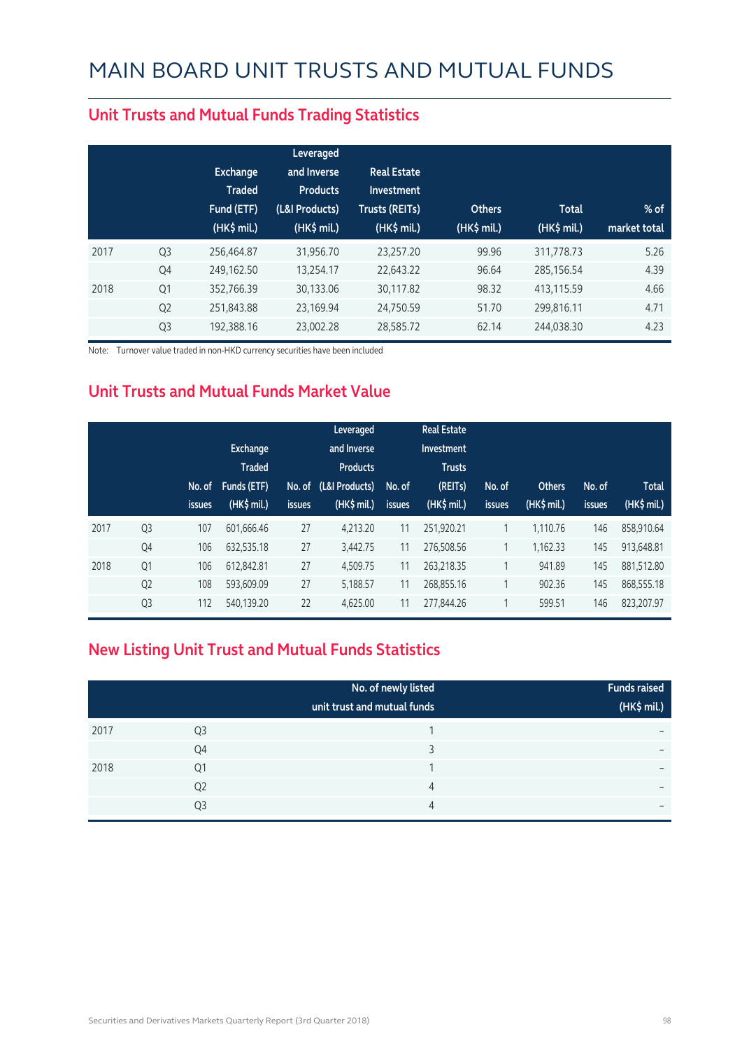# MAIN BOARD UNIT TRUSTS AND MUTUAL FUNDS

## Unit Trusts and Mutual Funds Trading Statistics

| | | Exchange Traded Fund (ETF) (HK$ mil.) | Leveraged and Inverse Products (L&I Products) (HK$ mil.) | Real Estate Investment Trusts (REITs) (HK$ mil.) | Others (HK$ mil.) | Total (HK$ mil.) | % of market total |
|---|---|---|---|---|---|---|---|
| 2017 | Q3 | 256,464.87 | 31,956.70 | 23,257.20 | 99.96 | 311,778.73 | 5.26 |
| | Q4 | 249,162.50 | 13,254.17 | 22,643.22 | 96.64 | 285,156.54 | 4.39 |
| 2018 | Q1 | 352,766.39 | 30,133.06 | 30,117.82 | 98.32 | 413,115.59 | 4.66 |
| | Q2 | 251,843.88 | 23,169.94 | 24,750.59 | 51.70 | 299,816.11 | 4.71 |
| | Q3 | 192,388.16 | 23,002.28 | 28,585.72 | 62.14 | 244,038.30 | 4.23 |

Note: Turnover value traded in non-HKD currency securities have been included

## Unit Trusts and Mutual Funds Market Value

| | | No. of issues | Exchange Traded Funds (ETF) (HK$ mil.) | No. of issues | Leveraged and Inverse Products (L&I Products) (HK$ mil.) | No. of issues | Real Estate Investment Trusts (REITs) (HK$ mil.) | No. of issues | Others (HK$ mil.) | No. of issues | Total (HK$ mil.) |
|---|---|---|---|---|---|---|---|---|---|---|---|
| 2017 | Q3 | 107 | 601,666.46 | 27 | 4,213.20 | 11 | 251,920.21 | 1 | 1,110.76 | 146 | 858,910.64 |
| | Q4 | 106 | 632,535.18 | 27 | 3,442.75 | 11 | 276,508.56 | 1 | 1,162.33 | 145 | 913,648.81 |
| 2018 | Q1 | 106 | 612,842.81 | 27 | 4,509.75 | 11 | 263,218.35 | 1 | 941.89 | 145 | 881,512.80 |
| | Q2 | 108 | 593,609.09 | 27 | 5,188.57 | 11 | 268,855.16 | 1 | 902.36 | 145 | 868,555.18 |
| | Q3 | 112 | 540,139.20 | 22 | 4,625.00 | 11 | 277,844.26 | 1 | 599.51 | 146 | 823,207.97 |

## New Listing Unit Trust and Mutual Funds Statistics

| | | No. of newly listed unit trust and mutual funds | Funds raised (HK$ mil.) |
|---|---|---|---|
| 2017 | Q3 | 1 | – |
| | Q4 | 3 | – |
| 2018 | Q1 | 1 | – |
| | Q2 | 4 | – |
| | Q3 | 4 | – |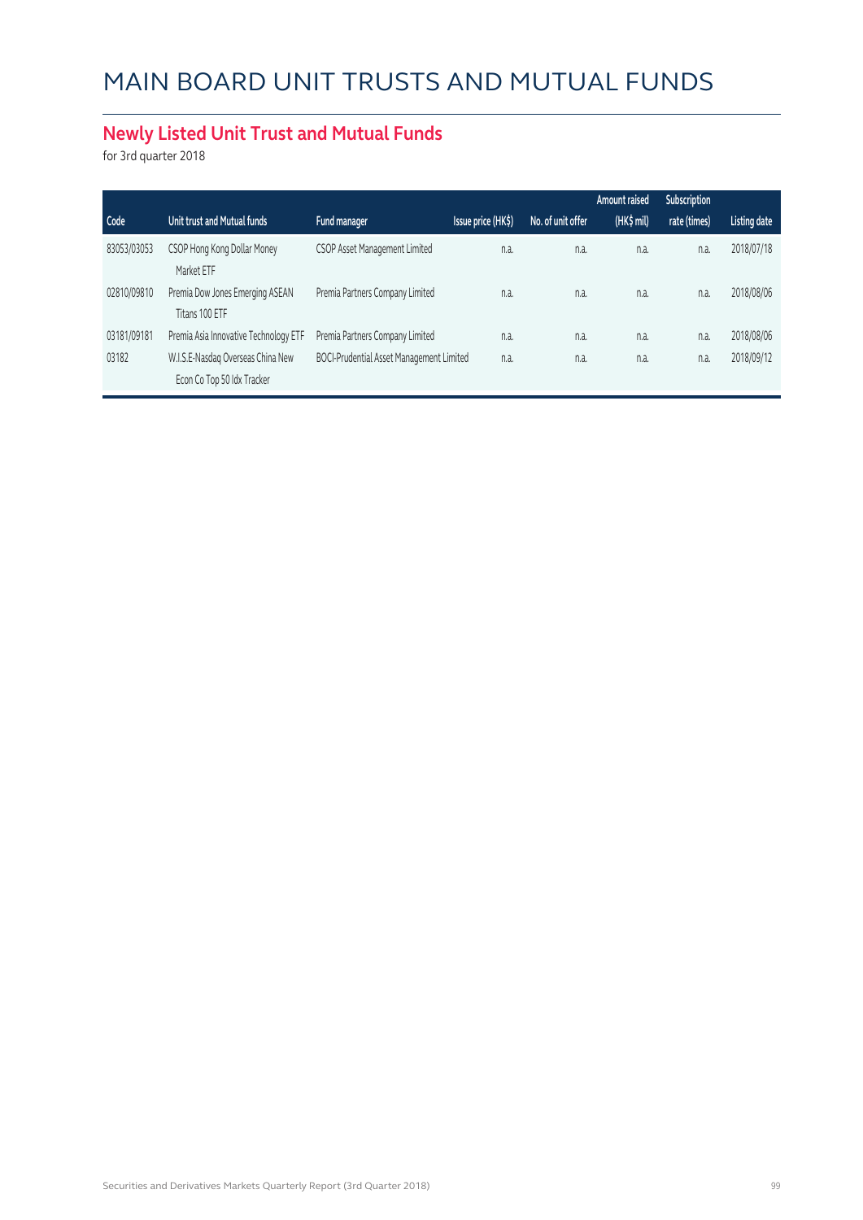# MAIN BOARD UNIT TRUSTS AND MUTUAL FUNDS

## Newly Listed Unit Trust and Mutual Funds

for 3rd quarter 2018

| Code | Unit trust and Mutual funds | Fund manager | Issue price (HK$) | No. of unit offer | Amount raised (HK$ mil) | Subscription rate (times) | Listing date |
|---|---|---|---|---|---|---|---|
| 83053/03053 | CSOP Hong Kong Dollar Money Market ETF | CSOP Asset Management Limited | n.a. | n.a. | n.a. | n.a. | 2018/07/18 |
| 02810/09810 | Premia Dow Jones Emerging ASEAN Titans 100 ETF | Premia Partners Company Limited | n.a. | n.a. | n.a. | n.a. | 2018/08/06 |
| 03181/09181 | Premia Asia Innovative Technology ETF | Premia Partners Company Limited | n.a. | n.a. | n.a. | n.a. | 2018/08/06 |
| 03182 | W.I.S.E-Nasdaq Overseas China New Econ Co Top 50 Idx Tracker | BOCI-Prudential Asset Management Limited | n.a. | n.a. | n.a. | n.a. | 2018/09/12 |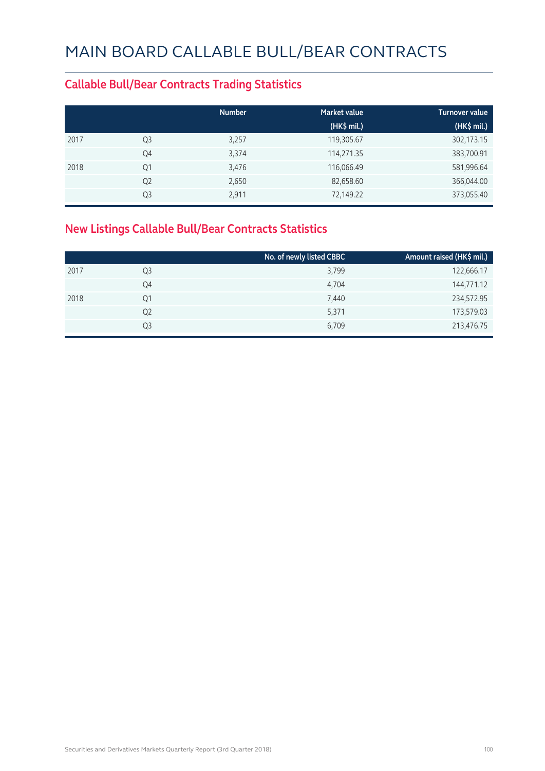# MAIN BOARD CALLABLE BULL/BEAR CONTRACTS

## Callable Bull/Bear Contracts Trading Statistics

| | | Number | Market value (HK$ mil.) | Turnover value (HK$ mil.) |
|---|---|---|---|---|
| 2017 | Q3 | 3,257 | 119,305.67 | 302,173.15 |
| | Q4 | 3,374 | 114,271.35 | 383,700.91 |
| 2018 | Q1 | 3,476 | 116,066.49 | 581,996.64 |
| | Q2 | 2,650 | 82,658.60 | 366,044.00 |
| | Q3 | 2,911 | 72,149.22 | 373,055.40 |

## New Listings Callable Bull/Bear Contracts Statistics

| | | No. of newly listed CBBC | Amount raised (HK$ mil.) |
|---|---|---|---|
| 2017 | Q3 | 3,799 | 122,666.17 |
| | Q4 | 4,704 | 144,771.12 |
| 2018 | Q1 | 7,440 | 234,572.95 |
| | Q2 | 5,371 | 173,579.03 |
| | Q3 | 6,709 | 213,476.75 |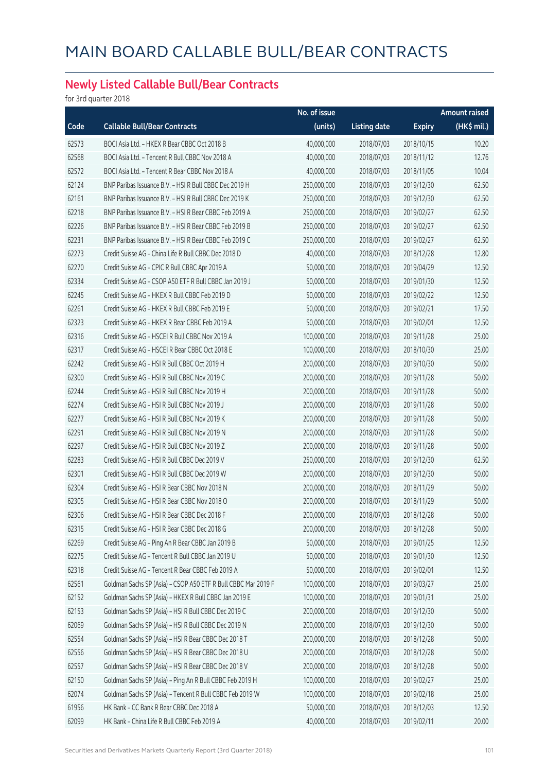# MAIN BOARD CALLABLE BULL/BEAR CONTRACTS

## Newly Listed Callable Bull/Bear Contracts

for 3rd quarter 2018

| Code | Callable Bull/Bear Contracts | No. of issue (units) | Listing date | Expiry | Amount raised (HK$ mil.) |
|---|---|---|---|---|---|
| 62573 | BOCI Asia Ltd. – HKEX R Bear CBBC Oct 2018 B | 40,000,000 | 2018/07/03 | 2018/10/15 | 10.20 |
| 62568 | BOCI Asia Ltd. – Tencent R Bull CBBC Nov 2018 A | 40,000,000 | 2018/07/03 | 2018/11/12 | 12.76 |
| 62572 | BOCI Asia Ltd. – Tencent R Bear CBBC Nov 2018 A | 40,000,000 | 2018/07/03 | 2018/11/05 | 10.04 |
| 62124 | BNP Paribas Issuance B.V. – HSI R Bull CBBC Dec 2019 H | 250,000,000 | 2018/07/03 | 2019/12/30 | 62.50 |
| 62161 | BNP Paribas Issuance B.V. – HSI R Bull CBBC Dec 2019 K | 250,000,000 | 2018/07/03 | 2019/12/30 | 62.50 |
| 62218 | BNP Paribas Issuance B.V. – HSI R Bear CBBC Feb 2019 A | 250,000,000 | 2018/07/03 | 2019/02/27 | 62.50 |
| 62226 | BNP Paribas Issuance B.V. – HSI R Bear CBBC Feb 2019 B | 250,000,000 | 2018/07/03 | 2019/02/27 | 62.50 |
| 62231 | BNP Paribas Issuance B.V. – HSI R Bear CBBC Feb 2019 C | 250,000,000 | 2018/07/03 | 2019/02/27 | 62.50 |
| 62273 | Credit Suisse AG – China Life R Bull CBBC Dec 2018 D | 40,000,000 | 2018/07/03 | 2018/12/28 | 12.80 |
| 62270 | Credit Suisse AG – CPIC R Bull CBBC Apr 2019 A | 50,000,000 | 2018/07/03 | 2019/04/29 | 12.50 |
| 62334 | Credit Suisse AG – CSOP A50 ETF R Bull CBBC Jan 2019 J | 50,000,000 | 2018/07/03 | 2019/01/30 | 12.50 |
| 62245 | Credit Suisse AG – HKEX R Bull CBBC Feb 2019 D | 50,000,000 | 2018/07/03 | 2019/02/22 | 12.50 |
| 62261 | Credit Suisse AG – HKEX R Bull CBBC Feb 2019 E | 50,000,000 | 2018/07/03 | 2019/02/21 | 17.50 |
| 62323 | Credit Suisse AG – HKEX R Bear CBBC Feb 2019 A | 50,000,000 | 2018/07/03 | 2019/02/01 | 12.50 |
| 62316 | Credit Suisse AG – HSCEI R Bull CBBC Nov 2019 A | 100,000,000 | 2018/07/03 | 2019/11/28 | 25.00 |
| 62317 | Credit Suisse AG – HSCEI R Bear CBBC Oct 2018 E | 100,000,000 | 2018/07/03 | 2018/10/30 | 25.00 |
| 62242 | Credit Suisse AG – HSI R Bull CBBC Oct 2019 H | 200,000,000 | 2018/07/03 | 2019/10/30 | 50.00 |
| 62300 | Credit Suisse AG – HSI R Bull CBBC Nov 2019 C | 200,000,000 | 2018/07/03 | 2019/11/28 | 50.00 |
| 62244 | Credit Suisse AG – HSI R Bull CBBC Nov 2019 H | 200,000,000 | 2018/07/03 | 2019/11/28 | 50.00 |
| 62274 | Credit Suisse AG – HSI R Bull CBBC Nov 2019 J | 200,000,000 | 2018/07/03 | 2019/11/28 | 50.00 |
| 62277 | Credit Suisse AG – HSI R Bull CBBC Nov 2019 K | 200,000,000 | 2018/07/03 | 2019/11/28 | 50.00 |
| 62291 | Credit Suisse AG – HSI R Bull CBBC Nov 2019 N | 200,000,000 | 2018/07/03 | 2019/11/28 | 50.00 |
| 62297 | Credit Suisse AG – HSI R Bull CBBC Nov 2019 Z | 200,000,000 | 2018/07/03 | 2019/11/28 | 50.00 |
| 62283 | Credit Suisse AG – HSI R Bull CBBC Dec 2019 V | 250,000,000 | 2018/07/03 | 2019/12/30 | 62.50 |
| 62301 | Credit Suisse AG – HSI R Bull CBBC Dec 2019 W | 200,000,000 | 2018/07/03 | 2019/12/30 | 50.00 |
| 62304 | Credit Suisse AG – HSI R Bear CBBC Nov 2018 N | 200,000,000 | 2018/07/03 | 2018/11/29 | 50.00 |
| 62305 | Credit Suisse AG – HSI R Bear CBBC Nov 2018 O | 200,000,000 | 2018/07/03 | 2018/11/29 | 50.00 |
| 62306 | Credit Suisse AG – HSI R Bear CBBC Dec 2018 F | 200,000,000 | 2018/07/03 | 2018/12/28 | 50.00 |
| 62315 | Credit Suisse AG – HSI R Bear CBBC Dec 2018 G | 200,000,000 | 2018/07/03 | 2018/12/28 | 50.00 |
| 62269 | Credit Suisse AG – Ping An R Bear CBBC Jan 2019 B | 50,000,000 | 2018/07/03 | 2019/01/25 | 12.50 |
| 62275 | Credit Suisse AG – Tencent R Bull CBBC Jan 2019 U | 50,000,000 | 2018/07/03 | 2019/01/30 | 12.50 |
| 62318 | Credit Suisse AG – Tencent R Bear CBBC Feb 2019 A | 50,000,000 | 2018/07/03 | 2019/02/01 | 12.50 |
| 62561 | Goldman Sachs SP (Asia) – CSOP A50 ETF R Bull CBBC Mar 2019 F | 100,000,000 | 2018/07/03 | 2019/03/27 | 25.00 |
| 62152 | Goldman Sachs SP (Asia) – HKEX R Bull CBBC Jan 2019 E | 100,000,000 | 2018/07/03 | 2019/01/31 | 25.00 |
| 62153 | Goldman Sachs SP (Asia) – HSI R Bull CBBC Dec 2019 C | 200,000,000 | 2018/07/03 | 2019/12/30 | 50.00 |
| 62069 | Goldman Sachs SP (Asia) – HSI R Bull CBBC Dec 2019 N | 200,000,000 | 2018/07/03 | 2019/12/30 | 50.00 |
| 62554 | Goldman Sachs SP (Asia) – HSI R Bear CBBC Dec 2018 T | 200,000,000 | 2018/07/03 | 2018/12/28 | 50.00 |
| 62556 | Goldman Sachs SP (Asia) – HSI R Bear CBBC Dec 2018 U | 200,000,000 | 2018/07/03 | 2018/12/28 | 50.00 |
| 62557 | Goldman Sachs SP (Asia) – HSI R Bear CBBC Dec 2018 V | 200,000,000 | 2018/07/03 | 2018/12/28 | 50.00 |
| 62150 | Goldman Sachs SP (Asia) – Ping An R Bull CBBC Feb 2019 H | 100,000,000 | 2018/07/03 | 2019/02/27 | 25.00 |
| 62074 | Goldman Sachs SP (Asia) – Tencent R Bull CBBC Feb 2019 W | 100,000,000 | 2018/07/03 | 2019/02/18 | 25.00 |
| 61956 | HK Bank – CC Bank R Bear CBBC Dec 2018 A | 50,000,000 | 2018/07/03 | 2018/12/03 | 12.50 |
| 62099 | HK Bank – China Life R Bull CBBC Feb 2019 A | 40,000,000 | 2018/07/03 | 2019/02/11 | 20.00 |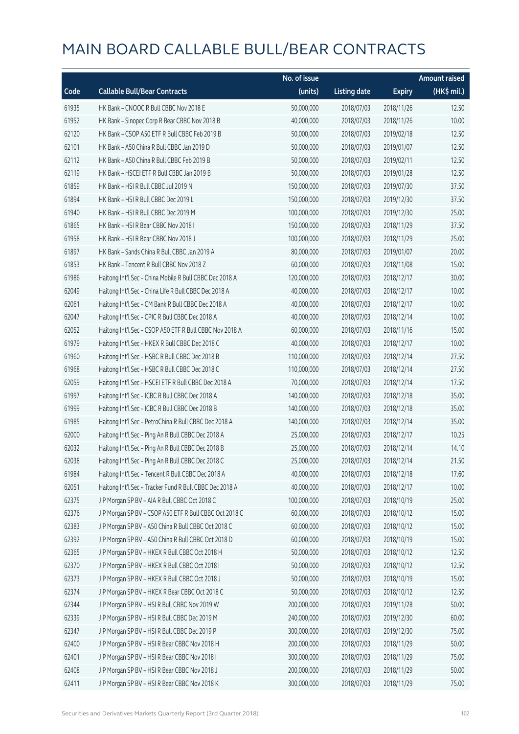# MAIN BOARD CALLABLE BULL/BEAR CONTRACTS

| Code | Callable Bull/Bear Contracts | No. of issue (units) | Listing date | Expiry | Amount raised (HK$ mil.) |
|---|---|---|---|---|---|
| 61935 | HK Bank – CNOOC R Bull CBBC Nov 2018 E | 50,000,000 | 2018/07/03 | 2018/11/26 | 12.50 |
| 61952 | HK Bank – Sinopec Corp R Bear CBBC Nov 2018 B | 40,000,000 | 2018/07/03 | 2018/11/26 | 10.00 |
| 62120 | HK Bank – CSOP A50 ETF R Bull CBBC Feb 2019 B | 50,000,000 | 2018/07/03 | 2019/02/18 | 12.50 |
| 62101 | HK Bank – A50 China R Bull CBBC Jan 2019 D | 50,000,000 | 2018/07/03 | 2019/01/07 | 12.50 |
| 62112 | HK Bank – A50 China R Bull CBBC Feb 2019 B | 50,000,000 | 2018/07/03 | 2019/02/11 | 12.50 |
| 62119 | HK Bank – HSCEI ETF R Bull CBBC Jan 2019 B | 50,000,000 | 2018/07/03 | 2019/01/28 | 12.50 |
| 61859 | HK Bank – HSI R Bull CBBC Jul 2019 N | 150,000,000 | 2018/07/03 | 2019/07/30 | 37.50 |
| 61894 | HK Bank – HSI R Bull CBBC Dec 2019 L | 150,000,000 | 2018/07/03 | 2019/12/30 | 37.50 |
| 61940 | HK Bank – HSI R Bull CBBC Dec 2019 M | 100,000,000 | 2018/07/03 | 2019/12/30 | 25.00 |
| 61865 | HK Bank – HSI R Bear CBBC Nov 2018 I | 150,000,000 | 2018/07/03 | 2018/11/29 | 37.50 |
| 61958 | HK Bank – HSI R Bear CBBC Nov 2018 J | 100,000,000 | 2018/07/03 | 2018/11/29 | 25.00 |
| 61897 | HK Bank – Sands China R Bull CBBC Jan 2019 A | 80,000,000 | 2018/07/03 | 2019/01/07 | 20.00 |
| 61853 | HK Bank – Tencent R Bull CBBC Nov 2018 Z | 60,000,000 | 2018/07/03 | 2018/11/08 | 15.00 |
| 61986 | Haitong Int'l Sec – China Mobile R Bull CBBC Dec 2018 A | 120,000,000 | 2018/07/03 | 2018/12/17 | 30.00 |
| 62049 | Haitong Int'l Sec – China Life R Bull CBBC Dec 2018 A | 40,000,000 | 2018/07/03 | 2018/12/17 | 10.00 |
| 62061 | Haitong Int'l Sec – CM Bank R Bull CBBC Dec 2018 A | 40,000,000 | 2018/07/03 | 2018/12/17 | 10.00 |
| 62047 | Haitong Int'l Sec – CPIC R Bull CBBC Dec 2018 A | 40,000,000 | 2018/07/03 | 2018/12/14 | 10.00 |
| 62052 | Haitong Int'l Sec – CSOP A50 ETF R Bull CBBC Nov 2018 A | 60,000,000 | 2018/07/03 | 2018/11/16 | 15.00 |
| 61979 | Haitong Int'l Sec – HKEX R Bull CBBC Dec 2018 C | 40,000,000 | 2018/07/03 | 2018/12/17 | 10.00 |
| 61960 | Haitong Int'l Sec – HSBC R Bull CBBC Dec 2018 B | 110,000,000 | 2018/07/03 | 2018/12/14 | 27.50 |
| 61968 | Haitong Int'l Sec – HSBC R Bull CBBC Dec 2018 C | 110,000,000 | 2018/07/03 | 2018/12/14 | 27.50 |
| 62059 | Haitong Int'l Sec – HSCEI ETF R Bull CBBC Dec 2018 A | 70,000,000 | 2018/07/03 | 2018/12/14 | 17.50 |
| 61997 | Haitong Int'l Sec – ICBC R Bull CBBC Dec 2018 A | 140,000,000 | 2018/07/03 | 2018/12/18 | 35.00 |
| 61999 | Haitong Int'l Sec – ICBC R Bull CBBC Dec 2018 B | 140,000,000 | 2018/07/03 | 2018/12/18 | 35.00 |
| 61985 | Haitong Int'l Sec – PetroChina R Bull CBBC Dec 2018 A | 140,000,000 | 2018/07/03 | 2018/12/14 | 35.00 |
| 62000 | Haitong Int'l Sec – Ping An R Bull CBBC Dec 2018 A | 25,000,000 | 2018/07/03 | 2018/12/17 | 10.25 |
| 62032 | Haitong Int'l Sec – Ping An R Bull CBBC Dec 2018 B | 25,000,000 | 2018/07/03 | 2018/12/14 | 14.10 |
| 62038 | Haitong Int'l Sec – Ping An R Bull CBBC Dec 2018 C | 25,000,000 | 2018/07/03 | 2018/12/14 | 21.50 |
| 61984 | Haitong Int'l Sec – Tencent R Bull CBBC Dec 2018 A | 40,000,000 | 2018/07/03 | 2018/12/18 | 17.60 |
| 62051 | Haitong Int'l Sec – Tracker Fund R Bull CBBC Dec 2018 A | 40,000,000 | 2018/07/03 | 2018/12/17 | 10.00 |
| 62375 | J P Morgan SP BV – AIA R Bull CBBC Oct 2018 C | 100,000,000 | 2018/07/03 | 2018/10/19 | 25.00 |
| 62376 | J P Morgan SP BV – CSOP A50 ETF R Bull CBBC Oct 2018 C | 60,000,000 | 2018/07/03 | 2018/10/12 | 15.00 |
| 62383 | J P Morgan SP BV – A50 China R Bull CBBC Oct 2018 C | 60,000,000 | 2018/07/03 | 2018/10/12 | 15.00 |
| 62392 | J P Morgan SP BV – A50 China R Bull CBBC Oct 2018 D | 60,000,000 | 2018/07/03 | 2018/10/19 | 15.00 |
| 62365 | J P Morgan SP BV – HKEX R Bull CBBC Oct 2018 H | 50,000,000 | 2018/07/03 | 2018/10/12 | 12.50 |
| 62370 | J P Morgan SP BV – HKEX R Bull CBBC Oct 2018 I | 50,000,000 | 2018/07/03 | 2018/10/12 | 12.50 |
| 62373 | J P Morgan SP BV – HKEX R Bull CBBC Oct 2018 J | 50,000,000 | 2018/07/03 | 2018/10/19 | 15.00 |
| 62374 | J P Morgan SP BV – HKEX R Bear CBBC Oct 2018 C | 50,000,000 | 2018/07/03 | 2018/10/12 | 12.50 |
| 62344 | J P Morgan SP BV – HSI R Bull CBBC Nov 2019 W | 200,000,000 | 2018/07/03 | 2019/11/28 | 50.00 |
| 62339 | J P Morgan SP BV – HSI R Bull CBBC Dec 2019 M | 240,000,000 | 2018/07/03 | 2019/12/30 | 60.00 |
| 62347 | J P Morgan SP BV – HSI R Bull CBBC Dec 2019 P | 300,000,000 | 2018/07/03 | 2019/12/30 | 75.00 |
| 62400 | J P Morgan SP BV – HSI R Bear CBBC Nov 2018 H | 200,000,000 | 2018/07/03 | 2018/11/29 | 50.00 |
| 62401 | J P Morgan SP BV – HSI R Bear CBBC Nov 2018 I | 300,000,000 | 2018/07/03 | 2018/11/29 | 75.00 |
| 62408 | J P Morgan SP BV – HSI R Bear CBBC Nov 2018 J | 200,000,000 | 2018/07/03 | 2018/11/29 | 50.00 |
| 62411 | J P Morgan SP BV – HSI R Bear CBBC Nov 2018 K | 300,000,000 | 2018/07/03 | 2018/11/29 | 75.00 |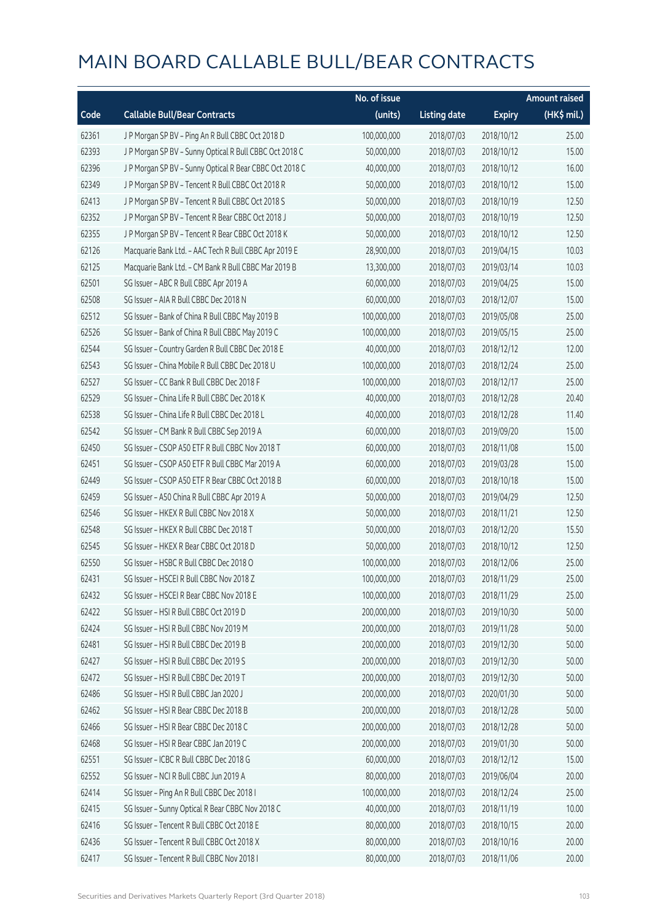# MAIN BOARD CALLABLE BULL/BEAR CONTRACTS

| Code | Callable Bull/Bear Contracts | No. of issue (units) | Listing date | Expiry | Amount raised (HK$ mil.) |
|---|---|---|---|---|---|
| 62361 | J P Morgan SP BV – Ping An R Bull CBBC Oct 2018 D | 100,000,000 | 2018/07/03 | 2018/10/12 | 25.00 |
| 62393 | J P Morgan SP BV – Sunny Optical R Bull CBBC Oct 2018 C | 50,000,000 | 2018/07/03 | 2018/10/12 | 15.00 |
| 62396 | J P Morgan SP BV – Sunny Optical R Bear CBBC Oct 2018 C | 40,000,000 | 2018/07/03 | 2018/10/12 | 16.00 |
| 62349 | J P Morgan SP BV – Tencent R Bull CBBC Oct 2018 R | 50,000,000 | 2018/07/03 | 2018/10/12 | 15.00 |
| 62413 | J P Morgan SP BV – Tencent R Bull CBBC Oct 2018 S | 50,000,000 | 2018/07/03 | 2018/10/19 | 12.50 |
| 62352 | J P Morgan SP BV – Tencent R Bear CBBC Oct 2018 J | 50,000,000 | 2018/07/03 | 2018/10/19 | 12.50 |
| 62355 | J P Morgan SP BV – Tencent R Bear CBBC Oct 2018 K | 50,000,000 | 2018/07/03 | 2018/10/12 | 12.50 |
| 62126 | Macquarie Bank Ltd. – AAC Tech R Bull CBBC Apr 2019 E | 28,900,000 | 2018/07/03 | 2019/04/15 | 10.03 |
| 62125 | Macquarie Bank Ltd. – CM Bank R Bull CBBC Mar 2019 B | 13,300,000 | 2018/07/03 | 2019/03/14 | 10.03 |
| 62501 | SG Issuer – ABC R Bull CBBC Apr 2019 A | 60,000,000 | 2018/07/03 | 2019/04/25 | 15.00 |
| 62508 | SG Issuer – AIA R Bull CBBC Dec 2018 N | 60,000,000 | 2018/07/03 | 2018/12/07 | 15.00 |
| 62512 | SG Issuer – Bank of China R Bull CBBC May 2019 B | 100,000,000 | 2018/07/03 | 2019/05/08 | 25.00 |
| 62526 | SG Issuer – Bank of China R Bull CBBC May 2019 C | 100,000,000 | 2018/07/03 | 2019/05/15 | 25.00 |
| 62544 | SG Issuer – Country Garden R Bull CBBC Dec 2018 E | 40,000,000 | 2018/07/03 | 2018/12/12 | 12.00 |
| 62543 | SG Issuer – China Mobile R Bull CBBC Dec 2018 U | 100,000,000 | 2018/07/03 | 2018/12/24 | 25.00 |
| 62527 | SG Issuer – CC Bank R Bull CBBC Dec 2018 F | 100,000,000 | 2018/07/03 | 2018/12/17 | 25.00 |
| 62529 | SG Issuer – China Life R Bull CBBC Dec 2018 K | 40,000,000 | 2018/07/03 | 2018/12/28 | 20.40 |
| 62538 | SG Issuer – China Life R Bull CBBC Dec 2018 L | 40,000,000 | 2018/07/03 | 2018/12/28 | 11.40 |
| 62542 | SG Issuer – CM Bank R Bull CBBC Sep 2019 A | 60,000,000 | 2018/07/03 | 2019/09/20 | 15.00 |
| 62450 | SG Issuer – CSOP A50 ETF R Bull CBBC Nov 2018 T | 60,000,000 | 2018/07/03 | 2018/11/08 | 15.00 |
| 62451 | SG Issuer – CSOP A50 ETF R Bull CBBC Mar 2019 A | 60,000,000 | 2018/07/03 | 2019/03/28 | 15.00 |
| 62449 | SG Issuer – CSOP A50 ETF R Bear CBBC Oct 2018 B | 60,000,000 | 2018/07/03 | 2018/10/18 | 15.00 |
| 62459 | SG Issuer – A50 China R Bull CBBC Apr 2019 A | 50,000,000 | 2018/07/03 | 2019/04/29 | 12.50 |
| 62546 | SG Issuer – HKEX R Bull CBBC Nov 2018 X | 50,000,000 | 2018/07/03 | 2018/11/21 | 12.50 |
| 62548 | SG Issuer – HKEX R Bull CBBC Dec 2018 T | 50,000,000 | 2018/07/03 | 2018/12/20 | 15.50 |
| 62545 | SG Issuer – HKEX R Bear CBBC Oct 2018 D | 50,000,000 | 2018/07/03 | 2018/10/12 | 12.50 |
| 62550 | SG Issuer – HSBC R Bull CBBC Dec 2018 O | 100,000,000 | 2018/07/03 | 2018/12/06 | 25.00 |
| 62431 | SG Issuer – HSCEI R Bull CBBC Nov 2018 Z | 100,000,000 | 2018/07/03 | 2018/11/29 | 25.00 |
| 62432 | SG Issuer – HSCEI R Bear CBBC Nov 2018 E | 100,000,000 | 2018/07/03 | 2018/11/29 | 25.00 |
| 62422 | SG Issuer – HSI R Bull CBBC Oct 2019 D | 200,000,000 | 2018/07/03 | 2019/10/30 | 50.00 |
| 62424 | SG Issuer – HSI R Bull CBBC Nov 2019 M | 200,000,000 | 2018/07/03 | 2019/11/28 | 50.00 |
| 62481 | SG Issuer – HSI R Bull CBBC Dec 2019 B | 200,000,000 | 2018/07/03 | 2019/12/30 | 50.00 |
| 62427 | SG Issuer – HSI R Bull CBBC Dec 2019 S | 200,000,000 | 2018/07/03 | 2019/12/30 | 50.00 |
| 62472 | SG Issuer – HSI R Bull CBBC Dec 2019 T | 200,000,000 | 2018/07/03 | 2019/12/30 | 50.00 |
| 62486 | SG Issuer – HSI R Bull CBBC Jan 2020 J | 200,000,000 | 2018/07/03 | 2020/01/30 | 50.00 |
| 62462 | SG Issuer – HSI R Bear CBBC Dec 2018 B | 200,000,000 | 2018/07/03 | 2018/12/28 | 50.00 |
| 62466 | SG Issuer – HSI R Bear CBBC Dec 2018 C | 200,000,000 | 2018/07/03 | 2018/12/28 | 50.00 |
| 62468 | SG Issuer – HSI R Bear CBBC Jan 2019 C | 200,000,000 | 2018/07/03 | 2019/01/30 | 50.00 |
| 62551 | SG Issuer – ICBC R Bull CBBC Dec 2018 G | 60,000,000 | 2018/07/03 | 2018/12/12 | 15.00 |
| 62552 | SG Issuer – NCI R Bull CBBC Jun 2019 A | 80,000,000 | 2018/07/03 | 2019/06/04 | 20.00 |
| 62414 | SG Issuer – Ping An R Bull CBBC Dec 2018 I | 100,000,000 | 2018/07/03 | 2018/12/24 | 25.00 |
| 62415 | SG Issuer – Sunny Optical R Bear CBBC Nov 2018 C | 40,000,000 | 2018/07/03 | 2018/11/19 | 10.00 |
| 62416 | SG Issuer – Tencent R Bull CBBC Oct 2018 E | 80,000,000 | 2018/07/03 | 2018/10/15 | 20.00 |
| 62436 | SG Issuer – Tencent R Bull CBBC Oct 2018 X | 80,000,000 | 2018/07/03 | 2018/10/16 | 20.00 |
| 62417 | SG Issuer – Tencent R Bull CBBC Nov 2018 I | 80,000,000 | 2018/07/03 | 2018/11/06 | 20.00 |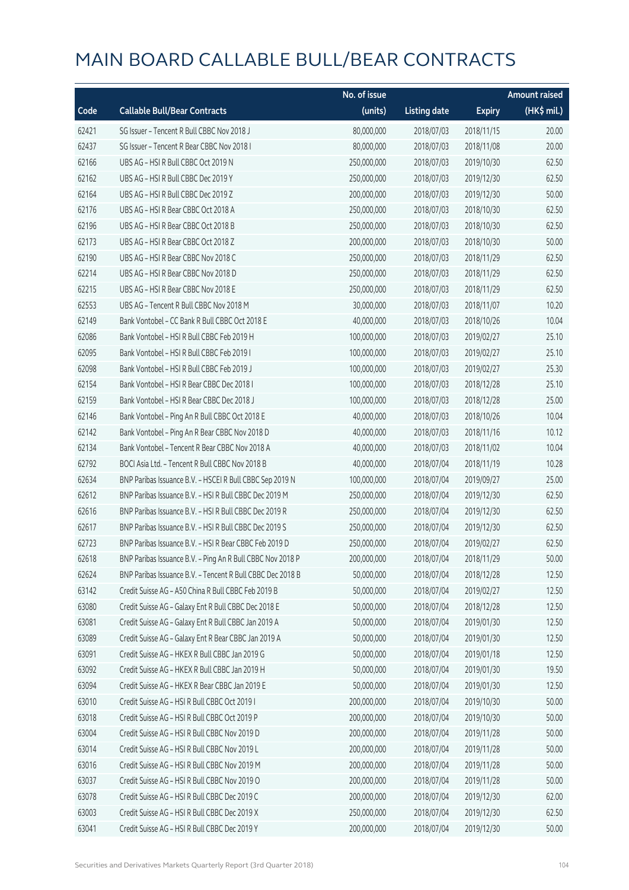# MAIN BOARD CALLABLE BULL/BEAR CONTRACTS

| Code | Callable Bull/Bear Contracts | No. of issue (units) | Listing date | Expiry | Amount raised (HK$ mil.) |
|---|---|---|---|---|---|
| 62421 | SG Issuer – Tencent R Bull CBBC Nov 2018 J | 80,000,000 | 2018/07/03 | 2018/11/15 | 20.00 |
| 62437 | SG Issuer – Tencent R Bear CBBC Nov 2018 I | 80,000,000 | 2018/07/03 | 2018/11/08 | 20.00 |
| 62166 | UBS AG – HSI R Bull CBBC Oct 2019 N | 250,000,000 | 2018/07/03 | 2019/10/30 | 62.50 |
| 62162 | UBS AG – HSI R Bull CBBC Dec 2019 Y | 250,000,000 | 2018/07/03 | 2019/12/30 | 62.50 |
| 62164 | UBS AG – HSI R Bull CBBC Dec 2019 Z | 200,000,000 | 2018/07/03 | 2019/12/30 | 50.00 |
| 62176 | UBS AG – HSI R Bear CBBC Oct 2018 A | 250,000,000 | 2018/07/03 | 2018/10/30 | 62.50 |
| 62196 | UBS AG – HSI R Bear CBBC Oct 2018 B | 250,000,000 | 2018/07/03 | 2018/10/30 | 62.50 |
| 62173 | UBS AG – HSI R Bear CBBC Oct 2018 Z | 200,000,000 | 2018/07/03 | 2018/10/30 | 50.00 |
| 62190 | UBS AG – HSI R Bear CBBC Nov 2018 C | 250,000,000 | 2018/07/03 | 2018/11/29 | 62.50 |
| 62214 | UBS AG – HSI R Bear CBBC Nov 2018 D | 250,000,000 | 2018/07/03 | 2018/11/29 | 62.50 |
| 62215 | UBS AG – HSI R Bear CBBC Nov 2018 E | 250,000,000 | 2018/07/03 | 2018/11/29 | 62.50 |
| 62553 | UBS AG – Tencent R Bull CBBC Nov 2018 M | 30,000,000 | 2018/07/03 | 2018/11/07 | 10.20 |
| 62149 | Bank Vontobel – CC Bank R Bull CBBC Oct 2018 E | 40,000,000 | 2018/07/03 | 2018/10/26 | 10.04 |
| 62086 | Bank Vontobel – HSI R Bull CBBC Feb 2019 H | 100,000,000 | 2018/07/03 | 2019/02/27 | 25.10 |
| 62095 | Bank Vontobel – HSI R Bull CBBC Feb 2019 I | 100,000,000 | 2018/07/03 | 2019/02/27 | 25.10 |
| 62098 | Bank Vontobel – HSI R Bull CBBC Feb 2019 J | 100,000,000 | 2018/07/03 | 2019/02/27 | 25.30 |
| 62154 | Bank Vontobel – HSI R Bear CBBC Dec 2018 I | 100,000,000 | 2018/07/03 | 2018/12/28 | 25.10 |
| 62159 | Bank Vontobel – HSI R Bear CBBC Dec 2018 J | 100,000,000 | 2018/07/03 | 2018/12/28 | 25.00 |
| 62146 | Bank Vontobel – Ping An R Bull CBBC Oct 2018 E | 40,000,000 | 2018/07/03 | 2018/10/26 | 10.04 |
| 62142 | Bank Vontobel – Ping An R Bear CBBC Nov 2018 D | 40,000,000 | 2018/07/03 | 2018/11/16 | 10.12 |
| 62134 | Bank Vontobel – Tencent R Bear CBBC Nov 2018 A | 40,000,000 | 2018/07/03 | 2018/11/02 | 10.04 |
| 62792 | BOCI Asia Ltd. – Tencent R Bull CBBC Nov 2018 B | 40,000,000 | 2018/07/04 | 2018/11/19 | 10.28 |
| 62634 | BNP Paribas Issuance B.V. – HSCEI R Bull CBBC Sep 2019 N | 100,000,000 | 2018/07/04 | 2019/09/27 | 25.00 |
| 62612 | BNP Paribas Issuance B.V. – HSI R Bull CBBC Dec 2019 M | 250,000,000 | 2018/07/04 | 2019/12/30 | 62.50 |
| 62616 | BNP Paribas Issuance B.V. – HSI R Bull CBBC Dec 2019 R | 250,000,000 | 2018/07/04 | 2019/12/30 | 62.50 |
| 62617 | BNP Paribas Issuance B.V. – HSI R Bull CBBC Dec 2019 S | 250,000,000 | 2018/07/04 | 2019/12/30 | 62.50 |
| 62723 | BNP Paribas Issuance B.V. – HSI R Bear CBBC Feb 2019 D | 250,000,000 | 2018/07/04 | 2019/02/27 | 62.50 |
| 62618 | BNP Paribas Issuance B.V. – Ping An R Bull CBBC Nov 2018 P | 200,000,000 | 2018/07/04 | 2018/11/29 | 50.00 |
| 62624 | BNP Paribas Issuance B.V. – Tencent R Bull CBBC Dec 2018 B | 50,000,000 | 2018/07/04 | 2018/12/28 | 12.50 |
| 63142 | Credit Suisse AG – A50 China R Bull CBBC Feb 2019 B | 50,000,000 | 2018/07/04 | 2019/02/27 | 12.50 |
| 63080 | Credit Suisse AG – Galaxy Ent R Bull CBBC Dec 2018 E | 50,000,000 | 2018/07/04 | 2018/12/28 | 12.50 |
| 63081 | Credit Suisse AG – Galaxy Ent R Bull CBBC Jan 2019 A | 50,000,000 | 2018/07/04 | 2019/01/30 | 12.50 |
| 63089 | Credit Suisse AG – Galaxy Ent R Bear CBBC Jan 2019 A | 50,000,000 | 2018/07/04 | 2019/01/30 | 12.50 |
| 63091 | Credit Suisse AG – HKEX R Bull CBBC Jan 2019 G | 50,000,000 | 2018/07/04 | 2019/01/18 | 12.50 |
| 63092 | Credit Suisse AG – HKEX R Bull CBBC Jan 2019 H | 50,000,000 | 2018/07/04 | 2019/01/30 | 19.50 |
| 63094 | Credit Suisse AG – HKEX R Bear CBBC Jan 2019 E | 50,000,000 | 2018/07/04 | 2019/01/30 | 12.50 |
| 63010 | Credit Suisse AG – HSI R Bull CBBC Oct 2019 I | 200,000,000 | 2018/07/04 | 2019/10/30 | 50.00 |
| 63018 | Credit Suisse AG – HSI R Bull CBBC Oct 2019 P | 200,000,000 | 2018/07/04 | 2019/10/30 | 50.00 |
| 63004 | Credit Suisse AG – HSI R Bull CBBC Nov 2019 D | 200,000,000 | 2018/07/04 | 2019/11/28 | 50.00 |
| 63014 | Credit Suisse AG – HSI R Bull CBBC Nov 2019 L | 200,000,000 | 2018/07/04 | 2019/11/28 | 50.00 |
| 63016 | Credit Suisse AG – HSI R Bull CBBC Nov 2019 M | 200,000,000 | 2018/07/04 | 2019/11/28 | 50.00 |
| 63037 | Credit Suisse AG – HSI R Bull CBBC Nov 2019 O | 200,000,000 | 2018/07/04 | 2019/11/28 | 50.00 |
| 63078 | Credit Suisse AG – HSI R Bull CBBC Dec 2019 C | 200,000,000 | 2018/07/04 | 2019/12/30 | 62.00 |
| 63003 | Credit Suisse AG – HSI R Bull CBBC Dec 2019 X | 250,000,000 | 2018/07/04 | 2019/12/30 | 62.50 |
| 63041 | Credit Suisse AG – HSI R Bull CBBC Dec 2019 Y | 200,000,000 | 2018/07/04 | 2019/12/30 | 50.00 |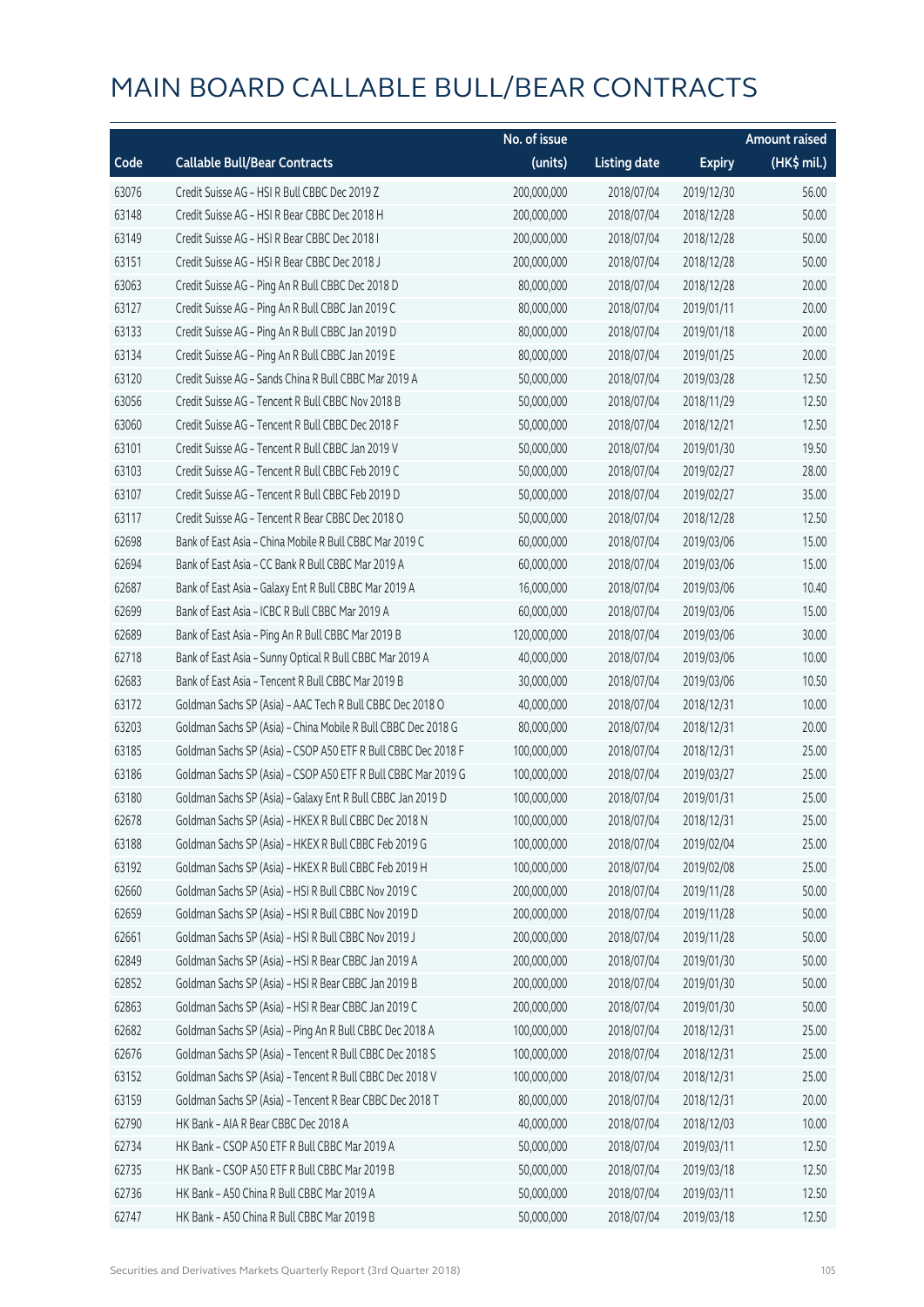# MAIN BOARD CALLABLE BULL/BEAR CONTRACTS

| Code | Callable Bull/Bear Contracts | No. of issue (units) | Listing date | Expiry | Amount raised (HK$ mil.) |
|---|---|---|---|---|---|
| 63076 | Credit Suisse AG – HSI R Bull CBBC Dec 2019 Z | 200,000,000 | 2018/07/04 | 2019/12/30 | 56.00 |
| 63148 | Credit Suisse AG – HSI R Bear CBBC Dec 2018 H | 200,000,000 | 2018/07/04 | 2018/12/28 | 50.00 |
| 63149 | Credit Suisse AG – HSI R Bear CBBC Dec 2018 I | 200,000,000 | 2018/07/04 | 2018/12/28 | 50.00 |
| 63151 | Credit Suisse AG – HSI R Bear CBBC Dec 2018 J | 200,000,000 | 2018/07/04 | 2018/12/28 | 50.00 |
| 63063 | Credit Suisse AG – Ping An R Bull CBBC Dec 2018 D | 80,000,000 | 2018/07/04 | 2018/12/28 | 20.00 |
| 63127 | Credit Suisse AG – Ping An R Bull CBBC Jan 2019 C | 80,000,000 | 2018/07/04 | 2019/01/11 | 20.00 |
| 63133 | Credit Suisse AG – Ping An R Bull CBBC Jan 2019 D | 80,000,000 | 2018/07/04 | 2019/01/18 | 20.00 |
| 63134 | Credit Suisse AG – Ping An R Bull CBBC Jan 2019 E | 80,000,000 | 2018/07/04 | 2019/01/25 | 20.00 |
| 63120 | Credit Suisse AG – Sands China R Bull CBBC Mar 2019 A | 50,000,000 | 2018/07/04 | 2019/03/28 | 12.50 |
| 63056 | Credit Suisse AG – Tencent R Bull CBBC Nov 2018 B | 50,000,000 | 2018/07/04 | 2018/11/29 | 12.50 |
| 63060 | Credit Suisse AG – Tencent R Bull CBBC Dec 2018 F | 50,000,000 | 2018/07/04 | 2018/12/21 | 12.50 |
| 63101 | Credit Suisse AG – Tencent R Bull CBBC Jan 2019 V | 50,000,000 | 2018/07/04 | 2019/01/30 | 19.50 |
| 63103 | Credit Suisse AG – Tencent R Bull CBBC Feb 2019 C | 50,000,000 | 2018/07/04 | 2019/02/27 | 28.00 |
| 63107 | Credit Suisse AG – Tencent R Bull CBBC Feb 2019 D | 50,000,000 | 2018/07/04 | 2019/02/27 | 35.00 |
| 63117 | Credit Suisse AG – Tencent R Bear CBBC Dec 2018 O | 50,000,000 | 2018/07/04 | 2018/12/28 | 12.50 |
| 62698 | Bank of East Asia – China Mobile R Bull CBBC Mar 2019 C | 60,000,000 | 2018/07/04 | 2019/03/06 | 15.00 |
| 62694 | Bank of East Asia – CC Bank R Bull CBBC Mar 2019 A | 60,000,000 | 2018/07/04 | 2019/03/06 | 15.00 |
| 62687 | Bank of East Asia – Galaxy Ent R Bull CBBC Mar 2019 A | 16,000,000 | 2018/07/04 | 2019/03/06 | 10.40 |
| 62699 | Bank of East Asia – ICBC R Bull CBBC Mar 2019 A | 60,000,000 | 2018/07/04 | 2019/03/06 | 15.00 |
| 62689 | Bank of East Asia – Ping An R Bull CBBC Mar 2019 B | 120,000,000 | 2018/07/04 | 2019/03/06 | 30.00 |
| 62718 | Bank of East Asia – Sunny Optical R Bull CBBC Mar 2019 A | 40,000,000 | 2018/07/04 | 2019/03/06 | 10.00 |
| 62683 | Bank of East Asia – Tencent R Bull CBBC Mar 2019 B | 30,000,000 | 2018/07/04 | 2019/03/06 | 10.50 |
| 63172 | Goldman Sachs SP (Asia) – AAC Tech R Bull CBBC Dec 2018 O | 40,000,000 | 2018/07/04 | 2018/12/31 | 10.00 |
| 63203 | Goldman Sachs SP (Asia) – China Mobile R Bull CBBC Dec 2018 G | 80,000,000 | 2018/07/04 | 2018/12/31 | 20.00 |
| 63185 | Goldman Sachs SP (Asia) – CSOP A50 ETF R Bull CBBC Dec 2018 F | 100,000,000 | 2018/07/04 | 2018/12/31 | 25.00 |
| 63186 | Goldman Sachs SP (Asia) – CSOP A50 ETF R Bull CBBC Mar 2019 G | 100,000,000 | 2018/07/04 | 2019/03/27 | 25.00 |
| 63180 | Goldman Sachs SP (Asia) – Galaxy Ent R Bull CBBC Jan 2019 D | 100,000,000 | 2018/07/04 | 2019/01/31 | 25.00 |
| 62678 | Goldman Sachs SP (Asia) – HKEX R Bull CBBC Dec 2018 N | 100,000,000 | 2018/07/04 | 2018/12/31 | 25.00 |
| 63188 | Goldman Sachs SP (Asia) – HKEX R Bull CBBC Feb 2019 G | 100,000,000 | 2018/07/04 | 2019/02/04 | 25.00 |
| 63192 | Goldman Sachs SP (Asia) – HKEX R Bull CBBC Feb 2019 H | 100,000,000 | 2018/07/04 | 2019/02/08 | 25.00 |
| 62660 | Goldman Sachs SP (Asia) – HSI R Bull CBBC Nov 2019 C | 200,000,000 | 2018/07/04 | 2019/11/28 | 50.00 |
| 62659 | Goldman Sachs SP (Asia) – HSI R Bull CBBC Nov 2019 D | 200,000,000 | 2018/07/04 | 2019/11/28 | 50.00 |
| 62661 | Goldman Sachs SP (Asia) – HSI R Bull CBBC Nov 2019 J | 200,000,000 | 2018/07/04 | 2019/11/28 | 50.00 |
| 62849 | Goldman Sachs SP (Asia) – HSI R Bear CBBC Jan 2019 A | 200,000,000 | 2018/07/04 | 2019/01/30 | 50.00 |
| 62852 | Goldman Sachs SP (Asia) – HSI R Bear CBBC Jan 2019 B | 200,000,000 | 2018/07/04 | 2019/01/30 | 50.00 |
| 62863 | Goldman Sachs SP (Asia) – HSI R Bear CBBC Jan 2019 C | 200,000,000 | 2018/07/04 | 2019/01/30 | 50.00 |
| 62682 | Goldman Sachs SP (Asia) – Ping An R Bull CBBC Dec 2018 A | 100,000,000 | 2018/07/04 | 2018/12/31 | 25.00 |
| 62676 | Goldman Sachs SP (Asia) – Tencent R Bull CBBC Dec 2018 S | 100,000,000 | 2018/07/04 | 2018/12/31 | 25.00 |
| 63152 | Goldman Sachs SP (Asia) – Tencent R Bull CBBC Dec 2018 V | 100,000,000 | 2018/07/04 | 2018/12/31 | 25.00 |
| 63159 | Goldman Sachs SP (Asia) – Tencent R Bear CBBC Dec 2018 T | 80,000,000 | 2018/07/04 | 2018/12/31 | 20.00 |
| 62790 | HK Bank – AIA R Bear CBBC Dec 2018 A | 40,000,000 | 2018/07/04 | 2018/12/03 | 10.00 |
| 62734 | HK Bank – CSOP A50 ETF R Bull CBBC Mar 2019 A | 50,000,000 | 2018/07/04 | 2019/03/11 | 12.50 |
| 62735 | HK Bank – CSOP A50 ETF R Bull CBBC Mar 2019 B | 50,000,000 | 2018/07/04 | 2019/03/18 | 12.50 |
| 62736 | HK Bank – A50 China R Bull CBBC Mar 2019 A | 50,000,000 | 2018/07/04 | 2019/03/11 | 12.50 |
| 62747 | HK Bank – A50 China R Bull CBBC Mar 2019 B | 50,000,000 | 2018/07/04 | 2019/03/18 | 12.50 |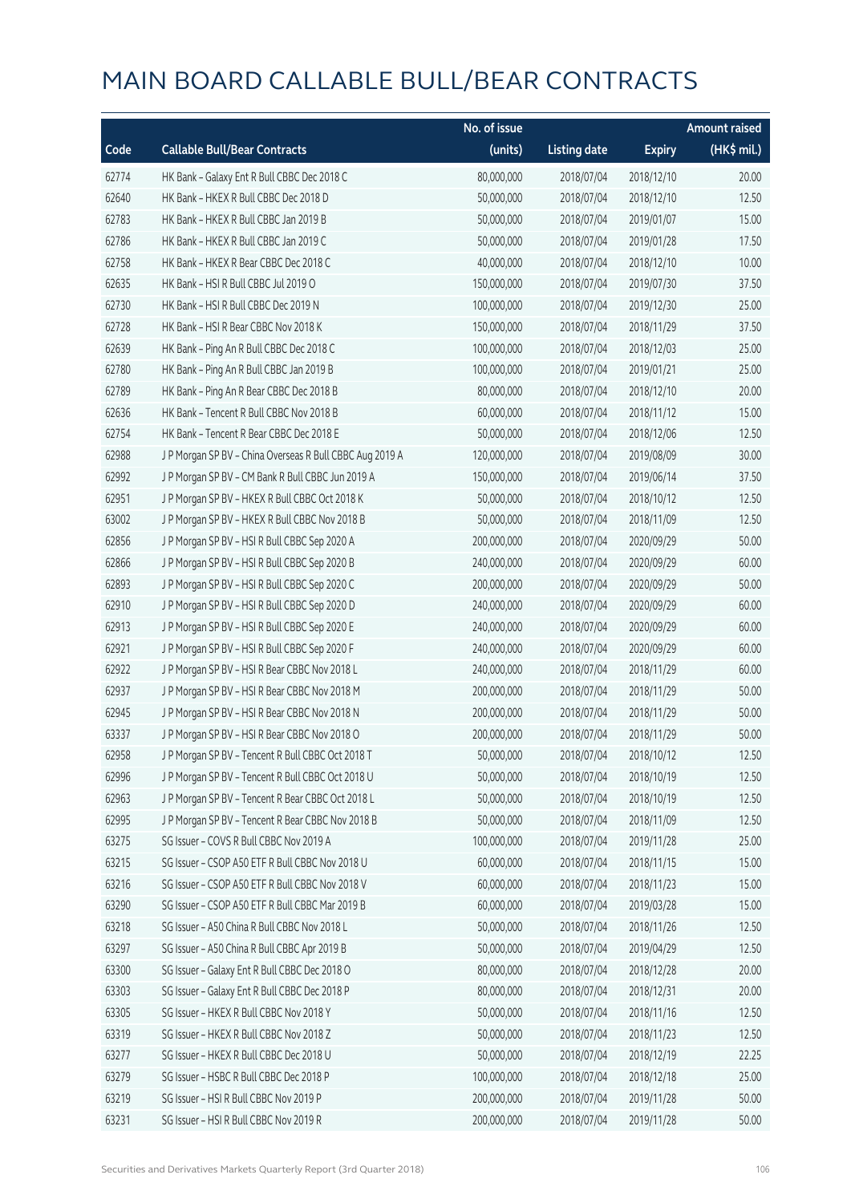# MAIN BOARD CALLABLE BULL/BEAR CONTRACTS

| Code | Callable Bull/Bear Contracts | No. of issue (units) | Listing date | Expiry | Amount raised (HK$ mil.) |
|---|---|---|---|---|---|
| 62774 | HK Bank – Galaxy Ent R Bull CBBC Dec 2018 C | 80,000,000 | 2018/07/04 | 2018/12/10 | 20.00 |
| 62640 | HK Bank – HKEX R Bull CBBC Dec 2018 D | 50,000,000 | 2018/07/04 | 2018/12/10 | 12.50 |
| 62783 | HK Bank – HKEX R Bull CBBC Jan 2019 B | 50,000,000 | 2018/07/04 | 2019/01/07 | 15.00 |
| 62786 | HK Bank – HKEX R Bull CBBC Jan 2019 C | 50,000,000 | 2018/07/04 | 2019/01/28 | 17.50 |
| 62758 | HK Bank – HKEX R Bear CBBC Dec 2018 C | 40,000,000 | 2018/07/04 | 2018/12/10 | 10.00 |
| 62635 | HK Bank – HSI R Bull CBBC Jul 2019 O | 150,000,000 | 2018/07/04 | 2019/07/30 | 37.50 |
| 62730 | HK Bank – HSI R Bull CBBC Dec 2019 N | 100,000,000 | 2018/07/04 | 2019/12/30 | 25.00 |
| 62728 | HK Bank – HSI R Bear CBBC Nov 2018 K | 150,000,000 | 2018/07/04 | 2018/11/29 | 37.50 |
| 62639 | HK Bank – Ping An R Bull CBBC Dec 2018 C | 100,000,000 | 2018/07/04 | 2018/12/03 | 25.00 |
| 62780 | HK Bank – Ping An R Bull CBBC Jan 2019 B | 100,000,000 | 2018/07/04 | 2019/01/21 | 25.00 |
| 62789 | HK Bank – Ping An R Bear CBBC Dec 2018 B | 80,000,000 | 2018/07/04 | 2018/12/10 | 20.00 |
| 62636 | HK Bank – Tencent R Bull CBBC Nov 2018 B | 60,000,000 | 2018/07/04 | 2018/11/12 | 15.00 |
| 62754 | HK Bank – Tencent R Bear CBBC Dec 2018 E | 50,000,000 | 2018/07/04 | 2018/12/06 | 12.50 |
| 62988 | J P Morgan SP BV – China Overseas R Bull CBBC Aug 2019 A | 120,000,000 | 2018/07/04 | 2019/08/09 | 30.00 |
| 62992 | J P Morgan SP BV – CM Bank R Bull CBBC Jun 2019 A | 150,000,000 | 2018/07/04 | 2019/06/14 | 37.50 |
| 62951 | J P Morgan SP BV – HKEX R Bull CBBC Oct 2018 K | 50,000,000 | 2018/07/04 | 2018/10/12 | 12.50 |
| 63002 | J P Morgan SP BV – HKEX R Bull CBBC Nov 2018 B | 50,000,000 | 2018/07/04 | 2018/11/09 | 12.50 |
| 62856 | J P Morgan SP BV – HSI R Bull CBBC Sep 2020 A | 200,000,000 | 2018/07/04 | 2020/09/29 | 50.00 |
| 62866 | J P Morgan SP BV – HSI R Bull CBBC Sep 2020 B | 240,000,000 | 2018/07/04 | 2020/09/29 | 60.00 |
| 62893 | J P Morgan SP BV – HSI R Bull CBBC Sep 2020 C | 200,000,000 | 2018/07/04 | 2020/09/29 | 50.00 |
| 62910 | J P Morgan SP BV – HSI R Bull CBBC Sep 2020 D | 240,000,000 | 2018/07/04 | 2020/09/29 | 60.00 |
| 62913 | J P Morgan SP BV – HSI R Bull CBBC Sep 2020 E | 240,000,000 | 2018/07/04 | 2020/09/29 | 60.00 |
| 62921 | J P Morgan SP BV – HSI R Bull CBBC Sep 2020 F | 240,000,000 | 2018/07/04 | 2020/09/29 | 60.00 |
| 62922 | J P Morgan SP BV – HSI R Bear CBBC Nov 2018 L | 240,000,000 | 2018/07/04 | 2018/11/29 | 60.00 |
| 62937 | J P Morgan SP BV – HSI R Bear CBBC Nov 2018 M | 200,000,000 | 2018/07/04 | 2018/11/29 | 50.00 |
| 62945 | J P Morgan SP BV – HSI R Bear CBBC Nov 2018 N | 200,000,000 | 2018/07/04 | 2018/11/29 | 50.00 |
| 63337 | J P Morgan SP BV – HSI R Bear CBBC Nov 2018 O | 200,000,000 | 2018/07/04 | 2018/11/29 | 50.00 |
| 62958 | J P Morgan SP BV – Tencent R Bull CBBC Oct 2018 T | 50,000,000 | 2018/07/04 | 2018/10/12 | 12.50 |
| 62996 | J P Morgan SP BV – Tencent R Bull CBBC Oct 2018 U | 50,000,000 | 2018/07/04 | 2018/10/19 | 12.50 |
| 62963 | J P Morgan SP BV – Tencent R Bear CBBC Oct 2018 L | 50,000,000 | 2018/07/04 | 2018/10/19 | 12.50 |
| 62995 | J P Morgan SP BV – Tencent R Bear CBBC Nov 2018 B | 50,000,000 | 2018/07/04 | 2018/11/09 | 12.50 |
| 63275 | SG Issuer – COVS R Bull CBBC Nov 2019 A | 100,000,000 | 2018/07/04 | 2019/11/28 | 25.00 |
| 63215 | SG Issuer – CSOP A50 ETF R Bull CBBC Nov 2018 U | 60,000,000 | 2018/07/04 | 2018/11/15 | 15.00 |
| 63216 | SG Issuer – CSOP A50 ETF R Bull CBBC Nov 2018 V | 60,000,000 | 2018/07/04 | 2018/11/23 | 15.00 |
| 63290 | SG Issuer – CSOP A50 ETF R Bull CBBC Mar 2019 B | 60,000,000 | 2018/07/04 | 2019/03/28 | 15.00 |
| 63218 | SG Issuer – A50 China R Bull CBBC Nov 2018 L | 50,000,000 | 2018/07/04 | 2018/11/26 | 12.50 |
| 63297 | SG Issuer – A50 China R Bull CBBC Apr 2019 B | 50,000,000 | 2018/07/04 | 2019/04/29 | 12.50 |
| 63300 | SG Issuer – Galaxy Ent R Bull CBBC Dec 2018 O | 80,000,000 | 2018/07/04 | 2018/12/28 | 20.00 |
| 63303 | SG Issuer – Galaxy Ent R Bull CBBC Dec 2018 P | 80,000,000 | 2018/07/04 | 2018/12/31 | 20.00 |
| 63305 | SG Issuer – HKEX R Bull CBBC Nov 2018 Y | 50,000,000 | 2018/07/04 | 2018/11/16 | 12.50 |
| 63319 | SG Issuer – HKEX R Bull CBBC Nov 2018 Z | 50,000,000 | 2018/07/04 | 2018/11/23 | 12.50 |
| 63277 | SG Issuer – HKEX R Bull CBBC Dec 2018 U | 50,000,000 | 2018/07/04 | 2018/12/19 | 22.25 |
| 63279 | SG Issuer – HSBC R Bull CBBC Dec 2018 P | 100,000,000 | 2018/07/04 | 2018/12/18 | 25.00 |
| 63219 | SG Issuer – HSI R Bull CBBC Nov 2019 P | 200,000,000 | 2018/07/04 | 2019/11/28 | 50.00 |
| 63231 | SG Issuer – HSI R Bull CBBC Nov 2019 R | 200,000,000 | 2018/07/04 | 2019/11/28 | 50.00 |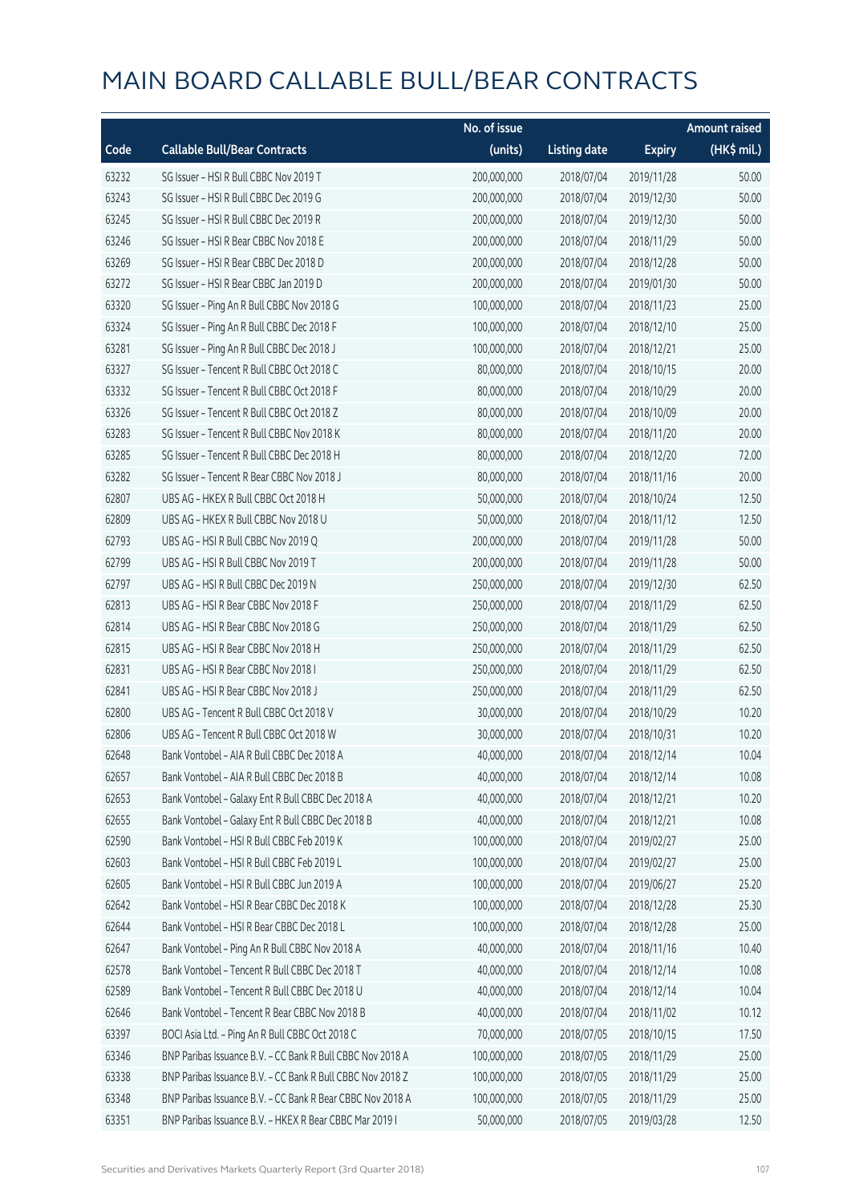# MAIN BOARD CALLABLE BULL/BEAR CONTRACTS

| Code | Callable Bull/Bear Contracts | No. of issue (units) | Listing date | Expiry | Amount raised (HK$ mil.) |
|---|---|---|---|---|---|
| 63232 | SG Issuer – HSI R Bull CBBC Nov 2019 T | 200,000,000 | 2018/07/04 | 2019/11/28 | 50.00 |
| 63243 | SG Issuer – HSI R Bull CBBC Dec 2019 G | 200,000,000 | 2018/07/04 | 2019/12/30 | 50.00 |
| 63245 | SG Issuer – HSI R Bull CBBC Dec 2019 R | 200,000,000 | 2018/07/04 | 2019/12/30 | 50.00 |
| 63246 | SG Issuer – HSI R Bear CBBC Nov 2018 E | 200,000,000 | 2018/07/04 | 2018/11/29 | 50.00 |
| 63269 | SG Issuer – HSI R Bear CBBC Dec 2018 D | 200,000,000 | 2018/07/04 | 2018/12/28 | 50.00 |
| 63272 | SG Issuer – HSI R Bear CBBC Jan 2019 D | 200,000,000 | 2018/07/04 | 2019/01/30 | 50.00 |
| 63320 | SG Issuer – Ping An R Bull CBBC Nov 2018 G | 100,000,000 | 2018/07/04 | 2018/11/23 | 25.00 |
| 63324 | SG Issuer – Ping An R Bull CBBC Dec 2018 F | 100,000,000 | 2018/07/04 | 2018/12/10 | 25.00 |
| 63281 | SG Issuer – Ping An R Bull CBBC Dec 2018 J | 100,000,000 | 2018/07/04 | 2018/12/21 | 25.00 |
| 63327 | SG Issuer – Tencent R Bull CBBC Oct 2018 C | 80,000,000 | 2018/07/04 | 2018/10/15 | 20.00 |
| 63332 | SG Issuer – Tencent R Bull CBBC Oct 2018 F | 80,000,000 | 2018/07/04 | 2018/10/29 | 20.00 |
| 63326 | SG Issuer – Tencent R Bull CBBC Oct 2018 Z | 80,000,000 | 2018/07/04 | 2018/10/09 | 20.00 |
| 63283 | SG Issuer – Tencent R Bull CBBC Nov 2018 K | 80,000,000 | 2018/07/04 | 2018/11/20 | 20.00 |
| 63285 | SG Issuer – Tencent R Bull CBBC Dec 2018 H | 80,000,000 | 2018/07/04 | 2018/12/20 | 72.00 |
| 63282 | SG Issuer – Tencent R Bear CBBC Nov 2018 J | 80,000,000 | 2018/07/04 | 2018/11/16 | 20.00 |
| 62807 | UBS AG – HKEX R Bull CBBC Oct 2018 H | 50,000,000 | 2018/07/04 | 2018/10/24 | 12.50 |
| 62809 | UBS AG – HKEX R Bull CBBC Nov 2018 U | 50,000,000 | 2018/07/04 | 2018/11/12 | 12.50 |
| 62793 | UBS AG – HSI R Bull CBBC Nov 2019 Q | 200,000,000 | 2018/07/04 | 2019/11/28 | 50.00 |
| 62799 | UBS AG – HSI R Bull CBBC Nov 2019 T | 200,000,000 | 2018/07/04 | 2019/11/28 | 50.00 |
| 62797 | UBS AG – HSI R Bull CBBC Dec 2019 N | 250,000,000 | 2018/07/04 | 2019/12/30 | 62.50 |
| 62813 | UBS AG – HSI R Bear CBBC Nov 2018 F | 250,000,000 | 2018/07/04 | 2018/11/29 | 62.50 |
| 62814 | UBS AG – HSI R Bear CBBC Nov 2018 G | 250,000,000 | 2018/07/04 | 2018/11/29 | 62.50 |
| 62815 | UBS AG – HSI R Bear CBBC Nov 2018 H | 250,000,000 | 2018/07/04 | 2018/11/29 | 62.50 |
| 62831 | UBS AG – HSI R Bear CBBC Nov 2018 I | 250,000,000 | 2018/07/04 | 2018/11/29 | 62.50 |
| 62841 | UBS AG – HSI R Bear CBBC Nov 2018 J | 250,000,000 | 2018/07/04 | 2018/11/29 | 62.50 |
| 62800 | UBS AG – Tencent R Bull CBBC Oct 2018 V | 30,000,000 | 2018/07/04 | 2018/10/29 | 10.20 |
| 62806 | UBS AG – Tencent R Bull CBBC Oct 2018 W | 30,000,000 | 2018/07/04 | 2018/10/31 | 10.20 |
| 62648 | Bank Vontobel – AIA R Bull CBBC Dec 2018 A | 40,000,000 | 2018/07/04 | 2018/12/14 | 10.04 |
| 62657 | Bank Vontobel – AIA R Bull CBBC Dec 2018 B | 40,000,000 | 2018/07/04 | 2018/12/14 | 10.08 |
| 62653 | Bank Vontobel – Galaxy Ent R Bull CBBC Dec 2018 A | 40,000,000 | 2018/07/04 | 2018/12/21 | 10.20 |
| 62655 | Bank Vontobel – Galaxy Ent R Bull CBBC Dec 2018 B | 40,000,000 | 2018/07/04 | 2018/12/21 | 10.08 |
| 62590 | Bank Vontobel – HSI R Bull CBBC Feb 2019 K | 100,000,000 | 2018/07/04 | 2019/02/27 | 25.00 |
| 62603 | Bank Vontobel – HSI R Bull CBBC Feb 2019 L | 100,000,000 | 2018/07/04 | 2019/02/27 | 25.00 |
| 62605 | Bank Vontobel – HSI R Bull CBBC Jun 2019 A | 100,000,000 | 2018/07/04 | 2019/06/27 | 25.20 |
| 62642 | Bank Vontobel – HSI R Bear CBBC Dec 2018 K | 100,000,000 | 2018/07/04 | 2018/12/28 | 25.30 |
| 62644 | Bank Vontobel – HSI R Bear CBBC Dec 2018 L | 100,000,000 | 2018/07/04 | 2018/12/28 | 25.00 |
| 62647 | Bank Vontobel – Ping An R Bull CBBC Nov 2018 A | 40,000,000 | 2018/07/04 | 2018/11/16 | 10.40 |
| 62578 | Bank Vontobel – Tencent R Bull CBBC Dec 2018 T | 40,000,000 | 2018/07/04 | 2018/12/14 | 10.08 |
| 62589 | Bank Vontobel – Tencent R Bull CBBC Dec 2018 U | 40,000,000 | 2018/07/04 | 2018/12/14 | 10.04 |
| 62646 | Bank Vontobel – Tencent R Bear CBBC Nov 2018 B | 40,000,000 | 2018/07/04 | 2018/11/02 | 10.12 |
| 63397 | BOCI Asia Ltd. – Ping An R Bull CBBC Oct 2018 C | 70,000,000 | 2018/07/05 | 2018/10/15 | 17.50 |
| 63346 | BNP Paribas Issuance B.V. – CC Bank R Bull CBBC Nov 2018 A | 100,000,000 | 2018/07/05 | 2018/11/29 | 25.00 |
| 63338 | BNP Paribas Issuance B.V. – CC Bank R Bull CBBC Nov 2018 Z | 100,000,000 | 2018/07/05 | 2018/11/29 | 25.00 |
| 63348 | BNP Paribas Issuance B.V. – CC Bank R Bear CBBC Nov 2018 A | 100,000,000 | 2018/07/05 | 2018/11/29 | 25.00 |
| 63351 | BNP Paribas Issuance B.V. – HKEX R Bear CBBC Mar 2019 I | 50,000,000 | 2018/07/05 | 2019/03/28 | 12.50 |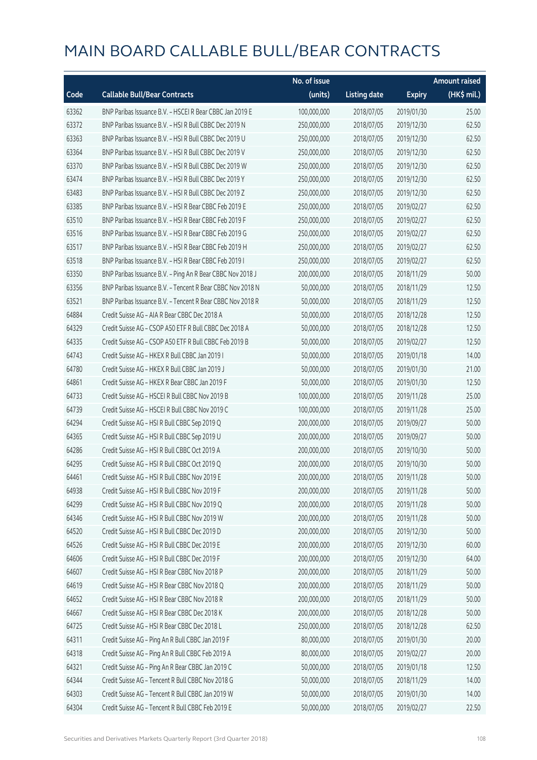# MAIN BOARD CALLABLE BULL/BEAR CONTRACTS

| Code | Callable Bull/Bear Contracts | No. of issue (units) | Listing date | Expiry | Amount raised (HK$ mil.) |
|---|---|---|---|---|---|
| 63362 | BNP Paribas Issuance B.V. – HSCEI R Bear CBBC Jan 2019 E | 100,000,000 | 2018/07/05 | 2019/01/30 | 25.00 |
| 63372 | BNP Paribas Issuance B.V. – HSI R Bull CBBC Dec 2019 N | 250,000,000 | 2018/07/05 | 2019/12/30 | 62.50 |
| 63363 | BNP Paribas Issuance B.V. – HSI R Bull CBBC Dec 2019 U | 250,000,000 | 2018/07/05 | 2019/12/30 | 62.50 |
| 63364 | BNP Paribas Issuance B.V. – HSI R Bull CBBC Dec 2019 V | 250,000,000 | 2018/07/05 | 2019/12/30 | 62.50 |
| 63370 | BNP Paribas Issuance B.V. – HSI R Bull CBBC Dec 2019 W | 250,000,000 | 2018/07/05 | 2019/12/30 | 62.50 |
| 63474 | BNP Paribas Issuance B.V. – HSI R Bull CBBC Dec 2019 Y | 250,000,000 | 2018/07/05 | 2019/12/30 | 62.50 |
| 63483 | BNP Paribas Issuance B.V. – HSI R Bull CBBC Dec 2019 Z | 250,000,000 | 2018/07/05 | 2019/12/30 | 62.50 |
| 63385 | BNP Paribas Issuance B.V. – HSI R Bear CBBC Feb 2019 E | 250,000,000 | 2018/07/05 | 2019/02/27 | 62.50 |
| 63510 | BNP Paribas Issuance B.V. – HSI R Bear CBBC Feb 2019 F | 250,000,000 | 2018/07/05 | 2019/02/27 | 62.50 |
| 63516 | BNP Paribas Issuance B.V. – HSI R Bear CBBC Feb 2019 G | 250,000,000 | 2018/07/05 | 2019/02/27 | 62.50 |
| 63517 | BNP Paribas Issuance B.V. – HSI R Bear CBBC Feb 2019 H | 250,000,000 | 2018/07/05 | 2019/02/27 | 62.50 |
| 63518 | BNP Paribas Issuance B.V. – HSI R Bear CBBC Feb 2019 I | 250,000,000 | 2018/07/05 | 2019/02/27 | 62.50 |
| 63350 | BNP Paribas Issuance B.V. – Ping An R Bear CBBC Nov 2018 J | 200,000,000 | 2018/07/05 | 2018/11/29 | 50.00 |
| 63356 | BNP Paribas Issuance B.V. – Tencent R Bear CBBC Nov 2018 N | 50,000,000 | 2018/07/05 | 2018/11/29 | 12.50 |
| 63521 | BNP Paribas Issuance B.V. – Tencent R Bear CBBC Nov 2018 R | 50,000,000 | 2018/07/05 | 2018/11/29 | 12.50 |
| 64884 | Credit Suisse AG – AIA R Bear CBBC Dec 2018 A | 50,000,000 | 2018/07/05 | 2018/12/28 | 12.50 |
| 64329 | Credit Suisse AG – CSOP A50 ETF R Bull CBBC Dec 2018 A | 50,000,000 | 2018/07/05 | 2018/12/28 | 12.50 |
| 64335 | Credit Suisse AG – CSOP A50 ETF R Bull CBBC Feb 2019 B | 50,000,000 | 2018/07/05 | 2019/02/27 | 12.50 |
| 64743 | Credit Suisse AG – HKEX R Bull CBBC Jan 2019 I | 50,000,000 | 2018/07/05 | 2019/01/18 | 14.00 |
| 64780 | Credit Suisse AG – HKEX R Bull CBBC Jan 2019 J | 50,000,000 | 2018/07/05 | 2019/01/30 | 21.00 |
| 64861 | Credit Suisse AG – HKEX R Bear CBBC Jan 2019 F | 50,000,000 | 2018/07/05 | 2019/01/30 | 12.50 |
| 64733 | Credit Suisse AG – HSCEI R Bull CBBC Nov 2019 B | 100,000,000 | 2018/07/05 | 2019/11/28 | 25.00 |
| 64739 | Credit Suisse AG – HSCEI R Bull CBBC Nov 2019 C | 100,000,000 | 2018/07/05 | 2019/11/28 | 25.00 |
| 64294 | Credit Suisse AG – HSI R Bull CBBC Sep 2019 Q | 200,000,000 | 2018/07/05 | 2019/09/27 | 50.00 |
| 64365 | Credit Suisse AG – HSI R Bull CBBC Sep 2019 U | 200,000,000 | 2018/07/05 | 2019/09/27 | 50.00 |
| 64286 | Credit Suisse AG – HSI R Bull CBBC Oct 2019 A | 200,000,000 | 2018/07/05 | 2019/10/30 | 50.00 |
| 64295 | Credit Suisse AG – HSI R Bull CBBC Oct 2019 Q | 200,000,000 | 2018/07/05 | 2019/10/30 | 50.00 |
| 64461 | Credit Suisse AG – HSI R Bull CBBC Nov 2019 E | 200,000,000 | 2018/07/05 | 2019/11/28 | 50.00 |
| 64938 | Credit Suisse AG – HSI R Bull CBBC Nov 2019 F | 200,000,000 | 2018/07/05 | 2019/11/28 | 50.00 |
| 64299 | Credit Suisse AG – HSI R Bull CBBC Nov 2019 Q | 200,000,000 | 2018/07/05 | 2019/11/28 | 50.00 |
| 64346 | Credit Suisse AG – HSI R Bull CBBC Nov 2019 W | 200,000,000 | 2018/07/05 | 2019/11/28 | 50.00 |
| 64520 | Credit Suisse AG – HSI R Bull CBBC Dec 2019 D | 200,000,000 | 2018/07/05 | 2019/12/30 | 50.00 |
| 64526 | Credit Suisse AG – HSI R Bull CBBC Dec 2019 E | 200,000,000 | 2018/07/05 | 2019/12/30 | 60.00 |
| 64606 | Credit Suisse AG – HSI R Bull CBBC Dec 2019 F | 200,000,000 | 2018/07/05 | 2019/12/30 | 64.00 |
| 64607 | Credit Suisse AG – HSI R Bear CBBC Nov 2018 P | 200,000,000 | 2018/07/05 | 2018/11/29 | 50.00 |
| 64619 | Credit Suisse AG – HSI R Bear CBBC Nov 2018 Q | 200,000,000 | 2018/07/05 | 2018/11/29 | 50.00 |
| 64652 | Credit Suisse AG – HSI R Bear CBBC Nov 2018 R | 200,000,000 | 2018/07/05 | 2018/11/29 | 50.00 |
| 64667 | Credit Suisse AG – HSI R Bear CBBC Dec 2018 K | 200,000,000 | 2018/07/05 | 2018/12/28 | 50.00 |
| 64725 | Credit Suisse AG – HSI R Bear CBBC Dec 2018 L | 250,000,000 | 2018/07/05 | 2018/12/28 | 62.50 |
| 64311 | Credit Suisse AG – Ping An R Bull CBBC Jan 2019 F | 80,000,000 | 2018/07/05 | 2019/01/30 | 20.00 |
| 64318 | Credit Suisse AG – Ping An R Bull CBBC Feb 2019 A | 80,000,000 | 2018/07/05 | 2019/02/27 | 20.00 |
| 64321 | Credit Suisse AG – Ping An R Bear CBBC Jan 2019 C | 50,000,000 | 2018/07/05 | 2019/01/18 | 12.50 |
| 64344 | Credit Suisse AG – Tencent R Bull CBBC Nov 2018 G | 50,000,000 | 2018/07/05 | 2018/11/29 | 14.00 |
| 64303 | Credit Suisse AG – Tencent R Bull CBBC Jan 2019 W | 50,000,000 | 2018/07/05 | 2019/01/30 | 14.00 |
| 64304 | Credit Suisse AG – Tencent R Bull CBBC Feb 2019 E | 50,000,000 | 2018/07/05 | 2019/02/27 | 22.50 |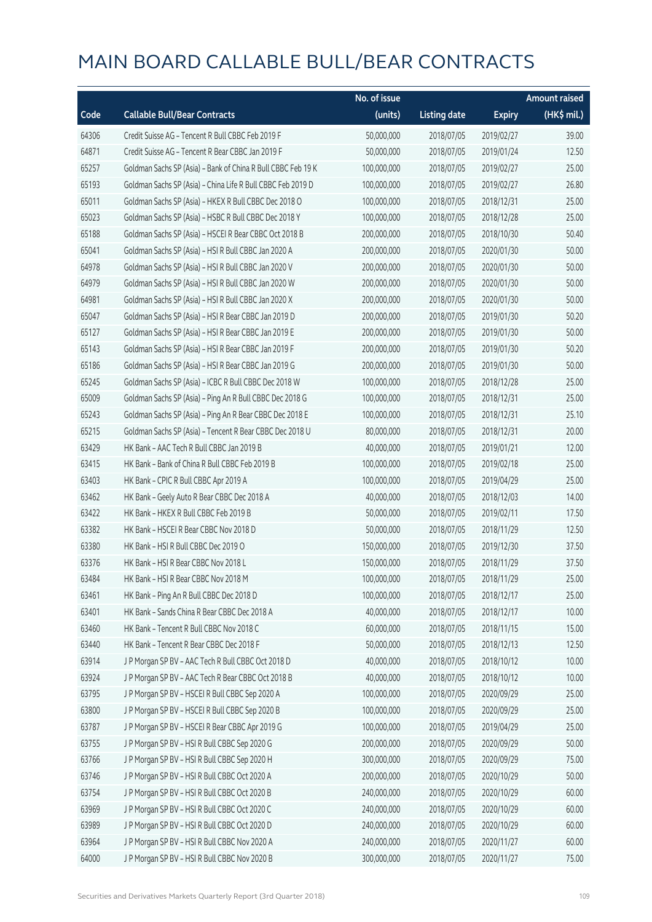# MAIN BOARD CALLABLE BULL/BEAR CONTRACTS

| Code | Callable Bull/Bear Contracts | No. of issue (units) | Listing date | Expiry | Amount raised (HK$ mil.) |
|---|---|---|---|---|---|
| 64306 | Credit Suisse AG – Tencent R Bull CBBC Feb 2019 F | 50,000,000 | 2018/07/05 | 2019/02/27 | 39.00 |
| 64871 | Credit Suisse AG – Tencent R Bear CBBC Jan 2019 F | 50,000,000 | 2018/07/05 | 2019/01/24 | 12.50 |
| 65257 | Goldman Sachs SP (Asia) – Bank of China R Bull CBBC Feb 19 K | 100,000,000 | 2018/07/05 | 2019/02/27 | 25.00 |
| 65193 | Goldman Sachs SP (Asia) – China Life R Bull CBBC Feb 2019 D | 100,000,000 | 2018/07/05 | 2019/02/27 | 26.80 |
| 65011 | Goldman Sachs SP (Asia) – HKEX R Bull CBBC Dec 2018 O | 100,000,000 | 2018/07/05 | 2018/12/31 | 25.00 |
| 65023 | Goldman Sachs SP (Asia) – HSBC R Bull CBBC Dec 2018 Y | 100,000,000 | 2018/07/05 | 2018/12/28 | 25.00 |
| 65188 | Goldman Sachs SP (Asia) – HSCEI R Bear CBBC Oct 2018 B | 200,000,000 | 2018/07/05 | 2018/10/30 | 50.40 |
| 65041 | Goldman Sachs SP (Asia) – HSI R Bull CBBC Jan 2020 A | 200,000,000 | 2018/07/05 | 2020/01/30 | 50.00 |
| 64978 | Goldman Sachs SP (Asia) – HSI R Bull CBBC Jan 2020 V | 200,000,000 | 2018/07/05 | 2020/01/30 | 50.00 |
| 64979 | Goldman Sachs SP (Asia) – HSI R Bull CBBC Jan 2020 W | 200,000,000 | 2018/07/05 | 2020/01/30 | 50.00 |
| 64981 | Goldman Sachs SP (Asia) – HSI R Bull CBBC Jan 2020 X | 200,000,000 | 2018/07/05 | 2020/01/30 | 50.00 |
| 65047 | Goldman Sachs SP (Asia) – HSI R Bear CBBC Jan 2019 D | 200,000,000 | 2018/07/05 | 2019/01/30 | 50.20 |
| 65127 | Goldman Sachs SP (Asia) – HSI R Bear CBBC Jan 2019 E | 200,000,000 | 2018/07/05 | 2019/01/30 | 50.00 |
| 65143 | Goldman Sachs SP (Asia) – HSI R Bear CBBC Jan 2019 F | 200,000,000 | 2018/07/05 | 2019/01/30 | 50.20 |
| 65186 | Goldman Sachs SP (Asia) – HSI R Bear CBBC Jan 2019 G | 200,000,000 | 2018/07/05 | 2019/01/30 | 50.00 |
| 65245 | Goldman Sachs SP (Asia) – ICBC R Bull CBBC Dec 2018 W | 100,000,000 | 2018/07/05 | 2018/12/28 | 25.00 |
| 65009 | Goldman Sachs SP (Asia) – Ping An R Bull CBBC Dec 2018 G | 100,000,000 | 2018/07/05 | 2018/12/31 | 25.00 |
| 65243 | Goldman Sachs SP (Asia) – Ping An R Bear CBBC Dec 2018 E | 100,000,000 | 2018/07/05 | 2018/12/31 | 25.10 |
| 65215 | Goldman Sachs SP (Asia) – Tencent R Bear CBBC Dec 2018 U | 80,000,000 | 2018/07/05 | 2018/12/31 | 20.00 |
| 63429 | HK Bank – AAC Tech R Bull CBBC Jan 2019 B | 40,000,000 | 2018/07/05 | 2019/01/21 | 12.00 |
| 63415 | HK Bank – Bank of China R Bull CBBC Feb 2019 B | 100,000,000 | 2018/07/05 | 2019/02/18 | 25.00 |
| 63403 | HK Bank – CPIC R Bull CBBC Apr 2019 A | 100,000,000 | 2018/07/05 | 2019/04/29 | 25.00 |
| 63462 | HK Bank – Geely Auto R Bear CBBC Dec 2018 A | 40,000,000 | 2018/07/05 | 2018/12/03 | 14.00 |
| 63422 | HK Bank – HKEX R Bull CBBC Feb 2019 B | 50,000,000 | 2018/07/05 | 2019/02/11 | 17.50 |
| 63382 | HK Bank – HSCEI R Bear CBBC Nov 2018 D | 50,000,000 | 2018/07/05 | 2018/11/29 | 12.50 |
| 63380 | HK Bank – HSI R Bull CBBC Dec 2019 O | 150,000,000 | 2018/07/05 | 2019/12/30 | 37.50 |
| 63376 | HK Bank – HSI R Bear CBBC Nov 2018 L | 150,000,000 | 2018/07/05 | 2018/11/29 | 37.50 |
| 63484 | HK Bank – HSI R Bear CBBC Nov 2018 M | 100,000,000 | 2018/07/05 | 2018/11/29 | 25.00 |
| 63461 | HK Bank – Ping An R Bull CBBC Dec 2018 D | 100,000,000 | 2018/07/05 | 2018/12/17 | 25.00 |
| 63401 | HK Bank – Sands China R Bear CBBC Dec 2018 A | 40,000,000 | 2018/07/05 | 2018/12/17 | 10.00 |
| 63460 | HK Bank – Tencent R Bull CBBC Nov 2018 C | 60,000,000 | 2018/07/05 | 2018/11/15 | 15.00 |
| 63440 | HK Bank – Tencent R Bear CBBC Dec 2018 F | 50,000,000 | 2018/07/05 | 2018/12/13 | 12.50 |
| 63914 | J P Morgan SP BV – AAC Tech R Bull CBBC Oct 2018 D | 40,000,000 | 2018/07/05 | 2018/10/12 | 10.00 |
| 63924 | J P Morgan SP BV – AAC Tech R Bear CBBC Oct 2018 B | 40,000,000 | 2018/07/05 | 2018/10/12 | 10.00 |
| 63795 | J P Morgan SP BV – HSCEI R Bull CBBC Sep 2020 A | 100,000,000 | 2018/07/05 | 2020/09/29 | 25.00 |
| 63800 | J P Morgan SP BV – HSCEI R Bull CBBC Sep 2020 B | 100,000,000 | 2018/07/05 | 2020/09/29 | 25.00 |
| 63787 | J P Morgan SP BV – HSCEI R Bear CBBC Apr 2019 G | 100,000,000 | 2018/07/05 | 2019/04/29 | 25.00 |
| 63755 | J P Morgan SP BV – HSI R Bull CBBC Sep 2020 G | 200,000,000 | 2018/07/05 | 2020/09/29 | 50.00 |
| 63766 | J P Morgan SP BV – HSI R Bull CBBC Sep 2020 H | 300,000,000 | 2018/07/05 | 2020/09/29 | 75.00 |
| 63746 | J P Morgan SP BV – HSI R Bull CBBC Oct 2020 A | 200,000,000 | 2018/07/05 | 2020/10/29 | 50.00 |
| 63754 | J P Morgan SP BV – HSI R Bull CBBC Oct 2020 B | 240,000,000 | 2018/07/05 | 2020/10/29 | 60.00 |
| 63969 | J P Morgan SP BV – HSI R Bull CBBC Oct 2020 C | 240,000,000 | 2018/07/05 | 2020/10/29 | 60.00 |
| 63989 | J P Morgan SP BV – HSI R Bull CBBC Oct 2020 D | 240,000,000 | 2018/07/05 | 2020/10/29 | 60.00 |
| 63964 | J P Morgan SP BV – HSI R Bull CBBC Nov 2020 A | 240,000,000 | 2018/07/05 | 2020/11/27 | 60.00 |
| 64000 | J P Morgan SP BV – HSI R Bull CBBC Nov 2020 B | 300,000,000 | 2018/07/05 | 2020/11/27 | 75.00 |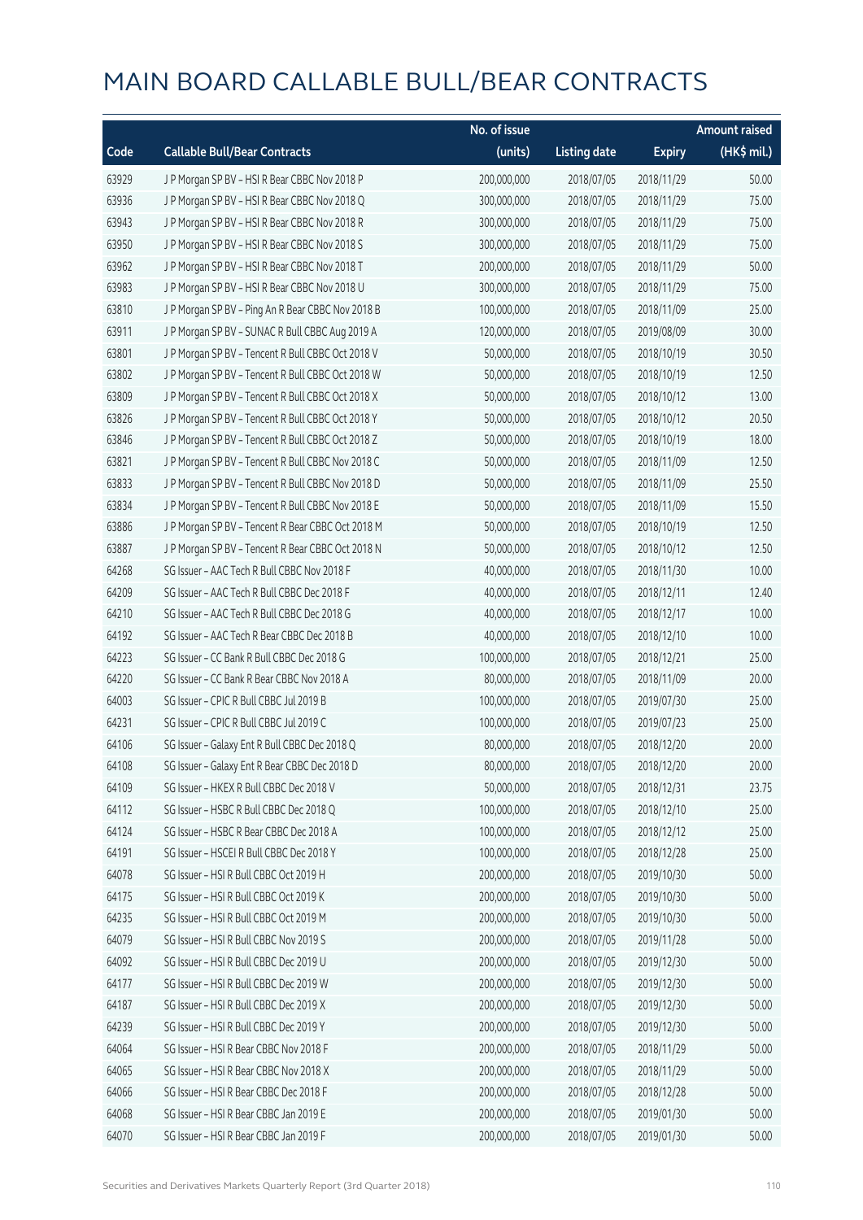# MAIN BOARD CALLABLE BULL/BEAR CONTRACTS

| Code | Callable Bull/Bear Contracts | No. of issue (units) | Listing date | Expiry | Amount raised (HK$ mil.) |
|---|---|---|---|---|---|
| 63929 | J P Morgan SP BV – HSI R Bear CBBC Nov 2018 P | 200,000,000 | 2018/07/05 | 2018/11/29 | 50.00 |
| 63936 | J P Morgan SP BV – HSI R Bear CBBC Nov 2018 Q | 300,000,000 | 2018/07/05 | 2018/11/29 | 75.00 |
| 63943 | J P Morgan SP BV – HSI R Bear CBBC Nov 2018 R | 300,000,000 | 2018/07/05 | 2018/11/29 | 75.00 |
| 63950 | J P Morgan SP BV – HSI R Bear CBBC Nov 2018 S | 300,000,000 | 2018/07/05 | 2018/11/29 | 75.00 |
| 63962 | J P Morgan SP BV – HSI R Bear CBBC Nov 2018 T | 200,000,000 | 2018/07/05 | 2018/11/29 | 50.00 |
| 63983 | J P Morgan SP BV – HSI R Bear CBBC Nov 2018 U | 300,000,000 | 2018/07/05 | 2018/11/29 | 75.00 |
| 63810 | J P Morgan SP BV – Ping An R Bear CBBC Nov 2018 B | 100,000,000 | 2018/07/05 | 2018/11/09 | 25.00 |
| 63911 | J P Morgan SP BV – SUNAC R Bull CBBC Aug 2019 A | 120,000,000 | 2018/07/05 | 2019/08/09 | 30.00 |
| 63801 | J P Morgan SP BV – Tencent R Bull CBBC Oct 2018 V | 50,000,000 | 2018/07/05 | 2018/10/19 | 30.50 |
| 63802 | J P Morgan SP BV – Tencent R Bull CBBC Oct 2018 W | 50,000,000 | 2018/07/05 | 2018/10/19 | 12.50 |
| 63809 | J P Morgan SP BV – Tencent R Bull CBBC Oct 2018 X | 50,000,000 | 2018/07/05 | 2018/10/12 | 13.00 |
| 63826 | J P Morgan SP BV – Tencent R Bull CBBC Oct 2018 Y | 50,000,000 | 2018/07/05 | 2018/10/12 | 20.50 |
| 63846 | J P Morgan SP BV – Tencent R Bull CBBC Oct 2018 Z | 50,000,000 | 2018/07/05 | 2018/10/19 | 18.00 |
| 63821 | J P Morgan SP BV – Tencent R Bull CBBC Nov 2018 C | 50,000,000 | 2018/07/05 | 2018/11/09 | 12.50 |
| 63833 | J P Morgan SP BV – Tencent R Bull CBBC Nov 2018 D | 50,000,000 | 2018/07/05 | 2018/11/09 | 25.50 |
| 63834 | J P Morgan SP BV – Tencent R Bull CBBC Nov 2018 E | 50,000,000 | 2018/07/05 | 2018/11/09 | 15.50 |
| 63886 | J P Morgan SP BV – Tencent R Bear CBBC Oct 2018 M | 50,000,000 | 2018/07/05 | 2018/10/19 | 12.50 |
| 63887 | J P Morgan SP BV – Tencent R Bear CBBC Oct 2018 N | 50,000,000 | 2018/07/05 | 2018/10/12 | 12.50 |
| 64268 | SG Issuer – AAC Tech R Bull CBBC Nov 2018 F | 40,000,000 | 2018/07/05 | 2018/11/30 | 10.00 |
| 64209 | SG Issuer – AAC Tech R Bull CBBC Dec 2018 F | 40,000,000 | 2018/07/05 | 2018/12/11 | 12.40 |
| 64210 | SG Issuer – AAC Tech R Bull CBBC Dec 2018 G | 40,000,000 | 2018/07/05 | 2018/12/17 | 10.00 |
| 64192 | SG Issuer – AAC Tech R Bear CBBC Dec 2018 B | 40,000,000 | 2018/07/05 | 2018/12/10 | 10.00 |
| 64223 | SG Issuer – CC Bank R Bull CBBC Dec 2018 G | 100,000,000 | 2018/07/05 | 2018/12/21 | 25.00 |
| 64220 | SG Issuer – CC Bank R Bear CBBC Nov 2018 A | 80,000,000 | 2018/07/05 | 2018/11/09 | 20.00 |
| 64003 | SG Issuer – CPIC R Bull CBBC Jul 2019 B | 100,000,000 | 2018/07/05 | 2019/07/30 | 25.00 |
| 64231 | SG Issuer – CPIC R Bull CBBC Jul 2019 C | 100,000,000 | 2018/07/05 | 2019/07/23 | 25.00 |
| 64106 | SG Issuer – Galaxy Ent R Bull CBBC Dec 2018 Q | 80,000,000 | 2018/07/05 | 2018/12/20 | 20.00 |
| 64108 | SG Issuer – Galaxy Ent R Bear CBBC Dec 2018 D | 80,000,000 | 2018/07/05 | 2018/12/20 | 20.00 |
| 64109 | SG Issuer – HKEX R Bull CBBC Dec 2018 V | 50,000,000 | 2018/07/05 | 2018/12/31 | 23.75 |
| 64112 | SG Issuer – HSBC R Bull CBBC Dec 2018 Q | 100,000,000 | 2018/07/05 | 2018/12/10 | 25.00 |
| 64124 | SG Issuer – HSBC R Bear CBBC Dec 2018 A | 100,000,000 | 2018/07/05 | 2018/12/12 | 25.00 |
| 64191 | SG Issuer – HSCEI R Bull CBBC Dec 2018 Y | 100,000,000 | 2018/07/05 | 2018/12/28 | 25.00 |
| 64078 | SG Issuer – HSI R Bull CBBC Oct 2019 H | 200,000,000 | 2018/07/05 | 2019/10/30 | 50.00 |
| 64175 | SG Issuer – HSI R Bull CBBC Oct 2019 K | 200,000,000 | 2018/07/05 | 2019/10/30 | 50.00 |
| 64235 | SG Issuer – HSI R Bull CBBC Oct 2019 M | 200,000,000 | 2018/07/05 | 2019/10/30 | 50.00 |
| 64079 | SG Issuer – HSI R Bull CBBC Nov 2019 S | 200,000,000 | 2018/07/05 | 2019/11/28 | 50.00 |
| 64092 | SG Issuer – HSI R Bull CBBC Dec 2019 U | 200,000,000 | 2018/07/05 | 2019/12/30 | 50.00 |
| 64177 | SG Issuer – HSI R Bull CBBC Dec 2019 W | 200,000,000 | 2018/07/05 | 2019/12/30 | 50.00 |
| 64187 | SG Issuer – HSI R Bull CBBC Dec 2019 X | 200,000,000 | 2018/07/05 | 2019/12/30 | 50.00 |
| 64239 | SG Issuer – HSI R Bull CBBC Dec 2019 Y | 200,000,000 | 2018/07/05 | 2019/12/30 | 50.00 |
| 64064 | SG Issuer – HSI R Bear CBBC Nov 2018 F | 200,000,000 | 2018/07/05 | 2018/11/29 | 50.00 |
| 64065 | SG Issuer – HSI R Bear CBBC Nov 2018 X | 200,000,000 | 2018/07/05 | 2018/11/29 | 50.00 |
| 64066 | SG Issuer – HSI R Bear CBBC Dec 2018 F | 200,000,000 | 2018/07/05 | 2018/12/28 | 50.00 |
| 64068 | SG Issuer – HSI R Bear CBBC Jan 2019 E | 200,000,000 | 2018/07/05 | 2019/01/30 | 50.00 |
| 64070 | SG Issuer – HSI R Bear CBBC Jan 2019 F | 200,000,000 | 2018/07/05 | 2019/01/30 | 50.00 |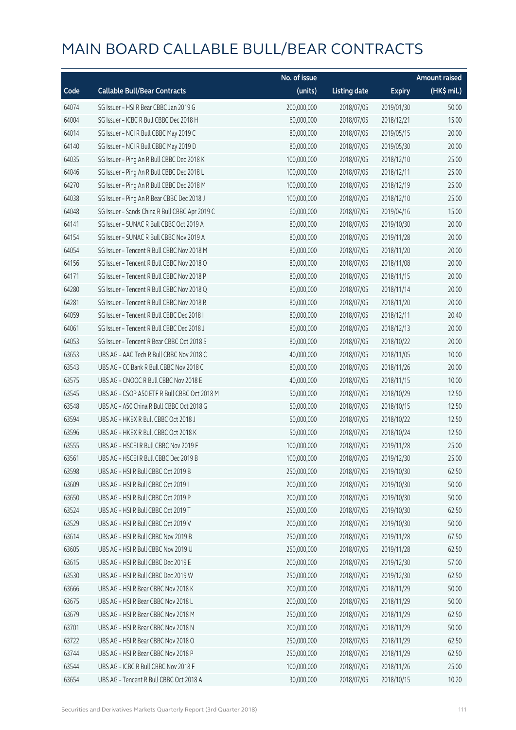# MAIN BOARD CALLABLE BULL/BEAR CONTRACTS

| Code | Callable Bull/Bear Contracts | No. of issue (units) | Listing date | Expiry | Amount raised (HK$ mil.) |
|---|---|---|---|---|---|
| 64074 | SG Issuer – HSI R Bear CBBC Jan 2019 G | 200,000,000 | 2018/07/05 | 2019/01/30 | 50.00 |
| 64004 | SG Issuer – ICBC R Bull CBBC Dec 2018 H | 60,000,000 | 2018/07/05 | 2018/12/21 | 15.00 |
| 64014 | SG Issuer – NCI R Bull CBBC May 2019 C | 80,000,000 | 2018/07/05 | 2019/05/15 | 20.00 |
| 64140 | SG Issuer – NCI R Bull CBBC May 2019 D | 80,000,000 | 2018/07/05 | 2019/05/30 | 20.00 |
| 64035 | SG Issuer – Ping An R Bull CBBC Dec 2018 K | 100,000,000 | 2018/07/05 | 2018/12/10 | 25.00 |
| 64046 | SG Issuer – Ping An R Bull CBBC Dec 2018 L | 100,000,000 | 2018/07/05 | 2018/12/11 | 25.00 |
| 64270 | SG Issuer – Ping An R Bull CBBC Dec 2018 M | 100,000,000 | 2018/07/05 | 2018/12/19 | 25.00 |
| 64038 | SG Issuer – Ping An R Bear CBBC Dec 2018 J | 100,000,000 | 2018/07/05 | 2018/12/10 | 25.00 |
| 64048 | SG Issuer – Sands China R Bull CBBC Apr 2019 C | 60,000,000 | 2018/07/05 | 2019/04/16 | 15.00 |
| 64141 | SG Issuer – SUNAC R Bull CBBC Oct 2019 A | 80,000,000 | 2018/07/05 | 2019/10/30 | 20.00 |
| 64154 | SG Issuer – SUNAC R Bull CBBC Nov 2019 A | 80,000,000 | 2018/07/05 | 2019/11/28 | 20.00 |
| 64054 | SG Issuer – Tencent R Bull CBBC Nov 2018 M | 80,000,000 | 2018/07/05 | 2018/11/20 | 20.00 |
| 64156 | SG Issuer – Tencent R Bull CBBC Nov 2018 O | 80,000,000 | 2018/07/05 | 2018/11/08 | 20.00 |
| 64171 | SG Issuer – Tencent R Bull CBBC Nov 2018 P | 80,000,000 | 2018/07/05 | 2018/11/15 | 20.00 |
| 64280 | SG Issuer – Tencent R Bull CBBC Nov 2018 Q | 80,000,000 | 2018/07/05 | 2018/11/14 | 20.00 |
| 64281 | SG Issuer – Tencent R Bull CBBC Nov 2018 R | 80,000,000 | 2018/07/05 | 2018/11/20 | 20.00 |
| 64059 | SG Issuer – Tencent R Bull CBBC Dec 2018 I | 80,000,000 | 2018/07/05 | 2018/12/11 | 20.40 |
| 64061 | SG Issuer – Tencent R Bull CBBC Dec 2018 J | 80,000,000 | 2018/07/05 | 2018/12/13 | 20.00 |
| 64053 | SG Issuer – Tencent R Bear CBBC Oct 2018 S | 80,000,000 | 2018/07/05 | 2018/10/22 | 20.00 |
| 63653 | UBS AG – AAC Tech R Bull CBBC Nov 2018 C | 40,000,000 | 2018/07/05 | 2018/11/05 | 10.00 |
| 63543 | UBS AG – CC Bank R Bull CBBC Nov 2018 C | 80,000,000 | 2018/07/05 | 2018/11/26 | 20.00 |
| 63575 | UBS AG – CNOOC R Bull CBBC Nov 2018 E | 40,000,000 | 2018/07/05 | 2018/11/15 | 10.00 |
| 63545 | UBS AG – CSOP A50 ETF R Bull CBBC Oct 2018 M | 50,000,000 | 2018/07/05 | 2018/10/29 | 12.50 |
| 63548 | UBS AG – A50 China R Bull CBBC Oct 2018 G | 50,000,000 | 2018/07/05 | 2018/10/15 | 12.50 |
| 63594 | UBS AG – HKEX R Bull CBBC Oct 2018 J | 50,000,000 | 2018/07/05 | 2018/10/22 | 12.50 |
| 63596 | UBS AG – HKEX R Bull CBBC Oct 2018 K | 50,000,000 | 2018/07/05 | 2018/10/24 | 12.50 |
| 63555 | UBS AG – HSCEI R Bull CBBC Nov 2019 F | 100,000,000 | 2018/07/05 | 2019/11/28 | 25.00 |
| 63561 | UBS AG – HSCEI R Bull CBBC Dec 2019 B | 100,000,000 | 2018/07/05 | 2019/12/30 | 25.00 |
| 63598 | UBS AG – HSI R Bull CBBC Oct 2019 B | 250,000,000 | 2018/07/05 | 2019/10/30 | 62.50 |
| 63609 | UBS AG – HSI R Bull CBBC Oct 2019 I | 200,000,000 | 2018/07/05 | 2019/10/30 | 50.00 |
| 63650 | UBS AG – HSI R Bull CBBC Oct 2019 P | 200,000,000 | 2018/07/05 | 2019/10/30 | 50.00 |
| 63524 | UBS AG – HSI R Bull CBBC Oct 2019 T | 250,000,000 | 2018/07/05 | 2019/10/30 | 62.50 |
| 63529 | UBS AG – HSI R Bull CBBC Oct 2019 V | 200,000,000 | 2018/07/05 | 2019/10/30 | 50.00 |
| 63614 | UBS AG – HSI R Bull CBBC Nov 2019 B | 250,000,000 | 2018/07/05 | 2019/11/28 | 67.50 |
| 63605 | UBS AG – HSI R Bull CBBC Nov 2019 U | 250,000,000 | 2018/07/05 | 2019/11/28 | 62.50 |
| 63615 | UBS AG – HSI R Bull CBBC Dec 2019 E | 200,000,000 | 2018/07/05 | 2019/12/30 | 57.00 |
| 63530 | UBS AG – HSI R Bull CBBC Dec 2019 W | 250,000,000 | 2018/07/05 | 2019/12/30 | 62.50 |
| 63666 | UBS AG – HSI R Bear CBBC Nov 2018 K | 200,000,000 | 2018/07/05 | 2018/11/29 | 50.00 |
| 63675 | UBS AG – HSI R Bear CBBC Nov 2018 L | 200,000,000 | 2018/07/05 | 2018/11/29 | 50.00 |
| 63679 | UBS AG – HSI R Bear CBBC Nov 2018 M | 250,000,000 | 2018/07/05 | 2018/11/29 | 62.50 |
| 63701 | UBS AG – HSI R Bear CBBC Nov 2018 N | 200,000,000 | 2018/07/05 | 2018/11/29 | 50.00 |
| 63722 | UBS AG – HSI R Bear CBBC Nov 2018 O | 250,000,000 | 2018/07/05 | 2018/11/29 | 62.50 |
| 63744 | UBS AG – HSI R Bear CBBC Nov 2018 P | 250,000,000 | 2018/07/05 | 2018/11/29 | 62.50 |
| 63544 | UBS AG – ICBC R Bull CBBC Nov 2018 F | 100,000,000 | 2018/07/05 | 2018/11/26 | 25.00 |
| 63654 | UBS AG – Tencent R Bull CBBC Oct 2018 A | 30,000,000 | 2018/07/05 | 2018/10/15 | 10.20 |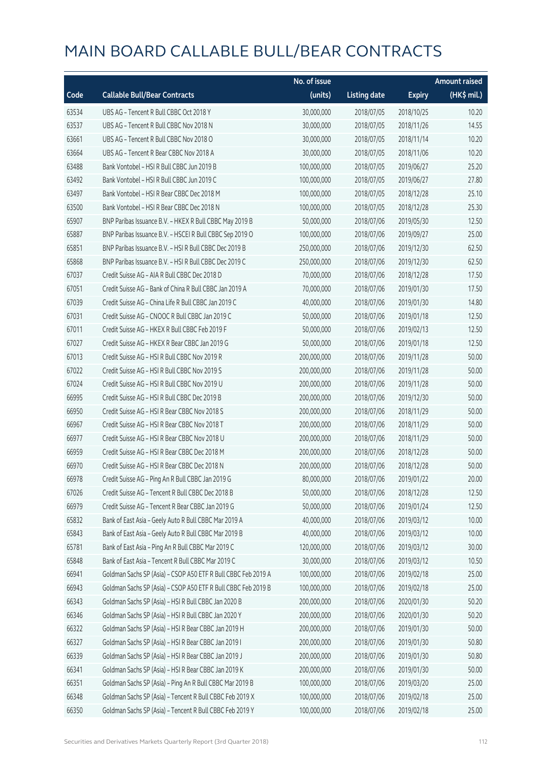# MAIN BOARD CALLABLE BULL/BEAR CONTRACTS

| Code | Callable Bull/Bear Contracts | No. of issue (units) | Listing date | Expiry | Amount raised (HK$ mil.) |
|---|---|---|---|---|---|
| 63534 | UBS AG – Tencent R Bull CBBC Oct 2018 Y | 30,000,000 | 2018/07/05 | 2018/10/25 | 10.20 |
| 63537 | UBS AG – Tencent R Bull CBBC Nov 2018 N | 30,000,000 | 2018/07/05 | 2018/11/26 | 14.55 |
| 63661 | UBS AG – Tencent R Bull CBBC Nov 2018 O | 30,000,000 | 2018/07/05 | 2018/11/14 | 10.20 |
| 63664 | UBS AG – Tencent R Bear CBBC Nov 2018 A | 30,000,000 | 2018/07/05 | 2018/11/06 | 10.20 |
| 63488 | Bank Vontobel – HSI R Bull CBBC Jun 2019 B | 100,000,000 | 2018/07/05 | 2019/06/27 | 25.20 |
| 63492 | Bank Vontobel – HSI R Bull CBBC Jun 2019 C | 100,000,000 | 2018/07/05 | 2019/06/27 | 27.80 |
| 63497 | Bank Vontobel – HSI R Bear CBBC Dec 2018 M | 100,000,000 | 2018/07/05 | 2018/12/28 | 25.10 |
| 63500 | Bank Vontobel – HSI R Bear CBBC Dec 2018 N | 100,000,000 | 2018/07/05 | 2018/12/28 | 25.30 |
| 65907 | BNP Paribas Issuance B.V. – HKEX R Bull CBBC May 2019 B | 50,000,000 | 2018/07/06 | 2019/05/30 | 12.50 |
| 65887 | BNP Paribas Issuance B.V. – HSCEI R Bull CBBC Sep 2019 O | 100,000,000 | 2018/07/06 | 2019/09/27 | 25.00 |
| 65851 | BNP Paribas Issuance B.V. – HSI R Bull CBBC Dec 2019 B | 250,000,000 | 2018/07/06 | 2019/12/30 | 62.50 |
| 65868 | BNP Paribas Issuance B.V. – HSI R Bull CBBC Dec 2019 C | 250,000,000 | 2018/07/06 | 2019/12/30 | 62.50 |
| 67037 | Credit Suisse AG – AIA R Bull CBBC Dec 2018 D | 70,000,000 | 2018/07/06 | 2018/12/28 | 17.50 |
| 67051 | Credit Suisse AG – Bank of China R Bull CBBC Jan 2019 A | 70,000,000 | 2018/07/06 | 2019/01/30 | 17.50 |
| 67039 | Credit Suisse AG – China Life R Bull CBBC Jan 2019 C | 40,000,000 | 2018/07/06 | 2019/01/30 | 14.80 |
| 67031 | Credit Suisse AG – CNOOC R Bull CBBC Jan 2019 C | 50,000,000 | 2018/07/06 | 2019/01/18 | 12.50 |
| 67011 | Credit Suisse AG – HKEX R Bull CBBC Feb 2019 F | 50,000,000 | 2018/07/06 | 2019/02/13 | 12.50 |
| 67027 | Credit Suisse AG – HKEX R Bear CBBC Jan 2019 G | 50,000,000 | 2018/07/06 | 2019/01/18 | 12.50 |
| 67013 | Credit Suisse AG – HSI R Bull CBBC Nov 2019 R | 200,000,000 | 2018/07/06 | 2019/11/28 | 50.00 |
| 67022 | Credit Suisse AG – HSI R Bull CBBC Nov 2019 S | 200,000,000 | 2018/07/06 | 2019/11/28 | 50.00 |
| 67024 | Credit Suisse AG – HSI R Bull CBBC Nov 2019 U | 200,000,000 | 2018/07/06 | 2019/11/28 | 50.00 |
| 66995 | Credit Suisse AG – HSI R Bull CBBC Dec 2019 B | 200,000,000 | 2018/07/06 | 2019/12/30 | 50.00 |
| 66950 | Credit Suisse AG – HSI R Bear CBBC Nov 2018 S | 200,000,000 | 2018/07/06 | 2018/11/29 | 50.00 |
| 66967 | Credit Suisse AG – HSI R Bear CBBC Nov 2018 T | 200,000,000 | 2018/07/06 | 2018/11/29 | 50.00 |
| 66977 | Credit Suisse AG – HSI R Bear CBBC Nov 2018 U | 200,000,000 | 2018/07/06 | 2018/11/29 | 50.00 |
| 66959 | Credit Suisse AG – HSI R Bear CBBC Dec 2018 M | 200,000,000 | 2018/07/06 | 2018/12/28 | 50.00 |
| 66970 | Credit Suisse AG – HSI R Bear CBBC Dec 2018 N | 200,000,000 | 2018/07/06 | 2018/12/28 | 50.00 |
| 66978 | Credit Suisse AG – Ping An R Bull CBBC Jan 2019 G | 80,000,000 | 2018/07/06 | 2019/01/22 | 20.00 |
| 67026 | Credit Suisse AG – Tencent R Bull CBBC Dec 2018 B | 50,000,000 | 2018/07/06 | 2018/12/28 | 12.50 |
| 66979 | Credit Suisse AG – Tencent R Bear CBBC Jan 2019 G | 50,000,000 | 2018/07/06 | 2019/01/24 | 12.50 |
| 65832 | Bank of East Asia – Geely Auto R Bull CBBC Mar 2019 A | 40,000,000 | 2018/07/06 | 2019/03/12 | 10.00 |
| 65843 | Bank of East Asia – Geely Auto R Bull CBBC Mar 2019 B | 40,000,000 | 2018/07/06 | 2019/03/12 | 10.00 |
| 65781 | Bank of East Asia – Ping An R Bull CBBC Mar 2019 C | 120,000,000 | 2018/07/06 | 2019/03/12 | 30.00 |
| 65848 | Bank of East Asia – Tencent R Bull CBBC Mar 2019 C | 30,000,000 | 2018/07/06 | 2019/03/12 | 10.50 |
| 66941 | Goldman Sachs SP (Asia) – CSOP A50 ETF R Bull CBBC Feb 2019 A | 100,000,000 | 2018/07/06 | 2019/02/18 | 25.00 |
| 66943 | Goldman Sachs SP (Asia) – CSOP A50 ETF R Bull CBBC Feb 2019 B | 100,000,000 | 2018/07/06 | 2019/02/18 | 25.00 |
| 66343 | Goldman Sachs SP (Asia) – HSI R Bull CBBC Jan 2020 B | 200,000,000 | 2018/07/06 | 2020/01/30 | 50.20 |
| 66346 | Goldman Sachs SP (Asia) – HSI R Bull CBBC Jan 2020 Y | 200,000,000 | 2018/07/06 | 2020/01/30 | 50.20 |
| 66322 | Goldman Sachs SP (Asia) – HSI R Bear CBBC Jan 2019 H | 200,000,000 | 2018/07/06 | 2019/01/30 | 50.00 |
| 66327 | Goldman Sachs SP (Asia) – HSI R Bear CBBC Jan 2019 I | 200,000,000 | 2018/07/06 | 2019/01/30 | 50.80 |
| 66339 | Goldman Sachs SP (Asia) – HSI R Bear CBBC Jan 2019 J | 200,000,000 | 2018/07/06 | 2019/01/30 | 50.80 |
| 66341 | Goldman Sachs SP (Asia) – HSI R Bear CBBC Jan 2019 K | 200,000,000 | 2018/07/06 | 2019/01/30 | 50.00 |
| 66351 | Goldman Sachs SP (Asia) – Ping An R Bull CBBC Mar 2019 B | 100,000,000 | 2018/07/06 | 2019/03/20 | 25.00 |
| 66348 | Goldman Sachs SP (Asia) – Tencent R Bull CBBC Feb 2019 X | 100,000,000 | 2018/07/06 | 2019/02/18 | 25.00 |
| 66350 | Goldman Sachs SP (Asia) – Tencent R Bull CBBC Feb 2019 Y | 100,000,000 | 2018/07/06 | 2019/02/18 | 25.00 |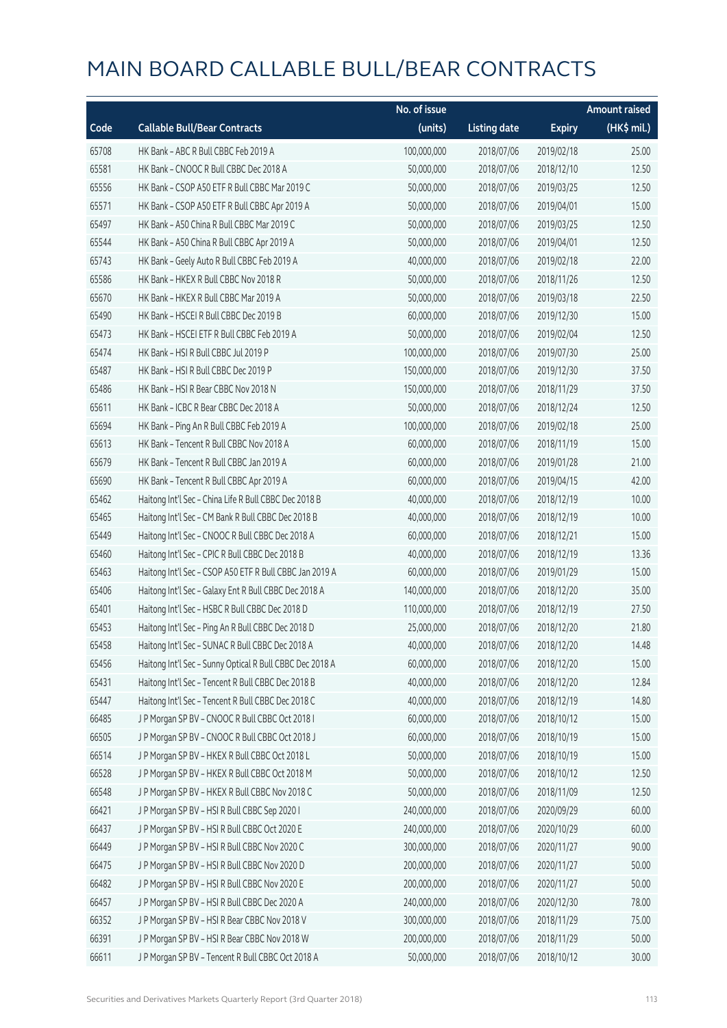# MAIN BOARD CALLABLE BULL/BEAR CONTRACTS

| Code | Callable Bull/Bear Contracts | No. of issue (units) | Listing date | Expiry | Amount raised (HK$ mil.) |
|---|---|---|---|---|---|
| 65708 | HK Bank – ABC R Bull CBBC Feb 2019 A | 100,000,000 | 2018/07/06 | 2019/02/18 | 25.00 |
| 65581 | HK Bank – CNOOC R Bull CBBC Dec 2018 A | 50,000,000 | 2018/07/06 | 2018/12/10 | 12.50 |
| 65556 | HK Bank – CSOP A50 ETF R Bull CBBC Mar 2019 C | 50,000,000 | 2018/07/06 | 2019/03/25 | 12.50 |
| 65571 | HK Bank – CSOP A50 ETF R Bull CBBC Apr 2019 A | 50,000,000 | 2018/07/06 | 2019/04/01 | 15.00 |
| 65497 | HK Bank – A50 China R Bull CBBC Mar 2019 C | 50,000,000 | 2018/07/06 | 2019/03/25 | 12.50 |
| 65544 | HK Bank – A50 China R Bull CBBC Apr 2019 A | 50,000,000 | 2018/07/06 | 2019/04/01 | 12.50 |
| 65743 | HK Bank – Geely Auto R Bull CBBC Feb 2019 A | 40,000,000 | 2018/07/06 | 2019/02/18 | 22.00 |
| 65586 | HK Bank – HKEX R Bull CBBC Nov 2018 R | 50,000,000 | 2018/07/06 | 2018/11/26 | 12.50 |
| 65670 | HK Bank – HKEX R Bull CBBC Mar 2019 A | 50,000,000 | 2018/07/06 | 2019/03/18 | 22.50 |
| 65490 | HK Bank – HSCEI R Bull CBBC Dec 2019 B | 60,000,000 | 2018/07/06 | 2019/12/30 | 15.00 |
| 65473 | HK Bank – HSCEI ETF R Bull CBBC Feb 2019 A | 50,000,000 | 2018/07/06 | 2019/02/04 | 12.50 |
| 65474 | HK Bank – HSI R Bull CBBC Jul 2019 P | 100,000,000 | 2018/07/06 | 2019/07/30 | 25.00 |
| 65487 | HK Bank – HSI R Bull CBBC Dec 2019 P | 150,000,000 | 2018/07/06 | 2019/12/30 | 37.50 |
| 65486 | HK Bank – HSI R Bear CBBC Nov 2018 N | 150,000,000 | 2018/07/06 | 2018/11/29 | 37.50 |
| 65611 | HK Bank – ICBC R Bear CBBC Dec 2018 A | 50,000,000 | 2018/07/06 | 2018/12/24 | 12.50 |
| 65694 | HK Bank – Ping An R Bull CBBC Feb 2019 A | 100,000,000 | 2018/07/06 | 2019/02/18 | 25.00 |
| 65613 | HK Bank – Tencent R Bull CBBC Nov 2018 A | 60,000,000 | 2018/07/06 | 2018/11/19 | 15.00 |
| 65679 | HK Bank – Tencent R Bull CBBC Jan 2019 A | 60,000,000 | 2018/07/06 | 2019/01/28 | 21.00 |
| 65690 | HK Bank – Tencent R Bull CBBC Apr 2019 A | 60,000,000 | 2018/07/06 | 2019/04/15 | 42.00 |
| 65462 | Haitong Int'l Sec – China Life R Bull CBBC Dec 2018 B | 40,000,000 | 2018/07/06 | 2018/12/19 | 10.00 |
| 65465 | Haitong Int'l Sec – CM Bank R Bull CBBC Dec 2018 B | 40,000,000 | 2018/07/06 | 2018/12/19 | 10.00 |
| 65449 | Haitong Int'l Sec – CNOOC R Bull CBBC Dec 2018 A | 60,000,000 | 2018/07/06 | 2018/12/21 | 15.00 |
| 65460 | Haitong Int'l Sec – CPIC R Bull CBBC Dec 2018 B | 40,000,000 | 2018/07/06 | 2018/12/19 | 13.36 |
| 65463 | Haitong Int'l Sec – CSOP A50 ETF R Bull CBBC Jan 2019 A | 60,000,000 | 2018/07/06 | 2019/01/29 | 15.00 |
| 65406 | Haitong Int'l Sec – Galaxy Ent R Bull CBBC Dec 2018 A | 140,000,000 | 2018/07/06 | 2018/12/20 | 35.00 |
| 65401 | Haitong Int'l Sec – HSBC R Bull CBBC Dec 2018 D | 110,000,000 | 2018/07/06 | 2018/12/19 | 27.50 |
| 65453 | Haitong Int'l Sec – Ping An R Bull CBBC Dec 2018 D | 25,000,000 | 2018/07/06 | 2018/12/20 | 21.80 |
| 65458 | Haitong Int'l Sec – SUNAC R Bull CBBC Dec 2018 A | 40,000,000 | 2018/07/06 | 2018/12/20 | 14.48 |
| 65456 | Haitong Int'l Sec – Sunny Optical R Bull CBBC Dec 2018 A | 60,000,000 | 2018/07/06 | 2018/12/20 | 15.00 |
| 65431 | Haitong Int'l Sec – Tencent R Bull CBBC Dec 2018 B | 40,000,000 | 2018/07/06 | 2018/12/20 | 12.84 |
| 65447 | Haitong Int'l Sec – Tencent R Bull CBBC Dec 2018 C | 40,000,000 | 2018/07/06 | 2018/12/19 | 14.80 |
| 66485 | J P Morgan SP BV – CNOOC R Bull CBBC Oct 2018 I | 60,000,000 | 2018/07/06 | 2018/10/12 | 15.00 |
| 66505 | J P Morgan SP BV – CNOOC R Bull CBBC Oct 2018 J | 60,000,000 | 2018/07/06 | 2018/10/19 | 15.00 |
| 66514 | J P Morgan SP BV – HKEX R Bull CBBC Oct 2018 L | 50,000,000 | 2018/07/06 | 2018/10/19 | 15.00 |
| 66528 | J P Morgan SP BV – HKEX R Bull CBBC Oct 2018 M | 50,000,000 | 2018/07/06 | 2018/10/12 | 12.50 |
| 66548 | J P Morgan SP BV – HKEX R Bull CBBC Nov 2018 C | 50,000,000 | 2018/07/06 | 2018/11/09 | 12.50 |
| 66421 | J P Morgan SP BV – HSI R Bull CBBC Sep 2020 I | 240,000,000 | 2018/07/06 | 2020/09/29 | 60.00 |
| 66437 | J P Morgan SP BV – HSI R Bull CBBC Oct 2020 E | 240,000,000 | 2018/07/06 | 2020/10/29 | 60.00 |
| 66449 | J P Morgan SP BV – HSI R Bull CBBC Nov 2020 C | 300,000,000 | 2018/07/06 | 2020/11/27 | 90.00 |
| 66475 | J P Morgan SP BV – HSI R Bull CBBC Nov 2020 D | 200,000,000 | 2018/07/06 | 2020/11/27 | 50.00 |
| 66482 | J P Morgan SP BV – HSI R Bull CBBC Nov 2020 E | 200,000,000 | 2018/07/06 | 2020/11/27 | 50.00 |
| 66457 | J P Morgan SP BV – HSI R Bull CBBC Dec 2020 A | 240,000,000 | 2018/07/06 | 2020/12/30 | 78.00 |
| 66352 | J P Morgan SP BV – HSI R Bear CBBC Nov 2018 V | 300,000,000 | 2018/07/06 | 2018/11/29 | 75.00 |
| 66391 | J P Morgan SP BV – HSI R Bear CBBC Nov 2018 W | 200,000,000 | 2018/07/06 | 2018/11/29 | 50.00 |
| 66611 | J P Morgan SP BV – Tencent R Bull CBBC Oct 2018 A | 50,000,000 | 2018/07/06 | 2018/10/12 | 30.00 |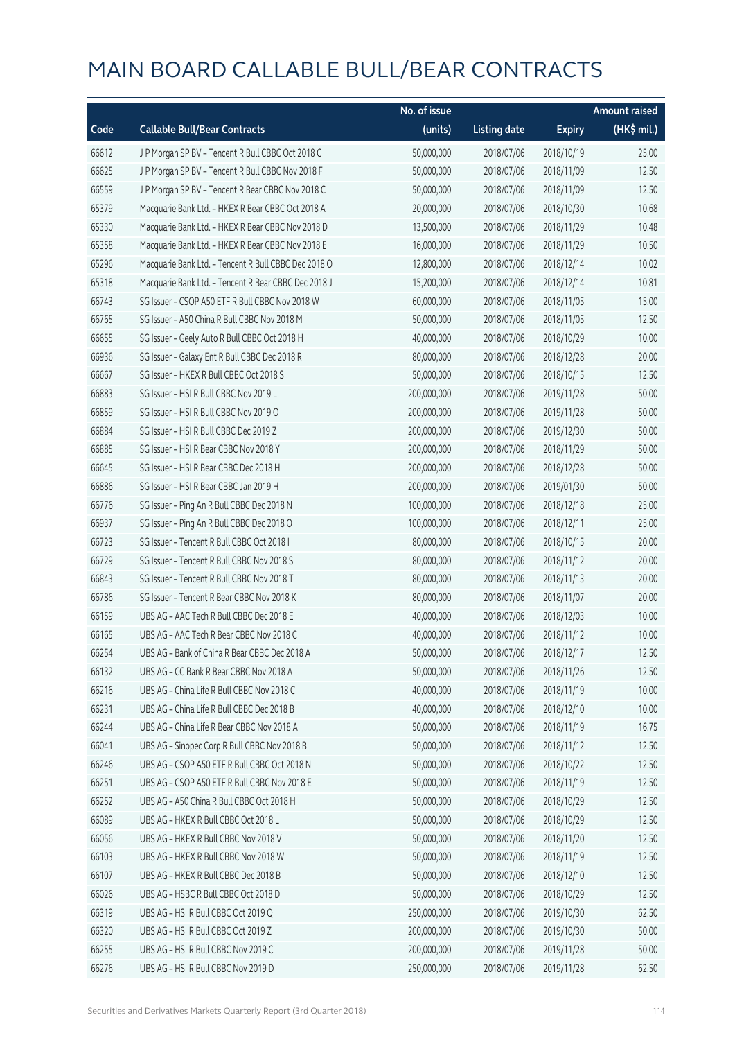# MAIN BOARD CALLABLE BULL/BEAR CONTRACTS

| Code | Callable Bull/Bear Contracts | No. of issue (units) | Listing date | Expiry | Amount raised (HK$ mil.) |
|---|---|---|---|---|---|
| 66612 | J P Morgan SP BV - Tencent R Bull CBBC Oct 2018 C | 50,000,000 | 2018/07/06 | 2018/10/19 | 25.00 |
| 66625 | J P Morgan SP BV - Tencent R Bull CBBC Nov 2018 F | 50,000,000 | 2018/07/06 | 2018/11/09 | 12.50 |
| 66559 | J P Morgan SP BV - Tencent R Bear CBBC Nov 2018 C | 50,000,000 | 2018/07/06 | 2018/11/09 | 12.50 |
| 65379 | Macquarie Bank Ltd. - HKEX R Bear CBBC Oct 2018 A | 20,000,000 | 2018/07/06 | 2018/10/30 | 10.68 |
| 65330 | Macquarie Bank Ltd. - HKEX R Bear CBBC Nov 2018 D | 13,500,000 | 2018/07/06 | 2018/11/29 | 10.48 |
| 65358 | Macquarie Bank Ltd. - HKEX R Bear CBBC Nov 2018 E | 16,000,000 | 2018/07/06 | 2018/11/29 | 10.50 |
| 65296 | Macquarie Bank Ltd. - Tencent R Bull CBBC Dec 2018 O | 12,800,000 | 2018/07/06 | 2018/12/14 | 10.02 |
| 65318 | Macquarie Bank Ltd. - Tencent R Bear CBBC Dec 2018 J | 15,200,000 | 2018/07/06 | 2018/12/14 | 10.81 |
| 66743 | SG Issuer - CSOP A50 ETF R Bull CBBC Nov 2018 W | 60,000,000 | 2018/07/06 | 2018/11/05 | 15.00 |
| 66765 | SG Issuer - A50 China R Bull CBBC Nov 2018 M | 50,000,000 | 2018/07/06 | 2018/11/05 | 12.50 |
| 66655 | SG Issuer - Geely Auto R Bull CBBC Oct 2018 H | 40,000,000 | 2018/07/06 | 2018/10/29 | 10.00 |
| 66936 | SG Issuer - Galaxy Ent R Bull CBBC Dec 2018 R | 80,000,000 | 2018/07/06 | 2018/12/28 | 20.00 |
| 66667 | SG Issuer - HKEX R Bull CBBC Oct 2018 S | 50,000,000 | 2018/07/06 | 2018/10/15 | 12.50 |
| 66883 | SG Issuer - HSI R Bull CBBC Nov 2019 L | 200,000,000 | 2018/07/06 | 2019/11/28 | 50.00 |
| 66859 | SG Issuer - HSI R Bull CBBC Nov 2019 O | 200,000,000 | 2018/07/06 | 2019/11/28 | 50.00 |
| 66884 | SG Issuer - HSI R Bull CBBC Dec 2019 Z | 200,000,000 | 2018/07/06 | 2019/12/30 | 50.00 |
| 66885 | SG Issuer - HSI R Bear CBBC Nov 2018 Y | 200,000,000 | 2018/07/06 | 2018/11/29 | 50.00 |
| 66645 | SG Issuer - HSI R Bear CBBC Dec 2018 H | 200,000,000 | 2018/07/06 | 2018/12/28 | 50.00 |
| 66886 | SG Issuer - HSI R Bear CBBC Jan 2019 H | 200,000,000 | 2018/07/06 | 2019/01/30 | 50.00 |
| 66776 | SG Issuer - Ping An R Bull CBBC Dec 2018 N | 100,000,000 | 2018/07/06 | 2018/12/18 | 25.00 |
| 66937 | SG Issuer - Ping An R Bull CBBC Dec 2018 O | 100,000,000 | 2018/07/06 | 2018/12/11 | 25.00 |
| 66723 | SG Issuer - Tencent R Bull CBBC Oct 2018 I | 80,000,000 | 2018/07/06 | 2018/10/15 | 20.00 |
| 66729 | SG Issuer - Tencent R Bull CBBC Nov 2018 S | 80,000,000 | 2018/07/06 | 2018/11/12 | 20.00 |
| 66843 | SG Issuer - Tencent R Bull CBBC Nov 2018 T | 80,000,000 | 2018/07/06 | 2018/11/13 | 20.00 |
| 66786 | SG Issuer - Tencent R Bear CBBC Nov 2018 K | 80,000,000 | 2018/07/06 | 2018/11/07 | 20.00 |
| 66159 | UBS AG - AAC Tech R Bull CBBC Dec 2018 E | 40,000,000 | 2018/07/06 | 2018/12/03 | 10.00 |
| 66165 | UBS AG - AAC Tech R Bear CBBC Nov 2018 C | 40,000,000 | 2018/07/06 | 2018/11/12 | 10.00 |
| 66254 | UBS AG - Bank of China R Bear CBBC Dec 2018 A | 50,000,000 | 2018/07/06 | 2018/12/17 | 12.50 |
| 66132 | UBS AG - CC Bank R Bear CBBC Nov 2018 A | 50,000,000 | 2018/07/06 | 2018/11/26 | 12.50 |
| 66216 | UBS AG - China Life R Bull CBBC Nov 2018 C | 40,000,000 | 2018/07/06 | 2018/11/19 | 10.00 |
| 66231 | UBS AG - China Life R Bull CBBC Dec 2018 B | 40,000,000 | 2018/07/06 | 2018/12/10 | 10.00 |
| 66244 | UBS AG - China Life R Bear CBBC Nov 2018 A | 50,000,000 | 2018/07/06 | 2018/11/19 | 16.75 |
| 66041 | UBS AG - Sinopec Corp R Bull CBBC Nov 2018 B | 50,000,000 | 2018/07/06 | 2018/11/12 | 12.50 |
| 66246 | UBS AG - CSOP A50 ETF R Bull CBBC Oct 2018 N | 50,000,000 | 2018/07/06 | 2018/10/22 | 12.50 |
| 66251 | UBS AG - CSOP A50 ETF R Bull CBBC Nov 2018 E | 50,000,000 | 2018/07/06 | 2018/11/19 | 12.50 |
| 66252 | UBS AG - A50 China R Bull CBBC Oct 2018 H | 50,000,000 | 2018/07/06 | 2018/10/29 | 12.50 |
| 66089 | UBS AG - HKEX R Bull CBBC Oct 2018 L | 50,000,000 | 2018/07/06 | 2018/10/29 | 12.50 |
| 66056 | UBS AG - HKEX R Bull CBBC Nov 2018 V | 50,000,000 | 2018/07/06 | 2018/11/20 | 12.50 |
| 66103 | UBS AG - HKEX R Bull CBBC Nov 2018 W | 50,000,000 | 2018/07/06 | 2018/11/19 | 12.50 |
| 66107 | UBS AG - HKEX R Bull CBBC Dec 2018 B | 50,000,000 | 2018/07/06 | 2018/12/10 | 12.50 |
| 66026 | UBS AG - HSBC R Bull CBBC Oct 2018 D | 50,000,000 | 2018/07/06 | 2018/10/29 | 12.50 |
| 66319 | UBS AG - HSI R Bull CBBC Oct 2019 Q | 250,000,000 | 2018/07/06 | 2019/10/30 | 62.50 |
| 66320 | UBS AG - HSI R Bull CBBC Oct 2019 Z | 200,000,000 | 2018/07/06 | 2019/10/30 | 50.00 |
| 66255 | UBS AG - HSI R Bull CBBC Nov 2019 C | 200,000,000 | 2018/07/06 | 2019/11/28 | 50.00 |
| 66276 | UBS AG - HSI R Bull CBBC Nov 2019 D | 250,000,000 | 2018/07/06 | 2019/11/28 | 62.50 |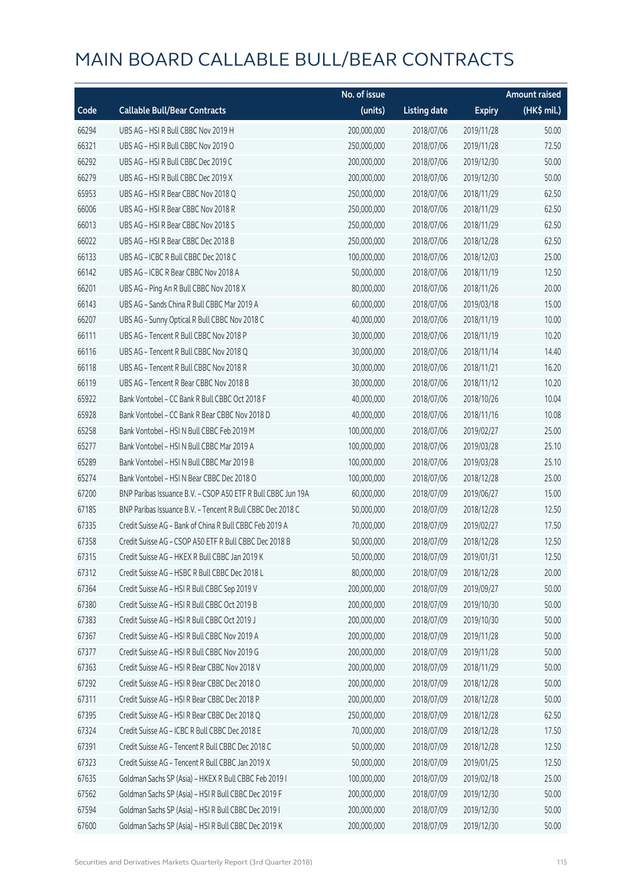# MAIN BOARD CALLABLE BULL/BEAR CONTRACTS

| Code | Callable Bull/Bear Contracts | No. of issue (units) | Listing date | Expiry | Amount raised (HK$ mil.) |
|---|---|---|---|---|---|
| 66294 | UBS AG – HSI R Bull CBBC Nov 2019 H | 200,000,000 | 2018/07/06 | 2019/11/28 | 50.00 |
| 66321 | UBS AG – HSI R Bull CBBC Nov 2019 O | 250,000,000 | 2018/07/06 | 2019/11/28 | 72.50 |
| 66292 | UBS AG – HSI R Bull CBBC Dec 2019 C | 200,000,000 | 2018/07/06 | 2019/12/30 | 50.00 |
| 66279 | UBS AG – HSI R Bull CBBC Dec 2019 X | 200,000,000 | 2018/07/06 | 2019/12/30 | 50.00 |
| 65953 | UBS AG – HSI R Bear CBBC Nov 2018 Q | 250,000,000 | 2018/07/06 | 2018/11/29 | 62.50 |
| 66006 | UBS AG – HSI R Bear CBBC Nov 2018 R | 250,000,000 | 2018/07/06 | 2018/11/29 | 62.50 |
| 66013 | UBS AG – HSI R Bear CBBC Nov 2018 S | 250,000,000 | 2018/07/06 | 2018/11/29 | 62.50 |
| 66022 | UBS AG – HSI R Bear CBBC Dec 2018 B | 250,000,000 | 2018/07/06 | 2018/12/28 | 62.50 |
| 66133 | UBS AG – ICBC R Bull CBBC Dec 2018 C | 100,000,000 | 2018/07/06 | 2018/12/03 | 25.00 |
| 66142 | UBS AG – ICBC R Bear CBBC Nov 2018 A | 50,000,000 | 2018/07/06 | 2018/11/19 | 12.50 |
| 66201 | UBS AG – Ping An R Bull CBBC Nov 2018 X | 80,000,000 | 2018/07/06 | 2018/11/26 | 20.00 |
| 66143 | UBS AG – Sands China R Bull CBBC Mar 2019 A | 60,000,000 | 2018/07/06 | 2019/03/18 | 15.00 |
| 66207 | UBS AG – Sunny Optical R Bull CBBC Nov 2018 C | 40,000,000 | 2018/07/06 | 2018/11/19 | 10.00 |
| 66111 | UBS AG – Tencent R Bull CBBC Nov 2018 P | 30,000,000 | 2018/07/06 | 2018/11/19 | 10.20 |
| 66116 | UBS AG – Tencent R Bull CBBC Nov 2018 Q | 30,000,000 | 2018/07/06 | 2018/11/14 | 14.40 |
| 66118 | UBS AG – Tencent R Bull CBBC Nov 2018 R | 30,000,000 | 2018/07/06 | 2018/11/21 | 16.20 |
| 66119 | UBS AG – Tencent R Bear CBBC Nov 2018 B | 30,000,000 | 2018/07/06 | 2018/11/12 | 10.20 |
| 65922 | Bank Vontobel – CC Bank R Bull CBBC Oct 2018 F | 40,000,000 | 2018/07/06 | 2018/10/26 | 10.04 |
| 65928 | Bank Vontobel – CC Bank R Bear CBBC Nov 2018 D | 40,000,000 | 2018/07/06 | 2018/11/16 | 10.08 |
| 65258 | Bank Vontobel – HSI N Bull CBBC Feb 2019 M | 100,000,000 | 2018/07/06 | 2019/02/27 | 25.00 |
| 65277 | Bank Vontobel – HSI N Bull CBBC Mar 2019 A | 100,000,000 | 2018/07/06 | 2019/03/28 | 25.10 |
| 65289 | Bank Vontobel – HSI N Bull CBBC Mar 2019 B | 100,000,000 | 2018/07/06 | 2019/03/28 | 25.10 |
| 65274 | Bank Vontobel – HSI N Bear CBBC Dec 2018 O | 100,000,000 | 2018/07/06 | 2018/12/28 | 25.00 |
| 67200 | BNP Paribas Issuance B.V. – CSOP A50 ETF R Bull CBBC Jun 19A | 60,000,000 | 2018/07/09 | 2019/06/27 | 15.00 |
| 67185 | BNP Paribas Issuance B.V. – Tencent R Bull CBBC Dec 2018 C | 50,000,000 | 2018/07/09 | 2018/12/28 | 12.50 |
| 67335 | Credit Suisse AG – Bank of China R Bull CBBC Feb 2019 A | 70,000,000 | 2018/07/09 | 2019/02/27 | 17.50 |
| 67358 | Credit Suisse AG – CSOP A50 ETF R Bull CBBC Dec 2018 B | 50,000,000 | 2018/07/09 | 2018/12/28 | 12.50 |
| 67315 | Credit Suisse AG – HKEX R Bull CBBC Jan 2019 K | 50,000,000 | 2018/07/09 | 2019/01/31 | 12.50 |
| 67312 | Credit Suisse AG – HSBC R Bull CBBC Dec 2018 L | 80,000,000 | 2018/07/09 | 2018/12/28 | 20.00 |
| 67364 | Credit Suisse AG – HSI R Bull CBBC Sep 2019 V | 200,000,000 | 2018/07/09 | 2019/09/27 | 50.00 |
| 67380 | Credit Suisse AG – HSI R Bull CBBC Oct 2019 B | 200,000,000 | 2018/07/09 | 2019/10/30 | 50.00 |
| 67383 | Credit Suisse AG – HSI R Bull CBBC Oct 2019 J | 200,000,000 | 2018/07/09 | 2019/10/30 | 50.00 |
| 67367 | Credit Suisse AG – HSI R Bull CBBC Nov 2019 A | 200,000,000 | 2018/07/09 | 2019/11/28 | 50.00 |
| 67377 | Credit Suisse AG – HSI R Bull CBBC Nov 2019 G | 200,000,000 | 2018/07/09 | 2019/11/28 | 50.00 |
| 67363 | Credit Suisse AG – HSI R Bear CBBC Nov 2018 V | 200,000,000 | 2018/07/09 | 2018/11/29 | 50.00 |
| 67292 | Credit Suisse AG – HSI R Bear CBBC Dec 2018 O | 200,000,000 | 2018/07/09 | 2018/12/28 | 50.00 |
| 67311 | Credit Suisse AG – HSI R Bear CBBC Dec 2018 P | 200,000,000 | 2018/07/09 | 2018/12/28 | 50.00 |
| 67395 | Credit Suisse AG – HSI R Bear CBBC Dec 2018 Q | 250,000,000 | 2018/07/09 | 2018/12/28 | 62.50 |
| 67324 | Credit Suisse AG – ICBC R Bull CBBC Dec 2018 E | 70,000,000 | 2018/07/09 | 2018/12/28 | 17.50 |
| 67391 | Credit Suisse AG – Tencent R Bull CBBC Dec 2018 C | 50,000,000 | 2018/07/09 | 2018/12/28 | 12.50 |
| 67323 | Credit Suisse AG – Tencent R Bull CBBC Jan 2019 X | 50,000,000 | 2018/07/09 | 2019/01/25 | 12.50 |
| 67635 | Goldman Sachs SP (Asia) – HKEX R Bull CBBC Feb 2019 I | 100,000,000 | 2018/07/09 | 2019/02/18 | 25.00 |
| 67562 | Goldman Sachs SP (Asia) – HSI R Bull CBBC Dec 2019 F | 200,000,000 | 2018/07/09 | 2019/12/30 | 50.00 |
| 67594 | Goldman Sachs SP (Asia) – HSI R Bull CBBC Dec 2019 I | 200,000,000 | 2018/07/09 | 2019/12/30 | 50.00 |
| 67600 | Goldman Sachs SP (Asia) – HSI R Bull CBBC Dec 2019 K | 200,000,000 | 2018/07/09 | 2019/12/30 | 50.00 |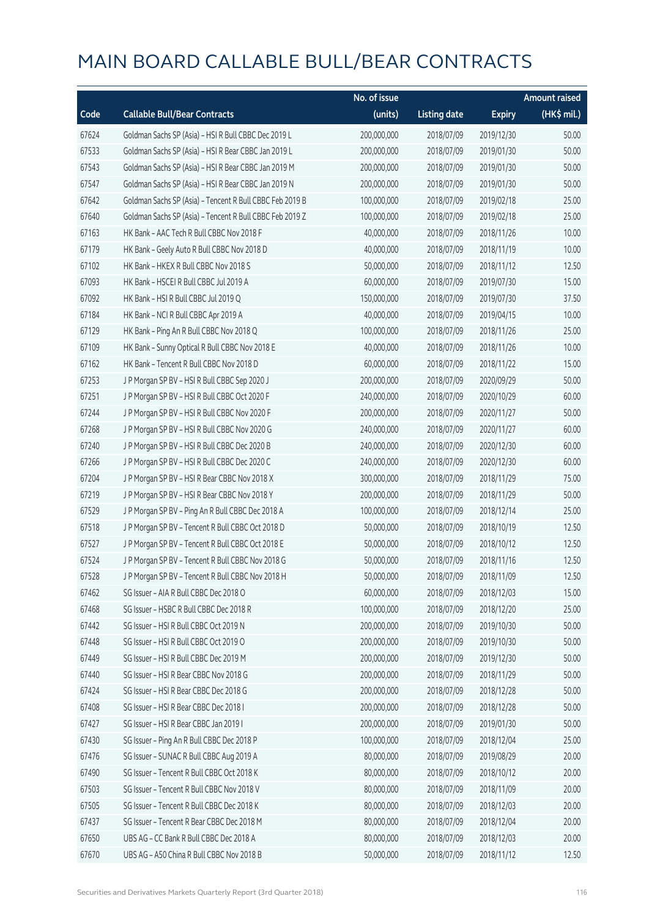# MAIN BOARD CALLABLE BULL/BEAR CONTRACTS

| Code | Callable Bull/Bear Contracts | No. of issue (units) | Listing date | Expiry | Amount raised (HK$ mil.) |
|---|---|---|---|---|---|
| 67624 | Goldman Sachs SP (Asia) – HSI R Bull CBBC Dec 2019 L | 200,000,000 | 2018/07/09 | 2019/12/30 | 50.00 |
| 67533 | Goldman Sachs SP (Asia) – HSI R Bear CBBC Jan 2019 L | 200,000,000 | 2018/07/09 | 2019/01/30 | 50.00 |
| 67543 | Goldman Sachs SP (Asia) – HSI R Bear CBBC Jan 2019 M | 200,000,000 | 2018/07/09 | 2019/01/30 | 50.00 |
| 67547 | Goldman Sachs SP (Asia) – HSI R Bear CBBC Jan 2019 N | 200,000,000 | 2018/07/09 | 2019/01/30 | 50.00 |
| 67642 | Goldman Sachs SP (Asia) – Tencent R Bull CBBC Feb 2019 B | 100,000,000 | 2018/07/09 | 2019/02/18 | 25.00 |
| 67640 | Goldman Sachs SP (Asia) – Tencent R Bull CBBC Feb 2019 Z | 100,000,000 | 2018/07/09 | 2019/02/18 | 25.00 |
| 67163 | HK Bank – AAC Tech R Bull CBBC Nov 2018 F | 40,000,000 | 2018/07/09 | 2018/11/26 | 10.00 |
| 67179 | HK Bank – Geely Auto R Bull CBBC Nov 2018 D | 40,000,000 | 2018/07/09 | 2018/11/19 | 10.00 |
| 67102 | HK Bank – HKEX R Bull CBBC Nov 2018 S | 50,000,000 | 2018/07/09 | 2018/11/12 | 12.50 |
| 67093 | HK Bank – HSCEI R Bull CBBC Jul 2019 A | 60,000,000 | 2018/07/09 | 2019/07/30 | 15.00 |
| 67092 | HK Bank – HSI R Bull CBBC Jul 2019 Q | 150,000,000 | 2018/07/09 | 2019/07/30 | 37.50 |
| 67184 | HK Bank – NCI R Bull CBBC Apr 2019 A | 40,000,000 | 2018/07/09 | 2019/04/15 | 10.00 |
| 67129 | HK Bank – Ping An R Bull CBBC Nov 2018 Q | 100,000,000 | 2018/07/09 | 2018/11/26 | 25.00 |
| 67109 | HK Bank – Sunny Optical R Bull CBBC Nov 2018 E | 40,000,000 | 2018/07/09 | 2018/11/26 | 10.00 |
| 67162 | HK Bank – Tencent R Bull CBBC Nov 2018 D | 60,000,000 | 2018/07/09 | 2018/11/22 | 15.00 |
| 67253 | J P Morgan SP BV – HSI R Bull CBBC Sep 2020 J | 200,000,000 | 2018/07/09 | 2020/09/29 | 50.00 |
| 67251 | J P Morgan SP BV – HSI R Bull CBBC Oct 2020 F | 240,000,000 | 2018/07/09 | 2020/10/29 | 60.00 |
| 67244 | J P Morgan SP BV – HSI R Bull CBBC Nov 2020 F | 200,000,000 | 2018/07/09 | 2020/11/27 | 50.00 |
| 67268 | J P Morgan SP BV – HSI R Bull CBBC Nov 2020 G | 240,000,000 | 2018/07/09 | 2020/11/27 | 60.00 |
| 67240 | J P Morgan SP BV – HSI R Bull CBBC Dec 2020 B | 240,000,000 | 2018/07/09 | 2020/12/30 | 60.00 |
| 67266 | J P Morgan SP BV – HSI R Bull CBBC Dec 2020 C | 240,000,000 | 2018/07/09 | 2020/12/30 | 60.00 |
| 67204 | J P Morgan SP BV – HSI R Bear CBBC Nov 2018 X | 300,000,000 | 2018/07/09 | 2018/11/29 | 75.00 |
| 67219 | J P Morgan SP BV – HSI R Bear CBBC Nov 2018 Y | 200,000,000 | 2018/07/09 | 2018/11/29 | 50.00 |
| 67529 | J P Morgan SP BV – Ping An R Bull CBBC Dec 2018 A | 100,000,000 | 2018/07/09 | 2018/12/14 | 25.00 |
| 67518 | J P Morgan SP BV – Tencent R Bull CBBC Oct 2018 D | 50,000,000 | 2018/07/09 | 2018/10/19 | 12.50 |
| 67527 | J P Morgan SP BV – Tencent R Bull CBBC Oct 2018 E | 50,000,000 | 2018/07/09 | 2018/10/12 | 12.50 |
| 67524 | J P Morgan SP BV – Tencent R Bull CBBC Nov 2018 G | 50,000,000 | 2018/07/09 | 2018/11/16 | 12.50 |
| 67528 | J P Morgan SP BV – Tencent R Bull CBBC Nov 2018 H | 50,000,000 | 2018/07/09 | 2018/11/09 | 12.50 |
| 67462 | SG Issuer – AIA R Bull CBBC Dec 2018 O | 60,000,000 | 2018/07/09 | 2018/12/03 | 15.00 |
| 67468 | SG Issuer – HSBC R Bull CBBC Dec 2018 R | 100,000,000 | 2018/07/09 | 2018/12/20 | 25.00 |
| 67442 | SG Issuer – HSI R Bull CBBC Oct 2019 N | 200,000,000 | 2018/07/09 | 2019/10/30 | 50.00 |
| 67448 | SG Issuer – HSI R Bull CBBC Oct 2019 O | 200,000,000 | 2018/07/09 | 2019/10/30 | 50.00 |
| 67449 | SG Issuer – HSI R Bull CBBC Dec 2019 M | 200,000,000 | 2018/07/09 | 2019/12/30 | 50.00 |
| 67440 | SG Issuer – HSI R Bear CBBC Nov 2018 G | 200,000,000 | 2018/07/09 | 2018/11/29 | 50.00 |
| 67424 | SG Issuer – HSI R Bear CBBC Dec 2018 G | 200,000,000 | 2018/07/09 | 2018/12/28 | 50.00 |
| 67408 | SG Issuer – HSI R Bear CBBC Dec 2018 I | 200,000,000 | 2018/07/09 | 2018/12/28 | 50.00 |
| 67427 | SG Issuer – HSI R Bear CBBC Jan 2019 I | 200,000,000 | 2018/07/09 | 2019/01/30 | 50.00 |
| 67430 | SG Issuer – Ping An R Bull CBBC Dec 2018 P | 100,000,000 | 2018/07/09 | 2018/12/04 | 25.00 |
| 67476 | SG Issuer – SUNAC R Bull CBBC Aug 2019 A | 80,000,000 | 2018/07/09 | 2019/08/29 | 20.00 |
| 67490 | SG Issuer – Tencent R Bull CBBC Oct 2018 K | 80,000,000 | 2018/07/09 | 2018/10/12 | 20.00 |
| 67503 | SG Issuer – Tencent R Bull CBBC Nov 2018 V | 80,000,000 | 2018/07/09 | 2018/11/09 | 20.00 |
| 67505 | SG Issuer – Tencent R Bull CBBC Dec 2018 K | 80,000,000 | 2018/07/09 | 2018/12/03 | 20.00 |
| 67437 | SG Issuer – Tencent R Bear CBBC Dec 2018 M | 80,000,000 | 2018/07/09 | 2018/12/04 | 20.00 |
| 67650 | UBS AG – CC Bank R Bull CBBC Dec 2018 A | 80,000,000 | 2018/07/09 | 2018/12/03 | 20.00 |
| 67670 | UBS AG – A50 China R Bull CBBC Nov 2018 B | 50,000,000 | 2018/07/09 | 2018/11/12 | 12.50 |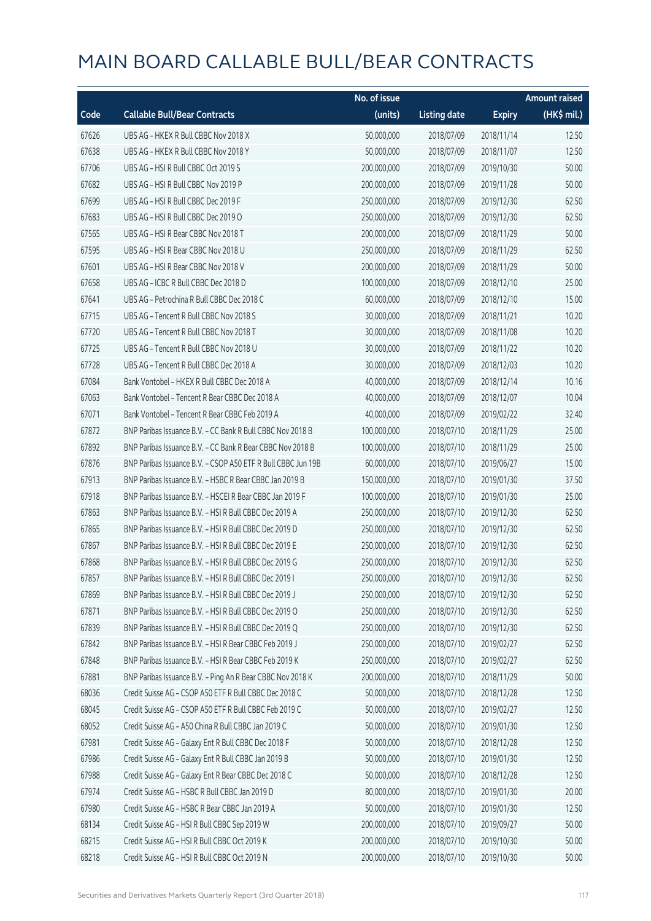# MAIN BOARD CALLABLE BULL/BEAR CONTRACTS

| Code | Callable Bull/Bear Contracts | No. of issue (units) | Listing date | Expiry | Amount raised (HK$ mil.) |
|---|---|---|---|---|---|
| 67626 | UBS AG - HKEX R Bull CBBC Nov 2018 X | 50,000,000 | 2018/07/09 | 2018/11/14 | 12.50 |
| 67638 | UBS AG - HKEX R Bull CBBC Nov 2018 Y | 50,000,000 | 2018/07/09 | 2018/11/07 | 12.50 |
| 67706 | UBS AG - HSI R Bull CBBC Oct 2019 S | 200,000,000 | 2018/07/09 | 2019/10/30 | 50.00 |
| 67682 | UBS AG - HSI R Bull CBBC Nov 2019 P | 200,000,000 | 2018/07/09 | 2019/11/28 | 50.00 |
| 67699 | UBS AG - HSI R Bull CBBC Dec 2019 F | 250,000,000 | 2018/07/09 | 2019/12/30 | 62.50 |
| 67683 | UBS AG - HSI R Bull CBBC Dec 2019 O | 250,000,000 | 2018/07/09 | 2019/12/30 | 62.50 |
| 67565 | UBS AG - HSI R Bear CBBC Nov 2018 T | 200,000,000 | 2018/07/09 | 2018/11/29 | 50.00 |
| 67595 | UBS AG - HSI R Bear CBBC Nov 2018 U | 250,000,000 | 2018/07/09 | 2018/11/29 | 62.50 |
| 67601 | UBS AG - HSI R Bear CBBC Nov 2018 V | 200,000,000 | 2018/07/09 | 2018/11/29 | 50.00 |
| 67658 | UBS AG - ICBC R Bull CBBC Dec 2018 D | 100,000,000 | 2018/07/09 | 2018/12/10 | 25.00 |
| 67641 | UBS AG - Petrochina R Bull CBBC Dec 2018 C | 60,000,000 | 2018/07/09 | 2018/12/10 | 15.00 |
| 67715 | UBS AG - Tencent R Bull CBBC Nov 2018 S | 30,000,000 | 2018/07/09 | 2018/11/21 | 10.20 |
| 67720 | UBS AG - Tencent R Bull CBBC Nov 2018 T | 30,000,000 | 2018/07/09 | 2018/11/08 | 10.20 |
| 67725 | UBS AG - Tencent R Bull CBBC Nov 2018 U | 30,000,000 | 2018/07/09 | 2018/11/22 | 10.20 |
| 67728 | UBS AG - Tencent R Bull CBBC Dec 2018 A | 30,000,000 | 2018/07/09 | 2018/12/03 | 10.20 |
| 67084 | Bank Vontobel - HKEX R Bull CBBC Dec 2018 A | 40,000,000 | 2018/07/09 | 2018/12/14 | 10.16 |
| 67063 | Bank Vontobel - Tencent R Bear CBBC Dec 2018 A | 40,000,000 | 2018/07/09 | 2018/12/07 | 10.04 |
| 67071 | Bank Vontobel - Tencent R Bear CBBC Feb 2019 A | 40,000,000 | 2018/07/09 | 2019/02/22 | 32.40 |
| 67872 | BNP Paribas Issuance B.V. - CC Bank R Bull CBBC Nov 2018 B | 100,000,000 | 2018/07/10 | 2018/11/29 | 25.00 |
| 67892 | BNP Paribas Issuance B.V. - CC Bank R Bear CBBC Nov 2018 B | 100,000,000 | 2018/07/10 | 2018/11/29 | 25.00 |
| 67876 | BNP Paribas Issuance B.V. - CSOP A50 ETF R Bull CBBC Jun 19B | 60,000,000 | 2018/07/10 | 2019/06/27 | 15.00 |
| 67913 | BNP Paribas Issuance B.V. - HSBC R Bear CBBC Jan 2019 B | 150,000,000 | 2018/07/10 | 2019/01/30 | 37.50 |
| 67918 | BNP Paribas Issuance B.V. - HSCEI R Bear CBBC Jan 2019 F | 100,000,000 | 2018/07/10 | 2019/01/30 | 25.00 |
| 67863 | BNP Paribas Issuance B.V. - HSI R Bull CBBC Dec 2019 A | 250,000,000 | 2018/07/10 | 2019/12/30 | 62.50 |
| 67865 | BNP Paribas Issuance B.V. - HSI R Bull CBBC Dec 2019 D | 250,000,000 | 2018/07/10 | 2019/12/30 | 62.50 |
| 67867 | BNP Paribas Issuance B.V. - HSI R Bull CBBC Dec 2019 E | 250,000,000 | 2018/07/10 | 2019/12/30 | 62.50 |
| 67868 | BNP Paribas Issuance B.V. - HSI R Bull CBBC Dec 2019 G | 250,000,000 | 2018/07/10 | 2019/12/30 | 62.50 |
| 67857 | BNP Paribas Issuance B.V. - HSI R Bull CBBC Dec 2019 I | 250,000,000 | 2018/07/10 | 2019/12/30 | 62.50 |
| 67869 | BNP Paribas Issuance B.V. - HSI R Bull CBBC Dec 2019 J | 250,000,000 | 2018/07/10 | 2019/12/30 | 62.50 |
| 67871 | BNP Paribas Issuance B.V. - HSI R Bull CBBC Dec 2019 O | 250,000,000 | 2018/07/10 | 2019/12/30 | 62.50 |
| 67839 | BNP Paribas Issuance B.V. - HSI R Bull CBBC Dec 2019 Q | 250,000,000 | 2018/07/10 | 2019/12/30 | 62.50 |
| 67842 | BNP Paribas Issuance B.V. - HSI R Bear CBBC Feb 2019 J | 250,000,000 | 2018/07/10 | 2019/02/27 | 62.50 |
| 67848 | BNP Paribas Issuance B.V. - HSI R Bear CBBC Feb 2019 K | 250,000,000 | 2018/07/10 | 2019/02/27 | 62.50 |
| 67881 | BNP Paribas Issuance B.V. - Ping An R Bear CBBC Nov 2018 K | 200,000,000 | 2018/07/10 | 2018/11/29 | 50.00 |
| 68036 | Credit Suisse AG - CSOP A50 ETF R Bull CBBC Dec 2018 C | 50,000,000 | 2018/07/10 | 2018/12/28 | 12.50 |
| 68045 | Credit Suisse AG - CSOP A50 ETF R Bull CBBC Feb 2019 C | 50,000,000 | 2018/07/10 | 2019/02/27 | 12.50 |
| 68052 | Credit Suisse AG - A50 China R Bull CBBC Jan 2019 C | 50,000,000 | 2018/07/10 | 2019/01/30 | 12.50 |
| 67981 | Credit Suisse AG - Galaxy Ent R Bull CBBC Dec 2018 F | 50,000,000 | 2018/07/10 | 2018/12/28 | 12.50 |
| 67986 | Credit Suisse AG - Galaxy Ent R Bull CBBC Jan 2019 B | 50,000,000 | 2018/07/10 | 2019/01/30 | 12.50 |
| 67988 | Credit Suisse AG - Galaxy Ent R Bear CBBC Dec 2018 C | 50,000,000 | 2018/07/10 | 2018/12/28 | 12.50 |
| 67974 | Credit Suisse AG - HSBC R Bull CBBC Jan 2019 D | 80,000,000 | 2018/07/10 | 2019/01/30 | 20.00 |
| 67980 | Credit Suisse AG - HSBC R Bear CBBC Jan 2019 A | 50,000,000 | 2018/07/10 | 2019/01/30 | 12.50 |
| 68134 | Credit Suisse AG - HSI R Bull CBBC Sep 2019 W | 200,000,000 | 2018/07/10 | 2019/09/27 | 50.00 |
| 68215 | Credit Suisse AG - HSI R Bull CBBC Oct 2019 K | 200,000,000 | 2018/07/10 | 2019/10/30 | 50.00 |
| 68218 | Credit Suisse AG - HSI R Bull CBBC Oct 2019 N | 200,000,000 | 2018/07/10 | 2019/10/30 | 50.00 |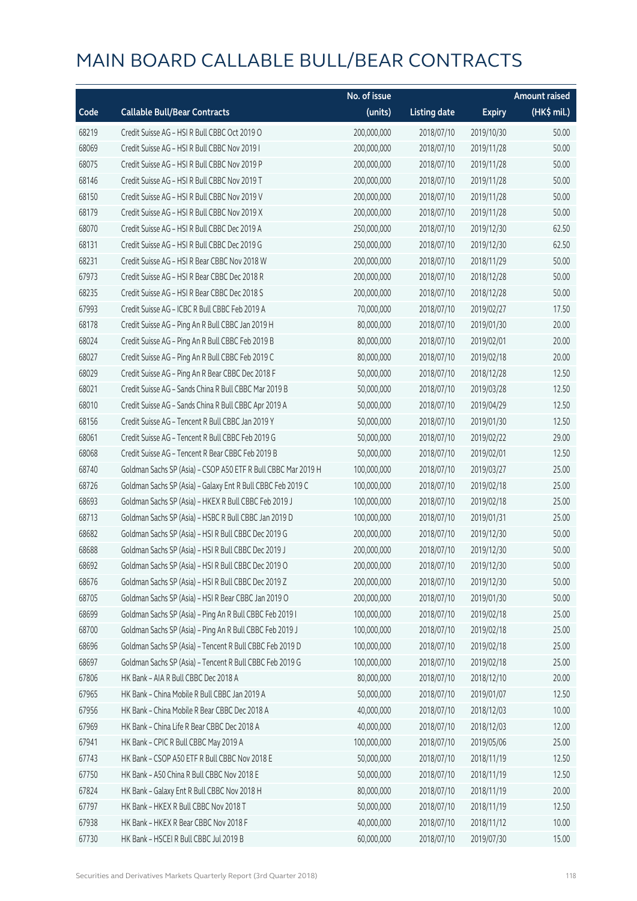# MAIN BOARD CALLABLE BULL/BEAR CONTRACTS

| Code | Callable Bull/Bear Contracts | No. of issue (units) | Listing date | Expiry | Amount raised (HK$ mil.) |
|---|---|---|---|---|---|
| 68219 | Credit Suisse AG – HSI R Bull CBBC Oct 2019 O | 200,000,000 | 2018/07/10 | 2019/10/30 | 50.00 |
| 68069 | Credit Suisse AG – HSI R Bull CBBC Nov 2019 I | 200,000,000 | 2018/07/10 | 2019/11/28 | 50.00 |
| 68075 | Credit Suisse AG – HSI R Bull CBBC Nov 2019 P | 200,000,000 | 2018/07/10 | 2019/11/28 | 50.00 |
| 68146 | Credit Suisse AG – HSI R Bull CBBC Nov 2019 T | 200,000,000 | 2018/07/10 | 2019/11/28 | 50.00 |
| 68150 | Credit Suisse AG – HSI R Bull CBBC Nov 2019 V | 200,000,000 | 2018/07/10 | 2019/11/28 | 50.00 |
| 68179 | Credit Suisse AG – HSI R Bull CBBC Nov 2019 X | 200,000,000 | 2018/07/10 | 2019/11/28 | 50.00 |
| 68070 | Credit Suisse AG – HSI R Bull CBBC Dec 2019 A | 250,000,000 | 2018/07/10 | 2019/12/30 | 62.50 |
| 68131 | Credit Suisse AG – HSI R Bull CBBC Dec 2019 G | 250,000,000 | 2018/07/10 | 2019/12/30 | 62.50 |
| 68231 | Credit Suisse AG – HSI R Bear CBBC Nov 2018 W | 200,000,000 | 2018/07/10 | 2018/11/29 | 50.00 |
| 67973 | Credit Suisse AG – HSI R Bear CBBC Dec 2018 R | 200,000,000 | 2018/07/10 | 2018/12/28 | 50.00 |
| 68235 | Credit Suisse AG – HSI R Bear CBBC Dec 2018 S | 200,000,000 | 2018/07/10 | 2018/12/28 | 50.00 |
| 67993 | Credit Suisse AG – ICBC R Bull CBBC Feb 2019 A | 70,000,000 | 2018/07/10 | 2019/02/27 | 17.50 |
| 68178 | Credit Suisse AG – Ping An R Bull CBBC Jan 2019 H | 80,000,000 | 2018/07/10 | 2019/01/30 | 20.00 |
| 68024 | Credit Suisse AG – Ping An R Bull CBBC Feb 2019 B | 80,000,000 | 2018/07/10 | 2019/02/01 | 20.00 |
| 68027 | Credit Suisse AG – Ping An R Bull CBBC Feb 2019 C | 80,000,000 | 2018/07/10 | 2019/02/18 | 20.00 |
| 68029 | Credit Suisse AG – Ping An R Bear CBBC Dec 2018 F | 50,000,000 | 2018/07/10 | 2018/12/28 | 12.50 |
| 68021 | Credit Suisse AG – Sands China R Bull CBBC Mar 2019 B | 50,000,000 | 2018/07/10 | 2019/03/28 | 12.50 |
| 68010 | Credit Suisse AG – Sands China R Bull CBBC Apr 2019 A | 50,000,000 | 2018/07/10 | 2019/04/29 | 12.50 |
| 68156 | Credit Suisse AG – Tencent R Bull CBBC Jan 2019 Y | 50,000,000 | 2018/07/10 | 2019/01/30 | 12.50 |
| 68061 | Credit Suisse AG – Tencent R Bull CBBC Feb 2019 G | 50,000,000 | 2018/07/10 | 2019/02/22 | 29.00 |
| 68068 | Credit Suisse AG – Tencent R Bear CBBC Feb 2019 B | 50,000,000 | 2018/07/10 | 2019/02/01 | 12.50 |
| 68740 | Goldman Sachs SP (Asia) – CSOP A50 ETF R Bull CBBC Mar 2019 H | 100,000,000 | 2018/07/10 | 2019/03/27 | 25.00 |
| 68726 | Goldman Sachs SP (Asia) – Galaxy Ent R Bull CBBC Feb 2019 C | 100,000,000 | 2018/07/10 | 2019/02/18 | 25.00 |
| 68693 | Goldman Sachs SP (Asia) – HKEX R Bull CBBC Feb 2019 J | 100,000,000 | 2018/07/10 | 2019/02/18 | 25.00 |
| 68713 | Goldman Sachs SP (Asia) – HSBC R Bull CBBC Jan 2019 D | 100,000,000 | 2018/07/10 | 2019/01/31 | 25.00 |
| 68682 | Goldman Sachs SP (Asia) – HSI R Bull CBBC Dec 2019 G | 200,000,000 | 2018/07/10 | 2019/12/30 | 50.00 |
| 68688 | Goldman Sachs SP (Asia) – HSI R Bull CBBC Dec 2019 J | 200,000,000 | 2018/07/10 | 2019/12/30 | 50.00 |
| 68692 | Goldman Sachs SP (Asia) – HSI R Bull CBBC Dec 2019 O | 200,000,000 | 2018/07/10 | 2019/12/30 | 50.00 |
| 68676 | Goldman Sachs SP (Asia) – HSI R Bull CBBC Dec 2019 Z | 200,000,000 | 2018/07/10 | 2019/12/30 | 50.00 |
| 68705 | Goldman Sachs SP (Asia) – HSI R Bear CBBC Jan 2019 O | 200,000,000 | 2018/07/10 | 2019/01/30 | 50.00 |
| 68699 | Goldman Sachs SP (Asia) – Ping An R Bull CBBC Feb 2019 I | 100,000,000 | 2018/07/10 | 2019/02/18 | 25.00 |
| 68700 | Goldman Sachs SP (Asia) – Ping An R Bull CBBC Feb 2019 J | 100,000,000 | 2018/07/10 | 2019/02/18 | 25.00 |
| 68696 | Goldman Sachs SP (Asia) – Tencent R Bull CBBC Feb 2019 D | 100,000,000 | 2018/07/10 | 2019/02/18 | 25.00 |
| 68697 | Goldman Sachs SP (Asia) – Tencent R Bull CBBC Feb 2019 G | 100,000,000 | 2018/07/10 | 2019/02/18 | 25.00 |
| 67806 | HK Bank – AIA R Bull CBBC Dec 2018 A | 80,000,000 | 2018/07/10 | 2018/12/10 | 20.00 |
| 67965 | HK Bank – China Mobile R Bull CBBC Jan 2019 A | 50,000,000 | 2018/07/10 | 2019/01/07 | 12.50 |
| 67956 | HK Bank – China Mobile R Bear CBBC Dec 2018 A | 40,000,000 | 2018/07/10 | 2018/12/03 | 10.00 |
| 67969 | HK Bank – China Life R Bear CBBC Dec 2018 A | 40,000,000 | 2018/07/10 | 2018/12/03 | 12.00 |
| 67941 | HK Bank – CPIC R Bull CBBC May 2019 A | 100,000,000 | 2018/07/10 | 2019/05/06 | 25.00 |
| 67743 | HK Bank – CSOP A50 ETF R Bull CBBC Nov 2018 E | 50,000,000 | 2018/07/10 | 2018/11/19 | 12.50 |
| 67750 | HK Bank – A50 China R Bull CBBC Nov 2018 E | 50,000,000 | 2018/07/10 | 2018/11/19 | 12.50 |
| 67824 | HK Bank – Galaxy Ent R Bull CBBC Nov 2018 H | 80,000,000 | 2018/07/10 | 2018/11/19 | 20.00 |
| 67797 | HK Bank – HKEX R Bull CBBC Nov 2018 T | 50,000,000 | 2018/07/10 | 2018/11/19 | 12.50 |
| 67938 | HK Bank – HKEX R Bear CBBC Nov 2018 F | 40,000,000 | 2018/07/10 | 2018/11/12 | 10.00 |
| 67730 | HK Bank – HSCEI R Bull CBBC Jul 2019 B | 60,000,000 | 2018/07/10 | 2019/07/30 | 15.00 |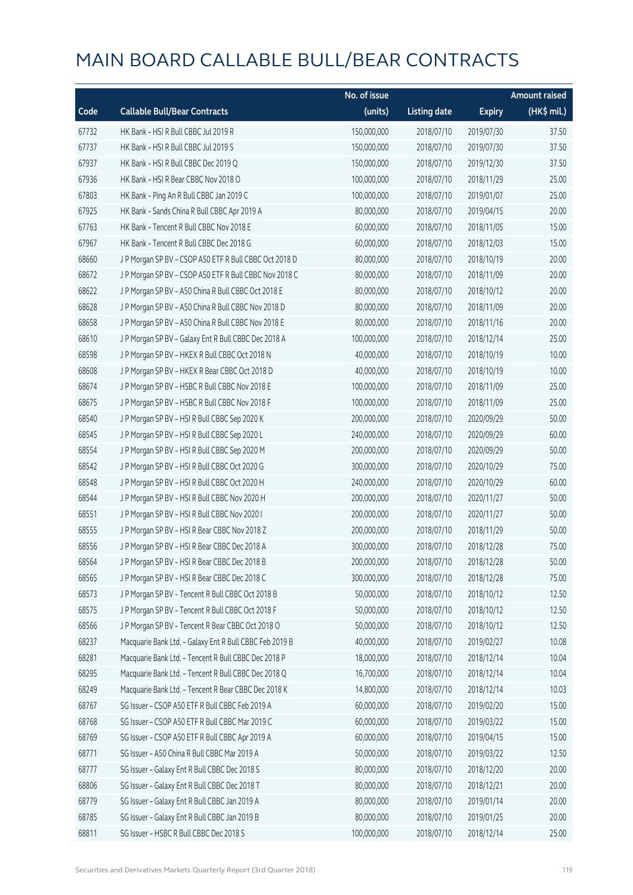# MAIN BOARD CALLABLE BULL/BEAR CONTRACTS

| Code | Callable Bull/Bear Contracts | No. of issue (units) | Listing date | Expiry | Amount raised (HK$ mil.) |
|---|---|---|---|---|---|
| 67732 | HK Bank – HSI R Bull CBBC Jul 2019 R | 150,000,000 | 2018/07/10 | 2019/07/30 | 37.50 |
| 67737 | HK Bank – HSI R Bull CBBC Jul 2019 S | 150,000,000 | 2018/07/10 | 2019/07/30 | 37.50 |
| 67937 | HK Bank – HSI R Bull CBBC Dec 2019 Q | 150,000,000 | 2018/07/10 | 2019/12/30 | 37.50 |
| 67936 | HK Bank – HSI R Bear CBBC Nov 2018 O | 100,000,000 | 2018/07/10 | 2018/11/29 | 25.00 |
| 67803 | HK Bank – Ping An R Bull CBBC Jan 2019 C | 100,000,000 | 2018/07/10 | 2019/01/07 | 25.00 |
| 67925 | HK Bank – Sands China R Bull CBBC Apr 2019 A | 80,000,000 | 2018/07/10 | 2019/04/15 | 20.00 |
| 67763 | HK Bank – Tencent R Bull CBBC Nov 2018 E | 60,000,000 | 2018/07/10 | 2018/11/05 | 15.00 |
| 67967 | HK Bank – Tencent R Bull CBBC Dec 2018 G | 60,000,000 | 2018/07/10 | 2018/12/03 | 15.00 |
| 68660 | J P Morgan SP BV – CSOP A50 ETF R Bull CBBC Oct 2018 D | 80,000,000 | 2018/07/10 | 2018/10/19 | 20.00 |
| 68672 | J P Morgan SP BV – CSOP A50 ETF R Bull CBBC Nov 2018 C | 80,000,000 | 2018/07/10 | 2018/11/09 | 20.00 |
| 68622 | J P Morgan SP BV – A50 China R Bull CBBC Oct 2018 E | 80,000,000 | 2018/07/10 | 2018/10/12 | 20.00 |
| 68628 | J P Morgan SP BV – A50 China R Bull CBBC Nov 2018 D | 80,000,000 | 2018/07/10 | 2018/11/09 | 20.00 |
| 68658 | J P Morgan SP BV – A50 China R Bull CBBC Nov 2018 E | 80,000,000 | 2018/07/10 | 2018/11/16 | 20.00 |
| 68610 | J P Morgan SP BV – Galaxy Ent R Bull CBBC Dec 2018 A | 100,000,000 | 2018/07/10 | 2018/12/14 | 25.00 |
| 68598 | J P Morgan SP BV – HKEX R Bull CBBC Oct 2018 N | 40,000,000 | 2018/07/10 | 2018/10/19 | 10.00 |
| 68608 | J P Morgan SP BV – HKEX R Bear CBBC Oct 2018 D | 40,000,000 | 2018/07/10 | 2018/10/19 | 10.00 |
| 68674 | J P Morgan SP BV – HSBC R Bull CBBC Nov 2018 E | 100,000,000 | 2018/07/10 | 2018/11/09 | 25.00 |
| 68675 | J P Morgan SP BV – HSBC R Bull CBBC Nov 2018 F | 100,000,000 | 2018/07/10 | 2018/11/09 | 25.00 |
| 68540 | J P Morgan SP BV – HSI R Bull CBBC Sep 2020 K | 200,000,000 | 2018/07/10 | 2020/09/29 | 50.00 |
| 68545 | J P Morgan SP BV – HSI R Bull CBBC Sep 2020 L | 240,000,000 | 2018/07/10 | 2020/09/29 | 60.00 |
| 68554 | J P Morgan SP BV – HSI R Bull CBBC Sep 2020 M | 200,000,000 | 2018/07/10 | 2020/09/29 | 50.00 |
| 68542 | J P Morgan SP BV – HSI R Bull CBBC Oct 2020 G | 300,000,000 | 2018/07/10 | 2020/10/29 | 75.00 |
| 68548 | J P Morgan SP BV – HSI R Bull CBBC Oct 2020 H | 240,000,000 | 2018/07/10 | 2020/10/29 | 60.00 |
| 68544 | J P Morgan SP BV – HSI R Bull CBBC Nov 2020 H | 200,000,000 | 2018/07/10 | 2020/11/27 | 50.00 |
| 68551 | J P Morgan SP BV – HSI R Bull CBBC Nov 2020 I | 200,000,000 | 2018/07/10 | 2020/11/27 | 50.00 |
| 68555 | J P Morgan SP BV – HSI R Bear CBBC Nov 2018 Z | 200,000,000 | 2018/07/10 | 2018/11/29 | 50.00 |
| 68556 | J P Morgan SP BV – HSI R Bear CBBC Dec 2018 A | 300,000,000 | 2018/07/10 | 2018/12/28 | 75.00 |
| 68564 | J P Morgan SP BV – HSI R Bear CBBC Dec 2018 B | 200,000,000 | 2018/07/10 | 2018/12/28 | 50.00 |
| 68565 | J P Morgan SP BV – HSI R Bear CBBC Dec 2018 C | 300,000,000 | 2018/07/10 | 2018/12/28 | 75.00 |
| 68573 | J P Morgan SP BV – Tencent R Bull CBBC Oct 2018 B | 50,000,000 | 2018/07/10 | 2018/10/12 | 12.50 |
| 68575 | J P Morgan SP BV – Tencent R Bull CBBC Oct 2018 F | 50,000,000 | 2018/07/10 | 2018/10/12 | 12.50 |
| 68566 | J P Morgan SP BV – Tencent R Bear CBBC Oct 2018 O | 50,000,000 | 2018/07/10 | 2018/10/12 | 12.50 |
| 68237 | Macquarie Bank Ltd. – Galaxy Ent R Bull CBBC Feb 2019 B | 40,000,000 | 2018/07/10 | 2019/02/27 | 10.08 |
| 68281 | Macquarie Bank Ltd. – Tencent R Bull CBBC Dec 2018 P | 18,000,000 | 2018/07/10 | 2018/12/14 | 10.04 |
| 68295 | Macquarie Bank Ltd. – Tencent R Bull CBBC Dec 2018 Q | 16,700,000 | 2018/07/10 | 2018/12/14 | 10.04 |
| 68249 | Macquarie Bank Ltd. – Tencent R Bear CBBC Dec 2018 K | 14,800,000 | 2018/07/10 | 2018/12/14 | 10.03 |
| 68767 | SG Issuer – CSOP A50 ETF R Bull CBBC Feb 2019 A | 60,000,000 | 2018/07/10 | 2019/02/20 | 15.00 |
| 68768 | SG Issuer – CSOP A50 ETF R Bull CBBC Mar 2019 C | 60,000,000 | 2018/07/10 | 2019/03/22 | 15.00 |
| 68769 | SG Issuer – CSOP A50 ETF R Bull CBBC Apr 2019 A | 60,000,000 | 2018/07/10 | 2019/04/15 | 15.00 |
| 68771 | SG Issuer – A50 China R Bull CBBC Mar 2019 A | 50,000,000 | 2018/07/10 | 2019/03/22 | 12.50 |
| 68777 | SG Issuer – Galaxy Ent R Bull CBBC Dec 2018 S | 80,000,000 | 2018/07/10 | 2018/12/20 | 20.00 |
| 68806 | SG Issuer – Galaxy Ent R Bull CBBC Dec 2018 T | 80,000,000 | 2018/07/10 | 2018/12/21 | 20.00 |
| 68779 | SG Issuer – Galaxy Ent R Bull CBBC Jan 2019 A | 80,000,000 | 2018/07/10 | 2019/01/14 | 20.00 |
| 68785 | SG Issuer – Galaxy Ent R Bull CBBC Jan 2019 B | 80,000,000 | 2018/07/10 | 2019/01/25 | 20.00 |
| 68811 | SG Issuer – HSBC R Bull CBBC Dec 2018 S | 100,000,000 | 2018/07/10 | 2018/12/14 | 25.00 |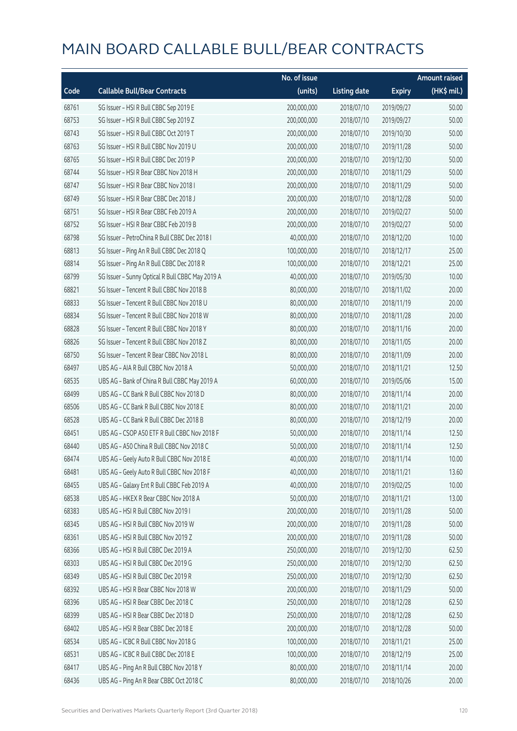# MAIN BOARD CALLABLE BULL/BEAR CONTRACTS

| Code | Callable Bull/Bear Contracts | No. of issue (units) | Listing date | Expiry | Amount raised (HK$ mil.) |
|---|---|---|---|---|---|
| 68761 | SG Issuer – HSI R Bull CBBC Sep 2019 E | 200,000,000 | 2018/07/10 | 2019/09/27 | 50.00 |
| 68753 | SG Issuer – HSI R Bull CBBC Sep 2019 Z | 200,000,000 | 2018/07/10 | 2019/09/27 | 50.00 |
| 68743 | SG Issuer – HSI R Bull CBBC Oct 2019 T | 200,000,000 | 2018/07/10 | 2019/10/30 | 50.00 |
| 68763 | SG Issuer – HSI R Bull CBBC Nov 2019 U | 200,000,000 | 2018/07/10 | 2019/11/28 | 50.00 |
| 68765 | SG Issuer – HSI R Bull CBBC Dec 2019 P | 200,000,000 | 2018/07/10 | 2019/12/30 | 50.00 |
| 68744 | SG Issuer – HSI R Bear CBBC Nov 2018 H | 200,000,000 | 2018/07/10 | 2018/11/29 | 50.00 |
| 68747 | SG Issuer – HSI R Bear CBBC Nov 2018 I | 200,000,000 | 2018/07/10 | 2018/11/29 | 50.00 |
| 68749 | SG Issuer – HSI R Bear CBBC Dec 2018 J | 200,000,000 | 2018/07/10 | 2018/12/28 | 50.00 |
| 68751 | SG Issuer – HSI R Bear CBBC Feb 2019 A | 200,000,000 | 2018/07/10 | 2019/02/27 | 50.00 |
| 68752 | SG Issuer – HSI R Bear CBBC Feb 2019 B | 200,000,000 | 2018/07/10 | 2019/02/27 | 50.00 |
| 68798 | SG Issuer – PetroChina R Bull CBBC Dec 2018 I | 40,000,000 | 2018/07/10 | 2018/12/20 | 10.00 |
| 68813 | SG Issuer – Ping An R Bull CBBC Dec 2018 Q | 100,000,000 | 2018/07/10 | 2018/12/17 | 25.00 |
| 68814 | SG Issuer – Ping An R Bull CBBC Dec 2018 R | 100,000,000 | 2018/07/10 | 2018/12/21 | 25.00 |
| 68799 | SG Issuer – Sunny Optical R Bull CBBC May 2019 A | 40,000,000 | 2018/07/10 | 2019/05/30 | 10.00 |
| 68821 | SG Issuer – Tencent R Bull CBBC Nov 2018 B | 80,000,000 | 2018/07/10 | 2018/11/02 | 20.00 |
| 68833 | SG Issuer – Tencent R Bull CBBC Nov 2018 U | 80,000,000 | 2018/07/10 | 2018/11/19 | 20.00 |
| 68834 | SG Issuer – Tencent R Bull CBBC Nov 2018 W | 80,000,000 | 2018/07/10 | 2018/11/28 | 20.00 |
| 68828 | SG Issuer – Tencent R Bull CBBC Nov 2018 Y | 80,000,000 | 2018/07/10 | 2018/11/16 | 20.00 |
| 68826 | SG Issuer – Tencent R Bull CBBC Nov 2018 Z | 80,000,000 | 2018/07/10 | 2018/11/05 | 20.00 |
| 68750 | SG Issuer – Tencent R Bear CBBC Nov 2018 L | 80,000,000 | 2018/07/10 | 2018/11/09 | 20.00 |
| 68497 | UBS AG – AIA R Bull CBBC Nov 2018 A | 50,000,000 | 2018/07/10 | 2018/11/21 | 12.50 |
| 68535 | UBS AG – Bank of China R Bull CBBC May 2019 A | 60,000,000 | 2018/07/10 | 2019/05/06 | 15.00 |
| 68499 | UBS AG – CC Bank R Bull CBBC Nov 2018 D | 80,000,000 | 2018/07/10 | 2018/11/14 | 20.00 |
| 68506 | UBS AG – CC Bank R Bull CBBC Nov 2018 E | 80,000,000 | 2018/07/10 | 2018/11/21 | 20.00 |
| 68528 | UBS AG – CC Bank R Bull CBBC Dec 2018 B | 80,000,000 | 2018/07/10 | 2018/12/19 | 20.00 |
| 68451 | UBS AG – CSOP A50 ETF R Bull CBBC Nov 2018 F | 50,000,000 | 2018/07/10 | 2018/11/14 | 12.50 |
| 68440 | UBS AG – A50 China R Bull CBBC Nov 2018 C | 50,000,000 | 2018/07/10 | 2018/11/14 | 12.50 |
| 68474 | UBS AG – Geely Auto R Bull CBBC Nov 2018 E | 40,000,000 | 2018/07/10 | 2018/11/14 | 10.00 |
| 68481 | UBS AG – Geely Auto R Bull CBBC Nov 2018 F | 40,000,000 | 2018/07/10 | 2018/11/21 | 13.60 |
| 68455 | UBS AG – Galaxy Ent R Bull CBBC Feb 2019 A | 40,000,000 | 2018/07/10 | 2019/02/25 | 10.00 |
| 68538 | UBS AG – HKEX R Bear CBBC Nov 2018 A | 50,000,000 | 2018/07/10 | 2018/11/21 | 13.00 |
| 68383 | UBS AG – HSI R Bull CBBC Nov 2019 I | 200,000,000 | 2018/07/10 | 2019/11/28 | 50.00 |
| 68345 | UBS AG – HSI R Bull CBBC Nov 2019 W | 200,000,000 | 2018/07/10 | 2019/11/28 | 50.00 |
| 68361 | UBS AG – HSI R Bull CBBC Nov 2019 Z | 200,000,000 | 2018/07/10 | 2019/11/28 | 50.00 |
| 68366 | UBS AG – HSI R Bull CBBC Dec 2019 A | 250,000,000 | 2018/07/10 | 2019/12/30 | 62.50 |
| 68303 | UBS AG – HSI R Bull CBBC Dec 2019 G | 250,000,000 | 2018/07/10 | 2019/12/30 | 62.50 |
| 68349 | UBS AG – HSI R Bull CBBC Dec 2019 R | 250,000,000 | 2018/07/10 | 2019/12/30 | 62.50 |
| 68392 | UBS AG – HSI R Bear CBBC Nov 2018 W | 200,000,000 | 2018/07/10 | 2018/11/29 | 50.00 |
| 68396 | UBS AG – HSI R Bear CBBC Dec 2018 C | 250,000,000 | 2018/07/10 | 2018/12/28 | 62.50 |
| 68399 | UBS AG – HSI R Bear CBBC Dec 2018 D | 250,000,000 | 2018/07/10 | 2018/12/28 | 62.50 |
| 68402 | UBS AG – HSI R Bear CBBC Dec 2018 E | 200,000,000 | 2018/07/10 | 2018/12/28 | 50.00 |
| 68534 | UBS AG – ICBC R Bull CBBC Nov 2018 G | 100,000,000 | 2018/07/10 | 2018/11/21 | 25.00 |
| 68531 | UBS AG – ICBC R Bull CBBC Dec 2018 E | 100,000,000 | 2018/07/10 | 2018/12/19 | 25.00 |
| 68417 | UBS AG – Ping An R Bull CBBC Nov 2018 Y | 80,000,000 | 2018/07/10 | 2018/11/14 | 20.00 |
| 68436 | UBS AG – Ping An R Bear CBBC Oct 2018 C | 80,000,000 | 2018/07/10 | 2018/10/26 | 20.00 |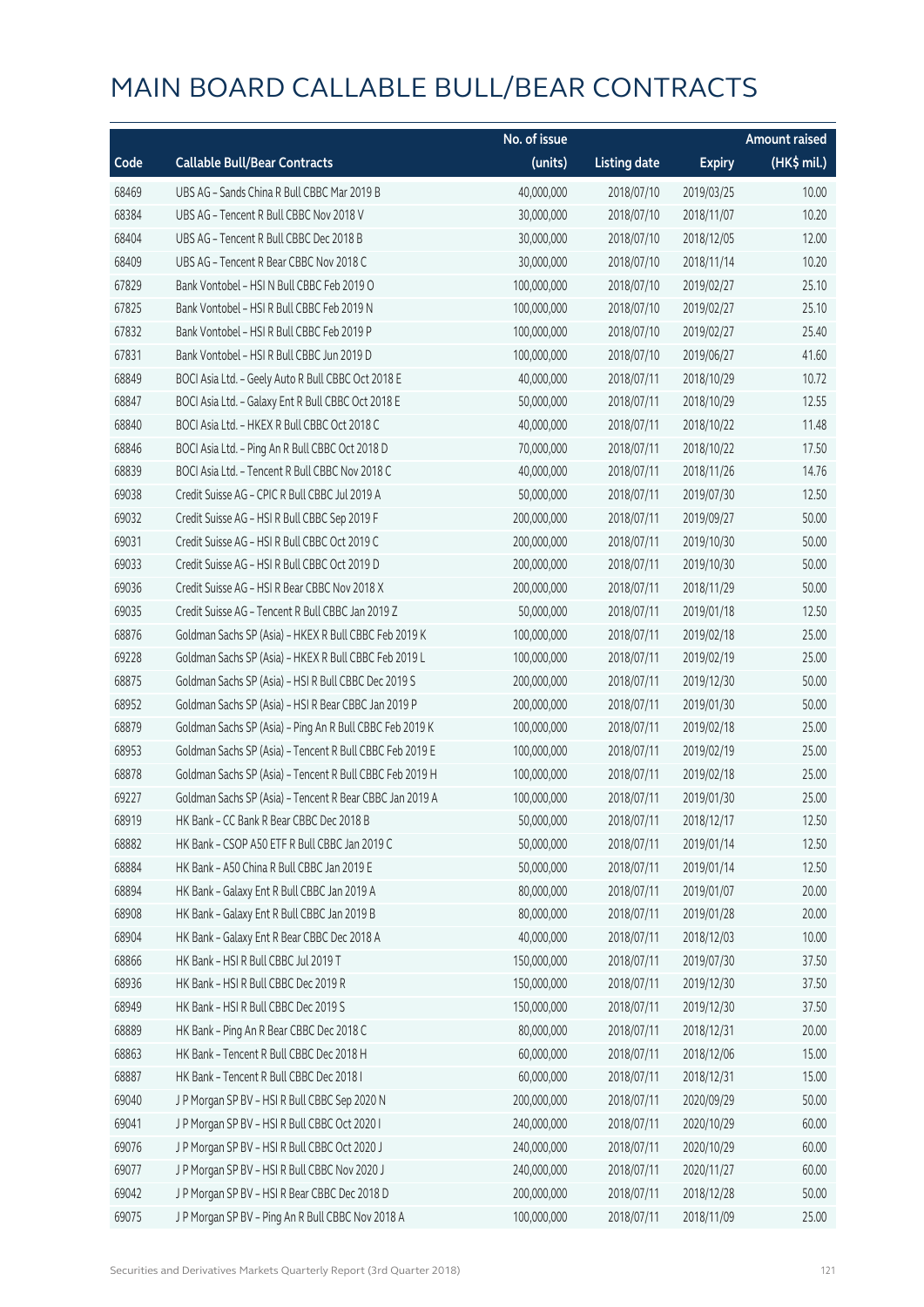# MAIN BOARD CALLABLE BULL/BEAR CONTRACTS

| Code | Callable Bull/Bear Contracts | No. of issue (units) | Listing date | Expiry | Amount raised (HK$ mil.) |
|---|---|---|---|---|---|
| 68469 | UBS AG – Sands China R Bull CBBC Mar 2019 B | 40,000,000 | 2018/07/10 | 2019/03/25 | 10.00 |
| 68384 | UBS AG – Tencent R Bull CBBC Nov 2018 V | 30,000,000 | 2018/07/10 | 2018/11/07 | 10.20 |
| 68404 | UBS AG – Tencent R Bull CBBC Dec 2018 B | 30,000,000 | 2018/07/10 | 2018/12/05 | 12.00 |
| 68409 | UBS AG – Tencent R Bear CBBC Nov 2018 C | 30,000,000 | 2018/07/10 | 2018/11/14 | 10.20 |
| 67829 | Bank Vontobel – HSI N Bull CBBC Feb 2019 O | 100,000,000 | 2018/07/10 | 2019/02/27 | 25.10 |
| 67825 | Bank Vontobel – HSI R Bull CBBC Feb 2019 N | 100,000,000 | 2018/07/10 | 2019/02/27 | 25.10 |
| 67832 | Bank Vontobel – HSI R Bull CBBC Feb 2019 P | 100,000,000 | 2018/07/10 | 2019/02/27 | 25.40 |
| 67831 | Bank Vontobel – HSI R Bull CBBC Jun 2019 D | 100,000,000 | 2018/07/10 | 2019/06/27 | 41.60 |
| 68849 | BOCI Asia Ltd. – Geely Auto R Bull CBBC Oct 2018 E | 40,000,000 | 2018/07/11 | 2018/10/29 | 10.72 |
| 68847 | BOCI Asia Ltd. – Galaxy Ent R Bull CBBC Oct 2018 E | 50,000,000 | 2018/07/11 | 2018/10/29 | 12.55 |
| 68840 | BOCI Asia Ltd. – HKEX R Bull CBBC Oct 2018 C | 40,000,000 | 2018/07/11 | 2018/10/22 | 11.48 |
| 68846 | BOCI Asia Ltd. – Ping An R Bull CBBC Oct 2018 D | 70,000,000 | 2018/07/11 | 2018/10/22 | 17.50 |
| 68839 | BOCI Asia Ltd. – Tencent R Bull CBBC Nov 2018 C | 40,000,000 | 2018/07/11 | 2018/11/26 | 14.76 |
| 69038 | Credit Suisse AG – CPIC R Bull CBBC Jul 2019 A | 50,000,000 | 2018/07/11 | 2019/07/30 | 12.50 |
| 69032 | Credit Suisse AG – HSI R Bull CBBC Sep 2019 F | 200,000,000 | 2018/07/11 | 2019/09/27 | 50.00 |
| 69031 | Credit Suisse AG – HSI R Bull CBBC Oct 2019 C | 200,000,000 | 2018/07/11 | 2019/10/30 | 50.00 |
| 69033 | Credit Suisse AG – HSI R Bull CBBC Oct 2019 D | 200,000,000 | 2018/07/11 | 2019/10/30 | 50.00 |
| 69036 | Credit Suisse AG – HSI R Bear CBBC Nov 2018 X | 200,000,000 | 2018/07/11 | 2018/11/29 | 50.00 |
| 69035 | Credit Suisse AG – Tencent R Bull CBBC Jan 2019 Z | 50,000,000 | 2018/07/11 | 2019/01/18 | 12.50 |
| 68876 | Goldman Sachs SP (Asia) – HKEX R Bull CBBC Feb 2019 K | 100,000,000 | 2018/07/11 | 2019/02/18 | 25.00 |
| 69228 | Goldman Sachs SP (Asia) – HKEX R Bull CBBC Feb 2019 L | 100,000,000 | 2018/07/11 | 2019/02/19 | 25.00 |
| 68875 | Goldman Sachs SP (Asia) – HSI R Bull CBBC Dec 2019 S | 200,000,000 | 2018/07/11 | 2019/12/30 | 50.00 |
| 68952 | Goldman Sachs SP (Asia) – HSI R Bear CBBC Jan 2019 P | 200,000,000 | 2018/07/11 | 2019/01/30 | 50.00 |
| 68879 | Goldman Sachs SP (Asia) – Ping An R Bull CBBC Feb 2019 K | 100,000,000 | 2018/07/11 | 2019/02/18 | 25.00 |
| 68953 | Goldman Sachs SP (Asia) – Tencent R Bull CBBC Feb 2019 E | 100,000,000 | 2018/07/11 | 2019/02/19 | 25.00 |
| 68878 | Goldman Sachs SP (Asia) – Tencent R Bull CBBC Feb 2019 H | 100,000,000 | 2018/07/11 | 2019/02/18 | 25.00 |
| 69227 | Goldman Sachs SP (Asia) – Tencent R Bear CBBC Jan 2019 A | 100,000,000 | 2018/07/11 | 2019/01/30 | 25.00 |
| 68919 | HK Bank – CC Bank R Bear CBBC Dec 2018 B | 50,000,000 | 2018/07/11 | 2018/12/17 | 12.50 |
| 68882 | HK Bank – CSOP A50 ETF R Bull CBBC Jan 2019 C | 50,000,000 | 2018/07/11 | 2019/01/14 | 12.50 |
| 68884 | HK Bank – A50 China R Bull CBBC Jan 2019 E | 50,000,000 | 2018/07/11 | 2019/01/14 | 12.50 |
| 68894 | HK Bank – Galaxy Ent R Bull CBBC Jan 2019 A | 80,000,000 | 2018/07/11 | 2019/01/07 | 20.00 |
| 68908 | HK Bank – Galaxy Ent R Bull CBBC Jan 2019 B | 80,000,000 | 2018/07/11 | 2019/01/28 | 20.00 |
| 68904 | HK Bank – Galaxy Ent R Bear CBBC Dec 2018 A | 40,000,000 | 2018/07/11 | 2018/12/03 | 10.00 |
| 68866 | HK Bank – HSI R Bull CBBC Jul 2019 T | 150,000,000 | 2018/07/11 | 2019/07/30 | 37.50 |
| 68936 | HK Bank – HSI R Bull CBBC Dec 2019 R | 150,000,000 | 2018/07/11 | 2019/12/30 | 37.50 |
| 68949 | HK Bank – HSI R Bull CBBC Dec 2019 S | 150,000,000 | 2018/07/11 | 2019/12/30 | 37.50 |
| 68889 | HK Bank – Ping An R Bear CBBC Dec 2018 C | 80,000,000 | 2018/07/11 | 2018/12/31 | 20.00 |
| 68863 | HK Bank – Tencent R Bull CBBC Dec 2018 H | 60,000,000 | 2018/07/11 | 2018/12/06 | 15.00 |
| 68887 | HK Bank – Tencent R Bull CBBC Dec 2018 I | 60,000,000 | 2018/07/11 | 2018/12/31 | 15.00 |
| 69040 | J P Morgan SP BV – HSI R Bull CBBC Sep 2020 N | 200,000,000 | 2018/07/11 | 2020/09/29 | 50.00 |
| 69041 | J P Morgan SP BV – HSI R Bull CBBC Oct 2020 I | 240,000,000 | 2018/07/11 | 2020/10/29 | 60.00 |
| 69076 | J P Morgan SP BV – HSI R Bull CBBC Oct 2020 J | 240,000,000 | 2018/07/11 | 2020/10/29 | 60.00 |
| 69077 | J P Morgan SP BV – HSI R Bull CBBC Nov 2020 J | 240,000,000 | 2018/07/11 | 2020/11/27 | 60.00 |
| 69042 | J P Morgan SP BV – HSI R Bear CBBC Dec 2018 D | 200,000,000 | 2018/07/11 | 2018/12/28 | 50.00 |
| 69075 | J P Morgan SP BV – Ping An R Bull CBBC Nov 2018 A | 100,000,000 | 2018/07/11 | 2018/11/09 | 25.00 |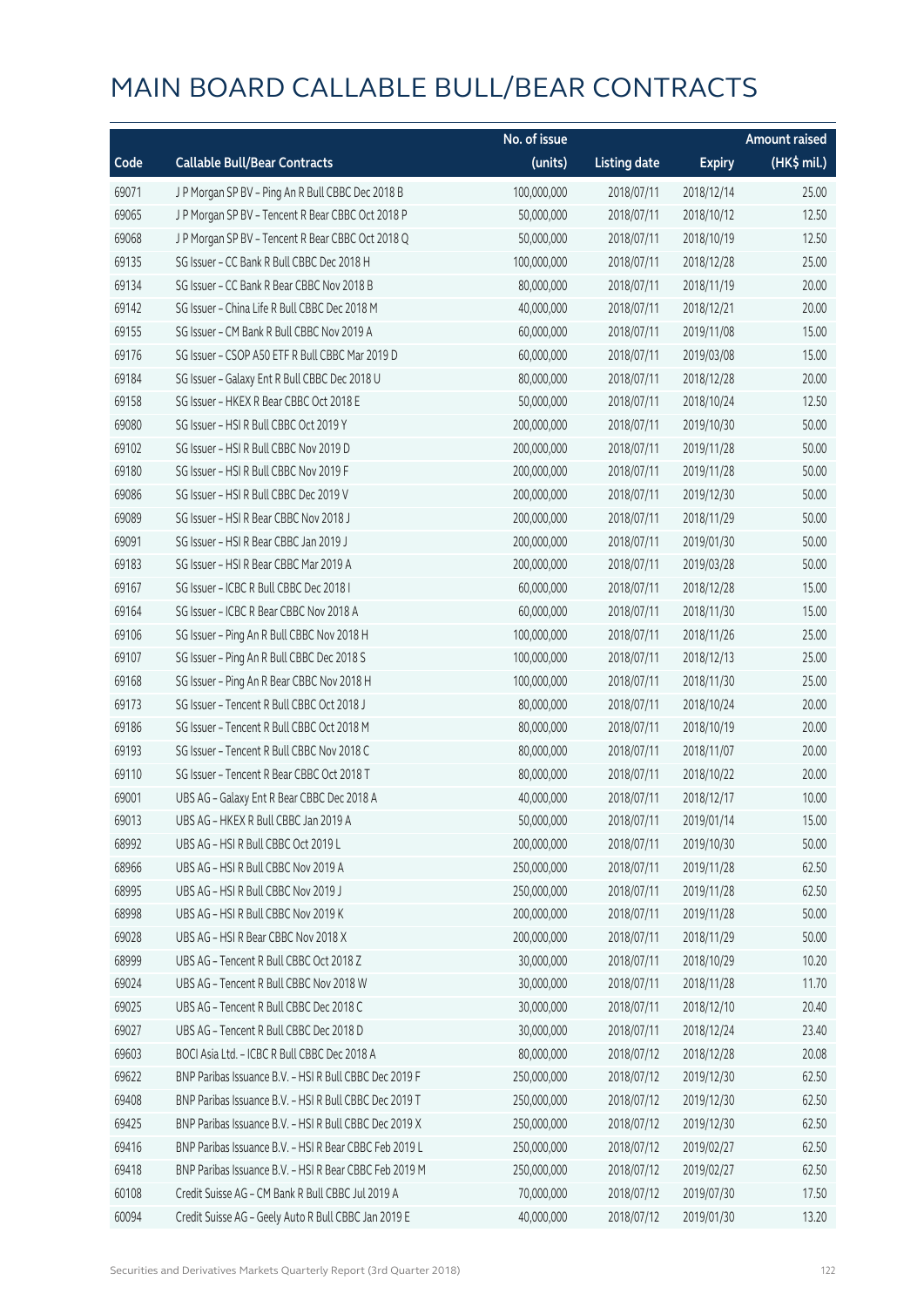# MAIN BOARD CALLABLE BULL/BEAR CONTRACTS

| Code | Callable Bull/Bear Contracts | No. of issue (units) | Listing date | Expiry | Amount raised (HK$ mil.) |
|---|---|---|---|---|---|
| 69071 | J P Morgan SP BV – Ping An R Bull CBBC Dec 2018 B | 100,000,000 | 2018/07/11 | 2018/12/14 | 25.00 |
| 69065 | J P Morgan SP BV – Tencent R Bear CBBC Oct 2018 P | 50,000,000 | 2018/07/11 | 2018/10/12 | 12.50 |
| 69068 | J P Morgan SP BV – Tencent R Bear CBBC Oct 2018 Q | 50,000,000 | 2018/07/11 | 2018/10/19 | 12.50 |
| 69135 | SG Issuer – CC Bank R Bull CBBC Dec 2018 H | 100,000,000 | 2018/07/11 | 2018/12/28 | 25.00 |
| 69134 | SG Issuer – CC Bank R Bear CBBC Nov 2018 B | 80,000,000 | 2018/07/11 | 2018/11/19 | 20.00 |
| 69142 | SG Issuer – China Life R Bull CBBC Dec 2018 M | 40,000,000 | 2018/07/11 | 2018/12/21 | 20.00 |
| 69155 | SG Issuer – CM Bank R Bull CBBC Nov 2019 A | 60,000,000 | 2018/07/11 | 2019/11/08 | 15.00 |
| 69176 | SG Issuer – CSOP A50 ETF R Bull CBBC Mar 2019 D | 60,000,000 | 2018/07/11 | 2019/03/08 | 15.00 |
| 69184 | SG Issuer – Galaxy Ent R Bull CBBC Dec 2018 U | 80,000,000 | 2018/07/11 | 2018/12/28 | 20.00 |
| 69158 | SG Issuer – HKEX R Bear CBBC Oct 2018 E | 50,000,000 | 2018/07/11 | 2018/10/24 | 12.50 |
| 69080 | SG Issuer – HSI R Bull CBBC Oct 2019 Y | 200,000,000 | 2018/07/11 | 2019/10/30 | 50.00 |
| 69102 | SG Issuer – HSI R Bull CBBC Nov 2019 D | 200,000,000 | 2018/07/11 | 2019/11/28 | 50.00 |
| 69180 | SG Issuer – HSI R Bull CBBC Nov 2019 F | 200,000,000 | 2018/07/11 | 2019/11/28 | 50.00 |
| 69086 | SG Issuer – HSI R Bull CBBC Dec 2019 V | 200,000,000 | 2018/07/11 | 2019/12/30 | 50.00 |
| 69089 | SG Issuer – HSI R Bear CBBC Nov 2018 J | 200,000,000 | 2018/07/11 | 2018/11/29 | 50.00 |
| 69091 | SG Issuer – HSI R Bear CBBC Jan 2019 J | 200,000,000 | 2018/07/11 | 2019/01/30 | 50.00 |
| 69183 | SG Issuer – HSI R Bear CBBC Mar 2019 A | 200,000,000 | 2018/07/11 | 2019/03/28 | 50.00 |
| 69167 | SG Issuer – ICBC R Bull CBBC Dec 2018 I | 60,000,000 | 2018/07/11 | 2018/12/28 | 15.00 |
| 69164 | SG Issuer – ICBC R Bear CBBC Nov 2018 A | 60,000,000 | 2018/07/11 | 2018/11/30 | 15.00 |
| 69106 | SG Issuer – Ping An R Bull CBBC Nov 2018 H | 100,000,000 | 2018/07/11 | 2018/11/26 | 25.00 |
| 69107 | SG Issuer – Ping An R Bull CBBC Dec 2018 S | 100,000,000 | 2018/07/11 | 2018/12/13 | 25.00 |
| 69168 | SG Issuer – Ping An R Bear CBBC Nov 2018 H | 100,000,000 | 2018/07/11 | 2018/11/30 | 25.00 |
| 69173 | SG Issuer – Tencent R Bull CBBC Oct 2018 J | 80,000,000 | 2018/07/11 | 2018/10/24 | 20.00 |
| 69186 | SG Issuer – Tencent R Bull CBBC Oct 2018 M | 80,000,000 | 2018/07/11 | 2018/10/19 | 20.00 |
| 69193 | SG Issuer – Tencent R Bull CBBC Nov 2018 C | 80,000,000 | 2018/07/11 | 2018/11/07 | 20.00 |
| 69110 | SG Issuer – Tencent R Bear CBBC Oct 2018 T | 80,000,000 | 2018/07/11 | 2018/10/22 | 20.00 |
| 69001 | UBS AG – Galaxy Ent R Bear CBBC Dec 2018 A | 40,000,000 | 2018/07/11 | 2018/12/17 | 10.00 |
| 69013 | UBS AG – HKEX R Bull CBBC Jan 2019 A | 50,000,000 | 2018/07/11 | 2019/01/14 | 15.00 |
| 68992 | UBS AG – HSI R Bull CBBC Oct 2019 L | 200,000,000 | 2018/07/11 | 2019/10/30 | 50.00 |
| 68966 | UBS AG – HSI R Bull CBBC Nov 2019 A | 250,000,000 | 2018/07/11 | 2019/11/28 | 62.50 |
| 68995 | UBS AG – HSI R Bull CBBC Nov 2019 J | 250,000,000 | 2018/07/11 | 2019/11/28 | 62.50 |
| 68998 | UBS AG – HSI R Bull CBBC Nov 2019 K | 200,000,000 | 2018/07/11 | 2019/11/28 | 50.00 |
| 69028 | UBS AG – HSI R Bear CBBC Nov 2018 X | 200,000,000 | 2018/07/11 | 2018/11/29 | 50.00 |
| 68999 | UBS AG – Tencent R Bull CBBC Oct 2018 Z | 30,000,000 | 2018/07/11 | 2018/10/29 | 10.20 |
| 69024 | UBS AG – Tencent R Bull CBBC Nov 2018 W | 30,000,000 | 2018/07/11 | 2018/11/28 | 11.70 |
| 69025 | UBS AG – Tencent R Bull CBBC Dec 2018 C | 30,000,000 | 2018/07/11 | 2018/12/10 | 20.40 |
| 69027 | UBS AG – Tencent R Bull CBBC Dec 2018 D | 30,000,000 | 2018/07/11 | 2018/12/24 | 23.40 |
| 69603 | BOCI Asia Ltd. – ICBC R Bull CBBC Dec 2018 A | 80,000,000 | 2018/07/12 | 2018/12/28 | 20.08 |
| 69622 | BNP Paribas Issuance B.V. – HSI R Bull CBBC Dec 2019 F | 250,000,000 | 2018/07/12 | 2019/12/30 | 62.50 |
| 69408 | BNP Paribas Issuance B.V. – HSI R Bull CBBC Dec 2019 T | 250,000,000 | 2018/07/12 | 2019/12/30 | 62.50 |
| 69425 | BNP Paribas Issuance B.V. – HSI R Bull CBBC Dec 2019 X | 250,000,000 | 2018/07/12 | 2019/12/30 | 62.50 |
| 69416 | BNP Paribas Issuance B.V. – HSI R Bear CBBC Feb 2019 L | 250,000,000 | 2018/07/12 | 2019/02/27 | 62.50 |
| 69418 | BNP Paribas Issuance B.V. – HSI R Bear CBBC Feb 2019 M | 250,000,000 | 2018/07/12 | 2019/02/27 | 62.50 |
| 60108 | Credit Suisse AG – CM Bank R Bull CBBC Jul 2019 A | 70,000,000 | 2018/07/12 | 2019/07/30 | 17.50 |
| 60094 | Credit Suisse AG – Geely Auto R Bull CBBC Jan 2019 E | 40,000,000 | 2018/07/12 | 2019/01/30 | 13.20 |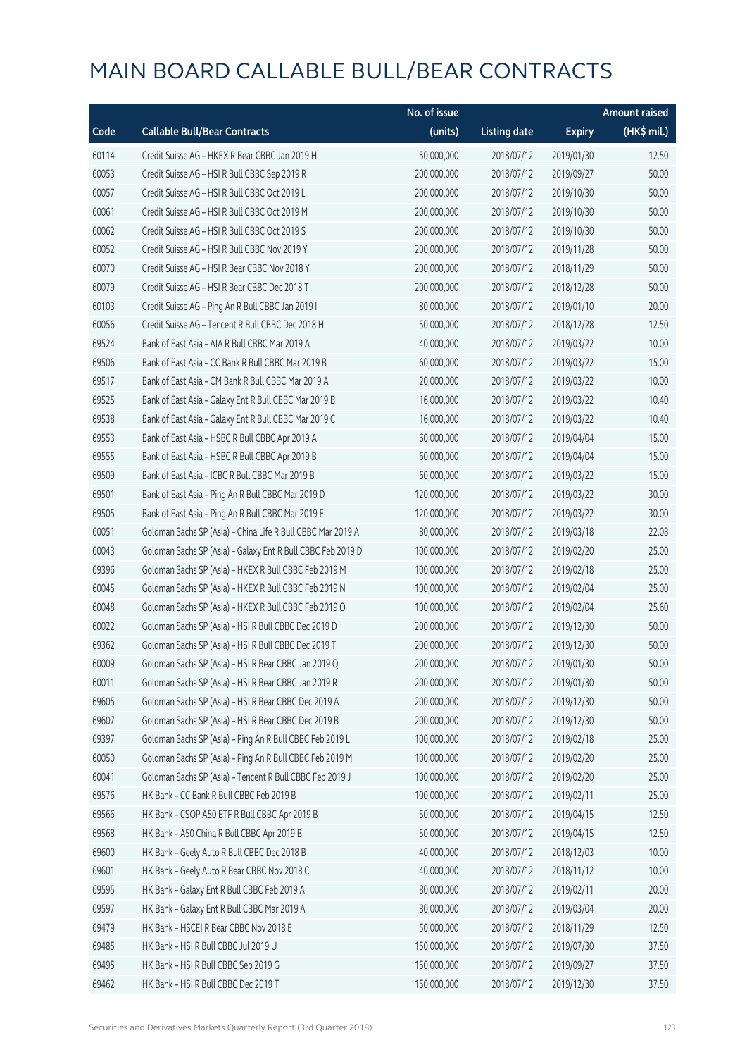# MAIN BOARD CALLABLE BULL/BEAR CONTRACTS

| Code | Callable Bull/Bear Contracts | No. of issue (units) | Listing date | Expiry | Amount raised (HK$ mil.) |
|---|---|---|---|---|---|
| 60114 | Credit Suisse AG – HKEX R Bear CBBC Jan 2019 H | 50,000,000 | 2018/07/12 | 2019/01/30 | 12.50 |
| 60053 | Credit Suisse AG – HSI R Bull CBBC Sep 2019 R | 200,000,000 | 2018/07/12 | 2019/09/27 | 50.00 |
| 60057 | Credit Suisse AG – HSI R Bull CBBC Oct 2019 L | 200,000,000 | 2018/07/12 | 2019/10/30 | 50.00 |
| 60061 | Credit Suisse AG – HSI R Bull CBBC Oct 2019 M | 200,000,000 | 2018/07/12 | 2019/10/30 | 50.00 |
| 60062 | Credit Suisse AG – HSI R Bull CBBC Oct 2019 S | 200,000,000 | 2018/07/12 | 2019/10/30 | 50.00 |
| 60052 | Credit Suisse AG – HSI R Bull CBBC Nov 2019 Y | 200,000,000 | 2018/07/12 | 2019/11/28 | 50.00 |
| 60070 | Credit Suisse AG – HSI R Bear CBBC Nov 2018 Y | 200,000,000 | 2018/07/12 | 2018/11/29 | 50.00 |
| 60079 | Credit Suisse AG – HSI R Bear CBBC Dec 2018 T | 200,000,000 | 2018/07/12 | 2018/12/28 | 50.00 |
| 60103 | Credit Suisse AG – Ping An R Bull CBBC Jan 2019 I | 80,000,000 | 2018/07/12 | 2019/01/10 | 20.00 |
| 60056 | Credit Suisse AG – Tencent R Bull CBBC Dec 2018 H | 50,000,000 | 2018/07/12 | 2018/12/28 | 12.50 |
| 69524 | Bank of East Asia – AIA R Bull CBBC Mar 2019 A | 40,000,000 | 2018/07/12 | 2019/03/22 | 10.00 |
| 69506 | Bank of East Asia – CC Bank R Bull CBBC Mar 2019 B | 60,000,000 | 2018/07/12 | 2019/03/22 | 15.00 |
| 69517 | Bank of East Asia – CM Bank R Bull CBBC Mar 2019 A | 20,000,000 | 2018/07/12 | 2019/03/22 | 10.00 |
| 69525 | Bank of East Asia – Galaxy Ent R Bull CBBC Mar 2019 B | 16,000,000 | 2018/07/12 | 2019/03/22 | 10.40 |
| 69538 | Bank of East Asia – Galaxy Ent R Bull CBBC Mar 2019 C | 16,000,000 | 2018/07/12 | 2019/03/22 | 10.40 |
| 69553 | Bank of East Asia – HSBC R Bull CBBC Apr 2019 A | 60,000,000 | 2018/07/12 | 2019/04/04 | 15.00 |
| 69555 | Bank of East Asia – HSBC R Bull CBBC Apr 2019 B | 60,000,000 | 2018/07/12 | 2019/04/04 | 15.00 |
| 69509 | Bank of East Asia – ICBC R Bull CBBC Mar 2019 B | 60,000,000 | 2018/07/12 | 2019/03/22 | 15.00 |
| 69501 | Bank of East Asia – Ping An R Bull CBBC Mar 2019 D | 120,000,000 | 2018/07/12 | 2019/03/22 | 30.00 |
| 69505 | Bank of East Asia – Ping An R Bull CBBC Mar 2019 E | 120,000,000 | 2018/07/12 | 2019/03/22 | 30.00 |
| 60051 | Goldman Sachs SP (Asia) – China Life R Bull CBBC Mar 2019 A | 80,000,000 | 2018/07/12 | 2019/03/18 | 22.08 |
| 60043 | Goldman Sachs SP (Asia) – Galaxy Ent R Bull CBBC Feb 2019 D | 100,000,000 | 2018/07/12 | 2019/02/20 | 25.00 |
| 69396 | Goldman Sachs SP (Asia) – HKEX R Bull CBBC Feb 2019 M | 100,000,000 | 2018/07/12 | 2019/02/18 | 25.00 |
| 60045 | Goldman Sachs SP (Asia) – HKEX R Bull CBBC Feb 2019 N | 100,000,000 | 2018/07/12 | 2019/02/04 | 25.00 |
| 60048 | Goldman Sachs SP (Asia) – HKEX R Bull CBBC Feb 2019 O | 100,000,000 | 2018/07/12 | 2019/02/04 | 25.60 |
| 60022 | Goldman Sachs SP (Asia) – HSI R Bull CBBC Dec 2019 D | 200,000,000 | 2018/07/12 | 2019/12/30 | 50.00 |
| 69362 | Goldman Sachs SP (Asia) – HSI R Bull CBBC Dec 2019 T | 200,000,000 | 2018/07/12 | 2019/12/30 | 50.00 |
| 60009 | Goldman Sachs SP (Asia) – HSI R Bear CBBC Jan 2019 Q | 200,000,000 | 2018/07/12 | 2019/01/30 | 50.00 |
| 60011 | Goldman Sachs SP (Asia) – HSI R Bear CBBC Jan 2019 R | 200,000,000 | 2018/07/12 | 2019/01/30 | 50.00 |
| 69605 | Goldman Sachs SP (Asia) – HSI R Bear CBBC Dec 2019 A | 200,000,000 | 2018/07/12 | 2019/12/30 | 50.00 |
| 69607 | Goldman Sachs SP (Asia) – HSI R Bear CBBC Dec 2019 B | 200,000,000 | 2018/07/12 | 2019/12/30 | 50.00 |
| 69397 | Goldman Sachs SP (Asia) – Ping An R Bull CBBC Feb 2019 L | 100,000,000 | 2018/07/12 | 2019/02/18 | 25.00 |
| 60050 | Goldman Sachs SP (Asia) – Ping An R Bull CBBC Feb 2019 M | 100,000,000 | 2018/07/12 | 2019/02/20 | 25.00 |
| 60041 | Goldman Sachs SP (Asia) – Tencent R Bull CBBC Feb 2019 J | 100,000,000 | 2018/07/12 | 2019/02/20 | 25.00 |
| 69576 | HK Bank – CC Bank R Bull CBBC Feb 2019 B | 100,000,000 | 2018/07/12 | 2019/02/11 | 25.00 |
| 69566 | HK Bank – CSOP A50 ETF R Bull CBBC Apr 2019 B | 50,000,000 | 2018/07/12 | 2019/04/15 | 12.50 |
| 69568 | HK Bank – A50 China R Bull CBBC Apr 2019 B | 50,000,000 | 2018/07/12 | 2019/04/15 | 12.50 |
| 69600 | HK Bank – Geely Auto R Bull CBBC Dec 2018 B | 40,000,000 | 2018/07/12 | 2018/12/03 | 10.00 |
| 69601 | HK Bank – Geely Auto R Bear CBBC Nov 2018 C | 40,000,000 | 2018/07/12 | 2018/11/12 | 10.00 |
| 69595 | HK Bank – Galaxy Ent R Bull CBBC Feb 2019 A | 80,000,000 | 2018/07/12 | 2019/02/11 | 20.00 |
| 69597 | HK Bank – Galaxy Ent R Bull CBBC Mar 2019 A | 80,000,000 | 2018/07/12 | 2019/03/04 | 20.00 |
| 69479 | HK Bank – HSCEI R Bear CBBC Nov 2018 E | 50,000,000 | 2018/07/12 | 2018/11/29 | 12.50 |
| 69485 | HK Bank – HSI R Bull CBBC Jul 2019 U | 150,000,000 | 2018/07/12 | 2019/07/30 | 37.50 |
| 69495 | HK Bank – HSI R Bull CBBC Sep 2019 G | 150,000,000 | 2018/07/12 | 2019/09/27 | 37.50 |
| 69462 | HK Bank – HSI R Bull CBBC Dec 2019 T | 150,000,000 | 2018/07/12 | 2019/12/30 | 37.50 |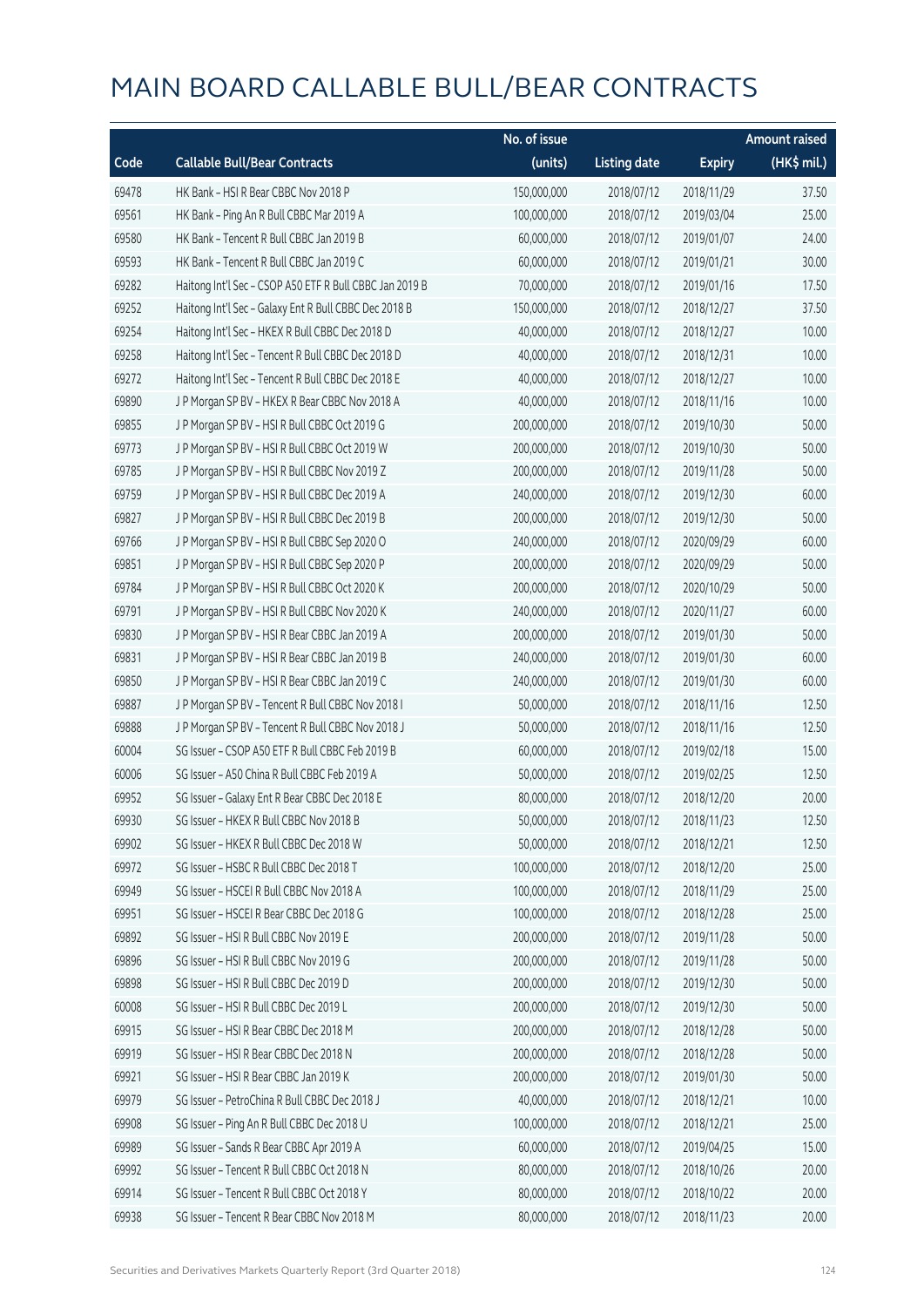# MAIN BOARD CALLABLE BULL/BEAR CONTRACTS

| Code | Callable Bull/Bear Contracts | No. of issue (units) | Listing date | Expiry | Amount raised (HK$ mil.) |
|---|---|---|---|---|---|
| 69478 | HK Bank – HSI R Bear CBBC Nov 2018 P | 150,000,000 | 2018/07/12 | 2018/11/29 | 37.50 |
| 69561 | HK Bank – Ping An R Bull CBBC Mar 2019 A | 100,000,000 | 2018/07/12 | 2019/03/04 | 25.00 |
| 69580 | HK Bank – Tencent R Bull CBBC Jan 2019 B | 60,000,000 | 2018/07/12 | 2019/01/07 | 24.00 |
| 69593 | HK Bank – Tencent R Bull CBBC Jan 2019 C | 60,000,000 | 2018/07/12 | 2019/01/21 | 30.00 |
| 69282 | Haitong Int'l Sec – CSOP A50 ETF R Bull CBBC Jan 2019 B | 70,000,000 | 2018/07/12 | 2019/01/16 | 17.50 |
| 69252 | Haitong Int'l Sec – Galaxy Ent R Bull CBBC Dec 2018 B | 150,000,000 | 2018/07/12 | 2018/12/27 | 37.50 |
| 69254 | Haitong Int'l Sec – HKEX R Bull CBBC Dec 2018 D | 40,000,000 | 2018/07/12 | 2018/12/27 | 10.00 |
| 69258 | Haitong Int'l Sec – Tencent R Bull CBBC Dec 2018 D | 40,000,000 | 2018/07/12 | 2018/12/31 | 10.00 |
| 69272 | Haitong Int'l Sec – Tencent R Bull CBBC Dec 2018 E | 40,000,000 | 2018/07/12 | 2018/12/27 | 10.00 |
| 69890 | J P Morgan SP BV – HKEX R Bear CBBC Nov 2018 A | 40,000,000 | 2018/07/12 | 2018/11/16 | 10.00 |
| 69855 | J P Morgan SP BV – HSI R Bull CBBC Oct 2019 G | 200,000,000 | 2018/07/12 | 2019/10/30 | 50.00 |
| 69773 | J P Morgan SP BV – HSI R Bull CBBC Oct 2019 W | 200,000,000 | 2018/07/12 | 2019/10/30 | 50.00 |
| 69785 | J P Morgan SP BV – HSI R Bull CBBC Nov 2019 Z | 200,000,000 | 2018/07/12 | 2019/11/28 | 50.00 |
| 69759 | J P Morgan SP BV – HSI R Bull CBBC Dec 2019 A | 240,000,000 | 2018/07/12 | 2019/12/30 | 60.00 |
| 69827 | J P Morgan SP BV – HSI R Bull CBBC Dec 2019 B | 200,000,000 | 2018/07/12 | 2019/12/30 | 50.00 |
| 69766 | J P Morgan SP BV – HSI R Bull CBBC Sep 2020 O | 240,000,000 | 2018/07/12 | 2020/09/29 | 60.00 |
| 69851 | J P Morgan SP BV – HSI R Bull CBBC Sep 2020 P | 200,000,000 | 2018/07/12 | 2020/09/29 | 50.00 |
| 69784 | J P Morgan SP BV – HSI R Bull CBBC Oct 2020 K | 200,000,000 | 2018/07/12 | 2020/10/29 | 50.00 |
| 69791 | J P Morgan SP BV – HSI R Bull CBBC Nov 2020 K | 240,000,000 | 2018/07/12 | 2020/11/27 | 60.00 |
| 69830 | J P Morgan SP BV – HSI R Bear CBBC Jan 2019 A | 200,000,000 | 2018/07/12 | 2019/01/30 | 50.00 |
| 69831 | J P Morgan SP BV – HSI R Bear CBBC Jan 2019 B | 240,000,000 | 2018/07/12 | 2019/01/30 | 60.00 |
| 69850 | J P Morgan SP BV – HSI R Bear CBBC Jan 2019 C | 240,000,000 | 2018/07/12 | 2019/01/30 | 60.00 |
| 69887 | J P Morgan SP BV – Tencent R Bull CBBC Nov 2018 I | 50,000,000 | 2018/07/12 | 2018/11/16 | 12.50 |
| 69888 | J P Morgan SP BV – Tencent R Bull CBBC Nov 2018 J | 50,000,000 | 2018/07/12 | 2018/11/16 | 12.50 |
| 60004 | SG Issuer – CSOP A50 ETF R Bull CBBC Feb 2019 B | 60,000,000 | 2018/07/12 | 2019/02/18 | 15.00 |
| 60006 | SG Issuer – A50 China R Bull CBBC Feb 2019 A | 50,000,000 | 2018/07/12 | 2019/02/25 | 12.50 |
| 69952 | SG Issuer – Galaxy Ent R Bear CBBC Dec 2018 E | 80,000,000 | 2018/07/12 | 2018/12/20 | 20.00 |
| 69930 | SG Issuer – HKEX R Bull CBBC Nov 2018 B | 50,000,000 | 2018/07/12 | 2018/11/23 | 12.50 |
| 69902 | SG Issuer – HKEX R Bull CBBC Dec 2018 W | 50,000,000 | 2018/07/12 | 2018/12/21 | 12.50 |
| 69972 | SG Issuer – HSBC R Bull CBBC Dec 2018 T | 100,000,000 | 2018/07/12 | 2018/12/20 | 25.00 |
| 69949 | SG Issuer – HSCEI R Bull CBBC Nov 2018 A | 100,000,000 | 2018/07/12 | 2018/11/29 | 25.00 |
| 69951 | SG Issuer – HSCEI R Bear CBBC Dec 2018 G | 100,000,000 | 2018/07/12 | 2018/12/28 | 25.00 |
| 69892 | SG Issuer – HSI R Bull CBBC Nov 2019 E | 200,000,000 | 2018/07/12 | 2019/11/28 | 50.00 |
| 69896 | SG Issuer – HSI R Bull CBBC Nov 2019 G | 200,000,000 | 2018/07/12 | 2019/11/28 | 50.00 |
| 69898 | SG Issuer – HSI R Bull CBBC Dec 2019 D | 200,000,000 | 2018/07/12 | 2019/12/30 | 50.00 |
| 60008 | SG Issuer – HSI R Bull CBBC Dec 2019 L | 200,000,000 | 2018/07/12 | 2019/12/30 | 50.00 |
| 69915 | SG Issuer – HSI R Bear CBBC Dec 2018 M | 200,000,000 | 2018/07/12 | 2018/12/28 | 50.00 |
| 69919 | SG Issuer – HSI R Bear CBBC Dec 2018 N | 200,000,000 | 2018/07/12 | 2018/12/28 | 50.00 |
| 69921 | SG Issuer – HSI R Bear CBBC Jan 2019 K | 200,000,000 | 2018/07/12 | 2019/01/30 | 50.00 |
| 69979 | SG Issuer – PetroChina R Bull CBBC Dec 2018 J | 40,000,000 | 2018/07/12 | 2018/12/21 | 10.00 |
| 69908 | SG Issuer – Ping An R Bull CBBC Dec 2018 U | 100,000,000 | 2018/07/12 | 2018/12/21 | 25.00 |
| 69989 | SG Issuer – Sands R Bear CBBC Apr 2019 A | 60,000,000 | 2018/07/12 | 2019/04/25 | 15.00 |
| 69992 | SG Issuer – Tencent R Bull CBBC Oct 2018 N | 80,000,000 | 2018/07/12 | 2018/10/26 | 20.00 |
| 69914 | SG Issuer – Tencent R Bull CBBC Oct 2018 Y | 80,000,000 | 2018/07/12 | 2018/10/22 | 20.00 |
| 69938 | SG Issuer – Tencent R Bear CBBC Nov 2018 M | 80,000,000 | 2018/07/12 | 2018/11/23 | 20.00 |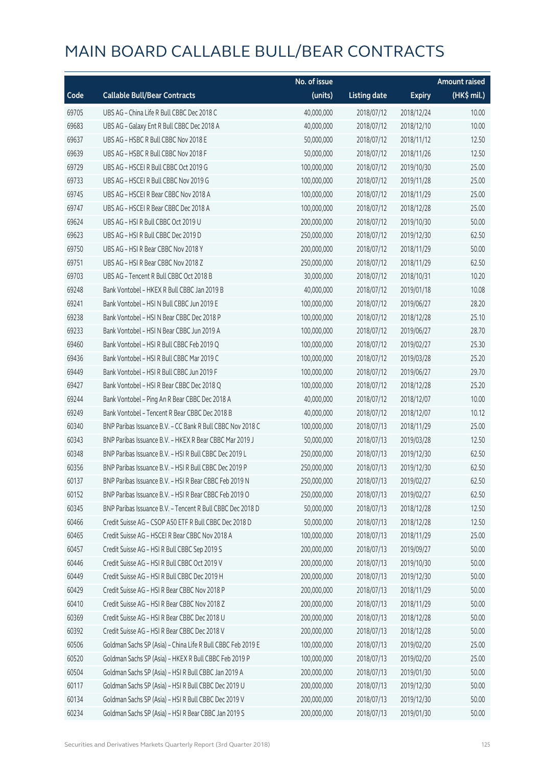# MAIN BOARD CALLABLE BULL/BEAR CONTRACTS

| Code | Callable Bull/Bear Contracts | No. of issue (units) | Listing date | Expiry | Amount raised (HK$ mil.) |
|---|---|---|---|---|---|
| 69705 | UBS AG – China Life R Bull CBBC Dec 2018 C | 40,000,000 | 2018/07/12 | 2018/12/24 | 10.00 |
| 69683 | UBS AG – Galaxy Ent R Bull CBBC Dec 2018 A | 40,000,000 | 2018/07/12 | 2018/12/10 | 10.00 |
| 69637 | UBS AG – HSBC R Bull CBBC Nov 2018 E | 50,000,000 | 2018/07/12 | 2018/11/12 | 12.50 |
| 69639 | UBS AG – HSBC R Bull CBBC Nov 2018 F | 50,000,000 | 2018/07/12 | 2018/11/26 | 12.50 |
| 69729 | UBS AG – HSCEI R Bull CBBC Oct 2019 G | 100,000,000 | 2018/07/12 | 2019/10/30 | 25.00 |
| 69733 | UBS AG – HSCEI R Bull CBBC Nov 2019 G | 100,000,000 | 2018/07/12 | 2019/11/28 | 25.00 |
| 69745 | UBS AG – HSCEI R Bear CBBC Nov 2018 A | 100,000,000 | 2018/07/12 | 2018/11/29 | 25.00 |
| 69747 | UBS AG – HSCEI R Bear CBBC Dec 2018 A | 100,000,000 | 2018/07/12 | 2018/12/28 | 25.00 |
| 69624 | UBS AG – HSI R Bull CBBC Oct 2019 U | 200,000,000 | 2018/07/12 | 2019/10/30 | 50.00 |
| 69623 | UBS AG – HSI R Bull CBBC Dec 2019 D | 250,000,000 | 2018/07/12 | 2019/12/30 | 62.50 |
| 69750 | UBS AG – HSI R Bear CBBC Nov 2018 Y | 200,000,000 | 2018/07/12 | 2018/11/29 | 50.00 |
| 69751 | UBS AG – HSI R Bear CBBC Nov 2018 Z | 250,000,000 | 2018/07/12 | 2018/11/29 | 62.50 |
| 69703 | UBS AG – Tencent R Bull CBBC Oct 2018 B | 30,000,000 | 2018/07/12 | 2018/10/31 | 10.20 |
| 69248 | Bank Vontobel – HKEX R Bull CBBC Jan 2019 B | 40,000,000 | 2018/07/12 | 2019/01/18 | 10.08 |
| 69241 | Bank Vontobel – HSI N Bull CBBC Jun 2019 E | 100,000,000 | 2018/07/12 | 2019/06/27 | 28.20 |
| 69238 | Bank Vontobel – HSI N Bear CBBC Dec 2018 P | 100,000,000 | 2018/07/12 | 2018/12/28 | 25.10 |
| 69233 | Bank Vontobel – HSI N Bear CBBC Jun 2019 A | 100,000,000 | 2018/07/12 | 2019/06/27 | 28.70 |
| 69460 | Bank Vontobel – HSI R Bull CBBC Feb 2019 Q | 100,000,000 | 2018/07/12 | 2019/02/27 | 25.30 |
| 69436 | Bank Vontobel – HSI R Bull CBBC Mar 2019 C | 100,000,000 | 2018/07/12 | 2019/03/28 | 25.20 |
| 69449 | Bank Vontobel – HSI R Bull CBBC Jun 2019 F | 100,000,000 | 2018/07/12 | 2019/06/27 | 29.70 |
| 69427 | Bank Vontobel – HSI R Bear CBBC Dec 2018 Q | 100,000,000 | 2018/07/12 | 2018/12/28 | 25.20 |
| 69244 | Bank Vontobel – Ping An R Bear CBBC Dec 2018 A | 40,000,000 | 2018/07/12 | 2018/12/07 | 10.00 |
| 69249 | Bank Vontobel – Tencent R Bear CBBC Dec 2018 B | 40,000,000 | 2018/07/12 | 2018/12/07 | 10.12 |
| 60340 | BNP Paribas Issuance B.V. – CC Bank R Bull CBBC Nov 2018 C | 100,000,000 | 2018/07/13 | 2018/11/29 | 25.00 |
| 60343 | BNP Paribas Issuance B.V. – HKEX R Bear CBBC Mar 2019 J | 50,000,000 | 2018/07/13 | 2019/03/28 | 12.50 |
| 60348 | BNP Paribas Issuance B.V. – HSI R Bull CBBC Dec 2019 L | 250,000,000 | 2018/07/13 | 2019/12/30 | 62.50 |
| 60356 | BNP Paribas Issuance B.V. – HSI R Bull CBBC Dec 2019 P | 250,000,000 | 2018/07/13 | 2019/12/30 | 62.50 |
| 60137 | BNP Paribas Issuance B.V. – HSI R Bear CBBC Feb 2019 N | 250,000,000 | 2018/07/13 | 2019/02/27 | 62.50 |
| 60152 | BNP Paribas Issuance B.V. – HSI R Bear CBBC Feb 2019 O | 250,000,000 | 2018/07/13 | 2019/02/27 | 62.50 |
| 60345 | BNP Paribas Issuance B.V. – Tencent R Bull CBBC Dec 2018 D | 50,000,000 | 2018/07/13 | 2018/12/28 | 12.50 |
| 60466 | Credit Suisse AG – CSOP A50 ETF R Bull CBBC Dec 2018 D | 50,000,000 | 2018/07/13 | 2018/12/28 | 12.50 |
| 60465 | Credit Suisse AG – HSCEI R Bear CBBC Nov 2018 A | 100,000,000 | 2018/07/13 | 2018/11/29 | 25.00 |
| 60457 | Credit Suisse AG – HSI R Bull CBBC Sep 2019 S | 200,000,000 | 2018/07/13 | 2019/09/27 | 50.00 |
| 60446 | Credit Suisse AG – HSI R Bull CBBC Oct 2019 V | 200,000,000 | 2018/07/13 | 2019/10/30 | 50.00 |
| 60449 | Credit Suisse AG – HSI R Bull CBBC Dec 2019 H | 200,000,000 | 2018/07/13 | 2019/12/30 | 50.00 |
| 60429 | Credit Suisse AG – HSI R Bear CBBC Nov 2018 P | 200,000,000 | 2018/07/13 | 2018/11/29 | 50.00 |
| 60410 | Credit Suisse AG – HSI R Bear CBBC Nov 2018 Z | 200,000,000 | 2018/07/13 | 2018/11/29 | 50.00 |
| 60369 | Credit Suisse AG – HSI R Bear CBBC Dec 2018 U | 200,000,000 | 2018/07/13 | 2018/12/28 | 50.00 |
| 60392 | Credit Suisse AG – HSI R Bear CBBC Dec 2018 V | 200,000,000 | 2018/07/13 | 2018/12/28 | 50.00 |
| 60506 | Goldman Sachs SP (Asia) – China Life R Bull CBBC Feb 2019 E | 100,000,000 | 2018/07/13 | 2019/02/20 | 25.00 |
| 60520 | Goldman Sachs SP (Asia) – HKEX R Bull CBBC Feb 2019 P | 100,000,000 | 2018/07/13 | 2019/02/20 | 25.00 |
| 60504 | Goldman Sachs SP (Asia) – HSI R Bull CBBC Jan 2019 A | 200,000,000 | 2018/07/13 | 2019/01/30 | 50.00 |
| 60117 | Goldman Sachs SP (Asia) – HSI R Bull CBBC Dec 2019 U | 200,000,000 | 2018/07/13 | 2019/12/30 | 50.00 |
| 60134 | Goldman Sachs SP (Asia) – HSI R Bull CBBC Dec 2019 V | 200,000,000 | 2018/07/13 | 2019/12/30 | 50.00 |
| 60234 | Goldman Sachs SP (Asia) – HSI R Bear CBBC Jan 2019 S | 200,000,000 | 2018/07/13 | 2019/01/30 | 50.00 |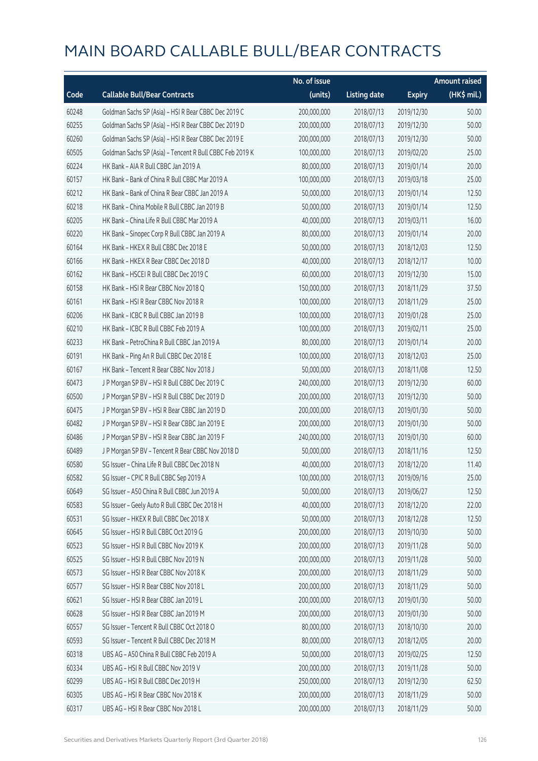# MAIN BOARD CALLABLE BULL/BEAR CONTRACTS

| Code | Callable Bull/Bear Contracts | No. of issue (units) | Listing date | Expiry | Amount raised (HK$ mil.) |
|---|---|---|---|---|---|
| 60248 | Goldman Sachs SP (Asia) – HSI R Bear CBBC Dec 2019 C | 200,000,000 | 2018/07/13 | 2019/12/30 | 50.00 |
| 60255 | Goldman Sachs SP (Asia) – HSI R Bear CBBC Dec 2019 D | 200,000,000 | 2018/07/13 | 2019/12/30 | 50.00 |
| 60260 | Goldman Sachs SP (Asia) – HSI R Bear CBBC Dec 2019 E | 200,000,000 | 2018/07/13 | 2019/12/30 | 50.00 |
| 60505 | Goldman Sachs SP (Asia) – Tencent R Bull CBBC Feb 2019 K | 100,000,000 | 2018/07/13 | 2019/02/20 | 25.00 |
| 60224 | HK Bank – AIA R Bull CBBC Jan 2019 A | 80,000,000 | 2018/07/13 | 2019/01/14 | 20.00 |
| 60157 | HK Bank – Bank of China R Bull CBBC Mar 2019 A | 100,000,000 | 2018/07/13 | 2019/03/18 | 25.00 |
| 60212 | HK Bank – Bank of China R Bear CBBC Jan 2019 A | 50,000,000 | 2018/07/13 | 2019/01/14 | 12.50 |
| 60218 | HK Bank – China Mobile R Bull CBBC Jan 2019 B | 50,000,000 | 2018/07/13 | 2019/01/14 | 12.50 |
| 60205 | HK Bank – China Life R Bull CBBC Mar 2019 A | 40,000,000 | 2018/07/13 | 2019/03/11 | 16.00 |
| 60220 | HK Bank – Sinopec Corp R Bull CBBC Jan 2019 A | 80,000,000 | 2018/07/13 | 2019/01/14 | 20.00 |
| 60164 | HK Bank – HKEX R Bull CBBC Dec 2018 E | 50,000,000 | 2018/07/13 | 2018/12/03 | 12.50 |
| 60166 | HK Bank – HKEX R Bear CBBC Dec 2018 D | 40,000,000 | 2018/07/13 | 2018/12/17 | 10.00 |
| 60162 | HK Bank – HSCEI R Bull CBBC Dec 2019 C | 60,000,000 | 2018/07/13 | 2019/12/30 | 15.00 |
| 60158 | HK Bank – HSI R Bear CBBC Nov 2018 Q | 150,000,000 | 2018/07/13 | 2018/11/29 | 37.50 |
| 60161 | HK Bank – HSI R Bear CBBC Nov 2018 R | 100,000,000 | 2018/07/13 | 2018/11/29 | 25.00 |
| 60206 | HK Bank – ICBC R Bull CBBC Jan 2019 B | 100,000,000 | 2018/07/13 | 2019/01/28 | 25.00 |
| 60210 | HK Bank – ICBC R Bull CBBC Feb 2019 A | 100,000,000 | 2018/07/13 | 2019/02/11 | 25.00 |
| 60233 | HK Bank – PetroChina R Bull CBBC Jan 2019 A | 80,000,000 | 2018/07/13 | 2019/01/14 | 20.00 |
| 60191 | HK Bank – Ping An R Bull CBBC Dec 2018 E | 100,000,000 | 2018/07/13 | 2018/12/03 | 25.00 |
| 60167 | HK Bank – Tencent R Bear CBBC Nov 2018 J | 50,000,000 | 2018/07/13 | 2018/11/08 | 12.50 |
| 60473 | J P Morgan SP BV – HSI R Bull CBBC Dec 2019 C | 240,000,000 | 2018/07/13 | 2019/12/30 | 60.00 |
| 60500 | J P Morgan SP BV – HSI R Bull CBBC Dec 2019 D | 200,000,000 | 2018/07/13 | 2019/12/30 | 50.00 |
| 60475 | J P Morgan SP BV – HSI R Bear CBBC Jan 2019 D | 200,000,000 | 2018/07/13 | 2019/01/30 | 50.00 |
| 60482 | J P Morgan SP BV – HSI R Bear CBBC Jan 2019 E | 200,000,000 | 2018/07/13 | 2019/01/30 | 50.00 |
| 60486 | J P Morgan SP BV – HSI R Bear CBBC Jan 2019 F | 240,000,000 | 2018/07/13 | 2019/01/30 | 60.00 |
| 60489 | J P Morgan SP BV – Tencent R Bear CBBC Nov 2018 D | 50,000,000 | 2018/07/13 | 2018/11/16 | 12.50 |
| 60580 | SG Issuer – China Life R Bull CBBC Dec 2018 N | 40,000,000 | 2018/07/13 | 2018/12/20 | 11.40 |
| 60582 | SG Issuer – CPIC R Bull CBBC Sep 2019 A | 100,000,000 | 2018/07/13 | 2019/09/16 | 25.00 |
| 60649 | SG Issuer – A50 China R Bull CBBC Jun 2019 A | 50,000,000 | 2018/07/13 | 2019/06/27 | 12.50 |
| 60583 | SG Issuer – Geely Auto R Bull CBBC Dec 2018 H | 40,000,000 | 2018/07/13 | 2018/12/20 | 22.00 |
| 60531 | SG Issuer – HKEX R Bull CBBC Dec 2018 X | 50,000,000 | 2018/07/13 | 2018/12/28 | 12.50 |
| 60645 | SG Issuer – HSI R Bull CBBC Oct 2019 G | 200,000,000 | 2018/07/13 | 2019/10/30 | 50.00 |
| 60523 | SG Issuer – HSI R Bull CBBC Nov 2019 K | 200,000,000 | 2018/07/13 | 2019/11/28 | 50.00 |
| 60525 | SG Issuer – HSI R Bull CBBC Nov 2019 N | 200,000,000 | 2018/07/13 | 2019/11/28 | 50.00 |
| 60573 | SG Issuer – HSI R Bear CBBC Nov 2018 K | 200,000,000 | 2018/07/13 | 2018/11/29 | 50.00 |
| 60577 | SG Issuer – HSI R Bear CBBC Nov 2018 L | 200,000,000 | 2018/07/13 | 2018/11/29 | 50.00 |
| 60621 | SG Issuer – HSI R Bear CBBC Jan 2019 L | 200,000,000 | 2018/07/13 | 2019/01/30 | 50.00 |
| 60628 | SG Issuer – HSI R Bear CBBC Jan 2019 M | 200,000,000 | 2018/07/13 | 2019/01/30 | 50.00 |
| 60557 | SG Issuer – Tencent R Bull CBBC Oct 2018 O | 80,000,000 | 2018/07/13 | 2018/10/30 | 20.00 |
| 60593 | SG Issuer – Tencent R Bull CBBC Dec 2018 M | 80,000,000 | 2018/07/13 | 2018/12/05 | 20.00 |
| 60318 | UBS AG – A50 China R Bull CBBC Feb 2019 A | 50,000,000 | 2018/07/13 | 2019/02/25 | 12.50 |
| 60334 | UBS AG – HSI R Bull CBBC Nov 2019 V | 200,000,000 | 2018/07/13 | 2019/11/28 | 50.00 |
| 60299 | UBS AG – HSI R Bull CBBC Dec 2019 H | 250,000,000 | 2018/07/13 | 2019/12/30 | 62.50 |
| 60305 | UBS AG – HSI R Bear CBBC Nov 2018 K | 200,000,000 | 2018/07/13 | 2018/11/29 | 50.00 |
| 60317 | UBS AG – HSI R Bear CBBC Nov 2018 L | 200,000,000 | 2018/07/13 | 2018/11/29 | 50.00 |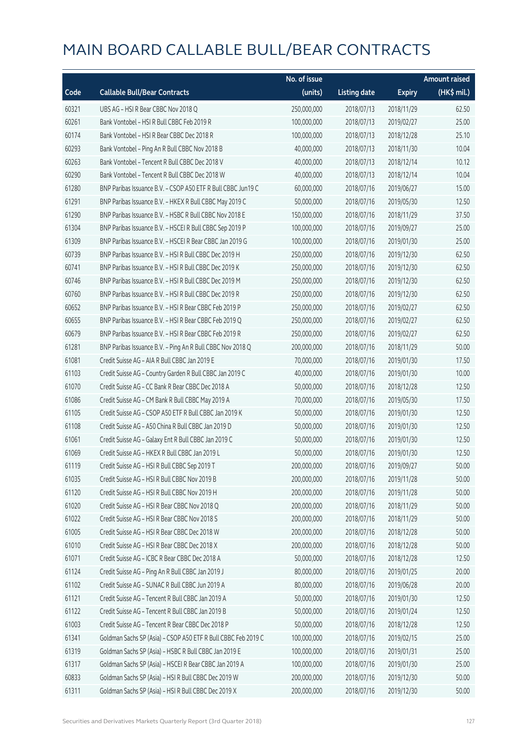# MAIN BOARD CALLABLE BULL/BEAR CONTRACTS

| Code | Callable Bull/Bear Contracts | No. of issue (units) | Listing date | Expiry | Amount raised (HK$ mil.) |
|---|---|---|---|---|---|
| 60321 | UBS AG – HSI R Bear CBBC Nov 2018 Q | 250,000,000 | 2018/07/13 | 2018/11/29 | 62.50 |
| 60261 | Bank Vontobel – HSI R Bull CBBC Feb 2019 R | 100,000,000 | 2018/07/13 | 2019/02/27 | 25.00 |
| 60174 | Bank Vontobel – HSI R Bear CBBC Dec 2018 R | 100,000,000 | 2018/07/13 | 2018/12/28 | 25.10 |
| 60293 | Bank Vontobel – Ping An R Bull CBBC Nov 2018 B | 40,000,000 | 2018/07/13 | 2018/11/30 | 10.04 |
| 60263 | Bank Vontobel – Tencent R Bull CBBC Dec 2018 V | 40,000,000 | 2018/07/13 | 2018/12/14 | 10.12 |
| 60290 | Bank Vontobel – Tencent R Bull CBBC Dec 2018 W | 40,000,000 | 2018/07/13 | 2018/12/14 | 10.04 |
| 61280 | BNP Paribas Issuance B.V. – CSOP A50 ETF R Bull CBBC Jun19 C | 60,000,000 | 2018/07/16 | 2019/06/27 | 15.00 |
| 61291 | BNP Paribas Issuance B.V. – HKEX R Bull CBBC May 2019 C | 50,000,000 | 2018/07/16 | 2019/05/30 | 12.50 |
| 61290 | BNP Paribas Issuance B.V. – HSBC R Bull CBBC Nov 2018 E | 150,000,000 | 2018/07/16 | 2018/11/29 | 37.50 |
| 61304 | BNP Paribas Issuance B.V. – HSCEI R Bull CBBC Sep 2019 P | 100,000,000 | 2018/07/16 | 2019/09/27 | 25.00 |
| 61309 | BNP Paribas Issuance B.V. – HSCEI R Bear CBBC Jan 2019 G | 100,000,000 | 2018/07/16 | 2019/01/30 | 25.00 |
| 60739 | BNP Paribas Issuance B.V. – HSI R Bull CBBC Dec 2019 H | 250,000,000 | 2018/07/16 | 2019/12/30 | 62.50 |
| 60741 | BNP Paribas Issuance B.V. – HSI R Bull CBBC Dec 2019 K | 250,000,000 | 2018/07/16 | 2019/12/30 | 62.50 |
| 60746 | BNP Paribas Issuance B.V. – HSI R Bull CBBC Dec 2019 M | 250,000,000 | 2018/07/16 | 2019/12/30 | 62.50 |
| 60760 | BNP Paribas Issuance B.V. – HSI R Bull CBBC Dec 2019 R | 250,000,000 | 2018/07/16 | 2019/12/30 | 62.50 |
| 60652 | BNP Paribas Issuance B.V. – HSI R Bear CBBC Feb 2019 P | 250,000,000 | 2018/07/16 | 2019/02/27 | 62.50 |
| 60655 | BNP Paribas Issuance B.V. – HSI R Bear CBBC Feb 2019 Q | 250,000,000 | 2018/07/16 | 2019/02/27 | 62.50 |
| 60679 | BNP Paribas Issuance B.V. – HSI R Bear CBBC Feb 2019 R | 250,000,000 | 2018/07/16 | 2019/02/27 | 62.50 |
| 61281 | BNP Paribas Issuance B.V. – Ping An R Bull CBBC Nov 2018 Q | 200,000,000 | 2018/07/16 | 2018/11/29 | 50.00 |
| 61081 | Credit Suisse AG – AIA R Bull CBBC Jan 2019 E | 70,000,000 | 2018/07/16 | 2019/01/30 | 17.50 |
| 61103 | Credit Suisse AG – Country Garden R Bull CBBC Jan 2019 C | 40,000,000 | 2018/07/16 | 2019/01/30 | 10.00 |
| 61070 | Credit Suisse AG – CC Bank R Bear CBBC Dec 2018 A | 50,000,000 | 2018/07/16 | 2018/12/28 | 12.50 |
| 61086 | Credit Suisse AG – CM Bank R Bull CBBC May 2019 A | 70,000,000 | 2018/07/16 | 2019/05/30 | 17.50 |
| 61105 | Credit Suisse AG – CSOP A50 ETF R Bull CBBC Jan 2019 K | 50,000,000 | 2018/07/16 | 2019/01/30 | 12.50 |
| 61108 | Credit Suisse AG – A50 China R Bull CBBC Jan 2019 D | 50,000,000 | 2018/07/16 | 2019/01/30 | 12.50 |
| 61061 | Credit Suisse AG – Galaxy Ent R Bull CBBC Jan 2019 C | 50,000,000 | 2018/07/16 | 2019/01/30 | 12.50 |
| 61069 | Credit Suisse AG – HKEX R Bull CBBC Jan 2019 L | 50,000,000 | 2018/07/16 | 2019/01/30 | 12.50 |
| 61119 | Credit Suisse AG – HSI R Bull CBBC Sep 2019 T | 200,000,000 | 2018/07/16 | 2019/09/27 | 50.00 |
| 61035 | Credit Suisse AG – HSI R Bull CBBC Nov 2019 B | 200,000,000 | 2018/07/16 | 2019/11/28 | 50.00 |
| 61120 | Credit Suisse AG – HSI R Bull CBBC Nov 2019 H | 200,000,000 | 2018/07/16 | 2019/11/28 | 50.00 |
| 61020 | Credit Suisse AG – HSI R Bear CBBC Nov 2018 Q | 200,000,000 | 2018/07/16 | 2018/11/29 | 50.00 |
| 61022 | Credit Suisse AG – HSI R Bear CBBC Nov 2018 S | 200,000,000 | 2018/07/16 | 2018/11/29 | 50.00 |
| 61005 | Credit Suisse AG – HSI R Bear CBBC Dec 2018 W | 200,000,000 | 2018/07/16 | 2018/12/28 | 50.00 |
| 61010 | Credit Suisse AG – HSI R Bear CBBC Dec 2018 X | 200,000,000 | 2018/07/16 | 2018/12/28 | 50.00 |
| 61071 | Credit Suisse AG – ICBC R Bear CBBC Dec 2018 A | 50,000,000 | 2018/07/16 | 2018/12/28 | 12.50 |
| 61124 | Credit Suisse AG – Ping An R Bull CBBC Jan 2019 J | 80,000,000 | 2018/07/16 | 2019/01/25 | 20.00 |
| 61102 | Credit Suisse AG – SUNAC R Bull CBBC Jun 2019 A | 80,000,000 | 2018/07/16 | 2019/06/28 | 20.00 |
| 61121 | Credit Suisse AG – Tencent R Bull CBBC Jan 2019 A | 50,000,000 | 2018/07/16 | 2019/01/30 | 12.50 |
| 61122 | Credit Suisse AG – Tencent R Bull CBBC Jan 2019 B | 50,000,000 | 2018/07/16 | 2019/01/24 | 12.50 |
| 61003 | Credit Suisse AG – Tencent R Bear CBBC Dec 2018 P | 50,000,000 | 2018/07/16 | 2018/12/28 | 12.50 |
| 61341 | Goldman Sachs SP (Asia) – CSOP A50 ETF R Bull CBBC Feb 2019 C | 100,000,000 | 2018/07/16 | 2019/02/15 | 25.00 |
| 61319 | Goldman Sachs SP (Asia) – HSBC R Bull CBBC Jan 2019 E | 100,000,000 | 2018/07/16 | 2019/01/31 | 25.00 |
| 61317 | Goldman Sachs SP (Asia) – HSCEI R Bear CBBC Jan 2019 A | 100,000,000 | 2018/07/16 | 2019/01/30 | 25.00 |
| 60833 | Goldman Sachs SP (Asia) – HSI R Bull CBBC Dec 2019 W | 200,000,000 | 2018/07/16 | 2019/12/30 | 50.00 |
| 61311 | Goldman Sachs SP (Asia) – HSI R Bull CBBC Dec 2019 X | 200,000,000 | 2018/07/16 | 2019/12/30 | 50.00 |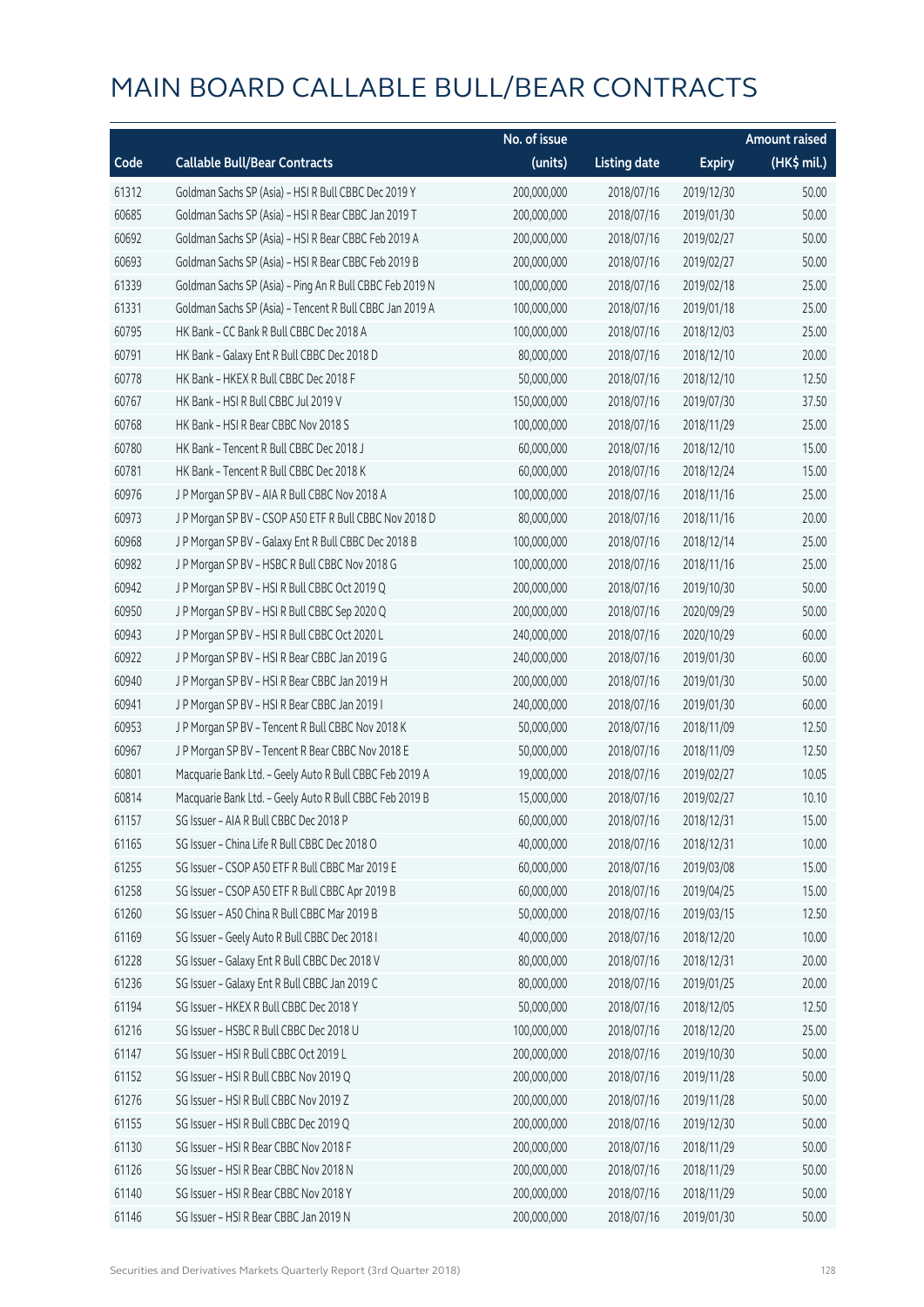# MAIN BOARD CALLABLE BULL/BEAR CONTRACTS

| Code | Callable Bull/Bear Contracts | No. of issue (units) | Listing date | Expiry | Amount raised (HK$ mil.) |
|---|---|---|---|---|---|
| 61312 | Goldman Sachs SP (Asia) – HSI R Bull CBBC Dec 2019 Y | 200,000,000 | 2018/07/16 | 2019/12/30 | 50.00 |
| 60685 | Goldman Sachs SP (Asia) – HSI R Bear CBBC Jan 2019 T | 200,000,000 | 2018/07/16 | 2019/01/30 | 50.00 |
| 60692 | Goldman Sachs SP (Asia) – HSI R Bear CBBC Feb 2019 A | 200,000,000 | 2018/07/16 | 2019/02/27 | 50.00 |
| 60693 | Goldman Sachs SP (Asia) – HSI R Bear CBBC Feb 2019 B | 200,000,000 | 2018/07/16 | 2019/02/27 | 50.00 |
| 61339 | Goldman Sachs SP (Asia) – Ping An R Bull CBBC Feb 2019 N | 100,000,000 | 2018/07/16 | 2019/02/18 | 25.00 |
| 61331 | Goldman Sachs SP (Asia) – Tencent R Bull CBBC Jan 2019 A | 100,000,000 | 2018/07/16 | 2019/01/18 | 25.00 |
| 60795 | HK Bank – CC Bank R Bull CBBC Dec 2018 A | 100,000,000 | 2018/07/16 | 2018/12/03 | 25.00 |
| 60791 | HK Bank – Galaxy Ent R Bull CBBC Dec 2018 D | 80,000,000 | 2018/07/16 | 2018/12/10 | 20.00 |
| 60778 | HK Bank – HKEX R Bull CBBC Dec 2018 F | 50,000,000 | 2018/07/16 | 2018/12/10 | 12.50 |
| 60767 | HK Bank – HSI R Bull CBBC Jul 2019 V | 150,000,000 | 2018/07/16 | 2019/07/30 | 37.50 |
| 60768 | HK Bank – HSI R Bear CBBC Nov 2018 S | 100,000,000 | 2018/07/16 | 2018/11/29 | 25.00 |
| 60780 | HK Bank – Tencent R Bull CBBC Dec 2018 J | 60,000,000 | 2018/07/16 | 2018/12/10 | 15.00 |
| 60781 | HK Bank – Tencent R Bull CBBC Dec 2018 K | 60,000,000 | 2018/07/16 | 2018/12/24 | 15.00 |
| 60976 | J P Morgan SP BV – AIA R Bull CBBC Nov 2018 A | 100,000,000 | 2018/07/16 | 2018/11/16 | 25.00 |
| 60973 | J P Morgan SP BV – CSOP A50 ETF R Bull CBBC Nov 2018 D | 80,000,000 | 2018/07/16 | 2018/11/16 | 20.00 |
| 60968 | J P Morgan SP BV – Galaxy Ent R Bull CBBC Dec 2018 B | 100,000,000 | 2018/07/16 | 2018/12/14 | 25.00 |
| 60982 | J P Morgan SP BV – HSBC R Bull CBBC Nov 2018 G | 100,000,000 | 2018/07/16 | 2018/11/16 | 25.00 |
| 60942 | J P Morgan SP BV – HSI R Bull CBBC Oct 2019 Q | 200,000,000 | 2018/07/16 | 2019/10/30 | 50.00 |
| 60950 | J P Morgan SP BV – HSI R Bull CBBC Sep 2020 Q | 200,000,000 | 2018/07/16 | 2020/09/29 | 50.00 |
| 60943 | J P Morgan SP BV – HSI R Bull CBBC Oct 2020 L | 240,000,000 | 2018/07/16 | 2020/10/29 | 60.00 |
| 60922 | J P Morgan SP BV – HSI R Bear CBBC Jan 2019 G | 240,000,000 | 2018/07/16 | 2019/01/30 | 60.00 |
| 60940 | J P Morgan SP BV – HSI R Bear CBBC Jan 2019 H | 200,000,000 | 2018/07/16 | 2019/01/30 | 50.00 |
| 60941 | J P Morgan SP BV – HSI R Bear CBBC Jan 2019 I | 240,000,000 | 2018/07/16 | 2019/01/30 | 60.00 |
| 60953 | J P Morgan SP BV – Tencent R Bull CBBC Nov 2018 K | 50,000,000 | 2018/07/16 | 2018/11/09 | 12.50 |
| 60967 | J P Morgan SP BV – Tencent R Bear CBBC Nov 2018 E | 50,000,000 | 2018/07/16 | 2018/11/09 | 12.50 |
| 60801 | Macquarie Bank Ltd. - Geely Auto R Bull CBBC Feb 2019 A | 19,000,000 | 2018/07/16 | 2019/02/27 | 10.05 |
| 60814 | Macquarie Bank Ltd. - Geely Auto R Bull CBBC Feb 2019 B | 15,000,000 | 2018/07/16 | 2019/02/27 | 10.10 |
| 61157 | SG Issuer – AIA R Bull CBBC Dec 2018 P | 60,000,000 | 2018/07/16 | 2018/12/31 | 15.00 |
| 61165 | SG Issuer – China Life R Bull CBBC Dec 2018 O | 40,000,000 | 2018/07/16 | 2018/12/31 | 10.00 |
| 61255 | SG Issuer – CSOP A50 ETF R Bull CBBC Mar 2019 E | 60,000,000 | 2018/07/16 | 2019/03/08 | 15.00 |
| 61258 | SG Issuer – CSOP A50 ETF R Bull CBBC Apr 2019 B | 60,000,000 | 2018/07/16 | 2019/04/25 | 15.00 |
| 61260 | SG Issuer – A50 China R Bull CBBC Mar 2019 B | 50,000,000 | 2018/07/16 | 2019/03/15 | 12.50 |
| 61169 | SG Issuer – Geely Auto R Bull CBBC Dec 2018 I | 40,000,000 | 2018/07/16 | 2018/12/20 | 10.00 |
| 61228 | SG Issuer – Galaxy Ent R Bull CBBC Dec 2018 V | 80,000,000 | 2018/07/16 | 2018/12/31 | 20.00 |
| 61236 | SG Issuer – Galaxy Ent R Bull CBBC Jan 2019 C | 80,000,000 | 2018/07/16 | 2019/01/25 | 20.00 |
| 61194 | SG Issuer – HKEX R Bull CBBC Dec 2018 Y | 50,000,000 | 2018/07/16 | 2018/12/05 | 12.50 |
| 61216 | SG Issuer – HSBC R Bull CBBC Dec 2018 U | 100,000,000 | 2018/07/16 | 2018/12/20 | 25.00 |
| 61147 | SG Issuer – HSI R Bull CBBC Oct 2019 L | 200,000,000 | 2018/07/16 | 2019/10/30 | 50.00 |
| 61152 | SG Issuer – HSI R Bull CBBC Nov 2019 Q | 200,000,000 | 2018/07/16 | 2019/11/28 | 50.00 |
| 61276 | SG Issuer – HSI R Bull CBBC Nov 2019 Z | 200,000,000 | 2018/07/16 | 2019/11/28 | 50.00 |
| 61155 | SG Issuer – HSI R Bull CBBC Dec 2019 Q | 200,000,000 | 2018/07/16 | 2019/12/30 | 50.00 |
| 61130 | SG Issuer – HSI R Bear CBBC Nov 2018 F | 200,000,000 | 2018/07/16 | 2018/11/29 | 50.00 |
| 61126 | SG Issuer – HSI R Bear CBBC Nov 2018 N | 200,000,000 | 2018/07/16 | 2018/11/29 | 50.00 |
| 61140 | SG Issuer – HSI R Bear CBBC Nov 2018 Y | 200,000,000 | 2018/07/16 | 2018/11/29 | 50.00 |
| 61146 | SG Issuer – HSI R Bear CBBC Jan 2019 N | 200,000,000 | 2018/07/16 | 2019/01/30 | 50.00 |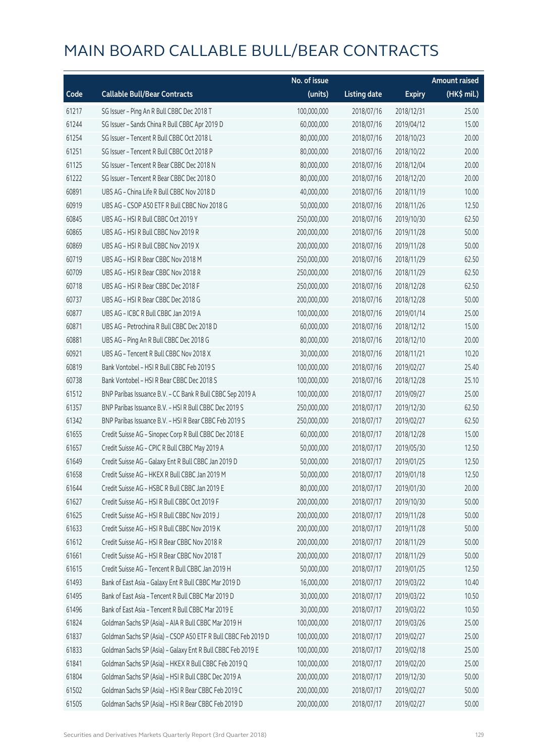# MAIN BOARD CALLABLE BULL/BEAR CONTRACTS

| Code | Callable Bull/Bear Contracts | No. of issue (units) | Listing date | Expiry | Amount raised (HK$ mil.) |
|---|---|---|---|---|---|
| 61217 | SG Issuer – Ping An R Bull CBBC Dec 2018 T | 100,000,000 | 2018/07/16 | 2018/12/31 | 25.00 |
| 61244 | SG Issuer – Sands China R Bull CBBC Apr 2019 D | 60,000,000 | 2018/07/16 | 2019/04/12 | 15.00 |
| 61254 | SG Issuer – Tencent R Bull CBBC Oct 2018 L | 80,000,000 | 2018/07/16 | 2018/10/23 | 20.00 |
| 61251 | SG Issuer – Tencent R Bull CBBC Oct 2018 P | 80,000,000 | 2018/07/16 | 2018/10/22 | 20.00 |
| 61125 | SG Issuer – Tencent R Bear CBBC Dec 2018 N | 80,000,000 | 2018/07/16 | 2018/12/04 | 20.00 |
| 61222 | SG Issuer – Tencent R Bear CBBC Dec 2018 O | 80,000,000 | 2018/07/16 | 2018/12/20 | 20.00 |
| 60891 | UBS AG – China Life R Bull CBBC Nov 2018 D | 40,000,000 | 2018/07/16 | 2018/11/19 | 10.00 |
| 60919 | UBS AG – CSOP A50 ETF R Bull CBBC Nov 2018 G | 50,000,000 | 2018/07/16 | 2018/11/26 | 12.50 |
| 60845 | UBS AG – HSI R Bull CBBC Oct 2019 Y | 250,000,000 | 2018/07/16 | 2019/10/30 | 62.50 |
| 60865 | UBS AG – HSI R Bull CBBC Nov 2019 R | 200,000,000 | 2018/07/16 | 2019/11/28 | 50.00 |
| 60869 | UBS AG – HSI R Bull CBBC Nov 2019 X | 200,000,000 | 2018/07/16 | 2019/11/28 | 50.00 |
| 60719 | UBS AG – HSI R Bear CBBC Nov 2018 M | 250,000,000 | 2018/07/16 | 2018/11/29 | 62.50 |
| 60709 | UBS AG – HSI R Bear CBBC Nov 2018 R | 250,000,000 | 2018/07/16 | 2018/11/29 | 62.50 |
| 60718 | UBS AG – HSI R Bear CBBC Dec 2018 F | 250,000,000 | 2018/07/16 | 2018/12/28 | 62.50 |
| 60737 | UBS AG – HSI R Bear CBBC Dec 2018 G | 200,000,000 | 2018/07/16 | 2018/12/28 | 50.00 |
| 60877 | UBS AG – ICBC R Bull CBBC Jan 2019 A | 100,000,000 | 2018/07/16 | 2019/01/14 | 25.00 |
| 60871 | UBS AG – Petrochina R Bull CBBC Dec 2018 D | 60,000,000 | 2018/07/16 | 2018/12/12 | 15.00 |
| 60881 | UBS AG – Ping An R Bull CBBC Dec 2018 G | 80,000,000 | 2018/07/16 | 2018/12/10 | 20.00 |
| 60921 | UBS AG – Tencent R Bull CBBC Nov 2018 X | 30,000,000 | 2018/07/16 | 2018/11/21 | 10.20 |
| 60819 | Bank Vontobel – HSI R Bull CBBC Feb 2019 S | 100,000,000 | 2018/07/16 | 2019/02/27 | 25.40 |
| 60738 | Bank Vontobel – HSI R Bear CBBC Dec 2018 S | 100,000,000 | 2018/07/16 | 2018/12/28 | 25.10 |
| 61512 | BNP Paribas Issuance B.V. – CC Bank R Bull CBBC Sep 2019 A | 100,000,000 | 2018/07/17 | 2019/09/27 | 25.00 |
| 61357 | BNP Paribas Issuance B.V. – HSI R Bull CBBC Dec 2019 S | 250,000,000 | 2018/07/17 | 2019/12/30 | 62.50 |
| 61342 | BNP Paribas Issuance B.V. – HSI R Bear CBBC Feb 2019 S | 250,000,000 | 2018/07/17 | 2019/02/27 | 62.50 |
| 61655 | Credit Suisse AG – Sinopec Corp R Bull CBBC Dec 2018 E | 60,000,000 | 2018/07/17 | 2018/12/28 | 15.00 |
| 61657 | Credit Suisse AG – CPIC R Bull CBBC May 2019 A | 50,000,000 | 2018/07/17 | 2019/05/30 | 12.50 |
| 61649 | Credit Suisse AG – Galaxy Ent R Bull CBBC Jan 2019 D | 50,000,000 | 2018/07/17 | 2019/01/25 | 12.50 |
| 61658 | Credit Suisse AG – HKEX R Bull CBBC Jan 2019 M | 50,000,000 | 2018/07/17 | 2019/01/18 | 12.50 |
| 61644 | Credit Suisse AG – HSBC R Bull CBBC Jan 2019 E | 80,000,000 | 2018/07/17 | 2019/01/30 | 20.00 |
| 61627 | Credit Suisse AG – HSI R Bull CBBC Oct 2019 F | 200,000,000 | 2018/07/17 | 2019/10/30 | 50.00 |
| 61625 | Credit Suisse AG – HSI R Bull CBBC Nov 2019 J | 200,000,000 | 2018/07/17 | 2019/11/28 | 50.00 |
| 61633 | Credit Suisse AG – HSI R Bull CBBC Nov 2019 K | 200,000,000 | 2018/07/17 | 2019/11/28 | 50.00 |
| 61612 | Credit Suisse AG – HSI R Bear CBBC Nov 2018 R | 200,000,000 | 2018/07/17 | 2018/11/29 | 50.00 |
| 61661 | Credit Suisse AG – HSI R Bear CBBC Nov 2018 T | 200,000,000 | 2018/07/17 | 2018/11/29 | 50.00 |
| 61615 | Credit Suisse AG – Tencent R Bull CBBC Jan 2019 H | 50,000,000 | 2018/07/17 | 2019/01/25 | 12.50 |
| 61493 | Bank of East Asia – Galaxy Ent R Bull CBBC Mar 2019 D | 16,000,000 | 2018/07/17 | 2019/03/22 | 10.40 |
| 61495 | Bank of East Asia – Tencent R Bull CBBC Mar 2019 D | 30,000,000 | 2018/07/17 | 2019/03/22 | 10.50 |
| 61496 | Bank of East Asia – Tencent R Bull CBBC Mar 2019 E | 30,000,000 | 2018/07/17 | 2019/03/22 | 10.50 |
| 61824 | Goldman Sachs SP (Asia) – AIA R Bull CBBC Mar 2019 H | 100,000,000 | 2018/07/17 | 2019/03/26 | 25.00 |
| 61837 | Goldman Sachs SP (Asia) – CSOP A50 ETF R Bull CBBC Feb 2019 D | 100,000,000 | 2018/07/17 | 2019/02/27 | 25.00 |
| 61833 | Goldman Sachs SP (Asia) – Galaxy Ent R Bull CBBC Feb 2019 E | 100,000,000 | 2018/07/17 | 2019/02/18 | 25.00 |
| 61841 | Goldman Sachs SP (Asia) – HKEX R Bull CBBC Feb 2019 Q | 100,000,000 | 2018/07/17 | 2019/02/20 | 25.00 |
| 61804 | Goldman Sachs SP (Asia) – HSI R Bull CBBC Dec 2019 A | 200,000,000 | 2018/07/17 | 2019/12/30 | 50.00 |
| 61502 | Goldman Sachs SP (Asia) – HSI R Bear CBBC Feb 2019 C | 200,000,000 | 2018/07/17 | 2019/02/27 | 50.00 |
| 61505 | Goldman Sachs SP (Asia) – HSI R Bear CBBC Feb 2019 D | 200,000,000 | 2018/07/17 | 2019/02/27 | 50.00 |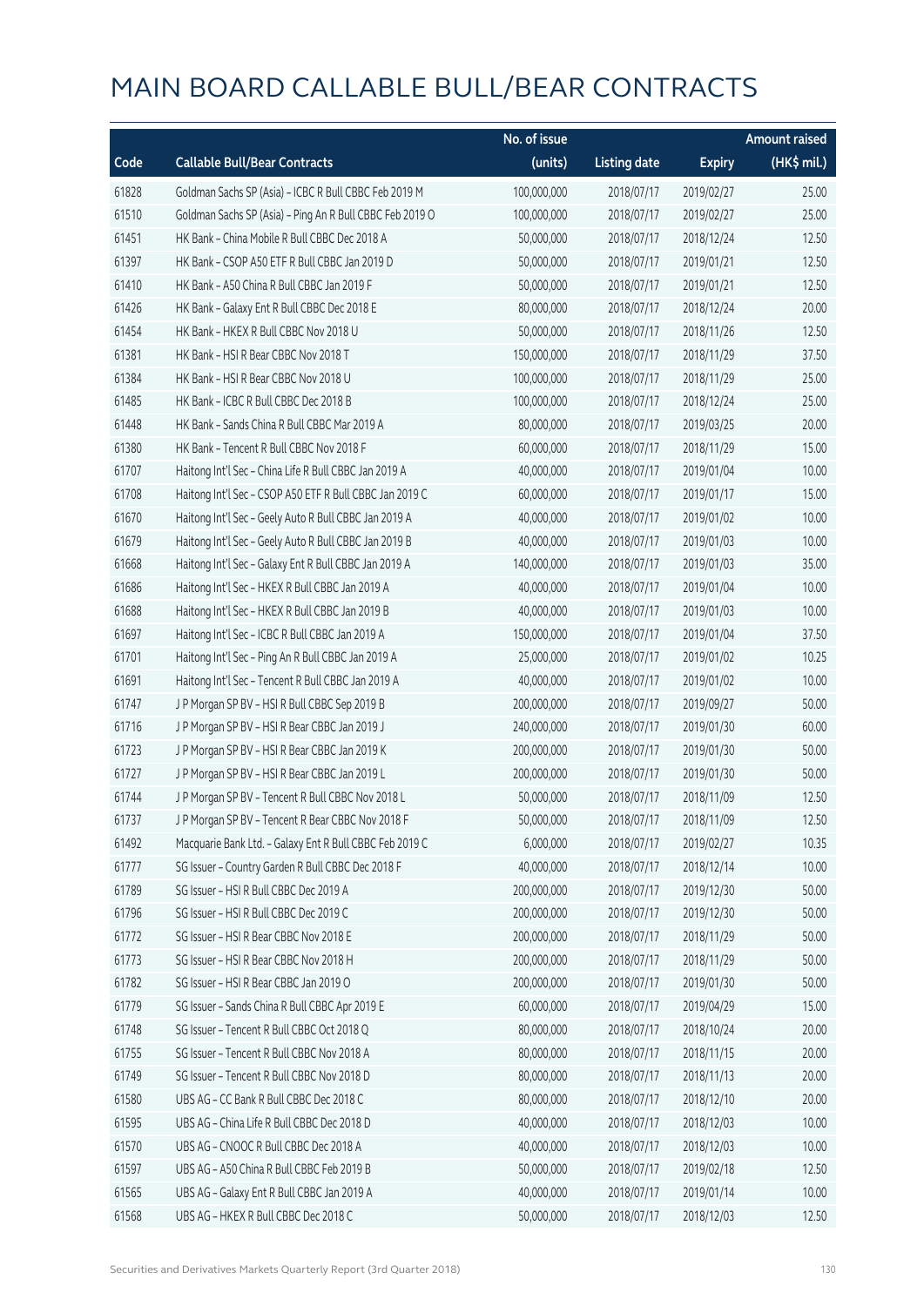# MAIN BOARD CALLABLE BULL/BEAR CONTRACTS

| Code | Callable Bull/Bear Contracts | No. of issue (units) | Listing date | Expiry | Amount raised (HK$ mil.) |
|---|---|---|---|---|---|
| 61828 | Goldman Sachs SP (Asia) – ICBC R Bull CBBC Feb 2019 M | 100,000,000 | 2018/07/17 | 2019/02/27 | 25.00 |
| 61510 | Goldman Sachs SP (Asia) – Ping An R Bull CBBC Feb 2019 O | 100,000,000 | 2018/07/17 | 2019/02/27 | 25.00 |
| 61451 | HK Bank – China Mobile R Bull CBBC Dec 2018 A | 50,000,000 | 2018/07/17 | 2018/12/24 | 12.50 |
| 61397 | HK Bank – CSOP A50 ETF R Bull CBBC Jan 2019 D | 50,000,000 | 2018/07/17 | 2019/01/21 | 12.50 |
| 61410 | HK Bank – A50 China R Bull CBBC Jan 2019 F | 50,000,000 | 2018/07/17 | 2019/01/21 | 12.50 |
| 61426 | HK Bank – Galaxy Ent R Bull CBBC Dec 2018 E | 80,000,000 | 2018/07/17 | 2018/12/24 | 20.00 |
| 61454 | HK Bank – HKEX R Bull CBBC Nov 2018 U | 50,000,000 | 2018/07/17 | 2018/11/26 | 12.50 |
| 61381 | HK Bank – HSI R Bear CBBC Nov 2018 T | 150,000,000 | 2018/07/17 | 2018/11/29 | 37.50 |
| 61384 | HK Bank – HSI R Bear CBBC Nov 2018 U | 100,000,000 | 2018/07/17 | 2018/11/29 | 25.00 |
| 61485 | HK Bank – ICBC R Bull CBBC Dec 2018 B | 100,000,000 | 2018/07/17 | 2018/12/24 | 25.00 |
| 61448 | HK Bank – Sands China R Bull CBBC Mar 2019 A | 80,000,000 | 2018/07/17 | 2019/03/25 | 20.00 |
| 61380 | HK Bank – Tencent R Bull CBBC Nov 2018 F | 60,000,000 | 2018/07/17 | 2018/11/29 | 15.00 |
| 61707 | Haitong Int'l Sec – China Life R Bull CBBC Jan 2019 A | 40,000,000 | 2018/07/17 | 2019/01/04 | 10.00 |
| 61708 | Haitong Int'l Sec – CSOP A50 ETF R Bull CBBC Jan 2019 C | 60,000,000 | 2018/07/17 | 2019/01/17 | 15.00 |
| 61670 | Haitong Int'l Sec – Geely Auto R Bull CBBC Jan 2019 A | 40,000,000 | 2018/07/17 | 2019/01/02 | 10.00 |
| 61679 | Haitong Int'l Sec – Geely Auto R Bull CBBC Jan 2019 B | 40,000,000 | 2018/07/17 | 2019/01/03 | 10.00 |
| 61668 | Haitong Int'l Sec – Galaxy Ent R Bull CBBC Jan 2019 A | 140,000,000 | 2018/07/17 | 2019/01/03 | 35.00 |
| 61686 | Haitong Int'l Sec – HKEX R Bull CBBC Jan 2019 A | 40,000,000 | 2018/07/17 | 2019/01/04 | 10.00 |
| 61688 | Haitong Int'l Sec – HKEX R Bull CBBC Jan 2019 B | 40,000,000 | 2018/07/17 | 2019/01/03 | 10.00 |
| 61697 | Haitong Int'l Sec – ICBC R Bull CBBC Jan 2019 A | 150,000,000 | 2018/07/17 | 2019/01/04 | 37.50 |
| 61701 | Haitong Int'l Sec – Ping An R Bull CBBC Jan 2019 A | 25,000,000 | 2018/07/17 | 2019/01/02 | 10.25 |
| 61691 | Haitong Int'l Sec – Tencent R Bull CBBC Jan 2019 A | 40,000,000 | 2018/07/17 | 2019/01/02 | 10.00 |
| 61747 | J P Morgan SP BV – HSI R Bull CBBC Sep 2019 B | 200,000,000 | 2018/07/17 | 2019/09/27 | 50.00 |
| 61716 | J P Morgan SP BV – HSI R Bear CBBC Jan 2019 J | 240,000,000 | 2018/07/17 | 2019/01/30 | 60.00 |
| 61723 | J P Morgan SP BV – HSI R Bear CBBC Jan 2019 K | 200,000,000 | 2018/07/17 | 2019/01/30 | 50.00 |
| 61727 | J P Morgan SP BV – HSI R Bear CBBC Jan 2019 L | 200,000,000 | 2018/07/17 | 2019/01/30 | 50.00 |
| 61744 | J P Morgan SP BV – Tencent R Bull CBBC Nov 2018 L | 50,000,000 | 2018/07/17 | 2018/11/09 | 12.50 |
| 61737 | J P Morgan SP BV – Tencent R Bear CBBC Nov 2018 F | 50,000,000 | 2018/07/17 | 2018/11/09 | 12.50 |
| 61492 | Macquarie Bank Ltd. – Galaxy Ent R Bull CBBC Feb 2019 C | 6,000,000 | 2018/07/17 | 2019/02/27 | 10.35 |
| 61777 | SG Issuer – Country Garden R Bull CBBC Dec 2018 F | 40,000,000 | 2018/07/17 | 2018/12/14 | 10.00 |
| 61789 | SG Issuer – HSI R Bull CBBC Dec 2019 A | 200,000,000 | 2018/07/17 | 2019/12/30 | 50.00 |
| 61796 | SG Issuer – HSI R Bull CBBC Dec 2019 C | 200,000,000 | 2018/07/17 | 2019/12/30 | 50.00 |
| 61772 | SG Issuer – HSI R Bear CBBC Nov 2018 E | 200,000,000 | 2018/07/17 | 2018/11/29 | 50.00 |
| 61773 | SG Issuer – HSI R Bear CBBC Nov 2018 H | 200,000,000 | 2018/07/17 | 2018/11/29 | 50.00 |
| 61782 | SG Issuer – HSI R Bear CBBC Jan 2019 O | 200,000,000 | 2018/07/17 | 2019/01/30 | 50.00 |
| 61779 | SG Issuer – Sands China R Bull CBBC Apr 2019 E | 60,000,000 | 2018/07/17 | 2019/04/29 | 15.00 |
| 61748 | SG Issuer – Tencent R Bull CBBC Oct 2018 Q | 80,000,000 | 2018/07/17 | 2018/10/24 | 20.00 |
| 61755 | SG Issuer – Tencent R Bull CBBC Nov 2018 A | 80,000,000 | 2018/07/17 | 2018/11/15 | 20.00 |
| 61749 | SG Issuer – Tencent R Bull CBBC Nov 2018 D | 80,000,000 | 2018/07/17 | 2018/11/13 | 20.00 |
| 61580 | UBS AG – CC Bank R Bull CBBC Dec 2018 C | 80,000,000 | 2018/07/17 | 2018/12/10 | 20.00 |
| 61595 | UBS AG – China Life R Bull CBBC Dec 2018 D | 40,000,000 | 2018/07/17 | 2018/12/03 | 10.00 |
| 61570 | UBS AG – CNOOC R Bull CBBC Dec 2018 A | 40,000,000 | 2018/07/17 | 2018/12/03 | 10.00 |
| 61597 | UBS AG – A50 China R Bull CBBC Feb 2019 B | 50,000,000 | 2018/07/17 | 2019/02/18 | 12.50 |
| 61565 | UBS AG – Galaxy Ent R Bull CBBC Jan 2019 A | 40,000,000 | 2018/07/17 | 2019/01/14 | 10.00 |
| 61568 | UBS AG – HKEX R Bull CBBC Dec 2018 C | 50,000,000 | 2018/07/17 | 2018/12/03 | 12.50 |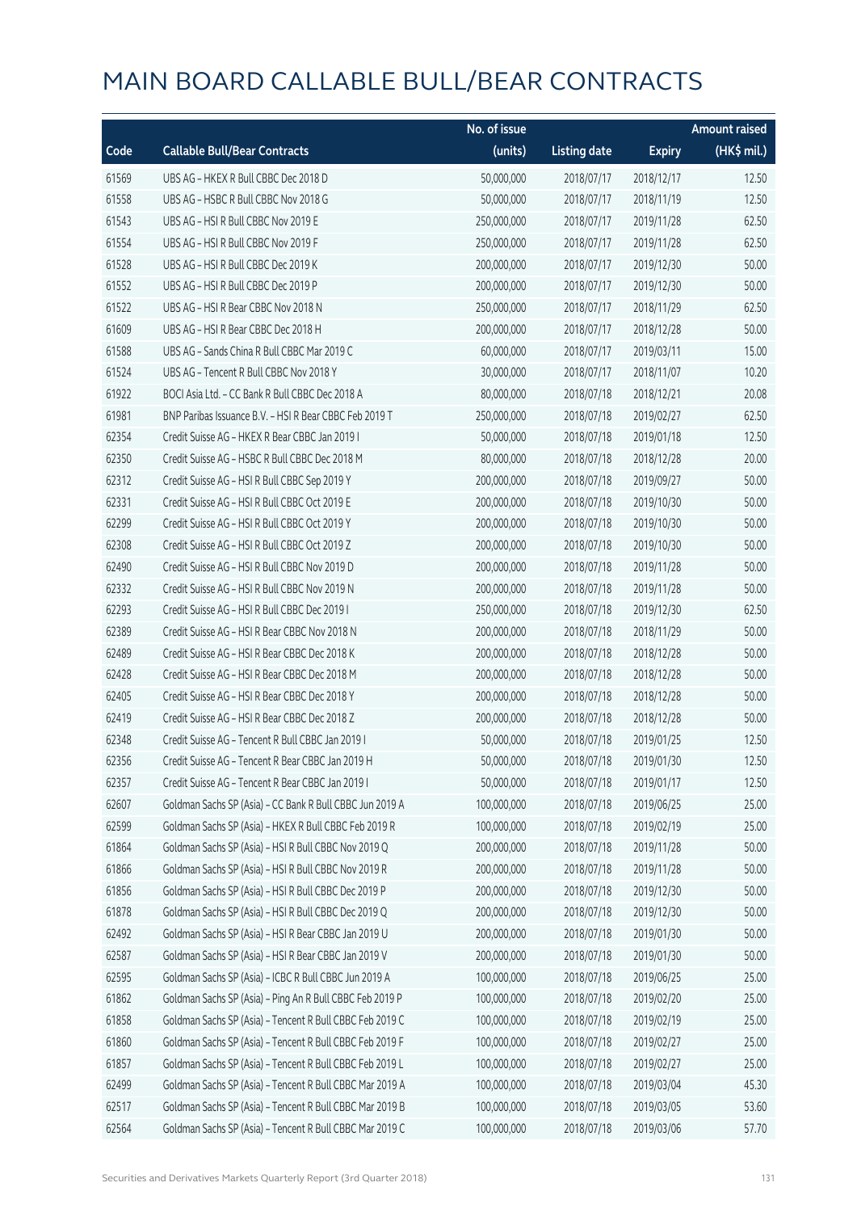# MAIN BOARD CALLABLE BULL/BEAR CONTRACTS

| Code | Callable Bull/Bear Contracts | No. of issue (units) | Listing date | Expiry | Amount raised (HK$ mil.) |
|---|---|---|---|---|---|
| 61569 | UBS AG – HKEX R Bull CBBC Dec 2018 D | 50,000,000 | 2018/07/17 | 2018/12/17 | 12.50 |
| 61558 | UBS AG – HSBC R Bull CBBC Nov 2018 G | 50,000,000 | 2018/07/17 | 2018/11/19 | 12.50 |
| 61543 | UBS AG – HSI R Bull CBBC Nov 2019 E | 250,000,000 | 2018/07/17 | 2019/11/28 | 62.50 |
| 61554 | UBS AG – HSI R Bull CBBC Nov 2019 F | 250,000,000 | 2018/07/17 | 2019/11/28 | 62.50 |
| 61528 | UBS AG – HSI R Bull CBBC Dec 2019 K | 200,000,000 | 2018/07/17 | 2019/12/30 | 50.00 |
| 61552 | UBS AG – HSI R Bull CBBC Dec 2019 P | 200,000,000 | 2018/07/17 | 2019/12/30 | 50.00 |
| 61522 | UBS AG – HSI R Bear CBBC Nov 2018 N | 250,000,000 | 2018/07/17 | 2018/11/29 | 62.50 |
| 61609 | UBS AG – HSI R Bear CBBC Dec 2018 H | 200,000,000 | 2018/07/17 | 2018/12/28 | 50.00 |
| 61588 | UBS AG – Sands China R Bull CBBC Mar 2019 C | 60,000,000 | 2018/07/17 | 2019/03/11 | 15.00 |
| 61524 | UBS AG – Tencent R Bull CBBC Nov 2018 Y | 30,000,000 | 2018/07/17 | 2018/11/07 | 10.20 |
| 61922 | BOCI Asia Ltd. – CC Bank R Bull CBBC Dec 2018 A | 80,000,000 | 2018/07/18 | 2018/12/21 | 20.08 |
| 61981 | BNP Paribas Issuance B.V. – HSI R Bear CBBC Feb 2019 T | 250,000,000 | 2018/07/18 | 2019/02/27 | 62.50 |
| 62354 | Credit Suisse AG – HKEX R Bear CBBC Jan 2019 I | 50,000,000 | 2018/07/18 | 2019/01/18 | 12.50 |
| 62350 | Credit Suisse AG – HSBC R Bull CBBC Dec 2018 M | 80,000,000 | 2018/07/18 | 2018/12/28 | 20.00 |
| 62312 | Credit Suisse AG – HSI R Bull CBBC Sep 2019 Y | 200,000,000 | 2018/07/18 | 2019/09/27 | 50.00 |
| 62331 | Credit Suisse AG – HSI R Bull CBBC Oct 2019 E | 200,000,000 | 2018/07/18 | 2019/10/30 | 50.00 |
| 62299 | Credit Suisse AG – HSI R Bull CBBC Oct 2019 Y | 200,000,000 | 2018/07/18 | 2019/10/30 | 50.00 |
| 62308 | Credit Suisse AG – HSI R Bull CBBC Oct 2019 Z | 200,000,000 | 2018/07/18 | 2019/10/30 | 50.00 |
| 62490 | Credit Suisse AG – HSI R Bull CBBC Nov 2019 D | 200,000,000 | 2018/07/18 | 2019/11/28 | 50.00 |
| 62332 | Credit Suisse AG – HSI R Bull CBBC Nov 2019 N | 200,000,000 | 2018/07/18 | 2019/11/28 | 50.00 |
| 62293 | Credit Suisse AG – HSI R Bull CBBC Dec 2019 I | 250,000,000 | 2018/07/18 | 2019/12/30 | 62.50 |
| 62389 | Credit Suisse AG – HSI R Bear CBBC Nov 2018 N | 200,000,000 | 2018/07/18 | 2018/11/29 | 50.00 |
| 62489 | Credit Suisse AG – HSI R Bear CBBC Dec 2018 K | 200,000,000 | 2018/07/18 | 2018/12/28 | 50.00 |
| 62428 | Credit Suisse AG – HSI R Bear CBBC Dec 2018 M | 200,000,000 | 2018/07/18 | 2018/12/28 | 50.00 |
| 62405 | Credit Suisse AG – HSI R Bear CBBC Dec 2018 Y | 200,000,000 | 2018/07/18 | 2018/12/28 | 50.00 |
| 62419 | Credit Suisse AG – HSI R Bear CBBC Dec 2018 Z | 200,000,000 | 2018/07/18 | 2018/12/28 | 50.00 |
| 62348 | Credit Suisse AG – Tencent R Bull CBBC Jan 2019 I | 50,000,000 | 2018/07/18 | 2019/01/25 | 12.50 |
| 62356 | Credit Suisse AG – Tencent R Bear CBBC Jan 2019 H | 50,000,000 | 2018/07/18 | 2019/01/30 | 12.50 |
| 62357 | Credit Suisse AG – Tencent R Bear CBBC Jan 2019 I | 50,000,000 | 2018/07/18 | 2019/01/17 | 12.50 |
| 62607 | Goldman Sachs SP (Asia) – CC Bank R Bull CBBC Jun 2019 A | 100,000,000 | 2018/07/18 | 2019/06/25 | 25.00 |
| 62599 | Goldman Sachs SP (Asia) – HKEX R Bull CBBC Feb 2019 R | 100,000,000 | 2018/07/18 | 2019/02/19 | 25.00 |
| 61864 | Goldman Sachs SP (Asia) – HSI R Bull CBBC Nov 2019 Q | 200,000,000 | 2018/07/18 | 2019/11/28 | 50.00 |
| 61866 | Goldman Sachs SP (Asia) – HSI R Bull CBBC Nov 2019 R | 200,000,000 | 2018/07/18 | 2019/11/28 | 50.00 |
| 61856 | Goldman Sachs SP (Asia) – HSI R Bull CBBC Dec 2019 P | 200,000,000 | 2018/07/18 | 2019/12/30 | 50.00 |
| 61878 | Goldman Sachs SP (Asia) – HSI R Bull CBBC Dec 2019 Q | 200,000,000 | 2018/07/18 | 2019/12/30 | 50.00 |
| 62492 | Goldman Sachs SP (Asia) – HSI R Bear CBBC Jan 2019 U | 200,000,000 | 2018/07/18 | 2019/01/30 | 50.00 |
| 62587 | Goldman Sachs SP (Asia) – HSI R Bear CBBC Jan 2019 V | 200,000,000 | 2018/07/18 | 2019/01/30 | 50.00 |
| 62595 | Goldman Sachs SP (Asia) – ICBC R Bull CBBC Jun 2019 A | 100,000,000 | 2018/07/18 | 2019/06/25 | 25.00 |
| 61862 | Goldman Sachs SP (Asia) – Ping An R Bull CBBC Feb 2019 P | 100,000,000 | 2018/07/18 | 2019/02/20 | 25.00 |
| 61858 | Goldman Sachs SP (Asia) – Tencent R Bull CBBC Feb 2019 C | 100,000,000 | 2018/07/18 | 2019/02/19 | 25.00 |
| 61860 | Goldman Sachs SP (Asia) – Tencent R Bull CBBC Feb 2019 F | 100,000,000 | 2018/07/18 | 2019/02/27 | 25.00 |
| 61857 | Goldman Sachs SP (Asia) – Tencent R Bull CBBC Feb 2019 L | 100,000,000 | 2018/07/18 | 2019/02/27 | 25.00 |
| 62499 | Goldman Sachs SP (Asia) – Tencent R Bull CBBC Mar 2019 A | 100,000,000 | 2018/07/18 | 2019/03/04 | 45.30 |
| 62517 | Goldman Sachs SP (Asia) – Tencent R Bull CBBC Mar 2019 B | 100,000,000 | 2018/07/18 | 2019/03/05 | 53.60 |
| 62564 | Goldman Sachs SP (Asia) – Tencent R Bull CBBC Mar 2019 C | 100,000,000 | 2018/07/18 | 2019/03/06 | 57.70 |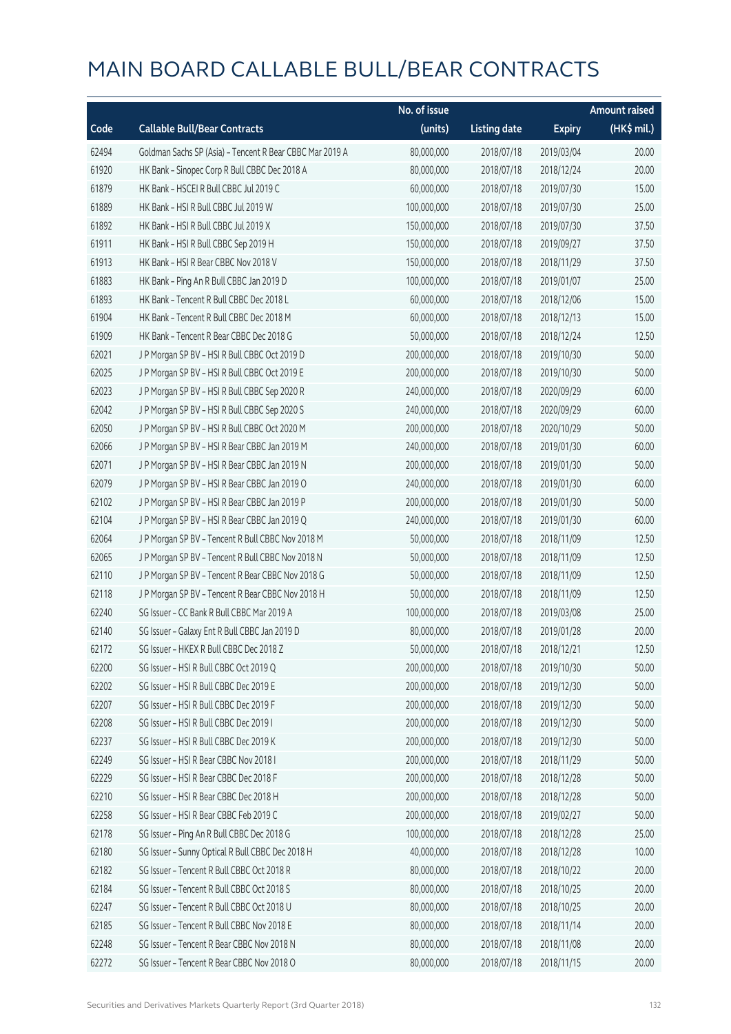# MAIN BOARD CALLABLE BULL/BEAR CONTRACTS

| Code | Callable Bull/Bear Contracts | No. of issue (units) | Listing date | Expiry | Amount raised (HK$ mil.) |
|---|---|---|---|---|---|
| 62494 | Goldman Sachs SP (Asia) – Tencent R Bear CBBC Mar 2019 A | 80,000,000 | 2018/07/18 | 2019/03/04 | 20.00 |
| 61920 | HK Bank – Sinopec Corp R Bull CBBC Dec 2018 A | 80,000,000 | 2018/07/18 | 2018/12/24 | 20.00 |
| 61879 | HK Bank – HSCEI R Bull CBBC Jul 2019 C | 60,000,000 | 2018/07/18 | 2019/07/30 | 15.00 |
| 61889 | HK Bank – HSI R Bull CBBC Jul 2019 W | 100,000,000 | 2018/07/18 | 2019/07/30 | 25.00 |
| 61892 | HK Bank – HSI R Bull CBBC Jul 2019 X | 150,000,000 | 2018/07/18 | 2019/07/30 | 37.50 |
| 61911 | HK Bank – HSI R Bull CBBC Sep 2019 H | 150,000,000 | 2018/07/18 | 2019/09/27 | 37.50 |
| 61913 | HK Bank – HSI R Bear CBBC Nov 2018 V | 150,000,000 | 2018/07/18 | 2018/11/29 | 37.50 |
| 61883 | HK Bank – Ping An R Bull CBBC Jan 2019 D | 100,000,000 | 2018/07/18 | 2019/01/07 | 25.00 |
| 61893 | HK Bank – Tencent R Bull CBBC Dec 2018 L | 60,000,000 | 2018/07/18 | 2018/12/06 | 15.00 |
| 61904 | HK Bank – Tencent R Bull CBBC Dec 2018 M | 60,000,000 | 2018/07/18 | 2018/12/13 | 15.00 |
| 61909 | HK Bank – Tencent R Bear CBBC Dec 2018 G | 50,000,000 | 2018/07/18 | 2018/12/24 | 12.50 |
| 62021 | J P Morgan SP BV – HSI R Bull CBBC Oct 2019 D | 200,000,000 | 2018/07/18 | 2019/10/30 | 50.00 |
| 62025 | J P Morgan SP BV – HSI R Bull CBBC Oct 2019 E | 200,000,000 | 2018/07/18 | 2019/10/30 | 50.00 |
| 62023 | J P Morgan SP BV – HSI R Bull CBBC Sep 2020 R | 240,000,000 | 2018/07/18 | 2020/09/29 | 60.00 |
| 62042 | J P Morgan SP BV – HSI R Bull CBBC Sep 2020 S | 240,000,000 | 2018/07/18 | 2020/09/29 | 60.00 |
| 62050 | J P Morgan SP BV – HSI R Bull CBBC Oct 2020 M | 200,000,000 | 2018/07/18 | 2020/10/29 | 50.00 |
| 62066 | J P Morgan SP BV – HSI R Bear CBBC Jan 2019 M | 240,000,000 | 2018/07/18 | 2019/01/30 | 60.00 |
| 62071 | J P Morgan SP BV – HSI R Bear CBBC Jan 2019 N | 200,000,000 | 2018/07/18 | 2019/01/30 | 50.00 |
| 62079 | J P Morgan SP BV – HSI R Bear CBBC Jan 2019 O | 240,000,000 | 2018/07/18 | 2019/01/30 | 60.00 |
| 62102 | J P Morgan SP BV – HSI R Bear CBBC Jan 2019 P | 200,000,000 | 2018/07/18 | 2019/01/30 | 50.00 |
| 62104 | J P Morgan SP BV – HSI R Bear CBBC Jan 2019 Q | 240,000,000 | 2018/07/18 | 2019/01/30 | 60.00 |
| 62064 | J P Morgan SP BV – Tencent R Bull CBBC Nov 2018 M | 50,000,000 | 2018/07/18 | 2018/11/09 | 12.50 |
| 62065 | J P Morgan SP BV – Tencent R Bull CBBC Nov 2018 N | 50,000,000 | 2018/07/18 | 2018/11/09 | 12.50 |
| 62110 | J P Morgan SP BV – Tencent R Bear CBBC Nov 2018 G | 50,000,000 | 2018/07/18 | 2018/11/09 | 12.50 |
| 62118 | J P Morgan SP BV – Tencent R Bear CBBC Nov 2018 H | 50,000,000 | 2018/07/18 | 2018/11/09 | 12.50 |
| 62240 | SG Issuer – CC Bank R Bull CBBC Mar 2019 A | 100,000,000 | 2018/07/18 | 2019/03/08 | 25.00 |
| 62140 | SG Issuer – Galaxy Ent R Bull CBBC Jan 2019 D | 80,000,000 | 2018/07/18 | 2019/01/28 | 20.00 |
| 62172 | SG Issuer – HKEX R Bull CBBC Dec 2018 Z | 50,000,000 | 2018/07/18 | 2018/12/21 | 12.50 |
| 62200 | SG Issuer – HSI R Bull CBBC Oct 2019 Q | 200,000,000 | 2018/07/18 | 2019/10/30 | 50.00 |
| 62202 | SG Issuer – HSI R Bull CBBC Dec 2019 E | 200,000,000 | 2018/07/18 | 2019/12/30 | 50.00 |
| 62207 | SG Issuer – HSI R Bull CBBC Dec 2019 F | 200,000,000 | 2018/07/18 | 2019/12/30 | 50.00 |
| 62208 | SG Issuer – HSI R Bull CBBC Dec 2019 I | 200,000,000 | 2018/07/18 | 2019/12/30 | 50.00 |
| 62237 | SG Issuer – HSI R Bull CBBC Dec 2019 K | 200,000,000 | 2018/07/18 | 2019/12/30 | 50.00 |
| 62249 | SG Issuer – HSI R Bear CBBC Nov 2018 I | 200,000,000 | 2018/07/18 | 2018/11/29 | 50.00 |
| 62229 | SG Issuer – HSI R Bear CBBC Dec 2018 F | 200,000,000 | 2018/07/18 | 2018/12/28 | 50.00 |
| 62210 | SG Issuer – HSI R Bear CBBC Dec 2018 H | 200,000,000 | 2018/07/18 | 2018/12/28 | 50.00 |
| 62258 | SG Issuer – HSI R Bear CBBC Feb 2019 C | 200,000,000 | 2018/07/18 | 2019/02/27 | 50.00 |
| 62178 | SG Issuer – Ping An R Bull CBBC Dec 2018 G | 100,000,000 | 2018/07/18 | 2018/12/28 | 25.00 |
| 62180 | SG Issuer – Sunny Optical R Bull CBBC Dec 2018 H | 40,000,000 | 2018/07/18 | 2018/12/28 | 10.00 |
| 62182 | SG Issuer – Tencent R Bull CBBC Oct 2018 R | 80,000,000 | 2018/07/18 | 2018/10/22 | 20.00 |
| 62184 | SG Issuer – Tencent R Bull CBBC Oct 2018 S | 80,000,000 | 2018/07/18 | 2018/10/25 | 20.00 |
| 62247 | SG Issuer – Tencent R Bull CBBC Oct 2018 U | 80,000,000 | 2018/07/18 | 2018/10/25 | 20.00 |
| 62185 | SG Issuer – Tencent R Bull CBBC Nov 2018 E | 80,000,000 | 2018/07/18 | 2018/11/14 | 20.00 |
| 62248 | SG Issuer – Tencent R Bear CBBC Nov 2018 N | 80,000,000 | 2018/07/18 | 2018/11/08 | 20.00 |
| 62272 | SG Issuer – Tencent R Bear CBBC Nov 2018 O | 80,000,000 | 2018/07/18 | 2018/11/15 | 20.00 |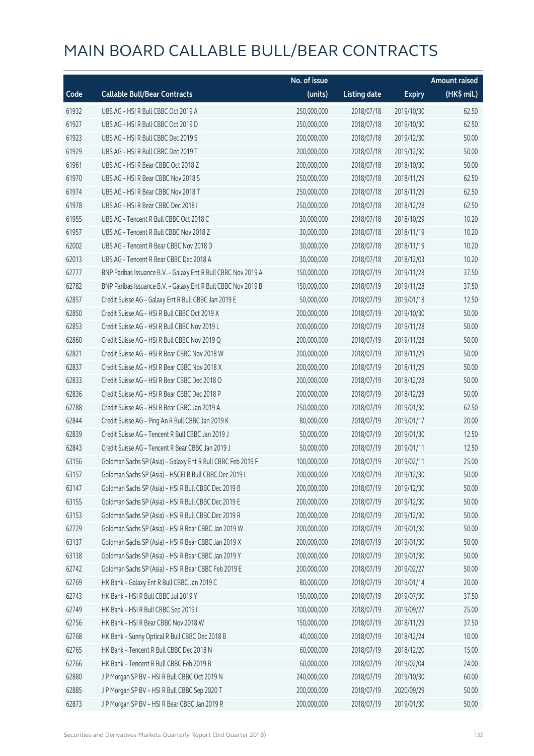# MAIN BOARD CALLABLE BULL/BEAR CONTRACTS

| Code | Callable Bull/Bear Contracts | No. of issue (units) | Listing date | Expiry | Amount raised (HK$ mil.) |
|---|---|---|---|---|---|
| 61932 | UBS AG – HSI R Bull CBBC Oct 2019 A | 250,000,000 | 2018/07/18 | 2019/10/30 | 62.50 |
| 61927 | UBS AG – HSI R Bull CBBC Oct 2019 D | 250,000,000 | 2018/07/18 | 2019/10/30 | 62.50 |
| 61923 | UBS AG – HSI R Bull CBBC Dec 2019 S | 200,000,000 | 2018/07/18 | 2019/12/30 | 50.00 |
| 61929 | UBS AG – HSI R Bull CBBC Dec 2019 T | 200,000,000 | 2018/07/18 | 2019/12/30 | 50.00 |
| 61961 | UBS AG – HSI R Bear CBBC Oct 2018 Z | 200,000,000 | 2018/07/18 | 2018/10/30 | 50.00 |
| 61970 | UBS AG – HSI R Bear CBBC Nov 2018 S | 250,000,000 | 2018/07/18 | 2018/11/29 | 62.50 |
| 61974 | UBS AG – HSI R Bear CBBC Nov 2018 T | 250,000,000 | 2018/07/18 | 2018/11/29 | 62.50 |
| 61978 | UBS AG – HSI R Bear CBBC Dec 2018 I | 250,000,000 | 2018/07/18 | 2018/12/28 | 62.50 |
| 61955 | UBS AG – Tencent R Bull CBBC Oct 2018 C | 30,000,000 | 2018/07/18 | 2018/10/29 | 10.20 |
| 61957 | UBS AG – Tencent R Bull CBBC Nov 2018 Z | 30,000,000 | 2018/07/18 | 2018/11/19 | 10.20 |
| 62002 | UBS AG – Tencent R Bear CBBC Nov 2018 D | 30,000,000 | 2018/07/18 | 2018/11/19 | 10.20 |
| 62013 | UBS AG – Tencent R Bear CBBC Dec 2018 A | 30,000,000 | 2018/07/18 | 2018/12/03 | 10.20 |
| 62777 | BNP Paribas Issuance B.V. – Galaxy Ent R Bull CBBC Nov 2019 A | 150,000,000 | 2018/07/19 | 2019/11/28 | 37.50 |
| 62782 | BNP Paribas Issuance B.V. – Galaxy Ent R Bull CBBC Nov 2019 B | 150,000,000 | 2018/07/19 | 2019/11/28 | 37.50 |
| 62857 | Credit Suisse AG – Galaxy Ent R Bull CBBC Jan 2019 E | 50,000,000 | 2018/07/19 | 2019/01/18 | 12.50 |
| 62850 | Credit Suisse AG – HSI R Bull CBBC Oct 2019 X | 200,000,000 | 2018/07/19 | 2019/10/30 | 50.00 |
| 62853 | Credit Suisse AG – HSI R Bull CBBC Nov 2019 L | 200,000,000 | 2018/07/19 | 2019/11/28 | 50.00 |
| 62860 | Credit Suisse AG – HSI R Bull CBBC Nov 2019 Q | 200,000,000 | 2018/07/19 | 2019/11/28 | 50.00 |
| 62821 | Credit Suisse AG – HSI R Bear CBBC Nov 2018 W | 200,000,000 | 2018/07/19 | 2018/11/29 | 50.00 |
| 62837 | Credit Suisse AG – HSI R Bear CBBC Nov 2018 X | 200,000,000 | 2018/07/19 | 2018/11/29 | 50.00 |
| 62833 | Credit Suisse AG – HSI R Bear CBBC Dec 2018 O | 200,000,000 | 2018/07/19 | 2018/12/28 | 50.00 |
| 62836 | Credit Suisse AG – HSI R Bear CBBC Dec 2018 P | 200,000,000 | 2018/07/19 | 2018/12/28 | 50.00 |
| 62788 | Credit Suisse AG – HSI R Bear CBBC Jan 2019 A | 250,000,000 | 2018/07/19 | 2019/01/30 | 62.50 |
| 62844 | Credit Suisse AG – Ping An R Bull CBBC Jan 2019 K | 80,000,000 | 2018/07/19 | 2019/01/17 | 20.00 |
| 62839 | Credit Suisse AG – Tencent R Bull CBBC Jan 2019 J | 50,000,000 | 2018/07/19 | 2019/01/30 | 12.50 |
| 62843 | Credit Suisse AG – Tencent R Bear CBBC Jan 2019 J | 50,000,000 | 2018/07/19 | 2019/01/11 | 12.50 |
| 63156 | Goldman Sachs SP (Asia) – Galaxy Ent R Bull CBBC Feb 2019 F | 100,000,000 | 2018/07/19 | 2019/02/11 | 25.00 |
| 63157 | Goldman Sachs SP (Asia) – HSCEI R Bull CBBC Dec 2019 L | 200,000,000 | 2018/07/19 | 2019/12/30 | 50.00 |
| 63147 | Goldman Sachs SP (Asia) – HSI R Bull CBBC Dec 2019 B | 200,000,000 | 2018/07/19 | 2019/12/30 | 50.00 |
| 63155 | Goldman Sachs SP (Asia) – HSI R Bull CBBC Dec 2019 E | 200,000,000 | 2018/07/19 | 2019/12/30 | 50.00 |
| 63153 | Goldman Sachs SP (Asia) – HSI R Bull CBBC Dec 2019 R | 200,000,000 | 2018/07/19 | 2019/12/30 | 50.00 |
| 62729 | Goldman Sachs SP (Asia) – HSI R Bear CBBC Jan 2019 W | 200,000,000 | 2018/07/19 | 2019/01/30 | 50.00 |
| 63137 | Goldman Sachs SP (Asia) – HSI R Bear CBBC Jan 2019 X | 200,000,000 | 2018/07/19 | 2019/01/30 | 50.00 |
| 63138 | Goldman Sachs SP (Asia) – HSI R Bear CBBC Jan 2019 Y | 200,000,000 | 2018/07/19 | 2019/01/30 | 50.00 |
| 62742 | Goldman Sachs SP (Asia) – HSI R Bear CBBC Feb 2019 E | 200,000,000 | 2018/07/19 | 2019/02/27 | 50.00 |
| 62769 | HK Bank – Galaxy Ent R Bull CBBC Jan 2019 C | 80,000,000 | 2018/07/19 | 2019/01/14 | 20.00 |
| 62743 | HK Bank – HSI R Bull CBBC Jul 2019 Y | 150,000,000 | 2018/07/19 | 2019/07/30 | 37.50 |
| 62749 | HK Bank – HSI R Bull CBBC Sep 2019 I | 100,000,000 | 2018/07/19 | 2019/09/27 | 25.00 |
| 62756 | HK Bank – HSI R Bear CBBC Nov 2018 W | 150,000,000 | 2018/07/19 | 2018/11/29 | 37.50 |
| 62768 | HK Bank – Sunny Optical R Bull CBBC Dec 2018 B | 40,000,000 | 2018/07/19 | 2018/12/24 | 10.00 |
| 62765 | HK Bank – Tencent R Bull CBBC Dec 2018 N | 60,000,000 | 2018/07/19 | 2018/12/20 | 15.00 |
| 62766 | HK Bank – Tencent R Bull CBBC Feb 2019 B | 60,000,000 | 2018/07/19 | 2019/02/04 | 24.00 |
| 62880 | J P Morgan SP BV – HSI R Bull CBBC Oct 2019 N | 240,000,000 | 2018/07/19 | 2019/10/30 | 60.00 |
| 62885 | J P Morgan SP BV – HSI R Bull CBBC Sep 2020 T | 200,000,000 | 2018/07/19 | 2020/09/29 | 50.00 |
| 62873 | J P Morgan SP BV – HSI R Bear CBBC Jan 2019 R | 200,000,000 | 2018/07/19 | 2019/01/30 | 50.00 |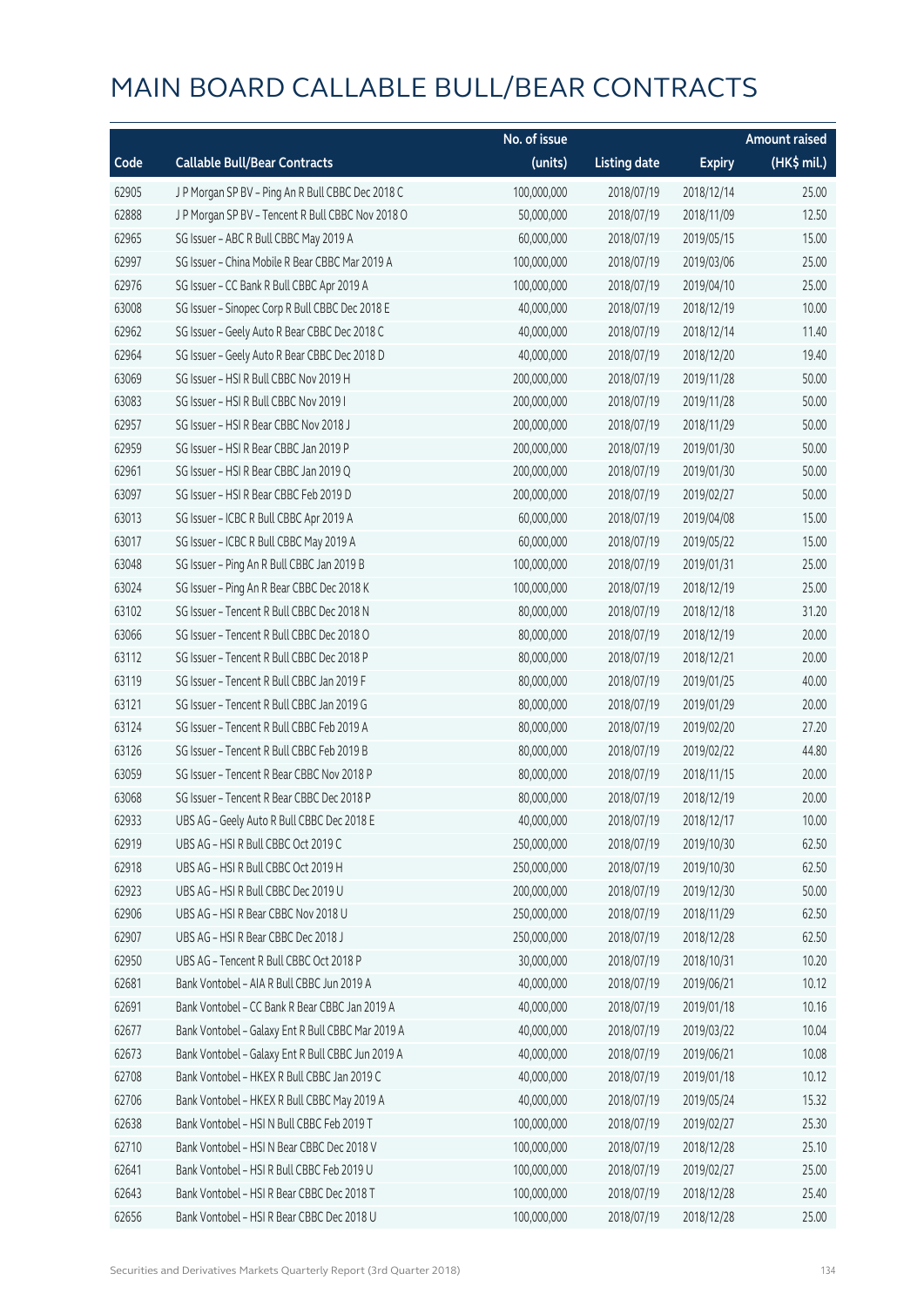# MAIN BOARD CALLABLE BULL/BEAR CONTRACTS

| Code | Callable Bull/Bear Contracts | No. of issue (units) | Listing date | Expiry | Amount raised (HK$ mil.) |
|---|---|---|---|---|---|
| 62905 | J P Morgan SP BV – Ping An R Bull CBBC Dec 2018 C | 100,000,000 | 2018/07/19 | 2018/12/14 | 25.00 |
| 62888 | J P Morgan SP BV – Tencent R Bull CBBC Nov 2018 O | 50,000,000 | 2018/07/19 | 2018/11/09 | 12.50 |
| 62965 | SG Issuer – ABC R Bull CBBC May 2019 A | 60,000,000 | 2018/07/19 | 2019/05/15 | 15.00 |
| 62997 | SG Issuer – China Mobile R Bear CBBC Mar 2019 A | 100,000,000 | 2018/07/19 | 2019/03/06 | 25.00 |
| 62976 | SG Issuer – CC Bank R Bull CBBC Apr 2019 A | 100,000,000 | 2018/07/19 | 2019/04/10 | 25.00 |
| 63008 | SG Issuer – Sinopec Corp R Bull CBBC Dec 2018 E | 40,000,000 | 2018/07/19 | 2018/12/19 | 10.00 |
| 62962 | SG Issuer – Geely Auto R Bear CBBC Dec 2018 C | 40,000,000 | 2018/07/19 | 2018/12/14 | 11.40 |
| 62964 | SG Issuer – Geely Auto R Bear CBBC Dec 2018 D | 40,000,000 | 2018/07/19 | 2018/12/20 | 19.40 |
| 63069 | SG Issuer – HSI R Bull CBBC Nov 2019 H | 200,000,000 | 2018/07/19 | 2019/11/28 | 50.00 |
| 63083 | SG Issuer – HSI R Bull CBBC Nov 2019 I | 200,000,000 | 2018/07/19 | 2019/11/28 | 50.00 |
| 62957 | SG Issuer – HSI R Bear CBBC Nov 2018 J | 200,000,000 | 2018/07/19 | 2018/11/29 | 50.00 |
| 62959 | SG Issuer – HSI R Bear CBBC Jan 2019 P | 200,000,000 | 2018/07/19 | 2019/01/30 | 50.00 |
| 62961 | SG Issuer – HSI R Bear CBBC Jan 2019 Q | 200,000,000 | 2018/07/19 | 2019/01/30 | 50.00 |
| 63097 | SG Issuer – HSI R Bear CBBC Feb 2019 D | 200,000,000 | 2018/07/19 | 2019/02/27 | 50.00 |
| 63013 | SG Issuer – ICBC R Bull CBBC Apr 2019 A | 60,000,000 | 2018/07/19 | 2019/04/08 | 15.00 |
| 63017 | SG Issuer – ICBC R Bull CBBC May 2019 A | 60,000,000 | 2018/07/19 | 2019/05/22 | 15.00 |
| 63048 | SG Issuer – Ping An R Bull CBBC Jan 2019 B | 100,000,000 | 2018/07/19 | 2019/01/31 | 25.00 |
| 63024 | SG Issuer – Ping An R Bear CBBC Dec 2018 K | 100,000,000 | 2018/07/19 | 2018/12/19 | 25.00 |
| 63102 | SG Issuer – Tencent R Bull CBBC Dec 2018 N | 80,000,000 | 2018/07/19 | 2018/12/18 | 31.20 |
| 63066 | SG Issuer – Tencent R Bull CBBC Dec 2018 O | 80,000,000 | 2018/07/19 | 2018/12/19 | 20.00 |
| 63112 | SG Issuer – Tencent R Bull CBBC Dec 2018 P | 80,000,000 | 2018/07/19 | 2018/12/21 | 20.00 |
| 63119 | SG Issuer – Tencent R Bull CBBC Jan 2019 F | 80,000,000 | 2018/07/19 | 2019/01/25 | 40.00 |
| 63121 | SG Issuer – Tencent R Bull CBBC Jan 2019 G | 80,000,000 | 2018/07/19 | 2019/01/29 | 20.00 |
| 63124 | SG Issuer – Tencent R Bull CBBC Feb 2019 A | 80,000,000 | 2018/07/19 | 2019/02/20 | 27.20 |
| 63126 | SG Issuer – Tencent R Bull CBBC Feb 2019 B | 80,000,000 | 2018/07/19 | 2019/02/22 | 44.80 |
| 63059 | SG Issuer – Tencent R Bear CBBC Nov 2018 P | 80,000,000 | 2018/07/19 | 2018/11/15 | 20.00 |
| 63068 | SG Issuer – Tencent R Bear CBBC Dec 2018 P | 80,000,000 | 2018/07/19 | 2018/12/19 | 20.00 |
| 62933 | UBS AG – Geely Auto R Bull CBBC Dec 2018 E | 40,000,000 | 2018/07/19 | 2018/12/17 | 10.00 |
| 62919 | UBS AG – HSI R Bull CBBC Oct 2019 C | 250,000,000 | 2018/07/19 | 2019/10/30 | 62.50 |
| 62918 | UBS AG – HSI R Bull CBBC Oct 2019 H | 250,000,000 | 2018/07/19 | 2019/10/30 | 62.50 |
| 62923 | UBS AG – HSI R Bull CBBC Dec 2019 U | 200,000,000 | 2018/07/19 | 2019/12/30 | 50.00 |
| 62906 | UBS AG – HSI R Bear CBBC Nov 2018 U | 250,000,000 | 2018/07/19 | 2018/11/29 | 62.50 |
| 62907 | UBS AG – HSI R Bear CBBC Dec 2018 J | 250,000,000 | 2018/07/19 | 2018/12/28 | 62.50 |
| 62950 | UBS AG – Tencent R Bull CBBC Oct 2018 P | 30,000,000 | 2018/07/19 | 2018/10/31 | 10.20 |
| 62681 | Bank Vontobel – AIA R Bull CBBC Jun 2019 A | 40,000,000 | 2018/07/19 | 2019/06/21 | 10.12 |
| 62691 | Bank Vontobel – CC Bank R Bear CBBC Jan 2019 A | 40,000,000 | 2018/07/19 | 2019/01/18 | 10.16 |
| 62677 | Bank Vontobel – Galaxy Ent R Bull CBBC Mar 2019 A | 40,000,000 | 2018/07/19 | 2019/03/22 | 10.04 |
| 62673 | Bank Vontobel – Galaxy Ent R Bull CBBC Jun 2019 A | 40,000,000 | 2018/07/19 | 2019/06/21 | 10.08 |
| 62708 | Bank Vontobel – HKEX R Bull CBBC Jan 2019 C | 40,000,000 | 2018/07/19 | 2019/01/18 | 10.12 |
| 62706 | Bank Vontobel – HKEX R Bull CBBC May 2019 A | 40,000,000 | 2018/07/19 | 2019/05/24 | 15.32 |
| 62638 | Bank Vontobel – HSI N Bull CBBC Feb 2019 T | 100,000,000 | 2018/07/19 | 2019/02/27 | 25.30 |
| 62710 | Bank Vontobel – HSI N Bear CBBC Dec 2018 V | 100,000,000 | 2018/07/19 | 2018/12/28 | 25.10 |
| 62641 | Bank Vontobel – HSI R Bull CBBC Feb 2019 U | 100,000,000 | 2018/07/19 | 2019/02/27 | 25.00 |
| 62643 | Bank Vontobel – HSI R Bear CBBC Dec 2018 T | 100,000,000 | 2018/07/19 | 2018/12/28 | 25.40 |
| 62656 | Bank Vontobel – HSI R Bear CBBC Dec 2018 U | 100,000,000 | 2018/07/19 | 2018/12/28 | 25.00 |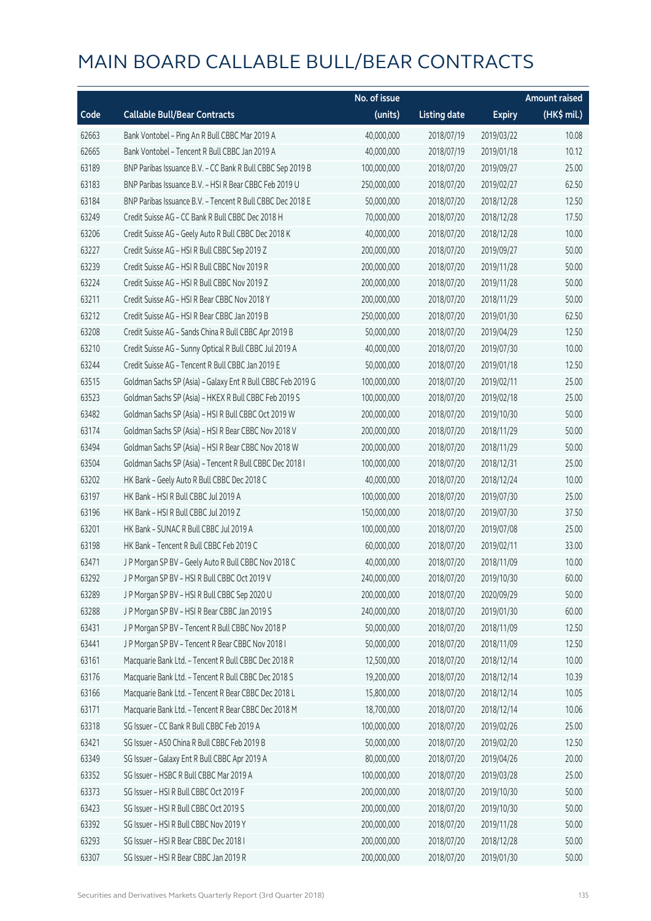# MAIN BOARD CALLABLE BULL/BEAR CONTRACTS

| Code | Callable Bull/Bear Contracts | No. of issue (units) | Listing date | Expiry | Amount raised (HK$ mil.) |
|---|---|---|---|---|---|
| 62663 | Bank Vontobel – Ping An R Bull CBBC Mar 2019 A | 40,000,000 | 2018/07/19 | 2019/03/22 | 10.08 |
| 62665 | Bank Vontobel – Tencent R Bull CBBC Jan 2019 A | 40,000,000 | 2018/07/19 | 2019/01/18 | 10.12 |
| 63189 | BNP Paribas Issuance B.V. – CC Bank R Bull CBBC Sep 2019 B | 100,000,000 | 2018/07/20 | 2019/09/27 | 25.00 |
| 63183 | BNP Paribas Issuance B.V. – HSI R Bear CBBC Feb 2019 U | 250,000,000 | 2018/07/20 | 2019/02/27 | 62.50 |
| 63184 | BNP Paribas Issuance B.V. – Tencent R Bull CBBC Dec 2018 E | 50,000,000 | 2018/07/20 | 2018/12/28 | 12.50 |
| 63249 | Credit Suisse AG – CC Bank R Bull CBBC Dec 2018 H | 70,000,000 | 2018/07/20 | 2018/12/28 | 17.50 |
| 63206 | Credit Suisse AG – Geely Auto R Bull CBBC Dec 2018 K | 40,000,000 | 2018/07/20 | 2018/12/28 | 10.00 |
| 63227 | Credit Suisse AG – HSI R Bull CBBC Sep 2019 Z | 200,000,000 | 2018/07/20 | 2019/09/27 | 50.00 |
| 63239 | Credit Suisse AG – HSI R Bull CBBC Nov 2019 R | 200,000,000 | 2018/07/20 | 2019/11/28 | 50.00 |
| 63224 | Credit Suisse AG – HSI R Bull CBBC Nov 2019 Z | 200,000,000 | 2018/07/20 | 2019/11/28 | 50.00 |
| 63211 | Credit Suisse AG – HSI R Bear CBBC Nov 2018 Y | 200,000,000 | 2018/07/20 | 2018/11/29 | 50.00 |
| 63212 | Credit Suisse AG – HSI R Bear CBBC Jan 2019 B | 250,000,000 | 2018/07/20 | 2019/01/30 | 62.50 |
| 63208 | Credit Suisse AG – Sands China R Bull CBBC Apr 2019 B | 50,000,000 | 2018/07/20 | 2019/04/29 | 12.50 |
| 63210 | Credit Suisse AG – Sunny Optical R Bull CBBC Jul 2019 A | 40,000,000 | 2018/07/20 | 2019/07/30 | 10.00 |
| 63244 | Credit Suisse AG – Tencent R Bull CBBC Jan 2019 E | 50,000,000 | 2018/07/20 | 2019/01/18 | 12.50 |
| 63515 | Goldman Sachs SP (Asia) – Galaxy Ent R Bull CBBC Feb 2019 G | 100,000,000 | 2018/07/20 | 2019/02/11 | 25.00 |
| 63523 | Goldman Sachs SP (Asia) – HKEX R Bull CBBC Feb 2019 S | 100,000,000 | 2018/07/20 | 2019/02/18 | 25.00 |
| 63482 | Goldman Sachs SP (Asia) – HSI R Bull CBBC Oct 2019 W | 200,000,000 | 2018/07/20 | 2019/10/30 | 50.00 |
| 63174 | Goldman Sachs SP (Asia) – HSI R Bear CBBC Nov 2018 V | 200,000,000 | 2018/07/20 | 2018/11/29 | 50.00 |
| 63494 | Goldman Sachs SP (Asia) – HSI R Bear CBBC Nov 2018 W | 200,000,000 | 2018/07/20 | 2018/11/29 | 50.00 |
| 63504 | Goldman Sachs SP (Asia) – Tencent R Bull CBBC Dec 2018 I | 100,000,000 | 2018/07/20 | 2018/12/31 | 25.00 |
| 63202 | HK Bank – Geely Auto R Bull CBBC Dec 2018 C | 40,000,000 | 2018/07/20 | 2018/12/24 | 10.00 |
| 63197 | HK Bank – HSI R Bull CBBC Jul 2019 A | 100,000,000 | 2018/07/20 | 2019/07/30 | 25.00 |
| 63196 | HK Bank – HSI R Bull CBBC Jul 2019 Z | 150,000,000 | 2018/07/20 | 2019/07/30 | 37.50 |
| 63201 | HK Bank – SUNAC R Bull CBBC Jul 2019 A | 100,000,000 | 2018/07/20 | 2019/07/08 | 25.00 |
| 63198 | HK Bank – Tencent R Bull CBBC Feb 2019 C | 60,000,000 | 2018/07/20 | 2019/02/11 | 33.00 |
| 63471 | J P Morgan SP BV – Geely Auto R Bull CBBC Nov 2018 C | 40,000,000 | 2018/07/20 | 2018/11/09 | 10.00 |
| 63292 | J P Morgan SP BV – HSI R Bull CBBC Oct 2019 V | 240,000,000 | 2018/07/20 | 2019/10/30 | 60.00 |
| 63289 | J P Morgan SP BV – HSI R Bull CBBC Sep 2020 U | 200,000,000 | 2018/07/20 | 2020/09/29 | 50.00 |
| 63288 | J P Morgan SP BV – HSI R Bear CBBC Jan 2019 S | 240,000,000 | 2018/07/20 | 2019/01/30 | 60.00 |
| 63431 | J P Morgan SP BV – Tencent R Bull CBBC Nov 2018 P | 50,000,000 | 2018/07/20 | 2018/11/09 | 12.50 |
| 63441 | J P Morgan SP BV – Tencent R Bear CBBC Nov 2018 I | 50,000,000 | 2018/07/20 | 2018/11/09 | 12.50 |
| 63161 | Macquarie Bank Ltd. – Tencent R Bull CBBC Dec 2018 R | 12,500,000 | 2018/07/20 | 2018/12/14 | 10.00 |
| 63176 | Macquarie Bank Ltd. – Tencent R Bull CBBC Dec 2018 S | 19,200,000 | 2018/07/20 | 2018/12/14 | 10.39 |
| 63166 | Macquarie Bank Ltd. – Tencent R Bear CBBC Dec 2018 L | 15,800,000 | 2018/07/20 | 2018/12/14 | 10.05 |
| 63171 | Macquarie Bank Ltd. – Tencent R Bear CBBC Dec 2018 M | 18,700,000 | 2018/07/20 | 2018/12/14 | 10.06 |
| 63318 | SG Issuer – CC Bank R Bull CBBC Feb 2019 A | 100,000,000 | 2018/07/20 | 2019/02/26 | 25.00 |
| 63421 | SG Issuer – A50 China R Bull CBBC Feb 2019 B | 50,000,000 | 2018/07/20 | 2019/02/20 | 12.50 |
| 63349 | SG Issuer – Galaxy Ent R Bull CBBC Apr 2019 A | 80,000,000 | 2018/07/20 | 2019/04/26 | 20.00 |
| 63352 | SG Issuer – HSBC R Bull CBBC Mar 2019 A | 100,000,000 | 2018/07/20 | 2019/03/28 | 25.00 |
| 63373 | SG Issuer – HSI R Bull CBBC Oct 2019 F | 200,000,000 | 2018/07/20 | 2019/10/30 | 50.00 |
| 63423 | SG Issuer – HSI R Bull CBBC Oct 2019 S | 200,000,000 | 2018/07/20 | 2019/10/30 | 50.00 |
| 63392 | SG Issuer – HSI R Bull CBBC Nov 2019 Y | 200,000,000 | 2018/07/20 | 2019/11/28 | 50.00 |
| 63293 | SG Issuer – HSI R Bear CBBC Dec 2018 I | 200,000,000 | 2018/07/20 | 2018/12/28 | 50.00 |
| 63307 | SG Issuer – HSI R Bear CBBC Jan 2019 R | 200,000,000 | 2018/07/20 | 2019/01/30 | 50.00 |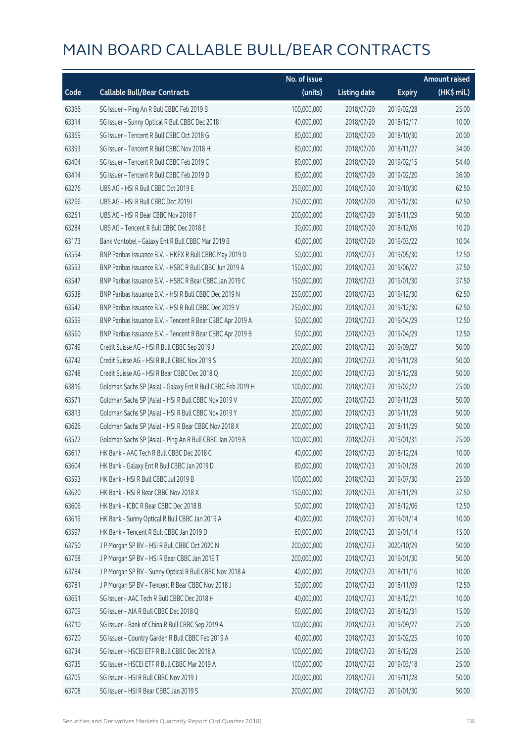# MAIN BOARD CALLABLE BULL/BEAR CONTRACTS

| Code | Callable Bull/Bear Contracts | No. of issue (units) | Listing date | Expiry | Amount raised (HK$ mil.) |
|---|---|---|---|---|---|
| 63366 | SG Issuer – Ping An R Bull CBBC Feb 2019 B | 100,000,000 | 2018/07/20 | 2019/02/28 | 25.00 |
| 63314 | SG Issuer – Sunny Optical R Bull CBBC Dec 2018 I | 40,000,000 | 2018/07/20 | 2018/12/17 | 10.00 |
| 63369 | SG Issuer – Tencent R Bull CBBC Oct 2018 G | 80,000,000 | 2018/07/20 | 2018/10/30 | 20.00 |
| 63393 | SG Issuer – Tencent R Bull CBBC Nov 2018 H | 80,000,000 | 2018/07/20 | 2018/11/27 | 34.00 |
| 63404 | SG Issuer – Tencent R Bull CBBC Feb 2019 C | 80,000,000 | 2018/07/20 | 2019/02/15 | 54.40 |
| 63414 | SG Issuer – Tencent R Bull CBBC Feb 2019 D | 80,000,000 | 2018/07/20 | 2019/02/20 | 36.00 |
| 63276 | UBS AG – HSI R Bull CBBC Oct 2019 E | 250,000,000 | 2018/07/20 | 2019/10/30 | 62.50 |
| 63266 | UBS AG – HSI R Bull CBBC Dec 2019 I | 250,000,000 | 2018/07/20 | 2019/12/30 | 62.50 |
| 63251 | UBS AG – HSI R Bear CBBC Nov 2018 F | 200,000,000 | 2018/07/20 | 2018/11/29 | 50.00 |
| 63284 | UBS AG – Tencent R Bull CBBC Dec 2018 E | 30,000,000 | 2018/07/20 | 2018/12/06 | 10.20 |
| 63173 | Bank Vontobel – Galaxy Ent R Bull CBBC Mar 2019 B | 40,000,000 | 2018/07/20 | 2019/03/22 | 10.04 |
| 63554 | BNP Paribas Issuance B.V. – HKEX R Bull CBBC May 2019 D | 50,000,000 | 2018/07/23 | 2019/05/30 | 12.50 |
| 63553 | BNP Paribas Issuance B.V. – HSBC R Bull CBBC Jun 2019 A | 150,000,000 | 2018/07/23 | 2019/06/27 | 37.50 |
| 63547 | BNP Paribas Issuance B.V. – HSBC R Bear CBBC Jan 2019 C | 150,000,000 | 2018/07/23 | 2019/01/30 | 37.50 |
| 63538 | BNP Paribas Issuance B.V. – HSI R Bull CBBC Dec 2019 N | 250,000,000 | 2018/07/23 | 2019/12/30 | 62.50 |
| 63542 | BNP Paribas Issuance B.V. – HSI R Bull CBBC Dec 2019 V | 250,000,000 | 2018/07/23 | 2019/12/30 | 62.50 |
| 63559 | BNP Paribas Issuance B.V. – Tencent R Bear CBBC Apr 2019 A | 50,000,000 | 2018/07/23 | 2019/04/29 | 12.50 |
| 63560 | BNP Paribas Issuance B.V. – Tencent R Bear CBBC Apr 2019 B | 50,000,000 | 2018/07/23 | 2019/04/29 | 12.50 |
| 63749 | Credit Suisse AG – HSI R Bull CBBC Sep 2019 J | 200,000,000 | 2018/07/23 | 2019/09/27 | 50.00 |
| 63742 | Credit Suisse AG – HSI R Bull CBBC Nov 2019 S | 200,000,000 | 2018/07/23 | 2019/11/28 | 50.00 |
| 63748 | Credit Suisse AG – HSI R Bear CBBC Dec 2018 Q | 200,000,000 | 2018/07/23 | 2018/12/28 | 50.00 |
| 63816 | Goldman Sachs SP (Asia) – Galaxy Ent R Bull CBBC Feb 2019 H | 100,000,000 | 2018/07/23 | 2019/02/22 | 25.00 |
| 63571 | Goldman Sachs SP (Asia) – HSI R Bull CBBC Nov 2019 V | 200,000,000 | 2018/07/23 | 2019/11/28 | 50.00 |
| 63813 | Goldman Sachs SP (Asia) – HSI R Bull CBBC Nov 2019 Y | 200,000,000 | 2018/07/23 | 2019/11/28 | 50.00 |
| 63626 | Goldman Sachs SP (Asia) – HSI R Bear CBBC Nov 2018 X | 200,000,000 | 2018/07/23 | 2018/11/29 | 50.00 |
| 63572 | Goldman Sachs SP (Asia) – Ping An R Bull CBBC Jan 2019 B | 100,000,000 | 2018/07/23 | 2019/01/31 | 25.00 |
| 63617 | HK Bank – AAC Tech R Bull CBBC Dec 2018 C | 40,000,000 | 2018/07/23 | 2018/12/24 | 10.00 |
| 63604 | HK Bank – Galaxy Ent R Bull CBBC Jan 2019 D | 80,000,000 | 2018/07/23 | 2019/01/28 | 20.00 |
| 63593 | HK Bank – HSI R Bull CBBC Jul 2019 B | 100,000,000 | 2018/07/23 | 2019/07/30 | 25.00 |
| 63620 | HK Bank – HSI R Bear CBBC Nov 2018 X | 150,000,000 | 2018/07/23 | 2018/11/29 | 37.50 |
| 63606 | HK Bank – ICBC R Bear CBBC Dec 2018 B | 50,000,000 | 2018/07/23 | 2018/12/06 | 12.50 |
| 63619 | HK Bank – Sunny Optical R Bull CBBC Jan 2019 A | 40,000,000 | 2018/07/23 | 2019/01/14 | 10.00 |
| 63597 | HK Bank – Tencent R Bull CBBC Jan 2019 D | 60,000,000 | 2018/07/23 | 2019/01/14 | 15.00 |
| 63750 | J P Morgan SP BV – HSI R Bull CBBC Oct 2020 N | 200,000,000 | 2018/07/23 | 2020/10/29 | 50.00 |
| 63768 | J P Morgan SP BV – HSI R Bear CBBC Jan 2019 T | 200,000,000 | 2018/07/23 | 2019/01/30 | 50.00 |
| 63784 | J P Morgan SP BV – Sunny Optical R Bull CBBC Nov 2018 A | 40,000,000 | 2018/07/23 | 2018/11/16 | 10.00 |
| 63781 | J P Morgan SP BV – Tencent R Bear CBBC Nov 2018 J | 50,000,000 | 2018/07/23 | 2018/11/09 | 12.50 |
| 63651 | SG Issuer – AAC Tech R Bull CBBC Dec 2018 H | 40,000,000 | 2018/07/23 | 2018/12/21 | 10.00 |
| 63709 | SG Issuer – AIA R Bull CBBC Dec 2018 Q | 60,000,000 | 2018/07/23 | 2018/12/31 | 15.00 |
| 63710 | SG Issuer – Bank of China R Bull CBBC Sep 2019 A | 100,000,000 | 2018/07/23 | 2019/09/27 | 25.00 |
| 63720 | SG Issuer – Country Garden R Bull CBBC Feb 2019 A | 40,000,000 | 2018/07/23 | 2019/02/25 | 10.00 |
| 63734 | SG Issuer – HSCEI ETF R Bull CBBC Dec 2018 A | 100,000,000 | 2018/07/23 | 2018/12/28 | 25.00 |
| 63735 | SG Issuer – HSCEI ETF R Bull CBBC Mar 2019 A | 100,000,000 | 2018/07/23 | 2019/03/18 | 25.00 |
| 63705 | SG Issuer – HSI R Bull CBBC Nov 2019 J | 200,000,000 | 2018/07/23 | 2019/11/28 | 50.00 |
| 63708 | SG Issuer – HSI R Bear CBBC Jan 2019 S | 200,000,000 | 2018/07/23 | 2019/01/30 | 50.00 |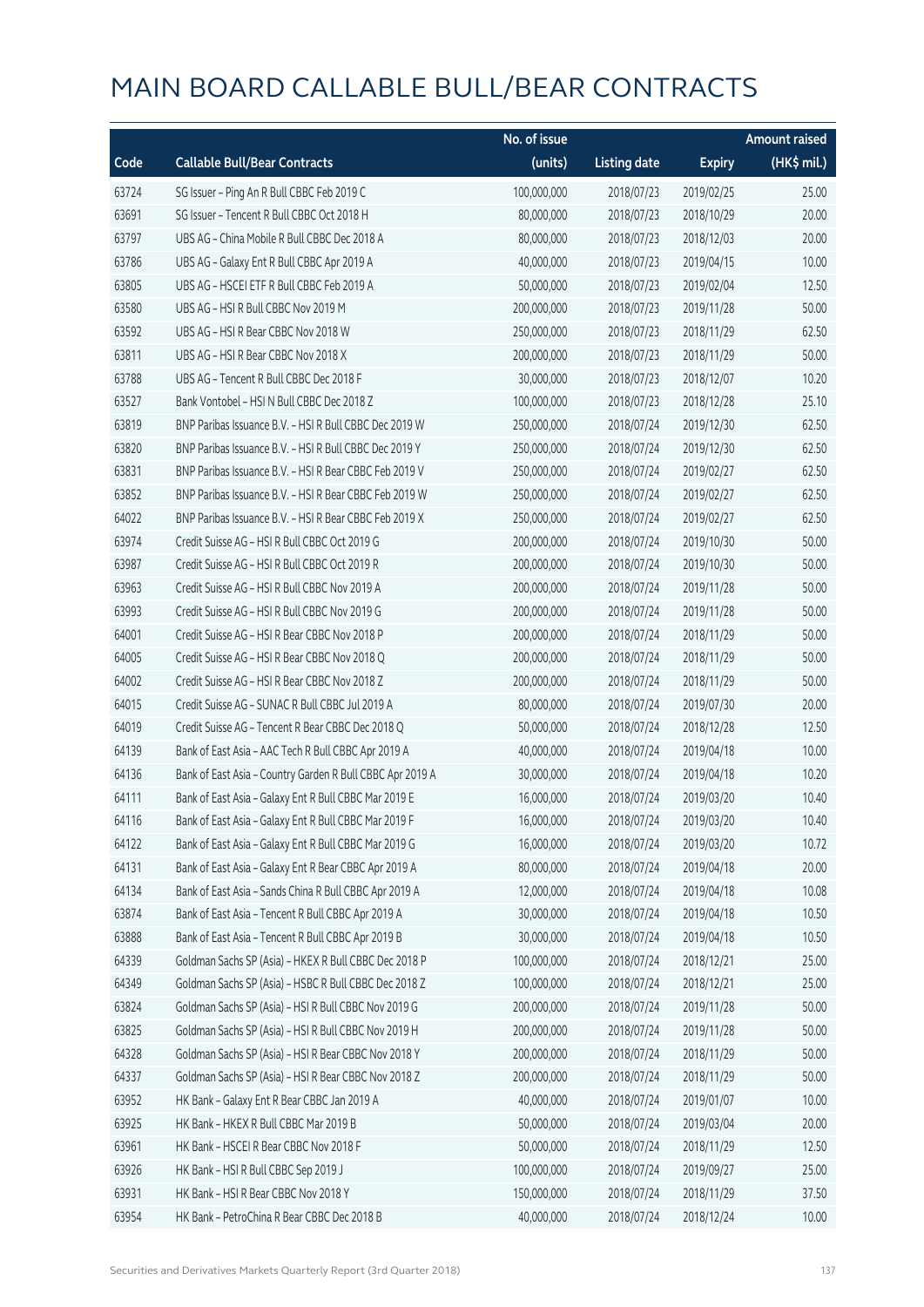# MAIN BOARD CALLABLE BULL/BEAR CONTRACTS

| Code | Callable Bull/Bear Contracts | No. of issue (units) | Listing date | Expiry | Amount raised (HK$ mil.) |
|---|---|---|---|---|---|
| 63724 | SG Issuer – Ping An R Bull CBBC Feb 2019 C | 100,000,000 | 2018/07/23 | 2019/02/25 | 25.00 |
| 63691 | SG Issuer – Tencent R Bull CBBC Oct 2018 H | 80,000,000 | 2018/07/23 | 2018/10/29 | 20.00 |
| 63797 | UBS AG – China Mobile R Bull CBBC Dec 2018 A | 80,000,000 | 2018/07/23 | 2018/12/03 | 20.00 |
| 63786 | UBS AG – Galaxy Ent R Bull CBBC Apr 2019 A | 40,000,000 | 2018/07/23 | 2019/04/15 | 10.00 |
| 63805 | UBS AG – HSCEI ETF R Bull CBBC Feb 2019 A | 50,000,000 | 2018/07/23 | 2019/02/04 | 12.50 |
| 63580 | UBS AG – HSI R Bull CBBC Nov 2019 M | 200,000,000 | 2018/07/23 | 2019/11/28 | 50.00 |
| 63592 | UBS AG – HSI R Bear CBBC Nov 2018 W | 250,000,000 | 2018/07/23 | 2018/11/29 | 62.50 |
| 63811 | UBS AG – HSI R Bear CBBC Nov 2018 X | 200,000,000 | 2018/07/23 | 2018/11/29 | 50.00 |
| 63788 | UBS AG – Tencent R Bull CBBC Dec 2018 F | 30,000,000 | 2018/07/23 | 2018/12/07 | 10.20 |
| 63527 | Bank Vontobel – HSI N Bull CBBC Dec 2018 Z | 100,000,000 | 2018/07/23 | 2018/12/28 | 25.10 |
| 63819 | BNP Paribas Issuance B.V. – HSI R Bull CBBC Dec 2019 W | 250,000,000 | 2018/07/24 | 2019/12/30 | 62.50 |
| 63820 | BNP Paribas Issuance B.V. – HSI R Bull CBBC Dec 2019 Y | 250,000,000 | 2018/07/24 | 2019/12/30 | 62.50 |
| 63831 | BNP Paribas Issuance B.V. – HSI R Bear CBBC Feb 2019 V | 250,000,000 | 2018/07/24 | 2019/02/27 | 62.50 |
| 63852 | BNP Paribas Issuance B.V. – HSI R Bear CBBC Feb 2019 W | 250,000,000 | 2018/07/24 | 2019/02/27 | 62.50 |
| 64022 | BNP Paribas Issuance B.V. – HSI R Bear CBBC Feb 2019 X | 250,000,000 | 2018/07/24 | 2019/02/27 | 62.50 |
| 63974 | Credit Suisse AG – HSI R Bull CBBC Oct 2019 G | 200,000,000 | 2018/07/24 | 2019/10/30 | 50.00 |
| 63987 | Credit Suisse AG – HSI R Bull CBBC Oct 2019 R | 200,000,000 | 2018/07/24 | 2019/10/30 | 50.00 |
| 63963 | Credit Suisse AG – HSI R Bull CBBC Nov 2019 A | 200,000,000 | 2018/07/24 | 2019/11/28 | 50.00 |
| 63993 | Credit Suisse AG – HSI R Bull CBBC Nov 2019 G | 200,000,000 | 2018/07/24 | 2019/11/28 | 50.00 |
| 64001 | Credit Suisse AG – HSI R Bear CBBC Nov 2018 P | 200,000,000 | 2018/07/24 | 2018/11/29 | 50.00 |
| 64005 | Credit Suisse AG – HSI R Bear CBBC Nov 2018 Q | 200,000,000 | 2018/07/24 | 2018/11/29 | 50.00 |
| 64002 | Credit Suisse AG – HSI R Bear CBBC Nov 2018 Z | 200,000,000 | 2018/07/24 | 2018/11/29 | 50.00 |
| 64015 | Credit Suisse AG – SUNAC R Bull CBBC Jul 2019 A | 80,000,000 | 2018/07/24 | 2019/07/30 | 20.00 |
| 64019 | Credit Suisse AG – Tencent R Bear CBBC Dec 2018 Q | 50,000,000 | 2018/07/24 | 2018/12/28 | 12.50 |
| 64139 | Bank of East Asia – AAC Tech R Bull CBBC Apr 2019 A | 40,000,000 | 2018/07/24 | 2019/04/18 | 10.00 |
| 64136 | Bank of East Asia – Country Garden R Bull CBBC Apr 2019 A | 30,000,000 | 2018/07/24 | 2019/04/18 | 10.20 |
| 64111 | Bank of East Asia – Galaxy Ent R Bull CBBC Mar 2019 E | 16,000,000 | 2018/07/24 | 2019/03/20 | 10.40 |
| 64116 | Bank of East Asia – Galaxy Ent R Bull CBBC Mar 2019 F | 16,000,000 | 2018/07/24 | 2019/03/20 | 10.40 |
| 64122 | Bank of East Asia – Galaxy Ent R Bull CBBC Mar 2019 G | 16,000,000 | 2018/07/24 | 2019/03/20 | 10.72 |
| 64131 | Bank of East Asia – Galaxy Ent R Bear CBBC Apr 2019 A | 80,000,000 | 2018/07/24 | 2019/04/18 | 20.00 |
| 64134 | Bank of East Asia – Sands China R Bull CBBC Apr 2019 A | 12,000,000 | 2018/07/24 | 2019/04/18 | 10.08 |
| 63874 | Bank of East Asia – Tencent R Bull CBBC Apr 2019 A | 30,000,000 | 2018/07/24 | 2019/04/18 | 10.50 |
| 63888 | Bank of East Asia – Tencent R Bull CBBC Apr 2019 B | 30,000,000 | 2018/07/24 | 2019/04/18 | 10.50 |
| 64339 | Goldman Sachs SP (Asia) – HKEX R Bull CBBC Dec 2018 P | 100,000,000 | 2018/07/24 | 2018/12/21 | 25.00 |
| 64349 | Goldman Sachs SP (Asia) – HSBC R Bull CBBC Dec 2018 Z | 100,000,000 | 2018/07/24 | 2018/12/21 | 25.00 |
| 63824 | Goldman Sachs SP (Asia) – HSI R Bull CBBC Nov 2019 G | 200,000,000 | 2018/07/24 | 2019/11/28 | 50.00 |
| 63825 | Goldman Sachs SP (Asia) – HSI R Bull CBBC Nov 2019 H | 200,000,000 | 2018/07/24 | 2019/11/28 | 50.00 |
| 64328 | Goldman Sachs SP (Asia) – HSI R Bear CBBC Nov 2018 Y | 200,000,000 | 2018/07/24 | 2018/11/29 | 50.00 |
| 64337 | Goldman Sachs SP (Asia) – HSI R Bear CBBC Nov 2018 Z | 200,000,000 | 2018/07/24 | 2018/11/29 | 50.00 |
| 63952 | HK Bank – Galaxy Ent R Bear CBBC Jan 2019 A | 40,000,000 | 2018/07/24 | 2019/01/07 | 10.00 |
| 63925 | HK Bank – HKEX R Bull CBBC Mar 2019 B | 50,000,000 | 2018/07/24 | 2019/03/04 | 20.00 |
| 63961 | HK Bank – HSCEI R Bear CBBC Nov 2018 F | 50,000,000 | 2018/07/24 | 2018/11/29 | 12.50 |
| 63926 | HK Bank – HSI R Bull CBBC Sep 2019 J | 100,000,000 | 2018/07/24 | 2019/09/27 | 25.00 |
| 63931 | HK Bank – HSI R Bear CBBC Nov 2018 Y | 150,000,000 | 2018/07/24 | 2018/11/29 | 37.50 |
| 63954 | HK Bank – PetroChina R Bear CBBC Dec 2018 B | 40,000,000 | 2018/07/24 | 2018/12/24 | 10.00 |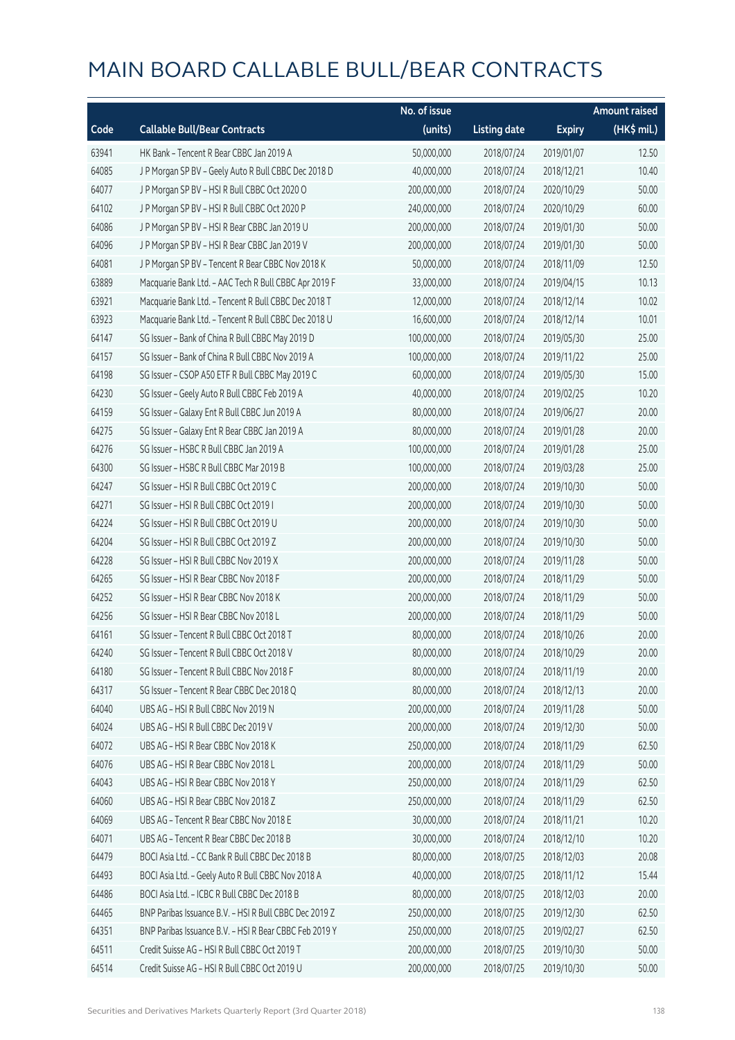# MAIN BOARD CALLABLE BULL/BEAR CONTRACTS

| Code | Callable Bull/Bear Contracts | No. of issue (units) | Listing date | Expiry | Amount raised (HK$ mil.) |
|---|---|---|---|---|---|
| 63941 | HK Bank – Tencent R Bear CBBC Jan 2019 A | 50,000,000 | 2018/07/24 | 2019/01/07 | 12.50 |
| 64085 | J P Morgan SP BV – Geely Auto R Bull CBBC Dec 2018 D | 40,000,000 | 2018/07/24 | 2018/12/21 | 10.40 |
| 64077 | J P Morgan SP BV – HSI R Bull CBBC Oct 2020 O | 200,000,000 | 2018/07/24 | 2020/10/29 | 50.00 |
| 64102 | J P Morgan SP BV – HSI R Bull CBBC Oct 2020 P | 240,000,000 | 2018/07/24 | 2020/10/29 | 60.00 |
| 64086 | J P Morgan SP BV – HSI R Bear CBBC Jan 2019 U | 200,000,000 | 2018/07/24 | 2019/01/30 | 50.00 |
| 64096 | J P Morgan SP BV – HSI R Bear CBBC Jan 2019 V | 200,000,000 | 2018/07/24 | 2019/01/30 | 50.00 |
| 64081 | J P Morgan SP BV – Tencent R Bear CBBC Nov 2018 K | 50,000,000 | 2018/07/24 | 2018/11/09 | 12.50 |
| 63889 | Macquarie Bank Ltd. – AAC Tech R Bull CBBC Apr 2019 F | 33,000,000 | 2018/07/24 | 2019/04/15 | 10.13 |
| 63921 | Macquarie Bank Ltd. – Tencent R Bull CBBC Dec 2018 T | 12,000,000 | 2018/07/24 | 2018/12/14 | 10.02 |
| 63923 | Macquarie Bank Ltd. – Tencent R Bull CBBC Dec 2018 U | 16,600,000 | 2018/07/24 | 2018/12/14 | 10.01 |
| 64147 | SG Issuer – Bank of China R Bull CBBC May 2019 D | 100,000,000 | 2018/07/24 | 2019/05/30 | 25.00 |
| 64157 | SG Issuer – Bank of China R Bull CBBC Nov 2019 A | 100,000,000 | 2018/07/24 | 2019/11/22 | 25.00 |
| 64198 | SG Issuer – CSOP A50 ETF R Bull CBBC May 2019 C | 60,000,000 | 2018/07/24 | 2019/05/30 | 15.00 |
| 64230 | SG Issuer – Geely Auto R Bull CBBC Feb 2019 A | 40,000,000 | 2018/07/24 | 2019/02/25 | 10.20 |
| 64159 | SG Issuer – Galaxy Ent R Bull CBBC Jun 2019 A | 80,000,000 | 2018/07/24 | 2019/06/27 | 20.00 |
| 64275 | SG Issuer – Galaxy Ent R Bear CBBC Jan 2019 A | 80,000,000 | 2018/07/24 | 2019/01/28 | 20.00 |
| 64276 | SG Issuer – HSBC R Bull CBBC Jan 2019 A | 100,000,000 | 2018/07/24 | 2019/01/28 | 25.00 |
| 64300 | SG Issuer – HSBC R Bull CBBC Mar 2019 B | 100,000,000 | 2018/07/24 | 2019/03/28 | 25.00 |
| 64247 | SG Issuer – HSI R Bull CBBC Oct 2019 C | 200,000,000 | 2018/07/24 | 2019/10/30 | 50.00 |
| 64271 | SG Issuer – HSI R Bull CBBC Oct 2019 I | 200,000,000 | 2018/07/24 | 2019/10/30 | 50.00 |
| 64224 | SG Issuer – HSI R Bull CBBC Oct 2019 U | 200,000,000 | 2018/07/24 | 2019/10/30 | 50.00 |
| 64204 | SG Issuer – HSI R Bull CBBC Oct 2019 Z | 200,000,000 | 2018/07/24 | 2019/10/30 | 50.00 |
| 64228 | SG Issuer – HSI R Bull CBBC Nov 2019 X | 200,000,000 | 2018/07/24 | 2019/11/28 | 50.00 |
| 64265 | SG Issuer – HSI R Bear CBBC Nov 2018 F | 200,000,000 | 2018/07/24 | 2018/11/29 | 50.00 |
| 64252 | SG Issuer – HSI R Bear CBBC Nov 2018 K | 200,000,000 | 2018/07/24 | 2018/11/29 | 50.00 |
| 64256 | SG Issuer – HSI R Bear CBBC Nov 2018 L | 200,000,000 | 2018/07/24 | 2018/11/29 | 50.00 |
| 64161 | SG Issuer – Tencent R Bull CBBC Oct 2018 T | 80,000,000 | 2018/07/24 | 2018/10/26 | 20.00 |
| 64240 | SG Issuer – Tencent R Bull CBBC Oct 2018 V | 80,000,000 | 2018/07/24 | 2018/10/29 | 20.00 |
| 64180 | SG Issuer – Tencent R Bull CBBC Nov 2018 F | 80,000,000 | 2018/07/24 | 2018/11/19 | 20.00 |
| 64317 | SG Issuer – Tencent R Bear CBBC Dec 2018 Q | 80,000,000 | 2018/07/24 | 2018/12/13 | 20.00 |
| 64040 | UBS AG – HSI R Bull CBBC Nov 2019 N | 200,000,000 | 2018/07/24 | 2019/11/28 | 50.00 |
| 64024 | UBS AG – HSI R Bull CBBC Dec 2019 V | 200,000,000 | 2018/07/24 | 2019/12/30 | 50.00 |
| 64072 | UBS AG – HSI R Bear CBBC Nov 2018 K | 250,000,000 | 2018/07/24 | 2018/11/29 | 62.50 |
| 64076 | UBS AG – HSI R Bear CBBC Nov 2018 L | 200,000,000 | 2018/07/24 | 2018/11/29 | 50.00 |
| 64043 | UBS AG – HSI R Bear CBBC Nov 2018 Y | 250,000,000 | 2018/07/24 | 2018/11/29 | 62.50 |
| 64060 | UBS AG – HSI R Bear CBBC Nov 2018 Z | 250,000,000 | 2018/07/24 | 2018/11/29 | 62.50 |
| 64069 | UBS AG – Tencent R Bear CBBC Nov 2018 E | 30,000,000 | 2018/07/24 | 2018/11/21 | 10.20 |
| 64071 | UBS AG – Tencent R Bear CBBC Dec 2018 B | 30,000,000 | 2018/07/24 | 2018/12/10 | 10.20 |
| 64479 | BOCI Asia Ltd. – CC Bank R Bull CBBC Dec 2018 B | 80,000,000 | 2018/07/25 | 2018/12/03 | 20.08 |
| 64493 | BOCI Asia Ltd. – Geely Auto R Bull CBBC Nov 2018 A | 40,000,000 | 2018/07/25 | 2018/11/12 | 15.44 |
| 64486 | BOCI Asia Ltd. – ICBC R Bull CBBC Dec 2018 B | 80,000,000 | 2018/07/25 | 2018/12/03 | 20.00 |
| 64465 | BNP Paribas Issuance B.V. – HSI R Bull CBBC Dec 2019 Z | 250,000,000 | 2018/07/25 | 2019/12/30 | 62.50 |
| 64351 | BNP Paribas Issuance B.V. – HSI R Bear CBBC Feb 2019 Y | 250,000,000 | 2018/07/25 | 2019/02/27 | 62.50 |
| 64511 | Credit Suisse AG – HSI R Bull CBBC Oct 2019 T | 200,000,000 | 2018/07/25 | 2019/10/30 | 50.00 |
| 64514 | Credit Suisse AG – HSI R Bull CBBC Oct 2019 U | 200,000,000 | 2018/07/25 | 2019/10/30 | 50.00 |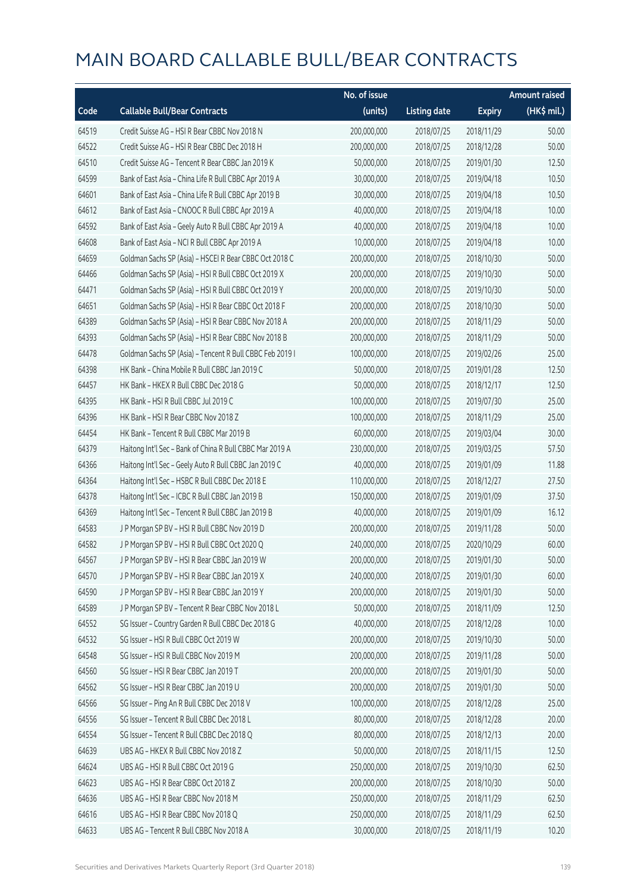# MAIN BOARD CALLABLE BULL/BEAR CONTRACTS

| Code | Callable Bull/Bear Contracts | No. of issue (units) | Listing date | Expiry | Amount raised (HK$ mil.) |
|---|---|---|---|---|---|
| 64519 | Credit Suisse AG – HSI R Bear CBBC Nov 2018 N | 200,000,000 | 2018/07/25 | 2018/11/29 | 50.00 |
| 64522 | Credit Suisse AG – HSI R Bear CBBC Dec 2018 H | 200,000,000 | 2018/07/25 | 2018/12/28 | 50.00 |
| 64510 | Credit Suisse AG – Tencent R Bear CBBC Jan 2019 K | 50,000,000 | 2018/07/25 | 2019/01/30 | 12.50 |
| 64599 | Bank of East Asia – China Life R Bull CBBC Apr 2019 A | 30,000,000 | 2018/07/25 | 2019/04/18 | 10.50 |
| 64601 | Bank of East Asia – China Life R Bull CBBC Apr 2019 B | 30,000,000 | 2018/07/25 | 2019/04/18 | 10.50 |
| 64612 | Bank of East Asia – CNOOC R Bull CBBC Apr 2019 A | 40,000,000 | 2018/07/25 | 2019/04/18 | 10.00 |
| 64592 | Bank of East Asia – Geely Auto R Bull CBBC Apr 2019 A | 40,000,000 | 2018/07/25 | 2019/04/18 | 10.00 |
| 64608 | Bank of East Asia – NCI R Bull CBBC Apr 2019 A | 10,000,000 | 2018/07/25 | 2019/04/18 | 10.00 |
| 64659 | Goldman Sachs SP (Asia) – HSCEI R Bear CBBC Oct 2018 C | 200,000,000 | 2018/07/25 | 2018/10/30 | 50.00 |
| 64466 | Goldman Sachs SP (Asia) – HSI R Bull CBBC Oct 2019 X | 200,000,000 | 2018/07/25 | 2019/10/30 | 50.00 |
| 64471 | Goldman Sachs SP (Asia) – HSI R Bull CBBC Oct 2019 Y | 200,000,000 | 2018/07/25 | 2019/10/30 | 50.00 |
| 64651 | Goldman Sachs SP (Asia) – HSI R Bear CBBC Oct 2018 F | 200,000,000 | 2018/07/25 | 2018/10/30 | 50.00 |
| 64389 | Goldman Sachs SP (Asia) – HSI R Bear CBBC Nov 2018 A | 200,000,000 | 2018/07/25 | 2018/11/29 | 50.00 |
| 64393 | Goldman Sachs SP (Asia) – HSI R Bear CBBC Nov 2018 B | 200,000,000 | 2018/07/25 | 2018/11/29 | 50.00 |
| 64478 | Goldman Sachs SP (Asia) – Tencent R Bull CBBC Feb 2019 I | 100,000,000 | 2018/07/25 | 2019/02/26 | 25.00 |
| 64398 | HK Bank – China Mobile R Bull CBBC Jan 2019 C | 50,000,000 | 2018/07/25 | 2019/01/28 | 12.50 |
| 64457 | HK Bank – HKEX R Bull CBBC Dec 2018 G | 50,000,000 | 2018/07/25 | 2018/12/17 | 12.50 |
| 64395 | HK Bank – HSI R Bull CBBC Jul 2019 C | 100,000,000 | 2018/07/25 | 2019/07/30 | 25.00 |
| 64396 | HK Bank – HSI R Bear CBBC Nov 2018 Z | 100,000,000 | 2018/07/25 | 2018/11/29 | 25.00 |
| 64454 | HK Bank – Tencent R Bull CBBC Mar 2019 B | 60,000,000 | 2018/07/25 | 2019/03/04 | 30.00 |
| 64379 | Haitong Int'l Sec – Bank of China R Bull CBBC Mar 2019 A | 230,000,000 | 2018/07/25 | 2019/03/25 | 57.50 |
| 64366 | Haitong Int'l Sec – Geely Auto R Bull CBBC Jan 2019 C | 40,000,000 | 2018/07/25 | 2019/01/09 | 11.88 |
| 64364 | Haitong Int'l Sec – HSBC R Bull CBBC Dec 2018 E | 110,000,000 | 2018/07/25 | 2018/12/27 | 27.50 |
| 64378 | Haitong Int'l Sec – ICBC R Bull CBBC Jan 2019 B | 150,000,000 | 2018/07/25 | 2019/01/09 | 37.50 |
| 64369 | Haitong Int'l Sec – Tencent R Bull CBBC Jan 2019 B | 40,000,000 | 2018/07/25 | 2019/01/09 | 16.12 |
| 64583 | J P Morgan SP BV – HSI R Bull CBBC Nov 2019 D | 200,000,000 | 2018/07/25 | 2019/11/28 | 50.00 |
| 64582 | J P Morgan SP BV – HSI R Bull CBBC Oct 2020 Q | 240,000,000 | 2018/07/25 | 2020/10/29 | 60.00 |
| 64567 | J P Morgan SP BV – HSI R Bear CBBC Jan 2019 W | 200,000,000 | 2018/07/25 | 2019/01/30 | 50.00 |
| 64570 | J P Morgan SP BV – HSI R Bear CBBC Jan 2019 X | 240,000,000 | 2018/07/25 | 2019/01/30 | 60.00 |
| 64590 | J P Morgan SP BV – HSI R Bear CBBC Jan 2019 Y | 200,000,000 | 2018/07/25 | 2019/01/30 | 50.00 |
| 64589 | J P Morgan SP BV – Tencent R Bear CBBC Nov 2018 L | 50,000,000 | 2018/07/25 | 2018/11/09 | 12.50 |
| 64552 | SG Issuer – Country Garden R Bull CBBC Dec 2018 G | 40,000,000 | 2018/07/25 | 2018/12/28 | 10.00 |
| 64532 | SG Issuer – HSI R Bull CBBC Oct 2019 W | 200,000,000 | 2018/07/25 | 2019/10/30 | 50.00 |
| 64548 | SG Issuer – HSI R Bull CBBC Nov 2019 M | 200,000,000 | 2018/07/25 | 2019/11/28 | 50.00 |
| 64560 | SG Issuer – HSI R Bear CBBC Jan 2019 T | 200,000,000 | 2018/07/25 | 2019/01/30 | 50.00 |
| 64562 | SG Issuer – HSI R Bear CBBC Jan 2019 U | 200,000,000 | 2018/07/25 | 2019/01/30 | 50.00 |
| 64566 | SG Issuer – Ping An R Bull CBBC Dec 2018 V | 100,000,000 | 2018/07/25 | 2018/12/28 | 25.00 |
| 64556 | SG Issuer – Tencent R Bull CBBC Dec 2018 L | 80,000,000 | 2018/07/25 | 2018/12/28 | 20.00 |
| 64554 | SG Issuer – Tencent R Bull CBBC Dec 2018 Q | 80,000,000 | 2018/07/25 | 2018/12/13 | 20.00 |
| 64639 | UBS AG – HKEX R Bull CBBC Nov 2018 Z | 50,000,000 | 2018/07/25 | 2018/11/15 | 12.50 |
| 64624 | UBS AG – HSI R Bull CBBC Oct 2019 G | 250,000,000 | 2018/07/25 | 2019/10/30 | 62.50 |
| 64623 | UBS AG – HSI R Bear CBBC Oct 2018 Z | 200,000,000 | 2018/07/25 | 2018/10/30 | 50.00 |
| 64636 | UBS AG – HSI R Bear CBBC Nov 2018 M | 250,000,000 | 2018/07/25 | 2018/11/29 | 62.50 |
| 64616 | UBS AG – HSI R Bear CBBC Nov 2018 Q | 250,000,000 | 2018/07/25 | 2018/11/29 | 62.50 |
| 64633 | UBS AG – Tencent R Bull CBBC Nov 2018 A | 30,000,000 | 2018/07/25 | 2018/11/19 | 10.20 |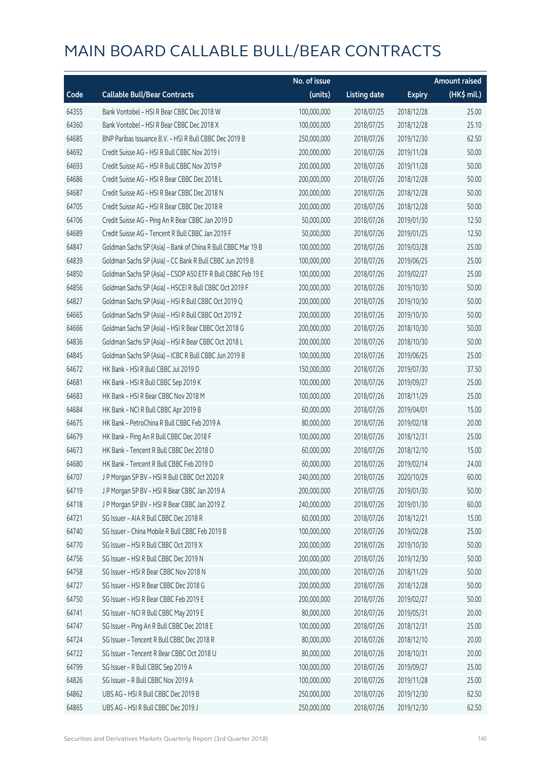# MAIN BOARD CALLABLE BULL/BEAR CONTRACTS

| Code | Callable Bull/Bear Contracts | No. of issue (units) | Listing date | Expiry | Amount raised (HK$ mil.) |
|---|---|---|---|---|---|
| 64355 | Bank Vontobel – HSI R Bear CBBC Dec 2018 W | 100,000,000 | 2018/07/25 | 2018/12/28 | 25.00 |
| 64360 | Bank Vontobel – HSI R Bear CBBC Dec 2018 X | 100,000,000 | 2018/07/25 | 2018/12/28 | 25.10 |
| 64685 | BNP Paribas Issuance B.V. – HSI R Bull CBBC Dec 2019 B | 250,000,000 | 2018/07/26 | 2019/12/30 | 62.50 |
| 64692 | Credit Suisse AG – HSI R Bull CBBC Nov 2019 I | 200,000,000 | 2018/07/26 | 2019/11/28 | 50.00 |
| 64693 | Credit Suisse AG – HSI R Bull CBBC Nov 2019 P | 200,000,000 | 2018/07/26 | 2019/11/28 | 50.00 |
| 64686 | Credit Suisse AG – HSI R Bear CBBC Dec 2018 L | 200,000,000 | 2018/07/26 | 2018/12/28 | 50.00 |
| 64687 | Credit Suisse AG – HSI R Bear CBBC Dec 2018 N | 200,000,000 | 2018/07/26 | 2018/12/28 | 50.00 |
| 64705 | Credit Suisse AG – HSI R Bear CBBC Dec 2018 R | 200,000,000 | 2018/07/26 | 2018/12/28 | 50.00 |
| 64706 | Credit Suisse AG – Ping An R Bear CBBC Jan 2019 D | 50,000,000 | 2018/07/26 | 2019/01/30 | 12.50 |
| 64689 | Credit Suisse AG – Tencent R Bull CBBC Jan 2019 F | 50,000,000 | 2018/07/26 | 2019/01/25 | 12.50 |
| 64847 | Goldman Sachs SP (Asia) – Bank of China R Bull CBBC Mar 19 B | 100,000,000 | 2018/07/26 | 2019/03/28 | 25.00 |
| 64839 | Goldman Sachs SP (Asia) – CC Bank R Bull CBBC Jun 2019 B | 100,000,000 | 2018/07/26 | 2019/06/25 | 25.00 |
| 64850 | Goldman Sachs SP (Asia) – CSOP A50 ETF R Bull CBBC Feb 19 E | 100,000,000 | 2018/07/26 | 2019/02/27 | 25.00 |
| 64856 | Goldman Sachs SP (Asia) – HSCEI R Bull CBBC Oct 2019 F | 200,000,000 | 2018/07/26 | 2019/10/30 | 50.00 |
| 64827 | Goldman Sachs SP (Asia) – HSI R Bull CBBC Oct 2019 Q | 200,000,000 | 2018/07/26 | 2019/10/30 | 50.00 |
| 64665 | Goldman Sachs SP (Asia) – HSI R Bull CBBC Oct 2019 Z | 200,000,000 | 2018/07/26 | 2019/10/30 | 50.00 |
| 64666 | Goldman Sachs SP (Asia) – HSI R Bear CBBC Oct 2018 G | 200,000,000 | 2018/07/26 | 2018/10/30 | 50.00 |
| 64836 | Goldman Sachs SP (Asia) – HSI R Bear CBBC Oct 2018 L | 200,000,000 | 2018/07/26 | 2018/10/30 | 50.00 |
| 64845 | Goldman Sachs SP (Asia) – ICBC R Bull CBBC Jun 2019 B | 100,000,000 | 2018/07/26 | 2019/06/25 | 25.00 |
| 64672 | HK Bank – HSI R Bull CBBC Jul 2019 D | 150,000,000 | 2018/07/26 | 2019/07/30 | 37.50 |
| 64681 | HK Bank – HSI R Bull CBBC Sep 2019 K | 100,000,000 | 2018/07/26 | 2019/09/27 | 25.00 |
| 64683 | HK Bank – HSI R Bear CBBC Nov 2018 M | 100,000,000 | 2018/07/26 | 2018/11/29 | 25.00 |
| 64684 | HK Bank – NCI R Bull CBBC Apr 2019 B | 60,000,000 | 2018/07/26 | 2019/04/01 | 15.00 |
| 64675 | HK Bank – PetroChina R Bull CBBC Feb 2019 A | 80,000,000 | 2018/07/26 | 2019/02/18 | 20.00 |
| 64679 | HK Bank – Ping An R Bull CBBC Dec 2018 F | 100,000,000 | 2018/07/26 | 2018/12/31 | 25.00 |
| 64673 | HK Bank – Tencent R Bull CBBC Dec 2018 O | 60,000,000 | 2018/07/26 | 2018/12/10 | 15.00 |
| 64680 | HK Bank – Tencent R Bull CBBC Feb 2019 D | 60,000,000 | 2018/07/26 | 2019/02/14 | 24.00 |
| 64707 | J P Morgan SP BV – HSI R Bull CBBC Oct 2020 R | 240,000,000 | 2018/07/26 | 2020/10/29 | 60.00 |
| 64719 | J P Morgan SP BV – HSI R Bear CBBC Jan 2019 A | 200,000,000 | 2018/07/26 | 2019/01/30 | 50.00 |
| 64718 | J P Morgan SP BV – HSI R Bear CBBC Jan 2019 Z | 240,000,000 | 2018/07/26 | 2019/01/30 | 60.00 |
| 64721 | SG Issuer – AIA R Bull CBBC Dec 2018 R | 60,000,000 | 2018/07/26 | 2018/12/21 | 15.00 |
| 64740 | SG Issuer – China Mobile R Bull CBBC Feb 2019 B | 100,000,000 | 2018/07/26 | 2019/02/28 | 25.00 |
| 64770 | SG Issuer – HSI R Bull CBBC Oct 2019 X | 200,000,000 | 2018/07/26 | 2019/10/30 | 50.00 |
| 64756 | SG Issuer – HSI R Bull CBBC Dec 2019 N | 200,000,000 | 2018/07/26 | 2019/12/30 | 50.00 |
| 64758 | SG Issuer – HSI R Bear CBBC Nov 2018 N | 200,000,000 | 2018/07/26 | 2018/11/29 | 50.00 |
| 64727 | SG Issuer – HSI R Bear CBBC Dec 2018 G | 200,000,000 | 2018/07/26 | 2018/12/28 | 50.00 |
| 64750 | SG Issuer – HSI R Bear CBBC Feb 2019 E | 200,000,000 | 2018/07/26 | 2019/02/27 | 50.00 |
| 64741 | SG Issuer – NCI R Bull CBBC May 2019 E | 80,000,000 | 2018/07/26 | 2019/05/31 | 20.00 |
| 64747 | SG Issuer – Ping An R Bull CBBC Dec 2018 E | 100,000,000 | 2018/07/26 | 2018/12/31 | 25.00 |
| 64724 | SG Issuer – Tencent R Bull CBBC Dec 2018 R | 80,000,000 | 2018/07/26 | 2018/12/10 | 20.00 |
| 64722 | SG Issuer – Tencent R Bear CBBC Oct 2018 U | 80,000,000 | 2018/07/26 | 2018/10/31 | 20.00 |
| 64799 | SG Issuer – R Bull CBBC Sep 2019 A | 100,000,000 | 2018/07/26 | 2019/09/27 | 25.00 |
| 64826 | SG Issuer – R Bull CBBC Nov 2019 A | 100,000,000 | 2018/07/26 | 2019/11/28 | 25.00 |
| 64862 | UBS AG – HSI R Bull CBBC Dec 2019 B | 250,000,000 | 2018/07/26 | 2019/12/30 | 62.50 |
| 64865 | UBS AG – HSI R Bull CBBC Dec 2019 J | 250,000,000 | 2018/07/26 | 2019/12/30 | 62.50 |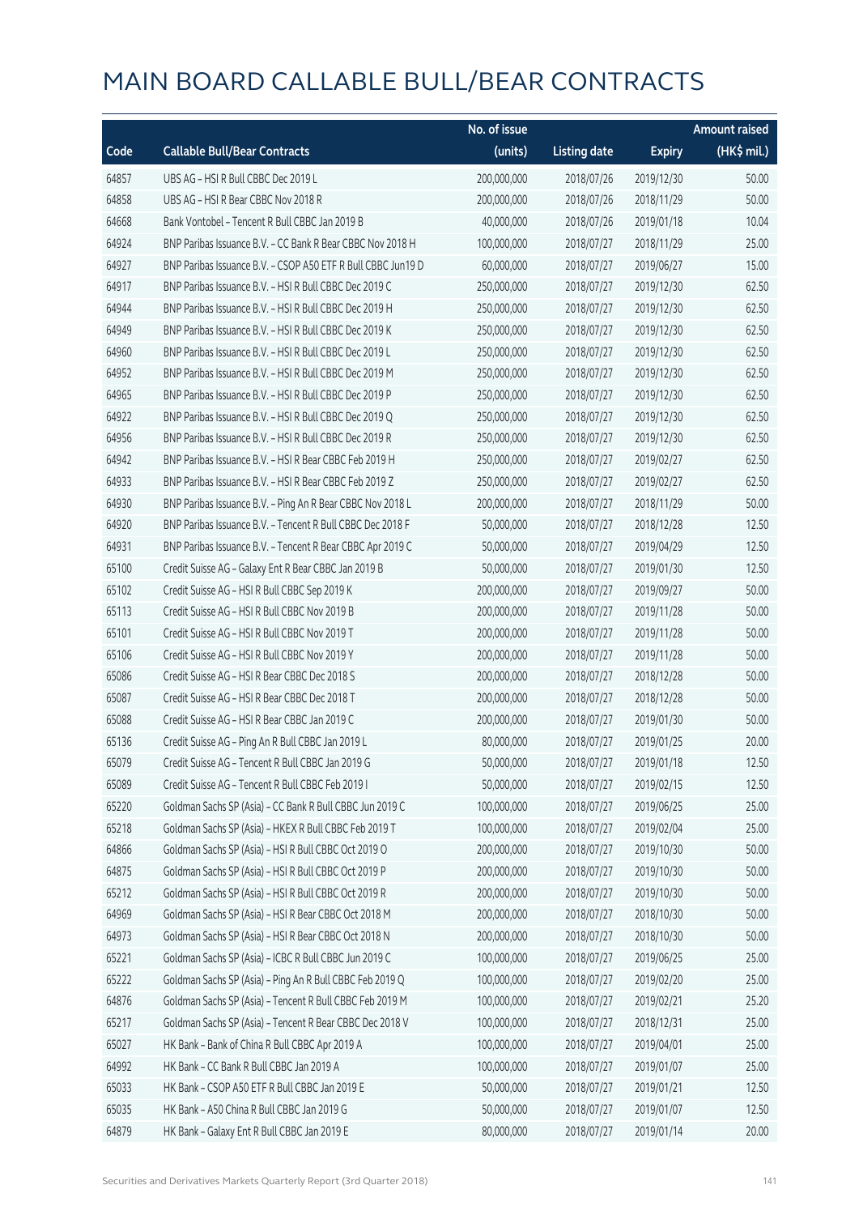# MAIN BOARD CALLABLE BULL/BEAR CONTRACTS

| Code | Callable Bull/Bear Contracts | No. of issue (units) | Listing date | Expiry | Amount raised (HK$ mil.) |
|---|---|---|---|---|---|
| 64857 | UBS AG – HSI R Bull CBBC Dec 2019 L | 200,000,000 | 2018/07/26 | 2019/12/30 | 50.00 |
| 64858 | UBS AG – HSI R Bear CBBC Nov 2018 R | 200,000,000 | 2018/07/26 | 2018/11/29 | 50.00 |
| 64668 | Bank Vontobel – Tencent R Bull CBBC Jan 2019 B | 40,000,000 | 2018/07/26 | 2019/01/18 | 10.04 |
| 64924 | BNP Paribas Issuance B.V. – CC Bank R Bear CBBC Nov 2018 H | 100,000,000 | 2018/07/27 | 2018/11/29 | 25.00 |
| 64927 | BNP Paribas Issuance B.V. – CSOP A50 ETF R Bull CBBC Jun19 D | 60,000,000 | 2018/07/27 | 2019/06/27 | 15.00 |
| 64917 | BNP Paribas Issuance B.V. – HSI R Bull CBBC Dec 2019 C | 250,000,000 | 2018/07/27 | 2019/12/30 | 62.50 |
| 64944 | BNP Paribas Issuance B.V. – HSI R Bull CBBC Dec 2019 H | 250,000,000 | 2018/07/27 | 2019/12/30 | 62.50 |
| 64949 | BNP Paribas Issuance B.V. – HSI R Bull CBBC Dec 2019 K | 250,000,000 | 2018/07/27 | 2019/12/30 | 62.50 |
| 64960 | BNP Paribas Issuance B.V. – HSI R Bull CBBC Dec 2019 L | 250,000,000 | 2018/07/27 | 2019/12/30 | 62.50 |
| 64952 | BNP Paribas Issuance B.V. – HSI R Bull CBBC Dec 2019 M | 250,000,000 | 2018/07/27 | 2019/12/30 | 62.50 |
| 64965 | BNP Paribas Issuance B.V. – HSI R Bull CBBC Dec 2019 P | 250,000,000 | 2018/07/27 | 2019/12/30 | 62.50 |
| 64922 | BNP Paribas Issuance B.V. – HSI R Bull CBBC Dec 2019 Q | 250,000,000 | 2018/07/27 | 2019/12/30 | 62.50 |
| 64956 | BNP Paribas Issuance B.V. – HSI R Bull CBBC Dec 2019 R | 250,000,000 | 2018/07/27 | 2019/12/30 | 62.50 |
| 64942 | BNP Paribas Issuance B.V. – HSI R Bear CBBC Feb 2019 H | 250,000,000 | 2018/07/27 | 2019/02/27 | 62.50 |
| 64933 | BNP Paribas Issuance B.V. – HSI R Bear CBBC Feb 2019 Z | 250,000,000 | 2018/07/27 | 2019/02/27 | 62.50 |
| 64930 | BNP Paribas Issuance B.V. – Ping An R Bear CBBC Nov 2018 L | 200,000,000 | 2018/07/27 | 2018/11/29 | 50.00 |
| 64920 | BNP Paribas Issuance B.V. – Tencent R Bull CBBC Dec 2018 F | 50,000,000 | 2018/07/27 | 2018/12/28 | 12.50 |
| 64931 | BNP Paribas Issuance B.V. – Tencent R Bear CBBC Apr 2019 C | 50,000,000 | 2018/07/27 | 2019/04/29 | 12.50 |
| 65100 | Credit Suisse AG – Galaxy Ent R Bear CBBC Jan 2019 B | 50,000,000 | 2018/07/27 | 2019/01/30 | 12.50 |
| 65102 | Credit Suisse AG – HSI R Bull CBBC Sep 2019 K | 200,000,000 | 2018/07/27 | 2019/09/27 | 50.00 |
| 65113 | Credit Suisse AG – HSI R Bull CBBC Nov 2019 B | 200,000,000 | 2018/07/27 | 2019/11/28 | 50.00 |
| 65101 | Credit Suisse AG – HSI R Bull CBBC Nov 2019 T | 200,000,000 | 2018/07/27 | 2019/11/28 | 50.00 |
| 65106 | Credit Suisse AG – HSI R Bull CBBC Nov 2019 Y | 200,000,000 | 2018/07/27 | 2019/11/28 | 50.00 |
| 65086 | Credit Suisse AG – HSI R Bear CBBC Dec 2018 S | 200,000,000 | 2018/07/27 | 2018/12/28 | 50.00 |
| 65087 | Credit Suisse AG – HSI R Bear CBBC Dec 2018 T | 200,000,000 | 2018/07/27 | 2018/12/28 | 50.00 |
| 65088 | Credit Suisse AG – HSI R Bear CBBC Jan 2019 C | 200,000,000 | 2018/07/27 | 2019/01/30 | 50.00 |
| 65136 | Credit Suisse AG – Ping An R Bull CBBC Jan 2019 L | 80,000,000 | 2018/07/27 | 2019/01/25 | 20.00 |
| 65079 | Credit Suisse AG – Tencent R Bull CBBC Jan 2019 G | 50,000,000 | 2018/07/27 | 2019/01/18 | 12.50 |
| 65089 | Credit Suisse AG – Tencent R Bull CBBC Feb 2019 I | 50,000,000 | 2018/07/27 | 2019/02/15 | 12.50 |
| 65220 | Goldman Sachs SP (Asia) – CC Bank R Bull CBBC Jun 2019 C | 100,000,000 | 2018/07/27 | 2019/06/25 | 25.00 |
| 65218 | Goldman Sachs SP (Asia) – HKEX R Bull CBBC Feb 2019 T | 100,000,000 | 2018/07/27 | 2019/02/04 | 25.00 |
| 64866 | Goldman Sachs SP (Asia) – HSI R Bull CBBC Oct 2019 O | 200,000,000 | 2018/07/27 | 2019/10/30 | 50.00 |
| 64875 | Goldman Sachs SP (Asia) – HSI R Bull CBBC Oct 2019 P | 200,000,000 | 2018/07/27 | 2019/10/30 | 50.00 |
| 65212 | Goldman Sachs SP (Asia) – HSI R Bull CBBC Oct 2019 R | 200,000,000 | 2018/07/27 | 2019/10/30 | 50.00 |
| 64969 | Goldman Sachs SP (Asia) – HSI R Bear CBBC Oct 2018 M | 200,000,000 | 2018/07/27 | 2018/10/30 | 50.00 |
| 64973 | Goldman Sachs SP (Asia) – HSI R Bear CBBC Oct 2018 N | 200,000,000 | 2018/07/27 | 2018/10/30 | 50.00 |
| 65221 | Goldman Sachs SP (Asia) – ICBC R Bull CBBC Jun 2019 C | 100,000,000 | 2018/07/27 | 2019/06/25 | 25.00 |
| 65222 | Goldman Sachs SP (Asia) – Ping An R Bull CBBC Feb 2019 Q | 100,000,000 | 2018/07/27 | 2019/02/20 | 25.00 |
| 64876 | Goldman Sachs SP (Asia) – Tencent R Bull CBBC Feb 2019 M | 100,000,000 | 2018/07/27 | 2019/02/21 | 25.20 |
| 65217 | Goldman Sachs SP (Asia) – Tencent R Bear CBBC Dec 2018 V | 100,000,000 | 2018/07/27 | 2018/12/31 | 25.00 |
| 65027 | HK Bank – Bank of China R Bull CBBC Apr 2019 A | 100,000,000 | 2018/07/27 | 2019/04/01 | 25.00 |
| 64992 | HK Bank – CC Bank R Bull CBBC Jan 2019 A | 100,000,000 | 2018/07/27 | 2019/01/07 | 25.00 |
| 65033 | HK Bank – CSOP A50 ETF R Bull CBBC Jan 2019 E | 50,000,000 | 2018/07/27 | 2019/01/21 | 12.50 |
| 65035 | HK Bank – A50 China R Bull CBBC Jan 2019 G | 50,000,000 | 2018/07/27 | 2019/01/07 | 12.50 |
| 64879 | HK Bank – Galaxy Ent R Bull CBBC Jan 2019 E | 80,000,000 | 2018/07/27 | 2019/01/14 | 20.00 |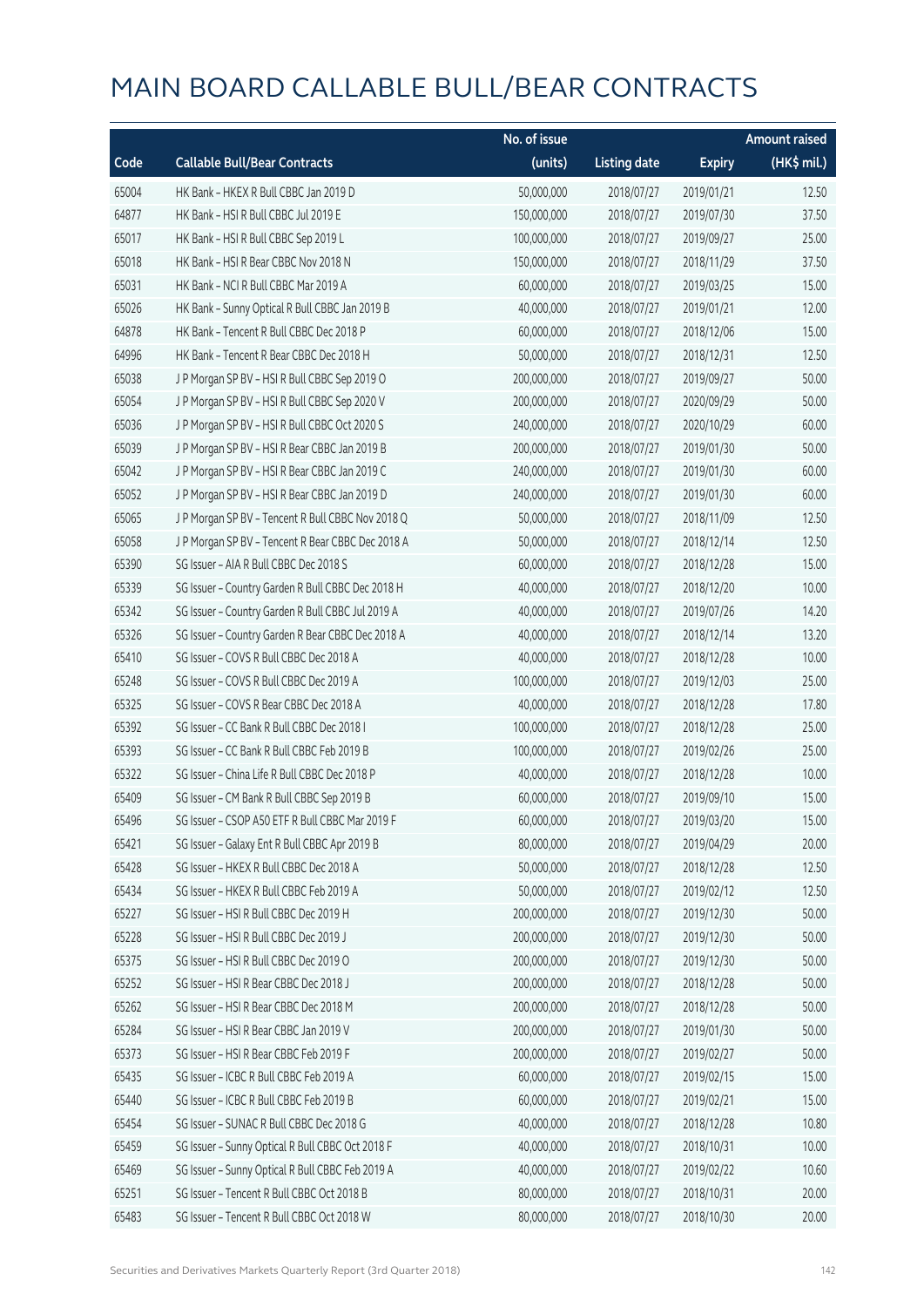# MAIN BOARD CALLABLE BULL/BEAR CONTRACTS

| Code | Callable Bull/Bear Contracts | No. of issue (units) | Listing date | Expiry | Amount raised (HK$ mil.) |
|---|---|---|---|---|---|
| 65004 | HK Bank – HKEX R Bull CBBC Jan 2019 D | 50,000,000 | 2018/07/27 | 2019/01/21 | 12.50 |
| 64877 | HK Bank – HSI R Bull CBBC Jul 2019 E | 150,000,000 | 2018/07/27 | 2019/07/30 | 37.50 |
| 65017 | HK Bank – HSI R Bull CBBC Sep 2019 L | 100,000,000 | 2018/07/27 | 2019/09/27 | 25.00 |
| 65018 | HK Bank – HSI R Bear CBBC Nov 2018 N | 150,000,000 | 2018/07/27 | 2018/11/29 | 37.50 |
| 65031 | HK Bank – NCI R Bull CBBC Mar 2019 A | 60,000,000 | 2018/07/27 | 2019/03/25 | 15.00 |
| 65026 | HK Bank – Sunny Optical R Bull CBBC Jan 2019 B | 40,000,000 | 2018/07/27 | 2019/01/21 | 12.00 |
| 64878 | HK Bank – Tencent R Bull CBBC Dec 2018 P | 60,000,000 | 2018/07/27 | 2018/12/06 | 15.00 |
| 64996 | HK Bank – Tencent R Bear CBBC Dec 2018 H | 50,000,000 | 2018/07/27 | 2018/12/31 | 12.50 |
| 65038 | J P Morgan SP BV – HSI R Bull CBBC Sep 2019 O | 200,000,000 | 2018/07/27 | 2019/09/27 | 50.00 |
| 65054 | J P Morgan SP BV – HSI R Bull CBBC Sep 2020 V | 200,000,000 | 2018/07/27 | 2020/09/29 | 50.00 |
| 65036 | J P Morgan SP BV – HSI R Bull CBBC Oct 2020 S | 240,000,000 | 2018/07/27 | 2020/10/29 | 60.00 |
| 65039 | J P Morgan SP BV – HSI R Bear CBBC Jan 2019 B | 200,000,000 | 2018/07/27 | 2019/01/30 | 50.00 |
| 65042 | J P Morgan SP BV – HSI R Bear CBBC Jan 2019 C | 240,000,000 | 2018/07/27 | 2019/01/30 | 60.00 |
| 65052 | J P Morgan SP BV – HSI R Bear CBBC Jan 2019 D | 240,000,000 | 2018/07/27 | 2019/01/30 | 60.00 |
| 65065 | J P Morgan SP BV – Tencent R Bull CBBC Nov 2018 Q | 50,000,000 | 2018/07/27 | 2018/11/09 | 12.50 |
| 65058 | J P Morgan SP BV – Tencent R Bear CBBC Dec 2018 A | 50,000,000 | 2018/07/27 | 2018/12/14 | 12.50 |
| 65390 | SG Issuer – AIA R Bull CBBC Dec 2018 S | 60,000,000 | 2018/07/27 | 2018/12/28 | 15.00 |
| 65339 | SG Issuer – Country Garden R Bull CBBC Dec 2018 H | 40,000,000 | 2018/07/27 | 2018/12/20 | 10.00 |
| 65342 | SG Issuer – Country Garden R Bull CBBC Jul 2019 A | 40,000,000 | 2018/07/27 | 2019/07/26 | 14.20 |
| 65326 | SG Issuer – Country Garden R Bear CBBC Dec 2018 A | 40,000,000 | 2018/07/27 | 2018/12/14 | 13.20 |
| 65410 | SG Issuer – COVS R Bull CBBC Dec 2018 A | 40,000,000 | 2018/07/27 | 2018/12/28 | 10.00 |
| 65248 | SG Issuer – COVS R Bull CBBC Dec 2019 A | 100,000,000 | 2018/07/27 | 2019/12/03 | 25.00 |
| 65325 | SG Issuer – COVS R Bear CBBC Dec 2018 A | 40,000,000 | 2018/07/27 | 2018/12/28 | 17.80 |
| 65392 | SG Issuer – CC Bank R Bull CBBC Dec 2018 I | 100,000,000 | 2018/07/27 | 2018/12/28 | 25.00 |
| 65393 | SG Issuer – CC Bank R Bull CBBC Feb 2019 B | 100,000,000 | 2018/07/27 | 2019/02/26 | 25.00 |
| 65322 | SG Issuer – China Life R Bull CBBC Dec 2018 P | 40,000,000 | 2018/07/27 | 2018/12/28 | 10.00 |
| 65409 | SG Issuer – CM Bank R Bull CBBC Sep 2019 B | 60,000,000 | 2018/07/27 | 2019/09/10 | 15.00 |
| 65496 | SG Issuer – CSOP A50 ETF R Bull CBBC Mar 2019 F | 60,000,000 | 2018/07/27 | 2019/03/20 | 15.00 |
| 65421 | SG Issuer – Galaxy Ent R Bull CBBC Apr 2019 B | 80,000,000 | 2018/07/27 | 2019/04/29 | 20.00 |
| 65428 | SG Issuer – HKEX R Bull CBBC Dec 2018 A | 50,000,000 | 2018/07/27 | 2018/12/28 | 12.50 |
| 65434 | SG Issuer – HKEX R Bull CBBC Feb 2019 A | 50,000,000 | 2018/07/27 | 2019/02/12 | 12.50 |
| 65227 | SG Issuer – HSI R Bull CBBC Dec 2019 H | 200,000,000 | 2018/07/27 | 2019/12/30 | 50.00 |
| 65228 | SG Issuer – HSI R Bull CBBC Dec 2019 J | 200,000,000 | 2018/07/27 | 2019/12/30 | 50.00 |
| 65375 | SG Issuer – HSI R Bull CBBC Dec 2019 O | 200,000,000 | 2018/07/27 | 2019/12/30 | 50.00 |
| 65252 | SG Issuer – HSI R Bear CBBC Dec 2018 J | 200,000,000 | 2018/07/27 | 2018/12/28 | 50.00 |
| 65262 | SG Issuer – HSI R Bear CBBC Dec 2018 M | 200,000,000 | 2018/07/27 | 2018/12/28 | 50.00 |
| 65284 | SG Issuer – HSI R Bear CBBC Jan 2019 V | 200,000,000 | 2018/07/27 | 2019/01/30 | 50.00 |
| 65373 | SG Issuer – HSI R Bear CBBC Feb 2019 F | 200,000,000 | 2018/07/27 | 2019/02/27 | 50.00 |
| 65435 | SG Issuer – ICBC R Bull CBBC Feb 2019 A | 60,000,000 | 2018/07/27 | 2019/02/15 | 15.00 |
| 65440 | SG Issuer – ICBC R Bull CBBC Feb 2019 B | 60,000,000 | 2018/07/27 | 2019/02/21 | 15.00 |
| 65454 | SG Issuer – SUNAC R Bull CBBC Dec 2018 G | 40,000,000 | 2018/07/27 | 2018/12/28 | 10.80 |
| 65459 | SG Issuer – Sunny Optical R Bull CBBC Oct 2018 F | 40,000,000 | 2018/07/27 | 2018/10/31 | 10.00 |
| 65469 | SG Issuer – Sunny Optical R Bull CBBC Feb 2019 A | 40,000,000 | 2018/07/27 | 2019/02/22 | 10.60 |
| 65251 | SG Issuer – Tencent R Bull CBBC Oct 2018 B | 80,000,000 | 2018/07/27 | 2018/10/31 | 20.00 |
| 65483 | SG Issuer – Tencent R Bull CBBC Oct 2018 W | 80,000,000 | 2018/07/27 | 2018/10/30 | 20.00 |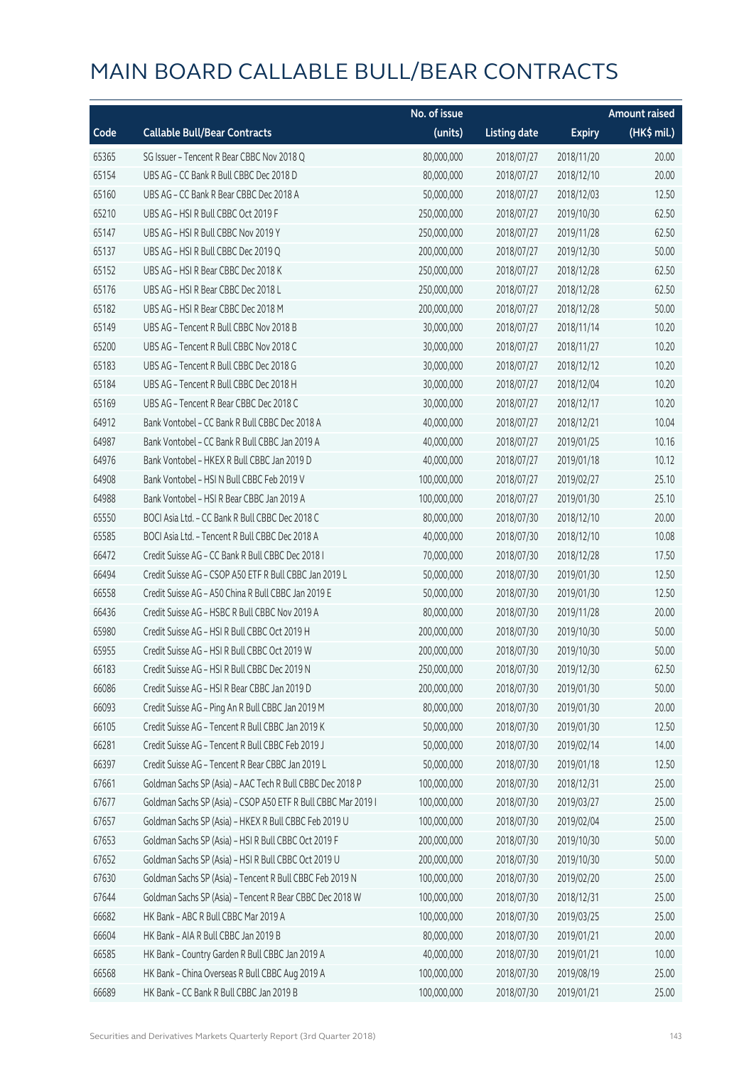# MAIN BOARD CALLABLE BULL/BEAR CONTRACTS

| Code | Callable Bull/Bear Contracts | No. of issue (units) | Listing date | Expiry | Amount raised (HK$ mil.) |
|---|---|---|---|---|---|
| 65365 | SG Issuer – Tencent R Bear CBBC Nov 2018 Q | 80,000,000 | 2018/07/27 | 2018/11/20 | 20.00 |
| 65154 | UBS AG – CC Bank R Bull CBBC Dec 2018 D | 80,000,000 | 2018/07/27 | 2018/12/10 | 20.00 |
| 65160 | UBS AG – CC Bank R Bear CBBC Dec 2018 A | 50,000,000 | 2018/07/27 | 2018/12/03 | 12.50 |
| 65210 | UBS AG – HSI R Bull CBBC Oct 2019 F | 250,000,000 | 2018/07/27 | 2019/10/30 | 62.50 |
| 65147 | UBS AG – HSI R Bull CBBC Nov 2019 Y | 250,000,000 | 2018/07/27 | 2019/11/28 | 62.50 |
| 65137 | UBS AG – HSI R Bull CBBC Dec 2019 Q | 200,000,000 | 2018/07/27 | 2019/12/30 | 50.00 |
| 65152 | UBS AG – HSI R Bear CBBC Dec 2018 K | 250,000,000 | 2018/07/27 | 2018/12/28 | 62.50 |
| 65176 | UBS AG – HSI R Bear CBBC Dec 2018 L | 250,000,000 | 2018/07/27 | 2018/12/28 | 62.50 |
| 65182 | UBS AG – HSI R Bear CBBC Dec 2018 M | 200,000,000 | 2018/07/27 | 2018/12/28 | 50.00 |
| 65149 | UBS AG – Tencent R Bull CBBC Nov 2018 B | 30,000,000 | 2018/07/27 | 2018/11/14 | 10.20 |
| 65200 | UBS AG – Tencent R Bull CBBC Nov 2018 C | 30,000,000 | 2018/07/27 | 2018/11/27 | 10.20 |
| 65183 | UBS AG – Tencent R Bull CBBC Dec 2018 G | 30,000,000 | 2018/07/27 | 2018/12/12 | 10.20 |
| 65184 | UBS AG – Tencent R Bull CBBC Dec 2018 H | 30,000,000 | 2018/07/27 | 2018/12/04 | 10.20 |
| 65169 | UBS AG – Tencent R Bear CBBC Dec 2018 C | 30,000,000 | 2018/07/27 | 2018/12/17 | 10.20 |
| 64912 | Bank Vontobel – CC Bank R Bull CBBC Dec 2018 A | 40,000,000 | 2018/07/27 | 2018/12/21 | 10.04 |
| 64987 | Bank Vontobel – CC Bank R Bull CBBC Jan 2019 A | 40,000,000 | 2018/07/27 | 2019/01/25 | 10.16 |
| 64976 | Bank Vontobel – HKEX R Bull CBBC Jan 2019 D | 40,000,000 | 2018/07/27 | 2019/01/18 | 10.12 |
| 64908 | Bank Vontobel – HSI N Bull CBBC Feb 2019 V | 100,000,000 | 2018/07/27 | 2019/02/27 | 25.10 |
| 64988 | Bank Vontobel – HSI R Bear CBBC Jan 2019 A | 100,000,000 | 2018/07/27 | 2019/01/30 | 25.10 |
| 65550 | BOCI Asia Ltd. – CC Bank R Bull CBBC Dec 2018 C | 80,000,000 | 2018/07/30 | 2018/12/10 | 20.00 |
| 65585 | BOCI Asia Ltd. – Tencent R Bull CBBC Dec 2018 A | 40,000,000 | 2018/07/30 | 2018/12/10 | 10.08 |
| 66472 | Credit Suisse AG – CC Bank R Bull CBBC Dec 2018 I | 70,000,000 | 2018/07/30 | 2018/12/28 | 17.50 |
| 66494 | Credit Suisse AG – CSOP A50 ETF R Bull CBBC Jan 2019 L | 50,000,000 | 2018/07/30 | 2019/01/30 | 12.50 |
| 66558 | Credit Suisse AG – A50 China R Bull CBBC Jan 2019 E | 50,000,000 | 2018/07/30 | 2019/01/30 | 12.50 |
| 66436 | Credit Suisse AG – HSBC R Bull CBBC Nov 2019 A | 80,000,000 | 2018/07/30 | 2019/11/28 | 20.00 |
| 65980 | Credit Suisse AG – HSI R Bull CBBC Oct 2019 H | 200,000,000 | 2018/07/30 | 2019/10/30 | 50.00 |
| 65955 | Credit Suisse AG – HSI R Bull CBBC Oct 2019 W | 200,000,000 | 2018/07/30 | 2019/10/30 | 50.00 |
| 66183 | Credit Suisse AG – HSI R Bull CBBC Dec 2019 N | 250,000,000 | 2018/07/30 | 2019/12/30 | 62.50 |
| 66086 | Credit Suisse AG – HSI R Bear CBBC Jan 2019 D | 200,000,000 | 2018/07/30 | 2019/01/30 | 50.00 |
| 66093 | Credit Suisse AG – Ping An R Bull CBBC Jan 2019 M | 80,000,000 | 2018/07/30 | 2019/01/30 | 20.00 |
| 66105 | Credit Suisse AG – Tencent R Bull CBBC Jan 2019 K | 50,000,000 | 2018/07/30 | 2019/01/30 | 12.50 |
| 66281 | Credit Suisse AG – Tencent R Bull CBBC Feb 2019 J | 50,000,000 | 2018/07/30 | 2019/02/14 | 14.00 |
| 66397 | Credit Suisse AG – Tencent R Bear CBBC Jan 2019 L | 50,000,000 | 2018/07/30 | 2019/01/18 | 12.50 |
| 67661 | Goldman Sachs SP (Asia) – AAC Tech R Bull CBBC Dec 2018 P | 100,000,000 | 2018/07/30 | 2018/12/31 | 25.00 |
| 67677 | Goldman Sachs SP (Asia) – CSOP A50 ETF R Bull CBBC Mar 2019 I | 100,000,000 | 2018/07/30 | 2019/03/27 | 25.00 |
| 67657 | Goldman Sachs SP (Asia) – HKEX R Bull CBBC Feb 2019 U | 100,000,000 | 2018/07/30 | 2019/02/04 | 25.00 |
| 67653 | Goldman Sachs SP (Asia) – HSI R Bull CBBC Oct 2019 F | 200,000,000 | 2018/07/30 | 2019/10/30 | 50.00 |
| 67652 | Goldman Sachs SP (Asia) – HSI R Bull CBBC Oct 2019 U | 200,000,000 | 2018/07/30 | 2019/10/30 | 50.00 |
| 67630 | Goldman Sachs SP (Asia) – Tencent R Bull CBBC Feb 2019 N | 100,000,000 | 2018/07/30 | 2019/02/20 | 25.00 |
| 67644 | Goldman Sachs SP (Asia) – Tencent R Bear CBBC Dec 2018 W | 100,000,000 | 2018/07/30 | 2018/12/31 | 25.00 |
| 66682 | HK Bank – ABC R Bull CBBC Mar 2019 A | 100,000,000 | 2018/07/30 | 2019/03/25 | 25.00 |
| 66604 | HK Bank – AIA R Bull CBBC Jan 2019 B | 80,000,000 | 2018/07/30 | 2019/01/21 | 20.00 |
| 66585 | HK Bank – Country Garden R Bull CBBC Jan 2019 A | 40,000,000 | 2018/07/30 | 2019/01/21 | 10.00 |
| 66568 | HK Bank – China Overseas R Bull CBBC Aug 2019 A | 100,000,000 | 2018/07/30 | 2019/08/19 | 25.00 |
| 66689 | HK Bank – CC Bank R Bull CBBC Jan 2019 B | 100,000,000 | 2018/07/30 | 2019/01/21 | 25.00 |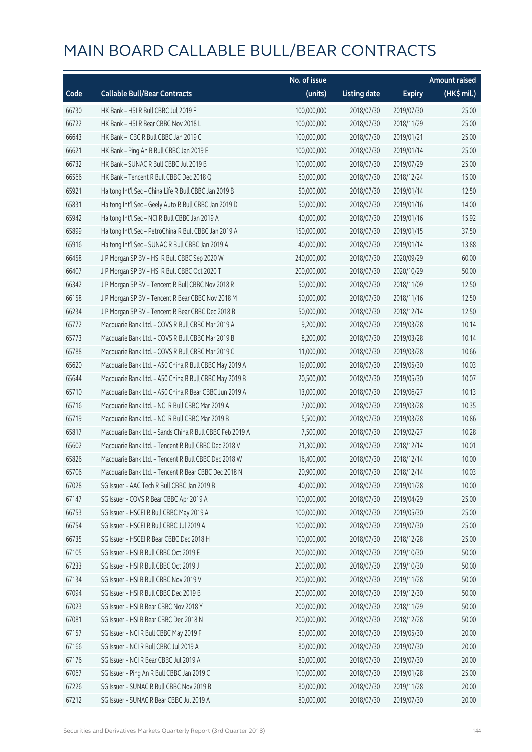# MAIN BOARD CALLABLE BULL/BEAR CONTRACTS

| Code | Callable Bull/Bear Contracts | No. of issue (units) | Listing date | Expiry | Amount raised (HK$ mil.) |
|---|---|---|---|---|---|
| 66730 | HK Bank – HSI R Bull CBBC Jul 2019 F | 100,000,000 | 2018/07/30 | 2019/07/30 | 25.00 |
| 66722 | HK Bank – HSI R Bear CBBC Nov 2018 L | 100,000,000 | 2018/07/30 | 2018/11/29 | 25.00 |
| 66643 | HK Bank – ICBC R Bull CBBC Jan 2019 C | 100,000,000 | 2018/07/30 | 2019/01/21 | 25.00 |
| 66621 | HK Bank – Ping An R Bull CBBC Jan 2019 E | 100,000,000 | 2018/07/30 | 2019/01/14 | 25.00 |
| 66732 | HK Bank – SUNAC R Bull CBBC Jul 2019 B | 100,000,000 | 2018/07/30 | 2019/07/29 | 25.00 |
| 66566 | HK Bank – Tencent R Bull CBBC Dec 2018 Q | 60,000,000 | 2018/07/30 | 2018/12/24 | 15.00 |
| 65921 | Haitong Int'l Sec – China Life R Bull CBBC Jan 2019 B | 50,000,000 | 2018/07/30 | 2019/01/14 | 12.50 |
| 65831 | Haitong Int'l Sec – Geely Auto R Bull CBBC Jan 2019 D | 50,000,000 | 2018/07/30 | 2019/01/16 | 14.00 |
| 65942 | Haitong Int'l Sec – NCI R Bull CBBC Jan 2019 A | 40,000,000 | 2018/07/30 | 2019/01/16 | 15.92 |
| 65899 | Haitong Int'l Sec – PetroChina R Bull CBBC Jan 2019 A | 150,000,000 | 2018/07/30 | 2019/01/15 | 37.50 |
| 65916 | Haitong Int'l Sec – SUNAC R Bull CBBC Jan 2019 A | 40,000,000 | 2018/07/30 | 2019/01/14 | 13.88 |
| 66458 | J P Morgan SP BV – HSI R Bull CBBC Sep 2020 W | 240,000,000 | 2018/07/30 | 2020/09/29 | 60.00 |
| 66407 | J P Morgan SP BV – HSI R Bull CBBC Oct 2020 T | 200,000,000 | 2018/07/30 | 2020/10/29 | 50.00 |
| 66342 | J P Morgan SP BV – Tencent R Bull CBBC Nov 2018 R | 50,000,000 | 2018/07/30 | 2018/11/09 | 12.50 |
| 66158 | J P Morgan SP BV – Tencent R Bear CBBC Nov 2018 M | 50,000,000 | 2018/07/30 | 2018/11/16 | 12.50 |
| 66234 | J P Morgan SP BV – Tencent R Bear CBBC Dec 2018 B | 50,000,000 | 2018/07/30 | 2018/12/14 | 12.50 |
| 65772 | Macquarie Bank Ltd. – COVS R Bull CBBC Mar 2019 A | 9,200,000 | 2018/07/30 | 2019/03/28 | 10.14 |
| 65773 | Macquarie Bank Ltd. – COVS R Bull CBBC Mar 2019 B | 8,200,000 | 2018/07/30 | 2019/03/28 | 10.14 |
| 65788 | Macquarie Bank Ltd. – COVS R Bull CBBC Mar 2019 C | 11,000,000 | 2018/07/30 | 2019/03/28 | 10.66 |
| 65620 | Macquarie Bank Ltd. – A50 China R Bull CBBC May 2019 A | 19,000,000 | 2018/07/30 | 2019/05/30 | 10.03 |
| 65644 | Macquarie Bank Ltd. – A50 China R Bull CBBC May 2019 B | 20,500,000 | 2018/07/30 | 2019/05/30 | 10.07 |
| 65710 | Macquarie Bank Ltd. – A50 China R Bear CBBC Jun 2019 A | 13,000,000 | 2018/07/30 | 2019/06/27 | 10.13 |
| 65716 | Macquarie Bank Ltd. – NCI R Bull CBBC Mar 2019 A | 7,000,000 | 2018/07/30 | 2019/03/28 | 10.35 |
| 65719 | Macquarie Bank Ltd. – NCI R Bull CBBC Mar 2019 B | 5,500,000 | 2018/07/30 | 2019/03/28 | 10.86 |
| 65817 | Macquarie Bank Ltd. – Sands China R Bull CBBC Feb 2019 A | 7,500,000 | 2018/07/30 | 2019/02/27 | 10.28 |
| 65602 | Macquarie Bank Ltd. – Tencent R Bull CBBC Dec 2018 V | 21,300,000 | 2018/07/30 | 2018/12/14 | 10.01 |
| 65826 | Macquarie Bank Ltd. – Tencent R Bull CBBC Dec 2018 W | 16,400,000 | 2018/07/30 | 2018/12/14 | 10.00 |
| 65706 | Macquarie Bank Ltd. – Tencent R Bear CBBC Dec 2018 N | 20,900,000 | 2018/07/30 | 2018/12/14 | 10.03 |
| 67028 | SG Issuer – AAC Tech R Bull CBBC Jan 2019 B | 40,000,000 | 2018/07/30 | 2019/01/28 | 10.00 |
| 67147 | SG Issuer – COVS R Bear CBBC Apr 2019 A | 100,000,000 | 2018/07/30 | 2019/04/29 | 25.00 |
| 66753 | SG Issuer – HSCEI R Bull CBBC May 2019 A | 100,000,000 | 2018/07/30 | 2019/05/30 | 25.00 |
| 66754 | SG Issuer – HSCEI R Bull CBBC Jul 2019 A | 100,000,000 | 2018/07/30 | 2019/07/30 | 25.00 |
| 66735 | SG Issuer – HSCEI R Bear CBBC Dec 2018 H | 100,000,000 | 2018/07/30 | 2018/12/28 | 25.00 |
| 67105 | SG Issuer – HSI R Bull CBBC Oct 2019 E | 200,000,000 | 2018/07/30 | 2019/10/30 | 50.00 |
| 67233 | SG Issuer – HSI R Bull CBBC Oct 2019 J | 200,000,000 | 2018/07/30 | 2019/10/30 | 50.00 |
| 67134 | SG Issuer – HSI R Bull CBBC Nov 2019 V | 200,000,000 | 2018/07/30 | 2019/11/28 | 50.00 |
| 67094 | SG Issuer – HSI R Bull CBBC Dec 2019 B | 200,000,000 | 2018/07/30 | 2019/12/30 | 50.00 |
| 67023 | SG Issuer – HSI R Bear CBBC Nov 2018 Y | 200,000,000 | 2018/07/30 | 2018/11/29 | 50.00 |
| 67081 | SG Issuer – HSI R Bear CBBC Dec 2018 N | 200,000,000 | 2018/07/30 | 2018/12/28 | 50.00 |
| 67157 | SG Issuer – NCI R Bull CBBC May 2019 F | 80,000,000 | 2018/07/30 | 2019/05/30 | 20.00 |
| 67166 | SG Issuer – NCI R Bull CBBC Jul 2019 A | 80,000,000 | 2018/07/30 | 2019/07/30 | 20.00 |
| 67176 | SG Issuer – NCI R Bear CBBC Jul 2019 A | 80,000,000 | 2018/07/30 | 2019/07/30 | 20.00 |
| 67067 | SG Issuer – Ping An R Bull CBBC Jan 2019 C | 100,000,000 | 2018/07/30 | 2019/01/28 | 25.00 |
| 67226 | SG Issuer – SUNAC R Bull CBBC Nov 2019 B | 80,000,000 | 2018/07/30 | 2019/11/28 | 20.00 |
| 67212 | SG Issuer – SUNAC R Bear CBBC Jul 2019 A | 80,000,000 | 2018/07/30 | 2019/07/30 | 20.00 |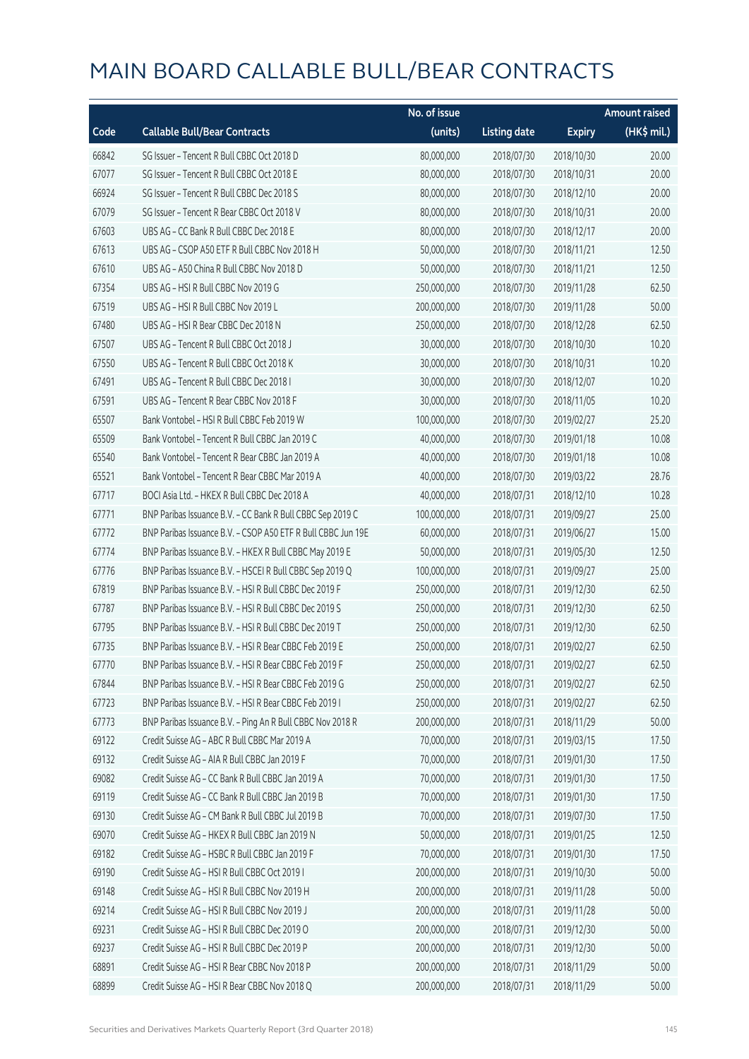# MAIN BOARD CALLABLE BULL/BEAR CONTRACTS

| Code | Callable Bull/Bear Contracts | No. of issue (units) | Listing date | Expiry | Amount raised (HK$ mil.) |
|---|---|---|---|---|---|
| 66842 | SG Issuer – Tencent R Bull CBBC Oct 2018 D | 80,000,000 | 2018/07/30 | 2018/10/30 | 20.00 |
| 67077 | SG Issuer – Tencent R Bull CBBC Oct 2018 E | 80,000,000 | 2018/07/30 | 2018/10/31 | 20.00 |
| 66924 | SG Issuer – Tencent R Bull CBBC Dec 2018 S | 80,000,000 | 2018/07/30 | 2018/12/10 | 20.00 |
| 67079 | SG Issuer – Tencent R Bear CBBC Oct 2018 V | 80,000,000 | 2018/07/30 | 2018/10/31 | 20.00 |
| 67603 | UBS AG – CC Bank R Bull CBBC Dec 2018 E | 80,000,000 | 2018/07/30 | 2018/12/17 | 20.00 |
| 67613 | UBS AG – CSOP A50 ETF R Bull CBBC Nov 2018 H | 50,000,000 | 2018/07/30 | 2018/11/21 | 12.50 |
| 67610 | UBS AG – A50 China R Bull CBBC Nov 2018 D | 50,000,000 | 2018/07/30 | 2018/11/21 | 12.50 |
| 67354 | UBS AG – HSI R Bull CBBC Nov 2019 G | 250,000,000 | 2018/07/30 | 2019/11/28 | 62.50 |
| 67519 | UBS AG – HSI R Bull CBBC Nov 2019 L | 200,000,000 | 2018/07/30 | 2019/11/28 | 50.00 |
| 67480 | UBS AG – HSI R Bear CBBC Dec 2018 N | 250,000,000 | 2018/07/30 | 2018/12/28 | 62.50 |
| 67507 | UBS AG – Tencent R Bull CBBC Oct 2018 J | 30,000,000 | 2018/07/30 | 2018/10/30 | 10.20 |
| 67550 | UBS AG – Tencent R Bull CBBC Oct 2018 K | 30,000,000 | 2018/07/30 | 2018/10/31 | 10.20 |
| 67491 | UBS AG – Tencent R Bull CBBC Dec 2018 I | 30,000,000 | 2018/07/30 | 2018/12/07 | 10.20 |
| 67591 | UBS AG – Tencent R Bear CBBC Nov 2018 F | 30,000,000 | 2018/07/30 | 2018/11/05 | 10.20 |
| 65507 | Bank Vontobel – HSI R Bull CBBC Feb 2019 W | 100,000,000 | 2018/07/30 | 2019/02/27 | 25.20 |
| 65509 | Bank Vontobel – Tencent R Bull CBBC Jan 2019 C | 40,000,000 | 2018/07/30 | 2019/01/18 | 10.08 |
| 65540 | Bank Vontobel – Tencent R Bear CBBC Jan 2019 A | 40,000,000 | 2018/07/30 | 2019/01/18 | 10.08 |
| 65521 | Bank Vontobel – Tencent R Bear CBBC Mar 2019 A | 40,000,000 | 2018/07/30 | 2019/03/22 | 28.76 |
| 67717 | BOCI Asia Ltd. – HKEX R Bull CBBC Dec 2018 A | 40,000,000 | 2018/07/31 | 2018/12/10 | 10.28 |
| 67771 | BNP Paribas Issuance B.V. – CC Bank R Bull CBBC Sep 2019 C | 100,000,000 | 2018/07/31 | 2019/09/27 | 25.00 |
| 67772 | BNP Paribas Issuance B.V. – CSOP A50 ETF R Bull CBBC Jun 19E | 60,000,000 | 2018/07/31 | 2019/06/27 | 15.00 |
| 67774 | BNP Paribas Issuance B.V. – HKEX R Bull CBBC May 2019 E | 50,000,000 | 2018/07/31 | 2019/05/30 | 12.50 |
| 67776 | BNP Paribas Issuance B.V. – HSCEI R Bull CBBC Sep 2019 Q | 100,000,000 | 2018/07/31 | 2019/09/27 | 25.00 |
| 67819 | BNP Paribas Issuance B.V. – HSI R Bull CBBC Dec 2019 F | 250,000,000 | 2018/07/31 | 2019/12/30 | 62.50 |
| 67787 | BNP Paribas Issuance B.V. – HSI R Bull CBBC Dec 2019 S | 250,000,000 | 2018/07/31 | 2019/12/30 | 62.50 |
| 67795 | BNP Paribas Issuance B.V. – HSI R Bull CBBC Dec 2019 T | 250,000,000 | 2018/07/31 | 2019/12/30 | 62.50 |
| 67735 | BNP Paribas Issuance B.V. – HSI R Bear CBBC Feb 2019 E | 250,000,000 | 2018/07/31 | 2019/02/27 | 62.50 |
| 67770 | BNP Paribas Issuance B.V. – HSI R Bear CBBC Feb 2019 F | 250,000,000 | 2018/07/31 | 2019/02/27 | 62.50 |
| 67844 | BNP Paribas Issuance B.V. – HSI R Bear CBBC Feb 2019 G | 250,000,000 | 2018/07/31 | 2019/02/27 | 62.50 |
| 67723 | BNP Paribas Issuance B.V. – HSI R Bear CBBC Feb 2019 I | 250,000,000 | 2018/07/31 | 2019/02/27 | 62.50 |
| 67773 | BNP Paribas Issuance B.V. – Ping An R Bull CBBC Nov 2018 R | 200,000,000 | 2018/07/31 | 2018/11/29 | 50.00 |
| 69122 | Credit Suisse AG – ABC R Bull CBBC Mar 2019 A | 70,000,000 | 2018/07/31 | 2019/03/15 | 17.50 |
| 69132 | Credit Suisse AG – AIA R Bull CBBC Jan 2019 F | 70,000,000 | 2018/07/31 | 2019/01/30 | 17.50 |
| 69082 | Credit Suisse AG – CC Bank R Bull CBBC Jan 2019 A | 70,000,000 | 2018/07/31 | 2019/01/30 | 17.50 |
| 69119 | Credit Suisse AG – CC Bank R Bull CBBC Jan 2019 B | 70,000,000 | 2018/07/31 | 2019/01/30 | 17.50 |
| 69130 | Credit Suisse AG – CM Bank R Bull CBBC Jul 2019 B | 70,000,000 | 2018/07/31 | 2019/07/30 | 17.50 |
| 69070 | Credit Suisse AG – HKEX R Bull CBBC Jan 2019 N | 50,000,000 | 2018/07/31 | 2019/01/25 | 12.50 |
| 69182 | Credit Suisse AG – HSBC R Bull CBBC Jan 2019 F | 70,000,000 | 2018/07/31 | 2019/01/30 | 17.50 |
| 69190 | Credit Suisse AG – HSI R Bull CBBC Oct 2019 I | 200,000,000 | 2018/07/31 | 2019/10/30 | 50.00 |
| 69148 | Credit Suisse AG – HSI R Bull CBBC Nov 2019 H | 200,000,000 | 2018/07/31 | 2019/11/28 | 50.00 |
| 69214 | Credit Suisse AG – HSI R Bull CBBC Nov 2019 J | 200,000,000 | 2018/07/31 | 2019/11/28 | 50.00 |
| 69231 | Credit Suisse AG – HSI R Bull CBBC Dec 2019 O | 200,000,000 | 2018/07/31 | 2019/12/30 | 50.00 |
| 69237 | Credit Suisse AG – HSI R Bull CBBC Dec 2019 P | 200,000,000 | 2018/07/31 | 2019/12/30 | 50.00 |
| 68891 | Credit Suisse AG – HSI R Bear CBBC Nov 2018 P | 200,000,000 | 2018/07/31 | 2018/11/29 | 50.00 |
| 68899 | Credit Suisse AG – HSI R Bear CBBC Nov 2018 Q | 200,000,000 | 2018/07/31 | 2018/11/29 | 50.00 |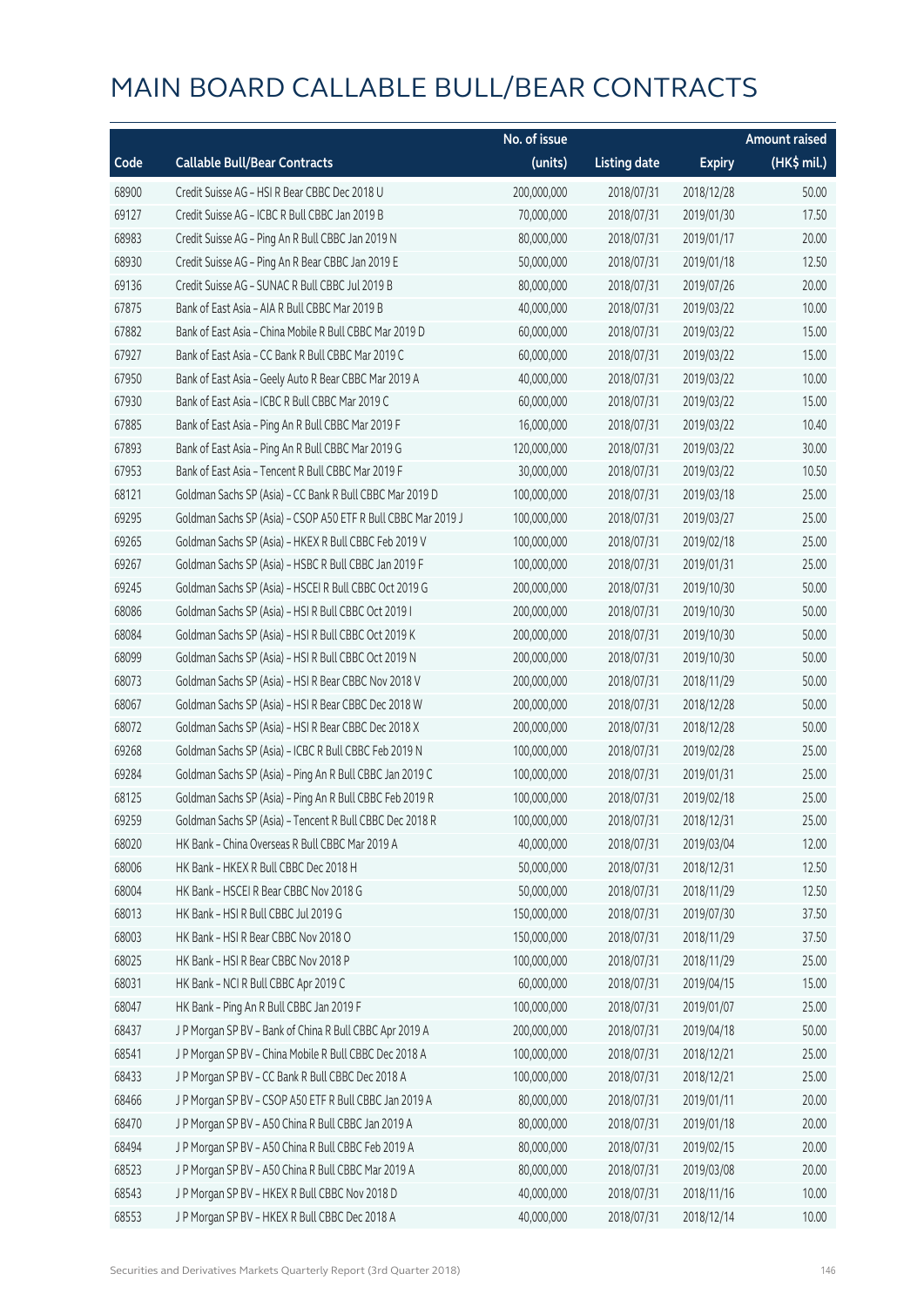# MAIN BOARD CALLABLE BULL/BEAR CONTRACTS

| Code | Callable Bull/Bear Contracts | No. of issue (units) | Listing date | Expiry | Amount raised (HK$ mil.) |
|---|---|---|---|---|---|
| 68900 | Credit Suisse AG – HSI R Bear CBBC Dec 2018 U | 200,000,000 | 2018/07/31 | 2018/12/28 | 50.00 |
| 69127 | Credit Suisse AG – ICBC R Bull CBBC Jan 2019 B | 70,000,000 | 2018/07/31 | 2019/01/30 | 17.50 |
| 68983 | Credit Suisse AG – Ping An R Bull CBBC Jan 2019 N | 80,000,000 | 2018/07/31 | 2019/01/17 | 20.00 |
| 68930 | Credit Suisse AG – Ping An R Bear CBBC Jan 2019 E | 50,000,000 | 2018/07/31 | 2019/01/18 | 12.50 |
| 69136 | Credit Suisse AG – SUNAC R Bull CBBC Jul 2019 B | 80,000,000 | 2018/07/31 | 2019/07/26 | 20.00 |
| 67875 | Bank of East Asia – AIA R Bull CBBC Mar 2019 B | 40,000,000 | 2018/07/31 | 2019/03/22 | 10.00 |
| 67882 | Bank of East Asia – China Mobile R Bull CBBC Mar 2019 D | 60,000,000 | 2018/07/31 | 2019/03/22 | 15.00 |
| 67927 | Bank of East Asia – CC Bank R Bull CBBC Mar 2019 C | 60,000,000 | 2018/07/31 | 2019/03/22 | 15.00 |
| 67950 | Bank of East Asia – Geely Auto R Bear CBBC Mar 2019 A | 40,000,000 | 2018/07/31 | 2019/03/22 | 10.00 |
| 67930 | Bank of East Asia – ICBC R Bull CBBC Mar 2019 C | 60,000,000 | 2018/07/31 | 2019/03/22 | 15.00 |
| 67885 | Bank of East Asia – Ping An R Bull CBBC Mar 2019 F | 16,000,000 | 2018/07/31 | 2019/03/22 | 10.40 |
| 67893 | Bank of East Asia – Ping An R Bull CBBC Mar 2019 G | 120,000,000 | 2018/07/31 | 2019/03/22 | 30.00 |
| 67953 | Bank of East Asia – Tencent R Bull CBBC Mar 2019 F | 30,000,000 | 2018/07/31 | 2019/03/22 | 10.50 |
| 68121 | Goldman Sachs SP (Asia) – CC Bank R Bull CBBC Mar 2019 D | 100,000,000 | 2018/07/31 | 2019/03/18 | 25.00 |
| 69295 | Goldman Sachs SP (Asia) – CSOP A50 ETF R Bull CBBC Mar 2019 J | 100,000,000 | 2018/07/31 | 2019/03/27 | 25.00 |
| 69265 | Goldman Sachs SP (Asia) – HKEX R Bull CBBC Feb 2019 V | 100,000,000 | 2018/07/31 | 2019/02/18 | 25.00 |
| 69267 | Goldman Sachs SP (Asia) – HSBC R Bull CBBC Jan 2019 F | 100,000,000 | 2018/07/31 | 2019/01/31 | 25.00 |
| 69245 | Goldman Sachs SP (Asia) – HSCEI R Bull CBBC Oct 2019 G | 200,000,000 | 2018/07/31 | 2019/10/30 | 50.00 |
| 68086 | Goldman Sachs SP (Asia) – HSI R Bull CBBC Oct 2019 I | 200,000,000 | 2018/07/31 | 2019/10/30 | 50.00 |
| 68084 | Goldman Sachs SP (Asia) – HSI R Bull CBBC Oct 2019 K | 200,000,000 | 2018/07/31 | 2019/10/30 | 50.00 |
| 68099 | Goldman Sachs SP (Asia) – HSI R Bull CBBC Oct 2019 N | 200,000,000 | 2018/07/31 | 2019/10/30 | 50.00 |
| 68073 | Goldman Sachs SP (Asia) – HSI R Bear CBBC Nov 2018 V | 200,000,000 | 2018/07/31 | 2018/11/29 | 50.00 |
| 68067 | Goldman Sachs SP (Asia) – HSI R Bear CBBC Dec 2018 W | 200,000,000 | 2018/07/31 | 2018/12/28 | 50.00 |
| 68072 | Goldman Sachs SP (Asia) – HSI R Bear CBBC Dec 2018 X | 200,000,000 | 2018/07/31 | 2018/12/28 | 50.00 |
| 69268 | Goldman Sachs SP (Asia) – ICBC R Bull CBBC Feb 2019 N | 100,000,000 | 2018/07/31 | 2019/02/28 | 25.00 |
| 69284 | Goldman Sachs SP (Asia) – Ping An R Bull CBBC Jan 2019 C | 100,000,000 | 2018/07/31 | 2019/01/31 | 25.00 |
| 68125 | Goldman Sachs SP (Asia) – Ping An R Bull CBBC Feb 2019 R | 100,000,000 | 2018/07/31 | 2019/02/18 | 25.00 |
| 69259 | Goldman Sachs SP (Asia) – Tencent R Bull CBBC Dec 2018 R | 100,000,000 | 2018/07/31 | 2018/12/31 | 25.00 |
| 68020 | HK Bank – China Overseas R Bull CBBC Mar 2019 A | 40,000,000 | 2018/07/31 | 2019/03/04 | 12.00 |
| 68006 | HK Bank – HKEX R Bull CBBC Dec 2018 H | 50,000,000 | 2018/07/31 | 2018/12/31 | 12.50 |
| 68004 | HK Bank – HSCEI R Bear CBBC Nov 2018 G | 50,000,000 | 2018/07/31 | 2018/11/29 | 12.50 |
| 68013 | HK Bank – HSI R Bull CBBC Jul 2019 G | 150,000,000 | 2018/07/31 | 2019/07/30 | 37.50 |
| 68003 | HK Bank – HSI R Bear CBBC Nov 2018 O | 150,000,000 | 2018/07/31 | 2018/11/29 | 37.50 |
| 68025 | HK Bank – HSI R Bear CBBC Nov 2018 P | 100,000,000 | 2018/07/31 | 2018/11/29 | 25.00 |
| 68031 | HK Bank – NCI R Bull CBBC Apr 2019 C | 60,000,000 | 2018/07/31 | 2019/04/15 | 15.00 |
| 68047 | HK Bank – Ping An R Bull CBBC Jan 2019 F | 100,000,000 | 2018/07/31 | 2019/01/07 | 25.00 |
| 68437 | J P Morgan SP BV – Bank of China R Bull CBBC Apr 2019 A | 200,000,000 | 2018/07/31 | 2019/04/18 | 50.00 |
| 68541 | J P Morgan SP BV – China Mobile R Bull CBBC Dec 2018 A | 100,000,000 | 2018/07/31 | 2018/12/21 | 25.00 |
| 68433 | J P Morgan SP BV – CC Bank R Bull CBBC Dec 2018 A | 100,000,000 | 2018/07/31 | 2018/12/21 | 25.00 |
| 68466 | J P Morgan SP BV – CSOP A50 ETF R Bull CBBC Jan 2019 A | 80,000,000 | 2018/07/31 | 2019/01/11 | 20.00 |
| 68470 | J P Morgan SP BV – A50 China R Bull CBBC Jan 2019 A | 80,000,000 | 2018/07/31 | 2019/01/18 | 20.00 |
| 68494 | J P Morgan SP BV – A50 China R Bull CBBC Feb 2019 A | 80,000,000 | 2018/07/31 | 2019/02/15 | 20.00 |
| 68523 | J P Morgan SP BV – A50 China R Bull CBBC Mar 2019 A | 80,000,000 | 2018/07/31 | 2019/03/08 | 20.00 |
| 68543 | J P Morgan SP BV – HKEX R Bull CBBC Nov 2018 D | 40,000,000 | 2018/07/31 | 2018/11/16 | 10.00 |
| 68553 | J P Morgan SP BV – HKEX R Bull CBBC Dec 2018 A | 40,000,000 | 2018/07/31 | 2018/12/14 | 10.00 |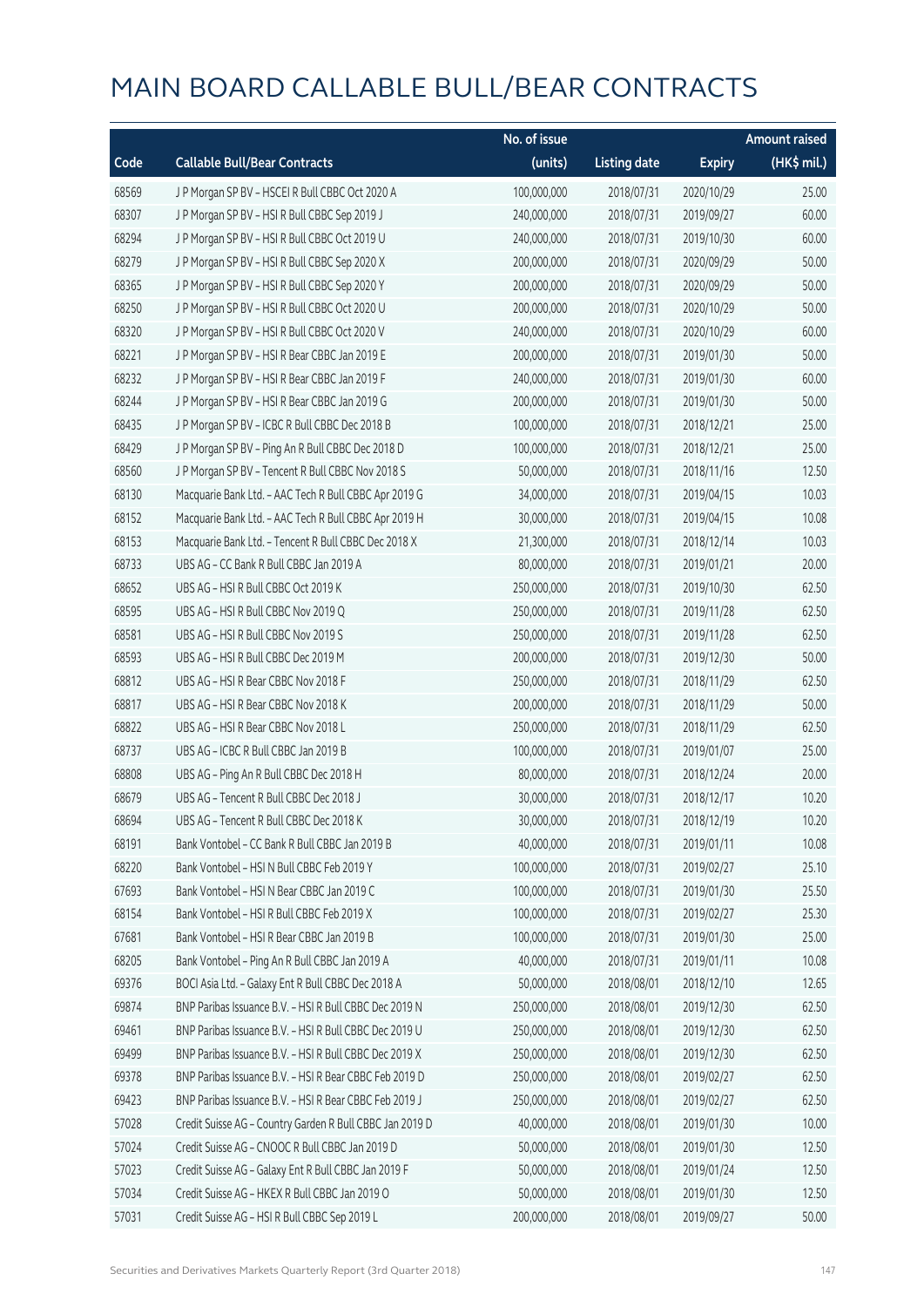# MAIN BOARD CALLABLE BULL/BEAR CONTRACTS

| Code | Callable Bull/Bear Contracts | No. of issue (units) | Listing date | Expiry | Amount raised (HK$ mil.) |
|---|---|---|---|---|---|
| 68569 | J P Morgan SP BV – HSCEI R Bull CBBC Oct 2020 A | 100,000,000 | 2018/07/31 | 2020/10/29 | 25.00 |
| 68307 | J P Morgan SP BV – HSI R Bull CBBC Sep 2019 J | 240,000,000 | 2018/07/31 | 2019/09/27 | 60.00 |
| 68294 | J P Morgan SP BV – HSI R Bull CBBC Oct 2019 U | 240,000,000 | 2018/07/31 | 2019/10/30 | 60.00 |
| 68279 | J P Morgan SP BV – HSI R Bull CBBC Sep 2020 X | 200,000,000 | 2018/07/31 | 2020/09/29 | 50.00 |
| 68365 | J P Morgan SP BV – HSI R Bull CBBC Sep 2020 Y | 200,000,000 | 2018/07/31 | 2020/09/29 | 50.00 |
| 68250 | J P Morgan SP BV – HSI R Bull CBBC Oct 2020 U | 200,000,000 | 2018/07/31 | 2020/10/29 | 50.00 |
| 68320 | J P Morgan SP BV – HSI R Bull CBBC Oct 2020 V | 240,000,000 | 2018/07/31 | 2020/10/29 | 60.00 |
| 68221 | J P Morgan SP BV – HSI R Bear CBBC Jan 2019 E | 200,000,000 | 2018/07/31 | 2019/01/30 | 50.00 |
| 68232 | J P Morgan SP BV – HSI R Bear CBBC Jan 2019 F | 240,000,000 | 2018/07/31 | 2019/01/30 | 60.00 |
| 68244 | J P Morgan SP BV – HSI R Bear CBBC Jan 2019 G | 200,000,000 | 2018/07/31 | 2019/01/30 | 50.00 |
| 68435 | J P Morgan SP BV – ICBC R Bull CBBC Dec 2018 B | 100,000,000 | 2018/07/31 | 2018/12/21 | 25.00 |
| 68429 | J P Morgan SP BV – Ping An R Bull CBBC Dec 2018 D | 100,000,000 | 2018/07/31 | 2018/12/21 | 25.00 |
| 68560 | J P Morgan SP BV – Tencent R Bull CBBC Nov 2018 S | 50,000,000 | 2018/07/31 | 2018/11/16 | 12.50 |
| 68130 | Macquarie Bank Ltd. – AAC Tech R Bull CBBC Apr 2019 G | 34,000,000 | 2018/07/31 | 2019/04/15 | 10.03 |
| 68152 | Macquarie Bank Ltd. – AAC Tech R Bull CBBC Apr 2019 H | 30,000,000 | 2018/07/31 | 2019/04/15 | 10.08 |
| 68153 | Macquarie Bank Ltd. – Tencent R Bull CBBC Dec 2018 X | 21,300,000 | 2018/07/31 | 2018/12/14 | 10.03 |
| 68733 | UBS AG – CC Bank R Bull CBBC Jan 2019 A | 80,000,000 | 2018/07/31 | 2019/01/21 | 20.00 |
| 68652 | UBS AG – HSI R Bull CBBC Oct 2019 K | 250,000,000 | 2018/07/31 | 2019/10/30 | 62.50 |
| 68595 | UBS AG – HSI R Bull CBBC Nov 2019 Q | 250,000,000 | 2018/07/31 | 2019/11/28 | 62.50 |
| 68581 | UBS AG – HSI R Bull CBBC Nov 2019 S | 250,000,000 | 2018/07/31 | 2019/11/28 | 62.50 |
| 68593 | UBS AG – HSI R Bull CBBC Dec 2019 M | 200,000,000 | 2018/07/31 | 2019/12/30 | 50.00 |
| 68812 | UBS AG – HSI R Bear CBBC Nov 2018 F | 250,000,000 | 2018/07/31 | 2018/11/29 | 62.50 |
| 68817 | UBS AG – HSI R Bear CBBC Nov 2018 K | 200,000,000 | 2018/07/31 | 2018/11/29 | 50.00 |
| 68822 | UBS AG – HSI R Bear CBBC Nov 2018 L | 250,000,000 | 2018/07/31 | 2018/11/29 | 62.50 |
| 68737 | UBS AG – ICBC R Bull CBBC Jan 2019 B | 100,000,000 | 2018/07/31 | 2019/01/07 | 25.00 |
| 68808 | UBS AG – Ping An R Bull CBBC Dec 2018 H | 80,000,000 | 2018/07/31 | 2018/12/24 | 20.00 |
| 68679 | UBS AG – Tencent R Bull CBBC Dec 2018 J | 30,000,000 | 2018/07/31 | 2018/12/17 | 10.20 |
| 68694 | UBS AG – Tencent R Bull CBBC Dec 2018 K | 30,000,000 | 2018/07/31 | 2018/12/19 | 10.20 |
| 68191 | Bank Vontobel – CC Bank R Bull CBBC Jan 2019 B | 40,000,000 | 2018/07/31 | 2019/01/11 | 10.08 |
| 68220 | Bank Vontobel – HSI N Bull CBBC Feb 2019 Y | 100,000,000 | 2018/07/31 | 2019/02/27 | 25.10 |
| 67693 | Bank Vontobel – HSI N Bear CBBC Jan 2019 C | 100,000,000 | 2018/07/31 | 2019/01/30 | 25.50 |
| 68154 | Bank Vontobel – HSI R Bull CBBC Feb 2019 X | 100,000,000 | 2018/07/31 | 2019/02/27 | 25.30 |
| 67681 | Bank Vontobel – HSI R Bear CBBC Jan 2019 B | 100,000,000 | 2018/07/31 | 2019/01/30 | 25.00 |
| 68205 | Bank Vontobel – Ping An R Bull CBBC Jan 2019 A | 40,000,000 | 2018/07/31 | 2019/01/11 | 10.08 |
| 69376 | BOCI Asia Ltd. – Galaxy Ent R Bull CBBC Dec 2018 A | 50,000,000 | 2018/08/01 | 2018/12/10 | 12.65 |
| 69874 | BNP Paribas Issuance B.V. – HSI R Bull CBBC Dec 2019 N | 250,000,000 | 2018/08/01 | 2019/12/30 | 62.50 |
| 69461 | BNP Paribas Issuance B.V. – HSI R Bull CBBC Dec 2019 U | 250,000,000 | 2018/08/01 | 2019/12/30 | 62.50 |
| 69499 | BNP Paribas Issuance B.V. – HSI R Bull CBBC Dec 2019 X | 250,000,000 | 2018/08/01 | 2019/12/30 | 62.50 |
| 69378 | BNP Paribas Issuance B.V. – HSI R Bear CBBC Feb 2019 D | 250,000,000 | 2018/08/01 | 2019/02/27 | 62.50 |
| 69423 | BNP Paribas Issuance B.V. – HSI R Bear CBBC Feb 2019 J | 250,000,000 | 2018/08/01 | 2019/02/27 | 62.50 |
| 57028 | Credit Suisse AG – Country Garden R Bull CBBC Jan 2019 D | 40,000,000 | 2018/08/01 | 2019/01/30 | 10.00 |
| 57024 | Credit Suisse AG – CNOOC R Bull CBBC Jan 2019 D | 50,000,000 | 2018/08/01 | 2019/01/30 | 12.50 |
| 57023 | Credit Suisse AG – Galaxy Ent R Bull CBBC Jan 2019 F | 50,000,000 | 2018/08/01 | 2019/01/24 | 12.50 |
| 57034 | Credit Suisse AG – HKEX R Bull CBBC Jan 2019 O | 50,000,000 | 2018/08/01 | 2019/01/30 | 12.50 |
| 57031 | Credit Suisse AG – HSI R Bull CBBC Sep 2019 L | 200,000,000 | 2018/08/01 | 2019/09/27 | 50.00 |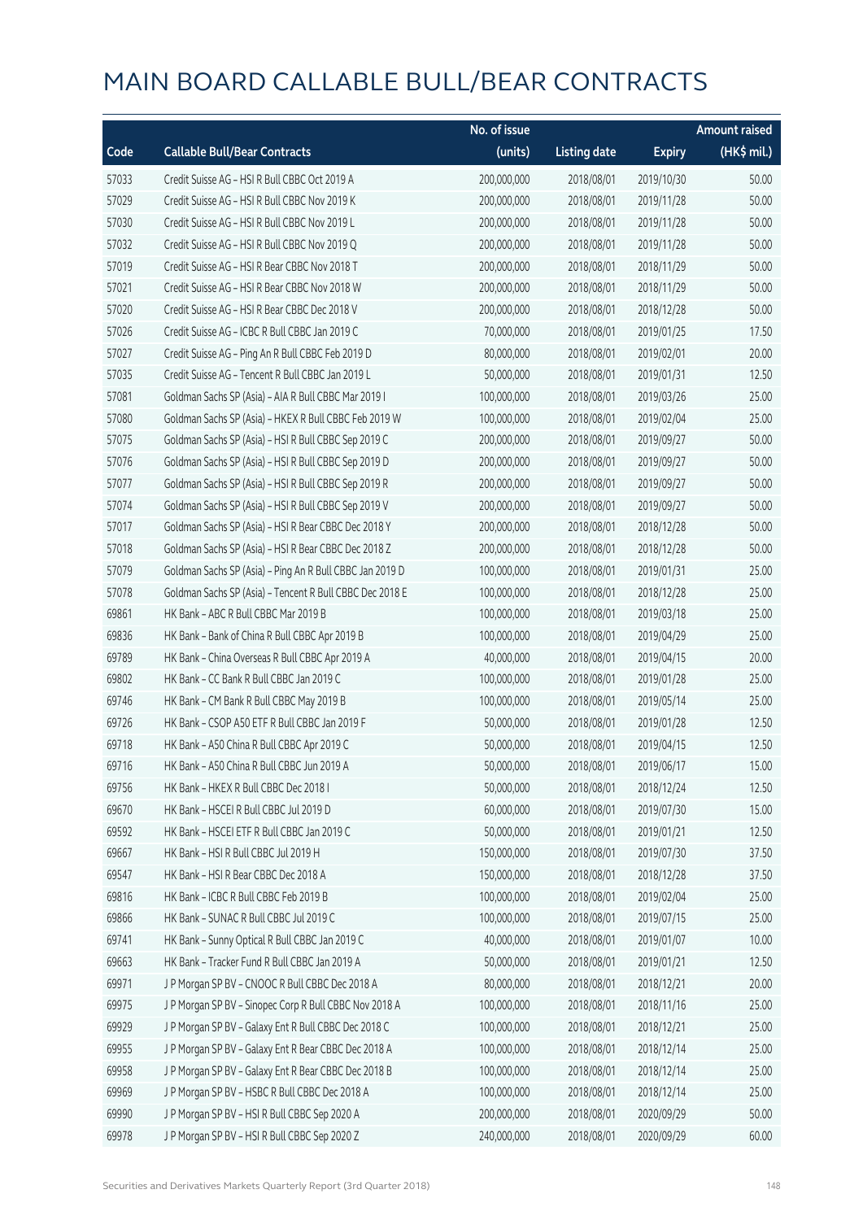# MAIN BOARD CALLABLE BULL/BEAR CONTRACTS

| Code | Callable Bull/Bear Contracts | No. of issue (units) | Listing date | Expiry | Amount raised (HK$ mil.) |
|---|---|---|---|---|---|
| 57033 | Credit Suisse AG – HSI R Bull CBBC Oct 2019 A | 200,000,000 | 2018/08/01 | 2019/10/30 | 50.00 |
| 57029 | Credit Suisse AG – HSI R Bull CBBC Nov 2019 K | 200,000,000 | 2018/08/01 | 2019/11/28 | 50.00 |
| 57030 | Credit Suisse AG – HSI R Bull CBBC Nov 2019 L | 200,000,000 | 2018/08/01 | 2019/11/28 | 50.00 |
| 57032 | Credit Suisse AG – HSI R Bull CBBC Nov 2019 Q | 200,000,000 | 2018/08/01 | 2019/11/28 | 50.00 |
| 57019 | Credit Suisse AG – HSI R Bear CBBC Nov 2018 T | 200,000,000 | 2018/08/01 | 2018/11/29 | 50.00 |
| 57021 | Credit Suisse AG – HSI R Bear CBBC Nov 2018 W | 200,000,000 | 2018/08/01 | 2018/11/29 | 50.00 |
| 57020 | Credit Suisse AG – HSI R Bear CBBC Dec 2018 V | 200,000,000 | 2018/08/01 | 2018/12/28 | 50.00 |
| 57026 | Credit Suisse AG – ICBC R Bull CBBC Jan 2019 C | 70,000,000 | 2018/08/01 | 2019/01/25 | 17.50 |
| 57027 | Credit Suisse AG – Ping An R Bull CBBC Feb 2019 D | 80,000,000 | 2018/08/01 | 2019/02/01 | 20.00 |
| 57035 | Credit Suisse AG – Tencent R Bull CBBC Jan 2019 L | 50,000,000 | 2018/08/01 | 2019/01/31 | 12.50 |
| 57081 | Goldman Sachs SP (Asia) – AIA R Bull CBBC Mar 2019 I | 100,000,000 | 2018/08/01 | 2019/03/26 | 25.00 |
| 57080 | Goldman Sachs SP (Asia) – HKEX R Bull CBBC Feb 2019 W | 100,000,000 | 2018/08/01 | 2019/02/04 | 25.00 |
| 57075 | Goldman Sachs SP (Asia) – HSI R Bull CBBC Sep 2019 C | 200,000,000 | 2018/08/01 | 2019/09/27 | 50.00 |
| 57076 | Goldman Sachs SP (Asia) – HSI R Bull CBBC Sep 2019 D | 200,000,000 | 2018/08/01 | 2019/09/27 | 50.00 |
| 57077 | Goldman Sachs SP (Asia) – HSI R Bull CBBC Sep 2019 R | 200,000,000 | 2018/08/01 | 2019/09/27 | 50.00 |
| 57074 | Goldman Sachs SP (Asia) – HSI R Bull CBBC Sep 2019 V | 200,000,000 | 2018/08/01 | 2019/09/27 | 50.00 |
| 57017 | Goldman Sachs SP (Asia) – HSI R Bear CBBC Dec 2018 Y | 200,000,000 | 2018/08/01 | 2018/12/28 | 50.00 |
| 57018 | Goldman Sachs SP (Asia) – HSI R Bear CBBC Dec 2018 Z | 200,000,000 | 2018/08/01 | 2018/12/28 | 50.00 |
| 57079 | Goldman Sachs SP (Asia) – Ping An R Bull CBBC Jan 2019 D | 100,000,000 | 2018/08/01 | 2019/01/31 | 25.00 |
| 57078 | Goldman Sachs SP (Asia) – Tencent R Bull CBBC Dec 2018 E | 100,000,000 | 2018/08/01 | 2018/12/28 | 25.00 |
| 69861 | HK Bank – ABC R Bull CBBC Mar 2019 B | 100,000,000 | 2018/08/01 | 2019/03/18 | 25.00 |
| 69836 | HK Bank – Bank of China R Bull CBBC Apr 2019 B | 100,000,000 | 2018/08/01 | 2019/04/29 | 25.00 |
| 69789 | HK Bank – China Overseas R Bull CBBC Apr 2019 A | 40,000,000 | 2018/08/01 | 2019/04/15 | 20.00 |
| 69802 | HK Bank – CC Bank R Bull CBBC Jan 2019 C | 100,000,000 | 2018/08/01 | 2019/01/28 | 25.00 |
| 69746 | HK Bank – CM Bank R Bull CBBC May 2019 B | 100,000,000 | 2018/08/01 | 2019/05/14 | 25.00 |
| 69726 | HK Bank – CSOP A50 ETF R Bull CBBC Jan 2019 F | 50,000,000 | 2018/08/01 | 2019/01/28 | 12.50 |
| 69718 | HK Bank – A50 China R Bull CBBC Apr 2019 C | 50,000,000 | 2018/08/01 | 2019/04/15 | 12.50 |
| 69716 | HK Bank – A50 China R Bull CBBC Jun 2019 A | 50,000,000 | 2018/08/01 | 2019/06/17 | 15.00 |
| 69756 | HK Bank – HKEX R Bull CBBC Dec 2018 I | 50,000,000 | 2018/08/01 | 2018/12/24 | 12.50 |
| 69670 | HK Bank – HSCEI R Bull CBBC Jul 2019 D | 60,000,000 | 2018/08/01 | 2019/07/30 | 15.00 |
| 69592 | HK Bank – HSCEI ETF R Bull CBBC Jan 2019 C | 50,000,000 | 2018/08/01 | 2019/01/21 | 12.50 |
| 69667 | HK Bank – HSI R Bull CBBC Jul 2019 H | 150,000,000 | 2018/08/01 | 2019/07/30 | 37.50 |
| 69547 | HK Bank – HSI R Bear CBBC Dec 2018 A | 150,000,000 | 2018/08/01 | 2018/12/28 | 37.50 |
| 69816 | HK Bank – ICBC R Bull CBBC Feb 2019 B | 100,000,000 | 2018/08/01 | 2019/02/04 | 25.00 |
| 69866 | HK Bank – SUNAC R Bull CBBC Jul 2019 C | 100,000,000 | 2018/08/01 | 2019/07/15 | 25.00 |
| 69741 | HK Bank – Sunny Optical R Bull CBBC Jan 2019 C | 40,000,000 | 2018/08/01 | 2019/01/07 | 10.00 |
| 69663 | HK Bank – Tracker Fund R Bull CBBC Jan 2019 A | 50,000,000 | 2018/08/01 | 2019/01/21 | 12.50 |
| 69971 | J P Morgan SP BV – CNOOC R Bull CBBC Dec 2018 A | 80,000,000 | 2018/08/01 | 2018/12/21 | 20.00 |
| 69975 | J P Morgan SP BV – Sinopec Corp R Bull CBBC Nov 2018 A | 100,000,000 | 2018/08/01 | 2018/11/16 | 25.00 |
| 69929 | J P Morgan SP BV – Galaxy Ent R Bull CBBC Dec 2018 C | 100,000,000 | 2018/08/01 | 2018/12/21 | 25.00 |
| 69955 | J P Morgan SP BV – Galaxy Ent R Bear CBBC Dec 2018 A | 100,000,000 | 2018/08/01 | 2018/12/14 | 25.00 |
| 69958 | J P Morgan SP BV – Galaxy Ent R Bear CBBC Dec 2018 B | 100,000,000 | 2018/08/01 | 2018/12/14 | 25.00 |
| 69969 | J P Morgan SP BV – HSBC R Bull CBBC Dec 2018 A | 100,000,000 | 2018/08/01 | 2018/12/14 | 25.00 |
| 69990 | J P Morgan SP BV – HSI R Bull CBBC Sep 2020 A | 200,000,000 | 2018/08/01 | 2020/09/29 | 50.00 |
| 69978 | J P Morgan SP BV – HSI R Bull CBBC Sep 2020 Z | 240,000,000 | 2018/08/01 | 2020/09/29 | 60.00 |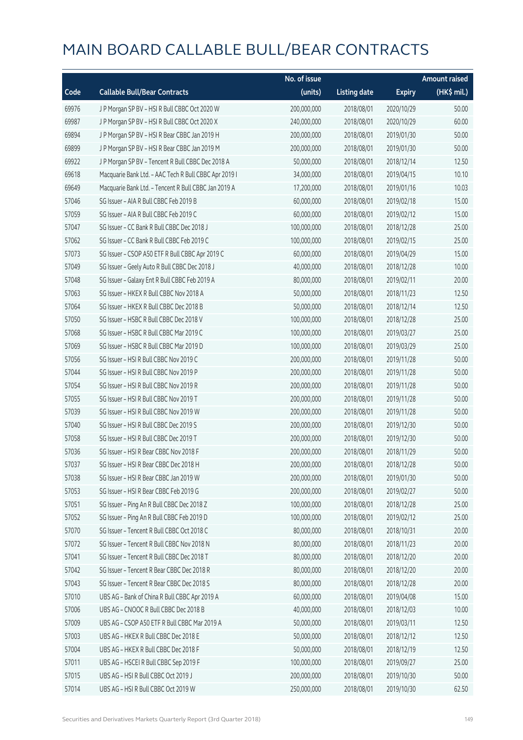# MAIN BOARD CALLABLE BULL/BEAR CONTRACTS

| Code | Callable Bull/Bear Contracts | No. of issue (units) | Listing date | Expiry | Amount raised (HK$ mil.) |
|---|---|---|---|---|---|
| 69976 | J P Morgan SP BV – HSI R Bull CBBC Oct 2020 W | 200,000,000 | 2018/08/01 | 2020/10/29 | 50.00 |
| 69987 | J P Morgan SP BV – HSI R Bull CBBC Oct 2020 X | 240,000,000 | 2018/08/01 | 2020/10/29 | 60.00 |
| 69894 | J P Morgan SP BV – HSI R Bear CBBC Jan 2019 H | 200,000,000 | 2018/08/01 | 2019/01/30 | 50.00 |
| 69899 | J P Morgan SP BV – HSI R Bear CBBC Jan 2019 M | 200,000,000 | 2018/08/01 | 2019/01/30 | 50.00 |
| 69922 | J P Morgan SP BV – Tencent R Bull CBBC Dec 2018 A | 50,000,000 | 2018/08/01 | 2018/12/14 | 12.50 |
| 69618 | Macquarie Bank Ltd. – AAC Tech R Bull CBBC Apr 2019 I | 34,000,000 | 2018/08/01 | 2019/04/15 | 10.10 |
| 69649 | Macquarie Bank Ltd. – Tencent R Bull CBBC Jan 2019 A | 17,200,000 | 2018/08/01 | 2019/01/16 | 10.03 |
| 57046 | SG Issuer – AIA R Bull CBBC Feb 2019 B | 60,000,000 | 2018/08/01 | 2019/02/18 | 15.00 |
| 57059 | SG Issuer – AIA R Bull CBBC Feb 2019 C | 60,000,000 | 2018/08/01 | 2019/02/12 | 15.00 |
| 57047 | SG Issuer – CC Bank R Bull CBBC Dec 2018 J | 100,000,000 | 2018/08/01 | 2018/12/28 | 25.00 |
| 57062 | SG Issuer – CC Bank R Bull CBBC Feb 2019 C | 100,000,000 | 2018/08/01 | 2019/02/15 | 25.00 |
| 57073 | SG Issuer – CSOP A50 ETF R Bull CBBC Apr 2019 C | 60,000,000 | 2018/08/01 | 2019/04/29 | 15.00 |
| 57049 | SG Issuer – Geely Auto R Bull CBBC Dec 2018 J | 40,000,000 | 2018/08/01 | 2018/12/28 | 10.00 |
| 57048 | SG Issuer – Galaxy Ent R Bull CBBC Feb 2019 A | 80,000,000 | 2018/08/01 | 2019/02/11 | 20.00 |
| 57063 | SG Issuer – HKEX R Bull CBBC Nov 2018 A | 50,000,000 | 2018/08/01 | 2018/11/23 | 12.50 |
| 57064 | SG Issuer – HKEX R Bull CBBC Dec 2018 B | 50,000,000 | 2018/08/01 | 2018/12/14 | 12.50 |
| 57050 | SG Issuer – HSBC R Bull CBBC Dec 2018 V | 100,000,000 | 2018/08/01 | 2018/12/28 | 25.00 |
| 57068 | SG Issuer – HSBC R Bull CBBC Mar 2019 C | 100,000,000 | 2018/08/01 | 2019/03/27 | 25.00 |
| 57069 | SG Issuer – HSBC R Bull CBBC Mar 2019 D | 100,000,000 | 2018/08/01 | 2019/03/29 | 25.00 |
| 57056 | SG Issuer – HSI R Bull CBBC Nov 2019 C | 200,000,000 | 2018/08/01 | 2019/11/28 | 50.00 |
| 57044 | SG Issuer – HSI R Bull CBBC Nov 2019 P | 200,000,000 | 2018/08/01 | 2019/11/28 | 50.00 |
| 57054 | SG Issuer – HSI R Bull CBBC Nov 2019 R | 200,000,000 | 2018/08/01 | 2019/11/28 | 50.00 |
| 57055 | SG Issuer – HSI R Bull CBBC Nov 2019 T | 200,000,000 | 2018/08/01 | 2019/11/28 | 50.00 |
| 57039 | SG Issuer – HSI R Bull CBBC Nov 2019 W | 200,000,000 | 2018/08/01 | 2019/11/28 | 50.00 |
| 57040 | SG Issuer – HSI R Bull CBBC Dec 2019 S | 200,000,000 | 2018/08/01 | 2019/12/30 | 50.00 |
| 57058 | SG Issuer – HSI R Bull CBBC Dec 2019 T | 200,000,000 | 2018/08/01 | 2019/12/30 | 50.00 |
| 57036 | SG Issuer – HSI R Bear CBBC Nov 2018 F | 200,000,000 | 2018/08/01 | 2018/11/29 | 50.00 |
| 57037 | SG Issuer – HSI R Bear CBBC Dec 2018 H | 200,000,000 | 2018/08/01 | 2018/12/28 | 50.00 |
| 57038 | SG Issuer – HSI R Bear CBBC Jan 2019 W | 200,000,000 | 2018/08/01 | 2019/01/30 | 50.00 |
| 57053 | SG Issuer – HSI R Bear CBBC Feb 2019 G | 200,000,000 | 2018/08/01 | 2019/02/27 | 50.00 |
| 57051 | SG Issuer – Ping An R Bull CBBC Dec 2018 Z | 100,000,000 | 2018/08/01 | 2018/12/28 | 25.00 |
| 57052 | SG Issuer – Ping An R Bull CBBC Feb 2019 D | 100,000,000 | 2018/08/01 | 2019/02/12 | 25.00 |
| 57070 | SG Issuer – Tencent R Bull CBBC Oct 2018 C | 80,000,000 | 2018/08/01 | 2018/10/31 | 20.00 |
| 57072 | SG Issuer – Tencent R Bull CBBC Nov 2018 N | 80,000,000 | 2018/08/01 | 2018/11/23 | 20.00 |
| 57041 | SG Issuer – Tencent R Bull CBBC Dec 2018 T | 80,000,000 | 2018/08/01 | 2018/12/20 | 20.00 |
| 57042 | SG Issuer – Tencent R Bear CBBC Dec 2018 R | 80,000,000 | 2018/08/01 | 2018/12/20 | 20.00 |
| 57043 | SG Issuer – Tencent R Bear CBBC Dec 2018 S | 80,000,000 | 2018/08/01 | 2018/12/28 | 20.00 |
| 57010 | UBS AG – Bank of China R Bull CBBC Apr 2019 A | 60,000,000 | 2018/08/01 | 2019/04/08 | 15.00 |
| 57006 | UBS AG – CNOOC R Bull CBBC Dec 2018 B | 40,000,000 | 2018/08/01 | 2018/12/03 | 10.00 |
| 57009 | UBS AG – CSOP A50 ETF R Bull CBBC Mar 2019 A | 50,000,000 | 2018/08/01 | 2019/03/11 | 12.50 |
| 57003 | UBS AG – HKEX R Bull CBBC Dec 2018 E | 50,000,000 | 2018/08/01 | 2018/12/12 | 12.50 |
| 57004 | UBS AG – HKEX R Bull CBBC Dec 2018 F | 50,000,000 | 2018/08/01 | 2018/12/19 | 12.50 |
| 57011 | UBS AG – HSCEI R Bull CBBC Sep 2019 F | 100,000,000 | 2018/08/01 | 2019/09/27 | 25.00 |
| 57015 | UBS AG – HSI R Bull CBBC Oct 2019 J | 200,000,000 | 2018/08/01 | 2019/10/30 | 50.00 |
| 57014 | UBS AG – HSI R Bull CBBC Oct 2019 W | 250,000,000 | 2018/08/01 | 2019/10/30 | 62.50 |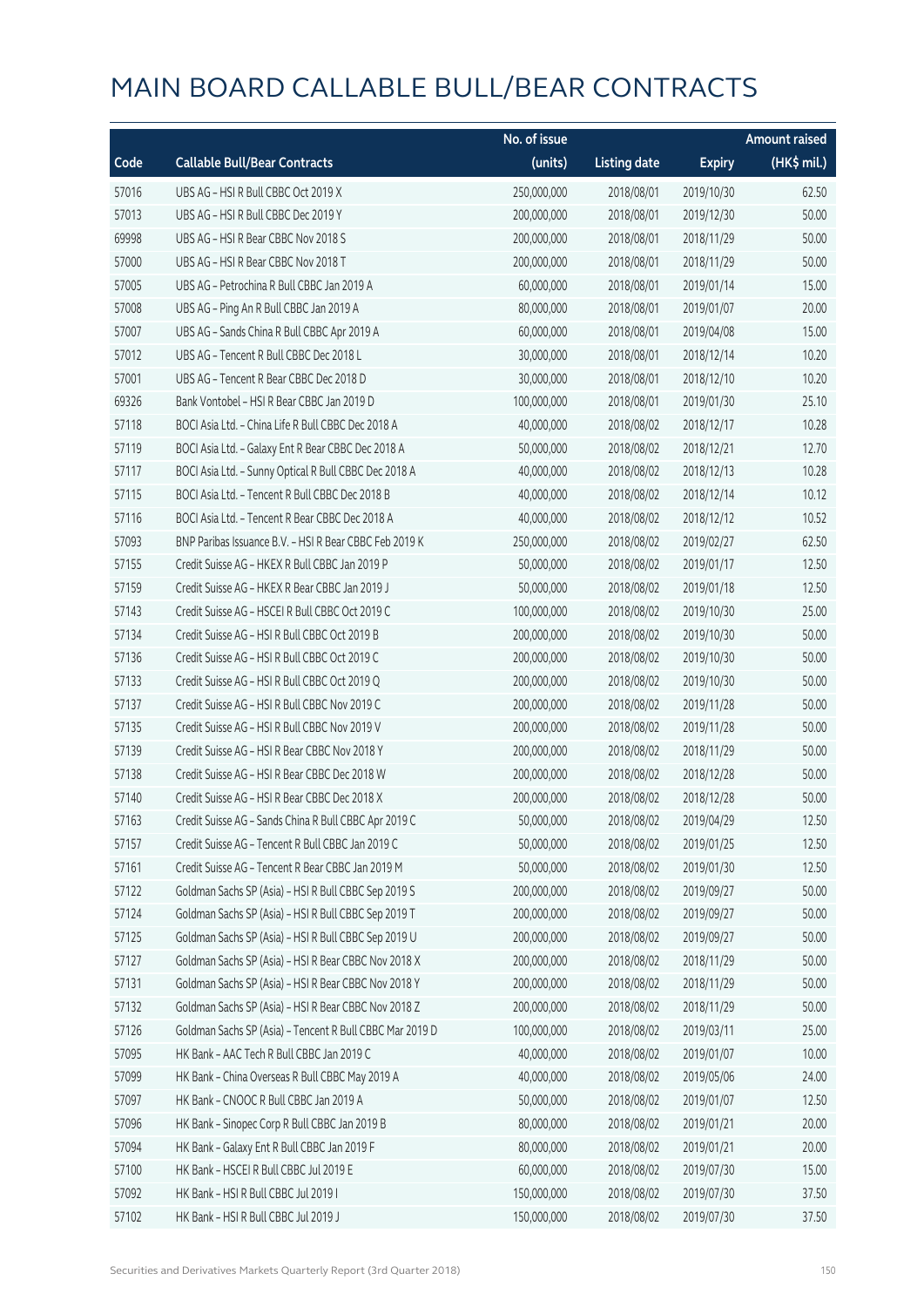# MAIN BOARD CALLABLE BULL/BEAR CONTRACTS

| Code | Callable Bull/Bear Contracts | No. of issue (units) | Listing date | Expiry | Amount raised (HK$ mil.) |
|---|---|---|---|---|---|
| 57016 | UBS AG – HSI R Bull CBBC Oct 2019 X | 250,000,000 | 2018/08/01 | 2019/10/30 | 62.50 |
| 57013 | UBS AG – HSI R Bull CBBC Dec 2019 Y | 200,000,000 | 2018/08/01 | 2019/12/30 | 50.00 |
| 69998 | UBS AG – HSI R Bear CBBC Nov 2018 S | 200,000,000 | 2018/08/01 | 2018/11/29 | 50.00 |
| 57000 | UBS AG – HSI R Bear CBBC Nov 2018 T | 200,000,000 | 2018/08/01 | 2018/11/29 | 50.00 |
| 57005 | UBS AG – Petrochina R Bull CBBC Jan 2019 A | 60,000,000 | 2018/08/01 | 2019/01/14 | 15.00 |
| 57008 | UBS AG – Ping An R Bull CBBC Jan 2019 A | 80,000,000 | 2018/08/01 | 2019/01/07 | 20.00 |
| 57007 | UBS AG – Sands China R Bull CBBC Apr 2019 A | 60,000,000 | 2018/08/01 | 2019/04/08 | 15.00 |
| 57012 | UBS AG – Tencent R Bull CBBC Dec 2018 L | 30,000,000 | 2018/08/01 | 2018/12/14 | 10.20 |
| 57001 | UBS AG – Tencent R Bear CBBC Dec 2018 D | 30,000,000 | 2018/08/01 | 2018/12/10 | 10.20 |
| 69326 | Bank Vontobel – HSI R Bear CBBC Jan 2019 D | 100,000,000 | 2018/08/01 | 2019/01/30 | 25.10 |
| 57118 | BOCI Asia Ltd. – China Life R Bull CBBC Dec 2018 A | 40,000,000 | 2018/08/02 | 2018/12/17 | 10.28 |
| 57119 | BOCI Asia Ltd. – Galaxy Ent R Bear CBBC Dec 2018 A | 50,000,000 | 2018/08/02 | 2018/12/21 | 12.70 |
| 57117 | BOCI Asia Ltd. – Sunny Optical R Bull CBBC Dec 2018 A | 40,000,000 | 2018/08/02 | 2018/12/13 | 10.28 |
| 57115 | BOCI Asia Ltd. – Tencent R Bull CBBC Dec 2018 B | 40,000,000 | 2018/08/02 | 2018/12/14 | 10.12 |
| 57116 | BOCI Asia Ltd. – Tencent R Bear CBBC Dec 2018 A | 40,000,000 | 2018/08/02 | 2018/12/12 | 10.52 |
| 57093 | BNP Paribas Issuance B.V. – HSI R Bear CBBC Feb 2019 K | 250,000,000 | 2018/08/02 | 2019/02/27 | 62.50 |
| 57155 | Credit Suisse AG – HKEX R Bull CBBC Jan 2019 P | 50,000,000 | 2018/08/02 | 2019/01/17 | 12.50 |
| 57159 | Credit Suisse AG – HKEX R Bear CBBC Jan 2019 J | 50,000,000 | 2018/08/02 | 2019/01/18 | 12.50 |
| 57143 | Credit Suisse AG – HSCEI R Bull CBBC Oct 2019 C | 100,000,000 | 2018/08/02 | 2019/10/30 | 25.00 |
| 57134 | Credit Suisse AG – HSI R Bull CBBC Oct 2019 B | 200,000,000 | 2018/08/02 | 2019/10/30 | 50.00 |
| 57136 | Credit Suisse AG – HSI R Bull CBBC Oct 2019 C | 200,000,000 | 2018/08/02 | 2019/10/30 | 50.00 |
| 57133 | Credit Suisse AG – HSI R Bull CBBC Oct 2019 Q | 200,000,000 | 2018/08/02 | 2019/10/30 | 50.00 |
| 57137 | Credit Suisse AG – HSI R Bull CBBC Nov 2019 C | 200,000,000 | 2018/08/02 | 2019/11/28 | 50.00 |
| 57135 | Credit Suisse AG – HSI R Bull CBBC Nov 2019 V | 200,000,000 | 2018/08/02 | 2019/11/28 | 50.00 |
| 57139 | Credit Suisse AG – HSI R Bear CBBC Nov 2018 Y | 200,000,000 | 2018/08/02 | 2018/11/29 | 50.00 |
| 57138 | Credit Suisse AG – HSI R Bear CBBC Dec 2018 W | 200,000,000 | 2018/08/02 | 2018/12/28 | 50.00 |
| 57140 | Credit Suisse AG – HSI R Bear CBBC Dec 2018 X | 200,000,000 | 2018/08/02 | 2018/12/28 | 50.00 |
| 57163 | Credit Suisse AG – Sands China R Bull CBBC Apr 2019 C | 50,000,000 | 2018/08/02 | 2019/04/29 | 12.50 |
| 57157 | Credit Suisse AG – Tencent R Bull CBBC Jan 2019 C | 50,000,000 | 2018/08/02 | 2019/01/25 | 12.50 |
| 57161 | Credit Suisse AG – Tencent R Bear CBBC Jan 2019 M | 50,000,000 | 2018/08/02 | 2019/01/30 | 12.50 |
| 57122 | Goldman Sachs SP (Asia) – HSI R Bull CBBC Sep 2019 S | 200,000,000 | 2018/08/02 | 2019/09/27 | 50.00 |
| 57124 | Goldman Sachs SP (Asia) – HSI R Bull CBBC Sep 2019 T | 200,000,000 | 2018/08/02 | 2019/09/27 | 50.00 |
| 57125 | Goldman Sachs SP (Asia) – HSI R Bull CBBC Sep 2019 U | 200,000,000 | 2018/08/02 | 2019/09/27 | 50.00 |
| 57127 | Goldman Sachs SP (Asia) – HSI R Bear CBBC Nov 2018 X | 200,000,000 | 2018/08/02 | 2018/11/29 | 50.00 |
| 57131 | Goldman Sachs SP (Asia) – HSI R Bear CBBC Nov 2018 Y | 200,000,000 | 2018/08/02 | 2018/11/29 | 50.00 |
| 57132 | Goldman Sachs SP (Asia) – HSI R Bear CBBC Nov 2018 Z | 200,000,000 | 2018/08/02 | 2018/11/29 | 50.00 |
| 57126 | Goldman Sachs SP (Asia) – Tencent R Bull CBBC Mar 2019 D | 100,000,000 | 2018/08/02 | 2019/03/11 | 25.00 |
| 57095 | HK Bank – AAC Tech R Bull CBBC Jan 2019 C | 40,000,000 | 2018/08/02 | 2019/01/07 | 10.00 |
| 57099 | HK Bank – China Overseas R Bull CBBC May 2019 A | 40,000,000 | 2018/08/02 | 2019/05/06 | 24.00 |
| 57097 | HK Bank – CNOOC R Bull CBBC Jan 2019 A | 50,000,000 | 2018/08/02 | 2019/01/07 | 12.50 |
| 57096 | HK Bank – Sinopec Corp R Bull CBBC Jan 2019 B | 80,000,000 | 2018/08/02 | 2019/01/21 | 20.00 |
| 57094 | HK Bank – Galaxy Ent R Bull CBBC Jan 2019 F | 80,000,000 | 2018/08/02 | 2019/01/21 | 20.00 |
| 57100 | HK Bank – HSCEI R Bull CBBC Jul 2019 E | 60,000,000 | 2018/08/02 | 2019/07/30 | 15.00 |
| 57092 | HK Bank – HSI R Bull CBBC Jul 2019 I | 150,000,000 | 2018/08/02 | 2019/07/30 | 37.50 |
| 57102 | HK Bank – HSI R Bull CBBC Jul 2019 J | 150,000,000 | 2018/08/02 | 2019/07/30 | 37.50 |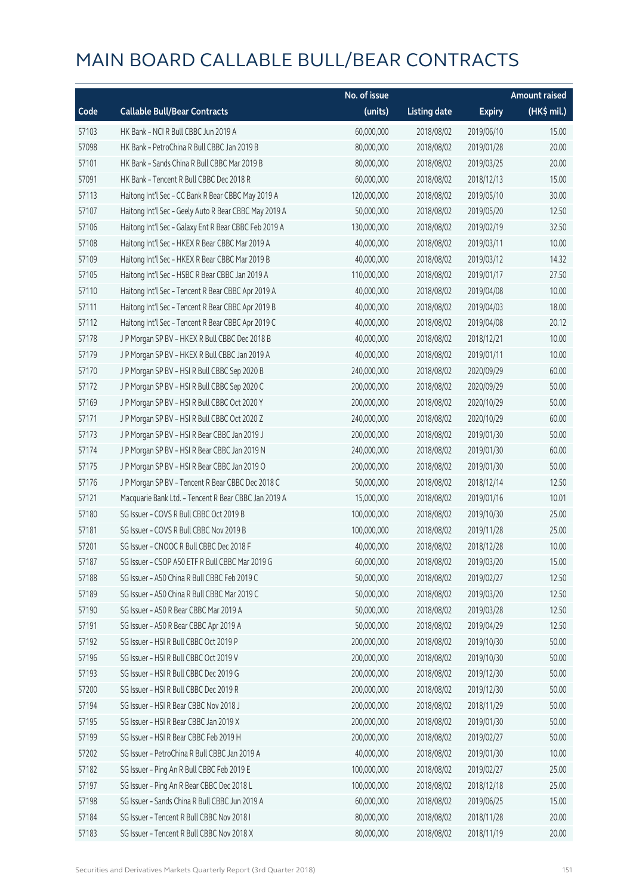# MAIN BOARD CALLABLE BULL/BEAR CONTRACTS

| Code | Callable Bull/Bear Contracts | No. of issue (units) | Listing date | Expiry | Amount raised (HK$ mil.) |
|---|---|---|---|---|---|
| 57103 | HK Bank – NCI R Bull CBBC Jun 2019 A | 60,000,000 | 2018/08/02 | 2019/06/10 | 15.00 |
| 57098 | HK Bank – PetroChina R Bull CBBC Jan 2019 B | 80,000,000 | 2018/08/02 | 2019/01/28 | 20.00 |
| 57101 | HK Bank – Sands China R Bull CBBC Mar 2019 B | 80,000,000 | 2018/08/02 | 2019/03/25 | 20.00 |
| 57091 | HK Bank – Tencent R Bull CBBC Dec 2018 R | 60,000,000 | 2018/08/02 | 2018/12/13 | 15.00 |
| 57113 | Haitong Int'l Sec – CC Bank R Bear CBBC May 2019 A | 120,000,000 | 2018/08/02 | 2019/05/10 | 30.00 |
| 57107 | Haitong Int'l Sec – Geely Auto R Bear CBBC May 2019 A | 50,000,000 | 2018/08/02 | 2019/05/20 | 12.50 |
| 57106 | Haitong Int'l Sec – Galaxy Ent R Bear CBBC Feb 2019 A | 130,000,000 | 2018/08/02 | 2019/02/19 | 32.50 |
| 57108 | Haitong Int'l Sec – HKEX R Bear CBBC Mar 2019 A | 40,000,000 | 2018/08/02 | 2019/03/11 | 10.00 |
| 57109 | Haitong Int'l Sec – HKEX R Bear CBBC Mar 2019 B | 40,000,000 | 2018/08/02 | 2019/03/12 | 14.32 |
| 57105 | Haitong Int'l Sec – HSBC R Bear CBBC Jan 2019 A | 110,000,000 | 2018/08/02 | 2019/01/17 | 27.50 |
| 57110 | Haitong Int'l Sec – Tencent R Bear CBBC Apr 2019 A | 40,000,000 | 2018/08/02 | 2019/04/08 | 10.00 |
| 57111 | Haitong Int'l Sec – Tencent R Bear CBBC Apr 2019 B | 40,000,000 | 2018/08/02 | 2019/04/03 | 18.00 |
| 57112 | Haitong Int'l Sec – Tencent R Bear CBBC Apr 2019 C | 40,000,000 | 2018/08/02 | 2019/04/08 | 20.12 |
| 57178 | J P Morgan SP BV – HKEX R Bull CBBC Dec 2018 B | 40,000,000 | 2018/08/02 | 2018/12/21 | 10.00 |
| 57179 | J P Morgan SP BV – HKEX R Bull CBBC Jan 2019 A | 40,000,000 | 2018/08/02 | 2019/01/11 | 10.00 |
| 57170 | J P Morgan SP BV – HSI R Bull CBBC Sep 2020 B | 240,000,000 | 2018/08/02 | 2020/09/29 | 60.00 |
| 57172 | J P Morgan SP BV – HSI R Bull CBBC Sep 2020 C | 200,000,000 | 2018/08/02 | 2020/09/29 | 50.00 |
| 57169 | J P Morgan SP BV – HSI R Bull CBBC Oct 2020 Y | 200,000,000 | 2018/08/02 | 2020/10/29 | 50.00 |
| 57171 | J P Morgan SP BV – HSI R Bull CBBC Oct 2020 Z | 240,000,000 | 2018/08/02 | 2020/10/29 | 60.00 |
| 57173 | J P Morgan SP BV – HSI R Bear CBBC Jan 2019 J | 200,000,000 | 2018/08/02 | 2019/01/30 | 50.00 |
| 57174 | J P Morgan SP BV – HSI R Bear CBBC Jan 2019 N | 240,000,000 | 2018/08/02 | 2019/01/30 | 60.00 |
| 57175 | J P Morgan SP BV – HSI R Bear CBBC Jan 2019 O | 200,000,000 | 2018/08/02 | 2019/01/30 | 50.00 |
| 57176 | J P Morgan SP BV – Tencent R Bear CBBC Dec 2018 C | 50,000,000 | 2018/08/02 | 2018/12/14 | 12.50 |
| 57121 | Macquarie Bank Ltd. – Tencent R Bear CBBC Jan 2019 A | 15,000,000 | 2018/08/02 | 2019/01/16 | 10.01 |
| 57180 | SG Issuer – COVS R Bull CBBC Oct 2019 B | 100,000,000 | 2018/08/02 | 2019/10/30 | 25.00 |
| 57181 | SG Issuer – COVS R Bull CBBC Nov 2019 B | 100,000,000 | 2018/08/02 | 2019/11/28 | 25.00 |
| 57201 | SG Issuer – CNOOC R Bull CBBC Dec 2018 F | 40,000,000 | 2018/08/02 | 2018/12/28 | 10.00 |
| 57187 | SG Issuer – CSOP A50 ETF R Bull CBBC Mar 2019 G | 60,000,000 | 2018/08/02 | 2019/03/20 | 15.00 |
| 57188 | SG Issuer – A50 China R Bull CBBC Feb 2019 C | 50,000,000 | 2018/08/02 | 2019/02/27 | 12.50 |
| 57189 | SG Issuer – A50 China R Bull CBBC Mar 2019 C | 50,000,000 | 2018/08/02 | 2019/03/20 | 12.50 |
| 57190 | SG Issuer – A50 R Bear CBBC Mar 2019 A | 50,000,000 | 2018/08/02 | 2019/03/28 | 12.50 |
| 57191 | SG Issuer – A50 R Bear CBBC Apr 2019 A | 50,000,000 | 2018/08/02 | 2019/04/29 | 12.50 |
| 57192 | SG Issuer – HSI R Bull CBBC Oct 2019 P | 200,000,000 | 2018/08/02 | 2019/10/30 | 50.00 |
| 57196 | SG Issuer – HSI R Bull CBBC Oct 2019 V | 200,000,000 | 2018/08/02 | 2019/10/30 | 50.00 |
| 57193 | SG Issuer – HSI R Bull CBBC Dec 2019 G | 200,000,000 | 2018/08/02 | 2019/12/30 | 50.00 |
| 57200 | SG Issuer – HSI R Bull CBBC Dec 2019 R | 200,000,000 | 2018/08/02 | 2019/12/30 | 50.00 |
| 57194 | SG Issuer – HSI R Bear CBBC Nov 2018 J | 200,000,000 | 2018/08/02 | 2018/11/29 | 50.00 |
| 57195 | SG Issuer – HSI R Bear CBBC Jan 2019 X | 200,000,000 | 2018/08/02 | 2019/01/30 | 50.00 |
| 57199 | SG Issuer – HSI R Bear CBBC Feb 2019 H | 200,000,000 | 2018/08/02 | 2019/02/27 | 50.00 |
| 57202 | SG Issuer – PetroChina R Bull CBBC Jan 2019 A | 40,000,000 | 2018/08/02 | 2019/01/30 | 10.00 |
| 57182 | SG Issuer – Ping An R Bull CBBC Feb 2019 E | 100,000,000 | 2018/08/02 | 2019/02/27 | 25.00 |
| 57197 | SG Issuer – Ping An R Bear CBBC Dec 2018 L | 100,000,000 | 2018/08/02 | 2018/12/18 | 25.00 |
| 57198 | SG Issuer – Sands China R Bull CBBC Jun 2019 A | 60,000,000 | 2018/08/02 | 2019/06/25 | 15.00 |
| 57184 | SG Issuer – Tencent R Bull CBBC Nov 2018 I | 80,000,000 | 2018/08/02 | 2018/11/28 | 20.00 |
| 57183 | SG Issuer – Tencent R Bull CBBC Nov 2018 X | 80,000,000 | 2018/08/02 | 2018/11/19 | 20.00 |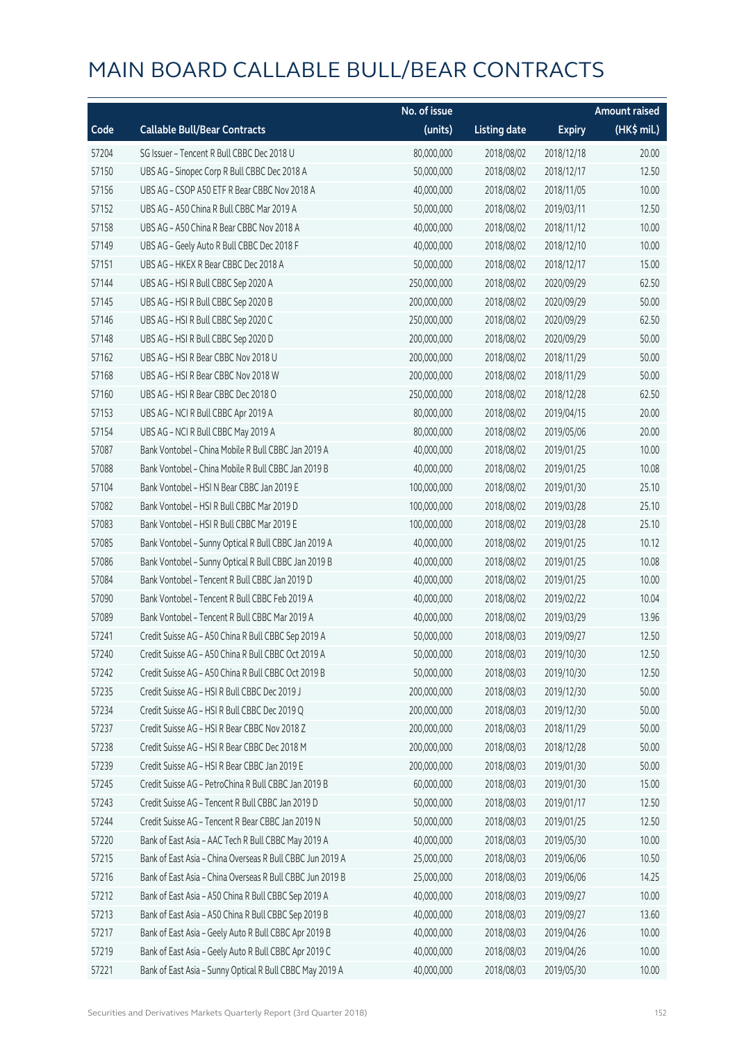# MAIN BOARD CALLABLE BULL/BEAR CONTRACTS

| Code | Callable Bull/Bear Contracts | No. of issue (units) | Listing date | Expiry | Amount raised (HK$ mil.) |
|---|---|---|---|---|---|
| 57204 | SG Issuer – Tencent R Bull CBBC Dec 2018 U | 80,000,000 | 2018/08/02 | 2018/12/18 | 20.00 |
| 57150 | UBS AG – Sinopec Corp R Bull CBBC Dec 2018 A | 50,000,000 | 2018/08/02 | 2018/12/17 | 12.50 |
| 57156 | UBS AG – CSOP A50 ETF R Bear CBBC Nov 2018 A | 40,000,000 | 2018/08/02 | 2018/11/05 | 10.00 |
| 57152 | UBS AG – A50 China R Bull CBBC Mar 2019 A | 50,000,000 | 2018/08/02 | 2019/03/11 | 12.50 |
| 57158 | UBS AG – A50 China R Bear CBBC Nov 2018 A | 40,000,000 | 2018/08/02 | 2018/11/12 | 10.00 |
| 57149 | UBS AG – Geely Auto R Bull CBBC Dec 2018 F | 40,000,000 | 2018/08/02 | 2018/12/10 | 10.00 |
| 57151 | UBS AG – HKEX R Bear CBBC Dec 2018 A | 50,000,000 | 2018/08/02 | 2018/12/17 | 15.00 |
| 57144 | UBS AG – HSI R Bull CBBC Sep 2020 A | 250,000,000 | 2018/08/02 | 2020/09/29 | 62.50 |
| 57145 | UBS AG – HSI R Bull CBBC Sep 2020 B | 200,000,000 | 2018/08/02 | 2020/09/29 | 50.00 |
| 57146 | UBS AG – HSI R Bull CBBC Sep 2020 C | 250,000,000 | 2018/08/02 | 2020/09/29 | 62.50 |
| 57148 | UBS AG – HSI R Bull CBBC Sep 2020 D | 200,000,000 | 2018/08/02 | 2020/09/29 | 50.00 |
| 57162 | UBS AG – HSI R Bear CBBC Nov 2018 U | 200,000,000 | 2018/08/02 | 2018/11/29 | 50.00 |
| 57168 | UBS AG – HSI R Bear CBBC Nov 2018 W | 200,000,000 | 2018/08/02 | 2018/11/29 | 50.00 |
| 57160 | UBS AG – HSI R Bear CBBC Dec 2018 O | 250,000,000 | 2018/08/02 | 2018/12/28 | 62.50 |
| 57153 | UBS AG – NCI R Bull CBBC Apr 2019 A | 80,000,000 | 2018/08/02 | 2019/04/15 | 20.00 |
| 57154 | UBS AG – NCI R Bull CBBC May 2019 A | 80,000,000 | 2018/08/02 | 2019/05/06 | 20.00 |
| 57087 | Bank Vontobel – China Mobile R Bull CBBC Jan 2019 A | 40,000,000 | 2018/08/02 | 2019/01/25 | 10.00 |
| 57088 | Bank Vontobel – China Mobile R Bull CBBC Jan 2019 B | 40,000,000 | 2018/08/02 | 2019/01/25 | 10.08 |
| 57104 | Bank Vontobel – HSI N Bear CBBC Jan 2019 E | 100,000,000 | 2018/08/02 | 2019/01/30 | 25.10 |
| 57082 | Bank Vontobel – HSI R Bull CBBC Mar 2019 D | 100,000,000 | 2018/08/02 | 2019/03/28 | 25.10 |
| 57083 | Bank Vontobel – HSI R Bull CBBC Mar 2019 E | 100,000,000 | 2018/08/02 | 2019/03/28 | 25.10 |
| 57085 | Bank Vontobel – Sunny Optical R Bull CBBC Jan 2019 A | 40,000,000 | 2018/08/02 | 2019/01/25 | 10.12 |
| 57086 | Bank Vontobel – Sunny Optical R Bull CBBC Jan 2019 B | 40,000,000 | 2018/08/02 | 2019/01/25 | 10.08 |
| 57084 | Bank Vontobel – Tencent R Bull CBBC Jan 2019 D | 40,000,000 | 2018/08/02 | 2019/01/25 | 10.00 |
| 57090 | Bank Vontobel – Tencent R Bull CBBC Feb 2019 A | 40,000,000 | 2018/08/02 | 2019/02/22 | 10.04 |
| 57089 | Bank Vontobel – Tencent R Bull CBBC Mar 2019 A | 40,000,000 | 2018/08/02 | 2019/03/29 | 13.96 |
| 57241 | Credit Suisse AG – A50 China R Bull CBBC Sep 2019 A | 50,000,000 | 2018/08/03 | 2019/09/27 | 12.50 |
| 57240 | Credit Suisse AG – A50 China R Bull CBBC Oct 2019 A | 50,000,000 | 2018/08/03 | 2019/10/30 | 12.50 |
| 57242 | Credit Suisse AG – A50 China R Bull CBBC Oct 2019 B | 50,000,000 | 2018/08/03 | 2019/10/30 | 12.50 |
| 57235 | Credit Suisse AG – HSI R Bull CBBC Dec 2019 J | 200,000,000 | 2018/08/03 | 2019/12/30 | 50.00 |
| 57234 | Credit Suisse AG – HSI R Bull CBBC Dec 2019 Q | 200,000,000 | 2018/08/03 | 2019/12/30 | 50.00 |
| 57237 | Credit Suisse AG – HSI R Bear CBBC Nov 2018 Z | 200,000,000 | 2018/08/03 | 2018/11/29 | 50.00 |
| 57238 | Credit Suisse AG – HSI R Bear CBBC Dec 2018 M | 200,000,000 | 2018/08/03 | 2018/12/28 | 50.00 |
| 57239 | Credit Suisse AG – HSI R Bear CBBC Jan 2019 E | 200,000,000 | 2018/08/03 | 2019/01/30 | 50.00 |
| 57245 | Credit Suisse AG – PetroChina R Bull CBBC Jan 2019 B | 60,000,000 | 2018/08/03 | 2019/01/30 | 15.00 |
| 57243 | Credit Suisse AG – Tencent R Bull CBBC Jan 2019 D | 50,000,000 | 2018/08/03 | 2019/01/17 | 12.50 |
| 57244 | Credit Suisse AG – Tencent R Bear CBBC Jan 2019 N | 50,000,000 | 2018/08/03 | 2019/01/25 | 12.50 |
| 57220 | Bank of East Asia – AAC Tech R Bull CBBC May 2019 A | 40,000,000 | 2018/08/03 | 2019/05/30 | 10.00 |
| 57215 | Bank of East Asia – China Overseas R Bull CBBC Jun 2019 A | 25,000,000 | 2018/08/03 | 2019/06/06 | 10.50 |
| 57216 | Bank of East Asia – China Overseas R Bull CBBC Jun 2019 B | 25,000,000 | 2018/08/03 | 2019/06/06 | 14.25 |
| 57212 | Bank of East Asia – A50 China R Bull CBBC Sep 2019 A | 40,000,000 | 2018/08/03 | 2019/09/27 | 10.00 |
| 57213 | Bank of East Asia – A50 China R Bull CBBC Sep 2019 B | 40,000,000 | 2018/08/03 | 2019/09/27 | 13.60 |
| 57217 | Bank of East Asia – Geely Auto R Bull CBBC Apr 2019 B | 40,000,000 | 2018/08/03 | 2019/04/26 | 10.00 |
| 57219 | Bank of East Asia – Geely Auto R Bull CBBC Apr 2019 C | 40,000,000 | 2018/08/03 | 2019/04/26 | 10.00 |
| 57221 | Bank of East Asia – Sunny Optical R Bull CBBC May 2019 A | 40,000,000 | 2018/08/03 | 2019/05/30 | 10.00 |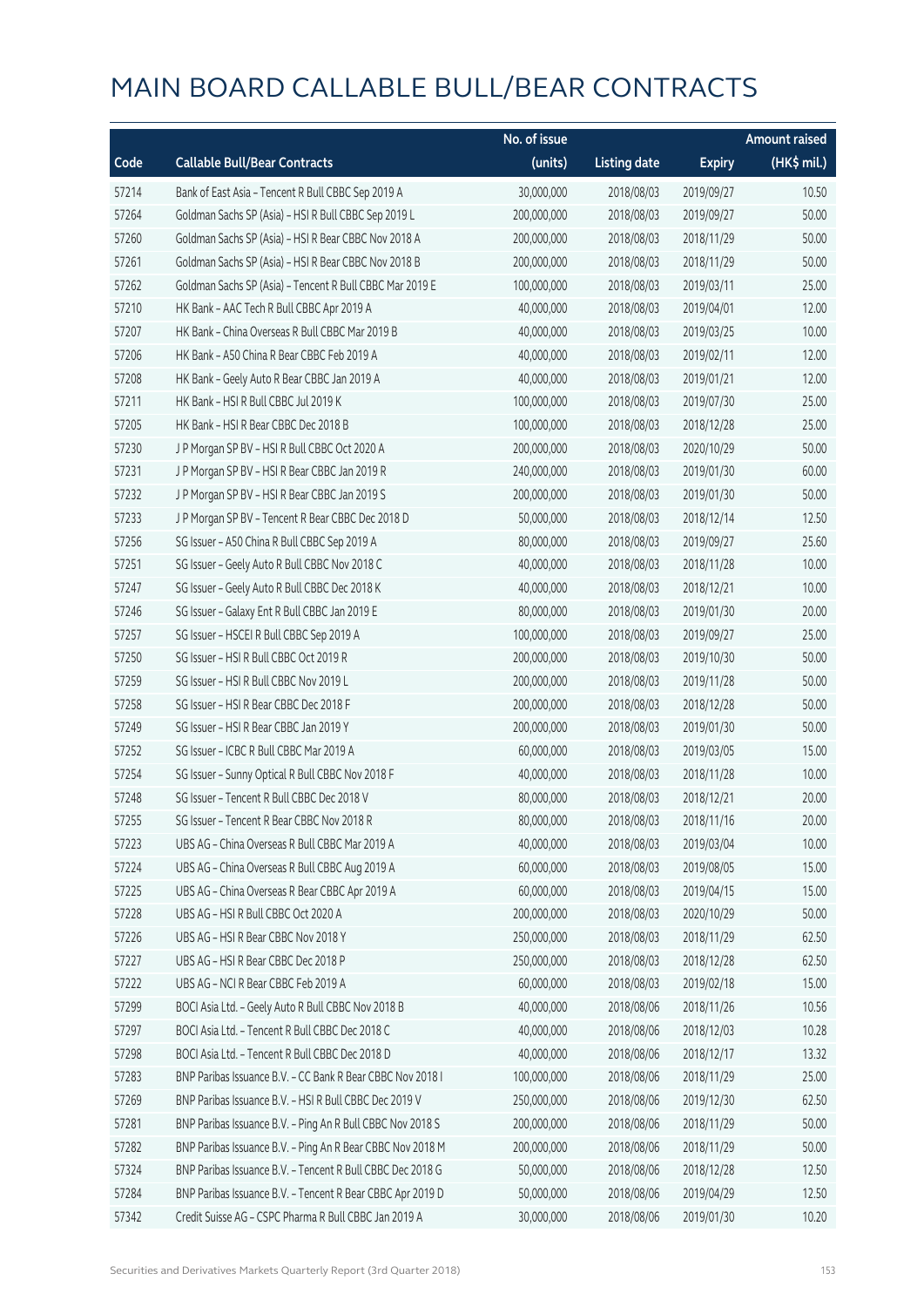# MAIN BOARD CALLABLE BULL/BEAR CONTRACTS

| Code | Callable Bull/Bear Contracts | No. of issue (units) | Listing date | Expiry | Amount raised (HK$ mil.) |
|---|---|---|---|---|---|
| 57214 | Bank of East Asia – Tencent R Bull CBBC Sep 2019 A | 30,000,000 | 2018/08/03 | 2019/09/27 | 10.50 |
| 57264 | Goldman Sachs SP (Asia) – HSI R Bull CBBC Sep 2019 L | 200,000,000 | 2018/08/03 | 2019/09/27 | 50.00 |
| 57260 | Goldman Sachs SP (Asia) – HSI R Bear CBBC Nov 2018 A | 200,000,000 | 2018/08/03 | 2018/11/29 | 50.00 |
| 57261 | Goldman Sachs SP (Asia) – HSI R Bear CBBC Nov 2018 B | 200,000,000 | 2018/08/03 | 2018/11/29 | 50.00 |
| 57262 | Goldman Sachs SP (Asia) – Tencent R Bull CBBC Mar 2019 E | 100,000,000 | 2018/08/03 | 2019/03/11 | 25.00 |
| 57210 | HK Bank – AAC Tech R Bull CBBC Apr 2019 A | 40,000,000 | 2018/08/03 | 2019/04/01 | 12.00 |
| 57207 | HK Bank – China Overseas R Bull CBBC Mar 2019 B | 40,000,000 | 2018/08/03 | 2019/03/25 | 10.00 |
| 57206 | HK Bank – A50 China R Bear CBBC Feb 2019 A | 40,000,000 | 2018/08/03 | 2019/02/11 | 12.00 |
| 57208 | HK Bank – Geely Auto R Bear CBBC Jan 2019 A | 40,000,000 | 2018/08/03 | 2019/01/21 | 12.00 |
| 57211 | HK Bank – HSI R Bull CBBC Jul 2019 K | 100,000,000 | 2018/08/03 | 2019/07/30 | 25.00 |
| 57205 | HK Bank – HSI R Bear CBBC Dec 2018 B | 100,000,000 | 2018/08/03 | 2018/12/28 | 25.00 |
| 57230 | J P Morgan SP BV – HSI R Bull CBBC Oct 2020 A | 200,000,000 | 2018/08/03 | 2020/10/29 | 50.00 |
| 57231 | J P Morgan SP BV – HSI R Bear CBBC Jan 2019 R | 240,000,000 | 2018/08/03 | 2019/01/30 | 60.00 |
| 57232 | J P Morgan SP BV – HSI R Bear CBBC Jan 2019 S | 200,000,000 | 2018/08/03 | 2019/01/30 | 50.00 |
| 57233 | J P Morgan SP BV – Tencent R Bear CBBC Dec 2018 D | 50,000,000 | 2018/08/03 | 2018/12/14 | 12.50 |
| 57256 | SG Issuer – A50 China R Bull CBBC Sep 2019 A | 80,000,000 | 2018/08/03 | 2019/09/27 | 25.60 |
| 57251 | SG Issuer – Geely Auto R Bull CBBC Nov 2018 C | 40,000,000 | 2018/08/03 | 2018/11/28 | 10.00 |
| 57247 | SG Issuer – Geely Auto R Bull CBBC Dec 2018 K | 40,000,000 | 2018/08/03 | 2018/12/21 | 10.00 |
| 57246 | SG Issuer – Galaxy Ent R Bull CBBC Jan 2019 E | 80,000,000 | 2018/08/03 | 2019/01/30 | 20.00 |
| 57257 | SG Issuer – HSCEI R Bull CBBC Sep 2019 A | 100,000,000 | 2018/08/03 | 2019/09/27 | 25.00 |
| 57250 | SG Issuer – HSI R Bull CBBC Oct 2019 R | 200,000,000 | 2018/08/03 | 2019/10/30 | 50.00 |
| 57259 | SG Issuer – HSI R Bull CBBC Nov 2019 L | 200,000,000 | 2018/08/03 | 2019/11/28 | 50.00 |
| 57258 | SG Issuer – HSI R Bear CBBC Dec 2018 F | 200,000,000 | 2018/08/03 | 2018/12/28 | 50.00 |
| 57249 | SG Issuer – HSI R Bear CBBC Jan 2019 Y | 200,000,000 | 2018/08/03 | 2019/01/30 | 50.00 |
| 57252 | SG Issuer – ICBC R Bull CBBC Mar 2019 A | 60,000,000 | 2018/08/03 | 2019/03/05 | 15.00 |
| 57254 | SG Issuer – Sunny Optical R Bull CBBC Nov 2018 F | 40,000,000 | 2018/08/03 | 2018/11/28 | 10.00 |
| 57248 | SG Issuer – Tencent R Bull CBBC Dec 2018 V | 80,000,000 | 2018/08/03 | 2018/12/21 | 20.00 |
| 57255 | SG Issuer – Tencent R Bear CBBC Nov 2018 R | 80,000,000 | 2018/08/03 | 2018/11/16 | 20.00 |
| 57223 | UBS AG – China Overseas R Bull CBBC Mar 2019 A | 40,000,000 | 2018/08/03 | 2019/03/04 | 10.00 |
| 57224 | UBS AG – China Overseas R Bull CBBC Aug 2019 A | 60,000,000 | 2018/08/03 | 2019/08/05 | 15.00 |
| 57225 | UBS AG – China Overseas R Bear CBBC Apr 2019 A | 60,000,000 | 2018/08/03 | 2019/04/15 | 15.00 |
| 57228 | UBS AG – HSI R Bull CBBC Oct 2020 A | 200,000,000 | 2018/08/03 | 2020/10/29 | 50.00 |
| 57226 | UBS AG – HSI R Bear CBBC Nov 2018 Y | 250,000,000 | 2018/08/03 | 2018/11/29 | 62.50 |
| 57227 | UBS AG – HSI R Bear CBBC Dec 2018 P | 250,000,000 | 2018/08/03 | 2018/12/28 | 62.50 |
| 57222 | UBS AG – NCI R Bear CBBC Feb 2019 A | 60,000,000 | 2018/08/03 | 2019/02/18 | 15.00 |
| 57299 | BOCI Asia Ltd. – Geely Auto R Bull CBBC Nov 2018 B | 40,000,000 | 2018/08/06 | 2018/11/26 | 10.56 |
| 57297 | BOCI Asia Ltd. – Tencent R Bull CBBC Dec 2018 C | 40,000,000 | 2018/08/06 | 2018/12/03 | 10.28 |
| 57298 | BOCI Asia Ltd. – Tencent R Bull CBBC Dec 2018 D | 40,000,000 | 2018/08/06 | 2018/12/17 | 13.32 |
| 57283 | BNP Paribas Issuance B.V. – CC Bank R Bear CBBC Nov 2018 I | 100,000,000 | 2018/08/06 | 2018/11/29 | 25.00 |
| 57269 | BNP Paribas Issuance B.V. – HSI R Bull CBBC Dec 2019 V | 250,000,000 | 2018/08/06 | 2019/12/30 | 62.50 |
| 57281 | BNP Paribas Issuance B.V. – Ping An R Bull CBBC Nov 2018 S | 200,000,000 | 2018/08/06 | 2018/11/29 | 50.00 |
| 57282 | BNP Paribas Issuance B.V. – Ping An R Bear CBBC Nov 2018 M | 200,000,000 | 2018/08/06 | 2018/11/29 | 50.00 |
| 57324 | BNP Paribas Issuance B.V. – Tencent R Bull CBBC Dec 2018 G | 50,000,000 | 2018/08/06 | 2018/12/28 | 12.50 |
| 57284 | BNP Paribas Issuance B.V. – Tencent R Bear CBBC Apr 2019 D | 50,000,000 | 2018/08/06 | 2019/04/29 | 12.50 |
| 57342 | Credit Suisse AG – CSPC Pharma R Bull CBBC Jan 2019 A | 30,000,000 | 2018/08/06 | 2019/01/30 | 10.20 |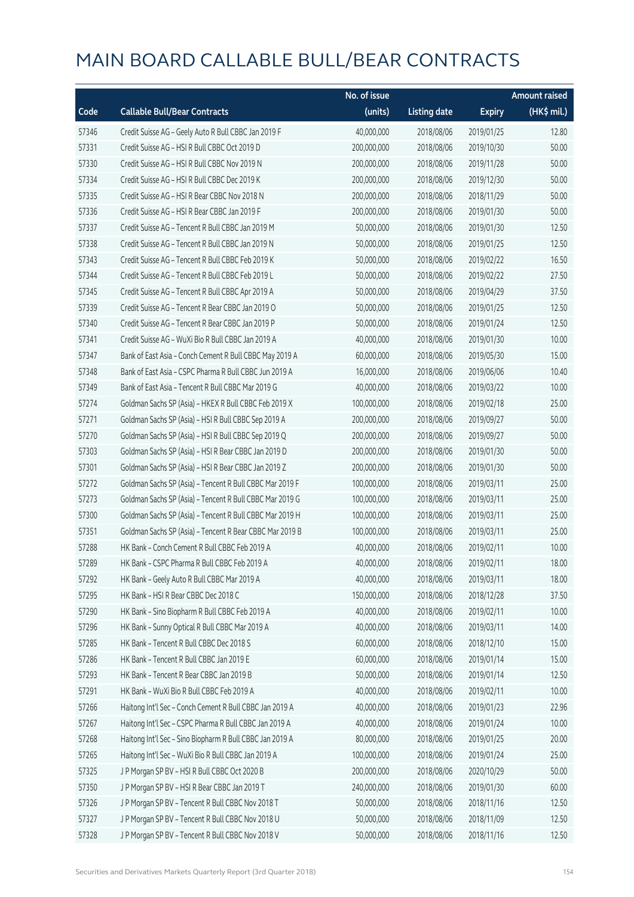# MAIN BOARD CALLABLE BULL/BEAR CONTRACTS

| Code | Callable Bull/Bear Contracts | No. of issue (units) | Listing date | Expiry | Amount raised (HK$ mil.) |
|---|---|---|---|---|---|
| 57346 | Credit Suisse AG – Geely Auto R Bull CBBC Jan 2019 F | 40,000,000 | 2018/08/06 | 2019/01/25 | 12.80 |
| 57331 | Credit Suisse AG – HSI R Bull CBBC Oct 2019 D | 200,000,000 | 2018/08/06 | 2019/10/30 | 50.00 |
| 57330 | Credit Suisse AG – HSI R Bull CBBC Nov 2019 N | 200,000,000 | 2018/08/06 | 2019/11/28 | 50.00 |
| 57334 | Credit Suisse AG – HSI R Bull CBBC Dec 2019 K | 200,000,000 | 2018/08/06 | 2019/12/30 | 50.00 |
| 57335 | Credit Suisse AG – HSI R Bear CBBC Nov 2018 N | 200,000,000 | 2018/08/06 | 2018/11/29 | 50.00 |
| 57336 | Credit Suisse AG – HSI R Bear CBBC Jan 2019 F | 200,000,000 | 2018/08/06 | 2019/01/30 | 50.00 |
| 57337 | Credit Suisse AG – Tencent R Bull CBBC Jan 2019 M | 50,000,000 | 2018/08/06 | 2019/01/30 | 12.50 |
| 57338 | Credit Suisse AG – Tencent R Bull CBBC Jan 2019 N | 50,000,000 | 2018/08/06 | 2019/01/25 | 12.50 |
| 57343 | Credit Suisse AG – Tencent R Bull CBBC Feb 2019 K | 50,000,000 | 2018/08/06 | 2019/02/22 | 16.50 |
| 57344 | Credit Suisse AG – Tencent R Bull CBBC Feb 2019 L | 50,000,000 | 2018/08/06 | 2019/02/22 | 27.50 |
| 57345 | Credit Suisse AG – Tencent R Bull CBBC Apr 2019 A | 50,000,000 | 2018/08/06 | 2019/04/29 | 37.50 |
| 57339 | Credit Suisse AG – Tencent R Bear CBBC Jan 2019 O | 50,000,000 | 2018/08/06 | 2019/01/25 | 12.50 |
| 57340 | Credit Suisse AG – Tencent R Bear CBBC Jan 2019 P | 50,000,000 | 2018/08/06 | 2019/01/24 | 12.50 |
| 57341 | Credit Suisse AG – WuXi Bio R Bull CBBC Jan 2019 A | 40,000,000 | 2018/08/06 | 2019/01/30 | 10.00 |
| 57347 | Bank of East Asia – Conch Cement R Bull CBBC May 2019 A | 60,000,000 | 2018/08/06 | 2019/05/30 | 15.00 |
| 57348 | Bank of East Asia – CSPC Pharma R Bull CBBC Jun 2019 A | 16,000,000 | 2018/08/06 | 2019/06/06 | 10.40 |
| 57349 | Bank of East Asia – Tencent R Bull CBBC Mar 2019 G | 40,000,000 | 2018/08/06 | 2019/03/22 | 10.00 |
| 57274 | Goldman Sachs SP (Asia) – HKEX R Bull CBBC Feb 2019 X | 100,000,000 | 2018/08/06 | 2019/02/18 | 25.00 |
| 57271 | Goldman Sachs SP (Asia) – HSI R Bull CBBC Sep 2019 A | 200,000,000 | 2018/08/06 | 2019/09/27 | 50.00 |
| 57270 | Goldman Sachs SP (Asia) – HSI R Bull CBBC Sep 2019 Q | 200,000,000 | 2018/08/06 | 2019/09/27 | 50.00 |
| 57303 | Goldman Sachs SP (Asia) – HSI R Bear CBBC Jan 2019 D | 200,000,000 | 2018/08/06 | 2019/01/30 | 50.00 |
| 57301 | Goldman Sachs SP (Asia) – HSI R Bear CBBC Jan 2019 Z | 200,000,000 | 2018/08/06 | 2019/01/30 | 50.00 |
| 57272 | Goldman Sachs SP (Asia) – Tencent R Bull CBBC Mar 2019 F | 100,000,000 | 2018/08/06 | 2019/03/11 | 25.00 |
| 57273 | Goldman Sachs SP (Asia) – Tencent R Bull CBBC Mar 2019 G | 100,000,000 | 2018/08/06 | 2019/03/11 | 25.00 |
| 57300 | Goldman Sachs SP (Asia) – Tencent R Bull CBBC Mar 2019 H | 100,000,000 | 2018/08/06 | 2019/03/11 | 25.00 |
| 57351 | Goldman Sachs SP (Asia) – Tencent R Bear CBBC Mar 2019 B | 100,000,000 | 2018/08/06 | 2019/03/11 | 25.00 |
| 57288 | HK Bank – Conch Cement R Bull CBBC Feb 2019 A | 40,000,000 | 2018/08/06 | 2019/02/11 | 10.00 |
| 57289 | HK Bank – CSPC Pharma R Bull CBBC Feb 2019 A | 40,000,000 | 2018/08/06 | 2019/02/11 | 18.00 |
| 57292 | HK Bank – Geely Auto R Bull CBBC Mar 2019 A | 40,000,000 | 2018/08/06 | 2019/03/11 | 18.00 |
| 57295 | HK Bank – HSI R Bear CBBC Dec 2018 C | 150,000,000 | 2018/08/06 | 2018/12/28 | 37.50 |
| 57290 | HK Bank – Sino Biopharm R Bull CBBC Feb 2019 A | 40,000,000 | 2018/08/06 | 2019/02/11 | 10.00 |
| 57296 | HK Bank – Sunny Optical R Bull CBBC Mar 2019 A | 40,000,000 | 2018/08/06 | 2019/03/11 | 14.00 |
| 57285 | HK Bank – Tencent R Bull CBBC Dec 2018 S | 60,000,000 | 2018/08/06 | 2018/12/10 | 15.00 |
| 57286 | HK Bank – Tencent R Bull CBBC Jan 2019 E | 60,000,000 | 2018/08/06 | 2019/01/14 | 15.00 |
| 57293 | HK Bank – Tencent R Bear CBBC Jan 2019 B | 50,000,000 | 2018/08/06 | 2019/01/14 | 12.50 |
| 57291 | HK Bank – WuXi Bio R Bull CBBC Feb 2019 A | 40,000,000 | 2018/08/06 | 2019/02/11 | 10.00 |
| 57266 | Haitong Int'l Sec – Conch Cement R Bull CBBC Jan 2019 A | 40,000,000 | 2018/08/06 | 2019/01/23 | 22.96 |
| 57267 | Haitong Int'l Sec – CSPC Pharma R Bull CBBC Jan 2019 A | 40,000,000 | 2018/08/06 | 2019/01/24 | 10.00 |
| 57268 | Haitong Int'l Sec – Sino Biopharm R Bull CBBC Jan 2019 A | 80,000,000 | 2018/08/06 | 2019/01/25 | 20.00 |
| 57265 | Haitong Int'l Sec – WuXi Bio R Bull CBBC Jan 2019 A | 100,000,000 | 2018/08/06 | 2019/01/24 | 25.00 |
| 57325 | J P Morgan SP BV – HSI R Bull CBBC Oct 2020 B | 200,000,000 | 2018/08/06 | 2020/10/29 | 50.00 |
| 57350 | J P Morgan SP BV – HSI R Bear CBBC Jan 2019 T | 240,000,000 | 2018/08/06 | 2019/01/30 | 60.00 |
| 57326 | J P Morgan SP BV – Tencent R Bull CBBC Nov 2018 T | 50,000,000 | 2018/08/06 | 2018/11/16 | 12.50 |
| 57327 | J P Morgan SP BV – Tencent R Bull CBBC Nov 2018 U | 50,000,000 | 2018/08/06 | 2018/11/09 | 12.50 |
| 57328 | J P Morgan SP BV – Tencent R Bull CBBC Nov 2018 V | 50,000,000 | 2018/08/06 | 2018/11/16 | 12.50 |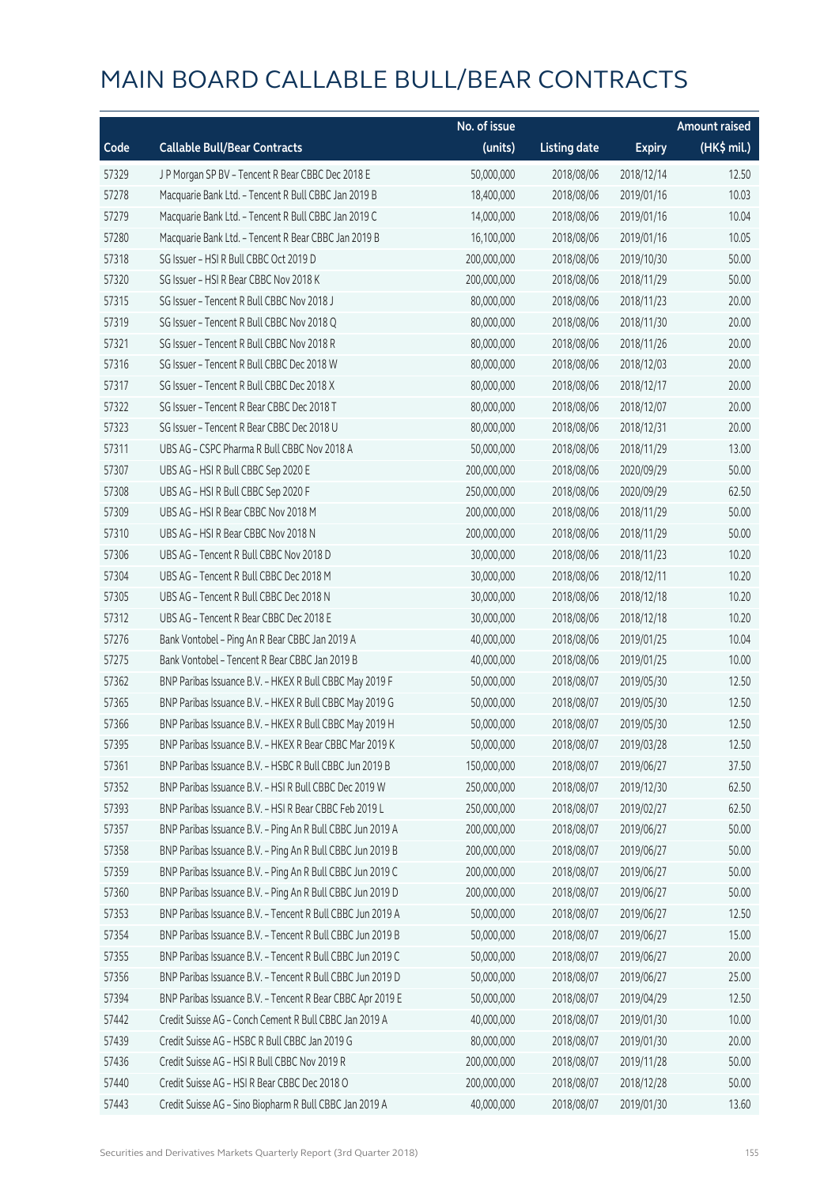# MAIN BOARD CALLABLE BULL/BEAR CONTRACTS

| Code | Callable Bull/Bear Contracts | No. of issue (units) | Listing date | Expiry | Amount raised (HK$ mil.) |
|---|---|---|---|---|---|
| 57329 | J P Morgan SP BV – Tencent R Bear CBBC Dec 2018 E | 50,000,000 | 2018/08/06 | 2018/12/14 | 12.50 |
| 57278 | Macquarie Bank Ltd. – Tencent R Bull CBBC Jan 2019 B | 18,400,000 | 2018/08/06 | 2019/01/16 | 10.03 |
| 57279 | Macquarie Bank Ltd. – Tencent R Bull CBBC Jan 2019 C | 14,000,000 | 2018/08/06 | 2019/01/16 | 10.04 |
| 57280 | Macquarie Bank Ltd. – Tencent R Bear CBBC Jan 2019 B | 16,100,000 | 2018/08/06 | 2019/01/16 | 10.05 |
| 57318 | SG Issuer – HSI R Bull CBBC Oct 2019 D | 200,000,000 | 2018/08/06 | 2019/10/30 | 50.00 |
| 57320 | SG Issuer – HSI R Bear CBBC Nov 2018 K | 200,000,000 | 2018/08/06 | 2018/11/29 | 50.00 |
| 57315 | SG Issuer – Tencent R Bull CBBC Nov 2018 J | 80,000,000 | 2018/08/06 | 2018/11/23 | 20.00 |
| 57319 | SG Issuer – Tencent R Bull CBBC Nov 2018 Q | 80,000,000 | 2018/08/06 | 2018/11/30 | 20.00 |
| 57321 | SG Issuer – Tencent R Bull CBBC Nov 2018 R | 80,000,000 | 2018/08/06 | 2018/11/26 | 20.00 |
| 57316 | SG Issuer – Tencent R Bull CBBC Dec 2018 W | 80,000,000 | 2018/08/06 | 2018/12/03 | 20.00 |
| 57317 | SG Issuer – Tencent R Bull CBBC Dec 2018 X | 80,000,000 | 2018/08/06 | 2018/12/17 | 20.00 |
| 57322 | SG Issuer – Tencent R Bear CBBC Dec 2018 T | 80,000,000 | 2018/08/06 | 2018/12/07 | 20.00 |
| 57323 | SG Issuer – Tencent R Bear CBBC Dec 2018 U | 80,000,000 | 2018/08/06 | 2018/12/31 | 20.00 |
| 57311 | UBS AG – CSPC Pharma R Bull CBBC Nov 2018 A | 50,000,000 | 2018/08/06 | 2018/11/29 | 13.00 |
| 57307 | UBS AG – HSI R Bull CBBC Sep 2020 E | 200,000,000 | 2018/08/06 | 2020/09/29 | 50.00 |
| 57308 | UBS AG – HSI R Bull CBBC Sep 2020 F | 250,000,000 | 2018/08/06 | 2020/09/29 | 62.50 |
| 57309 | UBS AG – HSI R Bear CBBC Nov 2018 M | 200,000,000 | 2018/08/06 | 2018/11/29 | 50.00 |
| 57310 | UBS AG – HSI R Bear CBBC Nov 2018 N | 200,000,000 | 2018/08/06 | 2018/11/29 | 50.00 |
| 57306 | UBS AG – Tencent R Bull CBBC Nov 2018 D | 30,000,000 | 2018/08/06 | 2018/11/23 | 10.20 |
| 57304 | UBS AG – Tencent R Bull CBBC Dec 2018 M | 30,000,000 | 2018/08/06 | 2018/12/11 | 10.20 |
| 57305 | UBS AG – Tencent R Bull CBBC Dec 2018 N | 30,000,000 | 2018/08/06 | 2018/12/18 | 10.20 |
| 57312 | UBS AG – Tencent R Bear CBBC Dec 2018 E | 30,000,000 | 2018/08/06 | 2018/12/18 | 10.20 |
| 57276 | Bank Vontobel – Ping An R Bear CBBC Jan 2019 A | 40,000,000 | 2018/08/06 | 2019/01/25 | 10.04 |
| 57275 | Bank Vontobel – Tencent R Bear CBBC Jan 2019 B | 40,000,000 | 2018/08/06 | 2019/01/25 | 10.00 |
| 57362 | BNP Paribas Issuance B.V. – HKEX R Bull CBBC May 2019 F | 50,000,000 | 2018/08/07 | 2019/05/30 | 12.50 |
| 57365 | BNP Paribas Issuance B.V. – HKEX R Bull CBBC May 2019 G | 50,000,000 | 2018/08/07 | 2019/05/30 | 12.50 |
| 57366 | BNP Paribas Issuance B.V. – HKEX R Bull CBBC May 2019 H | 50,000,000 | 2018/08/07 | 2019/05/30 | 12.50 |
| 57395 | BNP Paribas Issuance B.V. – HKEX R Bear CBBC Mar 2019 K | 50,000,000 | 2018/08/07 | 2019/03/28 | 12.50 |
| 57361 | BNP Paribas Issuance B.V. – HSBC R Bull CBBC Jun 2019 B | 150,000,000 | 2018/08/07 | 2019/06/27 | 37.50 |
| 57352 | BNP Paribas Issuance B.V. – HSI R Bull CBBC Dec 2019 W | 250,000,000 | 2018/08/07 | 2019/12/30 | 62.50 |
| 57393 | BNP Paribas Issuance B.V. – HSI R Bear CBBC Feb 2019 L | 250,000,000 | 2018/08/07 | 2019/02/27 | 62.50 |
| 57357 | BNP Paribas Issuance B.V. – Ping An R Bull CBBC Jun 2019 A | 200,000,000 | 2018/08/07 | 2019/06/27 | 50.00 |
| 57358 | BNP Paribas Issuance B.V. – Ping An R Bull CBBC Jun 2019 B | 200,000,000 | 2018/08/07 | 2019/06/27 | 50.00 |
| 57359 | BNP Paribas Issuance B.V. – Ping An R Bull CBBC Jun 2019 C | 200,000,000 | 2018/08/07 | 2019/06/27 | 50.00 |
| 57360 | BNP Paribas Issuance B.V. – Ping An R Bull CBBC Jun 2019 D | 200,000,000 | 2018/08/07 | 2019/06/27 | 50.00 |
| 57353 | BNP Paribas Issuance B.V. – Tencent R Bull CBBC Jun 2019 A | 50,000,000 | 2018/08/07 | 2019/06/27 | 12.50 |
| 57354 | BNP Paribas Issuance B.V. – Tencent R Bull CBBC Jun 2019 B | 50,000,000 | 2018/08/07 | 2019/06/27 | 15.00 |
| 57355 | BNP Paribas Issuance B.V. – Tencent R Bull CBBC Jun 2019 C | 50,000,000 | 2018/08/07 | 2019/06/27 | 20.00 |
| 57356 | BNP Paribas Issuance B.V. – Tencent R Bull CBBC Jun 2019 D | 50,000,000 | 2018/08/07 | 2019/06/27 | 25.00 |
| 57394 | BNP Paribas Issuance B.V. – Tencent R Bear CBBC Apr 2019 E | 50,000,000 | 2018/08/07 | 2019/04/29 | 12.50 |
| 57442 | Credit Suisse AG – Conch Cement R Bull CBBC Jan 2019 A | 40,000,000 | 2018/08/07 | 2019/01/30 | 10.00 |
| 57439 | Credit Suisse AG – HSBC R Bull CBBC Jan 2019 G | 80,000,000 | 2018/08/07 | 2019/01/30 | 20.00 |
| 57436 | Credit Suisse AG – HSI R Bull CBBC Nov 2019 R | 200,000,000 | 2018/08/07 | 2019/11/28 | 50.00 |
| 57440 | Credit Suisse AG – HSI R Bear CBBC Dec 2018 O | 200,000,000 | 2018/08/07 | 2018/12/28 | 50.00 |
| 57443 | Credit Suisse AG – Sino Biopharm R Bull CBBC Jan 2019 A | 40,000,000 | 2018/08/07 | 2019/01/30 | 13.60 |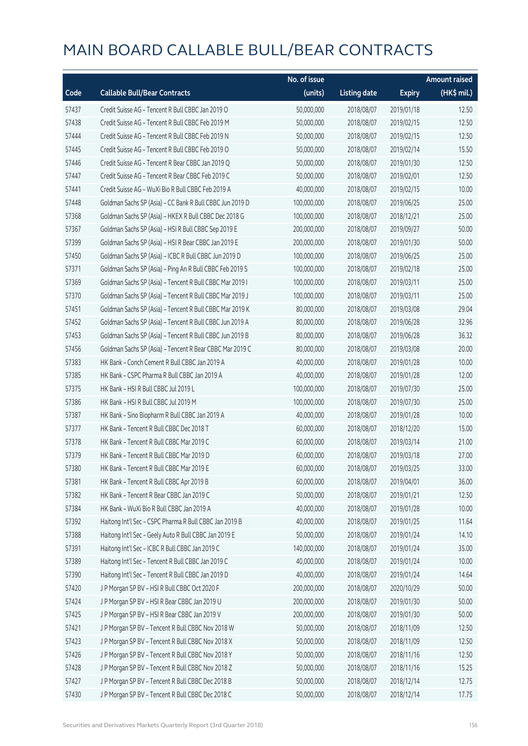# MAIN BOARD CALLABLE BULL/BEAR CONTRACTS

| Code | Callable Bull/Bear Contracts | No. of issue (units) | Listing date | Expiry | Amount raised (HK$ mil.) |
|---|---|---|---|---|---|
| 57437 | Credit Suisse AG – Tencent R Bull CBBC Jan 2019 O | 50,000,000 | 2018/08/07 | 2019/01/18 | 12.50 |
| 57438 | Credit Suisse AG – Tencent R Bull CBBC Feb 2019 M | 50,000,000 | 2018/08/07 | 2019/02/15 | 12.50 |
| 57444 | Credit Suisse AG – Tencent R Bull CBBC Feb 2019 N | 50,000,000 | 2018/08/07 | 2019/02/15 | 12.50 |
| 57445 | Credit Suisse AG – Tencent R Bull CBBC Feb 2019 O | 50,000,000 | 2018/08/07 | 2019/02/14 | 15.50 |
| 57446 | Credit Suisse AG – Tencent R Bear CBBC Jan 2019 Q | 50,000,000 | 2018/08/07 | 2019/01/30 | 12.50 |
| 57447 | Credit Suisse AG – Tencent R Bear CBBC Feb 2019 C | 50,000,000 | 2018/08/07 | 2019/02/01 | 12.50 |
| 57441 | Credit Suisse AG – WuXi Bio R Bull CBBC Feb 2019 A | 40,000,000 | 2018/08/07 | 2019/02/15 | 10.00 |
| 57448 | Goldman Sachs SP (Asia) – CC Bank R Bull CBBC Jun 2019 D | 100,000,000 | 2018/08/07 | 2019/06/25 | 25.00 |
| 57368 | Goldman Sachs SP (Asia) – HKEX R Bull CBBC Dec 2018 G | 100,000,000 | 2018/08/07 | 2018/12/21 | 25.00 |
| 57367 | Goldman Sachs SP (Asia) – HSI R Bull CBBC Sep 2019 E | 200,000,000 | 2018/08/07 | 2019/09/27 | 50.00 |
| 57399 | Goldman Sachs SP (Asia) – HSI R Bear CBBC Jan 2019 E | 200,000,000 | 2018/08/07 | 2019/01/30 | 50.00 |
| 57450 | Goldman Sachs SP (Asia) – ICBC R Bull CBBC Jun 2019 D | 100,000,000 | 2018/08/07 | 2019/06/25 | 25.00 |
| 57371 | Goldman Sachs SP (Asia) – Ping An R Bull CBBC Feb 2019 S | 100,000,000 | 2018/08/07 | 2019/02/18 | 25.00 |
| 57369 | Goldman Sachs SP (Asia) – Tencent R Bull CBBC Mar 2019 I | 100,000,000 | 2018/08/07 | 2019/03/11 | 25.00 |
| 57370 | Goldman Sachs SP (Asia) – Tencent R Bull CBBC Mar 2019 J | 100,000,000 | 2018/08/07 | 2019/03/11 | 25.00 |
| 57451 | Goldman Sachs SP (Asia) – Tencent R Bull CBBC Mar 2019 K | 80,000,000 | 2018/08/07 | 2019/03/08 | 29.04 |
| 57452 | Goldman Sachs SP (Asia) – Tencent R Bull CBBC Jun 2019 A | 80,000,000 | 2018/08/07 | 2019/06/28 | 32.96 |
| 57453 | Goldman Sachs SP (Asia) – Tencent R Bull CBBC Jun 2019 B | 80,000,000 | 2018/08/07 | 2019/06/28 | 36.32 |
| 57456 | Goldman Sachs SP (Asia) – Tencent R Bear CBBC Mar 2019 C | 80,000,000 | 2018/08/07 | 2019/03/08 | 20.00 |
| 57383 | HK Bank – Conch Cement R Bull CBBC Jan 2019 A | 40,000,000 | 2018/08/07 | 2019/01/28 | 10.00 |
| 57385 | HK Bank – CSPC Pharma R Bull CBBC Jan 2019 A | 40,000,000 | 2018/08/07 | 2019/01/28 | 12.00 |
| 57375 | HK Bank – HSI R Bull CBBC Jul 2019 L | 100,000,000 | 2018/08/07 | 2019/07/30 | 25.00 |
| 57386 | HK Bank – HSI R Bull CBBC Jul 2019 M | 100,000,000 | 2018/08/07 | 2019/07/30 | 25.00 |
| 57387 | HK Bank – Sino Biopharm R Bull CBBC Jan 2019 A | 40,000,000 | 2018/08/07 | 2019/01/28 | 10.00 |
| 57377 | HK Bank – Tencent R Bull CBBC Dec 2018 T | 60,000,000 | 2018/08/07 | 2018/12/20 | 15.00 |
| 57378 | HK Bank – Tencent R Bull CBBC Mar 2019 C | 60,000,000 | 2018/08/07 | 2019/03/14 | 21.00 |
| 57379 | HK Bank – Tencent R Bull CBBC Mar 2019 D | 60,000,000 | 2018/08/07 | 2019/03/18 | 27.00 |
| 57380 | HK Bank – Tencent R Bull CBBC Mar 2019 E | 60,000,000 | 2018/08/07 | 2019/03/25 | 33.00 |
| 57381 | HK Bank – Tencent R Bull CBBC Apr 2019 B | 60,000,000 | 2018/08/07 | 2019/04/01 | 36.00 |
| 57382 | HK Bank – Tencent R Bear CBBC Jan 2019 C | 50,000,000 | 2018/08/07 | 2019/01/21 | 12.50 |
| 57384 | HK Bank – WuXi Bio R Bull CBBC Jan 2019 A | 40,000,000 | 2018/08/07 | 2019/01/28 | 10.00 |
| 57392 | Haitong Int'l Sec – CSPC Pharma R Bull CBBC Jan 2019 B | 40,000,000 | 2018/08/07 | 2019/01/25 | 11.64 |
| 57388 | Haitong Int'l Sec – Geely Auto R Bull CBBC Jan 2019 E | 50,000,000 | 2018/08/07 | 2019/01/24 | 14.10 |
| 57391 | Haitong Int'l Sec – ICBC R Bull CBBC Jan 2019 C | 140,000,000 | 2018/08/07 | 2019/01/24 | 35.00 |
| 57389 | Haitong Int'l Sec – Tencent R Bull CBBC Jan 2019 C | 40,000,000 | 2018/08/07 | 2019/01/24 | 10.00 |
| 57390 | Haitong Int'l Sec – Tencent R Bull CBBC Jan 2019 D | 40,000,000 | 2018/08/07 | 2019/01/24 | 14.64 |
| 57420 | J P Morgan SP BV – HSI R Bull CBBC Oct 2020 F | 200,000,000 | 2018/08/07 | 2020/10/29 | 50.00 |
| 57424 | J P Morgan SP BV – HSI R Bear CBBC Jan 2019 U | 200,000,000 | 2018/08/07 | 2019/01/30 | 50.00 |
| 57425 | J P Morgan SP BV – HSI R Bear CBBC Jan 2019 V | 200,000,000 | 2018/08/07 | 2019/01/30 | 50.00 |
| 57421 | J P Morgan SP BV – Tencent R Bull CBBC Nov 2018 W | 50,000,000 | 2018/08/07 | 2018/11/09 | 12.50 |
| 57423 | J P Morgan SP BV – Tencent R Bull CBBC Nov 2018 X | 50,000,000 | 2018/08/07 | 2018/11/09 | 12.50 |
| 57426 | J P Morgan SP BV – Tencent R Bull CBBC Nov 2018 Y | 50,000,000 | 2018/08/07 | 2018/11/16 | 12.50 |
| 57428 | J P Morgan SP BV – Tencent R Bull CBBC Nov 2018 Z | 50,000,000 | 2018/08/07 | 2018/11/16 | 15.25 |
| 57427 | J P Morgan SP BV – Tencent R Bull CBBC Dec 2018 B | 50,000,000 | 2018/08/07 | 2018/12/14 | 12.75 |
| 57430 | J P Morgan SP BV – Tencent R Bull CBBC Dec 2018 C | 50,000,000 | 2018/08/07 | 2018/12/14 | 17.75 |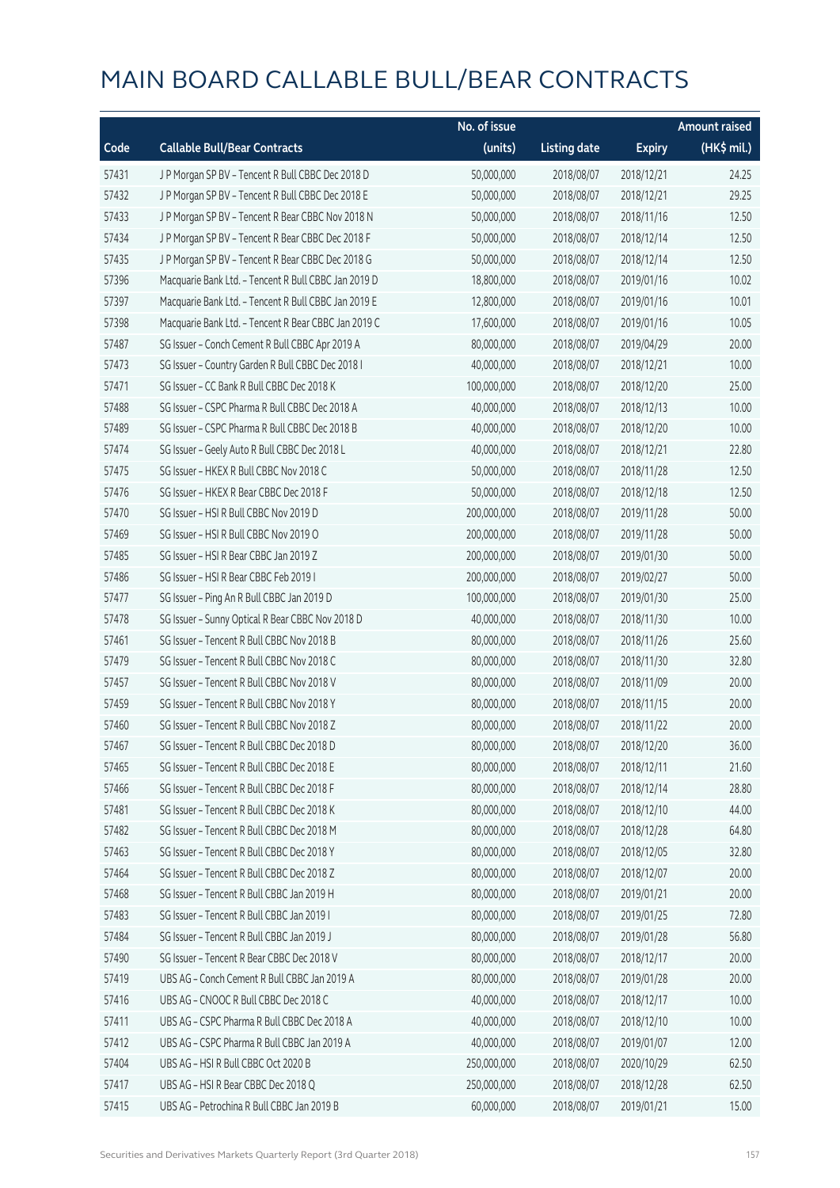# MAIN BOARD CALLABLE BULL/BEAR CONTRACTS

| Code | Callable Bull/Bear Contracts | No. of issue (units) | Listing date | Expiry | Amount raised (HK$ mil.) |
|---|---|---|---|---|---|
| 57431 | J P Morgan SP BV – Tencent R Bull CBBC Dec 2018 D | 50,000,000 | 2018/08/07 | 2018/12/21 | 24.25 |
| 57432 | J P Morgan SP BV – Tencent R Bull CBBC Dec 2018 E | 50,000,000 | 2018/08/07 | 2018/12/21 | 29.25 |
| 57433 | J P Morgan SP BV – Tencent R Bear CBBC Nov 2018 N | 50,000,000 | 2018/08/07 | 2018/11/16 | 12.50 |
| 57434 | J P Morgan SP BV – Tencent R Bear CBBC Dec 2018 F | 50,000,000 | 2018/08/07 | 2018/12/14 | 12.50 |
| 57435 | J P Morgan SP BV – Tencent R Bear CBBC Dec 2018 G | 50,000,000 | 2018/08/07 | 2018/12/14 | 12.50 |
| 57396 | Macquarie Bank Ltd. – Tencent R Bull CBBC Jan 2019 D | 18,800,000 | 2018/08/07 | 2019/01/16 | 10.02 |
| 57397 | Macquarie Bank Ltd. – Tencent R Bull CBBC Jan 2019 E | 12,800,000 | 2018/08/07 | 2019/01/16 | 10.01 |
| 57398 | Macquarie Bank Ltd. – Tencent R Bear CBBC Jan 2019 C | 17,600,000 | 2018/08/07 | 2019/01/16 | 10.05 |
| 57487 | SG Issuer – Conch Cement R Bull CBBC Apr 2019 A | 80,000,000 | 2018/08/07 | 2019/04/29 | 20.00 |
| 57473 | SG Issuer – Country Garden R Bull CBBC Dec 2018 I | 40,000,000 | 2018/08/07 | 2018/12/21 | 10.00 |
| 57471 | SG Issuer – CC Bank R Bull CBBC Dec 2018 K | 100,000,000 | 2018/08/07 | 2018/12/20 | 25.00 |
| 57488 | SG Issuer – CSPC Pharma R Bull CBBC Dec 2018 A | 40,000,000 | 2018/08/07 | 2018/12/13 | 10.00 |
| 57489 | SG Issuer – CSPC Pharma R Bull CBBC Dec 2018 B | 40,000,000 | 2018/08/07 | 2018/12/20 | 10.00 |
| 57474 | SG Issuer – Geely Auto R Bull CBBC Dec 2018 L | 40,000,000 | 2018/08/07 | 2018/12/21 | 22.80 |
| 57475 | SG Issuer – HKEX R Bull CBBC Nov 2018 C | 50,000,000 | 2018/08/07 | 2018/11/28 | 12.50 |
| 57476 | SG Issuer – HKEX R Bear CBBC Dec 2018 F | 50,000,000 | 2018/08/07 | 2018/12/18 | 12.50 |
| 57470 | SG Issuer – HSI R Bull CBBC Nov 2019 D | 200,000,000 | 2018/08/07 | 2019/11/28 | 50.00 |
| 57469 | SG Issuer – HSI R Bull CBBC Nov 2019 O | 200,000,000 | 2018/08/07 | 2019/11/28 | 50.00 |
| 57485 | SG Issuer – HSI R Bear CBBC Jan 2019 Z | 200,000,000 | 2018/08/07 | 2019/01/30 | 50.00 |
| 57486 | SG Issuer – HSI R Bear CBBC Feb 2019 I | 200,000,000 | 2018/08/07 | 2019/02/27 | 50.00 |
| 57477 | SG Issuer – Ping An R Bull CBBC Jan 2019 D | 100,000,000 | 2018/08/07 | 2019/01/30 | 25.00 |
| 57478 | SG Issuer – Sunny Optical R Bear CBBC Nov 2018 D | 40,000,000 | 2018/08/07 | 2018/11/30 | 10.00 |
| 57461 | SG Issuer – Tencent R Bull CBBC Nov 2018 B | 80,000,000 | 2018/08/07 | 2018/11/26 | 25.60 |
| 57479 | SG Issuer – Tencent R Bull CBBC Nov 2018 C | 80,000,000 | 2018/08/07 | 2018/11/30 | 32.80 |
| 57457 | SG Issuer – Tencent R Bull CBBC Nov 2018 V | 80,000,000 | 2018/08/07 | 2018/11/09 | 20.00 |
| 57459 | SG Issuer – Tencent R Bull CBBC Nov 2018 Y | 80,000,000 | 2018/08/07 | 2018/11/15 | 20.00 |
| 57460 | SG Issuer – Tencent R Bull CBBC Nov 2018 Z | 80,000,000 | 2018/08/07 | 2018/11/22 | 20.00 |
| 57467 | SG Issuer – Tencent R Bull CBBC Dec 2018 D | 80,000,000 | 2018/08/07 | 2018/12/20 | 36.00 |
| 57465 | SG Issuer – Tencent R Bull CBBC Dec 2018 E | 80,000,000 | 2018/08/07 | 2018/12/11 | 21.60 |
| 57466 | SG Issuer – Tencent R Bull CBBC Dec 2018 F | 80,000,000 | 2018/08/07 | 2018/12/14 | 28.80 |
| 57481 | SG Issuer – Tencent R Bull CBBC Dec 2018 K | 80,000,000 | 2018/08/07 | 2018/12/10 | 44.00 |
| 57482 | SG Issuer – Tencent R Bull CBBC Dec 2018 M | 80,000,000 | 2018/08/07 | 2018/12/28 | 64.80 |
| 57463 | SG Issuer – Tencent R Bull CBBC Dec 2018 Y | 80,000,000 | 2018/08/07 | 2018/12/05 | 32.80 |
| 57464 | SG Issuer – Tencent R Bull CBBC Dec 2018 Z | 80,000,000 | 2018/08/07 | 2018/12/07 | 20.00 |
| 57468 | SG Issuer – Tencent R Bull CBBC Jan 2019 H | 80,000,000 | 2018/08/07 | 2019/01/21 | 20.00 |
| 57483 | SG Issuer – Tencent R Bull CBBC Jan 2019 I | 80,000,000 | 2018/08/07 | 2019/01/25 | 72.80 |
| 57484 | SG Issuer – Tencent R Bull CBBC Jan 2019 J | 80,000,000 | 2018/08/07 | 2019/01/28 | 56.80 |
| 57490 | SG Issuer – Tencent R Bear CBBC Dec 2018 V | 80,000,000 | 2018/08/07 | 2018/12/17 | 20.00 |
| 57419 | UBS AG – Conch Cement R Bull CBBC Jan 2019 A | 80,000,000 | 2018/08/07 | 2019/01/28 | 20.00 |
| 57416 | UBS AG – CNOOC R Bull CBBC Dec 2018 C | 40,000,000 | 2018/08/07 | 2018/12/17 | 10.00 |
| 57411 | UBS AG – CSPC Pharma R Bull CBBC Dec 2018 A | 40,000,000 | 2018/08/07 | 2018/12/10 | 10.00 |
| 57412 | UBS AG – CSPC Pharma R Bull CBBC Jan 2019 A | 40,000,000 | 2018/08/07 | 2019/01/07 | 12.00 |
| 57404 | UBS AG – HSI R Bull CBBC Oct 2020 B | 250,000,000 | 2018/08/07 | 2020/10/29 | 62.50 |
| 57417 | UBS AG – HSI R Bear CBBC Dec 2018 Q | 250,000,000 | 2018/08/07 | 2018/12/28 | 62.50 |
| 57415 | UBS AG – Petrochina R Bull CBBC Jan 2019 B | 60,000,000 | 2018/08/07 | 2019/01/21 | 15.00 |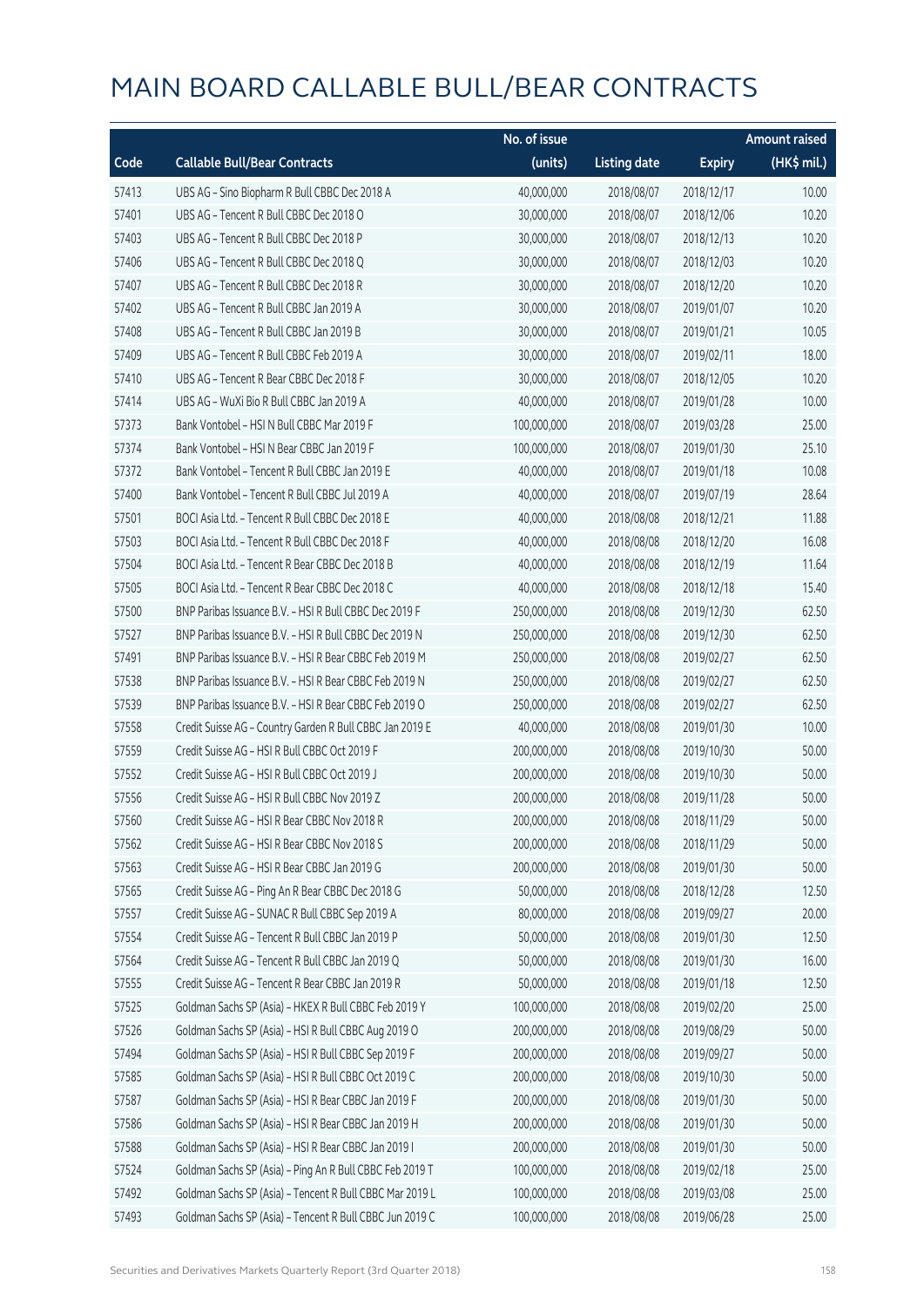# MAIN BOARD CALLABLE BULL/BEAR CONTRACTS

| Code | Callable Bull/Bear Contracts | No. of issue (units) | Listing date | Expiry | Amount raised (HK$ mil.) |
|---|---|---|---|---|---|
| 57413 | UBS AG – Sino Biopharm R Bull CBBC Dec 2018 A | 40,000,000 | 2018/08/07 | 2018/12/17 | 10.00 |
| 57401 | UBS AG – Tencent R Bull CBBC Dec 2018 O | 30,000,000 | 2018/08/07 | 2018/12/06 | 10.20 |
| 57403 | UBS AG – Tencent R Bull CBBC Dec 2018 P | 30,000,000 | 2018/08/07 | 2018/12/13 | 10.20 |
| 57406 | UBS AG – Tencent R Bull CBBC Dec 2018 Q | 30,000,000 | 2018/08/07 | 2018/12/03 | 10.20 |
| 57407 | UBS AG – Tencent R Bull CBBC Dec 2018 R | 30,000,000 | 2018/08/07 | 2018/12/20 | 10.20 |
| 57402 | UBS AG – Tencent R Bull CBBC Jan 2019 A | 30,000,000 | 2018/08/07 | 2019/01/07 | 10.20 |
| 57408 | UBS AG – Tencent R Bull CBBC Jan 2019 B | 30,000,000 | 2018/08/07 | 2019/01/21 | 10.05 |
| 57409 | UBS AG – Tencent R Bull CBBC Feb 2019 A | 30,000,000 | 2018/08/07 | 2019/02/11 | 18.00 |
| 57410 | UBS AG – Tencent R Bear CBBC Dec 2018 F | 30,000,000 | 2018/08/07 | 2018/12/05 | 10.20 |
| 57414 | UBS AG – WuXi Bio R Bull CBBC Jan 2019 A | 40,000,000 | 2018/08/07 | 2019/01/28 | 10.00 |
| 57373 | Bank Vontobel – HSI N Bull CBBC Mar 2019 F | 100,000,000 | 2018/08/07 | 2019/03/28 | 25.00 |
| 57374 | Bank Vontobel – HSI N Bear CBBC Jan 2019 F | 100,000,000 | 2018/08/07 | 2019/01/30 | 25.10 |
| 57372 | Bank Vontobel – Tencent R Bull CBBC Jan 2019 E | 40,000,000 | 2018/08/07 | 2019/01/18 | 10.08 |
| 57400 | Bank Vontobel – Tencent R Bull CBBC Jul 2019 A | 40,000,000 | 2018/08/07 | 2019/07/19 | 28.64 |
| 57501 | BOCI Asia Ltd. – Tencent R Bull CBBC Dec 2018 E | 40,000,000 | 2018/08/08 | 2018/12/21 | 11.88 |
| 57503 | BOCI Asia Ltd. – Tencent R Bull CBBC Dec 2018 F | 40,000,000 | 2018/08/08 | 2018/12/20 | 16.08 |
| 57504 | BOCI Asia Ltd. – Tencent R Bear CBBC Dec 2018 B | 40,000,000 | 2018/08/08 | 2018/12/19 | 11.64 |
| 57505 | BOCI Asia Ltd. – Tencent R Bear CBBC Dec 2018 C | 40,000,000 | 2018/08/08 | 2018/12/18 | 15.40 |
| 57500 | BNP Paribas Issuance B.V. – HSI R Bull CBBC Dec 2019 F | 250,000,000 | 2018/08/08 | 2019/12/30 | 62.50 |
| 57527 | BNP Paribas Issuance B.V. – HSI R Bull CBBC Dec 2019 N | 250,000,000 | 2018/08/08 | 2019/12/30 | 62.50 |
| 57491 | BNP Paribas Issuance B.V. – HSI R Bear CBBC Feb 2019 M | 250,000,000 | 2018/08/08 | 2019/02/27 | 62.50 |
| 57538 | BNP Paribas Issuance B.V. – HSI R Bear CBBC Feb 2019 N | 250,000,000 | 2018/08/08 | 2019/02/27 | 62.50 |
| 57539 | BNP Paribas Issuance B.V. – HSI R Bear CBBC Feb 2019 O | 250,000,000 | 2018/08/08 | 2019/02/27 | 62.50 |
| 57558 | Credit Suisse AG – Country Garden R Bull CBBC Jan 2019 E | 40,000,000 | 2018/08/08 | 2019/01/30 | 10.00 |
| 57559 | Credit Suisse AG – HSI R Bull CBBC Oct 2019 F | 200,000,000 | 2018/08/08 | 2019/10/30 | 50.00 |
| 57552 | Credit Suisse AG – HSI R Bull CBBC Oct 2019 J | 200,000,000 | 2018/08/08 | 2019/10/30 | 50.00 |
| 57556 | Credit Suisse AG – HSI R Bull CBBC Nov 2019 Z | 200,000,000 | 2018/08/08 | 2019/11/28 | 50.00 |
| 57560 | Credit Suisse AG – HSI R Bear CBBC Nov 2018 R | 200,000,000 | 2018/08/08 | 2018/11/29 | 50.00 |
| 57562 | Credit Suisse AG – HSI R Bear CBBC Nov 2018 S | 200,000,000 | 2018/08/08 | 2018/11/29 | 50.00 |
| 57563 | Credit Suisse AG – HSI R Bear CBBC Jan 2019 G | 200,000,000 | 2018/08/08 | 2019/01/30 | 50.00 |
| 57565 | Credit Suisse AG – Ping An R Bear CBBC Dec 2018 G | 50,000,000 | 2018/08/08 | 2018/12/28 | 12.50 |
| 57557 | Credit Suisse AG – SUNAC R Bull CBBC Sep 2019 A | 80,000,000 | 2018/08/08 | 2019/09/27 | 20.00 |
| 57554 | Credit Suisse AG – Tencent R Bull CBBC Jan 2019 P | 50,000,000 | 2018/08/08 | 2019/01/30 | 12.50 |
| 57564 | Credit Suisse AG – Tencent R Bull CBBC Jan 2019 Q | 50,000,000 | 2018/08/08 | 2019/01/30 | 16.00 |
| 57555 | Credit Suisse AG – Tencent R Bear CBBC Jan 2019 R | 50,000,000 | 2018/08/08 | 2019/01/18 | 12.50 |
| 57525 | Goldman Sachs SP (Asia) – HKEX R Bull CBBC Feb 2019 Y | 100,000,000 | 2018/08/08 | 2019/02/20 | 25.00 |
| 57526 | Goldman Sachs SP (Asia) – HSI R Bull CBBC Aug 2019 O | 200,000,000 | 2018/08/08 | 2019/08/29 | 50.00 |
| 57494 | Goldman Sachs SP (Asia) – HSI R Bull CBBC Sep 2019 F | 200,000,000 | 2018/08/08 | 2019/09/27 | 50.00 |
| 57585 | Goldman Sachs SP (Asia) – HSI R Bull CBBC Oct 2019 C | 200,000,000 | 2018/08/08 | 2019/10/30 | 50.00 |
| 57587 | Goldman Sachs SP (Asia) – HSI R Bear CBBC Jan 2019 F | 200,000,000 | 2018/08/08 | 2019/01/30 | 50.00 |
| 57586 | Goldman Sachs SP (Asia) – HSI R Bear CBBC Jan 2019 H | 200,000,000 | 2018/08/08 | 2019/01/30 | 50.00 |
| 57588 | Goldman Sachs SP (Asia) – HSI R Bear CBBC Jan 2019 I | 200,000,000 | 2018/08/08 | 2019/01/30 | 50.00 |
| 57524 | Goldman Sachs SP (Asia) – Ping An R Bull CBBC Feb 2019 T | 100,000,000 | 2018/08/08 | 2019/02/18 | 25.00 |
| 57492 | Goldman Sachs SP (Asia) – Tencent R Bull CBBC Mar 2019 L | 100,000,000 | 2018/08/08 | 2019/03/08 | 25.00 |
| 57493 | Goldman Sachs SP (Asia) – Tencent R Bull CBBC Jun 2019 C | 100,000,000 | 2018/08/08 | 2019/06/28 | 25.00 |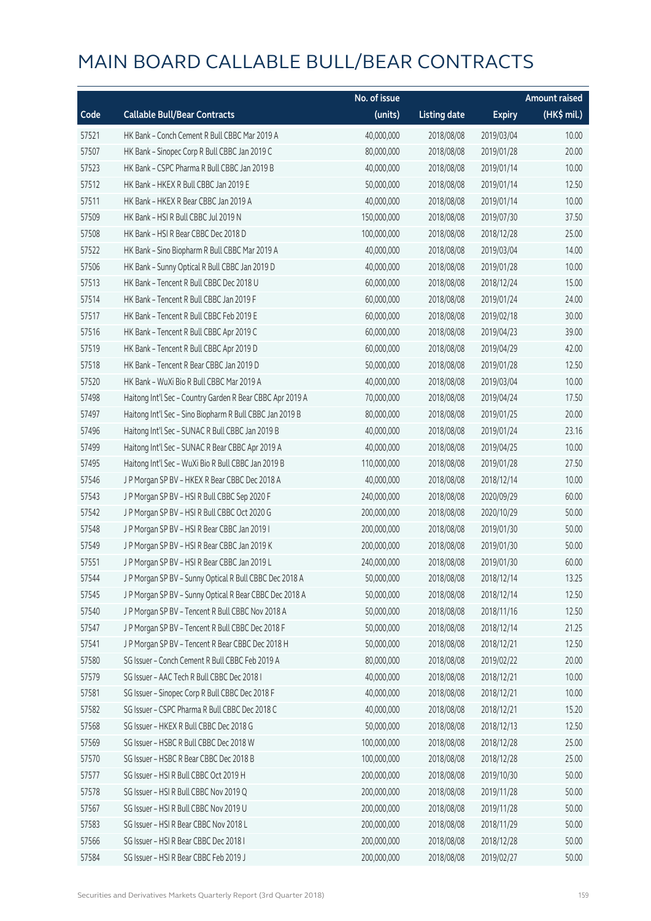# MAIN BOARD CALLABLE BULL/BEAR CONTRACTS

| Code | Callable Bull/Bear Contracts | No. of issue (units) | Listing date | Expiry | Amount raised (HK$ mil.) |
|---|---|---|---|---|---|
| 57521 | HK Bank – Conch Cement R Bull CBBC Mar 2019 A | 40,000,000 | 2018/08/08 | 2019/03/04 | 10.00 |
| 57507 | HK Bank – Sinopec Corp R Bull CBBC Jan 2019 C | 80,000,000 | 2018/08/08 | 2019/01/28 | 20.00 |
| 57523 | HK Bank – CSPC Pharma R Bull CBBC Jan 2019 B | 40,000,000 | 2018/08/08 | 2019/01/14 | 10.00 |
| 57512 | HK Bank – HKEX R Bull CBBC Jan 2019 E | 50,000,000 | 2018/08/08 | 2019/01/14 | 12.50 |
| 57511 | HK Bank – HKEX R Bear CBBC Jan 2019 A | 40,000,000 | 2018/08/08 | 2019/01/14 | 10.00 |
| 57509 | HK Bank – HSI R Bull CBBC Jul 2019 N | 150,000,000 | 2018/08/08 | 2019/07/30 | 37.50 |
| 57508 | HK Bank – HSI R Bear CBBC Dec 2018 D | 100,000,000 | 2018/08/08 | 2018/12/28 | 25.00 |
| 57522 | HK Bank – Sino Biopharm R Bull CBBC Mar 2019 A | 40,000,000 | 2018/08/08 | 2019/03/04 | 14.00 |
| 57506 | HK Bank – Sunny Optical R Bull CBBC Jan 2019 D | 40,000,000 | 2018/08/08 | 2019/01/28 | 10.00 |
| 57513 | HK Bank – Tencent R Bull CBBC Dec 2018 U | 60,000,000 | 2018/08/08 | 2018/12/24 | 15.00 |
| 57514 | HK Bank – Tencent R Bull CBBC Jan 2019 F | 60,000,000 | 2018/08/08 | 2019/01/24 | 24.00 |
| 57517 | HK Bank – Tencent R Bull CBBC Feb 2019 E | 60,000,000 | 2018/08/08 | 2019/02/18 | 30.00 |
| 57516 | HK Bank – Tencent R Bull CBBC Apr 2019 C | 60,000,000 | 2018/08/08 | 2019/04/23 | 39.00 |
| 57519 | HK Bank – Tencent R Bull CBBC Apr 2019 D | 60,000,000 | 2018/08/08 | 2019/04/29 | 42.00 |
| 57518 | HK Bank – Tencent R Bear CBBC Jan 2019 D | 50,000,000 | 2018/08/08 | 2019/01/28 | 12.50 |
| 57520 | HK Bank – WuXi Bio R Bull CBBC Mar 2019 A | 40,000,000 | 2018/08/08 | 2019/03/04 | 10.00 |
| 57498 | Haitong Int'l Sec – Country Garden R Bear CBBC Apr 2019 A | 70,000,000 | 2018/08/08 | 2019/04/24 | 17.50 |
| 57497 | Haitong Int'l Sec – Sino Biopharm R Bull CBBC Jan 2019 B | 80,000,000 | 2018/08/08 | 2019/01/25 | 20.00 |
| 57496 | Haitong Int'l Sec – SUNAC R Bull CBBC Jan 2019 B | 40,000,000 | 2018/08/08 | 2019/01/24 | 23.16 |
| 57499 | Haitong Int'l Sec – SUNAC R Bear CBBC Apr 2019 A | 40,000,000 | 2018/08/08 | 2019/04/25 | 10.00 |
| 57495 | Haitong Int'l Sec – WuXi Bio R Bull CBBC Jan 2019 B | 110,000,000 | 2018/08/08 | 2019/01/28 | 27.50 |
| 57546 | J P Morgan SP BV – HKEX R Bear CBBC Dec 2018 A | 40,000,000 | 2018/08/08 | 2018/12/14 | 10.00 |
| 57543 | J P Morgan SP BV – HSI R Bull CBBC Sep 2020 F | 240,000,000 | 2018/08/08 | 2020/09/29 | 60.00 |
| 57542 | J P Morgan SP BV – HSI R Bull CBBC Oct 2020 G | 200,000,000 | 2018/08/08 | 2020/10/29 | 50.00 |
| 57548 | J P Morgan SP BV – HSI R Bear CBBC Jan 2019 I | 200,000,000 | 2018/08/08 | 2019/01/30 | 50.00 |
| 57549 | J P Morgan SP BV – HSI R Bear CBBC Jan 2019 K | 200,000,000 | 2018/08/08 | 2019/01/30 | 50.00 |
| 57551 | J P Morgan SP BV – HSI R Bear CBBC Jan 2019 L | 240,000,000 | 2018/08/08 | 2019/01/30 | 60.00 |
| 57544 | J P Morgan SP BV – Sunny Optical R Bull CBBC Dec 2018 A | 50,000,000 | 2018/08/08 | 2018/12/14 | 13.25 |
| 57545 | J P Morgan SP BV – Sunny Optical R Bear CBBC Dec 2018 A | 50,000,000 | 2018/08/08 | 2018/12/14 | 12.50 |
| 57540 | J P Morgan SP BV – Tencent R Bull CBBC Nov 2018 A | 50,000,000 | 2018/08/08 | 2018/11/16 | 12.50 |
| 57547 | J P Morgan SP BV – Tencent R Bull CBBC Dec 2018 F | 50,000,000 | 2018/08/08 | 2018/12/14 | 21.25 |
| 57541 | J P Morgan SP BV – Tencent R Bear CBBC Dec 2018 H | 50,000,000 | 2018/08/08 | 2018/12/21 | 12.50 |
| 57580 | SG Issuer – Conch Cement R Bull CBBC Feb 2019 A | 80,000,000 | 2018/08/08 | 2019/02/22 | 20.00 |
| 57579 | SG Issuer – AAC Tech R Bull CBBC Dec 2018 I | 40,000,000 | 2018/08/08 | 2018/12/21 | 10.00 |
| 57581 | SG Issuer – Sinopec Corp R Bull CBBC Dec 2018 F | 40,000,000 | 2018/08/08 | 2018/12/21 | 10.00 |
| 57582 | SG Issuer – CSPC Pharma R Bull CBBC Dec 2018 C | 40,000,000 | 2018/08/08 | 2018/12/21 | 15.20 |
| 57568 | SG Issuer – HKEX R Bull CBBC Dec 2018 G | 50,000,000 | 2018/08/08 | 2018/12/13 | 12.50 |
| 57569 | SG Issuer – HSBC R Bull CBBC Dec 2018 W | 100,000,000 | 2018/08/08 | 2018/12/28 | 25.00 |
| 57570 | SG Issuer – HSBC R Bear CBBC Dec 2018 B | 100,000,000 | 2018/08/08 | 2018/12/28 | 25.00 |
| 57577 | SG Issuer – HSI R Bull CBBC Oct 2019 H | 200,000,000 | 2018/08/08 | 2019/10/30 | 50.00 |
| 57578 | SG Issuer – HSI R Bull CBBC Nov 2019 Q | 200,000,000 | 2018/08/08 | 2019/11/28 | 50.00 |
| 57567 | SG Issuer – HSI R Bull CBBC Nov 2019 U | 200,000,000 | 2018/08/08 | 2019/11/28 | 50.00 |
| 57583 | SG Issuer – HSI R Bear CBBC Nov 2018 L | 200,000,000 | 2018/08/08 | 2018/11/29 | 50.00 |
| 57566 | SG Issuer – HSI R Bear CBBC Dec 2018 I | 200,000,000 | 2018/08/08 | 2018/12/28 | 50.00 |
| 57584 | SG Issuer – HSI R Bear CBBC Feb 2019 J | 200,000,000 | 2018/08/08 | 2019/02/27 | 50.00 |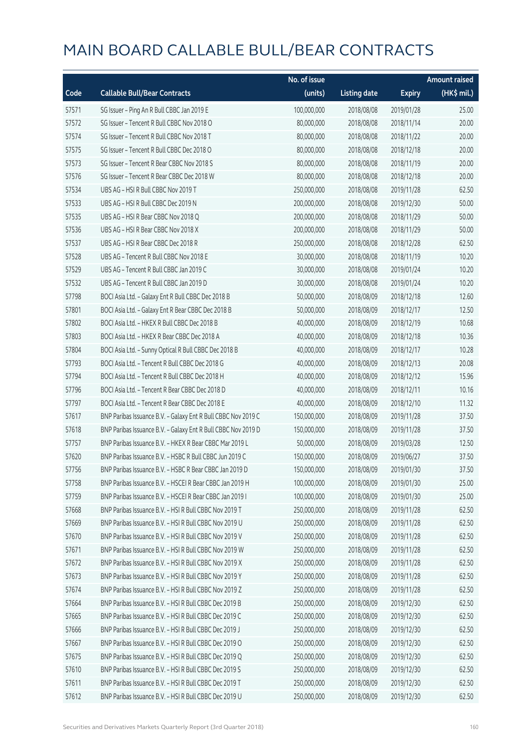# MAIN BOARD CALLABLE BULL/BEAR CONTRACTS

| Code | Callable Bull/Bear Contracts | No. of issue (units) | Listing date | Expiry | Amount raised (HK$ mil.) |
|---|---|---|---|---|---|
| 57571 | SG Issuer – Ping An R Bull CBBC Jan 2019 E | 100,000,000 | 2018/08/08 | 2019/01/28 | 25.00 |
| 57572 | SG Issuer – Tencent R Bull CBBC Nov 2018 O | 80,000,000 | 2018/08/08 | 2018/11/14 | 20.00 |
| 57574 | SG Issuer – Tencent R Bull CBBC Nov 2018 T | 80,000,000 | 2018/08/08 | 2018/11/22 | 20.00 |
| 57575 | SG Issuer – Tencent R Bull CBBC Dec 2018 O | 80,000,000 | 2018/08/08 | 2018/12/18 | 20.00 |
| 57573 | SG Issuer – Tencent R Bear CBBC Nov 2018 S | 80,000,000 | 2018/08/08 | 2018/11/19 | 20.00 |
| 57576 | SG Issuer – Tencent R Bear CBBC Dec 2018 W | 80,000,000 | 2018/08/08 | 2018/12/18 | 20.00 |
| 57534 | UBS AG – HSI R Bull CBBC Nov 2019 T | 250,000,000 | 2018/08/08 | 2019/11/28 | 62.50 |
| 57533 | UBS AG – HSI R Bull CBBC Dec 2019 N | 200,000,000 | 2018/08/08 | 2019/12/30 | 50.00 |
| 57535 | UBS AG – HSI R Bear CBBC Nov 2018 Q | 200,000,000 | 2018/08/08 | 2018/11/29 | 50.00 |
| 57536 | UBS AG – HSI R Bear CBBC Nov 2018 X | 200,000,000 | 2018/08/08 | 2018/11/29 | 50.00 |
| 57537 | UBS AG – HSI R Bear CBBC Dec 2018 R | 250,000,000 | 2018/08/08 | 2018/12/28 | 62.50 |
| 57528 | UBS AG – Tencent R Bull CBBC Nov 2018 E | 30,000,000 | 2018/08/08 | 2018/11/19 | 10.20 |
| 57529 | UBS AG – Tencent R Bull CBBC Jan 2019 C | 30,000,000 | 2018/08/08 | 2019/01/24 | 10.20 |
| 57532 | UBS AG – Tencent R Bull CBBC Jan 2019 D | 30,000,000 | 2018/08/08 | 2019/01/24 | 10.20 |
| 57798 | BOCI Asia Ltd. – Galaxy Ent R Bull CBBC Dec 2018 B | 50,000,000 | 2018/08/09 | 2018/12/18 | 12.60 |
| 57801 | BOCI Asia Ltd. – Galaxy Ent R Bear CBBC Dec 2018 B | 50,000,000 | 2018/08/09 | 2018/12/17 | 12.50 |
| 57802 | BOCI Asia Ltd. – HKEX R Bull CBBC Dec 2018 B | 40,000,000 | 2018/08/09 | 2018/12/19 | 10.68 |
| 57803 | BOCI Asia Ltd. – HKEX R Bear CBBC Dec 2018 A | 40,000,000 | 2018/08/09 | 2018/12/18 | 10.36 |
| 57804 | BOCI Asia Ltd. – Sunny Optical R Bull CBBC Dec 2018 B | 40,000,000 | 2018/08/09 | 2018/12/17 | 10.28 |
| 57793 | BOCI Asia Ltd. – Tencent R Bull CBBC Dec 2018 G | 40,000,000 | 2018/08/09 | 2018/12/13 | 20.08 |
| 57794 | BOCI Asia Ltd. – Tencent R Bull CBBC Dec 2018 H | 40,000,000 | 2018/08/09 | 2018/12/12 | 15.96 |
| 57796 | BOCI Asia Ltd. – Tencent R Bear CBBC Dec 2018 D | 40,000,000 | 2018/08/09 | 2018/12/11 | 10.16 |
| 57797 | BOCI Asia Ltd. – Tencent R Bear CBBC Dec 2018 E | 40,000,000 | 2018/08/09 | 2018/12/10 | 11.32 |
| 57617 | BNP Paribas Issuance B.V. – Galaxy Ent R Bull CBBC Nov 2019 C | 150,000,000 | 2018/08/09 | 2019/11/28 | 37.50 |
| 57618 | BNP Paribas Issuance B.V. – Galaxy Ent R Bull CBBC Nov 2019 D | 150,000,000 | 2018/08/09 | 2019/11/28 | 37.50 |
| 57757 | BNP Paribas Issuance B.V. – HKEX R Bear CBBC Mar 2019 L | 50,000,000 | 2018/08/09 | 2019/03/28 | 12.50 |
| 57620 | BNP Paribas Issuance B.V. – HSBC R Bull CBBC Jun 2019 C | 150,000,000 | 2018/08/09 | 2019/06/27 | 37.50 |
| 57756 | BNP Paribas Issuance B.V. – HSBC R Bear CBBC Jan 2019 D | 150,000,000 | 2018/08/09 | 2019/01/30 | 37.50 |
| 57758 | BNP Paribas Issuance B.V. – HSCEI R Bear CBBC Jan 2019 H | 100,000,000 | 2018/08/09 | 2019/01/30 | 25.00 |
| 57759 | BNP Paribas Issuance B.V. – HSCEI R Bear CBBC Jan 2019 I | 100,000,000 | 2018/08/09 | 2019/01/30 | 25.00 |
| 57668 | BNP Paribas Issuance B.V. – HSI R Bull CBBC Nov 2019 T | 250,000,000 | 2018/08/09 | 2019/11/28 | 62.50 |
| 57669 | BNP Paribas Issuance B.V. – HSI R Bull CBBC Nov 2019 U | 250,000,000 | 2018/08/09 | 2019/11/28 | 62.50 |
| 57670 | BNP Paribas Issuance B.V. – HSI R Bull CBBC Nov 2019 V | 250,000,000 | 2018/08/09 | 2019/11/28 | 62.50 |
| 57671 | BNP Paribas Issuance B.V. – HSI R Bull CBBC Nov 2019 W | 250,000,000 | 2018/08/09 | 2019/11/28 | 62.50 |
| 57672 | BNP Paribas Issuance B.V. – HSI R Bull CBBC Nov 2019 X | 250,000,000 | 2018/08/09 | 2019/11/28 | 62.50 |
| 57673 | BNP Paribas Issuance B.V. – HSI R Bull CBBC Nov 2019 Y | 250,000,000 | 2018/08/09 | 2019/11/28 | 62.50 |
| 57674 | BNP Paribas Issuance B.V. – HSI R Bull CBBC Nov 2019 Z | 250,000,000 | 2018/08/09 | 2019/11/28 | 62.50 |
| 57664 | BNP Paribas Issuance B.V. – HSI R Bull CBBC Dec 2019 B | 250,000,000 | 2018/08/09 | 2019/12/30 | 62.50 |
| 57665 | BNP Paribas Issuance B.V. – HSI R Bull CBBC Dec 2019 C | 250,000,000 | 2018/08/09 | 2019/12/30 | 62.50 |
| 57666 | BNP Paribas Issuance B.V. – HSI R Bull CBBC Dec 2019 J | 250,000,000 | 2018/08/09 | 2019/12/30 | 62.50 |
| 57667 | BNP Paribas Issuance B.V. – HSI R Bull CBBC Dec 2019 O | 250,000,000 | 2018/08/09 | 2019/12/30 | 62.50 |
| 57675 | BNP Paribas Issuance B.V. – HSI R Bull CBBC Dec 2019 Q | 250,000,000 | 2018/08/09 | 2019/12/30 | 62.50 |
| 57610 | BNP Paribas Issuance B.V. – HSI R Bull CBBC Dec 2019 S | 250,000,000 | 2018/08/09 | 2019/12/30 | 62.50 |
| 57611 | BNP Paribas Issuance B.V. – HSI R Bull CBBC Dec 2019 T | 250,000,000 | 2018/08/09 | 2019/12/30 | 62.50 |
| 57612 | BNP Paribas Issuance B.V. – HSI R Bull CBBC Dec 2019 U | 250,000,000 | 2018/08/09 | 2019/12/30 | 62.50 |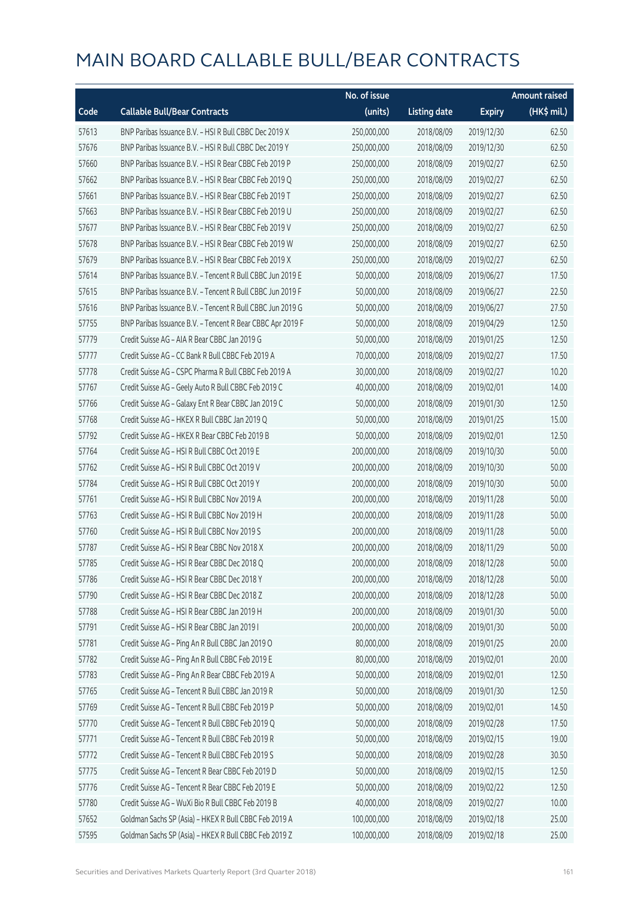# MAIN BOARD CALLABLE BULL/BEAR CONTRACTS

| Code | Callable Bull/Bear Contracts | No. of issue (units) | Listing date | Expiry | Amount raised (HK$ mil.) |
|---|---|---|---|---|---|
| 57613 | BNP Paribas Issuance B.V. – HSI R Bull CBBC Dec 2019 X | 250,000,000 | 2018/08/09 | 2019/12/30 | 62.50 |
| 57676 | BNP Paribas Issuance B.V. – HSI R Bull CBBC Dec 2019 Y | 250,000,000 | 2018/08/09 | 2019/12/30 | 62.50 |
| 57660 | BNP Paribas Issuance B.V. – HSI R Bear CBBC Feb 2019 P | 250,000,000 | 2018/08/09 | 2019/02/27 | 62.50 |
| 57662 | BNP Paribas Issuance B.V. – HSI R Bear CBBC Feb 2019 Q | 250,000,000 | 2018/08/09 | 2019/02/27 | 62.50 |
| 57661 | BNP Paribas Issuance B.V. – HSI R Bear CBBC Feb 2019 T | 250,000,000 | 2018/08/09 | 2019/02/27 | 62.50 |
| 57663 | BNP Paribas Issuance B.V. – HSI R Bear CBBC Feb 2019 U | 250,000,000 | 2018/08/09 | 2019/02/27 | 62.50 |
| 57677 | BNP Paribas Issuance B.V. – HSI R Bear CBBC Feb 2019 V | 250,000,000 | 2018/08/09 | 2019/02/27 | 62.50 |
| 57678 | BNP Paribas Issuance B.V. – HSI R Bear CBBC Feb 2019 W | 250,000,000 | 2018/08/09 | 2019/02/27 | 62.50 |
| 57679 | BNP Paribas Issuance B.V. – HSI R Bear CBBC Feb 2019 X | 250,000,000 | 2018/08/09 | 2019/02/27 | 62.50 |
| 57614 | BNP Paribas Issuance B.V. – Tencent R Bull CBBC Jun 2019 E | 50,000,000 | 2018/08/09 | 2019/06/27 | 17.50 |
| 57615 | BNP Paribas Issuance B.V. – Tencent R Bull CBBC Jun 2019 F | 50,000,000 | 2018/08/09 | 2019/06/27 | 22.50 |
| 57616 | BNP Paribas Issuance B.V. – Tencent R Bull CBBC Jun 2019 G | 50,000,000 | 2018/08/09 | 2019/06/27 | 27.50 |
| 57755 | BNP Paribas Issuance B.V. – Tencent R Bear CBBC Apr 2019 F | 50,000,000 | 2018/08/09 | 2019/04/29 | 12.50 |
| 57779 | Credit Suisse AG – AIA R Bear CBBC Jan 2019 G | 50,000,000 | 2018/08/09 | 2019/01/25 | 12.50 |
| 57777 | Credit Suisse AG – CC Bank R Bull CBBC Feb 2019 A | 70,000,000 | 2018/08/09 | 2019/02/27 | 17.50 |
| 57778 | Credit Suisse AG – CSPC Pharma R Bull CBBC Feb 2019 A | 30,000,000 | 2018/08/09 | 2019/02/27 | 10.20 |
| 57767 | Credit Suisse AG – Geely Auto R Bull CBBC Feb 2019 C | 40,000,000 | 2018/08/09 | 2019/02/01 | 14.00 |
| 57766 | Credit Suisse AG – Galaxy Ent R Bear CBBC Jan 2019 C | 50,000,000 | 2018/08/09 | 2019/01/30 | 12.50 |
| 57768 | Credit Suisse AG – HKEX R Bull CBBC Jan 2019 Q | 50,000,000 | 2018/08/09 | 2019/01/25 | 15.00 |
| 57792 | Credit Suisse AG – HKEX R Bear CBBC Feb 2019 B | 50,000,000 | 2018/08/09 | 2019/02/01 | 12.50 |
| 57764 | Credit Suisse AG – HSI R Bull CBBC Oct 2019 E | 200,000,000 | 2018/08/09 | 2019/10/30 | 50.00 |
| 57762 | Credit Suisse AG – HSI R Bull CBBC Oct 2019 V | 200,000,000 | 2018/08/09 | 2019/10/30 | 50.00 |
| 57784 | Credit Suisse AG – HSI R Bull CBBC Oct 2019 Y | 200,000,000 | 2018/08/09 | 2019/10/30 | 50.00 |
| 57761 | Credit Suisse AG – HSI R Bull CBBC Nov 2019 A | 200,000,000 | 2018/08/09 | 2019/11/28 | 50.00 |
| 57763 | Credit Suisse AG – HSI R Bull CBBC Nov 2019 H | 200,000,000 | 2018/08/09 | 2019/11/28 | 50.00 |
| 57760 | Credit Suisse AG – HSI R Bull CBBC Nov 2019 S | 200,000,000 | 2018/08/09 | 2019/11/28 | 50.00 |
| 57787 | Credit Suisse AG – HSI R Bear CBBC Nov 2018 X | 200,000,000 | 2018/08/09 | 2018/11/29 | 50.00 |
| 57785 | Credit Suisse AG – HSI R Bear CBBC Dec 2018 Q | 200,000,000 | 2018/08/09 | 2018/12/28 | 50.00 |
| 57786 | Credit Suisse AG – HSI R Bear CBBC Dec 2018 Y | 200,000,000 | 2018/08/09 | 2018/12/28 | 50.00 |
| 57790 | Credit Suisse AG – HSI R Bear CBBC Dec 2018 Z | 200,000,000 | 2018/08/09 | 2018/12/28 | 50.00 |
| 57788 | Credit Suisse AG – HSI R Bear CBBC Jan 2019 H | 200,000,000 | 2018/08/09 | 2019/01/30 | 50.00 |
| 57791 | Credit Suisse AG – HSI R Bear CBBC Jan 2019 I | 200,000,000 | 2018/08/09 | 2019/01/30 | 50.00 |
| 57781 | Credit Suisse AG – Ping An R Bull CBBC Jan 2019 O | 80,000,000 | 2018/08/09 | 2019/01/25 | 20.00 |
| 57782 | Credit Suisse AG – Ping An R Bull CBBC Feb 2019 E | 80,000,000 | 2018/08/09 | 2019/02/01 | 20.00 |
| 57783 | Credit Suisse AG – Ping An R Bear CBBC Feb 2019 A | 50,000,000 | 2018/08/09 | 2019/02/01 | 12.50 |
| 57765 | Credit Suisse AG – Tencent R Bull CBBC Jan 2019 R | 50,000,000 | 2018/08/09 | 2019/01/30 | 12.50 |
| 57769 | Credit Suisse AG – Tencent R Bull CBBC Feb 2019 P | 50,000,000 | 2018/08/09 | 2019/02/01 | 14.50 |
| 57770 | Credit Suisse AG – Tencent R Bull CBBC Feb 2019 Q | 50,000,000 | 2018/08/09 | 2019/02/28 | 17.50 |
| 57771 | Credit Suisse AG – Tencent R Bull CBBC Feb 2019 R | 50,000,000 | 2018/08/09 | 2019/02/15 | 19.00 |
| 57772 | Credit Suisse AG – Tencent R Bull CBBC Feb 2019 S | 50,000,000 | 2018/08/09 | 2019/02/28 | 30.50 |
| 57775 | Credit Suisse AG – Tencent R Bear CBBC Feb 2019 D | 50,000,000 | 2018/08/09 | 2019/02/15 | 12.50 |
| 57776 | Credit Suisse AG – Tencent R Bear CBBC Feb 2019 E | 50,000,000 | 2018/08/09 | 2019/02/22 | 12.50 |
| 57780 | Credit Suisse AG – WuXi Bio R Bull CBBC Feb 2019 B | 40,000,000 | 2018/08/09 | 2019/02/27 | 10.00 |
| 57652 | Goldman Sachs SP (Asia) – HKEX R Bull CBBC Feb 2019 A | 100,000,000 | 2018/08/09 | 2019/02/18 | 25.00 |
| 57595 | Goldman Sachs SP (Asia) – HKEX R Bull CBBC Feb 2019 Z | 100,000,000 | 2018/08/09 | 2019/02/18 | 25.00 |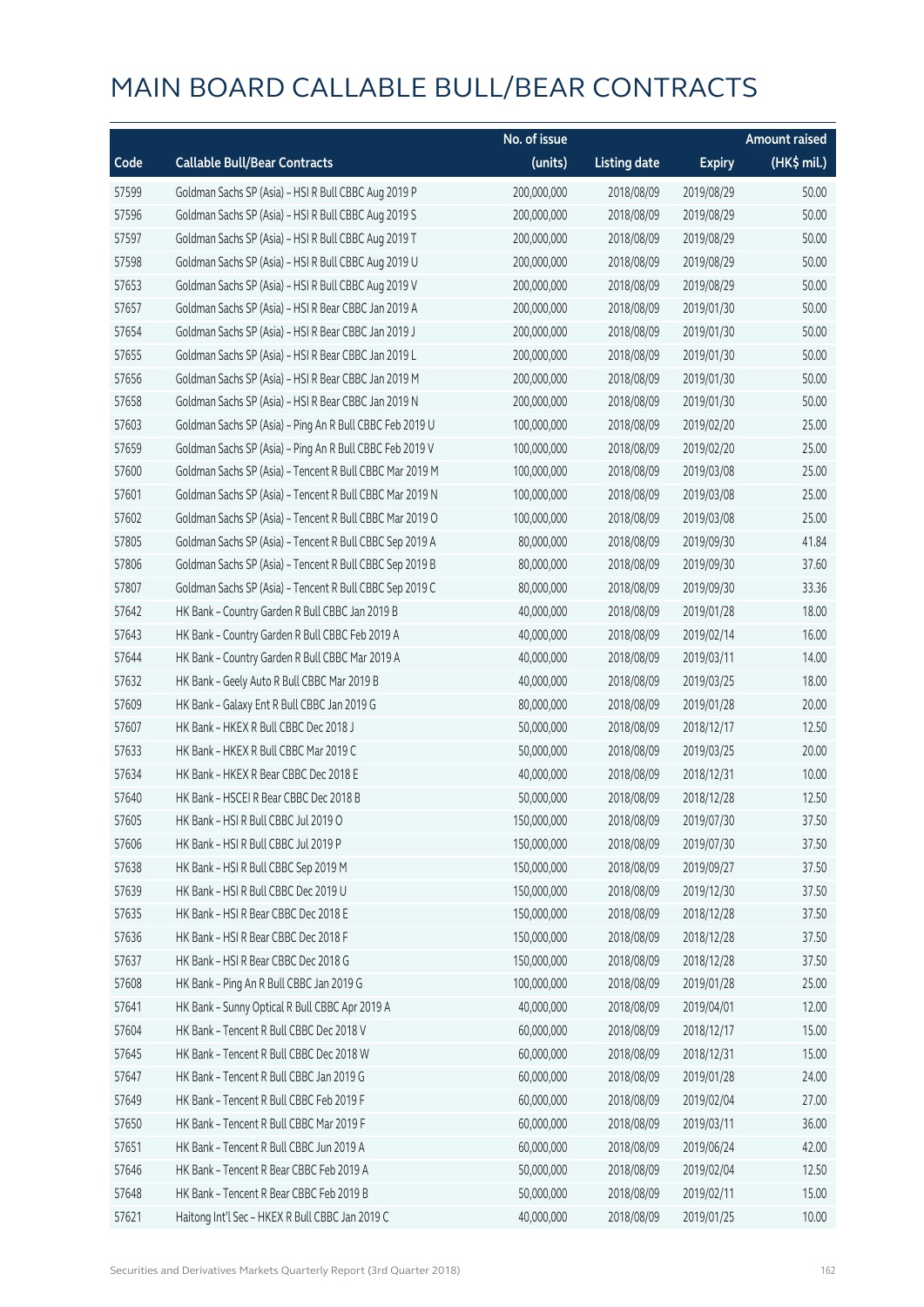# MAIN BOARD CALLABLE BULL/BEAR CONTRACTS

| Code | Callable Bull/Bear Contracts | No. of issue (units) | Listing date | Expiry | Amount raised (HK$ mil.) |
|---|---|---|---|---|---|
| 57599 | Goldman Sachs SP (Asia) - HSI R Bull CBBC Aug 2019 P | 200,000,000 | 2018/08/09 | 2019/08/29 | 50.00 |
| 57596 | Goldman Sachs SP (Asia) - HSI R Bull CBBC Aug 2019 S | 200,000,000 | 2018/08/09 | 2019/08/29 | 50.00 |
| 57597 | Goldman Sachs SP (Asia) - HSI R Bull CBBC Aug 2019 T | 200,000,000 | 2018/08/09 | 2019/08/29 | 50.00 |
| 57598 | Goldman Sachs SP (Asia) - HSI R Bull CBBC Aug 2019 U | 200,000,000 | 2018/08/09 | 2019/08/29 | 50.00 |
| 57653 | Goldman Sachs SP (Asia) - HSI R Bull CBBC Aug 2019 V | 200,000,000 | 2018/08/09 | 2019/08/29 | 50.00 |
| 57657 | Goldman Sachs SP (Asia) - HSI R Bear CBBC Jan 2019 A | 200,000,000 | 2018/08/09 | 2019/01/30 | 50.00 |
| 57654 | Goldman Sachs SP (Asia) - HSI R Bear CBBC Jan 2019 J | 200,000,000 | 2018/08/09 | 2019/01/30 | 50.00 |
| 57655 | Goldman Sachs SP (Asia) - HSI R Bear CBBC Jan 2019 L | 200,000,000 | 2018/08/09 | 2019/01/30 | 50.00 |
| 57656 | Goldman Sachs SP (Asia) - HSI R Bear CBBC Jan 2019 M | 200,000,000 | 2018/08/09 | 2019/01/30 | 50.00 |
| 57658 | Goldman Sachs SP (Asia) - HSI R Bear CBBC Jan 2019 N | 200,000,000 | 2018/08/09 | 2019/01/30 | 50.00 |
| 57603 | Goldman Sachs SP (Asia) - Ping An R Bull CBBC Feb 2019 U | 100,000,000 | 2018/08/09 | 2019/02/20 | 25.00 |
| 57659 | Goldman Sachs SP (Asia) - Ping An R Bull CBBC Feb 2019 V | 100,000,000 | 2018/08/09 | 2019/02/20 | 25.00 |
| 57600 | Goldman Sachs SP (Asia) - Tencent R Bull CBBC Mar 2019 M | 100,000,000 | 2018/08/09 | 2019/03/08 | 25.00 |
| 57601 | Goldman Sachs SP (Asia) - Tencent R Bull CBBC Mar 2019 N | 100,000,000 | 2018/08/09 | 2019/03/08 | 25.00 |
| 57602 | Goldman Sachs SP (Asia) - Tencent R Bull CBBC Mar 2019 O | 100,000,000 | 2018/08/09 | 2019/03/08 | 25.00 |
| 57805 | Goldman Sachs SP (Asia) - Tencent R Bull CBBC Sep 2019 A | 80,000,000 | 2018/08/09 | 2019/09/30 | 41.84 |
| 57806 | Goldman Sachs SP (Asia) - Tencent R Bull CBBC Sep 2019 B | 80,000,000 | 2018/08/09 | 2019/09/30 | 37.60 |
| 57807 | Goldman Sachs SP (Asia) - Tencent R Bull CBBC Sep 2019 C | 80,000,000 | 2018/08/09 | 2019/09/30 | 33.36 |
| 57642 | HK Bank - Country Garden R Bull CBBC Jan 2019 B | 40,000,000 | 2018/08/09 | 2019/01/28 | 18.00 |
| 57643 | HK Bank - Country Garden R Bull CBBC Feb 2019 A | 40,000,000 | 2018/08/09 | 2019/02/14 | 16.00 |
| 57644 | HK Bank - Country Garden R Bull CBBC Mar 2019 A | 40,000,000 | 2018/08/09 | 2019/03/11 | 14.00 |
| 57632 | HK Bank - Geely Auto R Bull CBBC Mar 2019 B | 40,000,000 | 2018/08/09 | 2019/03/25 | 18.00 |
| 57609 | HK Bank - Galaxy Ent R Bull CBBC Jan 2019 G | 80,000,000 | 2018/08/09 | 2019/01/28 | 20.00 |
| 57607 | HK Bank - HKEX R Bull CBBC Dec 2018 J | 50,000,000 | 2018/08/09 | 2018/12/17 | 12.50 |
| 57633 | HK Bank - HKEX R Bull CBBC Mar 2019 C | 50,000,000 | 2018/08/09 | 2019/03/25 | 20.00 |
| 57634 | HK Bank - HKEX R Bear CBBC Dec 2018 E | 40,000,000 | 2018/08/09 | 2018/12/31 | 10.00 |
| 57640 | HK Bank - HSCEI R Bear CBBC Dec 2018 B | 50,000,000 | 2018/08/09 | 2018/12/28 | 12.50 |
| 57605 | HK Bank - HSI R Bull CBBC Jul 2019 O | 150,000,000 | 2018/08/09 | 2019/07/30 | 37.50 |
| 57606 | HK Bank - HSI R Bull CBBC Jul 2019 P | 150,000,000 | 2018/08/09 | 2019/07/30 | 37.50 |
| 57638 | HK Bank - HSI R Bull CBBC Sep 2019 M | 150,000,000 | 2018/08/09 | 2019/09/27 | 37.50 |
| 57639 | HK Bank - HSI R Bull CBBC Dec 2019 U | 150,000,000 | 2018/08/09 | 2019/12/30 | 37.50 |
| 57635 | HK Bank - HSI R Bear CBBC Dec 2018 E | 150,000,000 | 2018/08/09 | 2018/12/28 | 37.50 |
| 57636 | HK Bank - HSI R Bear CBBC Dec 2018 F | 150,000,000 | 2018/08/09 | 2018/12/28 | 37.50 |
| 57637 | HK Bank - HSI R Bear CBBC Dec 2018 G | 150,000,000 | 2018/08/09 | 2018/12/28 | 37.50 |
| 57608 | HK Bank - Ping An R Bull CBBC Jan 2019 G | 100,000,000 | 2018/08/09 | 2019/01/28 | 25.00 |
| 57641 | HK Bank - Sunny Optical R Bull CBBC Apr 2019 A | 40,000,000 | 2018/08/09 | 2019/04/01 | 12.00 |
| 57604 | HK Bank - Tencent R Bull CBBC Dec 2018 V | 60,000,000 | 2018/08/09 | 2018/12/17 | 15.00 |
| 57645 | HK Bank - Tencent R Bull CBBC Dec 2018 W | 60,000,000 | 2018/08/09 | 2018/12/31 | 15.00 |
| 57647 | HK Bank - Tencent R Bull CBBC Jan 2019 G | 60,000,000 | 2018/08/09 | 2019/01/28 | 24.00 |
| 57649 | HK Bank - Tencent R Bull CBBC Feb 2019 F | 60,000,000 | 2018/08/09 | 2019/02/04 | 27.00 |
| 57650 | HK Bank - Tencent R Bull CBBC Mar 2019 F | 60,000,000 | 2018/08/09 | 2019/03/11 | 36.00 |
| 57651 | HK Bank - Tencent R Bull CBBC Jun 2019 A | 60,000,000 | 2018/08/09 | 2019/06/24 | 42.00 |
| 57646 | HK Bank - Tencent R Bear CBBC Feb 2019 A | 50,000,000 | 2018/08/09 | 2019/02/04 | 12.50 |
| 57648 | HK Bank - Tencent R Bear CBBC Feb 2019 B | 50,000,000 | 2018/08/09 | 2019/02/11 | 15.00 |
| 57621 | Haitong Int'l Sec - HKEX R Bull CBBC Jan 2019 C | 40,000,000 | 2018/08/09 | 2019/01/25 | 10.00 |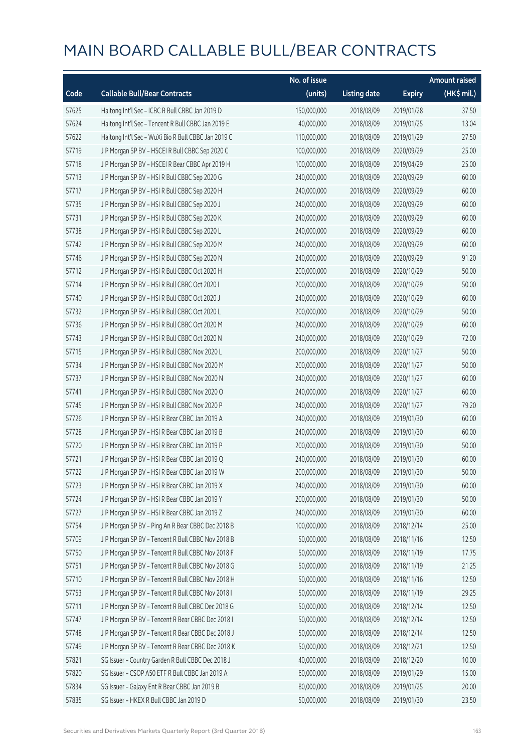# MAIN BOARD CALLABLE BULL/BEAR CONTRACTS

| Code | Callable Bull/Bear Contracts | No. of issue (units) | Listing date | Expiry | Amount raised (HK$ mil.) |
|---|---|---|---|---|---|
| 57625 | Haitong Int'l Sec – ICBC R Bull CBBC Jan 2019 D | 150,000,000 | 2018/08/09 | 2019/01/28 | 37.50 |
| 57624 | Haitong Int'l Sec – Tencent R Bull CBBC Jan 2019 E | 40,000,000 | 2018/08/09 | 2019/01/25 | 13.04 |
| 57622 | Haitong Int'l Sec – WuXi Bio R Bull CBBC Jan 2019 C | 110,000,000 | 2018/08/09 | 2019/01/29 | 27.50 |
| 57719 | J P Morgan SP BV – HSCEI R Bull CBBC Sep 2020 C | 100,000,000 | 2018/08/09 | 2020/09/29 | 25.00 |
| 57718 | J P Morgan SP BV – HSCEI R Bear CBBC Apr 2019 H | 100,000,000 | 2018/08/09 | 2019/04/29 | 25.00 |
| 57713 | J P Morgan SP BV – HSI R Bull CBBC Sep 2020 G | 240,000,000 | 2018/08/09 | 2020/09/29 | 60.00 |
| 57717 | J P Morgan SP BV – HSI R Bull CBBC Sep 2020 H | 240,000,000 | 2018/08/09 | 2020/09/29 | 60.00 |
| 57735 | J P Morgan SP BV – HSI R Bull CBBC Sep 2020 J | 240,000,000 | 2018/08/09 | 2020/09/29 | 60.00 |
| 57731 | J P Morgan SP BV – HSI R Bull CBBC Sep 2020 K | 240,000,000 | 2018/08/09 | 2020/09/29 | 60.00 |
| 57738 | J P Morgan SP BV – HSI R Bull CBBC Sep 2020 L | 240,000,000 | 2018/08/09 | 2020/09/29 | 60.00 |
| 57742 | J P Morgan SP BV – HSI R Bull CBBC Sep 2020 M | 240,000,000 | 2018/08/09 | 2020/09/29 | 60.00 |
| 57746 | J P Morgan SP BV – HSI R Bull CBBC Sep 2020 N | 240,000,000 | 2018/08/09 | 2020/09/29 | 91.20 |
| 57712 | J P Morgan SP BV – HSI R Bull CBBC Oct 2020 H | 200,000,000 | 2018/08/09 | 2020/10/29 | 50.00 |
| 57714 | J P Morgan SP BV – HSI R Bull CBBC Oct 2020 I | 200,000,000 | 2018/08/09 | 2020/10/29 | 50.00 |
| 57740 | J P Morgan SP BV – HSI R Bull CBBC Oct 2020 J | 240,000,000 | 2018/08/09 | 2020/10/29 | 60.00 |
| 57732 | J P Morgan SP BV – HSI R Bull CBBC Oct 2020 L | 200,000,000 | 2018/08/09 | 2020/10/29 | 50.00 |
| 57736 | J P Morgan SP BV – HSI R Bull CBBC Oct 2020 M | 240,000,000 | 2018/08/09 | 2020/10/29 | 60.00 |
| 57743 | J P Morgan SP BV – HSI R Bull CBBC Oct 2020 N | 240,000,000 | 2018/08/09 | 2020/10/29 | 72.00 |
| 57715 | J P Morgan SP BV – HSI R Bull CBBC Nov 2020 L | 200,000,000 | 2018/08/09 | 2020/11/27 | 50.00 |
| 57734 | J P Morgan SP BV – HSI R Bull CBBC Nov 2020 M | 200,000,000 | 2018/08/09 | 2020/11/27 | 50.00 |
| 57737 | J P Morgan SP BV – HSI R Bull CBBC Nov 2020 N | 240,000,000 | 2018/08/09 | 2020/11/27 | 60.00 |
| 57741 | J P Morgan SP BV – HSI R Bull CBBC Nov 2020 O | 240,000,000 | 2018/08/09 | 2020/11/27 | 60.00 |
| 57745 | J P Morgan SP BV – HSI R Bull CBBC Nov 2020 P | 240,000,000 | 2018/08/09 | 2020/11/27 | 79.20 |
| 57726 | J P Morgan SP BV – HSI R Bear CBBC Jan 2019 A | 240,000,000 | 2018/08/09 | 2019/01/30 | 60.00 |
| 57728 | J P Morgan SP BV – HSI R Bear CBBC Jan 2019 B | 240,000,000 | 2018/08/09 | 2019/01/30 | 60.00 |
| 57720 | J P Morgan SP BV – HSI R Bear CBBC Jan 2019 P | 200,000,000 | 2018/08/09 | 2019/01/30 | 50.00 |
| 57721 | J P Morgan SP BV – HSI R Bear CBBC Jan 2019 Q | 240,000,000 | 2018/08/09 | 2019/01/30 | 60.00 |
| 57722 | J P Morgan SP BV – HSI R Bear CBBC Jan 2019 W | 200,000,000 | 2018/08/09 | 2019/01/30 | 50.00 |
| 57723 | J P Morgan SP BV – HSI R Bear CBBC Jan 2019 X | 240,000,000 | 2018/08/09 | 2019/01/30 | 60.00 |
| 57724 | J P Morgan SP BV – HSI R Bear CBBC Jan 2019 Y | 200,000,000 | 2018/08/09 | 2019/01/30 | 50.00 |
| 57727 | J P Morgan SP BV – HSI R Bear CBBC Jan 2019 Z | 240,000,000 | 2018/08/09 | 2019/01/30 | 60.00 |
| 57754 | J P Morgan SP BV – Ping An R Bear CBBC Dec 2018 B | 100,000,000 | 2018/08/09 | 2018/12/14 | 25.00 |
| 57709 | J P Morgan SP BV – Tencent R Bull CBBC Nov 2018 B | 50,000,000 | 2018/08/09 | 2018/11/16 | 12.50 |
| 57750 | J P Morgan SP BV – Tencent R Bull CBBC Nov 2018 F | 50,000,000 | 2018/08/09 | 2018/11/19 | 17.75 |
| 57751 | J P Morgan SP BV – Tencent R Bull CBBC Nov 2018 G | 50,000,000 | 2018/08/09 | 2018/11/19 | 21.25 |
| 57710 | J P Morgan SP BV – Tencent R Bull CBBC Nov 2018 H | 50,000,000 | 2018/08/09 | 2018/11/16 | 12.50 |
| 57753 | J P Morgan SP BV – Tencent R Bull CBBC Nov 2018 I | 50,000,000 | 2018/08/09 | 2018/11/19 | 29.25 |
| 57711 | J P Morgan SP BV – Tencent R Bull CBBC Dec 2018 G | 50,000,000 | 2018/08/09 | 2018/12/14 | 12.50 |
| 57747 | J P Morgan SP BV – Tencent R Bear CBBC Dec 2018 I | 50,000,000 | 2018/08/09 | 2018/12/14 | 12.50 |
| 57748 | J P Morgan SP BV – Tencent R Bear CBBC Dec 2018 J | 50,000,000 | 2018/08/09 | 2018/12/14 | 12.50 |
| 57749 | J P Morgan SP BV – Tencent R Bear CBBC Dec 2018 K | 50,000,000 | 2018/08/09 | 2018/12/21 | 12.50 |
| 57821 | SG Issuer – Country Garden R Bull CBBC Dec 2018 J | 40,000,000 | 2018/08/09 | 2018/12/20 | 10.00 |
| 57820 | SG Issuer – CSOP A50 ETF R Bull CBBC Jan 2019 A | 60,000,000 | 2018/08/09 | 2019/01/29 | 15.00 |
| 57834 | SG Issuer – Galaxy Ent R Bear CBBC Jan 2019 B | 80,000,000 | 2018/08/09 | 2019/01/25 | 20.00 |
| 57835 | SG Issuer – HKEX R Bull CBBC Jan 2019 D | 50,000,000 | 2018/08/09 | 2019/01/30 | 23.50 |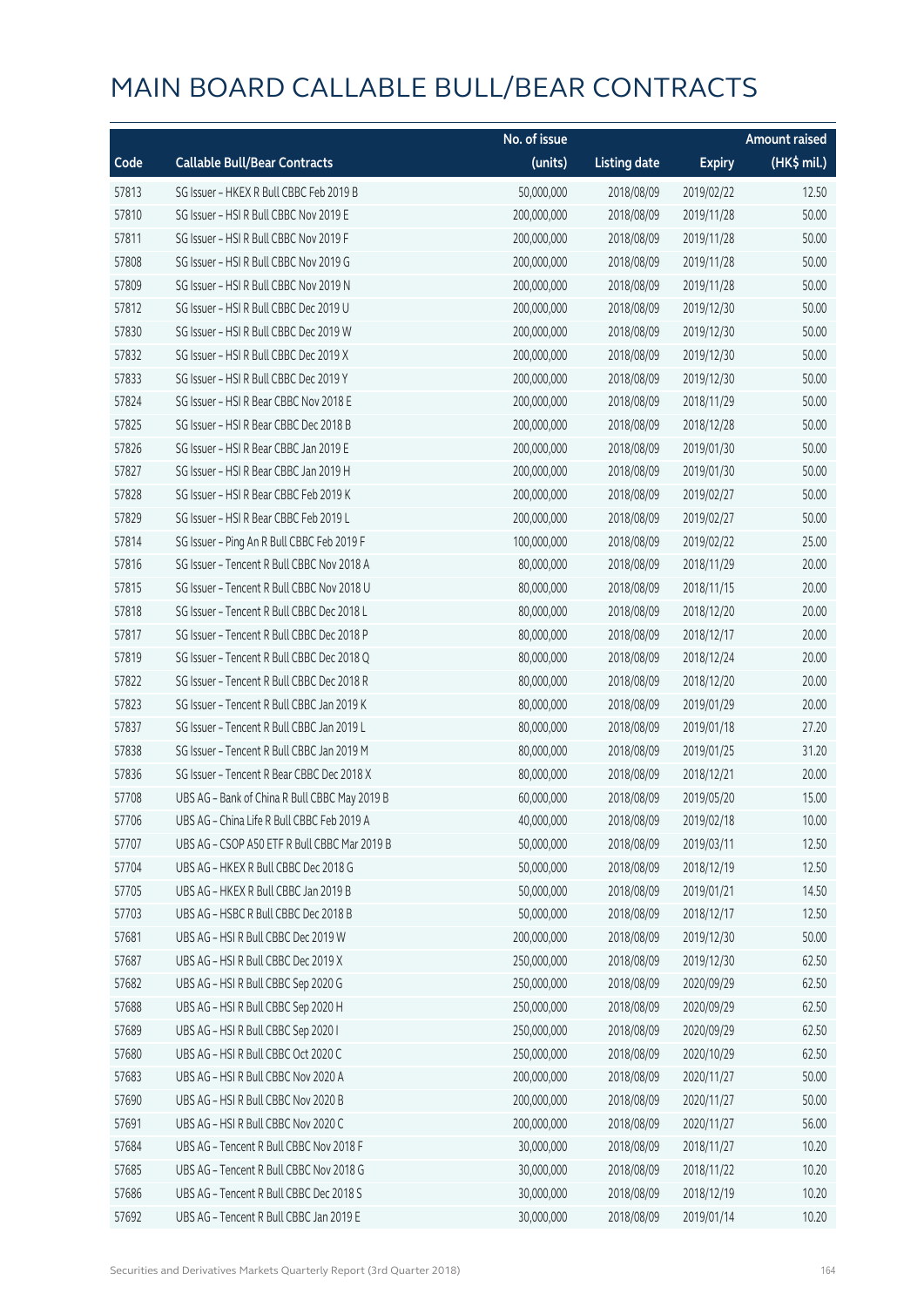# MAIN BOARD CALLABLE BULL/BEAR CONTRACTS

| Code | Callable Bull/Bear Contracts | No. of issue (units) | Listing date | Expiry | Amount raised (HK$ mil.) |
|---|---|---|---|---|---|
| 57813 | SG Issuer – HKEX R Bull CBBC Feb 2019 B | 50,000,000 | 2018/08/09 | 2019/02/22 | 12.50 |
| 57810 | SG Issuer – HSI R Bull CBBC Nov 2019 E | 200,000,000 | 2018/08/09 | 2019/11/28 | 50.00 |
| 57811 | SG Issuer – HSI R Bull CBBC Nov 2019 F | 200,000,000 | 2018/08/09 | 2019/11/28 | 50.00 |
| 57808 | SG Issuer – HSI R Bull CBBC Nov 2019 G | 200,000,000 | 2018/08/09 | 2019/11/28 | 50.00 |
| 57809 | SG Issuer – HSI R Bull CBBC Nov 2019 N | 200,000,000 | 2018/08/09 | 2019/11/28 | 50.00 |
| 57812 | SG Issuer – HSI R Bull CBBC Dec 2019 U | 200,000,000 | 2018/08/09 | 2019/12/30 | 50.00 |
| 57830 | SG Issuer – HSI R Bull CBBC Dec 2019 W | 200,000,000 | 2018/08/09 | 2019/12/30 | 50.00 |
| 57832 | SG Issuer – HSI R Bull CBBC Dec 2019 X | 200,000,000 | 2018/08/09 | 2019/12/30 | 50.00 |
| 57833 | SG Issuer – HSI R Bull CBBC Dec 2019 Y | 200,000,000 | 2018/08/09 | 2019/12/30 | 50.00 |
| 57824 | SG Issuer – HSI R Bear CBBC Nov 2018 E | 200,000,000 | 2018/08/09 | 2018/11/29 | 50.00 |
| 57825 | SG Issuer – HSI R Bear CBBC Dec 2018 B | 200,000,000 | 2018/08/09 | 2018/12/28 | 50.00 |
| 57826 | SG Issuer – HSI R Bear CBBC Jan 2019 E | 200,000,000 | 2018/08/09 | 2019/01/30 | 50.00 |
| 57827 | SG Issuer – HSI R Bear CBBC Jan 2019 H | 200,000,000 | 2018/08/09 | 2019/01/30 | 50.00 |
| 57828 | SG Issuer – HSI R Bear CBBC Feb 2019 K | 200,000,000 | 2018/08/09 | 2019/02/27 | 50.00 |
| 57829 | SG Issuer – HSI R Bear CBBC Feb 2019 L | 200,000,000 | 2018/08/09 | 2019/02/27 | 50.00 |
| 57814 | SG Issuer – Ping An R Bull CBBC Feb 2019 F | 100,000,000 | 2018/08/09 | 2019/02/22 | 25.00 |
| 57816 | SG Issuer – Tencent R Bull CBBC Nov 2018 A | 80,000,000 | 2018/08/09 | 2018/11/29 | 20.00 |
| 57815 | SG Issuer – Tencent R Bull CBBC Nov 2018 U | 80,000,000 | 2018/08/09 | 2018/11/15 | 20.00 |
| 57818 | SG Issuer – Tencent R Bull CBBC Dec 2018 L | 80,000,000 | 2018/08/09 | 2018/12/20 | 20.00 |
| 57817 | SG Issuer – Tencent R Bull CBBC Dec 2018 P | 80,000,000 | 2018/08/09 | 2018/12/17 | 20.00 |
| 57819 | SG Issuer – Tencent R Bull CBBC Dec 2018 Q | 80,000,000 | 2018/08/09 | 2018/12/24 | 20.00 |
| 57822 | SG Issuer – Tencent R Bull CBBC Dec 2018 R | 80,000,000 | 2018/08/09 | 2018/12/20 | 20.00 |
| 57823 | SG Issuer – Tencent R Bull CBBC Jan 2019 K | 80,000,000 | 2018/08/09 | 2019/01/29 | 20.00 |
| 57837 | SG Issuer – Tencent R Bull CBBC Jan 2019 L | 80,000,000 | 2018/08/09 | 2019/01/18 | 27.20 |
| 57838 | SG Issuer – Tencent R Bull CBBC Jan 2019 M | 80,000,000 | 2018/08/09 | 2019/01/25 | 31.20 |
| 57836 | SG Issuer – Tencent R Bear CBBC Dec 2018 X | 80,000,000 | 2018/08/09 | 2018/12/21 | 20.00 |
| 57708 | UBS AG – Bank of China R Bull CBBC May 2019 B | 60,000,000 | 2018/08/09 | 2019/05/20 | 15.00 |
| 57706 | UBS AG – China Life R Bull CBBC Feb 2019 A | 40,000,000 | 2018/08/09 | 2019/02/18 | 10.00 |
| 57707 | UBS AG – CSOP A50 ETF R Bull CBBC Mar 2019 B | 50,000,000 | 2018/08/09 | 2019/03/11 | 12.50 |
| 57704 | UBS AG – HKEX R Bull CBBC Dec 2018 G | 50,000,000 | 2018/08/09 | 2018/12/19 | 12.50 |
| 57705 | UBS AG – HKEX R Bull CBBC Jan 2019 B | 50,000,000 | 2018/08/09 | 2019/01/21 | 14.50 |
| 57703 | UBS AG – HSBC R Bull CBBC Dec 2018 B | 50,000,000 | 2018/08/09 | 2018/12/17 | 12.50 |
| 57681 | UBS AG – HSI R Bull CBBC Dec 2019 W | 200,000,000 | 2018/08/09 | 2019/12/30 | 50.00 |
| 57687 | UBS AG – HSI R Bull CBBC Dec 2019 X | 250,000,000 | 2018/08/09 | 2019/12/30 | 62.50 |
| 57682 | UBS AG – HSI R Bull CBBC Sep 2020 G | 250,000,000 | 2018/08/09 | 2020/09/29 | 62.50 |
| 57688 | UBS AG – HSI R Bull CBBC Sep 2020 H | 250,000,000 | 2018/08/09 | 2020/09/29 | 62.50 |
| 57689 | UBS AG – HSI R Bull CBBC Sep 2020 I | 250,000,000 | 2018/08/09 | 2020/09/29 | 62.50 |
| 57680 | UBS AG – HSI R Bull CBBC Oct 2020 C | 250,000,000 | 2018/08/09 | 2020/10/29 | 62.50 |
| 57683 | UBS AG – HSI R Bull CBBC Nov 2020 A | 200,000,000 | 2018/08/09 | 2020/11/27 | 50.00 |
| 57690 | UBS AG – HSI R Bull CBBC Nov 2020 B | 200,000,000 | 2018/08/09 | 2020/11/27 | 50.00 |
| 57691 | UBS AG – HSI R Bull CBBC Nov 2020 C | 200,000,000 | 2018/08/09 | 2020/11/27 | 56.00 |
| 57684 | UBS AG – Tencent R Bull CBBC Nov 2018 F | 30,000,000 | 2018/08/09 | 2018/11/27 | 10.20 |
| 57685 | UBS AG – Tencent R Bull CBBC Nov 2018 G | 30,000,000 | 2018/08/09 | 2018/11/22 | 10.20 |
| 57686 | UBS AG – Tencent R Bull CBBC Dec 2018 S | 30,000,000 | 2018/08/09 | 2018/12/19 | 10.20 |
| 57692 | UBS AG – Tencent R Bull CBBC Jan 2019 E | 30,000,000 | 2018/08/09 | 2019/01/14 | 10.20 |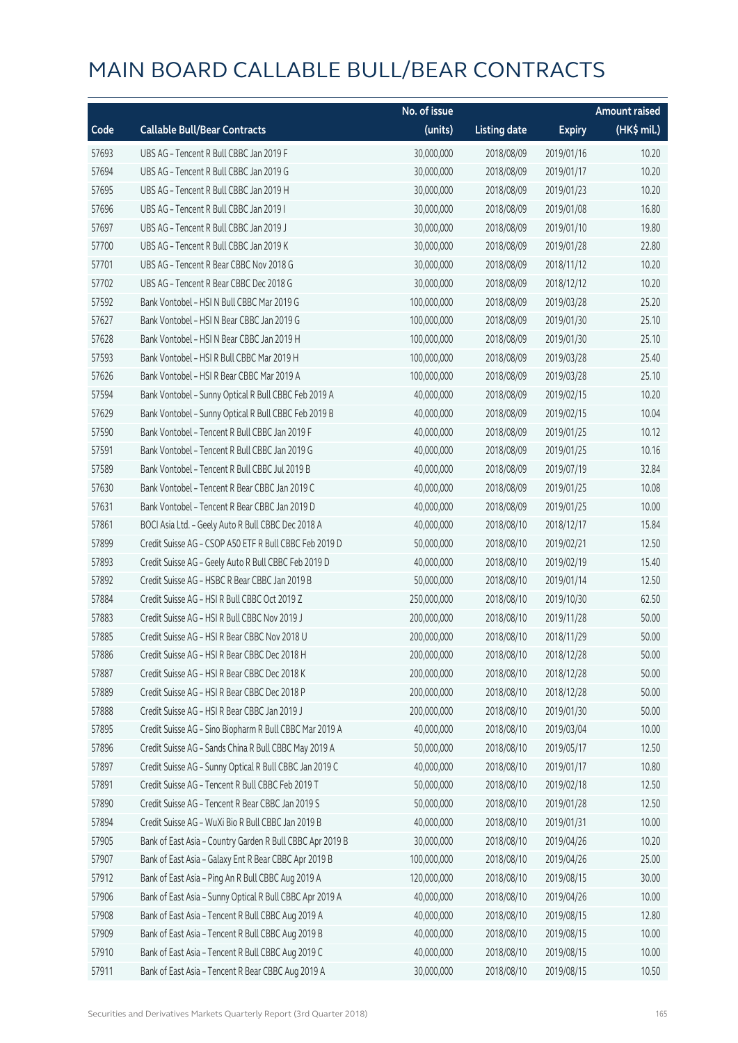# MAIN BOARD CALLABLE BULL/BEAR CONTRACTS

| Code | Callable Bull/Bear Contracts | No. of issue (units) | Listing date | Expiry | Amount raised (HK$ mil.) |
|---|---|---|---|---|---|
| 57693 | UBS AG – Tencent R Bull CBBC Jan 2019 F | 30,000,000 | 2018/08/09 | 2019/01/16 | 10.20 |
| 57694 | UBS AG – Tencent R Bull CBBC Jan 2019 G | 30,000,000 | 2018/08/09 | 2019/01/17 | 10.20 |
| 57695 | UBS AG – Tencent R Bull CBBC Jan 2019 H | 30,000,000 | 2018/08/09 | 2019/01/23 | 10.20 |
| 57696 | UBS AG – Tencent R Bull CBBC Jan 2019 I | 30,000,000 | 2018/08/09 | 2019/01/08 | 16.80 |
| 57697 | UBS AG – Tencent R Bull CBBC Jan 2019 J | 30,000,000 | 2018/08/09 | 2019/01/10 | 19.80 |
| 57700 | UBS AG – Tencent R Bull CBBC Jan 2019 K | 30,000,000 | 2018/08/09 | 2019/01/28 | 22.80 |
| 57701 | UBS AG – Tencent R Bear CBBC Nov 2018 G | 30,000,000 | 2018/08/09 | 2018/11/12 | 10.20 |
| 57702 | UBS AG – Tencent R Bear CBBC Dec 2018 G | 30,000,000 | 2018/08/09 | 2018/12/12 | 10.20 |
| 57592 | Bank Vontobel – HSI N Bull CBBC Mar 2019 G | 100,000,000 | 2018/08/09 | 2019/03/28 | 25.20 |
| 57627 | Bank Vontobel – HSI N Bear CBBC Jan 2019 G | 100,000,000 | 2018/08/09 | 2019/01/30 | 25.10 |
| 57628 | Bank Vontobel – HSI N Bear CBBC Jan 2019 H | 100,000,000 | 2018/08/09 | 2019/01/30 | 25.10 |
| 57593 | Bank Vontobel – HSI R Bull CBBC Mar 2019 H | 100,000,000 | 2018/08/09 | 2019/03/28 | 25.40 |
| 57626 | Bank Vontobel – HSI R Bear CBBC Mar 2019 A | 100,000,000 | 2018/08/09 | 2019/03/28 | 25.10 |
| 57594 | Bank Vontobel – Sunny Optical R Bull CBBC Feb 2019 A | 40,000,000 | 2018/08/09 | 2019/02/15 | 10.20 |
| 57629 | Bank Vontobel – Sunny Optical R Bull CBBC Feb 2019 B | 40,000,000 | 2018/08/09 | 2019/02/15 | 10.04 |
| 57590 | Bank Vontobel – Tencent R Bull CBBC Jan 2019 F | 40,000,000 | 2018/08/09 | 2019/01/25 | 10.12 |
| 57591 | Bank Vontobel – Tencent R Bull CBBC Jan 2019 G | 40,000,000 | 2018/08/09 | 2019/01/25 | 10.16 |
| 57589 | Bank Vontobel – Tencent R Bull CBBC Jul 2019 B | 40,000,000 | 2018/08/09 | 2019/07/19 | 32.84 |
| 57630 | Bank Vontobel – Tencent R Bear CBBC Jan 2019 C | 40,000,000 | 2018/08/09 | 2019/01/25 | 10.08 |
| 57631 | Bank Vontobel – Tencent R Bear CBBC Jan 2019 D | 40,000,000 | 2018/08/09 | 2019/01/25 | 10.00 |
| 57861 | BOCI Asia Ltd. – Geely Auto R Bull CBBC Dec 2018 A | 40,000,000 | 2018/08/10 | 2018/12/17 | 15.84 |
| 57899 | Credit Suisse AG – CSOP A50 ETF R Bull CBBC Feb 2019 D | 50,000,000 | 2018/08/10 | 2019/02/21 | 12.50 |
| 57893 | Credit Suisse AG – Geely Auto R Bull CBBC Feb 2019 D | 40,000,000 | 2018/08/10 | 2019/02/19 | 15.40 |
| 57892 | Credit Suisse AG – HSBC R Bear CBBC Jan 2019 B | 50,000,000 | 2018/08/10 | 2019/01/14 | 12.50 |
| 57884 | Credit Suisse AG – HSI R Bull CBBC Oct 2019 Z | 250,000,000 | 2018/08/10 | 2019/10/30 | 62.50 |
| 57883 | Credit Suisse AG – HSI R Bull CBBC Nov 2019 J | 200,000,000 | 2018/08/10 | 2019/11/28 | 50.00 |
| 57885 | Credit Suisse AG – HSI R Bear CBBC Nov 2018 U | 200,000,000 | 2018/08/10 | 2018/11/29 | 50.00 |
| 57886 | Credit Suisse AG – HSI R Bear CBBC Dec 2018 H | 200,000,000 | 2018/08/10 | 2018/12/28 | 50.00 |
| 57887 | Credit Suisse AG – HSI R Bear CBBC Dec 2018 K | 200,000,000 | 2018/08/10 | 2018/12/28 | 50.00 |
| 57889 | Credit Suisse AG – HSI R Bear CBBC Dec 2018 P | 200,000,000 | 2018/08/10 | 2018/12/28 | 50.00 |
| 57888 | Credit Suisse AG – HSI R Bear CBBC Jan 2019 J | 200,000,000 | 2018/08/10 | 2019/01/30 | 50.00 |
| 57895 | Credit Suisse AG – Sino Biopharm R Bull CBBC Mar 2019 A | 40,000,000 | 2018/08/10 | 2019/03/04 | 10.00 |
| 57896 | Credit Suisse AG – Sands China R Bull CBBC May 2019 A | 50,000,000 | 2018/08/10 | 2019/05/17 | 12.50 |
| 57897 | Credit Suisse AG – Sunny Optical R Bull CBBC Jan 2019 C | 40,000,000 | 2018/08/10 | 2019/01/17 | 10.80 |
| 57891 | Credit Suisse AG – Tencent R Bull CBBC Feb 2019 T | 50,000,000 | 2018/08/10 | 2019/02/18 | 12.50 |
| 57890 | Credit Suisse AG – Tencent R Bear CBBC Jan 2019 S | 50,000,000 | 2018/08/10 | 2019/01/28 | 12.50 |
| 57894 | Credit Suisse AG – WuXi Bio R Bull CBBC Jan 2019 B | 40,000,000 | 2018/08/10 | 2019/01/31 | 10.00 |
| 57905 | Bank of East Asia – Country Garden R Bull CBBC Apr 2019 B | 30,000,000 | 2018/08/10 | 2019/04/26 | 10.20 |
| 57907 | Bank of East Asia – Galaxy Ent R Bear CBBC Apr 2019 B | 100,000,000 | 2018/08/10 | 2019/04/26 | 25.00 |
| 57912 | Bank of East Asia – Ping An R Bull CBBC Aug 2019 A | 120,000,000 | 2018/08/10 | 2019/08/15 | 30.00 |
| 57906 | Bank of East Asia – Sunny Optical R Bull CBBC Apr 2019 A | 40,000,000 | 2018/08/10 | 2019/04/26 | 10.00 |
| 57908 | Bank of East Asia – Tencent R Bull CBBC Aug 2019 A | 40,000,000 | 2018/08/10 | 2019/08/15 | 12.80 |
| 57909 | Bank of East Asia – Tencent R Bull CBBC Aug 2019 B | 40,000,000 | 2018/08/10 | 2019/08/15 | 10.00 |
| 57910 | Bank of East Asia – Tencent R Bull CBBC Aug 2019 C | 40,000,000 | 2018/08/10 | 2019/08/15 | 10.00 |
| 57911 | Bank of East Asia – Tencent R Bear CBBC Aug 2019 A | 30,000,000 | 2018/08/10 | 2019/08/15 | 10.50 |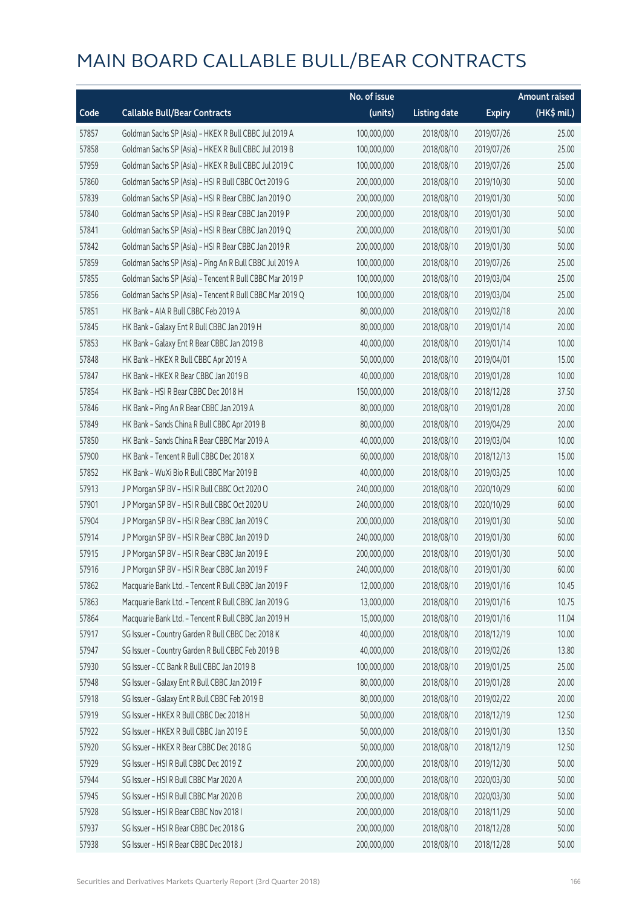# MAIN BOARD CALLABLE BULL/BEAR CONTRACTS

| Code | Callable Bull/Bear Contracts | No. of issue (units) | Listing date | Expiry | Amount raised (HK$ mil.) |
|---|---|---|---|---|---|
| 57857 | Goldman Sachs SP (Asia) – HKEX R Bull CBBC Jul 2019 A | 100,000,000 | 2018/08/10 | 2019/07/26 | 25.00 |
| 57858 | Goldman Sachs SP (Asia) – HKEX R Bull CBBC Jul 2019 B | 100,000,000 | 2018/08/10 | 2019/07/26 | 25.00 |
| 57959 | Goldman Sachs SP (Asia) – HKEX R Bull CBBC Jul 2019 C | 100,000,000 | 2018/08/10 | 2019/07/26 | 25.00 |
| 57860 | Goldman Sachs SP (Asia) – HSI R Bull CBBC Oct 2019 G | 200,000,000 | 2018/08/10 | 2019/10/30 | 50.00 |
| 57839 | Goldman Sachs SP (Asia) – HSI R Bear CBBC Jan 2019 O | 200,000,000 | 2018/08/10 | 2019/01/30 | 50.00 |
| 57840 | Goldman Sachs SP (Asia) – HSI R Bear CBBC Jan 2019 P | 200,000,000 | 2018/08/10 | 2019/01/30 | 50.00 |
| 57841 | Goldman Sachs SP (Asia) – HSI R Bear CBBC Jan 2019 Q | 200,000,000 | 2018/08/10 | 2019/01/30 | 50.00 |
| 57842 | Goldman Sachs SP (Asia) – HSI R Bear CBBC Jan 2019 R | 200,000,000 | 2018/08/10 | 2019/01/30 | 50.00 |
| 57859 | Goldman Sachs SP (Asia) – Ping An R Bull CBBC Jul 2019 A | 100,000,000 | 2018/08/10 | 2019/07/26 | 25.00 |
| 57855 | Goldman Sachs SP (Asia) – Tencent R Bull CBBC Mar 2019 P | 100,000,000 | 2018/08/10 | 2019/03/04 | 25.00 |
| 57856 | Goldman Sachs SP (Asia) – Tencent R Bull CBBC Mar 2019 Q | 100,000,000 | 2018/08/10 | 2019/03/04 | 25.00 |
| 57851 | HK Bank – AIA R Bull CBBC Feb 2019 A | 80,000,000 | 2018/08/10 | 2019/02/18 | 20.00 |
| 57845 | HK Bank – Galaxy Ent R Bull CBBC Jan 2019 H | 80,000,000 | 2018/08/10 | 2019/01/14 | 20.00 |
| 57853 | HK Bank – Galaxy Ent R Bear CBBC Jan 2019 B | 40,000,000 | 2018/08/10 | 2019/01/14 | 10.00 |
| 57848 | HK Bank – HKEX R Bull CBBC Apr 2019 A | 50,000,000 | 2018/08/10 | 2019/04/01 | 15.00 |
| 57847 | HK Bank – HKEX R Bear CBBC Jan 2019 B | 40,000,000 | 2018/08/10 | 2019/01/28 | 10.00 |
| 57854 | HK Bank – HSI R Bear CBBC Dec 2018 H | 150,000,000 | 2018/08/10 | 2018/12/28 | 37.50 |
| 57846 | HK Bank – Ping An R Bear CBBC Jan 2019 A | 80,000,000 | 2018/08/10 | 2019/01/28 | 20.00 |
| 57849 | HK Bank – Sands China R Bull CBBC Apr 2019 B | 80,000,000 | 2018/08/10 | 2019/04/29 | 20.00 |
| 57850 | HK Bank – Sands China R Bear CBBC Mar 2019 A | 40,000,000 | 2018/08/10 | 2019/03/04 | 10.00 |
| 57900 | HK Bank – Tencent R Bull CBBC Dec 2018 X | 60,000,000 | 2018/08/10 | 2018/12/13 | 15.00 |
| 57852 | HK Bank – WuXi Bio R Bull CBBC Mar 2019 B | 40,000,000 | 2018/08/10 | 2019/03/25 | 10.00 |
| 57913 | J P Morgan SP BV – HSI R Bull CBBC Oct 2020 O | 240,000,000 | 2018/08/10 | 2020/10/29 | 60.00 |
| 57901 | J P Morgan SP BV – HSI R Bull CBBC Oct 2020 U | 240,000,000 | 2018/08/10 | 2020/10/29 | 60.00 |
| 57904 | J P Morgan SP BV – HSI R Bear CBBC Jan 2019 C | 200,000,000 | 2018/08/10 | 2019/01/30 | 50.00 |
| 57914 | J P Morgan SP BV – HSI R Bear CBBC Jan 2019 D | 240,000,000 | 2018/08/10 | 2019/01/30 | 60.00 |
| 57915 | J P Morgan SP BV – HSI R Bear CBBC Jan 2019 E | 200,000,000 | 2018/08/10 | 2019/01/30 | 50.00 |
| 57916 | J P Morgan SP BV – HSI R Bear CBBC Jan 2019 F | 240,000,000 | 2018/08/10 | 2019/01/30 | 60.00 |
| 57862 | Macquarie Bank Ltd. – Tencent R Bull CBBC Jan 2019 F | 12,000,000 | 2018/08/10 | 2019/01/16 | 10.45 |
| 57863 | Macquarie Bank Ltd. – Tencent R Bull CBBC Jan 2019 G | 13,000,000 | 2018/08/10 | 2019/01/16 | 10.75 |
| 57864 | Macquarie Bank Ltd. – Tencent R Bull CBBC Jan 2019 H | 15,000,000 | 2018/08/10 | 2019/01/16 | 11.04 |
| 57917 | SG Issuer – Country Garden R Bull CBBC Dec 2018 K | 40,000,000 | 2018/08/10 | 2018/12/19 | 10.00 |
| 57947 | SG Issuer – Country Garden R Bull CBBC Feb 2019 B | 40,000,000 | 2018/08/10 | 2019/02/26 | 13.80 |
| 57930 | SG Issuer – CC Bank R Bull CBBC Jan 2019 B | 100,000,000 | 2018/08/10 | 2019/01/25 | 25.00 |
| 57948 | SG Issuer – Galaxy Ent R Bull CBBC Jan 2019 F | 80,000,000 | 2018/08/10 | 2019/01/28 | 20.00 |
| 57918 | SG Issuer – Galaxy Ent R Bull CBBC Feb 2019 B | 80,000,000 | 2018/08/10 | 2019/02/22 | 20.00 |
| 57919 | SG Issuer – HKEX R Bull CBBC Dec 2018 H | 50,000,000 | 2018/08/10 | 2018/12/19 | 12.50 |
| 57922 | SG Issuer – HKEX R Bull CBBC Jan 2019 E | 50,000,000 | 2018/08/10 | 2019/01/30 | 13.50 |
| 57920 | SG Issuer – HKEX R Bear CBBC Dec 2018 G | 50,000,000 | 2018/08/10 | 2018/12/19 | 12.50 |
| 57929 | SG Issuer – HSI R Bull CBBC Dec 2019 Z | 200,000,000 | 2018/08/10 | 2019/12/30 | 50.00 |
| 57944 | SG Issuer – HSI R Bull CBBC Mar 2020 A | 200,000,000 | 2018/08/10 | 2020/03/30 | 50.00 |
| 57945 | SG Issuer – HSI R Bull CBBC Mar 2020 B | 200,000,000 | 2018/08/10 | 2020/03/30 | 50.00 |
| 57928 | SG Issuer – HSI R Bear CBBC Nov 2018 I | 200,000,000 | 2018/08/10 | 2018/11/29 | 50.00 |
| 57937 | SG Issuer – HSI R Bear CBBC Dec 2018 G | 200,000,000 | 2018/08/10 | 2018/12/28 | 50.00 |
| 57938 | SG Issuer – HSI R Bear CBBC Dec 2018 J | 200,000,000 | 2018/08/10 | 2018/12/28 | 50.00 |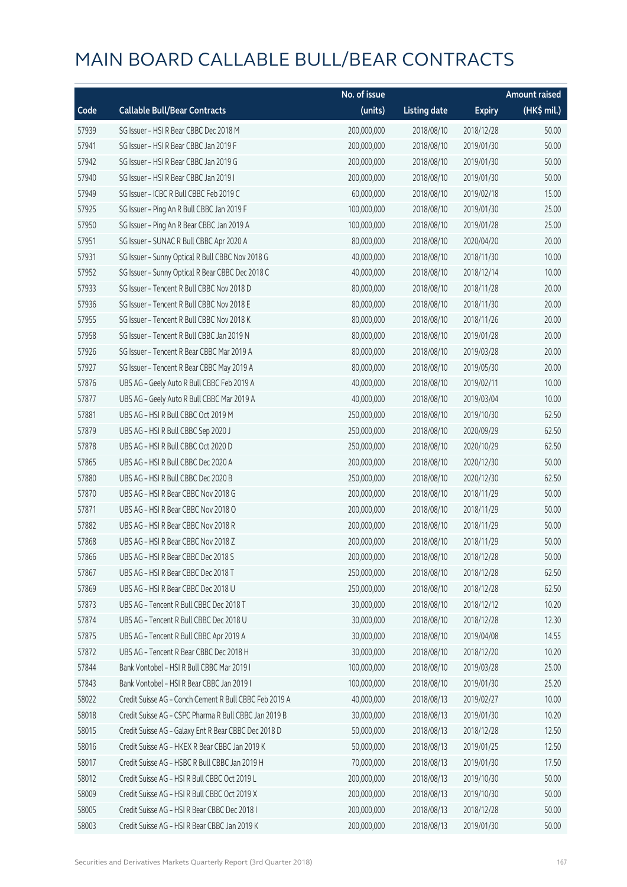# MAIN BOARD CALLABLE BULL/BEAR CONTRACTS

| Code | Callable Bull/Bear Contracts | No. of issue (units) | Listing date | Expiry | Amount raised (HK$ mil.) |
|---|---|---|---|---|---|
| 57939 | SG Issuer – HSI R Bear CBBC Dec 2018 M | 200,000,000 | 2018/08/10 | 2018/12/28 | 50.00 |
| 57941 | SG Issuer – HSI R Bear CBBC Jan 2019 F | 200,000,000 | 2018/08/10 | 2019/01/30 | 50.00 |
| 57942 | SG Issuer – HSI R Bear CBBC Jan 2019 G | 200,000,000 | 2018/08/10 | 2019/01/30 | 50.00 |
| 57940 | SG Issuer – HSI R Bear CBBC Jan 2019 I | 200,000,000 | 2018/08/10 | 2019/01/30 | 50.00 |
| 57949 | SG Issuer – ICBC R Bull CBBC Feb 2019 C | 60,000,000 | 2018/08/10 | 2019/02/18 | 15.00 |
| 57925 | SG Issuer – Ping An R Bull CBBC Jan 2019 F | 100,000,000 | 2018/08/10 | 2019/01/30 | 25.00 |
| 57950 | SG Issuer – Ping An R Bear CBBC Jan 2019 A | 100,000,000 | 2018/08/10 | 2019/01/28 | 25.00 |
| 57951 | SG Issuer – SUNAC R Bull CBBC Apr 2020 A | 80,000,000 | 2018/08/10 | 2020/04/20 | 20.00 |
| 57931 | SG Issuer – Sunny Optical R Bull CBBC Nov 2018 G | 40,000,000 | 2018/08/10 | 2018/11/30 | 10.00 |
| 57952 | SG Issuer – Sunny Optical R Bear CBBC Dec 2018 C | 40,000,000 | 2018/08/10 | 2018/12/14 | 10.00 |
| 57933 | SG Issuer – Tencent R Bull CBBC Nov 2018 D | 80,000,000 | 2018/08/10 | 2018/11/28 | 20.00 |
| 57936 | SG Issuer – Tencent R Bull CBBC Nov 2018 E | 80,000,000 | 2018/08/10 | 2018/11/30 | 20.00 |
| 57955 | SG Issuer – Tencent R Bull CBBC Nov 2018 K | 80,000,000 | 2018/08/10 | 2018/11/26 | 20.00 |
| 57958 | SG Issuer – Tencent R Bull CBBC Jan 2019 N | 80,000,000 | 2018/08/10 | 2019/01/28 | 20.00 |
| 57926 | SG Issuer – Tencent R Bear CBBC Mar 2019 A | 80,000,000 | 2018/08/10 | 2019/03/28 | 20.00 |
| 57927 | SG Issuer – Tencent R Bear CBBC May 2019 A | 80,000,000 | 2018/08/10 | 2019/05/30 | 20.00 |
| 57876 | UBS AG – Geely Auto R Bull CBBC Feb 2019 A | 40,000,000 | 2018/08/10 | 2019/02/11 | 10.00 |
| 57877 | UBS AG – Geely Auto R Bull CBBC Mar 2019 A | 40,000,000 | 2018/08/10 | 2019/03/04 | 10.00 |
| 57881 | UBS AG – HSI R Bull CBBC Oct 2019 M | 250,000,000 | 2018/08/10 | 2019/10/30 | 62.50 |
| 57879 | UBS AG – HSI R Bull CBBC Sep 2020 J | 250,000,000 | 2018/08/10 | 2020/09/29 | 62.50 |
| 57878 | UBS AG – HSI R Bull CBBC Oct 2020 D | 250,000,000 | 2018/08/10 | 2020/10/29 | 62.50 |
| 57865 | UBS AG – HSI R Bull CBBC Dec 2020 A | 200,000,000 | 2018/08/10 | 2020/12/30 | 50.00 |
| 57880 | UBS AG – HSI R Bull CBBC Dec 2020 B | 250,000,000 | 2018/08/10 | 2020/12/30 | 62.50 |
| 57870 | UBS AG – HSI R Bear CBBC Nov 2018 G | 200,000,000 | 2018/08/10 | 2018/11/29 | 50.00 |
| 57871 | UBS AG – HSI R Bear CBBC Nov 2018 O | 200,000,000 | 2018/08/10 | 2018/11/29 | 50.00 |
| 57882 | UBS AG – HSI R Bear CBBC Nov 2018 R | 200,000,000 | 2018/08/10 | 2018/11/29 | 50.00 |
| 57868 | UBS AG – HSI R Bear CBBC Nov 2018 Z | 200,000,000 | 2018/08/10 | 2018/11/29 | 50.00 |
| 57866 | UBS AG – HSI R Bear CBBC Dec 2018 S | 200,000,000 | 2018/08/10 | 2018/12/28 | 50.00 |
| 57867 | UBS AG – HSI R Bear CBBC Dec 2018 T | 250,000,000 | 2018/08/10 | 2018/12/28 | 62.50 |
| 57869 | UBS AG – HSI R Bear CBBC Dec 2018 U | 250,000,000 | 2018/08/10 | 2018/12/28 | 62.50 |
| 57873 | UBS AG – Tencent R Bull CBBC Dec 2018 T | 30,000,000 | 2018/08/10 | 2018/12/12 | 10.20 |
| 57874 | UBS AG – Tencent R Bull CBBC Dec 2018 U | 30,000,000 | 2018/08/10 | 2018/12/28 | 12.30 |
| 57875 | UBS AG – Tencent R Bull CBBC Apr 2019 A | 30,000,000 | 2018/08/10 | 2019/04/08 | 14.55 |
| 57872 | UBS AG – Tencent R Bear CBBC Dec 2018 H | 30,000,000 | 2018/08/10 | 2018/12/20 | 10.20 |
| 57844 | Bank Vontobel – HSI R Bull CBBC Mar 2019 I | 100,000,000 | 2018/08/10 | 2019/03/28 | 25.00 |
| 57843 | Bank Vontobel – HSI R Bear CBBC Jan 2019 I | 100,000,000 | 2018/08/10 | 2019/01/30 | 25.20 |
| 58022 | Credit Suisse AG – Conch Cement R Bull CBBC Feb 2019 A | 40,000,000 | 2018/08/13 | 2019/02/27 | 10.00 |
| 58018 | Credit Suisse AG – CSPC Pharma R Bull CBBC Jan 2019 B | 30,000,000 | 2018/08/13 | 2019/01/30 | 10.20 |
| 58015 | Credit Suisse AG – Galaxy Ent R Bear CBBC Dec 2018 D | 50,000,000 | 2018/08/13 | 2018/12/28 | 12.50 |
| 58016 | Credit Suisse AG – HKEX R Bear CBBC Jan 2019 K | 50,000,000 | 2018/08/13 | 2019/01/25 | 12.50 |
| 58017 | Credit Suisse AG – HSBC R Bull CBBC Jan 2019 H | 70,000,000 | 2018/08/13 | 2019/01/30 | 17.50 |
| 58012 | Credit Suisse AG – HSI R Bull CBBC Oct 2019 L | 200,000,000 | 2018/08/13 | 2019/10/30 | 50.00 |
| 58009 | Credit Suisse AG – HSI R Bull CBBC Oct 2019 X | 200,000,000 | 2018/08/13 | 2019/10/30 | 50.00 |
| 58005 | Credit Suisse AG – HSI R Bear CBBC Dec 2018 I | 200,000,000 | 2018/08/13 | 2018/12/28 | 50.00 |
| 58003 | Credit Suisse AG – HSI R Bear CBBC Jan 2019 K | 200,000,000 | 2018/08/13 | 2019/01/30 | 50.00 |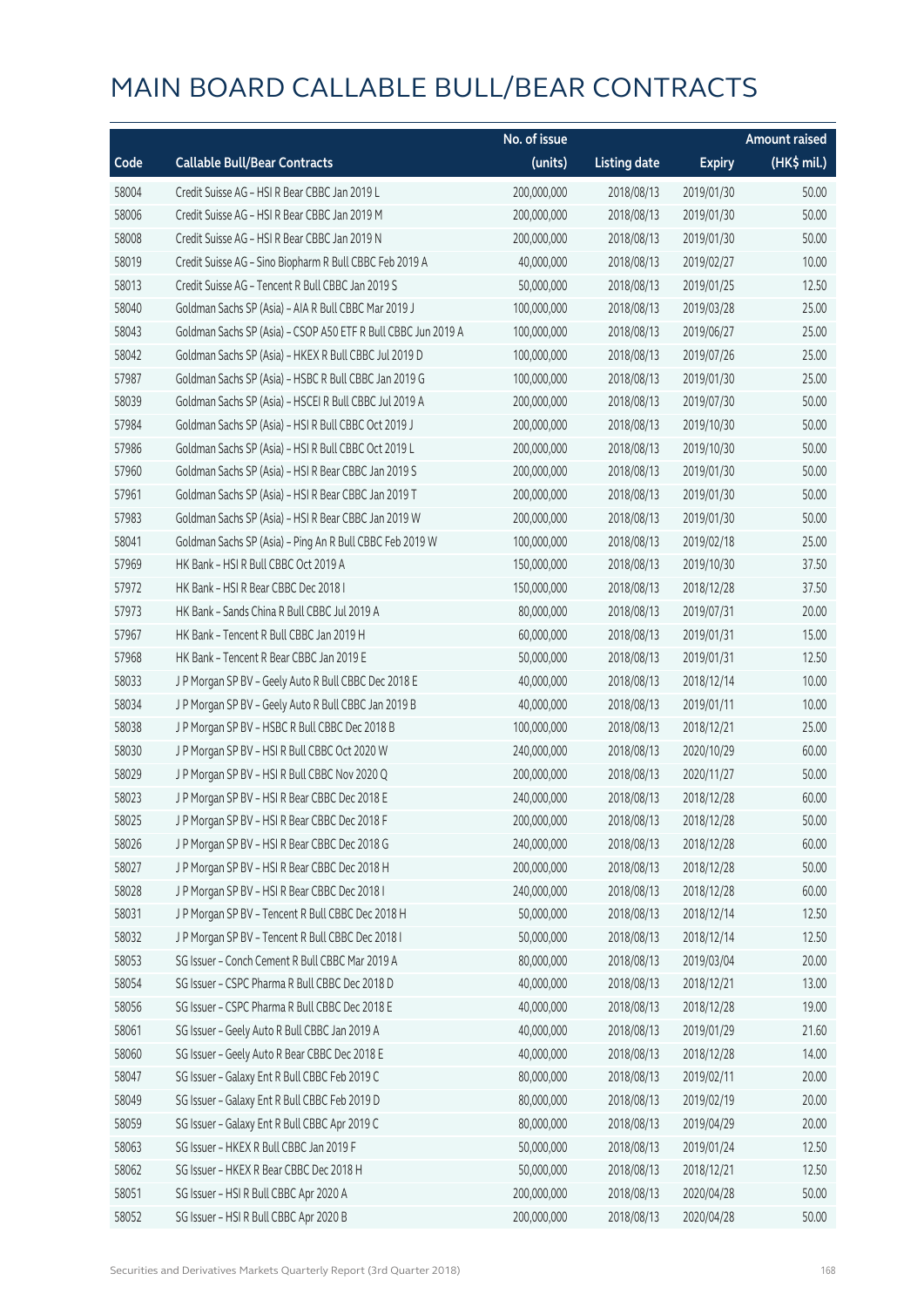# MAIN BOARD CALLABLE BULL/BEAR CONTRACTS

| Code | Callable Bull/Bear Contracts | No. of issue (units) | Listing date | Expiry | Amount raised (HK$ mil.) |
|---|---|---|---|---|---|
| 58004 | Credit Suisse AG – HSI R Bear CBBC Jan 2019 L | 200,000,000 | 2018/08/13 | 2019/01/30 | 50.00 |
| 58006 | Credit Suisse AG – HSI R Bear CBBC Jan 2019 M | 200,000,000 | 2018/08/13 | 2019/01/30 | 50.00 |
| 58008 | Credit Suisse AG – HSI R Bear CBBC Jan 2019 N | 200,000,000 | 2018/08/13 | 2019/01/30 | 50.00 |
| 58019 | Credit Suisse AG – Sino Biopharm R Bull CBBC Feb 2019 A | 40,000,000 | 2018/08/13 | 2019/02/27 | 10.00 |
| 58013 | Credit Suisse AG – Tencent R Bull CBBC Jan 2019 S | 50,000,000 | 2018/08/13 | 2019/01/25 | 12.50 |
| 58040 | Goldman Sachs SP (Asia) – AIA R Bull CBBC Mar 2019 J | 100,000,000 | 2018/08/13 | 2019/03/28 | 25.00 |
| 58043 | Goldman Sachs SP (Asia) – CSOP A50 ETF R Bull CBBC Jun 2019 A | 100,000,000 | 2018/08/13 | 2019/06/27 | 25.00 |
| 58042 | Goldman Sachs SP (Asia) – HKEX R Bull CBBC Jul 2019 D | 100,000,000 | 2018/08/13 | 2019/07/26 | 25.00 |
| 57987 | Goldman Sachs SP (Asia) – HSBC R Bull CBBC Jan 2019 G | 100,000,000 | 2018/08/13 | 2019/01/30 | 25.00 |
| 58039 | Goldman Sachs SP (Asia) – HSCEI R Bull CBBC Jul 2019 A | 200,000,000 | 2018/08/13 | 2019/07/30 | 50.00 |
| 57984 | Goldman Sachs SP (Asia) – HSI R Bull CBBC Oct 2019 J | 200,000,000 | 2018/08/13 | 2019/10/30 | 50.00 |
| 57986 | Goldman Sachs SP (Asia) – HSI R Bull CBBC Oct 2019 L | 200,000,000 | 2018/08/13 | 2019/10/30 | 50.00 |
| 57960 | Goldman Sachs SP (Asia) – HSI R Bear CBBC Jan 2019 S | 200,000,000 | 2018/08/13 | 2019/01/30 | 50.00 |
| 57961 | Goldman Sachs SP (Asia) – HSI R Bear CBBC Jan 2019 T | 200,000,000 | 2018/08/13 | 2019/01/30 | 50.00 |
| 57983 | Goldman Sachs SP (Asia) – HSI R Bear CBBC Jan 2019 W | 200,000,000 | 2018/08/13 | 2019/01/30 | 50.00 |
| 58041 | Goldman Sachs SP (Asia) – Ping An R Bull CBBC Feb 2019 W | 100,000,000 | 2018/08/13 | 2019/02/18 | 25.00 |
| 57969 | HK Bank – HSI R Bull CBBC Oct 2019 A | 150,000,000 | 2018/08/13 | 2019/10/30 | 37.50 |
| 57972 | HK Bank – HSI R Bear CBBC Dec 2018 I | 150,000,000 | 2018/08/13 | 2018/12/28 | 37.50 |
| 57973 | HK Bank – Sands China R Bull CBBC Jul 2019 A | 80,000,000 | 2018/08/13 | 2019/07/31 | 20.00 |
| 57967 | HK Bank – Tencent R Bull CBBC Jan 2019 H | 60,000,000 | 2018/08/13 | 2019/01/31 | 15.00 |
| 57968 | HK Bank – Tencent R Bear CBBC Jan 2019 E | 50,000,000 | 2018/08/13 | 2019/01/31 | 12.50 |
| 58033 | J P Morgan SP BV – Geely Auto R Bull CBBC Dec 2018 E | 40,000,000 | 2018/08/13 | 2018/12/14 | 10.00 |
| 58034 | J P Morgan SP BV – Geely Auto R Bull CBBC Jan 2019 B | 40,000,000 | 2018/08/13 | 2019/01/11 | 10.00 |
| 58038 | J P Morgan SP BV – HSBC R Bull CBBC Dec 2018 B | 100,000,000 | 2018/08/13 | 2018/12/21 | 25.00 |
| 58030 | J P Morgan SP BV – HSI R Bull CBBC Oct 2020 W | 240,000,000 | 2018/08/13 | 2020/10/29 | 60.00 |
| 58029 | J P Morgan SP BV – HSI R Bull CBBC Nov 2020 Q | 200,000,000 | 2018/08/13 | 2020/11/27 | 50.00 |
| 58023 | J P Morgan SP BV – HSI R Bear CBBC Dec 2018 E | 240,000,000 | 2018/08/13 | 2018/12/28 | 60.00 |
| 58025 | J P Morgan SP BV – HSI R Bear CBBC Dec 2018 F | 200,000,000 | 2018/08/13 | 2018/12/28 | 50.00 |
| 58026 | J P Morgan SP BV – HSI R Bear CBBC Dec 2018 G | 240,000,000 | 2018/08/13 | 2018/12/28 | 60.00 |
| 58027 | J P Morgan SP BV – HSI R Bear CBBC Dec 2018 H | 200,000,000 | 2018/08/13 | 2018/12/28 | 50.00 |
| 58028 | J P Morgan SP BV – HSI R Bear CBBC Dec 2018 I | 240,000,000 | 2018/08/13 | 2018/12/28 | 60.00 |
| 58031 | J P Morgan SP BV – Tencent R Bull CBBC Dec 2018 H | 50,000,000 | 2018/08/13 | 2018/12/14 | 12.50 |
| 58032 | J P Morgan SP BV – Tencent R Bull CBBC Dec 2018 I | 50,000,000 | 2018/08/13 | 2018/12/14 | 12.50 |
| 58053 | SG Issuer – Conch Cement R Bull CBBC Mar 2019 A | 80,000,000 | 2018/08/13 | 2019/03/04 | 20.00 |
| 58054 | SG Issuer – CSPC Pharma R Bull CBBC Dec 2018 D | 40,000,000 | 2018/08/13 | 2018/12/21 | 13.00 |
| 58056 | SG Issuer – CSPC Pharma R Bull CBBC Dec 2018 E | 40,000,000 | 2018/08/13 | 2018/12/28 | 19.00 |
| 58061 | SG Issuer – Geely Auto R Bull CBBC Jan 2019 A | 40,000,000 | 2018/08/13 | 2019/01/29 | 21.60 |
| 58060 | SG Issuer – Geely Auto R Bear CBBC Dec 2018 E | 40,000,000 | 2018/08/13 | 2018/12/28 | 14.00 |
| 58047 | SG Issuer – Galaxy Ent R Bull CBBC Feb 2019 C | 80,000,000 | 2018/08/13 | 2019/02/11 | 20.00 |
| 58049 | SG Issuer – Galaxy Ent R Bull CBBC Feb 2019 D | 80,000,000 | 2018/08/13 | 2019/02/19 | 20.00 |
| 58059 | SG Issuer – Galaxy Ent R Bull CBBC Apr 2019 C | 80,000,000 | 2018/08/13 | 2019/04/29 | 20.00 |
| 58063 | SG Issuer – HKEX R Bull CBBC Jan 2019 F | 50,000,000 | 2018/08/13 | 2019/01/24 | 12.50 |
| 58062 | SG Issuer – HKEX R Bear CBBC Dec 2018 H | 50,000,000 | 2018/08/13 | 2018/12/21 | 12.50 |
| 58051 | SG Issuer – HSI R Bull CBBC Apr 2020 A | 200,000,000 | 2018/08/13 | 2020/04/28 | 50.00 |
| 58052 | SG Issuer – HSI R Bull CBBC Apr 2020 B | 200,000,000 | 2018/08/13 | 2020/04/28 | 50.00 |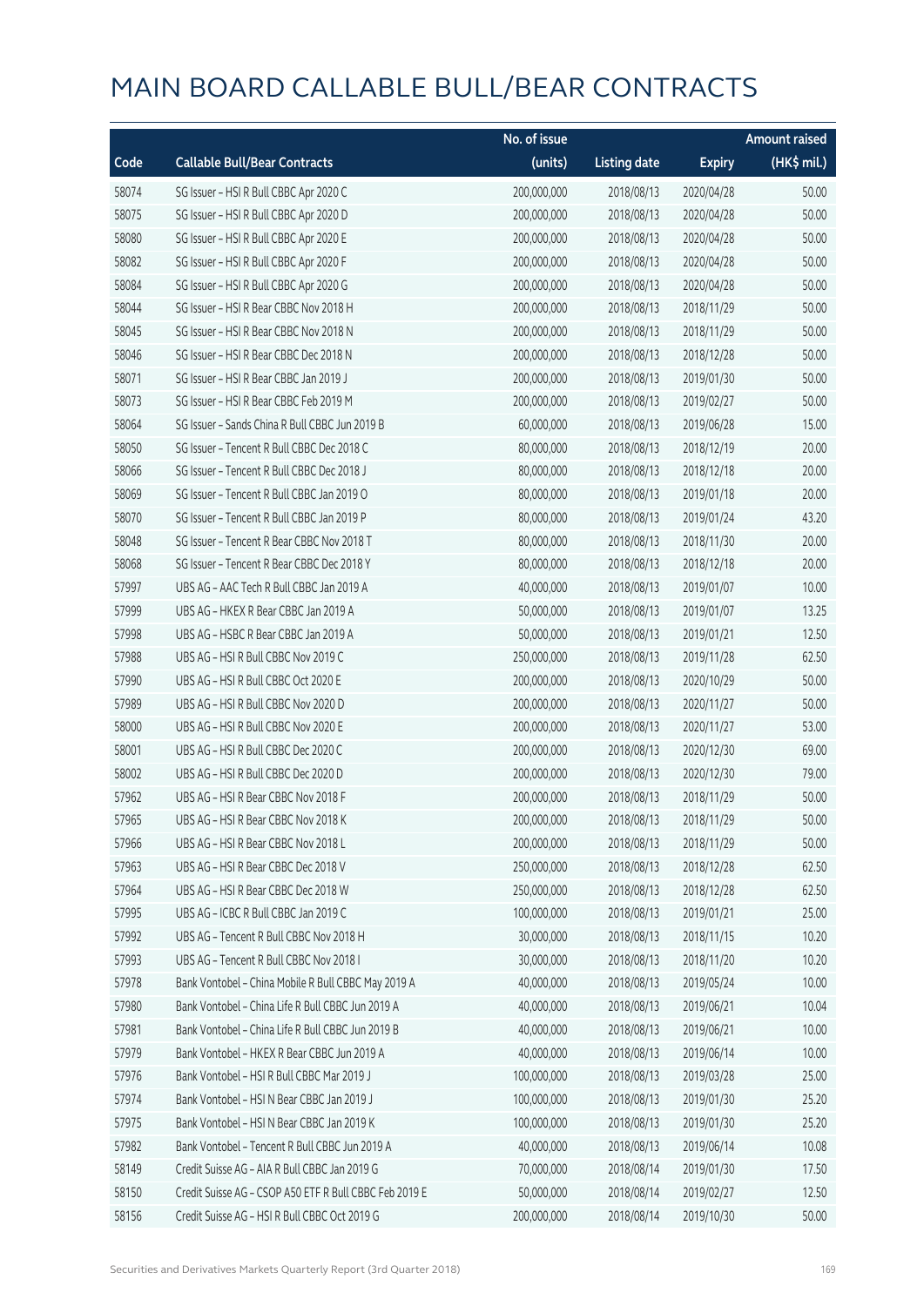# MAIN BOARD CALLABLE BULL/BEAR CONTRACTS

| Code | Callable Bull/Bear Contracts | No. of issue (units) | Listing date | Expiry | Amount raised (HK$ mil.) |
|---|---|---|---|---|---|
| 58074 | SG Issuer – HSI R Bull CBBC Apr 2020 C | 200,000,000 | 2018/08/13 | 2020/04/28 | 50.00 |
| 58075 | SG Issuer – HSI R Bull CBBC Apr 2020 D | 200,000,000 | 2018/08/13 | 2020/04/28 | 50.00 |
| 58080 | SG Issuer – HSI R Bull CBBC Apr 2020 E | 200,000,000 | 2018/08/13 | 2020/04/28 | 50.00 |
| 58082 | SG Issuer – HSI R Bull CBBC Apr 2020 F | 200,000,000 | 2018/08/13 | 2020/04/28 | 50.00 |
| 58084 | SG Issuer – HSI R Bull CBBC Apr 2020 G | 200,000,000 | 2018/08/13 | 2020/04/28 | 50.00 |
| 58044 | SG Issuer – HSI R Bear CBBC Nov 2018 H | 200,000,000 | 2018/08/13 | 2018/11/29 | 50.00 |
| 58045 | SG Issuer – HSI R Bear CBBC Nov 2018 N | 200,000,000 | 2018/08/13 | 2018/11/29 | 50.00 |
| 58046 | SG Issuer – HSI R Bear CBBC Dec 2018 N | 200,000,000 | 2018/08/13 | 2018/12/28 | 50.00 |
| 58071 | SG Issuer – HSI R Bear CBBC Jan 2019 J | 200,000,000 | 2018/08/13 | 2019/01/30 | 50.00 |
| 58073 | SG Issuer – HSI R Bear CBBC Feb 2019 M | 200,000,000 | 2018/08/13 | 2019/02/27 | 50.00 |
| 58064 | SG Issuer – Sands China R Bull CBBC Jun 2019 B | 60,000,000 | 2018/08/13 | 2019/06/28 | 15.00 |
| 58050 | SG Issuer – Tencent R Bull CBBC Dec 2018 C | 80,000,000 | 2018/08/13 | 2018/12/19 | 20.00 |
| 58066 | SG Issuer – Tencent R Bull CBBC Dec 2018 J | 80,000,000 | 2018/08/13 | 2018/12/18 | 20.00 |
| 58069 | SG Issuer – Tencent R Bull CBBC Jan 2019 O | 80,000,000 | 2018/08/13 | 2019/01/18 | 20.00 |
| 58070 | SG Issuer – Tencent R Bull CBBC Jan 2019 P | 80,000,000 | 2018/08/13 | 2019/01/24 | 43.20 |
| 58048 | SG Issuer – Tencent R Bear CBBC Nov 2018 T | 80,000,000 | 2018/08/13 | 2018/11/30 | 20.00 |
| 58068 | SG Issuer – Tencent R Bear CBBC Dec 2018 Y | 80,000,000 | 2018/08/13 | 2018/12/18 | 20.00 |
| 57997 | UBS AG – AAC Tech R Bull CBBC Jan 2019 A | 40,000,000 | 2018/08/13 | 2019/01/07 | 10.00 |
| 57999 | UBS AG – HKEX R Bear CBBC Jan 2019 A | 50,000,000 | 2018/08/13 | 2019/01/07 | 13.25 |
| 57998 | UBS AG – HSBC R Bear CBBC Jan 2019 A | 50,000,000 | 2018/08/13 | 2019/01/21 | 12.50 |
| 57988 | UBS AG – HSI R Bull CBBC Nov 2019 C | 250,000,000 | 2018/08/13 | 2019/11/28 | 62.50 |
| 57990 | UBS AG – HSI R Bull CBBC Oct 2020 E | 200,000,000 | 2018/08/13 | 2020/10/29 | 50.00 |
| 57989 | UBS AG – HSI R Bull CBBC Nov 2020 D | 200,000,000 | 2018/08/13 | 2020/11/27 | 50.00 |
| 58000 | UBS AG – HSI R Bull CBBC Nov 2020 E | 200,000,000 | 2018/08/13 | 2020/11/27 | 53.00 |
| 58001 | UBS AG – HSI R Bull CBBC Dec 2020 C | 200,000,000 | 2018/08/13 | 2020/12/30 | 69.00 |
| 58002 | UBS AG – HSI R Bull CBBC Dec 2020 D | 200,000,000 | 2018/08/13 | 2020/12/30 | 79.00 |
| 57962 | UBS AG – HSI R Bear CBBC Nov 2018 F | 200,000,000 | 2018/08/13 | 2018/11/29 | 50.00 |
| 57965 | UBS AG – HSI R Bear CBBC Nov 2018 K | 200,000,000 | 2018/08/13 | 2018/11/29 | 50.00 |
| 57966 | UBS AG – HSI R Bear CBBC Nov 2018 L | 200,000,000 | 2018/08/13 | 2018/11/29 | 50.00 |
| 57963 | UBS AG – HSI R Bear CBBC Dec 2018 V | 250,000,000 | 2018/08/13 | 2018/12/28 | 62.50 |
| 57964 | UBS AG – HSI R Bear CBBC Dec 2018 W | 250,000,000 | 2018/08/13 | 2018/12/28 | 62.50 |
| 57995 | UBS AG – ICBC R Bull CBBC Jan 2019 C | 100,000,000 | 2018/08/13 | 2019/01/21 | 25.00 |
| 57992 | UBS AG – Tencent R Bull CBBC Nov 2018 H | 30,000,000 | 2018/08/13 | 2018/11/15 | 10.20 |
| 57993 | UBS AG – Tencent R Bull CBBC Nov 2018 I | 30,000,000 | 2018/08/13 | 2018/11/20 | 10.20 |
| 57978 | Bank Vontobel – China Mobile R Bull CBBC May 2019 A | 40,000,000 | 2018/08/13 | 2019/05/24 | 10.00 |
| 57980 | Bank Vontobel – China Life R Bull CBBC Jun 2019 A | 40,000,000 | 2018/08/13 | 2019/06/21 | 10.04 |
| 57981 | Bank Vontobel – China Life R Bull CBBC Jun 2019 B | 40,000,000 | 2018/08/13 | 2019/06/21 | 10.00 |
| 57979 | Bank Vontobel – HKEX R Bear CBBC Jun 2019 A | 40,000,000 | 2018/08/13 | 2019/06/14 | 10.00 |
| 57976 | Bank Vontobel – HSI R Bull CBBC Mar 2019 J | 100,000,000 | 2018/08/13 | 2019/03/28 | 25.00 |
| 57974 | Bank Vontobel – HSI N Bear CBBC Jan 2019 J | 100,000,000 | 2018/08/13 | 2019/01/30 | 25.20 |
| 57975 | Bank Vontobel – HSI N Bear CBBC Jan 2019 K | 100,000,000 | 2018/08/13 | 2019/01/30 | 25.20 |
| 57982 | Bank Vontobel – Tencent R Bull CBBC Jun 2019 A | 40,000,000 | 2018/08/13 | 2019/06/14 | 10.08 |
| 58149 | Credit Suisse AG – AIA R Bull CBBC Jan 2019 G | 70,000,000 | 2018/08/14 | 2019/01/30 | 17.50 |
| 58150 | Credit Suisse AG – CSOP A50 ETF R Bull CBBC Feb 2019 E | 50,000,000 | 2018/08/14 | 2019/02/27 | 12.50 |
| 58156 | Credit Suisse AG – HSI R Bull CBBC Oct 2019 G | 200,000,000 | 2018/08/14 | 2019/10/30 | 50.00 |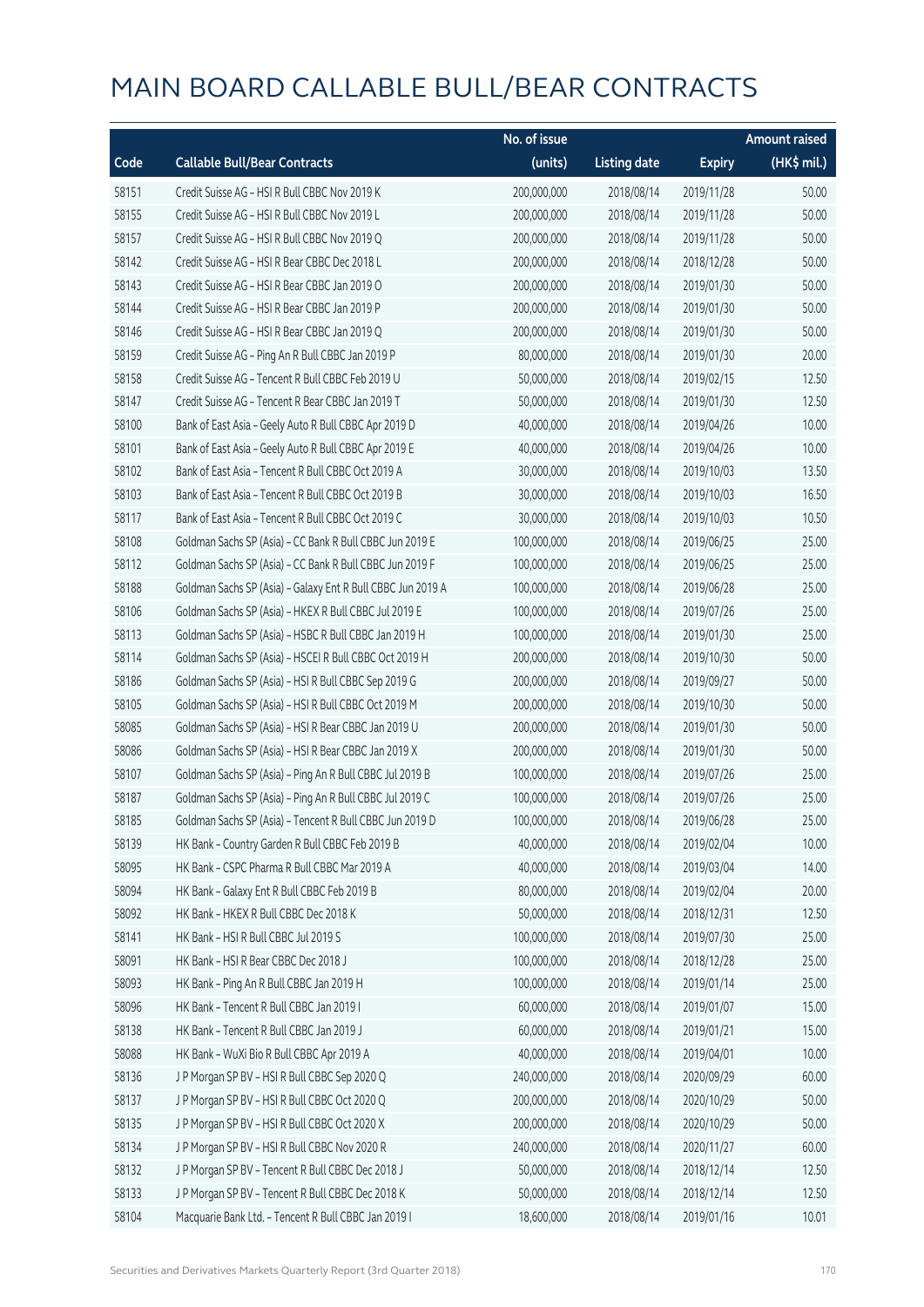# MAIN BOARD CALLABLE BULL/BEAR CONTRACTS

| Code | Callable Bull/Bear Contracts | No. of issue (units) | Listing date | Expiry | Amount raised (HK$ mil.) |
|---|---|---|---|---|---|
| 58151 | Credit Suisse AG – HSI R Bull CBBC Nov 2019 K | 200,000,000 | 2018/08/14 | 2019/11/28 | 50.00 |
| 58155 | Credit Suisse AG – HSI R Bull CBBC Nov 2019 L | 200,000,000 | 2018/08/14 | 2019/11/28 | 50.00 |
| 58157 | Credit Suisse AG – HSI R Bull CBBC Nov 2019 Q | 200,000,000 | 2018/08/14 | 2019/11/28 | 50.00 |
| 58142 | Credit Suisse AG – HSI R Bear CBBC Dec 2018 L | 200,000,000 | 2018/08/14 | 2018/12/28 | 50.00 |
| 58143 | Credit Suisse AG – HSI R Bear CBBC Jan 2019 O | 200,000,000 | 2018/08/14 | 2019/01/30 | 50.00 |
| 58144 | Credit Suisse AG – HSI R Bear CBBC Jan 2019 P | 200,000,000 | 2018/08/14 | 2019/01/30 | 50.00 |
| 58146 | Credit Suisse AG – HSI R Bear CBBC Jan 2019 Q | 200,000,000 | 2018/08/14 | 2019/01/30 | 50.00 |
| 58159 | Credit Suisse AG – Ping An R Bull CBBC Jan 2019 P | 80,000,000 | 2018/08/14 | 2019/01/30 | 20.00 |
| 58158 | Credit Suisse AG – Tencent R Bull CBBC Feb 2019 U | 50,000,000 | 2018/08/14 | 2019/02/15 | 12.50 |
| 58147 | Credit Suisse AG – Tencent R Bear CBBC Jan 2019 T | 50,000,000 | 2018/08/14 | 2019/01/30 | 12.50 |
| 58100 | Bank of East Asia – Geely Auto R Bull CBBC Apr 2019 D | 40,000,000 | 2018/08/14 | 2019/04/26 | 10.00 |
| 58101 | Bank of East Asia – Geely Auto R Bull CBBC Apr 2019 E | 40,000,000 | 2018/08/14 | 2019/04/26 | 10.00 |
| 58102 | Bank of East Asia – Tencent R Bull CBBC Oct 2019 A | 30,000,000 | 2018/08/14 | 2019/10/03 | 13.50 |
| 58103 | Bank of East Asia – Tencent R Bull CBBC Oct 2019 B | 30,000,000 | 2018/08/14 | 2019/10/03 | 16.50 |
| 58117 | Bank of East Asia – Tencent R Bull CBBC Oct 2019 C | 30,000,000 | 2018/08/14 | 2019/10/03 | 10.50 |
| 58108 | Goldman Sachs SP (Asia) – CC Bank R Bull CBBC Jun 2019 E | 100,000,000 | 2018/08/14 | 2019/06/25 | 25.00 |
| 58112 | Goldman Sachs SP (Asia) – CC Bank R Bull CBBC Jun 2019 F | 100,000,000 | 2018/08/14 | 2019/06/25 | 25.00 |
| 58188 | Goldman Sachs SP (Asia) – Galaxy Ent R Bull CBBC Jun 2019 A | 100,000,000 | 2018/08/14 | 2019/06/28 | 25.00 |
| 58106 | Goldman Sachs SP (Asia) – HKEX R Bull CBBC Jul 2019 E | 100,000,000 | 2018/08/14 | 2019/07/26 | 25.00 |
| 58113 | Goldman Sachs SP (Asia) – HSBC R Bull CBBC Jan 2019 H | 100,000,000 | 2018/08/14 | 2019/01/30 | 25.00 |
| 58114 | Goldman Sachs SP (Asia) – HSCEI R Bull CBBC Oct 2019 H | 200,000,000 | 2018/08/14 | 2019/10/30 | 50.00 |
| 58186 | Goldman Sachs SP (Asia) – HSI R Bull CBBC Sep 2019 G | 200,000,000 | 2018/08/14 | 2019/09/27 | 50.00 |
| 58105 | Goldman Sachs SP (Asia) – HSI R Bull CBBC Oct 2019 M | 200,000,000 | 2018/08/14 | 2019/10/30 | 50.00 |
| 58085 | Goldman Sachs SP (Asia) – HSI R Bear CBBC Jan 2019 U | 200,000,000 | 2018/08/14 | 2019/01/30 | 50.00 |
| 58086 | Goldman Sachs SP (Asia) – HSI R Bear CBBC Jan 2019 X | 200,000,000 | 2018/08/14 | 2019/01/30 | 50.00 |
| 58107 | Goldman Sachs SP (Asia) – Ping An R Bull CBBC Jul 2019 B | 100,000,000 | 2018/08/14 | 2019/07/26 | 25.00 |
| 58187 | Goldman Sachs SP (Asia) – Ping An R Bull CBBC Jul 2019 C | 100,000,000 | 2018/08/14 | 2019/07/26 | 25.00 |
| 58185 | Goldman Sachs SP (Asia) – Tencent R Bull CBBC Jun 2019 D | 100,000,000 | 2018/08/14 | 2019/06/28 | 25.00 |
| 58139 | HK Bank – Country Garden R Bull CBBC Feb 2019 B | 40,000,000 | 2018/08/14 | 2019/02/04 | 10.00 |
| 58095 | HK Bank – CSPC Pharma R Bull CBBC Mar 2019 A | 40,000,000 | 2018/08/14 | 2019/03/04 | 14.00 |
| 58094 | HK Bank – Galaxy Ent R Bull CBBC Feb 2019 B | 80,000,000 | 2018/08/14 | 2019/02/04 | 20.00 |
| 58092 | HK Bank – HKEX R Bull CBBC Dec 2018 K | 50,000,000 | 2018/08/14 | 2018/12/31 | 12.50 |
| 58141 | HK Bank – HSI R Bull CBBC Jul 2019 S | 100,000,000 | 2018/08/14 | 2019/07/30 | 25.00 |
| 58091 | HK Bank – HSI R Bear CBBC Dec 2018 J | 100,000,000 | 2018/08/14 | 2018/12/28 | 25.00 |
| 58093 | HK Bank – Ping An R Bull CBBC Jan 2019 H | 100,000,000 | 2018/08/14 | 2019/01/14 | 25.00 |
| 58096 | HK Bank – Tencent R Bull CBBC Jan 2019 I | 60,000,000 | 2018/08/14 | 2019/01/07 | 15.00 |
| 58138 | HK Bank – Tencent R Bull CBBC Jan 2019 J | 60,000,000 | 2018/08/14 | 2019/01/21 | 15.00 |
| 58088 | HK Bank – WuXi Bio R Bull CBBC Apr 2019 A | 40,000,000 | 2018/08/14 | 2019/04/01 | 10.00 |
| 58136 | J P Morgan SP BV – HSI R Bull CBBC Sep 2020 Q | 240,000,000 | 2018/08/14 | 2020/09/29 | 60.00 |
| 58137 | J P Morgan SP BV – HSI R Bull CBBC Oct 2020 Q | 200,000,000 | 2018/08/14 | 2020/10/29 | 50.00 |
| 58135 | J P Morgan SP BV – HSI R Bull CBBC Oct 2020 X | 200,000,000 | 2018/08/14 | 2020/10/29 | 50.00 |
| 58134 | J P Morgan SP BV – HSI R Bull CBBC Nov 2020 R | 240,000,000 | 2018/08/14 | 2020/11/27 | 60.00 |
| 58132 | J P Morgan SP BV – Tencent R Bull CBBC Dec 2018 J | 50,000,000 | 2018/08/14 | 2018/12/14 | 12.50 |
| 58133 | J P Morgan SP BV – Tencent R Bull CBBC Dec 2018 K | 50,000,000 | 2018/08/14 | 2018/12/14 | 12.50 |
| 58104 | Macquarie Bank Ltd. – Tencent R Bull CBBC Jan 2019 I | 18,600,000 | 2018/08/14 | 2019/01/16 | 10.01 |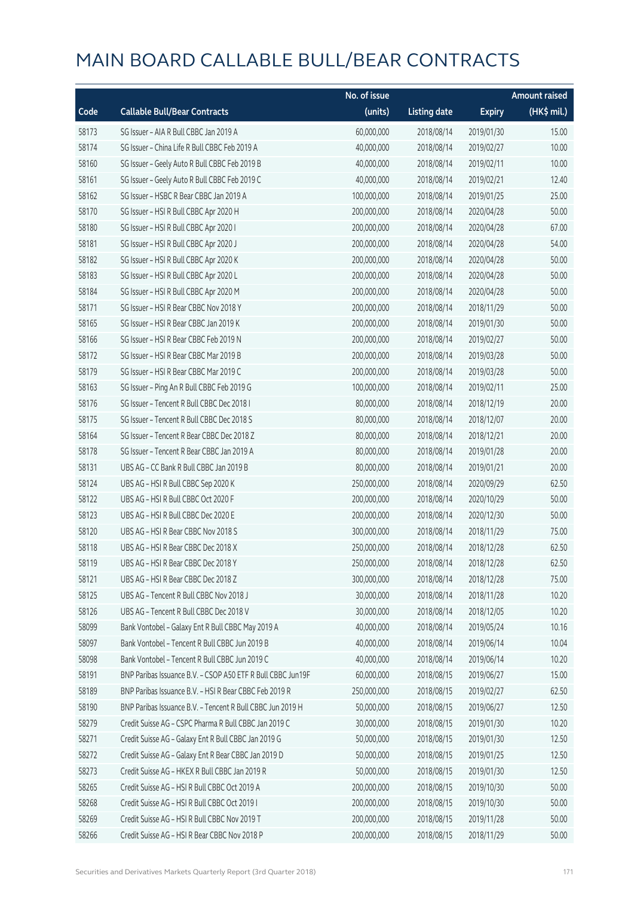# MAIN BOARD CALLABLE BULL/BEAR CONTRACTS

| Code | Callable Bull/Bear Contracts | No. of issue (units) | Listing date | Expiry | Amount raised (HK$ mil.) |
|---|---|---|---|---|---|
| 58173 | SG Issuer – AIA R Bull CBBC Jan 2019 A | 60,000,000 | 2018/08/14 | 2019/01/30 | 15.00 |
| 58174 | SG Issuer – China Life R Bull CBBC Feb 2019 A | 40,000,000 | 2018/08/14 | 2019/02/27 | 10.00 |
| 58160 | SG Issuer – Geely Auto R Bull CBBC Feb 2019 B | 40,000,000 | 2018/08/14 | 2019/02/11 | 10.00 |
| 58161 | SG Issuer – Geely Auto R Bull CBBC Feb 2019 C | 40,000,000 | 2018/08/14 | 2019/02/21 | 12.40 |
| 58162 | SG Issuer – HSBC R Bear CBBC Jan 2019 A | 100,000,000 | 2018/08/14 | 2019/01/25 | 25.00 |
| 58170 | SG Issuer – HSI R Bull CBBC Apr 2020 H | 200,000,000 | 2018/08/14 | 2020/04/28 | 50.00 |
| 58180 | SG Issuer – HSI R Bull CBBC Apr 2020 I | 200,000,000 | 2018/08/14 | 2020/04/28 | 67.00 |
| 58181 | SG Issuer – HSI R Bull CBBC Apr 2020 J | 200,000,000 | 2018/08/14 | 2020/04/28 | 54.00 |
| 58182 | SG Issuer – HSI R Bull CBBC Apr 2020 K | 200,000,000 | 2018/08/14 | 2020/04/28 | 50.00 |
| 58183 | SG Issuer – HSI R Bull CBBC Apr 2020 L | 200,000,000 | 2018/08/14 | 2020/04/28 | 50.00 |
| 58184 | SG Issuer – HSI R Bull CBBC Apr 2020 M | 200,000,000 | 2018/08/14 | 2020/04/28 | 50.00 |
| 58171 | SG Issuer – HSI R Bear CBBC Nov 2018 Y | 200,000,000 | 2018/08/14 | 2018/11/29 | 50.00 |
| 58165 | SG Issuer – HSI R Bear CBBC Jan 2019 K | 200,000,000 | 2018/08/14 | 2019/01/30 | 50.00 |
| 58166 | SG Issuer – HSI R Bear CBBC Feb 2019 N | 200,000,000 | 2018/08/14 | 2019/02/27 | 50.00 |
| 58172 | SG Issuer – HSI R Bear CBBC Mar 2019 B | 200,000,000 | 2018/08/14 | 2019/03/28 | 50.00 |
| 58179 | SG Issuer – HSI R Bear CBBC Mar 2019 C | 200,000,000 | 2018/08/14 | 2019/03/28 | 50.00 |
| 58163 | SG Issuer – Ping An R Bull CBBC Feb 2019 G | 100,000,000 | 2018/08/14 | 2019/02/11 | 25.00 |
| 58176 | SG Issuer – Tencent R Bull CBBC Dec 2018 I | 80,000,000 | 2018/08/14 | 2018/12/19 | 20.00 |
| 58175 | SG Issuer – Tencent R Bull CBBC Dec 2018 S | 80,000,000 | 2018/08/14 | 2018/12/07 | 20.00 |
| 58164 | SG Issuer – Tencent R Bear CBBC Dec 2018 Z | 80,000,000 | 2018/08/14 | 2018/12/21 | 20.00 |
| 58178 | SG Issuer – Tencent R Bear CBBC Jan 2019 A | 80,000,000 | 2018/08/14 | 2019/01/28 | 20.00 |
| 58131 | UBS AG – CC Bank R Bull CBBC Jan 2019 B | 80,000,000 | 2018/08/14 | 2019/01/21 | 20.00 |
| 58124 | UBS AG – HSI R Bull CBBC Sep 2020 K | 250,000,000 | 2018/08/14 | 2020/09/29 | 62.50 |
| 58122 | UBS AG – HSI R Bull CBBC Oct 2020 F | 200,000,000 | 2018/08/14 | 2020/10/29 | 50.00 |
| 58123 | UBS AG – HSI R Bull CBBC Dec 2020 E | 200,000,000 | 2018/08/14 | 2020/12/30 | 50.00 |
| 58120 | UBS AG – HSI R Bear CBBC Nov 2018 S | 300,000,000 | 2018/08/14 | 2018/11/29 | 75.00 |
| 58118 | UBS AG – HSI R Bear CBBC Dec 2018 X | 250,000,000 | 2018/08/14 | 2018/12/28 | 62.50 |
| 58119 | UBS AG – HSI R Bear CBBC Dec 2018 Y | 250,000,000 | 2018/08/14 | 2018/12/28 | 62.50 |
| 58121 | UBS AG – HSI R Bear CBBC Dec 2018 Z | 300,000,000 | 2018/08/14 | 2018/12/28 | 75.00 |
| 58125 | UBS AG – Tencent R Bull CBBC Nov 2018 J | 30,000,000 | 2018/08/14 | 2018/11/28 | 10.20 |
| 58126 | UBS AG – Tencent R Bull CBBC Dec 2018 V | 30,000,000 | 2018/08/14 | 2018/12/05 | 10.20 |
| 58099 | Bank Vontobel – Galaxy Ent R Bull CBBC May 2019 A | 40,000,000 | 2018/08/14 | 2019/05/24 | 10.16 |
| 58097 | Bank Vontobel – Tencent R Bull CBBC Jun 2019 B | 40,000,000 | 2018/08/14 | 2019/06/14 | 10.04 |
| 58098 | Bank Vontobel – Tencent R Bull CBBC Jun 2019 C | 40,000,000 | 2018/08/14 | 2019/06/14 | 10.20 |
| 58191 | BNP Paribas Issuance B.V. – CSOP A50 ETF R Bull CBBC Jun19F | 60,000,000 | 2018/08/15 | 2019/06/27 | 15.00 |
| 58189 | BNP Paribas Issuance B.V. – HSI R Bear CBBC Feb 2019 R | 250,000,000 | 2018/08/15 | 2019/02/27 | 62.50 |
| 58190 | BNP Paribas Issuance B.V. – Tencent R Bull CBBC Jun 2019 H | 50,000,000 | 2018/08/15 | 2019/06/27 | 12.50 |
| 58279 | Credit Suisse AG – CSPC Pharma R Bull CBBC Jan 2019 C | 30,000,000 | 2018/08/15 | 2019/01/30 | 10.20 |
| 58271 | Credit Suisse AG – Galaxy Ent R Bull CBBC Jan 2019 G | 50,000,000 | 2018/08/15 | 2019/01/30 | 12.50 |
| 58272 | Credit Suisse AG – Galaxy Ent R Bear CBBC Jan 2019 D | 50,000,000 | 2018/08/15 | 2019/01/25 | 12.50 |
| 58273 | Credit Suisse AG – HKEX R Bull CBBC Jan 2019 R | 50,000,000 | 2018/08/15 | 2019/01/30 | 12.50 |
| 58265 | Credit Suisse AG – HSI R Bull CBBC Oct 2019 A | 200,000,000 | 2018/08/15 | 2019/10/30 | 50.00 |
| 58268 | Credit Suisse AG – HSI R Bull CBBC Oct 2019 I | 200,000,000 | 2018/08/15 | 2019/10/30 | 50.00 |
| 58269 | Credit Suisse AG – HSI R Bull CBBC Nov 2019 T | 200,000,000 | 2018/08/15 | 2019/11/28 | 50.00 |
| 58266 | Credit Suisse AG – HSI R Bear CBBC Nov 2018 P | 200,000,000 | 2018/08/15 | 2018/11/29 | 50.00 |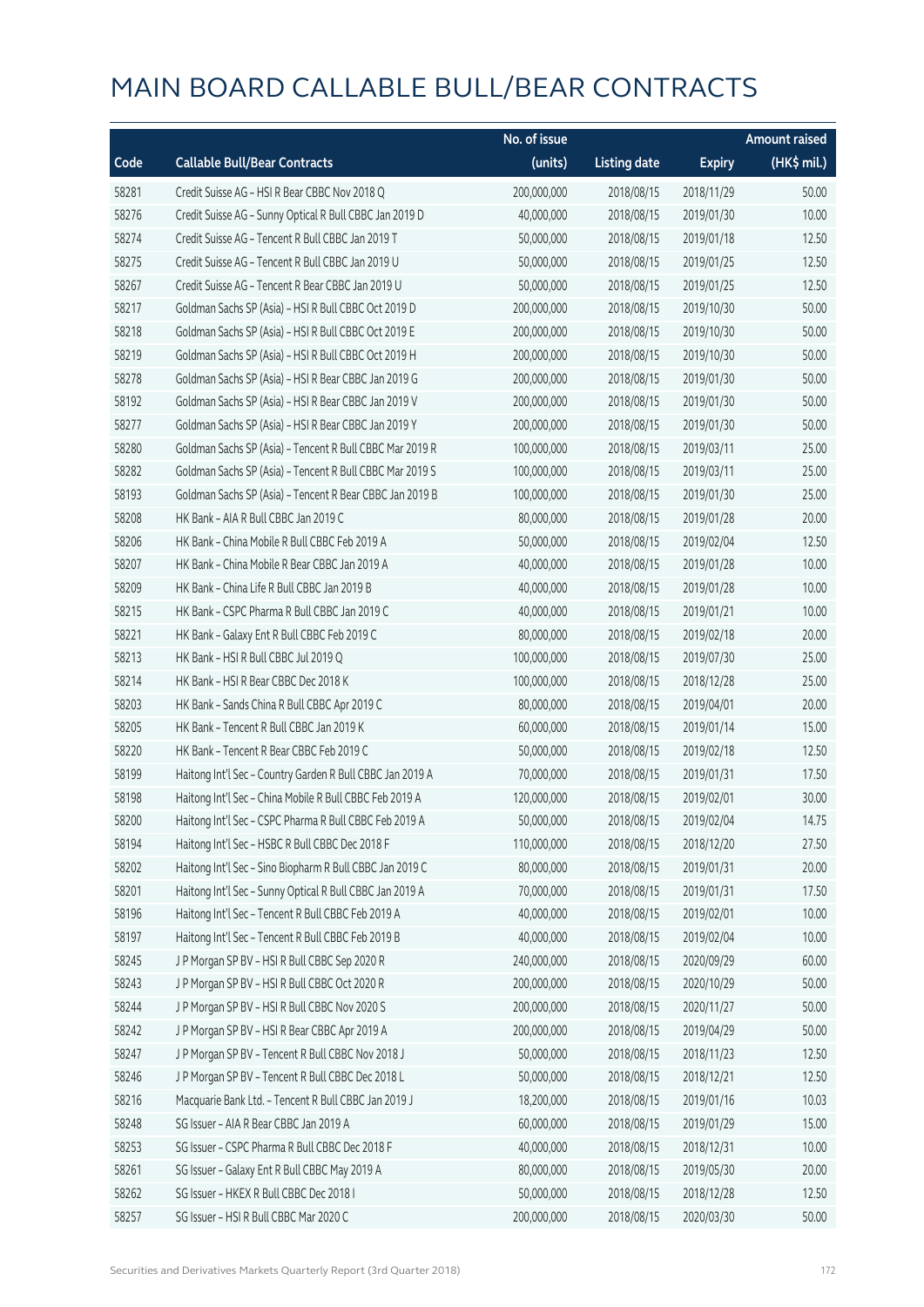# MAIN BOARD CALLABLE BULL/BEAR CONTRACTS

| Code | Callable Bull/Bear Contracts | No. of issue (units) | Listing date | Expiry | Amount raised (HK$ mil.) |
|---|---|---|---|---|---|
| 58281 | Credit Suisse AG – HSI R Bear CBBC Nov 2018 Q | 200,000,000 | 2018/08/15 | 2018/11/29 | 50.00 |
| 58276 | Credit Suisse AG – Sunny Optical R Bull CBBC Jan 2019 D | 40,000,000 | 2018/08/15 | 2019/01/30 | 10.00 |
| 58274 | Credit Suisse AG – Tencent R Bull CBBC Jan 2019 T | 50,000,000 | 2018/08/15 | 2019/01/18 | 12.50 |
| 58275 | Credit Suisse AG – Tencent R Bull CBBC Jan 2019 U | 50,000,000 | 2018/08/15 | 2019/01/25 | 12.50 |
| 58267 | Credit Suisse AG – Tencent R Bear CBBC Jan 2019 U | 50,000,000 | 2018/08/15 | 2019/01/25 | 12.50 |
| 58217 | Goldman Sachs SP (Asia) – HSI R Bull CBBC Oct 2019 D | 200,000,000 | 2018/08/15 | 2019/10/30 | 50.00 |
| 58218 | Goldman Sachs SP (Asia) – HSI R Bull CBBC Oct 2019 E | 200,000,000 | 2018/08/15 | 2019/10/30 | 50.00 |
| 58219 | Goldman Sachs SP (Asia) – HSI R Bull CBBC Oct 2019 H | 200,000,000 | 2018/08/15 | 2019/10/30 | 50.00 |
| 58278 | Goldman Sachs SP (Asia) – HSI R Bear CBBC Jan 2019 G | 200,000,000 | 2018/08/15 | 2019/01/30 | 50.00 |
| 58192 | Goldman Sachs SP (Asia) – HSI R Bear CBBC Jan 2019 V | 200,000,000 | 2018/08/15 | 2019/01/30 | 50.00 |
| 58277 | Goldman Sachs SP (Asia) – HSI R Bear CBBC Jan 2019 Y | 200,000,000 | 2018/08/15 | 2019/01/30 | 50.00 |
| 58280 | Goldman Sachs SP (Asia) – Tencent R Bull CBBC Mar 2019 R | 100,000,000 | 2018/08/15 | 2019/03/11 | 25.00 |
| 58282 | Goldman Sachs SP (Asia) – Tencent R Bull CBBC Mar 2019 S | 100,000,000 | 2018/08/15 | 2019/03/11 | 25.00 |
| 58193 | Goldman Sachs SP (Asia) – Tencent R Bear CBBC Jan 2019 B | 100,000,000 | 2018/08/15 | 2019/01/30 | 25.00 |
| 58208 | HK Bank – AIA R Bull CBBC Jan 2019 C | 80,000,000 | 2018/08/15 | 2019/01/28 | 20.00 |
| 58206 | HK Bank – China Mobile R Bull CBBC Feb 2019 A | 50,000,000 | 2018/08/15 | 2019/02/04 | 12.50 |
| 58207 | HK Bank – China Mobile R Bear CBBC Jan 2019 A | 40,000,000 | 2018/08/15 | 2019/01/28 | 10.00 |
| 58209 | HK Bank – China Life R Bull CBBC Jan 2019 B | 40,000,000 | 2018/08/15 | 2019/01/28 | 10.00 |
| 58215 | HK Bank – CSPC Pharma R Bull CBBC Jan 2019 C | 40,000,000 | 2018/08/15 | 2019/01/21 | 10.00 |
| 58221 | HK Bank – Galaxy Ent R Bull CBBC Feb 2019 C | 80,000,000 | 2018/08/15 | 2019/02/18 | 20.00 |
| 58213 | HK Bank – HSI R Bull CBBC Jul 2019 Q | 100,000,000 | 2018/08/15 | 2019/07/30 | 25.00 |
| 58214 | HK Bank – HSI R Bear CBBC Dec 2018 K | 100,000,000 | 2018/08/15 | 2018/12/28 | 25.00 |
| 58203 | HK Bank – Sands China R Bull CBBC Apr 2019 C | 80,000,000 | 2018/08/15 | 2019/04/01 | 20.00 |
| 58205 | HK Bank – Tencent R Bull CBBC Jan 2019 K | 60,000,000 | 2018/08/15 | 2019/01/14 | 15.00 |
| 58220 | HK Bank – Tencent R Bear CBBC Feb 2019 C | 50,000,000 | 2018/08/15 | 2019/02/18 | 12.50 |
| 58199 | Haitong Int'l Sec – Country Garden R Bull CBBC Jan 2019 A | 70,000,000 | 2018/08/15 | 2019/01/31 | 17.50 |
| 58198 | Haitong Int'l Sec – China Mobile R Bull CBBC Feb 2019 A | 120,000,000 | 2018/08/15 | 2019/02/01 | 30.00 |
| 58200 | Haitong Int'l Sec – CSPC Pharma R Bull CBBC Feb 2019 A | 50,000,000 | 2018/08/15 | 2019/02/04 | 14.75 |
| 58194 | Haitong Int'l Sec – HSBC R Bull CBBC Dec 2018 F | 110,000,000 | 2018/08/15 | 2018/12/20 | 27.50 |
| 58202 | Haitong Int'l Sec – Sino Biopharm R Bull CBBC Jan 2019 C | 80,000,000 | 2018/08/15 | 2019/01/31 | 20.00 |
| 58201 | Haitong Int'l Sec – Sunny Optical R Bull CBBC Jan 2019 A | 70,000,000 | 2018/08/15 | 2019/01/31 | 17.50 |
| 58196 | Haitong Int'l Sec – Tencent R Bull CBBC Feb 2019 A | 40,000,000 | 2018/08/15 | 2019/02/01 | 10.00 |
| 58197 | Haitong Int'l Sec – Tencent R Bull CBBC Feb 2019 B | 40,000,000 | 2018/08/15 | 2019/02/04 | 10.00 |
| 58245 | J P Morgan SP BV – HSI R Bull CBBC Sep 2020 R | 240,000,000 | 2018/08/15 | 2020/09/29 | 60.00 |
| 58243 | J P Morgan SP BV – HSI R Bull CBBC Oct 2020 R | 200,000,000 | 2018/08/15 | 2020/10/29 | 50.00 |
| 58244 | J P Morgan SP BV – HSI R Bull CBBC Nov 2020 S | 200,000,000 | 2018/08/15 | 2020/11/27 | 50.00 |
| 58242 | J P Morgan SP BV – HSI R Bear CBBC Apr 2019 A | 200,000,000 | 2018/08/15 | 2019/04/29 | 50.00 |
| 58247 | J P Morgan SP BV – Tencent R Bull CBBC Nov 2018 J | 50,000,000 | 2018/08/15 | 2018/11/23 | 12.50 |
| 58246 | J P Morgan SP BV – Tencent R Bull CBBC Dec 2018 L | 50,000,000 | 2018/08/15 | 2018/12/21 | 12.50 |
| 58216 | Macquarie Bank Ltd. – Tencent R Bull CBBC Jan 2019 J | 18,200,000 | 2018/08/15 | 2019/01/16 | 10.03 |
| 58248 | SG Issuer – AIA R Bear CBBC Jan 2019 A | 60,000,000 | 2018/08/15 | 2019/01/29 | 15.00 |
| 58253 | SG Issuer – CSPC Pharma R Bull CBBC Dec 2018 F | 40,000,000 | 2018/08/15 | 2018/12/31 | 10.00 |
| 58261 | SG Issuer – Galaxy Ent R Bull CBBC May 2019 A | 80,000,000 | 2018/08/15 | 2019/05/30 | 20.00 |
| 58262 | SG Issuer – HKEX R Bull CBBC Dec 2018 I | 50,000,000 | 2018/08/15 | 2018/12/28 | 12.50 |
| 58257 | SG Issuer – HSI R Bull CBBC Mar 2020 C | 200,000,000 | 2018/08/15 | 2020/03/30 | 50.00 |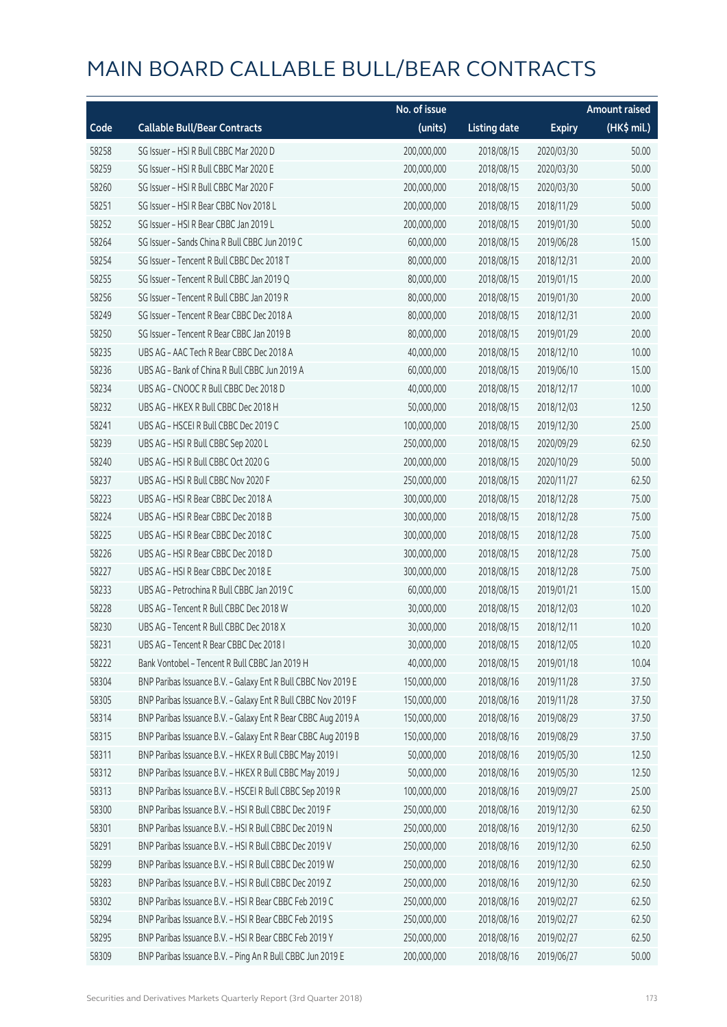# MAIN BOARD CALLABLE BULL/BEAR CONTRACTS

| Code | Callable Bull/Bear Contracts | No. of issue (units) | Listing date | Expiry | Amount raised (HK$ mil.) |
|---|---|---|---|---|---|
| 58258 | SG Issuer – HSI R Bull CBBC Mar 2020 D | 200,000,000 | 2018/08/15 | 2020/03/30 | 50.00 |
| 58259 | SG Issuer – HSI R Bull CBBC Mar 2020 E | 200,000,000 | 2018/08/15 | 2020/03/30 | 50.00 |
| 58260 | SG Issuer – HSI R Bull CBBC Mar 2020 F | 200,000,000 | 2018/08/15 | 2020/03/30 | 50.00 |
| 58251 | SG Issuer – HSI R Bear CBBC Nov 2018 L | 200,000,000 | 2018/08/15 | 2018/11/29 | 50.00 |
| 58252 | SG Issuer – HSI R Bear CBBC Jan 2019 L | 200,000,000 | 2018/08/15 | 2019/01/30 | 50.00 |
| 58264 | SG Issuer – Sands China R Bull CBBC Jun 2019 C | 60,000,000 | 2018/08/15 | 2019/06/28 | 15.00 |
| 58254 | SG Issuer – Tencent R Bull CBBC Dec 2018 T | 80,000,000 | 2018/08/15 | 2018/12/31 | 20.00 |
| 58255 | SG Issuer – Tencent R Bull CBBC Jan 2019 Q | 80,000,000 | 2018/08/15 | 2019/01/15 | 20.00 |
| 58256 | SG Issuer – Tencent R Bull CBBC Jan 2019 R | 80,000,000 | 2018/08/15 | 2019/01/30 | 20.00 |
| 58249 | SG Issuer – Tencent R Bear CBBC Dec 2018 A | 80,000,000 | 2018/08/15 | 2018/12/31 | 20.00 |
| 58250 | SG Issuer – Tencent R Bear CBBC Jan 2019 B | 80,000,000 | 2018/08/15 | 2019/01/29 | 20.00 |
| 58235 | UBS AG – AAC Tech R Bear CBBC Dec 2018 A | 40,000,000 | 2018/08/15 | 2018/12/10 | 10.00 |
| 58236 | UBS AG – Bank of China R Bull CBBC Jun 2019 A | 60,000,000 | 2018/08/15 | 2019/06/10 | 15.00 |
| 58234 | UBS AG – CNOOC R Bull CBBC Dec 2018 D | 40,000,000 | 2018/08/15 | 2018/12/17 | 10.00 |
| 58232 | UBS AG – HKEX R Bull CBBC Dec 2018 H | 50,000,000 | 2018/08/15 | 2018/12/03 | 12.50 |
| 58241 | UBS AG – HSCEI R Bull CBBC Dec 2019 C | 100,000,000 | 2018/08/15 | 2019/12/30 | 25.00 |
| 58239 | UBS AG – HSI R Bull CBBC Sep 2020 L | 250,000,000 | 2018/08/15 | 2020/09/29 | 62.50 |
| 58240 | UBS AG – HSI R Bull CBBC Oct 2020 G | 200,000,000 | 2018/08/15 | 2020/10/29 | 50.00 |
| 58237 | UBS AG – HSI R Bull CBBC Nov 2020 F | 250,000,000 | 2018/08/15 | 2020/11/27 | 62.50 |
| 58223 | UBS AG – HSI R Bear CBBC Dec 2018 A | 300,000,000 | 2018/08/15 | 2018/12/28 | 75.00 |
| 58224 | UBS AG – HSI R Bear CBBC Dec 2018 B | 300,000,000 | 2018/08/15 | 2018/12/28 | 75.00 |
| 58225 | UBS AG – HSI R Bear CBBC Dec 2018 C | 300,000,000 | 2018/08/15 | 2018/12/28 | 75.00 |
| 58226 | UBS AG – HSI R Bear CBBC Dec 2018 D | 300,000,000 | 2018/08/15 | 2018/12/28 | 75.00 |
| 58227 | UBS AG – HSI R Bear CBBC Dec 2018 E | 300,000,000 | 2018/08/15 | 2018/12/28 | 75.00 |
| 58233 | UBS AG – Petrochina R Bull CBBC Jan 2019 C | 60,000,000 | 2018/08/15 | 2019/01/21 | 15.00 |
| 58228 | UBS AG – Tencent R Bull CBBC Dec 2018 W | 30,000,000 | 2018/08/15 | 2018/12/03 | 10.20 |
| 58230 | UBS AG – Tencent R Bull CBBC Dec 2018 X | 30,000,000 | 2018/08/15 | 2018/12/11 | 10.20 |
| 58231 | UBS AG – Tencent R Bear CBBC Dec 2018 I | 30,000,000 | 2018/08/15 | 2018/12/05 | 10.20 |
| 58222 | Bank Vontobel – Tencent R Bull CBBC Jan 2019 H | 40,000,000 | 2018/08/15 | 2019/01/18 | 10.04 |
| 58304 | BNP Paribas Issuance B.V. – Galaxy Ent R Bull CBBC Nov 2019 E | 150,000,000 | 2018/08/16 | 2019/11/28 | 37.50 |
| 58305 | BNP Paribas Issuance B.V. – Galaxy Ent R Bull CBBC Nov 2019 F | 150,000,000 | 2018/08/16 | 2019/11/28 | 37.50 |
| 58314 | BNP Paribas Issuance B.V. – Galaxy Ent R Bear CBBC Aug 2019 A | 150,000,000 | 2018/08/16 | 2019/08/29 | 37.50 |
| 58315 | BNP Paribas Issuance B.V. – Galaxy Ent R Bear CBBC Aug 2019 B | 150,000,000 | 2018/08/16 | 2019/08/29 | 37.50 |
| 58311 | BNP Paribas Issuance B.V. – HKEX R Bull CBBC May 2019 I | 50,000,000 | 2018/08/16 | 2019/05/30 | 12.50 |
| 58312 | BNP Paribas Issuance B.V. – HKEX R Bull CBBC May 2019 J | 50,000,000 | 2018/08/16 | 2019/05/30 | 12.50 |
| 58313 | BNP Paribas Issuance B.V. – HSCEI R Bull CBBC Sep 2019 R | 100,000,000 | 2018/08/16 | 2019/09/27 | 25.00 |
| 58300 | BNP Paribas Issuance B.V. – HSI R Bull CBBC Dec 2019 F | 250,000,000 | 2018/08/16 | 2019/12/30 | 62.50 |
| 58301 | BNP Paribas Issuance B.V. – HSI R Bull CBBC Dec 2019 N | 250,000,000 | 2018/08/16 | 2019/12/30 | 62.50 |
| 58291 | BNP Paribas Issuance B.V. – HSI R Bull CBBC Dec 2019 V | 250,000,000 | 2018/08/16 | 2019/12/30 | 62.50 |
| 58299 | BNP Paribas Issuance B.V. – HSI R Bull CBBC Dec 2019 W | 250,000,000 | 2018/08/16 | 2019/12/30 | 62.50 |
| 58283 | BNP Paribas Issuance B.V. – HSI R Bull CBBC Dec 2019 Z | 250,000,000 | 2018/08/16 | 2019/12/30 | 62.50 |
| 58302 | BNP Paribas Issuance B.V. – HSI R Bear CBBC Feb 2019 C | 250,000,000 | 2018/08/16 | 2019/02/27 | 62.50 |
| 58294 | BNP Paribas Issuance B.V. – HSI R Bear CBBC Feb 2019 S | 250,000,000 | 2018/08/16 | 2019/02/27 | 62.50 |
| 58295 | BNP Paribas Issuance B.V. – HSI R Bear CBBC Feb 2019 Y | 250,000,000 | 2018/08/16 | 2019/02/27 | 62.50 |
| 58309 | BNP Paribas Issuance B.V. – Ping An R Bull CBBC Jun 2019 E | 200,000,000 | 2018/08/16 | 2019/06/27 | 50.00 |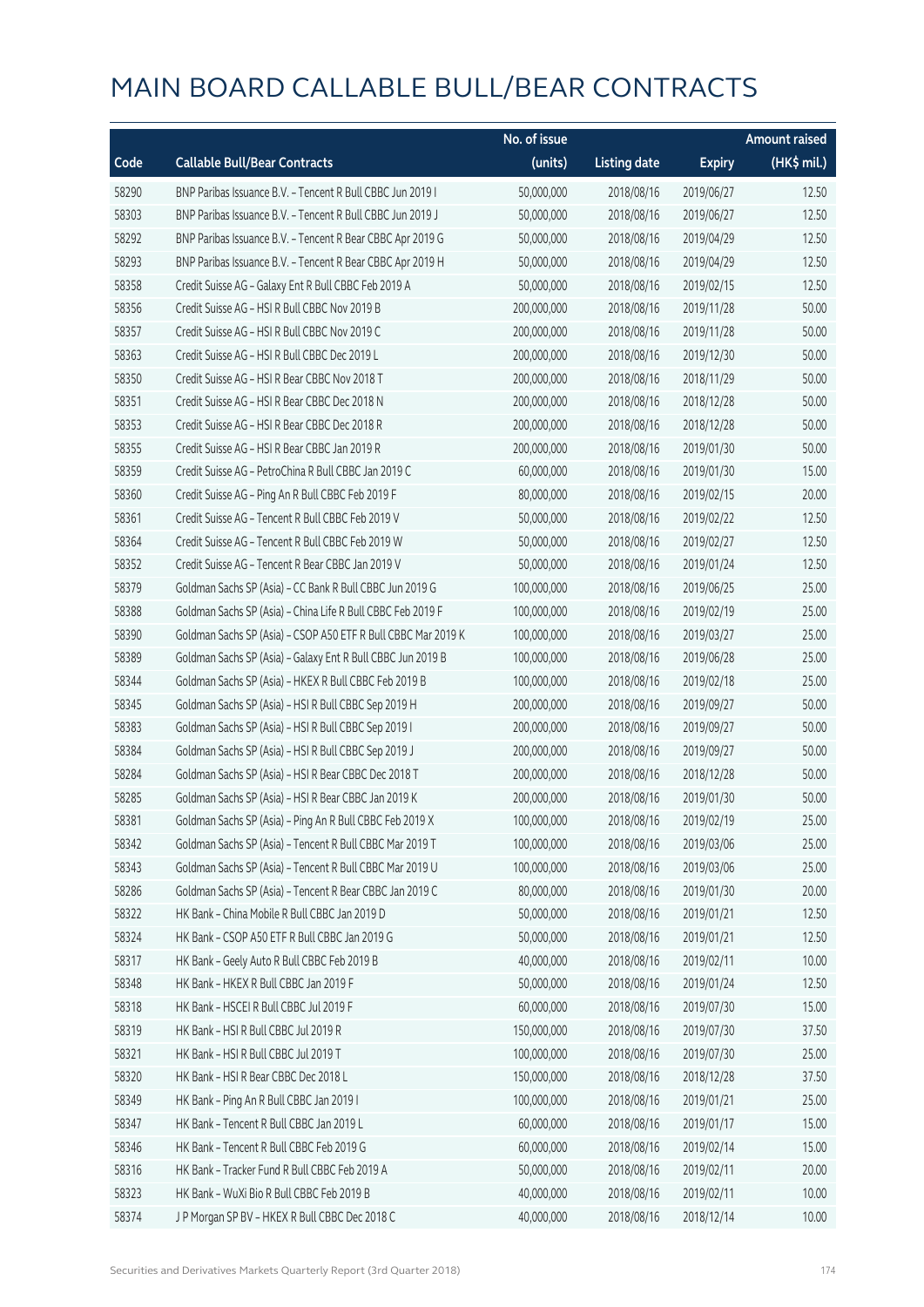# MAIN BOARD CALLABLE BULL/BEAR CONTRACTS

| Code | Callable Bull/Bear Contracts | No. of issue (units) | Listing date | Expiry | Amount raised (HK$ mil.) |
|---|---|---|---|---|---|
| 58290 | BNP Paribas Issuance B.V. – Tencent R Bull CBBC Jun 2019 I | 50,000,000 | 2018/08/16 | 2019/06/27 | 12.50 |
| 58303 | BNP Paribas Issuance B.V. – Tencent R Bull CBBC Jun 2019 J | 50,000,000 | 2018/08/16 | 2019/06/27 | 12.50 |
| 58292 | BNP Paribas Issuance B.V. – Tencent R Bear CBBC Apr 2019 G | 50,000,000 | 2018/08/16 | 2019/04/29 | 12.50 |
| 58293 | BNP Paribas Issuance B.V. – Tencent R Bear CBBC Apr 2019 H | 50,000,000 | 2018/08/16 | 2019/04/29 | 12.50 |
| 58358 | Credit Suisse AG – Galaxy Ent R Bull CBBC Feb 2019 A | 50,000,000 | 2018/08/16 | 2019/02/15 | 12.50 |
| 58356 | Credit Suisse AG – HSI R Bull CBBC Nov 2019 B | 200,000,000 | 2018/08/16 | 2019/11/28 | 50.00 |
| 58357 | Credit Suisse AG – HSI R Bull CBBC Nov 2019 C | 200,000,000 | 2018/08/16 | 2019/11/28 | 50.00 |
| 58363 | Credit Suisse AG – HSI R Bull CBBC Dec 2019 L | 200,000,000 | 2018/08/16 | 2019/12/30 | 50.00 |
| 58350 | Credit Suisse AG – HSI R Bear CBBC Nov 2018 T | 200,000,000 | 2018/08/16 | 2018/11/29 | 50.00 |
| 58351 | Credit Suisse AG – HSI R Bear CBBC Dec 2018 N | 200,000,000 | 2018/08/16 | 2018/12/28 | 50.00 |
| 58353 | Credit Suisse AG – HSI R Bear CBBC Dec 2018 R | 200,000,000 | 2018/08/16 | 2018/12/28 | 50.00 |
| 58355 | Credit Suisse AG – HSI R Bear CBBC Jan 2019 R | 200,000,000 | 2018/08/16 | 2019/01/30 | 50.00 |
| 58359 | Credit Suisse AG – PetroChina R Bull CBBC Jan 2019 C | 60,000,000 | 2018/08/16 | 2019/01/30 | 15.00 |
| 58360 | Credit Suisse AG – Ping An R Bull CBBC Feb 2019 F | 80,000,000 | 2018/08/16 | 2019/02/15 | 20.00 |
| 58361 | Credit Suisse AG – Tencent R Bull CBBC Feb 2019 V | 50,000,000 | 2018/08/16 | 2019/02/22 | 12.50 |
| 58364 | Credit Suisse AG – Tencent R Bull CBBC Feb 2019 W | 50,000,000 | 2018/08/16 | 2019/02/27 | 12.50 |
| 58352 | Credit Suisse AG – Tencent R Bear CBBC Jan 2019 V | 50,000,000 | 2018/08/16 | 2019/01/24 | 12.50 |
| 58379 | Goldman Sachs SP (Asia) – CC Bank R Bull CBBC Jun 2019 G | 100,000,000 | 2018/08/16 | 2019/06/25 | 25.00 |
| 58388 | Goldman Sachs SP (Asia) – China Life R Bull CBBC Feb 2019 F | 100,000,000 | 2018/08/16 | 2019/02/19 | 25.00 |
| 58390 | Goldman Sachs SP (Asia) – CSOP A50 ETF R Bull CBBC Mar 2019 K | 100,000,000 | 2018/08/16 | 2019/03/27 | 25.00 |
| 58389 | Goldman Sachs SP (Asia) – Galaxy Ent R Bull CBBC Jun 2019 B | 100,000,000 | 2018/08/16 | 2019/06/28 | 25.00 |
| 58344 | Goldman Sachs SP (Asia) – HKEX R Bull CBBC Feb 2019 B | 100,000,000 | 2018/08/16 | 2019/02/18 | 25.00 |
| 58345 | Goldman Sachs SP (Asia) – HSI R Bull CBBC Sep 2019 H | 200,000,000 | 2018/08/16 | 2019/09/27 | 50.00 |
| 58383 | Goldman Sachs SP (Asia) – HSI R Bull CBBC Sep 2019 I | 200,000,000 | 2018/08/16 | 2019/09/27 | 50.00 |
| 58384 | Goldman Sachs SP (Asia) – HSI R Bull CBBC Sep 2019 J | 200,000,000 | 2018/08/16 | 2019/09/27 | 50.00 |
| 58284 | Goldman Sachs SP (Asia) – HSI R Bear CBBC Dec 2018 T | 200,000,000 | 2018/08/16 | 2018/12/28 | 50.00 |
| 58285 | Goldman Sachs SP (Asia) – HSI R Bear CBBC Jan 2019 K | 200,000,000 | 2018/08/16 | 2019/01/30 | 50.00 |
| 58381 | Goldman Sachs SP (Asia) – Ping An R Bull CBBC Feb 2019 X | 100,000,000 | 2018/08/16 | 2019/02/19 | 25.00 |
| 58342 | Goldman Sachs SP (Asia) – Tencent R Bull CBBC Mar 2019 T | 100,000,000 | 2018/08/16 | 2019/03/06 | 25.00 |
| 58343 | Goldman Sachs SP (Asia) – Tencent R Bull CBBC Mar 2019 U | 100,000,000 | 2018/08/16 | 2019/03/06 | 25.00 |
| 58286 | Goldman Sachs SP (Asia) – Tencent R Bear CBBC Jan 2019 C | 80,000,000 | 2018/08/16 | 2019/01/30 | 20.00 |
| 58322 | HK Bank – China Mobile R Bull CBBC Jan 2019 D | 50,000,000 | 2018/08/16 | 2019/01/21 | 12.50 |
| 58324 | HK Bank – CSOP A50 ETF R Bull CBBC Jan 2019 G | 50,000,000 | 2018/08/16 | 2019/01/21 | 12.50 |
| 58317 | HK Bank – Geely Auto R Bull CBBC Feb 2019 B | 40,000,000 | 2018/08/16 | 2019/02/11 | 10.00 |
| 58348 | HK Bank – HKEX R Bull CBBC Jan 2019 F | 50,000,000 | 2018/08/16 | 2019/01/24 | 12.50 |
| 58318 | HK Bank – HSCEI R Bull CBBC Jul 2019 F | 60,000,000 | 2018/08/16 | 2019/07/30 | 15.00 |
| 58319 | HK Bank – HSI R Bull CBBC Jul 2019 R | 150,000,000 | 2018/08/16 | 2019/07/30 | 37.50 |
| 58321 | HK Bank – HSI R Bull CBBC Jul 2019 T | 100,000,000 | 2018/08/16 | 2019/07/30 | 25.00 |
| 58320 | HK Bank – HSI R Bear CBBC Dec 2018 L | 150,000,000 | 2018/08/16 | 2018/12/28 | 37.50 |
| 58349 | HK Bank – Ping An R Bull CBBC Jan 2019 I | 100,000,000 | 2018/08/16 | 2019/01/21 | 25.00 |
| 58347 | HK Bank – Tencent R Bull CBBC Jan 2019 L | 60,000,000 | 2018/08/16 | 2019/01/17 | 15.00 |
| 58346 | HK Bank – Tencent R Bull CBBC Feb 2019 G | 60,000,000 | 2018/08/16 | 2019/02/14 | 15.00 |
| 58316 | HK Bank – Tracker Fund R Bull CBBC Feb 2019 A | 50,000,000 | 2018/08/16 | 2019/02/11 | 20.00 |
| 58323 | HK Bank – WuXi Bio R Bull CBBC Feb 2019 B | 40,000,000 | 2018/08/16 | 2019/02/11 | 10.00 |
| 58374 | J P Morgan SP BV – HKEX R Bull CBBC Dec 2018 C | 40,000,000 | 2018/08/16 | 2018/12/14 | 10.00 |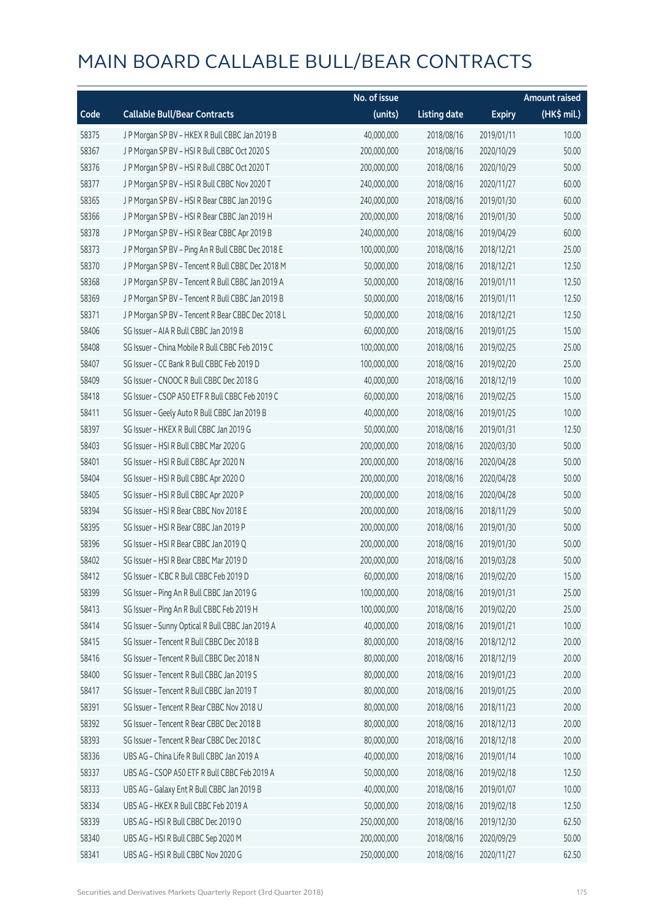# MAIN BOARD CALLABLE BULL/BEAR CONTRACTS

| Code | Callable Bull/Bear Contracts | No. of issue (units) | Listing date | Expiry | Amount raised (HK$ mil.) |
|---|---|---|---|---|---|
| 58375 | J P Morgan SP BV – HKEX R Bull CBBC Jan 2019 B | 40,000,000 | 2018/08/16 | 2019/01/11 | 10.00 |
| 58367 | J P Morgan SP BV – HSI R Bull CBBC Oct 2020 S | 200,000,000 | 2018/08/16 | 2020/10/29 | 50.00 |
| 58376 | J P Morgan SP BV – HSI R Bull CBBC Oct 2020 T | 200,000,000 | 2018/08/16 | 2020/10/29 | 50.00 |
| 58377 | J P Morgan SP BV – HSI R Bull CBBC Nov 2020 T | 240,000,000 | 2018/08/16 | 2020/11/27 | 60.00 |
| 58365 | J P Morgan SP BV – HSI R Bear CBBC Jan 2019 G | 240,000,000 | 2018/08/16 | 2019/01/30 | 60.00 |
| 58366 | J P Morgan SP BV – HSI R Bear CBBC Jan 2019 H | 200,000,000 | 2018/08/16 | 2019/01/30 | 50.00 |
| 58378 | J P Morgan SP BV – HSI R Bear CBBC Apr 2019 B | 240,000,000 | 2018/08/16 | 2019/04/29 | 60.00 |
| 58373 | J P Morgan SP BV – Ping An R Bull CBBC Dec 2018 E | 100,000,000 | 2018/08/16 | 2018/12/21 | 25.00 |
| 58370 | J P Morgan SP BV – Tencent R Bull CBBC Dec 2018 M | 50,000,000 | 2018/08/16 | 2018/12/21 | 12.50 |
| 58368 | J P Morgan SP BV – Tencent R Bull CBBC Jan 2019 A | 50,000,000 | 2018/08/16 | 2019/01/11 | 12.50 |
| 58369 | J P Morgan SP BV – Tencent R Bull CBBC Jan 2019 B | 50,000,000 | 2018/08/16 | 2019/01/11 | 12.50 |
| 58371 | J P Morgan SP BV – Tencent R Bear CBBC Dec 2018 L | 50,000,000 | 2018/08/16 | 2018/12/21 | 12.50 |
| 58406 | SG Issuer – AIA R Bull CBBC Jan 2019 B | 60,000,000 | 2018/08/16 | 2019/01/25 | 15.00 |
| 58408 | SG Issuer – China Mobile R Bull CBBC Feb 2019 C | 100,000,000 | 2018/08/16 | 2019/02/25 | 25.00 |
| 58407 | SG Issuer – CC Bank R Bull CBBC Feb 2019 D | 100,000,000 | 2018/08/16 | 2019/02/20 | 25.00 |
| 58409 | SG Issuer – CNOOC R Bull CBBC Dec 2018 G | 40,000,000 | 2018/08/16 | 2018/12/19 | 10.00 |
| 58418 | SG Issuer – CSOP A50 ETF R Bull CBBC Feb 2019 C | 60,000,000 | 2018/08/16 | 2019/02/25 | 15.00 |
| 58411 | SG Issuer – Geely Auto R Bull CBBC Jan 2019 B | 40,000,000 | 2018/08/16 | 2019/01/25 | 10.00 |
| 58397 | SG Issuer – HKEX R Bull CBBC Jan 2019 G | 50,000,000 | 2018/08/16 | 2019/01/31 | 12.50 |
| 58403 | SG Issuer – HSI R Bull CBBC Mar 2020 G | 200,000,000 | 2018/08/16 | 2020/03/30 | 50.00 |
| 58401 | SG Issuer – HSI R Bull CBBC Apr 2020 N | 200,000,000 | 2018/08/16 | 2020/04/28 | 50.00 |
| 58404 | SG Issuer – HSI R Bull CBBC Apr 2020 O | 200,000,000 | 2018/08/16 | 2020/04/28 | 50.00 |
| 58405 | SG Issuer – HSI R Bull CBBC Apr 2020 P | 200,000,000 | 2018/08/16 | 2020/04/28 | 50.00 |
| 58394 | SG Issuer – HSI R Bear CBBC Nov 2018 E | 200,000,000 | 2018/08/16 | 2018/11/29 | 50.00 |
| 58395 | SG Issuer – HSI R Bear CBBC Jan 2019 P | 200,000,000 | 2018/08/16 | 2019/01/30 | 50.00 |
| 58396 | SG Issuer – HSI R Bear CBBC Jan 2019 Q | 200,000,000 | 2018/08/16 | 2019/01/30 | 50.00 |
| 58402 | SG Issuer – HSI R Bear CBBC Mar 2019 D | 200,000,000 | 2018/08/16 | 2019/03/28 | 50.00 |
| 58412 | SG Issuer – ICBC R Bull CBBC Feb 2019 D | 60,000,000 | 2018/08/16 | 2019/02/20 | 15.00 |
| 58399 | SG Issuer – Ping An R Bull CBBC Jan 2019 G | 100,000,000 | 2018/08/16 | 2019/01/31 | 25.00 |
| 58413 | SG Issuer – Ping An R Bull CBBC Feb 2019 H | 100,000,000 | 2018/08/16 | 2019/02/20 | 25.00 |
| 58414 | SG Issuer – Sunny Optical R Bull CBBC Jan 2019 A | 40,000,000 | 2018/08/16 | 2019/01/21 | 10.00 |
| 58415 | SG Issuer – Tencent R Bull CBBC Dec 2018 B | 80,000,000 | 2018/08/16 | 2018/12/12 | 20.00 |
| 58416 | SG Issuer – Tencent R Bull CBBC Dec 2018 N | 80,000,000 | 2018/08/16 | 2018/12/19 | 20.00 |
| 58400 | SG Issuer – Tencent R Bull CBBC Jan 2019 S | 80,000,000 | 2018/08/16 | 2019/01/23 | 20.00 |
| 58417 | SG Issuer – Tencent R Bull CBBC Jan 2019 T | 80,000,000 | 2018/08/16 | 2019/01/25 | 20.00 |
| 58391 | SG Issuer – Tencent R Bear CBBC Nov 2018 U | 80,000,000 | 2018/08/16 | 2018/11/23 | 20.00 |
| 58392 | SG Issuer – Tencent R Bear CBBC Dec 2018 B | 80,000,000 | 2018/08/16 | 2018/12/13 | 20.00 |
| 58393 | SG Issuer – Tencent R Bear CBBC Dec 2018 C | 80,000,000 | 2018/08/16 | 2018/12/18 | 20.00 |
| 58336 | UBS AG – China Life R Bull CBBC Jan 2019 A | 40,000,000 | 2018/08/16 | 2019/01/14 | 10.00 |
| 58337 | UBS AG – CSOP A50 ETF R Bull CBBC Feb 2019 A | 50,000,000 | 2018/08/16 | 2019/02/18 | 12.50 |
| 58333 | UBS AG – Galaxy Ent R Bull CBBC Jan 2019 B | 40,000,000 | 2018/08/16 | 2019/01/07 | 10.00 |
| 58334 | UBS AG – HKEX R Bull CBBC Feb 2019 A | 50,000,000 | 2018/08/16 | 2019/02/18 | 12.50 |
| 58339 | UBS AG – HSI R Bull CBBC Dec 2019 O | 250,000,000 | 2018/08/16 | 2019/12/30 | 62.50 |
| 58340 | UBS AG – HSI R Bull CBBC Sep 2020 M | 200,000,000 | 2018/08/16 | 2020/09/29 | 50.00 |
| 58341 | UBS AG – HSI R Bull CBBC Nov 2020 G | 250,000,000 | 2018/08/16 | 2020/11/27 | 62.50 |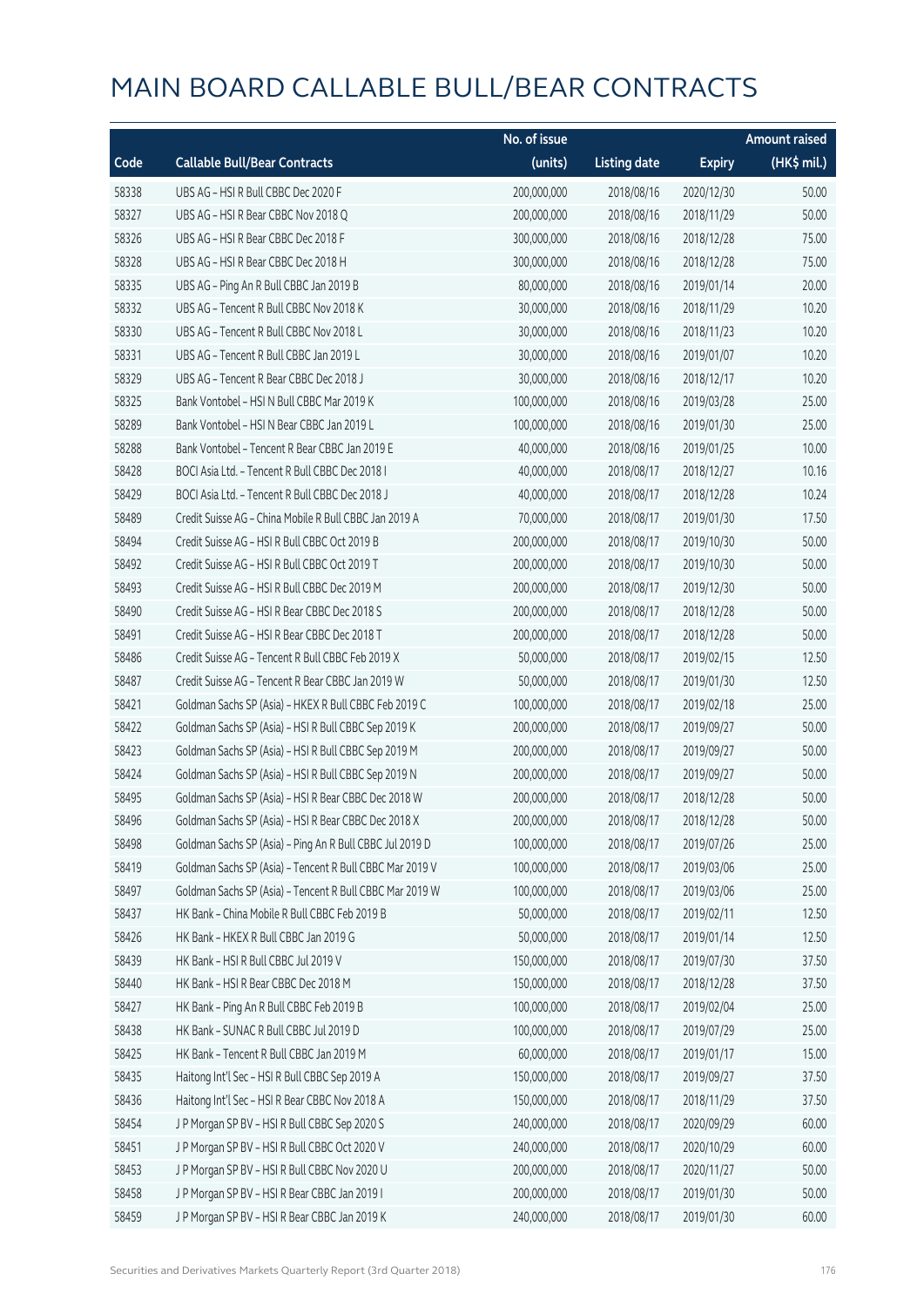# MAIN BOARD CALLABLE BULL/BEAR CONTRACTS

| Code | Callable Bull/Bear Contracts | No. of issue (units) | Listing date | Expiry | Amount raised (HK$ mil.) |
|---|---|---|---|---|---|
| 58338 | UBS AG – HSI R Bull CBBC Dec 2020 F | 200,000,000 | 2018/08/16 | 2020/12/30 | 50.00 |
| 58327 | UBS AG – HSI R Bear CBBC Nov 2018 Q | 200,000,000 | 2018/08/16 | 2018/11/29 | 50.00 |
| 58326 | UBS AG – HSI R Bear CBBC Dec 2018 F | 300,000,000 | 2018/08/16 | 2018/12/28 | 75.00 |
| 58328 | UBS AG – HSI R Bear CBBC Dec 2018 H | 300,000,000 | 2018/08/16 | 2018/12/28 | 75.00 |
| 58335 | UBS AG – Ping An R Bull CBBC Jan 2019 B | 80,000,000 | 2018/08/16 | 2019/01/14 | 20.00 |
| 58332 | UBS AG – Tencent R Bull CBBC Nov 2018 K | 30,000,000 | 2018/08/16 | 2018/11/29 | 10.20 |
| 58330 | UBS AG – Tencent R Bull CBBC Nov 2018 L | 30,000,000 | 2018/08/16 | 2018/11/23 | 10.20 |
| 58331 | UBS AG – Tencent R Bull CBBC Jan 2019 L | 30,000,000 | 2018/08/16 | 2019/01/07 | 10.20 |
| 58329 | UBS AG – Tencent R Bear CBBC Dec 2018 J | 30,000,000 | 2018/08/16 | 2018/12/17 | 10.20 |
| 58325 | Bank Vontobel – HSI N Bull CBBC Mar 2019 K | 100,000,000 | 2018/08/16 | 2019/03/28 | 25.00 |
| 58289 | Bank Vontobel – HSI N Bear CBBC Jan 2019 L | 100,000,000 | 2018/08/16 | 2019/01/30 | 25.00 |
| 58288 | Bank Vontobel – Tencent R Bear CBBC Jan 2019 E | 40,000,000 | 2018/08/16 | 2019/01/25 | 10.00 |
| 58428 | BOCI Asia Ltd. – Tencent R Bull CBBC Dec 2018 I | 40,000,000 | 2018/08/17 | 2018/12/27 | 10.16 |
| 58429 | BOCI Asia Ltd. – Tencent R Bull CBBC Dec 2018 J | 40,000,000 | 2018/08/17 | 2018/12/28 | 10.24 |
| 58489 | Credit Suisse AG – China Mobile R Bull CBBC Jan 2019 A | 70,000,000 | 2018/08/17 | 2019/01/30 | 17.50 |
| 58494 | Credit Suisse AG – HSI R Bull CBBC Oct 2019 B | 200,000,000 | 2018/08/17 | 2019/10/30 | 50.00 |
| 58492 | Credit Suisse AG – HSI R Bull CBBC Oct 2019 T | 200,000,000 | 2018/08/17 | 2019/10/30 | 50.00 |
| 58493 | Credit Suisse AG – HSI R Bull CBBC Dec 2019 M | 200,000,000 | 2018/08/17 | 2019/12/30 | 50.00 |
| 58490 | Credit Suisse AG – HSI R Bear CBBC Dec 2018 S | 200,000,000 | 2018/08/17 | 2018/12/28 | 50.00 |
| 58491 | Credit Suisse AG – HSI R Bear CBBC Dec 2018 T | 200,000,000 | 2018/08/17 | 2018/12/28 | 50.00 |
| 58486 | Credit Suisse AG – Tencent R Bull CBBC Feb 2019 X | 50,000,000 | 2018/08/17 | 2019/02/15 | 12.50 |
| 58487 | Credit Suisse AG – Tencent R Bear CBBC Jan 2019 W | 50,000,000 | 2018/08/17 | 2019/01/30 | 12.50 |
| 58421 | Goldman Sachs SP (Asia) – HKEX R Bull CBBC Feb 2019 C | 100,000,000 | 2018/08/17 | 2019/02/18 | 25.00 |
| 58422 | Goldman Sachs SP (Asia) – HSI R Bull CBBC Sep 2019 K | 200,000,000 | 2018/08/17 | 2019/09/27 | 50.00 |
| 58423 | Goldman Sachs SP (Asia) – HSI R Bull CBBC Sep 2019 M | 200,000,000 | 2018/08/17 | 2019/09/27 | 50.00 |
| 58424 | Goldman Sachs SP (Asia) – HSI R Bull CBBC Sep 2019 N | 200,000,000 | 2018/08/17 | 2019/09/27 | 50.00 |
| 58495 | Goldman Sachs SP (Asia) – HSI R Bear CBBC Dec 2018 W | 200,000,000 | 2018/08/17 | 2018/12/28 | 50.00 |
| 58496 | Goldman Sachs SP (Asia) – HSI R Bear CBBC Dec 2018 X | 200,000,000 | 2018/08/17 | 2018/12/28 | 50.00 |
| 58498 | Goldman Sachs SP (Asia) – Ping An R Bull CBBC Jul 2019 D | 100,000,000 | 2018/08/17 | 2019/07/26 | 25.00 |
| 58419 | Goldman Sachs SP (Asia) – Tencent R Bull CBBC Mar 2019 V | 100,000,000 | 2018/08/17 | 2019/03/06 | 25.00 |
| 58497 | Goldman Sachs SP (Asia) – Tencent R Bull CBBC Mar 2019 W | 100,000,000 | 2018/08/17 | 2019/03/06 | 25.00 |
| 58437 | HK Bank – China Mobile R Bull CBBC Feb 2019 B | 50,000,000 | 2018/08/17 | 2019/02/11 | 12.50 |
| 58426 | HK Bank – HKEX R Bull CBBC Jan 2019 G | 50,000,000 | 2018/08/17 | 2019/01/14 | 12.50 |
| 58439 | HK Bank – HSI R Bull CBBC Jul 2019 V | 150,000,000 | 2018/08/17 | 2019/07/30 | 37.50 |
| 58440 | HK Bank – HSI R Bear CBBC Dec 2018 M | 150,000,000 | 2018/08/17 | 2018/12/28 | 37.50 |
| 58427 | HK Bank – Ping An R Bull CBBC Feb 2019 B | 100,000,000 | 2018/08/17 | 2019/02/04 | 25.00 |
| 58438 | HK Bank – SUNAC R Bull CBBC Jul 2019 D | 100,000,000 | 2018/08/17 | 2019/07/29 | 25.00 |
| 58425 | HK Bank – Tencent R Bull CBBC Jan 2019 M | 60,000,000 | 2018/08/17 | 2019/01/17 | 15.00 |
| 58435 | Haitong Int'l Sec – HSI R Bull CBBC Sep 2019 A | 150,000,000 | 2018/08/17 | 2019/09/27 | 37.50 |
| 58436 | Haitong Int'l Sec – HSI R Bear CBBC Nov 2018 A | 150,000,000 | 2018/08/17 | 2018/11/29 | 37.50 |
| 58454 | J P Morgan SP BV – HSI R Bull CBBC Sep 2020 S | 240,000,000 | 2018/08/17 | 2020/09/29 | 60.00 |
| 58451 | J P Morgan SP BV – HSI R Bull CBBC Oct 2020 V | 240,000,000 | 2018/08/17 | 2020/10/29 | 60.00 |
| 58453 | J P Morgan SP BV – HSI R Bull CBBC Nov 2020 U | 200,000,000 | 2018/08/17 | 2020/11/27 | 50.00 |
| 58458 | J P Morgan SP BV – HSI R Bear CBBC Jan 2019 I | 200,000,000 | 2018/08/17 | 2019/01/30 | 50.00 |
| 58459 | J P Morgan SP BV – HSI R Bear CBBC Jan 2019 K | 240,000,000 | 2018/08/17 | 2019/01/30 | 60.00 |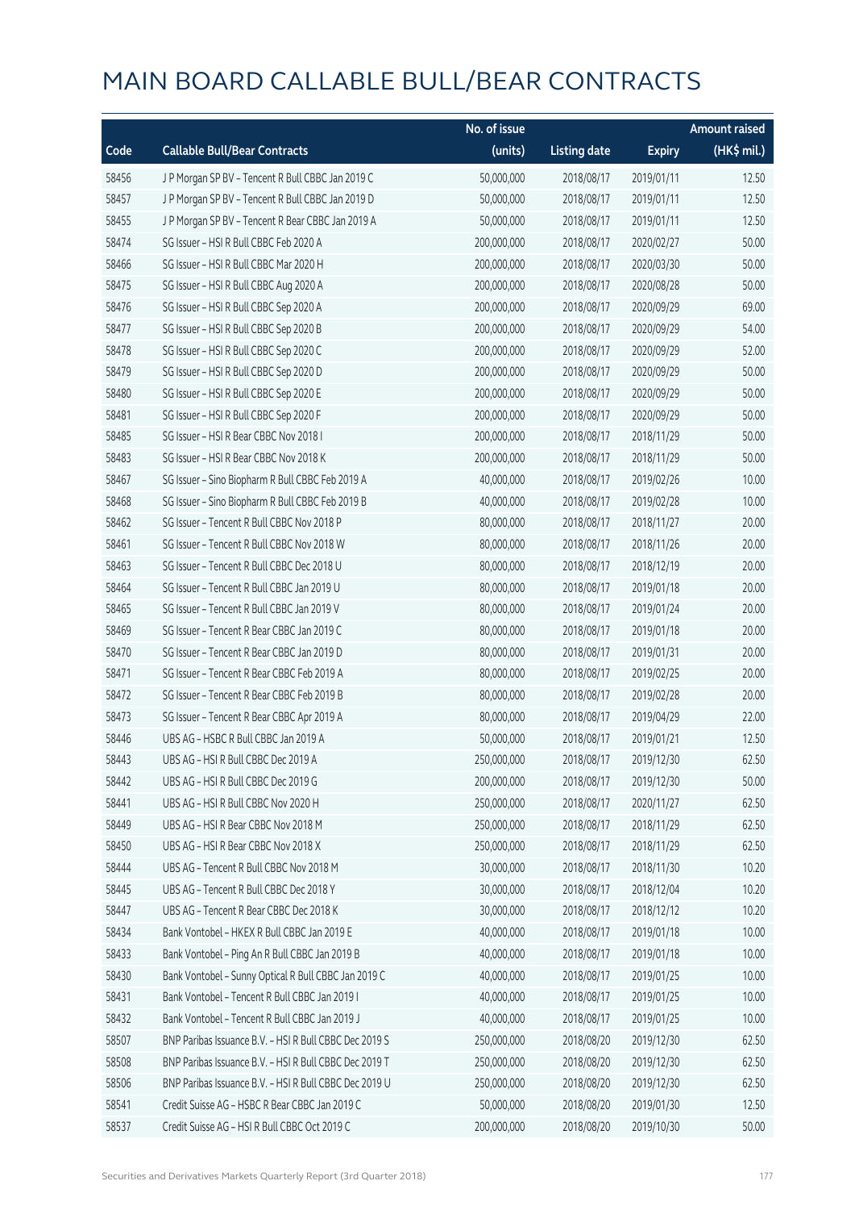# MAIN BOARD CALLABLE BULL/BEAR CONTRACTS

| Code | Callable Bull/Bear Contracts | No. of issue (units) | Listing date | Expiry | Amount raised (HK$ mil.) |
|---|---|---|---|---|---|
| 58456 | J P Morgan SP BV – Tencent R Bull CBBC Jan 2019 C | 50,000,000 | 2018/08/17 | 2019/01/11 | 12.50 |
| 58457 | J P Morgan SP BV – Tencent R Bull CBBC Jan 2019 D | 50,000,000 | 2018/08/17 | 2019/01/11 | 12.50 |
| 58455 | J P Morgan SP BV – Tencent R Bear CBBC Jan 2019 A | 50,000,000 | 2018/08/17 | 2019/01/11 | 12.50 |
| 58474 | SG Issuer – HSI R Bull CBBC Feb 2020 A | 200,000,000 | 2018/08/17 | 2020/02/27 | 50.00 |
| 58466 | SG Issuer – HSI R Bull CBBC Mar 2020 H | 200,000,000 | 2018/08/17 | 2020/03/30 | 50.00 |
| 58475 | SG Issuer – HSI R Bull CBBC Aug 2020 A | 200,000,000 | 2018/08/17 | 2020/08/28 | 50.00 |
| 58476 | SG Issuer – HSI R Bull CBBC Sep 2020 A | 200,000,000 | 2018/08/17 | 2020/09/29 | 69.00 |
| 58477 | SG Issuer – HSI R Bull CBBC Sep 2020 B | 200,000,000 | 2018/08/17 | 2020/09/29 | 54.00 |
| 58478 | SG Issuer – HSI R Bull CBBC Sep 2020 C | 200,000,000 | 2018/08/17 | 2020/09/29 | 52.00 |
| 58479 | SG Issuer – HSI R Bull CBBC Sep 2020 D | 200,000,000 | 2018/08/17 | 2020/09/29 | 50.00 |
| 58480 | SG Issuer – HSI R Bull CBBC Sep 2020 E | 200,000,000 | 2018/08/17 | 2020/09/29 | 50.00 |
| 58481 | SG Issuer – HSI R Bull CBBC Sep 2020 F | 200,000,000 | 2018/08/17 | 2020/09/29 | 50.00 |
| 58485 | SG Issuer – HSI R Bear CBBC Nov 2018 I | 200,000,000 | 2018/08/17 | 2018/11/29 | 50.00 |
| 58483 | SG Issuer – HSI R Bear CBBC Nov 2018 K | 200,000,000 | 2018/08/17 | 2018/11/29 | 50.00 |
| 58467 | SG Issuer – Sino Biopharm R Bull CBBC Feb 2019 A | 40,000,000 | 2018/08/17 | 2019/02/26 | 10.00 |
| 58468 | SG Issuer – Sino Biopharm R Bull CBBC Feb 2019 B | 40,000,000 | 2018/08/17 | 2019/02/28 | 10.00 |
| 58462 | SG Issuer – Tencent R Bull CBBC Nov 2018 P | 80,000,000 | 2018/08/17 | 2018/11/27 | 20.00 |
| 58461 | SG Issuer – Tencent R Bull CBBC Nov 2018 W | 80,000,000 | 2018/08/17 | 2018/11/26 | 20.00 |
| 58463 | SG Issuer – Tencent R Bull CBBC Dec 2018 U | 80,000,000 | 2018/08/17 | 2018/12/19 | 20.00 |
| 58464 | SG Issuer – Tencent R Bull CBBC Jan 2019 U | 80,000,000 | 2018/08/17 | 2019/01/18 | 20.00 |
| 58465 | SG Issuer – Tencent R Bull CBBC Jan 2019 V | 80,000,000 | 2018/08/17 | 2019/01/24 | 20.00 |
| 58469 | SG Issuer – Tencent R Bear CBBC Jan 2019 C | 80,000,000 | 2018/08/17 | 2019/01/18 | 20.00 |
| 58470 | SG Issuer – Tencent R Bear CBBC Jan 2019 D | 80,000,000 | 2018/08/17 | 2019/01/31 | 20.00 |
| 58471 | SG Issuer – Tencent R Bear CBBC Feb 2019 A | 80,000,000 | 2018/08/17 | 2019/02/25 | 20.00 |
| 58472 | SG Issuer – Tencent R Bear CBBC Feb 2019 B | 80,000,000 | 2018/08/17 | 2019/02/28 | 20.00 |
| 58473 | SG Issuer – Tencent R Bear CBBC Apr 2019 A | 80,000,000 | 2018/08/17 | 2019/04/29 | 22.00 |
| 58446 | UBS AG – HSBC R Bull CBBC Jan 2019 A | 50,000,000 | 2018/08/17 | 2019/01/21 | 12.50 |
| 58443 | UBS AG – HSI R Bull CBBC Dec 2019 A | 250,000,000 | 2018/08/17 | 2019/12/30 | 62.50 |
| 58442 | UBS AG – HSI R Bull CBBC Dec 2019 G | 200,000,000 | 2018/08/17 | 2019/12/30 | 50.00 |
| 58441 | UBS AG – HSI R Bull CBBC Nov 2020 H | 250,000,000 | 2018/08/17 | 2020/11/27 | 62.50 |
| 58449 | UBS AG – HSI R Bear CBBC Nov 2018 M | 250,000,000 | 2018/08/17 | 2018/11/29 | 62.50 |
| 58450 | UBS AG – HSI R Bear CBBC Nov 2018 X | 250,000,000 | 2018/08/17 | 2018/11/29 | 62.50 |
| 58444 | UBS AG – Tencent R Bull CBBC Nov 2018 M | 30,000,000 | 2018/08/17 | 2018/11/30 | 10.20 |
| 58445 | UBS AG – Tencent R Bull CBBC Dec 2018 Y | 30,000,000 | 2018/08/17 | 2018/12/04 | 10.20 |
| 58447 | UBS AG – Tencent R Bear CBBC Dec 2018 K | 30,000,000 | 2018/08/17 | 2018/12/12 | 10.20 |
| 58434 | Bank Vontobel – HKEX R Bull CBBC Jan 2019 E | 40,000,000 | 2018/08/17 | 2019/01/18 | 10.00 |
| 58433 | Bank Vontobel – Ping An R Bull CBBC Jan 2019 B | 40,000,000 | 2018/08/17 | 2019/01/18 | 10.00 |
| 58430 | Bank Vontobel – Sunny Optical R Bull CBBC Jan 2019 C | 40,000,000 | 2018/08/17 | 2019/01/25 | 10.00 |
| 58431 | Bank Vontobel – Tencent R Bull CBBC Jan 2019 I | 40,000,000 | 2018/08/17 | 2019/01/25 | 10.00 |
| 58432 | Bank Vontobel – Tencent R Bull CBBC Jan 2019 J | 40,000,000 | 2018/08/17 | 2019/01/25 | 10.00 |
| 58507 | BNP Paribas Issuance B.V. – HSI R Bull CBBC Dec 2019 S | 250,000,000 | 2018/08/20 | 2019/12/30 | 62.50 |
| 58508 | BNP Paribas Issuance B.V. – HSI R Bull CBBC Dec 2019 T | 250,000,000 | 2018/08/20 | 2019/12/30 | 62.50 |
| 58506 | BNP Paribas Issuance B.V. – HSI R Bull CBBC Dec 2019 U | 250,000,000 | 2018/08/20 | 2019/12/30 | 62.50 |
| 58541 | Credit Suisse AG – HSBC R Bear CBBC Jan 2019 C | 50,000,000 | 2018/08/20 | 2019/01/30 | 12.50 |
| 58537 | Credit Suisse AG – HSI R Bull CBBC Oct 2019 C | 200,000,000 | 2018/08/20 | 2019/10/30 | 50.00 |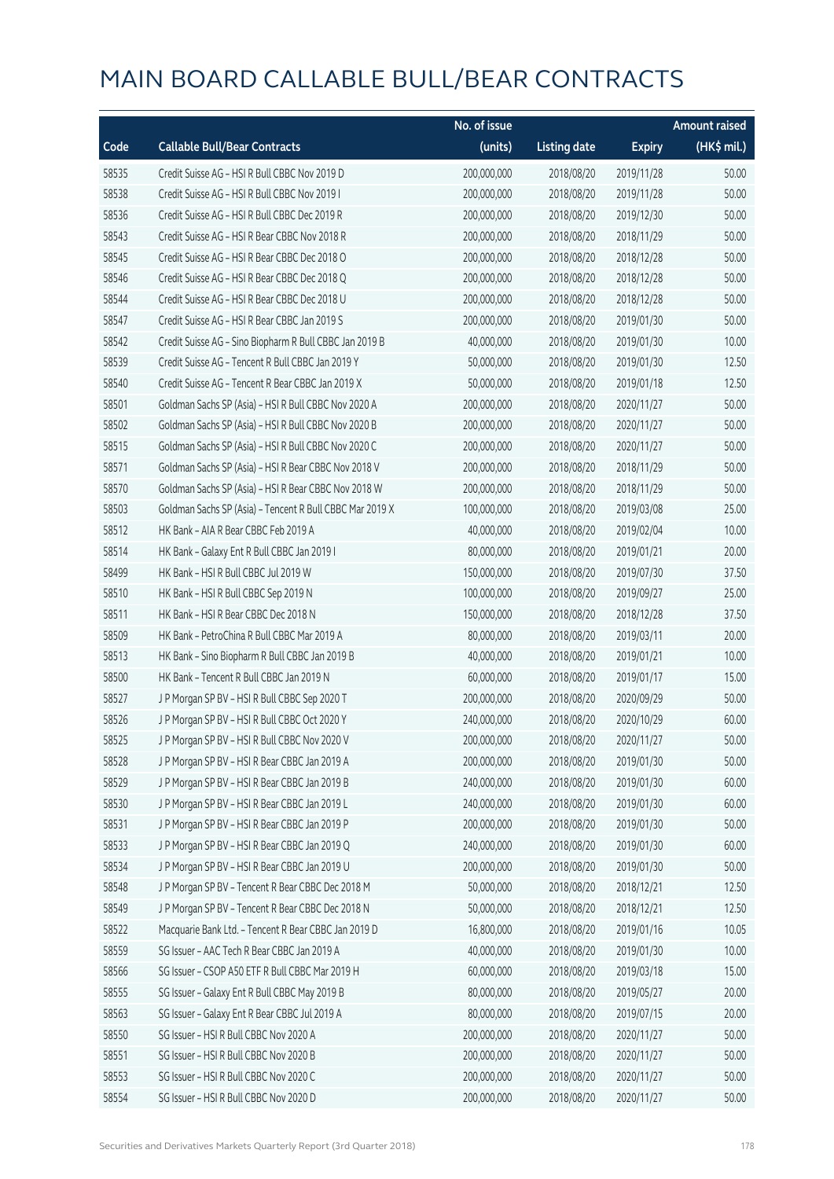# MAIN BOARD CALLABLE BULL/BEAR CONTRACTS

| Code | Callable Bull/Bear Contracts | No. of issue (units) | Listing date | Expiry | Amount raised (HK$ mil.) |
|---|---|---|---|---|---|
| 58535 | Credit Suisse AG – HSI R Bull CBBC Nov 2019 D | 200,000,000 | 2018/08/20 | 2019/11/28 | 50.00 |
| 58538 | Credit Suisse AG – HSI R Bull CBBC Nov 2019 I | 200,000,000 | 2018/08/20 | 2019/11/28 | 50.00 |
| 58536 | Credit Suisse AG – HSI R Bull CBBC Dec 2019 R | 200,000,000 | 2018/08/20 | 2019/12/30 | 50.00 |
| 58543 | Credit Suisse AG – HSI R Bear CBBC Nov 2018 R | 200,000,000 | 2018/08/20 | 2018/11/29 | 50.00 |
| 58545 | Credit Suisse AG – HSI R Bear CBBC Dec 2018 O | 200,000,000 | 2018/08/20 | 2018/12/28 | 50.00 |
| 58546 | Credit Suisse AG – HSI R Bear CBBC Dec 2018 Q | 200,000,000 | 2018/08/20 | 2018/12/28 | 50.00 |
| 58544 | Credit Suisse AG – HSI R Bear CBBC Dec 2018 U | 200,000,000 | 2018/08/20 | 2018/12/28 | 50.00 |
| 58547 | Credit Suisse AG – HSI R Bear CBBC Jan 2019 S | 200,000,000 | 2018/08/20 | 2019/01/30 | 50.00 |
| 58542 | Credit Suisse AG – Sino Biopharm R Bull CBBC Jan 2019 B | 40,000,000 | 2018/08/20 | 2019/01/30 | 10.00 |
| 58539 | Credit Suisse AG – Tencent R Bull CBBC Jan 2019 Y | 50,000,000 | 2018/08/20 | 2019/01/30 | 12.50 |
| 58540 | Credit Suisse AG – Tencent R Bear CBBC Jan 2019 X | 50,000,000 | 2018/08/20 | 2019/01/18 | 12.50 |
| 58501 | Goldman Sachs SP (Asia) – HSI R Bull CBBC Nov 2020 A | 200,000,000 | 2018/08/20 | 2020/11/27 | 50.00 |
| 58502 | Goldman Sachs SP (Asia) – HSI R Bull CBBC Nov 2020 B | 200,000,000 | 2018/08/20 | 2020/11/27 | 50.00 |
| 58515 | Goldman Sachs SP (Asia) – HSI R Bull CBBC Nov 2020 C | 200,000,000 | 2018/08/20 | 2020/11/27 | 50.00 |
| 58571 | Goldman Sachs SP (Asia) – HSI R Bear CBBC Nov 2018 V | 200,000,000 | 2018/08/20 | 2018/11/29 | 50.00 |
| 58570 | Goldman Sachs SP (Asia) – HSI R Bear CBBC Nov 2018 W | 200,000,000 | 2018/08/20 | 2018/11/29 | 50.00 |
| 58503 | Goldman Sachs SP (Asia) – Tencent R Bull CBBC Mar 2019 X | 100,000,000 | 2018/08/20 | 2019/03/08 | 25.00 |
| 58512 | HK Bank – AIA R Bear CBBC Feb 2019 A | 40,000,000 | 2018/08/20 | 2019/02/04 | 10.00 |
| 58514 | HK Bank – Galaxy Ent R Bull CBBC Jan 2019 I | 80,000,000 | 2018/08/20 | 2019/01/21 | 20.00 |
| 58499 | HK Bank – HSI R Bull CBBC Jul 2019 W | 150,000,000 | 2018/08/20 | 2019/07/30 | 37.50 |
| 58510 | HK Bank – HSI R Bull CBBC Sep 2019 N | 100,000,000 | 2018/08/20 | 2019/09/27 | 25.00 |
| 58511 | HK Bank – HSI R Bear CBBC Dec 2018 N | 150,000,000 | 2018/08/20 | 2018/12/28 | 37.50 |
| 58509 | HK Bank – PetroChina R Bull CBBC Mar 2019 A | 80,000,000 | 2018/08/20 | 2019/03/11 | 20.00 |
| 58513 | HK Bank – Sino Biopharm R Bull CBBC Jan 2019 B | 40,000,000 | 2018/08/20 | 2019/01/21 | 10.00 |
| 58500 | HK Bank – Tencent R Bull CBBC Jan 2019 N | 60,000,000 | 2018/08/20 | 2019/01/17 | 15.00 |
| 58527 | J P Morgan SP BV – HSI R Bull CBBC Sep 2020 T | 200,000,000 | 2018/08/20 | 2020/09/29 | 50.00 |
| 58526 | J P Morgan SP BV – HSI R Bull CBBC Oct 2020 Y | 240,000,000 | 2018/08/20 | 2020/10/29 | 60.00 |
| 58525 | J P Morgan SP BV – HSI R Bull CBBC Nov 2020 V | 200,000,000 | 2018/08/20 | 2020/11/27 | 50.00 |
| 58528 | J P Morgan SP BV – HSI R Bear CBBC Jan 2019 A | 200,000,000 | 2018/08/20 | 2019/01/30 | 50.00 |
| 58529 | J P Morgan SP BV – HSI R Bear CBBC Jan 2019 B | 240,000,000 | 2018/08/20 | 2019/01/30 | 60.00 |
| 58530 | J P Morgan SP BV – HSI R Bear CBBC Jan 2019 L | 240,000,000 | 2018/08/20 | 2019/01/30 | 60.00 |
| 58531 | J P Morgan SP BV – HSI R Bear CBBC Jan 2019 P | 200,000,000 | 2018/08/20 | 2019/01/30 | 50.00 |
| 58533 | J P Morgan SP BV – HSI R Bear CBBC Jan 2019 Q | 240,000,000 | 2018/08/20 | 2019/01/30 | 60.00 |
| 58534 | J P Morgan SP BV – HSI R Bear CBBC Jan 2019 U | 200,000,000 | 2018/08/20 | 2019/01/30 | 50.00 |
| 58548 | J P Morgan SP BV – Tencent R Bear CBBC Dec 2018 M | 50,000,000 | 2018/08/20 | 2018/12/21 | 12.50 |
| 58549 | J P Morgan SP BV – Tencent R Bear CBBC Dec 2018 N | 50,000,000 | 2018/08/20 | 2018/12/21 | 12.50 |
| 58522 | Macquarie Bank Ltd. – Tencent R Bear CBBC Jan 2019 D | 16,800,000 | 2018/08/20 | 2019/01/16 | 10.05 |
| 58559 | SG Issuer – AAC Tech R Bear CBBC Jan 2019 A | 40,000,000 | 2018/08/20 | 2019/01/30 | 10.00 |
| 58566 | SG Issuer – CSOP A50 ETF R Bull CBBC Mar 2019 H | 60,000,000 | 2018/08/20 | 2019/03/18 | 15.00 |
| 58555 | SG Issuer – Galaxy Ent R Bull CBBC May 2019 B | 80,000,000 | 2018/08/20 | 2019/05/27 | 20.00 |
| 58563 | SG Issuer – Galaxy Ent R Bear CBBC Jul 2019 A | 80,000,000 | 2018/08/20 | 2019/07/15 | 20.00 |
| 58550 | SG Issuer – HSI R Bull CBBC Nov 2020 A | 200,000,000 | 2018/08/20 | 2020/11/27 | 50.00 |
| 58551 | SG Issuer – HSI R Bull CBBC Nov 2020 B | 200,000,000 | 2018/08/20 | 2020/11/27 | 50.00 |
| 58553 | SG Issuer – HSI R Bull CBBC Nov 2020 C | 200,000,000 | 2018/08/20 | 2020/11/27 | 50.00 |
| 58554 | SG Issuer – HSI R Bull CBBC Nov 2020 D | 200,000,000 | 2018/08/20 | 2020/11/27 | 50.00 |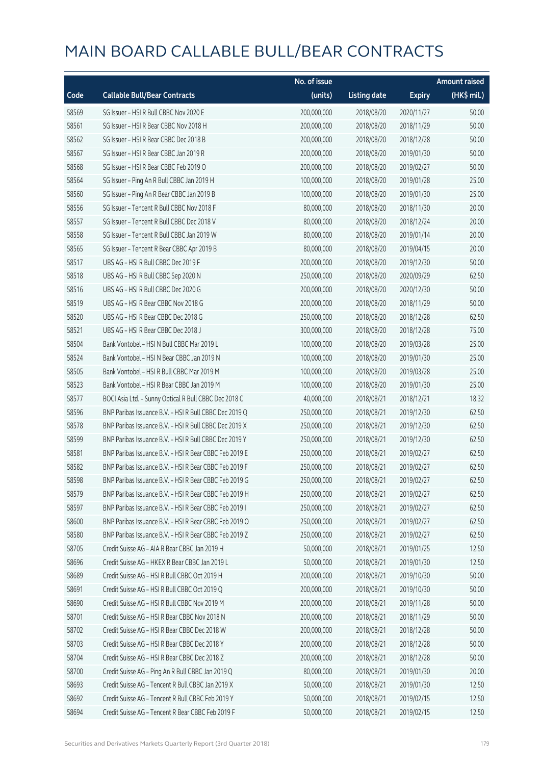# MAIN BOARD CALLABLE BULL/BEAR CONTRACTS

| Code | Callable Bull/Bear Contracts | No. of issue (units) | Listing date | Expiry | Amount raised (HK$ mil.) |
|---|---|---|---|---|---|
| 58569 | SG Issuer – HSI R Bull CBBC Nov 2020 E | 200,000,000 | 2018/08/20 | 2020/11/27 | 50.00 |
| 58561 | SG Issuer – HSI R Bear CBBC Nov 2018 H | 200,000,000 | 2018/08/20 | 2018/11/29 | 50.00 |
| 58562 | SG Issuer – HSI R Bear CBBC Dec 2018 B | 200,000,000 | 2018/08/20 | 2018/12/28 | 50.00 |
| 58567 | SG Issuer – HSI R Bear CBBC Jan 2019 R | 200,000,000 | 2018/08/20 | 2019/01/30 | 50.00 |
| 58568 | SG Issuer – HSI R Bear CBBC Feb 2019 O | 200,000,000 | 2018/08/20 | 2019/02/27 | 50.00 |
| 58564 | SG Issuer – Ping An R Bull CBBC Jan 2019 H | 100,000,000 | 2018/08/20 | 2019/01/28 | 25.00 |
| 58560 | SG Issuer – Ping An R Bear CBBC Jan 2019 B | 100,000,000 | 2018/08/20 | 2019/01/30 | 25.00 |
| 58556 | SG Issuer – Tencent R Bull CBBC Nov 2018 F | 80,000,000 | 2018/08/20 | 2018/11/30 | 20.00 |
| 58557 | SG Issuer – Tencent R Bull CBBC Dec 2018 V | 80,000,000 | 2018/08/20 | 2018/12/24 | 20.00 |
| 58558 | SG Issuer – Tencent R Bull CBBC Jan 2019 W | 80,000,000 | 2018/08/20 | 2019/01/14 | 20.00 |
| 58565 | SG Issuer – Tencent R Bear CBBC Apr 2019 B | 80,000,000 | 2018/08/20 | 2019/04/15 | 20.00 |
| 58517 | UBS AG – HSI R Bull CBBC Dec 2019 F | 200,000,000 | 2018/08/20 | 2019/12/30 | 50.00 |
| 58518 | UBS AG – HSI R Bull CBBC Sep 2020 N | 250,000,000 | 2018/08/20 | 2020/09/29 | 62.50 |
| 58516 | UBS AG – HSI R Bull CBBC Dec 2020 G | 200,000,000 | 2018/08/20 | 2020/12/30 | 50.00 |
| 58519 | UBS AG – HSI R Bear CBBC Nov 2018 G | 200,000,000 | 2018/08/20 | 2018/11/29 | 50.00 |
| 58520 | UBS AG – HSI R Bear CBBC Dec 2018 G | 250,000,000 | 2018/08/20 | 2018/12/28 | 62.50 |
| 58521 | UBS AG – HSI R Bear CBBC Dec 2018 J | 300,000,000 | 2018/08/20 | 2018/12/28 | 75.00 |
| 58504 | Bank Vontobel – HSI N Bull CBBC Mar 2019 L | 100,000,000 | 2018/08/20 | 2019/03/28 | 25.00 |
| 58524 | Bank Vontobel – HSI N Bear CBBC Jan 2019 N | 100,000,000 | 2018/08/20 | 2019/01/30 | 25.00 |
| 58505 | Bank Vontobel – HSI R Bull CBBC Mar 2019 M | 100,000,000 | 2018/08/20 | 2019/03/28 | 25.00 |
| 58523 | Bank Vontobel – HSI R Bear CBBC Jan 2019 M | 100,000,000 | 2018/08/20 | 2019/01/30 | 25.00 |
| 58577 | BOCI Asia Ltd. – Sunny Optical R Bull CBBC Dec 2018 C | 40,000,000 | 2018/08/21 | 2018/12/21 | 18.32 |
| 58596 | BNP Paribas Issuance B.V. – HSI R Bull CBBC Dec 2019 Q | 250,000,000 | 2018/08/21 | 2019/12/30 | 62.50 |
| 58578 | BNP Paribas Issuance B.V. – HSI R Bull CBBC Dec 2019 X | 250,000,000 | 2018/08/21 | 2019/12/30 | 62.50 |
| 58599 | BNP Paribas Issuance B.V. – HSI R Bull CBBC Dec 2019 Y | 250,000,000 | 2018/08/21 | 2019/12/30 | 62.50 |
| 58581 | BNP Paribas Issuance B.V. – HSI R Bear CBBC Feb 2019 E | 250,000,000 | 2018/08/21 | 2019/02/27 | 62.50 |
| 58582 | BNP Paribas Issuance B.V. – HSI R Bear CBBC Feb 2019 F | 250,000,000 | 2018/08/21 | 2019/02/27 | 62.50 |
| 58598 | BNP Paribas Issuance B.V. – HSI R Bear CBBC Feb 2019 G | 250,000,000 | 2018/08/21 | 2019/02/27 | 62.50 |
| 58579 | BNP Paribas Issuance B.V. – HSI R Bear CBBC Feb 2019 H | 250,000,000 | 2018/08/21 | 2019/02/27 | 62.50 |
| 58597 | BNP Paribas Issuance B.V. – HSI R Bear CBBC Feb 2019 I | 250,000,000 | 2018/08/21 | 2019/02/27 | 62.50 |
| 58600 | BNP Paribas Issuance B.V. – HSI R Bear CBBC Feb 2019 O | 250,000,000 | 2018/08/21 | 2019/02/27 | 62.50 |
| 58580 | BNP Paribas Issuance B.V. – HSI R Bear CBBC Feb 2019 Z | 250,000,000 | 2018/08/21 | 2019/02/27 | 62.50 |
| 58705 | Credit Suisse AG – AIA R Bear CBBC Jan 2019 H | 50,000,000 | 2018/08/21 | 2019/01/25 | 12.50 |
| 58696 | Credit Suisse AG – HKEX R Bear CBBC Jan 2019 L | 50,000,000 | 2018/08/21 | 2019/01/30 | 12.50 |
| 58689 | Credit Suisse AG – HSI R Bull CBBC Oct 2019 H | 200,000,000 | 2018/08/21 | 2019/10/30 | 50.00 |
| 58691 | Credit Suisse AG – HSI R Bull CBBC Oct 2019 Q | 200,000,000 | 2018/08/21 | 2019/10/30 | 50.00 |
| 58690 | Credit Suisse AG – HSI R Bull CBBC Nov 2019 M | 200,000,000 | 2018/08/21 | 2019/11/28 | 50.00 |
| 58701 | Credit Suisse AG – HSI R Bear CBBC Nov 2018 N | 200,000,000 | 2018/08/21 | 2018/11/29 | 50.00 |
| 58702 | Credit Suisse AG – HSI R Bear CBBC Dec 2018 W | 200,000,000 | 2018/08/21 | 2018/12/28 | 50.00 |
| 58703 | Credit Suisse AG – HSI R Bear CBBC Dec 2018 Y | 200,000,000 | 2018/08/21 | 2018/12/28 | 50.00 |
| 58704 | Credit Suisse AG – HSI R Bear CBBC Dec 2018 Z | 200,000,000 | 2018/08/21 | 2018/12/28 | 50.00 |
| 58700 | Credit Suisse AG – Ping An R Bull CBBC Jan 2019 Q | 80,000,000 | 2018/08/21 | 2019/01/30 | 20.00 |
| 58693 | Credit Suisse AG – Tencent R Bull CBBC Jan 2019 X | 50,000,000 | 2018/08/21 | 2019/01/30 | 12.50 |
| 58692 | Credit Suisse AG – Tencent R Bull CBBC Feb 2019 Y | 50,000,000 | 2018/08/21 | 2019/02/15 | 12.50 |
| 58694 | Credit Suisse AG – Tencent R Bear CBBC Feb 2019 F | 50,000,000 | 2018/08/21 | 2019/02/15 | 12.50 |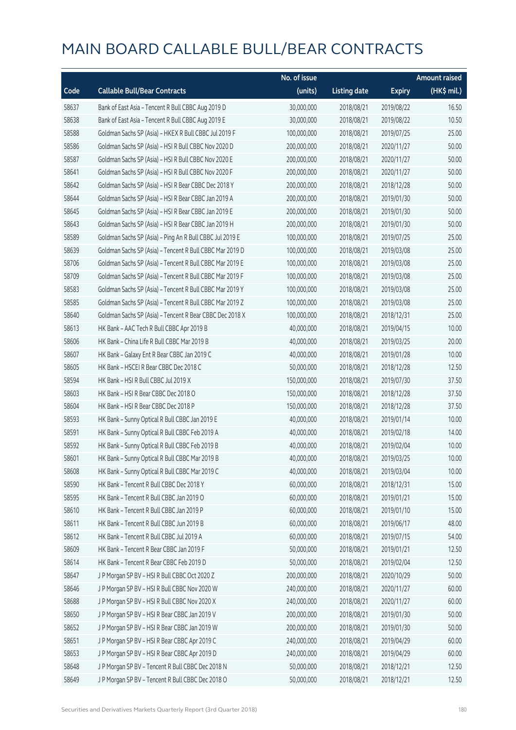# MAIN BOARD CALLABLE BULL/BEAR CONTRACTS

| Code | Callable Bull/Bear Contracts | No. of issue (units) | Listing date | Expiry | Amount raised (HK$ mil.) |
|---|---|---|---|---|---|
| 58637 | Bank of East Asia - Tencent R Bull CBBC Aug 2019 D | 30,000,000 | 2018/08/21 | 2019/08/22 | 16.50 |
| 58638 | Bank of East Asia - Tencent R Bull CBBC Aug 2019 E | 30,000,000 | 2018/08/21 | 2019/08/22 | 10.50 |
| 58588 | Goldman Sachs SP (Asia) - HKEX R Bull CBBC Jul 2019 F | 100,000,000 | 2018/08/21 | 2019/07/25 | 25.00 |
| 58586 | Goldman Sachs SP (Asia) - HSI R Bull CBBC Nov 2020 D | 200,000,000 | 2018/08/21 | 2020/11/27 | 50.00 |
| 58587 | Goldman Sachs SP (Asia) - HSI R Bull CBBC Nov 2020 E | 200,000,000 | 2018/08/21 | 2020/11/27 | 50.00 |
| 58641 | Goldman Sachs SP (Asia) - HSI R Bull CBBC Nov 2020 F | 200,000,000 | 2018/08/21 | 2020/11/27 | 50.00 |
| 58642 | Goldman Sachs SP (Asia) - HSI R Bear CBBC Dec 2018 Y | 200,000,000 | 2018/08/21 | 2018/12/28 | 50.00 |
| 58644 | Goldman Sachs SP (Asia) - HSI R Bear CBBC Jan 2019 A | 200,000,000 | 2018/08/21 | 2019/01/30 | 50.00 |
| 58645 | Goldman Sachs SP (Asia) - HSI R Bear CBBC Jan 2019 E | 200,000,000 | 2018/08/21 | 2019/01/30 | 50.00 |
| 58643 | Goldman Sachs SP (Asia) - HSI R Bear CBBC Jan 2019 H | 200,000,000 | 2018/08/21 | 2019/01/30 | 50.00 |
| 58589 | Goldman Sachs SP (Asia) - Ping An R Bull CBBC Jul 2019 E | 100,000,000 | 2018/08/21 | 2019/07/25 | 25.00 |
| 58639 | Goldman Sachs SP (Asia) - Tencent R Bull CBBC Mar 2019 D | 100,000,000 | 2018/08/21 | 2019/03/08 | 25.00 |
| 58706 | Goldman Sachs SP (Asia) - Tencent R Bull CBBC Mar 2019 E | 100,000,000 | 2018/08/21 | 2019/03/08 | 25.00 |
| 58709 | Goldman Sachs SP (Asia) - Tencent R Bull CBBC Mar 2019 F | 100,000,000 | 2018/08/21 | 2019/03/08 | 25.00 |
| 58583 | Goldman Sachs SP (Asia) - Tencent R Bull CBBC Mar 2019 Y | 100,000,000 | 2018/08/21 | 2019/03/08 | 25.00 |
| 58585 | Goldman Sachs SP (Asia) - Tencent R Bull CBBC Mar 2019 Z | 100,000,000 | 2018/08/21 | 2019/03/08 | 25.00 |
| 58640 | Goldman Sachs SP (Asia) - Tencent R Bear CBBC Dec 2018 X | 100,000,000 | 2018/08/21 | 2018/12/31 | 25.00 |
| 58613 | HK Bank - AAC Tech R Bull CBBC Apr 2019 B | 40,000,000 | 2018/08/21 | 2019/04/15 | 10.00 |
| 58606 | HK Bank - China Life R Bull CBBC Mar 2019 B | 40,000,000 | 2018/08/21 | 2019/03/25 | 20.00 |
| 58607 | HK Bank - Galaxy Ent R Bear CBBC Jan 2019 C | 40,000,000 | 2018/08/21 | 2019/01/28 | 10.00 |
| 58605 | HK Bank - HSCEI R Bear CBBC Dec 2018 C | 50,000,000 | 2018/08/21 | 2018/12/28 | 12.50 |
| 58594 | HK Bank - HSI R Bull CBBC Jul 2019 X | 150,000,000 | 2018/08/21 | 2019/07/30 | 37.50 |
| 58603 | HK Bank - HSI R Bear CBBC Dec 2018 O | 150,000,000 | 2018/08/21 | 2018/12/28 | 37.50 |
| 58604 | HK Bank - HSI R Bear CBBC Dec 2018 P | 150,000,000 | 2018/08/21 | 2018/12/28 | 37.50 |
| 58593 | HK Bank - Sunny Optical R Bull CBBC Jan 2019 E | 40,000,000 | 2018/08/21 | 2019/01/14 | 10.00 |
| 58591 | HK Bank - Sunny Optical R Bull CBBC Feb 2019 A | 40,000,000 | 2018/08/21 | 2019/02/18 | 14.00 |
| 58592 | HK Bank - Sunny Optical R Bull CBBC Feb 2019 B | 40,000,000 | 2018/08/21 | 2019/02/04 | 10.00 |
| 58601 | HK Bank - Sunny Optical R Bull CBBC Mar 2019 B | 40,000,000 | 2018/08/21 | 2019/03/25 | 10.00 |
| 58608 | HK Bank - Sunny Optical R Bull CBBC Mar 2019 C | 40,000,000 | 2018/08/21 | 2019/03/04 | 10.00 |
| 58590 | HK Bank - Tencent R Bull CBBC Dec 2018 Y | 60,000,000 | 2018/08/21 | 2018/12/31 | 15.00 |
| 58595 | HK Bank - Tencent R Bull CBBC Jan 2019 O | 60,000,000 | 2018/08/21 | 2019/01/21 | 15.00 |
| 58610 | HK Bank - Tencent R Bull CBBC Jan 2019 P | 60,000,000 | 2018/08/21 | 2019/01/10 | 15.00 |
| 58611 | HK Bank - Tencent R Bull CBBC Jun 2019 B | 60,000,000 | 2018/08/21 | 2019/06/17 | 48.00 |
| 58612 | HK Bank - Tencent R Bull CBBC Jul 2019 A | 60,000,000 | 2018/08/21 | 2019/07/15 | 54.00 |
| 58609 | HK Bank - Tencent R Bear CBBC Jan 2019 F | 50,000,000 | 2018/08/21 | 2019/01/21 | 12.50 |
| 58614 | HK Bank - Tencent R Bear CBBC Feb 2019 D | 50,000,000 | 2018/08/21 | 2019/02/04 | 12.50 |
| 58647 | J P Morgan SP BV - HSI R Bull CBBC Oct 2020 Z | 200,000,000 | 2018/08/21 | 2020/10/29 | 50.00 |
| 58646 | J P Morgan SP BV - HSI R Bull CBBC Nov 2020 W | 240,000,000 | 2018/08/21 | 2020/11/27 | 60.00 |
| 58688 | J P Morgan SP BV - HSI R Bull CBBC Nov 2020 X | 240,000,000 | 2018/08/21 | 2020/11/27 | 60.00 |
| 58650 | J P Morgan SP BV - HSI R Bear CBBC Jan 2019 V | 200,000,000 | 2018/08/21 | 2019/01/30 | 50.00 |
| 58652 | J P Morgan SP BV - HSI R Bear CBBC Jan 2019 W | 200,000,000 | 2018/08/21 | 2019/01/30 | 50.00 |
| 58651 | J P Morgan SP BV - HSI R Bear CBBC Apr 2019 C | 240,000,000 | 2018/08/21 | 2019/04/29 | 60.00 |
| 58653 | J P Morgan SP BV - HSI R Bear CBBC Apr 2019 D | 240,000,000 | 2018/08/21 | 2019/04/29 | 60.00 |
| 58648 | J P Morgan SP BV - Tencent R Bull CBBC Dec 2018 N | 50,000,000 | 2018/08/21 | 2018/12/21 | 12.50 |
| 58649 | J P Morgan SP BV - Tencent R Bull CBBC Dec 2018 O | 50,000,000 | 2018/08/21 | 2018/12/21 | 12.50 |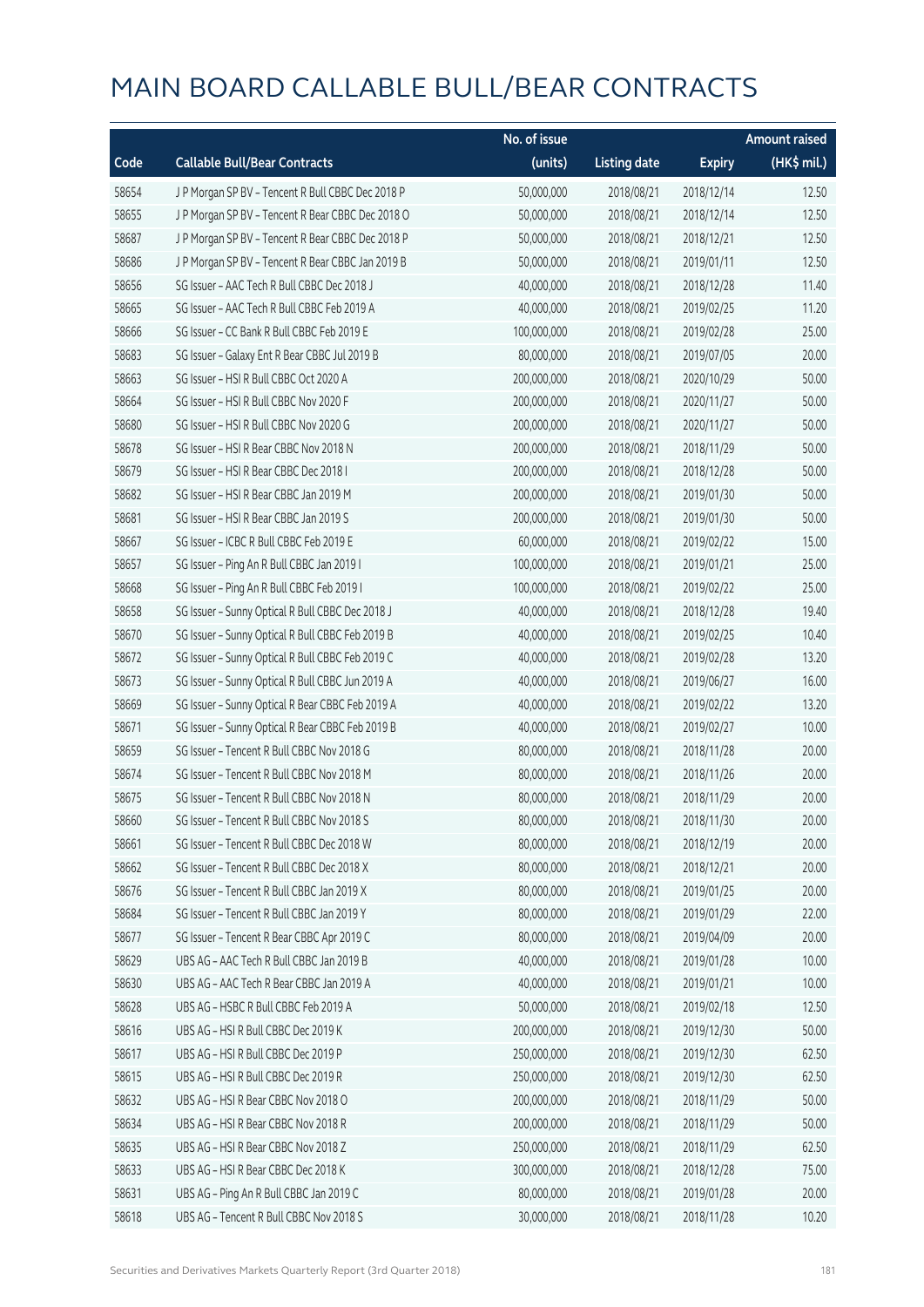# MAIN BOARD CALLABLE BULL/BEAR CONTRACTS

| Code | Callable Bull/Bear Contracts | No. of issue (units) | Listing date | Expiry | Amount raised (HK$ mil.) |
|---|---|---|---|---|---|
| 58654 | J P Morgan SP BV – Tencent R Bull CBBC Dec 2018 P | 50,000,000 | 2018/08/21 | 2018/12/14 | 12.50 |
| 58655 | J P Morgan SP BV – Tencent R Bear CBBC Dec 2018 O | 50,000,000 | 2018/08/21 | 2018/12/14 | 12.50 |
| 58687 | J P Morgan SP BV – Tencent R Bear CBBC Dec 2018 P | 50,000,000 | 2018/08/21 | 2018/12/21 | 12.50 |
| 58686 | J P Morgan SP BV – Tencent R Bear CBBC Jan 2019 B | 50,000,000 | 2018/08/21 | 2019/01/11 | 12.50 |
| 58656 | SG Issuer – AAC Tech R Bull CBBC Dec 2018 J | 40,000,000 | 2018/08/21 | 2018/12/28 | 11.40 |
| 58665 | SG Issuer – AAC Tech R Bull CBBC Feb 2019 A | 40,000,000 | 2018/08/21 | 2019/02/25 | 11.20 |
| 58666 | SG Issuer – CC Bank R Bull CBBC Feb 2019 E | 100,000,000 | 2018/08/21 | 2019/02/28 | 25.00 |
| 58683 | SG Issuer – Galaxy Ent R Bear CBBC Jul 2019 B | 80,000,000 | 2018/08/21 | 2019/07/05 | 20.00 |
| 58663 | SG Issuer – HSI R Bull CBBC Oct 2020 A | 200,000,000 | 2018/08/21 | 2020/10/29 | 50.00 |
| 58664 | SG Issuer – HSI R Bull CBBC Nov 2020 F | 200,000,000 | 2018/08/21 | 2020/11/27 | 50.00 |
| 58680 | SG Issuer – HSI R Bull CBBC Nov 2020 G | 200,000,000 | 2018/08/21 | 2020/11/27 | 50.00 |
| 58678 | SG Issuer – HSI R Bear CBBC Nov 2018 N | 200,000,000 | 2018/08/21 | 2018/11/29 | 50.00 |
| 58679 | SG Issuer – HSI R Bear CBBC Dec 2018 I | 200,000,000 | 2018/08/21 | 2018/12/28 | 50.00 |
| 58682 | SG Issuer – HSI R Bear CBBC Jan 2019 M | 200,000,000 | 2018/08/21 | 2019/01/30 | 50.00 |
| 58681 | SG Issuer – HSI R Bear CBBC Jan 2019 S | 200,000,000 | 2018/08/21 | 2019/01/30 | 50.00 |
| 58667 | SG Issuer – ICBC R Bull CBBC Feb 2019 E | 60,000,000 | 2018/08/21 | 2019/02/22 | 15.00 |
| 58657 | SG Issuer – Ping An R Bull CBBC Jan 2019 I | 100,000,000 | 2018/08/21 | 2019/01/21 | 25.00 |
| 58668 | SG Issuer – Ping An R Bull CBBC Feb 2019 I | 100,000,000 | 2018/08/21 | 2019/02/22 | 25.00 |
| 58658 | SG Issuer – Sunny Optical R Bull CBBC Dec 2018 J | 40,000,000 | 2018/08/21 | 2018/12/28 | 19.40 |
| 58670 | SG Issuer – Sunny Optical R Bull CBBC Feb 2019 B | 40,000,000 | 2018/08/21 | 2019/02/25 | 10.40 |
| 58672 | SG Issuer – Sunny Optical R Bull CBBC Feb 2019 C | 40,000,000 | 2018/08/21 | 2019/02/28 | 13.20 |
| 58673 | SG Issuer – Sunny Optical R Bull CBBC Jun 2019 A | 40,000,000 | 2018/08/21 | 2019/06/27 | 16.00 |
| 58669 | SG Issuer – Sunny Optical R Bear CBBC Feb 2019 A | 40,000,000 | 2018/08/21 | 2019/02/22 | 13.20 |
| 58671 | SG Issuer – Sunny Optical R Bear CBBC Feb 2019 B | 40,000,000 | 2018/08/21 | 2019/02/27 | 10.00 |
| 58659 | SG Issuer – Tencent R Bull CBBC Nov 2018 G | 80,000,000 | 2018/08/21 | 2018/11/28 | 20.00 |
| 58674 | SG Issuer – Tencent R Bull CBBC Nov 2018 M | 80,000,000 | 2018/08/21 | 2018/11/26 | 20.00 |
| 58675 | SG Issuer – Tencent R Bull CBBC Nov 2018 N | 80,000,000 | 2018/08/21 | 2018/11/29 | 20.00 |
| 58660 | SG Issuer – Tencent R Bull CBBC Nov 2018 S | 80,000,000 | 2018/08/21 | 2018/11/30 | 20.00 |
| 58661 | SG Issuer – Tencent R Bull CBBC Dec 2018 W | 80,000,000 | 2018/08/21 | 2018/12/19 | 20.00 |
| 58662 | SG Issuer – Tencent R Bull CBBC Dec 2018 X | 80,000,000 | 2018/08/21 | 2018/12/21 | 20.00 |
| 58676 | SG Issuer – Tencent R Bull CBBC Jan 2019 X | 80,000,000 | 2018/08/21 | 2019/01/25 | 20.00 |
| 58684 | SG Issuer – Tencent R Bull CBBC Jan 2019 Y | 80,000,000 | 2018/08/21 | 2019/01/29 | 22.00 |
| 58677 | SG Issuer – Tencent R Bear CBBC Apr 2019 C | 80,000,000 | 2018/08/21 | 2019/04/09 | 20.00 |
| 58629 | UBS AG – AAC Tech R Bull CBBC Jan 2019 B | 40,000,000 | 2018/08/21 | 2019/01/28 | 10.00 |
| 58630 | UBS AG – AAC Tech R Bear CBBC Jan 2019 A | 40,000,000 | 2018/08/21 | 2019/01/21 | 10.00 |
| 58628 | UBS AG – HSBC R Bull CBBC Feb 2019 A | 50,000,000 | 2018/08/21 | 2019/02/18 | 12.50 |
| 58616 | UBS AG – HSI R Bull CBBC Dec 2019 K | 200,000,000 | 2018/08/21 | 2019/12/30 | 50.00 |
| 58617 | UBS AG – HSI R Bull CBBC Dec 2019 P | 250,000,000 | 2018/08/21 | 2019/12/30 | 62.50 |
| 58615 | UBS AG – HSI R Bull CBBC Dec 2019 R | 250,000,000 | 2018/08/21 | 2019/12/30 | 62.50 |
| 58632 | UBS AG – HSI R Bear CBBC Nov 2018 O | 200,000,000 | 2018/08/21 | 2018/11/29 | 50.00 |
| 58634 | UBS AG – HSI R Bear CBBC Nov 2018 R | 200,000,000 | 2018/08/21 | 2018/11/29 | 50.00 |
| 58635 | UBS AG – HSI R Bear CBBC Nov 2018 Z | 250,000,000 | 2018/08/21 | 2018/11/29 | 62.50 |
| 58633 | UBS AG – HSI R Bear CBBC Dec 2018 K | 300,000,000 | 2018/08/21 | 2018/12/28 | 75.00 |
| 58631 | UBS AG – Ping An R Bull CBBC Jan 2019 C | 80,000,000 | 2018/08/21 | 2019/01/28 | 20.00 |
| 58618 | UBS AG – Tencent R Bull CBBC Nov 2018 S | 30,000,000 | 2018/08/21 | 2018/11/28 | 10.20 |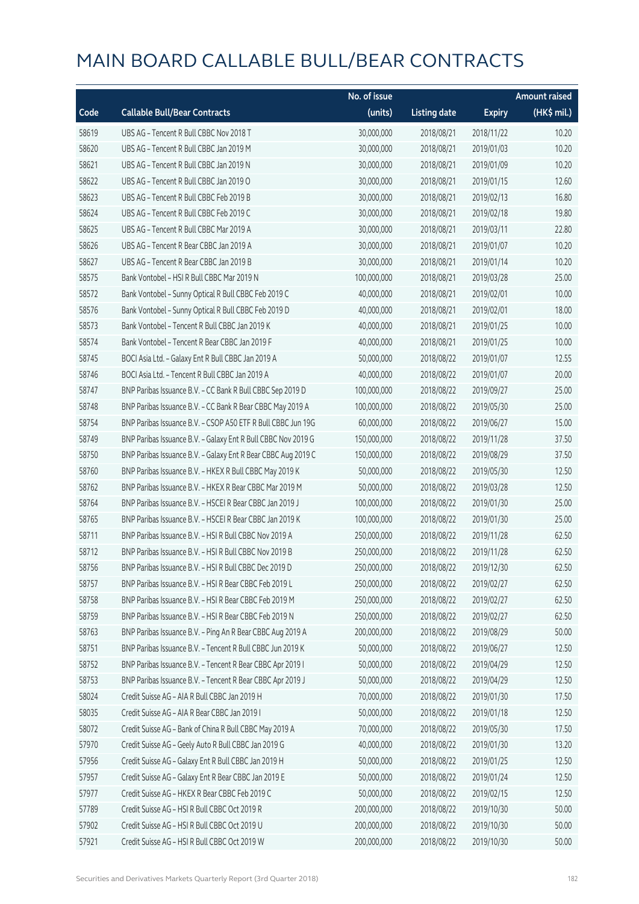# MAIN BOARD CALLABLE BULL/BEAR CONTRACTS

| Code | Callable Bull/Bear Contracts | No. of issue (units) | Listing date | Expiry | Amount raised (HK$ mil.) |
|---|---|---|---|---|---|
| 58619 | UBS AG – Tencent R Bull CBBC Nov 2018 T | 30,000,000 | 2018/08/21 | 2018/11/22 | 10.20 |
| 58620 | UBS AG – Tencent R Bull CBBC Jan 2019 M | 30,000,000 | 2018/08/21 | 2019/01/03 | 10.20 |
| 58621 | UBS AG – Tencent R Bull CBBC Jan 2019 N | 30,000,000 | 2018/08/21 | 2019/01/09 | 10.20 |
| 58622 | UBS AG – Tencent R Bull CBBC Jan 2019 O | 30,000,000 | 2018/08/21 | 2019/01/15 | 12.60 |
| 58623 | UBS AG – Tencent R Bull CBBC Feb 2019 B | 30,000,000 | 2018/08/21 | 2019/02/13 | 16.80 |
| 58624 | UBS AG – Tencent R Bull CBBC Feb 2019 C | 30,000,000 | 2018/08/21 | 2019/02/18 | 19.80 |
| 58625 | UBS AG – Tencent R Bull CBBC Mar 2019 A | 30,000,000 | 2018/08/21 | 2019/03/11 | 22.80 |
| 58626 | UBS AG – Tencent R Bear CBBC Jan 2019 A | 30,000,000 | 2018/08/21 | 2019/01/07 | 10.20 |
| 58627 | UBS AG – Tencent R Bear CBBC Jan 2019 B | 30,000,000 | 2018/08/21 | 2019/01/14 | 10.20 |
| 58575 | Bank Vontobel – HSI R Bull CBBC Mar 2019 N | 100,000,000 | 2018/08/21 | 2019/03/28 | 25.00 |
| 58572 | Bank Vontobel – Sunny Optical R Bull CBBC Feb 2019 C | 40,000,000 | 2018/08/21 | 2019/02/01 | 10.00 |
| 58576 | Bank Vontobel – Sunny Optical R Bull CBBC Feb 2019 D | 40,000,000 | 2018/08/21 | 2019/02/01 | 18.00 |
| 58573 | Bank Vontobel – Tencent R Bull CBBC Jan 2019 K | 40,000,000 | 2018/08/21 | 2019/01/25 | 10.00 |
| 58574 | Bank Vontobel – Tencent R Bear CBBC Jan 2019 F | 40,000,000 | 2018/08/21 | 2019/01/25 | 10.00 |
| 58745 | BOCI Asia Ltd. – Galaxy Ent R Bull CBBC Jan 2019 A | 50,000,000 | 2018/08/22 | 2019/01/07 | 12.55 |
| 58746 | BOCI Asia Ltd. – Tencent R Bull CBBC Jan 2019 A | 40,000,000 | 2018/08/22 | 2019/01/07 | 20.00 |
| 58747 | BNP Paribas Issuance B.V. – CC Bank R Bull CBBC Sep 2019 D | 100,000,000 | 2018/08/22 | 2019/09/27 | 25.00 |
| 58748 | BNP Paribas Issuance B.V. – CC Bank R Bear CBBC May 2019 A | 100,000,000 | 2018/08/22 | 2019/05/30 | 25.00 |
| 58754 | BNP Paribas Issuance B.V. – CSOP A50 ETF R Bull CBBC Jun 19G | 60,000,000 | 2018/08/22 | 2019/06/27 | 15.00 |
| 58749 | BNP Paribas Issuance B.V. – Galaxy Ent R Bull CBBC Nov 2019 G | 150,000,000 | 2018/08/22 | 2019/11/28 | 37.50 |
| 58750 | BNP Paribas Issuance B.V. – Galaxy Ent R Bear CBBC Aug 2019 C | 150,000,000 | 2018/08/22 | 2019/08/29 | 37.50 |
| 58760 | BNP Paribas Issuance B.V. – HKEX R Bull CBBC May 2019 K | 50,000,000 | 2018/08/22 | 2019/05/30 | 12.50 |
| 58762 | BNP Paribas Issuance B.V. – HKEX R Bear CBBC Mar 2019 M | 50,000,000 | 2018/08/22 | 2019/03/28 | 12.50 |
| 58764 | BNP Paribas Issuance B.V. – HSCEI R Bear CBBC Jan 2019 J | 100,000,000 | 2018/08/22 | 2019/01/30 | 25.00 |
| 58765 | BNP Paribas Issuance B.V. – HSCEI R Bear CBBC Jan 2019 K | 100,000,000 | 2018/08/22 | 2019/01/30 | 25.00 |
| 58711 | BNP Paribas Issuance B.V. – HSI R Bull CBBC Nov 2019 A | 250,000,000 | 2018/08/22 | 2019/11/28 | 62.50 |
| 58712 | BNP Paribas Issuance B.V. – HSI R Bull CBBC Nov 2019 B | 250,000,000 | 2018/08/22 | 2019/11/28 | 62.50 |
| 58756 | BNP Paribas Issuance B.V. – HSI R Bull CBBC Dec 2019 D | 250,000,000 | 2018/08/22 | 2019/12/30 | 62.50 |
| 58757 | BNP Paribas Issuance B.V. – HSI R Bear CBBC Feb 2019 L | 250,000,000 | 2018/08/22 | 2019/02/27 | 62.50 |
| 58758 | BNP Paribas Issuance B.V. – HSI R Bear CBBC Feb 2019 M | 250,000,000 | 2018/08/22 | 2019/02/27 | 62.50 |
| 58759 | BNP Paribas Issuance B.V. – HSI R Bear CBBC Feb 2019 N | 250,000,000 | 2018/08/22 | 2019/02/27 | 62.50 |
| 58763 | BNP Paribas Issuance B.V. – Ping An R Bear CBBC Aug 2019 A | 200,000,000 | 2018/08/22 | 2019/08/29 | 50.00 |
| 58751 | BNP Paribas Issuance B.V. – Tencent R Bull CBBC Jun 2019 K | 50,000,000 | 2018/08/22 | 2019/06/27 | 12.50 |
| 58752 | BNP Paribas Issuance B.V. – Tencent R Bear CBBC Apr 2019 I | 50,000,000 | 2018/08/22 | 2019/04/29 | 12.50 |
| 58753 | BNP Paribas Issuance B.V. – Tencent R Bear CBBC Apr 2019 J | 50,000,000 | 2018/08/22 | 2019/04/29 | 12.50 |
| 58024 | Credit Suisse AG – AIA R Bull CBBC Jan 2019 H | 70,000,000 | 2018/08/22 | 2019/01/30 | 17.50 |
| 58035 | Credit Suisse AG – AIA R Bear CBBC Jan 2019 I | 50,000,000 | 2018/08/22 | 2019/01/18 | 12.50 |
| 58072 | Credit Suisse AG – Bank of China R Bull CBBC May 2019 A | 70,000,000 | 2018/08/22 | 2019/05/30 | 17.50 |
| 57970 | Credit Suisse AG – Geely Auto R Bull CBBC Jan 2019 G | 40,000,000 | 2018/08/22 | 2019/01/30 | 13.20 |
| 57956 | Credit Suisse AG – Galaxy Ent R Bull CBBC Jan 2019 H | 50,000,000 | 2018/08/22 | 2019/01/25 | 12.50 |
| 57957 | Credit Suisse AG – Galaxy Ent R Bear CBBC Jan 2019 E | 50,000,000 | 2018/08/22 | 2019/01/24 | 12.50 |
| 57977 | Credit Suisse AG – HKEX R Bear CBBC Feb 2019 C | 50,000,000 | 2018/08/22 | 2019/02/15 | 12.50 |
| 57789 | Credit Suisse AG – HSI R Bull CBBC Oct 2019 R | 200,000,000 | 2018/08/22 | 2019/10/30 | 50.00 |
| 57902 | Credit Suisse AG – HSI R Bull CBBC Oct 2019 U | 200,000,000 | 2018/08/22 | 2019/10/30 | 50.00 |
| 57921 | Credit Suisse AG – HSI R Bull CBBC Oct 2019 W | 200,000,000 | 2018/08/22 | 2019/10/30 | 50.00 |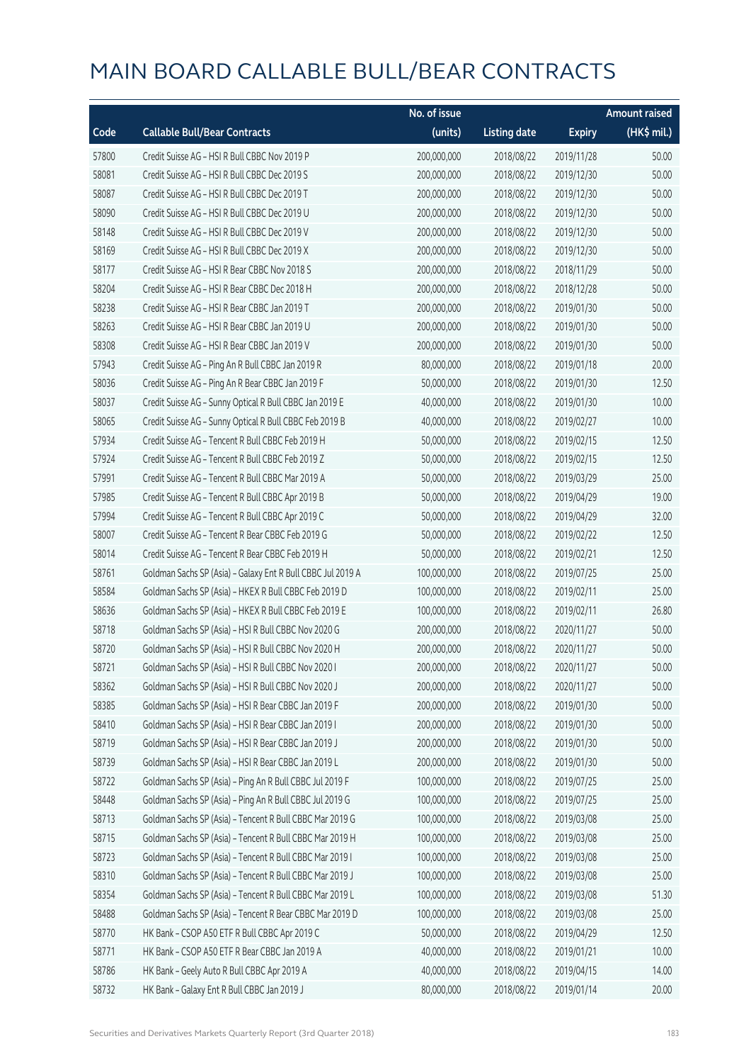# MAIN BOARD CALLABLE BULL/BEAR CONTRACTS

| Code | Callable Bull/Bear Contracts | No. of issue (units) | Listing date | Expiry | Amount raised (HK$ mil.) |
|---|---|---|---|---|---|
| 57800 | Credit Suisse AG – HSI R Bull CBBC Nov 2019 P | 200,000,000 | 2018/08/22 | 2019/11/28 | 50.00 |
| 58081 | Credit Suisse AG – HSI R Bull CBBC Dec 2019 S | 200,000,000 | 2018/08/22 | 2019/12/30 | 50.00 |
| 58087 | Credit Suisse AG – HSI R Bull CBBC Dec 2019 T | 200,000,000 | 2018/08/22 | 2019/12/30 | 50.00 |
| 58090 | Credit Suisse AG – HSI R Bull CBBC Dec 2019 U | 200,000,000 | 2018/08/22 | 2019/12/30 | 50.00 |
| 58148 | Credit Suisse AG – HSI R Bull CBBC Dec 2019 V | 200,000,000 | 2018/08/22 | 2019/12/30 | 50.00 |
| 58169 | Credit Suisse AG – HSI R Bull CBBC Dec 2019 X | 200,000,000 | 2018/08/22 | 2019/12/30 | 50.00 |
| 58177 | Credit Suisse AG – HSI R Bear CBBC Nov 2018 S | 200,000,000 | 2018/08/22 | 2018/11/29 | 50.00 |
| 58204 | Credit Suisse AG – HSI R Bear CBBC Dec 2018 H | 200,000,000 | 2018/08/22 | 2018/12/28 | 50.00 |
| 58238 | Credit Suisse AG – HSI R Bear CBBC Jan 2019 T | 200,000,000 | 2018/08/22 | 2019/01/30 | 50.00 |
| 58263 | Credit Suisse AG – HSI R Bear CBBC Jan 2019 U | 200,000,000 | 2018/08/22 | 2019/01/30 | 50.00 |
| 58308 | Credit Suisse AG – HSI R Bear CBBC Jan 2019 V | 200,000,000 | 2018/08/22 | 2019/01/30 | 50.00 |
| 57943 | Credit Suisse AG – Ping An R Bull CBBC Jan 2019 R | 80,000,000 | 2018/08/22 | 2019/01/18 | 20.00 |
| 58036 | Credit Suisse AG – Ping An R Bear CBBC Jan 2019 F | 50,000,000 | 2018/08/22 | 2019/01/30 | 12.50 |
| 58037 | Credit Suisse AG – Sunny Optical R Bull CBBC Jan 2019 E | 40,000,000 | 2018/08/22 | 2019/01/30 | 10.00 |
| 58065 | Credit Suisse AG – Sunny Optical R Bull CBBC Feb 2019 B | 40,000,000 | 2018/08/22 | 2019/02/27 | 10.00 |
| 57934 | Credit Suisse AG – Tencent R Bull CBBC Feb 2019 H | 50,000,000 | 2018/08/22 | 2019/02/15 | 12.50 |
| 57924 | Credit Suisse AG – Tencent R Bull CBBC Feb 2019 Z | 50,000,000 | 2018/08/22 | 2019/02/15 | 12.50 |
| 57991 | Credit Suisse AG – Tencent R Bull CBBC Mar 2019 A | 50,000,000 | 2018/08/22 | 2019/03/29 | 25.00 |
| 57985 | Credit Suisse AG – Tencent R Bull CBBC Apr 2019 B | 50,000,000 | 2018/08/22 | 2019/04/29 | 19.00 |
| 57994 | Credit Suisse AG – Tencent R Bull CBBC Apr 2019 C | 50,000,000 | 2018/08/22 | 2019/04/29 | 32.00 |
| 58007 | Credit Suisse AG – Tencent R Bear CBBC Feb 2019 G | 50,000,000 | 2018/08/22 | 2019/02/22 | 12.50 |
| 58014 | Credit Suisse AG – Tencent R Bear CBBC Feb 2019 H | 50,000,000 | 2018/08/22 | 2019/02/21 | 12.50 |
| 58761 | Goldman Sachs SP (Asia) – Galaxy Ent R Bull CBBC Jul 2019 A | 100,000,000 | 2018/08/22 | 2019/07/25 | 25.00 |
| 58584 | Goldman Sachs SP (Asia) – HKEX R Bull CBBC Feb 2019 D | 100,000,000 | 2018/08/22 | 2019/02/11 | 25.00 |
| 58636 | Goldman Sachs SP (Asia) – HKEX R Bull CBBC Feb 2019 E | 100,000,000 | 2018/08/22 | 2019/02/11 | 26.80 |
| 58718 | Goldman Sachs SP (Asia) – HSI R Bull CBBC Nov 2020 G | 200,000,000 | 2018/08/22 | 2020/11/27 | 50.00 |
| 58720 | Goldman Sachs SP (Asia) – HSI R Bull CBBC Nov 2020 H | 200,000,000 | 2018/08/22 | 2020/11/27 | 50.00 |
| 58721 | Goldman Sachs SP (Asia) – HSI R Bull CBBC Nov 2020 I | 200,000,000 | 2018/08/22 | 2020/11/27 | 50.00 |
| 58362 | Goldman Sachs SP (Asia) – HSI R Bull CBBC Nov 2020 J | 200,000,000 | 2018/08/22 | 2020/11/27 | 50.00 |
| 58385 | Goldman Sachs SP (Asia) – HSI R Bear CBBC Jan 2019 F | 200,000,000 | 2018/08/22 | 2019/01/30 | 50.00 |
| 58410 | Goldman Sachs SP (Asia) – HSI R Bear CBBC Jan 2019 I | 200,000,000 | 2018/08/22 | 2019/01/30 | 50.00 |
| 58719 | Goldman Sachs SP (Asia) – HSI R Bear CBBC Jan 2019 J | 200,000,000 | 2018/08/22 | 2019/01/30 | 50.00 |
| 58739 | Goldman Sachs SP (Asia) – HSI R Bear CBBC Jan 2019 L | 200,000,000 | 2018/08/22 | 2019/01/30 | 50.00 |
| 58722 | Goldman Sachs SP (Asia) – Ping An R Bull CBBC Jul 2019 F | 100,000,000 | 2018/08/22 | 2019/07/25 | 25.00 |
| 58448 | Goldman Sachs SP (Asia) – Ping An R Bull CBBC Jul 2019 G | 100,000,000 | 2018/08/22 | 2019/07/25 | 25.00 |
| 58713 | Goldman Sachs SP (Asia) – Tencent R Bull CBBC Mar 2019 G | 100,000,000 | 2018/08/22 | 2019/03/08 | 25.00 |
| 58715 | Goldman Sachs SP (Asia) – Tencent R Bull CBBC Mar 2019 H | 100,000,000 | 2018/08/22 | 2019/03/08 | 25.00 |
| 58723 | Goldman Sachs SP (Asia) – Tencent R Bull CBBC Mar 2019 I | 100,000,000 | 2018/08/22 | 2019/03/08 | 25.00 |
| 58310 | Goldman Sachs SP (Asia) – Tencent R Bull CBBC Mar 2019 J | 100,000,000 | 2018/08/22 | 2019/03/08 | 25.00 |
| 58354 | Goldman Sachs SP (Asia) – Tencent R Bull CBBC Mar 2019 L | 100,000,000 | 2018/08/22 | 2019/03/08 | 51.30 |
| 58488 | Goldman Sachs SP (Asia) – Tencent R Bear CBBC Mar 2019 D | 100,000,000 | 2018/08/22 | 2019/03/08 | 25.00 |
| 58770 | HK Bank – CSOP A50 ETF R Bull CBBC Apr 2019 C | 50,000,000 | 2018/08/22 | 2019/04/29 | 12.50 |
| 58771 | HK Bank – CSOP A50 ETF R Bear CBBC Jan 2019 A | 40,000,000 | 2018/08/22 | 2019/01/21 | 10.00 |
| 58786 | HK Bank – Geely Auto R Bull CBBC Apr 2019 A | 40,000,000 | 2018/08/22 | 2019/04/15 | 14.00 |
| 58732 | HK Bank – Galaxy Ent R Bull CBBC Jan 2019 J | 80,000,000 | 2018/08/22 | 2019/01/14 | 20.00 |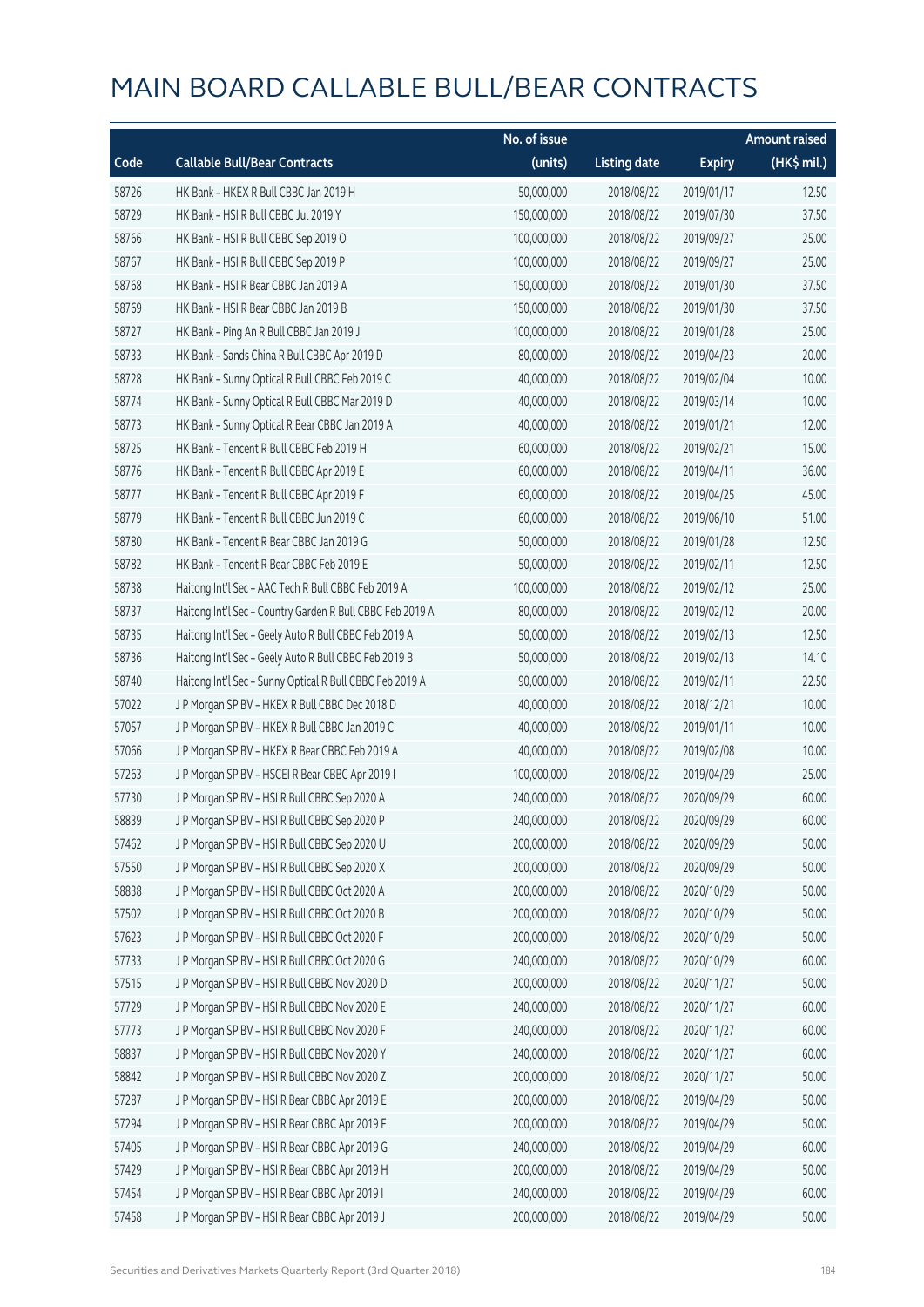# MAIN BOARD CALLABLE BULL/BEAR CONTRACTS

| Code | Callable Bull/Bear Contracts | No. of issue (units) | Listing date | Expiry | Amount raised (HK$ mil.) |
|---|---|---|---|---|---|
| 58726 | HK Bank – HKEX R Bull CBBC Jan 2019 H | 50,000,000 | 2018/08/22 | 2019/01/17 | 12.50 |
| 58729 | HK Bank – HSI R Bull CBBC Jul 2019 Y | 150,000,000 | 2018/08/22 | 2019/07/30 | 37.50 |
| 58766 | HK Bank – HSI R Bull CBBC Sep 2019 O | 100,000,000 | 2018/08/22 | 2019/09/27 | 25.00 |
| 58767 | HK Bank – HSI R Bull CBBC Sep 2019 P | 100,000,000 | 2018/08/22 | 2019/09/27 | 25.00 |
| 58768 | HK Bank – HSI R Bear CBBC Jan 2019 A | 150,000,000 | 2018/08/22 | 2019/01/30 | 37.50 |
| 58769 | HK Bank – HSI R Bear CBBC Jan 2019 B | 150,000,000 | 2018/08/22 | 2019/01/30 | 37.50 |
| 58727 | HK Bank – Ping An R Bull CBBC Jan 2019 J | 100,000,000 | 2018/08/22 | 2019/01/28 | 25.00 |
| 58733 | HK Bank – Sands China R Bull CBBC Apr 2019 D | 80,000,000 | 2018/08/22 | 2019/04/23 | 20.00 |
| 58728 | HK Bank – Sunny Optical R Bull CBBC Feb 2019 C | 40,000,000 | 2018/08/22 | 2019/02/04 | 10.00 |
| 58774 | HK Bank – Sunny Optical R Bull CBBC Mar 2019 D | 40,000,000 | 2018/08/22 | 2019/03/14 | 10.00 |
| 58773 | HK Bank – Sunny Optical R Bear CBBC Jan 2019 A | 40,000,000 | 2018/08/22 | 2019/01/21 | 12.00 |
| 58725 | HK Bank – Tencent R Bull CBBC Feb 2019 H | 60,000,000 | 2018/08/22 | 2019/02/21 | 15.00 |
| 58776 | HK Bank – Tencent R Bull CBBC Apr 2019 E | 60,000,000 | 2018/08/22 | 2019/04/11 | 36.00 |
| 58777 | HK Bank – Tencent R Bull CBBC Apr 2019 F | 60,000,000 | 2018/08/22 | 2019/04/25 | 45.00 |
| 58779 | HK Bank – Tencent R Bull CBBC Jun 2019 C | 60,000,000 | 2018/08/22 | 2019/06/10 | 51.00 |
| 58780 | HK Bank – Tencent R Bear CBBC Jan 2019 G | 50,000,000 | 2018/08/22 | 2019/01/28 | 12.50 |
| 58782 | HK Bank – Tencent R Bear CBBC Feb 2019 E | 50,000,000 | 2018/08/22 | 2019/02/11 | 12.50 |
| 58738 | Haitong Int'l Sec – AAC Tech R Bull CBBC Feb 2019 A | 100,000,000 | 2018/08/22 | 2019/02/12 | 25.00 |
| 58737 | Haitong Int'l Sec – Country Garden R Bull CBBC Feb 2019 A | 80,000,000 | 2018/08/22 | 2019/02/12 | 20.00 |
| 58735 | Haitong Int'l Sec – Geely Auto R Bull CBBC Feb 2019 A | 50,000,000 | 2018/08/22 | 2019/02/13 | 12.50 |
| 58736 | Haitong Int'l Sec – Geely Auto R Bull CBBC Feb 2019 B | 50,000,000 | 2018/08/22 | 2019/02/13 | 14.10 |
| 58740 | Haitong Int'l Sec – Sunny Optical R Bull CBBC Feb 2019 A | 90,000,000 | 2018/08/22 | 2019/02/11 | 22.50 |
| 57022 | J P Morgan SP BV – HKEX R Bull CBBC Dec 2018 D | 40,000,000 | 2018/08/22 | 2018/12/21 | 10.00 |
| 57057 | J P Morgan SP BV – HKEX R Bull CBBC Jan 2019 C | 40,000,000 | 2018/08/22 | 2019/01/11 | 10.00 |
| 57066 | J P Morgan SP BV – HKEX R Bear CBBC Feb 2019 A | 40,000,000 | 2018/08/22 | 2019/02/08 | 10.00 |
| 57263 | J P Morgan SP BV – HSCEI R Bear CBBC Apr 2019 I | 100,000,000 | 2018/08/22 | 2019/04/29 | 25.00 |
| 57730 | J P Morgan SP BV – HSI R Bull CBBC Sep 2020 A | 240,000,000 | 2018/08/22 | 2020/09/29 | 60.00 |
| 58839 | J P Morgan SP BV – HSI R Bull CBBC Sep 2020 P | 240,000,000 | 2018/08/22 | 2020/09/29 | 60.00 |
| 57462 | J P Morgan SP BV – HSI R Bull CBBC Sep 2020 U | 200,000,000 | 2018/08/22 | 2020/09/29 | 50.00 |
| 57550 | J P Morgan SP BV – HSI R Bull CBBC Sep 2020 X | 200,000,000 | 2018/08/22 | 2020/09/29 | 50.00 |
| 58838 | J P Morgan SP BV – HSI R Bull CBBC Oct 2020 A | 200,000,000 | 2018/08/22 | 2020/10/29 | 50.00 |
| 57502 | J P Morgan SP BV – HSI R Bull CBBC Oct 2020 B | 200,000,000 | 2018/08/22 | 2020/10/29 | 50.00 |
| 57623 | J P Morgan SP BV – HSI R Bull CBBC Oct 2020 F | 200,000,000 | 2018/08/22 | 2020/10/29 | 50.00 |
| 57733 | J P Morgan SP BV – HSI R Bull CBBC Oct 2020 G | 240,000,000 | 2018/08/22 | 2020/10/29 | 60.00 |
| 57515 | J P Morgan SP BV – HSI R Bull CBBC Nov 2020 D | 200,000,000 | 2018/08/22 | 2020/11/27 | 50.00 |
| 57729 | J P Morgan SP BV – HSI R Bull CBBC Nov 2020 E | 240,000,000 | 2018/08/22 | 2020/11/27 | 60.00 |
| 57773 | J P Morgan SP BV – HSI R Bull CBBC Nov 2020 F | 240,000,000 | 2018/08/22 | 2020/11/27 | 60.00 |
| 58837 | J P Morgan SP BV – HSI R Bull CBBC Nov 2020 Y | 240,000,000 | 2018/08/22 | 2020/11/27 | 60.00 |
| 58842 | J P Morgan SP BV – HSI R Bull CBBC Nov 2020 Z | 200,000,000 | 2018/08/22 | 2020/11/27 | 50.00 |
| 57287 | J P Morgan SP BV – HSI R Bear CBBC Apr 2019 E | 200,000,000 | 2018/08/22 | 2019/04/29 | 50.00 |
| 57294 | J P Morgan SP BV – HSI R Bear CBBC Apr 2019 F | 200,000,000 | 2018/08/22 | 2019/04/29 | 50.00 |
| 57405 | J P Morgan SP BV – HSI R Bear CBBC Apr 2019 G | 240,000,000 | 2018/08/22 | 2019/04/29 | 60.00 |
| 57429 | J P Morgan SP BV – HSI R Bear CBBC Apr 2019 H | 200,000,000 | 2018/08/22 | 2019/04/29 | 50.00 |
| 57454 | J P Morgan SP BV – HSI R Bear CBBC Apr 2019 I | 240,000,000 | 2018/08/22 | 2019/04/29 | 60.00 |
| 57458 | J P Morgan SP BV – HSI R Bear CBBC Apr 2019 J | 200,000,000 | 2018/08/22 | 2019/04/29 | 50.00 |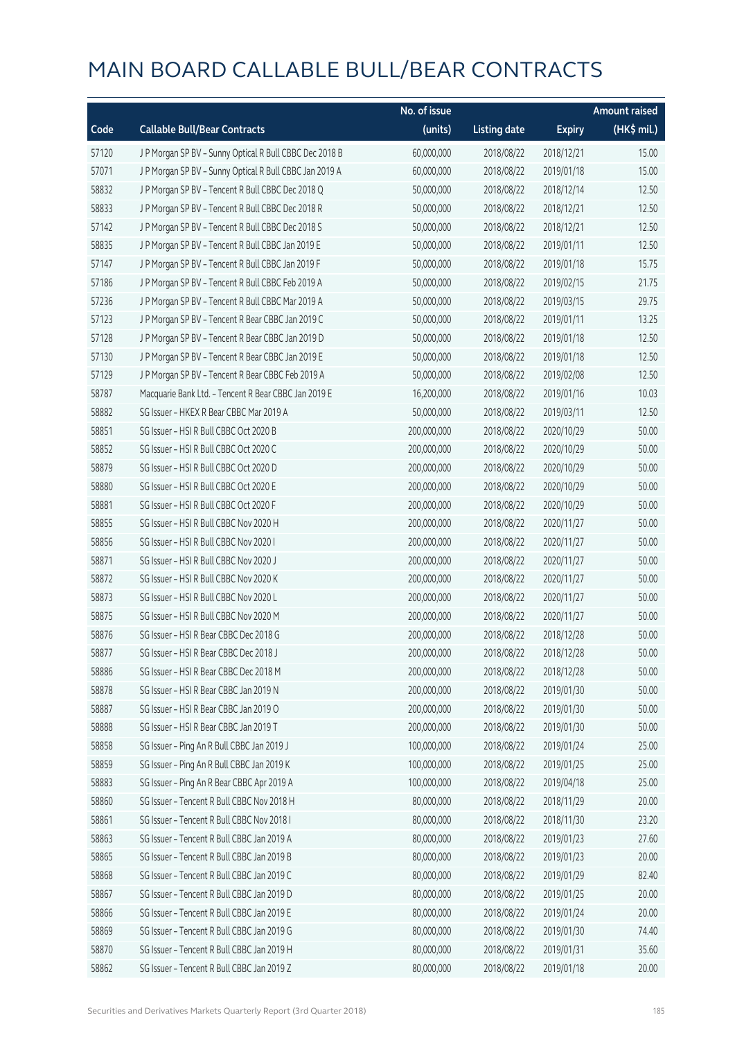# MAIN BOARD CALLABLE BULL/BEAR CONTRACTS

| Code | Callable Bull/Bear Contracts | No. of issue (units) | Listing date | Expiry | Amount raised (HK$ mil.) |
|---|---|---|---|---|---|
| 57120 | J P Morgan SP BV – Sunny Optical R Bull CBBC Dec 2018 B | 60,000,000 | 2018/08/22 | 2018/12/21 | 15.00 |
| 57071 | J P Morgan SP BV – Sunny Optical R Bull CBBC Jan 2019 A | 60,000,000 | 2018/08/22 | 2019/01/18 | 15.00 |
| 58832 | J P Morgan SP BV – Tencent R Bull CBBC Dec 2018 Q | 50,000,000 | 2018/08/22 | 2018/12/14 | 12.50 |
| 58833 | J P Morgan SP BV – Tencent R Bull CBBC Dec 2018 R | 50,000,000 | 2018/08/22 | 2018/12/21 | 12.50 |
| 57142 | J P Morgan SP BV – Tencent R Bull CBBC Dec 2018 S | 50,000,000 | 2018/08/22 | 2018/12/21 | 12.50 |
| 58835 | J P Morgan SP BV – Tencent R Bull CBBC Jan 2019 E | 50,000,000 | 2018/08/22 | 2019/01/11 | 12.50 |
| 57147 | J P Morgan SP BV – Tencent R Bull CBBC Jan 2019 F | 50,000,000 | 2018/08/22 | 2019/01/18 | 15.75 |
| 57186 | J P Morgan SP BV – Tencent R Bull CBBC Feb 2019 A | 50,000,000 | 2018/08/22 | 2019/02/15 | 21.75 |
| 57236 | J P Morgan SP BV – Tencent R Bull CBBC Mar 2019 A | 50,000,000 | 2018/08/22 | 2019/03/15 | 29.75 |
| 57123 | J P Morgan SP BV – Tencent R Bear CBBC Jan 2019 C | 50,000,000 | 2018/08/22 | 2019/01/11 | 13.25 |
| 57128 | J P Morgan SP BV – Tencent R Bear CBBC Jan 2019 D | 50,000,000 | 2018/08/22 | 2019/01/18 | 12.50 |
| 57130 | J P Morgan SP BV – Tencent R Bear CBBC Jan 2019 E | 50,000,000 | 2018/08/22 | 2019/01/18 | 12.50 |
| 57129 | J P Morgan SP BV – Tencent R Bear CBBC Feb 2019 A | 50,000,000 | 2018/08/22 | 2019/02/08 | 12.50 |
| 58787 | Macquarie Bank Ltd. – Tencent R Bear CBBC Jan 2019 E | 16,200,000 | 2018/08/22 | 2019/01/16 | 10.03 |
| 58882 | SG Issuer – HKEX R Bear CBBC Mar 2019 A | 50,000,000 | 2018/08/22 | 2019/03/11 | 12.50 |
| 58851 | SG Issuer – HSI R Bull CBBC Oct 2020 B | 200,000,000 | 2018/08/22 | 2020/10/29 | 50.00 |
| 58852 | SG Issuer – HSI R Bull CBBC Oct 2020 C | 200,000,000 | 2018/08/22 | 2020/10/29 | 50.00 |
| 58879 | SG Issuer – HSI R Bull CBBC Oct 2020 D | 200,000,000 | 2018/08/22 | 2020/10/29 | 50.00 |
| 58880 | SG Issuer – HSI R Bull CBBC Oct 2020 E | 200,000,000 | 2018/08/22 | 2020/10/29 | 50.00 |
| 58881 | SG Issuer – HSI R Bull CBBC Oct 2020 F | 200,000,000 | 2018/08/22 | 2020/10/29 | 50.00 |
| 58855 | SG Issuer – HSI R Bull CBBC Nov 2020 H | 200,000,000 | 2018/08/22 | 2020/11/27 | 50.00 |
| 58856 | SG Issuer – HSI R Bull CBBC Nov 2020 I | 200,000,000 | 2018/08/22 | 2020/11/27 | 50.00 |
| 58871 | SG Issuer – HSI R Bull CBBC Nov 2020 J | 200,000,000 | 2018/08/22 | 2020/11/27 | 50.00 |
| 58872 | SG Issuer – HSI R Bull CBBC Nov 2020 K | 200,000,000 | 2018/08/22 | 2020/11/27 | 50.00 |
| 58873 | SG Issuer – HSI R Bull CBBC Nov 2020 L | 200,000,000 | 2018/08/22 | 2020/11/27 | 50.00 |
| 58875 | SG Issuer – HSI R Bull CBBC Nov 2020 M | 200,000,000 | 2018/08/22 | 2020/11/27 | 50.00 |
| 58876 | SG Issuer – HSI R Bear CBBC Dec 2018 G | 200,000,000 | 2018/08/22 | 2018/12/28 | 50.00 |
| 58877 | SG Issuer – HSI R Bear CBBC Dec 2018 J | 200,000,000 | 2018/08/22 | 2018/12/28 | 50.00 |
| 58886 | SG Issuer – HSI R Bear CBBC Dec 2018 M | 200,000,000 | 2018/08/22 | 2018/12/28 | 50.00 |
| 58878 | SG Issuer – HSI R Bear CBBC Jan 2019 N | 200,000,000 | 2018/08/22 | 2019/01/30 | 50.00 |
| 58887 | SG Issuer – HSI R Bear CBBC Jan 2019 O | 200,000,000 | 2018/08/22 | 2019/01/30 | 50.00 |
| 58888 | SG Issuer – HSI R Bear CBBC Jan 2019 T | 200,000,000 | 2018/08/22 | 2019/01/30 | 50.00 |
| 58858 | SG Issuer – Ping An R Bull CBBC Jan 2019 J | 100,000,000 | 2018/08/22 | 2019/01/24 | 25.00 |
| 58859 | SG Issuer – Ping An R Bull CBBC Jan 2019 K | 100,000,000 | 2018/08/22 | 2019/01/25 | 25.00 |
| 58883 | SG Issuer – Ping An R Bear CBBC Apr 2019 A | 100,000,000 | 2018/08/22 | 2019/04/18 | 25.00 |
| 58860 | SG Issuer – Tencent R Bull CBBC Nov 2018 H | 80,000,000 | 2018/08/22 | 2018/11/29 | 20.00 |
| 58861 | SG Issuer – Tencent R Bull CBBC Nov 2018 I | 80,000,000 | 2018/08/22 | 2018/11/30 | 23.20 |
| 58863 | SG Issuer – Tencent R Bull CBBC Jan 2019 A | 80,000,000 | 2018/08/22 | 2019/01/23 | 27.60 |
| 58865 | SG Issuer – Tencent R Bull CBBC Jan 2019 B | 80,000,000 | 2018/08/22 | 2019/01/23 | 20.00 |
| 58868 | SG Issuer – Tencent R Bull CBBC Jan 2019 C | 80,000,000 | 2018/08/22 | 2019/01/29 | 82.40 |
| 58867 | SG Issuer – Tencent R Bull CBBC Jan 2019 D | 80,000,000 | 2018/08/22 | 2019/01/25 | 20.00 |
| 58866 | SG Issuer – Tencent R Bull CBBC Jan 2019 E | 80,000,000 | 2018/08/22 | 2019/01/24 | 20.00 |
| 58869 | SG Issuer – Tencent R Bull CBBC Jan 2019 G | 80,000,000 | 2018/08/22 | 2019/01/30 | 74.40 |
| 58870 | SG Issuer – Tencent R Bull CBBC Jan 2019 H | 80,000,000 | 2018/08/22 | 2019/01/31 | 35.60 |
| 58862 | SG Issuer – Tencent R Bull CBBC Jan 2019 Z | 80,000,000 | 2018/08/22 | 2019/01/18 | 20.00 |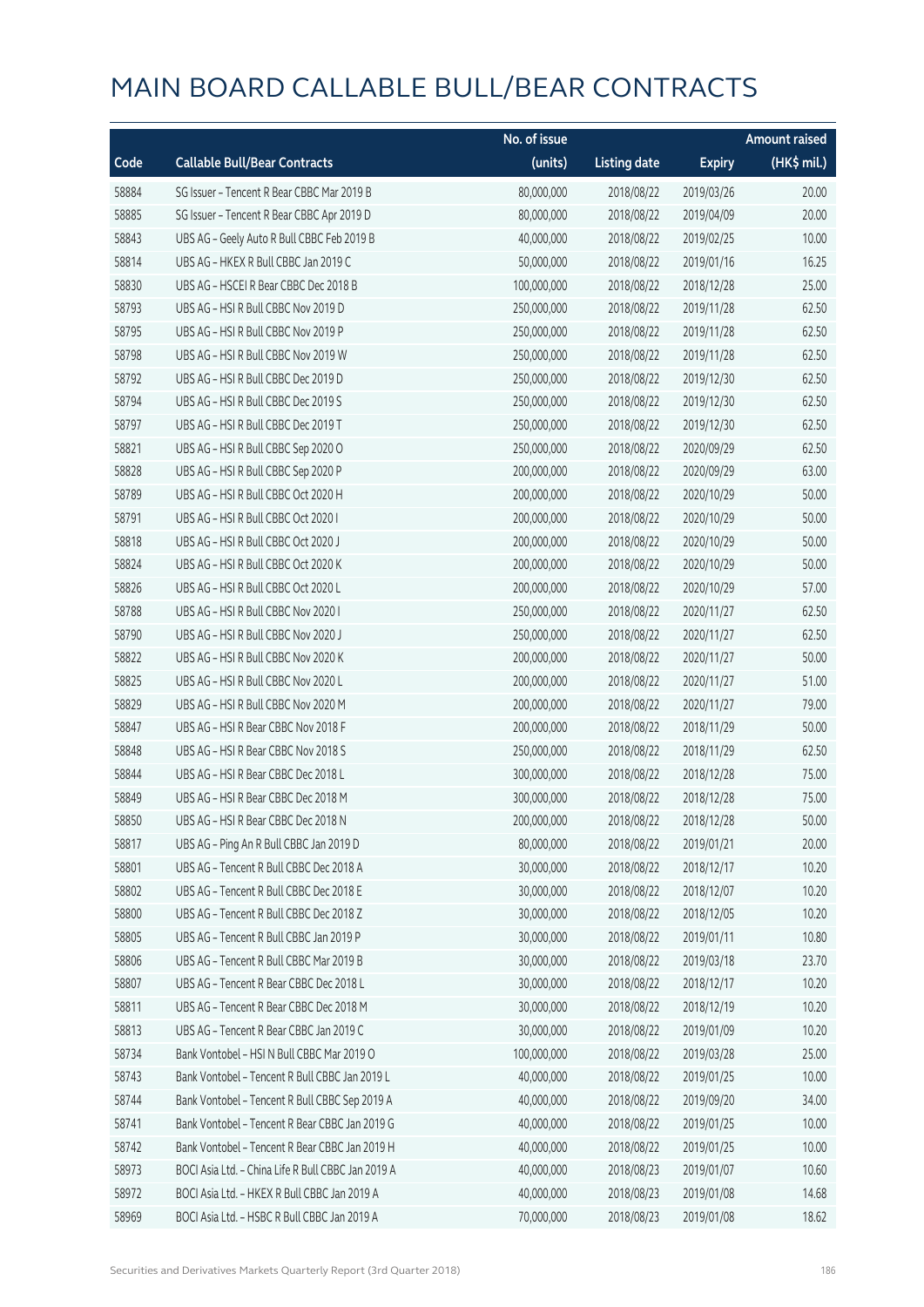# MAIN BOARD CALLABLE BULL/BEAR CONTRACTS

| Code | Callable Bull/Bear Contracts | No. of issue (units) | Listing date | Expiry | Amount raised (HK$ mil.) |
|---|---|---|---|---|---|
| 58884 | SG Issuer – Tencent R Bear CBBC Mar 2019 B | 80,000,000 | 2018/08/22 | 2019/03/26 | 20.00 |
| 58885 | SG Issuer – Tencent R Bear CBBC Apr 2019 D | 80,000,000 | 2018/08/22 | 2019/04/09 | 20.00 |
| 58843 | UBS AG – Geely Auto R Bull CBBC Feb 2019 B | 40,000,000 | 2018/08/22 | 2019/02/25 | 10.00 |
| 58814 | UBS AG – HKEX R Bull CBBC Jan 2019 C | 50,000,000 | 2018/08/22 | 2019/01/16 | 16.25 |
| 58830 | UBS AG – HSCEI R Bear CBBC Dec 2018 B | 100,000,000 | 2018/08/22 | 2018/12/28 | 25.00 |
| 58793 | UBS AG – HSI R Bull CBBC Nov 2019 D | 250,000,000 | 2018/08/22 | 2019/11/28 | 62.50 |
| 58795 | UBS AG – HSI R Bull CBBC Nov 2019 P | 250,000,000 | 2018/08/22 | 2019/11/28 | 62.50 |
| 58798 | UBS AG – HSI R Bull CBBC Nov 2019 W | 250,000,000 | 2018/08/22 | 2019/11/28 | 62.50 |
| 58792 | UBS AG – HSI R Bull CBBC Dec 2019 D | 250,000,000 | 2018/08/22 | 2019/12/30 | 62.50 |
| 58794 | UBS AG – HSI R Bull CBBC Dec 2019 S | 250,000,000 | 2018/08/22 | 2019/12/30 | 62.50 |
| 58797 | UBS AG – HSI R Bull CBBC Dec 2019 T | 250,000,000 | 2018/08/22 | 2019/12/30 | 62.50 |
| 58821 | UBS AG – HSI R Bull CBBC Sep 2020 O | 250,000,000 | 2018/08/22 | 2020/09/29 | 62.50 |
| 58828 | UBS AG – HSI R Bull CBBC Sep 2020 P | 200,000,000 | 2018/08/22 | 2020/09/29 | 63.00 |
| 58789 | UBS AG – HSI R Bull CBBC Oct 2020 H | 200,000,000 | 2018/08/22 | 2020/10/29 | 50.00 |
| 58791 | UBS AG – HSI R Bull CBBC Oct 2020 I | 200,000,000 | 2018/08/22 | 2020/10/29 | 50.00 |
| 58818 | UBS AG – HSI R Bull CBBC Oct 2020 J | 200,000,000 | 2018/08/22 | 2020/10/29 | 50.00 |
| 58824 | UBS AG – HSI R Bull CBBC Oct 2020 K | 200,000,000 | 2018/08/22 | 2020/10/29 | 50.00 |
| 58826 | UBS AG – HSI R Bull CBBC Oct 2020 L | 200,000,000 | 2018/08/22 | 2020/10/29 | 57.00 |
| 58788 | UBS AG – HSI R Bull CBBC Nov 2020 I | 250,000,000 | 2018/08/22 | 2020/11/27 | 62.50 |
| 58790 | UBS AG – HSI R Bull CBBC Nov 2020 J | 250,000,000 | 2018/08/22 | 2020/11/27 | 62.50 |
| 58822 | UBS AG – HSI R Bull CBBC Nov 2020 K | 200,000,000 | 2018/08/22 | 2020/11/27 | 50.00 |
| 58825 | UBS AG – HSI R Bull CBBC Nov 2020 L | 200,000,000 | 2018/08/22 | 2020/11/27 | 51.00 |
| 58829 | UBS AG – HSI R Bull CBBC Nov 2020 M | 200,000,000 | 2018/08/22 | 2020/11/27 | 79.00 |
| 58847 | UBS AG – HSI R Bear CBBC Nov 2018 F | 200,000,000 | 2018/08/22 | 2018/11/29 | 50.00 |
| 58848 | UBS AG – HSI R Bear CBBC Nov 2018 S | 250,000,000 | 2018/08/22 | 2018/11/29 | 62.50 |
| 58844 | UBS AG – HSI R Bear CBBC Dec 2018 L | 300,000,000 | 2018/08/22 | 2018/12/28 | 75.00 |
| 58849 | UBS AG – HSI R Bear CBBC Dec 2018 M | 300,000,000 | 2018/08/22 | 2018/12/28 | 75.00 |
| 58850 | UBS AG – HSI R Bear CBBC Dec 2018 N | 200,000,000 | 2018/08/22 | 2018/12/28 | 50.00 |
| 58817 | UBS AG – Ping An R Bull CBBC Jan 2019 D | 80,000,000 | 2018/08/22 | 2019/01/21 | 20.00 |
| 58801 | UBS AG – Tencent R Bull CBBC Dec 2018 A | 30,000,000 | 2018/08/22 | 2018/12/17 | 10.20 |
| 58802 | UBS AG – Tencent R Bull CBBC Dec 2018 E | 30,000,000 | 2018/08/22 | 2018/12/07 | 10.20 |
| 58800 | UBS AG – Tencent R Bull CBBC Dec 2018 Z | 30,000,000 | 2018/08/22 | 2018/12/05 | 10.20 |
| 58805 | UBS AG – Tencent R Bull CBBC Jan 2019 P | 30,000,000 | 2018/08/22 | 2019/01/11 | 10.80 |
| 58806 | UBS AG – Tencent R Bull CBBC Mar 2019 B | 30,000,000 | 2018/08/22 | 2019/03/18 | 23.70 |
| 58807 | UBS AG – Tencent R Bear CBBC Dec 2018 L | 30,000,000 | 2018/08/22 | 2018/12/17 | 10.20 |
| 58811 | UBS AG – Tencent R Bear CBBC Dec 2018 M | 30,000,000 | 2018/08/22 | 2018/12/19 | 10.20 |
| 58813 | UBS AG – Tencent R Bear CBBC Jan 2019 C | 30,000,000 | 2018/08/22 | 2019/01/09 | 10.20 |
| 58734 | Bank Vontobel – HSI N Bull CBBC Mar 2019 O | 100,000,000 | 2018/08/22 | 2019/03/28 | 25.00 |
| 58743 | Bank Vontobel – Tencent R Bull CBBC Jan 2019 L | 40,000,000 | 2018/08/22 | 2019/01/25 | 10.00 |
| 58744 | Bank Vontobel – Tencent R Bull CBBC Sep 2019 A | 40,000,000 | 2018/08/22 | 2019/09/20 | 34.00 |
| 58741 | Bank Vontobel – Tencent R Bear CBBC Jan 2019 G | 40,000,000 | 2018/08/22 | 2019/01/25 | 10.00 |
| 58742 | Bank Vontobel – Tencent R Bear CBBC Jan 2019 H | 40,000,000 | 2018/08/22 | 2019/01/25 | 10.00 |
| 58973 | BOCI Asia Ltd. – China Life R Bull CBBC Jan 2019 A | 40,000,000 | 2018/08/23 | 2019/01/07 | 10.60 |
| 58972 | BOCI Asia Ltd. – HKEX R Bull CBBC Jan 2019 A | 40,000,000 | 2018/08/23 | 2019/01/08 | 14.68 |
| 58969 | BOCI Asia Ltd. – HSBC R Bull CBBC Jan 2019 A | 70,000,000 | 2018/08/23 | 2019/01/08 | 18.62 |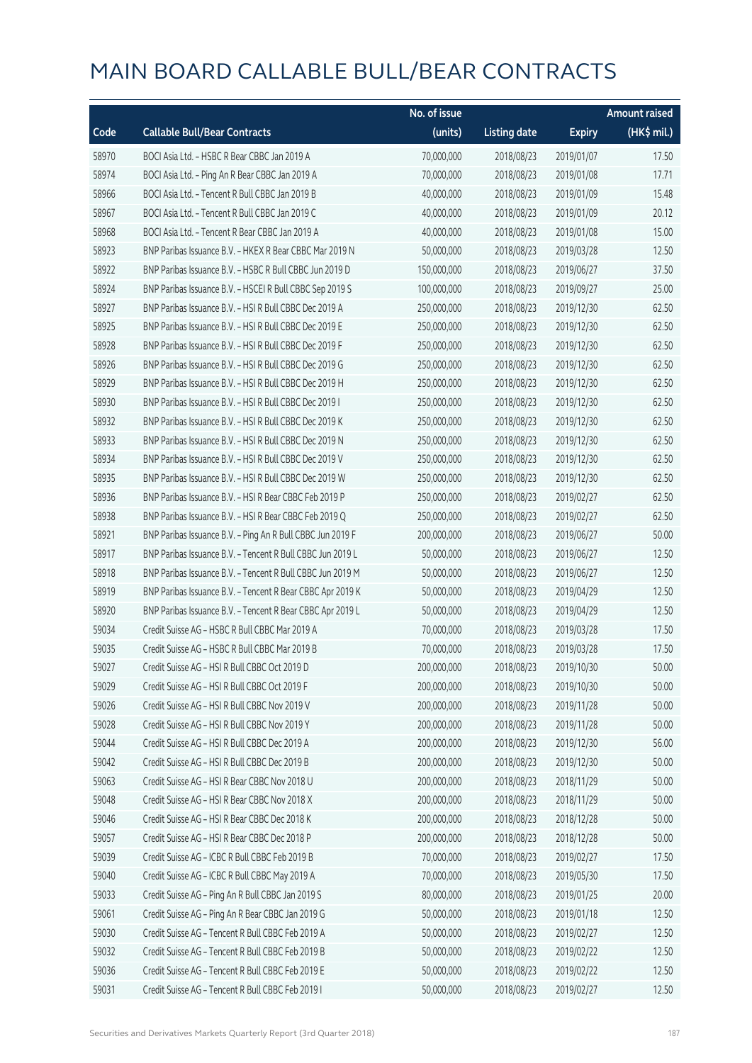# MAIN BOARD CALLABLE BULL/BEAR CONTRACTS

| Code | Callable Bull/Bear Contracts | No. of issue (units) | Listing date | Expiry | Amount raised (HK$ mil.) |
|---|---|---|---|---|---|
| 58970 | BOCI Asia Ltd. – HSBC R Bear CBBC Jan 2019 A | 70,000,000 | 2018/08/23 | 2019/01/07 | 17.50 |
| 58974 | BOCI Asia Ltd. – Ping An R Bear CBBC Jan 2019 A | 70,000,000 | 2018/08/23 | 2019/01/08 | 17.71 |
| 58966 | BOCI Asia Ltd. – Tencent R Bull CBBC Jan 2019 B | 40,000,000 | 2018/08/23 | 2019/01/09 | 15.48 |
| 58967 | BOCI Asia Ltd. – Tencent R Bull CBBC Jan 2019 C | 40,000,000 | 2018/08/23 | 2019/01/09 | 20.12 |
| 58968 | BOCI Asia Ltd. – Tencent R Bear CBBC Jan 2019 A | 40,000,000 | 2018/08/23 | 2019/01/08 | 15.00 |
| 58923 | BNP Paribas Issuance B.V. – HKEX R Bear CBBC Mar 2019 N | 50,000,000 | 2018/08/23 | 2019/03/28 | 12.50 |
| 58922 | BNP Paribas Issuance B.V. – HSBC R Bull CBBC Jun 2019 D | 150,000,000 | 2018/08/23 | 2019/06/27 | 37.50 |
| 58924 | BNP Paribas Issuance B.V. – HSCEI R Bull CBBC Sep 2019 S | 100,000,000 | 2018/08/23 | 2019/09/27 | 25.00 |
| 58927 | BNP Paribas Issuance B.V. – HSI R Bull CBBC Dec 2019 A | 250,000,000 | 2018/08/23 | 2019/12/30 | 62.50 |
| 58925 | BNP Paribas Issuance B.V. – HSI R Bull CBBC Dec 2019 E | 250,000,000 | 2018/08/23 | 2019/12/30 | 62.50 |
| 58928 | BNP Paribas Issuance B.V. – HSI R Bull CBBC Dec 2019 F | 250,000,000 | 2018/08/23 | 2019/12/30 | 62.50 |
| 58926 | BNP Paribas Issuance B.V. – HSI R Bull CBBC Dec 2019 G | 250,000,000 | 2018/08/23 | 2019/12/30 | 62.50 |
| 58929 | BNP Paribas Issuance B.V. – HSI R Bull CBBC Dec 2019 H | 250,000,000 | 2018/08/23 | 2019/12/30 | 62.50 |
| 58930 | BNP Paribas Issuance B.V. – HSI R Bull CBBC Dec 2019 I | 250,000,000 | 2018/08/23 | 2019/12/30 | 62.50 |
| 58932 | BNP Paribas Issuance B.V. – HSI R Bull CBBC Dec 2019 K | 250,000,000 | 2018/08/23 | 2019/12/30 | 62.50 |
| 58933 | BNP Paribas Issuance B.V. – HSI R Bull CBBC Dec 2019 N | 250,000,000 | 2018/08/23 | 2019/12/30 | 62.50 |
| 58934 | BNP Paribas Issuance B.V. – HSI R Bull CBBC Dec 2019 V | 250,000,000 | 2018/08/23 | 2019/12/30 | 62.50 |
| 58935 | BNP Paribas Issuance B.V. – HSI R Bull CBBC Dec 2019 W | 250,000,000 | 2018/08/23 | 2019/12/30 | 62.50 |
| 58936 | BNP Paribas Issuance B.V. – HSI R Bear CBBC Feb 2019 P | 250,000,000 | 2018/08/23 | 2019/02/27 | 62.50 |
| 58938 | BNP Paribas Issuance B.V. – HSI R Bear CBBC Feb 2019 Q | 250,000,000 | 2018/08/23 | 2019/02/27 | 62.50 |
| 58921 | BNP Paribas Issuance B.V. – Ping An R Bull CBBC Jun 2019 F | 200,000,000 | 2018/08/23 | 2019/06/27 | 50.00 |
| 58917 | BNP Paribas Issuance B.V. – Tencent R Bull CBBC Jun 2019 L | 50,000,000 | 2018/08/23 | 2019/06/27 | 12.50 |
| 58918 | BNP Paribas Issuance B.V. – Tencent R Bull CBBC Jun 2019 M | 50,000,000 | 2018/08/23 | 2019/06/27 | 12.50 |
| 58919 | BNP Paribas Issuance B.V. – Tencent R Bear CBBC Apr 2019 K | 50,000,000 | 2018/08/23 | 2019/04/29 | 12.50 |
| 58920 | BNP Paribas Issuance B.V. – Tencent R Bear CBBC Apr 2019 L | 50,000,000 | 2018/08/23 | 2019/04/29 | 12.50 |
| 59034 | Credit Suisse AG – HSBC R Bull CBBC Mar 2019 A | 70,000,000 | 2018/08/23 | 2019/03/28 | 17.50 |
| 59035 | Credit Suisse AG – HSBC R Bull CBBC Mar 2019 B | 70,000,000 | 2018/08/23 | 2019/03/28 | 17.50 |
| 59027 | Credit Suisse AG – HSI R Bull CBBC Oct 2019 D | 200,000,000 | 2018/08/23 | 2019/10/30 | 50.00 |
| 59029 | Credit Suisse AG – HSI R Bull CBBC Oct 2019 F | 200,000,000 | 2018/08/23 | 2019/10/30 | 50.00 |
| 59026 | Credit Suisse AG – HSI R Bull CBBC Nov 2019 V | 200,000,000 | 2018/08/23 | 2019/11/28 | 50.00 |
| 59028 | Credit Suisse AG – HSI R Bull CBBC Nov 2019 Y | 200,000,000 | 2018/08/23 | 2019/11/28 | 50.00 |
| 59044 | Credit Suisse AG – HSI R Bull CBBC Dec 2019 A | 200,000,000 | 2018/08/23 | 2019/12/30 | 56.00 |
| 59042 | Credit Suisse AG – HSI R Bull CBBC Dec 2019 B | 200,000,000 | 2018/08/23 | 2019/12/30 | 50.00 |
| 59063 | Credit Suisse AG – HSI R Bear CBBC Nov 2018 U | 200,000,000 | 2018/08/23 | 2018/11/29 | 50.00 |
| 59048 | Credit Suisse AG – HSI R Bear CBBC Nov 2018 X | 200,000,000 | 2018/08/23 | 2018/11/29 | 50.00 |
| 59046 | Credit Suisse AG – HSI R Bear CBBC Dec 2018 K | 200,000,000 | 2018/08/23 | 2018/12/28 | 50.00 |
| 59057 | Credit Suisse AG – HSI R Bear CBBC Dec 2018 P | 200,000,000 | 2018/08/23 | 2018/12/28 | 50.00 |
| 59039 | Credit Suisse AG – ICBC R Bull CBBC Feb 2019 B | 70,000,000 | 2018/08/23 | 2019/02/27 | 17.50 |
| 59040 | Credit Suisse AG – ICBC R Bull CBBC May 2019 A | 70,000,000 | 2018/08/23 | 2019/05/30 | 17.50 |
| 59033 | Credit Suisse AG – Ping An R Bull CBBC Jan 2019 S | 80,000,000 | 2018/08/23 | 2019/01/25 | 20.00 |
| 59061 | Credit Suisse AG – Ping An R Bear CBBC Jan 2019 G | 50,000,000 | 2018/08/23 | 2019/01/18 | 12.50 |
| 59030 | Credit Suisse AG – Tencent R Bull CBBC Feb 2019 A | 50,000,000 | 2018/08/23 | 2019/02/27 | 12.50 |
| 59032 | Credit Suisse AG – Tencent R Bull CBBC Feb 2019 B | 50,000,000 | 2018/08/23 | 2019/02/22 | 12.50 |
| 59036 | Credit Suisse AG – Tencent R Bull CBBC Feb 2019 E | 50,000,000 | 2018/08/23 | 2019/02/22 | 12.50 |
| 59031 | Credit Suisse AG – Tencent R Bull CBBC Feb 2019 I | 50,000,000 | 2018/08/23 | 2019/02/27 | 12.50 |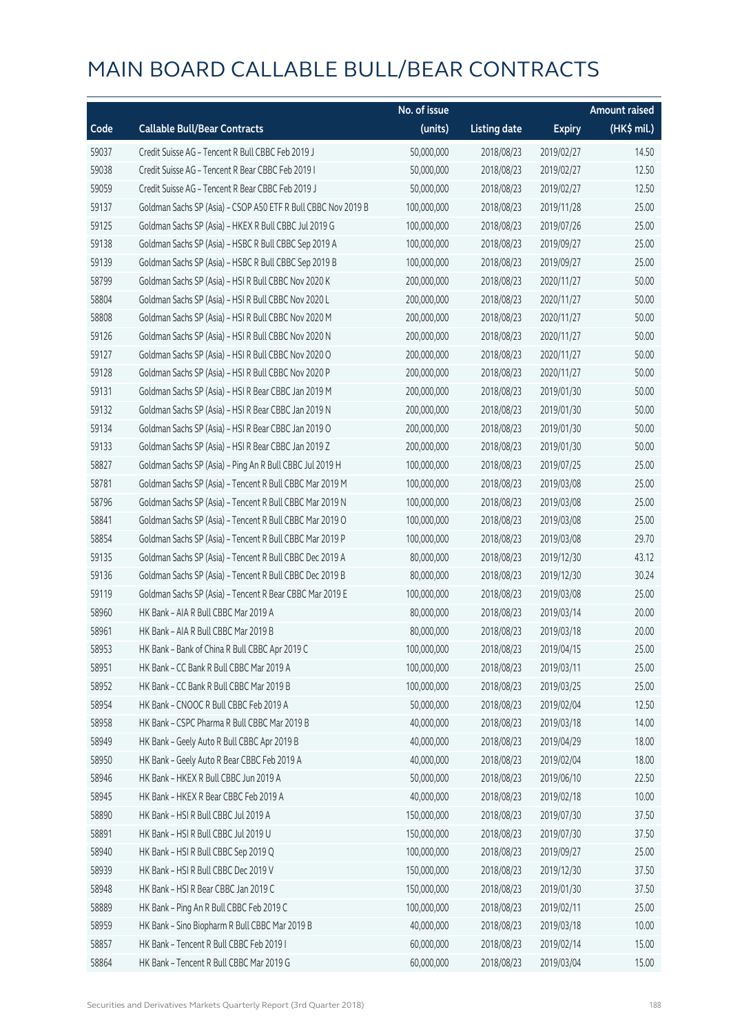# MAIN BOARD CALLABLE BULL/BEAR CONTRACTS

| Code | Callable Bull/Bear Contracts | No. of issue (units) | Listing date | Expiry | Amount raised (HK$ mil.) |
|---|---|---|---|---|---|
| 59037 | Credit Suisse AG – Tencent R Bull CBBC Feb 2019 J | 50,000,000 | 2018/08/23 | 2019/02/27 | 14.50 |
| 59038 | Credit Suisse AG – Tencent R Bear CBBC Feb 2019 I | 50,000,000 | 2018/08/23 | 2019/02/27 | 12.50 |
| 59059 | Credit Suisse AG – Tencent R Bear CBBC Feb 2019 J | 50,000,000 | 2018/08/23 | 2019/02/27 | 12.50 |
| 59137 | Goldman Sachs SP (Asia) – CSOP A50 ETF R Bull CBBC Nov 2019 B | 100,000,000 | 2018/08/23 | 2019/11/28 | 25.00 |
| 59125 | Goldman Sachs SP (Asia) – HKEX R Bull CBBC Jul 2019 G | 100,000,000 | 2018/08/23 | 2019/07/26 | 25.00 |
| 59138 | Goldman Sachs SP (Asia) – HSBC R Bull CBBC Sep 2019 A | 100,000,000 | 2018/08/23 | 2019/09/27 | 25.00 |
| 59139 | Goldman Sachs SP (Asia) – HSBC R Bull CBBC Sep 2019 B | 100,000,000 | 2018/08/23 | 2019/09/27 | 25.00 |
| 58799 | Goldman Sachs SP (Asia) – HSI R Bull CBBC Nov 2020 K | 200,000,000 | 2018/08/23 | 2020/11/27 | 50.00 |
| 58804 | Goldman Sachs SP (Asia) – HSI R Bull CBBC Nov 2020 L | 200,000,000 | 2018/08/23 | 2020/11/27 | 50.00 |
| 58808 | Goldman Sachs SP (Asia) – HSI R Bull CBBC Nov 2020 M | 200,000,000 | 2018/08/23 | 2020/11/27 | 50.00 |
| 59126 | Goldman Sachs SP (Asia) – HSI R Bull CBBC Nov 2020 N | 200,000,000 | 2018/08/23 | 2020/11/27 | 50.00 |
| 59127 | Goldman Sachs SP (Asia) – HSI R Bull CBBC Nov 2020 O | 200,000,000 | 2018/08/23 | 2020/11/27 | 50.00 |
| 59128 | Goldman Sachs SP (Asia) – HSI R Bull CBBC Nov 2020 P | 200,000,000 | 2018/08/23 | 2020/11/27 | 50.00 |
| 59131 | Goldman Sachs SP (Asia) – HSI R Bear CBBC Jan 2019 M | 200,000,000 | 2018/08/23 | 2019/01/30 | 50.00 |
| 59132 | Goldman Sachs SP (Asia) – HSI R Bear CBBC Jan 2019 N | 200,000,000 | 2018/08/23 | 2019/01/30 | 50.00 |
| 59134 | Goldman Sachs SP (Asia) – HSI R Bear CBBC Jan 2019 O | 200,000,000 | 2018/08/23 | 2019/01/30 | 50.00 |
| 59133 | Goldman Sachs SP (Asia) – HSI R Bear CBBC Jan 2019 Z | 200,000,000 | 2018/08/23 | 2019/01/30 | 50.00 |
| 58827 | Goldman Sachs SP (Asia) – Ping An R Bull CBBC Jul 2019 H | 100,000,000 | 2018/08/23 | 2019/07/25 | 25.00 |
| 58781 | Goldman Sachs SP (Asia) – Tencent R Bull CBBC Mar 2019 M | 100,000,000 | 2018/08/23 | 2019/03/08 | 25.00 |
| 58796 | Goldman Sachs SP (Asia) – Tencent R Bull CBBC Mar 2019 N | 100,000,000 | 2018/08/23 | 2019/03/08 | 25.00 |
| 58841 | Goldman Sachs SP (Asia) – Tencent R Bull CBBC Mar 2019 O | 100,000,000 | 2018/08/23 | 2019/03/08 | 25.00 |
| 58854 | Goldman Sachs SP (Asia) – Tencent R Bull CBBC Mar 2019 P | 100,000,000 | 2018/08/23 | 2019/03/08 | 29.70 |
| 59135 | Goldman Sachs SP (Asia) – Tencent R Bull CBBC Dec 2019 A | 80,000,000 | 2018/08/23 | 2019/12/30 | 43.12 |
| 59136 | Goldman Sachs SP (Asia) – Tencent R Bull CBBC Dec 2019 B | 80,000,000 | 2018/08/23 | 2019/12/30 | 30.24 |
| 59119 | Goldman Sachs SP (Asia) – Tencent R Bear CBBC Mar 2019 E | 100,000,000 | 2018/08/23 | 2019/03/08 | 25.00 |
| 58960 | HK Bank – AIA R Bull CBBC Mar 2019 A | 80,000,000 | 2018/08/23 | 2019/03/14 | 20.00 |
| 58961 | HK Bank – AIA R Bull CBBC Mar 2019 B | 80,000,000 | 2018/08/23 | 2019/03/18 | 20.00 |
| 58953 | HK Bank – Bank of China R Bull CBBC Apr 2019 C | 100,000,000 | 2018/08/23 | 2019/04/15 | 25.00 |
| 58951 | HK Bank – CC Bank R Bull CBBC Mar 2019 A | 100,000,000 | 2018/08/23 | 2019/03/11 | 25.00 |
| 58952 | HK Bank – CC Bank R Bull CBBC Mar 2019 B | 100,000,000 | 2018/08/23 | 2019/03/25 | 25.00 |
| 58954 | HK Bank – CNOOC R Bull CBBC Feb 2019 A | 50,000,000 | 2018/08/23 | 2019/02/04 | 12.50 |
| 58958 | HK Bank – CSPC Pharma R Bull CBBC Mar 2019 B | 40,000,000 | 2018/08/23 | 2019/03/18 | 14.00 |
| 58949 | HK Bank – Geely Auto R Bull CBBC Apr 2019 B | 40,000,000 | 2018/08/23 | 2019/04/29 | 18.00 |
| 58950 | HK Bank – Geely Auto R Bear CBBC Feb 2019 A | 40,000,000 | 2018/08/23 | 2019/02/04 | 18.00 |
| 58946 | HK Bank – HKEX R Bull CBBC Jun 2019 A | 50,000,000 | 2018/08/23 | 2019/06/10 | 22.50 |
| 58945 | HK Bank – HKEX R Bear CBBC Feb 2019 A | 40,000,000 | 2018/08/23 | 2019/02/18 | 10.00 |
| 58890 | HK Bank – HSI R Bull CBBC Jul 2019 A | 150,000,000 | 2018/08/23 | 2019/07/30 | 37.50 |
| 58891 | HK Bank – HSI R Bull CBBC Jul 2019 U | 150,000,000 | 2018/08/23 | 2019/07/30 | 37.50 |
| 58940 | HK Bank – HSI R Bull CBBC Sep 2019 Q | 100,000,000 | 2018/08/23 | 2019/09/27 | 25.00 |
| 58939 | HK Bank – HSI R Bull CBBC Dec 2019 V | 150,000,000 | 2018/08/23 | 2019/12/30 | 37.50 |
| 58948 | HK Bank – HSI R Bear CBBC Jan 2019 C | 150,000,000 | 2018/08/23 | 2019/01/30 | 37.50 |
| 58889 | HK Bank – Ping An R Bull CBBC Feb 2019 C | 100,000,000 | 2018/08/23 | 2019/02/11 | 25.00 |
| 58959 | HK Bank – Sino Biopharm R Bull CBBC Mar 2019 B | 40,000,000 | 2018/08/23 | 2019/03/18 | 10.00 |
| 58857 | HK Bank – Tencent R Bull CBBC Feb 2019 I | 60,000,000 | 2018/08/23 | 2019/02/14 | 15.00 |
| 58864 | HK Bank – Tencent R Bull CBBC Mar 2019 G | 60,000,000 | 2018/08/23 | 2019/03/04 | 15.00 |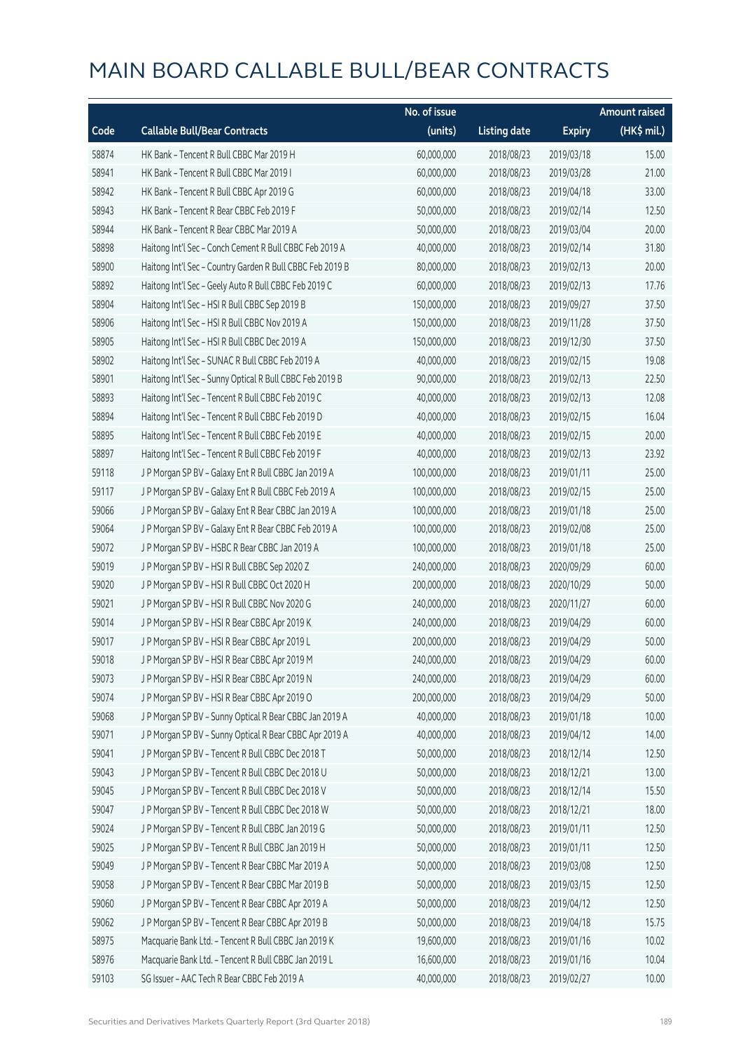# MAIN BOARD CALLABLE BULL/BEAR CONTRACTS

| Code | Callable Bull/Bear Contracts | No. of issue (units) | Listing date | Expiry | Amount raised (HK$ mil.) |
|---|---|---|---|---|---|
| 58874 | HK Bank – Tencent R Bull CBBC Mar 2019 H | 60,000,000 | 2018/08/23 | 2019/03/18 | 15.00 |
| 58941 | HK Bank – Tencent R Bull CBBC Mar 2019 I | 60,000,000 | 2018/08/23 | 2019/03/28 | 21.00 |
| 58942 | HK Bank – Tencent R Bull CBBC Apr 2019 G | 60,000,000 | 2018/08/23 | 2019/04/18 | 33.00 |
| 58943 | HK Bank – Tencent R Bear CBBC Feb 2019 F | 50,000,000 | 2018/08/23 | 2019/02/14 | 12.50 |
| 58944 | HK Bank – Tencent R Bear CBBC Mar 2019 A | 50,000,000 | 2018/08/23 | 2019/03/04 | 20.00 |
| 58898 | Haitong Int'l Sec – Conch Cement R Bull CBBC Feb 2019 A | 40,000,000 | 2018/08/23 | 2019/02/14 | 31.80 |
| 58900 | Haitong Int'l Sec – Country Garden R Bull CBBC Feb 2019 B | 80,000,000 | 2018/08/23 | 2019/02/13 | 20.00 |
| 58892 | Haitong Int'l Sec – Geely Auto R Bull CBBC Feb 2019 C | 60,000,000 | 2018/08/23 | 2019/02/13 | 17.76 |
| 58904 | Haitong Int'l Sec – HSI R Bull CBBC Sep 2019 B | 150,000,000 | 2018/08/23 | 2019/09/27 | 37.50 |
| 58906 | Haitong Int'l Sec – HSI R Bull CBBC Nov 2019 A | 150,000,000 | 2018/08/23 | 2019/11/28 | 37.50 |
| 58905 | Haitong Int'l Sec – HSI R Bull CBBC Dec 2019 A | 150,000,000 | 2018/08/23 | 2019/12/30 | 37.50 |
| 58902 | Haitong Int'l Sec – SUNAC R Bull CBBC Feb 2019 A | 40,000,000 | 2018/08/23 | 2019/02/15 | 19.08 |
| 58901 | Haitong Int'l Sec – Sunny Optical R Bull CBBC Feb 2019 B | 90,000,000 | 2018/08/23 | 2019/02/13 | 22.50 |
| 58893 | Haitong Int'l Sec – Tencent R Bull CBBC Feb 2019 C | 40,000,000 | 2018/08/23 | 2019/02/13 | 12.08 |
| 58894 | Haitong Int'l Sec – Tencent R Bull CBBC Feb 2019 D | 40,000,000 | 2018/08/23 | 2019/02/15 | 16.04 |
| 58895 | Haitong Int'l Sec – Tencent R Bull CBBC Feb 2019 E | 40,000,000 | 2018/08/23 | 2019/02/15 | 20.00 |
| 58897 | Haitong Int'l Sec – Tencent R Bull CBBC Feb 2019 F | 40,000,000 | 2018/08/23 | 2019/02/13 | 23.92 |
| 59118 | J P Morgan SP BV – Galaxy Ent R Bull CBBC Jan 2019 A | 100,000,000 | 2018/08/23 | 2019/01/11 | 25.00 |
| 59117 | J P Morgan SP BV – Galaxy Ent R Bull CBBC Feb 2019 A | 100,000,000 | 2018/08/23 | 2019/02/15 | 25.00 |
| 59066 | J P Morgan SP BV – Galaxy Ent R Bear CBBC Jan 2019 A | 100,000,000 | 2018/08/23 | 2019/01/18 | 25.00 |
| 59064 | J P Morgan SP BV – Galaxy Ent R Bear CBBC Feb 2019 A | 100,000,000 | 2018/08/23 | 2019/02/08 | 25.00 |
| 59072 | J P Morgan SP BV – HSBC R Bear CBBC Jan 2019 A | 100,000,000 | 2018/08/23 | 2019/01/18 | 25.00 |
| 59019 | J P Morgan SP BV – HSI R Bull CBBC Sep 2020 Z | 240,000,000 | 2018/08/23 | 2020/09/29 | 60.00 |
| 59020 | J P Morgan SP BV – HSI R Bull CBBC Oct 2020 H | 200,000,000 | 2018/08/23 | 2020/10/29 | 50.00 |
| 59021 | J P Morgan SP BV – HSI R Bull CBBC Nov 2020 G | 240,000,000 | 2018/08/23 | 2020/11/27 | 60.00 |
| 59014 | J P Morgan SP BV – HSI R Bear CBBC Apr 2019 K | 240,000,000 | 2018/08/23 | 2019/04/29 | 60.00 |
| 59017 | J P Morgan SP BV – HSI R Bear CBBC Apr 2019 L | 200,000,000 | 2018/08/23 | 2019/04/29 | 50.00 |
| 59018 | J P Morgan SP BV – HSI R Bear CBBC Apr 2019 M | 240,000,000 | 2018/08/23 | 2019/04/29 | 60.00 |
| 59073 | J P Morgan SP BV – HSI R Bear CBBC Apr 2019 N | 240,000,000 | 2018/08/23 | 2019/04/29 | 60.00 |
| 59074 | J P Morgan SP BV – HSI R Bear CBBC Apr 2019 O | 200,000,000 | 2018/08/23 | 2019/04/29 | 50.00 |
| 59068 | J P Morgan SP BV – Sunny Optical R Bear CBBC Jan 2019 A | 40,000,000 | 2018/08/23 | 2019/01/18 | 10.00 |
| 59071 | J P Morgan SP BV – Sunny Optical R Bear CBBC Apr 2019 A | 40,000,000 | 2018/08/23 | 2019/04/12 | 14.00 |
| 59041 | J P Morgan SP BV – Tencent R Bull CBBC Dec 2018 T | 50,000,000 | 2018/08/23 | 2018/12/14 | 12.50 |
| 59043 | J P Morgan SP BV – Tencent R Bull CBBC Dec 2018 U | 50,000,000 | 2018/08/23 | 2018/12/21 | 13.00 |
| 59045 | J P Morgan SP BV – Tencent R Bull CBBC Dec 2018 V | 50,000,000 | 2018/08/23 | 2018/12/14 | 15.50 |
| 59047 | J P Morgan SP BV – Tencent R Bull CBBC Dec 2018 W | 50,000,000 | 2018/08/23 | 2018/12/21 | 18.00 |
| 59024 | J P Morgan SP BV – Tencent R Bull CBBC Jan 2019 G | 50,000,000 | 2018/08/23 | 2019/01/11 | 12.50 |
| 59025 | J P Morgan SP BV – Tencent R Bull CBBC Jan 2019 H | 50,000,000 | 2018/08/23 | 2019/01/11 | 12.50 |
| 59049 | J P Morgan SP BV – Tencent R Bear CBBC Mar 2019 A | 50,000,000 | 2018/08/23 | 2019/03/08 | 12.50 |
| 59058 | J P Morgan SP BV – Tencent R Bear CBBC Mar 2019 B | 50,000,000 | 2018/08/23 | 2019/03/15 | 12.50 |
| 59060 | J P Morgan SP BV – Tencent R Bear CBBC Apr 2019 A | 50,000,000 | 2018/08/23 | 2019/04/12 | 12.50 |
| 59062 | J P Morgan SP BV – Tencent R Bear CBBC Apr 2019 B | 50,000,000 | 2018/08/23 | 2019/04/18 | 15.75 |
| 58975 | Macquarie Bank Ltd. – Tencent R Bull CBBC Jan 2019 K | 19,600,000 | 2018/08/23 | 2019/01/16 | 10.02 |
| 58976 | Macquarie Bank Ltd. – Tencent R Bull CBBC Jan 2019 L | 16,600,000 | 2018/08/23 | 2019/01/16 | 10.04 |
| 59103 | SG Issuer – AAC Tech R Bear CBBC Feb 2019 A | 40,000,000 | 2018/08/23 | 2019/02/27 | 10.00 |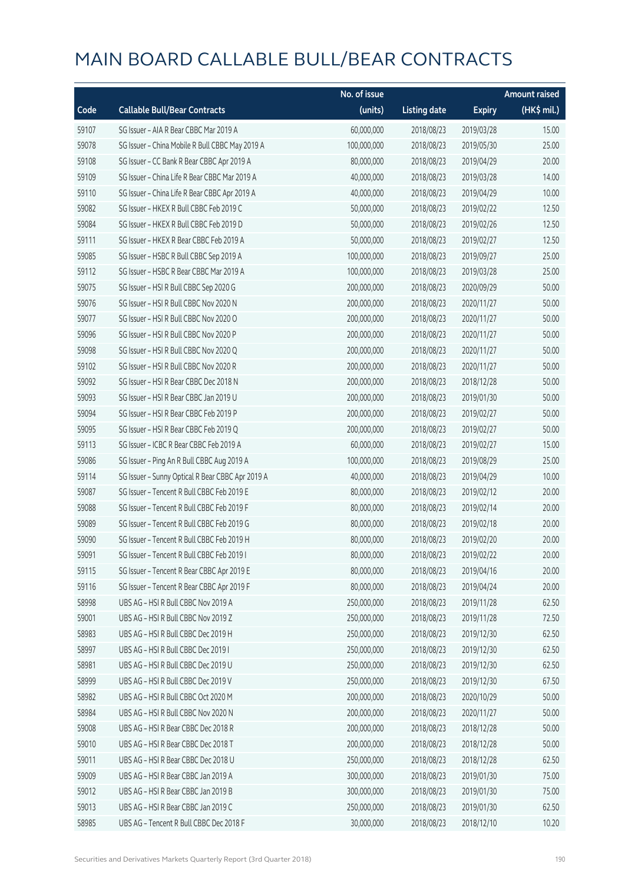# MAIN BOARD CALLABLE BULL/BEAR CONTRACTS

| Code | Callable Bull/Bear Contracts | No. of issue (units) | Listing date | Expiry | Amount raised (HK$ mil.) |
|---|---|---|---|---|---|
| 59107 | SG Issuer – AIA R Bear CBBC Mar 2019 A | 60,000,000 | 2018/08/23 | 2019/03/28 | 15.00 |
| 59078 | SG Issuer – China Mobile R Bull CBBC May 2019 A | 100,000,000 | 2018/08/23 | 2019/05/30 | 25.00 |
| 59108 | SG Issuer – CC Bank R Bear CBBC Apr 2019 A | 80,000,000 | 2018/08/23 | 2019/04/29 | 20.00 |
| 59109 | SG Issuer – China Life R Bear CBBC Mar 2019 A | 40,000,000 | 2018/08/23 | 2019/03/28 | 14.00 |
| 59110 | SG Issuer – China Life R Bear CBBC Apr 2019 A | 40,000,000 | 2018/08/23 | 2019/04/29 | 10.00 |
| 59082 | SG Issuer – HKEX R Bull CBBC Feb 2019 C | 50,000,000 | 2018/08/23 | 2019/02/22 | 12.50 |
| 59084 | SG Issuer – HKEX R Bull CBBC Feb 2019 D | 50,000,000 | 2018/08/23 | 2019/02/26 | 12.50 |
| 59111 | SG Issuer – HKEX R Bear CBBC Feb 2019 A | 50,000,000 | 2018/08/23 | 2019/02/27 | 12.50 |
| 59085 | SG Issuer – HSBC R Bull CBBC Sep 2019 A | 100,000,000 | 2018/08/23 | 2019/09/27 | 25.00 |
| 59112 | SG Issuer – HSBC R Bear CBBC Mar 2019 A | 100,000,000 | 2018/08/23 | 2019/03/28 | 25.00 |
| 59075 | SG Issuer – HSI R Bull CBBC Sep 2020 G | 200,000,000 | 2018/08/23 | 2020/09/29 | 50.00 |
| 59076 | SG Issuer – HSI R Bull CBBC Nov 2020 N | 200,000,000 | 2018/08/23 | 2020/11/27 | 50.00 |
| 59077 | SG Issuer – HSI R Bull CBBC Nov 2020 O | 200,000,000 | 2018/08/23 | 2020/11/27 | 50.00 |
| 59096 | SG Issuer – HSI R Bull CBBC Nov 2020 P | 200,000,000 | 2018/08/23 | 2020/11/27 | 50.00 |
| 59098 | SG Issuer – HSI R Bull CBBC Nov 2020 Q | 200,000,000 | 2018/08/23 | 2020/11/27 | 50.00 |
| 59102 | SG Issuer – HSI R Bull CBBC Nov 2020 R | 200,000,000 | 2018/08/23 | 2020/11/27 | 50.00 |
| 59092 | SG Issuer – HSI R Bear CBBC Dec 2018 N | 200,000,000 | 2018/08/23 | 2018/12/28 | 50.00 |
| 59093 | SG Issuer – HSI R Bear CBBC Jan 2019 U | 200,000,000 | 2018/08/23 | 2019/01/30 | 50.00 |
| 59094 | SG Issuer – HSI R Bear CBBC Feb 2019 P | 200,000,000 | 2018/08/23 | 2019/02/27 | 50.00 |
| 59095 | SG Issuer – HSI R Bear CBBC Feb 2019 Q | 200,000,000 | 2018/08/23 | 2019/02/27 | 50.00 |
| 59113 | SG Issuer – ICBC R Bear CBBC Feb 2019 A | 60,000,000 | 2018/08/23 | 2019/02/27 | 15.00 |
| 59086 | SG Issuer – Ping An R Bull CBBC Aug 2019 A | 100,000,000 | 2018/08/23 | 2019/08/29 | 25.00 |
| 59114 | SG Issuer – Sunny Optical R Bear CBBC Apr 2019 A | 40,000,000 | 2018/08/23 | 2019/04/29 | 10.00 |
| 59087 | SG Issuer – Tencent R Bull CBBC Feb 2019 E | 80,000,000 | 2018/08/23 | 2019/02/12 | 20.00 |
| 59088 | SG Issuer – Tencent R Bull CBBC Feb 2019 F | 80,000,000 | 2018/08/23 | 2019/02/14 | 20.00 |
| 59089 | SG Issuer – Tencent R Bull CBBC Feb 2019 G | 80,000,000 | 2018/08/23 | 2019/02/18 | 20.00 |
| 59090 | SG Issuer – Tencent R Bull CBBC Feb 2019 H | 80,000,000 | 2018/08/23 | 2019/02/20 | 20.00 |
| 59091 | SG Issuer – Tencent R Bull CBBC Feb 2019 I | 80,000,000 | 2018/08/23 | 2019/02/22 | 20.00 |
| 59115 | SG Issuer – Tencent R Bear CBBC Apr 2019 E | 80,000,000 | 2018/08/23 | 2019/04/16 | 20.00 |
| 59116 | SG Issuer – Tencent R Bear CBBC Apr 2019 F | 80,000,000 | 2018/08/23 | 2019/04/24 | 20.00 |
| 58998 | UBS AG – HSI R Bull CBBC Nov 2019 A | 250,000,000 | 2018/08/23 | 2019/11/28 | 62.50 |
| 59001 | UBS AG – HSI R Bull CBBC Nov 2019 Z | 250,000,000 | 2018/08/23 | 2019/11/28 | 72.50 |
| 58983 | UBS AG – HSI R Bull CBBC Dec 2019 H | 250,000,000 | 2018/08/23 | 2019/12/30 | 62.50 |
| 58997 | UBS AG – HSI R Bull CBBC Dec 2019 I | 250,000,000 | 2018/08/23 | 2019/12/30 | 62.50 |
| 58981 | UBS AG – HSI R Bull CBBC Dec 2019 U | 250,000,000 | 2018/08/23 | 2019/12/30 | 62.50 |
| 58999 | UBS AG – HSI R Bull CBBC Dec 2019 V | 250,000,000 | 2018/08/23 | 2019/12/30 | 67.50 |
| 58982 | UBS AG – HSI R Bull CBBC Oct 2020 M | 200,000,000 | 2018/08/23 | 2020/10/29 | 50.00 |
| 58984 | UBS AG – HSI R Bull CBBC Nov 2020 N | 200,000,000 | 2018/08/23 | 2020/11/27 | 50.00 |
| 59008 | UBS AG – HSI R Bear CBBC Dec 2018 R | 200,000,000 | 2018/08/23 | 2018/12/28 | 50.00 |
| 59010 | UBS AG – HSI R Bear CBBC Dec 2018 T | 200,000,000 | 2018/08/23 | 2018/12/28 | 50.00 |
| 59011 | UBS AG – HSI R Bear CBBC Dec 2018 U | 250,000,000 | 2018/08/23 | 2018/12/28 | 62.50 |
| 59009 | UBS AG – HSI R Bear CBBC Jan 2019 A | 300,000,000 | 2018/08/23 | 2019/01/30 | 75.00 |
| 59012 | UBS AG – HSI R Bear CBBC Jan 2019 B | 300,000,000 | 2018/08/23 | 2019/01/30 | 75.00 |
| 59013 | UBS AG – HSI R Bear CBBC Jan 2019 C | 250,000,000 | 2018/08/23 | 2019/01/30 | 62.50 |
| 58985 | UBS AG – Tencent R Bull CBBC Dec 2018 F | 30,000,000 | 2018/08/23 | 2018/12/10 | 10.20 |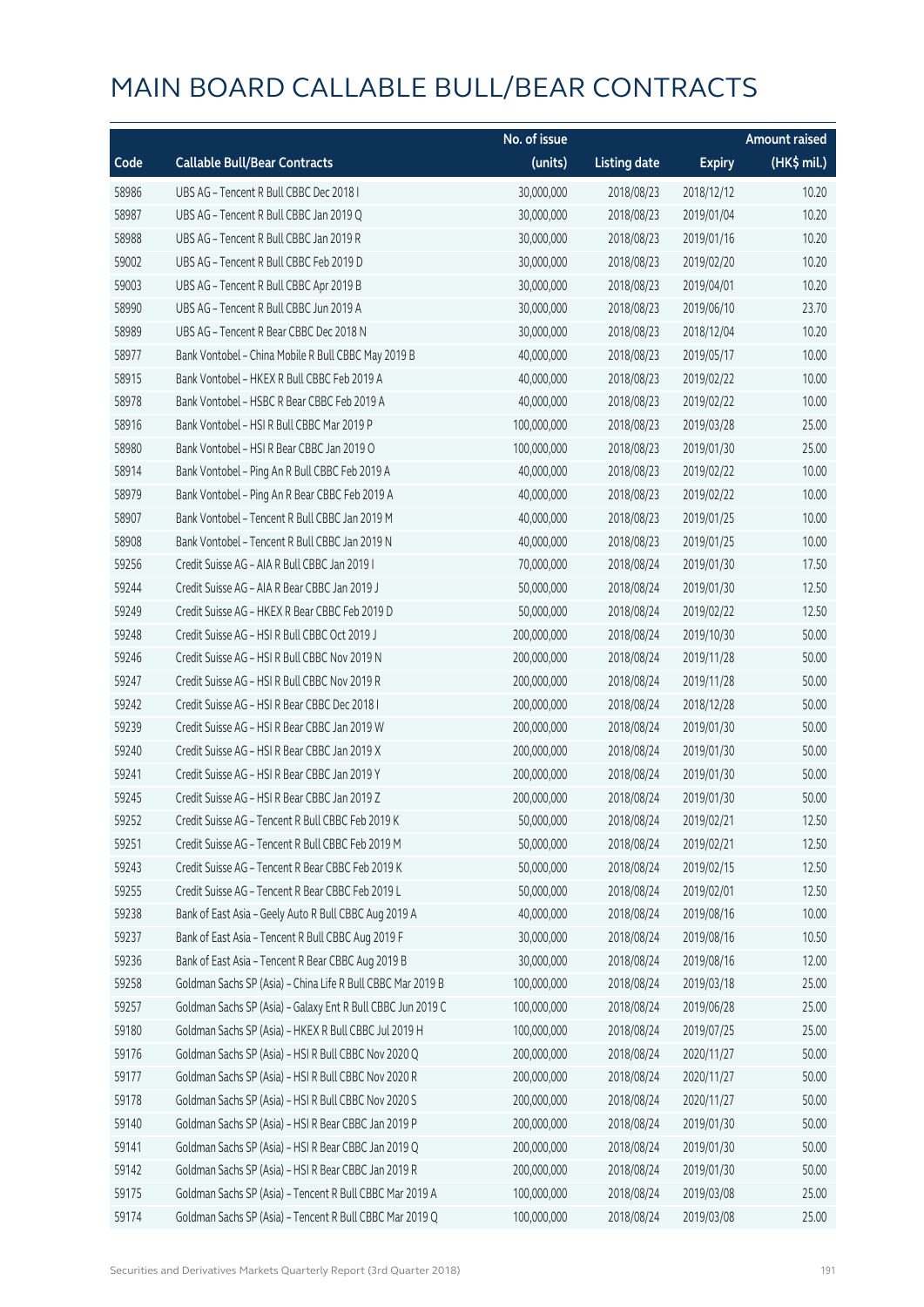# MAIN BOARD CALLABLE BULL/BEAR CONTRACTS

| Code | Callable Bull/Bear Contracts | No. of issue (units) | Listing date | Expiry | Amount raised (HK$ mil.) |
|---|---|---|---|---|---|
| 58986 | UBS AG – Tencent R Bull CBBC Dec 2018 I | 30,000,000 | 2018/08/23 | 2018/12/12 | 10.20 |
| 58987 | UBS AG – Tencent R Bull CBBC Jan 2019 Q | 30,000,000 | 2018/08/23 | 2019/01/04 | 10.20 |
| 58988 | UBS AG – Tencent R Bull CBBC Jan 2019 R | 30,000,000 | 2018/08/23 | 2019/01/16 | 10.20 |
| 59002 | UBS AG – Tencent R Bull CBBC Feb 2019 D | 30,000,000 | 2018/08/23 | 2019/02/20 | 10.20 |
| 59003 | UBS AG – Tencent R Bull CBBC Apr 2019 B | 30,000,000 | 2018/08/23 | 2019/04/01 | 10.20 |
| 58990 | UBS AG – Tencent R Bull CBBC Jun 2019 A | 30,000,000 | 2018/08/23 | 2019/06/10 | 23.70 |
| 58989 | UBS AG – Tencent R Bear CBBC Dec 2018 N | 30,000,000 | 2018/08/23 | 2018/12/04 | 10.20 |
| 58977 | Bank Vontobel – China Mobile R Bull CBBC May 2019 B | 40,000,000 | 2018/08/23 | 2019/05/17 | 10.00 |
| 58915 | Bank Vontobel – HKEX R Bull CBBC Feb 2019 A | 40,000,000 | 2018/08/23 | 2019/02/22 | 10.00 |
| 58978 | Bank Vontobel – HSBC R Bear CBBC Feb 2019 A | 40,000,000 | 2018/08/23 | 2019/02/22 | 10.00 |
| 58916 | Bank Vontobel – HSI R Bull CBBC Mar 2019 P | 100,000,000 | 2018/08/23 | 2019/03/28 | 25.00 |
| 58980 | Bank Vontobel – HSI R Bear CBBC Jan 2019 O | 100,000,000 | 2018/08/23 | 2019/01/30 | 25.00 |
| 58914 | Bank Vontobel – Ping An R Bull CBBC Feb 2019 A | 40,000,000 | 2018/08/23 | 2019/02/22 | 10.00 |
| 58979 | Bank Vontobel – Ping An R Bear CBBC Feb 2019 A | 40,000,000 | 2018/08/23 | 2019/02/22 | 10.00 |
| 58907 | Bank Vontobel – Tencent R Bull CBBC Jan 2019 M | 40,000,000 | 2018/08/23 | 2019/01/25 | 10.00 |
| 58908 | Bank Vontobel – Tencent R Bull CBBC Jan 2019 N | 40,000,000 | 2018/08/23 | 2019/01/25 | 10.00 |
| 59256 | Credit Suisse AG – AIA R Bull CBBC Jan 2019 I | 70,000,000 | 2018/08/24 | 2019/01/30 | 17.50 |
| 59244 | Credit Suisse AG – AIA R Bear CBBC Jan 2019 J | 50,000,000 | 2018/08/24 | 2019/01/30 | 12.50 |
| 59249 | Credit Suisse AG – HKEX R Bear CBBC Feb 2019 D | 50,000,000 | 2018/08/24 | 2019/02/22 | 12.50 |
| 59248 | Credit Suisse AG – HSI R Bull CBBC Oct 2019 J | 200,000,000 | 2018/08/24 | 2019/10/30 | 50.00 |
| 59246 | Credit Suisse AG – HSI R Bull CBBC Nov 2019 N | 200,000,000 | 2018/08/24 | 2019/11/28 | 50.00 |
| 59247 | Credit Suisse AG – HSI R Bull CBBC Nov 2019 R | 200,000,000 | 2018/08/24 | 2019/11/28 | 50.00 |
| 59242 | Credit Suisse AG – HSI R Bear CBBC Dec 2018 I | 200,000,000 | 2018/08/24 | 2018/12/28 | 50.00 |
| 59239 | Credit Suisse AG – HSI R Bear CBBC Jan 2019 W | 200,000,000 | 2018/08/24 | 2019/01/30 | 50.00 |
| 59240 | Credit Suisse AG – HSI R Bear CBBC Jan 2019 X | 200,000,000 | 2018/08/24 | 2019/01/30 | 50.00 |
| 59241 | Credit Suisse AG – HSI R Bear CBBC Jan 2019 Y | 200,000,000 | 2018/08/24 | 2019/01/30 | 50.00 |
| 59245 | Credit Suisse AG – HSI R Bear CBBC Jan 2019 Z | 200,000,000 | 2018/08/24 | 2019/01/30 | 50.00 |
| 59252 | Credit Suisse AG – Tencent R Bull CBBC Feb 2019 K | 50,000,000 | 2018/08/24 | 2019/02/21 | 12.50 |
| 59251 | Credit Suisse AG – Tencent R Bull CBBC Feb 2019 M | 50,000,000 | 2018/08/24 | 2019/02/21 | 12.50 |
| 59243 | Credit Suisse AG – Tencent R Bear CBBC Feb 2019 K | 50,000,000 | 2018/08/24 | 2019/02/15 | 12.50 |
| 59255 | Credit Suisse AG – Tencent R Bear CBBC Feb 2019 L | 50,000,000 | 2018/08/24 | 2019/02/01 | 12.50 |
| 59238 | Bank of East Asia – Geely Auto R Bull CBBC Aug 2019 A | 40,000,000 | 2018/08/24 | 2019/08/16 | 10.00 |
| 59237 | Bank of East Asia – Tencent R Bull CBBC Aug 2019 F | 30,000,000 | 2018/08/24 | 2019/08/16 | 10.50 |
| 59236 | Bank of East Asia – Tencent R Bear CBBC Aug 2019 B | 30,000,000 | 2018/08/24 | 2019/08/16 | 12.00 |
| 59258 | Goldman Sachs SP (Asia) – China Life R Bull CBBC Mar 2019 B | 100,000,000 | 2018/08/24 | 2019/03/18 | 25.00 |
| 59257 | Goldman Sachs SP (Asia) – Galaxy Ent R Bull CBBC Jun 2019 C | 100,000,000 | 2018/08/24 | 2019/06/28 | 25.00 |
| 59180 | Goldman Sachs SP (Asia) – HKEX R Bull CBBC Jul 2019 H | 100,000,000 | 2018/08/24 | 2019/07/25 | 25.00 |
| 59176 | Goldman Sachs SP (Asia) – HSI R Bull CBBC Nov 2020 Q | 200,000,000 | 2018/08/24 | 2020/11/27 | 50.00 |
| 59177 | Goldman Sachs SP (Asia) – HSI R Bull CBBC Nov 2020 R | 200,000,000 | 2018/08/24 | 2020/11/27 | 50.00 |
| 59178 | Goldman Sachs SP (Asia) – HSI R Bull CBBC Nov 2020 S | 200,000,000 | 2018/08/24 | 2020/11/27 | 50.00 |
| 59140 | Goldman Sachs SP (Asia) – HSI R Bear CBBC Jan 2019 P | 200,000,000 | 2018/08/24 | 2019/01/30 | 50.00 |
| 59141 | Goldman Sachs SP (Asia) – HSI R Bear CBBC Jan 2019 Q | 200,000,000 | 2018/08/24 | 2019/01/30 | 50.00 |
| 59142 | Goldman Sachs SP (Asia) – HSI R Bear CBBC Jan 2019 R | 200,000,000 | 2018/08/24 | 2019/01/30 | 50.00 |
| 59175 | Goldman Sachs SP (Asia) – Tencent R Bull CBBC Mar 2019 A | 100,000,000 | 2018/08/24 | 2019/03/08 | 25.00 |
| 59174 | Goldman Sachs SP (Asia) – Tencent R Bull CBBC Mar 2019 Q | 100,000,000 | 2018/08/24 | 2019/03/08 | 25.00 |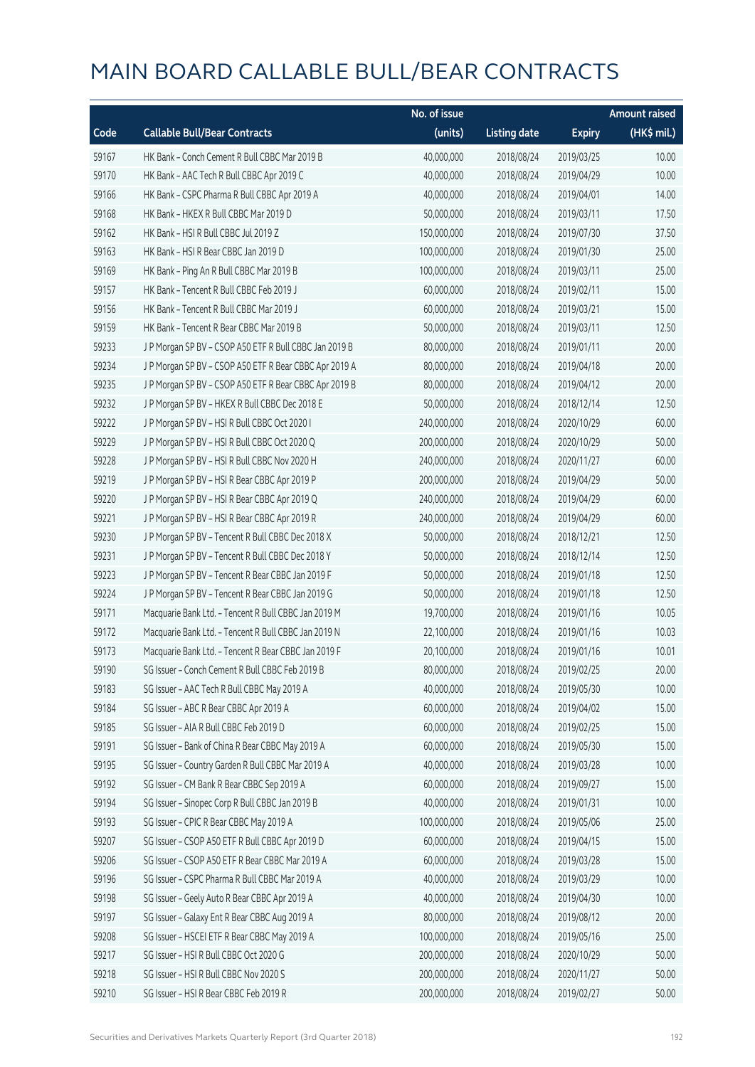# MAIN BOARD CALLABLE BULL/BEAR CONTRACTS

| Code | Callable Bull/Bear Contracts | No. of issue (units) | Listing date | Expiry | Amount raised (HK$ mil.) |
|---|---|---|---|---|---|
| 59167 | HK Bank – Conch Cement R Bull CBBC Mar 2019 B | 40,000,000 | 2018/08/24 | 2019/03/25 | 10.00 |
| 59170 | HK Bank – AAC Tech R Bull CBBC Apr 2019 C | 40,000,000 | 2018/08/24 | 2019/04/29 | 10.00 |
| 59166 | HK Bank – CSPC Pharma R Bull CBBC Apr 2019 A | 40,000,000 | 2018/08/24 | 2019/04/01 | 14.00 |
| 59168 | HK Bank – HKEX R Bull CBBC Mar 2019 D | 50,000,000 | 2018/08/24 | 2019/03/11 | 17.50 |
| 59162 | HK Bank – HSI R Bull CBBC Jul 2019 Z | 150,000,000 | 2018/08/24 | 2019/07/30 | 37.50 |
| 59163 | HK Bank – HSI R Bear CBBC Jan 2019 D | 100,000,000 | 2018/08/24 | 2019/01/30 | 25.00 |
| 59169 | HK Bank – Ping An R Bull CBBC Mar 2019 B | 100,000,000 | 2018/08/24 | 2019/03/11 | 25.00 |
| 59157 | HK Bank – Tencent R Bull CBBC Feb 2019 J | 60,000,000 | 2018/08/24 | 2019/02/11 | 15.00 |
| 59156 | HK Bank – Tencent R Bull CBBC Mar 2019 J | 60,000,000 | 2018/08/24 | 2019/03/21 | 15.00 |
| 59159 | HK Bank – Tencent R Bear CBBC Mar 2019 B | 50,000,000 | 2018/08/24 | 2019/03/11 | 12.50 |
| 59233 | J P Morgan SP BV – CSOP A50 ETF R Bull CBBC Jan 2019 B | 80,000,000 | 2018/08/24 | 2019/01/11 | 20.00 |
| 59234 | J P Morgan SP BV – CSOP A50 ETF R Bear CBBC Apr 2019 A | 80,000,000 | 2018/08/24 | 2019/04/18 | 20.00 |
| 59235 | J P Morgan SP BV – CSOP A50 ETF R Bear CBBC Apr 2019 B | 80,000,000 | 2018/08/24 | 2019/04/12 | 20.00 |
| 59232 | J P Morgan SP BV – HKEX R Bull CBBC Dec 2018 E | 50,000,000 | 2018/08/24 | 2018/12/14 | 12.50 |
| 59222 | J P Morgan SP BV – HSI R Bull CBBC Oct 2020 I | 240,000,000 | 2018/08/24 | 2020/10/29 | 60.00 |
| 59229 | J P Morgan SP BV – HSI R Bull CBBC Oct 2020 Q | 200,000,000 | 2018/08/24 | 2020/10/29 | 50.00 |
| 59228 | J P Morgan SP BV – HSI R Bull CBBC Nov 2020 H | 240,000,000 | 2018/08/24 | 2020/11/27 | 60.00 |
| 59219 | J P Morgan SP BV – HSI R Bear CBBC Apr 2019 P | 200,000,000 | 2018/08/24 | 2019/04/29 | 50.00 |
| 59220 | J P Morgan SP BV – HSI R Bear CBBC Apr 2019 Q | 240,000,000 | 2018/08/24 | 2019/04/29 | 60.00 |
| 59221 | J P Morgan SP BV – HSI R Bear CBBC Apr 2019 R | 240,000,000 | 2018/08/24 | 2019/04/29 | 60.00 |
| 59230 | J P Morgan SP BV – Tencent R Bull CBBC Dec 2018 X | 50,000,000 | 2018/08/24 | 2018/12/21 | 12.50 |
| 59231 | J P Morgan SP BV – Tencent R Bull CBBC Dec 2018 Y | 50,000,000 | 2018/08/24 | 2018/12/14 | 12.50 |
| 59223 | J P Morgan SP BV – Tencent R Bear CBBC Jan 2019 F | 50,000,000 | 2018/08/24 | 2019/01/18 | 12.50 |
| 59224 | J P Morgan SP BV – Tencent R Bear CBBC Jan 2019 G | 50,000,000 | 2018/08/24 | 2019/01/18 | 12.50 |
| 59171 | Macquarie Bank Ltd. – Tencent R Bull CBBC Jan 2019 M | 19,700,000 | 2018/08/24 | 2019/01/16 | 10.05 |
| 59172 | Macquarie Bank Ltd. – Tencent R Bull CBBC Jan 2019 N | 22,100,000 | 2018/08/24 | 2019/01/16 | 10.03 |
| 59173 | Macquarie Bank Ltd. – Tencent R Bear CBBC Jan 2019 F | 20,100,000 | 2018/08/24 | 2019/01/16 | 10.01 |
| 59190 | SG Issuer – Conch Cement R Bull CBBC Feb 2019 B | 80,000,000 | 2018/08/24 | 2019/02/25 | 20.00 |
| 59183 | SG Issuer – AAC Tech R Bull CBBC May 2019 A | 40,000,000 | 2018/08/24 | 2019/05/30 | 10.00 |
| 59184 | SG Issuer – ABC R Bear CBBC Apr 2019 A | 60,000,000 | 2018/08/24 | 2019/04/02 | 15.00 |
| 59185 | SG Issuer – AIA R Bull CBBC Feb 2019 D | 60,000,000 | 2018/08/24 | 2019/02/25 | 15.00 |
| 59191 | SG Issuer – Bank of China R Bear CBBC May 2019 A | 60,000,000 | 2018/08/24 | 2019/05/30 | 15.00 |
| 59195 | SG Issuer – Country Garden R Bull CBBC Mar 2019 A | 40,000,000 | 2018/08/24 | 2019/03/28 | 10.00 |
| 59192 | SG Issuer – CM Bank R Bear CBBC Sep 2019 A | 60,000,000 | 2018/08/24 | 2019/09/27 | 15.00 |
| 59194 | SG Issuer – Sinopec Corp R Bull CBBC Jan 2019 B | 40,000,000 | 2018/08/24 | 2019/01/31 | 10.00 |
| 59193 | SG Issuer – CPIC R Bear CBBC May 2019 A | 100,000,000 | 2018/08/24 | 2019/05/06 | 25.00 |
| 59207 | SG Issuer – CSOP A50 ETF R Bull CBBC Apr 2019 D | 60,000,000 | 2018/08/24 | 2019/04/15 | 15.00 |
| 59206 | SG Issuer – CSOP A50 ETF R Bear CBBC Mar 2019 A | 60,000,000 | 2018/08/24 | 2019/03/28 | 15.00 |
| 59196 | SG Issuer – CSPC Pharma R Bull CBBC Mar 2019 A | 40,000,000 | 2018/08/24 | 2019/03/29 | 10.00 |
| 59198 | SG Issuer – Geely Auto R Bear CBBC Apr 2019 A | 40,000,000 | 2018/08/24 | 2019/04/30 | 10.00 |
| 59197 | SG Issuer – Galaxy Ent R Bear CBBC Aug 2019 A | 80,000,000 | 2018/08/24 | 2019/08/12 | 20.00 |
| 59208 | SG Issuer – HSCEI ETF R Bear CBBC May 2019 A | 100,000,000 | 2018/08/24 | 2019/05/16 | 25.00 |
| 59217 | SG Issuer – HSI R Bull CBBC Oct 2020 G | 200,000,000 | 2018/08/24 | 2020/10/29 | 50.00 |
| 59218 | SG Issuer – HSI R Bull CBBC Nov 2020 S | 200,000,000 | 2018/08/24 | 2020/11/27 | 50.00 |
| 59210 | SG Issuer – HSI R Bear CBBC Feb 2019 R | 200,000,000 | 2018/08/24 | 2019/02/27 | 50.00 |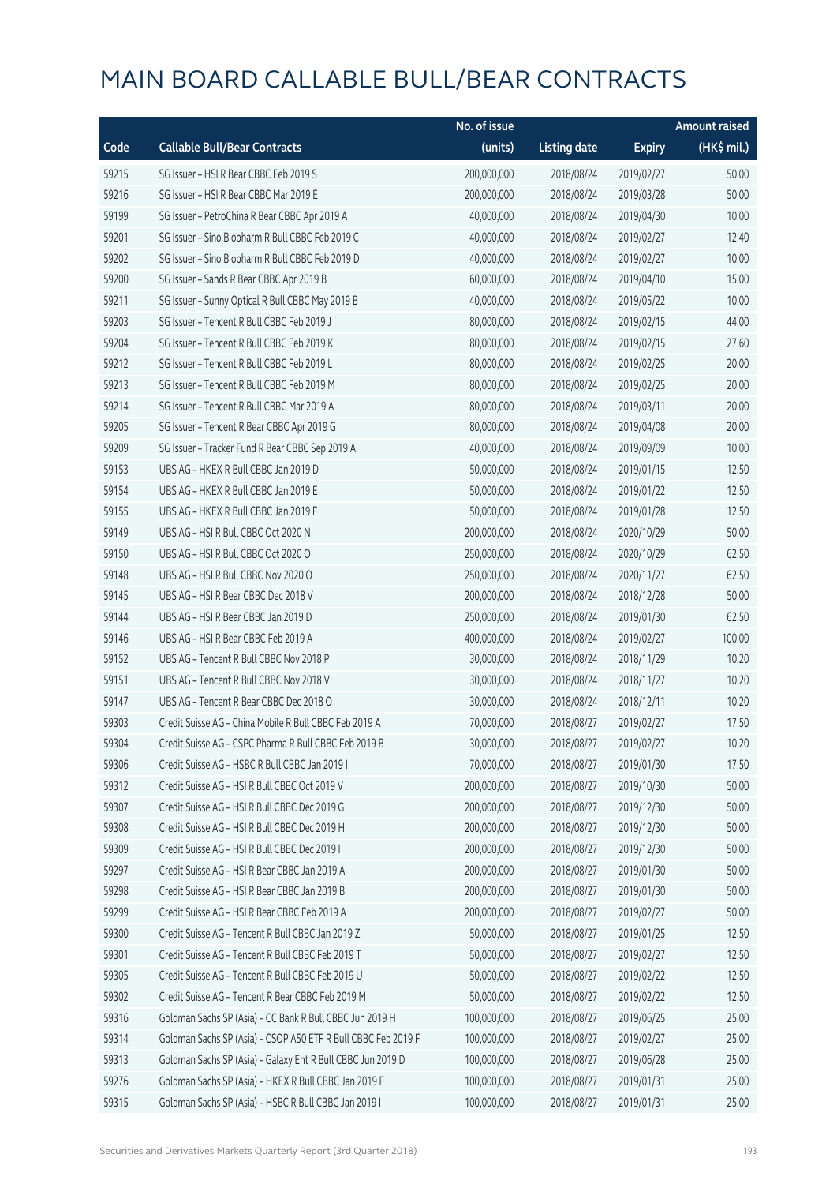# MAIN BOARD CALLABLE BULL/BEAR CONTRACTS

| Code | Callable Bull/Bear Contracts | No. of issue (units) | Listing date | Expiry | Amount raised (HK$ mil.) |
|---|---|---|---|---|---|
| 59215 | SG Issuer – HSI R Bear CBBC Feb 2019 S | 200,000,000 | 2018/08/24 | 2019/02/27 | 50.00 |
| 59216 | SG Issuer – HSI R Bear CBBC Mar 2019 E | 200,000,000 | 2018/08/24 | 2019/03/28 | 50.00 |
| 59199 | SG Issuer – PetroChina R Bear CBBC Apr 2019 A | 40,000,000 | 2018/08/24 | 2019/04/30 | 10.00 |
| 59201 | SG Issuer – Sino Biopharm R Bull CBBC Feb 2019 C | 40,000,000 | 2018/08/24 | 2019/02/27 | 12.40 |
| 59202 | SG Issuer – Sino Biopharm R Bull CBBC Feb 2019 D | 40,000,000 | 2018/08/24 | 2019/02/27 | 10.00 |
| 59200 | SG Issuer – Sands R Bear CBBC Apr 2019 B | 60,000,000 | 2018/08/24 | 2019/04/10 | 15.00 |
| 59211 | SG Issuer – Sunny Optical R Bull CBBC May 2019 B | 40,000,000 | 2018/08/24 | 2019/05/22 | 10.00 |
| 59203 | SG Issuer – Tencent R Bull CBBC Feb 2019 J | 80,000,000 | 2018/08/24 | 2019/02/15 | 44.00 |
| 59204 | SG Issuer – Tencent R Bull CBBC Feb 2019 K | 80,000,000 | 2018/08/24 | 2019/02/15 | 27.60 |
| 59212 | SG Issuer – Tencent R Bull CBBC Feb 2019 L | 80,000,000 | 2018/08/24 | 2019/02/25 | 20.00 |
| 59213 | SG Issuer – Tencent R Bull CBBC Feb 2019 M | 80,000,000 | 2018/08/24 | 2019/02/25 | 20.00 |
| 59214 | SG Issuer – Tencent R Bull CBBC Mar 2019 A | 80,000,000 | 2018/08/24 | 2019/03/11 | 20.00 |
| 59205 | SG Issuer – Tencent R Bear CBBC Apr 2019 G | 80,000,000 | 2018/08/24 | 2019/04/08 | 20.00 |
| 59209 | SG Issuer – Tracker Fund R Bear CBBC Sep 2019 A | 40,000,000 | 2018/08/24 | 2019/09/09 | 10.00 |
| 59153 | UBS AG – HKEX R Bull CBBC Jan 2019 D | 50,000,000 | 2018/08/24 | 2019/01/15 | 12.50 |
| 59154 | UBS AG – HKEX R Bull CBBC Jan 2019 E | 50,000,000 | 2018/08/24 | 2019/01/22 | 12.50 |
| 59155 | UBS AG – HKEX R Bull CBBC Jan 2019 F | 50,000,000 | 2018/08/24 | 2019/01/28 | 12.50 |
| 59149 | UBS AG – HSI R Bull CBBC Oct 2020 N | 200,000,000 | 2018/08/24 | 2020/10/29 | 50.00 |
| 59150 | UBS AG – HSI R Bull CBBC Oct 2020 O | 250,000,000 | 2018/08/24 | 2020/10/29 | 62.50 |
| 59148 | UBS AG – HSI R Bull CBBC Nov 2020 O | 250,000,000 | 2018/08/24 | 2020/11/27 | 62.50 |
| 59145 | UBS AG – HSI R Bear CBBC Dec 2018 V | 200,000,000 | 2018/08/24 | 2018/12/28 | 50.00 |
| 59144 | UBS AG – HSI R Bear CBBC Jan 2019 D | 250,000,000 | 2018/08/24 | 2019/01/30 | 62.50 |
| 59146 | UBS AG – HSI R Bear CBBC Feb 2019 A | 400,000,000 | 2018/08/24 | 2019/02/27 | 100.00 |
| 59152 | UBS AG – Tencent R Bull CBBC Nov 2018 P | 30,000,000 | 2018/08/24 | 2018/11/29 | 10.20 |
| 59151 | UBS AG – Tencent R Bull CBBC Nov 2018 V | 30,000,000 | 2018/08/24 | 2018/11/27 | 10.20 |
| 59147 | UBS AG – Tencent R Bear CBBC Dec 2018 O | 30,000,000 | 2018/08/24 | 2018/12/11 | 10.20 |
| 59303 | Credit Suisse AG – China Mobile R Bull CBBC Feb 2019 A | 70,000,000 | 2018/08/27 | 2019/02/27 | 17.50 |
| 59304 | Credit Suisse AG – CSPC Pharma R Bull CBBC Feb 2019 B | 30,000,000 | 2018/08/27 | 2019/02/27 | 10.20 |
| 59306 | Credit Suisse AG – HSBC R Bull CBBC Jan 2019 I | 70,000,000 | 2018/08/27 | 2019/01/30 | 17.50 |
| 59312 | Credit Suisse AG – HSI R Bull CBBC Oct 2019 V | 200,000,000 | 2018/08/27 | 2019/10/30 | 50.00 |
| 59307 | Credit Suisse AG – HSI R Bull CBBC Dec 2019 G | 200,000,000 | 2018/08/27 | 2019/12/30 | 50.00 |
| 59308 | Credit Suisse AG – HSI R Bull CBBC Dec 2019 H | 200,000,000 | 2018/08/27 | 2019/12/30 | 50.00 |
| 59309 | Credit Suisse AG – HSI R Bull CBBC Dec 2019 I | 200,000,000 | 2018/08/27 | 2019/12/30 | 50.00 |
| 59297 | Credit Suisse AG – HSI R Bear CBBC Jan 2019 A | 200,000,000 | 2018/08/27 | 2019/01/30 | 50.00 |
| 59298 | Credit Suisse AG – HSI R Bear CBBC Jan 2019 B | 200,000,000 | 2018/08/27 | 2019/01/30 | 50.00 |
| 59299 | Credit Suisse AG – HSI R Bear CBBC Feb 2019 A | 200,000,000 | 2018/08/27 | 2019/02/27 | 50.00 |
| 59300 | Credit Suisse AG – Tencent R Bull CBBC Jan 2019 Z | 50,000,000 | 2018/08/27 | 2019/01/25 | 12.50 |
| 59301 | Credit Suisse AG – Tencent R Bull CBBC Feb 2019 T | 50,000,000 | 2018/08/27 | 2019/02/27 | 12.50 |
| 59305 | Credit Suisse AG – Tencent R Bull CBBC Feb 2019 U | 50,000,000 | 2018/08/27 | 2019/02/22 | 12.50 |
| 59302 | Credit Suisse AG – Tencent R Bear CBBC Feb 2019 M | 50,000,000 | 2018/08/27 | 2019/02/22 | 12.50 |
| 59316 | Goldman Sachs SP (Asia) – CC Bank R Bull CBBC Jun 2019 H | 100,000,000 | 2018/08/27 | 2019/06/25 | 25.00 |
| 59314 | Goldman Sachs SP (Asia) – CSOP A50 ETF R Bull CBBC Feb 2019 F | 100,000,000 | 2018/08/27 | 2019/02/27 | 25.00 |
| 59313 | Goldman Sachs SP (Asia) – Galaxy Ent R Bull CBBC Jun 2019 D | 100,000,000 | 2018/08/27 | 2019/06/28 | 25.00 |
| 59276 | Goldman Sachs SP (Asia) – HKEX R Bull CBBC Jan 2019 F | 100,000,000 | 2018/08/27 | 2019/01/31 | 25.00 |
| 59315 | Goldman Sachs SP (Asia) – HSBC R Bull CBBC Jan 2019 I | 100,000,000 | 2018/08/27 | 2019/01/31 | 25.00 |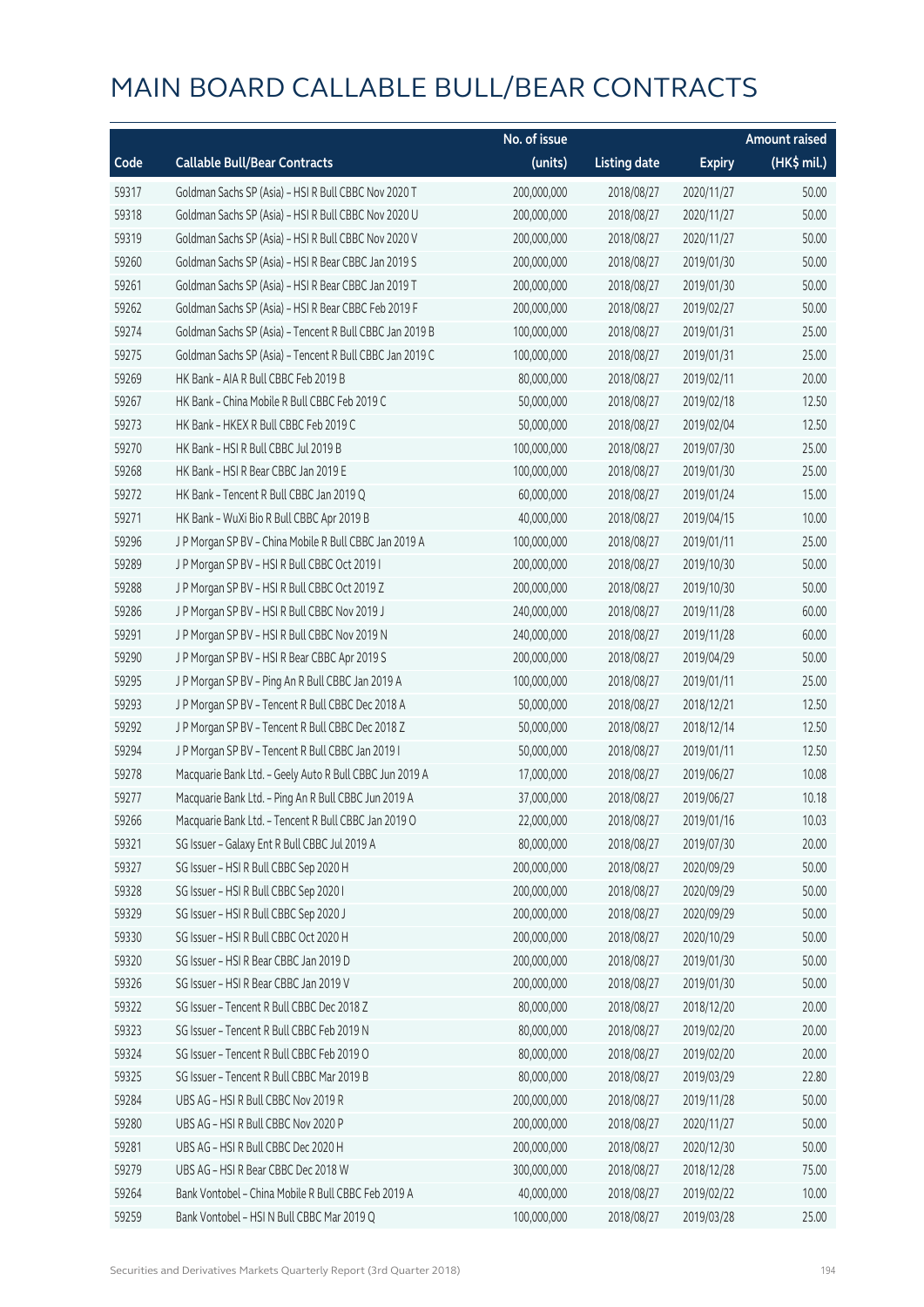# MAIN BOARD CALLABLE BULL/BEAR CONTRACTS

| Code | Callable Bull/Bear Contracts | No. of issue (units) | Listing date | Expiry | Amount raised (HK$ mil.) |
|---|---|---|---|---|---|
| 59317 | Goldman Sachs SP (Asia) – HSI R Bull CBBC Nov 2020 T | 200,000,000 | 2018/08/27 | 2020/11/27 | 50.00 |
| 59318 | Goldman Sachs SP (Asia) – HSI R Bull CBBC Nov 2020 U | 200,000,000 | 2018/08/27 | 2020/11/27 | 50.00 |
| 59319 | Goldman Sachs SP (Asia) – HSI R Bull CBBC Nov 2020 V | 200,000,000 | 2018/08/27 | 2020/11/27 | 50.00 |
| 59260 | Goldman Sachs SP (Asia) – HSI R Bear CBBC Jan 2019 S | 200,000,000 | 2018/08/27 | 2019/01/30 | 50.00 |
| 59261 | Goldman Sachs SP (Asia) – HSI R Bear CBBC Jan 2019 T | 200,000,000 | 2018/08/27 | 2019/01/30 | 50.00 |
| 59262 | Goldman Sachs SP (Asia) – HSI R Bear CBBC Feb 2019 F | 200,000,000 | 2018/08/27 | 2019/02/27 | 50.00 |
| 59274 | Goldman Sachs SP (Asia) – Tencent R Bull CBBC Jan 2019 B | 100,000,000 | 2018/08/27 | 2019/01/31 | 25.00 |
| 59275 | Goldman Sachs SP (Asia) – Tencent R Bull CBBC Jan 2019 C | 100,000,000 | 2018/08/27 | 2019/01/31 | 25.00 |
| 59269 | HK Bank – AIA R Bull CBBC Feb 2019 B | 80,000,000 | 2018/08/27 | 2019/02/11 | 20.00 |
| 59267 | HK Bank – China Mobile R Bull CBBC Feb 2019 C | 50,000,000 | 2018/08/27 | 2019/02/18 | 12.50 |
| 59273 | HK Bank – HKEX R Bull CBBC Feb 2019 C | 50,000,000 | 2018/08/27 | 2019/02/04 | 12.50 |
| 59270 | HK Bank – HSI R Bull CBBC Jul 2019 B | 100,000,000 | 2018/08/27 | 2019/07/30 | 25.00 |
| 59268 | HK Bank – HSI R Bear CBBC Jan 2019 E | 100,000,000 | 2018/08/27 | 2019/01/30 | 25.00 |
| 59272 | HK Bank – Tencent R Bull CBBC Jan 2019 Q | 60,000,000 | 2018/08/27 | 2019/01/24 | 15.00 |
| 59271 | HK Bank – WuXi Bio R Bull CBBC Apr 2019 B | 40,000,000 | 2018/08/27 | 2019/04/15 | 10.00 |
| 59296 | J P Morgan SP BV – China Mobile R Bull CBBC Jan 2019 A | 100,000,000 | 2018/08/27 | 2019/01/11 | 25.00 |
| 59289 | J P Morgan SP BV – HSI R Bull CBBC Oct 2019 I | 200,000,000 | 2018/08/27 | 2019/10/30 | 50.00 |
| 59288 | J P Morgan SP BV – HSI R Bull CBBC Oct 2019 Z | 200,000,000 | 2018/08/27 | 2019/10/30 | 50.00 |
| 59286 | J P Morgan SP BV – HSI R Bull CBBC Nov 2019 J | 240,000,000 | 2018/08/27 | 2019/11/28 | 60.00 |
| 59291 | J P Morgan SP BV – HSI R Bull CBBC Nov 2019 N | 240,000,000 | 2018/08/27 | 2019/11/28 | 60.00 |
| 59290 | J P Morgan SP BV – HSI R Bear CBBC Apr 2019 S | 200,000,000 | 2018/08/27 | 2019/04/29 | 50.00 |
| 59295 | J P Morgan SP BV – Ping An R Bull CBBC Jan 2019 A | 100,000,000 | 2018/08/27 | 2019/01/11 | 25.00 |
| 59293 | J P Morgan SP BV – Tencent R Bull CBBC Dec 2018 A | 50,000,000 | 2018/08/27 | 2018/12/21 | 12.50 |
| 59292 | J P Morgan SP BV – Tencent R Bull CBBC Dec 2018 Z | 50,000,000 | 2018/08/27 | 2018/12/14 | 12.50 |
| 59294 | J P Morgan SP BV – Tencent R Bull CBBC Jan 2019 I | 50,000,000 | 2018/08/27 | 2019/01/11 | 12.50 |
| 59278 | Macquarie Bank Ltd. – Geely Auto R Bull CBBC Jun 2019 A | 17,000,000 | 2018/08/27 | 2019/06/27 | 10.08 |
| 59277 | Macquarie Bank Ltd. – Ping An R Bull CBBC Jun 2019 A | 37,000,000 | 2018/08/27 | 2019/06/27 | 10.18 |
| 59266 | Macquarie Bank Ltd. – Tencent R Bull CBBC Jan 2019 O | 22,000,000 | 2018/08/27 | 2019/01/16 | 10.03 |
| 59321 | SG Issuer – Galaxy Ent R Bull CBBC Jul 2019 A | 80,000,000 | 2018/08/27 | 2019/07/30 | 20.00 |
| 59327 | SG Issuer – HSI R Bull CBBC Sep 2020 H | 200,000,000 | 2018/08/27 | 2020/09/29 | 50.00 |
| 59328 | SG Issuer – HSI R Bull CBBC Sep 2020 I | 200,000,000 | 2018/08/27 | 2020/09/29 | 50.00 |
| 59329 | SG Issuer – HSI R Bull CBBC Sep 2020 J | 200,000,000 | 2018/08/27 | 2020/09/29 | 50.00 |
| 59330 | SG Issuer – HSI R Bull CBBC Oct 2020 H | 200,000,000 | 2018/08/27 | 2020/10/29 | 50.00 |
| 59320 | SG Issuer – HSI R Bear CBBC Jan 2019 D | 200,000,000 | 2018/08/27 | 2019/01/30 | 50.00 |
| 59326 | SG Issuer – HSI R Bear CBBC Jan 2019 V | 200,000,000 | 2018/08/27 | 2019/01/30 | 50.00 |
| 59322 | SG Issuer – Tencent R Bull CBBC Dec 2018 Z | 80,000,000 | 2018/08/27 | 2018/12/20 | 20.00 |
| 59323 | SG Issuer – Tencent R Bull CBBC Feb 2019 N | 80,000,000 | 2018/08/27 | 2019/02/20 | 20.00 |
| 59324 | SG Issuer – Tencent R Bull CBBC Feb 2019 O | 80,000,000 | 2018/08/27 | 2019/02/20 | 20.00 |
| 59325 | SG Issuer – Tencent R Bull CBBC Mar 2019 B | 80,000,000 | 2018/08/27 | 2019/03/29 | 22.80 |
| 59284 | UBS AG – HSI R Bull CBBC Nov 2019 R | 200,000,000 | 2018/08/27 | 2019/11/28 | 50.00 |
| 59280 | UBS AG – HSI R Bull CBBC Nov 2020 P | 200,000,000 | 2018/08/27 | 2020/11/27 | 50.00 |
| 59281 | UBS AG – HSI R Bull CBBC Dec 2020 H | 200,000,000 | 2018/08/27 | 2020/12/30 | 50.00 |
| 59279 | UBS AG – HSI R Bear CBBC Dec 2018 W | 300,000,000 | 2018/08/27 | 2018/12/28 | 75.00 |
| 59264 | Bank Vontobel – China Mobile R Bull CBBC Feb 2019 A | 40,000,000 | 2018/08/27 | 2019/02/22 | 10.00 |
| 59259 | Bank Vontobel – HSI N Bull CBBC Mar 2019 Q | 100,000,000 | 2018/08/27 | 2019/03/28 | 25.00 |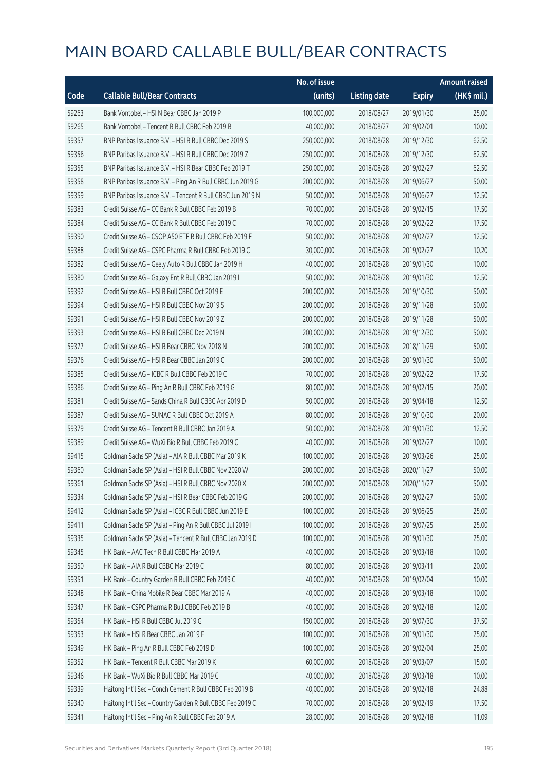# MAIN BOARD CALLABLE BULL/BEAR CONTRACTS

| Code | Callable Bull/Bear Contracts | No. of issue (units) | Listing date | Expiry | Amount raised (HK$ mil.) |
|---|---|---|---|---|---|
| 59263 | Bank Vontobel – HSI N Bear CBBC Jan 2019 P | 100,000,000 | 2018/08/27 | 2019/01/30 | 25.00 |
| 59265 | Bank Vontobel – Tencent R Bull CBBC Feb 2019 B | 40,000,000 | 2018/08/27 | 2019/02/01 | 10.00 |
| 59357 | BNP Paribas Issuance B.V. – HSI R Bull CBBC Dec 2019 S | 250,000,000 | 2018/08/28 | 2019/12/30 | 62.50 |
| 59356 | BNP Paribas Issuance B.V. – HSI R Bull CBBC Dec 2019 Z | 250,000,000 | 2018/08/28 | 2019/12/30 | 62.50 |
| 59355 | BNP Paribas Issuance B.V. – HSI R Bear CBBC Feb 2019 T | 250,000,000 | 2018/08/28 | 2019/02/27 | 62.50 |
| 59358 | BNP Paribas Issuance B.V. – Ping An R Bull CBBC Jun 2019 G | 200,000,000 | 2018/08/28 | 2019/06/27 | 50.00 |
| 59359 | BNP Paribas Issuance B.V. – Tencent R Bull CBBC Jun 2019 N | 50,000,000 | 2018/08/28 | 2019/06/27 | 12.50 |
| 59383 | Credit Suisse AG – CC Bank R Bull CBBC Feb 2019 B | 70,000,000 | 2018/08/28 | 2019/02/15 | 17.50 |
| 59384 | Credit Suisse AG – CC Bank R Bull CBBC Feb 2019 C | 70,000,000 | 2018/08/28 | 2019/02/22 | 17.50 |
| 59390 | Credit Suisse AG – CSOP A50 ETF R Bull CBBC Feb 2019 F | 50,000,000 | 2018/08/28 | 2019/02/27 | 12.50 |
| 59388 | Credit Suisse AG – CSPC Pharma R Bull CBBC Feb 2019 C | 30,000,000 | 2018/08/28 | 2019/02/27 | 10.20 |
| 59382 | Credit Suisse AG – Geely Auto R Bull CBBC Jan 2019 H | 40,000,000 | 2018/08/28 | 2019/01/30 | 10.00 |
| 59380 | Credit Suisse AG – Galaxy Ent R Bull CBBC Jan 2019 I | 50,000,000 | 2018/08/28 | 2019/01/30 | 12.50 |
| 59392 | Credit Suisse AG – HSI R Bull CBBC Oct 2019 E | 200,000,000 | 2018/08/28 | 2019/10/30 | 50.00 |
| 59394 | Credit Suisse AG – HSI R Bull CBBC Nov 2019 S | 200,000,000 | 2018/08/28 | 2019/11/28 | 50.00 |
| 59391 | Credit Suisse AG – HSI R Bull CBBC Nov 2019 Z | 200,000,000 | 2018/08/28 | 2019/11/28 | 50.00 |
| 59393 | Credit Suisse AG – HSI R Bull CBBC Dec 2019 N | 200,000,000 | 2018/08/28 | 2019/12/30 | 50.00 |
| 59377 | Credit Suisse AG – HSI R Bear CBBC Nov 2018 N | 200,000,000 | 2018/08/28 | 2018/11/29 | 50.00 |
| 59376 | Credit Suisse AG – HSI R Bear CBBC Jan 2019 C | 200,000,000 | 2018/08/28 | 2019/01/30 | 50.00 |
| 59385 | Credit Suisse AG – ICBC R Bull CBBC Feb 2019 C | 70,000,000 | 2018/08/28 | 2019/02/22 | 17.50 |
| 59386 | Credit Suisse AG – Ping An R Bull CBBC Feb 2019 G | 80,000,000 | 2018/08/28 | 2019/02/15 | 20.00 |
| 59381 | Credit Suisse AG – Sands China R Bull CBBC Apr 2019 D | 50,000,000 | 2018/08/28 | 2019/04/18 | 12.50 |
| 59387 | Credit Suisse AG – SUNAC R Bull CBBC Oct 2019 A | 80,000,000 | 2018/08/28 | 2019/10/30 | 20.00 |
| 59379 | Credit Suisse AG – Tencent R Bull CBBC Jan 2019 A | 50,000,000 | 2018/08/28 | 2019/01/30 | 12.50 |
| 59389 | Credit Suisse AG – WuXi Bio R Bull CBBC Feb 2019 C | 40,000,000 | 2018/08/28 | 2019/02/27 | 10.00 |
| 59415 | Goldman Sachs SP (Asia) – AIA R Bull CBBC Mar 2019 K | 100,000,000 | 2018/08/28 | 2019/03/26 | 25.00 |
| 59360 | Goldman Sachs SP (Asia) – HSI R Bull CBBC Nov 2020 W | 200,000,000 | 2018/08/28 | 2020/11/27 | 50.00 |
| 59361 | Goldman Sachs SP (Asia) – HSI R Bull CBBC Nov 2020 X | 200,000,000 | 2018/08/28 | 2020/11/27 | 50.00 |
| 59334 | Goldman Sachs SP (Asia) – HSI R Bear CBBC Feb 2019 G | 200,000,000 | 2018/08/28 | 2019/02/27 | 50.00 |
| 59412 | Goldman Sachs SP (Asia) – ICBC R Bull CBBC Jun 2019 E | 100,000,000 | 2018/08/28 | 2019/06/25 | 25.00 |
| 59411 | Goldman Sachs SP (Asia) – Ping An R Bull CBBC Jul 2019 I | 100,000,000 | 2018/08/28 | 2019/07/25 | 25.00 |
| 59335 | Goldman Sachs SP (Asia) – Tencent R Bull CBBC Jan 2019 D | 100,000,000 | 2018/08/28 | 2019/01/30 | 25.00 |
| 59345 | HK Bank – AAC Tech R Bull CBBC Mar 2019 A | 40,000,000 | 2018/08/28 | 2019/03/18 | 10.00 |
| 59350 | HK Bank – AIA R Bull CBBC Mar 2019 C | 80,000,000 | 2018/08/28 | 2019/03/11 | 20.00 |
| 59351 | HK Bank – Country Garden R Bull CBBC Feb 2019 C | 40,000,000 | 2018/08/28 | 2019/02/04 | 10.00 |
| 59348 | HK Bank – China Mobile R Bear CBBC Mar 2019 A | 40,000,000 | 2018/08/28 | 2019/03/18 | 10.00 |
| 59347 | HK Bank – CSPC Pharma R Bull CBBC Feb 2019 B | 40,000,000 | 2018/08/28 | 2019/02/18 | 12.00 |
| 59354 | HK Bank – HSI R Bull CBBC Jul 2019 G | 150,000,000 | 2018/08/28 | 2019/07/30 | 37.50 |
| 59353 | HK Bank – HSI R Bear CBBC Jan 2019 F | 100,000,000 | 2018/08/28 | 2019/01/30 | 25.00 |
| 59349 | HK Bank – Ping An R Bull CBBC Feb 2019 D | 100,000,000 | 2018/08/28 | 2019/02/04 | 25.00 |
| 59352 | HK Bank – Tencent R Bull CBBC Mar 2019 K | 60,000,000 | 2018/08/28 | 2019/03/07 | 15.00 |
| 59346 | HK Bank – WuXi Bio R Bull CBBC Mar 2019 C | 40,000,000 | 2018/08/28 | 2019/03/18 | 10.00 |
| 59339 | Haitong Int'l Sec – Conch Cement R Bull CBBC Feb 2019 B | 40,000,000 | 2018/08/28 | 2019/02/18 | 24.88 |
| 59340 | Haitong Int'l Sec – Country Garden R Bull CBBC Feb 2019 C | 70,000,000 | 2018/08/28 | 2019/02/19 | 17.50 |
| 59341 | Haitong Int'l Sec – Ping An R Bull CBBC Feb 2019 A | 28,000,000 | 2018/08/28 | 2019/02/18 | 11.09 |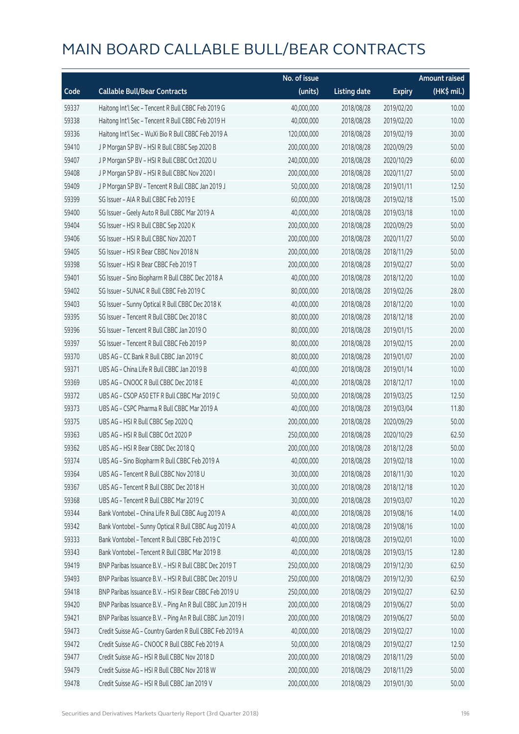# MAIN BOARD CALLABLE BULL/BEAR CONTRACTS

| Code | Callable Bull/Bear Contracts | No. of issue (units) | Listing date | Expiry | Amount raised (HK$ mil.) |
|---|---|---|---|---|---|
| 59337 | Haitong Int'l Sec – Tencent R Bull CBBC Feb 2019 G | 40,000,000 | 2018/08/28 | 2019/02/20 | 10.00 |
| 59338 | Haitong Int'l Sec – Tencent R Bull CBBC Feb 2019 H | 40,000,000 | 2018/08/28 | 2019/02/20 | 10.00 |
| 59336 | Haitong Int'l Sec – WuXi Bio R Bull CBBC Feb 2019 A | 120,000,000 | 2018/08/28 | 2019/02/19 | 30.00 |
| 59410 | J P Morgan SP BV – HSI R Bull CBBC Sep 2020 B | 200,000,000 | 2018/08/28 | 2020/09/29 | 50.00 |
| 59407 | J P Morgan SP BV – HSI R Bull CBBC Oct 2020 U | 240,000,000 | 2018/08/28 | 2020/10/29 | 60.00 |
| 59408 | J P Morgan SP BV – HSI R Bull CBBC Nov 2020 I | 200,000,000 | 2018/08/28 | 2020/11/27 | 50.00 |
| 59409 | J P Morgan SP BV – Tencent R Bull CBBC Jan 2019 J | 50,000,000 | 2018/08/28 | 2019/01/11 | 12.50 |
| 59399 | SG Issuer – AIA R Bull CBBC Feb 2019 E | 60,000,000 | 2018/08/28 | 2019/02/18 | 15.00 |
| 59400 | SG Issuer – Geely Auto R Bull CBBC Mar 2019 A | 40,000,000 | 2018/08/28 | 2019/03/18 | 10.00 |
| 59404 | SG Issuer – HSI R Bull CBBC Sep 2020 K | 200,000,000 | 2018/08/28 | 2020/09/29 | 50.00 |
| 59406 | SG Issuer – HSI R Bull CBBC Nov 2020 T | 200,000,000 | 2018/08/28 | 2020/11/27 | 50.00 |
| 59405 | SG Issuer – HSI R Bear CBBC Nov 2018 N | 200,000,000 | 2018/08/28 | 2018/11/29 | 50.00 |
| 59398 | SG Issuer – HSI R Bear CBBC Feb 2019 T | 200,000,000 | 2018/08/28 | 2019/02/27 | 50.00 |
| 59401 | SG Issuer – Sino Biopharm R Bull CBBC Dec 2018 A | 40,000,000 | 2018/08/28 | 2018/12/20 | 10.00 |
| 59402 | SG Issuer – SUNAC R Bull CBBC Feb 2019 C | 80,000,000 | 2018/08/28 | 2019/02/26 | 28.00 |
| 59403 | SG Issuer – Sunny Optical R Bull CBBC Dec 2018 K | 40,000,000 | 2018/08/28 | 2018/12/20 | 10.00 |
| 59395 | SG Issuer – Tencent R Bull CBBC Dec 2018 C | 80,000,000 | 2018/08/28 | 2018/12/18 | 20.00 |
| 59396 | SG Issuer – Tencent R Bull CBBC Jan 2019 O | 80,000,000 | 2018/08/28 | 2019/01/15 | 20.00 |
| 59397 | SG Issuer – Tencent R Bull CBBC Feb 2019 P | 80,000,000 | 2018/08/28 | 2019/02/15 | 20.00 |
| 59370 | UBS AG – CC Bank R Bull CBBC Jan 2019 C | 80,000,000 | 2018/08/28 | 2019/01/07 | 20.00 |
| 59371 | UBS AG – China Life R Bull CBBC Jan 2019 B | 40,000,000 | 2018/08/28 | 2019/01/14 | 10.00 |
| 59369 | UBS AG – CNOOC R Bull CBBC Dec 2018 E | 40,000,000 | 2018/08/28 | 2018/12/17 | 10.00 |
| 59372 | UBS AG – CSOP A50 ETF R Bull CBBC Mar 2019 C | 50,000,000 | 2018/08/28 | 2019/03/25 | 12.50 |
| 59373 | UBS AG – CSPC Pharma R Bull CBBC Mar 2019 A | 40,000,000 | 2018/08/28 | 2019/03/04 | 11.80 |
| 59375 | UBS AG – HSI R Bull CBBC Sep 2020 Q | 200,000,000 | 2018/08/28 | 2020/09/29 | 50.00 |
| 59363 | UBS AG – HSI R Bull CBBC Oct 2020 P | 250,000,000 | 2018/08/28 | 2020/10/29 | 62.50 |
| 59362 | UBS AG – HSI R Bear CBBC Dec 2018 Q | 200,000,000 | 2018/08/28 | 2018/12/28 | 50.00 |
| 59374 | UBS AG – Sino Biopharm R Bull CBBC Feb 2019 A | 40,000,000 | 2018/08/28 | 2019/02/18 | 10.00 |
| 59364 | UBS AG – Tencent R Bull CBBC Nov 2018 U | 30,000,000 | 2018/08/28 | 2018/11/30 | 10.20 |
| 59367 | UBS AG – Tencent R Bull CBBC Dec 2018 H | 30,000,000 | 2018/08/28 | 2018/12/18 | 10.20 |
| 59368 | UBS AG – Tencent R Bull CBBC Mar 2019 C | 30,000,000 | 2018/08/28 | 2019/03/07 | 10.20 |
| 59344 | Bank Vontobel – China Life R Bull CBBC Aug 2019 A | 40,000,000 | 2018/08/28 | 2019/08/16 | 14.00 |
| 59342 | Bank Vontobel – Sunny Optical R Bull CBBC Aug 2019 A | 40,000,000 | 2018/08/28 | 2019/08/16 | 10.00 |
| 59333 | Bank Vontobel – Tencent R Bull CBBC Feb 2019 C | 40,000,000 | 2018/08/28 | 2019/02/01 | 10.00 |
| 59343 | Bank Vontobel – Tencent R Bull CBBC Mar 2019 B | 40,000,000 | 2018/08/28 | 2019/03/15 | 12.80 |
| 59419 | BNP Paribas Issuance B.V. – HSI R Bull CBBC Dec 2019 T | 250,000,000 | 2018/08/29 | 2019/12/30 | 62.50 |
| 59493 | BNP Paribas Issuance B.V. – HSI R Bull CBBC Dec 2019 U | 250,000,000 | 2018/08/29 | 2019/12/30 | 62.50 |
| 59418 | BNP Paribas Issuance B.V. – HSI R Bear CBBC Feb 2019 U | 250,000,000 | 2018/08/29 | 2019/02/27 | 62.50 |
| 59420 | BNP Paribas Issuance B.V. – Ping An R Bull CBBC Jun 2019 H | 200,000,000 | 2018/08/29 | 2019/06/27 | 50.00 |
| 59421 | BNP Paribas Issuance B.V. – Ping An R Bull CBBC Jun 2019 I | 200,000,000 | 2018/08/29 | 2019/06/27 | 50.00 |
| 59473 | Credit Suisse AG – Country Garden R Bull CBBC Feb 2019 A | 40,000,000 | 2018/08/29 | 2019/02/27 | 10.00 |
| 59472 | Credit Suisse AG – CNOOC R Bull CBBC Feb 2019 A | 50,000,000 | 2018/08/29 | 2019/02/27 | 12.50 |
| 59477 | Credit Suisse AG – HSI R Bull CBBC Nov 2018 D | 200,000,000 | 2018/08/29 | 2018/11/29 | 50.00 |
| 59479 | Credit Suisse AG – HSI R Bull CBBC Nov 2018 W | 200,000,000 | 2018/08/29 | 2018/11/29 | 50.00 |
| 59478 | Credit Suisse AG – HSI R Bull CBBC Jan 2019 V | 200,000,000 | 2018/08/29 | 2019/01/30 | 50.00 |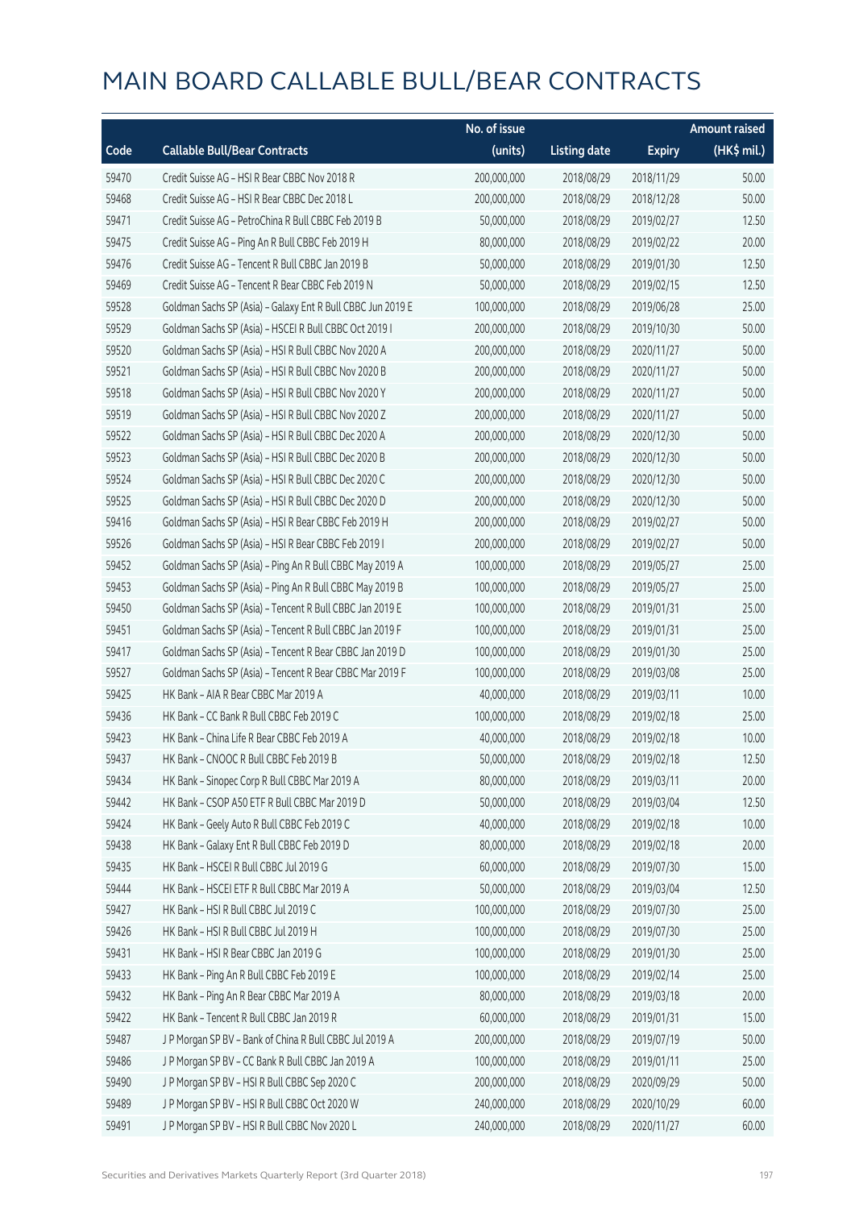# MAIN BOARD CALLABLE BULL/BEAR CONTRACTS

| Code | Callable Bull/Bear Contracts | No. of issue (units) | Listing date | Expiry | Amount raised (HK$ mil.) |
|---|---|---|---|---|---|
| 59470 | Credit Suisse AG – HSI R Bear CBBC Nov 2018 R | 200,000,000 | 2018/08/29 | 2018/11/29 | 50.00 |
| 59468 | Credit Suisse AG – HSI R Bear CBBC Dec 2018 L | 200,000,000 | 2018/08/29 | 2018/12/28 | 50.00 |
| 59471 | Credit Suisse AG – PetroChina R Bull CBBC Feb 2019 B | 50,000,000 | 2018/08/29 | 2019/02/27 | 12.50 |
| 59475 | Credit Suisse AG – Ping An R Bull CBBC Feb 2019 H | 80,000,000 | 2018/08/29 | 2019/02/22 | 20.00 |
| 59476 | Credit Suisse AG – Tencent R Bull CBBC Jan 2019 B | 50,000,000 | 2018/08/29 | 2019/01/30 | 12.50 |
| 59469 | Credit Suisse AG – Tencent R Bear CBBC Feb 2019 N | 50,000,000 | 2018/08/29 | 2019/02/15 | 12.50 |
| 59528 | Goldman Sachs SP (Asia) – Galaxy Ent R Bull CBBC Jun 2019 E | 100,000,000 | 2018/08/29 | 2019/06/28 | 25.00 |
| 59529 | Goldman Sachs SP (Asia) – HSCEI R Bull CBBC Oct 2019 I | 200,000,000 | 2018/08/29 | 2019/10/30 | 50.00 |
| 59520 | Goldman Sachs SP (Asia) – HSI R Bull CBBC Nov 2020 A | 200,000,000 | 2018/08/29 | 2020/11/27 | 50.00 |
| 59521 | Goldman Sachs SP (Asia) – HSI R Bull CBBC Nov 2020 B | 200,000,000 | 2018/08/29 | 2020/11/27 | 50.00 |
| 59518 | Goldman Sachs SP (Asia) – HSI R Bull CBBC Nov 2020 Y | 200,000,000 | 2018/08/29 | 2020/11/27 | 50.00 |
| 59519 | Goldman Sachs SP (Asia) – HSI R Bull CBBC Nov 2020 Z | 200,000,000 | 2018/08/29 | 2020/11/27 | 50.00 |
| 59522 | Goldman Sachs SP (Asia) – HSI R Bull CBBC Dec 2020 A | 200,000,000 | 2018/08/29 | 2020/12/30 | 50.00 |
| 59523 | Goldman Sachs SP (Asia) – HSI R Bull CBBC Dec 2020 B | 200,000,000 | 2018/08/29 | 2020/12/30 | 50.00 |
| 59524 | Goldman Sachs SP (Asia) – HSI R Bull CBBC Dec 2020 C | 200,000,000 | 2018/08/29 | 2020/12/30 | 50.00 |
| 59525 | Goldman Sachs SP (Asia) – HSI R Bull CBBC Dec 2020 D | 200,000,000 | 2018/08/29 | 2020/12/30 | 50.00 |
| 59416 | Goldman Sachs SP (Asia) – HSI R Bear CBBC Feb 2019 H | 200,000,000 | 2018/08/29 | 2019/02/27 | 50.00 |
| 59526 | Goldman Sachs SP (Asia) – HSI R Bear CBBC Feb 2019 I | 200,000,000 | 2018/08/29 | 2019/02/27 | 50.00 |
| 59452 | Goldman Sachs SP (Asia) – Ping An R Bull CBBC May 2019 A | 100,000,000 | 2018/08/29 | 2019/05/27 | 25.00 |
| 59453 | Goldman Sachs SP (Asia) – Ping An R Bull CBBC May 2019 B | 100,000,000 | 2018/08/29 | 2019/05/27 | 25.00 |
| 59450 | Goldman Sachs SP (Asia) – Tencent R Bull CBBC Jan 2019 E | 100,000,000 | 2018/08/29 | 2019/01/31 | 25.00 |
| 59451 | Goldman Sachs SP (Asia) – Tencent R Bull CBBC Jan 2019 F | 100,000,000 | 2018/08/29 | 2019/01/31 | 25.00 |
| 59417 | Goldman Sachs SP (Asia) – Tencent R Bear CBBC Jan 2019 D | 100,000,000 | 2018/08/29 | 2019/01/30 | 25.00 |
| 59527 | Goldman Sachs SP (Asia) – Tencent R Bear CBBC Mar 2019 F | 100,000,000 | 2018/08/29 | 2019/03/08 | 25.00 |
| 59425 | HK Bank – AIA R Bear CBBC Mar 2019 A | 40,000,000 | 2018/08/29 | 2019/03/11 | 10.00 |
| 59436 | HK Bank – CC Bank R Bull CBBC Feb 2019 C | 100,000,000 | 2018/08/29 | 2019/02/18 | 25.00 |
| 59423 | HK Bank – China Life R Bear CBBC Feb 2019 A | 40,000,000 | 2018/08/29 | 2019/02/18 | 10.00 |
| 59437 | HK Bank – CNOOC R Bull CBBC Feb 2019 B | 50,000,000 | 2018/08/29 | 2019/02/18 | 12.50 |
| 59434 | HK Bank – Sinopec Corp R Bull CBBC Mar 2019 A | 80,000,000 | 2018/08/29 | 2019/03/11 | 20.00 |
| 59442 | HK Bank – CSOP A50 ETF R Bull CBBC Mar 2019 D | 50,000,000 | 2018/08/29 | 2019/03/04 | 12.50 |
| 59424 | HK Bank – Geely Auto R Bull CBBC Feb 2019 C | 40,000,000 | 2018/08/29 | 2019/02/18 | 10.00 |
| 59438 | HK Bank – Galaxy Ent R Bull CBBC Feb 2019 D | 80,000,000 | 2018/08/29 | 2019/02/18 | 20.00 |
| 59435 | HK Bank – HSCEI R Bull CBBC Jul 2019 G | 60,000,000 | 2018/08/29 | 2019/07/30 | 15.00 |
| 59444 | HK Bank – HSCEI ETF R Bull CBBC Mar 2019 A | 50,000,000 | 2018/08/29 | 2019/03/04 | 12.50 |
| 59427 | HK Bank – HSI R Bull CBBC Jul 2019 C | 100,000,000 | 2018/08/29 | 2019/07/30 | 25.00 |
| 59426 | HK Bank – HSI R Bull CBBC Jul 2019 H | 100,000,000 | 2018/08/29 | 2019/07/30 | 25.00 |
| 59431 | HK Bank – HSI R Bear CBBC Jan 2019 G | 100,000,000 | 2018/08/29 | 2019/01/30 | 25.00 |
| 59433 | HK Bank – Ping An R Bull CBBC Feb 2019 E | 100,000,000 | 2018/08/29 | 2019/02/14 | 25.00 |
| 59432 | HK Bank – Ping An R Bear CBBC Mar 2019 A | 80,000,000 | 2018/08/29 | 2019/03/18 | 20.00 |
| 59422 | HK Bank – Tencent R Bull CBBC Jan 2019 R | 60,000,000 | 2018/08/29 | 2019/01/31 | 15.00 |
| 59487 | J P Morgan SP BV – Bank of China R Bull CBBC Jul 2019 A | 200,000,000 | 2018/08/29 | 2019/07/19 | 50.00 |
| 59486 | J P Morgan SP BV – CC Bank R Bull CBBC Jan 2019 A | 100,000,000 | 2018/08/29 | 2019/01/11 | 25.00 |
| 59490 | J P Morgan SP BV – HSI R Bull CBBC Sep 2020 C | 200,000,000 | 2018/08/29 | 2020/09/29 | 50.00 |
| 59489 | J P Morgan SP BV – HSI R Bull CBBC Oct 2020 W | 240,000,000 | 2018/08/29 | 2020/10/29 | 60.00 |
| 59491 | J P Morgan SP BV – HSI R Bull CBBC Nov 2020 L | 240,000,000 | 2018/08/29 | 2020/11/27 | 60.00 |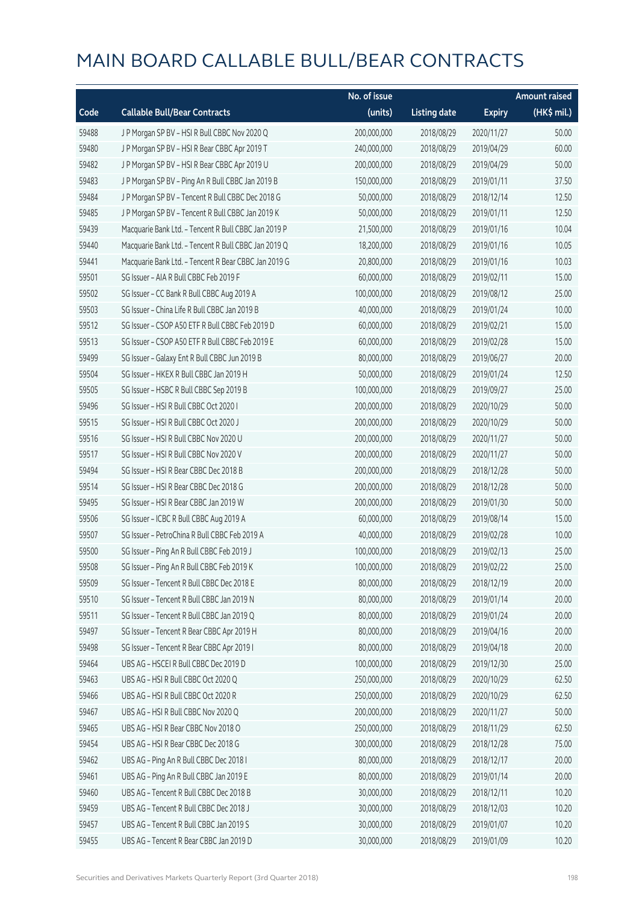# MAIN BOARD CALLABLE BULL/BEAR CONTRACTS

| Code | Callable Bull/Bear Contracts | No. of issue (units) | Listing date | Expiry | Amount raised (HK$ mil.) |
|---|---|---|---|---|---|
| 59488 | J P Morgan SP BV – HSI R Bull CBBC Nov 2020 Q | 200,000,000 | 2018/08/29 | 2020/11/27 | 50.00 |
| 59480 | J P Morgan SP BV – HSI R Bear CBBC Apr 2019 T | 240,000,000 | 2018/08/29 | 2019/04/29 | 60.00 |
| 59482 | J P Morgan SP BV – HSI R Bear CBBC Apr 2019 U | 200,000,000 | 2018/08/29 | 2019/04/29 | 50.00 |
| 59483 | J P Morgan SP BV – Ping An R Bull CBBC Jan 2019 B | 150,000,000 | 2018/08/29 | 2019/01/11 | 37.50 |
| 59484 | J P Morgan SP BV – Tencent R Bull CBBC Dec 2018 G | 50,000,000 | 2018/08/29 | 2018/12/14 | 12.50 |
| 59485 | J P Morgan SP BV – Tencent R Bull CBBC Jan 2019 K | 50,000,000 | 2018/08/29 | 2019/01/11 | 12.50 |
| 59439 | Macquarie Bank Ltd. – Tencent R Bull CBBC Jan 2019 P | 21,500,000 | 2018/08/29 | 2019/01/16 | 10.04 |
| 59440 | Macquarie Bank Ltd. – Tencent R Bull CBBC Jan 2019 Q | 18,200,000 | 2018/08/29 | 2019/01/16 | 10.05 |
| 59441 | Macquarie Bank Ltd. – Tencent R Bear CBBC Jan 2019 G | 20,800,000 | 2018/08/29 | 2019/01/16 | 10.03 |
| 59501 | SG Issuer – AIA R Bull CBBC Feb 2019 F | 60,000,000 | 2018/08/29 | 2019/02/11 | 15.00 |
| 59502 | SG Issuer – CC Bank R Bull CBBC Aug 2019 A | 100,000,000 | 2018/08/29 | 2019/08/12 | 25.00 |
| 59503 | SG Issuer – China Life R Bull CBBC Jan 2019 B | 40,000,000 | 2018/08/29 | 2019/01/24 | 10.00 |
| 59512 | SG Issuer – CSOP A50 ETF R Bull CBBC Feb 2019 D | 60,000,000 | 2018/08/29 | 2019/02/21 | 15.00 |
| 59513 | SG Issuer – CSOP A50 ETF R Bull CBBC Feb 2019 E | 60,000,000 | 2018/08/29 | 2019/02/28 | 15.00 |
| 59499 | SG Issuer – Galaxy Ent R Bull CBBC Jun 2019 B | 80,000,000 | 2018/08/29 | 2019/06/27 | 20.00 |
| 59504 | SG Issuer – HKEX R Bull CBBC Jan 2019 H | 50,000,000 | 2018/08/29 | 2019/01/24 | 12.50 |
| 59505 | SG Issuer – HSBC R Bull CBBC Sep 2019 B | 100,000,000 | 2018/08/29 | 2019/09/27 | 25.00 |
| 59496 | SG Issuer – HSI R Bull CBBC Oct 2020 I | 200,000,000 | 2018/08/29 | 2020/10/29 | 50.00 |
| 59515 | SG Issuer – HSI R Bull CBBC Oct 2020 J | 200,000,000 | 2018/08/29 | 2020/10/29 | 50.00 |
| 59516 | SG Issuer – HSI R Bull CBBC Nov 2020 U | 200,000,000 | 2018/08/29 | 2020/11/27 | 50.00 |
| 59517 | SG Issuer – HSI R Bull CBBC Nov 2020 V | 200,000,000 | 2018/08/29 | 2020/11/27 | 50.00 |
| 59494 | SG Issuer – HSI R Bear CBBC Dec 2018 B | 200,000,000 | 2018/08/29 | 2018/12/28 | 50.00 |
| 59514 | SG Issuer – HSI R Bear CBBC Dec 2018 G | 200,000,000 | 2018/08/29 | 2018/12/28 | 50.00 |
| 59495 | SG Issuer – HSI R Bear CBBC Jan 2019 W | 200,000,000 | 2018/08/29 | 2019/01/30 | 50.00 |
| 59506 | SG Issuer – ICBC R Bull CBBC Aug 2019 A | 60,000,000 | 2018/08/29 | 2019/08/14 | 15.00 |
| 59507 | SG Issuer – PetroChina R Bull CBBC Feb 2019 A | 40,000,000 | 2018/08/29 | 2019/02/28 | 10.00 |
| 59500 | SG Issuer – Ping An R Bull CBBC Feb 2019 J | 100,000,000 | 2018/08/29 | 2019/02/13 | 25.00 |
| 59508 | SG Issuer – Ping An R Bull CBBC Feb 2019 K | 100,000,000 | 2018/08/29 | 2019/02/22 | 25.00 |
| 59509 | SG Issuer – Tencent R Bull CBBC Dec 2018 E | 80,000,000 | 2018/08/29 | 2018/12/19 | 20.00 |
| 59510 | SG Issuer – Tencent R Bull CBBC Jan 2019 N | 80,000,000 | 2018/08/29 | 2019/01/14 | 20.00 |
| 59511 | SG Issuer – Tencent R Bull CBBC Jan 2019 Q | 80,000,000 | 2018/08/29 | 2019/01/24 | 20.00 |
| 59497 | SG Issuer – Tencent R Bear CBBC Apr 2019 H | 80,000,000 | 2018/08/29 | 2019/04/16 | 20.00 |
| 59498 | SG Issuer – Tencent R Bear CBBC Apr 2019 I | 80,000,000 | 2018/08/29 | 2019/04/18 | 20.00 |
| 59464 | UBS AG – HSCEI R Bull CBBC Dec 2019 D | 100,000,000 | 2018/08/29 | 2019/12/30 | 25.00 |
| 59463 | UBS AG – HSI R Bull CBBC Oct 2020 Q | 250,000,000 | 2018/08/29 | 2020/10/29 | 62.50 |
| 59466 | UBS AG – HSI R Bull CBBC Oct 2020 R | 250,000,000 | 2018/08/29 | 2020/10/29 | 62.50 |
| 59467 | UBS AG – HSI R Bull CBBC Nov 2020 Q | 200,000,000 | 2018/08/29 | 2020/11/27 | 50.00 |
| 59465 | UBS AG – HSI R Bear CBBC Nov 2018 O | 250,000,000 | 2018/08/29 | 2018/11/29 | 62.50 |
| 59454 | UBS AG – HSI R Bear CBBC Dec 2018 G | 300,000,000 | 2018/08/29 | 2018/12/28 | 75.00 |
| 59462 | UBS AG – Ping An R Bull CBBC Dec 2018 I | 80,000,000 | 2018/08/29 | 2018/12/17 | 20.00 |
| 59461 | UBS AG – Ping An R Bull CBBC Jan 2019 E | 80,000,000 | 2018/08/29 | 2019/01/14 | 20.00 |
| 59460 | UBS AG – Tencent R Bull CBBC Dec 2018 B | 30,000,000 | 2018/08/29 | 2018/12/11 | 10.20 |
| 59459 | UBS AG – Tencent R Bull CBBC Dec 2018 J | 30,000,000 | 2018/08/29 | 2018/12/03 | 10.20 |
| 59457 | UBS AG – Tencent R Bull CBBC Jan 2019 S | 30,000,000 | 2018/08/29 | 2019/01/07 | 10.20 |
| 59455 | UBS AG – Tencent R Bear CBBC Jan 2019 D | 30,000,000 | 2018/08/29 | 2019/01/09 | 10.20 |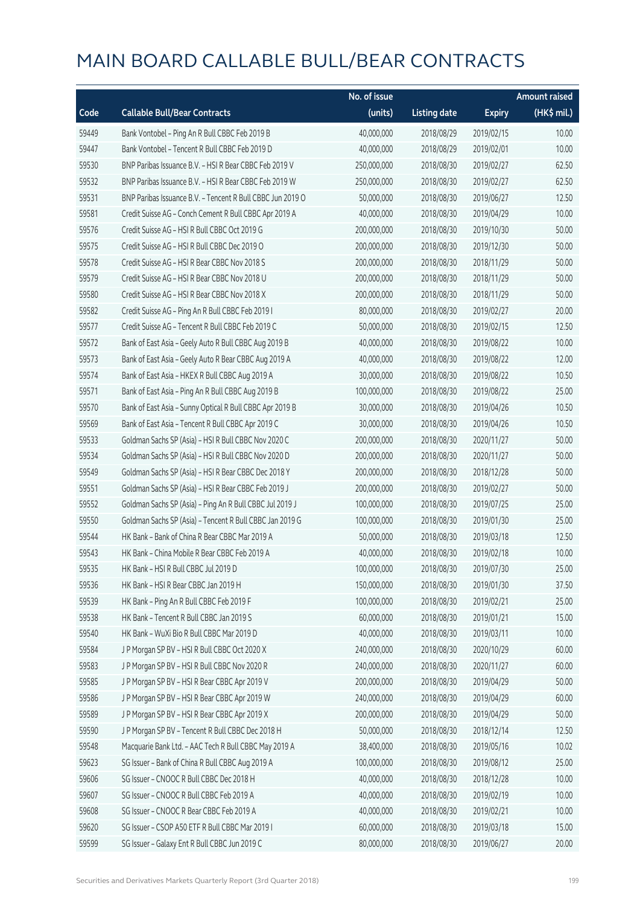# MAIN BOARD CALLABLE BULL/BEAR CONTRACTS

| Code | Callable Bull/Bear Contracts | No. of issue (units) | Listing date | Expiry | Amount raised (HK$ mil.) |
|---|---|---|---|---|---|
| 59449 | Bank Vontobel – Ping An R Bull CBBC Feb 2019 B | 40,000,000 | 2018/08/29 | 2019/02/15 | 10.00 |
| 59447 | Bank Vontobel – Tencent R Bull CBBC Feb 2019 D | 40,000,000 | 2018/08/29 | 2019/02/01 | 10.00 |
| 59530 | BNP Paribas Issuance B.V. – HSI R Bear CBBC Feb 2019 V | 250,000,000 | 2018/08/30 | 2019/02/27 | 62.50 |
| 59532 | BNP Paribas Issuance B.V. – HSI R Bear CBBC Feb 2019 W | 250,000,000 | 2018/08/30 | 2019/02/27 | 62.50 |
| 59531 | BNP Paribas Issuance B.V. – Tencent R Bull CBBC Jun 2019 O | 50,000,000 | 2018/08/30 | 2019/06/27 | 12.50 |
| 59581 | Credit Suisse AG – Conch Cement R Bull CBBC Apr 2019 A | 40,000,000 | 2018/08/30 | 2019/04/29 | 10.00 |
| 59576 | Credit Suisse AG – HSI R Bull CBBC Oct 2019 G | 200,000,000 | 2018/08/30 | 2019/10/30 | 50.00 |
| 59575 | Credit Suisse AG – HSI R Bull CBBC Dec 2019 O | 200,000,000 | 2018/08/30 | 2019/12/30 | 50.00 |
| 59578 | Credit Suisse AG – HSI R Bear CBBC Nov 2018 S | 200,000,000 | 2018/08/30 | 2018/11/29 | 50.00 |
| 59579 | Credit Suisse AG – HSI R Bear CBBC Nov 2018 U | 200,000,000 | 2018/08/30 | 2018/11/29 | 50.00 |
| 59580 | Credit Suisse AG – HSI R Bear CBBC Nov 2018 X | 200,000,000 | 2018/08/30 | 2018/11/29 | 50.00 |
| 59582 | Credit Suisse AG – Ping An R Bull CBBC Feb 2019 I | 80,000,000 | 2018/08/30 | 2019/02/27 | 20.00 |
| 59577 | Credit Suisse AG – Tencent R Bull CBBC Feb 2019 C | 50,000,000 | 2018/08/30 | 2019/02/15 | 12.50 |
| 59572 | Bank of East Asia – Geely Auto R Bull CBBC Aug 2019 B | 40,000,000 | 2018/08/30 | 2019/08/22 | 10.00 |
| 59573 | Bank of East Asia – Geely Auto R Bear CBBC Aug 2019 A | 40,000,000 | 2018/08/30 | 2019/08/22 | 12.00 |
| 59574 | Bank of East Asia – HKEX R Bull CBBC Aug 2019 A | 30,000,000 | 2018/08/30 | 2019/08/22 | 10.50 |
| 59571 | Bank of East Asia – Ping An R Bull CBBC Aug 2019 B | 100,000,000 | 2018/08/30 | 2019/08/22 | 25.00 |
| 59570 | Bank of East Asia – Sunny Optical R Bull CBBC Apr 2019 B | 30,000,000 | 2018/08/30 | 2019/04/26 | 10.50 |
| 59569 | Bank of East Asia – Tencent R Bull CBBC Apr 2019 C | 30,000,000 | 2018/08/30 | 2019/04/26 | 10.50 |
| 59533 | Goldman Sachs SP (Asia) – HSI R Bull CBBC Nov 2020 C | 200,000,000 | 2018/08/30 | 2020/11/27 | 50.00 |
| 59534 | Goldman Sachs SP (Asia) – HSI R Bull CBBC Nov 2020 D | 200,000,000 | 2018/08/30 | 2020/11/27 | 50.00 |
| 59549 | Goldman Sachs SP (Asia) – HSI R Bear CBBC Dec 2018 Y | 200,000,000 | 2018/08/30 | 2018/12/28 | 50.00 |
| 59551 | Goldman Sachs SP (Asia) – HSI R Bear CBBC Feb 2019 J | 200,000,000 | 2018/08/30 | 2019/02/27 | 50.00 |
| 59552 | Goldman Sachs SP (Asia) – Ping An R Bull CBBC Jul 2019 J | 100,000,000 | 2018/08/30 | 2019/07/25 | 25.00 |
| 59550 | Goldman Sachs SP (Asia) – Tencent R Bull CBBC Jan 2019 G | 100,000,000 | 2018/08/30 | 2019/01/30 | 25.00 |
| 59544 | HK Bank – Bank of China R Bear CBBC Mar 2019 A | 50,000,000 | 2018/08/30 | 2019/03/18 | 12.50 |
| 59543 | HK Bank – China Mobile R Bear CBBC Feb 2019 A | 40,000,000 | 2018/08/30 | 2019/02/18 | 10.00 |
| 59535 | HK Bank – HSI R Bull CBBC Jul 2019 D | 100,000,000 | 2018/08/30 | 2019/07/30 | 25.00 |
| 59536 | HK Bank – HSI R Bear CBBC Jan 2019 H | 150,000,000 | 2018/08/30 | 2019/01/30 | 37.50 |
| 59539 | HK Bank – Ping An R Bull CBBC Feb 2019 F | 100,000,000 | 2018/08/30 | 2019/02/21 | 25.00 |
| 59538 | HK Bank – Tencent R Bull CBBC Jan 2019 S | 60,000,000 | 2018/08/30 | 2019/01/21 | 15.00 |
| 59540 | HK Bank – WuXi Bio R Bull CBBC Mar 2019 D | 40,000,000 | 2018/08/30 | 2019/03/11 | 10.00 |
| 59584 | J P Morgan SP BV – HSI R Bull CBBC Oct 2020 X | 240,000,000 | 2018/08/30 | 2020/10/29 | 60.00 |
| 59583 | J P Morgan SP BV – HSI R Bull CBBC Nov 2020 R | 240,000,000 | 2018/08/30 | 2020/11/27 | 60.00 |
| 59585 | J P Morgan SP BV – HSI R Bear CBBC Apr 2019 V | 200,000,000 | 2018/08/30 | 2019/04/29 | 50.00 |
| 59586 | J P Morgan SP BV – HSI R Bear CBBC Apr 2019 W | 240,000,000 | 2018/08/30 | 2019/04/29 | 60.00 |
| 59589 | J P Morgan SP BV – HSI R Bear CBBC Apr 2019 X | 200,000,000 | 2018/08/30 | 2019/04/29 | 50.00 |
| 59590 | J P Morgan SP BV – Tencent R Bull CBBC Dec 2018 H | 50,000,000 | 2018/08/30 | 2018/12/14 | 12.50 |
| 59548 | Macquarie Bank Ltd. – AAC Tech R Bull CBBC May 2019 A | 38,400,000 | 2018/08/30 | 2019/05/16 | 10.02 |
| 59623 | SG Issuer – Bank of China R Bull CBBC Aug 2019 A | 100,000,000 | 2018/08/30 | 2019/08/12 | 25.00 |
| 59606 | SG Issuer – CNOOC R Bull CBBC Dec 2018 H | 40,000,000 | 2018/08/30 | 2018/12/28 | 10.00 |
| 59607 | SG Issuer – CNOOC R Bull CBBC Feb 2019 A | 40,000,000 | 2018/08/30 | 2019/02/19 | 10.00 |
| 59608 | SG Issuer – CNOOC R Bear CBBC Feb 2019 A | 40,000,000 | 2018/08/30 | 2019/02/21 | 10.00 |
| 59620 | SG Issuer – CSOP A50 ETF R Bull CBBC Mar 2019 I | 60,000,000 | 2018/08/30 | 2019/03/18 | 15.00 |
| 59599 | SG Issuer – Galaxy Ent R Bull CBBC Jun 2019 C | 80,000,000 | 2018/08/30 | 2019/06/27 | 20.00 |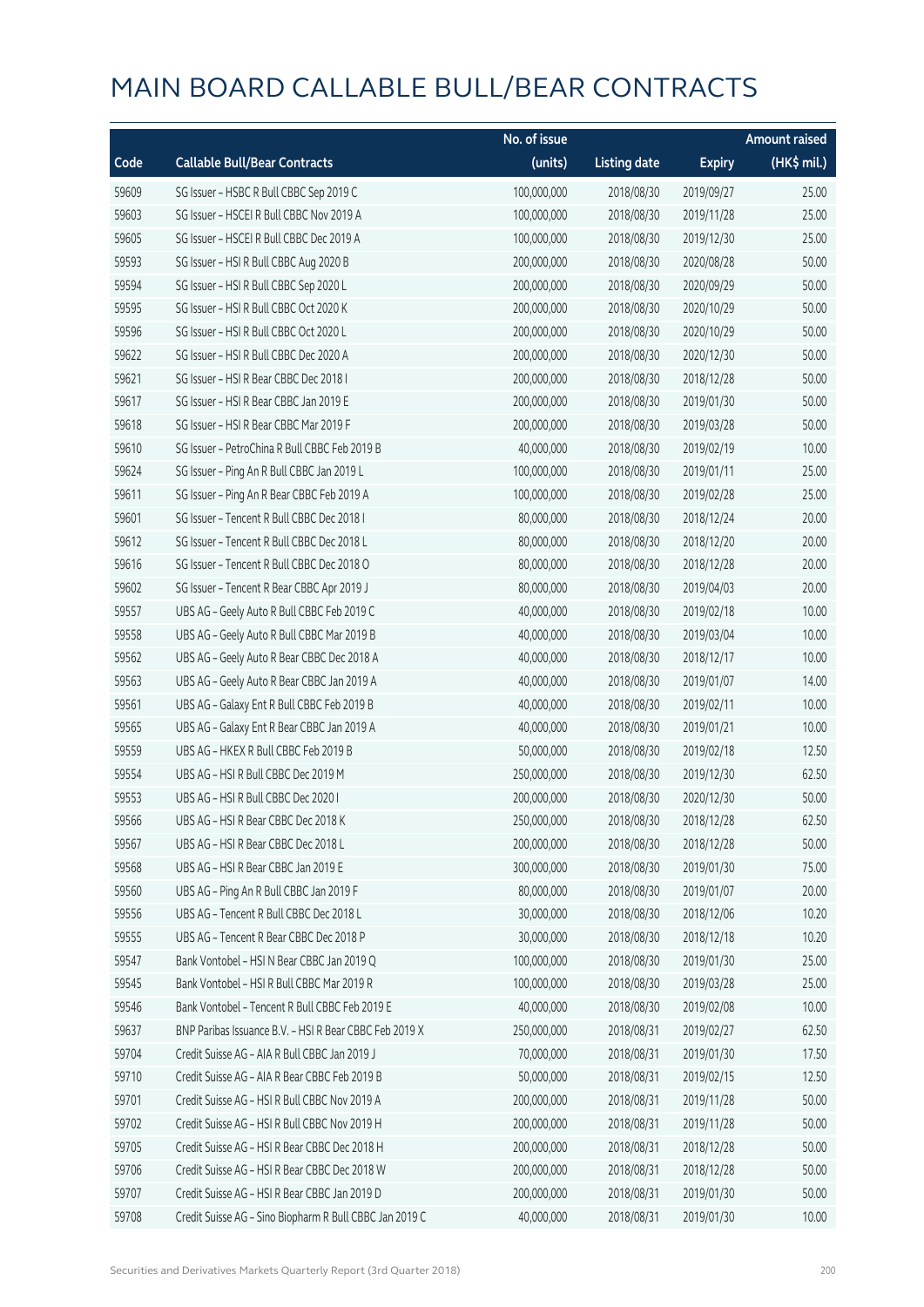# MAIN BOARD CALLABLE BULL/BEAR CONTRACTS

| Code | Callable Bull/Bear Contracts | No. of issue (units) | Listing date | Expiry | Amount raised (HK$ mil.) |
|---|---|---|---|---|---|
| 59609 | SG Issuer – HSBC R Bull CBBC Sep 2019 C | 100,000,000 | 2018/08/30 | 2019/09/27 | 25.00 |
| 59603 | SG Issuer – HSCEI R Bull CBBC Nov 2019 A | 100,000,000 | 2018/08/30 | 2019/11/28 | 25.00 |
| 59605 | SG Issuer – HSCEI R Bull CBBC Dec 2019 A | 100,000,000 | 2018/08/30 | 2019/12/30 | 25.00 |
| 59593 | SG Issuer – HSI R Bull CBBC Aug 2020 B | 200,000,000 | 2018/08/30 | 2020/08/28 | 50.00 |
| 59594 | SG Issuer – HSI R Bull CBBC Sep 2020 L | 200,000,000 | 2018/08/30 | 2020/09/29 | 50.00 |
| 59595 | SG Issuer – HSI R Bull CBBC Oct 2020 K | 200,000,000 | 2018/08/30 | 2020/10/29 | 50.00 |
| 59596 | SG Issuer – HSI R Bull CBBC Oct 2020 L | 200,000,000 | 2018/08/30 | 2020/10/29 | 50.00 |
| 59622 | SG Issuer – HSI R Bull CBBC Dec 2020 A | 200,000,000 | 2018/08/30 | 2020/12/30 | 50.00 |
| 59621 | SG Issuer – HSI R Bear CBBC Dec 2018 I | 200,000,000 | 2018/08/30 | 2018/12/28 | 50.00 |
| 59617 | SG Issuer – HSI R Bear CBBC Jan 2019 E | 200,000,000 | 2018/08/30 | 2019/01/30 | 50.00 |
| 59618 | SG Issuer – HSI R Bear CBBC Mar 2019 F | 200,000,000 | 2018/08/30 | 2019/03/28 | 50.00 |
| 59610 | SG Issuer – PetroChina R Bull CBBC Feb 2019 B | 40,000,000 | 2018/08/30 | 2019/02/19 | 10.00 |
| 59624 | SG Issuer – Ping An R Bull CBBC Jan 2019 L | 100,000,000 | 2018/08/30 | 2019/01/11 | 25.00 |
| 59611 | SG Issuer – Ping An R Bear CBBC Feb 2019 A | 100,000,000 | 2018/08/30 | 2019/02/28 | 25.00 |
| 59601 | SG Issuer – Tencent R Bull CBBC Dec 2018 I | 80,000,000 | 2018/08/30 | 2018/12/24 | 20.00 |
| 59612 | SG Issuer – Tencent R Bull CBBC Dec 2018 L | 80,000,000 | 2018/08/30 | 2018/12/20 | 20.00 |
| 59616 | SG Issuer – Tencent R Bull CBBC Dec 2018 O | 80,000,000 | 2018/08/30 | 2018/12/28 | 20.00 |
| 59602 | SG Issuer – Tencent R Bear CBBC Apr 2019 J | 80,000,000 | 2018/08/30 | 2019/04/03 | 20.00 |
| 59557 | UBS AG – Geely Auto R Bull CBBC Feb 2019 C | 40,000,000 | 2018/08/30 | 2019/02/18 | 10.00 |
| 59558 | UBS AG – Geely Auto R Bull CBBC Mar 2019 B | 40,000,000 | 2018/08/30 | 2019/03/04 | 10.00 |
| 59562 | UBS AG – Geely Auto R Bear CBBC Dec 2018 A | 40,000,000 | 2018/08/30 | 2018/12/17 | 10.00 |
| 59563 | UBS AG – Geely Auto R Bear CBBC Jan 2019 A | 40,000,000 | 2018/08/30 | 2019/01/07 | 14.00 |
| 59561 | UBS AG – Galaxy Ent R Bull CBBC Feb 2019 B | 40,000,000 | 2018/08/30 | 2019/02/11 | 10.00 |
| 59565 | UBS AG – Galaxy Ent R Bear CBBC Jan 2019 A | 40,000,000 | 2018/08/30 | 2019/01/21 | 10.00 |
| 59559 | UBS AG – HKEX R Bull CBBC Feb 2019 B | 50,000,000 | 2018/08/30 | 2019/02/18 | 12.50 |
| 59554 | UBS AG – HSI R Bull CBBC Dec 2019 M | 250,000,000 | 2018/08/30 | 2019/12/30 | 62.50 |
| 59553 | UBS AG – HSI R Bull CBBC Dec 2020 I | 200,000,000 | 2018/08/30 | 2020/12/30 | 50.00 |
| 59566 | UBS AG – HSI R Bear CBBC Dec 2018 K | 250,000,000 | 2018/08/30 | 2018/12/28 | 62.50 |
| 59567 | UBS AG – HSI R Bear CBBC Dec 2018 L | 200,000,000 | 2018/08/30 | 2018/12/28 | 50.00 |
| 59568 | UBS AG – HSI R Bear CBBC Jan 2019 E | 300,000,000 | 2018/08/30 | 2019/01/30 | 75.00 |
| 59560 | UBS AG – Ping An R Bull CBBC Jan 2019 F | 80,000,000 | 2018/08/30 | 2019/01/07 | 20.00 |
| 59556 | UBS AG – Tencent R Bull CBBC Dec 2018 L | 30,000,000 | 2018/08/30 | 2018/12/06 | 10.20 |
| 59555 | UBS AG – Tencent R Bear CBBC Dec 2018 P | 30,000,000 | 2018/08/30 | 2018/12/18 | 10.20 |
| 59547 | Bank Vontobel – HSI N Bear CBBC Jan 2019 Q | 100,000,000 | 2018/08/30 | 2019/01/30 | 25.00 |
| 59545 | Bank Vontobel – HSI R Bull CBBC Mar 2019 R | 100,000,000 | 2018/08/30 | 2019/03/28 | 25.00 |
| 59546 | Bank Vontobel – Tencent R Bull CBBC Feb 2019 E | 40,000,000 | 2018/08/30 | 2019/02/08 | 10.00 |
| 59637 | BNP Paribas Issuance B.V. – HSI R Bear CBBC Feb 2019 X | 250,000,000 | 2018/08/31 | 2019/02/27 | 62.50 |
| 59704 | Credit Suisse AG – AIA R Bull CBBC Jan 2019 J | 70,000,000 | 2018/08/31 | 2019/01/30 | 17.50 |
| 59710 | Credit Suisse AG – AIA R Bear CBBC Feb 2019 B | 50,000,000 | 2018/08/31 | 2019/02/15 | 12.50 |
| 59701 | Credit Suisse AG – HSI R Bull CBBC Nov 2019 A | 200,000,000 | 2018/08/31 | 2019/11/28 | 50.00 |
| 59702 | Credit Suisse AG – HSI R Bull CBBC Nov 2019 H | 200,000,000 | 2018/08/31 | 2019/11/28 | 50.00 |
| 59705 | Credit Suisse AG – HSI R Bear CBBC Dec 2018 H | 200,000,000 | 2018/08/31 | 2018/12/28 | 50.00 |
| 59706 | Credit Suisse AG – HSI R Bear CBBC Dec 2018 W | 200,000,000 | 2018/08/31 | 2018/12/28 | 50.00 |
| 59707 | Credit Suisse AG – HSI R Bear CBBC Jan 2019 D | 200,000,000 | 2018/08/31 | 2019/01/30 | 50.00 |
| 59708 | Credit Suisse AG – Sino Biopharm R Bull CBBC Jan 2019 C | 40,000,000 | 2018/08/31 | 2019/01/30 | 10.00 |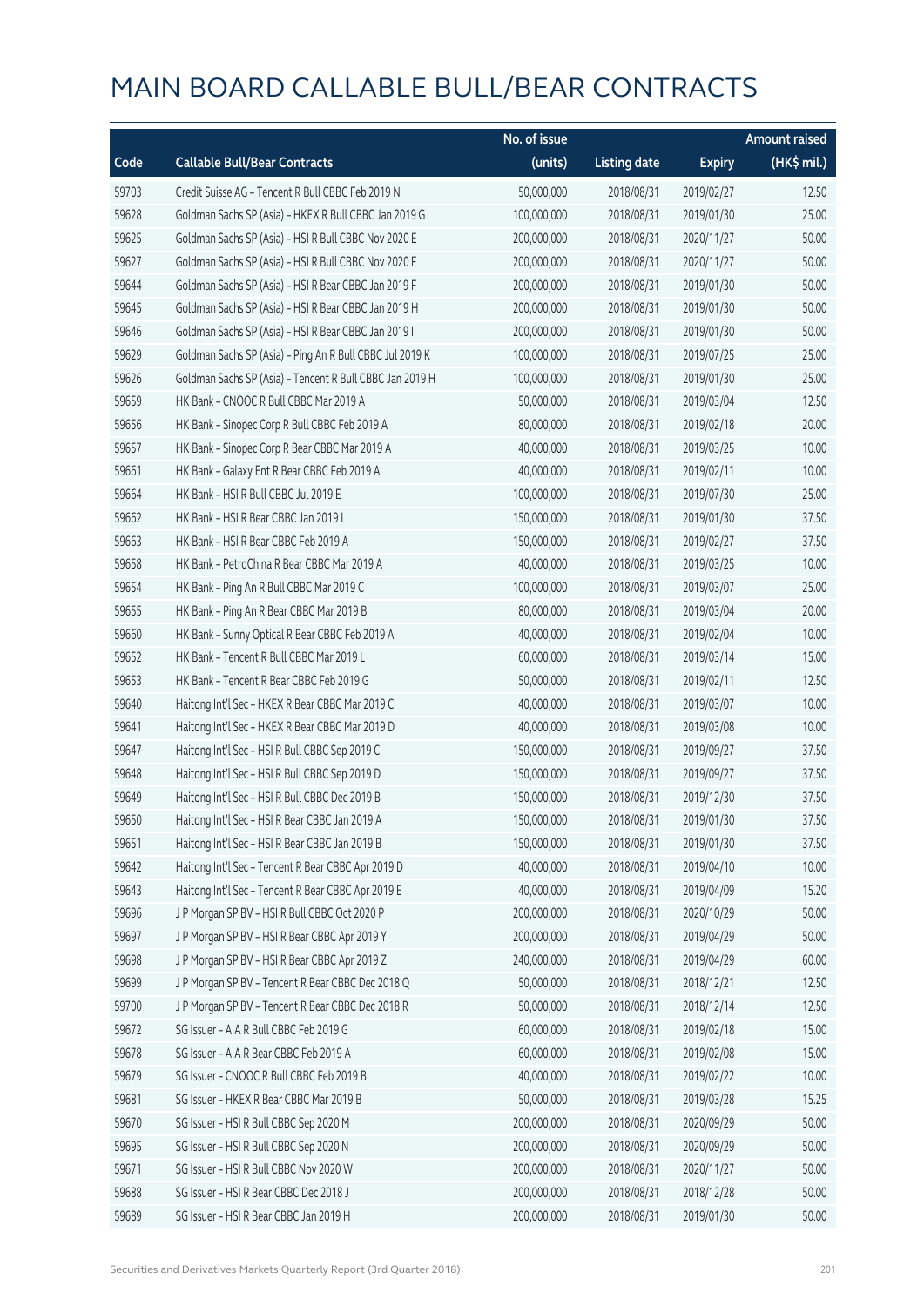# MAIN BOARD CALLABLE BULL/BEAR CONTRACTS

| Code | Callable Bull/Bear Contracts | No. of issue (units) | Listing date | Expiry | Amount raised (HK$ mil.) |
|---|---|---|---|---|---|
| 59703 | Credit Suisse AG – Tencent R Bull CBBC Feb 2019 N | 50,000,000 | 2018/08/31 | 2019/02/27 | 12.50 |
| 59628 | Goldman Sachs SP (Asia) – HKEX R Bull CBBC Jan 2019 G | 100,000,000 | 2018/08/31 | 2019/01/30 | 25.00 |
| 59625 | Goldman Sachs SP (Asia) – HSI R Bull CBBC Nov 2020 E | 200,000,000 | 2018/08/31 | 2020/11/27 | 50.00 |
| 59627 | Goldman Sachs SP (Asia) – HSI R Bull CBBC Nov 2020 F | 200,000,000 | 2018/08/31 | 2020/11/27 | 50.00 |
| 59644 | Goldman Sachs SP (Asia) – HSI R Bear CBBC Jan 2019 F | 200,000,000 | 2018/08/31 | 2019/01/30 | 50.00 |
| 59645 | Goldman Sachs SP (Asia) – HSI R Bear CBBC Jan 2019 H | 200,000,000 | 2018/08/31 | 2019/01/30 | 50.00 |
| 59646 | Goldman Sachs SP (Asia) – HSI R Bear CBBC Jan 2019 I | 200,000,000 | 2018/08/31 | 2019/01/30 | 50.00 |
| 59629 | Goldman Sachs SP (Asia) – Ping An R Bull CBBC Jul 2019 K | 100,000,000 | 2018/08/31 | 2019/07/25 | 25.00 |
| 59626 | Goldman Sachs SP (Asia) – Tencent R Bull CBBC Jan 2019 H | 100,000,000 | 2018/08/31 | 2019/01/30 | 25.00 |
| 59659 | HK Bank – CNOOC R Bull CBBC Mar 2019 A | 50,000,000 | 2018/08/31 | 2019/03/04 | 12.50 |
| 59656 | HK Bank – Sinopec Corp R Bull CBBC Feb 2019 A | 80,000,000 | 2018/08/31 | 2019/02/18 | 20.00 |
| 59657 | HK Bank – Sinopec Corp R Bear CBBC Mar 2019 A | 40,000,000 | 2018/08/31 | 2019/03/25 | 10.00 |
| 59661 | HK Bank – Galaxy Ent R Bear CBBC Feb 2019 A | 40,000,000 | 2018/08/31 | 2019/02/11 | 10.00 |
| 59664 | HK Bank – HSI R Bull CBBC Jul 2019 E | 100,000,000 | 2018/08/31 | 2019/07/30 | 25.00 |
| 59662 | HK Bank – HSI R Bear CBBC Jan 2019 I | 150,000,000 | 2018/08/31 | 2019/01/30 | 37.50 |
| 59663 | HK Bank – HSI R Bear CBBC Feb 2019 A | 150,000,000 | 2018/08/31 | 2019/02/27 | 37.50 |
| 59658 | HK Bank – PetroChina R Bear CBBC Mar 2019 A | 40,000,000 | 2018/08/31 | 2019/03/25 | 10.00 |
| 59654 | HK Bank – Ping An R Bull CBBC Mar 2019 C | 100,000,000 | 2018/08/31 | 2019/03/07 | 25.00 |
| 59655 | HK Bank – Ping An R Bear CBBC Mar 2019 B | 80,000,000 | 2018/08/31 | 2019/03/04 | 20.00 |
| 59660 | HK Bank – Sunny Optical R Bear CBBC Feb 2019 A | 40,000,000 | 2018/08/31 | 2019/02/04 | 10.00 |
| 59652 | HK Bank – Tencent R Bull CBBC Mar 2019 L | 60,000,000 | 2018/08/31 | 2019/03/14 | 15.00 |
| 59653 | HK Bank – Tencent R Bear CBBC Feb 2019 G | 50,000,000 | 2018/08/31 | 2019/02/11 | 12.50 |
| 59640 | Haitong Int'l Sec – HKEX R Bear CBBC Mar 2019 C | 40,000,000 | 2018/08/31 | 2019/03/07 | 10.00 |
| 59641 | Haitong Int'l Sec – HKEX R Bear CBBC Mar 2019 D | 40,000,000 | 2018/08/31 | 2019/03/08 | 10.00 |
| 59647 | Haitong Int'l Sec – HSI R Bull CBBC Sep 2019 C | 150,000,000 | 2018/08/31 | 2019/09/27 | 37.50 |
| 59648 | Haitong Int'l Sec – HSI R Bull CBBC Sep 2019 D | 150,000,000 | 2018/08/31 | 2019/09/27 | 37.50 |
| 59649 | Haitong Int'l Sec – HSI R Bull CBBC Dec 2019 B | 150,000,000 | 2018/08/31 | 2019/12/30 | 37.50 |
| 59650 | Haitong Int'l Sec – HSI R Bear CBBC Jan 2019 A | 150,000,000 | 2018/08/31 | 2019/01/30 | 37.50 |
| 59651 | Haitong Int'l Sec – HSI R Bear CBBC Jan 2019 B | 150,000,000 | 2018/08/31 | 2019/01/30 | 37.50 |
| 59642 | Haitong Int'l Sec – Tencent R Bear CBBC Apr 2019 D | 40,000,000 | 2018/08/31 | 2019/04/10 | 10.00 |
| 59643 | Haitong Int'l Sec – Tencent R Bear CBBC Apr 2019 E | 40,000,000 | 2018/08/31 | 2019/04/09 | 15.20 |
| 59696 | J P Morgan SP BV – HSI R Bull CBBC Oct 2020 P | 200,000,000 | 2018/08/31 | 2020/10/29 | 50.00 |
| 59697 | J P Morgan SP BV – HSI R Bear CBBC Apr 2019 Y | 200,000,000 | 2018/08/31 | 2019/04/29 | 50.00 |
| 59698 | J P Morgan SP BV – HSI R Bear CBBC Apr 2019 Z | 240,000,000 | 2018/08/31 | 2019/04/29 | 60.00 |
| 59699 | J P Morgan SP BV – Tencent R Bear CBBC Dec 2018 Q | 50,000,000 | 2018/08/31 | 2018/12/21 | 12.50 |
| 59700 | J P Morgan SP BV – Tencent R Bear CBBC Dec 2018 R | 50,000,000 | 2018/08/31 | 2018/12/14 | 12.50 |
| 59672 | SG Issuer – AIA R Bull CBBC Feb 2019 G | 60,000,000 | 2018/08/31 | 2019/02/18 | 15.00 |
| 59678 | SG Issuer – AIA R Bear CBBC Feb 2019 A | 60,000,000 | 2018/08/31 | 2019/02/08 | 15.00 |
| 59679 | SG Issuer – CNOOC R Bull CBBC Feb 2019 B | 40,000,000 | 2018/08/31 | 2019/02/22 | 10.00 |
| 59681 | SG Issuer – HKEX R Bear CBBC Mar 2019 B | 50,000,000 | 2018/08/31 | 2019/03/28 | 15.25 |
| 59670 | SG Issuer – HSI R Bull CBBC Sep 2020 M | 200,000,000 | 2018/08/31 | 2020/09/29 | 50.00 |
| 59695 | SG Issuer – HSI R Bull CBBC Sep 2020 N | 200,000,000 | 2018/08/31 | 2020/09/29 | 50.00 |
| 59671 | SG Issuer – HSI R Bull CBBC Nov 2020 W | 200,000,000 | 2018/08/31 | 2020/11/27 | 50.00 |
| 59688 | SG Issuer – HSI R Bear CBBC Dec 2018 J | 200,000,000 | 2018/08/31 | 2018/12/28 | 50.00 |
| 59689 | SG Issuer – HSI R Bear CBBC Jan 2019 H | 200,000,000 | 2018/08/31 | 2019/01/30 | 50.00 |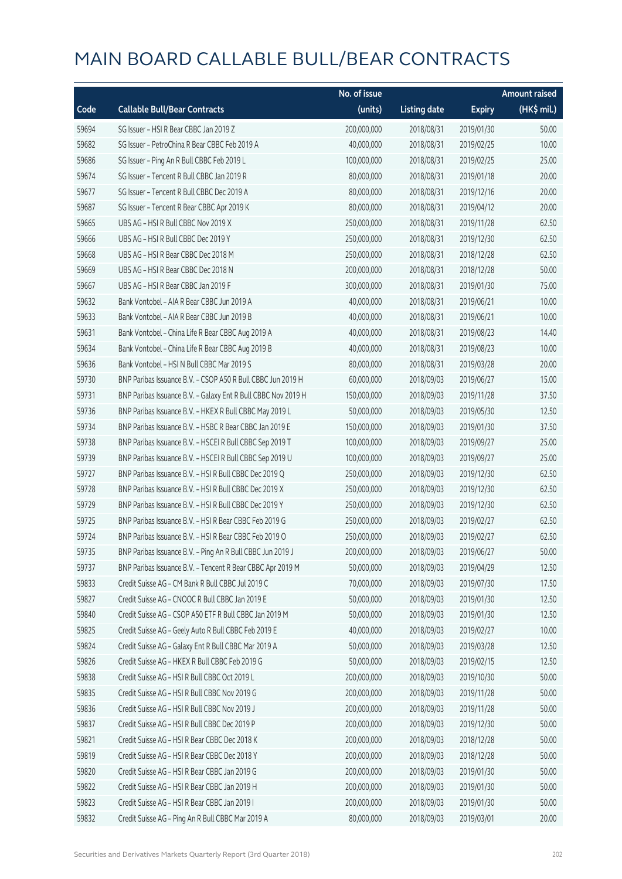# MAIN BOARD CALLABLE BULL/BEAR CONTRACTS

| Code | Callable Bull/Bear Contracts | No. of issue (units) | Listing date | Expiry | Amount raised (HK$ mil.) |
|---|---|---|---|---|---|
| 59694 | SG Issuer – HSI R Bear CBBC Jan 2019 Z | 200,000,000 | 2018/08/31 | 2019/01/30 | 50.00 |
| 59682 | SG Issuer – PetroChina R Bear CBBC Feb 2019 A | 40,000,000 | 2018/08/31 | 2019/02/25 | 10.00 |
| 59686 | SG Issuer – Ping An R Bull CBBC Feb 2019 L | 100,000,000 | 2018/08/31 | 2019/02/25 | 25.00 |
| 59674 | SG Issuer – Tencent R Bull CBBC Jan 2019 R | 80,000,000 | 2018/08/31 | 2019/01/18 | 20.00 |
| 59677 | SG Issuer – Tencent R Bull CBBC Dec 2019 A | 80,000,000 | 2018/08/31 | 2019/12/16 | 20.00 |
| 59687 | SG Issuer – Tencent R Bear CBBC Apr 2019 K | 80,000,000 | 2018/08/31 | 2019/04/12 | 20.00 |
| 59665 | UBS AG – HSI R Bull CBBC Nov 2019 X | 250,000,000 | 2018/08/31 | 2019/11/28 | 62.50 |
| 59666 | UBS AG – HSI R Bull CBBC Dec 2019 Y | 250,000,000 | 2018/08/31 | 2019/12/30 | 62.50 |
| 59668 | UBS AG – HSI R Bear CBBC Dec 2018 M | 250,000,000 | 2018/08/31 | 2018/12/28 | 62.50 |
| 59669 | UBS AG – HSI R Bear CBBC Dec 2018 N | 200,000,000 | 2018/08/31 | 2018/12/28 | 50.00 |
| 59667 | UBS AG – HSI R Bear CBBC Jan 2019 F | 300,000,000 | 2018/08/31 | 2019/01/30 | 75.00 |
| 59632 | Bank Vontobel – AIA R Bear CBBC Jun 2019 A | 40,000,000 | 2018/08/31 | 2019/06/21 | 10.00 |
| 59633 | Bank Vontobel – AIA R Bear CBBC Jun 2019 B | 40,000,000 | 2018/08/31 | 2019/06/21 | 10.00 |
| 59631 | Bank Vontobel – China Life R Bear CBBC Aug 2019 A | 40,000,000 | 2018/08/31 | 2019/08/23 | 14.40 |
| 59634 | Bank Vontobel – China Life R Bear CBBC Aug 2019 B | 40,000,000 | 2018/08/31 | 2019/08/23 | 10.00 |
| 59636 | Bank Vontobel – HSI N Bull CBBC Mar 2019 S | 80,000,000 | 2018/08/31 | 2019/03/28 | 20.00 |
| 59730 | BNP Paribas Issuance B.V. – CSOP A50 R Bull CBBC Jun 2019 H | 60,000,000 | 2018/09/03 | 2019/06/27 | 15.00 |
| 59731 | BNP Paribas Issuance B.V. – Galaxy Ent R Bull CBBC Nov 2019 H | 150,000,000 | 2018/09/03 | 2019/11/28 | 37.50 |
| 59736 | BNP Paribas Issuance B.V. – HKEX R Bull CBBC May 2019 L | 50,000,000 | 2018/09/03 | 2019/05/30 | 12.50 |
| 59734 | BNP Paribas Issuance B.V. – HSBC R Bear CBBC Jan 2019 E | 150,000,000 | 2018/09/03 | 2019/01/30 | 37.50 |
| 59738 | BNP Paribas Issuance B.V. – HSCEI R Bull CBBC Sep 2019 T | 100,000,000 | 2018/09/03 | 2019/09/27 | 25.00 |
| 59739 | BNP Paribas Issuance B.V. – HSCEI R Bull CBBC Sep 2019 U | 100,000,000 | 2018/09/03 | 2019/09/27 | 25.00 |
| 59727 | BNP Paribas Issuance B.V. – HSI R Bull CBBC Dec 2019 Q | 250,000,000 | 2018/09/03 | 2019/12/30 | 62.50 |
| 59728 | BNP Paribas Issuance B.V. – HSI R Bull CBBC Dec 2019 X | 250,000,000 | 2018/09/03 | 2019/12/30 | 62.50 |
| 59729 | BNP Paribas Issuance B.V. – HSI R Bull CBBC Dec 2019 Y | 250,000,000 | 2018/09/03 | 2019/12/30 | 62.50 |
| 59725 | BNP Paribas Issuance B.V. – HSI R Bear CBBC Feb 2019 G | 250,000,000 | 2018/09/03 | 2019/02/27 | 62.50 |
| 59724 | BNP Paribas Issuance B.V. – HSI R Bear CBBC Feb 2019 O | 250,000,000 | 2018/09/03 | 2019/02/27 | 62.50 |
| 59735 | BNP Paribas Issuance B.V. – Ping An R Bull CBBC Jun 2019 J | 200,000,000 | 2018/09/03 | 2019/06/27 | 50.00 |
| 59737 | BNP Paribas Issuance B.V. – Tencent R Bear CBBC Apr 2019 M | 50,000,000 | 2018/09/03 | 2019/04/29 | 12.50 |
| 59833 | Credit Suisse AG – CM Bank R Bull CBBC Jul 2019 C | 70,000,000 | 2018/09/03 | 2019/07/30 | 17.50 |
| 59827 | Credit Suisse AG – CNOOC R Bull CBBC Jan 2019 E | 50,000,000 | 2018/09/03 | 2019/01/30 | 12.50 |
| 59840 | Credit Suisse AG – CSOP A50 ETF R Bull CBBC Jan 2019 M | 50,000,000 | 2018/09/03 | 2019/01/30 | 12.50 |
| 59825 | Credit Suisse AG – Geely Auto R Bull CBBC Feb 2019 E | 40,000,000 | 2018/09/03 | 2019/02/27 | 10.00 |
| 59824 | Credit Suisse AG – Galaxy Ent R Bull CBBC Mar 2019 A | 50,000,000 | 2018/09/03 | 2019/03/28 | 12.50 |
| 59826 | Credit Suisse AG – HKEX R Bull CBBC Feb 2019 G | 50,000,000 | 2018/09/03 | 2019/02/15 | 12.50 |
| 59838 | Credit Suisse AG – HSI R Bull CBBC Oct 2019 L | 200,000,000 | 2018/09/03 | 2019/10/30 | 50.00 |
| 59835 | Credit Suisse AG – HSI R Bull CBBC Nov 2019 G | 200,000,000 | 2018/09/03 | 2019/11/28 | 50.00 |
| 59836 | Credit Suisse AG – HSI R Bull CBBC Nov 2019 J | 200,000,000 | 2018/09/03 | 2019/11/28 | 50.00 |
| 59837 | Credit Suisse AG – HSI R Bull CBBC Dec 2019 P | 200,000,000 | 2018/09/03 | 2019/12/30 | 50.00 |
| 59821 | Credit Suisse AG – HSI R Bear CBBC Dec 2018 K | 200,000,000 | 2018/09/03 | 2018/12/28 | 50.00 |
| 59819 | Credit Suisse AG – HSI R Bear CBBC Dec 2018 Y | 200,000,000 | 2018/09/03 | 2018/12/28 | 50.00 |
| 59820 | Credit Suisse AG – HSI R Bear CBBC Jan 2019 G | 200,000,000 | 2018/09/03 | 2019/01/30 | 50.00 |
| 59822 | Credit Suisse AG – HSI R Bear CBBC Jan 2019 H | 200,000,000 | 2018/09/03 | 2019/01/30 | 50.00 |
| 59823 | Credit Suisse AG – HSI R Bear CBBC Jan 2019 I | 200,000,000 | 2018/09/03 | 2019/01/30 | 50.00 |
| 59832 | Credit Suisse AG – Ping An R Bull CBBC Mar 2019 A | 80,000,000 | 2018/09/03 | 2019/03/01 | 20.00 |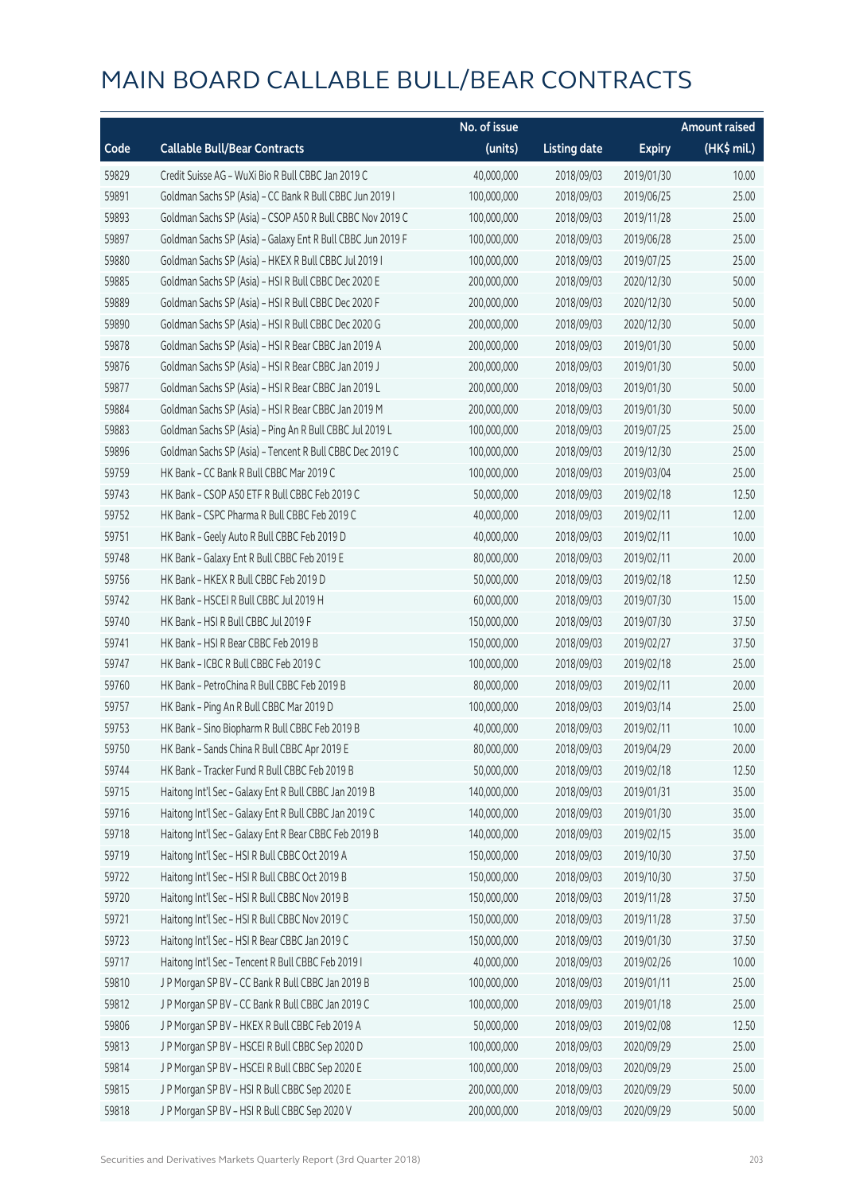# MAIN BOARD CALLABLE BULL/BEAR CONTRACTS

| Code | Callable Bull/Bear Contracts | No. of issue (units) | Listing date | Expiry | Amount raised (HK$ mil.) |
|---|---|---|---|---|---|
| 59829 | Credit Suisse AG – WuXi Bio R Bull CBBC Jan 2019 C | 40,000,000 | 2018/09/03 | 2019/01/30 | 10.00 |
| 59891 | Goldman Sachs SP (Asia) – CC Bank R Bull CBBC Jun 2019 I | 100,000,000 | 2018/09/03 | 2019/06/25 | 25.00 |
| 59893 | Goldman Sachs SP (Asia) – CSOP A50 R Bull CBBC Nov 2019 C | 100,000,000 | 2018/09/03 | 2019/11/28 | 25.00 |
| 59897 | Goldman Sachs SP (Asia) – Galaxy Ent R Bull CBBC Jun 2019 F | 100,000,000 | 2018/09/03 | 2019/06/28 | 25.00 |
| 59880 | Goldman Sachs SP (Asia) – HKEX R Bull CBBC Jul 2019 I | 100,000,000 | 2018/09/03 | 2019/07/25 | 25.00 |
| 59885 | Goldman Sachs SP (Asia) – HSI R Bull CBBC Dec 2020 E | 200,000,000 | 2018/09/03 | 2020/12/30 | 50.00 |
| 59889 | Goldman Sachs SP (Asia) – HSI R Bull CBBC Dec 2020 F | 200,000,000 | 2018/09/03 | 2020/12/30 | 50.00 |
| 59890 | Goldman Sachs SP (Asia) – HSI R Bull CBBC Dec 2020 G | 200,000,000 | 2018/09/03 | 2020/12/30 | 50.00 |
| 59878 | Goldman Sachs SP (Asia) – HSI R Bear CBBC Jan 2019 A | 200,000,000 | 2018/09/03 | 2019/01/30 | 50.00 |
| 59876 | Goldman Sachs SP (Asia) – HSI R Bear CBBC Jan 2019 J | 200,000,000 | 2018/09/03 | 2019/01/30 | 50.00 |
| 59877 | Goldman Sachs SP (Asia) – HSI R Bear CBBC Jan 2019 L | 200,000,000 | 2018/09/03 | 2019/01/30 | 50.00 |
| 59884 | Goldman Sachs SP (Asia) – HSI R Bear CBBC Jan 2019 M | 200,000,000 | 2018/09/03 | 2019/01/30 | 50.00 |
| 59883 | Goldman Sachs SP (Asia) – Ping An R Bull CBBC Jul 2019 L | 100,000,000 | 2018/09/03 | 2019/07/25 | 25.00 |
| 59896 | Goldman Sachs SP (Asia) – Tencent R Bull CBBC Dec 2019 C | 100,000,000 | 2018/09/03 | 2019/12/30 | 25.00 |
| 59759 | HK Bank – CC Bank R Bull CBBC Mar 2019 C | 100,000,000 | 2018/09/03 | 2019/03/04 | 25.00 |
| 59743 | HK Bank – CSOP A50 ETF R Bull CBBC Feb 2019 C | 50,000,000 | 2018/09/03 | 2019/02/18 | 12.50 |
| 59752 | HK Bank – CSPC Pharma R Bull CBBC Feb 2019 C | 40,000,000 | 2018/09/03 | 2019/02/11 | 12.00 |
| 59751 | HK Bank – Geely Auto R Bull CBBC Feb 2019 D | 40,000,000 | 2018/09/03 | 2019/02/11 | 10.00 |
| 59748 | HK Bank – Galaxy Ent R Bull CBBC Feb 2019 E | 80,000,000 | 2018/09/03 | 2019/02/11 | 20.00 |
| 59756 | HK Bank – HKEX R Bull CBBC Feb 2019 D | 50,000,000 | 2018/09/03 | 2019/02/18 | 12.50 |
| 59742 | HK Bank – HSCEI R Bull CBBC Jul 2019 H | 60,000,000 | 2018/09/03 | 2019/07/30 | 15.00 |
| 59740 | HK Bank – HSI R Bull CBBC Jul 2019 F | 150,000,000 | 2018/09/03 | 2019/07/30 | 37.50 |
| 59741 | HK Bank – HSI R Bear CBBC Feb 2019 B | 150,000,000 | 2018/09/03 | 2019/02/27 | 37.50 |
| 59747 | HK Bank – ICBC R Bull CBBC Feb 2019 C | 100,000,000 | 2018/09/03 | 2019/02/18 | 25.00 |
| 59760 | HK Bank – PetroChina R Bull CBBC Feb 2019 B | 80,000,000 | 2018/09/03 | 2019/02/11 | 20.00 |
| 59757 | HK Bank – Ping An R Bull CBBC Mar 2019 D | 100,000,000 | 2018/09/03 | 2019/03/14 | 25.00 |
| 59753 | HK Bank – Sino Biopharm R Bull CBBC Feb 2019 B | 40,000,000 | 2018/09/03 | 2019/02/11 | 10.00 |
| 59750 | HK Bank – Sands China R Bull CBBC Apr 2019 E | 80,000,000 | 2018/09/03 | 2019/04/29 | 20.00 |
| 59744 | HK Bank – Tracker Fund R Bull CBBC Feb 2019 B | 50,000,000 | 2018/09/03 | 2019/02/18 | 12.50 |
| 59715 | Haitong Int'l Sec – Galaxy Ent R Bull CBBC Jan 2019 B | 140,000,000 | 2018/09/03 | 2019/01/31 | 35.00 |
| 59716 | Haitong Int'l Sec – Galaxy Ent R Bull CBBC Jan 2019 C | 140,000,000 | 2018/09/03 | 2019/01/30 | 35.00 |
| 59718 | Haitong Int'l Sec – Galaxy Ent R Bear CBBC Feb 2019 B | 140,000,000 | 2018/09/03 | 2019/02/15 | 35.00 |
| 59719 | Haitong Int'l Sec – HSI R Bull CBBC Oct 2019 A | 150,000,000 | 2018/09/03 | 2019/10/30 | 37.50 |
| 59722 | Haitong Int'l Sec – HSI R Bull CBBC Oct 2019 B | 150,000,000 | 2018/09/03 | 2019/10/30 | 37.50 |
| 59720 | Haitong Int'l Sec – HSI R Bull CBBC Nov 2019 B | 150,000,000 | 2018/09/03 | 2019/11/28 | 37.50 |
| 59721 | Haitong Int'l Sec – HSI R Bull CBBC Nov 2019 C | 150,000,000 | 2018/09/03 | 2019/11/28 | 37.50 |
| 59723 | Haitong Int'l Sec – HSI R Bear CBBC Jan 2019 C | 150,000,000 | 2018/09/03 | 2019/01/30 | 37.50 |
| 59717 | Haitong Int'l Sec – Tencent R Bull CBBC Feb 2019 I | 40,000,000 | 2018/09/03 | 2019/02/26 | 10.00 |
| 59810 | J P Morgan SP BV – CC Bank R Bull CBBC Jan 2019 B | 100,000,000 | 2018/09/03 | 2019/01/11 | 25.00 |
| 59812 | J P Morgan SP BV – CC Bank R Bull CBBC Jan 2019 C | 100,000,000 | 2018/09/03 | 2019/01/18 | 25.00 |
| 59806 | J P Morgan SP BV – HKEX R Bull CBBC Feb 2019 A | 50,000,000 | 2018/09/03 | 2019/02/08 | 12.50 |
| 59813 | J P Morgan SP BV – HSCEI R Bull CBBC Sep 2020 D | 100,000,000 | 2018/09/03 | 2020/09/29 | 25.00 |
| 59814 | J P Morgan SP BV – HSCEI R Bull CBBC Sep 2020 E | 100,000,000 | 2018/09/03 | 2020/09/29 | 25.00 |
| 59815 | J P Morgan SP BV – HSI R Bull CBBC Sep 2020 E | 200,000,000 | 2018/09/03 | 2020/09/29 | 50.00 |
| 59818 | J P Morgan SP BV – HSI R Bull CBBC Sep 2020 V | 200,000,000 | 2018/09/03 | 2020/09/29 | 50.00 |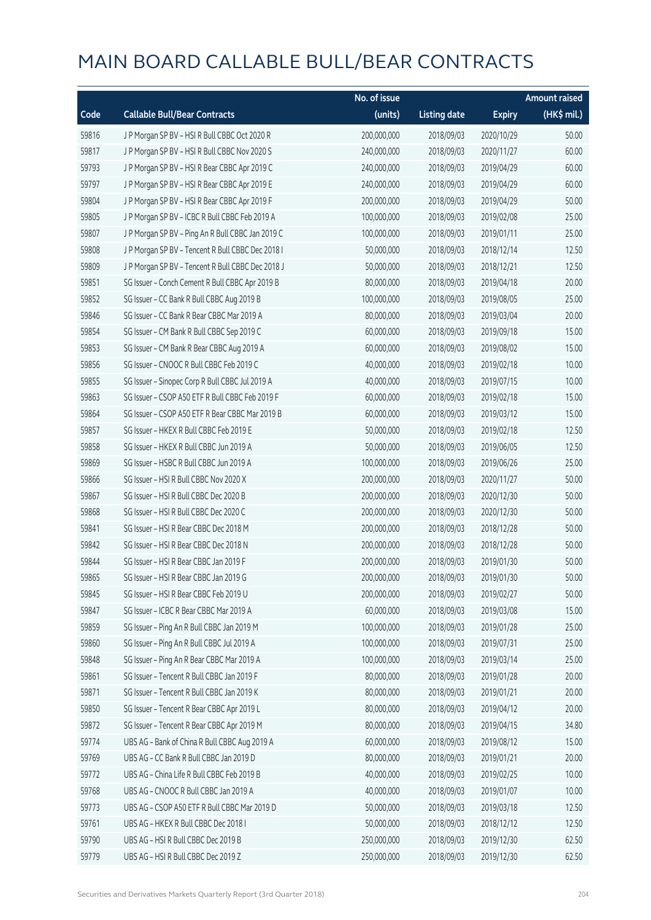# MAIN BOARD CALLABLE BULL/BEAR CONTRACTS

| Code | Callable Bull/Bear Contracts | No. of issue (units) | Listing date | Expiry | Amount raised (HK$ mil.) |
|---|---|---|---|---|---|
| 59816 | J P Morgan SP BV – HSI R Bull CBBC Oct 2020 R | 200,000,000 | 2018/09/03 | 2020/10/29 | 50.00 |
| 59817 | J P Morgan SP BV – HSI R Bull CBBC Nov 2020 S | 240,000,000 | 2018/09/03 | 2020/11/27 | 60.00 |
| 59793 | J P Morgan SP BV – HSI R Bear CBBC Apr 2019 C | 240,000,000 | 2018/09/03 | 2019/04/29 | 60.00 |
| 59797 | J P Morgan SP BV – HSI R Bear CBBC Apr 2019 E | 240,000,000 | 2018/09/03 | 2019/04/29 | 60.00 |
| 59804 | J P Morgan SP BV – HSI R Bear CBBC Apr 2019 F | 200,000,000 | 2018/09/03 | 2019/04/29 | 50.00 |
| 59805 | J P Morgan SP BV – ICBC R Bull CBBC Feb 2019 A | 100,000,000 | 2018/09/03 | 2019/02/08 | 25.00 |
| 59807 | J P Morgan SP BV – Ping An R Bull CBBC Jan 2019 C | 100,000,000 | 2018/09/03 | 2019/01/11 | 25.00 |
| 59808 | J P Morgan SP BV – Tencent R Bull CBBC Dec 2018 I | 50,000,000 | 2018/09/03 | 2018/12/14 | 12.50 |
| 59809 | J P Morgan SP BV – Tencent R Bull CBBC Dec 2018 J | 50,000,000 | 2018/09/03 | 2018/12/21 | 12.50 |
| 59851 | SG Issuer – Conch Cement R Bull CBBC Apr 2019 B | 80,000,000 | 2018/09/03 | 2019/04/18 | 20.00 |
| 59852 | SG Issuer – CC Bank R Bull CBBC Aug 2019 B | 100,000,000 | 2018/09/03 | 2019/08/05 | 25.00 |
| 59846 | SG Issuer – CC Bank R Bear CBBC Mar 2019 A | 80,000,000 | 2018/09/03 | 2019/03/04 | 20.00 |
| 59854 | SG Issuer – CM Bank R Bull CBBC Sep 2019 C | 60,000,000 | 2018/09/03 | 2019/09/18 | 15.00 |
| 59853 | SG Issuer – CM Bank R Bear CBBC Aug 2019 A | 60,000,000 | 2018/09/03 | 2019/08/02 | 15.00 |
| 59856 | SG Issuer – CNOOC R Bull CBBC Feb 2019 C | 40,000,000 | 2018/09/03 | 2019/02/18 | 10.00 |
| 59855 | SG Issuer – Sinopec Corp R Bull CBBC Jul 2019 A | 40,000,000 | 2018/09/03 | 2019/07/15 | 10.00 |
| 59863 | SG Issuer – CSOP A50 ETF R Bull CBBC Feb 2019 F | 60,000,000 | 2018/09/03 | 2019/02/18 | 15.00 |
| 59864 | SG Issuer – CSOP A50 ETF R Bear CBBC Mar 2019 B | 60,000,000 | 2018/09/03 | 2019/03/12 | 15.00 |
| 59857 | SG Issuer – HKEX R Bull CBBC Feb 2019 E | 50,000,000 | 2018/09/03 | 2019/02/18 | 12.50 |
| 59858 | SG Issuer – HKEX R Bull CBBC Jun 2019 A | 50,000,000 | 2018/09/03 | 2019/06/05 | 12.50 |
| 59869 | SG Issuer – HSBC R Bull CBBC Jun 2019 A | 100,000,000 | 2018/09/03 | 2019/06/26 | 25.00 |
| 59866 | SG Issuer – HSI R Bull CBBC Nov 2020 X | 200,000,000 | 2018/09/03 | 2020/11/27 | 50.00 |
| 59867 | SG Issuer – HSI R Bull CBBC Dec 2020 B | 200,000,000 | 2018/09/03 | 2020/12/30 | 50.00 |
| 59868 | SG Issuer – HSI R Bull CBBC Dec 2020 C | 200,000,000 | 2018/09/03 | 2020/12/30 | 50.00 |
| 59841 | SG Issuer – HSI R Bear CBBC Dec 2018 M | 200,000,000 | 2018/09/03 | 2018/12/28 | 50.00 |
| 59842 | SG Issuer – HSI R Bear CBBC Dec 2018 N | 200,000,000 | 2018/09/03 | 2018/12/28 | 50.00 |
| 59844 | SG Issuer – HSI R Bear CBBC Jan 2019 F | 200,000,000 | 2018/09/03 | 2019/01/30 | 50.00 |
| 59865 | SG Issuer – HSI R Bear CBBC Jan 2019 G | 200,000,000 | 2018/09/03 | 2019/01/30 | 50.00 |
| 59845 | SG Issuer – HSI R Bear CBBC Feb 2019 U | 200,000,000 | 2018/09/03 | 2019/02/27 | 50.00 |
| 59847 | SG Issuer – ICBC R Bear CBBC Mar 2019 A | 60,000,000 | 2018/09/03 | 2019/03/08 | 15.00 |
| 59859 | SG Issuer – Ping An R Bull CBBC Jan 2019 M | 100,000,000 | 2018/09/03 | 2019/01/28 | 25.00 |
| 59860 | SG Issuer – Ping An R Bull CBBC Jul 2019 A | 100,000,000 | 2018/09/03 | 2019/07/31 | 25.00 |
| 59848 | SG Issuer – Ping An R Bear CBBC Mar 2019 A | 100,000,000 | 2018/09/03 | 2019/03/14 | 25.00 |
| 59861 | SG Issuer – Tencent R Bull CBBC Jan 2019 F | 80,000,000 | 2018/09/03 | 2019/01/28 | 20.00 |
| 59871 | SG Issuer – Tencent R Bull CBBC Jan 2019 K | 80,000,000 | 2018/09/03 | 2019/01/21 | 20.00 |
| 59850 | SG Issuer – Tencent R Bear CBBC Apr 2019 L | 80,000,000 | 2018/09/03 | 2019/04/12 | 20.00 |
| 59872 | SG Issuer – Tencent R Bear CBBC Apr 2019 M | 80,000,000 | 2018/09/03 | 2019/04/15 | 34.80 |
| 59774 | UBS AG – Bank of China R Bull CBBC Aug 2019 A | 60,000,000 | 2018/09/03 | 2019/08/12 | 15.00 |
| 59769 | UBS AG – CC Bank R Bull CBBC Jan 2019 D | 80,000,000 | 2018/09/03 | 2019/01/21 | 20.00 |
| 59772 | UBS AG – China Life R Bull CBBC Feb 2019 B | 40,000,000 | 2018/09/03 | 2019/02/25 | 10.00 |
| 59768 | UBS AG – CNOOC R Bull CBBC Jan 2019 A | 40,000,000 | 2018/09/03 | 2019/01/07 | 10.00 |
| 59773 | UBS AG – CSOP A50 ETF R Bull CBBC Mar 2019 D | 50,000,000 | 2018/09/03 | 2019/03/18 | 12.50 |
| 59761 | UBS AG – HKEX R Bull CBBC Dec 2018 I | 50,000,000 | 2018/09/03 | 2018/12/12 | 12.50 |
| 59790 | UBS AG – HSI R Bull CBBC Dec 2019 B | 250,000,000 | 2018/09/03 | 2019/12/30 | 62.50 |
| 59779 | UBS AG – HSI R Bull CBBC Dec 2019 Z | 250,000,000 | 2018/09/03 | 2019/12/30 | 62.50 |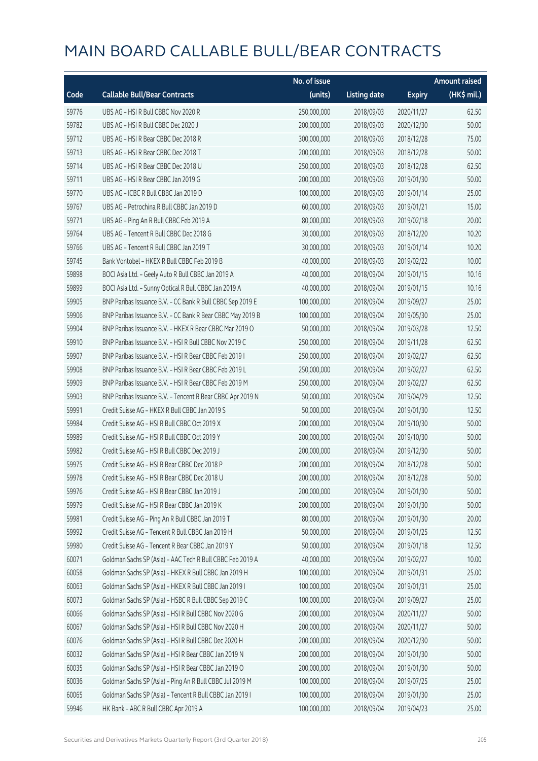# MAIN BOARD CALLABLE BULL/BEAR CONTRACTS

| Code | Callable Bull/Bear Contracts | No. of issue (units) | Listing date | Expiry | Amount raised (HK$ mil.) |
|---|---|---|---|---|---|
| 59776 | UBS AG – HSI R Bull CBBC Nov 2020 R | 250,000,000 | 2018/09/03 | 2020/11/27 | 62.50 |
| 59782 | UBS AG – HSI R Bull CBBC Dec 2020 J | 200,000,000 | 2018/09/03 | 2020/12/30 | 50.00 |
| 59712 | UBS AG – HSI R Bear CBBC Dec 2018 R | 300,000,000 | 2018/09/03 | 2018/12/28 | 75.00 |
| 59713 | UBS AG – HSI R Bear CBBC Dec 2018 T | 200,000,000 | 2018/09/03 | 2018/12/28 | 50.00 |
| 59714 | UBS AG – HSI R Bear CBBC Dec 2018 U | 250,000,000 | 2018/09/03 | 2018/12/28 | 62.50 |
| 59711 | UBS AG – HSI R Bear CBBC Jan 2019 G | 200,000,000 | 2018/09/03 | 2019/01/30 | 50.00 |
| 59770 | UBS AG – ICBC R Bull CBBC Jan 2019 D | 100,000,000 | 2018/09/03 | 2019/01/14 | 25.00 |
| 59767 | UBS AG – Petrochina R Bull CBBC Jan 2019 D | 60,000,000 | 2018/09/03 | 2019/01/21 | 15.00 |
| 59771 | UBS AG – Ping An R Bull CBBC Feb 2019 A | 80,000,000 | 2018/09/03 | 2019/02/18 | 20.00 |
| 59764 | UBS AG – Tencent R Bull CBBC Dec 2018 G | 30,000,000 | 2018/09/03 | 2018/12/20 | 10.20 |
| 59766 | UBS AG – Tencent R Bull CBBC Jan 2019 T | 30,000,000 | 2018/09/03 | 2019/01/14 | 10.20 |
| 59745 | Bank Vontobel – HKEX R Bull CBBC Feb 2019 B | 40,000,000 | 2018/09/03 | 2019/02/22 | 10.00 |
| 59898 | BOCI Asia Ltd. – Geely Auto R Bull CBBC Jan 2019 A | 40,000,000 | 2018/09/04 | 2019/01/15 | 10.16 |
| 59899 | BOCI Asia Ltd. – Sunny Optical R Bull CBBC Jan 2019 A | 40,000,000 | 2018/09/04 | 2019/01/15 | 10.16 |
| 59905 | BNP Paribas Issuance B.V. – CC Bank R Bull CBBC Sep 2019 E | 100,000,000 | 2018/09/04 | 2019/09/27 | 25.00 |
| 59906 | BNP Paribas Issuance B.V. – CC Bank R Bear CBBC May 2019 B | 100,000,000 | 2018/09/04 | 2019/05/30 | 25.00 |
| 59904 | BNP Paribas Issuance B.V. – HKEX R Bear CBBC Mar 2019 O | 50,000,000 | 2018/09/04 | 2019/03/28 | 12.50 |
| 59910 | BNP Paribas Issuance B.V. – HSI R Bull CBBC Nov 2019 C | 250,000,000 | 2018/09/04 | 2019/11/28 | 62.50 |
| 59907 | BNP Paribas Issuance B.V. – HSI R Bear CBBC Feb 2019 I | 250,000,000 | 2018/09/04 | 2019/02/27 | 62.50 |
| 59908 | BNP Paribas Issuance B.V. – HSI R Bear CBBC Feb 2019 L | 250,000,000 | 2018/09/04 | 2019/02/27 | 62.50 |
| 59909 | BNP Paribas Issuance B.V. – HSI R Bear CBBC Feb 2019 M | 250,000,000 | 2018/09/04 | 2019/02/27 | 62.50 |
| 59903 | BNP Paribas Issuance B.V. – Tencent R Bear CBBC Apr 2019 N | 50,000,000 | 2018/09/04 | 2019/04/29 | 12.50 |
| 59991 | Credit Suisse AG – HKEX R Bull CBBC Jan 2019 S | 50,000,000 | 2018/09/04 | 2019/01/30 | 12.50 |
| 59984 | Credit Suisse AG – HSI R Bull CBBC Oct 2019 X | 200,000,000 | 2018/09/04 | 2019/10/30 | 50.00 |
| 59989 | Credit Suisse AG – HSI R Bull CBBC Oct 2019 Y | 200,000,000 | 2018/09/04 | 2019/10/30 | 50.00 |
| 59982 | Credit Suisse AG – HSI R Bull CBBC Dec 2019 J | 200,000,000 | 2018/09/04 | 2019/12/30 | 50.00 |
| 59975 | Credit Suisse AG – HSI R Bear CBBC Dec 2018 P | 200,000,000 | 2018/09/04 | 2018/12/28 | 50.00 |
| 59978 | Credit Suisse AG – HSI R Bear CBBC Dec 2018 U | 200,000,000 | 2018/09/04 | 2018/12/28 | 50.00 |
| 59976 | Credit Suisse AG – HSI R Bear CBBC Jan 2019 J | 200,000,000 | 2018/09/04 | 2019/01/30 | 50.00 |
| 59979 | Credit Suisse AG – HSI R Bear CBBC Jan 2019 K | 200,000,000 | 2018/09/04 | 2019/01/30 | 50.00 |
| 59981 | Credit Suisse AG – Ping An R Bull CBBC Jan 2019 T | 80,000,000 | 2018/09/04 | 2019/01/30 | 20.00 |
| 59992 | Credit Suisse AG – Tencent R Bull CBBC Jan 2019 H | 50,000,000 | 2018/09/04 | 2019/01/25 | 12.50 |
| 59980 | Credit Suisse AG – Tencent R Bear CBBC Jan 2019 Y | 50,000,000 | 2018/09/04 | 2019/01/18 | 12.50 |
| 60071 | Goldman Sachs SP (Asia) – AAC Tech R Bull CBBC Feb 2019 A | 40,000,000 | 2018/09/04 | 2019/02/27 | 10.00 |
| 60058 | Goldman Sachs SP (Asia) – HKEX R Bull CBBC Jan 2019 H | 100,000,000 | 2018/09/04 | 2019/01/31 | 25.00 |
| 60063 | Goldman Sachs SP (Asia) – HKEX R Bull CBBC Jan 2019 I | 100,000,000 | 2018/09/04 | 2019/01/31 | 25.00 |
| 60073 | Goldman Sachs SP (Asia) – HSBC R Bull CBBC Sep 2019 C | 100,000,000 | 2018/09/04 | 2019/09/27 | 25.00 |
| 60066 | Goldman Sachs SP (Asia) – HSI R Bull CBBC Nov 2020 G | 200,000,000 | 2018/09/04 | 2020/11/27 | 50.00 |
| 60067 | Goldman Sachs SP (Asia) – HSI R Bull CBBC Nov 2020 H | 200,000,000 | 2018/09/04 | 2020/11/27 | 50.00 |
| 60076 | Goldman Sachs SP (Asia) – HSI R Bull CBBC Dec 2020 H | 200,000,000 | 2018/09/04 | 2020/12/30 | 50.00 |
| 60032 | Goldman Sachs SP (Asia) – HSI R Bear CBBC Jan 2019 N | 200,000,000 | 2018/09/04 | 2019/01/30 | 50.00 |
| 60035 | Goldman Sachs SP (Asia) – HSI R Bear CBBC Jan 2019 O | 200,000,000 | 2018/09/04 | 2019/01/30 | 50.00 |
| 60036 | Goldman Sachs SP (Asia) – Ping An R Bull CBBC Jul 2019 M | 100,000,000 | 2018/09/04 | 2019/07/25 | 25.00 |
| 60065 | Goldman Sachs SP (Asia) – Tencent R Bull CBBC Jan 2019 I | 100,000,000 | 2018/09/04 | 2019/01/30 | 25.00 |
| 59946 | HK Bank – ABC R Bull CBBC Apr 2019 A | 100,000,000 | 2018/09/04 | 2019/04/23 | 25.00 |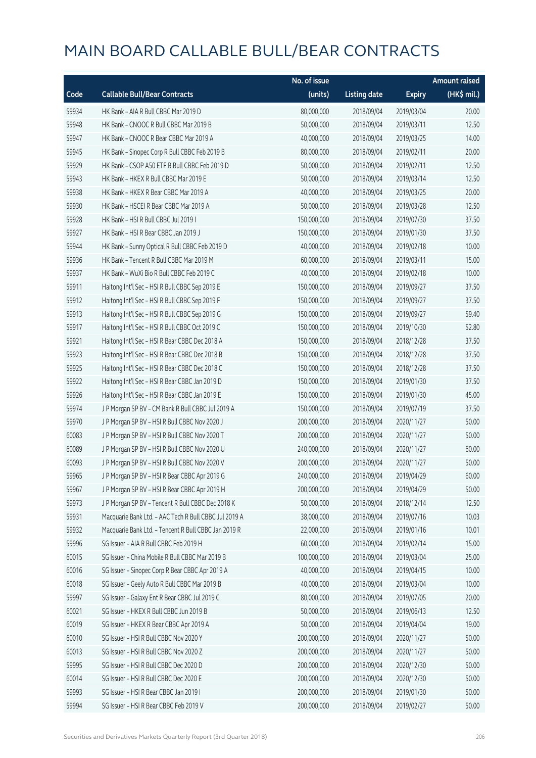# MAIN BOARD CALLABLE BULL/BEAR CONTRACTS

| Code | Callable Bull/Bear Contracts | No. of issue (units) | Listing date | Expiry | Amount raised (HK$ mil.) |
|---|---|---|---|---|---|
| 59934 | HK Bank – AIA R Bull CBBC Mar 2019 D | 80,000,000 | 2018/09/04 | 2019/03/04 | 20.00 |
| 59948 | HK Bank – CNOOC R Bull CBBC Mar 2019 B | 50,000,000 | 2018/09/04 | 2019/03/11 | 12.50 |
| 59947 | HK Bank – CNOOC R Bear CBBC Mar 2019 A | 40,000,000 | 2018/09/04 | 2019/03/25 | 14.00 |
| 59945 | HK Bank – Sinopec Corp R Bull CBBC Feb 2019 B | 80,000,000 | 2018/09/04 | 2019/02/11 | 20.00 |
| 59929 | HK Bank – CSOP A50 ETF R Bull CBBC Feb 2019 D | 50,000,000 | 2018/09/04 | 2019/02/11 | 12.50 |
| 59943 | HK Bank – HKEX R Bull CBBC Mar 2019 E | 50,000,000 | 2018/09/04 | 2019/03/14 | 12.50 |
| 59938 | HK Bank – HKEX R Bear CBBC Mar 2019 A | 40,000,000 | 2018/09/04 | 2019/03/25 | 20.00 |
| 59930 | HK Bank – HSCEI R Bear CBBC Mar 2019 A | 50,000,000 | 2018/09/04 | 2019/03/28 | 12.50 |
| 59928 | HK Bank – HSI R Bull CBBC Jul 2019 I | 150,000,000 | 2018/09/04 | 2019/07/30 | 37.50 |
| 59927 | HK Bank – HSI R Bear CBBC Jan 2019 J | 150,000,000 | 2018/09/04 | 2019/01/30 | 37.50 |
| 59944 | HK Bank – Sunny Optical R Bull CBBC Feb 2019 D | 40,000,000 | 2018/09/04 | 2019/02/18 | 10.00 |
| 59936 | HK Bank – Tencent R Bull CBBC Mar 2019 M | 60,000,000 | 2018/09/04 | 2019/03/11 | 15.00 |
| 59937 | HK Bank – WuXi Bio R Bull CBBC Feb 2019 C | 40,000,000 | 2018/09/04 | 2019/02/18 | 10.00 |
| 59911 | Haitong Int'l Sec – HSI R Bull CBBC Sep 2019 E | 150,000,000 | 2018/09/04 | 2019/09/27 | 37.50 |
| 59912 | Haitong Int'l Sec – HSI R Bull CBBC Sep 2019 F | 150,000,000 | 2018/09/04 | 2019/09/27 | 37.50 |
| 59913 | Haitong Int'l Sec – HSI R Bull CBBC Sep 2019 G | 150,000,000 | 2018/09/04 | 2019/09/27 | 59.40 |
| 59917 | Haitong Int'l Sec – HSI R Bull CBBC Oct 2019 C | 150,000,000 | 2018/09/04 | 2019/10/30 | 52.80 |
| 59921 | Haitong Int'l Sec – HSI R Bear CBBC Dec 2018 A | 150,000,000 | 2018/09/04 | 2018/12/28 | 37.50 |
| 59923 | Haitong Int'l Sec – HSI R Bear CBBC Dec 2018 B | 150,000,000 | 2018/09/04 | 2018/12/28 | 37.50 |
| 59925 | Haitong Int'l Sec – HSI R Bear CBBC Dec 2018 C | 150,000,000 | 2018/09/04 | 2018/12/28 | 37.50 |
| 59922 | Haitong Int'l Sec – HSI R Bear CBBC Jan 2019 D | 150,000,000 | 2018/09/04 | 2019/01/30 | 37.50 |
| 59926 | Haitong Int'l Sec – HSI R Bear CBBC Jan 2019 E | 150,000,000 | 2018/09/04 | 2019/01/30 | 45.00 |
| 59974 | J P Morgan SP BV – CM Bank R Bull CBBC Jul 2019 A | 150,000,000 | 2018/09/04 | 2019/07/19 | 37.50 |
| 59970 | J P Morgan SP BV – HSI R Bull CBBC Nov 2020 J | 200,000,000 | 2018/09/04 | 2020/11/27 | 50.00 |
| 60083 | J P Morgan SP BV – HSI R Bull CBBC Nov 2020 T | 200,000,000 | 2018/09/04 | 2020/11/27 | 50.00 |
| 60089 | J P Morgan SP BV – HSI R Bull CBBC Nov 2020 U | 240,000,000 | 2018/09/04 | 2020/11/27 | 60.00 |
| 60093 | J P Morgan SP BV – HSI R Bull CBBC Nov 2020 V | 200,000,000 | 2018/09/04 | 2020/11/27 | 50.00 |
| 59965 | J P Morgan SP BV – HSI R Bear CBBC Apr 2019 G | 240,000,000 | 2018/09/04 | 2019/04/29 | 60.00 |
| 59967 | J P Morgan SP BV – HSI R Bear CBBC Apr 2019 H | 200,000,000 | 2018/09/04 | 2019/04/29 | 50.00 |
| 59973 | J P Morgan SP BV – Tencent R Bull CBBC Dec 2018 K | 50,000,000 | 2018/09/04 | 2018/12/14 | 12.50 |
| 59931 | Macquarie Bank Ltd. – AAC Tech R Bull CBBC Jul 2019 A | 38,000,000 | 2018/09/04 | 2019/07/16 | 10.03 |
| 59932 | Macquarie Bank Ltd. – Tencent R Bull CBBC Jan 2019 R | 22,000,000 | 2018/09/04 | 2019/01/16 | 10.01 |
| 59996 | SG Issuer – AIA R Bull CBBC Feb 2019 H | 60,000,000 | 2018/09/04 | 2019/02/14 | 15.00 |
| 60015 | SG Issuer – China Mobile R Bull CBBC Mar 2019 B | 100,000,000 | 2018/09/04 | 2019/03/04 | 25.00 |
| 60016 | SG Issuer – Sinopec Corp R Bear CBBC Apr 2019 A | 40,000,000 | 2018/09/04 | 2019/04/15 | 10.00 |
| 60018 | SG Issuer – Geely Auto R Bull CBBC Mar 2019 B | 40,000,000 | 2018/09/04 | 2019/03/04 | 10.00 |
| 59997 | SG Issuer – Galaxy Ent R Bear CBBC Jul 2019 C | 80,000,000 | 2018/09/04 | 2019/07/05 | 20.00 |
| 60021 | SG Issuer – HKEX R Bull CBBC Jun 2019 B | 50,000,000 | 2018/09/04 | 2019/06/13 | 12.50 |
| 60019 | SG Issuer – HKEX R Bear CBBC Apr 2019 A | 50,000,000 | 2018/09/04 | 2019/04/04 | 19.00 |
| 60010 | SG Issuer – HSI R Bull CBBC Nov 2020 Y | 200,000,000 | 2018/09/04 | 2020/11/27 | 50.00 |
| 60013 | SG Issuer – HSI R Bull CBBC Nov 2020 Z | 200,000,000 | 2018/09/04 | 2020/11/27 | 50.00 |
| 59995 | SG Issuer – HSI R Bull CBBC Dec 2020 D | 200,000,000 | 2018/09/04 | 2020/12/30 | 50.00 |
| 60014 | SG Issuer – HSI R Bull CBBC Dec 2020 E | 200,000,000 | 2018/09/04 | 2020/12/30 | 50.00 |
| 59993 | SG Issuer – HSI R Bear CBBC Jan 2019 I | 200,000,000 | 2018/09/04 | 2019/01/30 | 50.00 |
| 59994 | SG Issuer – HSI R Bear CBBC Feb 2019 V | 200,000,000 | 2018/09/04 | 2019/02/27 | 50.00 |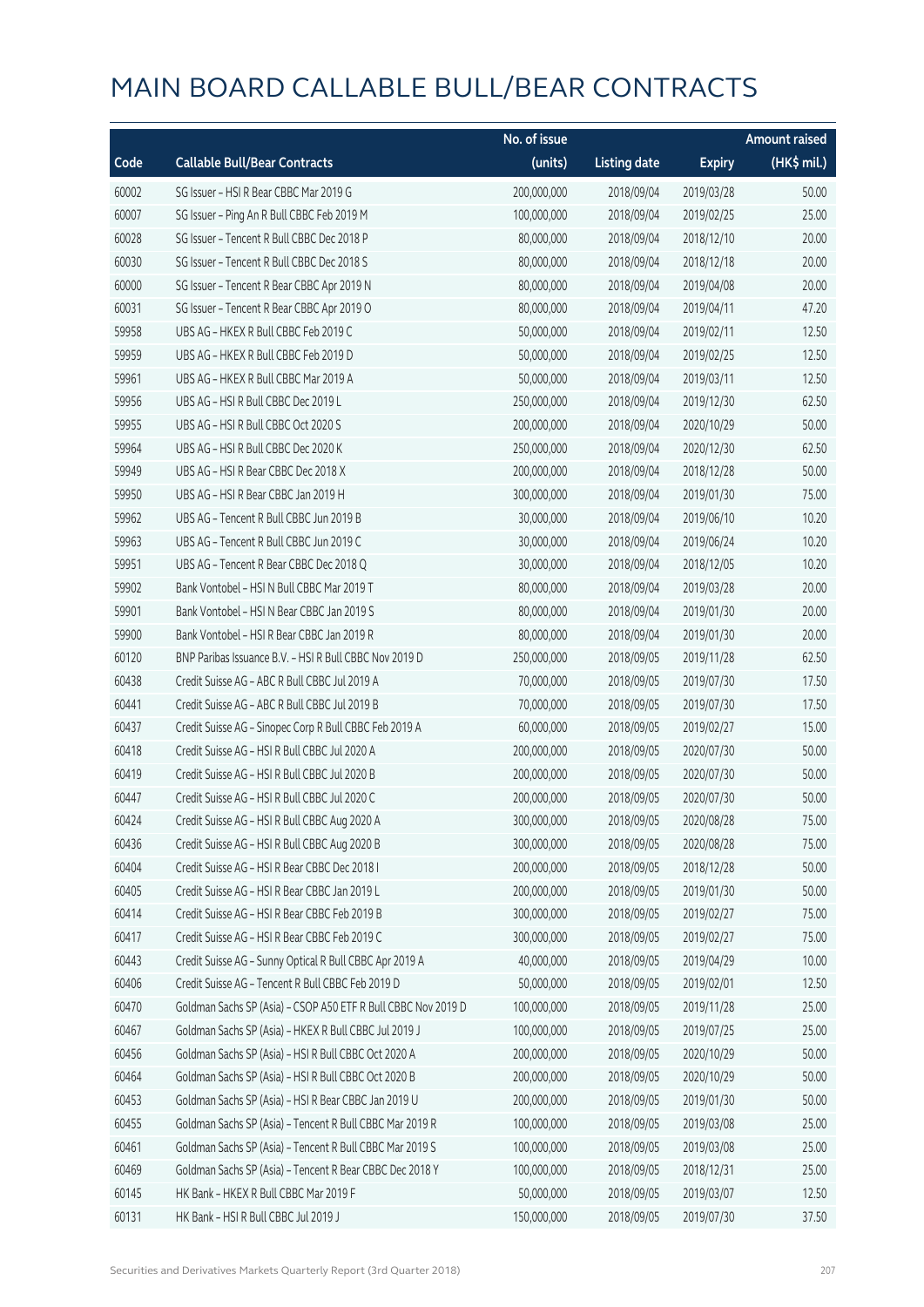# MAIN BOARD CALLABLE BULL/BEAR CONTRACTS

| Code | Callable Bull/Bear Contracts | No. of issue (units) | Listing date | Expiry | Amount raised (HK$ mil.) |
|---|---|---|---|---|---|
| 60002 | SG Issuer – HSI R Bear CBBC Mar 2019 G | 200,000,000 | 2018/09/04 | 2019/03/28 | 50.00 |
| 60007 | SG Issuer – Ping An R Bull CBBC Feb 2019 M | 100,000,000 | 2018/09/04 | 2019/02/25 | 25.00 |
| 60028 | SG Issuer – Tencent R Bull CBBC Dec 2018 P | 80,000,000 | 2018/09/04 | 2018/12/10 | 20.00 |
| 60030 | SG Issuer – Tencent R Bull CBBC Dec 2018 S | 80,000,000 | 2018/09/04 | 2018/12/18 | 20.00 |
| 60000 | SG Issuer – Tencent R Bear CBBC Apr 2019 N | 80,000,000 | 2018/09/04 | 2019/04/08 | 20.00 |
| 60031 | SG Issuer – Tencent R Bear CBBC Apr 2019 O | 80,000,000 | 2018/09/04 | 2019/04/11 | 47.20 |
| 59958 | UBS AG – HKEX R Bull CBBC Feb 2019 C | 50,000,000 | 2018/09/04 | 2019/02/11 | 12.50 |
| 59959 | UBS AG – HKEX R Bull CBBC Feb 2019 D | 50,000,000 | 2018/09/04 | 2019/02/25 | 12.50 |
| 59961 | UBS AG – HKEX R Bull CBBC Mar 2019 A | 50,000,000 | 2018/09/04 | 2019/03/11 | 12.50 |
| 59956 | UBS AG – HSI R Bull CBBC Dec 2019 L | 250,000,000 | 2018/09/04 | 2019/12/30 | 62.50 |
| 59955 | UBS AG – HSI R Bull CBBC Oct 2020 S | 200,000,000 | 2018/09/04 | 2020/10/29 | 50.00 |
| 59964 | UBS AG – HSI R Bull CBBC Dec 2020 K | 250,000,000 | 2018/09/04 | 2020/12/30 | 62.50 |
| 59949 | UBS AG – HSI R Bear CBBC Dec 2018 X | 200,000,000 | 2018/09/04 | 2018/12/28 | 50.00 |
| 59950 | UBS AG – HSI R Bear CBBC Jan 2019 H | 300,000,000 | 2018/09/04 | 2019/01/30 | 75.00 |
| 59962 | UBS AG – Tencent R Bull CBBC Jun 2019 B | 30,000,000 | 2018/09/04 | 2019/06/10 | 10.20 |
| 59963 | UBS AG – Tencent R Bull CBBC Jun 2019 C | 30,000,000 | 2018/09/04 | 2019/06/24 | 10.20 |
| 59951 | UBS AG – Tencent R Bear CBBC Dec 2018 Q | 30,000,000 | 2018/09/04 | 2018/12/05 | 10.20 |
| 59902 | Bank Vontobel – HSI N Bull CBBC Mar 2019 T | 80,000,000 | 2018/09/04 | 2019/03/28 | 20.00 |
| 59901 | Bank Vontobel – HSI N Bear CBBC Jan 2019 S | 80,000,000 | 2018/09/04 | 2019/01/30 | 20.00 |
| 59900 | Bank Vontobel – HSI R Bear CBBC Jan 2019 R | 80,000,000 | 2018/09/04 | 2019/01/30 | 20.00 |
| 60120 | BNP Paribas Issuance B.V. – HSI R Bull CBBC Nov 2019 D | 250,000,000 | 2018/09/05 | 2019/11/28 | 62.50 |
| 60438 | Credit Suisse AG – ABC R Bull CBBC Jul 2019 A | 70,000,000 | 2018/09/05 | 2019/07/30 | 17.50 |
| 60441 | Credit Suisse AG – ABC R Bull CBBC Jul 2019 B | 70,000,000 | 2018/09/05 | 2019/07/30 | 17.50 |
| 60437 | Credit Suisse AG – Sinopec Corp R Bull CBBC Feb 2019 A | 60,000,000 | 2018/09/05 | 2019/02/27 | 15.00 |
| 60418 | Credit Suisse AG – HSI R Bull CBBC Jul 2020 A | 200,000,000 | 2018/09/05 | 2020/07/30 | 50.00 |
| 60419 | Credit Suisse AG – HSI R Bull CBBC Jul 2020 B | 200,000,000 | 2018/09/05 | 2020/07/30 | 50.00 |
| 60447 | Credit Suisse AG – HSI R Bull CBBC Jul 2020 C | 200,000,000 | 2018/09/05 | 2020/07/30 | 50.00 |
| 60424 | Credit Suisse AG – HSI R Bull CBBC Aug 2020 A | 300,000,000 | 2018/09/05 | 2020/08/28 | 75.00 |
| 60436 | Credit Suisse AG – HSI R Bull CBBC Aug 2020 B | 300,000,000 | 2018/09/05 | 2020/08/28 | 75.00 |
| 60404 | Credit Suisse AG – HSI R Bear CBBC Dec 2018 I | 200,000,000 | 2018/09/05 | 2018/12/28 | 50.00 |
| 60405 | Credit Suisse AG – HSI R Bear CBBC Jan 2019 L | 200,000,000 | 2018/09/05 | 2019/01/30 | 50.00 |
| 60414 | Credit Suisse AG – HSI R Bear CBBC Feb 2019 B | 300,000,000 | 2018/09/05 | 2019/02/27 | 75.00 |
| 60417 | Credit Suisse AG – HSI R Bear CBBC Feb 2019 C | 300,000,000 | 2018/09/05 | 2019/02/27 | 75.00 |
| 60443 | Credit Suisse AG – Sunny Optical R Bull CBBC Apr 2019 A | 40,000,000 | 2018/09/05 | 2019/04/29 | 10.00 |
| 60406 | Credit Suisse AG – Tencent R Bull CBBC Feb 2019 D | 50,000,000 | 2018/09/05 | 2019/02/01 | 12.50 |
| 60470 | Goldman Sachs SP (Asia) – CSOP A50 ETF R Bull CBBC Nov 2019 D | 100,000,000 | 2018/09/05 | 2019/11/28 | 25.00 |
| 60467 | Goldman Sachs SP (Asia) – HKEX R Bull CBBC Jul 2019 J | 100,000,000 | 2018/09/05 | 2019/07/25 | 25.00 |
| 60456 | Goldman Sachs SP (Asia) – HSI R Bull CBBC Oct 2020 A | 200,000,000 | 2018/09/05 | 2020/10/29 | 50.00 |
| 60464 | Goldman Sachs SP (Asia) – HSI R Bull CBBC Oct 2020 B | 200,000,000 | 2018/09/05 | 2020/10/29 | 50.00 |
| 60453 | Goldman Sachs SP (Asia) – HSI R Bear CBBC Jan 2019 U | 200,000,000 | 2018/09/05 | 2019/01/30 | 50.00 |
| 60455 | Goldman Sachs SP (Asia) – Tencent R Bull CBBC Mar 2019 R | 100,000,000 | 2018/09/05 | 2019/03/08 | 25.00 |
| 60461 | Goldman Sachs SP (Asia) – Tencent R Bull CBBC Mar 2019 S | 100,000,000 | 2018/09/05 | 2019/03/08 | 25.00 |
| 60469 | Goldman Sachs SP (Asia) – Tencent R Bear CBBC Dec 2018 Y | 100,000,000 | 2018/09/05 | 2018/12/31 | 25.00 |
| 60145 | HK Bank – HKEX R Bull CBBC Mar 2019 F | 50,000,000 | 2018/09/05 | 2019/03/07 | 12.50 |
| 60131 | HK Bank – HSI R Bull CBBC Jul 2019 J | 150,000,000 | 2018/09/05 | 2019/07/30 | 37.50 |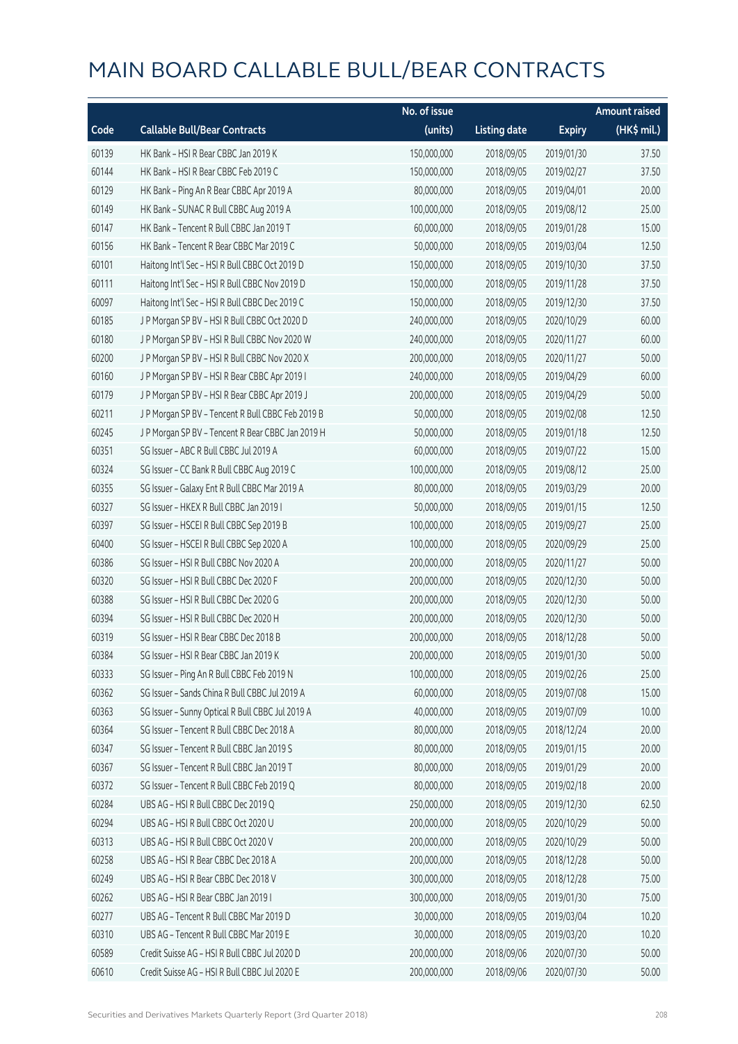# MAIN BOARD CALLABLE BULL/BEAR CONTRACTS

| Code | Callable Bull/Bear Contracts | No. of issue (units) | Listing date | Expiry | Amount raised (HK$ mil.) |
|---|---|---|---|---|---|
| 60139 | HK Bank – HSI R Bear CBBC Jan 2019 K | 150,000,000 | 2018/09/05 | 2019/01/30 | 37.50 |
| 60144 | HK Bank – HSI R Bear CBBC Feb 2019 C | 150,000,000 | 2018/09/05 | 2019/02/27 | 37.50 |
| 60129 | HK Bank – Ping An R Bear CBBC Apr 2019 A | 80,000,000 | 2018/09/05 | 2019/04/01 | 20.00 |
| 60149 | HK Bank – SUNAC R Bull CBBC Aug 2019 A | 100,000,000 | 2018/09/05 | 2019/08/12 | 25.00 |
| 60147 | HK Bank – Tencent R Bull CBBC Jan 2019 T | 60,000,000 | 2018/09/05 | 2019/01/28 | 15.00 |
| 60156 | HK Bank – Tencent R Bear CBBC Mar 2019 C | 50,000,000 | 2018/09/05 | 2019/03/04 | 12.50 |
| 60101 | Haitong Int'l Sec – HSI R Bull CBBC Oct 2019 D | 150,000,000 | 2018/09/05 | 2019/10/30 | 37.50 |
| 60111 | Haitong Int'l Sec – HSI R Bull CBBC Nov 2019 D | 150,000,000 | 2018/09/05 | 2019/11/28 | 37.50 |
| 60097 | Haitong Int'l Sec – HSI R Bull CBBC Dec 2019 C | 150,000,000 | 2018/09/05 | 2019/12/30 | 37.50 |
| 60185 | J P Morgan SP BV – HSI R Bull CBBC Oct 2020 D | 240,000,000 | 2018/09/05 | 2020/10/29 | 60.00 |
| 60180 | J P Morgan SP BV – HSI R Bull CBBC Nov 2020 W | 240,000,000 | 2018/09/05 | 2020/11/27 | 60.00 |
| 60200 | J P Morgan SP BV – HSI R Bull CBBC Nov 2020 X | 200,000,000 | 2018/09/05 | 2020/11/27 | 50.00 |
| 60160 | J P Morgan SP BV – HSI R Bear CBBC Apr 2019 I | 240,000,000 | 2018/09/05 | 2019/04/29 | 60.00 |
| 60179 | J P Morgan SP BV – HSI R Bear CBBC Apr 2019 J | 200,000,000 | 2018/09/05 | 2019/04/29 | 50.00 |
| 60211 | J P Morgan SP BV – Tencent R Bull CBBC Feb 2019 B | 50,000,000 | 2018/09/05 | 2019/02/08 | 12.50 |
| 60245 | J P Morgan SP BV – Tencent R Bear CBBC Jan 2019 H | 50,000,000 | 2018/09/05 | 2019/01/18 | 12.50 |
| 60351 | SG Issuer – ABC R Bull CBBC Jul 2019 A | 60,000,000 | 2018/09/05 | 2019/07/22 | 15.00 |
| 60324 | SG Issuer – CC Bank R Bull CBBC Aug 2019 C | 100,000,000 | 2018/09/05 | 2019/08/12 | 25.00 |
| 60355 | SG Issuer – Galaxy Ent R Bull CBBC Mar 2019 A | 80,000,000 | 2018/09/05 | 2019/03/29 | 20.00 |
| 60327 | SG Issuer – HKEX R Bull CBBC Jan 2019 I | 50,000,000 | 2018/09/05 | 2019/01/15 | 12.50 |
| 60397 | SG Issuer – HSCEI R Bull CBBC Sep 2019 B | 100,000,000 | 2018/09/05 | 2019/09/27 | 25.00 |
| 60400 | SG Issuer – HSCEI R Bull CBBC Sep 2020 A | 100,000,000 | 2018/09/05 | 2020/09/29 | 25.00 |
| 60386 | SG Issuer – HSI R Bull CBBC Nov 2020 A | 200,000,000 | 2018/09/05 | 2020/11/27 | 50.00 |
| 60320 | SG Issuer – HSI R Bull CBBC Dec 2020 F | 200,000,000 | 2018/09/05 | 2020/12/30 | 50.00 |
| 60388 | SG Issuer – HSI R Bull CBBC Dec 2020 G | 200,000,000 | 2018/09/05 | 2020/12/30 | 50.00 |
| 60394 | SG Issuer – HSI R Bull CBBC Dec 2020 H | 200,000,000 | 2018/09/05 | 2020/12/30 | 50.00 |
| 60319 | SG Issuer – HSI R Bear CBBC Dec 2018 B | 200,000,000 | 2018/09/05 | 2018/12/28 | 50.00 |
| 60384 | SG Issuer – HSI R Bear CBBC Jan 2019 K | 200,000,000 | 2018/09/05 | 2019/01/30 | 50.00 |
| 60333 | SG Issuer – Ping An R Bull CBBC Feb 2019 N | 100,000,000 | 2018/09/05 | 2019/02/26 | 25.00 |
| 60362 | SG Issuer – Sands China R Bull CBBC Jul 2019 A | 60,000,000 | 2018/09/05 | 2019/07/08 | 15.00 |
| 60363 | SG Issuer – Sunny Optical R Bull CBBC Jul 2019 A | 40,000,000 | 2018/09/05 | 2019/07/09 | 10.00 |
| 60364 | SG Issuer – Tencent R Bull CBBC Dec 2018 A | 80,000,000 | 2018/09/05 | 2018/12/24 | 20.00 |
| 60347 | SG Issuer – Tencent R Bull CBBC Jan 2019 S | 80,000,000 | 2018/09/05 | 2019/01/15 | 20.00 |
| 60367 | SG Issuer – Tencent R Bull CBBC Jan 2019 T | 80,000,000 | 2018/09/05 | 2019/01/29 | 20.00 |
| 60372 | SG Issuer – Tencent R Bull CBBC Feb 2019 Q | 80,000,000 | 2018/09/05 | 2019/02/18 | 20.00 |
| 60284 | UBS AG – HSI R Bull CBBC Dec 2019 Q | 250,000,000 | 2018/09/05 | 2019/12/30 | 62.50 |
| 60294 | UBS AG – HSI R Bull CBBC Oct 2020 U | 200,000,000 | 2018/09/05 | 2020/10/29 | 50.00 |
| 60313 | UBS AG – HSI R Bull CBBC Oct 2020 V | 200,000,000 | 2018/09/05 | 2020/10/29 | 50.00 |
| 60258 | UBS AG – HSI R Bear CBBC Dec 2018 A | 200,000,000 | 2018/09/05 | 2018/12/28 | 50.00 |
| 60249 | UBS AG – HSI R Bear CBBC Dec 2018 V | 300,000,000 | 2018/09/05 | 2018/12/28 | 75.00 |
| 60262 | UBS AG – HSI R Bear CBBC Jan 2019 I | 300,000,000 | 2018/09/05 | 2019/01/30 | 75.00 |
| 60277 | UBS AG – Tencent R Bull CBBC Mar 2019 D | 30,000,000 | 2018/09/05 | 2019/03/04 | 10.20 |
| 60310 | UBS AG – Tencent R Bull CBBC Mar 2019 E | 30,000,000 | 2018/09/05 | 2019/03/20 | 10.20 |
| 60589 | Credit Suisse AG – HSI R Bull CBBC Jul 2020 D | 200,000,000 | 2018/09/06 | 2020/07/30 | 50.00 |
| 60610 | Credit Suisse AG – HSI R Bull CBBC Jul 2020 E | 200,000,000 | 2018/09/06 | 2020/07/30 | 50.00 |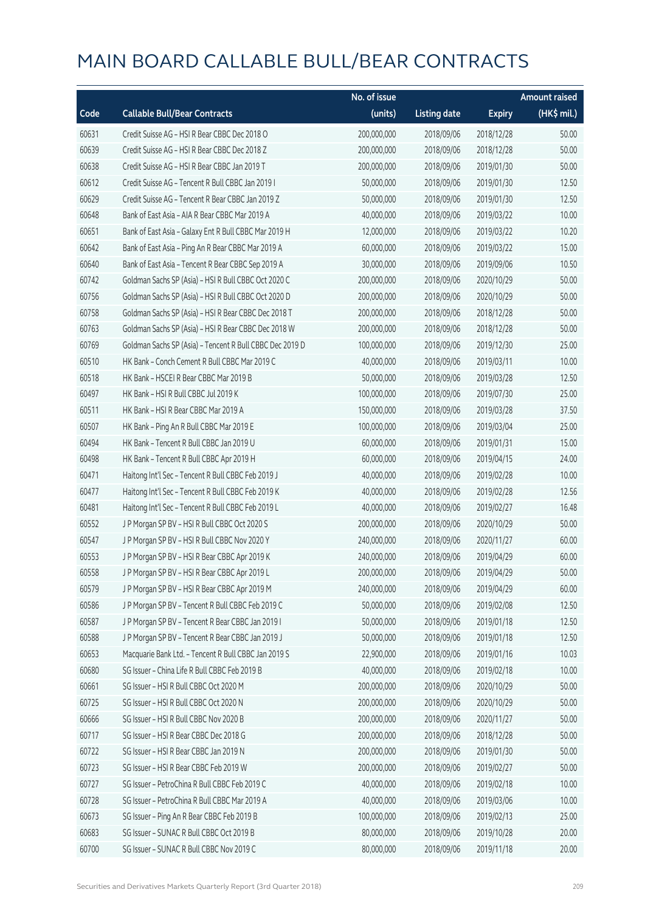# MAIN BOARD CALLABLE BULL/BEAR CONTRACTS

| Code | Callable Bull/Bear Contracts | No. of issue (units) | Listing date | Expiry | Amount raised (HK$ mil.) |
|---|---|---|---|---|---|
| 60631 | Credit Suisse AG – HSI R Bear CBBC Dec 2018 O | 200,000,000 | 2018/09/06 | 2018/12/28 | 50.00 |
| 60639 | Credit Suisse AG – HSI R Bear CBBC Dec 2018 Z | 200,000,000 | 2018/09/06 | 2018/12/28 | 50.00 |
| 60638 | Credit Suisse AG – HSI R Bear CBBC Jan 2019 T | 200,000,000 | 2018/09/06 | 2019/01/30 | 50.00 |
| 60612 | Credit Suisse AG – Tencent R Bull CBBC Jan 2019 I | 50,000,000 | 2018/09/06 | 2019/01/30 | 12.50 |
| 60629 | Credit Suisse AG – Tencent R Bear CBBC Jan 2019 Z | 50,000,000 | 2018/09/06 | 2019/01/30 | 12.50 |
| 60648 | Bank of East Asia – AIA R Bear CBBC Mar 2019 A | 40,000,000 | 2018/09/06 | 2019/03/22 | 10.00 |
| 60651 | Bank of East Asia – Galaxy Ent R Bull CBBC Mar 2019 H | 12,000,000 | 2018/09/06 | 2019/03/22 | 10.20 |
| 60642 | Bank of East Asia – Ping An R Bear CBBC Mar 2019 A | 60,000,000 | 2018/09/06 | 2019/03/22 | 15.00 |
| 60640 | Bank of East Asia – Tencent R Bear CBBC Sep 2019 A | 30,000,000 | 2018/09/06 | 2019/09/06 | 10.50 |
| 60742 | Goldman Sachs SP (Asia) – HSI R Bull CBBC Oct 2020 C | 200,000,000 | 2018/09/06 | 2020/10/29 | 50.00 |
| 60756 | Goldman Sachs SP (Asia) – HSI R Bull CBBC Oct 2020 D | 200,000,000 | 2018/09/06 | 2020/10/29 | 50.00 |
| 60758 | Goldman Sachs SP (Asia) – HSI R Bear CBBC Dec 2018 T | 200,000,000 | 2018/09/06 | 2018/12/28 | 50.00 |
| 60763 | Goldman Sachs SP (Asia) – HSI R Bear CBBC Dec 2018 W | 200,000,000 | 2018/09/06 | 2018/12/28 | 50.00 |
| 60769 | Goldman Sachs SP (Asia) – Tencent R Bull CBBC Dec 2019 D | 100,000,000 | 2018/09/06 | 2019/12/30 | 25.00 |
| 60510 | HK Bank – Conch Cement R Bull CBBC Mar 2019 C | 40,000,000 | 2018/09/06 | 2019/03/11 | 10.00 |
| 60518 | HK Bank – HSCEI R Bear CBBC Mar 2019 B | 50,000,000 | 2018/09/06 | 2019/03/28 | 12.50 |
| 60497 | HK Bank – HSI R Bull CBBC Jul 2019 K | 100,000,000 | 2018/09/06 | 2019/07/30 | 25.00 |
| 60511 | HK Bank – HSI R Bear CBBC Mar 2019 A | 150,000,000 | 2018/09/06 | 2019/03/28 | 37.50 |
| 60507 | HK Bank – Ping An R Bull CBBC Mar 2019 E | 100,000,000 | 2018/09/06 | 2019/03/04 | 25.00 |
| 60494 | HK Bank – Tencent R Bull CBBC Jan 2019 U | 60,000,000 | 2018/09/06 | 2019/01/31 | 15.00 |
| 60498 | HK Bank – Tencent R Bull CBBC Apr 2019 H | 60,000,000 | 2018/09/06 | 2019/04/15 | 24.00 |
| 60471 | Haitong Int'l Sec – Tencent R Bull CBBC Feb 2019 J | 40,000,000 | 2018/09/06 | 2019/02/28 | 10.00 |
| 60477 | Haitong Int'l Sec – Tencent R Bull CBBC Feb 2019 K | 40,000,000 | 2018/09/06 | 2019/02/28 | 12.56 |
| 60481 | Haitong Int'l Sec – Tencent R Bull CBBC Feb 2019 L | 40,000,000 | 2018/09/06 | 2019/02/27 | 16.48 |
| 60552 | J P Morgan SP BV – HSI R Bull CBBC Oct 2020 S | 200,000,000 | 2018/09/06 | 2020/10/29 | 50.00 |
| 60547 | J P Morgan SP BV – HSI R Bull CBBC Nov 2020 Y | 240,000,000 | 2018/09/06 | 2020/11/27 | 60.00 |
| 60553 | J P Morgan SP BV – HSI R Bear CBBC Apr 2019 K | 240,000,000 | 2018/09/06 | 2019/04/29 | 60.00 |
| 60558 | J P Morgan SP BV – HSI R Bear CBBC Apr 2019 L | 200,000,000 | 2018/09/06 | 2019/04/29 | 50.00 |
| 60579 | J P Morgan SP BV – HSI R Bear CBBC Apr 2019 M | 240,000,000 | 2018/09/06 | 2019/04/29 | 60.00 |
| 60586 | J P Morgan SP BV – Tencent R Bull CBBC Feb 2019 C | 50,000,000 | 2018/09/06 | 2019/02/08 | 12.50 |
| 60587 | J P Morgan SP BV – Tencent R Bear CBBC Jan 2019 I | 50,000,000 | 2018/09/06 | 2019/01/18 | 12.50 |
| 60588 | J P Morgan SP BV – Tencent R Bear CBBC Jan 2019 J | 50,000,000 | 2018/09/06 | 2019/01/18 | 12.50 |
| 60653 | Macquarie Bank Ltd. – Tencent R Bull CBBC Jan 2019 S | 22,900,000 | 2018/09/06 | 2019/01/16 | 10.03 |
| 60680 | SG Issuer – China Life R Bull CBBC Feb 2019 B | 40,000,000 | 2018/09/06 | 2019/02/18 | 10.00 |
| 60661 | SG Issuer – HSI R Bull CBBC Oct 2020 M | 200,000,000 | 2018/09/06 | 2020/10/29 | 50.00 |
| 60725 | SG Issuer – HSI R Bull CBBC Oct 2020 N | 200,000,000 | 2018/09/06 | 2020/10/29 | 50.00 |
| 60666 | SG Issuer – HSI R Bull CBBC Nov 2020 B | 200,000,000 | 2018/09/06 | 2020/11/27 | 50.00 |
| 60717 | SG Issuer – HSI R Bear CBBC Dec 2018 G | 200,000,000 | 2018/09/06 | 2018/12/28 | 50.00 |
| 60722 | SG Issuer – HSI R Bear CBBC Jan 2019 N | 200,000,000 | 2018/09/06 | 2019/01/30 | 50.00 |
| 60723 | SG Issuer – HSI R Bear CBBC Feb 2019 W | 200,000,000 | 2018/09/06 | 2019/02/27 | 50.00 |
| 60727 | SG Issuer – PetroChina R Bull CBBC Feb 2019 C | 40,000,000 | 2018/09/06 | 2019/02/18 | 10.00 |
| 60728 | SG Issuer – PetroChina R Bull CBBC Mar 2019 A | 40,000,000 | 2018/09/06 | 2019/03/06 | 10.00 |
| 60673 | SG Issuer – Ping An R Bear CBBC Feb 2019 B | 100,000,000 | 2018/09/06 | 2019/02/13 | 25.00 |
| 60683 | SG Issuer – SUNAC R Bull CBBC Oct 2019 B | 80,000,000 | 2018/09/06 | 2019/10/28 | 20.00 |
| 60700 | SG Issuer – SUNAC R Bull CBBC Nov 2019 C | 80,000,000 | 2018/09/06 | 2019/11/18 | 20.00 |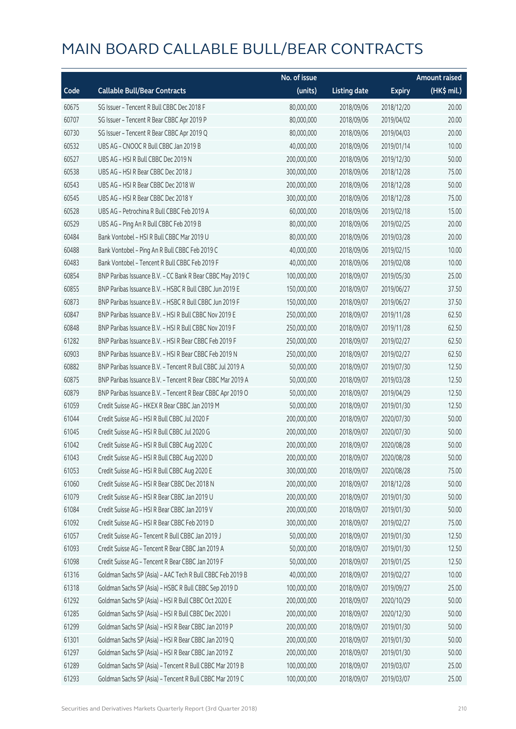# MAIN BOARD CALLABLE BULL/BEAR CONTRACTS

| Code | Callable Bull/Bear Contracts | No. of issue (units) | Listing date | Expiry | Amount raised (HK$ mil.) |
|---|---|---|---|---|---|
| 60675 | SG Issuer – Tencent R Bull CBBC Dec 2018 F | 80,000,000 | 2018/09/06 | 2018/12/20 | 20.00 |
| 60707 | SG Issuer – Tencent R Bear CBBC Apr 2019 P | 80,000,000 | 2018/09/06 | 2019/04/02 | 20.00 |
| 60730 | SG Issuer – Tencent R Bear CBBC Apr 2019 Q | 80,000,000 | 2018/09/06 | 2019/04/03 | 20.00 |
| 60532 | UBS AG – CNOOC R Bull CBBC Jan 2019 B | 40,000,000 | 2018/09/06 | 2019/01/14 | 10.00 |
| 60527 | UBS AG – HSI R Bull CBBC Dec 2019 N | 200,000,000 | 2018/09/06 | 2019/12/30 | 50.00 |
| 60538 | UBS AG – HSI R Bear CBBC Dec 2018 J | 300,000,000 | 2018/09/06 | 2018/12/28 | 75.00 |
| 60543 | UBS AG – HSI R Bear CBBC Dec 2018 W | 200,000,000 | 2018/09/06 | 2018/12/28 | 50.00 |
| 60545 | UBS AG – HSI R Bear CBBC Dec 2018 Y | 300,000,000 | 2018/09/06 | 2018/12/28 | 75.00 |
| 60528 | UBS AG – Petrochina R Bull CBBC Feb 2019 A | 60,000,000 | 2018/09/06 | 2019/02/18 | 15.00 |
| 60529 | UBS AG – Ping An R Bull CBBC Feb 2019 B | 80,000,000 | 2018/09/06 | 2019/02/25 | 20.00 |
| 60484 | Bank Vontobel – HSI R Bull CBBC Mar 2019 U | 80,000,000 | 2018/09/06 | 2019/03/28 | 20.00 |
| 60488 | Bank Vontobel – Ping An R Bull CBBC Feb 2019 C | 40,000,000 | 2018/09/06 | 2019/02/15 | 10.00 |
| 60483 | Bank Vontobel – Tencent R Bull CBBC Feb 2019 F | 40,000,000 | 2018/09/06 | 2019/02/08 | 10.00 |
| 60854 | BNP Paribas Issuance B.V. – CC Bank R Bear CBBC May 2019 C | 100,000,000 | 2018/09/07 | 2019/05/30 | 25.00 |
| 60855 | BNP Paribas Issuance B.V. – HSBC R Bull CBBC Jun 2019 E | 150,000,000 | 2018/09/07 | 2019/06/27 | 37.50 |
| 60873 | BNP Paribas Issuance B.V. – HSBC R Bull CBBC Jun 2019 F | 150,000,000 | 2018/09/07 | 2019/06/27 | 37.50 |
| 60847 | BNP Paribas Issuance B.V. – HSI R Bull CBBC Nov 2019 E | 250,000,000 | 2018/09/07 | 2019/11/28 | 62.50 |
| 60848 | BNP Paribas Issuance B.V. – HSI R Bull CBBC Nov 2019 F | 250,000,000 | 2018/09/07 | 2019/11/28 | 62.50 |
| 61282 | BNP Paribas Issuance B.V. – HSI R Bear CBBC Feb 2019 F | 250,000,000 | 2018/09/07 | 2019/02/27 | 62.50 |
| 60903 | BNP Paribas Issuance B.V. – HSI R Bear CBBC Feb 2019 N | 250,000,000 | 2018/09/07 | 2019/02/27 | 62.50 |
| 60882 | BNP Paribas Issuance B.V. – Tencent R Bull CBBC Jul 2019 A | 50,000,000 | 2018/09/07 | 2019/07/30 | 12.50 |
| 60875 | BNP Paribas Issuance B.V. – Tencent R Bear CBBC Mar 2019 A | 50,000,000 | 2018/09/07 | 2019/03/28 | 12.50 |
| 60879 | BNP Paribas Issuance B.V. – Tencent R Bear CBBC Apr 2019 O | 50,000,000 | 2018/09/07 | 2019/04/29 | 12.50 |
| 61059 | Credit Suisse AG – HKEX R Bear CBBC Jan 2019 M | 50,000,000 | 2018/09/07 | 2019/01/30 | 12.50 |
| 61044 | Credit Suisse AG – HSI R Bull CBBC Jul 2020 F | 200,000,000 | 2018/09/07 | 2020/07/30 | 50.00 |
| 61045 | Credit Suisse AG – HSI R Bull CBBC Jul 2020 G | 200,000,000 | 2018/09/07 | 2020/07/30 | 50.00 |
| 61042 | Credit Suisse AG – HSI R Bull CBBC Aug 2020 C | 200,000,000 | 2018/09/07 | 2020/08/28 | 50.00 |
| 61043 | Credit Suisse AG – HSI R Bull CBBC Aug 2020 D | 200,000,000 | 2018/09/07 | 2020/08/28 | 50.00 |
| 61053 | Credit Suisse AG – HSI R Bull CBBC Aug 2020 E | 300,000,000 | 2018/09/07 | 2020/08/28 | 75.00 |
| 61060 | Credit Suisse AG – HSI R Bear CBBC Dec 2018 N | 200,000,000 | 2018/09/07 | 2018/12/28 | 50.00 |
| 61079 | Credit Suisse AG – HSI R Bear CBBC Jan 2019 U | 200,000,000 | 2018/09/07 | 2019/01/30 | 50.00 |
| 61084 | Credit Suisse AG – HSI R Bear CBBC Jan 2019 V | 200,000,000 | 2018/09/07 | 2019/01/30 | 50.00 |
| 61092 | Credit Suisse AG – HSI R Bear CBBC Feb 2019 D | 300,000,000 | 2018/09/07 | 2019/02/27 | 75.00 |
| 61057 | Credit Suisse AG – Tencent R Bull CBBC Jan 2019 J | 50,000,000 | 2018/09/07 | 2019/01/30 | 12.50 |
| 61093 | Credit Suisse AG – Tencent R Bear CBBC Jan 2019 A | 50,000,000 | 2018/09/07 | 2019/01/30 | 12.50 |
| 61098 | Credit Suisse AG – Tencent R Bear CBBC Jan 2019 F | 50,000,000 | 2018/09/07 | 2019/01/25 | 12.50 |
| 61316 | Goldman Sachs SP (Asia) – AAC Tech R Bull CBBC Feb 2019 B | 40,000,000 | 2018/09/07 | 2019/02/27 | 10.00 |
| 61318 | Goldman Sachs SP (Asia) – HSBC R Bull CBBC Sep 2019 D | 100,000,000 | 2018/09/07 | 2019/09/27 | 25.00 |
| 61292 | Goldman Sachs SP (Asia) – HSI R Bull CBBC Oct 2020 E | 200,000,000 | 2018/09/07 | 2020/10/29 | 50.00 |
| 61285 | Goldman Sachs SP (Asia) – HSI R Bull CBBC Dec 2020 I | 200,000,000 | 2018/09/07 | 2020/12/30 | 50.00 |
| 61299 | Goldman Sachs SP (Asia) – HSI R Bear CBBC Jan 2019 P | 200,000,000 | 2018/09/07 | 2019/01/30 | 50.00 |
| 61301 | Goldman Sachs SP (Asia) – HSI R Bear CBBC Jan 2019 Q | 200,000,000 | 2018/09/07 | 2019/01/30 | 50.00 |
| 61297 | Goldman Sachs SP (Asia) – HSI R Bear CBBC Jan 2019 Z | 200,000,000 | 2018/09/07 | 2019/01/30 | 50.00 |
| 61289 | Goldman Sachs SP (Asia) – Tencent R Bull CBBC Mar 2019 B | 100,000,000 | 2018/09/07 | 2019/03/07 | 25.00 |
| 61293 | Goldman Sachs SP (Asia) – Tencent R Bull CBBC Mar 2019 C | 100,000,000 | 2018/09/07 | 2019/03/07 | 25.00 |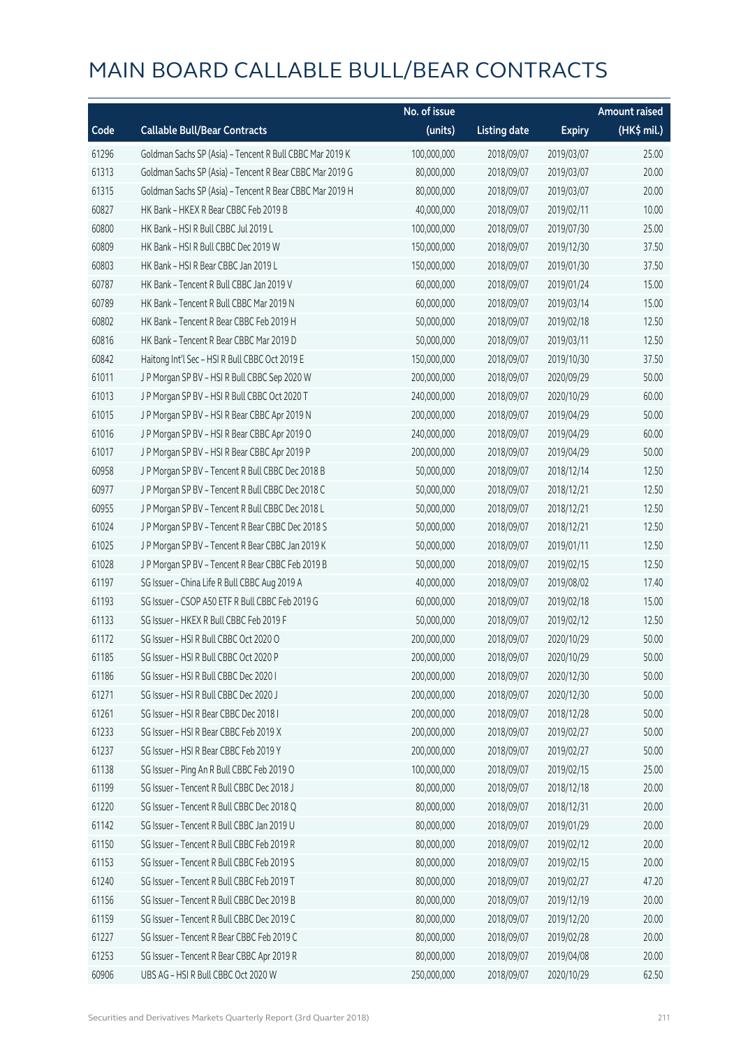# MAIN BOARD CALLABLE BULL/BEAR CONTRACTS

| Code | Callable Bull/Bear Contracts | No. of issue (units) | Listing date | Expiry | Amount raised (HK$ mil.) |
|---|---|---|---|---|---|
| 61296 | Goldman Sachs SP (Asia) - Tencent R Bull CBBC Mar 2019 K | 100,000,000 | 2018/09/07 | 2019/03/07 | 25.00 |
| 61313 | Goldman Sachs SP (Asia) - Tencent R Bear CBBC Mar 2019 G | 80,000,000 | 2018/09/07 | 2019/03/07 | 20.00 |
| 61315 | Goldman Sachs SP (Asia) - Tencent R Bear CBBC Mar 2019 H | 80,000,000 | 2018/09/07 | 2019/03/07 | 20.00 |
| 60827 | HK Bank - HKEX R Bear CBBC Feb 2019 B | 40,000,000 | 2018/09/07 | 2019/02/11 | 10.00 |
| 60800 | HK Bank - HSI R Bull CBBC Jul 2019 L | 100,000,000 | 2018/09/07 | 2019/07/30 | 25.00 |
| 60809 | HK Bank - HSI R Bull CBBC Dec 2019 W | 150,000,000 | 2018/09/07 | 2019/12/30 | 37.50 |
| 60803 | HK Bank - HSI R Bear CBBC Jan 2019 L | 150,000,000 | 2018/09/07 | 2019/01/30 | 37.50 |
| 60787 | HK Bank - Tencent R Bull CBBC Jan 2019 V | 60,000,000 | 2018/09/07 | 2019/01/24 | 15.00 |
| 60789 | HK Bank - Tencent R Bull CBBC Mar 2019 N | 60,000,000 | 2018/09/07 | 2019/03/14 | 15.00 |
| 60802 | HK Bank - Tencent R Bear CBBC Feb 2019 H | 50,000,000 | 2018/09/07 | 2019/02/18 | 12.50 |
| 60816 | HK Bank - Tencent R Bear CBBC Mar 2019 D | 50,000,000 | 2018/09/07 | 2019/03/11 | 12.50 |
| 60842 | Haitong Int'l Sec - HSI R Bull CBBC Oct 2019 E | 150,000,000 | 2018/09/07 | 2019/10/30 | 37.50 |
| 61011 | J P Morgan SP BV - HSI R Bull CBBC Sep 2020 W | 200,000,000 | 2018/09/07 | 2020/09/29 | 50.00 |
| 61013 | J P Morgan SP BV - HSI R Bull CBBC Oct 2020 T | 240,000,000 | 2018/09/07 | 2020/10/29 | 60.00 |
| 61015 | J P Morgan SP BV - HSI R Bear CBBC Apr 2019 N | 200,000,000 | 2018/09/07 | 2019/04/29 | 50.00 |
| 61016 | J P Morgan SP BV - HSI R Bear CBBC Apr 2019 O | 240,000,000 | 2018/09/07 | 2019/04/29 | 60.00 |
| 61017 | J P Morgan SP BV - HSI R Bear CBBC Apr 2019 P | 200,000,000 | 2018/09/07 | 2019/04/29 | 50.00 |
| 60958 | J P Morgan SP BV - Tencent R Bull CBBC Dec 2018 B | 50,000,000 | 2018/09/07 | 2018/12/14 | 12.50 |
| 60977 | J P Morgan SP BV - Tencent R Bull CBBC Dec 2018 C | 50,000,000 | 2018/09/07 | 2018/12/21 | 12.50 |
| 60955 | J P Morgan SP BV - Tencent R Bull CBBC Dec 2018 L | 50,000,000 | 2018/09/07 | 2018/12/21 | 12.50 |
| 61024 | J P Morgan SP BV - Tencent R Bear CBBC Dec 2018 S | 50,000,000 | 2018/09/07 | 2018/12/21 | 12.50 |
| 61025 | J P Morgan SP BV - Tencent R Bear CBBC Jan 2019 K | 50,000,000 | 2018/09/07 | 2019/01/11 | 12.50 |
| 61028 | J P Morgan SP BV - Tencent R Bear CBBC Feb 2019 B | 50,000,000 | 2018/09/07 | 2019/02/15 | 12.50 |
| 61197 | SG Issuer - China Life R Bull CBBC Aug 2019 A | 40,000,000 | 2018/09/07 | 2019/08/02 | 17.40 |
| 61193 | SG Issuer - CSOP A50 ETF R Bull CBBC Feb 2019 G | 60,000,000 | 2018/09/07 | 2019/02/18 | 15.00 |
| 61133 | SG Issuer - HKEX R Bull CBBC Feb 2019 F | 50,000,000 | 2018/09/07 | 2019/02/12 | 12.50 |
| 61172 | SG Issuer - HSI R Bull CBBC Oct 2020 O | 200,000,000 | 2018/09/07 | 2020/10/29 | 50.00 |
| 61185 | SG Issuer - HSI R Bull CBBC Oct 2020 P | 200,000,000 | 2018/09/07 | 2020/10/29 | 50.00 |
| 61186 | SG Issuer - HSI R Bull CBBC Dec 2020 I | 200,000,000 | 2018/09/07 | 2020/12/30 | 50.00 |
| 61271 | SG Issuer - HSI R Bull CBBC Dec 2020 J | 200,000,000 | 2018/09/07 | 2020/12/30 | 50.00 |
| 61261 | SG Issuer - HSI R Bear CBBC Dec 2018 I | 200,000,000 | 2018/09/07 | 2018/12/28 | 50.00 |
| 61233 | SG Issuer - HSI R Bear CBBC Feb 2019 X | 200,000,000 | 2018/09/07 | 2019/02/27 | 50.00 |
| 61237 | SG Issuer - HSI R Bear CBBC Feb 2019 Y | 200,000,000 | 2018/09/07 | 2019/02/27 | 50.00 |
| 61138 | SG Issuer - Ping An R Bull CBBC Feb 2019 O | 100,000,000 | 2018/09/07 | 2019/02/15 | 25.00 |
| 61199 | SG Issuer - Tencent R Bull CBBC Dec 2018 J | 80,000,000 | 2018/09/07 | 2018/12/18 | 20.00 |
| 61220 | SG Issuer - Tencent R Bull CBBC Dec 2018 Q | 80,000,000 | 2018/09/07 | 2018/12/31 | 20.00 |
| 61142 | SG Issuer - Tencent R Bull CBBC Jan 2019 U | 80,000,000 | 2018/09/07 | 2019/01/29 | 20.00 |
| 61150 | SG Issuer - Tencent R Bull CBBC Feb 2019 R | 80,000,000 | 2018/09/07 | 2019/02/12 | 20.00 |
| 61153 | SG Issuer - Tencent R Bull CBBC Feb 2019 S | 80,000,000 | 2018/09/07 | 2019/02/15 | 20.00 |
| 61240 | SG Issuer - Tencent R Bull CBBC Feb 2019 T | 80,000,000 | 2018/09/07 | 2019/02/27 | 47.20 |
| 61156 | SG Issuer - Tencent R Bull CBBC Dec 2019 B | 80,000,000 | 2018/09/07 | 2019/12/19 | 20.00 |
| 61159 | SG Issuer - Tencent R Bull CBBC Dec 2019 C | 80,000,000 | 2018/09/07 | 2019/12/20 | 20.00 |
| 61227 | SG Issuer - Tencent R Bear CBBC Feb 2019 C | 80,000,000 | 2018/09/07 | 2019/02/28 | 20.00 |
| 61253 | SG Issuer - Tencent R Bear CBBC Apr 2019 R | 80,000,000 | 2018/09/07 | 2019/04/08 | 20.00 |
| 60906 | UBS AG - HSI R Bull CBBC Oct 2020 W | 250,000,000 | 2018/09/07 | 2020/10/29 | 62.50 |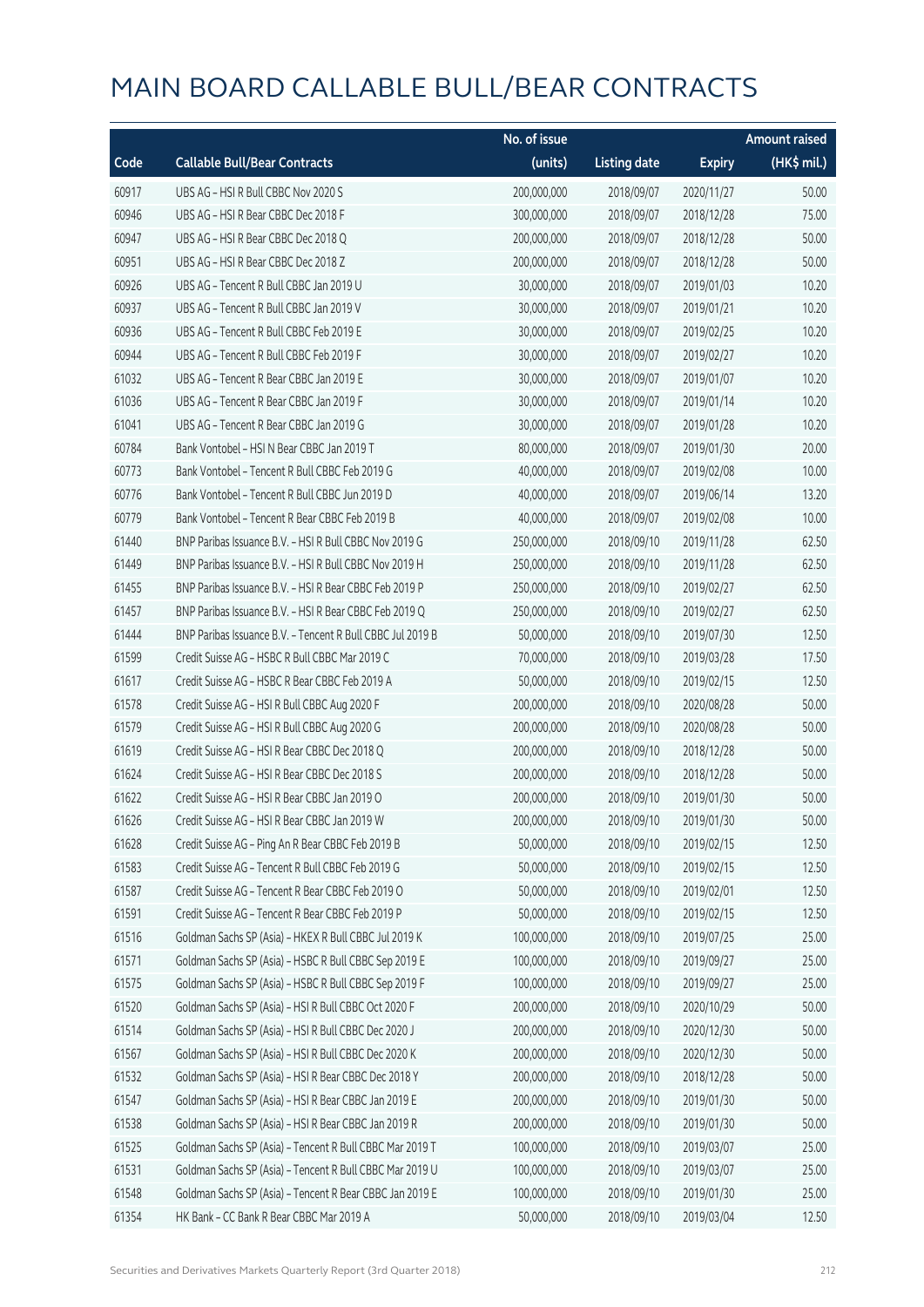# MAIN BOARD CALLABLE BULL/BEAR CONTRACTS

| Code | Callable Bull/Bear Contracts | No. of issue (units) | Listing date | Expiry | Amount raised (HK$ mil.) |
|---|---|---|---|---|---|
| 60917 | UBS AG – HSI R Bull CBBC Nov 2020 S | 200,000,000 | 2018/09/07 | 2020/11/27 | 50.00 |
| 60946 | UBS AG – HSI R Bear CBBC Dec 2018 F | 300,000,000 | 2018/09/07 | 2018/12/28 | 75.00 |
| 60947 | UBS AG – HSI R Bear CBBC Dec 2018 Q | 200,000,000 | 2018/09/07 | 2018/12/28 | 50.00 |
| 60951 | UBS AG – HSI R Bear CBBC Dec 2018 Z | 200,000,000 | 2018/09/07 | 2018/12/28 | 50.00 |
| 60926 | UBS AG – Tencent R Bull CBBC Jan 2019 U | 30,000,000 | 2018/09/07 | 2019/01/03 | 10.20 |
| 60937 | UBS AG – Tencent R Bull CBBC Jan 2019 V | 30,000,000 | 2018/09/07 | 2019/01/21 | 10.20 |
| 60936 | UBS AG – Tencent R Bull CBBC Feb 2019 E | 30,000,000 | 2018/09/07 | 2019/02/25 | 10.20 |
| 60944 | UBS AG – Tencent R Bull CBBC Feb 2019 F | 30,000,000 | 2018/09/07 | 2019/02/27 | 10.20 |
| 61032 | UBS AG – Tencent R Bear CBBC Jan 2019 E | 30,000,000 | 2018/09/07 | 2019/01/07 | 10.20 |
| 61036 | UBS AG – Tencent R Bear CBBC Jan 2019 F | 30,000,000 | 2018/09/07 | 2019/01/14 | 10.20 |
| 61041 | UBS AG – Tencent R Bear CBBC Jan 2019 G | 30,000,000 | 2018/09/07 | 2019/01/28 | 10.20 |
| 60784 | Bank Vontobel – HSI N Bear CBBC Jan 2019 T | 80,000,000 | 2018/09/07 | 2019/01/30 | 20.00 |
| 60773 | Bank Vontobel – Tencent R Bull CBBC Feb 2019 G | 40,000,000 | 2018/09/07 | 2019/02/08 | 10.00 |
| 60776 | Bank Vontobel – Tencent R Bull CBBC Jun 2019 D | 40,000,000 | 2018/09/07 | 2019/06/14 | 13.20 |
| 60779 | Bank Vontobel – Tencent R Bear CBBC Feb 2019 B | 40,000,000 | 2018/09/07 | 2019/02/08 | 10.00 |
| 61440 | BNP Paribas Issuance B.V. – HSI R Bull CBBC Nov 2019 G | 250,000,000 | 2018/09/10 | 2019/11/28 | 62.50 |
| 61449 | BNP Paribas Issuance B.V. – HSI R Bull CBBC Nov 2019 H | 250,000,000 | 2018/09/10 | 2019/11/28 | 62.50 |
| 61455 | BNP Paribas Issuance B.V. – HSI R Bear CBBC Feb 2019 P | 250,000,000 | 2018/09/10 | 2019/02/27 | 62.50 |
| 61457 | BNP Paribas Issuance B.V. – HSI R Bear CBBC Feb 2019 Q | 250,000,000 | 2018/09/10 | 2019/02/27 | 62.50 |
| 61444 | BNP Paribas Issuance B.V. – Tencent R Bull CBBC Jul 2019 B | 50,000,000 | 2018/09/10 | 2019/07/30 | 12.50 |
| 61599 | Credit Suisse AG – HSBC R Bull CBBC Mar 2019 C | 70,000,000 | 2018/09/10 | 2019/03/28 | 17.50 |
| 61617 | Credit Suisse AG – HSBC R Bear CBBC Feb 2019 A | 50,000,000 | 2018/09/10 | 2019/02/15 | 12.50 |
| 61578 | Credit Suisse AG – HSI R Bull CBBC Aug 2020 F | 200,000,000 | 2018/09/10 | 2020/08/28 | 50.00 |
| 61579 | Credit Suisse AG – HSI R Bull CBBC Aug 2020 G | 200,000,000 | 2018/09/10 | 2020/08/28 | 50.00 |
| 61619 | Credit Suisse AG – HSI R Bear CBBC Dec 2018 Q | 200,000,000 | 2018/09/10 | 2018/12/28 | 50.00 |
| 61624 | Credit Suisse AG – HSI R Bear CBBC Dec 2018 S | 200,000,000 | 2018/09/10 | 2018/12/28 | 50.00 |
| 61622 | Credit Suisse AG – HSI R Bear CBBC Jan 2019 O | 200,000,000 | 2018/09/10 | 2019/01/30 | 50.00 |
| 61626 | Credit Suisse AG – HSI R Bear CBBC Jan 2019 W | 200,000,000 | 2018/09/10 | 2019/01/30 | 50.00 |
| 61628 | Credit Suisse AG – Ping An R Bear CBBC Feb 2019 B | 50,000,000 | 2018/09/10 | 2019/02/15 | 12.50 |
| 61583 | Credit Suisse AG – Tencent R Bull CBBC Feb 2019 G | 50,000,000 | 2018/09/10 | 2019/02/15 | 12.50 |
| 61587 | Credit Suisse AG – Tencent R Bear CBBC Feb 2019 O | 50,000,000 | 2018/09/10 | 2019/02/01 | 12.50 |
| 61591 | Credit Suisse AG – Tencent R Bear CBBC Feb 2019 P | 50,000,000 | 2018/09/10 | 2019/02/15 | 12.50 |
| 61516 | Goldman Sachs SP (Asia) – HKEX R Bull CBBC Jul 2019 K | 100,000,000 | 2018/09/10 | 2019/07/25 | 25.00 |
| 61571 | Goldman Sachs SP (Asia) – HSBC R Bull CBBC Sep 2019 E | 100,000,000 | 2018/09/10 | 2019/09/27 | 25.00 |
| 61575 | Goldman Sachs SP (Asia) – HSBC R Bull CBBC Sep 2019 F | 100,000,000 | 2018/09/10 | 2019/09/27 | 25.00 |
| 61520 | Goldman Sachs SP (Asia) – HSI R Bull CBBC Oct 2020 F | 200,000,000 | 2018/09/10 | 2020/10/29 | 50.00 |
| 61514 | Goldman Sachs SP (Asia) – HSI R Bull CBBC Dec 2020 J | 200,000,000 | 2018/09/10 | 2020/12/30 | 50.00 |
| 61567 | Goldman Sachs SP (Asia) – HSI R Bull CBBC Dec 2020 K | 200,000,000 | 2018/09/10 | 2020/12/30 | 50.00 |
| 61532 | Goldman Sachs SP (Asia) – HSI R Bear CBBC Dec 2018 Y | 200,000,000 | 2018/09/10 | 2018/12/28 | 50.00 |
| 61547 | Goldman Sachs SP (Asia) – HSI R Bear CBBC Jan 2019 E | 200,000,000 | 2018/09/10 | 2019/01/30 | 50.00 |
| 61538 | Goldman Sachs SP (Asia) – HSI R Bear CBBC Jan 2019 R | 200,000,000 | 2018/09/10 | 2019/01/30 | 50.00 |
| 61525 | Goldman Sachs SP (Asia) – Tencent R Bull CBBC Mar 2019 T | 100,000,000 | 2018/09/10 | 2019/03/07 | 25.00 |
| 61531 | Goldman Sachs SP (Asia) – Tencent R Bull CBBC Mar 2019 U | 100,000,000 | 2018/09/10 | 2019/03/07 | 25.00 |
| 61548 | Goldman Sachs SP (Asia) – Tencent R Bear CBBC Jan 2019 E | 100,000,000 | 2018/09/10 | 2019/01/30 | 25.00 |
| 61354 | HK Bank – CC Bank R Bear CBBC Mar 2019 A | 50,000,000 | 2018/09/10 | 2019/03/04 | 12.50 |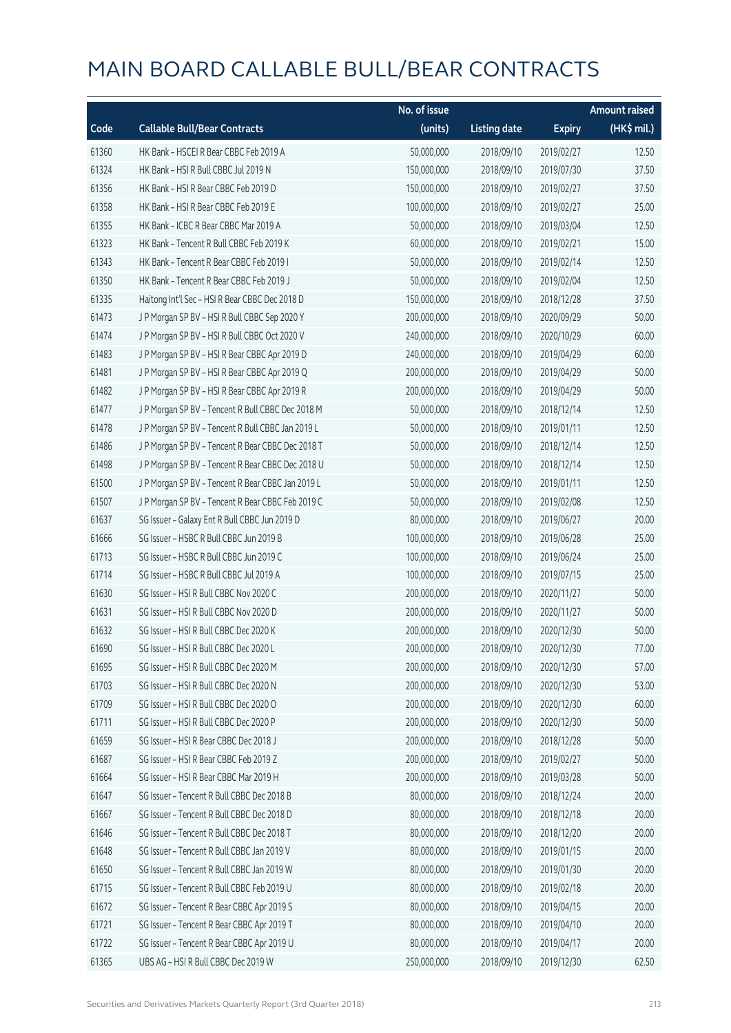# MAIN BOARD CALLABLE BULL/BEAR CONTRACTS

| Code | Callable Bull/Bear Contracts | No. of issue (units) | Listing date | Expiry | Amount raised (HK$ mil.) |
|---|---|---|---|---|---|
| 61360 | HK Bank – HSCEI R Bear CBBC Feb 2019 A | 50,000,000 | 2018/09/10 | 2019/02/27 | 12.50 |
| 61324 | HK Bank – HSI R Bull CBBC Jul 2019 N | 150,000,000 | 2018/09/10 | 2019/07/30 | 37.50 |
| 61356 | HK Bank – HSI R Bear CBBC Feb 2019 D | 150,000,000 | 2018/09/10 | 2019/02/27 | 37.50 |
| 61358 | HK Bank – HSI R Bear CBBC Feb 2019 E | 100,000,000 | 2018/09/10 | 2019/02/27 | 25.00 |
| 61355 | HK Bank – ICBC R Bear CBBC Mar 2019 A | 50,000,000 | 2018/09/10 | 2019/03/04 | 12.50 |
| 61323 | HK Bank – Tencent R Bull CBBC Feb 2019 K | 60,000,000 | 2018/09/10 | 2019/02/21 | 15.00 |
| 61343 | HK Bank – Tencent R Bear CBBC Feb 2019 I | 50,000,000 | 2018/09/10 | 2019/02/14 | 12.50 |
| 61350 | HK Bank – Tencent R Bear CBBC Feb 2019 J | 50,000,000 | 2018/09/10 | 2019/02/04 | 12.50 |
| 61335 | Haitong Int'l Sec – HSI R Bear CBBC Dec 2018 D | 150,000,000 | 2018/09/10 | 2018/12/28 | 37.50 |
| 61473 | J P Morgan SP BV – HSI R Bull CBBC Sep 2020 Y | 200,000,000 | 2018/09/10 | 2020/09/29 | 50.00 |
| 61474 | J P Morgan SP BV – HSI R Bull CBBC Oct 2020 V | 240,000,000 | 2018/09/10 | 2020/10/29 | 60.00 |
| 61483 | J P Morgan SP BV – HSI R Bear CBBC Apr 2019 D | 240,000,000 | 2018/09/10 | 2019/04/29 | 60.00 |
| 61481 | J P Morgan SP BV – HSI R Bear CBBC Apr 2019 Q | 200,000,000 | 2018/09/10 | 2019/04/29 | 50.00 |
| 61482 | J P Morgan SP BV – HSI R Bear CBBC Apr 2019 R | 200,000,000 | 2018/09/10 | 2019/04/29 | 50.00 |
| 61477 | J P Morgan SP BV – Tencent R Bull CBBC Dec 2018 M | 50,000,000 | 2018/09/10 | 2018/12/14 | 12.50 |
| 61478 | J P Morgan SP BV – Tencent R Bull CBBC Jan 2019 L | 50,000,000 | 2018/09/10 | 2019/01/11 | 12.50 |
| 61486 | J P Morgan SP BV – Tencent R Bear CBBC Dec 2018 T | 50,000,000 | 2018/09/10 | 2018/12/14 | 12.50 |
| 61498 | J P Morgan SP BV – Tencent R Bear CBBC Dec 2018 U | 50,000,000 | 2018/09/10 | 2018/12/14 | 12.50 |
| 61500 | J P Morgan SP BV – Tencent R Bear CBBC Jan 2019 L | 50,000,000 | 2018/09/10 | 2019/01/11 | 12.50 |
| 61507 | J P Morgan SP BV – Tencent R Bear CBBC Feb 2019 C | 50,000,000 | 2018/09/10 | 2019/02/08 | 12.50 |
| 61637 | SG Issuer – Galaxy Ent R Bull CBBC Jun 2019 D | 80,000,000 | 2018/09/10 | 2019/06/27 | 20.00 |
| 61666 | SG Issuer – HSBC R Bull CBBC Jun 2019 B | 100,000,000 | 2018/09/10 | 2019/06/28 | 25.00 |
| 61713 | SG Issuer – HSBC R Bull CBBC Jun 2019 C | 100,000,000 | 2018/09/10 | 2019/06/24 | 25.00 |
| 61714 | SG Issuer – HSBC R Bull CBBC Jul 2019 A | 100,000,000 | 2018/09/10 | 2019/07/15 | 25.00 |
| 61630 | SG Issuer – HSI R Bull CBBC Nov 2020 C | 200,000,000 | 2018/09/10 | 2020/11/27 | 50.00 |
| 61631 | SG Issuer – HSI R Bull CBBC Nov 2020 D | 200,000,000 | 2018/09/10 | 2020/11/27 | 50.00 |
| 61632 | SG Issuer – HSI R Bull CBBC Dec 2020 K | 200,000,000 | 2018/09/10 | 2020/12/30 | 50.00 |
| 61690 | SG Issuer – HSI R Bull CBBC Dec 2020 L | 200,000,000 | 2018/09/10 | 2020/12/30 | 77.00 |
| 61695 | SG Issuer – HSI R Bull CBBC Dec 2020 M | 200,000,000 | 2018/09/10 | 2020/12/30 | 57.00 |
| 61703 | SG Issuer – HSI R Bull CBBC Dec 2020 N | 200,000,000 | 2018/09/10 | 2020/12/30 | 53.00 |
| 61709 | SG Issuer – HSI R Bull CBBC Dec 2020 O | 200,000,000 | 2018/09/10 | 2020/12/30 | 60.00 |
| 61711 | SG Issuer – HSI R Bull CBBC Dec 2020 P | 200,000,000 | 2018/09/10 | 2020/12/30 | 50.00 |
| 61659 | SG Issuer – HSI R Bear CBBC Dec 2018 J | 200,000,000 | 2018/09/10 | 2018/12/28 | 50.00 |
| 61687 | SG Issuer – HSI R Bear CBBC Feb 2019 Z | 200,000,000 | 2018/09/10 | 2019/02/27 | 50.00 |
| 61664 | SG Issuer – HSI R Bear CBBC Mar 2019 H | 200,000,000 | 2018/09/10 | 2019/03/28 | 50.00 |
| 61647 | SG Issuer – Tencent R Bull CBBC Dec 2018 B | 80,000,000 | 2018/09/10 | 2018/12/24 | 20.00 |
| 61667 | SG Issuer – Tencent R Bull CBBC Dec 2018 D | 80,000,000 | 2018/09/10 | 2018/12/18 | 20.00 |
| 61646 | SG Issuer – Tencent R Bull CBBC Dec 2018 T | 80,000,000 | 2018/09/10 | 2018/12/20 | 20.00 |
| 61648 | SG Issuer – Tencent R Bull CBBC Jan 2019 V | 80,000,000 | 2018/09/10 | 2019/01/15 | 20.00 |
| 61650 | SG Issuer – Tencent R Bull CBBC Jan 2019 W | 80,000,000 | 2018/09/10 | 2019/01/30 | 20.00 |
| 61715 | SG Issuer – Tencent R Bull CBBC Feb 2019 U | 80,000,000 | 2018/09/10 | 2019/02/18 | 20.00 |
| 61672 | SG Issuer – Tencent R Bear CBBC Apr 2019 S | 80,000,000 | 2018/09/10 | 2019/04/15 | 20.00 |
| 61721 | SG Issuer – Tencent R Bear CBBC Apr 2019 T | 80,000,000 | 2018/09/10 | 2019/04/10 | 20.00 |
| 61722 | SG Issuer – Tencent R Bear CBBC Apr 2019 U | 80,000,000 | 2018/09/10 | 2019/04/17 | 20.00 |
| 61365 | UBS AG – HSI R Bull CBBC Dec 2019 W | 250,000,000 | 2018/09/10 | 2019/12/30 | 62.50 |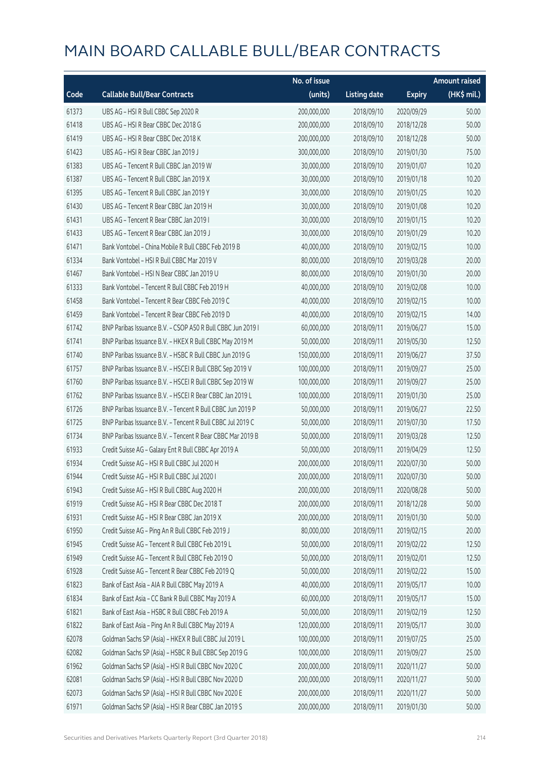# MAIN BOARD CALLABLE BULL/BEAR CONTRACTS

| Code | Callable Bull/Bear Contracts | No. of issue (units) | Listing date | Expiry | Amount raised (HK$ mil.) |
|---|---|---|---|---|---|
| 61373 | UBS AG – HSI R Bull CBBC Sep 2020 R | 200,000,000 | 2018/09/10 | 2020/09/29 | 50.00 |
| 61418 | UBS AG – HSI R Bear CBBC Dec 2018 G | 200,000,000 | 2018/09/10 | 2018/12/28 | 50.00 |
| 61419 | UBS AG – HSI R Bear CBBC Dec 2018 K | 200,000,000 | 2018/09/10 | 2018/12/28 | 50.00 |
| 61423 | UBS AG – HSI R Bear CBBC Jan 2019 J | 300,000,000 | 2018/09/10 | 2019/01/30 | 75.00 |
| 61383 | UBS AG – Tencent R Bull CBBC Jan 2019 W | 30,000,000 | 2018/09/10 | 2019/01/07 | 10.20 |
| 61387 | UBS AG – Tencent R Bull CBBC Jan 2019 X | 30,000,000 | 2018/09/10 | 2019/01/18 | 10.20 |
| 61395 | UBS AG – Tencent R Bull CBBC Jan 2019 Y | 30,000,000 | 2018/09/10 | 2019/01/25 | 10.20 |
| 61430 | UBS AG – Tencent R Bear CBBC Jan 2019 H | 30,000,000 | 2018/09/10 | 2019/01/08 | 10.20 |
| 61431 | UBS AG – Tencent R Bear CBBC Jan 2019 I | 30,000,000 | 2018/09/10 | 2019/01/15 | 10.20 |
| 61433 | UBS AG – Tencent R Bear CBBC Jan 2019 J | 30,000,000 | 2018/09/10 | 2019/01/29 | 10.20 |
| 61471 | Bank Vontobel – China Mobile R Bull CBBC Feb 2019 B | 40,000,000 | 2018/09/10 | 2019/02/15 | 10.00 |
| 61334 | Bank Vontobel – HSI R Bull CBBC Mar 2019 V | 80,000,000 | 2018/09/10 | 2019/03/28 | 20.00 |
| 61467 | Bank Vontobel – HSI N Bear CBBC Jan 2019 U | 80,000,000 | 2018/09/10 | 2019/01/30 | 20.00 |
| 61333 | Bank Vontobel – Tencent R Bull CBBC Feb 2019 H | 40,000,000 | 2018/09/10 | 2019/02/08 | 10.00 |
| 61458 | Bank Vontobel – Tencent R Bear CBBC Feb 2019 C | 40,000,000 | 2018/09/10 | 2019/02/15 | 10.00 |
| 61459 | Bank Vontobel – Tencent R Bear CBBC Feb 2019 D | 40,000,000 | 2018/09/10 | 2019/02/15 | 14.00 |
| 61742 | BNP Paribas Issuance B.V. – CSOP A50 R Bull CBBC Jun 2019 I | 60,000,000 | 2018/09/11 | 2019/06/27 | 15.00 |
| 61741 | BNP Paribas Issuance B.V. – HKEX R Bull CBBC May 2019 M | 50,000,000 | 2018/09/11 | 2019/05/30 | 12.50 |
| 61740 | BNP Paribas Issuance B.V. – HSBC R Bull CBBC Jun 2019 G | 150,000,000 | 2018/09/11 | 2019/06/27 | 37.50 |
| 61757 | BNP Paribas Issuance B.V. – HSCEI R Bull CBBC Sep 2019 V | 100,000,000 | 2018/09/11 | 2019/09/27 | 25.00 |
| 61760 | BNP Paribas Issuance B.V. – HSCEI R Bull CBBC Sep 2019 W | 100,000,000 | 2018/09/11 | 2019/09/27 | 25.00 |
| 61762 | BNP Paribas Issuance B.V. – HSCEI R Bear CBBC Jan 2019 L | 100,000,000 | 2018/09/11 | 2019/01/30 | 25.00 |
| 61726 | BNP Paribas Issuance B.V. – Tencent R Bull CBBC Jun 2019 P | 50,000,000 | 2018/09/11 | 2019/06/27 | 22.50 |
| 61725 | BNP Paribas Issuance B.V. – Tencent R Bull CBBC Jul 2019 C | 50,000,000 | 2018/09/11 | 2019/07/30 | 17.50 |
| 61734 | BNP Paribas Issuance B.V. – Tencent R Bear CBBC Mar 2019 B | 50,000,000 | 2018/09/11 | 2019/03/28 | 12.50 |
| 61933 | Credit Suisse AG – Galaxy Ent R Bull CBBC Apr 2019 A | 50,000,000 | 2018/09/11 | 2019/04/29 | 12.50 |
| 61934 | Credit Suisse AG – HSI R Bull CBBC Jul 2020 H | 200,000,000 | 2018/09/11 | 2020/07/30 | 50.00 |
| 61944 | Credit Suisse AG – HSI R Bull CBBC Jul 2020 I | 200,000,000 | 2018/09/11 | 2020/07/30 | 50.00 |
| 61943 | Credit Suisse AG – HSI R Bull CBBC Aug 2020 H | 200,000,000 | 2018/09/11 | 2020/08/28 | 50.00 |
| 61919 | Credit Suisse AG – HSI R Bear CBBC Dec 2018 T | 200,000,000 | 2018/09/11 | 2018/12/28 | 50.00 |
| 61931 | Credit Suisse AG – HSI R Bear CBBC Jan 2019 X | 200,000,000 | 2018/09/11 | 2019/01/30 | 50.00 |
| 61950 | Credit Suisse AG – Ping An R Bull CBBC Feb 2019 J | 80,000,000 | 2018/09/11 | 2019/02/15 | 20.00 |
| 61945 | Credit Suisse AG – Tencent R Bull CBBC Feb 2019 L | 50,000,000 | 2018/09/11 | 2019/02/22 | 12.50 |
| 61949 | Credit Suisse AG – Tencent R Bull CBBC Feb 2019 O | 50,000,000 | 2018/09/11 | 2019/02/01 | 12.50 |
| 61928 | Credit Suisse AG – Tencent R Bear CBBC Feb 2019 Q | 50,000,000 | 2018/09/11 | 2019/02/22 | 15.00 |
| 61823 | Bank of East Asia – AIA R Bull CBBC May 2019 A | 40,000,000 | 2018/09/11 | 2019/05/17 | 10.00 |
| 61834 | Bank of East Asia – CC Bank R Bull CBBC May 2019 A | 60,000,000 | 2018/09/11 | 2019/05/17 | 15.00 |
| 61821 | Bank of East Asia – HSBC R Bull CBBC Feb 2019 A | 50,000,000 | 2018/09/11 | 2019/02/19 | 12.50 |
| 61822 | Bank of East Asia – Ping An R Bull CBBC May 2019 A | 120,000,000 | 2018/09/11 | 2019/05/17 | 30.00 |
| 62078 | Goldman Sachs SP (Asia) – HKEX R Bull CBBC Jul 2019 L | 100,000,000 | 2018/09/11 | 2019/07/25 | 25.00 |
| 62082 | Goldman Sachs SP (Asia) – HSBC R Bull CBBC Sep 2019 G | 100,000,000 | 2018/09/11 | 2019/09/27 | 25.00 |
| 61962 | Goldman Sachs SP (Asia) – HSI R Bull CBBC Nov 2020 C | 200,000,000 | 2018/09/11 | 2020/11/27 | 50.00 |
| 62081 | Goldman Sachs SP (Asia) – HSI R Bull CBBC Nov 2020 D | 200,000,000 | 2018/09/11 | 2020/11/27 | 50.00 |
| 62073 | Goldman Sachs SP (Asia) – HSI R Bull CBBC Nov 2020 E | 200,000,000 | 2018/09/11 | 2020/11/27 | 50.00 |
| 61971 | Goldman Sachs SP (Asia) – HSI R Bear CBBC Jan 2019 S | 200,000,000 | 2018/09/11 | 2019/01/30 | 50.00 |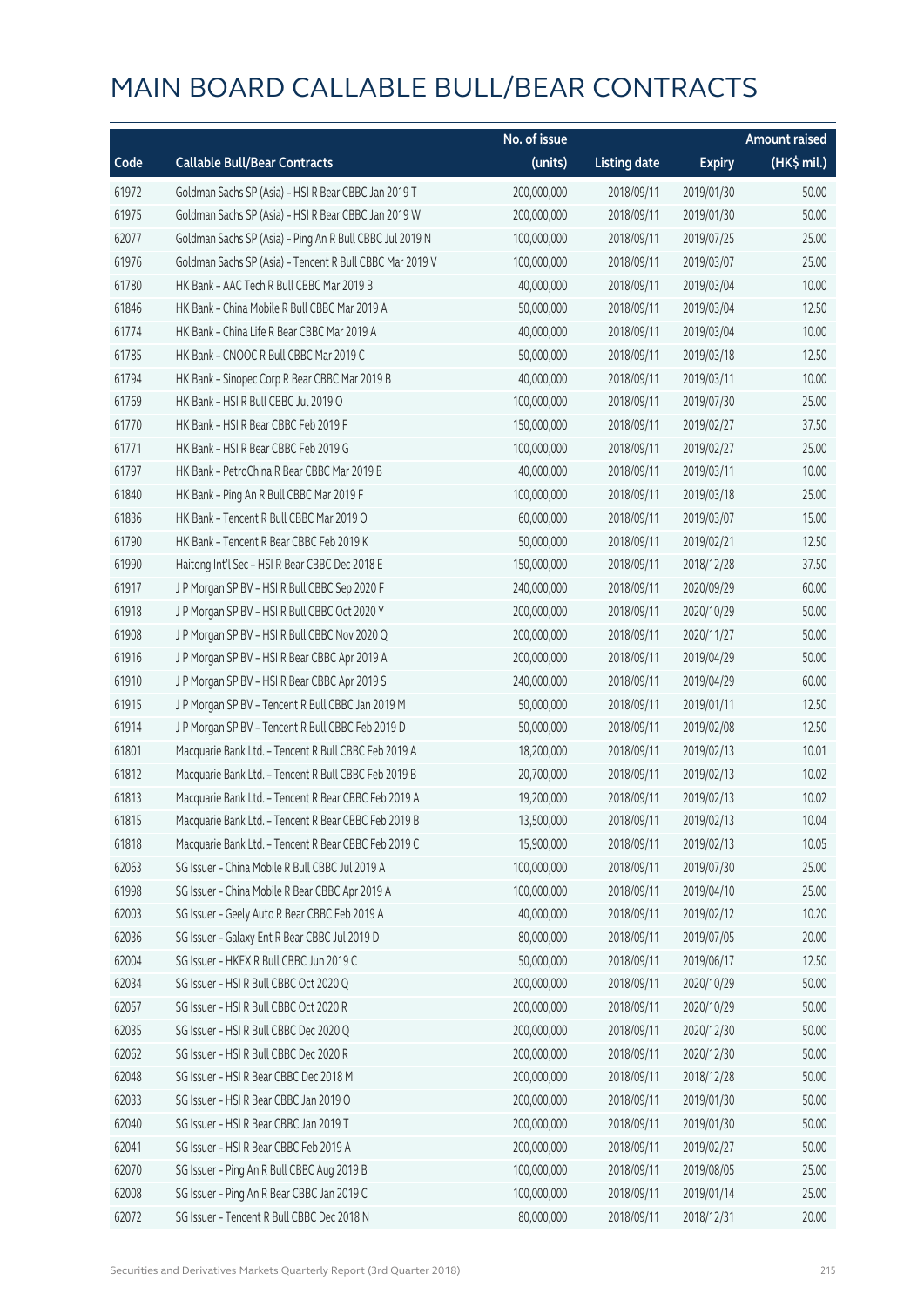# MAIN BOARD CALLABLE BULL/BEAR CONTRACTS

| Code | Callable Bull/Bear Contracts | No. of issue (units) | Listing date | Expiry | Amount raised (HK$ mil.) |
|---|---|---|---|---|---|
| 61972 | Goldman Sachs SP (Asia) - HSI R Bear CBBC Jan 2019 T | 200,000,000 | 2018/09/11 | 2019/01/30 | 50.00 |
| 61975 | Goldman Sachs SP (Asia) - HSI R Bear CBBC Jan 2019 W | 200,000,000 | 2018/09/11 | 2019/01/30 | 50.00 |
| 62077 | Goldman Sachs SP (Asia) - Ping An R Bull CBBC Jul 2019 N | 100,000,000 | 2018/09/11 | 2019/07/25 | 25.00 |
| 61976 | Goldman Sachs SP (Asia) - Tencent R Bull CBBC Mar 2019 V | 100,000,000 | 2018/09/11 | 2019/03/07 | 25.00 |
| 61780 | HK Bank - AAC Tech R Bull CBBC Mar 2019 B | 40,000,000 | 2018/09/11 | 2019/03/04 | 10.00 |
| 61846 | HK Bank - China Mobile R Bull CBBC Mar 2019 A | 50,000,000 | 2018/09/11 | 2019/03/04 | 12.50 |
| 61774 | HK Bank - China Life R Bear CBBC Mar 2019 A | 40,000,000 | 2018/09/11 | 2019/03/04 | 10.00 |
| 61785 | HK Bank - CNOOC R Bull CBBC Mar 2019 C | 50,000,000 | 2018/09/11 | 2019/03/18 | 12.50 |
| 61794 | HK Bank - Sinopec Corp R Bear CBBC Mar 2019 B | 40,000,000 | 2018/09/11 | 2019/03/11 | 10.00 |
| 61769 | HK Bank - HSI R Bull CBBC Jul 2019 O | 100,000,000 | 2018/09/11 | 2019/07/30 | 25.00 |
| 61770 | HK Bank - HSI R Bear CBBC Feb 2019 F | 150,000,000 | 2018/09/11 | 2019/02/27 | 37.50 |
| 61771 | HK Bank - HSI R Bear CBBC Feb 2019 G | 100,000,000 | 2018/09/11 | 2019/02/27 | 25.00 |
| 61797 | HK Bank - PetroChina R Bear CBBC Mar 2019 B | 40,000,000 | 2018/09/11 | 2019/03/11 | 10.00 |
| 61840 | HK Bank - Ping An R Bull CBBC Mar 2019 F | 100,000,000 | 2018/09/11 | 2019/03/18 | 25.00 |
| 61836 | HK Bank - Tencent R Bull CBBC Mar 2019 O | 60,000,000 | 2018/09/11 | 2019/03/07 | 15.00 |
| 61790 | HK Bank - Tencent R Bear CBBC Feb 2019 K | 50,000,000 | 2018/09/11 | 2019/02/21 | 12.50 |
| 61990 | Haitong Int'l Sec - HSI R Bear CBBC Dec 2018 E | 150,000,000 | 2018/09/11 | 2018/12/28 | 37.50 |
| 61917 | J P Morgan SP BV - HSI R Bull CBBC Sep 2020 F | 240,000,000 | 2018/09/11 | 2020/09/29 | 60.00 |
| 61918 | J P Morgan SP BV - HSI R Bull CBBC Oct 2020 Y | 200,000,000 | 2018/09/11 | 2020/10/29 | 50.00 |
| 61908 | J P Morgan SP BV - HSI R Bull CBBC Nov 2020 Q | 200,000,000 | 2018/09/11 | 2020/11/27 | 50.00 |
| 61916 | J P Morgan SP BV - HSI R Bear CBBC Apr 2019 A | 200,000,000 | 2018/09/11 | 2019/04/29 | 50.00 |
| 61910 | J P Morgan SP BV - HSI R Bear CBBC Apr 2019 S | 240,000,000 | 2018/09/11 | 2019/04/29 | 60.00 |
| 61915 | J P Morgan SP BV - Tencent R Bull CBBC Jan 2019 M | 50,000,000 | 2018/09/11 | 2019/01/11 | 12.50 |
| 61914 | J P Morgan SP BV - Tencent R Bull CBBC Feb 2019 D | 50,000,000 | 2018/09/11 | 2019/02/08 | 12.50 |
| 61801 | Macquarie Bank Ltd. - Tencent R Bull CBBC Feb 2019 A | 18,200,000 | 2018/09/11 | 2019/02/13 | 10.01 |
| 61812 | Macquarie Bank Ltd. - Tencent R Bull CBBC Feb 2019 B | 20,700,000 | 2018/09/11 | 2019/02/13 | 10.02 |
| 61813 | Macquarie Bank Ltd. - Tencent R Bear CBBC Feb 2019 A | 19,200,000 | 2018/09/11 | 2019/02/13 | 10.02 |
| 61815 | Macquarie Bank Ltd. - Tencent R Bear CBBC Feb 2019 B | 13,500,000 | 2018/09/11 | 2019/02/13 | 10.04 |
| 61818 | Macquarie Bank Ltd. - Tencent R Bear CBBC Feb 2019 C | 15,900,000 | 2018/09/11 | 2019/02/13 | 10.05 |
| 62063 | SG Issuer - China Mobile R Bull CBBC Jul 2019 A | 100,000,000 | 2018/09/11 | 2019/07/30 | 25.00 |
| 61998 | SG Issuer - China Mobile R Bear CBBC Apr 2019 A | 100,000,000 | 2018/09/11 | 2019/04/10 | 25.00 |
| 62003 | SG Issuer - Geely Auto R Bear CBBC Feb 2019 A | 40,000,000 | 2018/09/11 | 2019/02/12 | 10.20 |
| 62036 | SG Issuer - Galaxy Ent R Bear CBBC Jul 2019 D | 80,000,000 | 2018/09/11 | 2019/07/05 | 20.00 |
| 62004 | SG Issuer - HKEX R Bull CBBC Jun 2019 C | 50,000,000 | 2018/09/11 | 2019/06/17 | 12.50 |
| 62034 | SG Issuer - HSI R Bull CBBC Oct 2020 Q | 200,000,000 | 2018/09/11 | 2020/10/29 | 50.00 |
| 62057 | SG Issuer - HSI R Bull CBBC Oct 2020 R | 200,000,000 | 2018/09/11 | 2020/10/29 | 50.00 |
| 62035 | SG Issuer - HSI R Bull CBBC Dec 2020 Q | 200,000,000 | 2018/09/11 | 2020/12/30 | 50.00 |
| 62062 | SG Issuer - HSI R Bull CBBC Dec 2020 R | 200,000,000 | 2018/09/11 | 2020/12/30 | 50.00 |
| 62048 | SG Issuer - HSI R Bear CBBC Dec 2018 M | 200,000,000 | 2018/09/11 | 2018/12/28 | 50.00 |
| 62033 | SG Issuer - HSI R Bear CBBC Jan 2019 O | 200,000,000 | 2018/09/11 | 2019/01/30 | 50.00 |
| 62040 | SG Issuer - HSI R Bear CBBC Jan 2019 T | 200,000,000 | 2018/09/11 | 2019/01/30 | 50.00 |
| 62041 | SG Issuer - HSI R Bear CBBC Feb 2019 A | 200,000,000 | 2018/09/11 | 2019/02/27 | 50.00 |
| 62070 | SG Issuer - Ping An R Bull CBBC Aug 2019 B | 100,000,000 | 2018/09/11 | 2019/08/05 | 25.00 |
| 62008 | SG Issuer - Ping An R Bear CBBC Jan 2019 C | 100,000,000 | 2018/09/11 | 2019/01/14 | 25.00 |
| 62072 | SG Issuer - Tencent R Bull CBBC Dec 2018 N | 80,000,000 | 2018/09/11 | 2018/12/31 | 20.00 |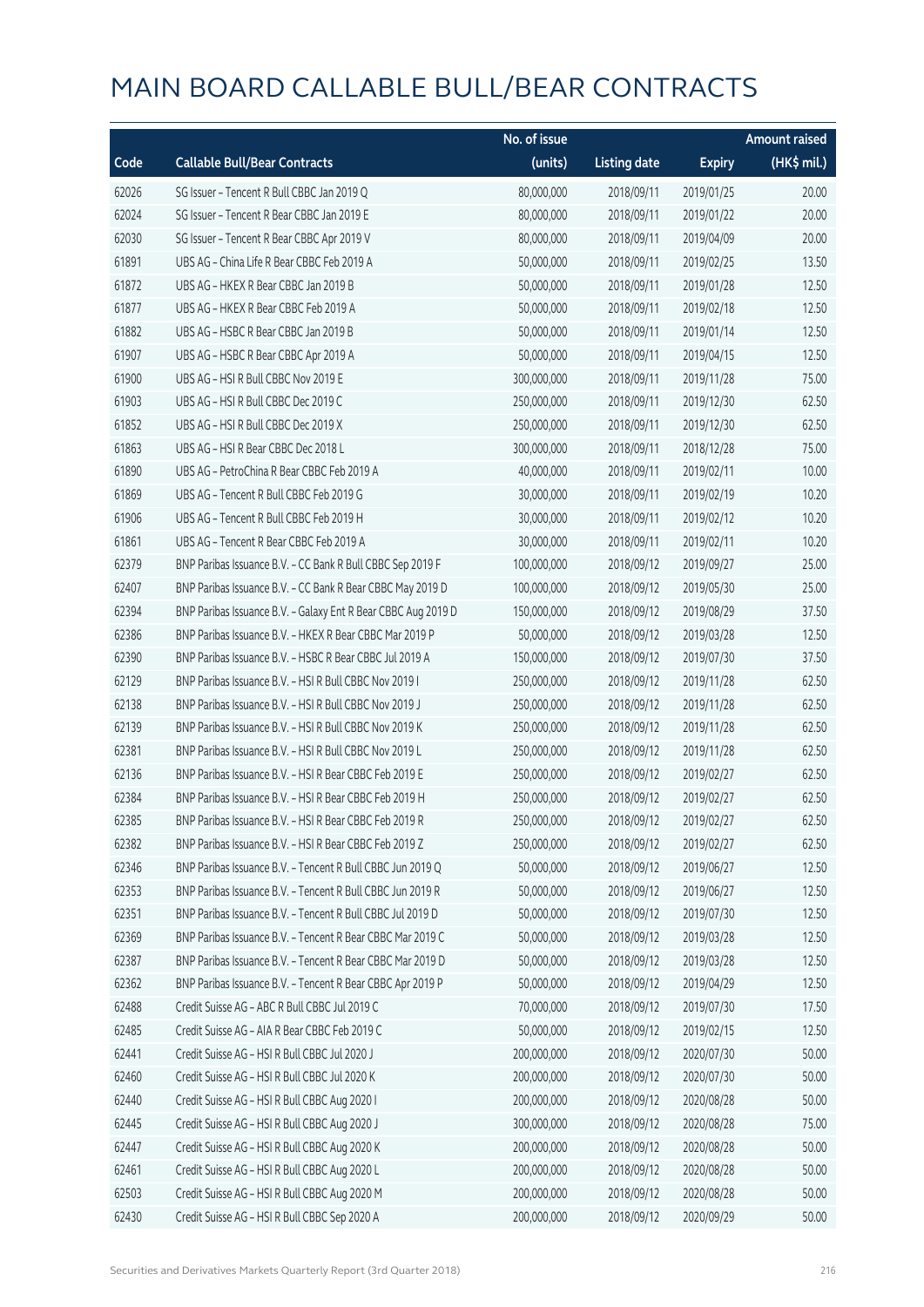# MAIN BOARD CALLABLE BULL/BEAR CONTRACTS

| Code | Callable Bull/Bear Contracts | No. of issue (units) | Listing date | Expiry | Amount raised (HK$ mil.) |
|---|---|---|---|---|---|
| 62026 | SG Issuer – Tencent R Bull CBBC Jan 2019 Q | 80,000,000 | 2018/09/11 | 2019/01/25 | 20.00 |
| 62024 | SG Issuer – Tencent R Bear CBBC Jan 2019 E | 80,000,000 | 2018/09/11 | 2019/01/22 | 20.00 |
| 62030 | SG Issuer – Tencent R Bear CBBC Apr 2019 V | 80,000,000 | 2018/09/11 | 2019/04/09 | 20.00 |
| 61891 | UBS AG – China Life R Bear CBBC Feb 2019 A | 50,000,000 | 2018/09/11 | 2019/02/25 | 13.50 |
| 61872 | UBS AG – HKEX R Bear CBBC Jan 2019 B | 50,000,000 | 2018/09/11 | 2019/01/28 | 12.50 |
| 61877 | UBS AG – HKEX R Bear CBBC Feb 2019 A | 50,000,000 | 2018/09/11 | 2019/02/18 | 12.50 |
| 61882 | UBS AG – HSBC R Bear CBBC Jan 2019 B | 50,000,000 | 2018/09/11 | 2019/01/14 | 12.50 |
| 61907 | UBS AG – HSBC R Bear CBBC Apr 2019 A | 50,000,000 | 2018/09/11 | 2019/04/15 | 12.50 |
| 61900 | UBS AG – HSI R Bull CBBC Nov 2019 E | 300,000,000 | 2018/09/11 | 2019/11/28 | 75.00 |
| 61903 | UBS AG – HSI R Bull CBBC Dec 2019 C | 250,000,000 | 2018/09/11 | 2019/12/30 | 62.50 |
| 61852 | UBS AG – HSI R Bull CBBC Dec 2019 X | 250,000,000 | 2018/09/11 | 2019/12/30 | 62.50 |
| 61863 | UBS AG – HSI R Bear CBBC Dec 2018 L | 300,000,000 | 2018/09/11 | 2018/12/28 | 75.00 |
| 61890 | UBS AG – PetroChina R Bear CBBC Feb 2019 A | 40,000,000 | 2018/09/11 | 2019/02/11 | 10.00 |
| 61869 | UBS AG – Tencent R Bull CBBC Feb 2019 G | 30,000,000 | 2018/09/11 | 2019/02/19 | 10.20 |
| 61906 | UBS AG – Tencent R Bull CBBC Feb 2019 H | 30,000,000 | 2018/09/11 | 2019/02/12 | 10.20 |
| 61861 | UBS AG – Tencent R Bear CBBC Feb 2019 A | 30,000,000 | 2018/09/11 | 2019/02/11 | 10.20 |
| 62379 | BNP Paribas Issuance B.V. – CC Bank R Bull CBBC Sep 2019 F | 100,000,000 | 2018/09/12 | 2019/09/27 | 25.00 |
| 62407 | BNP Paribas Issuance B.V. – CC Bank R Bear CBBC May 2019 D | 100,000,000 | 2018/09/12 | 2019/05/30 | 25.00 |
| 62394 | BNP Paribas Issuance B.V. – Galaxy Ent R Bear CBBC Aug 2019 D | 150,000,000 | 2018/09/12 | 2019/08/29 | 37.50 |
| 62386 | BNP Paribas Issuance B.V. – HKEX R Bear CBBC Mar 2019 P | 50,000,000 | 2018/09/12 | 2019/03/28 | 12.50 |
| 62390 | BNP Paribas Issuance B.V. – HSBC R Bear CBBC Jul 2019 A | 150,000,000 | 2018/09/12 | 2019/07/30 | 37.50 |
| 62129 | BNP Paribas Issuance B.V. – HSI R Bull CBBC Nov 2019 I | 250,000,000 | 2018/09/12 | 2019/11/28 | 62.50 |
| 62138 | BNP Paribas Issuance B.V. – HSI R Bull CBBC Nov 2019 J | 250,000,000 | 2018/09/12 | 2019/11/28 | 62.50 |
| 62139 | BNP Paribas Issuance B.V. – HSI R Bull CBBC Nov 2019 K | 250,000,000 | 2018/09/12 | 2019/11/28 | 62.50 |
| 62381 | BNP Paribas Issuance B.V. – HSI R Bull CBBC Nov 2019 L | 250,000,000 | 2018/09/12 | 2019/11/28 | 62.50 |
| 62136 | BNP Paribas Issuance B.V. – HSI R Bear CBBC Feb 2019 E | 250,000,000 | 2018/09/12 | 2019/02/27 | 62.50 |
| 62384 | BNP Paribas Issuance B.V. – HSI R Bear CBBC Feb 2019 H | 250,000,000 | 2018/09/12 | 2019/02/27 | 62.50 |
| 62385 | BNP Paribas Issuance B.V. – HSI R Bear CBBC Feb 2019 R | 250,000,000 | 2018/09/12 | 2019/02/27 | 62.50 |
| 62382 | BNP Paribas Issuance B.V. – HSI R Bear CBBC Feb 2019 Z | 250,000,000 | 2018/09/12 | 2019/02/27 | 62.50 |
| 62346 | BNP Paribas Issuance B.V. – Tencent R Bull CBBC Jun 2019 Q | 50,000,000 | 2018/09/12 | 2019/06/27 | 12.50 |
| 62353 | BNP Paribas Issuance B.V. – Tencent R Bull CBBC Jun 2019 R | 50,000,000 | 2018/09/12 | 2019/06/27 | 12.50 |
| 62351 | BNP Paribas Issuance B.V. – Tencent R Bull CBBC Jul 2019 D | 50,000,000 | 2018/09/12 | 2019/07/30 | 12.50 |
| 62369 | BNP Paribas Issuance B.V. – Tencent R Bear CBBC Mar 2019 C | 50,000,000 | 2018/09/12 | 2019/03/28 | 12.50 |
| 62387 | BNP Paribas Issuance B.V. – Tencent R Bear CBBC Mar 2019 D | 50,000,000 | 2018/09/12 | 2019/03/28 | 12.50 |
| 62362 | BNP Paribas Issuance B.V. – Tencent R Bear CBBC Apr 2019 P | 50,000,000 | 2018/09/12 | 2019/04/29 | 12.50 |
| 62488 | Credit Suisse AG – ABC R Bull CBBC Jul 2019 C | 70,000,000 | 2018/09/12 | 2019/07/30 | 17.50 |
| 62485 | Credit Suisse AG – AIA R Bear CBBC Feb 2019 C | 50,000,000 | 2018/09/12 | 2019/02/15 | 12.50 |
| 62441 | Credit Suisse AG – HSI R Bull CBBC Jul 2020 J | 200,000,000 | 2018/09/12 | 2020/07/30 | 50.00 |
| 62460 | Credit Suisse AG – HSI R Bull CBBC Jul 2020 K | 200,000,000 | 2018/09/12 | 2020/07/30 | 50.00 |
| 62440 | Credit Suisse AG – HSI R Bull CBBC Aug 2020 I | 200,000,000 | 2018/09/12 | 2020/08/28 | 50.00 |
| 62445 | Credit Suisse AG – HSI R Bull CBBC Aug 2020 J | 300,000,000 | 2018/09/12 | 2020/08/28 | 75.00 |
| 62447 | Credit Suisse AG – HSI R Bull CBBC Aug 2020 K | 200,000,000 | 2018/09/12 | 2020/08/28 | 50.00 |
| 62461 | Credit Suisse AG – HSI R Bull CBBC Aug 2020 L | 200,000,000 | 2018/09/12 | 2020/08/28 | 50.00 |
| 62503 | Credit Suisse AG – HSI R Bull CBBC Aug 2020 M | 200,000,000 | 2018/09/12 | 2020/08/28 | 50.00 |
| 62430 | Credit Suisse AG – HSI R Bull CBBC Sep 2020 A | 200,000,000 | 2018/09/12 | 2020/09/29 | 50.00 |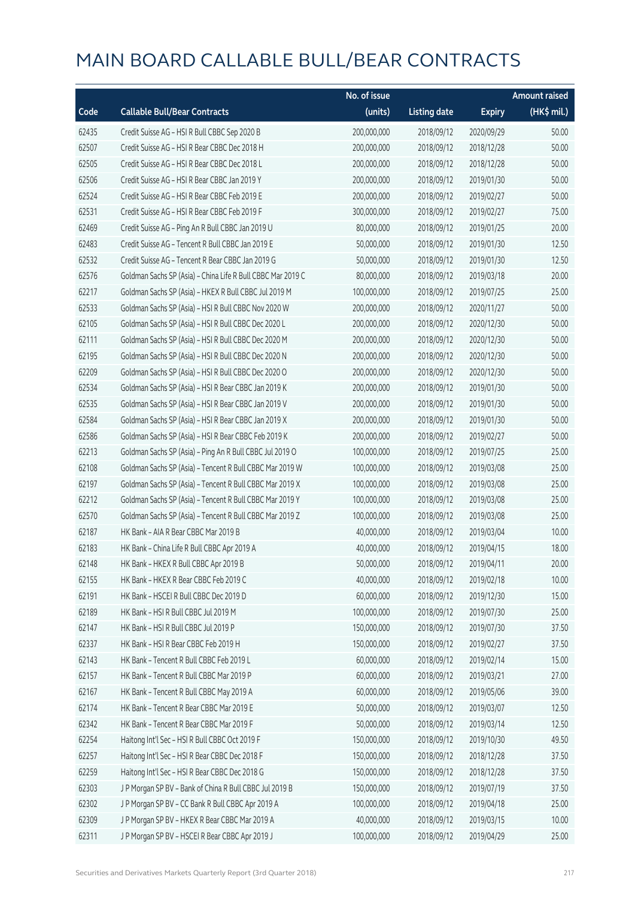# MAIN BOARD CALLABLE BULL/BEAR CONTRACTS

| Code | Callable Bull/Bear Contracts | No. of issue (units) | Listing date | Expiry | Amount raised (HK$ mil.) |
|---|---|---|---|---|---|
| 62435 | Credit Suisse AG – HSI R Bull CBBC Sep 2020 B | 200,000,000 | 2018/09/12 | 2020/09/29 | 50.00 |
| 62507 | Credit Suisse AG – HSI R Bear CBBC Dec 2018 H | 200,000,000 | 2018/09/12 | 2018/12/28 | 50.00 |
| 62505 | Credit Suisse AG – HSI R Bear CBBC Dec 2018 L | 200,000,000 | 2018/09/12 | 2018/12/28 | 50.00 |
| 62506 | Credit Suisse AG – HSI R Bear CBBC Jan 2019 Y | 200,000,000 | 2018/09/12 | 2019/01/30 | 50.00 |
| 62524 | Credit Suisse AG – HSI R Bear CBBC Feb 2019 E | 200,000,000 | 2018/09/12 | 2019/02/27 | 50.00 |
| 62531 | Credit Suisse AG – HSI R Bear CBBC Feb 2019 F | 300,000,000 | 2018/09/12 | 2019/02/27 | 75.00 |
| 62469 | Credit Suisse AG – Ping An R Bull CBBC Jan 2019 U | 80,000,000 | 2018/09/12 | 2019/01/25 | 20.00 |
| 62483 | Credit Suisse AG – Tencent R Bull CBBC Jan 2019 E | 50,000,000 | 2018/09/12 | 2019/01/30 | 12.50 |
| 62532 | Credit Suisse AG – Tencent R Bear CBBC Jan 2019 G | 50,000,000 | 2018/09/12 | 2019/01/30 | 12.50 |
| 62576 | Goldman Sachs SP (Asia) – China Life R Bull CBBC Mar 2019 C | 80,000,000 | 2018/09/12 | 2019/03/18 | 20.00 |
| 62217 | Goldman Sachs SP (Asia) – HKEX R Bull CBBC Jul 2019 M | 100,000,000 | 2018/09/12 | 2019/07/25 | 25.00 |
| 62533 | Goldman Sachs SP (Asia) – HSI R Bull CBBC Nov 2020 W | 200,000,000 | 2018/09/12 | 2020/11/27 | 50.00 |
| 62105 | Goldman Sachs SP (Asia) – HSI R Bull CBBC Dec 2020 L | 200,000,000 | 2018/09/12 | 2020/12/30 | 50.00 |
| 62111 | Goldman Sachs SP (Asia) – HSI R Bull CBBC Dec 2020 M | 200,000,000 | 2018/09/12 | 2020/12/30 | 50.00 |
| 62195 | Goldman Sachs SP (Asia) – HSI R Bull CBBC Dec 2020 N | 200,000,000 | 2018/09/12 | 2020/12/30 | 50.00 |
| 62209 | Goldman Sachs SP (Asia) – HSI R Bull CBBC Dec 2020 O | 200,000,000 | 2018/09/12 | 2020/12/30 | 50.00 |
| 62534 | Goldman Sachs SP (Asia) – HSI R Bear CBBC Jan 2019 K | 200,000,000 | 2018/09/12 | 2019/01/30 | 50.00 |
| 62535 | Goldman Sachs SP (Asia) – HSI R Bear CBBC Jan 2019 V | 200,000,000 | 2018/09/12 | 2019/01/30 | 50.00 |
| 62584 | Goldman Sachs SP (Asia) – HSI R Bear CBBC Jan 2019 X | 200,000,000 | 2018/09/12 | 2019/01/30 | 50.00 |
| 62586 | Goldman Sachs SP (Asia) – HSI R Bear CBBC Feb 2019 K | 200,000,000 | 2018/09/12 | 2019/02/27 | 50.00 |
| 62213 | Goldman Sachs SP (Asia) – Ping An R Bull CBBC Jul 2019 O | 100,000,000 | 2018/09/12 | 2019/07/25 | 25.00 |
| 62108 | Goldman Sachs SP (Asia) – Tencent R Bull CBBC Mar 2019 W | 100,000,000 | 2018/09/12 | 2019/03/08 | 25.00 |
| 62197 | Goldman Sachs SP (Asia) – Tencent R Bull CBBC Mar 2019 X | 100,000,000 | 2018/09/12 | 2019/03/08 | 25.00 |
| 62212 | Goldman Sachs SP (Asia) – Tencent R Bull CBBC Mar 2019 Y | 100,000,000 | 2018/09/12 | 2019/03/08 | 25.00 |
| 62570 | Goldman Sachs SP (Asia) – Tencent R Bull CBBC Mar 2019 Z | 100,000,000 | 2018/09/12 | 2019/03/08 | 25.00 |
| 62187 | HK Bank – AIA R Bear CBBC Mar 2019 B | 40,000,000 | 2018/09/12 | 2019/03/04 | 10.00 |
| 62183 | HK Bank – China Life R Bull CBBC Apr 2019 A | 40,000,000 | 2018/09/12 | 2019/04/15 | 18.00 |
| 62148 | HK Bank – HKEX R Bull CBBC Apr 2019 B | 50,000,000 | 2018/09/12 | 2019/04/11 | 20.00 |
| 62155 | HK Bank – HKEX R Bear CBBC Feb 2019 C | 40,000,000 | 2018/09/12 | 2019/02/18 | 10.00 |
| 62191 | HK Bank – HSCEI R Bull CBBC Dec 2019 D | 60,000,000 | 2018/09/12 | 2019/12/30 | 15.00 |
| 62189 | HK Bank – HSI R Bull CBBC Jul 2019 M | 100,000,000 | 2018/09/12 | 2019/07/30 | 25.00 |
| 62147 | HK Bank – HSI R Bull CBBC Jul 2019 P | 150,000,000 | 2018/09/12 | 2019/07/30 | 37.50 |
| 62337 | HK Bank – HSI R Bear CBBC Feb 2019 H | 150,000,000 | 2018/09/12 | 2019/02/27 | 37.50 |
| 62143 | HK Bank – Tencent R Bull CBBC Feb 2019 L | 60,000,000 | 2018/09/12 | 2019/02/14 | 15.00 |
| 62157 | HK Bank – Tencent R Bull CBBC Mar 2019 P | 60,000,000 | 2018/09/12 | 2019/03/21 | 27.00 |
| 62167 | HK Bank – Tencent R Bull CBBC May 2019 A | 60,000,000 | 2018/09/12 | 2019/05/06 | 39.00 |
| 62174 | HK Bank – Tencent R Bear CBBC Mar 2019 E | 50,000,000 | 2018/09/12 | 2019/03/07 | 12.50 |
| 62342 | HK Bank – Tencent R Bear CBBC Mar 2019 F | 50,000,000 | 2018/09/12 | 2019/03/14 | 12.50 |
| 62254 | Haitong Int'l Sec – HSI R Bull CBBC Oct 2019 F | 150,000,000 | 2018/09/12 | 2019/10/30 | 49.50 |
| 62257 | Haitong Int'l Sec – HSI R Bear CBBC Dec 2018 F | 150,000,000 | 2018/09/12 | 2018/12/28 | 37.50 |
| 62259 | Haitong Int'l Sec – HSI R Bear CBBC Dec 2018 G | 150,000,000 | 2018/09/12 | 2018/12/28 | 37.50 |
| 62303 | J P Morgan SP BV – Bank of China R Bull CBBC Jul 2019 B | 150,000,000 | 2018/09/12 | 2019/07/19 | 37.50 |
| 62302 | J P Morgan SP BV – CC Bank R Bull CBBC Apr 2019 A | 100,000,000 | 2018/09/12 | 2019/04/18 | 25.00 |
| 62309 | J P Morgan SP BV – HKEX R Bear CBBC Mar 2019 A | 40,000,000 | 2018/09/12 | 2019/03/15 | 10.00 |
| 62311 | J P Morgan SP BV – HSCEI R Bear CBBC Apr 2019 J | 100,000,000 | 2018/09/12 | 2019/04/29 | 25.00 |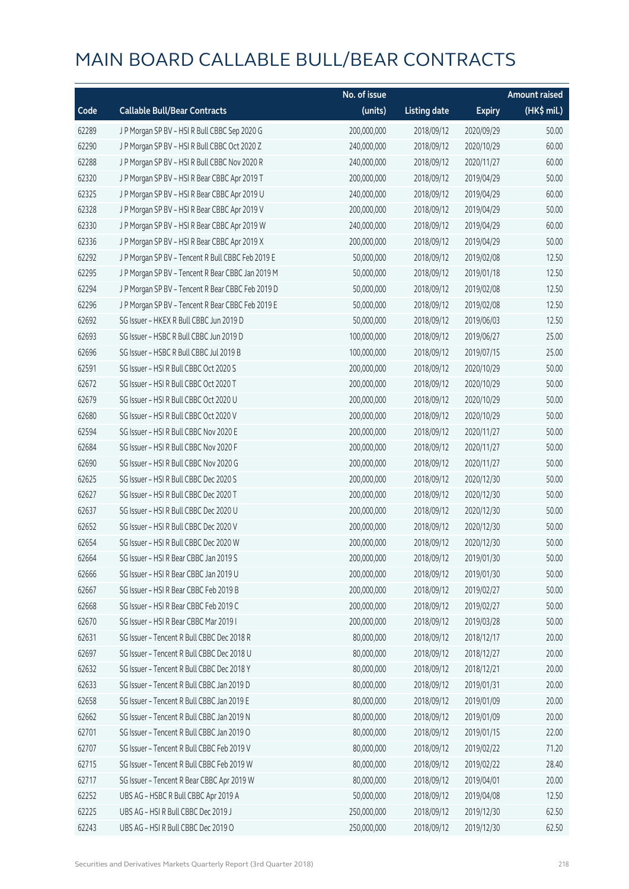# MAIN BOARD CALLABLE BULL/BEAR CONTRACTS

| Code | Callable Bull/Bear Contracts | No. of issue (units) | Listing date | Expiry | Amount raised (HK$ mil.) |
|---|---|---|---|---|---|
| 62289 | J P Morgan SP BV – HSI R Bull CBBC Sep 2020 G | 200,000,000 | 2018/09/12 | 2020/09/29 | 50.00 |
| 62290 | J P Morgan SP BV – HSI R Bull CBBC Oct 2020 Z | 240,000,000 | 2018/09/12 | 2020/10/29 | 60.00 |
| 62288 | J P Morgan SP BV – HSI R Bull CBBC Nov 2020 R | 240,000,000 | 2018/09/12 | 2020/11/27 | 60.00 |
| 62320 | J P Morgan SP BV – HSI R Bear CBBC Apr 2019 T | 200,000,000 | 2018/09/12 | 2019/04/29 | 50.00 |
| 62325 | J P Morgan SP BV – HSI R Bear CBBC Apr 2019 U | 240,000,000 | 2018/09/12 | 2019/04/29 | 60.00 |
| 62328 | J P Morgan SP BV – HSI R Bear CBBC Apr 2019 V | 200,000,000 | 2018/09/12 | 2019/04/29 | 50.00 |
| 62330 | J P Morgan SP BV – HSI R Bear CBBC Apr 2019 W | 240,000,000 | 2018/09/12 | 2019/04/29 | 60.00 |
| 62336 | J P Morgan SP BV – HSI R Bear CBBC Apr 2019 X | 200,000,000 | 2018/09/12 | 2019/04/29 | 50.00 |
| 62292 | J P Morgan SP BV – Tencent R Bull CBBC Feb 2019 E | 50,000,000 | 2018/09/12 | 2019/02/08 | 12.50 |
| 62295 | J P Morgan SP BV – Tencent R Bear CBBC Jan 2019 M | 50,000,000 | 2018/09/12 | 2019/01/18 | 12.50 |
| 62294 | J P Morgan SP BV – Tencent R Bear CBBC Feb 2019 D | 50,000,000 | 2018/09/12 | 2019/02/08 | 12.50 |
| 62296 | J P Morgan SP BV – Tencent R Bear CBBC Feb 2019 E | 50,000,000 | 2018/09/12 | 2019/02/08 | 12.50 |
| 62692 | SG Issuer – HKEX R Bull CBBC Jun 2019 D | 50,000,000 | 2018/09/12 | 2019/06/03 | 12.50 |
| 62693 | SG Issuer – HSBC R Bull CBBC Jun 2019 D | 100,000,000 | 2018/09/12 | 2019/06/27 | 25.00 |
| 62696 | SG Issuer – HSBC R Bull CBBC Jul 2019 B | 100,000,000 | 2018/09/12 | 2019/07/15 | 25.00 |
| 62591 | SG Issuer – HSI R Bull CBBC Oct 2020 S | 200,000,000 | 2018/09/12 | 2020/10/29 | 50.00 |
| 62672 | SG Issuer – HSI R Bull CBBC Oct 2020 T | 200,000,000 | 2018/09/12 | 2020/10/29 | 50.00 |
| 62679 | SG Issuer – HSI R Bull CBBC Oct 2020 U | 200,000,000 | 2018/09/12 | 2020/10/29 | 50.00 |
| 62680 | SG Issuer – HSI R Bull CBBC Oct 2020 V | 200,000,000 | 2018/09/12 | 2020/10/29 | 50.00 |
| 62594 | SG Issuer – HSI R Bull CBBC Nov 2020 E | 200,000,000 | 2018/09/12 | 2020/11/27 | 50.00 |
| 62684 | SG Issuer – HSI R Bull CBBC Nov 2020 F | 200,000,000 | 2018/09/12 | 2020/11/27 | 50.00 |
| 62690 | SG Issuer – HSI R Bull CBBC Nov 2020 G | 200,000,000 | 2018/09/12 | 2020/11/27 | 50.00 |
| 62625 | SG Issuer – HSI R Bull CBBC Dec 2020 S | 200,000,000 | 2018/09/12 | 2020/12/30 | 50.00 |
| 62627 | SG Issuer – HSI R Bull CBBC Dec 2020 T | 200,000,000 | 2018/09/12 | 2020/12/30 | 50.00 |
| 62637 | SG Issuer – HSI R Bull CBBC Dec 2020 U | 200,000,000 | 2018/09/12 | 2020/12/30 | 50.00 |
| 62652 | SG Issuer – HSI R Bull CBBC Dec 2020 V | 200,000,000 | 2018/09/12 | 2020/12/30 | 50.00 |
| 62654 | SG Issuer – HSI R Bull CBBC Dec 2020 W | 200,000,000 | 2018/09/12 | 2020/12/30 | 50.00 |
| 62664 | SG Issuer – HSI R Bear CBBC Jan 2019 S | 200,000,000 | 2018/09/12 | 2019/01/30 | 50.00 |
| 62666 | SG Issuer – HSI R Bear CBBC Jan 2019 U | 200,000,000 | 2018/09/12 | 2019/01/30 | 50.00 |
| 62667 | SG Issuer – HSI R Bear CBBC Feb 2019 B | 200,000,000 | 2018/09/12 | 2019/02/27 | 50.00 |
| 62668 | SG Issuer – HSI R Bear CBBC Feb 2019 C | 200,000,000 | 2018/09/12 | 2019/02/27 | 50.00 |
| 62670 | SG Issuer – HSI R Bear CBBC Mar 2019 I | 200,000,000 | 2018/09/12 | 2019/03/28 | 50.00 |
| 62631 | SG Issuer – Tencent R Bull CBBC Dec 2018 R | 80,000,000 | 2018/09/12 | 2018/12/17 | 20.00 |
| 62697 | SG Issuer – Tencent R Bull CBBC Dec 2018 U | 80,000,000 | 2018/09/12 | 2018/12/27 | 20.00 |
| 62632 | SG Issuer – Tencent R Bull CBBC Dec 2018 Y | 80,000,000 | 2018/09/12 | 2018/12/21 | 20.00 |
| 62633 | SG Issuer – Tencent R Bull CBBC Jan 2019 D | 80,000,000 | 2018/09/12 | 2019/01/31 | 20.00 |
| 62658 | SG Issuer – Tencent R Bull CBBC Jan 2019 E | 80,000,000 | 2018/09/12 | 2019/01/09 | 20.00 |
| 62662 | SG Issuer – Tencent R Bull CBBC Jan 2019 N | 80,000,000 | 2018/09/12 | 2019/01/09 | 20.00 |
| 62701 | SG Issuer – Tencent R Bull CBBC Jan 2019 O | 80,000,000 | 2018/09/12 | 2019/01/15 | 22.00 |
| 62707 | SG Issuer – Tencent R Bull CBBC Feb 2019 V | 80,000,000 | 2018/09/12 | 2019/02/22 | 71.20 |
| 62715 | SG Issuer – Tencent R Bull CBBC Feb 2019 W | 80,000,000 | 2018/09/12 | 2019/02/22 | 28.40 |
| 62717 | SG Issuer – Tencent R Bear CBBC Apr 2019 W | 80,000,000 | 2018/09/12 | 2019/04/01 | 20.00 |
| 62252 | UBS AG – HSBC R Bull CBBC Apr 2019 A | 50,000,000 | 2018/09/12 | 2019/04/08 | 12.50 |
| 62225 | UBS AG – HSI R Bull CBBC Dec 2019 J | 250,000,000 | 2018/09/12 | 2019/12/30 | 62.50 |
| 62243 | UBS AG – HSI R Bull CBBC Dec 2019 O | 250,000,000 | 2018/09/12 | 2019/12/30 | 62.50 |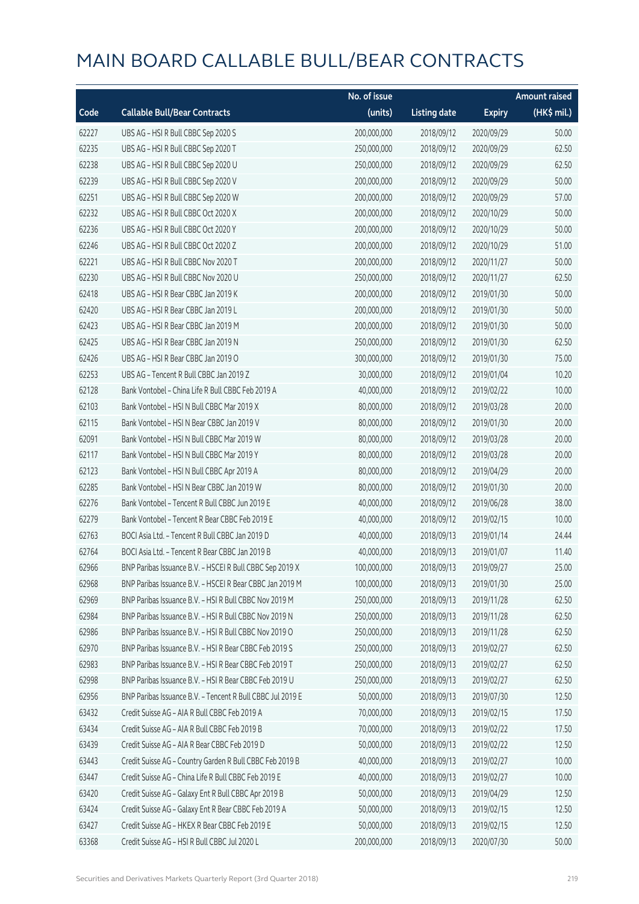# MAIN BOARD CALLABLE BULL/BEAR CONTRACTS

| Code | Callable Bull/Bear Contracts | No. of issue (units) | Listing date | Expiry | Amount raised (HK$ mil.) |
|---|---|---|---|---|---|
| 62227 | UBS AG – HSI R Bull CBBC Sep 2020 S | 200,000,000 | 2018/09/12 | 2020/09/29 | 50.00 |
| 62235 | UBS AG – HSI R Bull CBBC Sep 2020 T | 250,000,000 | 2018/09/12 | 2020/09/29 | 62.50 |
| 62238 | UBS AG – HSI R Bull CBBC Sep 2020 U | 250,000,000 | 2018/09/12 | 2020/09/29 | 62.50 |
| 62239 | UBS AG – HSI R Bull CBBC Sep 2020 V | 200,000,000 | 2018/09/12 | 2020/09/29 | 50.00 |
| 62251 | UBS AG – HSI R Bull CBBC Sep 2020 W | 200,000,000 | 2018/09/12 | 2020/09/29 | 57.00 |
| 62232 | UBS AG – HSI R Bull CBBC Oct 2020 X | 200,000,000 | 2018/09/12 | 2020/10/29 | 50.00 |
| 62236 | UBS AG – HSI R Bull CBBC Oct 2020 Y | 200,000,000 | 2018/09/12 | 2020/10/29 | 50.00 |
| 62246 | UBS AG – HSI R Bull CBBC Oct 2020 Z | 200,000,000 | 2018/09/12 | 2020/10/29 | 51.00 |
| 62221 | UBS AG – HSI R Bull CBBC Nov 2020 T | 200,000,000 | 2018/09/12 | 2020/11/27 | 50.00 |
| 62230 | UBS AG – HSI R Bull CBBC Nov 2020 U | 250,000,000 | 2018/09/12 | 2020/11/27 | 62.50 |
| 62418 | UBS AG – HSI R Bear CBBC Jan 2019 K | 200,000,000 | 2018/09/12 | 2019/01/30 | 50.00 |
| 62420 | UBS AG – HSI R Bear CBBC Jan 2019 L | 200,000,000 | 2018/09/12 | 2019/01/30 | 50.00 |
| 62423 | UBS AG – HSI R Bear CBBC Jan 2019 M | 200,000,000 | 2018/09/12 | 2019/01/30 | 50.00 |
| 62425 | UBS AG – HSI R Bear CBBC Jan 2019 N | 250,000,000 | 2018/09/12 | 2019/01/30 | 62.50 |
| 62426 | UBS AG – HSI R Bear CBBC Jan 2019 O | 300,000,000 | 2018/09/12 | 2019/01/30 | 75.00 |
| 62253 | UBS AG – Tencent R Bull CBBC Jan 2019 Z | 30,000,000 | 2018/09/12 | 2019/01/04 | 10.20 |
| 62128 | Bank Vontobel – China Life R Bull CBBC Feb 2019 A | 40,000,000 | 2018/09/12 | 2019/02/22 | 10.00 |
| 62103 | Bank Vontobel – HSI N Bull CBBC Mar 2019 X | 80,000,000 | 2018/09/12 | 2019/03/28 | 20.00 |
| 62115 | Bank Vontobel – HSI N Bear CBBC Jan 2019 V | 80,000,000 | 2018/09/12 | 2019/01/30 | 20.00 |
| 62091 | Bank Vontobel – HSI N Bull CBBC Mar 2019 W | 80,000,000 | 2018/09/12 | 2019/03/28 | 20.00 |
| 62117 | Bank Vontobel – HSI N Bull CBBC Mar 2019 Y | 80,000,000 | 2018/09/12 | 2019/03/28 | 20.00 |
| 62123 | Bank Vontobel – HSI N Bull CBBC Apr 2019 A | 80,000,000 | 2018/09/12 | 2019/04/29 | 20.00 |
| 62285 | Bank Vontobel – HSI N Bear CBBC Jan 2019 W | 80,000,000 | 2018/09/12 | 2019/01/30 | 20.00 |
| 62276 | Bank Vontobel – Tencent R Bull CBBC Jun 2019 E | 40,000,000 | 2018/09/12 | 2019/06/28 | 38.00 |
| 62279 | Bank Vontobel – Tencent R Bear CBBC Feb 2019 E | 40,000,000 | 2018/09/12 | 2019/02/15 | 10.00 |
| 62763 | BOCI Asia Ltd. – Tencent R Bull CBBC Jan 2019 D | 40,000,000 | 2018/09/13 | 2019/01/14 | 24.44 |
| 62764 | BOCI Asia Ltd. – Tencent R Bear CBBC Jan 2019 B | 40,000,000 | 2018/09/13 | 2019/01/07 | 11.40 |
| 62966 | BNP Paribas Issuance B.V. – HSCEI R Bull CBBC Sep 2019 X | 100,000,000 | 2018/09/13 | 2019/09/27 | 25.00 |
| 62968 | BNP Paribas Issuance B.V. – HSCEI R Bear CBBC Jan 2019 M | 100,000,000 | 2018/09/13 | 2019/01/30 | 25.00 |
| 62969 | BNP Paribas Issuance B.V. – HSI R Bull CBBC Nov 2019 M | 250,000,000 | 2018/09/13 | 2019/11/28 | 62.50 |
| 62984 | BNP Paribas Issuance B.V. – HSI R Bull CBBC Nov 2019 N | 250,000,000 | 2018/09/13 | 2019/11/28 | 62.50 |
| 62986 | BNP Paribas Issuance B.V. – HSI R Bull CBBC Nov 2019 O | 250,000,000 | 2018/09/13 | 2019/11/28 | 62.50 |
| 62970 | BNP Paribas Issuance B.V. – HSI R Bear CBBC Feb 2019 S | 250,000,000 | 2018/09/13 | 2019/02/27 | 62.50 |
| 62983 | BNP Paribas Issuance B.V. – HSI R Bear CBBC Feb 2019 T | 250,000,000 | 2018/09/13 | 2019/02/27 | 62.50 |
| 62998 | BNP Paribas Issuance B.V. – HSI R Bear CBBC Feb 2019 U | 250,000,000 | 2018/09/13 | 2019/02/27 | 62.50 |
| 62956 | BNP Paribas Issuance B.V. – Tencent R Bull CBBC Jul 2019 E | 50,000,000 | 2018/09/13 | 2019/07/30 | 12.50 |
| 63432 | Credit Suisse AG – AIA R Bull CBBC Feb 2019 A | 70,000,000 | 2018/09/13 | 2019/02/15 | 17.50 |
| 63434 | Credit Suisse AG – AIA R Bull CBBC Feb 2019 B | 70,000,000 | 2018/09/13 | 2019/02/22 | 17.50 |
| 63439 | Credit Suisse AG – AIA R Bear CBBC Feb 2019 D | 50,000,000 | 2018/09/13 | 2019/02/22 | 12.50 |
| 63443 | Credit Suisse AG – Country Garden R Bull CBBC Feb 2019 B | 40,000,000 | 2018/09/13 | 2019/02/27 | 10.00 |
| 63447 | Credit Suisse AG – China Life R Bull CBBC Feb 2019 E | 40,000,000 | 2018/09/13 | 2019/02/27 | 10.00 |
| 63420 | Credit Suisse AG – Galaxy Ent R Bull CBBC Apr 2019 B | 50,000,000 | 2018/09/13 | 2019/04/29 | 12.50 |
| 63424 | Credit Suisse AG – Galaxy Ent R Bear CBBC Feb 2019 A | 50,000,000 | 2018/09/13 | 2019/02/15 | 12.50 |
| 63427 | Credit Suisse AG – HKEX R Bear CBBC Feb 2019 E | 50,000,000 | 2018/09/13 | 2019/02/15 | 12.50 |
| 63368 | Credit Suisse AG – HSI R Bull CBBC Jul 2020 L | 200,000,000 | 2018/09/13 | 2020/07/30 | 50.00 |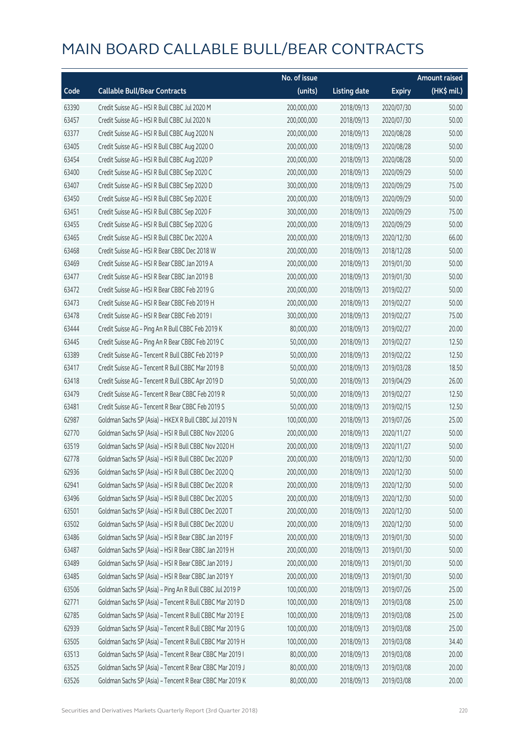# MAIN BOARD CALLABLE BULL/BEAR CONTRACTS

| Code | Callable Bull/Bear Contracts | No. of issue (units) | Listing date | Expiry | Amount raised (HK$ mil.) |
|---|---|---|---|---|---|
| 63390 | Credit Suisse AG – HSI R Bull CBBC Jul 2020 M | 200,000,000 | 2018/09/13 | 2020/07/30 | 50.00 |
| 63457 | Credit Suisse AG – HSI R Bull CBBC Jul 2020 N | 200,000,000 | 2018/09/13 | 2020/07/30 | 50.00 |
| 63377 | Credit Suisse AG – HSI R Bull CBBC Aug 2020 N | 200,000,000 | 2018/09/13 | 2020/08/28 | 50.00 |
| 63405 | Credit Suisse AG – HSI R Bull CBBC Aug 2020 O | 200,000,000 | 2018/09/13 | 2020/08/28 | 50.00 |
| 63454 | Credit Suisse AG – HSI R Bull CBBC Aug 2020 P | 200,000,000 | 2018/09/13 | 2020/08/28 | 50.00 |
| 63400 | Credit Suisse AG – HSI R Bull CBBC Sep 2020 C | 200,000,000 | 2018/09/13 | 2020/09/29 | 50.00 |
| 63407 | Credit Suisse AG – HSI R Bull CBBC Sep 2020 D | 300,000,000 | 2018/09/13 | 2020/09/29 | 75.00 |
| 63450 | Credit Suisse AG – HSI R Bull CBBC Sep 2020 E | 200,000,000 | 2018/09/13 | 2020/09/29 | 50.00 |
| 63451 | Credit Suisse AG – HSI R Bull CBBC Sep 2020 F | 300,000,000 | 2018/09/13 | 2020/09/29 | 75.00 |
| 63455 | Credit Suisse AG – HSI R Bull CBBC Sep 2020 G | 200,000,000 | 2018/09/13 | 2020/09/29 | 50.00 |
| 63465 | Credit Suisse AG – HSI R Bull CBBC Dec 2020 A | 200,000,000 | 2018/09/13 | 2020/12/30 | 66.00 |
| 63468 | Credit Suisse AG – HSI R Bear CBBC Dec 2018 W | 200,000,000 | 2018/09/13 | 2018/12/28 | 50.00 |
| 63469 | Credit Suisse AG – HSI R Bear CBBC Jan 2019 A | 200,000,000 | 2018/09/13 | 2019/01/30 | 50.00 |
| 63477 | Credit Suisse AG – HSI R Bear CBBC Jan 2019 B | 200,000,000 | 2018/09/13 | 2019/01/30 | 50.00 |
| 63472 | Credit Suisse AG – HSI R Bear CBBC Feb 2019 G | 200,000,000 | 2018/09/13 | 2019/02/27 | 50.00 |
| 63473 | Credit Suisse AG – HSI R Bear CBBC Feb 2019 H | 200,000,000 | 2018/09/13 | 2019/02/27 | 50.00 |
| 63478 | Credit Suisse AG – HSI R Bear CBBC Feb 2019 I | 300,000,000 | 2018/09/13 | 2019/02/27 | 75.00 |
| 63444 | Credit Suisse AG – Ping An R Bull CBBC Feb 2019 K | 80,000,000 | 2018/09/13 | 2019/02/27 | 20.00 |
| 63445 | Credit Suisse AG – Ping An R Bear CBBC Feb 2019 C | 50,000,000 | 2018/09/13 | 2019/02/27 | 12.50 |
| 63389 | Credit Suisse AG – Tencent R Bull CBBC Feb 2019 P | 50,000,000 | 2018/09/13 | 2019/02/22 | 12.50 |
| 63417 | Credit Suisse AG – Tencent R Bull CBBC Mar 2019 B | 50,000,000 | 2018/09/13 | 2019/03/28 | 18.50 |
| 63418 | Credit Suisse AG – Tencent R Bull CBBC Apr 2019 D | 50,000,000 | 2018/09/13 | 2019/04/29 | 26.00 |
| 63479 | Credit Suisse AG – Tencent R Bear CBBC Feb 2019 R | 50,000,000 | 2018/09/13 | 2019/02/27 | 12.50 |
| 63481 | Credit Suisse AG – Tencent R Bear CBBC Feb 2019 S | 50,000,000 | 2018/09/13 | 2019/02/15 | 12.50 |
| 62987 | Goldman Sachs SP (Asia) – HKEX R Bull CBBC Jul 2019 N | 100,000,000 | 2018/09/13 | 2019/07/26 | 25.00 |
| 62770 | Goldman Sachs SP (Asia) – HSI R Bull CBBC Nov 2020 G | 200,000,000 | 2018/09/13 | 2020/11/27 | 50.00 |
| 63519 | Goldman Sachs SP (Asia) – HSI R Bull CBBC Nov 2020 H | 200,000,000 | 2018/09/13 | 2020/11/27 | 50.00 |
| 62778 | Goldman Sachs SP (Asia) – HSI R Bull CBBC Dec 2020 P | 200,000,000 | 2018/09/13 | 2020/12/30 | 50.00 |
| 62936 | Goldman Sachs SP (Asia) – HSI R Bull CBBC Dec 2020 Q | 200,000,000 | 2018/09/13 | 2020/12/30 | 50.00 |
| 62941 | Goldman Sachs SP (Asia) – HSI R Bull CBBC Dec 2020 R | 200,000,000 | 2018/09/13 | 2020/12/30 | 50.00 |
| 63496 | Goldman Sachs SP (Asia) – HSI R Bull CBBC Dec 2020 S | 200,000,000 | 2018/09/13 | 2020/12/30 | 50.00 |
| 63501 | Goldman Sachs SP (Asia) – HSI R Bull CBBC Dec 2020 T | 200,000,000 | 2018/09/13 | 2020/12/30 | 50.00 |
| 63502 | Goldman Sachs SP (Asia) – HSI R Bull CBBC Dec 2020 U | 200,000,000 | 2018/09/13 | 2020/12/30 | 50.00 |
| 63486 | Goldman Sachs SP (Asia) – HSI R Bear CBBC Jan 2019 F | 200,000,000 | 2018/09/13 | 2019/01/30 | 50.00 |
| 63487 | Goldman Sachs SP (Asia) – HSI R Bear CBBC Jan 2019 H | 200,000,000 | 2018/09/13 | 2019/01/30 | 50.00 |
| 63489 | Goldman Sachs SP (Asia) – HSI R Bear CBBC Jan 2019 J | 200,000,000 | 2018/09/13 | 2019/01/30 | 50.00 |
| 63485 | Goldman Sachs SP (Asia) – HSI R Bear CBBC Jan 2019 Y | 200,000,000 | 2018/09/13 | 2019/01/30 | 50.00 |
| 63506 | Goldman Sachs SP (Asia) – Ping An R Bull CBBC Jul 2019 P | 100,000,000 | 2018/09/13 | 2019/07/26 | 25.00 |
| 62771 | Goldman Sachs SP (Asia) – Tencent R Bull CBBC Mar 2019 D | 100,000,000 | 2018/09/13 | 2019/03/08 | 25.00 |
| 62785 | Goldman Sachs SP (Asia) – Tencent R Bull CBBC Mar 2019 E | 100,000,000 | 2018/09/13 | 2019/03/08 | 25.00 |
| 62939 | Goldman Sachs SP (Asia) – Tencent R Bull CBBC Mar 2019 G | 100,000,000 | 2018/09/13 | 2019/03/08 | 25.00 |
| 63505 | Goldman Sachs SP (Asia) – Tencent R Bull CBBC Mar 2019 H | 100,000,000 | 2018/09/13 | 2019/03/08 | 34.40 |
| 63513 | Goldman Sachs SP (Asia) – Tencent R Bear CBBC Mar 2019 I | 80,000,000 | 2018/09/13 | 2019/03/08 | 20.00 |
| 63525 | Goldman Sachs SP (Asia) – Tencent R Bear CBBC Mar 2019 J | 80,000,000 | 2018/09/13 | 2019/03/08 | 20.00 |
| 63526 | Goldman Sachs SP (Asia) – Tencent R Bear CBBC Mar 2019 K | 80,000,000 | 2018/09/13 | 2019/03/08 | 20.00 |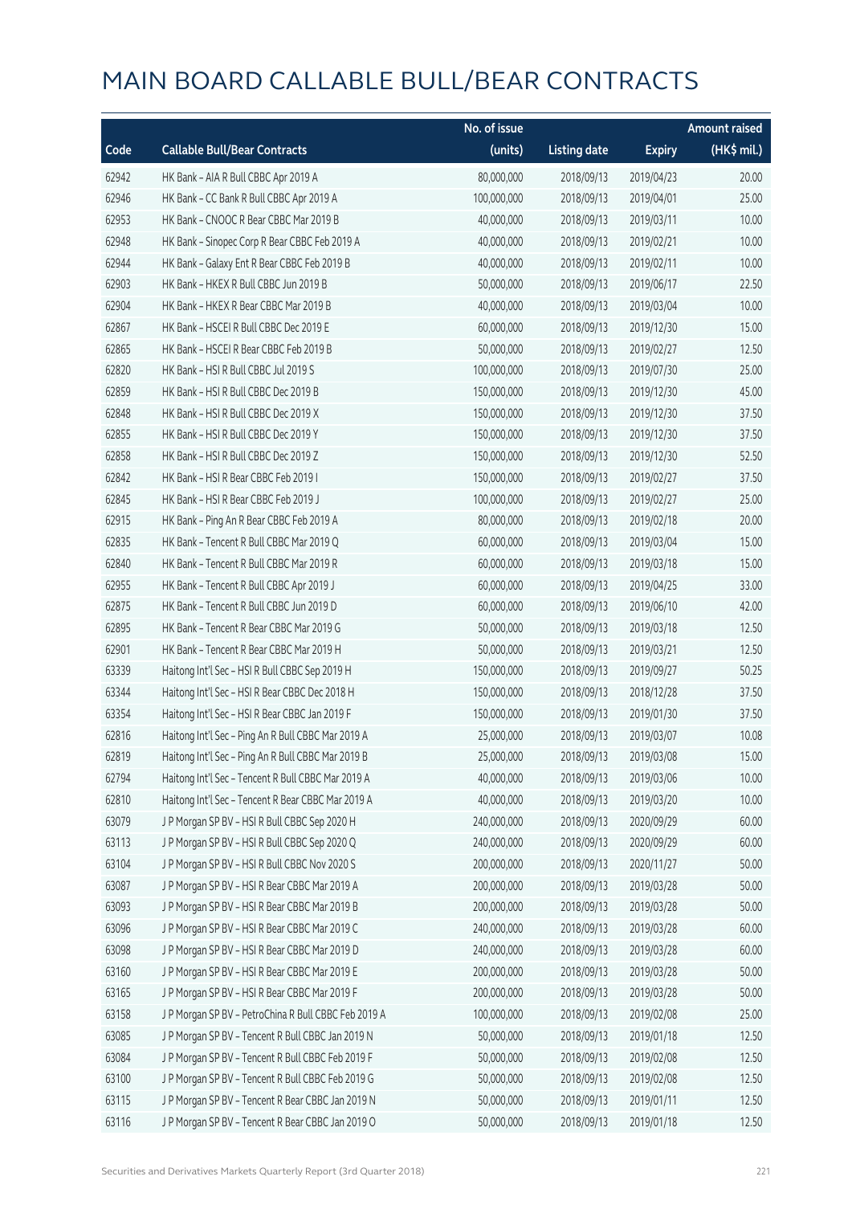# MAIN BOARD CALLABLE BULL/BEAR CONTRACTS

| Code | Callable Bull/Bear Contracts | No. of issue (units) | Listing date | Expiry | Amount raised (HK$ mil.) |
|---|---|---|---|---|---|
| 62942 | HK Bank – AIA R Bull CBBC Apr 2019 A | 80,000,000 | 2018/09/13 | 2019/04/23 | 20.00 |
| 62946 | HK Bank – CC Bank R Bull CBBC Apr 2019 A | 100,000,000 | 2018/09/13 | 2019/04/01 | 25.00 |
| 62953 | HK Bank – CNOOC R Bear CBBC Mar 2019 B | 40,000,000 | 2018/09/13 | 2019/03/11 | 10.00 |
| 62948 | HK Bank – Sinopec Corp R Bear CBBC Feb 2019 A | 40,000,000 | 2018/09/13 | 2019/02/21 | 10.00 |
| 62944 | HK Bank – Galaxy Ent R Bear CBBC Feb 2019 B | 40,000,000 | 2018/09/13 | 2019/02/11 | 10.00 |
| 62903 | HK Bank – HKEX R Bull CBBC Jun 2019 B | 50,000,000 | 2018/09/13 | 2019/06/17 | 22.50 |
| 62904 | HK Bank – HKEX R Bear CBBC Mar 2019 B | 40,000,000 | 2018/09/13 | 2019/03/04 | 10.00 |
| 62867 | HK Bank – HSCEI R Bull CBBC Dec 2019 E | 60,000,000 | 2018/09/13 | 2019/12/30 | 15.00 |
| 62865 | HK Bank – HSCEI R Bear CBBC Feb 2019 B | 50,000,000 | 2018/09/13 | 2019/02/27 | 12.50 |
| 62820 | HK Bank – HSI R Bull CBBC Jul 2019 S | 100,000,000 | 2018/09/13 | 2019/07/30 | 25.00 |
| 62859 | HK Bank – HSI R Bull CBBC Dec 2019 B | 150,000,000 | 2018/09/13 | 2019/12/30 | 45.00 |
| 62848 | HK Bank – HSI R Bull CBBC Dec 2019 X | 150,000,000 | 2018/09/13 | 2019/12/30 | 37.50 |
| 62855 | HK Bank – HSI R Bull CBBC Dec 2019 Y | 150,000,000 | 2018/09/13 | 2019/12/30 | 37.50 |
| 62858 | HK Bank – HSI R Bull CBBC Dec 2019 Z | 150,000,000 | 2018/09/13 | 2019/12/30 | 52.50 |
| 62842 | HK Bank – HSI R Bear CBBC Feb 2019 I | 150,000,000 | 2018/09/13 | 2019/02/27 | 37.50 |
| 62845 | HK Bank – HSI R Bear CBBC Feb 2019 J | 100,000,000 | 2018/09/13 | 2019/02/27 | 25.00 |
| 62915 | HK Bank – Ping An R Bear CBBC Feb 2019 A | 80,000,000 | 2018/09/13 | 2019/02/18 | 20.00 |
| 62835 | HK Bank – Tencent R Bull CBBC Mar 2019 Q | 60,000,000 | 2018/09/13 | 2019/03/04 | 15.00 |
| 62840 | HK Bank – Tencent R Bull CBBC Mar 2019 R | 60,000,000 | 2018/09/13 | 2019/03/18 | 15.00 |
| 62955 | HK Bank – Tencent R Bull CBBC Apr 2019 J | 60,000,000 | 2018/09/13 | 2019/04/25 | 33.00 |
| 62875 | HK Bank – Tencent R Bull CBBC Jun 2019 D | 60,000,000 | 2018/09/13 | 2019/06/10 | 42.00 |
| 62895 | HK Bank – Tencent R Bear CBBC Mar 2019 G | 50,000,000 | 2018/09/13 | 2019/03/18 | 12.50 |
| 62901 | HK Bank – Tencent R Bear CBBC Mar 2019 H | 50,000,000 | 2018/09/13 | 2019/03/21 | 12.50 |
| 63339 | Haitong Int'l Sec – HSI R Bull CBBC Sep 2019 H | 150,000,000 | 2018/09/13 | 2019/09/27 | 50.25 |
| 63344 | Haitong Int'l Sec – HSI R Bear CBBC Dec 2018 H | 150,000,000 | 2018/09/13 | 2018/12/28 | 37.50 |
| 63354 | Haitong Int'l Sec – HSI R Bear CBBC Jan 2019 F | 150,000,000 | 2018/09/13 | 2019/01/30 | 37.50 |
| 62816 | Haitong Int'l Sec – Ping An R Bull CBBC Mar 2019 A | 25,000,000 | 2018/09/13 | 2019/03/07 | 10.08 |
| 62819 | Haitong Int'l Sec – Ping An R Bull CBBC Mar 2019 B | 25,000,000 | 2018/09/13 | 2019/03/08 | 15.00 |
| 62794 | Haitong Int'l Sec – Tencent R Bull CBBC Mar 2019 A | 40,000,000 | 2018/09/13 | 2019/03/06 | 10.00 |
| 62810 | Haitong Int'l Sec – Tencent R Bear CBBC Mar 2019 A | 40,000,000 | 2018/09/13 | 2019/03/20 | 10.00 |
| 63079 | J P Morgan SP BV – HSI R Bull CBBC Sep 2020 H | 240,000,000 | 2018/09/13 | 2020/09/29 | 60.00 |
| 63113 | J P Morgan SP BV – HSI R Bull CBBC Sep 2020 Q | 240,000,000 | 2018/09/13 | 2020/09/29 | 60.00 |
| 63104 | J P Morgan SP BV – HSI R Bull CBBC Nov 2020 S | 200,000,000 | 2018/09/13 | 2020/11/27 | 50.00 |
| 63087 | J P Morgan SP BV – HSI R Bear CBBC Mar 2019 A | 200,000,000 | 2018/09/13 | 2019/03/28 | 50.00 |
| 63093 | J P Morgan SP BV – HSI R Bear CBBC Mar 2019 B | 200,000,000 | 2018/09/13 | 2019/03/28 | 50.00 |
| 63096 | J P Morgan SP BV – HSI R Bear CBBC Mar 2019 C | 240,000,000 | 2018/09/13 | 2019/03/28 | 60.00 |
| 63098 | J P Morgan SP BV – HSI R Bear CBBC Mar 2019 D | 240,000,000 | 2018/09/13 | 2019/03/28 | 60.00 |
| 63160 | J P Morgan SP BV – HSI R Bear CBBC Mar 2019 E | 200,000,000 | 2018/09/13 | 2019/03/28 | 50.00 |
| 63165 | J P Morgan SP BV – HSI R Bear CBBC Mar 2019 F | 200,000,000 | 2018/09/13 | 2019/03/28 | 50.00 |
| 63158 | J P Morgan SP BV – PetroChina R Bull CBBC Feb 2019 A | 100,000,000 | 2018/09/13 | 2019/02/08 | 25.00 |
| 63085 | J P Morgan SP BV – Tencent R Bull CBBC Jan 2019 N | 50,000,000 | 2018/09/13 | 2019/01/18 | 12.50 |
| 63084 | J P Morgan SP BV – Tencent R Bull CBBC Feb 2019 F | 50,000,000 | 2018/09/13 | 2019/02/08 | 12.50 |
| 63100 | J P Morgan SP BV – Tencent R Bull CBBC Feb 2019 G | 50,000,000 | 2018/09/13 | 2019/02/08 | 12.50 |
| 63115 | J P Morgan SP BV – Tencent R Bear CBBC Jan 2019 N | 50,000,000 | 2018/09/13 | 2019/01/11 | 12.50 |
| 63116 | J P Morgan SP BV – Tencent R Bear CBBC Jan 2019 O | 50,000,000 | 2018/09/13 | 2019/01/18 | 12.50 |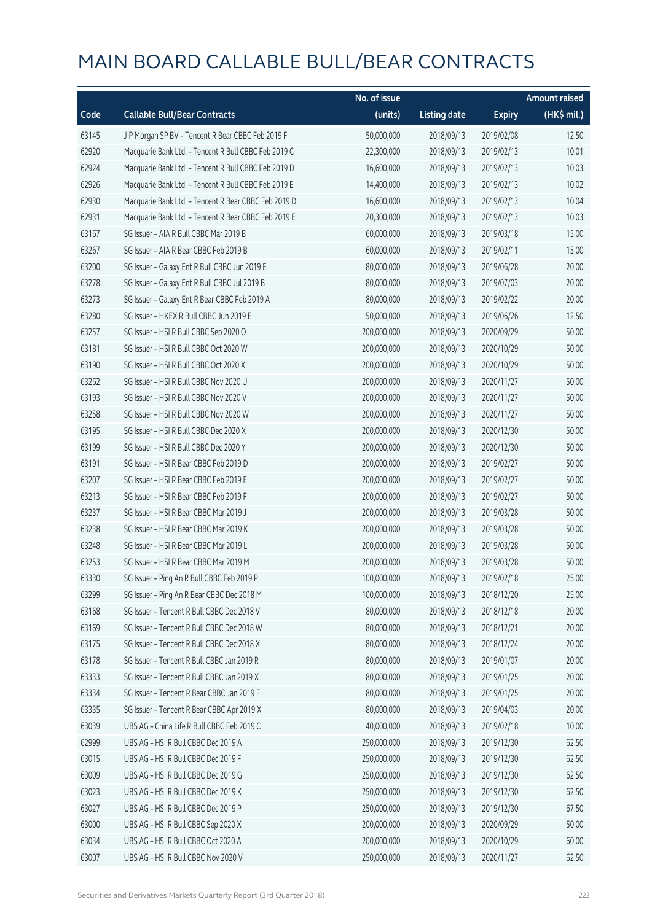# MAIN BOARD CALLABLE BULL/BEAR CONTRACTS

| Code | Callable Bull/Bear Contracts | No. of issue (units) | Listing date | Expiry | Amount raised (HK$ mil.) |
|---|---|---|---|---|---|
| 63145 | J P Morgan SP BV – Tencent R Bear CBBC Feb 2019 F | 50,000,000 | 2018/09/13 | 2019/02/08 | 12.50 |
| 62920 | Macquarie Bank Ltd. – Tencent R Bull CBBC Feb 2019 C | 22,300,000 | 2018/09/13 | 2019/02/13 | 10.01 |
| 62924 | Macquarie Bank Ltd. – Tencent R Bull CBBC Feb 2019 D | 16,600,000 | 2018/09/13 | 2019/02/13 | 10.03 |
| 62926 | Macquarie Bank Ltd. – Tencent R Bull CBBC Feb 2019 E | 14,400,000 | 2018/09/13 | 2019/02/13 | 10.02 |
| 62930 | Macquarie Bank Ltd. – Tencent R Bear CBBC Feb 2019 D | 16,600,000 | 2018/09/13 | 2019/02/13 | 10.04 |
| 62931 | Macquarie Bank Ltd. – Tencent R Bear CBBC Feb 2019 E | 20,300,000 | 2018/09/13 | 2019/02/13 | 10.03 |
| 63167 | SG Issuer – AIA R Bull CBBC Mar 2019 B | 60,000,000 | 2018/09/13 | 2019/03/18 | 15.00 |
| 63267 | SG Issuer – AIA R Bear CBBC Feb 2019 B | 60,000,000 | 2018/09/13 | 2019/02/11 | 15.00 |
| 63200 | SG Issuer – Galaxy Ent R Bull CBBC Jun 2019 E | 80,000,000 | 2018/09/13 | 2019/06/28 | 20.00 |
| 63278 | SG Issuer – Galaxy Ent R Bull CBBC Jul 2019 B | 80,000,000 | 2018/09/13 | 2019/07/03 | 20.00 |
| 63273 | SG Issuer – Galaxy Ent R Bear CBBC Feb 2019 A | 80,000,000 | 2018/09/13 | 2019/02/22 | 20.00 |
| 63280 | SG Issuer – HKEX R Bull CBBC Jun 2019 E | 50,000,000 | 2018/09/13 | 2019/06/26 | 12.50 |
| 63257 | SG Issuer – HSI R Bull CBBC Sep 2020 O | 200,000,000 | 2018/09/13 | 2020/09/29 | 50.00 |
| 63181 | SG Issuer – HSI R Bull CBBC Oct 2020 W | 200,000,000 | 2018/09/13 | 2020/10/29 | 50.00 |
| 63190 | SG Issuer – HSI R Bull CBBC Oct 2020 X | 200,000,000 | 2018/09/13 | 2020/10/29 | 50.00 |
| 63262 | SG Issuer – HSI R Bull CBBC Nov 2020 U | 200,000,000 | 2018/09/13 | 2020/11/27 | 50.00 |
| 63193 | SG Issuer – HSI R Bull CBBC Nov 2020 V | 200,000,000 | 2018/09/13 | 2020/11/27 | 50.00 |
| 63258 | SG Issuer – HSI R Bull CBBC Nov 2020 W | 200,000,000 | 2018/09/13 | 2020/11/27 | 50.00 |
| 63195 | SG Issuer – HSI R Bull CBBC Dec 2020 X | 200,000,000 | 2018/09/13 | 2020/12/30 | 50.00 |
| 63199 | SG Issuer – HSI R Bull CBBC Dec 2020 Y | 200,000,000 | 2018/09/13 | 2020/12/30 | 50.00 |
| 63191 | SG Issuer – HSI R Bear CBBC Feb 2019 D | 200,000,000 | 2018/09/13 | 2019/02/27 | 50.00 |
| 63207 | SG Issuer – HSI R Bear CBBC Feb 2019 E | 200,000,000 | 2018/09/13 | 2019/02/27 | 50.00 |
| 63213 | SG Issuer – HSI R Bear CBBC Feb 2019 F | 200,000,000 | 2018/09/13 | 2019/02/27 | 50.00 |
| 63237 | SG Issuer – HSI R Bear CBBC Mar 2019 J | 200,000,000 | 2018/09/13 | 2019/03/28 | 50.00 |
| 63238 | SG Issuer – HSI R Bear CBBC Mar 2019 K | 200,000,000 | 2018/09/13 | 2019/03/28 | 50.00 |
| 63248 | SG Issuer – HSI R Bear CBBC Mar 2019 L | 200,000,000 | 2018/09/13 | 2019/03/28 | 50.00 |
| 63253 | SG Issuer – HSI R Bear CBBC Mar 2019 M | 200,000,000 | 2018/09/13 | 2019/03/28 | 50.00 |
| 63330 | SG Issuer – Ping An R Bull CBBC Feb 2019 P | 100,000,000 | 2018/09/13 | 2019/02/18 | 25.00 |
| 63299 | SG Issuer – Ping An R Bear CBBC Dec 2018 M | 100,000,000 | 2018/09/13 | 2018/12/20 | 25.00 |
| 63168 | SG Issuer – Tencent R Bull CBBC Dec 2018 V | 80,000,000 | 2018/09/13 | 2018/12/18 | 20.00 |
| 63169 | SG Issuer – Tencent R Bull CBBC Dec 2018 W | 80,000,000 | 2018/09/13 | 2018/12/21 | 20.00 |
| 63175 | SG Issuer – Tencent R Bull CBBC Dec 2018 X | 80,000,000 | 2018/09/13 | 2018/12/24 | 20.00 |
| 63178 | SG Issuer – Tencent R Bull CBBC Jan 2019 R | 80,000,000 | 2018/09/13 | 2019/01/07 | 20.00 |
| 63333 | SG Issuer – Tencent R Bull CBBC Jan 2019 X | 80,000,000 | 2018/09/13 | 2019/01/25 | 20.00 |
| 63334 | SG Issuer – Tencent R Bear CBBC Jan 2019 F | 80,000,000 | 2018/09/13 | 2019/01/25 | 20.00 |
| 63335 | SG Issuer – Tencent R Bear CBBC Apr 2019 X | 80,000,000 | 2018/09/13 | 2019/04/03 | 20.00 |
| 63039 | UBS AG – China Life R Bull CBBC Feb 2019 C | 40,000,000 | 2018/09/13 | 2019/02/18 | 10.00 |
| 62999 | UBS AG – HSI R Bull CBBC Dec 2019 A | 250,000,000 | 2018/09/13 | 2019/12/30 | 62.50 |
| 63015 | UBS AG – HSI R Bull CBBC Dec 2019 F | 250,000,000 | 2018/09/13 | 2019/12/30 | 62.50 |
| 63009 | UBS AG – HSI R Bull CBBC Dec 2019 G | 250,000,000 | 2018/09/13 | 2019/12/30 | 62.50 |
| 63023 | UBS AG – HSI R Bull CBBC Dec 2019 K | 250,000,000 | 2018/09/13 | 2019/12/30 | 62.50 |
| 63027 | UBS AG – HSI R Bull CBBC Dec 2019 P | 250,000,000 | 2018/09/13 | 2019/12/30 | 67.50 |
| 63000 | UBS AG – HSI R Bull CBBC Sep 2020 X | 200,000,000 | 2018/09/13 | 2020/09/29 | 50.00 |
| 63034 | UBS AG – HSI R Bull CBBC Oct 2020 A | 200,000,000 | 2018/09/13 | 2020/10/29 | 60.00 |
| 63007 | UBS AG – HSI R Bull CBBC Nov 2020 V | 250,000,000 | 2018/09/13 | 2020/11/27 | 62.50 |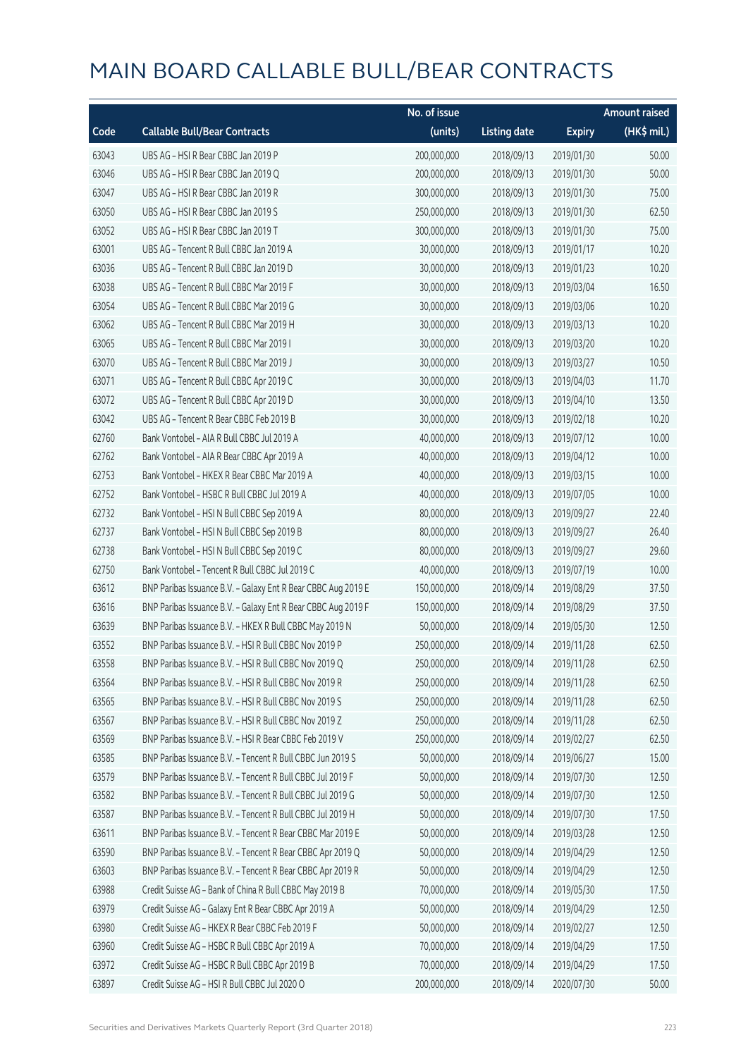# MAIN BOARD CALLABLE BULL/BEAR CONTRACTS

| Code | Callable Bull/Bear Contracts | No. of issue (units) | Listing date | Expiry | Amount raised (HK$ mil.) |
|---|---|---|---|---|---|
| 63043 | UBS AG - HSI R Bear CBBC Jan 2019 P | 200,000,000 | 2018/09/13 | 2019/01/30 | 50.00 |
| 63046 | UBS AG - HSI R Bear CBBC Jan 2019 Q | 200,000,000 | 2018/09/13 | 2019/01/30 | 50.00 |
| 63047 | UBS AG - HSI R Bear CBBC Jan 2019 R | 300,000,000 | 2018/09/13 | 2019/01/30 | 75.00 |
| 63050 | UBS AG - HSI R Bear CBBC Jan 2019 S | 250,000,000 | 2018/09/13 | 2019/01/30 | 62.50 |
| 63052 | UBS AG - HSI R Bear CBBC Jan 2019 T | 300,000,000 | 2018/09/13 | 2019/01/30 | 75.00 |
| 63001 | UBS AG - Tencent R Bull CBBC Jan 2019 A | 30,000,000 | 2018/09/13 | 2019/01/17 | 10.20 |
| 63036 | UBS AG - Tencent R Bull CBBC Jan 2019 D | 30,000,000 | 2018/09/13 | 2019/01/23 | 10.20 |
| 63038 | UBS AG - Tencent R Bull CBBC Mar 2019 F | 30,000,000 | 2018/09/13 | 2019/03/04 | 16.50 |
| 63054 | UBS AG - Tencent R Bull CBBC Mar 2019 G | 30,000,000 | 2018/09/13 | 2019/03/06 | 10.20 |
| 63062 | UBS AG - Tencent R Bull CBBC Mar 2019 H | 30,000,000 | 2018/09/13 | 2019/03/13 | 10.20 |
| 63065 | UBS AG - Tencent R Bull CBBC Mar 2019 I | 30,000,000 | 2018/09/13 | 2019/03/20 | 10.20 |
| 63070 | UBS AG - Tencent R Bull CBBC Mar 2019 J | 30,000,000 | 2018/09/13 | 2019/03/27 | 10.50 |
| 63071 | UBS AG - Tencent R Bull CBBC Apr 2019 C | 30,000,000 | 2018/09/13 | 2019/04/03 | 11.70 |
| 63072 | UBS AG - Tencent R Bull CBBC Apr 2019 D | 30,000,000 | 2018/09/13 | 2019/04/10 | 13.50 |
| 63042 | UBS AG - Tencent R Bear CBBC Feb 2019 B | 30,000,000 | 2018/09/13 | 2019/02/18 | 10.20 |
| 62760 | Bank Vontobel - AIA R Bull CBBC Jul 2019 A | 40,000,000 | 2018/09/13 | 2019/07/12 | 10.00 |
| 62762 | Bank Vontobel - AIA R Bear CBBC Apr 2019 A | 40,000,000 | 2018/09/13 | 2019/04/12 | 10.00 |
| 62753 | Bank Vontobel - HKEX R Bear CBBC Mar 2019 A | 40,000,000 | 2018/09/13 | 2019/03/15 | 10.00 |
| 62752 | Bank Vontobel - HSBC R Bull CBBC Jul 2019 A | 40,000,000 | 2018/09/13 | 2019/07/05 | 10.00 |
| 62732 | Bank Vontobel - HSI N Bull CBBC Sep 2019 A | 80,000,000 | 2018/09/13 | 2019/09/27 | 22.40 |
| 62737 | Bank Vontobel - HSI N Bull CBBC Sep 2019 B | 80,000,000 | 2018/09/13 | 2019/09/27 | 26.40 |
| 62738 | Bank Vontobel - HSI N Bull CBBC Sep 2019 C | 80,000,000 | 2018/09/13 | 2019/09/27 | 29.60 |
| 62750 | Bank Vontobel - Tencent R Bull CBBC Jul 2019 C | 40,000,000 | 2018/09/13 | 2019/07/19 | 10.00 |
| 63612 | BNP Paribas Issuance B.V. - Galaxy Ent R Bear CBBC Aug 2019 E | 150,000,000 | 2018/09/14 | 2019/08/29 | 37.50 |
| 63616 | BNP Paribas Issuance B.V. - Galaxy Ent R Bear CBBC Aug 2019 F | 150,000,000 | 2018/09/14 | 2019/08/29 | 37.50 |
| 63639 | BNP Paribas Issuance B.V. - HKEX R Bull CBBC May 2019 N | 50,000,000 | 2018/09/14 | 2019/05/30 | 12.50 |
| 63552 | BNP Paribas Issuance B.V. - HSI R Bull CBBC Nov 2019 P | 250,000,000 | 2018/09/14 | 2019/11/28 | 62.50 |
| 63558 | BNP Paribas Issuance B.V. - HSI R Bull CBBC Nov 2019 Q | 250,000,000 | 2018/09/14 | 2019/11/28 | 62.50 |
| 63564 | BNP Paribas Issuance B.V. - HSI R Bull CBBC Nov 2019 R | 250,000,000 | 2018/09/14 | 2019/11/28 | 62.50 |
| 63565 | BNP Paribas Issuance B.V. - HSI R Bull CBBC Nov 2019 S | 250,000,000 | 2018/09/14 | 2019/11/28 | 62.50 |
| 63567 | BNP Paribas Issuance B.V. - HSI R Bull CBBC Nov 2019 Z | 250,000,000 | 2018/09/14 | 2019/11/28 | 62.50 |
| 63569 | BNP Paribas Issuance B.V. - HSI R Bear CBBC Feb 2019 V | 250,000,000 | 2018/09/14 | 2019/02/27 | 62.50 |
| 63585 | BNP Paribas Issuance B.V. - Tencent R Bull CBBC Jun 2019 S | 50,000,000 | 2018/09/14 | 2019/06/27 | 15.00 |
| 63579 | BNP Paribas Issuance B.V. - Tencent R Bull CBBC Jul 2019 F | 50,000,000 | 2018/09/14 | 2019/07/30 | 12.50 |
| 63582 | BNP Paribas Issuance B.V. - Tencent R Bull CBBC Jul 2019 G | 50,000,000 | 2018/09/14 | 2019/07/30 | 12.50 |
| 63587 | BNP Paribas Issuance B.V. - Tencent R Bull CBBC Jul 2019 H | 50,000,000 | 2018/09/14 | 2019/07/30 | 17.50 |
| 63611 | BNP Paribas Issuance B.V. - Tencent R Bear CBBC Mar 2019 E | 50,000,000 | 2018/09/14 | 2019/03/28 | 12.50 |
| 63590 | BNP Paribas Issuance B.V. - Tencent R Bear CBBC Apr 2019 Q | 50,000,000 | 2018/09/14 | 2019/04/29 | 12.50 |
| 63603 | BNP Paribas Issuance B.V. - Tencent R Bear CBBC Apr 2019 R | 50,000,000 | 2018/09/14 | 2019/04/29 | 12.50 |
| 63988 | Credit Suisse AG - Bank of China R Bull CBBC May 2019 B | 70,000,000 | 2018/09/14 | 2019/05/30 | 17.50 |
| 63979 | Credit Suisse AG - Galaxy Ent R Bear CBBC Apr 2019 A | 50,000,000 | 2018/09/14 | 2019/04/29 | 12.50 |
| 63980 | Credit Suisse AG - HKEX R Bear CBBC Feb 2019 F | 50,000,000 | 2018/09/14 | 2019/02/27 | 12.50 |
| 63960 | Credit Suisse AG - HSBC R Bull CBBC Apr 2019 A | 70,000,000 | 2018/09/14 | 2019/04/29 | 17.50 |
| 63972 | Credit Suisse AG - HSBC R Bull CBBC Apr 2019 B | 70,000,000 | 2018/09/14 | 2019/04/29 | 17.50 |
| 63897 | Credit Suisse AG - HSI R Bull CBBC Jul 2020 O | 200,000,000 | 2018/09/14 | 2020/07/30 | 50.00 |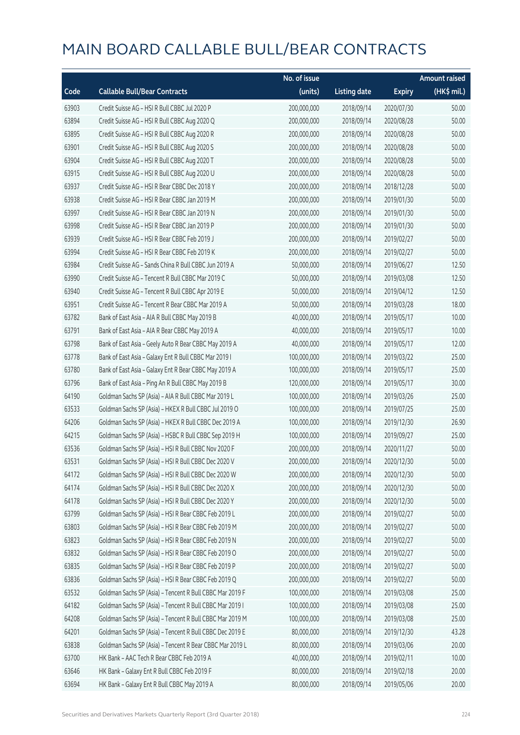# MAIN BOARD CALLABLE BULL/BEAR CONTRACTS

| Code | Callable Bull/Bear Contracts | No. of issue (units) | Listing date | Expiry | Amount raised (HK$ mil.) |
|---|---|---|---|---|---|
| 63903 | Credit Suisse AG – HSI R Bull CBBC Jul 2020 P | 200,000,000 | 2018/09/14 | 2020/07/30 | 50.00 |
| 63894 | Credit Suisse AG – HSI R Bull CBBC Aug 2020 Q | 200,000,000 | 2018/09/14 | 2020/08/28 | 50.00 |
| 63895 | Credit Suisse AG – HSI R Bull CBBC Aug 2020 R | 200,000,000 | 2018/09/14 | 2020/08/28 | 50.00 |
| 63901 | Credit Suisse AG – HSI R Bull CBBC Aug 2020 S | 200,000,000 | 2018/09/14 | 2020/08/28 | 50.00 |
| 63904 | Credit Suisse AG – HSI R Bull CBBC Aug 2020 T | 200,000,000 | 2018/09/14 | 2020/08/28 | 50.00 |
| 63915 | Credit Suisse AG – HSI R Bull CBBC Aug 2020 U | 200,000,000 | 2018/09/14 | 2020/08/28 | 50.00 |
| 63937 | Credit Suisse AG – HSI R Bear CBBC Dec 2018 Y | 200,000,000 | 2018/09/14 | 2018/12/28 | 50.00 |
| 63938 | Credit Suisse AG – HSI R Bear CBBC Jan 2019 M | 200,000,000 | 2018/09/14 | 2019/01/30 | 50.00 |
| 63997 | Credit Suisse AG – HSI R Bear CBBC Jan 2019 N | 200,000,000 | 2018/09/14 | 2019/01/30 | 50.00 |
| 63998 | Credit Suisse AG – HSI R Bear CBBC Jan 2019 P | 200,000,000 | 2018/09/14 | 2019/01/30 | 50.00 |
| 63939 | Credit Suisse AG – HSI R Bear CBBC Feb 2019 J | 200,000,000 | 2018/09/14 | 2019/02/27 | 50.00 |
| 63994 | Credit Suisse AG – HSI R Bear CBBC Feb 2019 K | 200,000,000 | 2018/09/14 | 2019/02/27 | 50.00 |
| 63984 | Credit Suisse AG – Sands China R Bull CBBC Jun 2019 A | 50,000,000 | 2018/09/14 | 2019/06/27 | 12.50 |
| 63990 | Credit Suisse AG – Tencent R Bull CBBC Mar 2019 C | 50,000,000 | 2018/09/14 | 2019/03/08 | 12.50 |
| 63940 | Credit Suisse AG – Tencent R Bull CBBC Apr 2019 E | 50,000,000 | 2018/09/14 | 2019/04/12 | 12.50 |
| 63951 | Credit Suisse AG – Tencent R Bear CBBC Mar 2019 A | 50,000,000 | 2018/09/14 | 2019/03/28 | 18.00 |
| 63782 | Bank of East Asia – AIA R Bull CBBC May 2019 B | 40,000,000 | 2018/09/14 | 2019/05/17 | 10.00 |
| 63791 | Bank of East Asia – AIA R Bear CBBC May 2019 A | 40,000,000 | 2018/09/14 | 2019/05/17 | 10.00 |
| 63798 | Bank of East Asia – Geely Auto R Bear CBBC May 2019 A | 40,000,000 | 2018/09/14 | 2019/05/17 | 12.00 |
| 63778 | Bank of East Asia – Galaxy Ent R Bull CBBC Mar 2019 I | 100,000,000 | 2018/09/14 | 2019/03/22 | 25.00 |
| 63780 | Bank of East Asia – Galaxy Ent R Bear CBBC May 2019 A | 100,000,000 | 2018/09/14 | 2019/05/17 | 25.00 |
| 63796 | Bank of East Asia – Ping An R Bull CBBC May 2019 B | 120,000,000 | 2018/09/14 | 2019/05/17 | 30.00 |
| 64190 | Goldman Sachs SP (Asia) – AIA R Bull CBBC Mar 2019 L | 100,000,000 | 2018/09/14 | 2019/03/26 | 25.00 |
| 63533 | Goldman Sachs SP (Asia) – HKEX R Bull CBBC Jul 2019 O | 100,000,000 | 2018/09/14 | 2019/07/25 | 25.00 |
| 64206 | Goldman Sachs SP (Asia) – HKEX R Bull CBBC Dec 2019 A | 100,000,000 | 2018/09/14 | 2019/12/30 | 26.90 |
| 64215 | Goldman Sachs SP (Asia) – HSBC R Bull CBBC Sep 2019 H | 100,000,000 | 2018/09/14 | 2019/09/27 | 25.00 |
| 63536 | Goldman Sachs SP (Asia) – HSI R Bull CBBC Nov 2020 F | 200,000,000 | 2018/09/14 | 2020/11/27 | 50.00 |
| 63531 | Goldman Sachs SP (Asia) – HSI R Bull CBBC Dec 2020 V | 200,000,000 | 2018/09/14 | 2020/12/30 | 50.00 |
| 64172 | Goldman Sachs SP (Asia) – HSI R Bull CBBC Dec 2020 W | 200,000,000 | 2018/09/14 | 2020/12/30 | 50.00 |
| 64174 | Goldman Sachs SP (Asia) – HSI R Bull CBBC Dec 2020 X | 200,000,000 | 2018/09/14 | 2020/12/30 | 50.00 |
| 64178 | Goldman Sachs SP (Asia) – HSI R Bull CBBC Dec 2020 Y | 200,000,000 | 2018/09/14 | 2020/12/30 | 50.00 |
| 63799 | Goldman Sachs SP (Asia) – HSI R Bear CBBC Feb 2019 L | 200,000,000 | 2018/09/14 | 2019/02/27 | 50.00 |
| 63803 | Goldman Sachs SP (Asia) – HSI R Bear CBBC Feb 2019 M | 200,000,000 | 2018/09/14 | 2019/02/27 | 50.00 |
| 63823 | Goldman Sachs SP (Asia) – HSI R Bear CBBC Feb 2019 N | 200,000,000 | 2018/09/14 | 2019/02/27 | 50.00 |
| 63832 | Goldman Sachs SP (Asia) – HSI R Bear CBBC Feb 2019 O | 200,000,000 | 2018/09/14 | 2019/02/27 | 50.00 |
| 63835 | Goldman Sachs SP (Asia) – HSI R Bear CBBC Feb 2019 P | 200,000,000 | 2018/09/14 | 2019/02/27 | 50.00 |
| 63836 | Goldman Sachs SP (Asia) – HSI R Bear CBBC Feb 2019 Q | 200,000,000 | 2018/09/14 | 2019/02/27 | 50.00 |
| 63532 | Goldman Sachs SP (Asia) – Tencent R Bull CBBC Mar 2019 F | 100,000,000 | 2018/09/14 | 2019/03/08 | 25.00 |
| 64182 | Goldman Sachs SP (Asia) – Tencent R Bull CBBC Mar 2019 I | 100,000,000 | 2018/09/14 | 2019/03/08 | 25.00 |
| 64208 | Goldman Sachs SP (Asia) – Tencent R Bull CBBC Mar 2019 M | 100,000,000 | 2018/09/14 | 2019/03/08 | 25.00 |
| 64201 | Goldman Sachs SP (Asia) – Tencent R Bull CBBC Dec 2019 E | 80,000,000 | 2018/09/14 | 2019/12/30 | 43.28 |
| 63838 | Goldman Sachs SP (Asia) – Tencent R Bear CBBC Mar 2019 L | 80,000,000 | 2018/09/14 | 2019/03/06 | 20.00 |
| 63700 | HK Bank – AAC Tech R Bear CBBC Feb 2019 A | 40,000,000 | 2018/09/14 | 2019/02/11 | 10.00 |
| 63646 | HK Bank – Galaxy Ent R Bull CBBC Feb 2019 F | 80,000,000 | 2018/09/14 | 2019/02/18 | 20.00 |
| 63694 | HK Bank – Galaxy Ent R Bull CBBC May 2019 A | 80,000,000 | 2018/09/14 | 2019/05/06 | 20.00 |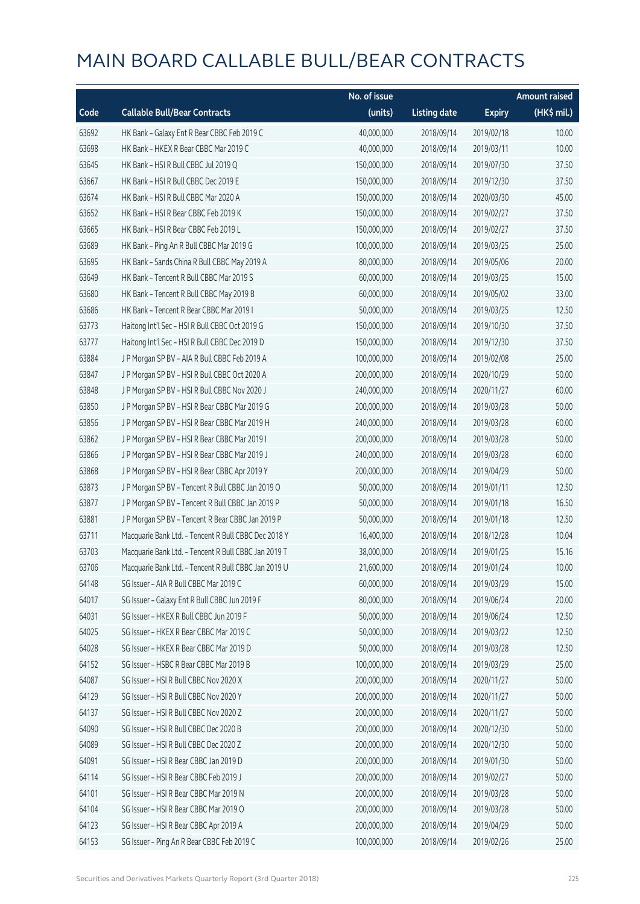# MAIN BOARD CALLABLE BULL/BEAR CONTRACTS

| Code | Callable Bull/Bear Contracts | No. of issue (units) | Listing date | Expiry | Amount raised (HK$ mil.) |
|---|---|---|---|---|---|
| 63692 | HK Bank – Galaxy Ent R Bear CBBC Feb 2019 C | 40,000,000 | 2018/09/14 | 2019/02/18 | 10.00 |
| 63698 | HK Bank – HKEX R Bear CBBC Mar 2019 C | 40,000,000 | 2018/09/14 | 2019/03/11 | 10.00 |
| 63645 | HK Bank – HSI R Bull CBBC Jul 2019 Q | 150,000,000 | 2018/09/14 | 2019/07/30 | 37.50 |
| 63667 | HK Bank – HSI R Bull CBBC Dec 2019 E | 150,000,000 | 2018/09/14 | 2019/12/30 | 37.50 |
| 63674 | HK Bank – HSI R Bull CBBC Mar 2020 A | 150,000,000 | 2018/09/14 | 2020/03/30 | 45.00 |
| 63652 | HK Bank – HSI R Bear CBBC Feb 2019 K | 150,000,000 | 2018/09/14 | 2019/02/27 | 37.50 |
| 63665 | HK Bank – HSI R Bear CBBC Feb 2019 L | 150,000,000 | 2018/09/14 | 2019/02/27 | 37.50 |
| 63689 | HK Bank – Ping An R Bull CBBC Mar 2019 G | 100,000,000 | 2018/09/14 | 2019/03/25 | 25.00 |
| 63695 | HK Bank – Sands China R Bull CBBC May 2019 A | 80,000,000 | 2018/09/14 | 2019/05/06 | 20.00 |
| 63649 | HK Bank – Tencent R Bull CBBC Mar 2019 S | 60,000,000 | 2018/09/14 | 2019/03/25 | 15.00 |
| 63680 | HK Bank – Tencent R Bull CBBC May 2019 B | 60,000,000 | 2018/09/14 | 2019/05/02 | 33.00 |
| 63686 | HK Bank – Tencent R Bear CBBC Mar 2019 I | 50,000,000 | 2018/09/14 | 2019/03/25 | 12.50 |
| 63773 | Haitong Int'l Sec – HSI R Bull CBBC Oct 2019 G | 150,000,000 | 2018/09/14 | 2019/10/30 | 37.50 |
| 63777 | Haitong Int'l Sec – HSI R Bull CBBC Dec 2019 D | 150,000,000 | 2018/09/14 | 2019/12/30 | 37.50 |
| 63884 | J P Morgan SP BV – AIA R Bull CBBC Feb 2019 A | 100,000,000 | 2018/09/14 | 2019/02/08 | 25.00 |
| 63847 | J P Morgan SP BV – HSI R Bull CBBC Oct 2020 A | 200,000,000 | 2018/09/14 | 2020/10/29 | 50.00 |
| 63848 | J P Morgan SP BV – HSI R Bull CBBC Nov 2020 J | 240,000,000 | 2018/09/14 | 2020/11/27 | 60.00 |
| 63850 | J P Morgan SP BV – HSI R Bear CBBC Mar 2019 G | 200,000,000 | 2018/09/14 | 2019/03/28 | 50.00 |
| 63856 | J P Morgan SP BV – HSI R Bear CBBC Mar 2019 H | 240,000,000 | 2018/09/14 | 2019/03/28 | 60.00 |
| 63862 | J P Morgan SP BV – HSI R Bear CBBC Mar 2019 I | 200,000,000 | 2018/09/14 | 2019/03/28 | 50.00 |
| 63866 | J P Morgan SP BV – HSI R Bear CBBC Mar 2019 J | 240,000,000 | 2018/09/14 | 2019/03/28 | 60.00 |
| 63868 | J P Morgan SP BV – HSI R Bear CBBC Apr 2019 Y | 200,000,000 | 2018/09/14 | 2019/04/29 | 50.00 |
| 63873 | J P Morgan SP BV – Tencent R Bull CBBC Jan 2019 O | 50,000,000 | 2018/09/14 | 2019/01/11 | 12.50 |
| 63877 | J P Morgan SP BV – Tencent R Bull CBBC Jan 2019 P | 50,000,000 | 2018/09/14 | 2019/01/18 | 16.50 |
| 63881 | J P Morgan SP BV – Tencent R Bear CBBC Jan 2019 P | 50,000,000 | 2018/09/14 | 2019/01/18 | 12.50 |
| 63711 | Macquarie Bank Ltd. – Tencent R Bull CBBC Dec 2018 Y | 16,400,000 | 2018/09/14 | 2018/12/28 | 10.04 |
| 63703 | Macquarie Bank Ltd. – Tencent R Bull CBBC Jan 2019 T | 38,000,000 | 2018/09/14 | 2019/01/25 | 15.16 |
| 63706 | Macquarie Bank Ltd. – Tencent R Bull CBBC Jan 2019 U | 21,600,000 | 2018/09/14 | 2019/01/24 | 10.00 |
| 64148 | SG Issuer – AIA R Bull CBBC Mar 2019 C | 60,000,000 | 2018/09/14 | 2019/03/29 | 15.00 |
| 64017 | SG Issuer – Galaxy Ent R Bull CBBC Jun 2019 F | 80,000,000 | 2018/09/14 | 2019/06/24 | 20.00 |
| 64031 | SG Issuer – HKEX R Bull CBBC Jun 2019 F | 50,000,000 | 2018/09/14 | 2019/06/24 | 12.50 |
| 64025 | SG Issuer – HKEX R Bear CBBC Mar 2019 C | 50,000,000 | 2018/09/14 | 2019/03/22 | 12.50 |
| 64028 | SG Issuer – HKEX R Bear CBBC Mar 2019 D | 50,000,000 | 2018/09/14 | 2019/03/28 | 12.50 |
| 64152 | SG Issuer – HSBC R Bear CBBC Mar 2019 B | 100,000,000 | 2018/09/14 | 2019/03/29 | 25.00 |
| 64087 | SG Issuer – HSI R Bull CBBC Nov 2020 X | 200,000,000 | 2018/09/14 | 2020/11/27 | 50.00 |
| 64129 | SG Issuer – HSI R Bull CBBC Nov 2020 Y | 200,000,000 | 2018/09/14 | 2020/11/27 | 50.00 |
| 64137 | SG Issuer – HSI R Bull CBBC Nov 2020 Z | 200,000,000 | 2018/09/14 | 2020/11/27 | 50.00 |
| 64090 | SG Issuer – HSI R Bull CBBC Dec 2020 B | 200,000,000 | 2018/09/14 | 2020/12/30 | 50.00 |
| 64089 | SG Issuer – HSI R Bull CBBC Dec 2020 Z | 200,000,000 | 2018/09/14 | 2020/12/30 | 50.00 |
| 64091 | SG Issuer – HSI R Bear CBBC Jan 2019 D | 200,000,000 | 2018/09/14 | 2019/01/30 | 50.00 |
| 64114 | SG Issuer – HSI R Bear CBBC Feb 2019 J | 200,000,000 | 2018/09/14 | 2019/02/27 | 50.00 |
| 64101 | SG Issuer – HSI R Bear CBBC Mar 2019 N | 200,000,000 | 2018/09/14 | 2019/03/28 | 50.00 |
| 64104 | SG Issuer – HSI R Bear CBBC Mar 2019 O | 200,000,000 | 2018/09/14 | 2019/03/28 | 50.00 |
| 64123 | SG Issuer – HSI R Bear CBBC Apr 2019 A | 200,000,000 | 2018/09/14 | 2019/04/29 | 50.00 |
| 64153 | SG Issuer – Ping An R Bear CBBC Feb 2019 C | 100,000,000 | 2018/09/14 | 2019/02/26 | 25.00 |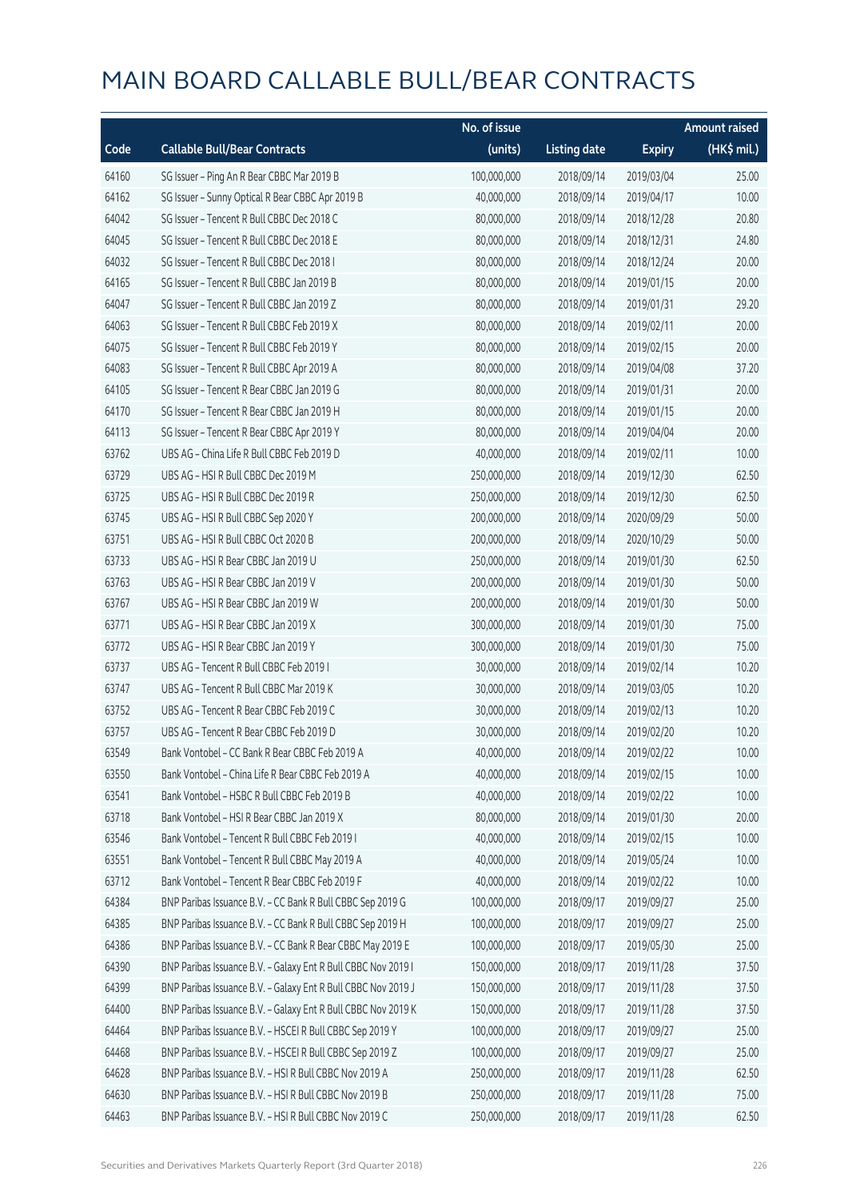# MAIN BOARD CALLABLE BULL/BEAR CONTRACTS

| Code | Callable Bull/Bear Contracts | No. of issue (units) | Listing date | Expiry | Amount raised (HK$ mil.) |
|---|---|---|---|---|---|
| 64160 | SG Issuer – Ping An R Bear CBBC Mar 2019 B | 100,000,000 | 2018/09/14 | 2019/03/04 | 25.00 |
| 64162 | SG Issuer – Sunny Optical R Bear CBBC Apr 2019 B | 40,000,000 | 2018/09/14 | 2019/04/17 | 10.00 |
| 64042 | SG Issuer – Tencent R Bull CBBC Dec 2018 C | 80,000,000 | 2018/09/14 | 2018/12/28 | 20.80 |
| 64045 | SG Issuer – Tencent R Bull CBBC Dec 2018 E | 80,000,000 | 2018/09/14 | 2018/12/31 | 24.80 |
| 64032 | SG Issuer – Tencent R Bull CBBC Dec 2018 I | 80,000,000 | 2018/09/14 | 2018/12/24 | 20.00 |
| 64165 | SG Issuer – Tencent R Bull CBBC Jan 2019 B | 80,000,000 | 2018/09/14 | 2019/01/15 | 20.00 |
| 64047 | SG Issuer – Tencent R Bull CBBC Jan 2019 Z | 80,000,000 | 2018/09/14 | 2019/01/31 | 29.20 |
| 64063 | SG Issuer – Tencent R Bull CBBC Feb 2019 X | 80,000,000 | 2018/09/14 | 2019/02/11 | 20.00 |
| 64075 | SG Issuer – Tencent R Bull CBBC Feb 2019 Y | 80,000,000 | 2018/09/14 | 2019/02/15 | 20.00 |
| 64083 | SG Issuer – Tencent R Bull CBBC Apr 2019 A | 80,000,000 | 2018/09/14 | 2019/04/08 | 37.20 |
| 64105 | SG Issuer – Tencent R Bear CBBC Jan 2019 G | 80,000,000 | 2018/09/14 | 2019/01/31 | 20.00 |
| 64170 | SG Issuer – Tencent R Bear CBBC Jan 2019 H | 80,000,000 | 2018/09/14 | 2019/01/15 | 20.00 |
| 64113 | SG Issuer – Tencent R Bear CBBC Apr 2019 Y | 80,000,000 | 2018/09/14 | 2019/04/04 | 20.00 |
| 63762 | UBS AG – China Life R Bull CBBC Feb 2019 D | 40,000,000 | 2018/09/14 | 2019/02/11 | 10.00 |
| 63729 | UBS AG – HSI R Bull CBBC Dec 2019 M | 250,000,000 | 2018/09/14 | 2019/12/30 | 62.50 |
| 63725 | UBS AG – HSI R Bull CBBC Dec 2019 R | 250,000,000 | 2018/09/14 | 2019/12/30 | 62.50 |
| 63745 | UBS AG – HSI R Bull CBBC Sep 2020 Y | 200,000,000 | 2018/09/14 | 2020/09/29 | 50.00 |
| 63751 | UBS AG – HSI R Bull CBBC Oct 2020 B | 200,000,000 | 2018/09/14 | 2020/10/29 | 50.00 |
| 63733 | UBS AG – HSI R Bear CBBC Jan 2019 U | 250,000,000 | 2018/09/14 | 2019/01/30 | 62.50 |
| 63763 | UBS AG – HSI R Bear CBBC Jan 2019 V | 200,000,000 | 2018/09/14 | 2019/01/30 | 50.00 |
| 63767 | UBS AG – HSI R Bear CBBC Jan 2019 W | 200,000,000 | 2018/09/14 | 2019/01/30 | 50.00 |
| 63771 | UBS AG – HSI R Bear CBBC Jan 2019 X | 300,000,000 | 2018/09/14 | 2019/01/30 | 75.00 |
| 63772 | UBS AG – HSI R Bear CBBC Jan 2019 Y | 300,000,000 | 2018/09/14 | 2019/01/30 | 75.00 |
| 63737 | UBS AG – Tencent R Bull CBBC Feb 2019 I | 30,000,000 | 2018/09/14 | 2019/02/14 | 10.20 |
| 63747 | UBS AG – Tencent R Bull CBBC Mar 2019 K | 30,000,000 | 2018/09/14 | 2019/03/05 | 10.20 |
| 63752 | UBS AG – Tencent R Bear CBBC Feb 2019 C | 30,000,000 | 2018/09/14 | 2019/02/13 | 10.20 |
| 63757 | UBS AG – Tencent R Bear CBBC Feb 2019 D | 30,000,000 | 2018/09/14 | 2019/02/20 | 10.20 |
| 63549 | Bank Vontobel – CC Bank R Bear CBBC Feb 2019 A | 40,000,000 | 2018/09/14 | 2019/02/22 | 10.00 |
| 63550 | Bank Vontobel – China Life R Bear CBBC Feb 2019 A | 40,000,000 | 2018/09/14 | 2019/02/15 | 10.00 |
| 63541 | Bank Vontobel – HSBC R Bull CBBC Feb 2019 B | 40,000,000 | 2018/09/14 | 2019/02/22 | 10.00 |
| 63718 | Bank Vontobel – HSI R Bear CBBC Jan 2019 X | 80,000,000 | 2018/09/14 | 2019/01/30 | 20.00 |
| 63546 | Bank Vontobel – Tencent R Bull CBBC Feb 2019 I | 40,000,000 | 2018/09/14 | 2019/02/15 | 10.00 |
| 63551 | Bank Vontobel – Tencent R Bull CBBC May 2019 A | 40,000,000 | 2018/09/14 | 2019/05/24 | 10.00 |
| 63712 | Bank Vontobel – Tencent R Bear CBBC Feb 2019 F | 40,000,000 | 2018/09/14 | 2019/02/22 | 10.00 |
| 64384 | BNP Paribas Issuance B.V. – CC Bank R Bull CBBC Sep 2019 G | 100,000,000 | 2018/09/17 | 2019/09/27 | 25.00 |
| 64385 | BNP Paribas Issuance B.V. – CC Bank R Bull CBBC Sep 2019 H | 100,000,000 | 2018/09/17 | 2019/09/27 | 25.00 |
| 64386 | BNP Paribas Issuance B.V. – CC Bank R Bear CBBC May 2019 E | 100,000,000 | 2018/09/17 | 2019/05/30 | 25.00 |
| 64390 | BNP Paribas Issuance B.V. – Galaxy Ent R Bull CBBC Nov 2019 I | 150,000,000 | 2018/09/17 | 2019/11/28 | 37.50 |
| 64399 | BNP Paribas Issuance B.V. – Galaxy Ent R Bull CBBC Nov 2019 J | 150,000,000 | 2018/09/17 | 2019/11/28 | 37.50 |
| 64400 | BNP Paribas Issuance B.V. – Galaxy Ent R Bull CBBC Nov 2019 K | 150,000,000 | 2018/09/17 | 2019/11/28 | 37.50 |
| 64464 | BNP Paribas Issuance B.V. – HSCEI R Bull CBBC Sep 2019 Y | 100,000,000 | 2018/09/17 | 2019/09/27 | 25.00 |
| 64468 | BNP Paribas Issuance B.V. – HSCEI R Bull CBBC Sep 2019 Z | 100,000,000 | 2018/09/17 | 2019/09/27 | 25.00 |
| 64628 | BNP Paribas Issuance B.V. – HSI R Bull CBBC Nov 2019 A | 250,000,000 | 2018/09/17 | 2019/11/28 | 62.50 |
| 64630 | BNP Paribas Issuance B.V. – HSI R Bull CBBC Nov 2019 B | 250,000,000 | 2018/09/17 | 2019/11/28 | 75.00 |
| 64463 | BNP Paribas Issuance B.V. – HSI R Bull CBBC Nov 2019 C | 250,000,000 | 2018/09/17 | 2019/11/28 | 62.50 |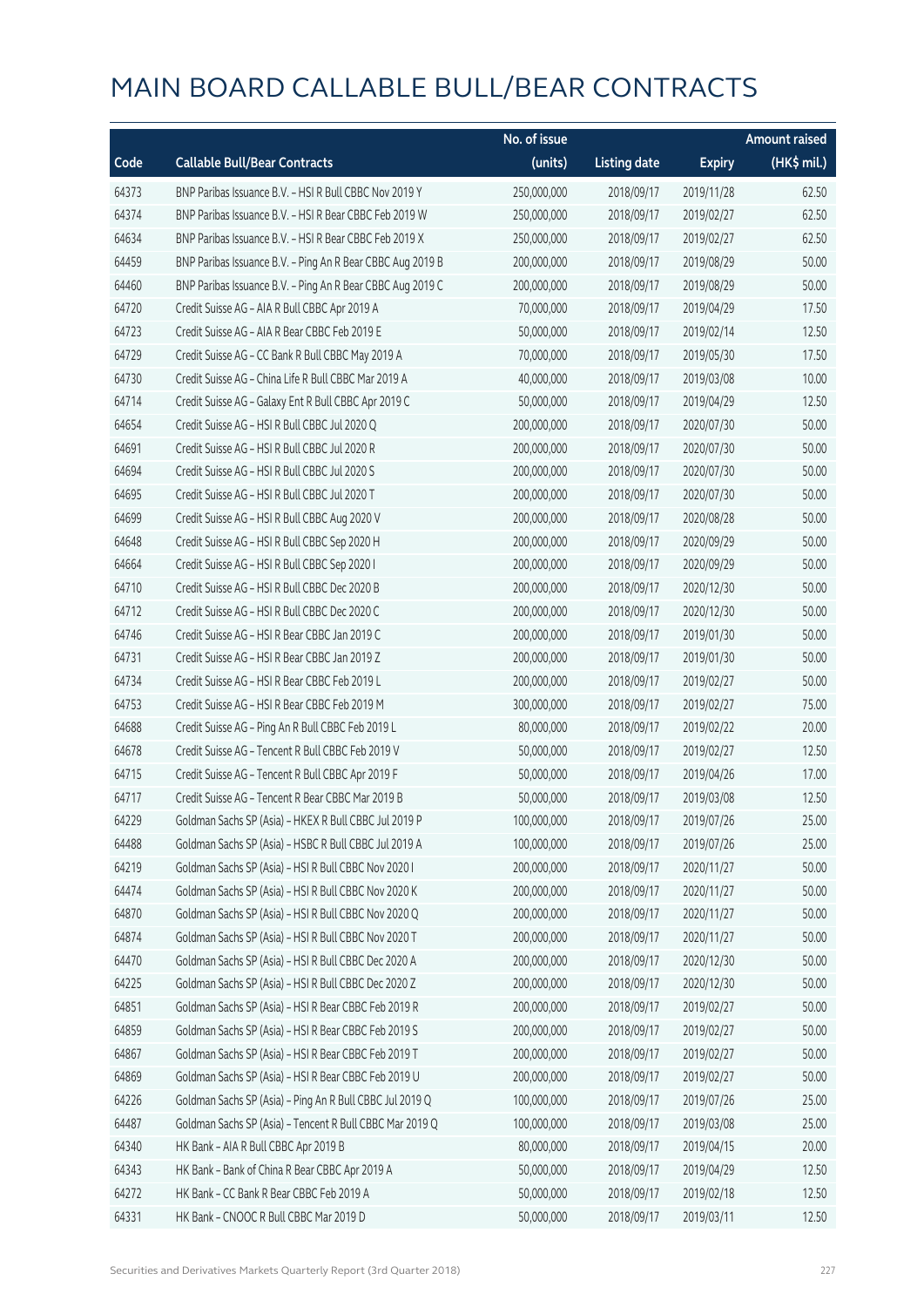# MAIN BOARD CALLABLE BULL/BEAR CONTRACTS

| Code | Callable Bull/Bear Contracts | No. of issue (units) | Listing date | Expiry | Amount raised (HK$ mil.) |
|---|---|---|---|---|---|
| 64373 | BNP Paribas Issuance B.V. – HSI R Bull CBBC Nov 2019 Y | 250,000,000 | 2018/09/17 | 2019/11/28 | 62.50 |
| 64374 | BNP Paribas Issuance B.V. – HSI R Bear CBBC Feb 2019 W | 250,000,000 | 2018/09/17 | 2019/02/27 | 62.50 |
| 64634 | BNP Paribas Issuance B.V. – HSI R Bear CBBC Feb 2019 X | 250,000,000 | 2018/09/17 | 2019/02/27 | 62.50 |
| 64459 | BNP Paribas Issuance B.V. – Ping An R Bear CBBC Aug 2019 B | 200,000,000 | 2018/09/17 | 2019/08/29 | 50.00 |
| 64460 | BNP Paribas Issuance B.V. – Ping An R Bear CBBC Aug 2019 C | 200,000,000 | 2018/09/17 | 2019/08/29 | 50.00 |
| 64720 | Credit Suisse AG – AIA R Bull CBBC Apr 2019 A | 70,000,000 | 2018/09/17 | 2019/04/29 | 17.50 |
| 64723 | Credit Suisse AG – AIA R Bear CBBC Feb 2019 E | 50,000,000 | 2018/09/17 | 2019/02/14 | 12.50 |
| 64729 | Credit Suisse AG – CC Bank R Bull CBBC May 2019 A | 70,000,000 | 2018/09/17 | 2019/05/30 | 17.50 |
| 64730 | Credit Suisse AG – China Life R Bull CBBC Mar 2019 A | 40,000,000 | 2018/09/17 | 2019/03/08 | 10.00 |
| 64714 | Credit Suisse AG – Galaxy Ent R Bull CBBC Apr 2019 C | 50,000,000 | 2018/09/17 | 2019/04/29 | 12.50 |
| 64654 | Credit Suisse AG – HSI R Bull CBBC Jul 2020 Q | 200,000,000 | 2018/09/17 | 2020/07/30 | 50.00 |
| 64691 | Credit Suisse AG – HSI R Bull CBBC Jul 2020 R | 200,000,000 | 2018/09/17 | 2020/07/30 | 50.00 |
| 64694 | Credit Suisse AG – HSI R Bull CBBC Jul 2020 S | 200,000,000 | 2018/09/17 | 2020/07/30 | 50.00 |
| 64695 | Credit Suisse AG – HSI R Bull CBBC Jul 2020 T | 200,000,000 | 2018/09/17 | 2020/07/30 | 50.00 |
| 64699 | Credit Suisse AG – HSI R Bull CBBC Aug 2020 V | 200,000,000 | 2018/09/17 | 2020/08/28 | 50.00 |
| 64648 | Credit Suisse AG – HSI R Bull CBBC Sep 2020 H | 200,000,000 | 2018/09/17 | 2020/09/29 | 50.00 |
| 64664 | Credit Suisse AG – HSI R Bull CBBC Sep 2020 I | 200,000,000 | 2018/09/17 | 2020/09/29 | 50.00 |
| 64710 | Credit Suisse AG – HSI R Bull CBBC Dec 2020 B | 200,000,000 | 2018/09/17 | 2020/12/30 | 50.00 |
| 64712 | Credit Suisse AG – HSI R Bull CBBC Dec 2020 C | 200,000,000 | 2018/09/17 | 2020/12/30 | 50.00 |
| 64746 | Credit Suisse AG – HSI R Bear CBBC Jan 2019 C | 200,000,000 | 2018/09/17 | 2019/01/30 | 50.00 |
| 64731 | Credit Suisse AG – HSI R Bear CBBC Jan 2019 Z | 200,000,000 | 2018/09/17 | 2019/01/30 | 50.00 |
| 64734 | Credit Suisse AG – HSI R Bear CBBC Feb 2019 L | 200,000,000 | 2018/09/17 | 2019/02/27 | 50.00 |
| 64753 | Credit Suisse AG – HSI R Bear CBBC Feb 2019 M | 300,000,000 | 2018/09/17 | 2019/02/27 | 75.00 |
| 64688 | Credit Suisse AG – Ping An R Bull CBBC Feb 2019 L | 80,000,000 | 2018/09/17 | 2019/02/22 | 20.00 |
| 64678 | Credit Suisse AG – Tencent R Bull CBBC Feb 2019 V | 50,000,000 | 2018/09/17 | 2019/02/27 | 12.50 |
| 64715 | Credit Suisse AG – Tencent R Bull CBBC Apr 2019 F | 50,000,000 | 2018/09/17 | 2019/04/26 | 17.00 |
| 64717 | Credit Suisse AG – Tencent R Bear CBBC Mar 2019 B | 50,000,000 | 2018/09/17 | 2019/03/08 | 12.50 |
| 64229 | Goldman Sachs SP (Asia) – HKEX R Bull CBBC Jul 2019 P | 100,000,000 | 2018/09/17 | 2019/07/26 | 25.00 |
| 64488 | Goldman Sachs SP (Asia) – HSBC R Bull CBBC Jul 2019 A | 100,000,000 | 2018/09/17 | 2019/07/26 | 25.00 |
| 64219 | Goldman Sachs SP (Asia) – HSI R Bull CBBC Nov 2020 I | 200,000,000 | 2018/09/17 | 2020/11/27 | 50.00 |
| 64474 | Goldman Sachs SP (Asia) – HSI R Bull CBBC Nov 2020 K | 200,000,000 | 2018/09/17 | 2020/11/27 | 50.00 |
| 64870 | Goldman Sachs SP (Asia) – HSI R Bull CBBC Nov 2020 Q | 200,000,000 | 2018/09/17 | 2020/11/27 | 50.00 |
| 64874 | Goldman Sachs SP (Asia) – HSI R Bull CBBC Nov 2020 T | 200,000,000 | 2018/09/17 | 2020/11/27 | 50.00 |
| 64470 | Goldman Sachs SP (Asia) – HSI R Bull CBBC Dec 2020 A | 200,000,000 | 2018/09/17 | 2020/12/30 | 50.00 |
| 64225 | Goldman Sachs SP (Asia) – HSI R Bull CBBC Dec 2020 Z | 200,000,000 | 2018/09/17 | 2020/12/30 | 50.00 |
| 64851 | Goldman Sachs SP (Asia) – HSI R Bear CBBC Feb 2019 R | 200,000,000 | 2018/09/17 | 2019/02/27 | 50.00 |
| 64859 | Goldman Sachs SP (Asia) – HSI R Bear CBBC Feb 2019 S | 200,000,000 | 2018/09/17 | 2019/02/27 | 50.00 |
| 64867 | Goldman Sachs SP (Asia) – HSI R Bear CBBC Feb 2019 T | 200,000,000 | 2018/09/17 | 2019/02/27 | 50.00 |
| 64869 | Goldman Sachs SP (Asia) – HSI R Bear CBBC Feb 2019 U | 200,000,000 | 2018/09/17 | 2019/02/27 | 50.00 |
| 64226 | Goldman Sachs SP (Asia) – Ping An R Bull CBBC Jul 2019 Q | 100,000,000 | 2018/09/17 | 2019/07/26 | 25.00 |
| 64487 | Goldman Sachs SP (Asia) – Tencent R Bull CBBC Mar 2019 Q | 100,000,000 | 2018/09/17 | 2019/03/08 | 25.00 |
| 64340 | HK Bank – AIA R Bull CBBC Apr 2019 B | 80,000,000 | 2018/09/17 | 2019/04/15 | 20.00 |
| 64343 | HK Bank – Bank of China R Bear CBBC Apr 2019 A | 50,000,000 | 2018/09/17 | 2019/04/29 | 12.50 |
| 64272 | HK Bank – CC Bank R Bear CBBC Feb 2019 A | 50,000,000 | 2018/09/17 | 2019/02/18 | 12.50 |
| 64331 | HK Bank – CNOOC R Bull CBBC Mar 2019 D | 50,000,000 | 2018/09/17 | 2019/03/11 | 12.50 |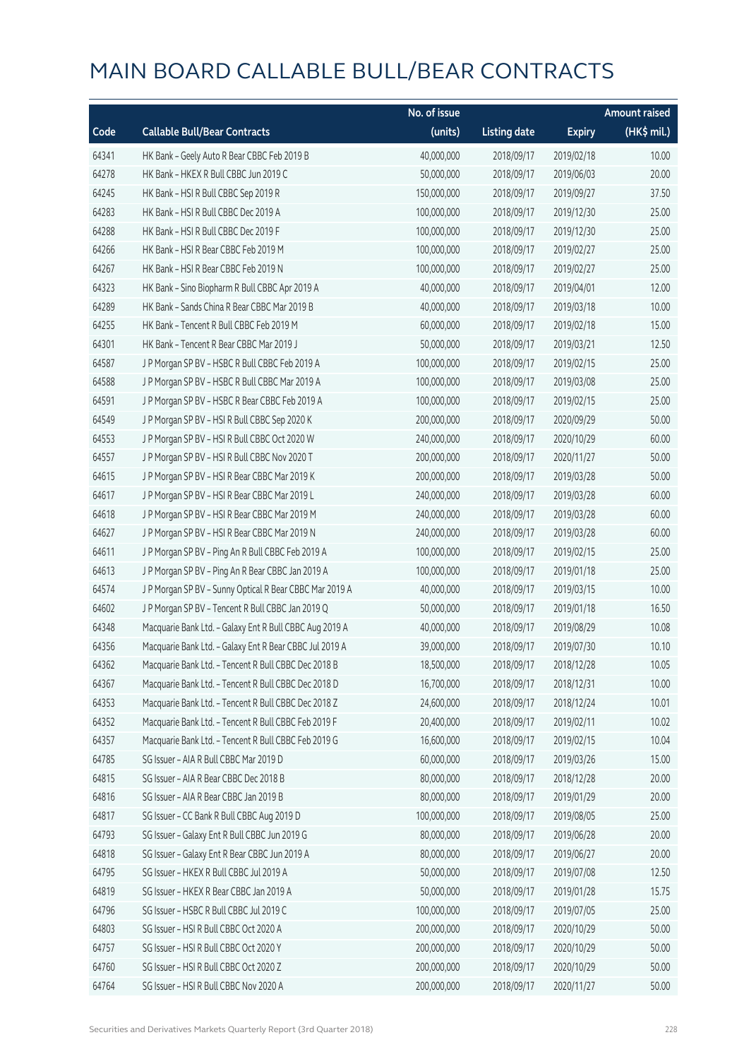# MAIN BOARD CALLABLE BULL/BEAR CONTRACTS

| Code | Callable Bull/Bear Contracts | No. of issue (units) | Listing date | Expiry | Amount raised (HK$ mil.) |
|---|---|---|---|---|---|
| 64341 | HK Bank – Geely Auto R Bear CBBC Feb 2019 B | 40,000,000 | 2018/09/17 | 2019/02/18 | 10.00 |
| 64278 | HK Bank – HKEX R Bull CBBC Jun 2019 C | 50,000,000 | 2018/09/17 | 2019/06/03 | 20.00 |
| 64245 | HK Bank – HSI R Bull CBBC Sep 2019 R | 150,000,000 | 2018/09/17 | 2019/09/27 | 37.50 |
| 64283 | HK Bank – HSI R Bull CBBC Dec 2019 A | 100,000,000 | 2018/09/17 | 2019/12/30 | 25.00 |
| 64288 | HK Bank – HSI R Bull CBBC Dec 2019 F | 100,000,000 | 2018/09/17 | 2019/12/30 | 25.00 |
| 64266 | HK Bank – HSI R Bear CBBC Feb 2019 M | 100,000,000 | 2018/09/17 | 2019/02/27 | 25.00 |
| 64267 | HK Bank – HSI R Bear CBBC Feb 2019 N | 100,000,000 | 2018/09/17 | 2019/02/27 | 25.00 |
| 64323 | HK Bank – Sino Biopharm R Bull CBBC Apr 2019 A | 40,000,000 | 2018/09/17 | 2019/04/01 | 12.00 |
| 64289 | HK Bank – Sands China R Bear CBBC Mar 2019 B | 40,000,000 | 2018/09/17 | 2019/03/18 | 10.00 |
| 64255 | HK Bank – Tencent R Bull CBBC Feb 2019 M | 60,000,000 | 2018/09/17 | 2019/02/18 | 15.00 |
| 64301 | HK Bank – Tencent R Bear CBBC Mar 2019 J | 50,000,000 | 2018/09/17 | 2019/03/21 | 12.50 |
| 64587 | J P Morgan SP BV – HSBC R Bull CBBC Feb 2019 A | 100,000,000 | 2018/09/17 | 2019/02/15 | 25.00 |
| 64588 | J P Morgan SP BV – HSBC R Bull CBBC Mar 2019 A | 100,000,000 | 2018/09/17 | 2019/03/08 | 25.00 |
| 64591 | J P Morgan SP BV – HSBC R Bear CBBC Feb 2019 A | 100,000,000 | 2018/09/17 | 2019/02/15 | 25.00 |
| 64549 | J P Morgan SP BV – HSI R Bull CBBC Sep 2020 K | 200,000,000 | 2018/09/17 | 2020/09/29 | 50.00 |
| 64553 | J P Morgan SP BV – HSI R Bull CBBC Oct 2020 W | 240,000,000 | 2018/09/17 | 2020/10/29 | 60.00 |
| 64557 | J P Morgan SP BV – HSI R Bull CBBC Nov 2020 T | 200,000,000 | 2018/09/17 | 2020/11/27 | 50.00 |
| 64615 | J P Morgan SP BV – HSI R Bear CBBC Mar 2019 K | 200,000,000 | 2018/09/17 | 2019/03/28 | 50.00 |
| 64617 | J P Morgan SP BV – HSI R Bear CBBC Mar 2019 L | 240,000,000 | 2018/09/17 | 2019/03/28 | 60.00 |
| 64618 | J P Morgan SP BV – HSI R Bear CBBC Mar 2019 M | 240,000,000 | 2018/09/17 | 2019/03/28 | 60.00 |
| 64627 | J P Morgan SP BV – HSI R Bear CBBC Mar 2019 N | 240,000,000 | 2018/09/17 | 2019/03/28 | 60.00 |
| 64611 | J P Morgan SP BV – Ping An R Bull CBBC Feb 2019 A | 100,000,000 | 2018/09/17 | 2019/02/15 | 25.00 |
| 64613 | J P Morgan SP BV – Ping An R Bear CBBC Jan 2019 A | 100,000,000 | 2018/09/17 | 2019/01/18 | 25.00 |
| 64574 | J P Morgan SP BV – Sunny Optical R Bear CBBC Mar 2019 A | 40,000,000 | 2018/09/17 | 2019/03/15 | 10.00 |
| 64602 | J P Morgan SP BV – Tencent R Bull CBBC Jan 2019 Q | 50,000,000 | 2018/09/17 | 2019/01/18 | 16.50 |
| 64348 | Macquarie Bank Ltd. – Galaxy Ent R Bull CBBC Aug 2019 A | 40,000,000 | 2018/09/17 | 2019/08/29 | 10.08 |
| 64356 | Macquarie Bank Ltd. – Galaxy Ent R Bear CBBC Jul 2019 A | 39,000,000 | 2018/09/17 | 2019/07/30 | 10.10 |
| 64362 | Macquarie Bank Ltd. – Tencent R Bull CBBC Dec 2018 B | 18,500,000 | 2018/09/17 | 2018/12/28 | 10.05 |
| 64367 | Macquarie Bank Ltd. – Tencent R Bull CBBC Dec 2018 D | 16,700,000 | 2018/09/17 | 2018/12/31 | 10.00 |
| 64353 | Macquarie Bank Ltd. – Tencent R Bull CBBC Dec 2018 Z | 24,600,000 | 2018/09/17 | 2018/12/24 | 10.01 |
| 64352 | Macquarie Bank Ltd. – Tencent R Bull CBBC Feb 2019 F | 20,400,000 | 2018/09/17 | 2019/02/11 | 10.02 |
| 64357 | Macquarie Bank Ltd. – Tencent R Bull CBBC Feb 2019 G | 16,600,000 | 2018/09/17 | 2019/02/15 | 10.04 |
| 64785 | SG Issuer – AIA R Bull CBBC Mar 2019 D | 60,000,000 | 2018/09/17 | 2019/03/26 | 15.00 |
| 64815 | SG Issuer – AIA R Bear CBBC Dec 2018 B | 80,000,000 | 2018/09/17 | 2018/12/28 | 20.00 |
| 64816 | SG Issuer – AIA R Bear CBBC Jan 2019 B | 80,000,000 | 2018/09/17 | 2019/01/29 | 20.00 |
| 64817 | SG Issuer – CC Bank R Bull CBBC Aug 2019 D | 100,000,000 | 2018/09/17 | 2019/08/05 | 25.00 |
| 64793 | SG Issuer – Galaxy Ent R Bull CBBC Jun 2019 G | 80,000,000 | 2018/09/17 | 2019/06/28 | 20.00 |
| 64818 | SG Issuer – Galaxy Ent R Bear CBBC Jun 2019 A | 80,000,000 | 2018/09/17 | 2019/06/27 | 20.00 |
| 64795 | SG Issuer – HKEX R Bull CBBC Jul 2019 A | 50,000,000 | 2018/09/17 | 2019/07/08 | 12.50 |
| 64819 | SG Issuer – HKEX R Bear CBBC Jan 2019 A | 50,000,000 | 2018/09/17 | 2019/01/28 | 15.75 |
| 64796 | SG Issuer – HSBC R Bull CBBC Jul 2019 C | 100,000,000 | 2018/09/17 | 2019/07/05 | 25.00 |
| 64803 | SG Issuer – HSI R Bull CBBC Oct 2020 A | 200,000,000 | 2018/09/17 | 2020/10/29 | 50.00 |
| 64757 | SG Issuer – HSI R Bull CBBC Oct 2020 Y | 200,000,000 | 2018/09/17 | 2020/10/29 | 50.00 |
| 64760 | SG Issuer – HSI R Bull CBBC Oct 2020 Z | 200,000,000 | 2018/09/17 | 2020/10/29 | 50.00 |
| 64764 | SG Issuer – HSI R Bull CBBC Nov 2020 A | 200,000,000 | 2018/09/17 | 2020/11/27 | 50.00 |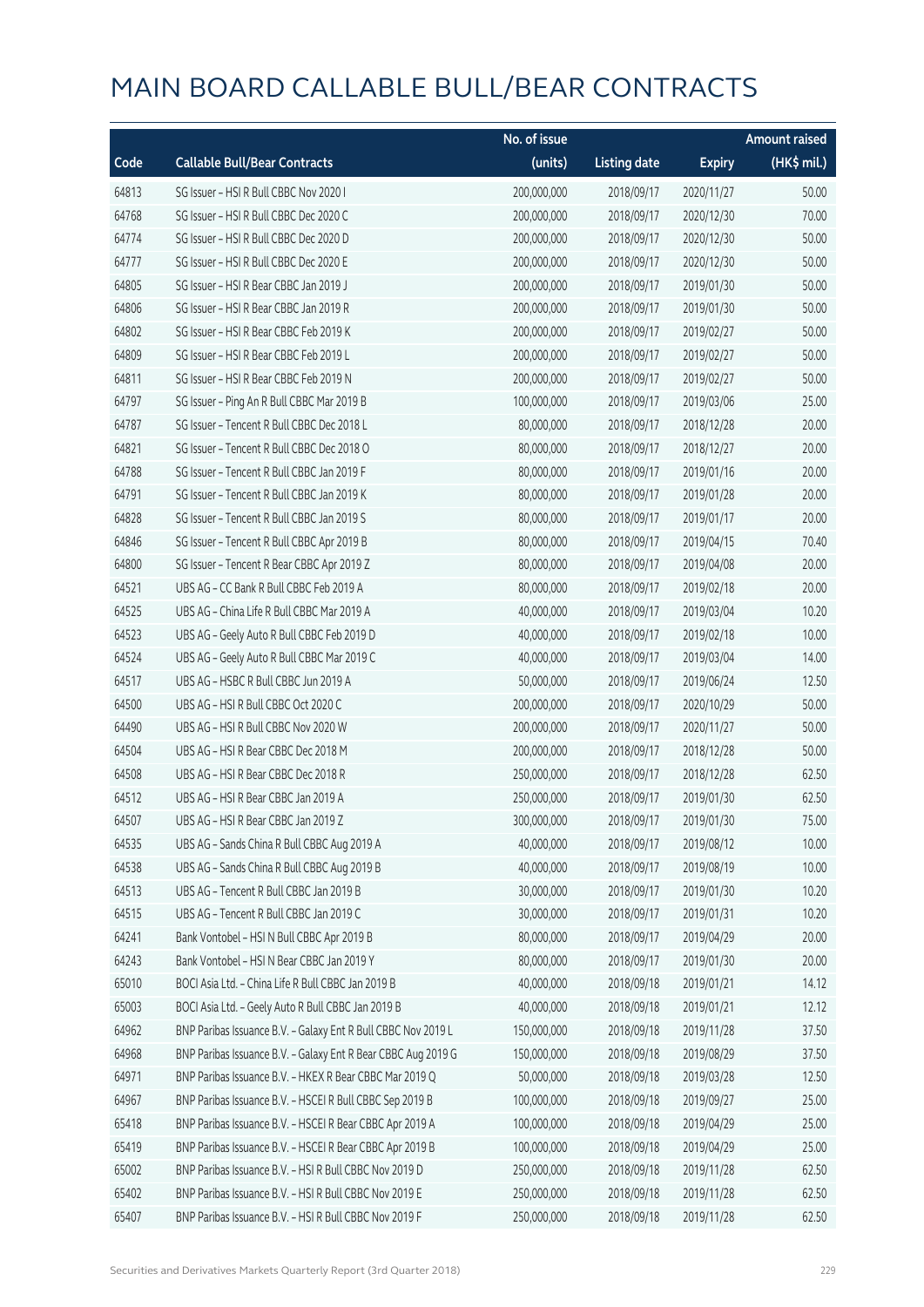# MAIN BOARD CALLABLE BULL/BEAR CONTRACTS

| Code | Callable Bull/Bear Contracts | No. of issue (units) | Listing date | Expiry | Amount raised (HK$ mil.) |
|---|---|---|---|---|---|
| 64813 | SG Issuer – HSI R Bull CBBC Nov 2020 I | 200,000,000 | 2018/09/17 | 2020/11/27 | 50.00 |
| 64768 | SG Issuer – HSI R Bull CBBC Dec 2020 C | 200,000,000 | 2018/09/17 | 2020/12/30 | 70.00 |
| 64774 | SG Issuer – HSI R Bull CBBC Dec 2020 D | 200,000,000 | 2018/09/17 | 2020/12/30 | 50.00 |
| 64777 | SG Issuer – HSI R Bull CBBC Dec 2020 E | 200,000,000 | 2018/09/17 | 2020/12/30 | 50.00 |
| 64805 | SG Issuer – HSI R Bear CBBC Jan 2019 J | 200,000,000 | 2018/09/17 | 2019/01/30 | 50.00 |
| 64806 | SG Issuer – HSI R Bear CBBC Jan 2019 R | 200,000,000 | 2018/09/17 | 2019/01/30 | 50.00 |
| 64802 | SG Issuer – HSI R Bear CBBC Feb 2019 K | 200,000,000 | 2018/09/17 | 2019/02/27 | 50.00 |
| 64809 | SG Issuer – HSI R Bear CBBC Feb 2019 L | 200,000,000 | 2018/09/17 | 2019/02/27 | 50.00 |
| 64811 | SG Issuer – HSI R Bear CBBC Feb 2019 N | 200,000,000 | 2018/09/17 | 2019/02/27 | 50.00 |
| 64797 | SG Issuer – Ping An R Bull CBBC Mar 2019 B | 100,000,000 | 2018/09/17 | 2019/03/06 | 25.00 |
| 64787 | SG Issuer – Tencent R Bull CBBC Dec 2018 L | 80,000,000 | 2018/09/17 | 2018/12/28 | 20.00 |
| 64821 | SG Issuer – Tencent R Bull CBBC Dec 2018 O | 80,000,000 | 2018/09/17 | 2018/12/27 | 20.00 |
| 64788 | SG Issuer – Tencent R Bull CBBC Jan 2019 F | 80,000,000 | 2018/09/17 | 2019/01/16 | 20.00 |
| 64791 | SG Issuer – Tencent R Bull CBBC Jan 2019 K | 80,000,000 | 2018/09/17 | 2019/01/28 | 20.00 |
| 64828 | SG Issuer – Tencent R Bull CBBC Jan 2019 S | 80,000,000 | 2018/09/17 | 2019/01/17 | 20.00 |
| 64846 | SG Issuer – Tencent R Bull CBBC Apr 2019 B | 80,000,000 | 2018/09/17 | 2019/04/15 | 70.40 |
| 64800 | SG Issuer – Tencent R Bear CBBC Apr 2019 Z | 80,000,000 | 2018/09/17 | 2019/04/08 | 20.00 |
| 64521 | UBS AG – CC Bank R Bull CBBC Feb 2019 A | 80,000,000 | 2018/09/17 | 2019/02/18 | 20.00 |
| 64525 | UBS AG – China Life R Bull CBBC Mar 2019 A | 40,000,000 | 2018/09/17 | 2019/03/04 | 10.20 |
| 64523 | UBS AG – Geely Auto R Bull CBBC Feb 2019 D | 40,000,000 | 2018/09/17 | 2019/02/18 | 10.00 |
| 64524 | UBS AG – Geely Auto R Bull CBBC Mar 2019 C | 40,000,000 | 2018/09/17 | 2019/03/04 | 14.00 |
| 64517 | UBS AG – HSBC R Bull CBBC Jun 2019 A | 50,000,000 | 2018/09/17 | 2019/06/24 | 12.50 |
| 64500 | UBS AG – HSI R Bull CBBC Oct 2020 C | 200,000,000 | 2018/09/17 | 2020/10/29 | 50.00 |
| 64490 | UBS AG – HSI R Bull CBBC Nov 2020 W | 200,000,000 | 2018/09/17 | 2020/11/27 | 50.00 |
| 64504 | UBS AG – HSI R Bear CBBC Dec 2018 M | 200,000,000 | 2018/09/17 | 2018/12/28 | 50.00 |
| 64508 | UBS AG – HSI R Bear CBBC Dec 2018 R | 250,000,000 | 2018/09/17 | 2018/12/28 | 62.50 |
| 64512 | UBS AG – HSI R Bear CBBC Jan 2019 A | 250,000,000 | 2018/09/17 | 2019/01/30 | 62.50 |
| 64507 | UBS AG – HSI R Bear CBBC Jan 2019 Z | 300,000,000 | 2018/09/17 | 2019/01/30 | 75.00 |
| 64535 | UBS AG – Sands China R Bull CBBC Aug 2019 A | 40,000,000 | 2018/09/17 | 2019/08/12 | 10.00 |
| 64538 | UBS AG – Sands China R Bull CBBC Aug 2019 B | 40,000,000 | 2018/09/17 | 2019/08/19 | 10.00 |
| 64513 | UBS AG – Tencent R Bull CBBC Jan 2019 B | 30,000,000 | 2018/09/17 | 2019/01/30 | 10.20 |
| 64515 | UBS AG – Tencent R Bull CBBC Jan 2019 C | 30,000,000 | 2018/09/17 | 2019/01/31 | 10.20 |
| 64241 | Bank Vontobel – HSI N Bull CBBC Apr 2019 B | 80,000,000 | 2018/09/17 | 2019/04/29 | 20.00 |
| 64243 | Bank Vontobel – HSI N Bear CBBC Jan 2019 Y | 80,000,000 | 2018/09/17 | 2019/01/30 | 20.00 |
| 65010 | BOCI Asia Ltd. – China Life R Bull CBBC Jan 2019 B | 40,000,000 | 2018/09/18 | 2019/01/21 | 14.12 |
| 65003 | BOCI Asia Ltd. – Geely Auto R Bull CBBC Jan 2019 B | 40,000,000 | 2018/09/18 | 2019/01/21 | 12.12 |
| 64962 | BNP Paribas Issuance B.V. – Galaxy Ent R Bull CBBC Nov 2019 L | 150,000,000 | 2018/09/18 | 2019/11/28 | 37.50 |
| 64968 | BNP Paribas Issuance B.V. – Galaxy Ent R Bear CBBC Aug 2019 G | 150,000,000 | 2018/09/18 | 2019/08/29 | 37.50 |
| 64971 | BNP Paribas Issuance B.V. – HKEX R Bear CBBC Mar 2019 Q | 50,000,000 | 2018/09/18 | 2019/03/28 | 12.50 |
| 64967 | BNP Paribas Issuance B.V. – HSCEI R Bull CBBC Sep 2019 B | 100,000,000 | 2018/09/18 | 2019/09/27 | 25.00 |
| 65418 | BNP Paribas Issuance B.V. – HSCEI R Bear CBBC Apr 2019 A | 100,000,000 | 2018/09/18 | 2019/04/29 | 25.00 |
| 65419 | BNP Paribas Issuance B.V. – HSCEI R Bear CBBC Apr 2019 B | 100,000,000 | 2018/09/18 | 2019/04/29 | 25.00 |
| 65002 | BNP Paribas Issuance B.V. – HSI R Bull CBBC Nov 2019 D | 250,000,000 | 2018/09/18 | 2019/11/28 | 62.50 |
| 65402 | BNP Paribas Issuance B.V. – HSI R Bull CBBC Nov 2019 E | 250,000,000 | 2018/09/18 | 2019/11/28 | 62.50 |
| 65407 | BNP Paribas Issuance B.V. – HSI R Bull CBBC Nov 2019 F | 250,000,000 | 2018/09/18 | 2019/11/28 | 62.50 |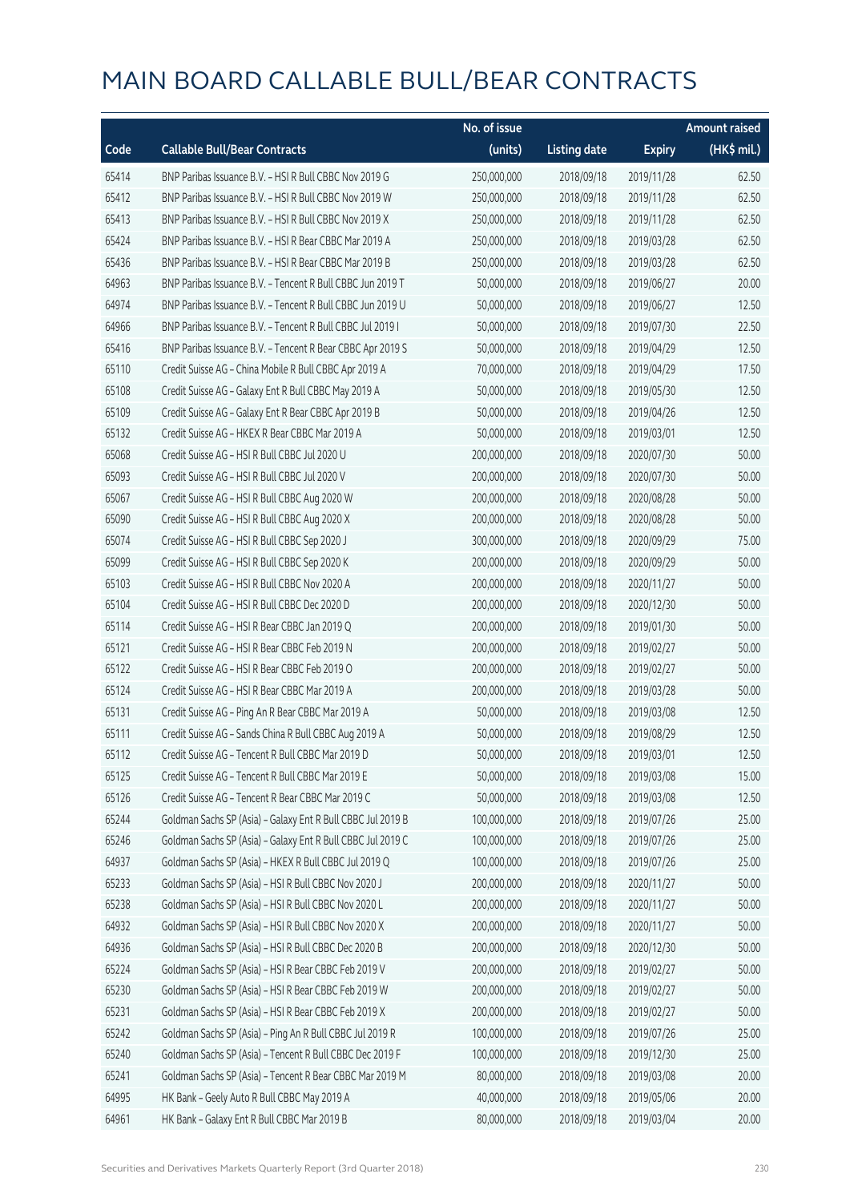# MAIN BOARD CALLABLE BULL/BEAR CONTRACTS

| Code | Callable Bull/Bear Contracts | No. of issue (units) | Listing date | Expiry | Amount raised (HK$ mil.) |
|---|---|---|---|---|---|
| 65414 | BNP Paribas Issuance B.V. – HSI R Bull CBBC Nov 2019 G | 250,000,000 | 2018/09/18 | 2019/11/28 | 62.50 |
| 65412 | BNP Paribas Issuance B.V. – HSI R Bull CBBC Nov 2019 W | 250,000,000 | 2018/09/18 | 2019/11/28 | 62.50 |
| 65413 | BNP Paribas Issuance B.V. – HSI R Bull CBBC Nov 2019 X | 250,000,000 | 2018/09/18 | 2019/11/28 | 62.50 |
| 65424 | BNP Paribas Issuance B.V. – HSI R Bear CBBC Mar 2019 A | 250,000,000 | 2018/09/18 | 2019/03/28 | 62.50 |
| 65436 | BNP Paribas Issuance B.V. – HSI R Bear CBBC Mar 2019 B | 250,000,000 | 2018/09/18 | 2019/03/28 | 62.50 |
| 64963 | BNP Paribas Issuance B.V. – Tencent R Bull CBBC Jun 2019 T | 50,000,000 | 2018/09/18 | 2019/06/27 | 20.00 |
| 64974 | BNP Paribas Issuance B.V. – Tencent R Bull CBBC Jun 2019 U | 50,000,000 | 2018/09/18 | 2019/06/27 | 12.50 |
| 64966 | BNP Paribas Issuance B.V. – Tencent R Bull CBBC Jul 2019 I | 50,000,000 | 2018/09/18 | 2019/07/30 | 22.50 |
| 65416 | BNP Paribas Issuance B.V. – Tencent R Bear CBBC Apr 2019 S | 50,000,000 | 2018/09/18 | 2019/04/29 | 12.50 |
| 65110 | Credit Suisse AG – China Mobile R Bull CBBC Apr 2019 A | 70,000,000 | 2018/09/18 | 2019/04/29 | 17.50 |
| 65108 | Credit Suisse AG – Galaxy Ent R Bull CBBC May 2019 A | 50,000,000 | 2018/09/18 | 2019/05/30 | 12.50 |
| 65109 | Credit Suisse AG – Galaxy Ent R Bear CBBC Apr 2019 B | 50,000,000 | 2018/09/18 | 2019/04/26 | 12.50 |
| 65132 | Credit Suisse AG – HKEX R Bear CBBC Mar 2019 A | 50,000,000 | 2018/09/18 | 2019/03/01 | 12.50 |
| 65068 | Credit Suisse AG – HSI R Bull CBBC Jul 2020 U | 200,000,000 | 2018/09/18 | 2020/07/30 | 50.00 |
| 65093 | Credit Suisse AG – HSI R Bull CBBC Jul 2020 V | 200,000,000 | 2018/09/18 | 2020/07/30 | 50.00 |
| 65067 | Credit Suisse AG – HSI R Bull CBBC Aug 2020 W | 200,000,000 | 2018/09/18 | 2020/08/28 | 50.00 |
| 65090 | Credit Suisse AG – HSI R Bull CBBC Aug 2020 X | 200,000,000 | 2018/09/18 | 2020/08/28 | 50.00 |
| 65074 | Credit Suisse AG – HSI R Bull CBBC Sep 2020 J | 300,000,000 | 2018/09/18 | 2020/09/29 | 75.00 |
| 65099 | Credit Suisse AG – HSI R Bull CBBC Sep 2020 K | 200,000,000 | 2018/09/18 | 2020/09/29 | 50.00 |
| 65103 | Credit Suisse AG – HSI R Bull CBBC Nov 2020 A | 200,000,000 | 2018/09/18 | 2020/11/27 | 50.00 |
| 65104 | Credit Suisse AG – HSI R Bull CBBC Dec 2020 D | 200,000,000 | 2018/09/18 | 2020/12/30 | 50.00 |
| 65114 | Credit Suisse AG – HSI R Bear CBBC Jan 2019 Q | 200,000,000 | 2018/09/18 | 2019/01/30 | 50.00 |
| 65121 | Credit Suisse AG – HSI R Bear CBBC Feb 2019 N | 200,000,000 | 2018/09/18 | 2019/02/27 | 50.00 |
| 65122 | Credit Suisse AG – HSI R Bear CBBC Feb 2019 O | 200,000,000 | 2018/09/18 | 2019/02/27 | 50.00 |
| 65124 | Credit Suisse AG – HSI R Bear CBBC Mar 2019 A | 200,000,000 | 2018/09/18 | 2019/03/28 | 50.00 |
| 65131 | Credit Suisse AG – Ping An R Bear CBBC Mar 2019 A | 50,000,000 | 2018/09/18 | 2019/03/08 | 12.50 |
| 65111 | Credit Suisse AG – Sands China R Bull CBBC Aug 2019 A | 50,000,000 | 2018/09/18 | 2019/08/29 | 12.50 |
| 65112 | Credit Suisse AG – Tencent R Bull CBBC Mar 2019 D | 50,000,000 | 2018/09/18 | 2019/03/01 | 12.50 |
| 65125 | Credit Suisse AG – Tencent R Bull CBBC Mar 2019 E | 50,000,000 | 2018/09/18 | 2019/03/08 | 15.00 |
| 65126 | Credit Suisse AG – Tencent R Bear CBBC Mar 2019 C | 50,000,000 | 2018/09/18 | 2019/03/08 | 12.50 |
| 65244 | Goldman Sachs SP (Asia) – Galaxy Ent R Bull CBBC Jul 2019 B | 100,000,000 | 2018/09/18 | 2019/07/26 | 25.00 |
| 65246 | Goldman Sachs SP (Asia) – Galaxy Ent R Bull CBBC Jul 2019 C | 100,000,000 | 2018/09/18 | 2019/07/26 | 25.00 |
| 64937 | Goldman Sachs SP (Asia) – HKEX R Bull CBBC Jul 2019 Q | 100,000,000 | 2018/09/18 | 2019/07/26 | 25.00 |
| 65233 | Goldman Sachs SP (Asia) – HSI R Bull CBBC Nov 2020 J | 200,000,000 | 2018/09/18 | 2020/11/27 | 50.00 |
| 65238 | Goldman Sachs SP (Asia) – HSI R Bull CBBC Nov 2020 L | 200,000,000 | 2018/09/18 | 2020/11/27 | 50.00 |
| 64932 | Goldman Sachs SP (Asia) – HSI R Bull CBBC Nov 2020 X | 200,000,000 | 2018/09/18 | 2020/11/27 | 50.00 |
| 64936 | Goldman Sachs SP (Asia) – HSI R Bull CBBC Dec 2020 B | 200,000,000 | 2018/09/18 | 2020/12/30 | 50.00 |
| 65224 | Goldman Sachs SP (Asia) – HSI R Bear CBBC Feb 2019 V | 200,000,000 | 2018/09/18 | 2019/02/27 | 50.00 |
| 65230 | Goldman Sachs SP (Asia) – HSI R Bear CBBC Feb 2019 W | 200,000,000 | 2018/09/18 | 2019/02/27 | 50.00 |
| 65231 | Goldman Sachs SP (Asia) – HSI R Bear CBBC Feb 2019 X | 200,000,000 | 2018/09/18 | 2019/02/27 | 50.00 |
| 65242 | Goldman Sachs SP (Asia) – Ping An R Bull CBBC Jul 2019 R | 100,000,000 | 2018/09/18 | 2019/07/26 | 25.00 |
| 65240 | Goldman Sachs SP (Asia) – Tencent R Bull CBBC Dec 2019 F | 100,000,000 | 2018/09/18 | 2019/12/30 | 25.00 |
| 65241 | Goldman Sachs SP (Asia) – Tencent R Bear CBBC Mar 2019 M | 80,000,000 | 2018/09/18 | 2019/03/08 | 20.00 |
| 64995 | HK Bank – Geely Auto R Bull CBBC May 2019 A | 40,000,000 | 2018/09/18 | 2019/05/06 | 20.00 |
| 64961 | HK Bank – Galaxy Ent R Bull CBBC Mar 2019 B | 80,000,000 | 2018/09/18 | 2019/03/04 | 20.00 |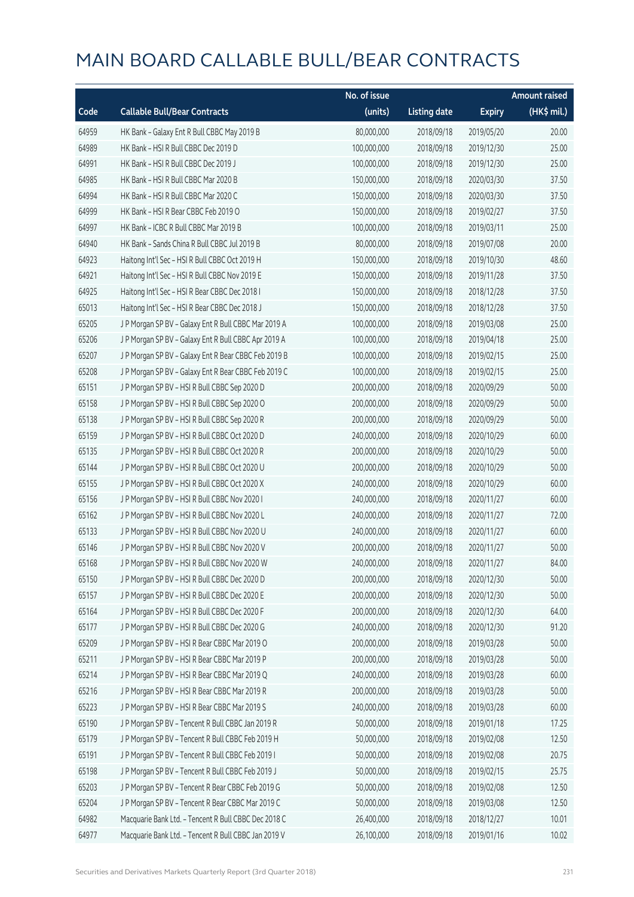# MAIN BOARD CALLABLE BULL/BEAR CONTRACTS

| Code | Callable Bull/Bear Contracts | No. of issue (units) | Listing date | Expiry | Amount raised (HK$ mil.) |
|---|---|---|---|---|---|
| 64959 | HK Bank – Galaxy Ent R Bull CBBC May 2019 B | 80,000,000 | 2018/09/18 | 2019/05/20 | 20.00 |
| 64989 | HK Bank – HSI R Bull CBBC Dec 2019 D | 100,000,000 | 2018/09/18 | 2019/12/30 | 25.00 |
| 64991 | HK Bank – HSI R Bull CBBC Dec 2019 J | 100,000,000 | 2018/09/18 | 2019/12/30 | 25.00 |
| 64985 | HK Bank – HSI R Bull CBBC Mar 2020 B | 150,000,000 | 2018/09/18 | 2020/03/30 | 37.50 |
| 64994 | HK Bank – HSI R Bull CBBC Mar 2020 C | 150,000,000 | 2018/09/18 | 2020/03/30 | 37.50 |
| 64999 | HK Bank – HSI R Bear CBBC Feb 2019 O | 150,000,000 | 2018/09/18 | 2019/02/27 | 37.50 |
| 64997 | HK Bank – ICBC R Bull CBBC Mar 2019 B | 100,000,000 | 2018/09/18 | 2019/03/11 | 25.00 |
| 64940 | HK Bank – Sands China R Bull CBBC Jul 2019 B | 80,000,000 | 2018/09/18 | 2019/07/08 | 20.00 |
| 64923 | Haitong Int'l Sec – HSI R Bull CBBC Oct 2019 H | 150,000,000 | 2018/09/18 | 2019/10/30 | 48.60 |
| 64921 | Haitong Int'l Sec – HSI R Bull CBBC Nov 2019 E | 150,000,000 | 2018/09/18 | 2019/11/28 | 37.50 |
| 64925 | Haitong Int'l Sec – HSI R Bear CBBC Dec 2018 I | 150,000,000 | 2018/09/18 | 2018/12/28 | 37.50 |
| 65013 | Haitong Int'l Sec – HSI R Bear CBBC Dec 2018 J | 150,000,000 | 2018/09/18 | 2018/12/28 | 37.50 |
| 65205 | J P Morgan SP BV – Galaxy Ent R Bull CBBC Mar 2019 A | 100,000,000 | 2018/09/18 | 2019/03/08 | 25.00 |
| 65206 | J P Morgan SP BV – Galaxy Ent R Bull CBBC Apr 2019 A | 100,000,000 | 2018/09/18 | 2019/04/18 | 25.00 |
| 65207 | J P Morgan SP BV – Galaxy Ent R Bear CBBC Feb 2019 B | 100,000,000 | 2018/09/18 | 2019/02/15 | 25.00 |
| 65208 | J P Morgan SP BV – Galaxy Ent R Bear CBBC Feb 2019 C | 100,000,000 | 2018/09/18 | 2019/02/15 | 25.00 |
| 65151 | J P Morgan SP BV – HSI R Bull CBBC Sep 2020 D | 200,000,000 | 2018/09/18 | 2020/09/29 | 50.00 |
| 65158 | J P Morgan SP BV – HSI R Bull CBBC Sep 2020 O | 200,000,000 | 2018/09/18 | 2020/09/29 | 50.00 |
| 65138 | J P Morgan SP BV – HSI R Bull CBBC Sep 2020 R | 200,000,000 | 2018/09/18 | 2020/09/29 | 50.00 |
| 65159 | J P Morgan SP BV – HSI R Bull CBBC Oct 2020 D | 240,000,000 | 2018/09/18 | 2020/10/29 | 60.00 |
| 65135 | J P Morgan SP BV – HSI R Bull CBBC Oct 2020 R | 200,000,000 | 2018/09/18 | 2020/10/29 | 50.00 |
| 65144 | J P Morgan SP BV – HSI R Bull CBBC Oct 2020 U | 200,000,000 | 2018/09/18 | 2020/10/29 | 50.00 |
| 65155 | J P Morgan SP BV – HSI R Bull CBBC Oct 2020 X | 240,000,000 | 2018/09/18 | 2020/10/29 | 60.00 |
| 65156 | J P Morgan SP BV – HSI R Bull CBBC Nov 2020 I | 240,000,000 | 2018/09/18 | 2020/11/27 | 60.00 |
| 65162 | J P Morgan SP BV – HSI R Bull CBBC Nov 2020 L | 240,000,000 | 2018/09/18 | 2020/11/27 | 72.00 |
| 65133 | J P Morgan SP BV – HSI R Bull CBBC Nov 2020 U | 240,000,000 | 2018/09/18 | 2020/11/27 | 60.00 |
| 65146 | J P Morgan SP BV – HSI R Bull CBBC Nov 2020 V | 200,000,000 | 2018/09/18 | 2020/11/27 | 50.00 |
| 65168 | J P Morgan SP BV – HSI R Bull CBBC Nov 2020 W | 240,000,000 | 2018/09/18 | 2020/11/27 | 84.00 |
| 65150 | J P Morgan SP BV – HSI R Bull CBBC Dec 2020 D | 200,000,000 | 2018/09/18 | 2020/12/30 | 50.00 |
| 65157 | J P Morgan SP BV – HSI R Bull CBBC Dec 2020 E | 200,000,000 | 2018/09/18 | 2020/12/30 | 50.00 |
| 65164 | J P Morgan SP BV – HSI R Bull CBBC Dec 2020 F | 200,000,000 | 2018/09/18 | 2020/12/30 | 64.00 |
| 65177 | J P Morgan SP BV – HSI R Bull CBBC Dec 2020 G | 240,000,000 | 2018/09/18 | 2020/12/30 | 91.20 |
| 65209 | J P Morgan SP BV – HSI R Bear CBBC Mar 2019 O | 200,000,000 | 2018/09/18 | 2019/03/28 | 50.00 |
| 65211 | J P Morgan SP BV – HSI R Bear CBBC Mar 2019 P | 200,000,000 | 2018/09/18 | 2019/03/28 | 50.00 |
| 65214 | J P Morgan SP BV – HSI R Bear CBBC Mar 2019 Q | 240,000,000 | 2018/09/18 | 2019/03/28 | 60.00 |
| 65216 | J P Morgan SP BV – HSI R Bear CBBC Mar 2019 R | 200,000,000 | 2018/09/18 | 2019/03/28 | 50.00 |
| 65223 | J P Morgan SP BV – HSI R Bear CBBC Mar 2019 S | 240,000,000 | 2018/09/18 | 2019/03/28 | 60.00 |
| 65190 | J P Morgan SP BV – Tencent R Bull CBBC Jan 2019 R | 50,000,000 | 2018/09/18 | 2019/01/18 | 17.25 |
| 65179 | J P Morgan SP BV – Tencent R Bull CBBC Feb 2019 H | 50,000,000 | 2018/09/18 | 2019/02/08 | 12.50 |
| 65191 | J P Morgan SP BV – Tencent R Bull CBBC Feb 2019 I | 50,000,000 | 2018/09/18 | 2019/02/08 | 20.75 |
| 65198 | J P Morgan SP BV – Tencent R Bull CBBC Feb 2019 J | 50,000,000 | 2018/09/18 | 2019/02/15 | 25.75 |
| 65203 | J P Morgan SP BV – Tencent R Bear CBBC Feb 2019 G | 50,000,000 | 2018/09/18 | 2019/02/08 | 12.50 |
| 65204 | J P Morgan SP BV – Tencent R Bear CBBC Mar 2019 C | 50,000,000 | 2018/09/18 | 2019/03/08 | 12.50 |
| 64982 | Macquarie Bank Ltd. – Tencent R Bull CBBC Dec 2018 C | 26,400,000 | 2018/09/18 | 2018/12/27 | 10.01 |
| 64977 | Macquarie Bank Ltd. – Tencent R Bull CBBC Jan 2019 V | 26,100,000 | 2018/09/18 | 2019/01/16 | 10.02 |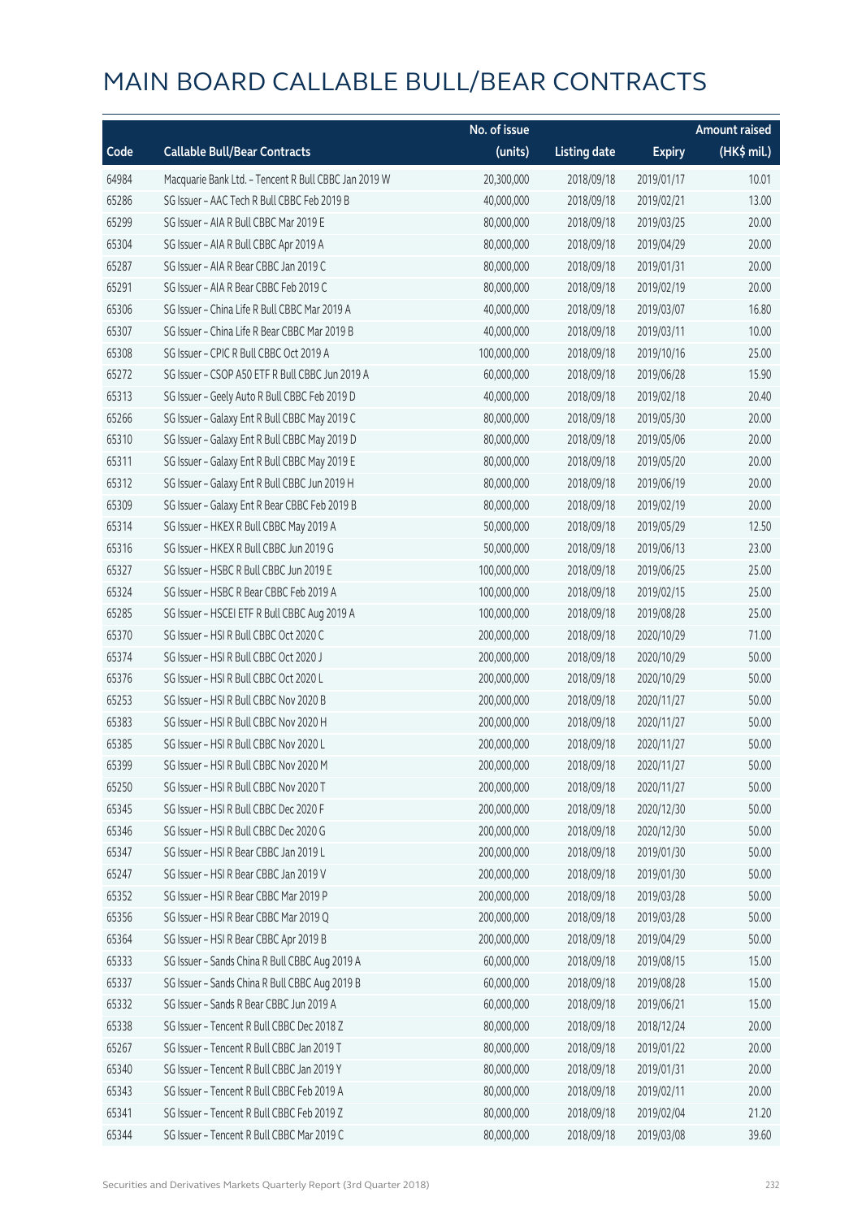# MAIN BOARD CALLABLE BULL/BEAR CONTRACTS

| Code | Callable Bull/Bear Contracts | No. of issue (units) | Listing date | Expiry | Amount raised (HK$ mil.) |
|---|---|---|---|---|---|
| 64984 | Macquarie Bank Ltd. - Tencent R Bull CBBC Jan 2019 W | 20,300,000 | 2018/09/18 | 2019/01/17 | 10.01 |
| 65286 | SG Issuer – AAC Tech R Bull CBBC Feb 2019 B | 40,000,000 | 2018/09/18 | 2019/02/21 | 13.00 |
| 65299 | SG Issuer – AIA R Bull CBBC Mar 2019 E | 80,000,000 | 2018/09/18 | 2019/03/25 | 20.00 |
| 65304 | SG Issuer – AIA R Bull CBBC Apr 2019 A | 80,000,000 | 2018/09/18 | 2019/04/29 | 20.00 |
| 65287 | SG Issuer – AIA R Bear CBBC Jan 2019 C | 80,000,000 | 2018/09/18 | 2019/01/31 | 20.00 |
| 65291 | SG Issuer – AIA R Bear CBBC Feb 2019 C | 80,000,000 | 2018/09/18 | 2019/02/19 | 20.00 |
| 65306 | SG Issuer – China Life R Bull CBBC Mar 2019 A | 40,000,000 | 2018/09/18 | 2019/03/07 | 16.80 |
| 65307 | SG Issuer – China Life R Bear CBBC Mar 2019 B | 40,000,000 | 2018/09/18 | 2019/03/11 | 10.00 |
| 65308 | SG Issuer – CPIC R Bull CBBC Oct 2019 A | 100,000,000 | 2018/09/18 | 2019/10/16 | 25.00 |
| 65272 | SG Issuer – CSOP A50 ETF R Bull CBBC Jun 2019 A | 60,000,000 | 2018/09/18 | 2019/06/28 | 15.90 |
| 65313 | SG Issuer – Geely Auto R Bull CBBC Feb 2019 D | 40,000,000 | 2018/09/18 | 2019/02/18 | 20.40 |
| 65266 | SG Issuer – Galaxy Ent R Bull CBBC May 2019 C | 80,000,000 | 2018/09/18 | 2019/05/30 | 20.00 |
| 65310 | SG Issuer – Galaxy Ent R Bull CBBC May 2019 D | 80,000,000 | 2018/09/18 | 2019/05/06 | 20.00 |
| 65311 | SG Issuer – Galaxy Ent R Bull CBBC May 2019 E | 80,000,000 | 2018/09/18 | 2019/05/20 | 20.00 |
| 65312 | SG Issuer – Galaxy Ent R Bull CBBC Jun 2019 H | 80,000,000 | 2018/09/18 | 2019/06/19 | 20.00 |
| 65309 | SG Issuer – Galaxy Ent R Bear CBBC Feb 2019 B | 80,000,000 | 2018/09/18 | 2019/02/19 | 20.00 |
| 65314 | SG Issuer – HKEX R Bull CBBC May 2019 A | 50,000,000 | 2018/09/18 | 2019/05/29 | 12.50 |
| 65316 | SG Issuer – HKEX R Bull CBBC Jun 2019 G | 50,000,000 | 2018/09/18 | 2019/06/13 | 23.00 |
| 65327 | SG Issuer – HSBC R Bull CBBC Jun 2019 E | 100,000,000 | 2018/09/18 | 2019/06/25 | 25.00 |
| 65324 | SG Issuer – HSBC R Bear CBBC Feb 2019 A | 100,000,000 | 2018/09/18 | 2019/02/15 | 25.00 |
| 65285 | SG Issuer – HSCEI ETF R Bull CBBC Aug 2019 A | 100,000,000 | 2018/09/18 | 2019/08/28 | 25.00 |
| 65370 | SG Issuer – HSI R Bull CBBC Oct 2020 C | 200,000,000 | 2018/09/18 | 2020/10/29 | 71.00 |
| 65374 | SG Issuer – HSI R Bull CBBC Oct 2020 J | 200,000,000 | 2018/09/18 | 2020/10/29 | 50.00 |
| 65376 | SG Issuer – HSI R Bull CBBC Oct 2020 L | 200,000,000 | 2018/09/18 | 2020/10/29 | 50.00 |
| 65253 | SG Issuer – HSI R Bull CBBC Nov 2020 B | 200,000,000 | 2018/09/18 | 2020/11/27 | 50.00 |
| 65383 | SG Issuer – HSI R Bull CBBC Nov 2020 H | 200,000,000 | 2018/09/18 | 2020/11/27 | 50.00 |
| 65385 | SG Issuer – HSI R Bull CBBC Nov 2020 L | 200,000,000 | 2018/09/18 | 2020/11/27 | 50.00 |
| 65399 | SG Issuer – HSI R Bull CBBC Nov 2020 M | 200,000,000 | 2018/09/18 | 2020/11/27 | 50.00 |
| 65250 | SG Issuer – HSI R Bull CBBC Nov 2020 T | 200,000,000 | 2018/09/18 | 2020/11/27 | 50.00 |
| 65345 | SG Issuer – HSI R Bull CBBC Dec 2020 F | 200,000,000 | 2018/09/18 | 2020/12/30 | 50.00 |
| 65346 | SG Issuer – HSI R Bull CBBC Dec 2020 G | 200,000,000 | 2018/09/18 | 2020/12/30 | 50.00 |
| 65347 | SG Issuer – HSI R Bear CBBC Jan 2019 L | 200,000,000 | 2018/09/18 | 2019/01/30 | 50.00 |
| 65247 | SG Issuer – HSI R Bear CBBC Jan 2019 V | 200,000,000 | 2018/09/18 | 2019/01/30 | 50.00 |
| 65352 | SG Issuer – HSI R Bear CBBC Mar 2019 P | 200,000,000 | 2018/09/18 | 2019/03/28 | 50.00 |
| 65356 | SG Issuer – HSI R Bear CBBC Mar 2019 Q | 200,000,000 | 2018/09/18 | 2019/03/28 | 50.00 |
| 65364 | SG Issuer – HSI R Bear CBBC Apr 2019 B | 200,000,000 | 2018/09/18 | 2019/04/29 | 50.00 |
| 65333 | SG Issuer – Sands China R Bull CBBC Aug 2019 A | 60,000,000 | 2018/09/18 | 2019/08/15 | 15.00 |
| 65337 | SG Issuer – Sands China R Bull CBBC Aug 2019 B | 60,000,000 | 2018/09/18 | 2019/08/28 | 15.00 |
| 65332 | SG Issuer – Sands R Bear CBBC Jun 2019 A | 60,000,000 | 2018/09/18 | 2019/06/21 | 15.00 |
| 65338 | SG Issuer – Tencent R Bull CBBC Dec 2018 Z | 80,000,000 | 2018/09/18 | 2018/12/24 | 20.00 |
| 65267 | SG Issuer – Tencent R Bull CBBC Jan 2019 T | 80,000,000 | 2018/09/18 | 2019/01/22 | 20.00 |
| 65340 | SG Issuer – Tencent R Bull CBBC Jan 2019 Y | 80,000,000 | 2018/09/18 | 2019/01/31 | 20.00 |
| 65343 | SG Issuer – Tencent R Bull CBBC Feb 2019 A | 80,000,000 | 2018/09/18 | 2019/02/11 | 20.00 |
| 65341 | SG Issuer – Tencent R Bull CBBC Feb 2019 Z | 80,000,000 | 2018/09/18 | 2019/02/04 | 21.20 |
| 65344 | SG Issuer – Tencent R Bull CBBC Mar 2019 C | 80,000,000 | 2018/09/18 | 2019/03/08 | 39.60 |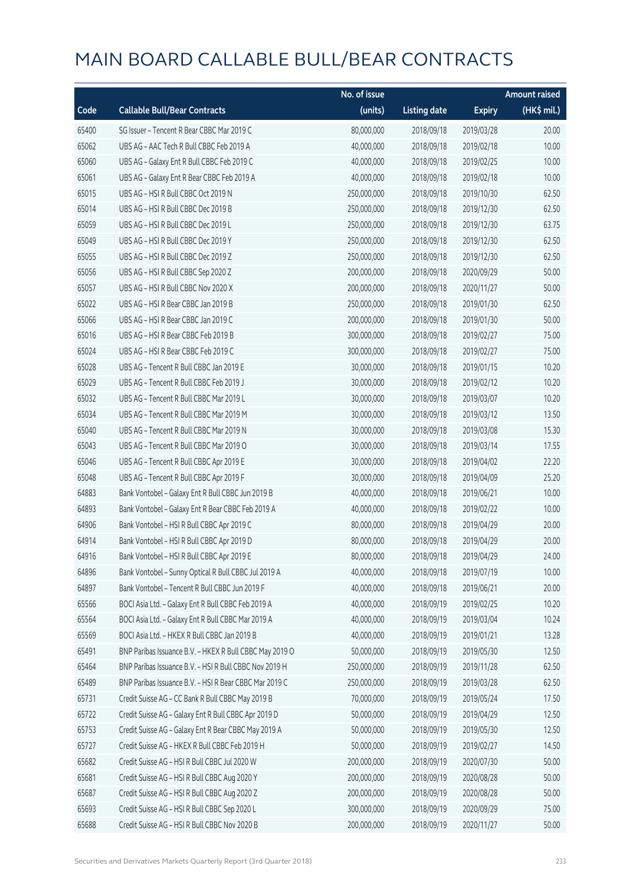# MAIN BOARD CALLABLE BULL/BEAR CONTRACTS

| Code | Callable Bull/Bear Contracts | No. of issue (units) | Listing date | Expiry | Amount raised (HK$ mil.) |
|---|---|---|---|---|---|
| 65400 | SG Issuer – Tencent R Bear CBBC Mar 2019 C | 80,000,000 | 2018/09/18 | 2019/03/28 | 20.00 |
| 65062 | UBS AG – AAC Tech R Bull CBBC Feb 2019 A | 40,000,000 | 2018/09/18 | 2019/02/18 | 10.00 |
| 65060 | UBS AG – Galaxy Ent R Bull CBBC Feb 2019 C | 40,000,000 | 2018/09/18 | 2019/02/25 | 10.00 |
| 65061 | UBS AG – Galaxy Ent R Bear CBBC Feb 2019 A | 40,000,000 | 2018/09/18 | 2019/02/18 | 10.00 |
| 65015 | UBS AG – HSI R Bull CBBC Oct 2019 N | 250,000,000 | 2018/09/18 | 2019/10/30 | 62.50 |
| 65014 | UBS AG – HSI R Bull CBBC Dec 2019 B | 250,000,000 | 2018/09/18 | 2019/12/30 | 62.50 |
| 65059 | UBS AG – HSI R Bull CBBC Dec 2019 L | 250,000,000 | 2018/09/18 | 2019/12/30 | 63.75 |
| 65049 | UBS AG – HSI R Bull CBBC Dec 2019 Y | 250,000,000 | 2018/09/18 | 2019/12/30 | 62.50 |
| 65055 | UBS AG – HSI R Bull CBBC Dec 2019 Z | 250,000,000 | 2018/09/18 | 2019/12/30 | 62.50 |
| 65056 | UBS AG – HSI R Bull CBBC Sep 2020 Z | 200,000,000 | 2018/09/18 | 2020/09/29 | 50.00 |
| 65057 | UBS AG – HSI R Bull CBBC Nov 2020 X | 200,000,000 | 2018/09/18 | 2020/11/27 | 50.00 |
| 65022 | UBS AG – HSI R Bear CBBC Jan 2019 B | 250,000,000 | 2018/09/18 | 2019/01/30 | 62.50 |
| 65066 | UBS AG – HSI R Bear CBBC Jan 2019 C | 200,000,000 | 2018/09/18 | 2019/01/30 | 50.00 |
| 65016 | UBS AG – HSI R Bear CBBC Feb 2019 B | 300,000,000 | 2018/09/18 | 2019/02/27 | 75.00 |
| 65024 | UBS AG – HSI R Bear CBBC Feb 2019 C | 300,000,000 | 2018/09/18 | 2019/02/27 | 75.00 |
| 65028 | UBS AG – Tencent R Bull CBBC Jan 2019 E | 30,000,000 | 2018/09/18 | 2019/01/15 | 10.20 |
| 65029 | UBS AG – Tencent R Bull CBBC Feb 2019 J | 30,000,000 | 2018/09/18 | 2019/02/12 | 10.20 |
| 65032 | UBS AG – Tencent R Bull CBBC Mar 2019 L | 30,000,000 | 2018/09/18 | 2019/03/07 | 10.20 |
| 65034 | UBS AG – Tencent R Bull CBBC Mar 2019 M | 30,000,000 | 2018/09/18 | 2019/03/12 | 13.50 |
| 65040 | UBS AG – Tencent R Bull CBBC Mar 2019 N | 30,000,000 | 2018/09/18 | 2019/03/08 | 15.30 |
| 65043 | UBS AG – Tencent R Bull CBBC Mar 2019 O | 30,000,000 | 2018/09/18 | 2019/03/14 | 17.55 |
| 65046 | UBS AG – Tencent R Bull CBBC Apr 2019 E | 30,000,000 | 2018/09/18 | 2019/04/02 | 22.20 |
| 65048 | UBS AG – Tencent R Bull CBBC Apr 2019 F | 30,000,000 | 2018/09/18 | 2019/04/09 | 25.20 |
| 64883 | Bank Vontobel – Galaxy Ent R Bull CBBC Jun 2019 B | 40,000,000 | 2018/09/18 | 2019/06/21 | 10.00 |
| 64893 | Bank Vontobel – Galaxy Ent R Bear CBBC Feb 2019 A | 40,000,000 | 2018/09/18 | 2019/02/22 | 10.00 |
| 64906 | Bank Vontobel – HSI R Bull CBBC Apr 2019 C | 80,000,000 | 2018/09/18 | 2019/04/29 | 20.00 |
| 64914 | Bank Vontobel – HSI R Bull CBBC Apr 2019 D | 80,000,000 | 2018/09/18 | 2019/04/29 | 20.00 |
| 64916 | Bank Vontobel – HSI R Bull CBBC Apr 2019 E | 80,000,000 | 2018/09/18 | 2019/04/29 | 24.00 |
| 64896 | Bank Vontobel – Sunny Optical R Bull CBBC Jul 2019 A | 40,000,000 | 2018/09/18 | 2019/07/19 | 10.00 |
| 64897 | Bank Vontobel – Tencent R Bull CBBC Jun 2019 F | 40,000,000 | 2018/09/18 | 2019/06/21 | 20.00 |
| 65566 | BOCI Asia Ltd. – Galaxy Ent R Bull CBBC Feb 2019 A | 40,000,000 | 2018/09/19 | 2019/02/25 | 10.20 |
| 65564 | BOCI Asia Ltd. – Galaxy Ent R Bull CBBC Mar 2019 A | 40,000,000 | 2018/09/19 | 2019/03/04 | 10.24 |
| 65569 | BOCI Asia Ltd. – HKEX R Bull CBBC Jan 2019 B | 40,000,000 | 2018/09/19 | 2019/01/21 | 13.28 |
| 65491 | BNP Paribas Issuance B.V. – HKEX R Bull CBBC May 2019 O | 50,000,000 | 2018/09/19 | 2019/05/30 | 12.50 |
| 65464 | BNP Paribas Issuance B.V. – HSI R Bull CBBC Nov 2019 H | 250,000,000 | 2018/09/19 | 2019/11/28 | 62.50 |
| 65489 | BNP Paribas Issuance B.V. – HSI R Bear CBBC Mar 2019 C | 250,000,000 | 2018/09/19 | 2019/03/28 | 62.50 |
| 65731 | Credit Suisse AG – CC Bank R Bull CBBC May 2019 B | 70,000,000 | 2018/09/19 | 2019/05/24 | 17.50 |
| 65722 | Credit Suisse AG – Galaxy Ent R Bull CBBC Apr 2019 D | 50,000,000 | 2018/09/19 | 2019/04/29 | 12.50 |
| 65753 | Credit Suisse AG – Galaxy Ent R Bear CBBC May 2019 A | 50,000,000 | 2018/09/19 | 2019/05/30 | 12.50 |
| 65727 | Credit Suisse AG – HKEX R Bull CBBC Feb 2019 H | 50,000,000 | 2018/09/19 | 2019/02/27 | 14.50 |
| 65682 | Credit Suisse AG – HSI R Bull CBBC Jul 2020 W | 200,000,000 | 2018/09/19 | 2020/07/30 | 50.00 |
| 65681 | Credit Suisse AG – HSI R Bull CBBC Aug 2020 Y | 200,000,000 | 2018/09/19 | 2020/08/28 | 50.00 |
| 65687 | Credit Suisse AG – HSI R Bull CBBC Aug 2020 Z | 200,000,000 | 2018/09/19 | 2020/08/28 | 50.00 |
| 65693 | Credit Suisse AG – HSI R Bull CBBC Sep 2020 L | 300,000,000 | 2018/09/19 | 2020/09/29 | 75.00 |
| 65688 | Credit Suisse AG – HSI R Bull CBBC Nov 2020 B | 200,000,000 | 2018/09/19 | 2020/11/27 | 50.00 |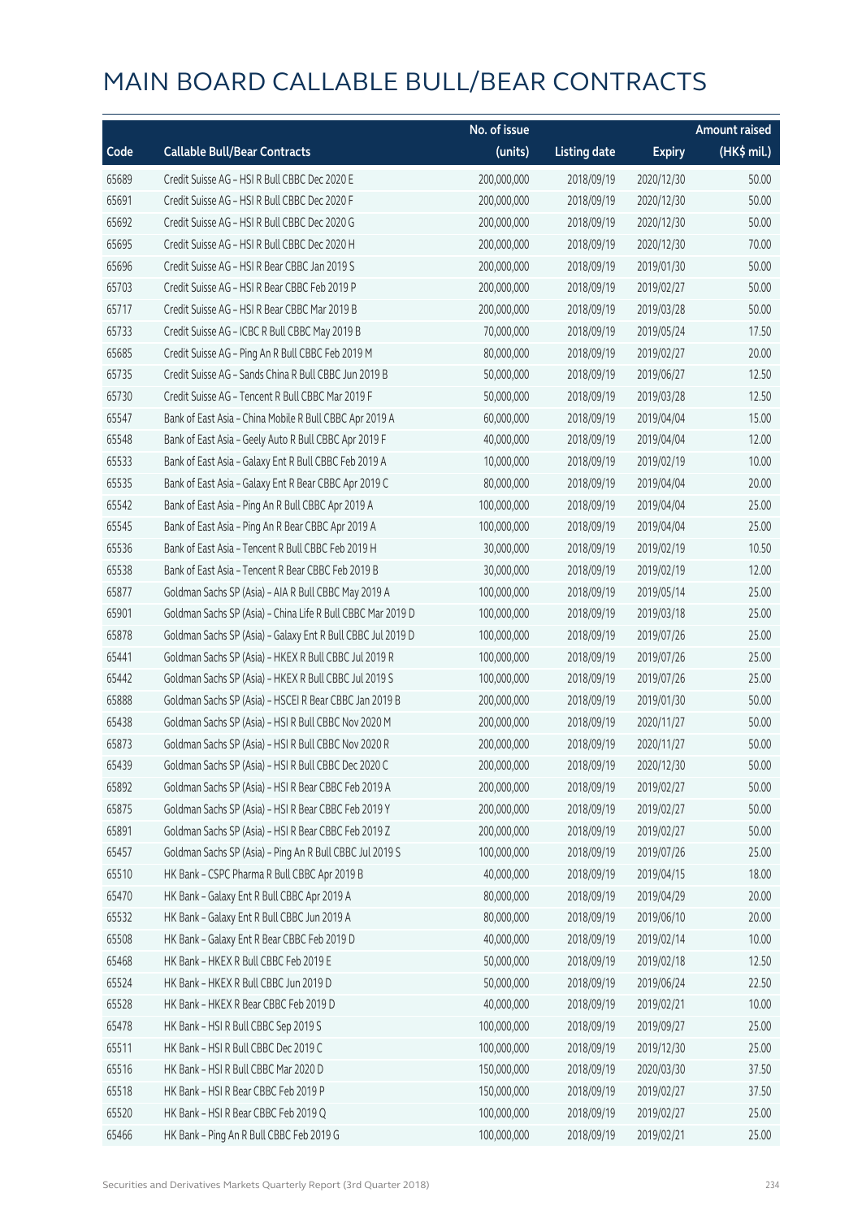# MAIN BOARD CALLABLE BULL/BEAR CONTRACTS

| Code | Callable Bull/Bear Contracts | No. of issue (units) | Listing date | Expiry | Amount raised (HK$ mil.) |
|---|---|---|---|---|---|
| 65689 | Credit Suisse AG – HSI R Bull CBBC Dec 2020 E | 200,000,000 | 2018/09/19 | 2020/12/30 | 50.00 |
| 65691 | Credit Suisse AG – HSI R Bull CBBC Dec 2020 F | 200,000,000 | 2018/09/19 | 2020/12/30 | 50.00 |
| 65692 | Credit Suisse AG – HSI R Bull CBBC Dec 2020 G | 200,000,000 | 2018/09/19 | 2020/12/30 | 50.00 |
| 65695 | Credit Suisse AG – HSI R Bull CBBC Dec 2020 H | 200,000,000 | 2018/09/19 | 2020/12/30 | 70.00 |
| 65696 | Credit Suisse AG – HSI R Bear CBBC Jan 2019 S | 200,000,000 | 2018/09/19 | 2019/01/30 | 50.00 |
| 65703 | Credit Suisse AG – HSI R Bear CBBC Feb 2019 P | 200,000,000 | 2018/09/19 | 2019/02/27 | 50.00 |
| 65717 | Credit Suisse AG – HSI R Bear CBBC Mar 2019 B | 200,000,000 | 2018/09/19 | 2019/03/28 | 50.00 |
| 65733 | Credit Suisse AG – ICBC R Bull CBBC May 2019 B | 70,000,000 | 2018/09/19 | 2019/05/24 | 17.50 |
| 65685 | Credit Suisse AG – Ping An R Bull CBBC Feb 2019 M | 80,000,000 | 2018/09/19 | 2019/02/27 | 20.00 |
| 65735 | Credit Suisse AG – Sands China R Bull CBBC Jun 2019 B | 50,000,000 | 2018/09/19 | 2019/06/27 | 12.50 |
| 65730 | Credit Suisse AG – Tencent R Bull CBBC Mar 2019 F | 50,000,000 | 2018/09/19 | 2019/03/28 | 12.50 |
| 65547 | Bank of East Asia – China Mobile R Bull CBBC Apr 2019 A | 60,000,000 | 2018/09/19 | 2019/04/04 | 15.00 |
| 65548 | Bank of East Asia – Geely Auto R Bull CBBC Apr 2019 F | 40,000,000 | 2018/09/19 | 2019/04/04 | 12.00 |
| 65533 | Bank of East Asia – Galaxy Ent R Bull CBBC Feb 2019 A | 10,000,000 | 2018/09/19 | 2019/02/19 | 10.00 |
| 65535 | Bank of East Asia – Galaxy Ent R Bear CBBC Apr 2019 C | 80,000,000 | 2018/09/19 | 2019/04/04 | 20.00 |
| 65542 | Bank of East Asia – Ping An R Bull CBBC Apr 2019 A | 100,000,000 | 2018/09/19 | 2019/04/04 | 25.00 |
| 65545 | Bank of East Asia – Ping An R Bear CBBC Apr 2019 A | 100,000,000 | 2018/09/19 | 2019/04/04 | 25.00 |
| 65536 | Bank of East Asia – Tencent R Bull CBBC Feb 2019 H | 30,000,000 | 2018/09/19 | 2019/02/19 | 10.50 |
| 65538 | Bank of East Asia – Tencent R Bear CBBC Feb 2019 B | 30,000,000 | 2018/09/19 | 2019/02/19 | 12.00 |
| 65877 | Goldman Sachs SP (Asia) – AIA R Bull CBBC May 2019 A | 100,000,000 | 2018/09/19 | 2019/05/14 | 25.00 |
| 65901 | Goldman Sachs SP (Asia) – China Life R Bull CBBC Mar 2019 D | 100,000,000 | 2018/09/19 | 2019/03/18 | 25.00 |
| 65878 | Goldman Sachs SP (Asia) – Galaxy Ent R Bull CBBC Jul 2019 D | 100,000,000 | 2018/09/19 | 2019/07/26 | 25.00 |
| 65441 | Goldman Sachs SP (Asia) – HKEX R Bull CBBC Jul 2019 R | 100,000,000 | 2018/09/19 | 2019/07/26 | 25.00 |
| 65442 | Goldman Sachs SP (Asia) – HKEX R Bull CBBC Jul 2019 S | 100,000,000 | 2018/09/19 | 2019/07/26 | 25.00 |
| 65888 | Goldman Sachs SP (Asia) – HSCEI R Bear CBBC Jan 2019 B | 200,000,000 | 2018/09/19 | 2019/01/30 | 50.00 |
| 65438 | Goldman Sachs SP (Asia) – HSI R Bull CBBC Nov 2020 M | 200,000,000 | 2018/09/19 | 2020/11/27 | 50.00 |
| 65873 | Goldman Sachs SP (Asia) – HSI R Bull CBBC Nov 2020 R | 200,000,000 | 2018/09/19 | 2020/11/27 | 50.00 |
| 65439 | Goldman Sachs SP (Asia) – HSI R Bull CBBC Dec 2020 C | 200,000,000 | 2018/09/19 | 2020/12/30 | 50.00 |
| 65892 | Goldman Sachs SP (Asia) – HSI R Bear CBBC Feb 2019 A | 200,000,000 | 2018/09/19 | 2019/02/27 | 50.00 |
| 65875 | Goldman Sachs SP (Asia) – HSI R Bear CBBC Feb 2019 Y | 200,000,000 | 2018/09/19 | 2019/02/27 | 50.00 |
| 65891 | Goldman Sachs SP (Asia) – HSI R Bear CBBC Feb 2019 Z | 200,000,000 | 2018/09/19 | 2019/02/27 | 50.00 |
| 65457 | Goldman Sachs SP (Asia) – Ping An R Bull CBBC Jul 2019 S | 100,000,000 | 2018/09/19 | 2019/07/26 | 25.00 |
| 65510 | HK Bank – CSPC Pharma R Bull CBBC Apr 2019 B | 40,000,000 | 2018/09/19 | 2019/04/15 | 18.00 |
| 65470 | HK Bank – Galaxy Ent R Bull CBBC Apr 2019 A | 80,000,000 | 2018/09/19 | 2019/04/29 | 20.00 |
| 65532 | HK Bank – Galaxy Ent R Bull CBBC Jun 2019 A | 80,000,000 | 2018/09/19 | 2019/06/10 | 20.00 |
| 65508 | HK Bank – Galaxy Ent R Bear CBBC Feb 2019 D | 40,000,000 | 2018/09/19 | 2019/02/14 | 10.00 |
| 65468 | HK Bank – HKEX R Bull CBBC Feb 2019 E | 50,000,000 | 2018/09/19 | 2019/02/18 | 12.50 |
| 65524 | HK Bank – HKEX R Bull CBBC Jun 2019 D | 50,000,000 | 2018/09/19 | 2019/06/24 | 22.50 |
| 65528 | HK Bank – HKEX R Bear CBBC Feb 2019 D | 40,000,000 | 2018/09/19 | 2019/02/21 | 10.00 |
| 65478 | HK Bank – HSI R Bull CBBC Sep 2019 S | 100,000,000 | 2018/09/19 | 2019/09/27 | 25.00 |
| 65511 | HK Bank – HSI R Bull CBBC Dec 2019 C | 100,000,000 | 2018/09/19 | 2019/12/30 | 25.00 |
| 65516 | HK Bank – HSI R Bull CBBC Mar 2020 D | 150,000,000 | 2018/09/19 | 2020/03/30 | 37.50 |
| 65518 | HK Bank – HSI R Bear CBBC Feb 2019 P | 150,000,000 | 2018/09/19 | 2019/02/27 | 37.50 |
| 65520 | HK Bank – HSI R Bear CBBC Feb 2019 Q | 100,000,000 | 2018/09/19 | 2019/02/27 | 25.00 |
| 65466 | HK Bank – Ping An R Bull CBBC Feb 2019 G | 100,000,000 | 2018/09/19 | 2019/02/21 | 25.00 |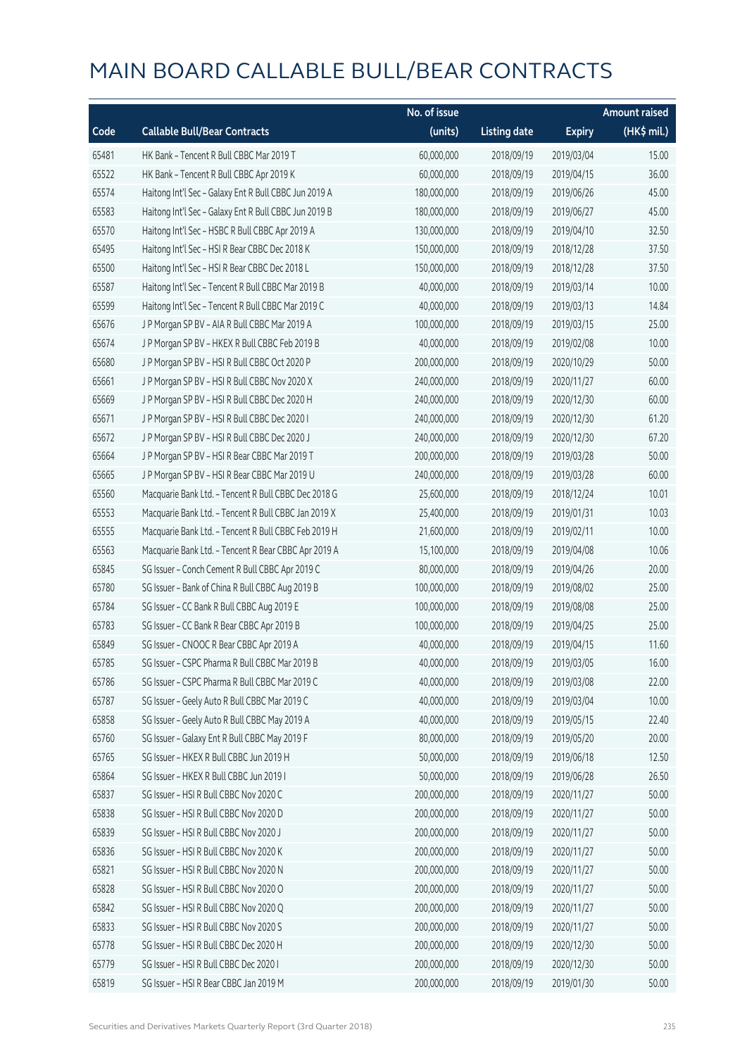# MAIN BOARD CALLABLE BULL/BEAR CONTRACTS

| Code | Callable Bull/Bear Contracts | No. of issue (units) | Listing date | Expiry | Amount raised (HK$ mil.) |
|---|---|---|---|---|---|
| 65481 | HK Bank – Tencent R Bull CBBC Mar 2019 T | 60,000,000 | 2018/09/19 | 2019/03/04 | 15.00 |
| 65522 | HK Bank – Tencent R Bull CBBC Apr 2019 K | 60,000,000 | 2018/09/19 | 2019/04/15 | 36.00 |
| 65574 | Haitong Int'l Sec – Galaxy Ent R Bull CBBC Jun 2019 A | 180,000,000 | 2018/09/19 | 2019/06/26 | 45.00 |
| 65583 | Haitong Int'l Sec – Galaxy Ent R Bull CBBC Jun 2019 B | 180,000,000 | 2018/09/19 | 2019/06/27 | 45.00 |
| 65570 | Haitong Int'l Sec – HSBC R Bull CBBC Apr 2019 A | 130,000,000 | 2018/09/19 | 2019/04/10 | 32.50 |
| 65495 | Haitong Int'l Sec – HSI R Bear CBBC Dec 2018 K | 150,000,000 | 2018/09/19 | 2018/12/28 | 37.50 |
| 65500 | Haitong Int'l Sec – HSI R Bear CBBC Dec 2018 L | 150,000,000 | 2018/09/19 | 2018/12/28 | 37.50 |
| 65587 | Haitong Int'l Sec – Tencent R Bull CBBC Mar 2019 B | 40,000,000 | 2018/09/19 | 2019/03/14 | 10.00 |
| 65599 | Haitong Int'l Sec – Tencent R Bull CBBC Mar 2019 C | 40,000,000 | 2018/09/19 | 2019/03/13 | 14.84 |
| 65676 | J P Morgan SP BV – AIA R Bull CBBC Mar 2019 A | 100,000,000 | 2018/09/19 | 2019/03/15 | 25.00 |
| 65674 | J P Morgan SP BV – HKEX R Bull CBBC Feb 2019 B | 40,000,000 | 2018/09/19 | 2019/02/08 | 10.00 |
| 65680 | J P Morgan SP BV – HSI R Bull CBBC Oct 2020 P | 200,000,000 | 2018/09/19 | 2020/10/29 | 50.00 |
| 65661 | J P Morgan SP BV – HSI R Bull CBBC Nov 2020 X | 240,000,000 | 2018/09/19 | 2020/11/27 | 60.00 |
| 65669 | J P Morgan SP BV – HSI R Bull CBBC Dec 2020 H | 240,000,000 | 2018/09/19 | 2020/12/30 | 60.00 |
| 65671 | J P Morgan SP BV – HSI R Bull CBBC Dec 2020 I | 240,000,000 | 2018/09/19 | 2020/12/30 | 61.20 |
| 65672 | J P Morgan SP BV – HSI R Bull CBBC Dec 2020 J | 240,000,000 | 2018/09/19 | 2020/12/30 | 67.20 |
| 65664 | J P Morgan SP BV – HSI R Bear CBBC Mar 2019 T | 200,000,000 | 2018/09/19 | 2019/03/28 | 50.00 |
| 65665 | J P Morgan SP BV – HSI R Bear CBBC Mar 2019 U | 240,000,000 | 2018/09/19 | 2019/03/28 | 60.00 |
| 65560 | Macquarie Bank Ltd. – Tencent R Bull CBBC Dec 2018 G | 25,600,000 | 2018/09/19 | 2018/12/24 | 10.01 |
| 65553 | Macquarie Bank Ltd. – Tencent R Bull CBBC Jan 2019 X | 25,400,000 | 2018/09/19 | 2019/01/31 | 10.03 |
| 65555 | Macquarie Bank Ltd. – Tencent R Bull CBBC Feb 2019 H | 21,600,000 | 2018/09/19 | 2019/02/11 | 10.00 |
| 65563 | Macquarie Bank Ltd. – Tencent R Bear CBBC Apr 2019 A | 15,100,000 | 2018/09/19 | 2019/04/08 | 10.06 |
| 65845 | SG Issuer – Conch Cement R Bull CBBC Apr 2019 C | 80,000,000 | 2018/09/19 | 2019/04/26 | 20.00 |
| 65780 | SG Issuer – Bank of China R Bull CBBC Aug 2019 B | 100,000,000 | 2018/09/19 | 2019/08/02 | 25.00 |
| 65784 | SG Issuer – CC Bank R Bull CBBC Aug 2019 E | 100,000,000 | 2018/09/19 | 2019/08/08 | 25.00 |
| 65783 | SG Issuer – CC Bank R Bear CBBC Apr 2019 B | 100,000,000 | 2018/09/19 | 2019/04/25 | 25.00 |
| 65849 | SG Issuer – CNOOC R Bear CBBC Apr 2019 A | 40,000,000 | 2018/09/19 | 2019/04/15 | 11.60 |
| 65785 | SG Issuer – CSPC Pharma R Bull CBBC Mar 2019 B | 40,000,000 | 2018/09/19 | 2019/03/05 | 16.00 |
| 65786 | SG Issuer – CSPC Pharma R Bull CBBC Mar 2019 C | 40,000,000 | 2018/09/19 | 2019/03/08 | 22.00 |
| 65787 | SG Issuer – Geely Auto R Bull CBBC Mar 2019 C | 40,000,000 | 2018/09/19 | 2019/03/04 | 10.00 |
| 65858 | SG Issuer – Geely Auto R Bull CBBC May 2019 A | 40,000,000 | 2018/09/19 | 2019/05/15 | 22.40 |
| 65760 | SG Issuer – Galaxy Ent R Bull CBBC May 2019 F | 80,000,000 | 2018/09/19 | 2019/05/20 | 20.00 |
| 65765 | SG Issuer – HKEX R Bull CBBC Jun 2019 H | 50,000,000 | 2018/09/19 | 2019/06/18 | 12.50 |
| 65864 | SG Issuer – HKEX R Bull CBBC Jun 2019 I | 50,000,000 | 2018/09/19 | 2019/06/28 | 26.50 |
| 65837 | SG Issuer – HSI R Bull CBBC Nov 2020 C | 200,000,000 | 2018/09/19 | 2020/11/27 | 50.00 |
| 65838 | SG Issuer – HSI R Bull CBBC Nov 2020 D | 200,000,000 | 2018/09/19 | 2020/11/27 | 50.00 |
| 65839 | SG Issuer – HSI R Bull CBBC Nov 2020 J | 200,000,000 | 2018/09/19 | 2020/11/27 | 50.00 |
| 65836 | SG Issuer – HSI R Bull CBBC Nov 2020 K | 200,000,000 | 2018/09/19 | 2020/11/27 | 50.00 |
| 65821 | SG Issuer – HSI R Bull CBBC Nov 2020 N | 200,000,000 | 2018/09/19 | 2020/11/27 | 50.00 |
| 65828 | SG Issuer – HSI R Bull CBBC Nov 2020 O | 200,000,000 | 2018/09/19 | 2020/11/27 | 50.00 |
| 65842 | SG Issuer – HSI R Bull CBBC Nov 2020 Q | 200,000,000 | 2018/09/19 | 2020/11/27 | 50.00 |
| 65833 | SG Issuer – HSI R Bull CBBC Nov 2020 S | 200,000,000 | 2018/09/19 | 2020/11/27 | 50.00 |
| 65778 | SG Issuer – HSI R Bull CBBC Dec 2020 H | 200,000,000 | 2018/09/19 | 2020/12/30 | 50.00 |
| 65779 | SG Issuer – HSI R Bull CBBC Dec 2020 I | 200,000,000 | 2018/09/19 | 2020/12/30 | 50.00 |
| 65819 | SG Issuer – HSI R Bear CBBC Jan 2019 M | 200,000,000 | 2018/09/19 | 2019/01/30 | 50.00 |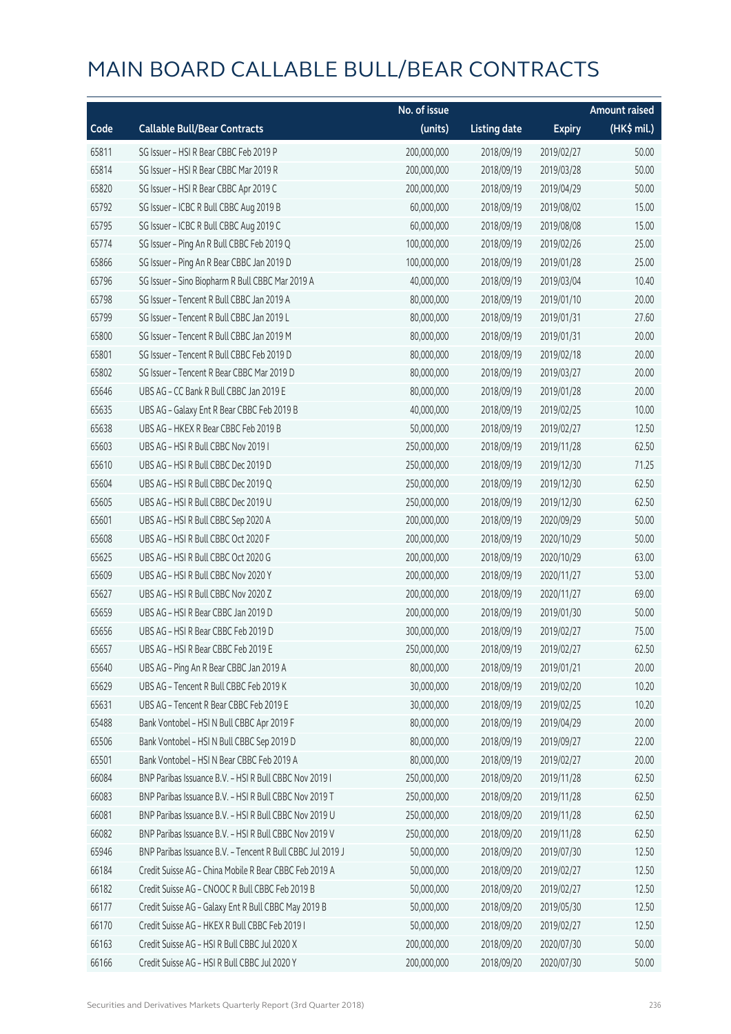# MAIN BOARD CALLABLE BULL/BEAR CONTRACTS

| Code | Callable Bull/Bear Contracts | No. of issue (units) | Listing date | Expiry | Amount raised (HK$ mil.) |
|---|---|---|---|---|---|
| 65811 | SG Issuer – HSI R Bear CBBC Feb 2019 P | 200,000,000 | 2018/09/19 | 2019/02/27 | 50.00 |
| 65814 | SG Issuer – HSI R Bear CBBC Mar 2019 R | 200,000,000 | 2018/09/19 | 2019/03/28 | 50.00 |
| 65820 | SG Issuer – HSI R Bear CBBC Apr 2019 C | 200,000,000 | 2018/09/19 | 2019/04/29 | 50.00 |
| 65792 | SG Issuer – ICBC R Bull CBBC Aug 2019 B | 60,000,000 | 2018/09/19 | 2019/08/02 | 15.00 |
| 65795 | SG Issuer – ICBC R Bull CBBC Aug 2019 C | 60,000,000 | 2018/09/19 | 2019/08/08 | 15.00 |
| 65774 | SG Issuer – Ping An R Bull CBBC Feb 2019 Q | 100,000,000 | 2018/09/19 | 2019/02/26 | 25.00 |
| 65866 | SG Issuer – Ping An R Bear CBBC Jan 2019 D | 100,000,000 | 2018/09/19 | 2019/01/28 | 25.00 |
| 65796 | SG Issuer – Sino Biopharm R Bull CBBC Mar 2019 A | 40,000,000 | 2018/09/19 | 2019/03/04 | 10.40 |
| 65798 | SG Issuer – Tencent R Bull CBBC Jan 2019 A | 80,000,000 | 2018/09/19 | 2019/01/10 | 20.00 |
| 65799 | SG Issuer – Tencent R Bull CBBC Jan 2019 L | 80,000,000 | 2018/09/19 | 2019/01/31 | 27.60 |
| 65800 | SG Issuer – Tencent R Bull CBBC Jan 2019 M | 80,000,000 | 2018/09/19 | 2019/01/31 | 20.00 |
| 65801 | SG Issuer – Tencent R Bull CBBC Feb 2019 D | 80,000,000 | 2018/09/19 | 2019/02/18 | 20.00 |
| 65802 | SG Issuer – Tencent R Bear CBBC Mar 2019 D | 80,000,000 | 2018/09/19 | 2019/03/27 | 20.00 |
| 65646 | UBS AG – CC Bank R Bull CBBC Jan 2019 E | 80,000,000 | 2018/09/19 | 2019/01/28 | 20.00 |
| 65635 | UBS AG – Galaxy Ent R Bear CBBC Feb 2019 B | 40,000,000 | 2018/09/19 | 2019/02/25 | 10.00 |
| 65638 | UBS AG – HKEX R Bear CBBC Feb 2019 B | 50,000,000 | 2018/09/19 | 2019/02/27 | 12.50 |
| 65603 | UBS AG – HSI R Bull CBBC Nov 2019 I | 250,000,000 | 2018/09/19 | 2019/11/28 | 62.50 |
| 65610 | UBS AG – HSI R Bull CBBC Dec 2019 D | 250,000,000 | 2018/09/19 | 2019/12/30 | 71.25 |
| 65604 | UBS AG – HSI R Bull CBBC Dec 2019 Q | 250,000,000 | 2018/09/19 | 2019/12/30 | 62.50 |
| 65605 | UBS AG – HSI R Bull CBBC Dec 2019 U | 250,000,000 | 2018/09/19 | 2019/12/30 | 62.50 |
| 65601 | UBS AG – HSI R Bull CBBC Sep 2020 A | 200,000,000 | 2018/09/19 | 2020/09/29 | 50.00 |
| 65608 | UBS AG – HSI R Bull CBBC Oct 2020 F | 200,000,000 | 2018/09/19 | 2020/10/29 | 50.00 |
| 65625 | UBS AG – HSI R Bull CBBC Oct 2020 G | 200,000,000 | 2018/09/19 | 2020/10/29 | 63.00 |
| 65609 | UBS AG – HSI R Bull CBBC Nov 2020 Y | 200,000,000 | 2018/09/19 | 2020/11/27 | 53.00 |
| 65627 | UBS AG – HSI R Bull CBBC Nov 2020 Z | 200,000,000 | 2018/09/19 | 2020/11/27 | 69.00 |
| 65659 | UBS AG – HSI R Bear CBBC Jan 2019 D | 200,000,000 | 2018/09/19 | 2019/01/30 | 50.00 |
| 65656 | UBS AG – HSI R Bear CBBC Feb 2019 D | 300,000,000 | 2018/09/19 | 2019/02/27 | 75.00 |
| 65657 | UBS AG – HSI R Bear CBBC Feb 2019 E | 250,000,000 | 2018/09/19 | 2019/02/27 | 62.50 |
| 65640 | UBS AG – Ping An R Bear CBBC Jan 2019 A | 80,000,000 | 2018/09/19 | 2019/01/21 | 20.00 |
| 65629 | UBS AG – Tencent R Bull CBBC Feb 2019 K | 30,000,000 | 2018/09/19 | 2019/02/20 | 10.20 |
| 65631 | UBS AG – Tencent R Bear CBBC Feb 2019 E | 30,000,000 | 2018/09/19 | 2019/02/25 | 10.20 |
| 65488 | Bank Vontobel – HSI N Bull CBBC Apr 2019 F | 80,000,000 | 2018/09/19 | 2019/04/29 | 20.00 |
| 65506 | Bank Vontobel – HSI N Bull CBBC Sep 2019 D | 80,000,000 | 2018/09/19 | 2019/09/27 | 22.00 |
| 65501 | Bank Vontobel – HSI N Bear CBBC Feb 2019 A | 80,000,000 | 2018/09/19 | 2019/02/27 | 20.00 |
| 66084 | BNP Paribas Issuance B.V. – HSI R Bull CBBC Nov 2019 I | 250,000,000 | 2018/09/20 | 2019/11/28 | 62.50 |
| 66083 | BNP Paribas Issuance B.V. – HSI R Bull CBBC Nov 2019 T | 250,000,000 | 2018/09/20 | 2019/11/28 | 62.50 |
| 66081 | BNP Paribas Issuance B.V. – HSI R Bull CBBC Nov 2019 U | 250,000,000 | 2018/09/20 | 2019/11/28 | 62.50 |
| 66082 | BNP Paribas Issuance B.V. – HSI R Bull CBBC Nov 2019 V | 250,000,000 | 2018/09/20 | 2019/11/28 | 62.50 |
| 65946 | BNP Paribas Issuance B.V. – Tencent R Bull CBBC Jul 2019 J | 50,000,000 | 2018/09/20 | 2019/07/30 | 12.50 |
| 66184 | Credit Suisse AG – China Mobile R Bear CBBC Feb 2019 A | 50,000,000 | 2018/09/20 | 2019/02/27 | 12.50 |
| 66182 | Credit Suisse AG – CNOOC R Bull CBBC Feb 2019 B | 50,000,000 | 2018/09/20 | 2019/02/27 | 12.50 |
| 66177 | Credit Suisse AG – Galaxy Ent R Bull CBBC May 2019 B | 50,000,000 | 2018/09/20 | 2019/05/30 | 12.50 |
| 66170 | Credit Suisse AG – HKEX R Bull CBBC Feb 2019 I | 50,000,000 | 2018/09/20 | 2019/02/27 | 12.50 |
| 66163 | Credit Suisse AG – HSI R Bull CBBC Jul 2020 X | 200,000,000 | 2018/09/20 | 2020/07/30 | 50.00 |
| 66166 | Credit Suisse AG – HSI R Bull CBBC Jul 2020 Y | 200,000,000 | 2018/09/20 | 2020/07/30 | 50.00 |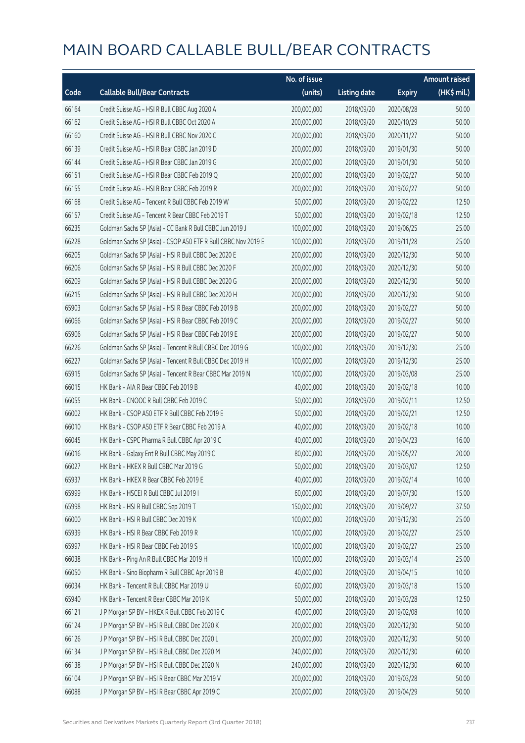# MAIN BOARD CALLABLE BULL/BEAR CONTRACTS

| Code | Callable Bull/Bear Contracts | No. of issue (units) | Listing date | Expiry | Amount raised (HK$ mil.) |
|---|---|---|---|---|---|
| 66164 | Credit Suisse AG – HSI R Bull CBBC Aug 2020 A | 200,000,000 | 2018/09/20 | 2020/08/28 | 50.00 |
| 66162 | Credit Suisse AG – HSI R Bull CBBC Oct 2020 A | 200,000,000 | 2018/09/20 | 2020/10/29 | 50.00 |
| 66160 | Credit Suisse AG – HSI R Bull CBBC Nov 2020 C | 200,000,000 | 2018/09/20 | 2020/11/27 | 50.00 |
| 66139 | Credit Suisse AG – HSI R Bear CBBC Jan 2019 D | 200,000,000 | 2018/09/20 | 2019/01/30 | 50.00 |
| 66144 | Credit Suisse AG – HSI R Bear CBBC Jan 2019 G | 200,000,000 | 2018/09/20 | 2019/01/30 | 50.00 |
| 66151 | Credit Suisse AG – HSI R Bear CBBC Feb 2019 Q | 200,000,000 | 2018/09/20 | 2019/02/27 | 50.00 |
| 66155 | Credit Suisse AG – HSI R Bear CBBC Feb 2019 R | 200,000,000 | 2018/09/20 | 2019/02/27 | 50.00 |
| 66168 | Credit Suisse AG – Tencent R Bull CBBC Feb 2019 W | 50,000,000 | 2018/09/20 | 2019/02/22 | 12.50 |
| 66157 | Credit Suisse AG – Tencent R Bear CBBC Feb 2019 T | 50,000,000 | 2018/09/20 | 2019/02/18 | 12.50 |
| 66235 | Goldman Sachs SP (Asia) – CC Bank R Bull CBBC Jun 2019 J | 100,000,000 | 2018/09/20 | 2019/06/25 | 25.00 |
| 66228 | Goldman Sachs SP (Asia) – CSOP A50 ETF R Bull CBBC Nov 2019 E | 100,000,000 | 2018/09/20 | 2019/11/28 | 25.00 |
| 66205 | Goldman Sachs SP (Asia) – HSI R Bull CBBC Dec 2020 E | 200,000,000 | 2018/09/20 | 2020/12/30 | 50.00 |
| 66206 | Goldman Sachs SP (Asia) – HSI R Bull CBBC Dec 2020 F | 200,000,000 | 2018/09/20 | 2020/12/30 | 50.00 |
| 66209 | Goldman Sachs SP (Asia) – HSI R Bull CBBC Dec 2020 G | 200,000,000 | 2018/09/20 | 2020/12/30 | 50.00 |
| 66215 | Goldman Sachs SP (Asia) – HSI R Bull CBBC Dec 2020 H | 200,000,000 | 2018/09/20 | 2020/12/30 | 50.00 |
| 65903 | Goldman Sachs SP (Asia) – HSI R Bear CBBC Feb 2019 B | 200,000,000 | 2018/09/20 | 2019/02/27 | 50.00 |
| 66066 | Goldman Sachs SP (Asia) – HSI R Bear CBBC Feb 2019 C | 200,000,000 | 2018/09/20 | 2019/02/27 | 50.00 |
| 65906 | Goldman Sachs SP (Asia) – HSI R Bear CBBC Feb 2019 E | 200,000,000 | 2018/09/20 | 2019/02/27 | 50.00 |
| 66226 | Goldman Sachs SP (Asia) – Tencent R Bull CBBC Dec 2019 G | 100,000,000 | 2018/09/20 | 2019/12/30 | 25.00 |
| 66227 | Goldman Sachs SP (Asia) – Tencent R Bull CBBC Dec 2019 H | 100,000,000 | 2018/09/20 | 2019/12/30 | 25.00 |
| 65915 | Goldman Sachs SP (Asia) – Tencent R Bear CBBC Mar 2019 N | 100,000,000 | 2018/09/20 | 2019/03/08 | 25.00 |
| 66015 | HK Bank – AIA R Bear CBBC Feb 2019 B | 40,000,000 | 2018/09/20 | 2019/02/18 | 10.00 |
| 66055 | HK Bank – CNOOC R Bull CBBC Feb 2019 C | 50,000,000 | 2018/09/20 | 2019/02/11 | 12.50 |
| 66002 | HK Bank – CSOP A50 ETF R Bull CBBC Feb 2019 E | 50,000,000 | 2018/09/20 | 2019/02/21 | 12.50 |
| 66010 | HK Bank – CSOP A50 ETF R Bear CBBC Feb 2019 A | 40,000,000 | 2018/09/20 | 2019/02/18 | 10.00 |
| 66045 | HK Bank – CSPC Pharma R Bull CBBC Apr 2019 C | 40,000,000 | 2018/09/20 | 2019/04/23 | 16.00 |
| 66016 | HK Bank – Galaxy Ent R Bull CBBC May 2019 C | 80,000,000 | 2018/09/20 | 2019/05/27 | 20.00 |
| 66027 | HK Bank – HKEX R Bull CBBC Mar 2019 G | 50,000,000 | 2018/09/20 | 2019/03/07 | 12.50 |
| 65937 | HK Bank – HKEX R Bear CBBC Feb 2019 E | 40,000,000 | 2018/09/20 | 2019/02/14 | 10.00 |
| 65999 | HK Bank – HSCEI R Bull CBBC Jul 2019 I | 60,000,000 | 2018/09/20 | 2019/07/30 | 15.00 |
| 65998 | HK Bank – HSI R Bull CBBC Sep 2019 T | 150,000,000 | 2018/09/20 | 2019/09/27 | 37.50 |
| 66000 | HK Bank – HSI R Bull CBBC Dec 2019 K | 100,000,000 | 2018/09/20 | 2019/12/30 | 25.00 |
| 65939 | HK Bank – HSI R Bear CBBC Feb 2019 R | 100,000,000 | 2018/09/20 | 2019/02/27 | 25.00 |
| 65997 | HK Bank – HSI R Bear CBBC Feb 2019 S | 100,000,000 | 2018/09/20 | 2019/02/27 | 25.00 |
| 66038 | HK Bank – Ping An R Bull CBBC Mar 2019 H | 100,000,000 | 2018/09/20 | 2019/03/14 | 25.00 |
| 66050 | HK Bank – Sino Biopharm R Bull CBBC Apr 2019 B | 40,000,000 | 2018/09/20 | 2019/04/15 | 10.00 |
| 66034 | HK Bank – Tencent R Bull CBBC Mar 2019 U | 60,000,000 | 2018/09/20 | 2019/03/18 | 15.00 |
| 65940 | HK Bank – Tencent R Bear CBBC Mar 2019 K | 50,000,000 | 2018/09/20 | 2019/03/28 | 12.50 |
| 66121 | J P Morgan SP BV – HKEX R Bull CBBC Feb 2019 C | 40,000,000 | 2018/09/20 | 2019/02/08 | 10.00 |
| 66124 | J P Morgan SP BV – HSI R Bull CBBC Dec 2020 K | 200,000,000 | 2018/09/20 | 2020/12/30 | 50.00 |
| 66126 | J P Morgan SP BV – HSI R Bull CBBC Dec 2020 L | 200,000,000 | 2018/09/20 | 2020/12/30 | 50.00 |
| 66134 | J P Morgan SP BV – HSI R Bull CBBC Dec 2020 M | 240,000,000 | 2018/09/20 | 2020/12/30 | 60.00 |
| 66138 | J P Morgan SP BV – HSI R Bull CBBC Dec 2020 N | 240,000,000 | 2018/09/20 | 2020/12/30 | 60.00 |
| 66104 | J P Morgan SP BV – HSI R Bear CBBC Mar 2019 V | 200,000,000 | 2018/09/20 | 2019/03/28 | 50.00 |
| 66088 | J P Morgan SP BV – HSI R Bear CBBC Apr 2019 C | 200,000,000 | 2018/09/20 | 2019/04/29 | 50.00 |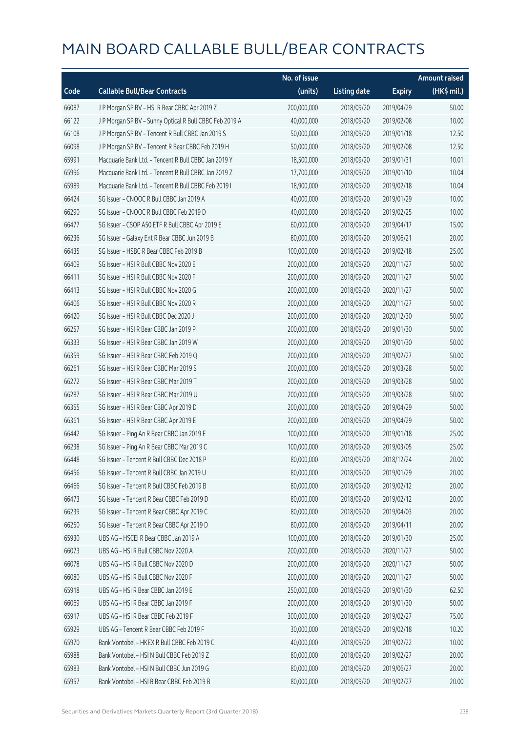# MAIN BOARD CALLABLE BULL/BEAR CONTRACTS

| Code | Callable Bull/Bear Contracts | No. of issue (units) | Listing date | Expiry | Amount raised (HK$ mil.) |
|---|---|---|---|---|---|
| 66087 | J P Morgan SP BV – HSI R Bear CBBC Apr 2019 Z | 200,000,000 | 2018/09/20 | 2019/04/29 | 50.00 |
| 66122 | J P Morgan SP BV – Sunny Optical R Bull CBBC Feb 2019 A | 40,000,000 | 2018/09/20 | 2019/02/08 | 10.00 |
| 66108 | J P Morgan SP BV – Tencent R Bull CBBC Jan 2019 S | 50,000,000 | 2018/09/20 | 2019/01/18 | 12.50 |
| 66098 | J P Morgan SP BV – Tencent R Bear CBBC Feb 2019 H | 50,000,000 | 2018/09/20 | 2019/02/08 | 12.50 |
| 65991 | Macquarie Bank Ltd. – Tencent R Bull CBBC Jan 2019 Y | 18,500,000 | 2018/09/20 | 2019/01/31 | 10.01 |
| 65996 | Macquarie Bank Ltd. – Tencent R Bull CBBC Jan 2019 Z | 17,700,000 | 2018/09/20 | 2019/01/10 | 10.04 |
| 65989 | Macquarie Bank Ltd. – Tencent R Bull CBBC Feb 2019 I | 18,900,000 | 2018/09/20 | 2019/02/18 | 10.04 |
| 66424 | SG Issuer – CNOOC R Bull CBBC Jan 2019 A | 40,000,000 | 2018/09/20 | 2019/01/29 | 10.00 |
| 66290 | SG Issuer – CNOOC R Bull CBBC Feb 2019 D | 40,000,000 | 2018/09/20 | 2019/02/25 | 10.00 |
| 66477 | SG Issuer – CSOP A50 ETF R Bull CBBC Apr 2019 E | 60,000,000 | 2018/09/20 | 2019/04/17 | 15.00 |
| 66236 | SG Issuer – Galaxy Ent R Bear CBBC Jun 2019 B | 80,000,000 | 2018/09/20 | 2019/06/21 | 20.00 |
| 66435 | SG Issuer – HSBC R Bear CBBC Feb 2019 B | 100,000,000 | 2018/09/20 | 2019/02/18 | 25.00 |
| 66409 | SG Issuer – HSI R Bull CBBC Nov 2020 E | 200,000,000 | 2018/09/20 | 2020/11/27 | 50.00 |
| 66411 | SG Issuer – HSI R Bull CBBC Nov 2020 F | 200,000,000 | 2018/09/20 | 2020/11/27 | 50.00 |
| 66413 | SG Issuer – HSI R Bull CBBC Nov 2020 G | 200,000,000 | 2018/09/20 | 2020/11/27 | 50.00 |
| 66406 | SG Issuer – HSI R Bull CBBC Nov 2020 R | 200,000,000 | 2018/09/20 | 2020/11/27 | 50.00 |
| 66420 | SG Issuer – HSI R Bull CBBC Dec 2020 J | 200,000,000 | 2018/09/20 | 2020/12/30 | 50.00 |
| 66257 | SG Issuer – HSI R Bear CBBC Jan 2019 P | 200,000,000 | 2018/09/20 | 2019/01/30 | 50.00 |
| 66333 | SG Issuer – HSI R Bear CBBC Jan 2019 W | 200,000,000 | 2018/09/20 | 2019/01/30 | 50.00 |
| 66359 | SG Issuer – HSI R Bear CBBC Feb 2019 Q | 200,000,000 | 2018/09/20 | 2019/02/27 | 50.00 |
| 66261 | SG Issuer – HSI R Bear CBBC Mar 2019 S | 200,000,000 | 2018/09/20 | 2019/03/28 | 50.00 |
| 66272 | SG Issuer – HSI R Bear CBBC Mar 2019 T | 200,000,000 | 2018/09/20 | 2019/03/28 | 50.00 |
| 66287 | SG Issuer – HSI R Bear CBBC Mar 2019 U | 200,000,000 | 2018/09/20 | 2019/03/28 | 50.00 |
| 66355 | SG Issuer – HSI R Bear CBBC Apr 2019 D | 200,000,000 | 2018/09/20 | 2019/04/29 | 50.00 |
| 66361 | SG Issuer – HSI R Bear CBBC Apr 2019 E | 200,000,000 | 2018/09/20 | 2019/04/29 | 50.00 |
| 66442 | SG Issuer – Ping An R Bear CBBC Jan 2019 E | 100,000,000 | 2018/09/20 | 2019/01/18 | 25.00 |
| 66238 | SG Issuer – Ping An R Bear CBBC Mar 2019 C | 100,000,000 | 2018/09/20 | 2019/03/05 | 25.00 |
| 66448 | SG Issuer – Tencent R Bull CBBC Dec 2018 P | 80,000,000 | 2018/09/20 | 2018/12/24 | 20.00 |
| 66456 | SG Issuer – Tencent R Bull CBBC Jan 2019 U | 80,000,000 | 2018/09/20 | 2019/01/29 | 20.00 |
| 66466 | SG Issuer – Tencent R Bull CBBC Feb 2019 B | 80,000,000 | 2018/09/20 | 2019/02/12 | 20.00 |
| 66473 | SG Issuer – Tencent R Bear CBBC Feb 2019 D | 80,000,000 | 2018/09/20 | 2019/02/12 | 20.00 |
| 66239 | SG Issuer – Tencent R Bear CBBC Apr 2019 C | 80,000,000 | 2018/09/20 | 2019/04/03 | 20.00 |
| 66250 | SG Issuer – Tencent R Bear CBBC Apr 2019 D | 80,000,000 | 2018/09/20 | 2019/04/11 | 20.00 |
| 65930 | UBS AG – HSCEI R Bear CBBC Jan 2019 A | 100,000,000 | 2018/09/20 | 2019/01/30 | 25.00 |
| 66073 | UBS AG – HSI R Bull CBBC Nov 2020 A | 200,000,000 | 2018/09/20 | 2020/11/27 | 50.00 |
| 66078 | UBS AG – HSI R Bull CBBC Nov 2020 D | 200,000,000 | 2018/09/20 | 2020/11/27 | 50.00 |
| 66080 | UBS AG – HSI R Bull CBBC Nov 2020 F | 200,000,000 | 2018/09/20 | 2020/11/27 | 50.00 |
| 65918 | UBS AG – HSI R Bear CBBC Jan 2019 E | 250,000,000 | 2018/09/20 | 2019/01/30 | 62.50 |
| 66069 | UBS AG – HSI R Bear CBBC Jan 2019 F | 200,000,000 | 2018/09/20 | 2019/01/30 | 50.00 |
| 65917 | UBS AG – HSI R Bear CBBC Feb 2019 F | 300,000,000 | 2018/09/20 | 2019/02/27 | 75.00 |
| 65929 | UBS AG – Tencent R Bear CBBC Feb 2019 F | 30,000,000 | 2018/09/20 | 2019/02/18 | 10.20 |
| 65970 | Bank Vontobel – HKEX R Bull CBBC Feb 2019 C | 40,000,000 | 2018/09/20 | 2019/02/22 | 10.00 |
| 65988 | Bank Vontobel – HSI N Bull CBBC Feb 2019 Z | 80,000,000 | 2018/09/20 | 2019/02/27 | 20.00 |
| 65983 | Bank Vontobel – HSI N Bull CBBC Jun 2019 G | 80,000,000 | 2018/09/20 | 2019/06/27 | 20.00 |
| 65957 | Bank Vontobel – HSI R Bear CBBC Feb 2019 B | 80,000,000 | 2018/09/20 | 2019/02/27 | 20.00 |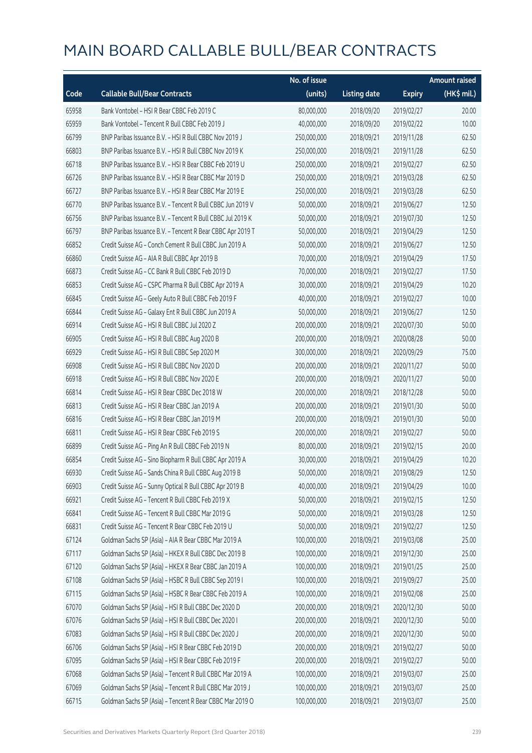# MAIN BOARD CALLABLE BULL/BEAR CONTRACTS

| Code | Callable Bull/Bear Contracts | No. of issue (units) | Listing date | Expiry | Amount raised (HK$ mil.) |
|---|---|---|---|---|---|
| 65958 | Bank Vontobel – HSI R Bear CBBC Feb 2019 C | 80,000,000 | 2018/09/20 | 2019/02/27 | 20.00 |
| 65959 | Bank Vontobel – Tencent R Bull CBBC Feb 2019 J | 40,000,000 | 2018/09/20 | 2019/02/22 | 10.00 |
| 66799 | BNP Paribas Issuance B.V. – HSI R Bull CBBC Nov 2019 J | 250,000,000 | 2018/09/21 | 2019/11/28 | 62.50 |
| 66803 | BNP Paribas Issuance B.V. – HSI R Bull CBBC Nov 2019 K | 250,000,000 | 2018/09/21 | 2019/11/28 | 62.50 |
| 66718 | BNP Paribas Issuance B.V. – HSI R Bear CBBC Feb 2019 U | 250,000,000 | 2018/09/21 | 2019/02/27 | 62.50 |
| 66726 | BNP Paribas Issuance B.V. – HSI R Bear CBBC Mar 2019 D | 250,000,000 | 2018/09/21 | 2019/03/28 | 62.50 |
| 66727 | BNP Paribas Issuance B.V. – HSI R Bear CBBC Mar 2019 E | 250,000,000 | 2018/09/21 | 2019/03/28 | 62.50 |
| 66770 | BNP Paribas Issuance B.V. – Tencent R Bull CBBC Jun 2019 V | 50,000,000 | 2018/09/21 | 2019/06/27 | 12.50 |
| 66756 | BNP Paribas Issuance B.V. – Tencent R Bull CBBC Jul 2019 K | 50,000,000 | 2018/09/21 | 2019/07/30 | 12.50 |
| 66797 | BNP Paribas Issuance B.V. – Tencent R Bear CBBC Apr 2019 T | 50,000,000 | 2018/09/21 | 2019/04/29 | 12.50 |
| 66852 | Credit Suisse AG – Conch Cement R Bull CBBC Jun 2019 A | 50,000,000 | 2018/09/21 | 2019/06/27 | 12.50 |
| 66860 | Credit Suisse AG – AIA R Bull CBBC Apr 2019 B | 70,000,000 | 2018/09/21 | 2019/04/29 | 17.50 |
| 66873 | Credit Suisse AG – CC Bank R Bull CBBC Feb 2019 D | 70,000,000 | 2018/09/21 | 2019/02/27 | 17.50 |
| 66853 | Credit Suisse AG – CSPC Pharma R Bull CBBC Apr 2019 A | 30,000,000 | 2018/09/21 | 2019/04/29 | 10.20 |
| 66845 | Credit Suisse AG – Geely Auto R Bull CBBC Feb 2019 F | 40,000,000 | 2018/09/21 | 2019/02/27 | 10.00 |
| 66844 | Credit Suisse AG – Galaxy Ent R Bull CBBC Jun 2019 A | 50,000,000 | 2018/09/21 | 2019/06/27 | 12.50 |
| 66914 | Credit Suisse AG – HSI R Bull CBBC Jul 2020 Z | 200,000,000 | 2018/09/21 | 2020/07/30 | 50.00 |
| 66905 | Credit Suisse AG – HSI R Bull CBBC Aug 2020 B | 200,000,000 | 2018/09/21 | 2020/08/28 | 50.00 |
| 66929 | Credit Suisse AG – HSI R Bull CBBC Sep 2020 M | 300,000,000 | 2018/09/21 | 2020/09/29 | 75.00 |
| 66908 | Credit Suisse AG – HSI R Bull CBBC Nov 2020 D | 200,000,000 | 2018/09/21 | 2020/11/27 | 50.00 |
| 66918 | Credit Suisse AG – HSI R Bull CBBC Nov 2020 E | 200,000,000 | 2018/09/21 | 2020/11/27 | 50.00 |
| 66814 | Credit Suisse AG – HSI R Bear CBBC Dec 2018 W | 200,000,000 | 2018/09/21 | 2018/12/28 | 50.00 |
| 66813 | Credit Suisse AG – HSI R Bear CBBC Jan 2019 A | 200,000,000 | 2018/09/21 | 2019/01/30 | 50.00 |
| 66816 | Credit Suisse AG – HSI R Bear CBBC Jan 2019 M | 200,000,000 | 2018/09/21 | 2019/01/30 | 50.00 |
| 66811 | Credit Suisse AG – HSI R Bear CBBC Feb 2019 S | 200,000,000 | 2018/09/21 | 2019/02/27 | 50.00 |
| 66899 | Credit Suisse AG – Ping An R Bull CBBC Feb 2019 N | 80,000,000 | 2018/09/21 | 2019/02/15 | 20.00 |
| 66854 | Credit Suisse AG – Sino Biopharm R Bull CBBC Apr 2019 A | 30,000,000 | 2018/09/21 | 2019/04/29 | 10.20 |
| 66930 | Credit Suisse AG – Sands China R Bull CBBC Aug 2019 B | 50,000,000 | 2018/09/21 | 2019/08/29 | 12.50 |
| 66903 | Credit Suisse AG – Sunny Optical R Bull CBBC Apr 2019 B | 40,000,000 | 2018/09/21 | 2019/04/29 | 10.00 |
| 66921 | Credit Suisse AG – Tencent R Bull CBBC Feb 2019 X | 50,000,000 | 2018/09/21 | 2019/02/15 | 12.50 |
| 66841 | Credit Suisse AG – Tencent R Bull CBBC Mar 2019 G | 50,000,000 | 2018/09/21 | 2019/03/28 | 12.50 |
| 66831 | Credit Suisse AG – Tencent R Bear CBBC Feb 2019 U | 50,000,000 | 2018/09/21 | 2019/02/27 | 12.50 |
| 67124 | Goldman Sachs SP (Asia) – AIA R Bear CBBC Mar 2019 A | 100,000,000 | 2018/09/21 | 2019/03/08 | 25.00 |
| 67117 | Goldman Sachs SP (Asia) – HKEX R Bull CBBC Dec 2019 B | 100,000,000 | 2018/09/21 | 2019/12/30 | 25.00 |
| 67120 | Goldman Sachs SP (Asia) – HKEX R Bear CBBC Jan 2019 A | 100,000,000 | 2018/09/21 | 2019/01/25 | 25.00 |
| 67108 | Goldman Sachs SP (Asia) – HSBC R Bull CBBC Sep 2019 I | 100,000,000 | 2018/09/21 | 2019/09/27 | 25.00 |
| 67115 | Goldman Sachs SP (Asia) – HSBC R Bear CBBC Feb 2019 A | 100,000,000 | 2018/09/21 | 2019/02/08 | 25.00 |
| 67070 | Goldman Sachs SP (Asia) – HSI R Bull CBBC Dec 2020 D | 200,000,000 | 2018/09/21 | 2020/12/30 | 50.00 |
| 67076 | Goldman Sachs SP (Asia) – HSI R Bull CBBC Dec 2020 I | 200,000,000 | 2018/09/21 | 2020/12/30 | 50.00 |
| 67083 | Goldman Sachs SP (Asia) – HSI R Bull CBBC Dec 2020 J | 200,000,000 | 2018/09/21 | 2020/12/30 | 50.00 |
| 66706 | Goldman Sachs SP (Asia) – HSI R Bear CBBC Feb 2019 D | 200,000,000 | 2018/09/21 | 2019/02/27 | 50.00 |
| 67095 | Goldman Sachs SP (Asia) – HSI R Bear CBBC Feb 2019 F | 200,000,000 | 2018/09/21 | 2019/02/27 | 50.00 |
| 67068 | Goldman Sachs SP (Asia) – Tencent R Bull CBBC Mar 2019 A | 100,000,000 | 2018/09/21 | 2019/03/07 | 25.00 |
| 67069 | Goldman Sachs SP (Asia) – Tencent R Bull CBBC Mar 2019 J | 100,000,000 | 2018/09/21 | 2019/03/07 | 25.00 |
| 66715 | Goldman Sachs SP (Asia) – Tencent R Bear CBBC Mar 2019 O | 100,000,000 | 2018/09/21 | 2019/03/07 | 25.00 |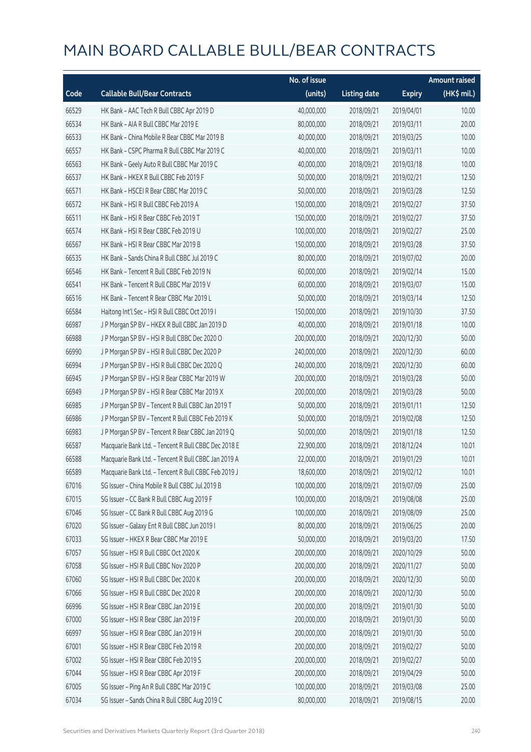# MAIN BOARD CALLABLE BULL/BEAR CONTRACTS

| Code | Callable Bull/Bear Contracts | No. of issue (units) | Listing date | Expiry | Amount raised (HK$ mil.) |
|---|---|---|---|---|---|
| 66529 | HK Bank – AAC Tech R Bull CBBC Apr 2019 D | 40,000,000 | 2018/09/21 | 2019/04/01 | 10.00 |
| 66534 | HK Bank – AIA R Bull CBBC Mar 2019 E | 80,000,000 | 2018/09/21 | 2019/03/11 | 20.00 |
| 66533 | HK Bank – China Mobile R Bear CBBC Mar 2019 B | 40,000,000 | 2018/09/21 | 2019/03/25 | 10.00 |
| 66557 | HK Bank – CSPC Pharma R Bull CBBC Mar 2019 C | 40,000,000 | 2018/09/21 | 2019/03/11 | 10.00 |
| 66563 | HK Bank – Geely Auto R Bull CBBC Mar 2019 C | 40,000,000 | 2018/09/21 | 2019/03/18 | 10.00 |
| 66537 | HK Bank – HKEX R Bull CBBC Feb 2019 F | 50,000,000 | 2018/09/21 | 2019/02/21 | 12.50 |
| 66571 | HK Bank – HSCEI R Bear CBBC Mar 2019 C | 50,000,000 | 2018/09/21 | 2019/03/28 | 12.50 |
| 66572 | HK Bank – HSI R Bull CBBC Feb 2019 A | 150,000,000 | 2018/09/21 | 2019/02/27 | 37.50 |
| 66511 | HK Bank – HSI R Bear CBBC Feb 2019 T | 150,000,000 | 2018/09/21 | 2019/02/27 | 37.50 |
| 66574 | HK Bank – HSI R Bear CBBC Feb 2019 U | 100,000,000 | 2018/09/21 | 2019/02/27 | 25.00 |
| 66567 | HK Bank – HSI R Bear CBBC Mar 2019 B | 150,000,000 | 2018/09/21 | 2019/03/28 | 37.50 |
| 66535 | HK Bank – Sands China R Bull CBBC Jul 2019 C | 80,000,000 | 2018/09/21 | 2019/07/02 | 20.00 |
| 66546 | HK Bank – Tencent R Bull CBBC Feb 2019 N | 60,000,000 | 2018/09/21 | 2019/02/14 | 15.00 |
| 66541 | HK Bank – Tencent R Bull CBBC Mar 2019 V | 60,000,000 | 2018/09/21 | 2019/03/07 | 15.00 |
| 66516 | HK Bank – Tencent R Bear CBBC Mar 2019 L | 50,000,000 | 2018/09/21 | 2019/03/14 | 12.50 |
| 66584 | Haitong Int'l Sec – HSI R Bull CBBC Oct 2019 I | 150,000,000 | 2018/09/21 | 2019/10/30 | 37.50 |
| 66987 | J P Morgan SP BV – HKEX R Bull CBBC Jan 2019 D | 40,000,000 | 2018/09/21 | 2019/01/18 | 10.00 |
| 66988 | J P Morgan SP BV – HSI R Bull CBBC Dec 2020 O | 200,000,000 | 2018/09/21 | 2020/12/30 | 50.00 |
| 66990 | J P Morgan SP BV – HSI R Bull CBBC Dec 2020 P | 240,000,000 | 2018/09/21 | 2020/12/30 | 60.00 |
| 66994 | J P Morgan SP BV – HSI R Bull CBBC Dec 2020 Q | 240,000,000 | 2018/09/21 | 2020/12/30 | 60.00 |
| 66945 | J P Morgan SP BV – HSI R Bear CBBC Mar 2019 W | 200,000,000 | 2018/09/21 | 2019/03/28 | 50.00 |
| 66949 | J P Morgan SP BV – HSI R Bear CBBC Mar 2019 X | 200,000,000 | 2018/09/21 | 2019/03/28 | 50.00 |
| 66985 | J P Morgan SP BV – Tencent R Bull CBBC Jan 2019 T | 50,000,000 | 2018/09/21 | 2019/01/11 | 12.50 |
| 66986 | J P Morgan SP BV – Tencent R Bull CBBC Feb 2019 K | 50,000,000 | 2018/09/21 | 2019/02/08 | 12.50 |
| 66983 | J P Morgan SP BV – Tencent R Bear CBBC Jan 2019 Q | 50,000,000 | 2018/09/21 | 2019/01/18 | 12.50 |
| 66587 | Macquarie Bank Ltd. – Tencent R Bull CBBC Dec 2018 E | 22,900,000 | 2018/09/21 | 2018/12/24 | 10.01 |
| 66588 | Macquarie Bank Ltd. – Tencent R Bull CBBC Jan 2019 A | 22,000,000 | 2018/09/21 | 2019/01/29 | 10.01 |
| 66589 | Macquarie Bank Ltd. – Tencent R Bull CBBC Feb 2019 J | 18,600,000 | 2018/09/21 | 2019/02/12 | 10.01 |
| 67016 | SG Issuer – China Mobile R Bull CBBC Jul 2019 B | 100,000,000 | 2018/09/21 | 2019/07/09 | 25.00 |
| 67015 | SG Issuer – CC Bank R Bull CBBC Aug 2019 F | 100,000,000 | 2018/09/21 | 2019/08/08 | 25.00 |
| 67046 | SG Issuer – CC Bank R Bull CBBC Aug 2019 G | 100,000,000 | 2018/09/21 | 2019/08/09 | 25.00 |
| 67020 | SG Issuer – Galaxy Ent R Bull CBBC Jun 2019 I | 80,000,000 | 2018/09/21 | 2019/06/25 | 20.00 |
| 67033 | SG Issuer – HKEX R Bear CBBC Mar 2019 E | 50,000,000 | 2018/09/21 | 2019/03/20 | 17.50 |
| 67057 | SG Issuer – HSI R Bull CBBC Oct 2020 K | 200,000,000 | 2018/09/21 | 2020/10/29 | 50.00 |
| 67058 | SG Issuer – HSI R Bull CBBC Nov 2020 P | 200,000,000 | 2018/09/21 | 2020/11/27 | 50.00 |
| 67060 | SG Issuer – HSI R Bull CBBC Dec 2020 K | 200,000,000 | 2018/09/21 | 2020/12/30 | 50.00 |
| 67066 | SG Issuer – HSI R Bull CBBC Dec 2020 R | 200,000,000 | 2018/09/21 | 2020/12/30 | 50.00 |
| 66996 | SG Issuer – HSI R Bear CBBC Jan 2019 E | 200,000,000 | 2018/09/21 | 2019/01/30 | 50.00 |
| 67000 | SG Issuer – HSI R Bear CBBC Jan 2019 F | 200,000,000 | 2018/09/21 | 2019/01/30 | 50.00 |
| 66997 | SG Issuer – HSI R Bear CBBC Jan 2019 H | 200,000,000 | 2018/09/21 | 2019/01/30 | 50.00 |
| 67001 | SG Issuer – HSI R Bear CBBC Feb 2019 R | 200,000,000 | 2018/09/21 | 2019/02/27 | 50.00 |
| 67002 | SG Issuer – HSI R Bear CBBC Feb 2019 S | 200,000,000 | 2018/09/21 | 2019/02/27 | 50.00 |
| 67044 | SG Issuer – HSI R Bear CBBC Apr 2019 F | 200,000,000 | 2018/09/21 | 2019/04/29 | 50.00 |
| 67005 | SG Issuer – Ping An R Bull CBBC Mar 2019 C | 100,000,000 | 2018/09/21 | 2019/03/08 | 25.00 |
| 67034 | SG Issuer – Sands China R Bull CBBC Aug 2019 C | 80,000,000 | 2018/09/21 | 2019/08/15 | 20.00 |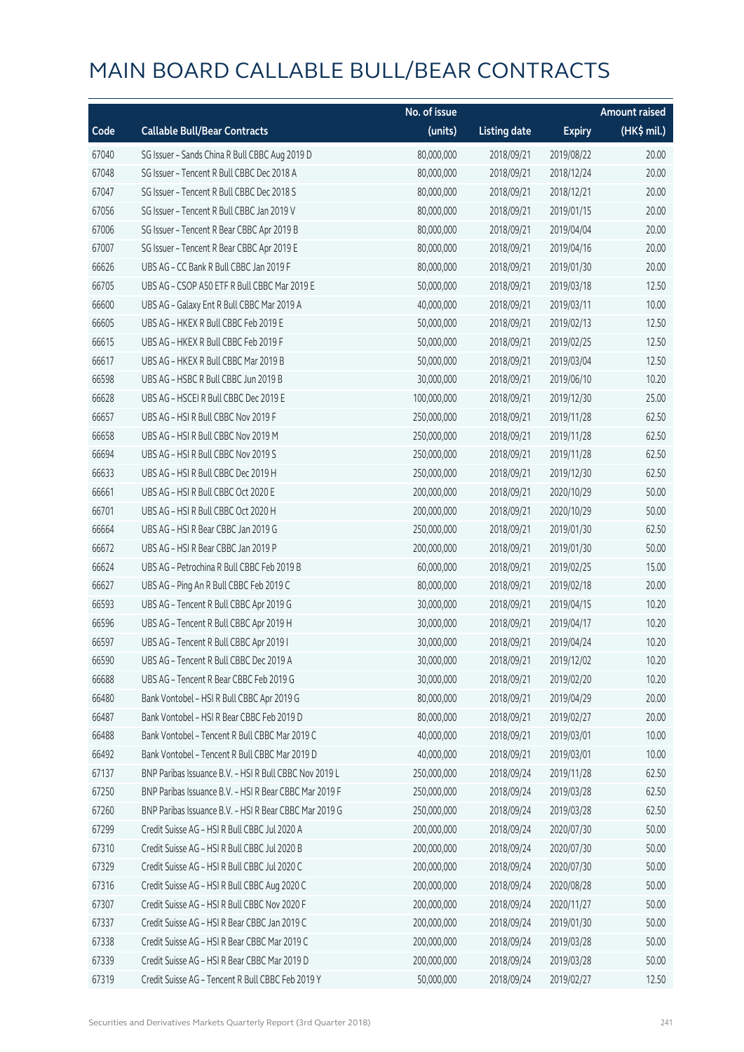# MAIN BOARD CALLABLE BULL/BEAR CONTRACTS

| Code | Callable Bull/Bear Contracts | No. of issue (units) | Listing date | Expiry | Amount raised (HK$ mil.) |
|---|---|---|---|---|---|
| 67040 | SG Issuer – Sands China R Bull CBBC Aug 2019 D | 80,000,000 | 2018/09/21 | 2019/08/22 | 20.00 |
| 67048 | SG Issuer – Tencent R Bull CBBC Dec 2018 A | 80,000,000 | 2018/09/21 | 2018/12/24 | 20.00 |
| 67047 | SG Issuer – Tencent R Bull CBBC Dec 2018 S | 80,000,000 | 2018/09/21 | 2018/12/21 | 20.00 |
| 67056 | SG Issuer – Tencent R Bull CBBC Jan 2019 V | 80,000,000 | 2018/09/21 | 2019/01/15 | 20.00 |
| 67006 | SG Issuer – Tencent R Bear CBBC Apr 2019 B | 80,000,000 | 2018/09/21 | 2019/04/04 | 20.00 |
| 67007 | SG Issuer – Tencent R Bear CBBC Apr 2019 E | 80,000,000 | 2018/09/21 | 2019/04/16 | 20.00 |
| 66626 | UBS AG – CC Bank R Bull CBBC Jan 2019 F | 80,000,000 | 2018/09/21 | 2019/01/30 | 20.00 |
| 66705 | UBS AG – CSOP A50 ETF R Bull CBBC Mar 2019 E | 50,000,000 | 2018/09/21 | 2019/03/18 | 12.50 |
| 66600 | UBS AG – Galaxy Ent R Bull CBBC Mar 2019 A | 40,000,000 | 2018/09/21 | 2019/03/11 | 10.00 |
| 66605 | UBS AG – HKEX R Bull CBBC Feb 2019 E | 50,000,000 | 2018/09/21 | 2019/02/13 | 12.50 |
| 66615 | UBS AG – HKEX R Bull CBBC Feb 2019 F | 50,000,000 | 2018/09/21 | 2019/02/25 | 12.50 |
| 66617 | UBS AG – HKEX R Bull CBBC Mar 2019 B | 50,000,000 | 2018/09/21 | 2019/03/04 | 12.50 |
| 66598 | UBS AG – HSBC R Bull CBBC Jun 2019 B | 30,000,000 | 2018/09/21 | 2019/06/10 | 10.20 |
| 66628 | UBS AG – HSCEI R Bull CBBC Dec 2019 E | 100,000,000 | 2018/09/21 | 2019/12/30 | 25.00 |
| 66657 | UBS AG – HSI R Bull CBBC Nov 2019 F | 250,000,000 | 2018/09/21 | 2019/11/28 | 62.50 |
| 66658 | UBS AG – HSI R Bull CBBC Nov 2019 M | 250,000,000 | 2018/09/21 | 2019/11/28 | 62.50 |
| 66694 | UBS AG – HSI R Bull CBBC Nov 2019 S | 250,000,000 | 2018/09/21 | 2019/11/28 | 62.50 |
| 66633 | UBS AG – HSI R Bull CBBC Dec 2019 H | 250,000,000 | 2018/09/21 | 2019/12/30 | 62.50 |
| 66661 | UBS AG – HSI R Bull CBBC Oct 2020 E | 200,000,000 | 2018/09/21 | 2020/10/29 | 50.00 |
| 66701 | UBS AG – HSI R Bull CBBC Oct 2020 H | 200,000,000 | 2018/09/21 | 2020/10/29 | 50.00 |
| 66664 | UBS AG – HSI R Bear CBBC Jan 2019 G | 250,000,000 | 2018/09/21 | 2019/01/30 | 62.50 |
| 66672 | UBS AG – HSI R Bear CBBC Jan 2019 P | 200,000,000 | 2018/09/21 | 2019/01/30 | 50.00 |
| 66624 | UBS AG – Petrochina R Bull CBBC Feb 2019 B | 60,000,000 | 2018/09/21 | 2019/02/25 | 15.00 |
| 66627 | UBS AG – Ping An R Bull CBBC Feb 2019 C | 80,000,000 | 2018/09/21 | 2019/02/18 | 20.00 |
| 66593 | UBS AG – Tencent R Bull CBBC Apr 2019 G | 30,000,000 | 2018/09/21 | 2019/04/15 | 10.20 |
| 66596 | UBS AG – Tencent R Bull CBBC Apr 2019 H | 30,000,000 | 2018/09/21 | 2019/04/17 | 10.20 |
| 66597 | UBS AG – Tencent R Bull CBBC Apr 2019 I | 30,000,000 | 2018/09/21 | 2019/04/24 | 10.20 |
| 66590 | UBS AG – Tencent R Bull CBBC Dec 2019 A | 30,000,000 | 2018/09/21 | 2019/12/02 | 10.20 |
| 66688 | UBS AG – Tencent R Bear CBBC Feb 2019 G | 30,000,000 | 2018/09/21 | 2019/02/20 | 10.20 |
| 66480 | Bank Vontobel – HSI R Bull CBBC Apr 2019 G | 80,000,000 | 2018/09/21 | 2019/04/29 | 20.00 |
| 66487 | Bank Vontobel – HSI R Bear CBBC Feb 2019 D | 80,000,000 | 2018/09/21 | 2019/02/27 | 20.00 |
| 66488 | Bank Vontobel – Tencent R Bull CBBC Mar 2019 C | 40,000,000 | 2018/09/21 | 2019/03/01 | 10.00 |
| 66492 | Bank Vontobel – Tencent R Bull CBBC Mar 2019 D | 40,000,000 | 2018/09/21 | 2019/03/01 | 10.00 |
| 67137 | BNP Paribas Issuance B.V. – HSI R Bull CBBC Nov 2019 L | 250,000,000 | 2018/09/24 | 2019/11/28 | 62.50 |
| 67250 | BNP Paribas Issuance B.V. – HSI R Bear CBBC Mar 2019 F | 250,000,000 | 2018/09/24 | 2019/03/28 | 62.50 |
| 67260 | BNP Paribas Issuance B.V. – HSI R Bear CBBC Mar 2019 G | 250,000,000 | 2018/09/24 | 2019/03/28 | 62.50 |
| 67299 | Credit Suisse AG – HSI R Bull CBBC Jul 2020 A | 200,000,000 | 2018/09/24 | 2020/07/30 | 50.00 |
| 67310 | Credit Suisse AG – HSI R Bull CBBC Jul 2020 B | 200,000,000 | 2018/09/24 | 2020/07/30 | 50.00 |
| 67329 | Credit Suisse AG – HSI R Bull CBBC Jul 2020 C | 200,000,000 | 2018/09/24 | 2020/07/30 | 50.00 |
| 67316 | Credit Suisse AG – HSI R Bull CBBC Aug 2020 C | 200,000,000 | 2018/09/24 | 2020/08/28 | 50.00 |
| 67307 | Credit Suisse AG – HSI R Bull CBBC Nov 2020 F | 200,000,000 | 2018/09/24 | 2020/11/27 | 50.00 |
| 67337 | Credit Suisse AG – HSI R Bear CBBC Jan 2019 C | 200,000,000 | 2018/09/24 | 2019/01/30 | 50.00 |
| 67338 | Credit Suisse AG – HSI R Bear CBBC Mar 2019 C | 200,000,000 | 2018/09/24 | 2019/03/28 | 50.00 |
| 67339 | Credit Suisse AG – HSI R Bear CBBC Mar 2019 D | 200,000,000 | 2018/09/24 | 2019/03/28 | 50.00 |
| 67319 | Credit Suisse AG – Tencent R Bull CBBC Feb 2019 Y | 50,000,000 | 2018/09/24 | 2019/02/27 | 12.50 |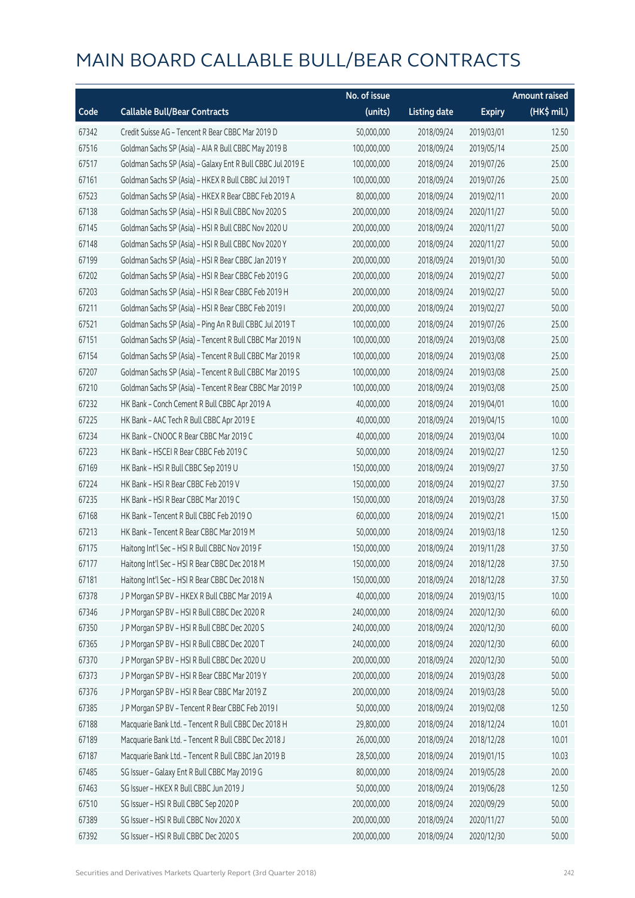# MAIN BOARD CALLABLE BULL/BEAR CONTRACTS

| Code | Callable Bull/Bear Contracts | No. of issue (units) | Listing date | Expiry | Amount raised (HK$ mil.) |
|---|---|---|---|---|---|
| 67342 | Credit Suisse AG – Tencent R Bear CBBC Mar 2019 D | 50,000,000 | 2018/09/24 | 2019/03/01 | 12.50 |
| 67516 | Goldman Sachs SP (Asia) – AIA R Bull CBBC May 2019 B | 100,000,000 | 2018/09/24 | 2019/05/14 | 25.00 |
| 67517 | Goldman Sachs SP (Asia) – Galaxy Ent R Bull CBBC Jul 2019 E | 100,000,000 | 2018/09/24 | 2019/07/26 | 25.00 |
| 67161 | Goldman Sachs SP (Asia) – HKEX R Bull CBBC Jul 2019 T | 100,000,000 | 2018/09/24 | 2019/07/26 | 25.00 |
| 67523 | Goldman Sachs SP (Asia) – HKEX R Bear CBBC Feb 2019 A | 80,000,000 | 2018/09/24 | 2019/02/11 | 20.00 |
| 67138 | Goldman Sachs SP (Asia) – HSI R Bull CBBC Nov 2020 S | 200,000,000 | 2018/09/24 | 2020/11/27 | 50.00 |
| 67145 | Goldman Sachs SP (Asia) – HSI R Bull CBBC Nov 2020 U | 200,000,000 | 2018/09/24 | 2020/11/27 | 50.00 |
| 67148 | Goldman Sachs SP (Asia) – HSI R Bull CBBC Nov 2020 Y | 200,000,000 | 2018/09/24 | 2020/11/27 | 50.00 |
| 67199 | Goldman Sachs SP (Asia) – HSI R Bear CBBC Jan 2019 Y | 200,000,000 | 2018/09/24 | 2019/01/30 | 50.00 |
| 67202 | Goldman Sachs SP (Asia) – HSI R Bear CBBC Feb 2019 G | 200,000,000 | 2018/09/24 | 2019/02/27 | 50.00 |
| 67203 | Goldman Sachs SP (Asia) – HSI R Bear CBBC Feb 2019 H | 200,000,000 | 2018/09/24 | 2019/02/27 | 50.00 |
| 67211 | Goldman Sachs SP (Asia) – HSI R Bear CBBC Feb 2019 I | 200,000,000 | 2018/09/24 | 2019/02/27 | 50.00 |
| 67521 | Goldman Sachs SP (Asia) – Ping An R Bull CBBC Jul 2019 T | 100,000,000 | 2018/09/24 | 2019/07/26 | 25.00 |
| 67151 | Goldman Sachs SP (Asia) – Tencent R Bull CBBC Mar 2019 N | 100,000,000 | 2018/09/24 | 2019/03/08 | 25.00 |
| 67154 | Goldman Sachs SP (Asia) – Tencent R Bull CBBC Mar 2019 R | 100,000,000 | 2018/09/24 | 2019/03/08 | 25.00 |
| 67207 | Goldman Sachs SP (Asia) – Tencent R Bull CBBC Mar 2019 S | 100,000,000 | 2018/09/24 | 2019/03/08 | 25.00 |
| 67210 | Goldman Sachs SP (Asia) – Tencent R Bear CBBC Mar 2019 P | 100,000,000 | 2018/09/24 | 2019/03/08 | 25.00 |
| 67232 | HK Bank – Conch Cement R Bull CBBC Apr 2019 A | 40,000,000 | 2018/09/24 | 2019/04/01 | 10.00 |
| 67225 | HK Bank – AAC Tech R Bull CBBC Apr 2019 E | 40,000,000 | 2018/09/24 | 2019/04/15 | 10.00 |
| 67234 | HK Bank – CNOOC R Bear CBBC Mar 2019 C | 40,000,000 | 2018/09/24 | 2019/03/04 | 10.00 |
| 67223 | HK Bank – HSCEI R Bear CBBC Feb 2019 C | 50,000,000 | 2018/09/24 | 2019/02/27 | 12.50 |
| 67169 | HK Bank – HSI R Bull CBBC Sep 2019 U | 150,000,000 | 2018/09/24 | 2019/09/27 | 37.50 |
| 67224 | HK Bank – HSI R Bear CBBC Feb 2019 V | 150,000,000 | 2018/09/24 | 2019/02/27 | 37.50 |
| 67235 | HK Bank – HSI R Bear CBBC Mar 2019 C | 150,000,000 | 2018/09/24 | 2019/03/28 | 37.50 |
| 67168 | HK Bank – Tencent R Bull CBBC Feb 2019 O | 60,000,000 | 2018/09/24 | 2019/02/21 | 15.00 |
| 67213 | HK Bank – Tencent R Bear CBBC Mar 2019 M | 50,000,000 | 2018/09/24 | 2019/03/18 | 12.50 |
| 67175 | Haitong Int'l Sec – HSI R Bull CBBC Nov 2019 F | 150,000,000 | 2018/09/24 | 2019/11/28 | 37.50 |
| 67177 | Haitong Int'l Sec – HSI R Bear CBBC Dec 2018 M | 150,000,000 | 2018/09/24 | 2018/12/28 | 37.50 |
| 67181 | Haitong Int'l Sec – HSI R Bear CBBC Dec 2018 N | 150,000,000 | 2018/09/24 | 2018/12/28 | 37.50 |
| 67378 | J P Morgan SP BV – HKEX R Bull CBBC Mar 2019 A | 40,000,000 | 2018/09/24 | 2019/03/15 | 10.00 |
| 67346 | J P Morgan SP BV – HSI R Bull CBBC Dec 2020 R | 240,000,000 | 2018/09/24 | 2020/12/30 | 60.00 |
| 67350 | J P Morgan SP BV – HSI R Bull CBBC Dec 2020 S | 240,000,000 | 2018/09/24 | 2020/12/30 | 60.00 |
| 67365 | J P Morgan SP BV – HSI R Bull CBBC Dec 2020 T | 240,000,000 | 2018/09/24 | 2020/12/30 | 60.00 |
| 67370 | J P Morgan SP BV – HSI R Bull CBBC Dec 2020 U | 200,000,000 | 2018/09/24 | 2020/12/30 | 50.00 |
| 67373 | J P Morgan SP BV – HSI R Bear CBBC Mar 2019 Y | 200,000,000 | 2018/09/24 | 2019/03/28 | 50.00 |
| 67376 | J P Morgan SP BV – HSI R Bear CBBC Mar 2019 Z | 200,000,000 | 2018/09/24 | 2019/03/28 | 50.00 |
| 67385 | J P Morgan SP BV – Tencent R Bear CBBC Feb 2019 I | 50,000,000 | 2018/09/24 | 2019/02/08 | 12.50 |
| 67188 | Macquarie Bank Ltd. – Tencent R Bull CBBC Dec 2018 H | 29,800,000 | 2018/09/24 | 2018/12/24 | 10.01 |
| 67189 | Macquarie Bank Ltd. – Tencent R Bull CBBC Dec 2018 J | 26,000,000 | 2018/09/24 | 2018/12/28 | 10.01 |
| 67187 | Macquarie Bank Ltd. – Tencent R Bull CBBC Jan 2019 B | 28,500,000 | 2018/09/24 | 2019/01/15 | 10.03 |
| 67485 | SG Issuer – Galaxy Ent R Bull CBBC May 2019 G | 80,000,000 | 2018/09/24 | 2019/05/28 | 20.00 |
| 67463 | SG Issuer – HKEX R Bull CBBC Jun 2019 J | 50,000,000 | 2018/09/24 | 2019/06/28 | 12.50 |
| 67510 | SG Issuer – HSI R Bull CBBC Sep 2020 P | 200,000,000 | 2018/09/24 | 2020/09/29 | 50.00 |
| 67389 | SG Issuer – HSI R Bull CBBC Nov 2020 X | 200,000,000 | 2018/09/24 | 2020/11/27 | 50.00 |
| 67392 | SG Issuer – HSI R Bull CBBC Dec 2020 S | 200,000,000 | 2018/09/24 | 2020/12/30 | 50.00 |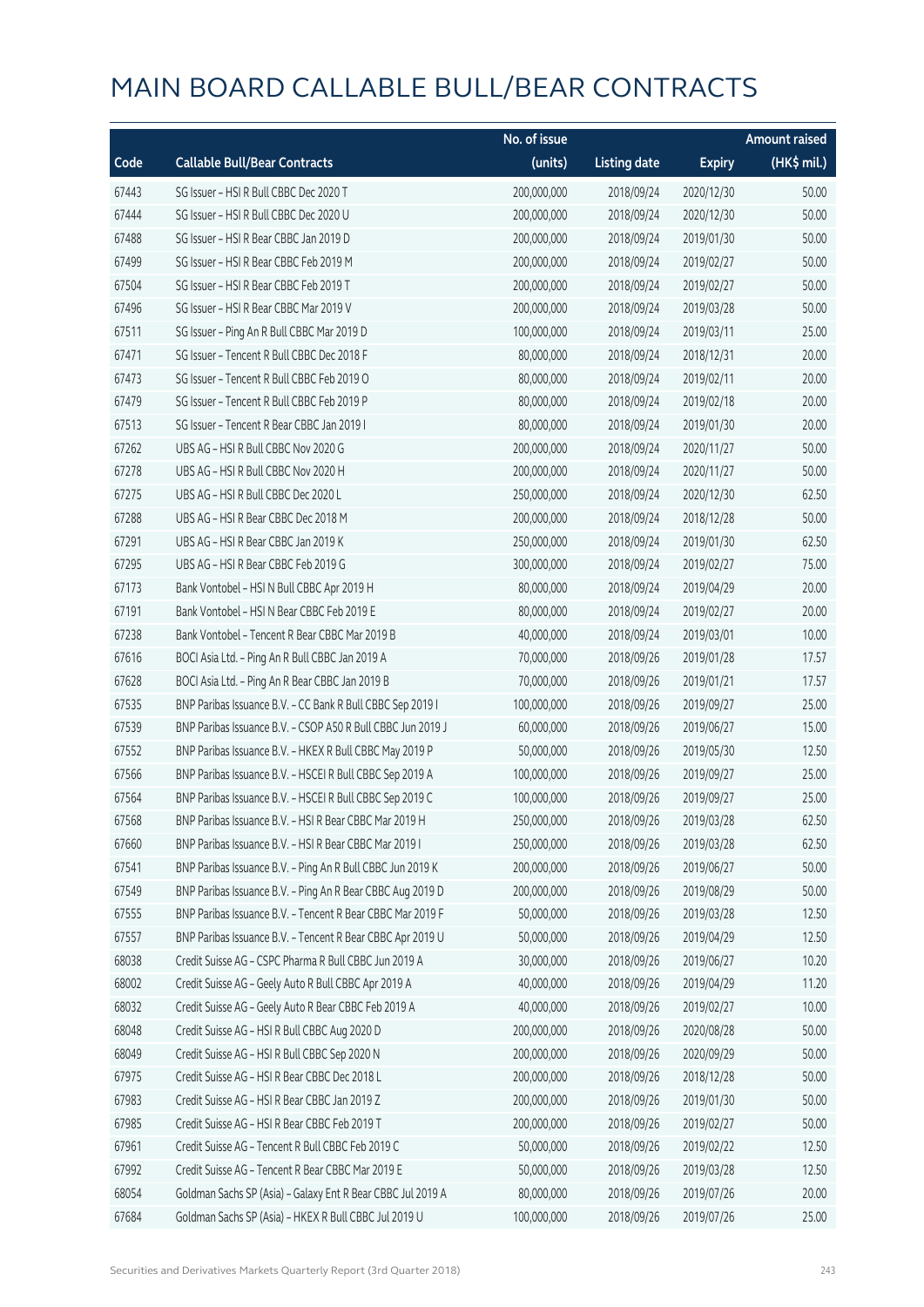# MAIN BOARD CALLABLE BULL/BEAR CONTRACTS

| Code | Callable Bull/Bear Contracts | No. of issue (units) | Listing date | Expiry | Amount raised (HK$ mil.) |
|---|---|---|---|---|---|
| 67443 | SG Issuer – HSI R Bull CBBC Dec 2020 T | 200,000,000 | 2018/09/24 | 2020/12/30 | 50.00 |
| 67444 | SG Issuer – HSI R Bull CBBC Dec 2020 U | 200,000,000 | 2018/09/24 | 2020/12/30 | 50.00 |
| 67488 | SG Issuer – HSI R Bear CBBC Jan 2019 D | 200,000,000 | 2018/09/24 | 2019/01/30 | 50.00 |
| 67499 | SG Issuer – HSI R Bear CBBC Feb 2019 M | 200,000,000 | 2018/09/24 | 2019/02/27 | 50.00 |
| 67504 | SG Issuer – HSI R Bear CBBC Feb 2019 T | 200,000,000 | 2018/09/24 | 2019/02/27 | 50.00 |
| 67496 | SG Issuer – HSI R Bear CBBC Mar 2019 V | 200,000,000 | 2018/09/24 | 2019/03/28 | 50.00 |
| 67511 | SG Issuer – Ping An R Bull CBBC Mar 2019 D | 100,000,000 | 2018/09/24 | 2019/03/11 | 25.00 |
| 67471 | SG Issuer – Tencent R Bull CBBC Dec 2018 F | 80,000,000 | 2018/09/24 | 2018/12/31 | 20.00 |
| 67473 | SG Issuer – Tencent R Bull CBBC Feb 2019 O | 80,000,000 | 2018/09/24 | 2019/02/11 | 20.00 |
| 67479 | SG Issuer – Tencent R Bull CBBC Feb 2019 P | 80,000,000 | 2018/09/24 | 2019/02/18 | 20.00 |
| 67513 | SG Issuer – Tencent R Bear CBBC Jan 2019 I | 80,000,000 | 2018/09/24 | 2019/01/30 | 20.00 |
| 67262 | UBS AG – HSI R Bull CBBC Nov 2020 G | 200,000,000 | 2018/09/24 | 2020/11/27 | 50.00 |
| 67278 | UBS AG – HSI R Bull CBBC Nov 2020 H | 200,000,000 | 2018/09/24 | 2020/11/27 | 50.00 |
| 67275 | UBS AG – HSI R Bull CBBC Dec 2020 L | 250,000,000 | 2018/09/24 | 2020/12/30 | 62.50 |
| 67288 | UBS AG – HSI R Bear CBBC Dec 2018 M | 200,000,000 | 2018/09/24 | 2018/12/28 | 50.00 |
| 67291 | UBS AG – HSI R Bear CBBC Jan 2019 K | 250,000,000 | 2018/09/24 | 2019/01/30 | 62.50 |
| 67295 | UBS AG – HSI R Bear CBBC Feb 2019 G | 300,000,000 | 2018/09/24 | 2019/02/27 | 75.00 |
| 67173 | Bank Vontobel – HSI N Bull CBBC Apr 2019 H | 80,000,000 | 2018/09/24 | 2019/04/29 | 20.00 |
| 67191 | Bank Vontobel – HSI N Bear CBBC Feb 2019 E | 80,000,000 | 2018/09/24 | 2019/02/27 | 20.00 |
| 67238 | Bank Vontobel – Tencent R Bear CBBC Mar 2019 B | 40,000,000 | 2018/09/24 | 2019/03/01 | 10.00 |
| 67616 | BOCI Asia Ltd. – Ping An R Bull CBBC Jan 2019 A | 70,000,000 | 2018/09/26 | 2019/01/28 | 17.57 |
| 67628 | BOCI Asia Ltd. – Ping An R Bear CBBC Jan 2019 B | 70,000,000 | 2018/09/26 | 2019/01/21 | 17.57 |
| 67535 | BNP Paribas Issuance B.V. – CC Bank R Bull CBBC Sep 2019 I | 100,000,000 | 2018/09/26 | 2019/09/27 | 25.00 |
| 67539 | BNP Paribas Issuance B.V. – CSOP A50 R Bull CBBC Jun 2019 J | 60,000,000 | 2018/09/26 | 2019/06/27 | 15.00 |
| 67552 | BNP Paribas Issuance B.V. – HKEX R Bull CBBC May 2019 P | 50,000,000 | 2018/09/26 | 2019/05/30 | 12.50 |
| 67566 | BNP Paribas Issuance B.V. – HSCEI R Bull CBBC Sep 2019 A | 100,000,000 | 2018/09/26 | 2019/09/27 | 25.00 |
| 67564 | BNP Paribas Issuance B.V. – HSCEI R Bull CBBC Sep 2019 C | 100,000,000 | 2018/09/26 | 2019/09/27 | 25.00 |
| 67568 | BNP Paribas Issuance B.V. – HSI R Bear CBBC Mar 2019 H | 250,000,000 | 2018/09/26 | 2019/03/28 | 62.50 |
| 67660 | BNP Paribas Issuance B.V. – HSI R Bear CBBC Mar 2019 I | 250,000,000 | 2018/09/26 | 2019/03/28 | 62.50 |
| 67541 | BNP Paribas Issuance B.V. – Ping An R Bull CBBC Jun 2019 K | 200,000,000 | 2018/09/26 | 2019/06/27 | 50.00 |
| 67549 | BNP Paribas Issuance B.V. – Ping An R Bear CBBC Aug 2019 D | 200,000,000 | 2018/09/26 | 2019/08/29 | 50.00 |
| 67555 | BNP Paribas Issuance B.V. – Tencent R Bear CBBC Mar 2019 F | 50,000,000 | 2018/09/26 | 2019/03/28 | 12.50 |
| 67557 | BNP Paribas Issuance B.V. – Tencent R Bear CBBC Apr 2019 U | 50,000,000 | 2018/09/26 | 2019/04/29 | 12.50 |
| 68038 | Credit Suisse AG – CSPC Pharma R Bull CBBC Jun 2019 A | 30,000,000 | 2018/09/26 | 2019/06/27 | 10.20 |
| 68002 | Credit Suisse AG – Geely Auto R Bull CBBC Apr 2019 A | 40,000,000 | 2018/09/26 | 2019/04/29 | 11.20 |
| 68032 | Credit Suisse AG – Geely Auto R Bear CBBC Feb 2019 A | 40,000,000 | 2018/09/26 | 2019/02/27 | 10.00 |
| 68048 | Credit Suisse AG – HSI R Bull CBBC Aug 2020 D | 200,000,000 | 2018/09/26 | 2020/08/28 | 50.00 |
| 68049 | Credit Suisse AG – HSI R Bull CBBC Sep 2020 N | 200,000,000 | 2018/09/26 | 2020/09/29 | 50.00 |
| 67975 | Credit Suisse AG – HSI R Bear CBBC Dec 2018 L | 200,000,000 | 2018/09/26 | 2018/12/28 | 50.00 |
| 67983 | Credit Suisse AG – HSI R Bear CBBC Jan 2019 Z | 200,000,000 | 2018/09/26 | 2019/01/30 | 50.00 |
| 67985 | Credit Suisse AG – HSI R Bear CBBC Feb 2019 T | 200,000,000 | 2018/09/26 | 2019/02/27 | 50.00 |
| 67961 | Credit Suisse AG – Tencent R Bull CBBC Feb 2019 C | 50,000,000 | 2018/09/26 | 2019/02/22 | 12.50 |
| 67992 | Credit Suisse AG – Tencent R Bear CBBC Mar 2019 E | 50,000,000 | 2018/09/26 | 2019/03/28 | 12.50 |
| 68054 | Goldman Sachs SP (Asia) – Galaxy Ent R Bear CBBC Jul 2019 A | 80,000,000 | 2018/09/26 | 2019/07/26 | 20.00 |
| 67684 | Goldman Sachs SP (Asia) – HKEX R Bull CBBC Jul 2019 U | 100,000,000 | 2018/09/26 | 2019/07/26 | 25.00 |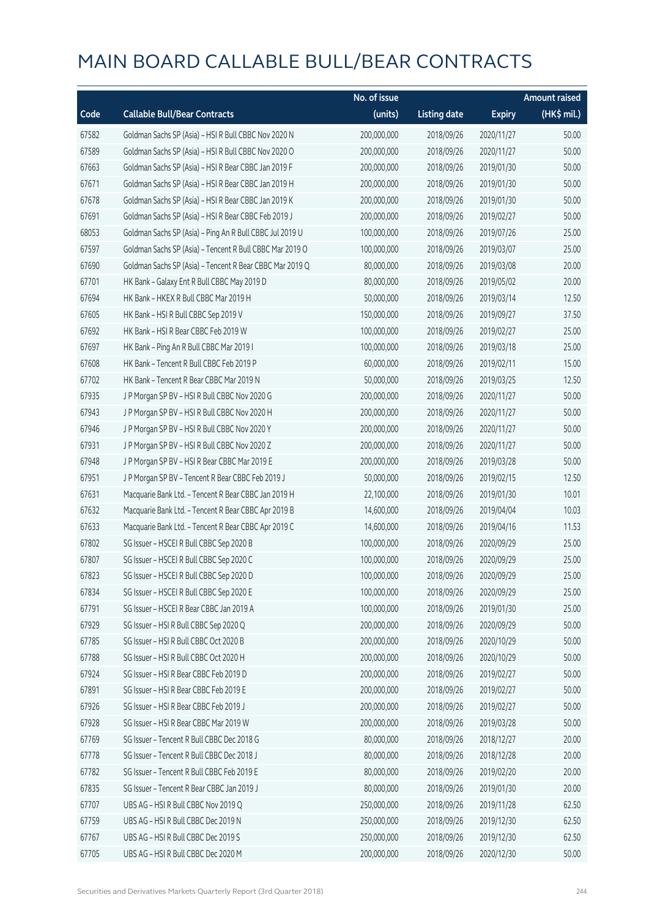# MAIN BOARD CALLABLE BULL/BEAR CONTRACTS

| Code | Callable Bull/Bear Contracts | No. of issue (units) | Listing date | Expiry | Amount raised (HK$ mil.) |
|---|---|---|---|---|---|
| 67582 | Goldman Sachs SP (Asia) - HSI R Bull CBBC Nov 2020 N | 200,000,000 | 2018/09/26 | 2020/11/27 | 50.00 |
| 67589 | Goldman Sachs SP (Asia) - HSI R Bull CBBC Nov 2020 O | 200,000,000 | 2018/09/26 | 2020/11/27 | 50.00 |
| 67663 | Goldman Sachs SP (Asia) - HSI R Bear CBBC Jan 2019 F | 200,000,000 | 2018/09/26 | 2019/01/30 | 50.00 |
| 67671 | Goldman Sachs SP (Asia) - HSI R Bear CBBC Jan 2019 H | 200,000,000 | 2018/09/26 | 2019/01/30 | 50.00 |
| 67678 | Goldman Sachs SP (Asia) - HSI R Bear CBBC Jan 2019 K | 200,000,000 | 2018/09/26 | 2019/01/30 | 50.00 |
| 67691 | Goldman Sachs SP (Asia) - HSI R Bear CBBC Feb 2019 J | 200,000,000 | 2018/09/26 | 2019/02/27 | 50.00 |
| 68053 | Goldman Sachs SP (Asia) - Ping An R Bull CBBC Jul 2019 U | 100,000,000 | 2018/09/26 | 2019/07/26 | 25.00 |
| 67597 | Goldman Sachs SP (Asia) - Tencent R Bull CBBC Mar 2019 O | 100,000,000 | 2018/09/26 | 2019/03/07 | 25.00 |
| 67690 | Goldman Sachs SP (Asia) - Tencent R Bear CBBC Mar 2019 Q | 80,000,000 | 2018/09/26 | 2019/03/08 | 20.00 |
| 67701 | HK Bank - Galaxy Ent R Bull CBBC May 2019 D | 80,000,000 | 2018/09/26 | 2019/05/02 | 20.00 |
| 67694 | HK Bank - HKEX R Bull CBBC Mar 2019 H | 50,000,000 | 2018/09/26 | 2019/03/14 | 12.50 |
| 67605 | HK Bank - HSI R Bull CBBC Sep 2019 V | 150,000,000 | 2018/09/26 | 2019/09/27 | 37.50 |
| 67692 | HK Bank - HSI R Bear CBBC Feb 2019 W | 100,000,000 | 2018/09/26 | 2019/02/27 | 25.00 |
| 67697 | HK Bank - Ping An R Bull CBBC Mar 2019 I | 100,000,000 | 2018/09/26 | 2019/03/18 | 25.00 |
| 67608 | HK Bank - Tencent R Bull CBBC Feb 2019 P | 60,000,000 | 2018/09/26 | 2019/02/11 | 15.00 |
| 67702 | HK Bank - Tencent R Bear CBBC Mar 2019 N | 50,000,000 | 2018/09/26 | 2019/03/25 | 12.50 |
| 67935 | J P Morgan SP BV - HSI R Bull CBBC Nov 2020 G | 200,000,000 | 2018/09/26 | 2020/11/27 | 50.00 |
| 67943 | J P Morgan SP BV - HSI R Bull CBBC Nov 2020 H | 200,000,000 | 2018/09/26 | 2020/11/27 | 50.00 |
| 67946 | J P Morgan SP BV - HSI R Bull CBBC Nov 2020 Y | 200,000,000 | 2018/09/26 | 2020/11/27 | 50.00 |
| 67931 | J P Morgan SP BV - HSI R Bull CBBC Nov 2020 Z | 200,000,000 | 2018/09/26 | 2020/11/27 | 50.00 |
| 67948 | J P Morgan SP BV - HSI R Bear CBBC Mar 2019 E | 200,000,000 | 2018/09/26 | 2019/03/28 | 50.00 |
| 67951 | J P Morgan SP BV - Tencent R Bear CBBC Feb 2019 J | 50,000,000 | 2018/09/26 | 2019/02/15 | 12.50 |
| 67631 | Macquarie Bank Ltd. - Tencent R Bear CBBC Jan 2019 H | 22,100,000 | 2018/09/26 | 2019/01/30 | 10.01 |
| 67632 | Macquarie Bank Ltd. - Tencent R Bear CBBC Apr 2019 B | 14,600,000 | 2018/09/26 | 2019/04/04 | 10.03 |
| 67633 | Macquarie Bank Ltd. - Tencent R Bear CBBC Apr 2019 C | 14,600,000 | 2018/09/26 | 2019/04/16 | 11.53 |
| 67802 | SG Issuer - HSCEI R Bull CBBC Sep 2020 B | 100,000,000 | 2018/09/26 | 2020/09/29 | 25.00 |
| 67807 | SG Issuer - HSCEI R Bull CBBC Sep 2020 C | 100,000,000 | 2018/09/26 | 2020/09/29 | 25.00 |
| 67823 | SG Issuer - HSCEI R Bull CBBC Sep 2020 D | 100,000,000 | 2018/09/26 | 2020/09/29 | 25.00 |
| 67834 | SG Issuer - HSCEI R Bull CBBC Sep 2020 E | 100,000,000 | 2018/09/26 | 2020/09/29 | 25.00 |
| 67791 | SG Issuer - HSCEI R Bear CBBC Jan 2019 A | 100,000,000 | 2018/09/26 | 2019/01/30 | 25.00 |
| 67929 | SG Issuer - HSI R Bull CBBC Sep 2020 Q | 200,000,000 | 2018/09/26 | 2020/09/29 | 50.00 |
| 67785 | SG Issuer - HSI R Bull CBBC Oct 2020 B | 200,000,000 | 2018/09/26 | 2020/10/29 | 50.00 |
| 67788 | SG Issuer - HSI R Bull CBBC Oct 2020 H | 200,000,000 | 2018/09/26 | 2020/10/29 | 50.00 |
| 67924 | SG Issuer - HSI R Bear CBBC Feb 2019 D | 200,000,000 | 2018/09/26 | 2019/02/27 | 50.00 |
| 67891 | SG Issuer - HSI R Bear CBBC Feb 2019 E | 200,000,000 | 2018/09/26 | 2019/02/27 | 50.00 |
| 67926 | SG Issuer - HSI R Bear CBBC Feb 2019 J | 200,000,000 | 2018/09/26 | 2019/02/27 | 50.00 |
| 67928 | SG Issuer - HSI R Bear CBBC Mar 2019 W | 200,000,000 | 2018/09/26 | 2019/03/28 | 50.00 |
| 67769 | SG Issuer - Tencent R Bull CBBC Dec 2018 G | 80,000,000 | 2018/09/26 | 2018/12/27 | 20.00 |
| 67778 | SG Issuer - Tencent R Bull CBBC Dec 2018 J | 80,000,000 | 2018/09/26 | 2018/12/28 | 20.00 |
| 67782 | SG Issuer - Tencent R Bull CBBC Feb 2019 E | 80,000,000 | 2018/09/26 | 2019/02/20 | 20.00 |
| 67835 | SG Issuer - Tencent R Bear CBBC Jan 2019 J | 80,000,000 | 2018/09/26 | 2019/01/30 | 20.00 |
| 67707 | UBS AG - HSI R Bull CBBC Nov 2019 Q | 250,000,000 | 2018/09/26 | 2019/11/28 | 62.50 |
| 67759 | UBS AG - HSI R Bull CBBC Dec 2019 N | 250,000,000 | 2018/09/26 | 2019/12/30 | 62.50 |
| 67767 | UBS AG - HSI R Bull CBBC Dec 2019 S | 250,000,000 | 2018/09/26 | 2019/12/30 | 62.50 |
| 67705 | UBS AG - HSI R Bull CBBC Dec 2020 M | 200,000,000 | 2018/09/26 | 2020/12/30 | 50.00 |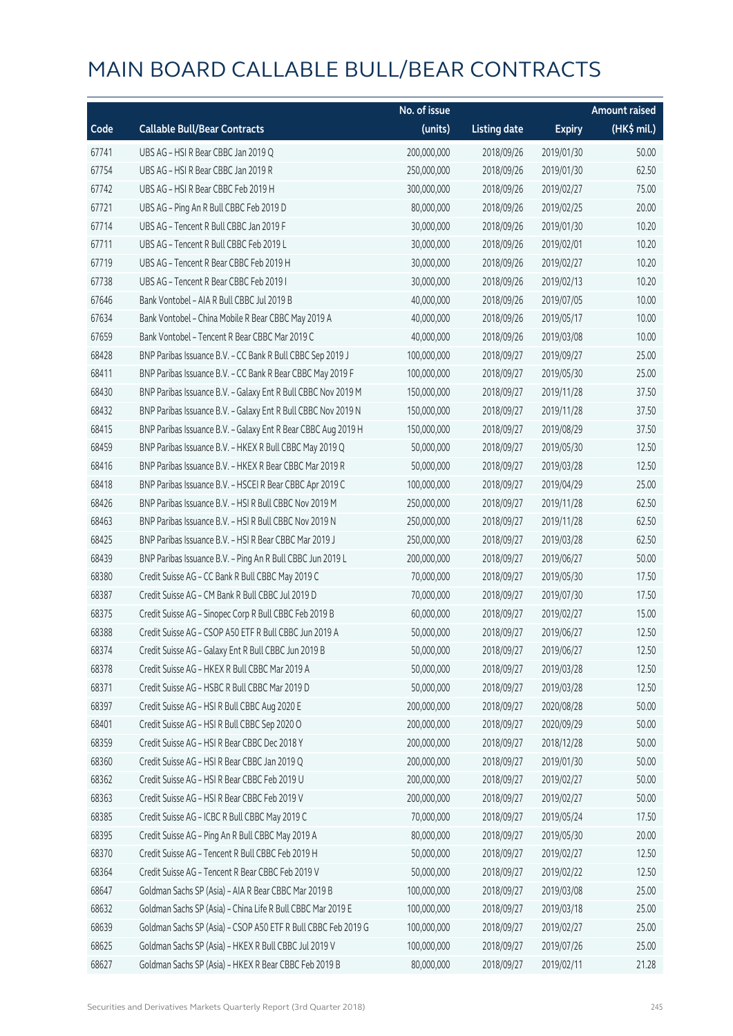# MAIN BOARD CALLABLE BULL/BEAR CONTRACTS

| Code | Callable Bull/Bear Contracts | No. of issue (units) | Listing date | Expiry | Amount raised (HK$ mil.) |
|---|---|---|---|---|---|
| 67741 | UBS AG - HSI R Bear CBBC Jan 2019 Q | 200,000,000 | 2018/09/26 | 2019/01/30 | 50.00 |
| 67754 | UBS AG - HSI R Bear CBBC Jan 2019 R | 250,000,000 | 2018/09/26 | 2019/01/30 | 62.50 |
| 67742 | UBS AG - HSI R Bear CBBC Feb 2019 H | 300,000,000 | 2018/09/26 | 2019/02/27 | 75.00 |
| 67721 | UBS AG - Ping An R Bull CBBC Feb 2019 D | 80,000,000 | 2018/09/26 | 2019/02/25 | 20.00 |
| 67714 | UBS AG - Tencent R Bull CBBC Jan 2019 F | 30,000,000 | 2018/09/26 | 2019/01/30 | 10.20 |
| 67711 | UBS AG - Tencent R Bull CBBC Feb 2019 L | 30,000,000 | 2018/09/26 | 2019/02/01 | 10.20 |
| 67719 | UBS AG - Tencent R Bear CBBC Feb 2019 H | 30,000,000 | 2018/09/26 | 2019/02/27 | 10.20 |
| 67738 | UBS AG - Tencent R Bear CBBC Feb 2019 I | 30,000,000 | 2018/09/26 | 2019/02/13 | 10.20 |
| 67646 | Bank Vontobel - AIA R Bull CBBC Jul 2019 B | 40,000,000 | 2018/09/26 | 2019/07/05 | 10.00 |
| 67634 | Bank Vontobel - China Mobile R Bear CBBC May 2019 A | 40,000,000 | 2018/09/26 | 2019/05/17 | 10.00 |
| 67659 | Bank Vontobel - Tencent R Bear CBBC Mar 2019 C | 40,000,000 | 2018/09/26 | 2019/03/08 | 10.00 |
| 68428 | BNP Paribas Issuance B.V. - CC Bank R Bull CBBC Sep 2019 J | 100,000,000 | 2018/09/27 | 2019/09/27 | 25.00 |
| 68411 | BNP Paribas Issuance B.V. - CC Bank R Bear CBBC May 2019 F | 100,000,000 | 2018/09/27 | 2019/05/30 | 25.00 |
| 68430 | BNP Paribas Issuance B.V. - Galaxy Ent R Bull CBBC Nov 2019 M | 150,000,000 | 2018/09/27 | 2019/11/28 | 37.50 |
| 68432 | BNP Paribas Issuance B.V. - Galaxy Ent R Bull CBBC Nov 2019 N | 150,000,000 | 2018/09/27 | 2019/11/28 | 37.50 |
| 68415 | BNP Paribas Issuance B.V. - Galaxy Ent R Bear CBBC Aug 2019 H | 150,000,000 | 2018/09/27 | 2019/08/29 | 37.50 |
| 68459 | BNP Paribas Issuance B.V. - HKEX R Bull CBBC May 2019 Q | 50,000,000 | 2018/09/27 | 2019/05/30 | 12.50 |
| 68416 | BNP Paribas Issuance B.V. - HKEX R Bear CBBC Mar 2019 R | 50,000,000 | 2018/09/27 | 2019/03/28 | 12.50 |
| 68418 | BNP Paribas Issuance B.V. - HSCEI R Bear CBBC Apr 2019 C | 100,000,000 | 2018/09/27 | 2019/04/29 | 25.00 |
| 68426 | BNP Paribas Issuance B.V. - HSI R Bull CBBC Nov 2019 M | 250,000,000 | 2018/09/27 | 2019/11/28 | 62.50 |
| 68463 | BNP Paribas Issuance B.V. - HSI R Bull CBBC Nov 2019 N | 250,000,000 | 2018/09/27 | 2019/11/28 | 62.50 |
| 68425 | BNP Paribas Issuance B.V. - HSI R Bear CBBC Mar 2019 J | 250,000,000 | 2018/09/27 | 2019/03/28 | 62.50 |
| 68439 | BNP Paribas Issuance B.V. - Ping An R Bull CBBC Jun 2019 L | 200,000,000 | 2018/09/27 | 2019/06/27 | 50.00 |
| 68380 | Credit Suisse AG - CC Bank R Bull CBBC May 2019 C | 70,000,000 | 2018/09/27 | 2019/05/30 | 17.50 |
| 68387 | Credit Suisse AG - CM Bank R Bull CBBC Jul 2019 D | 70,000,000 | 2018/09/27 | 2019/07/30 | 17.50 |
| 68375 | Credit Suisse AG - Sinopec Corp R Bull CBBC Feb 2019 B | 60,000,000 | 2018/09/27 | 2019/02/27 | 15.00 |
| 68388 | Credit Suisse AG - CSOP A50 ETF R Bull CBBC Jun 2019 A | 50,000,000 | 2018/09/27 | 2019/06/27 | 12.50 |
| 68374 | Credit Suisse AG - Galaxy Ent R Bull CBBC Jun 2019 B | 50,000,000 | 2018/09/27 | 2019/06/27 | 12.50 |
| 68378 | Credit Suisse AG - HKEX R Bull CBBC Mar 2019 A | 50,000,000 | 2018/09/27 | 2019/03/28 | 12.50 |
| 68371 | Credit Suisse AG - HSBC R Bull CBBC Mar 2019 D | 50,000,000 | 2018/09/27 | 2019/03/28 | 12.50 |
| 68397 | Credit Suisse AG - HSI R Bull CBBC Aug 2020 E | 200,000,000 | 2018/09/27 | 2020/08/28 | 50.00 |
| 68401 | Credit Suisse AG - HSI R Bull CBBC Sep 2020 O | 200,000,000 | 2018/09/27 | 2020/09/29 | 50.00 |
| 68359 | Credit Suisse AG - HSI R Bear CBBC Dec 2018 Y | 200,000,000 | 2018/09/27 | 2018/12/28 | 50.00 |
| 68360 | Credit Suisse AG - HSI R Bear CBBC Jan 2019 Q | 200,000,000 | 2018/09/27 | 2019/01/30 | 50.00 |
| 68362 | Credit Suisse AG - HSI R Bear CBBC Feb 2019 U | 200,000,000 | 2018/09/27 | 2019/02/27 | 50.00 |
| 68363 | Credit Suisse AG - HSI R Bear CBBC Feb 2019 V | 200,000,000 | 2018/09/27 | 2019/02/27 | 50.00 |
| 68385 | Credit Suisse AG - ICBC R Bull CBBC May 2019 C | 70,000,000 | 2018/09/27 | 2019/05/24 | 17.50 |
| 68395 | Credit Suisse AG - Ping An R Bull CBBC May 2019 A | 80,000,000 | 2018/09/27 | 2019/05/30 | 20.00 |
| 68370 | Credit Suisse AG - Tencent R Bull CBBC Feb 2019 H | 50,000,000 | 2018/09/27 | 2019/02/27 | 12.50 |
| 68364 | Credit Suisse AG - Tencent R Bear CBBC Feb 2019 V | 50,000,000 | 2018/09/27 | 2019/02/22 | 12.50 |
| 68647 | Goldman Sachs SP (Asia) - AIA R Bear CBBC Mar 2019 B | 100,000,000 | 2018/09/27 | 2019/03/08 | 25.00 |
| 68632 | Goldman Sachs SP (Asia) - China Life R Bull CBBC Mar 2019 E | 100,000,000 | 2018/09/27 | 2019/03/18 | 25.00 |
| 68639 | Goldman Sachs SP (Asia) - CSOP A50 ETF R Bull CBBC Feb 2019 G | 100,000,000 | 2018/09/27 | 2019/02/27 | 25.00 |
| 68625 | Goldman Sachs SP (Asia) - HKEX R Bull CBBC Jul 2019 V | 100,000,000 | 2018/09/27 | 2019/07/26 | 25.00 |
| 68627 | Goldman Sachs SP (Asia) - HKEX R Bear CBBC Feb 2019 B | 80,000,000 | 2018/09/27 | 2019/02/11 | 21.28 |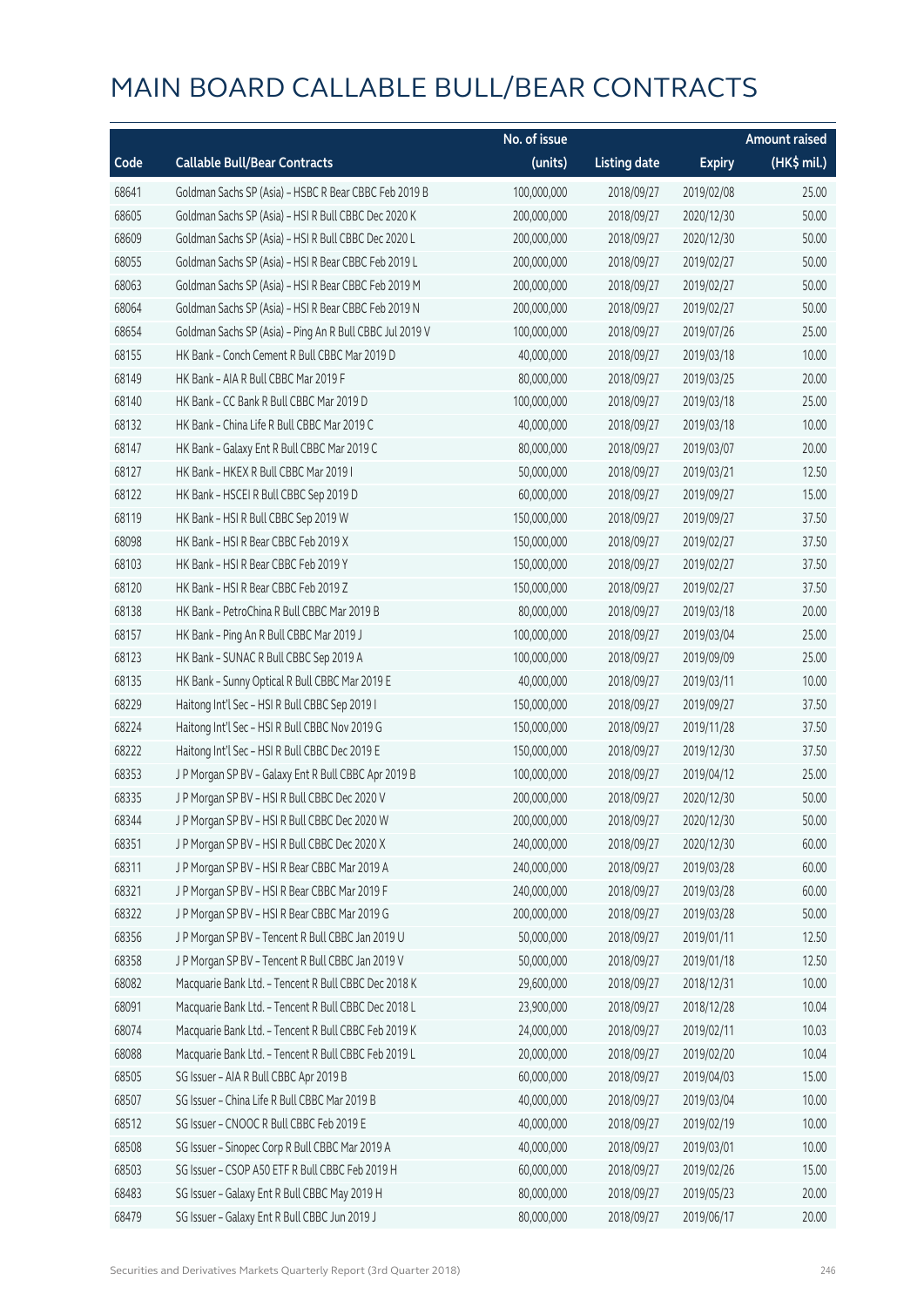# MAIN BOARD CALLABLE BULL/BEAR CONTRACTS

| Code | Callable Bull/Bear Contracts | No. of issue (units) | Listing date | Expiry | Amount raised (HK$ mil.) |
|---|---|---|---|---|---|
| 68641 | Goldman Sachs SP (Asia) – HSBC R Bear CBBC Feb 2019 B | 100,000,000 | 2018/09/27 | 2019/02/08 | 25.00 |
| 68605 | Goldman Sachs SP (Asia) – HSI R Bull CBBC Dec 2020 K | 200,000,000 | 2018/09/27 | 2020/12/30 | 50.00 |
| 68609 | Goldman Sachs SP (Asia) – HSI R Bull CBBC Dec 2020 L | 200,000,000 | 2018/09/27 | 2020/12/30 | 50.00 |
| 68055 | Goldman Sachs SP (Asia) – HSI R Bear CBBC Feb 2019 L | 200,000,000 | 2018/09/27 | 2019/02/27 | 50.00 |
| 68063 | Goldman Sachs SP (Asia) – HSI R Bear CBBC Feb 2019 M | 200,000,000 | 2018/09/27 | 2019/02/27 | 50.00 |
| 68064 | Goldman Sachs SP (Asia) – HSI R Bear CBBC Feb 2019 N | 200,000,000 | 2018/09/27 | 2019/02/27 | 50.00 |
| 68654 | Goldman Sachs SP (Asia) – Ping An R Bull CBBC Jul 2019 V | 100,000,000 | 2018/09/27 | 2019/07/26 | 25.00 |
| 68155 | HK Bank – Conch Cement R Bull CBBC Mar 2019 D | 40,000,000 | 2018/09/27 | 2019/03/18 | 10.00 |
| 68149 | HK Bank – AIA R Bull CBBC Mar 2019 F | 80,000,000 | 2018/09/27 | 2019/03/25 | 20.00 |
| 68140 | HK Bank – CC Bank R Bull CBBC Mar 2019 D | 100,000,000 | 2018/09/27 | 2019/03/18 | 25.00 |
| 68132 | HK Bank – China Life R Bull CBBC Mar 2019 C | 40,000,000 | 2018/09/27 | 2019/03/18 | 10.00 |
| 68147 | HK Bank – Galaxy Ent R Bull CBBC Mar 2019 C | 80,000,000 | 2018/09/27 | 2019/03/07 | 20.00 |
| 68127 | HK Bank – HKEX R Bull CBBC Mar 2019 I | 50,000,000 | 2018/09/27 | 2019/03/21 | 12.50 |
| 68122 | HK Bank – HSCEI R Bull CBBC Sep 2019 D | 60,000,000 | 2018/09/27 | 2019/09/27 | 15.00 |
| 68119 | HK Bank – HSI R Bull CBBC Sep 2019 W | 150,000,000 | 2018/09/27 | 2019/09/27 | 37.50 |
| 68098 | HK Bank – HSI R Bear CBBC Feb 2019 X | 150,000,000 | 2018/09/27 | 2019/02/27 | 37.50 |
| 68103 | HK Bank – HSI R Bear CBBC Feb 2019 Y | 150,000,000 | 2018/09/27 | 2019/02/27 | 37.50 |
| 68120 | HK Bank – HSI R Bear CBBC Feb 2019 Z | 150,000,000 | 2018/09/27 | 2019/02/27 | 37.50 |
| 68138 | HK Bank – PetroChina R Bull CBBC Mar 2019 B | 80,000,000 | 2018/09/27 | 2019/03/18 | 20.00 |
| 68157 | HK Bank – Ping An R Bull CBBC Mar 2019 J | 100,000,000 | 2018/09/27 | 2019/03/04 | 25.00 |
| 68123 | HK Bank – SUNAC R Bull CBBC Sep 2019 A | 100,000,000 | 2018/09/27 | 2019/09/09 | 25.00 |
| 68135 | HK Bank – Sunny Optical R Bull CBBC Mar 2019 E | 40,000,000 | 2018/09/27 | 2019/03/11 | 10.00 |
| 68229 | Haitong Int'l Sec – HSI R Bull CBBC Sep 2019 I | 150,000,000 | 2018/09/27 | 2019/09/27 | 37.50 |
| 68224 | Haitong Int'l Sec – HSI R Bull CBBC Nov 2019 G | 150,000,000 | 2018/09/27 | 2019/11/28 | 37.50 |
| 68222 | Haitong Int'l Sec – HSI R Bull CBBC Dec 2019 E | 150,000,000 | 2018/09/27 | 2019/12/30 | 37.50 |
| 68353 | J P Morgan SP BV – Galaxy Ent R Bull CBBC Apr 2019 B | 100,000,000 | 2018/09/27 | 2019/04/12 | 25.00 |
| 68335 | J P Morgan SP BV – HSI R Bull CBBC Dec 2020 V | 200,000,000 | 2018/09/27 | 2020/12/30 | 50.00 |
| 68344 | J P Morgan SP BV – HSI R Bull CBBC Dec 2020 W | 200,000,000 | 2018/09/27 | 2020/12/30 | 50.00 |
| 68351 | J P Morgan SP BV – HSI R Bull CBBC Dec 2020 X | 240,000,000 | 2018/09/27 | 2020/12/30 | 60.00 |
| 68311 | J P Morgan SP BV – HSI R Bear CBBC Mar 2019 A | 240,000,000 | 2018/09/27 | 2019/03/28 | 60.00 |
| 68321 | J P Morgan SP BV – HSI R Bear CBBC Mar 2019 F | 240,000,000 | 2018/09/27 | 2019/03/28 | 60.00 |
| 68322 | J P Morgan SP BV – HSI R Bear CBBC Mar 2019 G | 200,000,000 | 2018/09/27 | 2019/03/28 | 50.00 |
| 68356 | J P Morgan SP BV – Tencent R Bull CBBC Jan 2019 U | 50,000,000 | 2018/09/27 | 2019/01/11 | 12.50 |
| 68358 | J P Morgan SP BV – Tencent R Bull CBBC Jan 2019 V | 50,000,000 | 2018/09/27 | 2019/01/18 | 12.50 |
| 68082 | Macquarie Bank Ltd. – Tencent R Bull CBBC Dec 2018 K | 29,600,000 | 2018/09/27 | 2018/12/31 | 10.00 |
| 68091 | Macquarie Bank Ltd. – Tencent R Bull CBBC Dec 2018 L | 23,900,000 | 2018/09/27 | 2018/12/28 | 10.04 |
| 68074 | Macquarie Bank Ltd. – Tencent R Bull CBBC Feb 2019 K | 24,000,000 | 2018/09/27 | 2019/02/11 | 10.03 |
| 68088 | Macquarie Bank Ltd. – Tencent R Bull CBBC Feb 2019 L | 20,000,000 | 2018/09/27 | 2019/02/20 | 10.04 |
| 68505 | SG Issuer – AIA R Bull CBBC Apr 2019 B | 60,000,000 | 2018/09/27 | 2019/04/03 | 15.00 |
| 68507 | SG Issuer – China Life R Bull CBBC Mar 2019 B | 40,000,000 | 2018/09/27 | 2019/03/04 | 10.00 |
| 68512 | SG Issuer – CNOOC R Bull CBBC Feb 2019 E | 40,000,000 | 2018/09/27 | 2019/02/19 | 10.00 |
| 68508 | SG Issuer – Sinopec Corp R Bull CBBC Mar 2019 A | 40,000,000 | 2018/09/27 | 2019/03/01 | 10.00 |
| 68503 | SG Issuer – CSOP A50 ETF R Bull CBBC Feb 2019 H | 60,000,000 | 2018/09/27 | 2019/02/26 | 15.00 |
| 68483 | SG Issuer – Galaxy Ent R Bull CBBC May 2019 H | 80,000,000 | 2018/09/27 | 2019/05/23 | 20.00 |
| 68479 | SG Issuer – Galaxy Ent R Bull CBBC Jun 2019 J | 80,000,000 | 2018/09/27 | 2019/06/17 | 20.00 |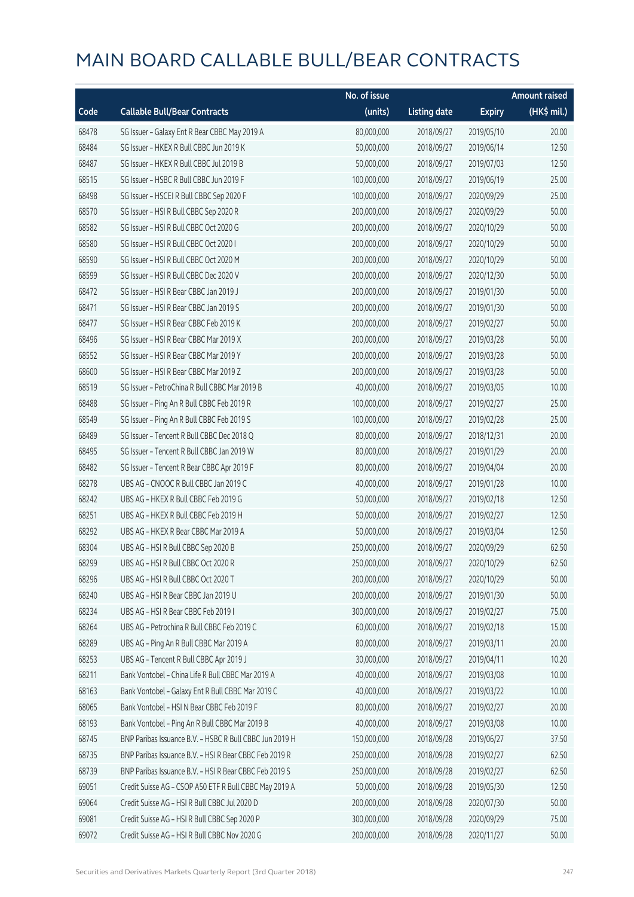# MAIN BOARD CALLABLE BULL/BEAR CONTRACTS

| Code | Callable Bull/Bear Contracts | No. of issue (units) | Listing date | Expiry | Amount raised (HK$ mil.) |
|---|---|---|---|---|---|
| 68478 | SG Issuer – Galaxy Ent R Bear CBBC May 2019 A | 80,000,000 | 2018/09/27 | 2019/05/10 | 20.00 |
| 68484 | SG Issuer – HKEX R Bull CBBC Jun 2019 K | 50,000,000 | 2018/09/27 | 2019/06/14 | 12.50 |
| 68487 | SG Issuer – HKEX R Bull CBBC Jul 2019 B | 50,000,000 | 2018/09/27 | 2019/07/03 | 12.50 |
| 68515 | SG Issuer – HSBC R Bull CBBC Jun 2019 F | 100,000,000 | 2018/09/27 | 2019/06/19 | 25.00 |
| 68498 | SG Issuer – HSCEI R Bull CBBC Sep 2020 F | 100,000,000 | 2018/09/27 | 2020/09/29 | 25.00 |
| 68570 | SG Issuer – HSI R Bull CBBC Sep 2020 R | 200,000,000 | 2018/09/27 | 2020/09/29 | 50.00 |
| 68582 | SG Issuer – HSI R Bull CBBC Oct 2020 G | 200,000,000 | 2018/09/27 | 2020/10/29 | 50.00 |
| 68580 | SG Issuer – HSI R Bull CBBC Oct 2020 I | 200,000,000 | 2018/09/27 | 2020/10/29 | 50.00 |
| 68590 | SG Issuer – HSI R Bull CBBC Oct 2020 M | 200,000,000 | 2018/09/27 | 2020/10/29 | 50.00 |
| 68599 | SG Issuer – HSI R Bull CBBC Dec 2020 V | 200,000,000 | 2018/09/27 | 2020/12/30 | 50.00 |
| 68472 | SG Issuer – HSI R Bear CBBC Jan 2019 J | 200,000,000 | 2018/09/27 | 2019/01/30 | 50.00 |
| 68471 | SG Issuer – HSI R Bear CBBC Jan 2019 S | 200,000,000 | 2018/09/27 | 2019/01/30 | 50.00 |
| 68477 | SG Issuer – HSI R Bear CBBC Feb 2019 K | 200,000,000 | 2018/09/27 | 2019/02/27 | 50.00 |
| 68496 | SG Issuer – HSI R Bear CBBC Mar 2019 X | 200,000,000 | 2018/09/27 | 2019/03/28 | 50.00 |
| 68552 | SG Issuer – HSI R Bear CBBC Mar 2019 Y | 200,000,000 | 2018/09/27 | 2019/03/28 | 50.00 |
| 68600 | SG Issuer – HSI R Bear CBBC Mar 2019 Z | 200,000,000 | 2018/09/27 | 2019/03/28 | 50.00 |
| 68519 | SG Issuer – PetroChina R Bull CBBC Mar 2019 B | 40,000,000 | 2018/09/27 | 2019/03/05 | 10.00 |
| 68488 | SG Issuer – Ping An R Bull CBBC Feb 2019 R | 100,000,000 | 2018/09/27 | 2019/02/27 | 25.00 |
| 68549 | SG Issuer – Ping An R Bull CBBC Feb 2019 S | 100,000,000 | 2018/09/27 | 2019/02/28 | 25.00 |
| 68489 | SG Issuer – Tencent R Bull CBBC Dec 2018 Q | 80,000,000 | 2018/09/27 | 2018/12/31 | 20.00 |
| 68495 | SG Issuer – Tencent R Bull CBBC Jan 2019 W | 80,000,000 | 2018/09/27 | 2019/01/29 | 20.00 |
| 68482 | SG Issuer – Tencent R Bear CBBC Apr 2019 F | 80,000,000 | 2018/09/27 | 2019/04/04 | 20.00 |
| 68278 | UBS AG – CNOOC R Bull CBBC Jan 2019 C | 40,000,000 | 2018/09/27 | 2019/01/28 | 10.00 |
| 68242 | UBS AG – HKEX R Bull CBBC Feb 2019 G | 50,000,000 | 2018/09/27 | 2019/02/18 | 12.50 |
| 68251 | UBS AG – HKEX R Bull CBBC Feb 2019 H | 50,000,000 | 2018/09/27 | 2019/02/27 | 12.50 |
| 68292 | UBS AG – HKEX R Bear CBBC Mar 2019 A | 50,000,000 | 2018/09/27 | 2019/03/04 | 12.50 |
| 68304 | UBS AG – HSI R Bull CBBC Sep 2020 B | 250,000,000 | 2018/09/27 | 2020/09/29 | 62.50 |
| 68299 | UBS AG – HSI R Bull CBBC Oct 2020 R | 250,000,000 | 2018/09/27 | 2020/10/29 | 62.50 |
| 68296 | UBS AG – HSI R Bull CBBC Oct 2020 T | 200,000,000 | 2018/09/27 | 2020/10/29 | 50.00 |
| 68240 | UBS AG – HSI R Bear CBBC Jan 2019 U | 200,000,000 | 2018/09/27 | 2019/01/30 | 50.00 |
| 68234 | UBS AG – HSI R Bear CBBC Feb 2019 I | 300,000,000 | 2018/09/27 | 2019/02/27 | 75.00 |
| 68264 | UBS AG – Petrochina R Bull CBBC Feb 2019 C | 60,000,000 | 2018/09/27 | 2019/02/18 | 15.00 |
| 68289 | UBS AG – Ping An R Bull CBBC Mar 2019 A | 80,000,000 | 2018/09/27 | 2019/03/11 | 20.00 |
| 68253 | UBS AG – Tencent R Bull CBBC Apr 2019 J | 30,000,000 | 2018/09/27 | 2019/04/11 | 10.20 |
| 68211 | Bank Vontobel – China Life R Bull CBBC Mar 2019 A | 40,000,000 | 2018/09/27 | 2019/03/08 | 10.00 |
| 68163 | Bank Vontobel – Galaxy Ent R Bull CBBC Mar 2019 C | 40,000,000 | 2018/09/27 | 2019/03/22 | 10.00 |
| 68065 | Bank Vontobel – HSI N Bear CBBC Feb 2019 F | 80,000,000 | 2018/09/27 | 2019/02/27 | 20.00 |
| 68193 | Bank Vontobel – Ping An R Bull CBBC Mar 2019 B | 40,000,000 | 2018/09/27 | 2019/03/08 | 10.00 |
| 68745 | BNP Paribas Issuance B.V. – HSBC R Bull CBBC Jun 2019 H | 150,000,000 | 2018/09/28 | 2019/06/27 | 37.50 |
| 68735 | BNP Paribas Issuance B.V. – HSI R Bear CBBC Feb 2019 R | 250,000,000 | 2018/09/28 | 2019/02/27 | 62.50 |
| 68739 | BNP Paribas Issuance B.V. – HSI R Bear CBBC Feb 2019 S | 250,000,000 | 2018/09/28 | 2019/02/27 | 62.50 |
| 69051 | Credit Suisse AG – CSOP A50 ETF R Bull CBBC May 2019 A | 50,000,000 | 2018/09/28 | 2019/05/30 | 12.50 |
| 69064 | Credit Suisse AG – HSI R Bull CBBC Jul 2020 D | 200,000,000 | 2018/09/28 | 2020/07/30 | 50.00 |
| 69081 | Credit Suisse AG – HSI R Bull CBBC Sep 2020 P | 300,000,000 | 2018/09/28 | 2020/09/29 | 75.00 |
| 69072 | Credit Suisse AG – HSI R Bull CBBC Nov 2020 G | 200,000,000 | 2018/09/28 | 2020/11/27 | 50.00 |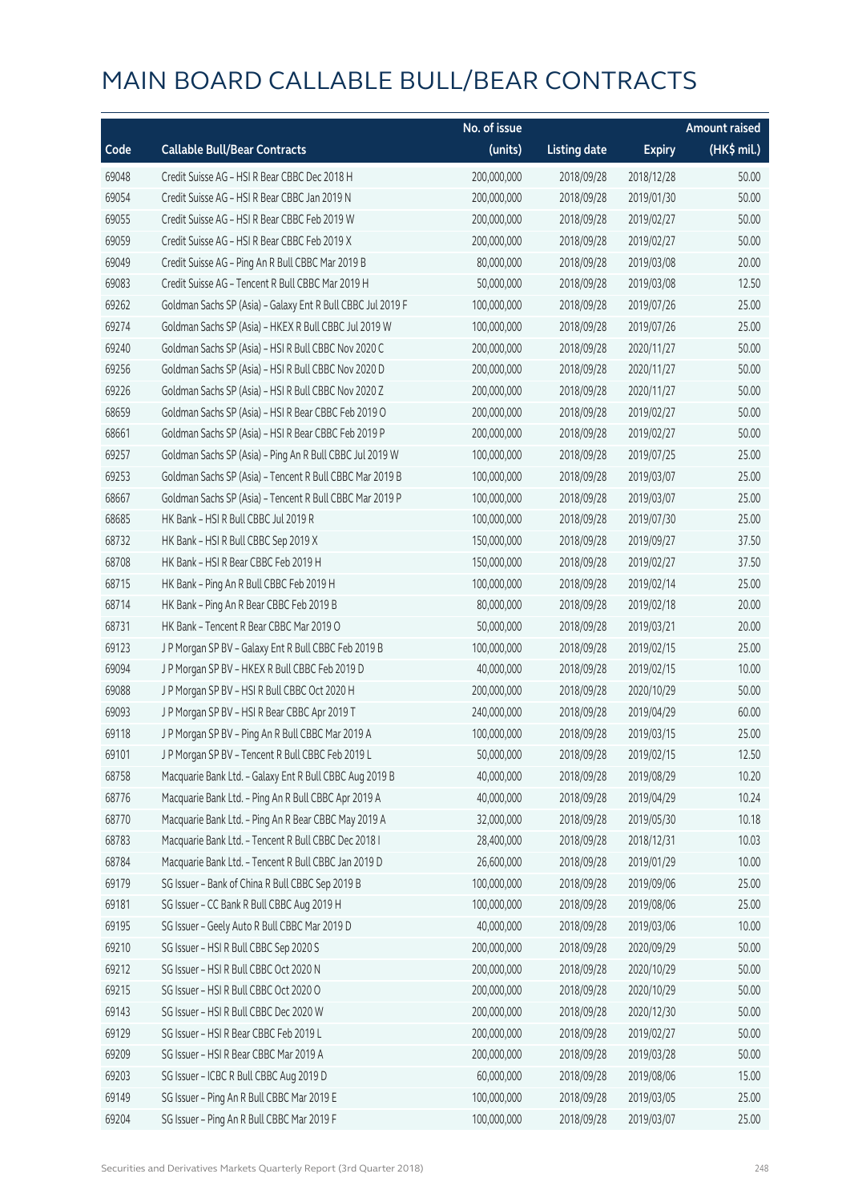# MAIN BOARD CALLABLE BULL/BEAR CONTRACTS

| Code | Callable Bull/Bear Contracts | No. of issue (units) | Listing date | Expiry | Amount raised (HK$ mil.) |
|---|---|---|---|---|---|
| 69048 | Credit Suisse AG – HSI R Bear CBBC Dec 2018 H | 200,000,000 | 2018/09/28 | 2018/12/28 | 50.00 |
| 69054 | Credit Suisse AG – HSI R Bear CBBC Jan 2019 N | 200,000,000 | 2018/09/28 | 2019/01/30 | 50.00 |
| 69055 | Credit Suisse AG – HSI R Bear CBBC Feb 2019 W | 200,000,000 | 2018/09/28 | 2019/02/27 | 50.00 |
| 69059 | Credit Suisse AG – HSI R Bear CBBC Feb 2019 X | 200,000,000 | 2018/09/28 | 2019/02/27 | 50.00 |
| 69049 | Credit Suisse AG – Ping An R Bull CBBC Mar 2019 B | 80,000,000 | 2018/09/28 | 2019/03/08 | 20.00 |
| 69083 | Credit Suisse AG – Tencent R Bull CBBC Mar 2019 H | 50,000,000 | 2018/09/28 | 2019/03/08 | 12.50 |
| 69262 | Goldman Sachs SP (Asia) – Galaxy Ent R Bull CBBC Jul 2019 F | 100,000,000 | 2018/09/28 | 2019/07/26 | 25.00 |
| 69274 | Goldman Sachs SP (Asia) – HKEX R Bull CBBC Jul 2019 W | 100,000,000 | 2018/09/28 | 2019/07/26 | 25.00 |
| 69240 | Goldman Sachs SP (Asia) – HSI R Bull CBBC Nov 2020 C | 200,000,000 | 2018/09/28 | 2020/11/27 | 50.00 |
| 69256 | Goldman Sachs SP (Asia) – HSI R Bull CBBC Nov 2020 D | 200,000,000 | 2018/09/28 | 2020/11/27 | 50.00 |
| 69226 | Goldman Sachs SP (Asia) – HSI R Bull CBBC Nov 2020 Z | 200,000,000 | 2018/09/28 | 2020/11/27 | 50.00 |
| 68659 | Goldman Sachs SP (Asia) – HSI R Bear CBBC Feb 2019 O | 200,000,000 | 2018/09/28 | 2019/02/27 | 50.00 |
| 68661 | Goldman Sachs SP (Asia) – HSI R Bear CBBC Feb 2019 P | 200,000,000 | 2018/09/28 | 2019/02/27 | 50.00 |
| 69257 | Goldman Sachs SP (Asia) – Ping An R Bull CBBC Jul 2019 W | 100,000,000 | 2018/09/28 | 2019/07/25 | 25.00 |
| 69253 | Goldman Sachs SP (Asia) – Tencent R Bull CBBC Mar 2019 B | 100,000,000 | 2018/09/28 | 2019/03/07 | 25.00 |
| 68667 | Goldman Sachs SP (Asia) – Tencent R Bull CBBC Mar 2019 P | 100,000,000 | 2018/09/28 | 2019/03/07 | 25.00 |
| 68685 | HK Bank – HSI R Bull CBBC Jul 2019 R | 100,000,000 | 2018/09/28 | 2019/07/30 | 25.00 |
| 68732 | HK Bank – HSI R Bull CBBC Sep 2019 X | 150,000,000 | 2018/09/28 | 2019/09/27 | 37.50 |
| 68708 | HK Bank – HSI R Bear CBBC Feb 2019 H | 150,000,000 | 2018/09/28 | 2019/02/27 | 37.50 |
| 68715 | HK Bank – Ping An R Bull CBBC Feb 2019 H | 100,000,000 | 2018/09/28 | 2019/02/14 | 25.00 |
| 68714 | HK Bank – Ping An R Bear CBBC Feb 2019 B | 80,000,000 | 2018/09/28 | 2019/02/18 | 20.00 |
| 68731 | HK Bank – Tencent R Bear CBBC Mar 2019 O | 50,000,000 | 2018/09/28 | 2019/03/21 | 20.00 |
| 69123 | J P Morgan SP BV – Galaxy Ent R Bull CBBC Feb 2019 B | 100,000,000 | 2018/09/28 | 2019/02/15 | 25.00 |
| 69094 | J P Morgan SP BV – HKEX R Bull CBBC Feb 2019 D | 40,000,000 | 2018/09/28 | 2019/02/15 | 10.00 |
| 69088 | J P Morgan SP BV – HSI R Bull CBBC Oct 2020 H | 200,000,000 | 2018/09/28 | 2020/10/29 | 50.00 |
| 69093 | J P Morgan SP BV – HSI R Bear CBBC Apr 2019 T | 240,000,000 | 2018/09/28 | 2019/04/29 | 60.00 |
| 69118 | J P Morgan SP BV – Ping An R Bull CBBC Mar 2019 A | 100,000,000 | 2018/09/28 | 2019/03/15 | 25.00 |
| 69101 | J P Morgan SP BV – Tencent R Bull CBBC Feb 2019 L | 50,000,000 | 2018/09/28 | 2019/02/15 | 12.50 |
| 68758 | Macquarie Bank Ltd. – Galaxy Ent R Bull CBBC Aug 2019 B | 40,000,000 | 2018/09/28 | 2019/08/29 | 10.20 |
| 68776 | Macquarie Bank Ltd. – Ping An R Bull CBBC Apr 2019 A | 40,000,000 | 2018/09/28 | 2019/04/29 | 10.24 |
| 68770 | Macquarie Bank Ltd. – Ping An R Bear CBBC May 2019 A | 32,000,000 | 2018/09/28 | 2019/05/30 | 10.18 |
| 68783 | Macquarie Bank Ltd. – Tencent R Bull CBBC Dec 2018 I | 28,400,000 | 2018/09/28 | 2018/12/31 | 10.03 |
| 68784 | Macquarie Bank Ltd. – Tencent R Bull CBBC Jan 2019 D | 26,600,000 | 2018/09/28 | 2019/01/29 | 10.00 |
| 69179 | SG Issuer – Bank of China R Bull CBBC Sep 2019 B | 100,000,000 | 2018/09/28 | 2019/09/06 | 25.00 |
| 69181 | SG Issuer – CC Bank R Bull CBBC Aug 2019 H | 100,000,000 | 2018/09/28 | 2019/08/06 | 25.00 |
| 69195 | SG Issuer – Geely Auto R Bull CBBC Mar 2019 D | 40,000,000 | 2018/09/28 | 2019/03/06 | 10.00 |
| 69210 | SG Issuer – HSI R Bull CBBC Sep 2020 S | 200,000,000 | 2018/09/28 | 2020/09/29 | 50.00 |
| 69212 | SG Issuer – HSI R Bull CBBC Oct 2020 N | 200,000,000 | 2018/09/28 | 2020/10/29 | 50.00 |
| 69215 | SG Issuer – HSI R Bull CBBC Oct 2020 O | 200,000,000 | 2018/09/28 | 2020/10/29 | 50.00 |
| 69143 | SG Issuer – HSI R Bull CBBC Dec 2020 W | 200,000,000 | 2018/09/28 | 2020/12/30 | 50.00 |
| 69129 | SG Issuer – HSI R Bear CBBC Feb 2019 L | 200,000,000 | 2018/09/28 | 2019/02/27 | 50.00 |
| 69209 | SG Issuer – HSI R Bear CBBC Mar 2019 A | 200,000,000 | 2018/09/28 | 2019/03/28 | 50.00 |
| 69203 | SG Issuer – ICBC R Bull CBBC Aug 2019 D | 60,000,000 | 2018/09/28 | 2019/08/06 | 15.00 |
| 69149 | SG Issuer – Ping An R Bull CBBC Mar 2019 E | 100,000,000 | 2018/09/28 | 2019/03/05 | 25.00 |
| 69204 | SG Issuer – Ping An R Bull CBBC Mar 2019 F | 100,000,000 | 2018/09/28 | 2019/03/07 | 25.00 |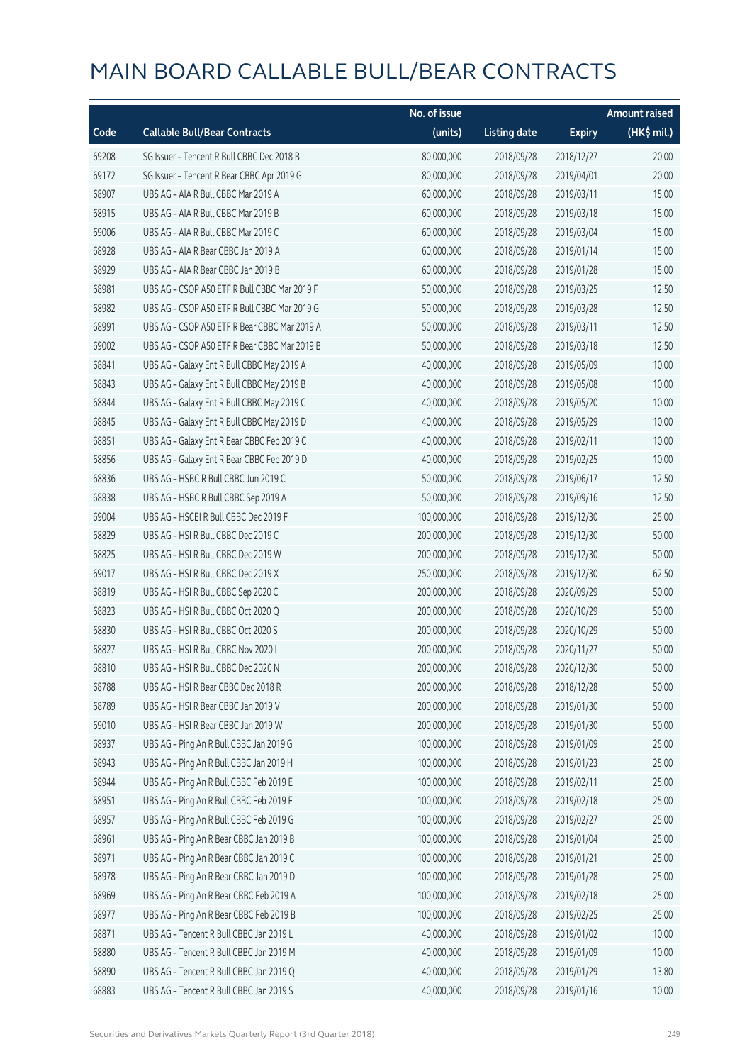# MAIN BOARD CALLABLE BULL/BEAR CONTRACTS

| Code | Callable Bull/Bear Contracts | No. of issue (units) | Listing date | Expiry | Amount raised (HK$ mil.) |
|---|---|---|---|---|---|
| 69208 | SG Issuer – Tencent R Bull CBBC Dec 2018 B | 80,000,000 | 2018/09/28 | 2018/12/27 | 20.00 |
| 69172 | SG Issuer – Tencent R Bear CBBC Apr 2019 G | 80,000,000 | 2018/09/28 | 2019/04/01 | 20.00 |
| 68907 | UBS AG – AIA R Bull CBBC Mar 2019 A | 60,000,000 | 2018/09/28 | 2019/03/11 | 15.00 |
| 68915 | UBS AG – AIA R Bull CBBC Mar 2019 B | 60,000,000 | 2018/09/28 | 2019/03/18 | 15.00 |
| 69006 | UBS AG – AIA R Bull CBBC Mar 2019 C | 60,000,000 | 2018/09/28 | 2019/03/04 | 15.00 |
| 68928 | UBS AG – AIA R Bear CBBC Jan 2019 A | 60,000,000 | 2018/09/28 | 2019/01/14 | 15.00 |
| 68929 | UBS AG – AIA R Bear CBBC Jan 2019 B | 60,000,000 | 2018/09/28 | 2019/01/28 | 15.00 |
| 68981 | UBS AG – CSOP A50 ETF R Bull CBBC Mar 2019 F | 50,000,000 | 2018/09/28 | 2019/03/25 | 12.50 |
| 68982 | UBS AG – CSOP A50 ETF R Bull CBBC Mar 2019 G | 50,000,000 | 2018/09/28 | 2019/03/28 | 12.50 |
| 68991 | UBS AG – CSOP A50 ETF R Bear CBBC Mar 2019 A | 50,000,000 | 2018/09/28 | 2019/03/11 | 12.50 |
| 69002 | UBS AG – CSOP A50 ETF R Bear CBBC Mar 2019 B | 50,000,000 | 2018/09/28 | 2019/03/18 | 12.50 |
| 68841 | UBS AG – Galaxy Ent R Bull CBBC May 2019 A | 40,000,000 | 2018/09/28 | 2019/05/09 | 10.00 |
| 68843 | UBS AG – Galaxy Ent R Bull CBBC May 2019 B | 40,000,000 | 2018/09/28 | 2019/05/08 | 10.00 |
| 68844 | UBS AG – Galaxy Ent R Bull CBBC May 2019 C | 40,000,000 | 2018/09/28 | 2019/05/20 | 10.00 |
| 68845 | UBS AG – Galaxy Ent R Bull CBBC May 2019 D | 40,000,000 | 2018/09/28 | 2019/05/29 | 10.00 |
| 68851 | UBS AG – Galaxy Ent R Bear CBBC Feb 2019 C | 40,000,000 | 2018/09/28 | 2019/02/11 | 10.00 |
| 68856 | UBS AG – Galaxy Ent R Bear CBBC Feb 2019 D | 40,000,000 | 2018/09/28 | 2019/02/25 | 10.00 |
| 68836 | UBS AG – HSBC R Bull CBBC Jun 2019 C | 50,000,000 | 2018/09/28 | 2019/06/17 | 12.50 |
| 68838 | UBS AG – HSBC R Bull CBBC Sep 2019 A | 50,000,000 | 2018/09/28 | 2019/09/16 | 12.50 |
| 69004 | UBS AG – HSCEI R Bull CBBC Dec 2019 F | 100,000,000 | 2018/09/28 | 2019/12/30 | 25.00 |
| 68829 | UBS AG – HSI R Bull CBBC Dec 2019 C | 200,000,000 | 2018/09/28 | 2019/12/30 | 50.00 |
| 68825 | UBS AG – HSI R Bull CBBC Dec 2019 W | 200,000,000 | 2018/09/28 | 2019/12/30 | 50.00 |
| 69017 | UBS AG – HSI R Bull CBBC Dec 2019 X | 250,000,000 | 2018/09/28 | 2019/12/30 | 62.50 |
| 68819 | UBS AG – HSI R Bull CBBC Sep 2020 C | 200,000,000 | 2018/09/28 | 2020/09/29 | 50.00 |
| 68823 | UBS AG – HSI R Bull CBBC Oct 2020 Q | 200,000,000 | 2018/09/28 | 2020/10/29 | 50.00 |
| 68830 | UBS AG – HSI R Bull CBBC Oct 2020 S | 200,000,000 | 2018/09/28 | 2020/10/29 | 50.00 |
| 68827 | UBS AG – HSI R Bull CBBC Nov 2020 I | 200,000,000 | 2018/09/28 | 2020/11/27 | 50.00 |
| 68810 | UBS AG – HSI R Bull CBBC Dec 2020 N | 200,000,000 | 2018/09/28 | 2020/12/30 | 50.00 |
| 68788 | UBS AG – HSI R Bear CBBC Dec 2018 R | 200,000,000 | 2018/09/28 | 2018/12/28 | 50.00 |
| 68789 | UBS AG – HSI R Bear CBBC Jan 2019 V | 200,000,000 | 2018/09/28 | 2019/01/30 | 50.00 |
| 69010 | UBS AG – HSI R Bear CBBC Jan 2019 W | 200,000,000 | 2018/09/28 | 2019/01/30 | 50.00 |
| 68937 | UBS AG – Ping An R Bull CBBC Jan 2019 G | 100,000,000 | 2018/09/28 | 2019/01/09 | 25.00 |
| 68943 | UBS AG – Ping An R Bull CBBC Jan 2019 H | 100,000,000 | 2018/09/28 | 2019/01/23 | 25.00 |
| 68944 | UBS AG – Ping An R Bull CBBC Feb 2019 E | 100,000,000 | 2018/09/28 | 2019/02/11 | 25.00 |
| 68951 | UBS AG – Ping An R Bull CBBC Feb 2019 F | 100,000,000 | 2018/09/28 | 2019/02/18 | 25.00 |
| 68957 | UBS AG – Ping An R Bull CBBC Feb 2019 G | 100,000,000 | 2018/09/28 | 2019/02/27 | 25.00 |
| 68961 | UBS AG – Ping An R Bear CBBC Jan 2019 B | 100,000,000 | 2018/09/28 | 2019/01/04 | 25.00 |
| 68971 | UBS AG – Ping An R Bear CBBC Jan 2019 C | 100,000,000 | 2018/09/28 | 2019/01/21 | 25.00 |
| 68978 | UBS AG – Ping An R Bear CBBC Jan 2019 D | 100,000,000 | 2018/09/28 | 2019/01/28 | 25.00 |
| 68969 | UBS AG – Ping An R Bear CBBC Feb 2019 A | 100,000,000 | 2018/09/28 | 2019/02/18 | 25.00 |
| 68977 | UBS AG – Ping An R Bear CBBC Feb 2019 B | 100,000,000 | 2018/09/28 | 2019/02/25 | 25.00 |
| 68871 | UBS AG – Tencent R Bull CBBC Jan 2019 L | 40,000,000 | 2018/09/28 | 2019/01/02 | 10.00 |
| 68880 | UBS AG – Tencent R Bull CBBC Jan 2019 M | 40,000,000 | 2018/09/28 | 2019/01/09 | 10.00 |
| 68890 | UBS AG – Tencent R Bull CBBC Jan 2019 Q | 40,000,000 | 2018/09/28 | 2019/01/29 | 13.80 |
| 68883 | UBS AG – Tencent R Bull CBBC Jan 2019 S | 40,000,000 | 2018/09/28 | 2019/01/16 | 10.00 |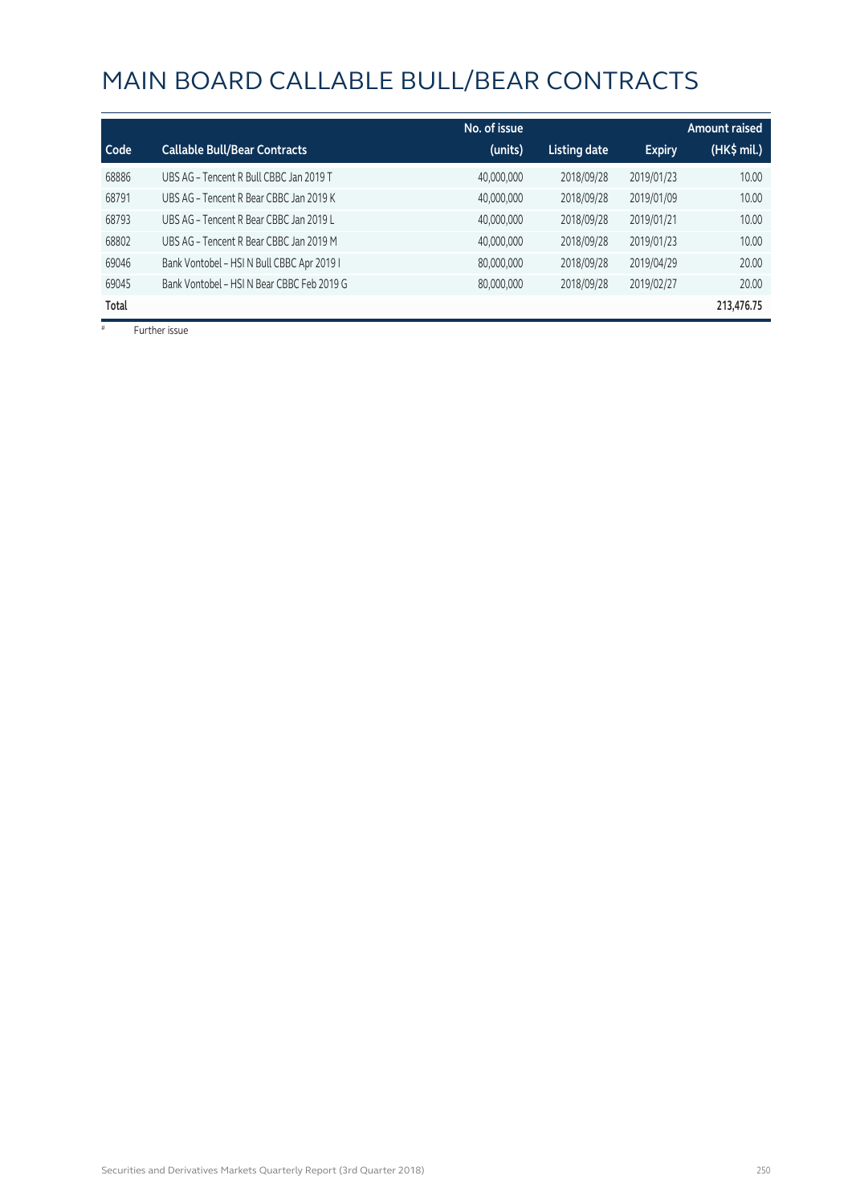# MAIN BOARD CALLABLE BULL/BEAR CONTRACTS

| Code | Callable Bull/Bear Contracts | No. of issue (units) | Listing date | Expiry | Amount raised (HK$ mil.) |
|---|---|---|---|---|---|
| 68886 | UBS AG – Tencent R Bull CBBC Jan 2019 T | 40,000,000 | 2018/09/28 | 2019/01/23 | 10.00 |
| 68791 | UBS AG – Tencent R Bear CBBC Jan 2019 K | 40,000,000 | 2018/09/28 | 2019/01/09 | 10.00 |
| 68793 | UBS AG – Tencent R Bear CBBC Jan 2019 L | 40,000,000 | 2018/09/28 | 2019/01/21 | 10.00 |
| 68802 | UBS AG – Tencent R Bear CBBC Jan 2019 M | 40,000,000 | 2018/09/28 | 2019/01/23 | 10.00 |
| 69046 | Bank Vontobel – HSI N Bull CBBC Apr 2019 I | 80,000,000 | 2018/09/28 | 2019/04/29 | 20.00 |
| 69045 | Bank Vontobel – HSI N Bear CBBC Feb 2019 G | 80,000,000 | 2018/09/28 | 2019/02/27 | 20.00 |
| **Total** | | | | | **213,476.75** |

# Further issue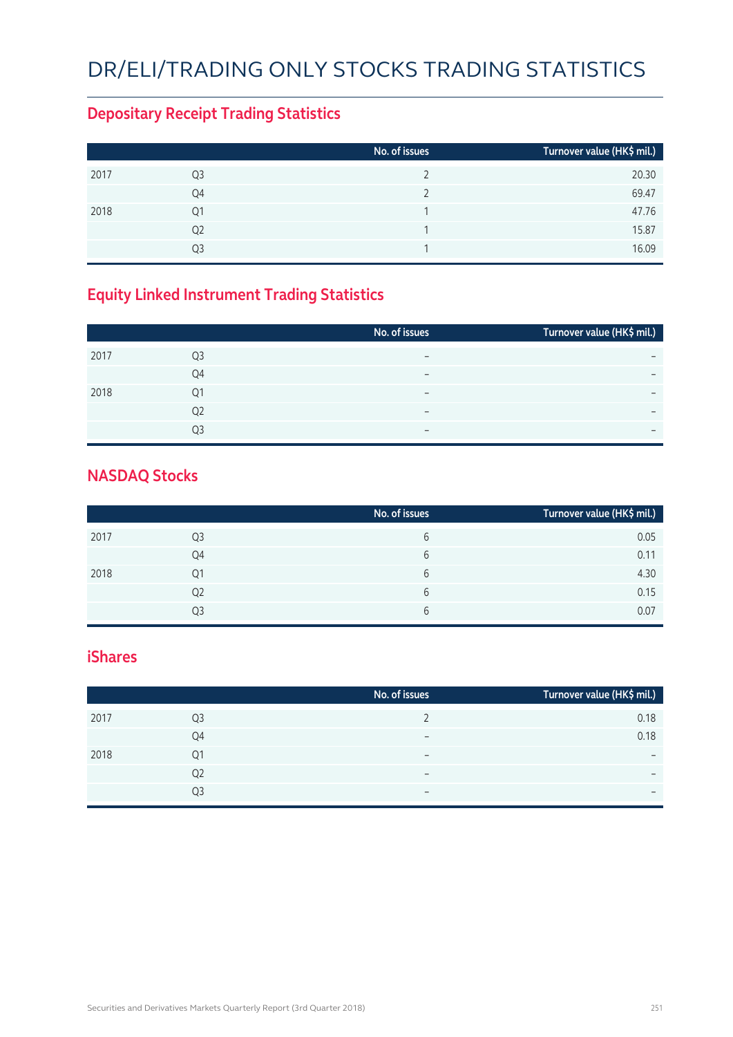# DR/ELI/TRADING ONLY STOCKS TRADING STATISTICS

## Depositary Receipt Trading Statistics

| | | No. of issues | Turnover value (HK$ mil.) |
|---|---|---|---|
| 2017 | Q3 | 2 | 20.30 |
| | Q4 | 2 | 69.47 |
| 2018 | Q1 | 1 | 47.76 |
| | Q2 | 1 | 15.87 |
| | Q3 | 1 | 16.09 |

## Equity Linked Instrument Trading Statistics

| | | No. of issues | Turnover value (HK$ mil.) |
|---|---|---|---|
| 2017 | Q3 | – | – |
| | Q4 | – | – |
| 2018 | Q1 | – | – |
| | Q2 | – | – |
| | Q3 | – | – |

## NASDAQ Stocks

| | | No. of issues | Turnover value (HK$ mil.) |
|---|---|---|---|
| 2017 | Q3 | 6 | 0.05 |
| | Q4 | 6 | 0.11 |
| 2018 | Q1 | 6 | 4.30 |
| | Q2 | 6 | 0.15 |
| | Q3 | 6 | 0.07 |

## iShares

| | | No. of issues | Turnover value (HK$ mil.) |
|---|---|---|---|
| 2017 | Q3 | 2 | 0.18 |
| | Q4 | – | 0.18 |
| 2018 | Q1 | – | – |
| | Q2 | – | – |
| | Q3 | – | – |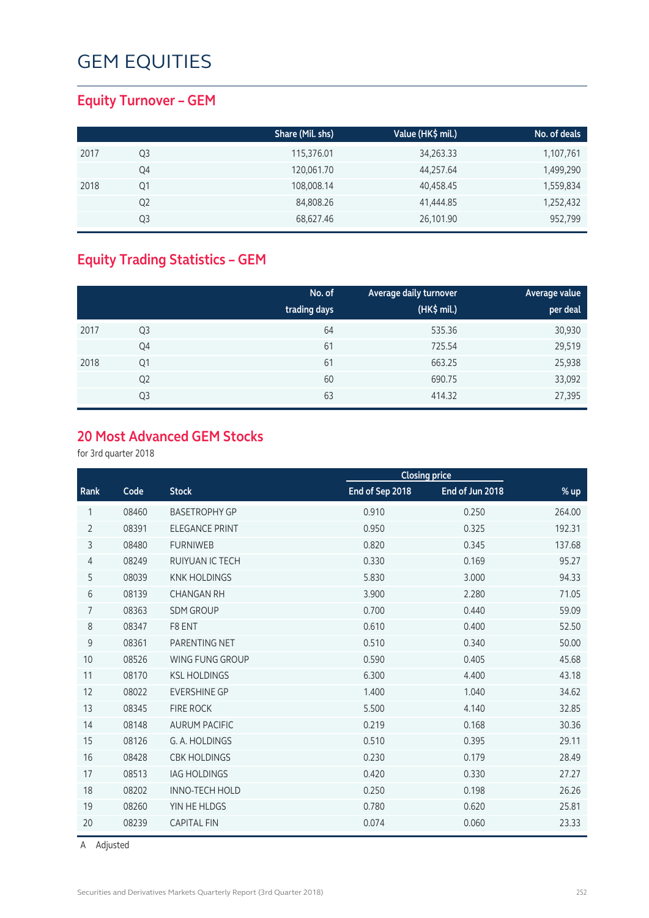# GEM EQUITIES

## Equity Turnover – GEM

| | | Share (Mil. shs) | Value (HK$ mil.) | No. of deals |
|---|---|---|---|---|
| 2017 | Q3 | 115,376.01 | 34,263.33 | 1,107,761 |
| | Q4 | 120,061.70 | 44,257.64 | 1,499,290 |
| 2018 | Q1 | 108,008.14 | 40,458.45 | 1,559,834 |
| | Q2 | 84,808.26 | 41,444.85 | 1,252,432 |
| | Q3 | 68,627.46 | 26,101.90 | 952,799 |

## Equity Trading Statistics – GEM

| | | No. of trading days | Average daily turnover (HK$ mil.) | Average value per deal |
|---|---|---|---|---|
| 2017 | Q3 | 64 | 535.36 | 30,930 |
| | Q4 | 61 | 725.54 | 29,519 |
| 2018 | Q1 | 61 | 663.25 | 25,938 |
| | Q2 | 60 | 690.75 | 33,092 |
| | Q3 | 63 | 414.32 | 27,395 |

## 20 Most Advanced GEM Stocks

for 3rd quarter 2018

| | | | Closing price | | |
|---|---|---|---|---|---|
| Rank | Code | Stock | End of Sep 2018 | End of Jun 2018 | % up |
| 1 | 08460 | BASETROPHY GP | 0.910 | 0.250 | 264.00 |
| 2 | 08391 | ELEGANCE PRINT | 0.950 | 0.325 | 192.31 |
| 3 | 08480 | FURNIWEB | 0.820 | 0.345 | 137.68 |
| 4 | 08249 | RUIYUAN IC TECH | 0.330 | 0.169 | 95.27 |
| 5 | 08039 | KNK HOLDINGS | 5.830 | 3.000 | 94.33 |
| 6 | 08139 | CHANGAN RH | 3.900 | 2.280 | 71.05 |
| 7 | 08363 | SDM GROUP | 0.700 | 0.440 | 59.09 |
| 8 | 08347 | F8 ENT | 0.610 | 0.400 | 52.50 |
| 9 | 08361 | PARENTING NET | 0.510 | 0.340 | 50.00 |
| 10 | 08526 | WING FUNG GROUP | 0.590 | 0.405 | 45.68 |
| 11 | 08170 | KSL HOLDINGS | 6.300 | 4.400 | 43.18 |
| 12 | 08022 | EVERSHINE GP | 1.400 | 1.040 | 34.62 |
| 13 | 08345 | FIRE ROCK | 5.500 | 4.140 | 32.85 |
| 14 | 08148 | AURUM PACIFIC | 0.219 | 0.168 | 30.36 |
| 15 | 08126 | G. A. HOLDINGS | 0.510 | 0.395 | 29.11 |
| 16 | 08428 | CBK HOLDINGS | 0.230 | 0.179 | 28.49 |
| 17 | 08513 | IAG HOLDINGS | 0.420 | 0.330 | 27.27 |
| 18 | 08202 | INNO-TECH HOLD | 0.250 | 0.198 | 26.26 |
| 19 | 08260 | YIN HE HLDGS | 0.780 | 0.620 | 25.81 |
| 20 | 08239 | CAPITAL FIN | 0.074 | 0.060 | 23.33 |

A Adjusted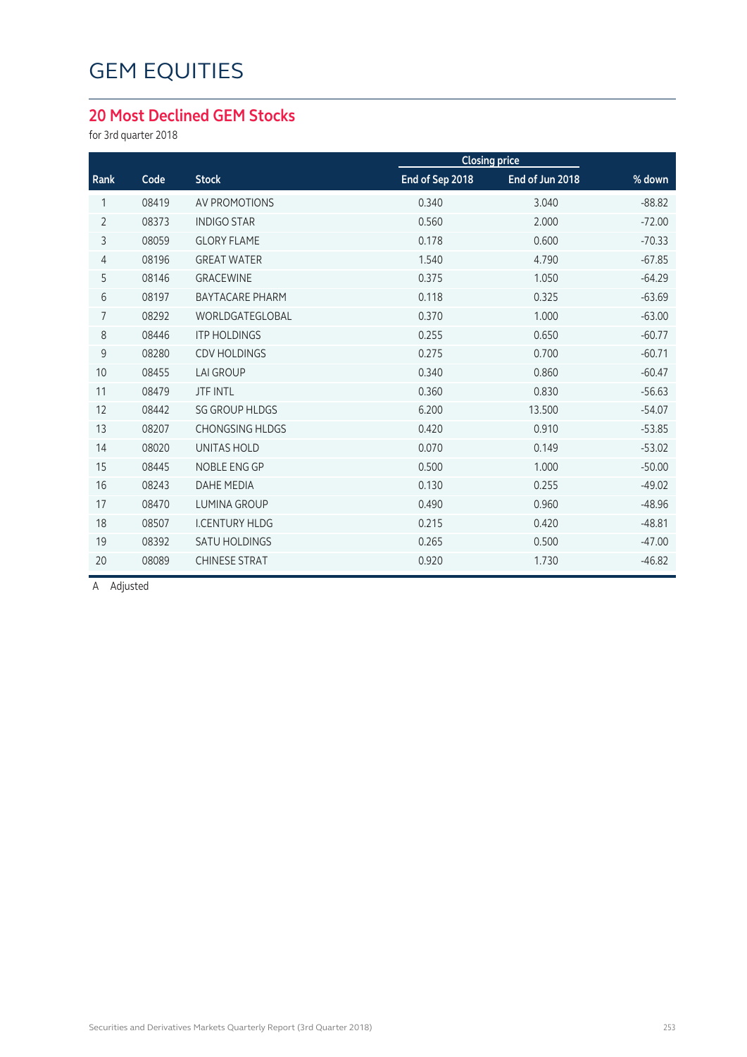# GEM EQUITIES

## 20 Most Declined GEM Stocks

for 3rd quarter 2018

| Rank | Code | Stock | Closing price | | % down |
|---|---|---|---|---|---|
| | | | End of Sep 2018 | End of Jun 2018 | |
| 1 | 08419 | AV PROMOTIONS | 0.340 | 3.040 | -88.82 |
| 2 | 08373 | INDIGO STAR | 0.560 | 2.000 | -72.00 |
| 3 | 08059 | GLORY FLAME | 0.178 | 0.600 | -70.33 |
| 4 | 08196 | GREAT WATER | 1.540 | 4.790 | -67.85 |
| 5 | 08146 | GRACEWINE | 0.375 | 1.050 | -64.29 |
| 6 | 08197 | BAYTACARE PHARM | 0.118 | 0.325 | -63.69 |
| 7 | 08292 | WORLDGATEGLOBAL | 0.370 | 1.000 | -63.00 |
| 8 | 08446 | ITP HOLDINGS | 0.255 | 0.650 | -60.77 |
| 9 | 08280 | CDV HOLDINGS | 0.275 | 0.700 | -60.71 |
| 10 | 08455 | LAI GROUP | 0.340 | 0.860 | -60.47 |
| 11 | 08479 | JTF INTL | 0.360 | 0.830 | -56.63 |
| 12 | 08442 | SG GROUP HLDGS | 6.200 | 13.500 | -54.07 |
| 13 | 08207 | CHONGSING HLDGS | 0.420 | 0.910 | -53.85 |
| 14 | 08020 | UNITAS HOLD | 0.070 | 0.149 | -53.02 |
| 15 | 08445 | NOBLE ENG GP | 0.500 | 1.000 | -50.00 |
| 16 | 08243 | DAHE MEDIA | 0.130 | 0.255 | -49.02 |
| 17 | 08470 | LUMINA GROUP | 0.490 | 0.960 | -48.96 |
| 18 | 08507 | I.CENTURY HLDG | 0.215 | 0.420 | -48.81 |
| 19 | 08392 | SATU HOLDINGS | 0.265 | 0.500 | -47.00 |
| 20 | 08089 | CHINESE STRAT | 0.920 | 1.730 | -46.82 |

A Adjusted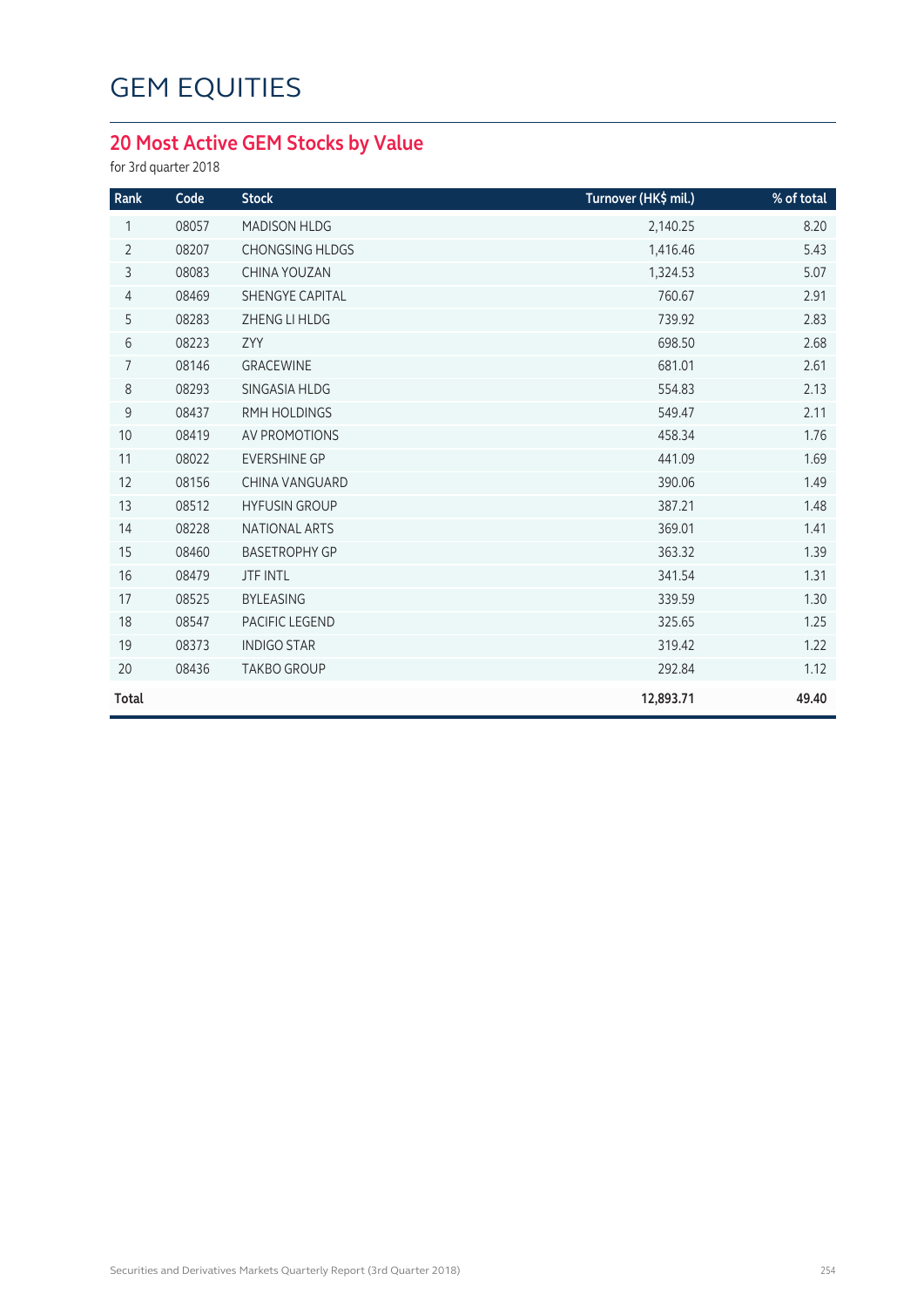# GEM EQUITIES

## 20 Most Active GEM Stocks by Value

for 3rd quarter 2018

| Rank | Code | Stock | Turnover (HK$ mil.) | % of total |
|---|---|---|---|---|
| 1 | 08057 | MADISON HLDG | 2,140.25 | 8.20 |
| 2 | 08207 | CHONGSING HLDGS | 1,416.46 | 5.43 |
| 3 | 08083 | CHINA YOUZAN | 1,324.53 | 5.07 |
| 4 | 08469 | SHENGYE CAPITAL | 760.67 | 2.91 |
| 5 | 08283 | ZHENG LI HLDG | 739.92 | 2.83 |
| 6 | 08223 | ZYY | 698.50 | 2.68 |
| 7 | 08146 | GRACEWINE | 681.01 | 2.61 |
| 8 | 08293 | SINGASIA HLDG | 554.83 | 2.13 |
| 9 | 08437 | RMH HOLDINGS | 549.47 | 2.11 |
| 10 | 08419 | AV PROMOTIONS | 458.34 | 1.76 |
| 11 | 08022 | EVERSHINE GP | 441.09 | 1.69 |
| 12 | 08156 | CHINA VANGUARD | 390.06 | 1.49 |
| 13 | 08512 | HYFUSIN GROUP | 387.21 | 1.48 |
| 14 | 08228 | NATIONAL ARTS | 369.01 | 1.41 |
| 15 | 08460 | BASETROPHY GP | 363.32 | 1.39 |
| 16 | 08479 | JTF INTL | 341.54 | 1.31 |
| 17 | 08525 | BYLEASING | 339.59 | 1.30 |
| 18 | 08547 | PACIFIC LEGEND | 325.65 | 1.25 |
| 19 | 08373 | INDIGO STAR | 319.42 | 1.22 |
| 20 | 08436 | TAKBO GROUP | 292.84 | 1.12 |
| **Total** | | | **12,893.71** | **49.40** |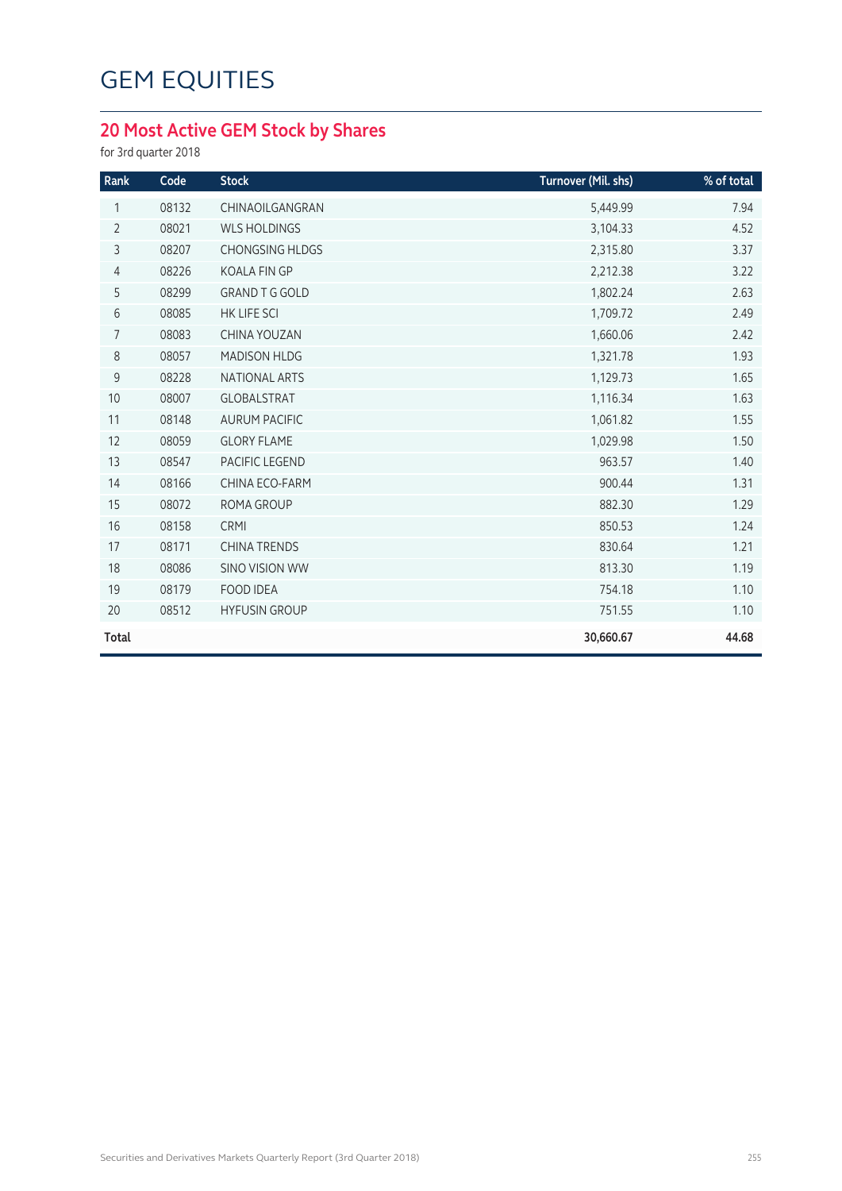# GEM EQUITIES

## 20 Most Active GEM Stock by Shares

for 3rd quarter 2018

| Rank | Code | Stock | Turnover (Mil. shs) | % of total |
|---|---|---|---|---|
| 1 | 08132 | CHINAOILGANGRAN | 5,449.99 | 7.94 |
| 2 | 08021 | WLS HOLDINGS | 3,104.33 | 4.52 |
| 3 | 08207 | CHONGSING HLDGS | 2,315.80 | 3.37 |
| 4 | 08226 | KOALA FIN GP | 2,212.38 | 3.22 |
| 5 | 08299 | GRAND T G GOLD | 1,802.24 | 2.63 |
| 6 | 08085 | HK LIFE SCI | 1,709.72 | 2.49 |
| 7 | 08083 | CHINA YOUZAN | 1,660.06 | 2.42 |
| 8 | 08057 | MADISON HLDG | 1,321.78 | 1.93 |
| 9 | 08228 | NATIONAL ARTS | 1,129.73 | 1.65 |
| 10 | 08007 | GLOBALSTRAT | 1,116.34 | 1.63 |
| 11 | 08148 | AURUM PACIFIC | 1,061.82 | 1.55 |
| 12 | 08059 | GLORY FLAME | 1,029.98 | 1.50 |
| 13 | 08547 | PACIFIC LEGEND | 963.57 | 1.40 |
| 14 | 08166 | CHINA ECO-FARM | 900.44 | 1.31 |
| 15 | 08072 | ROMA GROUP | 882.30 | 1.29 |
| 16 | 08158 | CRMI | 850.53 | 1.24 |
| 17 | 08171 | CHINA TRENDS | 830.64 | 1.21 |
| 18 | 08086 | SINO VISION WW | 813.30 | 1.19 |
| 19 | 08179 | FOOD IDEA | 754.18 | 1.10 |
| 20 | 08512 | HYFUSIN GROUP | 751.55 | 1.10 |
| **Total** | | | **30,660.67** | **44.68** |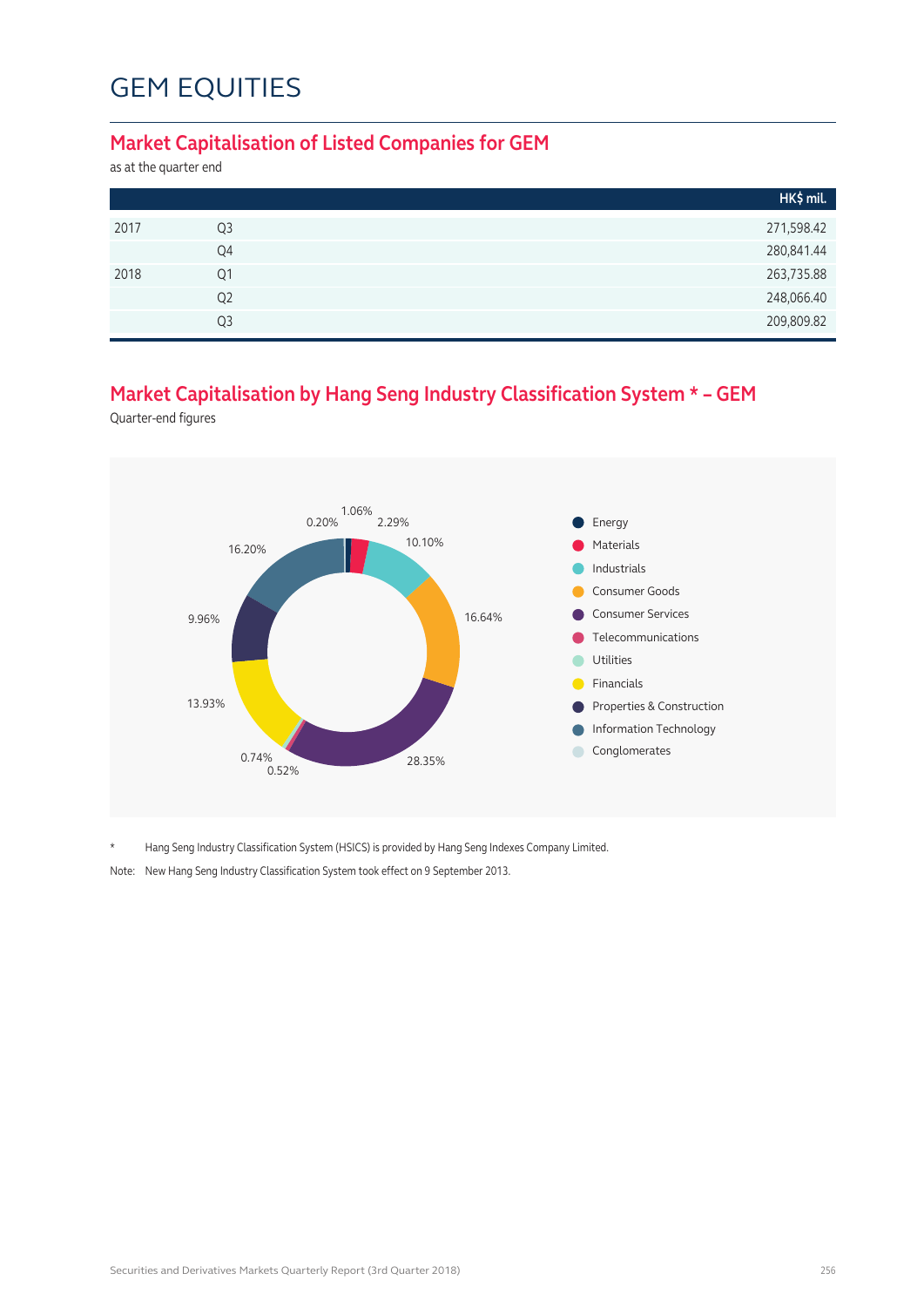# GEM EQUITIES

## Market Capitalisation of Listed Companies for GEM

as at the quarter end

| | | HK$ mil. |
|---|---|---|
| 2017 | Q3 | 271,598.42 |
| | Q4 | 280,841.44 |
| 2018 | Q1 | 263,735.88 |
| | Q2 | 248,066.40 |
| | Q3 | 209,809.82 |

## Market Capitalisation by Hang Seng Industry Classification System * – GEM

Quarter-end figures

| Industry | % |
|---|---|
| Energy | 1.06% |
| Materials | 2.29% |
| Industrials | 10.10% |
| Consumer Goods | 16.64% |
| Consumer Services | 28.35% |
| Telecommunications | 0.52% |
| Utilities | 0.74% |
| Financials | 13.93% |
| Properties & Construction | 9.96% |
| Information Technology | 16.20% |
| Conglomerates | 0.20% |

\* Hang Seng Industry Classification System (HSICS) is provided by Hang Seng Indexes Company Limited.

Note: New Hang Seng Industry Classification System took effect on 9 September 2013.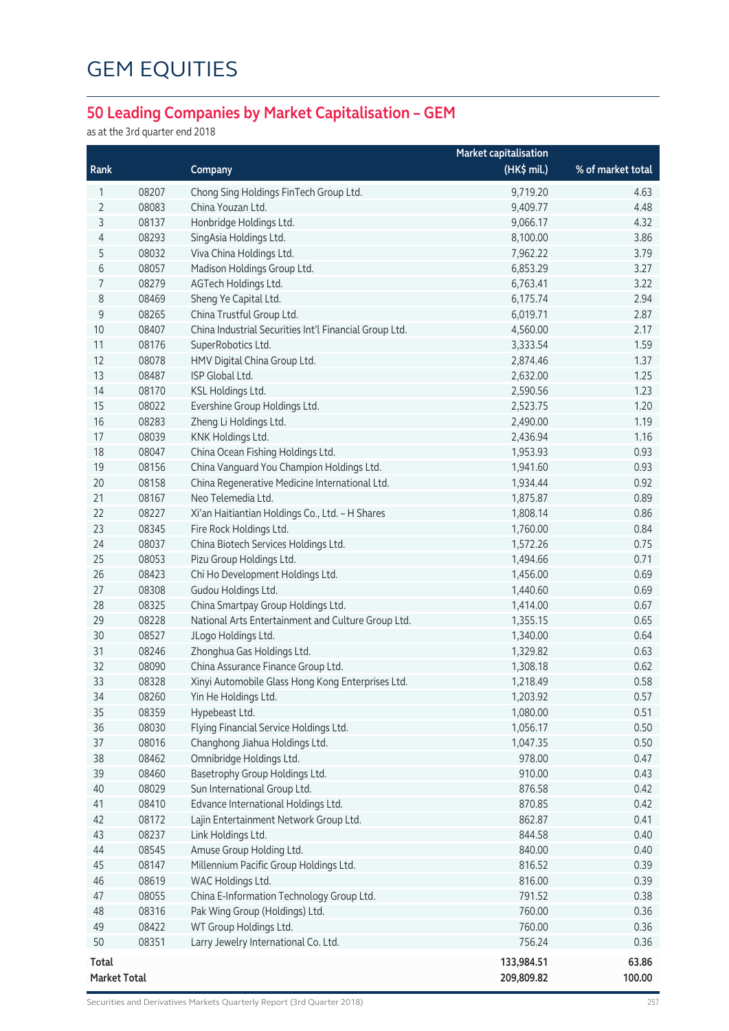# GEM EQUITIES

## 50 Leading Companies by Market Capitalisation – GEM

as at the 3rd quarter end 2018

| Rank | | Company | Market capitalisation (HK$ mil.) | % of market total |
|---|---|---|---|---|
| 1 | 08207 | Chong Sing Holdings FinTech Group Ltd. | 9,719.20 | 4.63 |
| 2 | 08083 | China Youzan Ltd. | 9,409.77 | 4.48 |
| 3 | 08137 | Honbridge Holdings Ltd. | 9,066.17 | 4.32 |
| 4 | 08293 | SingAsia Holdings Ltd. | 8,100.00 | 3.86 |
| 5 | 08032 | Viva China Holdings Ltd. | 7,962.22 | 3.79 |
| 6 | 08057 | Madison Holdings Group Ltd. | 6,853.29 | 3.27 |
| 7 | 08279 | AGTech Holdings Ltd. | 6,763.41 | 3.22 |
| 8 | 08469 | Sheng Ye Capital Ltd. | 6,175.74 | 2.94 |
| 9 | 08265 | China Trustful Group Ltd. | 6,019.71 | 2.87 |
| 10 | 08407 | China Industrial Securities Int'l Financial Group Ltd. | 4,560.00 | 2.17 |
| 11 | 08176 | SuperRobotics Ltd. | 3,333.54 | 1.59 |
| 12 | 08078 | HMV Digital China Group Ltd. | 2,874.46 | 1.37 |
| 13 | 08487 | ISP Global Ltd. | 2,632.00 | 1.25 |
| 14 | 08170 | KSL Holdings Ltd. | 2,590.56 | 1.23 |
| 15 | 08022 | Evershine Group Holdings Ltd. | 2,523.75 | 1.20 |
| 16 | 08283 | Zheng Li Holdings Ltd. | 2,490.00 | 1.19 |
| 17 | 08039 | KNK Holdings Ltd. | 2,436.94 | 1.16 |
| 18 | 08047 | China Ocean Fishing Holdings Ltd. | 1,953.93 | 0.93 |
| 19 | 08156 | China Vanguard You Champion Holdings Ltd. | 1,941.60 | 0.93 |
| 20 | 08158 | China Regenerative Medicine International Ltd. | 1,934.44 | 0.92 |
| 21 | 08167 | Neo Telemedia Ltd. | 1,875.87 | 0.89 |
| 22 | 08227 | Xi'an Haitiantian Holdings Co., Ltd. – H Shares | 1,808.14 | 0.86 |
| 23 | 08345 | Fire Rock Holdings Ltd. | 1,760.00 | 0.84 |
| 24 | 08037 | China Biotech Services Holdings Ltd. | 1,572.26 | 0.75 |
| 25 | 08053 | Pizu Group Holdings Ltd. | 1,494.66 | 0.71 |
| 26 | 08423 | Chi Ho Development Holdings Ltd. | 1,456.00 | 0.69 |
| 27 | 08308 | Gudou Holdings Ltd. | 1,440.60 | 0.69 |
| 28 | 08325 | China Smartpay Group Holdings Ltd. | 1,414.00 | 0.67 |
| 29 | 08228 | National Arts Entertainment and Culture Group Ltd. | 1,355.15 | 0.65 |
| 30 | 08527 | JLogo Holdings Ltd. | 1,340.00 | 0.64 |
| 31 | 08246 | Zhonghua Gas Holdings Ltd. | 1,329.82 | 0.63 |
| 32 | 08090 | China Assurance Finance Group Ltd. | 1,308.18 | 0.62 |
| 33 | 08328 | Xinyi Automobile Glass Hong Kong Enterprises Ltd. | 1,218.49 | 0.58 |
| 34 | 08260 | Yin He Holdings Ltd. | 1,203.92 | 0.57 |
| 35 | 08359 | Hypebeast Ltd. | 1,080.00 | 0.51 |
| 36 | 08030 | Flying Financial Service Holdings Ltd. | 1,056.17 | 0.50 |
| 37 | 08016 | Changhong Jiahua Holdings Ltd. | 1,047.35 | 0.50 |
| 38 | 08462 | Omnibridge Holdings Ltd. | 978.00 | 0.47 |
| 39 | 08460 | Basetrophy Group Holdings Ltd. | 910.00 | 0.43 |
| 40 | 08029 | Sun International Group Ltd. | 876.58 | 0.42 |
| 41 | 08410 | Edvance International Holdings Ltd. | 870.85 | 0.42 |
| 42 | 08172 | Lajin Entertainment Network Group Ltd. | 862.87 | 0.41 |
| 43 | 08237 | Link Holdings Ltd. | 844.58 | 0.40 |
| 44 | 08545 | Amuse Group Holding Ltd. | 840.00 | 0.40 |
| 45 | 08147 | Millennium Pacific Group Holdings Ltd. | 816.52 | 0.39 |
| 46 | 08619 | WAC Holdings Ltd. | 816.00 | 0.39 |
| 47 | 08055 | China E-Information Technology Group Ltd. | 791.52 | 0.38 |
| 48 | 08316 | Pak Wing Group (Holdings) Ltd. | 760.00 | 0.36 |
| 49 | 08422 | WT Group Holdings Ltd. | 760.00 | 0.36 |
| 50 | 08351 | Larry Jewelry International Co. Ltd. | 756.24 | 0.36 |
| **Total** | | | **133,984.51** | **63.86** |
| **Market Total** | | | **209,809.82** | **100.00** |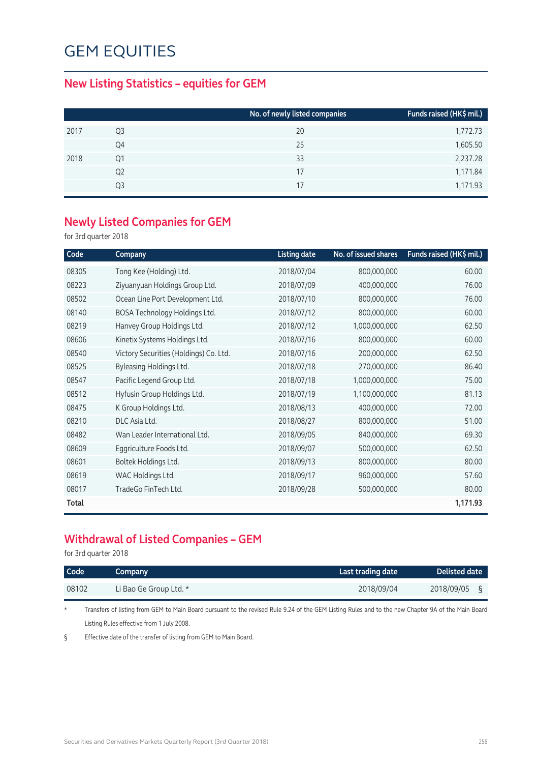# GEM EQUITIES

## New Listing Statistics – equities for GEM

| | | No. of newly listed companies | Funds raised (HK$ mil.) |
|---|---|---|---|
| 2017 | Q3 | 20 | 1,772.73 |
| | Q4 | 25 | 1,605.50 |
| 2018 | Q1 | 33 | 2,237.28 |
| | Q2 | 17 | 1,171.84 |
| | Q3 | 17 | 1,171.93 |

## Newly Listed Companies for GEM

for 3rd quarter 2018

| Code | Company | Listing date | No. of issued shares | Funds raised (HK$ mil.) |
|---|---|---|---|---|
| 08305 | Tong Kee (Holding) Ltd. | 2018/07/04 | 800,000,000 | 60.00 |
| 08223 | Ziyuanyuan Holdings Group Ltd. | 2018/07/09 | 400,000,000 | 76.00 |
| 08502 | Ocean Line Port Development Ltd. | 2018/07/10 | 800,000,000 | 76.00 |
| 08140 | BOSA Technology Holdings Ltd. | 2018/07/12 | 800,000,000 | 60.00 |
| 08219 | Hanvey Group Holdings Ltd. | 2018/07/12 | 1,000,000,000 | 62.50 |
| 08606 | Kinetix Systems Holdings Ltd. | 2018/07/16 | 800,000,000 | 60.00 |
| 08540 | Victory Securities (Holdings) Co. Ltd. | 2018/07/16 | 200,000,000 | 62.50 |
| 08525 | Byleasing Holdings Ltd. | 2018/07/18 | 270,000,000 | 86.40 |
| 08547 | Pacific Legend Group Ltd. | 2018/07/18 | 1,000,000,000 | 75.00 |
| 08512 | Hyfusin Group Holdings Ltd. | 2018/07/19 | 1,100,000,000 | 81.13 |
| 08475 | K Group Holdings Ltd. | 2018/08/13 | 400,000,000 | 72.00 |
| 08210 | DLC Asia Ltd. | 2018/08/27 | 800,000,000 | 51.00 |
| 08482 | Wan Leader International Ltd. | 2018/09/05 | 840,000,000 | 69.30 |
| 08609 | Eggriculture Foods Ltd. | 2018/09/07 | 500,000,000 | 62.50 |
| 08601 | Boltek Holdings Ltd. | 2018/09/13 | 800,000,000 | 80.00 |
| 08619 | WAC Holdings Ltd. | 2018/09/17 | 960,000,000 | 57.60 |
| 08017 | TradeGo FinTech Ltd. | 2018/09/28 | 500,000,000 | 80.00 |
| **Total** | | | | **1,171.93** |

## Withdrawal of Listed Companies – GEM

for 3rd quarter 2018

| Code | Company | Last trading date | Delisted date |
|---|---|---|---|
| 08102 | Li Bao Ge Group Ltd. * | 2018/09/04 | 2018/09/05 § |

\* Transfers of listing from GEM to Main Board pursuant to the revised Rule 9.24 of the GEM Listing Rules and to the new Chapter 9A of the Main Board Listing Rules effective from 1 July 2008.

§ Effective date of the transfer of listing from GEM to Main Board.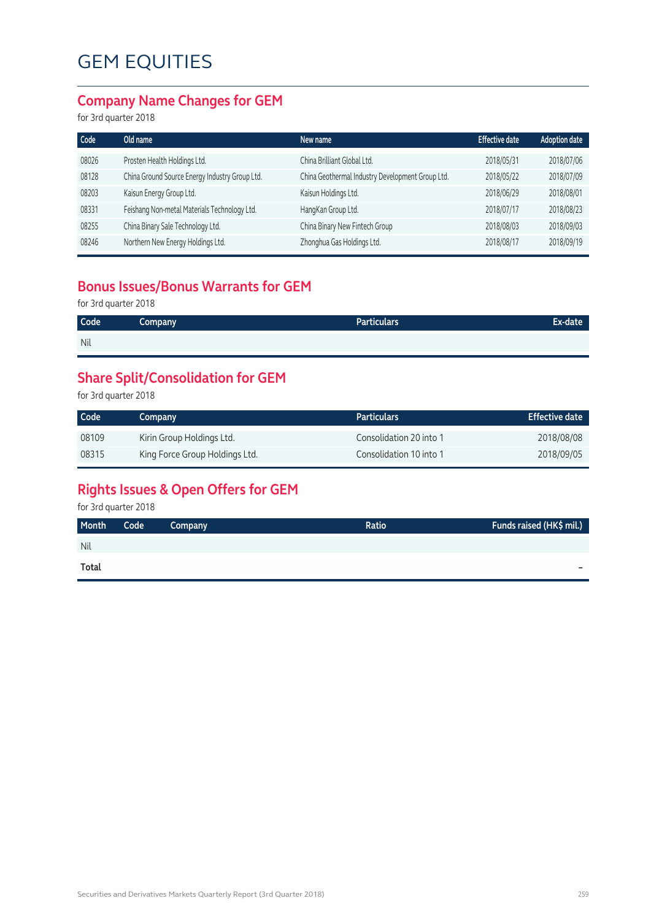# GEM EQUITIES

## Company Name Changes for GEM

for 3rd quarter 2018

| Code | Old name | New name | Effective date | Adoption date |
|---|---|---|---|---|
| 08026 | Prosten Health Holdings Ltd. | China Brilliant Global Ltd. | 2018/05/31 | 2018/07/06 |
| 08128 | China Ground Source Energy Industry Group Ltd. | China Geothermal Industry Development Group Ltd. | 2018/05/22 | 2018/07/09 |
| 08203 | Kaisun Energy Group Ltd. | Kaisun Holdings Ltd. | 2018/06/29 | 2018/08/01 |
| 08331 | Feishang Non-metal Materials Technology Ltd. | HangKan Group Ltd. | 2018/07/17 | 2018/08/23 |
| 08255 | China Binary Sale Technology Ltd. | China Binary New Fintech Group | 2018/08/03 | 2018/09/03 |
| 08246 | Northern New Energy Holdings Ltd. | Zhonghua Gas Holdings Ltd. | 2018/08/17 | 2018/09/19 |

## Bonus Issues/Bonus Warrants for GEM

for 3rd quarter 2018

| Code | Company | Particulars | Ex-date |
|---|---|---|---|
| Nil | | | |

## Share Split/Consolidation for GEM

for 3rd quarter 2018

| Code | Company | Particulars | Effective date |
|---|---|---|---|
| 08109 | Kirin Group Holdings Ltd. | Consolidation 20 into 1 | 2018/08/08 |
| 08315 | King Force Group Holdings Ltd. | Consolidation 10 into 1 | 2018/09/05 |

## Rights Issues & Open Offers for GEM

for 3rd quarter 2018

| Month | Code | Company | Ratio | Funds raised (HK$ mil.) |
|---|---|---|---|---|
| Nil | | | | |
| **Total** | | | | – |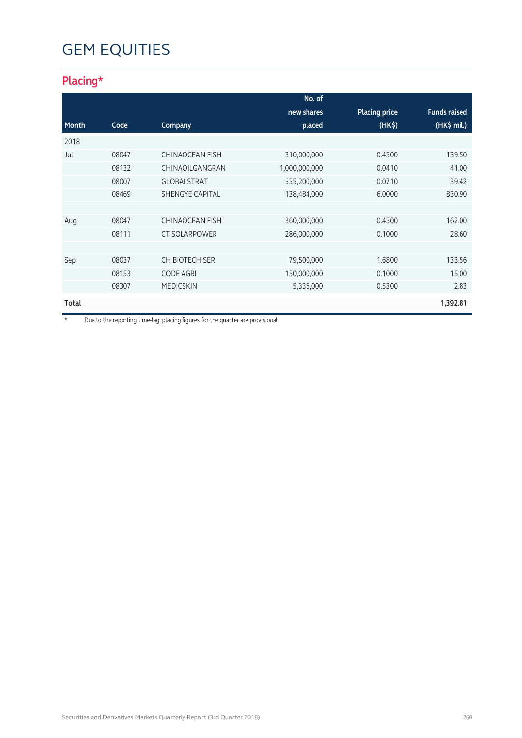# GEM EQUITIES

## Placing*

| Month | Code | Company | No. of new shares placed | Placing price (HK$) | Funds raised (HK$ mil.) |
|---|---|---|---|---|---|
| 2018 | | | | | |
| Jul | 08047 | CHINAOCEAN FISH | 310,000,000 | 0.4500 | 139.50 |
| | 08132 | CHINAOILGANGRAN | 1,000,000,000 | 0.0410 | 41.00 |
| | 08007 | GLOBALSTRAT | 555,200,000 | 0.0710 | 39.42 |
| | 08469 | SHENGYE CAPITAL | 138,484,000 | 6.0000 | 830.90 |
| | | | | | |
| Aug | 08047 | CHINAOCEAN FISH | 360,000,000 | 0.4500 | 162.00 |
| | 08111 | CT SOLARPOWER | 286,000,000 | 0.1000 | 28.60 |
| | | | | | |
| Sep | 08037 | CH BIOTECH SER | 79,500,000 | 1.6800 | 133.56 |
| | 08153 | CODE AGRI | 150,000,000 | 0.1000 | 15.00 |
| | 08307 | MEDICSKIN | 5,336,000 | 0.5300 | 2.83 |
| **Total** | | | | | **1,392.81** |

\* Due to the reporting time-lag, placing figures for the quarter are provisional.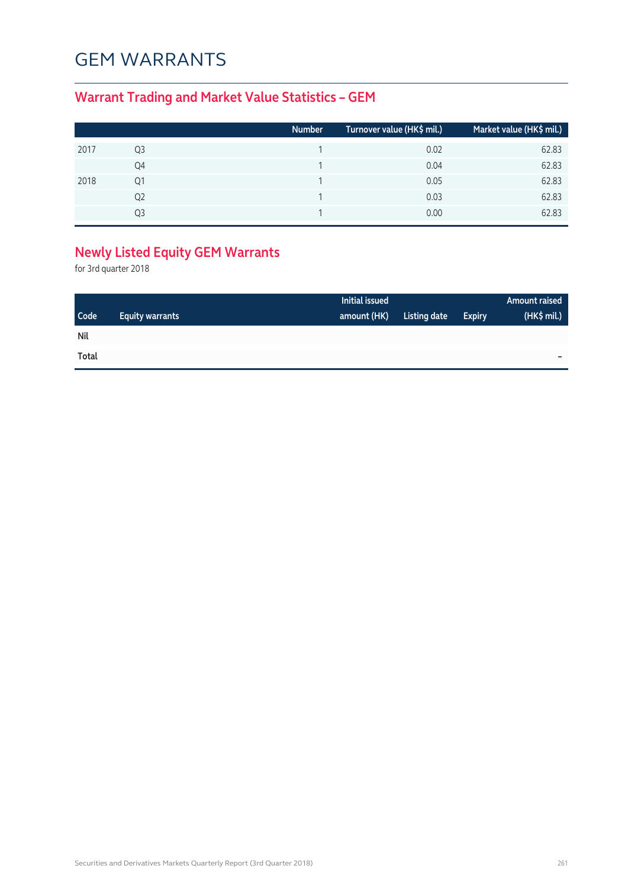# GEM WARRANTS

## Warrant Trading and Market Value Statistics – GEM

| | | Number | Turnover value (HK$ mil.) | Market value (HK$ mil.) |
|---|---|---|---|---|
| 2017 | Q3 | 1 | 0.02 | 62.83 |
| | Q4 | 1 | 0.04 | 62.83 |
| 2018 | Q1 | 1 | 0.05 | 62.83 |
| | Q2 | 1 | 0.03 | 62.83 |
| | Q3 | 1 | 0.00 | 62.83 |

## Newly Listed Equity GEM Warrants

for 3rd quarter 2018

| Code | Equity warrants | Initial issued amount (HK) | Listing date | Expiry | Amount raised (HK$ mil.) |
|---|---|---|---|---|---|
| **Nil** | | | | | |
| **Total** | | | | | – |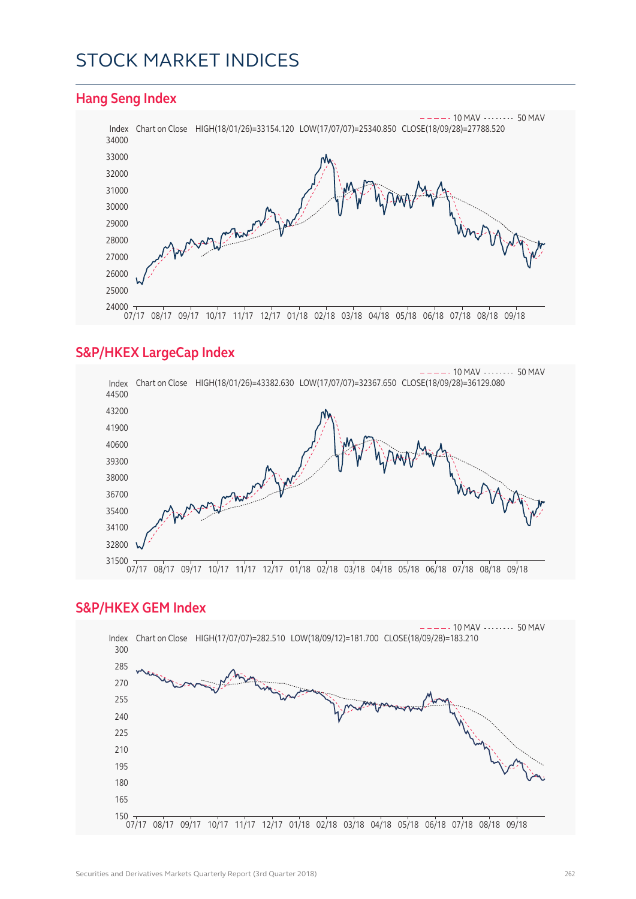# STOCK MARKET INDICES

## Hang Seng Index

Index Chart on Close HIGH(18/01/26)=33154.120 LOW(17/07/07)=25340.850 CLOSE(18/09/28)=27788.520

10 MAV 50 MAV

## S&P/HKEX LargeCap Index

Index Chart on Close HIGH(18/01/26)=43382.630 LOW(17/07/07)=32367.650 CLOSE(18/09/28)=36129.080

10 MAV 50 MAV

## S&P/HKEX GEM Index

Index Chart on Close HIGH(17/07/07)=282.510 LOW(18/09/12)=181.700 CLOSE(18/09/28)=183.210

10 MAV 50 MAV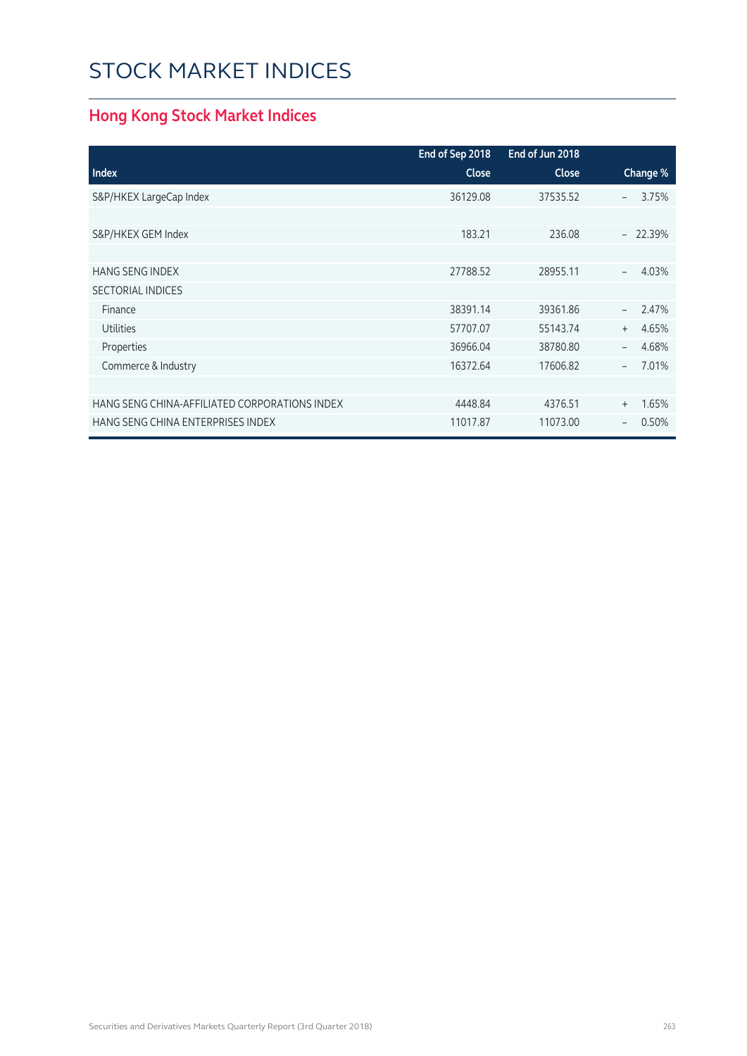# STOCK MARKET INDICES

## Hong Kong Stock Market Indices

| Index | End of Sep 2018 Close | End of Jun 2018 Close | Change % |
|---|---|---|---|
| S&P/HKEX LargeCap Index | 36129.08 | 37535.52 | – 3.75% |
| | | | |
| S&P/HKEX GEM Index | 183.21 | 236.08 | – 22.39% |
| | | | |
| HANG SENG INDEX | 27788.52 | 28955.11 | – 4.03% |
| SECTORIAL INDICES | | | |
| Finance | 38391.14 | 39361.86 | – 2.47% |
| Utilities | 57707.07 | 55143.74 | + 4.65% |
| Properties | 36966.04 | 38780.80 | – 4.68% |
| Commerce & Industry | 16372.64 | 17606.82 | – 7.01% |
| | | | |
| HANG SENG CHINA-AFFILIATED CORPORATIONS INDEX | 4448.84 | 4376.51 | + 1.65% |
| HANG SENG CHINA ENTERPRISES INDEX | 11017.87 | 11073.00 | – 0.50% |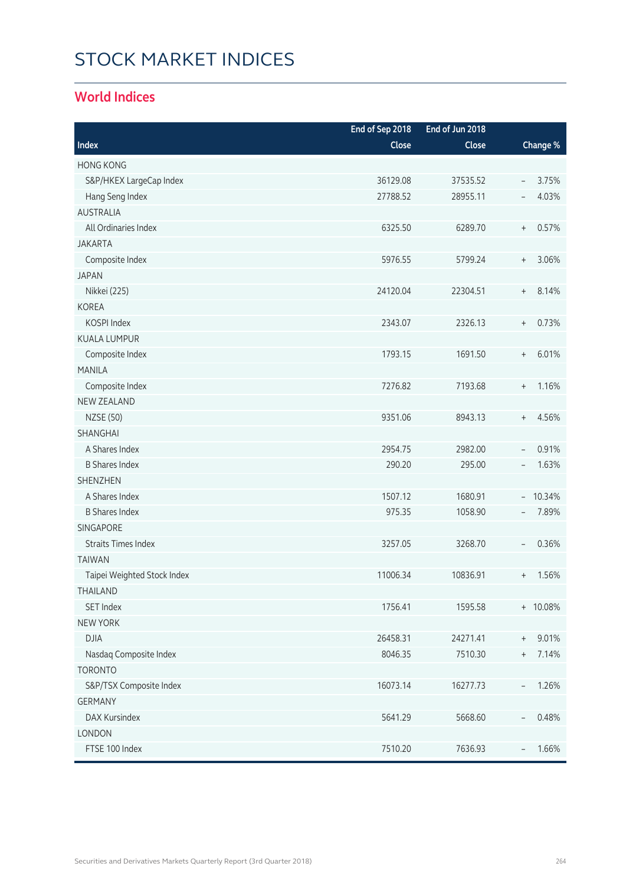# STOCK MARKET INDICES

## World Indices

| Index | End of Sep 2018 Close | End of Jun 2018 Close | Change % |
|---|---|---|---|
| HONG KONG | | | |
| S&P/HKEX LargeCap Index | 36129.08 | 37535.52 | – 3.75% |
| Hang Seng Index | 27788.52 | 28955.11 | – 4.03% |
| AUSTRALIA | | | |
| All Ordinaries Index | 6325.50 | 6289.70 | + 0.57% |
| JAKARTA | | | |
| Composite Index | 5976.55 | 5799.24 | + 3.06% |
| JAPAN | | | |
| Nikkei (225) | 24120.04 | 22304.51 | + 8.14% |
| KOREA | | | |
| KOSPI Index | 2343.07 | 2326.13 | + 0.73% |
| KUALA LUMPUR | | | |
| Composite Index | 1793.15 | 1691.50 | + 6.01% |
| MANILA | | | |
| Composite Index | 7276.82 | 7193.68 | + 1.16% |
| NEW ZEALAND | | | |
| NZSE (50) | 9351.06 | 8943.13 | + 4.56% |
| SHANGHAI | | | |
| A Shares Index | 2954.75 | 2982.00 | – 0.91% |
| B Shares Index | 290.20 | 295.00 | – 1.63% |
| SHENZHEN | | | |
| A Shares Index | 1507.12 | 1680.91 | – 10.34% |
| B Shares Index | 975.35 | 1058.90 | – 7.89% |
| SINGAPORE | | | |
| Straits Times Index | 3257.05 | 3268.70 | – 0.36% |
| TAIWAN | | | |
| Taipei Weighted Stock Index | 11006.34 | 10836.91 | + 1.56% |
| THAILAND | | | |
| SET Index | 1756.41 | 1595.58 | + 10.08% |
| NEW YORK | | | |
| DJIA | 26458.31 | 24271.41 | + 9.01% |
| Nasdaq Composite Index | 8046.35 | 7510.30 | + 7.14% |
| TORONTO | | | |
| S&P/TSX Composite Index | 16073.14 | 16277.73 | – 1.26% |
| GERMANY | | | |
| DAX Kursindex | 5641.29 | 5668.60 | – 0.48% |
| LONDON | | | |
| FTSE 100 Index | 7510.20 | 7636.93 | – 1.66% |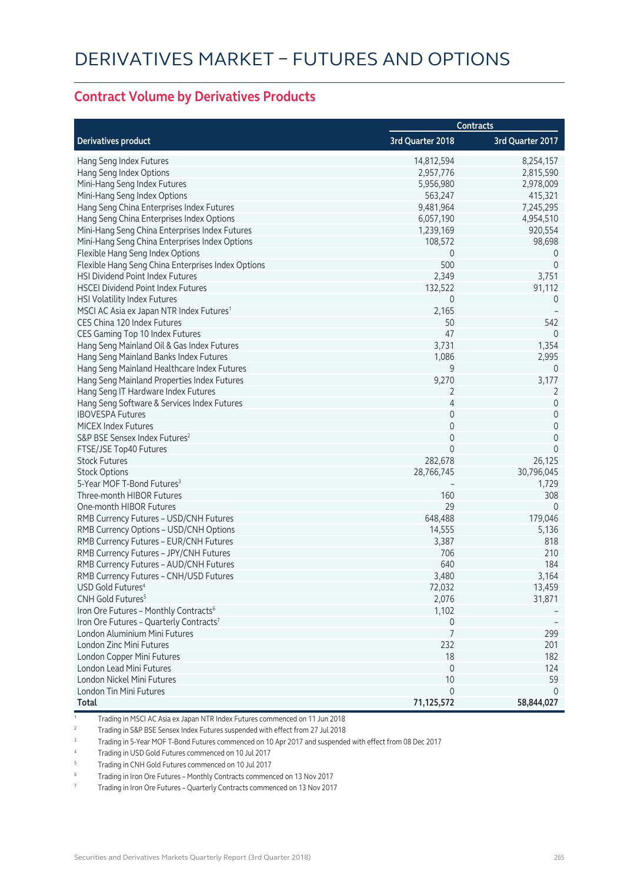# DERIVATIVES MARKET – FUTURES AND OPTIONS

## Contract Volume by Derivatives Products

| Derivatives product | Contracts | |
|---|---|---|
| | 3rd Quarter 2018 | 3rd Quarter 2017 |
| Hang Seng Index Futures | 14,812,594 | 8,254,157 |
| Hang Seng Index Options | 2,957,776 | 2,815,590 |
| Mini-Hang Seng Index Futures | 5,956,980 | 2,978,009 |
| Mini-Hang Seng Index Options | 563,247 | 415,321 |
| Hang Seng China Enterprises Index Futures | 9,481,964 | 7,245,295 |
| Hang Seng China Enterprises Index Options | 6,057,190 | 4,954,510 |
| Mini-Hang Seng China Enterprises Index Futures | 1,239,169 | 920,554 |
| Mini-Hang Seng China Enterprises Index Options | 108,572 | 98,698 |
| Flexible Hang Seng Index Options | 0 | 0 |
| Flexible Hang Seng China Enterprises Index Options | 500 | 0 |
| HSI Dividend Point Index Futures | 2,349 | 3,751 |
| HSCEI Dividend Point Index Futures | 132,522 | 91,112 |
| HSI Volatility Index Futures | 0 | 0 |
| MSCI AC Asia ex Japan NTR Index Futures[1] | 2,165 | – |
| CES China 120 Index Futures | 50 | 542 |
| CES Gaming Top 10 Index Futures | 47 | 0 |
| Hang Seng Mainland Oil & Gas Index Futures | 3,731 | 1,354 |
| Hang Seng Mainland Banks Index Futures | 1,086 | 2,995 |
| Hang Seng Mainland Healthcare Index Futures | 9 | 0 |
| Hang Seng Mainland Properties Index Futures | 9,270 | 3,177 |
| Hang Seng IT Hardware Index Futures | 2 | 2 |
| Hang Seng Software & Services Index Futures | 4 | 0 |
| IBOVESPA Futures | 0 | 0 |
| MICEX Index Futures | 0 | 0 |
| S&P BSE Sensex Index Futures[2] | 0 | 0 |
| FTSE/JSE Top40 Futures | 0 | 0 |
| Stock Futures | 282,678 | 26,125 |
| Stock Options | 28,766,745 | 30,796,045 |
| 5-Year MOF T-Bond Futures[3] | – | 1,729 |
| Three-month HIBOR Futures | 160 | 308 |
| One-month HIBOR Futures | 29 | 0 |
| RMB Currency Futures – USD/CNH Futures | 648,488 | 179,046 |
| RMB Currency Options – USD/CNH Options | 14,555 | 5,136 |
| RMB Currency Futures – EUR/CNH Futures | 3,387 | 818 |
| RMB Currency Futures – JPY/CNH Futures | 706 | 210 |
| RMB Currency Futures – AUD/CNH Futures | 640 | 184 |
| RMB Currency Futures – CNH/USD Futures | 3,480 | 3,164 |
| USD Gold Futures[4] | 72,032 | 13,459 |
| CNH Gold Futures[5] | 2,076 | 31,871 |
| Iron Ore Futures – Monthly Contracts[6] | 1,102 | – |
| Iron Ore Futures – Quarterly Contracts[7] | 0 | – |
| London Aluminium Mini Futures | 7 | 299 |
| London Zinc Mini Futures | 232 | 201 |
| London Copper Mini Futures | 18 | 182 |
| London Lead Mini Futures | 0 | 124 |
| London Nickel Mini Futures | 10 | 59 |
| London Tin Mini Futures | 0 | 0 |
| **Total** | **71,125,572** | **58,844,027** |

1. Trading in MSCI AC Asia ex Japan NTR Index Futures commenced on 11 Jun 2018
2. Trading in S&P BSE Sensex Index Futures suspended with effect from 27 Jul 2018
3. Trading in 5-Year MOF T-Bond Futures commenced on 10 Apr 2017 and suspended with effect from 08 Dec 2017
4. Trading in USD Gold Futures commenced on 10 Jul 2017
5. Trading in CNH Gold Futures commenced on 10 Jul 2017
6. Trading in Iron Ore Futures – Monthly Contracts commenced on 13 Nov 2017
7. Trading in Iron Ore Futures – Quarterly Contracts commenced on 13 Nov 2017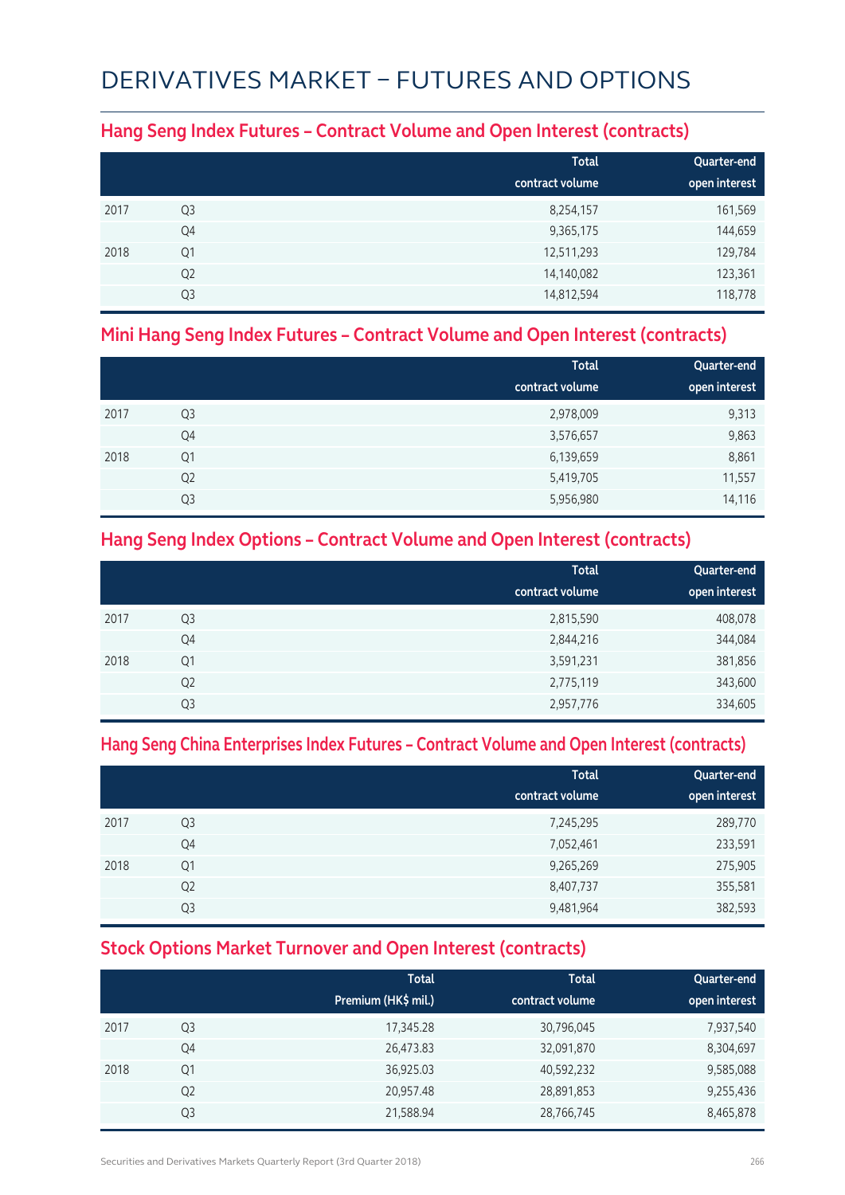# DERIVATIVES MARKET – FUTURES AND OPTIONS

## Hang Seng Index Futures – Contract Volume and Open Interest (contracts)

| | | Total contract volume | Quarter-end open interest |
|---|---|---|---|
| 2017 | Q3 | 8,254,157 | 161,569 |
| | Q4 | 9,365,175 | 144,659 |
| 2018 | Q1 | 12,511,293 | 129,784 |
| | Q2 | 14,140,082 | 123,361 |
| | Q3 | 14,812,594 | 118,778 |

## Mini Hang Seng Index Futures – Contract Volume and Open Interest (contracts)

| | | Total contract volume | Quarter-end open interest |
|---|---|---|---|
| 2017 | Q3 | 2,978,009 | 9,313 |
| | Q4 | 3,576,657 | 9,863 |
| 2018 | Q1 | 6,139,659 | 8,861 |
| | Q2 | 5,419,705 | 11,557 |
| | Q3 | 5,956,980 | 14,116 |

## Hang Seng Index Options – Contract Volume and Open Interest (contracts)

| | | Total contract volume | Quarter-end open interest |
|---|---|---|---|
| 2017 | Q3 | 2,815,590 | 408,078 |
| | Q4 | 2,844,216 | 344,084 |
| 2018 | Q1 | 3,591,231 | 381,856 |
| | Q2 | 2,775,119 | 343,600 |
| | Q3 | 2,957,776 | 334,605 |

## Hang Seng China Enterprises Index Futures – Contract Volume and Open Interest (contracts)

| | | Total contract volume | Quarter-end open interest |
|---|---|---|---|
| 2017 | Q3 | 7,245,295 | 289,770 |
| | Q4 | 7,052,461 | 233,591 |
| 2018 | Q1 | 9,265,269 | 275,905 |
| | Q2 | 8,407,737 | 355,581 |
| | Q3 | 9,481,964 | 382,593 |

## Stock Options Market Turnover and Open Interest (contracts)

| | | Total Premium (HK$ mil.) | Total contract volume | Quarter-end open interest |
|---|---|---|---|---|
| 2017 | Q3 | 17,345.28 | 30,796,045 | 7,937,540 |
| | Q4 | 26,473.83 | 32,091,870 | 8,304,697 |
| 2018 | Q1 | 36,925.03 | 40,592,232 | 9,585,088 |
| | Q2 | 20,957.48 | 28,891,853 | 9,255,436 |
| | Q3 | 21,588.94 | 28,766,745 | 8,465,878 |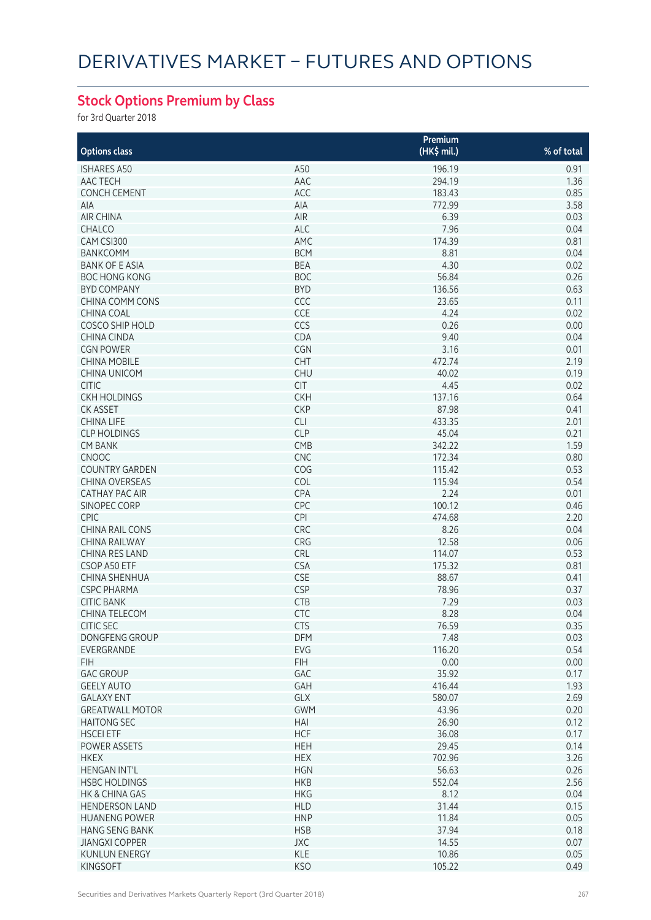# DERIVATIVES MARKET – FUTURES AND OPTIONS

## Stock Options Premium by Class

for 3rd Quarter 2018

| Options class | | Premium (HK$ mil.) | % of total |
|---|---|---|---|
| ISHARES A50 | A50 | 196.19 | 0.91 |
| AAC TECH | AAC | 294.19 | 1.36 |
| CONCH CEMENT | ACC | 183.43 | 0.85 |
| AIA | AIA | 772.99 | 3.58 |
| AIR CHINA | AIR | 6.39 | 0.03 |
| CHALCO | ALC | 7.96 | 0.04 |
| CAM CSI300 | AMC | 174.39 | 0.81 |
| BANKCOMM | BCM | 8.81 | 0.04 |
| BANK OF E ASIA | BEA | 4.30 | 0.02 |
| BOC HONG KONG | BOC | 56.84 | 0.26 |
| BYD COMPANY | BYD | 136.56 | 0.63 |
| CHINA COMM CONS | CCC | 23.65 | 0.11 |
| CHINA COAL | CCE | 4.24 | 0.02 |
| COSCO SHIP HOLD | CCS | 0.26 | 0.00 |
| CHINA CINDA | CDA | 9.40 | 0.04 |
| CGN POWER | CGN | 3.16 | 0.01 |
| CHINA MOBILE | CHT | 472.74 | 2.19 |
| CHINA UNICOM | CHU | 40.02 | 0.19 |
| CITIC | CIT | 4.45 | 0.02 |
| CKH HOLDINGS | CKH | 137.16 | 0.64 |
| CK ASSET | CKP | 87.98 | 0.41 |
| CHINA LIFE | CLI | 433.35 | 2.01 |
| CLP HOLDINGS | CLP | 45.04 | 0.21 |
| CM BANK | CMB | 342.22 | 1.59 |
| CNOOC | CNC | 172.34 | 0.80 |
| COUNTRY GARDEN | COG | 115.42 | 0.53 |
| CHINA OVERSEAS | COL | 115.94 | 0.54 |
| CATHAY PAC AIR | CPA | 2.24 | 0.01 |
| SINOPEC CORP | CPC | 100.12 | 0.46 |
| CPIC | CPI | 474.68 | 2.20 |
| CHINA RAIL CONS | CRC | 8.26 | 0.04 |
| CHINA RAILWAY | CRG | 12.58 | 0.06 |
| CHINA RES LAND | CRL | 114.07 | 0.53 |
| CSOP A50 ETF | CSA | 175.32 | 0.81 |
| CHINA SHENHUA | CSE | 88.67 | 0.41 |
| CSPC PHARMA | CSP | 78.96 | 0.37 |
| CITIC BANK | CTB | 7.29 | 0.03 |
| CHINA TELECOM | CTC | 8.28 | 0.04 |
| CITIC SEC | CTS | 76.59 | 0.35 |
| DONGFENG GROUP | DFM | 7.48 | 0.03 |
| EVERGRANDE | EVG | 116.20 | 0.54 |
| FIH | FIH | 0.00 | 0.00 |
| GAC GROUP | GAC | 35.92 | 0.17 |
| GEELY AUTO | GAH | 416.44 | 1.93 |
| GALAXY ENT | GLX | 580.07 | 2.69 |
| GREATWALL MOTOR | GWM | 43.96 | 0.20 |
| HAITONG SEC | HAI | 26.90 | 0.12 |
| HSCEI ETF | HCF | 36.08 | 0.17 |
| POWER ASSETS | HEH | 29.45 | 0.14 |
| HKEX | HEX | 702.96 | 3.26 |
| HENGAN INT'L | HGN | 56.63 | 0.26 |
| HSBC HOLDINGS | HKB | 552.04 | 2.56 |
| HK & CHINA GAS | HKG | 8.12 | 0.04 |
| HENDERSON LAND | HLD | 31.44 | 0.15 |
| HUANENG POWER | HNP | 11.84 | 0.05 |
| HANG SENG BANK | HSB | 37.94 | 0.18 |
| JIANGXI COPPER | JXC | 14.55 | 0.07 |
| KUNLUN ENERGY | KLE | 10.86 | 0.05 |
| KINGSOFT | KSO | 105.22 | 0.49 |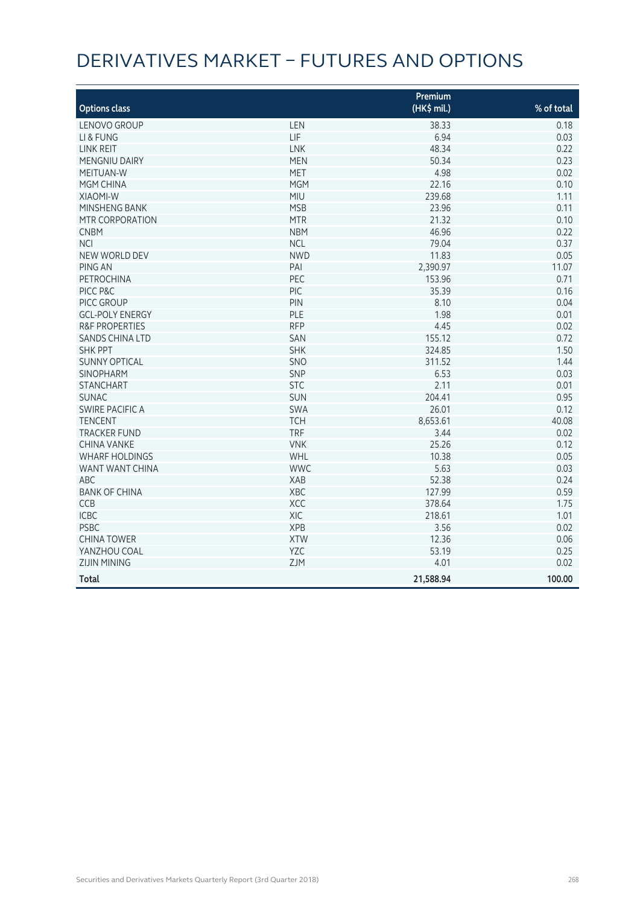# DERIVATIVES MARKET – FUTURES AND OPTIONS

| Options class | | Premium (HK$ mil.) | % of total |
|---|---|---|---|
| LENOVO GROUP | LEN | 38.33 | 0.18 |
| LI & FUNG | LIF | 6.94 | 0.03 |
| LINK REIT | LNK | 48.34 | 0.22 |
| MENGNIU DAIRY | MEN | 50.34 | 0.23 |
| MEITUAN-W | MET | 4.98 | 0.02 |
| MGM CHINA | MGM | 22.16 | 0.10 |
| XIAOMI-W | MIU | 239.68 | 1.11 |
| MINSHENG BANK | MSB | 23.96 | 0.11 |
| MTR CORPORATION | MTR | 21.32 | 0.10 |
| CNBM | NBM | 46.96 | 0.22 |
| NCI | NCL | 79.04 | 0.37 |
| NEW WORLD DEV | NWD | 11.83 | 0.05 |
| PING AN | PAI | 2,390.97 | 11.07 |
| PETROCHINA | PEC | 153.96 | 0.71 |
| PICC P&C | PIC | 35.39 | 0.16 |
| PICC GROUP | PIN | 8.10 | 0.04 |
| GCL-POLY ENERGY | PLE | 1.98 | 0.01 |
| R&F PROPERTIES | RFP | 4.45 | 0.02 |
| SANDS CHINA LTD | SAN | 155.12 | 0.72 |
| SHK PPT | SHK | 324.85 | 1.50 |
| SUNNY OPTICAL | SNO | 311.52 | 1.44 |
| SINOPHARM | SNP | 6.53 | 0.03 |
| STANCHART | STC | 2.11 | 0.01 |
| SUNAC | SUN | 204.41 | 0.95 |
| SWIRE PACIFIC A | SWA | 26.01 | 0.12 |
| TENCENT | TCH | 8,653.61 | 40.08 |
| TRACKER FUND | TRF | 3.44 | 0.02 |
| CHINA VANKE | VNK | 25.26 | 0.12 |
| WHARF HOLDINGS | WHL | 10.38 | 0.05 |
| WANT WANT CHINA | WWC | 5.63 | 0.03 |
| ABC | XAB | 52.38 | 0.24 |
| BANK OF CHINA | XBC | 127.99 | 0.59 |
| CCB | XCC | 378.64 | 1.75 |
| ICBC | XIC | 218.61 | 1.01 |
| PSBC | XPB | 3.56 | 0.02 |
| CHINA TOWER | XTW | 12.36 | 0.06 |
| YANZHOU COAL | YZC | 53.19 | 0.25 |
| ZIJIN MINING | ZJM | 4.01 | 0.02 |
| **Total** | | **21,588.94** | **100.00** |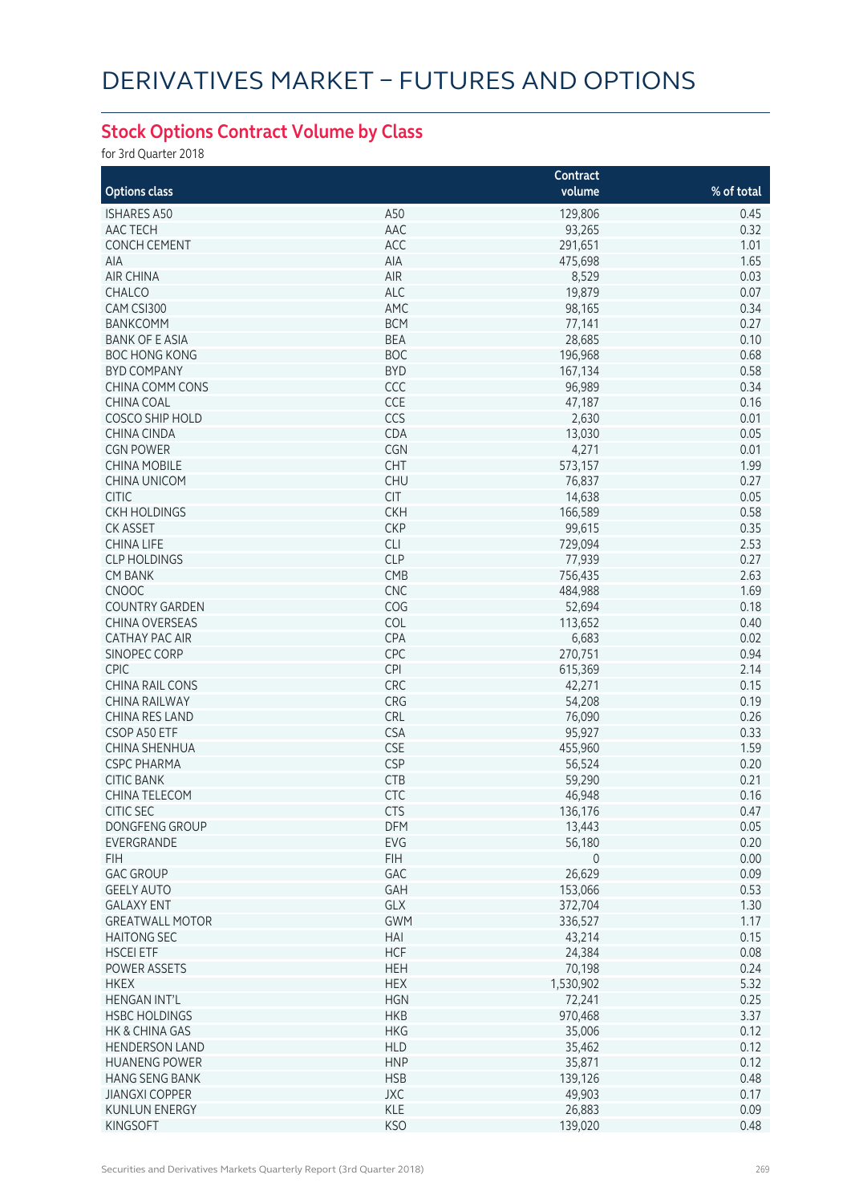# DERIVATIVES MARKET – FUTURES AND OPTIONS

## Stock Options Contract Volume by Class

for 3rd Quarter 2018

| Options class | | Contract volume | % of total |
|---|---|---|---|
| ISHARES A50 | A50 | 129,806 | 0.45 |
| AAC TECH | AAC | 93,265 | 0.32 |
| CONCH CEMENT | ACC | 291,651 | 1.01 |
| AIA | AIA | 475,698 | 1.65 |
| AIR CHINA | AIR | 8,529 | 0.03 |
| CHALCO | ALC | 19,879 | 0.07 |
| CAM CSI300 | AMC | 98,165 | 0.34 |
| BANKCOMM | BCM | 77,141 | 0.27 |
| BANK OF E ASIA | BEA | 28,685 | 0.10 |
| BOC HONG KONG | BOC | 196,968 | 0.68 |
| BYD COMPANY | BYD | 167,134 | 0.58 |
| CHINA COMM CONS | CCC | 96,989 | 0.34 |
| CHINA COAL | CCE | 47,187 | 0.16 |
| COSCO SHIP HOLD | CCS | 2,630 | 0.01 |
| CHINA CINDA | CDA | 13,030 | 0.05 |
| CGN POWER | CGN | 4,271 | 0.01 |
| CHINA MOBILE | CHT | 573,157 | 1.99 |
| CHINA UNICOM | CHU | 76,837 | 0.27 |
| CITIC | CIT | 14,638 | 0.05 |
| CKH HOLDINGS | CKH | 166,589 | 0.58 |
| CK ASSET | CKP | 99,615 | 0.35 |
| CHINA LIFE | CLI | 729,094 | 2.53 |
| CLP HOLDINGS | CLP | 77,939 | 0.27 |
| CM BANK | CMB | 756,435 | 2.63 |
| CNOOC | CNC | 484,988 | 1.69 |
| COUNTRY GARDEN | COG | 52,694 | 0.18 |
| CHINA OVERSEAS | COL | 113,652 | 0.40 |
| CATHAY PAC AIR | CPA | 6,683 | 0.02 |
| SINOPEC CORP | CPC | 270,751 | 0.94 |
| CPIC | CPI | 615,369 | 2.14 |
| CHINA RAIL CONS | CRC | 42,271 | 0.15 |
| CHINA RAILWAY | CRG | 54,208 | 0.19 |
| CHINA RES LAND | CRL | 76,090 | 0.26 |
| CSOP A50 ETF | CSA | 95,927 | 0.33 |
| CHINA SHENHUA | CSE | 455,960 | 1.59 |
| CSPC PHARMA | CSP | 56,524 | 0.20 |
| CITIC BANK | CTB | 59,290 | 0.21 |
| CHINA TELECOM | CTC | 46,948 | 0.16 |
| CITIC SEC | CTS | 136,176 | 0.47 |
| DONGFENG GROUP | DFM | 13,443 | 0.05 |
| EVERGRANDE | EVG | 56,180 | 0.20 |
| FIH | FIH | 0 | 0.00 |
| GAC GROUP | GAC | 26,629 | 0.09 |
| GEELY AUTO | GAH | 153,066 | 0.53 |
| GALAXY ENT | GLX | 372,704 | 1.30 |
| GREATWALL MOTOR | GWM | 336,527 | 1.17 |
| HAITONG SEC | HAI | 43,214 | 0.15 |
| HSCEI ETF | HCF | 24,384 | 0.08 |
| POWER ASSETS | HEH | 70,198 | 0.24 |
| HKEX | HEX | 1,530,902 | 5.32 |
| HENGAN INT'L | HGN | 72,241 | 0.25 |
| HSBC HOLDINGS | HKB | 970,468 | 3.37 |
| HK & CHINA GAS | HKG | 35,006 | 0.12 |
| HENDERSON LAND | HLD | 35,462 | 0.12 |
| HUANENG POWER | HNP | 35,871 | 0.12 |
| HANG SENG BANK | HSB | 139,126 | 0.48 |
| JIANGXI COPPER | JXC | 49,903 | 0.17 |
| KUNLUN ENERGY | KLE | 26,883 | 0.09 |
| KINGSOFT | KSO | 139,020 | 0.48 |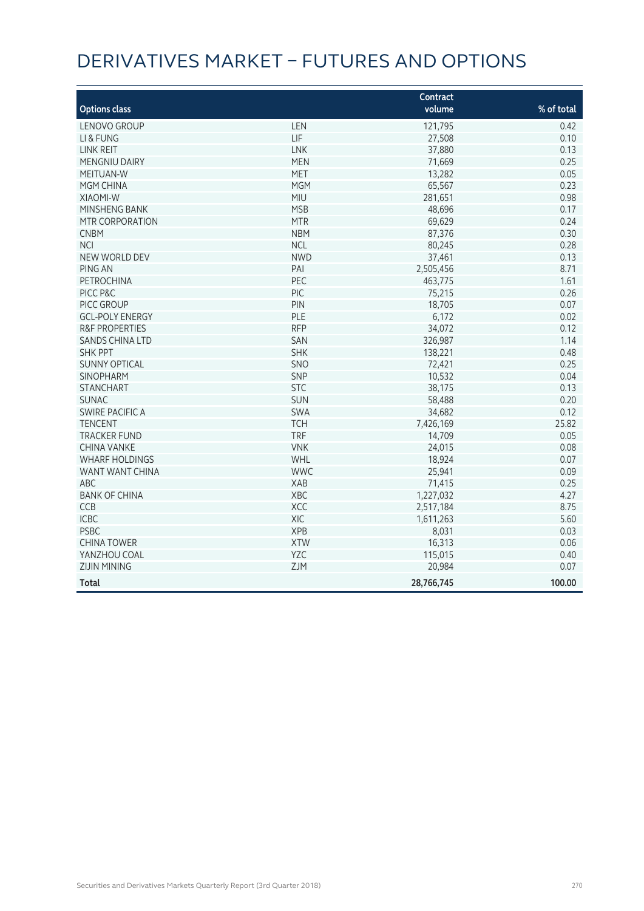# DERIVATIVES MARKET – FUTURES AND OPTIONS

| Options class | | Contract volume | % of total |
|---|---|---|---|
| LENOVO GROUP | LEN | 121,795 | 0.42 |
| LI & FUNG | LIF | 27,508 | 0.10 |
| LINK REIT | LNK | 37,880 | 0.13 |
| MENGNIU DAIRY | MEN | 71,669 | 0.25 |
| MEITUAN-W | MET | 13,282 | 0.05 |
| MGM CHINA | MGM | 65,567 | 0.23 |
| XIAOMI-W | MIU | 281,651 | 0.98 |
| MINSHENG BANK | MSB | 48,696 | 0.17 |
| MTR CORPORATION | MTR | 69,629 | 0.24 |
| CNBM | NBM | 87,376 | 0.30 |
| NCI | NCL | 80,245 | 0.28 |
| NEW WORLD DEV | NWD | 37,461 | 0.13 |
| PING AN | PAI | 2,505,456 | 8.71 |
| PETROCHINA | PEC | 463,775 | 1.61 |
| PICC P&C | PIC | 75,215 | 0.26 |
| PICC GROUP | PIN | 18,705 | 0.07 |
| GCL-POLY ENERGY | PLE | 6,172 | 0.02 |
| R&F PROPERTIES | RFP | 34,072 | 0.12 |
| SANDS CHINA LTD | SAN | 326,987 | 1.14 |
| SHK PPT | SHK | 138,221 | 0.48 |
| SUNNY OPTICAL | SNO | 72,421 | 0.25 |
| SINOPHARM | SNP | 10,532 | 0.04 |
| STANCHART | STC | 38,175 | 0.13 |
| SUNAC | SUN | 58,488 | 0.20 |
| SWIRE PACIFIC A | SWA | 34,682 | 0.12 |
| TENCENT | TCH | 7,426,169 | 25.82 |
| TRACKER FUND | TRF | 14,709 | 0.05 |
| CHINA VANKE | VNK | 24,015 | 0.08 |
| WHARF HOLDINGS | WHL | 18,924 | 0.07 |
| WANT WANT CHINA | WWC | 25,941 | 0.09 |
| ABC | XAB | 71,415 | 0.25 |
| BANK OF CHINA | XBC | 1,227,032 | 4.27 |
| CCB | XCC | 2,517,184 | 8.75 |
| ICBC | XIC | 1,611,263 | 5.60 |
| PSBC | XPB | 8,031 | 0.03 |
| CHINA TOWER | XTW | 16,313 | 0.06 |
| YANZHOU COAL | YZC | 115,015 | 0.40 |
| ZIJIN MINING | ZJM | 20,984 | 0.07 |
| **Total** | | **28,766,745** | **100.00** |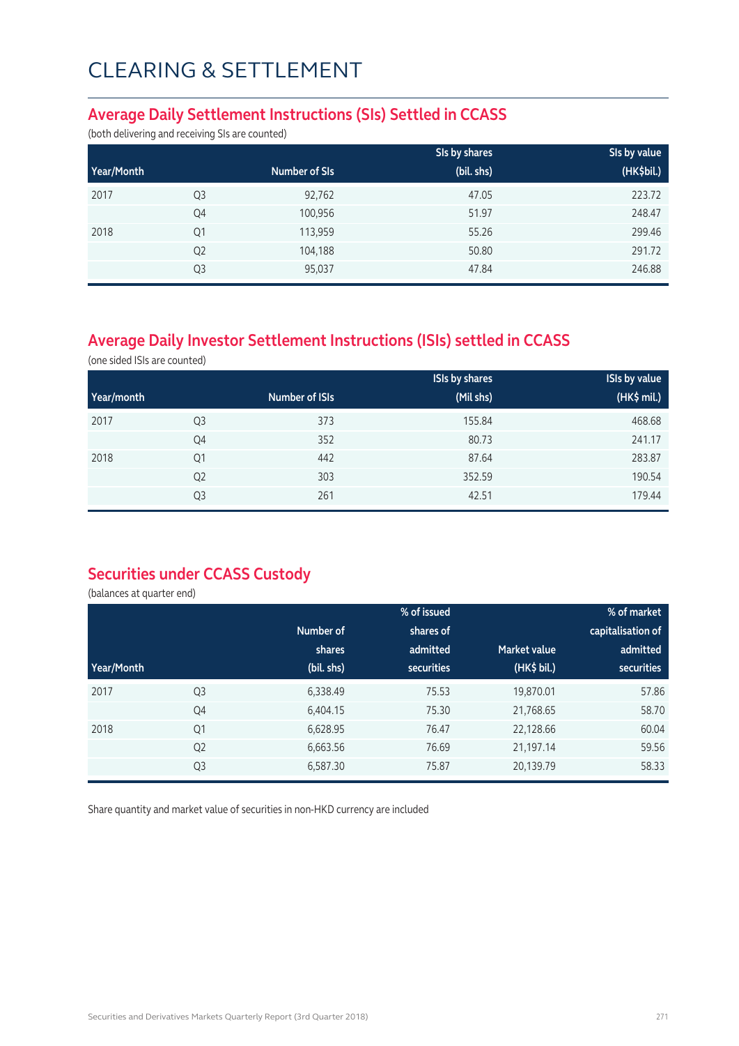# CLEARING & SETTLEMENT

## Average Daily Settlement Instructions (SIs) Settled in CCASS

(both delivering and receiving SIs are counted)

| Year/Month | | Number of SIs | SIs by shares (bil. shs) | SIs by value (HK$bil.) |
|---|---|---|---|---|
| 2017 | Q3 | 92,762 | 47.05 | 223.72 |
| | Q4 | 100,956 | 51.97 | 248.47 |
| 2018 | Q1 | 113,959 | 55.26 | 299.46 |
| | Q2 | 104,188 | 50.80 | 291.72 |
| | Q3 | 95,037 | 47.84 | 246.88 |

## Average Daily Investor Settlement Instructions (ISIs) settled in CCASS

(one sided ISIs are counted)

| Year/month | | Number of ISIs | ISIs by shares (Mil shs) | ISIs by value (HK$ mil.) |
|---|---|---|---|---|
| 2017 | Q3 | 373 | 155.84 | 468.68 |
| | Q4 | 352 | 80.73 | 241.17 |
| 2018 | Q1 | 442 | 87.64 | 283.87 |
| | Q2 | 303 | 352.59 | 190.54 |
| | Q3 | 261 | 42.51 | 179.44 |

## Securities under CCASS Custody

(balances at quarter end)

| Year/Month | | Number of shares (bil. shs) | % of issued shares of admitted securities | Market value (HK$ bil.) | % of market capitalisation of admitted securities |
|---|---|---|---|---|---|
| 2017 | Q3 | 6,338.49 | 75.53 | 19,870.01 | 57.86 |
| | Q4 | 6,404.15 | 75.30 | 21,768.65 | 58.70 |
| 2018 | Q1 | 6,628.95 | 76.47 | 22,128.66 | 60.04 |
| | Q2 | 6,663.56 | 76.69 | 21,197.14 | 59.56 |
| | Q3 | 6,587.30 | 75.87 | 20,139.79 | 58.33 |

Share quantity and market value of securities in non-HKD currency are included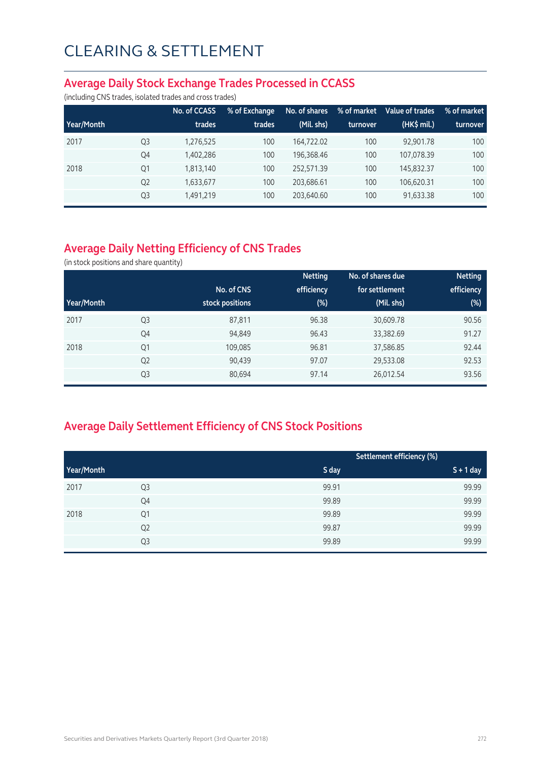# CLEARING & SETTLEMENT

## Average Daily Stock Exchange Trades Processed in CCASS

(including CNS trades, isolated trades and cross trades)

| Year/Month | | No. of CCASS trades | % of Exchange trades | No. of shares (Mil. shs) | % of market turnover | Value of trades (HK$ mil.) | % of market turnover |
|---|---|---|---|---|---|---|---|
| 2017 | Q3 | 1,276,525 | 100 | 164,722.02 | 100 | 92,901.78 | 100 |
| | Q4 | 1,402,286 | 100 | 196,368.46 | 100 | 107,078.39 | 100 |
| 2018 | Q1 | 1,813,140 | 100 | 252,571.39 | 100 | 145,832.37 | 100 |
| | Q2 | 1,633,677 | 100 | 203,686.61 | 100 | 106,620.31 | 100 |
| | Q3 | 1,491,219 | 100 | 203,640.60 | 100 | 91,633.38 | 100 |

## Average Daily Netting Efficiency of CNS Trades

(in stock positions and share quantity)

| Year/Month | | No. of CNS stock positions | Netting efficiency (%) | No. of shares due for settlement (Mil. shs) | Netting efficiency (%) |
|---|---|---|---|---|---|
| 2017 | Q3 | 87,811 | 96.38 | 30,609.78 | 90.56 |
| | Q4 | 94,849 | 96.43 | 33,382.69 | 91.27 |
| 2018 | Q1 | 109,085 | 96.81 | 37,586.85 | 92.44 |
| | Q2 | 90,439 | 97.07 | 29,533.08 | 92.53 |
| | Q3 | 80,694 | 97.14 | 26,012.54 | 93.56 |

## Average Daily Settlement Efficiency of CNS Stock Positions

| Year/Month | | Settlement efficiency (%) | |
|---|---|---|---|
| | | S day | S + 1 day |
| 2017 | Q3 | 99.91 | 99.99 |
| | Q4 | 99.89 | 99.99 |
| 2018 | Q1 | 99.89 | 99.99 |
| | Q2 | 99.87 | 99.99 |
| | Q3 | 99.89 | 99.99 |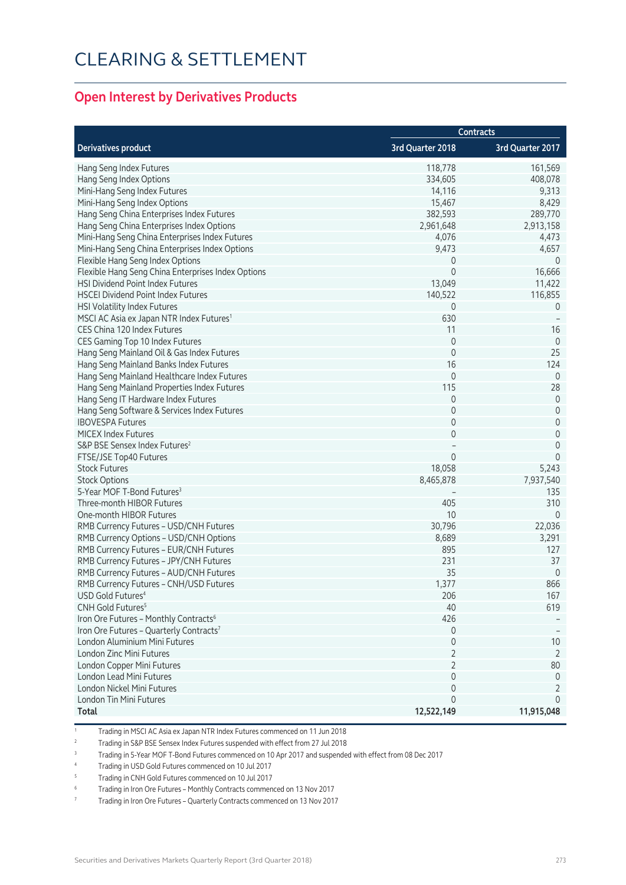# CLEARING & SETTLEMENT

## Open Interest by Derivatives Products

| Derivatives product | Contracts | |
|---|---|---|
| | 3rd Quarter 2018 | 3rd Quarter 2017 |
| Hang Seng Index Futures | 118,778 | 161,569 |
| Hang Seng Index Options | 334,605 | 408,078 |
| Mini-Hang Seng Index Futures | 14,116 | 9,313 |
| Mini-Hang Seng Index Options | 15,467 | 8,429 |
| Hang Seng China Enterprises Index Futures | 382,593 | 289,770 |
| Hang Seng China Enterprises Index Options | 2,961,648 | 2,913,158 |
| Mini-Hang Seng China Enterprises Index Futures | 4,076 | 4,473 |
| Mini-Hang Seng China Enterprises Index Options | 9,473 | 4,657 |
| Flexible Hang Seng Index Options | 0 | 0 |
| Flexible Hang Seng China Enterprises Index Options | 0 | 16,666 |
| HSI Dividend Point Index Futures | 13,049 | 11,422 |
| HSCEI Dividend Point Index Futures | 140,522 | 116,855 |
| HSI Volatility Index Futures | 0 | 0 |
| MSCI AC Asia ex Japan NTR Index Futures[1] | 630 | – |
| CES China 120 Index Futures | 11 | 16 |
| CES Gaming Top 10 Index Futures | 0 | 0 |
| Hang Seng Mainland Oil & Gas Index Futures | 0 | 25 |
| Hang Seng Mainland Banks Index Futures | 16 | 124 |
| Hang Seng Mainland Healthcare Index Futures | 0 | 0 |
| Hang Seng Mainland Properties Index Futures | 115 | 28 |
| Hang Seng IT Hardware Index Futures | 0 | 0 |
| Hang Seng Software & Services Index Futures | 0 | 0 |
| IBOVESPA Futures | 0 | 0 |
| MICEX Index Futures | 0 | 0 |
| S&P BSE Sensex Index Futures[2] | – | 0 |
| FTSE/JSE Top40 Futures | 0 | 0 |
| Stock Futures | 18,058 | 5,243 |
| Stock Options | 8,465,878 | 7,937,540 |
| 5-Year MOF T-Bond Futures[3] | – | 135 |
| Three-month HIBOR Futures | 405 | 310 |
| One-month HIBOR Futures | 10 | 0 |
| RMB Currency Futures – USD/CNH Futures | 30,796 | 22,036 |
| RMB Currency Options – USD/CNH Options | 8,689 | 3,291 |
| RMB Currency Futures – EUR/CNH Futures | 895 | 127 |
| RMB Currency Futures – JPY/CNH Futures | 231 | 37 |
| RMB Currency Futures – AUD/CNH Futures | 35 | 0 |
| RMB Currency Futures – CNH/USD Futures | 1,377 | 866 |
| USD Gold Futures[4] | 206 | 167 |
| CNH Gold Futures[5] | 40 | 619 |
| Iron Ore Futures – Monthly Contracts[6] | 426 | – |
| Iron Ore Futures – Quarterly Contracts[7] | 0 | – |
| London Aluminium Mini Futures | 0 | 10 |
| London Zinc Mini Futures | 2 | 2 |
| London Copper Mini Futures | 2 | 80 |
| London Lead Mini Futures | 0 | 0 |
| London Nickel Mini Futures | 0 | 2 |
| London Tin Mini Futures | 0 | 0 |
| **Total** | **12,522,149** | **11,915,048** |

1 Trading in MSCI AC Asia ex Japan NTR Index Futures commenced on 11 Jun 2018

2 Trading in S&P BSE Sensex Index Futures suspended with effect from 27 Jul 2018

3 Trading in 5-Year MOF T-Bond Futures commenced on 10 Apr 2017 and suspended with effect from 08 Dec 2017

4 Trading in USD Gold Futures commenced on 10 Jul 2017

5 Trading in CNH Gold Futures commenced on 10 Jul 2017

6 Trading in Iron Ore Futures – Monthly Contracts commenced on 13 Nov 2017

7 Trading in Iron Ore Futures – Quarterly Contracts commenced on 13 Nov 2017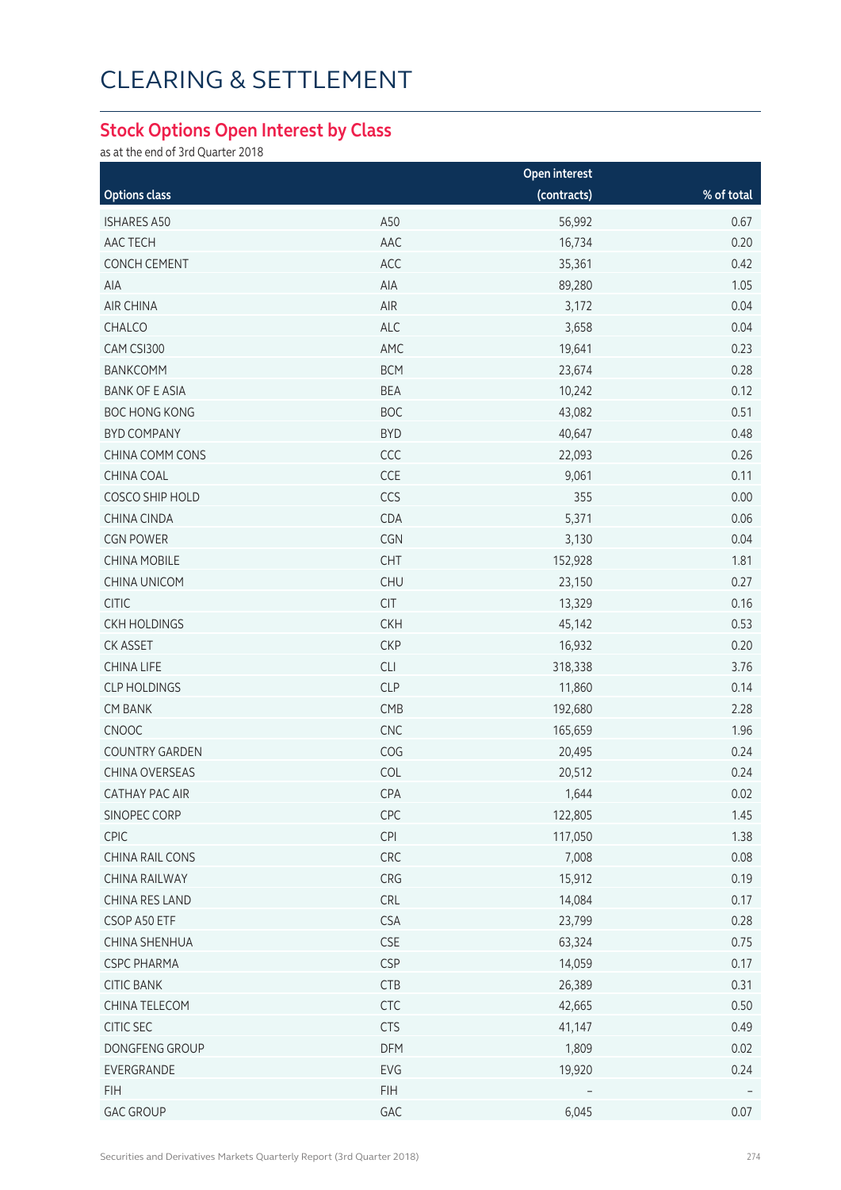# CLEARING & SETTLEMENT

## Stock Options Open Interest by Class

as at the end of 3rd Quarter 2018

| Options class | | Open interest (contracts) | % of total |
|---|---|---|---|
| ISHARES A50 | A50 | 56,992 | 0.67 |
| AAC TECH | AAC | 16,734 | 0.20 |
| CONCH CEMENT | ACC | 35,361 | 0.42 |
| AIA | AIA | 89,280 | 1.05 |
| AIR CHINA | AIR | 3,172 | 0.04 |
| CHALCO | ALC | 3,658 | 0.04 |
| CAM CSI300 | AMC | 19,641 | 0.23 |
| BANKCOMM | BCM | 23,674 | 0.28 |
| BANK OF E ASIA | BEA | 10,242 | 0.12 |
| BOC HONG KONG | BOC | 43,082 | 0.51 |
| BYD COMPANY | BYD | 40,647 | 0.48 |
| CHINA COMM CONS | CCC | 22,093 | 0.26 |
| CHINA COAL | CCE | 9,061 | 0.11 |
| COSCO SHIP HOLD | CCS | 355 | 0.00 |
| CHINA CINDA | CDA | 5,371 | 0.06 |
| CGN POWER | CGN | 3,130 | 0.04 |
| CHINA MOBILE | CHT | 152,928 | 1.81 |
| CHINA UNICOM | CHU | 23,150 | 0.27 |
| CITIC | CIT | 13,329 | 0.16 |
| CKH HOLDINGS | CKH | 45,142 | 0.53 |
| CK ASSET | CKP | 16,932 | 0.20 |
| CHINA LIFE | CLI | 318,338 | 3.76 |
| CLP HOLDINGS | CLP | 11,860 | 0.14 |
| CM BANK | CMB | 192,680 | 2.28 |
| CNOOC | CNC | 165,659 | 1.96 |
| COUNTRY GARDEN | COG | 20,495 | 0.24 |
| CHINA OVERSEAS | COL | 20,512 | 0.24 |
| CATHAY PAC AIR | CPA | 1,644 | 0.02 |
| SINOPEC CORP | CPC | 122,805 | 1.45 |
| CPIC | CPI | 117,050 | 1.38 |
| CHINA RAIL CONS | CRC | 7,008 | 0.08 |
| CHINA RAILWAY | CRG | 15,912 | 0.19 |
| CHINA RES LAND | CRL | 14,084 | 0.17 |
| CSOP A50 ETF | CSA | 23,799 | 0.28 |
| CHINA SHENHUA | CSE | 63,324 | 0.75 |
| CSPC PHARMA | CSP | 14,059 | 0.17 |
| CITIC BANK | CTB | 26,389 | 0.31 |
| CHINA TELECOM | CTC | 42,665 | 0.50 |
| CITIC SEC | CTS | 41,147 | 0.49 |
| DONGFENG GROUP | DFM | 1,809 | 0.02 |
| EVERGRANDE | EVG | 19,920 | 0.24 |
| FIH | FIH | – | – |
| GAC GROUP | GAC | 6,045 | 0.07 |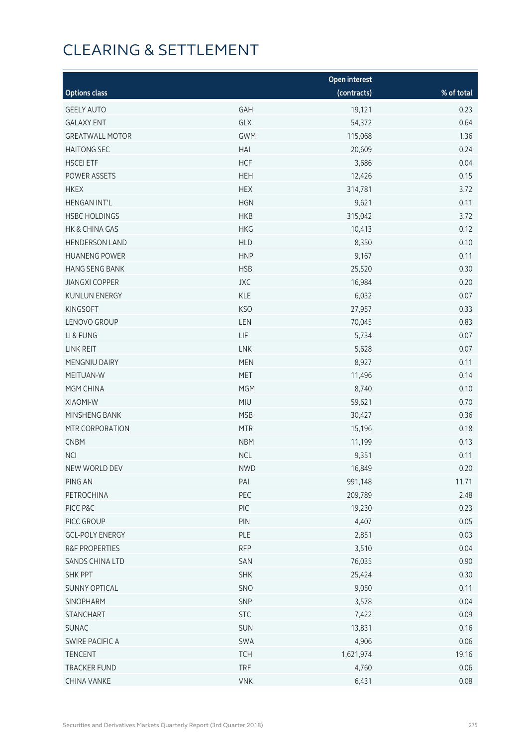# CLEARING & SETTLEMENT

| Options class | | Open interest (contracts) | % of total |
|---|---|---|---|
| GEELY AUTO | GAH | 19,121 | 0.23 |
| GALAXY ENT | GLX | 54,372 | 0.64 |
| GREATWALL MOTOR | GWM | 115,068 | 1.36 |
| HAITONG SEC | HAI | 20,609 | 0.24 |
| HSCEI ETF | HCF | 3,686 | 0.04 |
| POWER ASSETS | HEH | 12,426 | 0.15 |
| HKEX | HEX | 314,781 | 3.72 |
| HENGAN INT'L | HGN | 9,621 | 0.11 |
| HSBC HOLDINGS | HKB | 315,042 | 3.72 |
| HK & CHINA GAS | HKG | 10,413 | 0.12 |
| HENDERSON LAND | HLD | 8,350 | 0.10 |
| HUANENG POWER | HNP | 9,167 | 0.11 |
| HANG SENG BANK | HSB | 25,520 | 0.30 |
| JIANGXI COPPER | JXC | 16,984 | 0.20 |
| KUNLUN ENERGY | KLE | 6,032 | 0.07 |
| KINGSOFT | KSO | 27,957 | 0.33 |
| LENOVO GROUP | LEN | 70,045 | 0.83 |
| LI & FUNG | LIF | 5,734 | 0.07 |
| LINK REIT | LNK | 5,628 | 0.07 |
| MENGNIU DAIRY | MEN | 8,927 | 0.11 |
| MEITUAN-W | MET | 11,496 | 0.14 |
| MGM CHINA | MGM | 8,740 | 0.10 |
| XIAOMI-W | MIU | 59,621 | 0.70 |
| MINSHENG BANK | MSB | 30,427 | 0.36 |
| MTR CORPORATION | MTR | 15,196 | 0.18 |
| CNBM | NBM | 11,199 | 0.13 |
| NCI | NCL | 9,351 | 0.11 |
| NEW WORLD DEV | NWD | 16,849 | 0.20 |
| PING AN | PAI | 991,148 | 11.71 |
| PETROCHINA | PEC | 209,789 | 2.48 |
| PICC P&C | PIC | 19,230 | 0.23 |
| PICC GROUP | PIN | 4,407 | 0.05 |
| GCL-POLY ENERGY | PLE | 2,851 | 0.03 |
| R&F PROPERTIES | RFP | 3,510 | 0.04 |
| SANDS CHINA LTD | SAN | 76,035 | 0.90 |
| SHK PPT | SHK | 25,424 | 0.30 |
| SUNNY OPTICAL | SNO | 9,050 | 0.11 |
| SINOPHARM | SNP | 3,578 | 0.04 |
| STANCHART | STC | 7,422 | 0.09 |
| SUNAC | SUN | 13,831 | 0.16 |
| SWIRE PACIFIC A | SWA | 4,906 | 0.06 |
| TENCENT | TCH | 1,621,974 | 19.16 |
| TRACKER FUND | TRF | 4,760 | 0.06 |
| CHINA VANKE | VNK | 6,431 | 0.08 |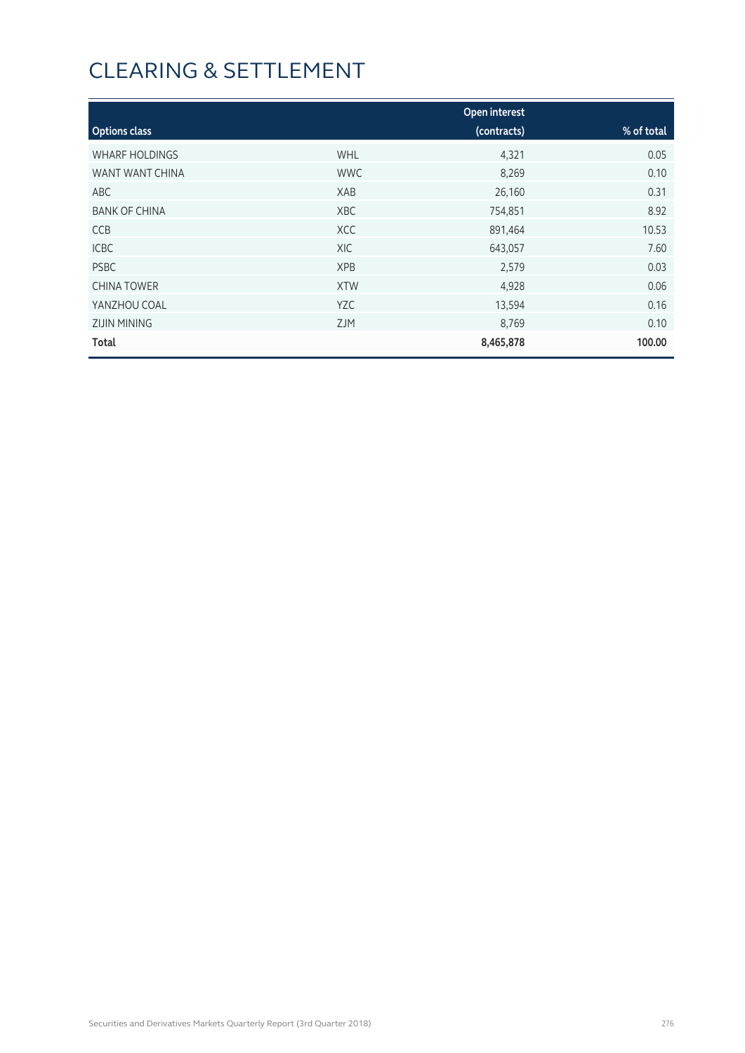# CLEARING & SETTLEMENT

| Options class | | Open interest (contracts) | % of total |
|---|---|---|---|
| WHARF HOLDINGS | WHL | 4,321 | 0.05 |
| WANT WANT CHINA | WWC | 8,269 | 0.10 |
| ABC | XAB | 26,160 | 0.31 |
| BANK OF CHINA | XBC | 754,851 | 8.92 |
| CCB | XCC | 891,464 | 10.53 |
| ICBC | XIC | 643,057 | 7.60 |
| PSBC | XPB | 2,579 | 0.03 |
| CHINA TOWER | XTW | 4,928 | 0.06 |
| YANZHOU COAL | YZC | 13,594 | 0.16 |
| ZIJIN MINING | ZJM | 8,769 | 0.10 |
| **Total** | | **8,465,878** | **100.00** |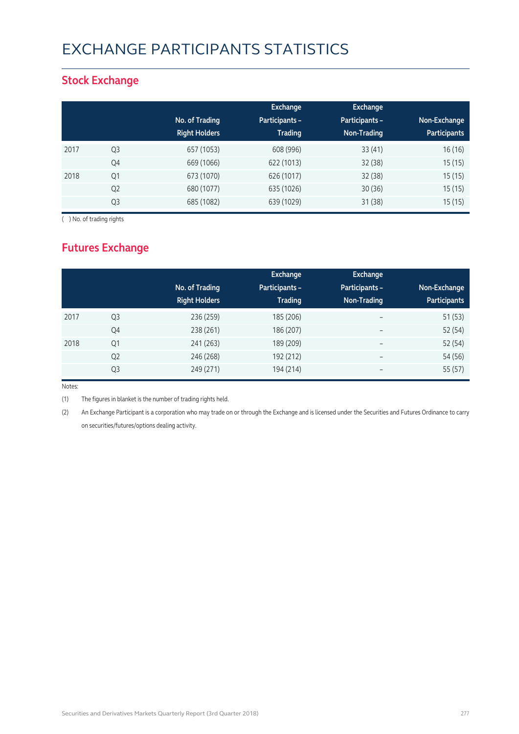# EXCHANGE PARTICIPANTS STATISTICS

## Stock Exchange

| | | No. of Trading Right Holders | Exchange Participants – Trading | Exchange Participants – Non-Trading | Non-Exchange Participants |
|---|---|---|---|---|---|
| 2017 | Q3 | 657 (1053) | 608 (996) | 33 (41) | 16 (16) |
| | Q4 | 669 (1066) | 622 (1013) | 32 (38) | 15 (15) |
| 2018 | Q1 | 673 (1070) | 626 (1017) | 32 (38) | 15 (15) |
| | Q2 | 680 (1077) | 635 (1026) | 30 (36) | 15 (15) |
| | Q3 | 685 (1082) | 639 (1029) | 31 (38) | 15 (15) |

( ) No. of trading rights

## Futures Exchange

| | | No. of Trading Right Holders | Exchange Participants – Trading | Exchange Participants – Non-Trading | Non-Exchange Participants |
|---|---|---|---|---|---|
| 2017 | Q3 | 236 (259) | 185 (206) | – | 51 (53) |
| | Q4 | 238 (261) | 186 (207) | – | 52 (54) |
| 2018 | Q1 | 241 (263) | 189 (209) | – | 52 (54) |
| | Q2 | 246 (268) | 192 (212) | – | 54 (56) |
| | Q3 | 249 (271) | 194 (214) | – | 55 (57) |

Notes:

(1) The figures in blanket is the number of trading rights held.

(2) An Exchange Participant is a corporation who may trade on or through the Exchange and is licensed under the Securities and Futures Ordinance to carry on securities/futures/options dealing activity.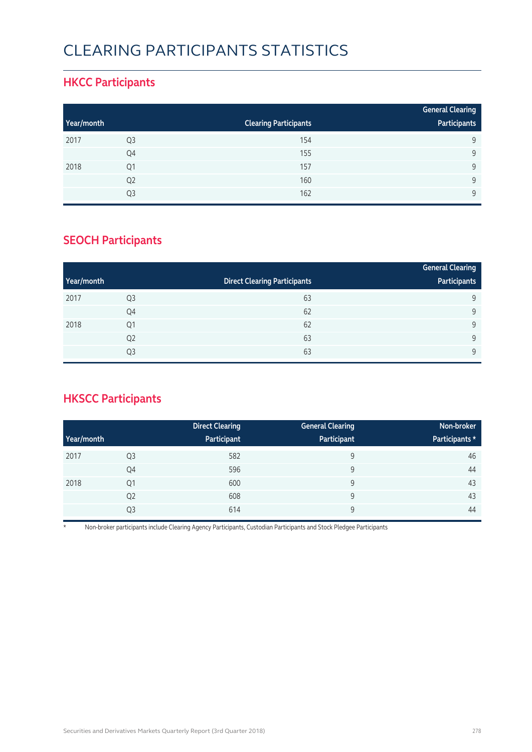# CLEARING PARTICIPANTS STATISTICS

## HKCC Participants

| Year/month | | Clearing Participants | General Clearing Participants |
|---|---|---|---|
| 2017 | Q3 | 154 | 9 |
| | Q4 | 155 | 9 |
| 2018 | Q1 | 157 | 9 |
| | Q2 | 160 | 9 |
| | Q3 | 162 | 9 |

## SEOCH Participants

| Year/month | | Direct Clearing Participants | General Clearing Participants |
|---|---|---|---|
| 2017 | Q3 | 63 | 9 |
| | Q4 | 62 | 9 |
| 2018 | Q1 | 62 | 9 |
| | Q2 | 63 | 9 |
| | Q3 | 63 | 9 |

## HKSCC Participants

| Year/month | | Direct Clearing Participant | General Clearing Participant | Non-broker Participants * |
|---|---|---|---|---|
| 2017 | Q3 | 582 | 9 | 46 |
| | Q4 | 596 | 9 | 44 |
| 2018 | Q1 | 600 | 9 | 43 |
| | Q2 | 608 | 9 | 43 |
| | Q3 | 614 | 9 | 44 |

* Non-broker participants include Clearing Agency Participants, Custodian Participants and Stock Pledgee Participants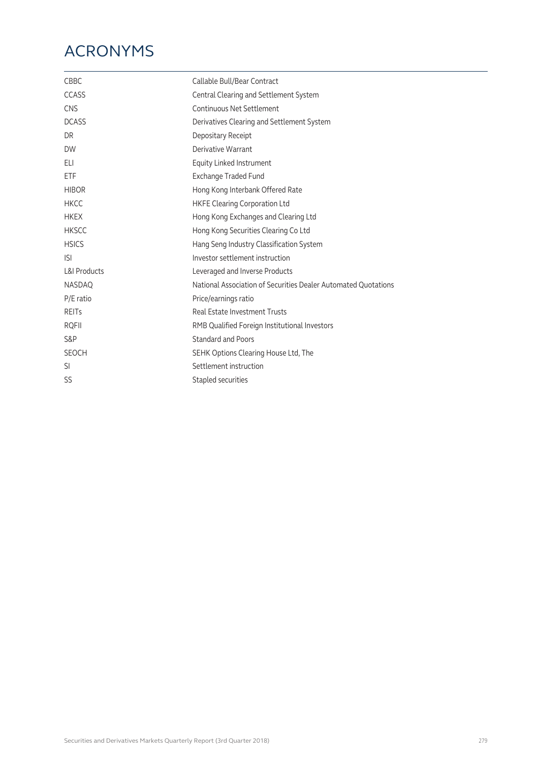# ACRONYMS

| | |
|---|---|
| CBBC | Callable Bull/Bear Contract |
| CCASS | Central Clearing and Settlement System |
| CNS | Continuous Net Settlement |
| DCASS | Derivatives Clearing and Settlement System |
| DR | Depositary Receipt |
| DW | Derivative Warrant |
| ELI | Equity Linked Instrument |
| ETF | Exchange Traded Fund |
| HIBOR | Hong Kong Interbank Offered Rate |
| HKCC | HKFE Clearing Corporation Ltd |
| HKEX | Hong Kong Exchanges and Clearing Ltd |
| HKSCC | Hong Kong Securities Clearing Co Ltd |
| HSICS | Hang Seng Industry Classification System |
| ISI | Investor settlement instruction |
| L&I Products | Leveraged and Inverse Products |
| NASDAQ | National Association of Securities Dealer Automated Quotations |
| P/E ratio | Price/earnings ratio |
| REITs | Real Estate Investment Trusts |
| RQFII | RMB Qualified Foreign Institutional Investors |
| S&P | Standard and Poors |
| SEOCH | SEHK Options Clearing House Ltd, The |
| SI | Settlement instruction |
| SS | Stapled securities |